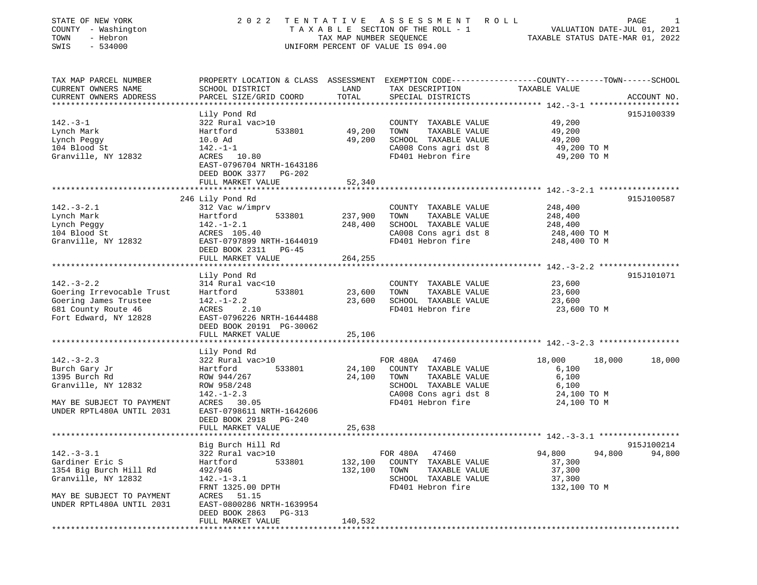STATE OF NEW YORK
COUNTY - Washington
TOWN - Hebron
SWIS - 534000

# 2022 TENTATIVE ASSESSMENT ROLL

TAXABLE SECTION OF THE ROLL - 1
TAX MAP NUMBER SEQUENCE
UNIFORM PERCENT OF VALUE IS 094.00

VALUATION DATE-JUL 01, 2021
TAXABLE STATUS DATE-MAR 01, 2022

| TAX MAP PARCEL NUMBER / CURRENT OWNERS NAME / CURRENT OWNERS ADDRESS | PROPERTY LOCATION & CLASS / SCHOOL DISTRICT / PARCEL SIZE/GRID COORD | ASSESSMENT LAND / TOTAL | EXEMPTION CODE / TAX DESCRIPTION / SPECIAL DISTRICTS | COUNTY TAXABLE VALUE | TOWN | SCHOOL | ACCOUNT NO. |
|---|---|---|---|---|---|---|---|
| **142.-3-1** | Lily Pond Rd | | | | | | 915J100339 |
| 142.-3-1 | 322 Rural vac>10 | | COUNTY TAXABLE VALUE | 49,200 | | | |
| Lynch Mark | Hartford 533801 | 49,200 | TOWN TAXABLE VALUE | 49,200 | | | |
| Lynch Peggy | 10.0 Ad | 49,200 | SCHOOL TAXABLE VALUE | 49,200 | | | |
| 104 Blood St | 142.-1-1 | | CA008 Cons agri dst 8 | 49,200 TO M | | | |
| Granville, NY 12832 | ACRES 10.80 | | FD401 Hebron fire | 49,200 TO M | | | |
| | EAST-0796704 NRTH-1643186 | | | | | | |
| | DEED BOOK 3377 PG-202 | | | | | | |
| | FULL MARKET VALUE | 52,340 | | | | | |
| **142.-3-2.1** | 246 Lily Pond Rd | | | | | | 915J100587 |
| 142.-3-2.1 | 312 Vac w/imprv | | COUNTY TAXABLE VALUE | 248,400 | | | |
| Lynch Mark | Hartford 533801 | 237,900 | TOWN TAXABLE VALUE | 248,400 | | | |
| Lynch Peggy | 142.-1-2.1 | 248,400 | SCHOOL TAXABLE VALUE | 248,400 | | | |
| 104 Blood St | ACRES 105.40 | | CA008 Cons agri dst 8 | 248,400 TO M | | | |
| Granville, NY 12832 | EAST-0797899 NRTH-1644019 | | FD401 Hebron fire | 248,400 TO M | | | |
| | DEED BOOK 2311 PG-45 | | | | | | |
| | FULL MARKET VALUE | 264,255 | | | | | |
| **142.-3-2.2** | Lily Pond Rd | | | | | | 915J101071 |
| 142.-3-2.2 | 314 Rural vac<10 | | COUNTY TAXABLE VALUE | 23,600 | | | |
| Goering Irrevocable Trust | Hartford 533801 | 23,600 | TOWN TAXABLE VALUE | 23,600 | | | |
| Goering James Trustee | 142.-1-2.2 | 23,600 | SCHOOL TAXABLE VALUE | 23,600 | | | |
| 681 County Route 46 | ACRES 2.10 | | FD401 Hebron fire | 23,600 TO M | | | |
| Fort Edward, NY 12828 | EAST-0796226 NRTH-1644488 | | | | | | |
| | DEED BOOK 20191 PG-30062 | | | | | | |
| | FULL MARKET VALUE | 25,106 | | | | | |
| **142.-3-2.3** | Lily Pond Rd | | | | | | |
| 142.-3-2.3 | 322 Rural vac>10 | | FOR 480A 47460 | 18,000 | 18,000 | 18,000 | |
| Burch Gary Jr | Hartford 533801 | 24,100 | COUNTY TAXABLE VALUE | 6,100 | | | |
| 1395 Burch Rd | ROW 944/267 | 24,100 | TOWN TAXABLE VALUE | 6,100 | | | |
| Granville, NY 12832 | ROW 958/248 | | SCHOOL TAXABLE VALUE | 6,100 | | | |
| | 142.-1-2.3 | | CA008 Cons agri dst 8 | 24,100 TO M | | | |
| MAY BE SUBJECT TO PAYMENT | ACRES 30.05 | | FD401 Hebron fire | 24,100 TO M | | | |
| UNDER RPTL480A UNTIL 2031 | EAST-0798611 NRTH-1642606 | | | | | | |
| | DEED BOOK 2918 PG-240 | | | | | | |
| | FULL MARKET VALUE | 25,638 | | | | | |
| **142.-3-3.1** | Big Burch Hill Rd | | | | | | 915J100214 |
| 142.-3-3.1 | 322 Rural vac>10 | | FOR 480A 47460 | 94,800 | 94,800 | 94,800 | |
| Gardiner Eric S | Hartford 533801 | 132,100 | COUNTY TAXABLE VALUE | 37,300 | | | |
| 1354 Big Burch Hill Rd | 492/946 | 132,100 | TOWN TAXABLE VALUE | 37,300 | | | |
| Granville, NY 12832 | 142.-1-3.1 | | SCHOOL TAXABLE VALUE | 37,300 | | | |
| | FRNT 1325.00 DPTH | | FD401 Hebron fire | 132,100 TO M | | | |
| MAY BE SUBJECT TO PAYMENT | ACRES 51.15 | | | | | | |
| UNDER RPTL480A UNTIL 2031 | EAST-0800286 NRTH-1639954 | | | | | | |
| | DEED BOOK 2863 PG-313 | | | | | | |
| | FULL MARKET VALUE | 140,532 | | | | | |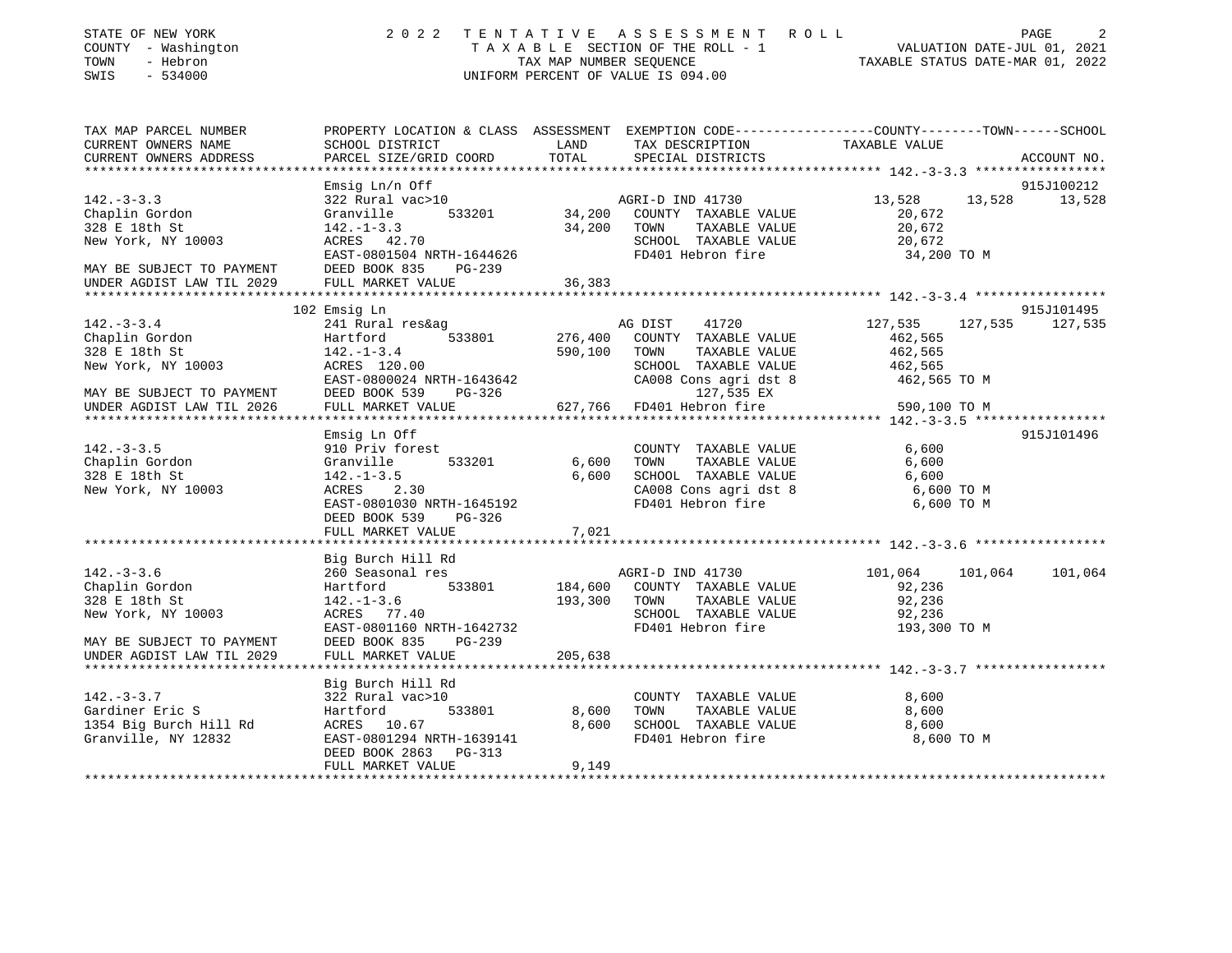STATE OF NEW YORK — 2022 TENTATIVE ASSESSMENT ROLL
COUNTY - Washington — TAXABLE SECTION OF THE ROLL - 1 — VALUATION DATE-JUL 01, 2021
TOWN - Hebron — TAX MAP NUMBER SEQUENCE — TAXABLE STATUS DATE-MAR 01, 2022
SWIS - 534000 — UNIFORM PERCENT OF VALUE IS 094.00

```
TAX MAP PARCEL NUMBER          PROPERTY LOCATION & CLASS  ASSESSMENT  EXEMPTION CODE-----------------COUNTY--------TOWN------SCHOOL
CURRENT OWNERS NAME            SCHOOL DISTRICT               LAND      TAX DESCRIPTION            TAXABLE VALUE
CURRENT OWNERS ADDRESS         PARCEL SIZE/GRID COORD        TOTAL     SPECIAL DISTRICTS                                   ACCOUNT NO.
******************************************************************************************************* 142.-3-3.3 *****************
                               Emsig Ln/n Off                                                                            915J100212
142.-3-3.3                     322 Rural vac>10                          AGRI-D IND 41730            13,528     13,528     13,528
Chaplin Gordon                 Granville         533201      34,200   COUNTY  TAXABLE VALUE          20,672
328 E 18th St                  142.-1-3.3                    34,200   TOWN    TAXABLE VALUE          20,672
New York, NY 10003             ACRES  42.70                            SCHOOL  TAXABLE VALUE          20,672
                               EAST-0801504 NRTH-1644626               FD401 Hebron fire              34,200 TO M
MAY BE SUBJECT TO PAYMENT      DEED BOOK 835     PG-239
UNDER AGDIST LAW TIL 2029      FULL MARKET VALUE             36,383
******************************************************************************************************* 142.-3-3.4 *****************
                           102 Emsig Ln                                                                                  915J101495
142.-3-3.4                     241 Rural res&ag                          AG DIST     41720          127,535    127,535    127,535
Chaplin Gordon                 Hartford          533801     276,400   COUNTY  TAXABLE VALUE         462,565
328 E 18th St                  142.-1-3.4                   590,100   TOWN    TAXABLE VALUE         462,565
New York, NY 10003             ACRES 120.00                            SCHOOL  TAXABLE VALUE         462,565
                               EAST-0800024 NRTH-1643642               CA008 Cons agri dst 8         462,565 TO M
MAY BE SUBJECT TO PAYMENT      DEED BOOK 539     PG-326                      127,535 EX
UNDER AGDIST LAW TIL 2026      FULL MARKET VALUE            627,766   FD401 Hebron fire             590,100 TO M
******************************************************************************************************* 142.-3-3.5 *****************
                               Emsig Ln Off                                                                              915J101496
142.-3-3.5                     910 Priv forest                          COUNTY  TAXABLE VALUE           6,600
Chaplin Gordon                 Granville         533201       6,600   TOWN    TAXABLE VALUE           6,600
328 E 18th St                  142.-1-3.5                     6,600   SCHOOL  TAXABLE VALUE           6,600
New York, NY 10003             ACRES   2.30                            CA008 Cons agri dst 8           6,600 TO M
                               EAST-0801030 NRTH-1645192               FD401 Hebron fire               6,600 TO M
                               DEED BOOK 539     PG-326
                               FULL MARKET VALUE              7,021
******************************************************************************************************* 142.-3-3.6 *****************
                               Big Burch Hill Rd
142.-3-3.6                     260 Seasonal res                          AGRI-D IND 41730           101,064    101,064    101,064
Chaplin Gordon                 Hartford          533801     184,600   COUNTY  TAXABLE VALUE          92,236
328 E 18th St                  142.-1-3.6                   193,300   TOWN    TAXABLE VALUE          92,236
New York, NY 10003             ACRES  77.40                            SCHOOL  TAXABLE VALUE          92,236
                               EAST-0801160 NRTH-1642732               FD401 Hebron fire             193,300 TO M
MAY BE SUBJECT TO PAYMENT      DEED BOOK 835     PG-239
UNDER AGDIST LAW TIL 2029      FULL MARKET VALUE            205,638
******************************************************************************************************* 142.-3-3.7 *****************
                               Big Burch Hill Rd
142.-3-3.7                     322 Rural vac>10                         COUNTY  TAXABLE VALUE           8,600
Gardiner Eric S                Hartford          533801       8,600   TOWN    TAXABLE VALUE           8,600
1354 Big Burch Hill Rd         ACRES  10.67                   8,600   SCHOOL  TAXABLE VALUE           8,600
Granville, NY 12832            EAST-0801294 NRTH-1639141               FD401 Hebron fire               8,600 TO M
                               DEED BOOK 2863    PG-313
                               FULL MARKET VALUE              9,149
************************************************************************************************************************************
```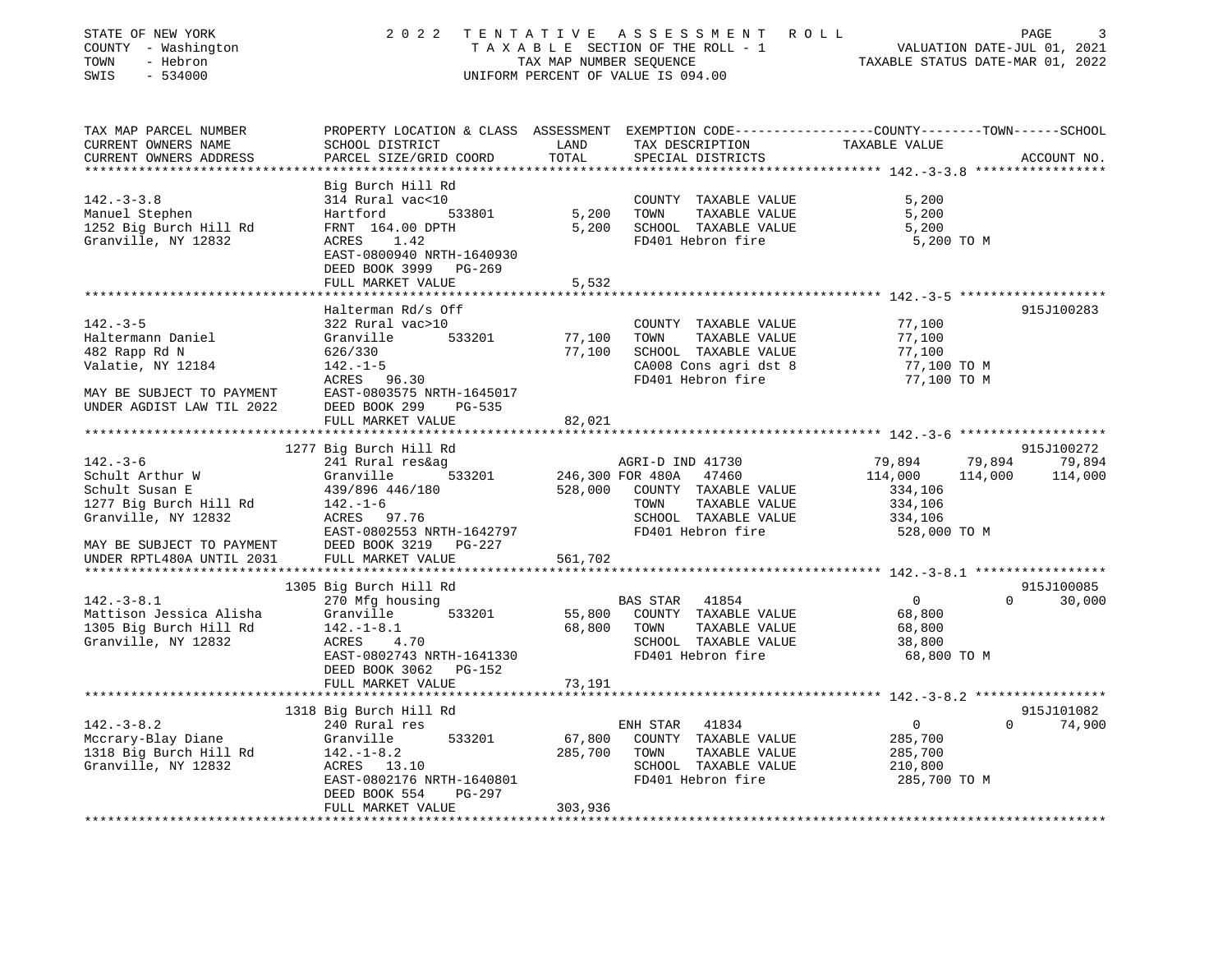STATE OF NEW YORK · COUNTY - Washington · TOWN - Hebron · SWIS - 534000

# 2022 TENTATIVE ASSESSMENT ROLL

TAXABLE SECTION OF THE ROLL - 1 · TAX MAP NUMBER SEQUENCE · UNIFORM PERCENT OF VALUE IS 094.00

VALUATION DATE-JUL 01, 2021 · TAXABLE STATUS DATE-MAR 01, 2022

| TAX MAP PARCEL NUMBER / CURRENT OWNERS NAME / CURRENT OWNERS ADDRESS | PROPERTY LOCATION & CLASS / SCHOOL DISTRICT / PARCEL SIZE/GRID COORD | ASSESSMENT LAND | TOTAL | EXEMPTION CODE / TAX DESCRIPTION / SPECIAL DISTRICTS | COUNTY TAXABLE VALUE | TOWN | SCHOOL | ACCOUNT NO. |
|---|---|---|---|---|---|---|---|---|
| **142.-3-3.8** | Big Burch Hill Rd | | | | | | | |
| 142.-3-3.8 | 314 Rural vac<10 | | | COUNTY TAXABLE VALUE | 5,200 | | | |
| Manuel Stephen | Hartford 533801 | 5,200 | | TOWN TAXABLE VALUE | 5,200 | | | |
| 1252 Big Burch Hill Rd | FRNT 164.00 DPTH | | 5,200 | SCHOOL TAXABLE VALUE | 5,200 | | | |
| Granville, NY 12832 | ACRES 1.42 | | | FD401 Hebron fire | 5,200 TO M | | | |
| | EAST-0800940 NRTH-1640930 | | | | | | | |
| | DEED BOOK 3999 PG-269 | | | | | | | |
| | FULL MARKET VALUE | | 5,532 | | | | | |
| **142.-3-5** | Halterman Rd/s Off | | | | | | | 915J100283 |
| 142.-3-5 | 322 Rural vac>10 | | | COUNTY TAXABLE VALUE | 77,100 | | | |
| Haltermann Daniel | Granville 533201 | 77,100 | | TOWN TAXABLE VALUE | 77,100 | | | |
| 482 Rapp Rd N | 626/330 | | 77,100 | SCHOOL TAXABLE VALUE | 77,100 | | | |
| Valatie, NY 12184 | 142.-1-5 | | | CA008 Cons agri dst 8 | 77,100 TO M | | | |
| | ACRES 96.30 | | | FD401 Hebron fire | 77,100 TO M | | | |
| MAY BE SUBJECT TO PAYMENT | EAST-0803575 NRTH-1645017 | | | | | | | |
| UNDER AGDIST LAW TIL 2022 | DEED BOOK 299 PG-535 | | | | | | | |
| | FULL MARKET VALUE | | 82,021 | | | | | |
| **142.-3-6** | 1277 Big Burch Hill Rd | | | | | | | 915J100272 |
| 142.-3-6 | 241 Rural res&ag | | | AGRI-D IND 41730 | 79,894 | 79,894 | 79,894 | |
| Schult Arthur W | Granville 533201 | 246,300 | | FOR 480A 47460 | 114,000 | 114,000 | 114,000 | |
| Schult Susan E | 439/896 446/180 | | 528,000 | COUNTY TAXABLE VALUE | 334,106 | | | |
| 1277 Big Burch Hill Rd | 142.-1-6 | | | TOWN TAXABLE VALUE | 334,106 | | | |
| Granville, NY 12832 | ACRES 97.76 | | | SCHOOL TAXABLE VALUE | 334,106 | | | |
| | EAST-0802553 NRTH-1642797 | | | FD401 Hebron fire | 528,000 TO M | | | |
| MAY BE SUBJECT TO PAYMENT | DEED BOOK 3219 PG-227 | | | | | | | |
| UNDER RPTL480A UNTIL 2031 | FULL MARKET VALUE | | 561,702 | | | | | |
| **142.-3-8.1** | 1305 Big Burch Hill Rd | | | | | | | 915J100085 |
| 142.-3-8.1 | 270 Mfg housing | | | BAS STAR 41854 | 0 | 0 | 30,000 | |
| Mattison Jessica Alisha | Granville 533201 | 55,800 | | COUNTY TAXABLE VALUE | 68,800 | | | |
| 1305 Big Burch Hill Rd | 142.-1-8.1 | | 68,800 | TOWN TAXABLE VALUE | 68,800 | | | |
| Granville, NY 12832 | ACRES 4.70 | | | SCHOOL TAXABLE VALUE | 38,800 | | | |
| | EAST-0802743 NRTH-1641330 | | | FD401 Hebron fire | 68,800 TO M | | | |
| | DEED BOOK 3062 PG-152 | | | | | | | |
| | FULL MARKET VALUE | | 73,191 | | | | | |
| **142.-3-8.2** | 1318 Big Burch Hill Rd | | | | | | | 915J101082 |
| 142.-3-8.2 | 240 Rural res | | | ENH STAR 41834 | 0 | 0 | 74,900 | |
| Mccrary-Blay Diane | Granville 533201 | 67,800 | | COUNTY TAXABLE VALUE | 285,700 | | | |
| 1318 Big Burch Hill Rd | 142.-1-8.2 | | 285,700 | TOWN TAXABLE VALUE | 285,700 | | | |
| Granville, NY 12832 | ACRES 13.10 | | | SCHOOL TAXABLE VALUE | 210,800 | | | |
| | EAST-0802176 NRTH-1640801 | | | FD401 Hebron fire | 285,700 TO M | | | |
| | DEED BOOK 554 PG-297 | | | | | | | |
| | FULL MARKET VALUE | | 303,936 | | | | | |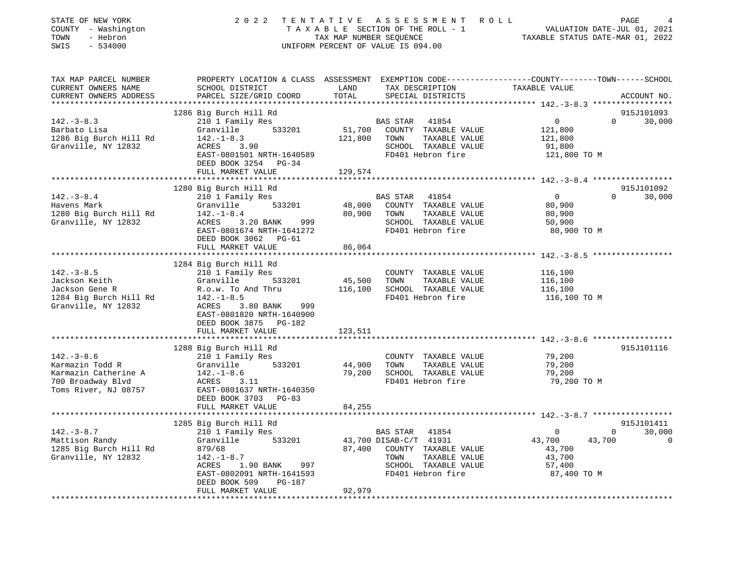STATE OF NEW YORK
COUNTY - Washington
TOWN - Hebron
SWIS - 534000

2022 TENTATIVE ASSESSMENT ROLL
TAXABLE SECTION OF THE ROLL - 1
TAX MAP NUMBER SEQUENCE
UNIFORM PERCENT OF VALUE IS 094.00

VALUATION DATE-JUL 01, 2021
TAXABLE STATUS DATE-MAR 01, 2022

| TAX MAP PARCEL NUMBER / CURRENT OWNERS NAME / CURRENT OWNERS ADDRESS | PROPERTY LOCATION & CLASS / SCHOOL DISTRICT / PARCEL SIZE/GRID COORD | ASSESSMENT LAND / TOTAL | EXEMPTION CODE / TAX DESCRIPTION / SPECIAL DISTRICTS | COUNTY | TOWN | SCHOOL | ACCOUNT NO. |
|---|---|---|---|---|---|---|---|
| **142.-3-8.3** | 1286 Big Burch Hill Rd | | | | | | 915J101093 |
| 142.-3-8.3 | 210 1 Family Res | | BAS STAR 41854 | 0 | 0 | 30,000 | |
| Barbato Lisa | Granville 533201 | 51,700 | COUNTY TAXABLE VALUE | 121,800 | | | |
| 1286 Big Burch Hill Rd | 142.-1-8.3 | 121,800 | TOWN TAXABLE VALUE | | 121,800 | | |
| Granville, NY 12832 | ACRES 3.90 | | SCHOOL TAXABLE VALUE | | | 91,800 | |
| | EAST-0801501 NRTH-1640589 | | FD401 Hebron fire | 121,800 TO M | | | |
| | DEED BOOK 3254 PG-34 | | | | | | |
| | FULL MARKET VALUE | 129,574 | | | | | |
| **142.-3-8.4** | 1280 Big Burch Hill Rd | | | | | | 915J101092 |
| 142.-3-8.4 | 210 1 Family Res | | BAS STAR 41854 | 0 | 0 | 30,000 | |
| Havens Mark | Granville 533201 | 48,000 | COUNTY TAXABLE VALUE | 80,900 | | | |
| 1280 Big Burch Hill Rd | 142.-1-8.4 | 80,900 | TOWN TAXABLE VALUE | | 80,900 | | |
| Granville, NY 12832 | ACRES 3.20 BANK 999 | | SCHOOL TAXABLE VALUE | | | 50,900 | |
| | EAST-0801674 NRTH-1641272 | | FD401 Hebron fire | 80,900 TO M | | | |
| | DEED BOOK 3062 PG-61 | | | | | | |
| | FULL MARKET VALUE | 86,064 | | | | | |
| **142.-3-8.5** | 1284 Big Burch Hill Rd | | | | | | |
| 142.-3-8.5 | 210 1 Family Res | | COUNTY TAXABLE VALUE | 116,100 | | | |
| Jackson Keith | Granville 533201 | 45,500 | TOWN TAXABLE VALUE | | 116,100 | | |
| Jackson Gene R | R.o.w. To And Thru | 116,100 | SCHOOL TAXABLE VALUE | | | 116,100 | |
| 1284 Big Burch Hill Rd | 142.-1-8.5 | | FD401 Hebron fire | 116,100 TO M | | | |
| Granville, NY 12832 | ACRES 3.80 BANK 999 | | | | | | |
| | EAST-0801820 NRTH-1640900 | | | | | | |
| | DEED BOOK 3875 PG-182 | | | | | | |
| | FULL MARKET VALUE | 123,511 | | | | | |
| **142.-3-8.6** | 1288 Big Burch Hill Rd | | | | | | 915J101116 |
| 142.-3-8.6 | 210 1 Family Res | | COUNTY TAXABLE VALUE | 79,200 | | | |
| Karmazin Todd R | Granville 533201 | 44,900 | TOWN TAXABLE VALUE | | 79,200 | | |
| Karmazin Catherine A | 142.-1-8.6 | 79,200 | SCHOOL TAXABLE VALUE | | | 79,200 | |
| 700 Broadway Blvd | ACRES 3.11 | | FD401 Hebron fire | 79,200 TO M | | | |
| Toms River, NJ 08757 | EAST-0801637 NRTH-1640350 | | | | | | |
| | DEED BOOK 3703 PG-83 | | | | | | |
| | FULL MARKET VALUE | 84,255 | | | | | |
| **142.-3-8.7** | 1285 Big Burch Hill Rd | | | | | | 915J101411 |
| 142.-3-8.7 | 210 1 Family Res | | BAS STAR 41854 | 0 | 0 | 30,000 | |
| Mattison Randy | Granville 533201 | 43,700 | DISAB-C/T 41931 | 43,700 | 43,700 | 0 | |
| 1285 Big Burch Hill Rd | 879/68 | 87,400 | COUNTY TAXABLE VALUE | 43,700 | | | |
| Granville, NY 12832 | 142.-1-8.7 | | TOWN TAXABLE VALUE | | 43,700 | | |
| | ACRES 1.90 BANK 997 | | SCHOOL TAXABLE VALUE | | | 57,400 | |
| | EAST-0802091 NRTH-1641593 | | FD401 Hebron fire | 87,400 TO M | | | |
| | DEED BOOK 509 PG-187 | | | | | | |
| | FULL MARKET VALUE | 92,979 | | | | | |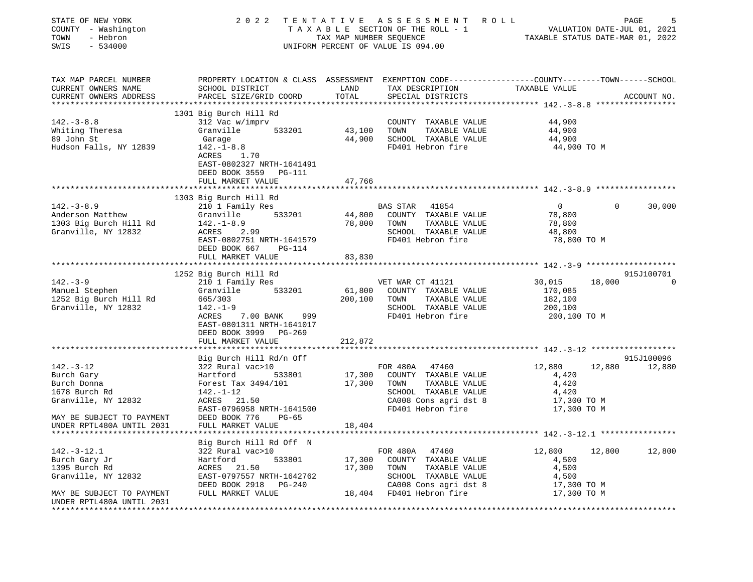STATE OF NEW YORK
COUNTY - Washington
TOWN - Hebron
SWIS - 534000

# 2022 TENTATIVE ASSESSMENT ROLL

TAXABLE SECTION OF THE ROLL - 1
TAX MAP NUMBER SEQUENCE
UNIFORM PERCENT OF VALUE IS 094.00

VALUATION DATE-JUL 01, 2021
TAXABLE STATUS DATE-MAR 01, 2022

| TAX MAP PARCEL NUMBER / CURRENT OWNERS NAME / CURRENT OWNERS ADDRESS | PROPERTY LOCATION & CLASS / SCHOOL DISTRICT / PARCEL SIZE/GRID COORD | ASSESSMENT LAND / TOTAL | EXEMPTION CODE / TAX DESCRIPTION / SPECIAL DISTRICTS | COUNTY TAXABLE VALUE | TOWN | SCHOOL | ACCOUNT NO. |
|---|---|---|---|---|---|---|---|
| **142.-3-8.8** | 1301 Big Burch Hill Rd | | | | | | |
| | 312 Vac w/imprv | | COUNTY TAXABLE VALUE | 44,900 | | | |
| Whiting Theresa | Granville 533201 | 43,100 | TOWN TAXABLE VALUE | 44,900 | | | |
| 89 John St | Garage | 44,900 | SCHOOL TAXABLE VALUE | 44,900 | | | |
| Hudson Falls, NY 12839 | 142.-1-8.8 | | FD401 Hebron fire | 44,900 TO M | | | |
| | ACRES 1.70 | | | | | | |
| | EAST-0802327 NRTH-1641491 | | | | | | |
| | DEED BOOK 3559 PG-111 | | | | | | |
| | FULL MARKET VALUE | 47,766 | | | | | |
| **142.-3-8.9** | 1303 Big Burch Hill Rd | | | | | | |
| | 210 1 Family Res | | BAS STAR 41854 | 0 | 0 | 30,000 | |
| Anderson Matthew | Granville 533201 | 44,800 | COUNTY TAXABLE VALUE | 78,800 | | | |
| 1303 Big Burch Hill Rd | 142.-1-8.9 | 78,800 | TOWN TAXABLE VALUE | 78,800 | | | |
| Granville, NY 12832 | ACRES 2.99 | | SCHOOL TAXABLE VALUE | 48,800 | | | |
| | EAST-0802751 NRTH-1641579 | | FD401 Hebron fire | 78,800 TO M | | | |
| | DEED BOOK 667 PG-114 | | | | | | |
| | FULL MARKET VALUE | 83,830 | | | | | |
| **142.-3-9** | 1252 Big Burch Hill Rd | | | | | | 915J100701 |
| | 210 1 Family Res | | VET WAR CT 41121 | 30,015 | 18,000 | 0 | |
| Manuel Stephen | Granville 533201 | 61,800 | COUNTY TAXABLE VALUE | 170,085 | | | |
| 1252 Big Burch Hill Rd | 665/303 | 200,100 | TOWN TAXABLE VALUE | 182,100 | | | |
| Granville, NY 12832 | 142.-1-9 | | SCHOOL TAXABLE VALUE | 200,100 | | | |
| | ACRES 7.00 BANK 999 | | FD401 Hebron fire | 200,100 TO M | | | |
| | EAST-0801311 NRTH-1641017 | | | | | | |
| | DEED BOOK 3999 PG-269 | | | | | | |
| | FULL MARKET VALUE | 212,872 | | | | | |
| **142.-3-12** | Big Burch Hill Rd/n Off | | | | | | 915J100096 |
| | 322 Rural vac>10 | | FOR 480A 47460 | 12,880 | 12,880 | 12,880 | |
| Burch Gary | Hartford 533801 | 17,300 | COUNTY TAXABLE VALUE | 4,420 | | | |
| Burch Donna | Forest Tax 3494/101 | 17,300 | TOWN TAXABLE VALUE | 4,420 | | | |
| 1678 Burch Rd | 142.-1-12 | | SCHOOL TAXABLE VALUE | 4,420 | | | |
| Granville, NY 12832 | ACRES 21.50 | | CA008 Cons agri dst 8 | 17,300 TO M | | | |
| | EAST-0796958 NRTH-1641500 | | FD401 Hebron fire | 17,300 TO M | | | |
| MAY BE SUBJECT TO PAYMENT | DEED BOOK 776 PG-65 | | | | | | |
| UNDER RPTL480A UNTIL 2031 | FULL MARKET VALUE | 18,404 | | | | | |
| **142.-3-12.1** | Big Burch Hill Rd Off N | | | | | | |
| | 322 Rural vac>10 | | FOR 480A 47460 | 12,800 | 12,800 | 12,800 | |
| Burch Gary Jr | Hartford 533801 | 17,300 | COUNTY TAXABLE VALUE | 4,500 | | | |
| 1395 Burch Rd | ACRES 21.50 | 17,300 | TOWN TAXABLE VALUE | 4,500 | | | |
| Granville, NY 12832 | EAST-0797557 NRTH-1642762 | | SCHOOL TAXABLE VALUE | 4,500 | | | |
| | DEED BOOK 2918 PG-240 | | CA008 Cons agri dst 8 | 17,300 TO M | | | |
| MAY BE SUBJECT TO PAYMENT | FULL MARKET VALUE | 18,404 | FD401 Hebron fire | 17,300 TO M | | | |
| UNDER RPTL480A UNTIL 2031 | | | | | | | |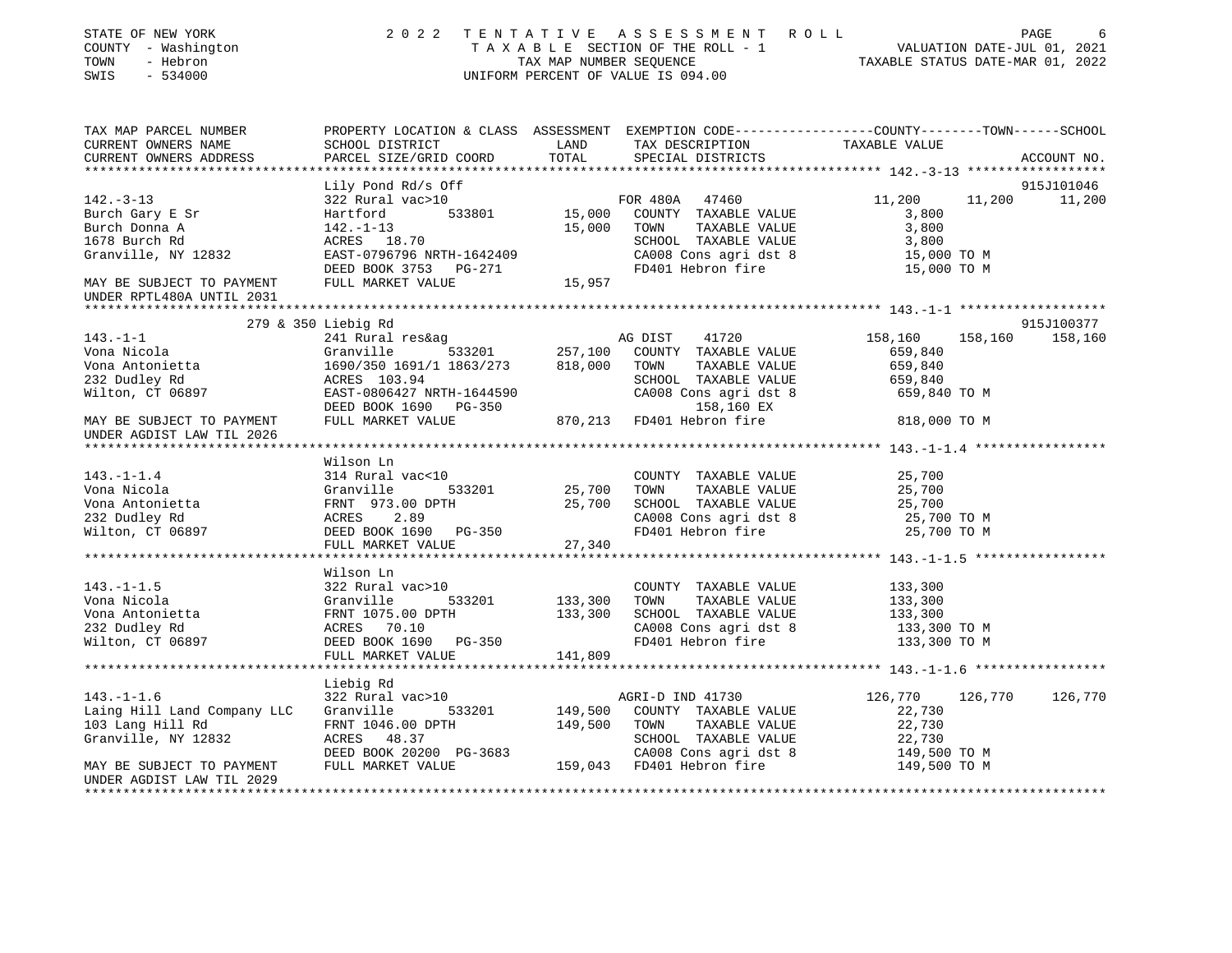STATE OF NEW YORK — COUNTY - Washington — TOWN - Hebron — SWIS - 534000

2 0 2 2 T E N T A T I V E A S S E S S M E N T R O L L
T A X A B L E SECTION OF THE ROLL - 1
TAX MAP NUMBER SEQUENCE
UNIFORM PERCENT OF VALUE IS 094.00

VALUATION DATE-JUL 01, 2021
TAXABLE STATUS DATE-MAR 01, 2022

| TAX MAP PARCEL NUMBER / CURRENT OWNERS NAME / CURRENT OWNERS ADDRESS | PROPERTY LOCATION & CLASS / SCHOOL DISTRICT / PARCEL SIZE/GRID COORD | ASSESSMENT LAND | TOTAL | EXEMPTION CODE / TAX DESCRIPTION / SPECIAL DISTRICTS | COUNTY TAXABLE VALUE | TOWN | SCHOOL / ACCOUNT NO. |
|---|---|---|---|---|---|---|---|
| **142.-3-13** | Lily Pond Rd/s Off | | | | | | 915J101046 |
| 142.-3-13 | 322 Rural vac>10 | | | FOR 480A 47460 | 11,200 | 11,200 | 11,200 |
| Burch Gary E Sr | Hartford 533801 | 15,000 | | COUNTY TAXABLE VALUE | 3,800 | | |
| Burch Donna A | 142.-1-13 | | 15,000 | TOWN TAXABLE VALUE | 3,800 | | |
| 1678 Burch Rd | ACRES 18.70 | | | SCHOOL TAXABLE VALUE | 3,800 | | |
| Granville, NY 12832 | EAST-0796796 NRTH-1642409 | | | CA008 Cons agri dst 8 | 15,000 TO M | | |
| | DEED BOOK 3753 PG-271 | | | FD401 Hebron fire | 15,000 TO M | | |
| MAY BE SUBJECT TO PAYMENT UNDER RPTL480A UNTIL 2031 | FULL MARKET VALUE | | 15,957 | | | | |
| **143.-1-1** | 279 & 350 Liebig Rd | | | | | | 915J100377 |
| 143.-1-1 | 241 Rural res&ag | | | AG DIST 41720 | 158,160 | 158,160 | 158,160 |
| Vona Nicola | Granville 533201 | 257,100 | | COUNTY TAXABLE VALUE | 659,840 | | |
| Vona Antonietta | 1690/350 1691/1 1863/273 | | 818,000 | TOWN TAXABLE VALUE | 659,840 | | |
| 232 Dudley Rd | ACRES 103.94 | | | SCHOOL TAXABLE VALUE | 659,840 | | |
| Wilton, CT 06897 | EAST-0806427 NRTH-1644590 | | | CA008 Cons agri dst 8 | 659,840 TO M | | |
| | DEED BOOK 1690 PG-350 | | | 158,160 EX | | | |
| MAY BE SUBJECT TO PAYMENT UNDER AGDIST LAW TIL 2026 | FULL MARKET VALUE | | 870,213 | FD401 Hebron fire | 818,000 TO M | | |
| **143.-1-1.4** | Wilson Ln | | | | | | |
| 143.-1-1.4 | 314 Rural vac<10 | | | COUNTY TAXABLE VALUE | 25,700 | | |
| Vona Nicola | Granville 533201 | 25,700 | | TOWN TAXABLE VALUE | 25,700 | | |
| Vona Antonietta | FRNT 973.00 DPTH | | 25,700 | SCHOOL TAXABLE VALUE | 25,700 | | |
| 232 Dudley Rd | ACRES 2.89 | | | CA008 Cons agri dst 8 | 25,700 TO M | | |
| Wilton, CT 06897 | DEED BOOK 1690 PG-350 | | | FD401 Hebron fire | 25,700 TO M | | |
| | FULL MARKET VALUE | | 27,340 | | | | |
| **143.-1-1.5** | Wilson Ln | | | | | | |
| 143.-1-1.5 | 322 Rural vac>10 | | | COUNTY TAXABLE VALUE | 133,300 | | |
| Vona Nicola | Granville 533201 | 133,300 | | TOWN TAXABLE VALUE | 133,300 | | |
| Vona Antonietta | FRNT 1075.00 DPTH | | 133,300 | SCHOOL TAXABLE VALUE | 133,300 | | |
| 232 Dudley Rd | ACRES 70.10 | | | CA008 Cons agri dst 8 | 133,300 TO M | | |
| Wilton, CT 06897 | DEED BOOK 1690 PG-350 | | | FD401 Hebron fire | 133,300 TO M | | |
| | FULL MARKET VALUE | | 141,809 | | | | |
| **143.-1-1.6** | Liebig Rd | | | | | | |
| 143.-1-1.6 | 322 Rural vac>10 | | | AGRI-D IND 41730 | 126,770 | 126,770 | 126,770 |
| Laing Hill Land Company LLC | Granville 533201 | 149,500 | | COUNTY TAXABLE VALUE | 22,730 | | |
| 103 Lang Hill Rd | FRNT 1046.00 DPTH | | 149,500 | TOWN TAXABLE VALUE | 22,730 | | |
| Granville, NY 12832 | ACRES 48.37 | | | SCHOOL TAXABLE VALUE | 22,730 | | |
| | DEED BOOK 20200 PG-3683 | | | CA008 Cons agri dst 8 | 149,500 TO M | | |
| MAY BE SUBJECT TO PAYMENT UNDER AGDIST LAW TIL 2029 | FULL MARKET VALUE | | 159,043 | FD401 Hebron fire | 149,500 TO M | | |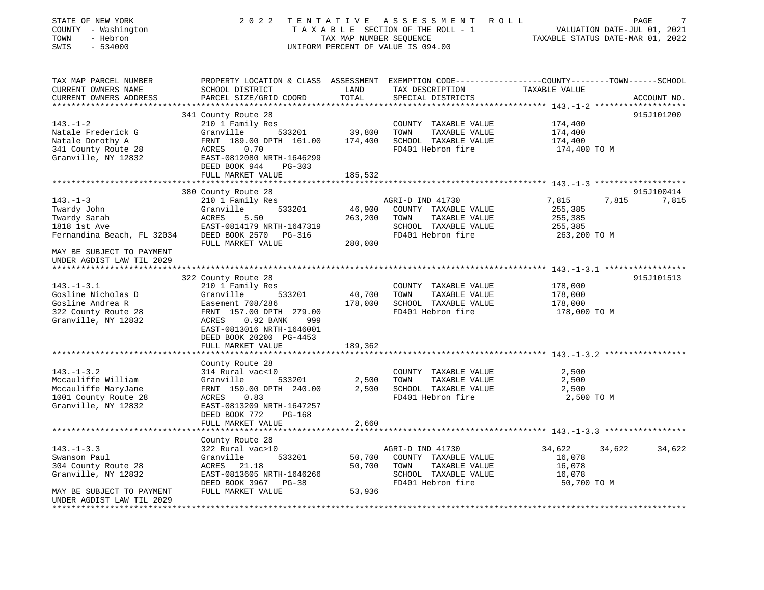STATE OF NEW YORK | 2022 TENTATIVE ASSESSMENT ROLL
COUNTY - Washington | TAXABLE SECTION OF THE ROLL - 1 | VALUATION DATE-JUL 01, 2021
TOWN - Hebron | TAX MAP NUMBER SEQUENCE | TAXABLE STATUS DATE-MAR 01, 2022
SWIS - 534000 | UNIFORM PERCENT OF VALUE IS 094.00

| TAX MAP PARCEL NUMBER / CURRENT OWNERS NAME / CURRENT OWNERS ADDRESS | PROPERTY LOCATION & CLASS / SCHOOL DISTRICT / PARCEL SIZE/GRID COORD | ASSESSMENT LAND / TOTAL | EXEMPTION CODE / TAX DESCRIPTION / SPECIAL DISTRICTS | COUNTY | TOWN | SCHOOL / ACCOUNT NO. |
|---|---|---|---|---|---|---|
| **143.-1-2** | 341 County Route 28 | | | | | 915J101200 |
| 143.-1-2 | 210 1 Family Res | | COUNTY TAXABLE VALUE | 174,400 | | |
| Natale Frederick G | Granville 533201 | 39,800 | TOWN TAXABLE VALUE | | 174,400 | |
| Natale Dorothy A | FRNT 189.00 DPTH 161.00 | 174,400 | SCHOOL TAXABLE VALUE | | | 174,400 |
| 341 County Route 28 | ACRES 0.70 | | FD401 Hebron fire | 174,400 TO M | | |
| Granville, NY 12832 | EAST-0812080 NRTH-1646299 | | | | | |
| | DEED BOOK 944 PG-303 | | | | | |
| | FULL MARKET VALUE | 185,532 | | | | |
| **143.-1-3** | 380 County Route 28 | | | | | 915J100414 |
| 143.-1-3 | 210 1 Family Res | | AGRI-D IND 41730 | 7,815 | 7,815 | 7,815 |
| Twardy John | Granville 533201 | 46,900 | COUNTY TAXABLE VALUE | 255,385 | | |
| Twardy Sarah | ACRES 5.50 | 263,200 | TOWN TAXABLE VALUE | | 255,385 | |
| 1818 1st Ave | EAST-0814179 NRTH-1647319 | | SCHOOL TAXABLE VALUE | | | 255,385 |
| Fernandina Beach, FL 32034 | DEED BOOK 2570 PG-316 | | FD401 Hebron fire | 263,200 TO M | | |
| | FULL MARKET VALUE | 280,000 | | | | |
| MAY BE SUBJECT TO PAYMENT UNDER AGDIST LAW TIL 2029 | | | | | | |
| **143.-1-3.1** | 322 County Route 28 | | | | | 915J101513 |
| 143.-1-3.1 | 210 1 Family Res | | COUNTY TAXABLE VALUE | 178,000 | | |
| Gosline Nicholas D | Granville 533201 | 40,700 | TOWN TAXABLE VALUE | | 178,000 | |
| Gosline Andrea R | Easement 708/286 | 178,000 | SCHOOL TAXABLE VALUE | | | 178,000 |
| 322 County Route 28 | FRNT 157.00 DPTH 279.00 | | FD401 Hebron fire | 178,000 TO M | | |
| Granville, NY 12832 | ACRES 0.92 BANK 999 | | | | | |
| | EAST-0813016 NRTH-1646001 | | | | | |
| | DEED BOOK 20200 PG-4453 | | | | | |
| | FULL MARKET VALUE | 189,362 | | | | |
| **143.-1-3.2** | County Route 28 | | | | | |
| 143.-1-3.2 | 314 Rural vac<10 | | COUNTY TAXABLE VALUE | 2,500 | | |
| Mccauliffe William | Granville 533201 | 2,500 | TOWN TAXABLE VALUE | | 2,500 | |
| Mccauliffe MaryJane | FRNT 150.00 DPTH 240.00 | 2,500 | SCHOOL TAXABLE VALUE | | | 2,500 |
| 1001 County Route 28 | ACRES 0.83 | | FD401 Hebron fire | 2,500 TO M | | |
| Granville, NY 12832 | EAST-0813209 NRTH-1647257 | | | | | |
| | DEED BOOK 772 PG-168 | | | | | |
| | FULL MARKET VALUE | 2,660 | | | | |
| **143.-1-3.3** | County Route 28 | | | | | |
| 143.-1-3.3 | 322 Rural vac>10 | | AGRI-D IND 41730 | 34,622 | 34,622 | 34,622 |
| Swanson Paul | Granville 533201 | 50,700 | COUNTY TAXABLE VALUE | 16,078 | | |
| 304 County Route 28 | ACRES 21.18 | 50,700 | TOWN TAXABLE VALUE | | 16,078 | |
| Granville, NY 12832 | EAST-0813605 NRTH-1646266 | | SCHOOL TAXABLE VALUE | | | 16,078 |
| | DEED BOOK 3967 PG-38 | | FD401 Hebron fire | 50,700 TO M | | |
| MAY BE SUBJECT TO PAYMENT UNDER AGDIST LAW TIL 2029 | FULL MARKET VALUE | 53,936 | | | | |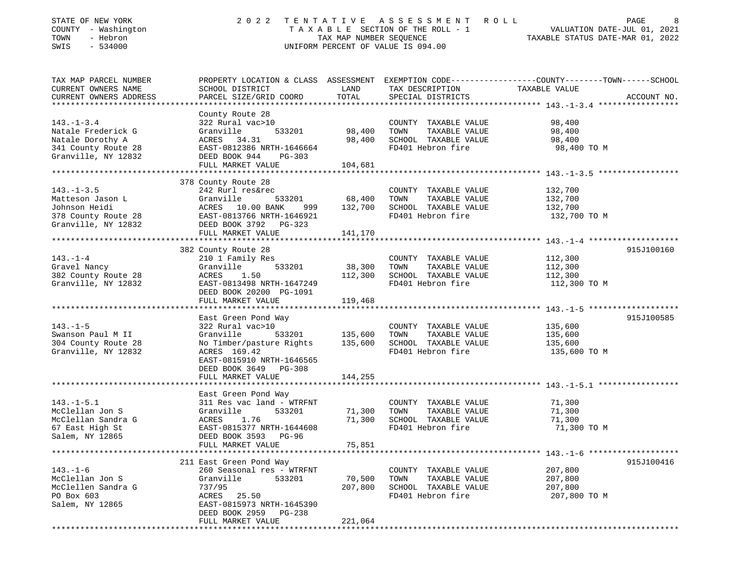STATE OF NEW YORK | 2022 TENTATIVE ASSESSMENT ROLL
COUNTY - Washington | TAXABLE SECTION OF THE ROLL - 1 | VALUATION DATE-JUL 01, 2021
TOWN - Hebron | TAX MAP NUMBER SEQUENCE | TAXABLE STATUS DATE-MAR 01, 2022
SWIS - 534000 | UNIFORM PERCENT OF VALUE IS 094.00

| TAX MAP PARCEL NUMBER / CURRENT OWNERS NAME / CURRENT OWNERS ADDRESS | PROPERTY LOCATION & CLASS / SCHOOL DISTRICT / PARCEL SIZE/GRID COORD | ASSESSMENT LAND / TOTAL | EXEMPTION CODE / TAX DESCRIPTION / SPECIAL DISTRICTS | TAXABLE VALUE (COUNTY--TOWN--SCHOOL) | ACCOUNT NO. |
|---|---|---|---|---|---|
| **143.-1-3.4** | County Route 28 | | | | |
| 143.-1-3.4 | 322 Rural vac>10 | | COUNTY TAXABLE VALUE | 98,400 | |
| Natale Frederick G | Granville 533201 | 98,400 | TOWN TAXABLE VALUE | 98,400 | |
| Natale Dorothy A | ACRES 34.31 | 98,400 | SCHOOL TAXABLE VALUE | 98,400 | |
| 341 County Route 28 | EAST-0812386 NRTH-1646664 | | FD401 Hebron fire | 98,400 TO M | |
| Granville, NY 12832 | DEED BOOK 944 PG-303 | | | | |
| | FULL MARKET VALUE | 104,681 | | | |
| **143.-1-3.5** | 378 County Route 28 | | | | |
| 143.-1-3.5 | 242 Rurl res&rec | | COUNTY TAXABLE VALUE | 132,700 | |
| Matteson Jason L | Granville 533201 | 68,400 | TOWN TAXABLE VALUE | 132,700 | |
| Johnson Heidi | ACRES 10.00 BANK 999 | 132,700 | SCHOOL TAXABLE VALUE | 132,700 | |
| 378 County Route 28 | EAST-0813766 NRTH-1646921 | | FD401 Hebron fire | 132,700 TO M | |
| Granville, NY 12832 | DEED BOOK 3792 PG-323 | | | | |
| | FULL MARKET VALUE | 141,170 | | | |
| **143.-1-4** | 382 County Route 28 | | | | 915J100160 |
| 143.-1-4 | 210 1 Family Res | | COUNTY TAXABLE VALUE | 112,300 | |
| Gravel Nancy | Granville 533201 | 38,300 | TOWN TAXABLE VALUE | 112,300 | |
| 382 County Route 28 | ACRES 1.50 | 112,300 | SCHOOL TAXABLE VALUE | 112,300 | |
| Granville, NY 12832 | EAST-0813498 NRTH-1647249 | | FD401 Hebron fire | 112,300 TO M | |
| | DEED BOOK 20200 PG-1091 | | | | |
| | FULL MARKET VALUE | 119,468 | | | |
| **143.-1-5** | East Green Pond Way | | | | 915J100585 |
| 143.-1-5 | 322 Rural vac>10 | | COUNTY TAXABLE VALUE | 135,600 | |
| Swanson Paul M II | Granville 533201 | 135,600 | TOWN TAXABLE VALUE | 135,600 | |
| 304 County Route 28 | No Timber/pasture Rights | 135,600 | SCHOOL TAXABLE VALUE | 135,600 | |
| Granville, NY 12832 | ACRES 169.42 | | FD401 Hebron fire | 135,600 TO M | |
| | EAST-0815910 NRTH-1646565 | | | | |
| | DEED BOOK 3649 PG-308 | | | | |
| | FULL MARKET VALUE | 144,255 | | | |
| **143.-1-5.1** | East Green Pond Way | | | | |
| 143.-1-5.1 | 311 Res vac land - WTRFNT | | COUNTY TAXABLE VALUE | 71,300 | |
| McClellan Jon S | Granville 533201 | 71,300 | TOWN TAXABLE VALUE | 71,300 | |
| McClellan Sandra G | ACRES 1.76 | 71,300 | SCHOOL TAXABLE VALUE | 71,300 | |
| 67 East High St | EAST-0815377 NRTH-1644608 | | FD401 Hebron fire | 71,300 TO M | |
| Salem, NY 12865 | DEED BOOK 3593 PG-96 | | | | |
| | FULL MARKET VALUE | 75,851 | | | |
| **143.-1-6** | 211 East Green Pond Way | | | | 915J100416 |
| 143.-1-6 | 260 Seasonal res - WTRFNT | | COUNTY TAXABLE VALUE | 207,800 | |
| McClellan Jon S | Granville 533201 | 70,500 | TOWN TAXABLE VALUE | 207,800 | |
| McClellen Sandra G | 737/95 | 207,800 | SCHOOL TAXABLE VALUE | 207,800 | |
| PO Box 603 | ACRES 25.50 | | FD401 Hebron fire | 207,800 TO M | |
| Salem, NY 12865 | EAST-0815973 NRTH-1645390 | | | | |
| | DEED BOOK 2959 PG-238 | | | | |
| | FULL MARKET VALUE | 221,064 | | | |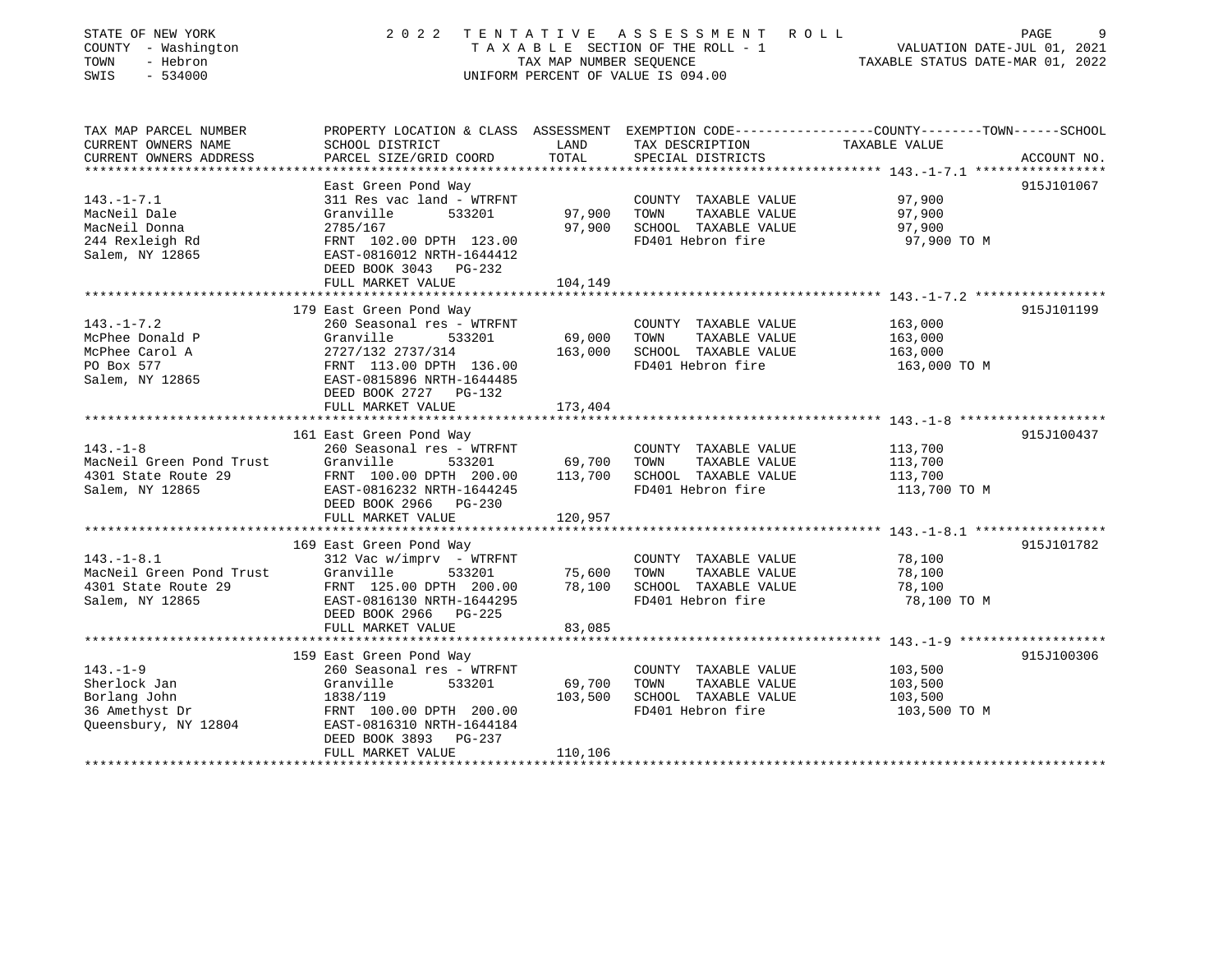STATE OF NEW YORK — 2022 TENTATIVE ASSESSMENT ROLL
COUNTY - Washington — TAXABLE SECTION OF THE ROLL - 1 — VALUATION DATE-JUL 01, 2021
TOWN - Hebron — TAX MAP NUMBER SEQUENCE — TAXABLE STATUS DATE-MAR 01, 2022
SWIS - 534000 — UNIFORM PERCENT OF VALUE IS 094.00

| TAX MAP PARCEL NUMBER / CURRENT OWNERS NAME / CURRENT OWNERS ADDRESS | PROPERTY LOCATION & CLASS / SCHOOL DISTRICT / PARCEL SIZE/GRID COORD | ASSESSMENT LAND | TOTAL | EXEMPTION CODE / TAX DESCRIPTION / SPECIAL DISTRICTS | TAXABLE VALUE (COUNTY--TOWN--SCHOOL) | ACCOUNT NO. |
|---|---|---|---|---|---|---|
| 143.-1-7.1 | East Green Pond Way | | | | | 915J101067 |
| | 311 Res vac land - WTRFNT | | | COUNTY TAXABLE VALUE | 97,900 | |
| MacNeil Dale | Granville 533201 | 97,900 | | TOWN TAXABLE VALUE | 97,900 | |
| MacNeil Donna | 2785/167 | | 97,900 | SCHOOL TAXABLE VALUE | 97,900 | |
| 244 Rexleigh Rd | FRNT 102.00 DPTH 123.00 | | | FD401 Hebron fire | 97,900 TO M | |
| Salem, NY 12865 | EAST-0816012 NRTH-1644412 | | | | | |
| | DEED BOOK 3043 PG-232 | | | | | |
| | FULL MARKET VALUE | | 104,149 | | | |
| 143.-1-7.2 | 179 East Green Pond Way | | | | | 915J101199 |
| | 260 Seasonal res - WTRFNT | | | COUNTY TAXABLE VALUE | 163,000 | |
| McPhee Donald P | Granville 533201 | 69,000 | | TOWN TAXABLE VALUE | 163,000 | |
| McPhee Carol A | 2727/132 2737/314 | | 163,000 | SCHOOL TAXABLE VALUE | 163,000 | |
| PO Box 577 | FRNT 113.00 DPTH 136.00 | | | FD401 Hebron fire | 163,000 TO M | |
| Salem, NY 12865 | EAST-0815896 NRTH-1644485 | | | | | |
| | DEED BOOK 2727 PG-132 | | | | | |
| | FULL MARKET VALUE | | 173,404 | | | |
| 143.-1-8 | 161 East Green Pond Way | | | | | 915J100437 |
| | 260 Seasonal res - WTRFNT | | | COUNTY TAXABLE VALUE | 113,700 | |
| MacNeil Green Pond Trust | Granville 533201 | 69,700 | | TOWN TAXABLE VALUE | 113,700 | |
| 4301 State Route 29 | FRNT 100.00 DPTH 200.00 | | 113,700 | SCHOOL TAXABLE VALUE | 113,700 | |
| Salem, NY 12865 | EAST-0816232 NRTH-1644245 | | | FD401 Hebron fire | 113,700 TO M | |
| | DEED BOOK 2966 PG-230 | | | | | |
| | FULL MARKET VALUE | | 120,957 | | | |
| 143.-1-8.1 | 169 East Green Pond Way | | | | | 915J101782 |
| | 312 Vac w/imprv - WTRFNT | | | COUNTY TAXABLE VALUE | 78,100 | |
| MacNeil Green Pond Trust | Granville 533201 | 75,600 | | TOWN TAXABLE VALUE | 78,100 | |
| 4301 State Route 29 | FRNT 125.00 DPTH 200.00 | | 78,100 | SCHOOL TAXABLE VALUE | 78,100 | |
| Salem, NY 12865 | EAST-0816130 NRTH-1644295 | | | FD401 Hebron fire | 78,100 TO M | |
| | DEED BOOK 2966 PG-225 | | | | | |
| | FULL MARKET VALUE | | 83,085 | | | |
| 143.-1-9 | 159 East Green Pond Way | | | | | 915J100306 |
| | 260 Seasonal res - WTRFNT | | | COUNTY TAXABLE VALUE | 103,500 | |
| Sherlock Jan | Granville 533201 | 69,700 | | TOWN TAXABLE VALUE | 103,500 | |
| Borlang John | 1838/119 | | 103,500 | SCHOOL TAXABLE VALUE | 103,500 | |
| 36 Amethyst Dr | FRNT 100.00 DPTH 200.00 | | | FD401 Hebron fire | 103,500 TO M | |
| Queensbury, NY 12804 | EAST-0816310 NRTH-1644184 | | | | | |
| | DEED BOOK 3893 PG-237 | | | | | |
| | FULL MARKET VALUE | | 110,106 | | | |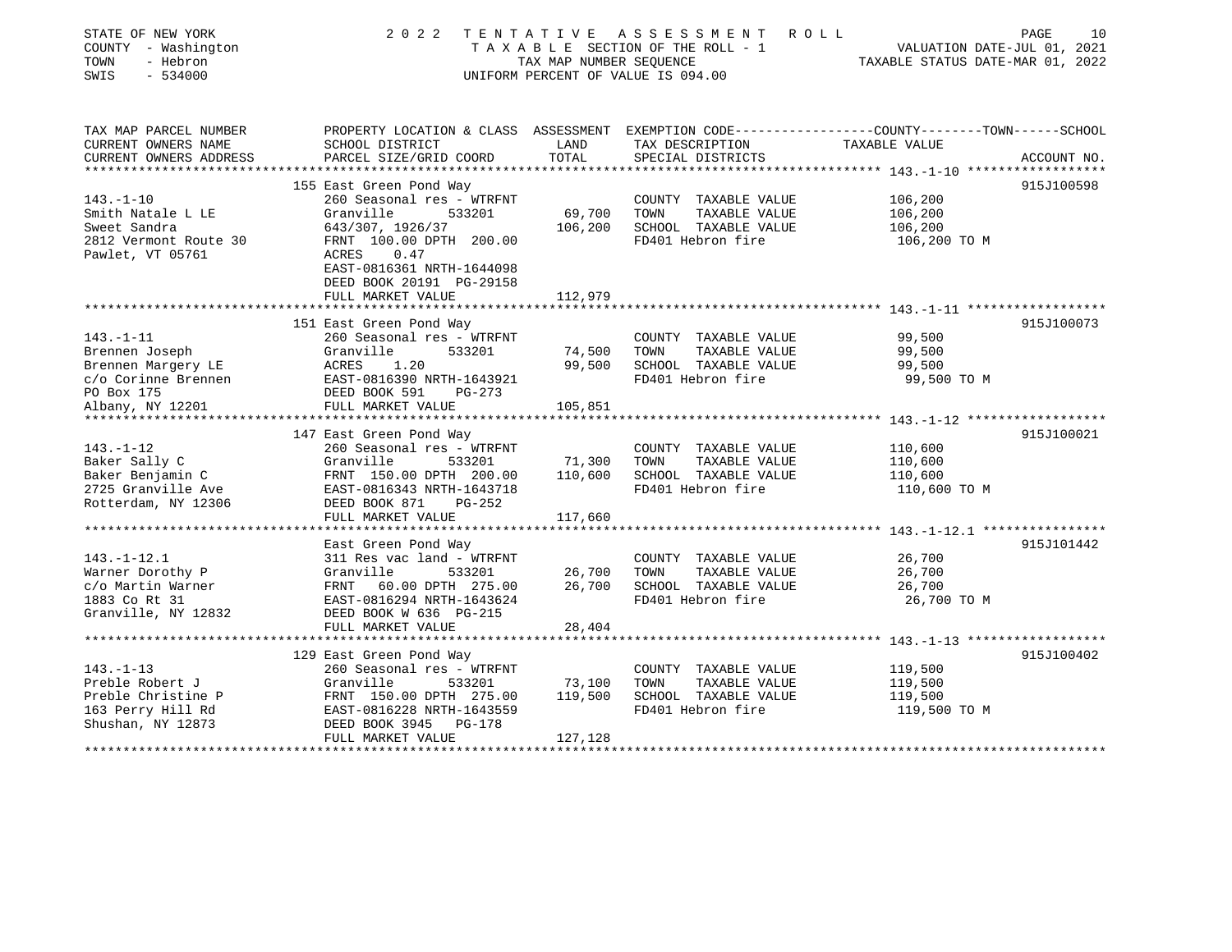STATE OF NEW YORK
COUNTY - Washington
TOWN - Hebron
SWIS - 534000

2 0 2 2 T E N T A T I V E A S S E S S M E N T R O L L
T A X A B L E SECTION OF THE ROLL - 1
TAX MAP NUMBER SEQUENCE
UNIFORM PERCENT OF VALUE IS 094.00

VALUATION DATE-JUL 01, 2021
TAXABLE STATUS DATE-MAR 01, 2022

| TAX MAP PARCEL NUMBER / CURRENT OWNERS NAME / CURRENT OWNERS ADDRESS | PROPERTY LOCATION & CLASS / SCHOOL DISTRICT / PARCEL SIZE/GRID COORD | ASSESSMENT LAND | TOTAL | EXEMPTION CODE / TAX DESCRIPTION / SPECIAL DISTRICTS | COUNTY--------TOWN------SCHOOL TAXABLE VALUE | ACCOUNT NO. |
|---|---|---|---|---|---|---|
| 143.-1-10 | 155 East Green Pond Way | | | | | 915J100598 |
| 143.-1-10 | 260 Seasonal res - WTRFNT | | | COUNTY TAXABLE VALUE | 106,200 | |
| Smith Natale L LE | Granville 533201 | 69,700 | | TOWN TAXABLE VALUE | 106,200 | |
| Sweet Sandra | 643/307, 1926/37 | | 106,200 | SCHOOL TAXABLE VALUE | 106,200 | |
| 2812 Vermont Route 30 | FRNT 100.00 DPTH 200.00 | | | FD401 Hebron fire | 106,200 TO M | |
| Pawlet, VT 05761 | ACRES 0.47 | | | | | |
| | EAST-0816361 NRTH-1644098 | | | | | |
| | DEED BOOK 20191 PG-29158 | | | | | |
| | FULL MARKET VALUE | | 112,979 | | | |
| 143.-1-11 | 151 East Green Pond Way | | | | | 915J100073 |
| 143.-1-11 | 260 Seasonal res - WTRFNT | | | COUNTY TAXABLE VALUE | 99,500 | |
| Brennen Joseph | Granville 533201 | 74,500 | | TOWN TAXABLE VALUE | 99,500 | |
| Brennen Margery LE | ACRES 1.20 | | 99,500 | SCHOOL TAXABLE VALUE | 99,500 | |
| c/o Corinne Brennen | EAST-0816390 NRTH-1643921 | | | FD401 Hebron fire | 99,500 TO M | |
| PO Box 175 | DEED BOOK 591 PG-273 | | | | | |
| Albany, NY 12201 | FULL MARKET VALUE | | 105,851 | | | |
| 143.-1-12 | 147 East Green Pond Way | | | | | 915J100021 |
| 143.-1-12 | 260 Seasonal res - WTRFNT | | | COUNTY TAXABLE VALUE | 110,600 | |
| Baker Sally C | Granville 533201 | 71,300 | | TOWN TAXABLE VALUE | 110,600 | |
| Baker Benjamin C | FRNT 150.00 DPTH 200.00 | | 110,600 | SCHOOL TAXABLE VALUE | 110,600 | |
| 2725 Granville Ave | EAST-0816343 NRTH-1643718 | | | FD401 Hebron fire | 110,600 TO M | |
| Rotterdam, NY 12306 | DEED BOOK 871 PG-252 | | | | | |
| | FULL MARKET VALUE | | 117,660 | | | |
| 143.-1-12.1 | East Green Pond Way | | | | | 915J101442 |
| 143.-1-12.1 | 311 Res vac land - WTRFNT | | | COUNTY TAXABLE VALUE | 26,700 | |
| Warner Dorothy P | Granville 533201 | 26,700 | | TOWN TAXABLE VALUE | 26,700 | |
| c/o Martin Warner | FRNT 60.00 DPTH 275.00 | | 26,700 | SCHOOL TAXABLE VALUE | 26,700 | |
| 1883 Co Rt 31 | EAST-0816294 NRTH-1643624 | | | FD401 Hebron fire | 26,700 TO M | |
| Granville, NY 12832 | DEED BOOK W 636 PG-215 | | | | | |
| | FULL MARKET VALUE | | 28,404 | | | |
| 143.-1-13 | 129 East Green Pond Way | | | | | 915J100402 |
| 143.-1-13 | 260 Seasonal res - WTRFNT | | | COUNTY TAXABLE VALUE | 119,500 | |
| Preble Robert J | Granville 533201 | 73,100 | | TOWN TAXABLE VALUE | 119,500 | |
| Preble Christine P | FRNT 150.00 DPTH 275.00 | | 119,500 | SCHOOL TAXABLE VALUE | 119,500 | |
| 163 Perry Hill Rd | EAST-0816228 NRTH-1643559 | | | FD401 Hebron fire | 119,500 TO M | |
| Shushan, NY 12873 | DEED BOOK 3945 PG-178 | | | | | |
| | FULL MARKET VALUE | | 127,128 | | | |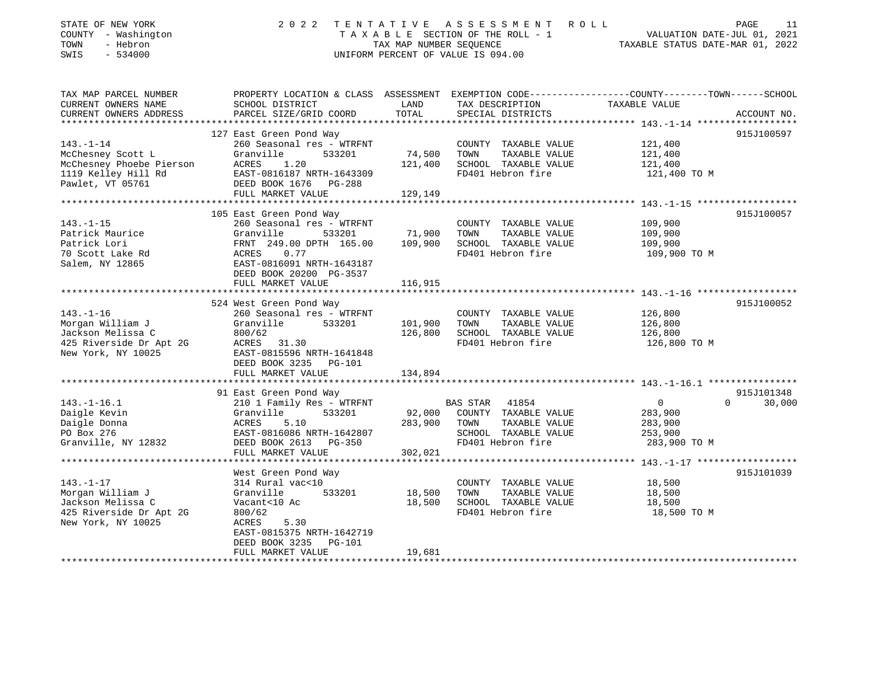STATE OF NEW YORK | 2022 TENTATIVE ASSESSMENT ROLL
COUNTY - Washington | TAXABLE SECTION OF THE ROLL - 1 | VALUATION DATE-JUL 01, 2021
TOWN - Hebron | TAX MAP NUMBER SEQUENCE | TAXABLE STATUS DATE-MAR 01, 2022
SWIS - 534000 | UNIFORM PERCENT OF VALUE IS 094.00

| TAX MAP PARCEL NUMBER / CURRENT OWNERS NAME / CURRENT OWNERS ADDRESS | PROPERTY LOCATION & CLASS / SCHOOL DISTRICT / PARCEL SIZE/GRID COORD | ASSESSMENT LAND / TOTAL | EXEMPTION CODE / TAX DESCRIPTION / SPECIAL DISTRICTS | COUNTY--------TOWN------SCHOOL TAXABLE VALUE | ACCOUNT NO. |
|---|---|---|---|---|---|
| **143.-1-14** | 127 East Green Pond Way | | | | 915J100597 |
| McChesney Scott L | 260 Seasonal res - WTRFNT | | COUNTY TAXABLE VALUE | 121,400 | |
| McChesney Phoebe Pierson | Granville 533201 | 74,500 | TOWN TAXABLE VALUE | 121,400 | |
| 1119 Kelley Hill Rd | ACRES 1.20 | 121,400 | SCHOOL TAXABLE VALUE | 121,400 | |
| Pawlet, VT 05761 | EAST-0816187 NRTH-1643309 | | FD401 Hebron fire | 121,400 TO M | |
| | DEED BOOK 1676 PG-288 | | | | |
| | FULL MARKET VALUE | 129,149 | | | |
| **143.-1-15** | 105 East Green Pond Way | | | | 915J100057 |
| Patrick Maurice | 260 Seasonal res - WTRFNT | | COUNTY TAXABLE VALUE | 109,900 | |
| Patrick Lori | Granville 533201 | 71,900 | TOWN TAXABLE VALUE | 109,900 | |
| 70 Scott Lake Rd | FRNT 249.00 DPTH 165.00 | 109,900 | SCHOOL TAXABLE VALUE | 109,900 | |
| Salem, NY 12865 | ACRES 0.77 | | FD401 Hebron fire | 109,900 TO M | |
| | EAST-0816091 NRTH-1643187 | | | | |
| | DEED BOOK 20200 PG-3537 | | | | |
| | FULL MARKET VALUE | 116,915 | | | |
| **143.-1-16** | 524 West Green Pond Way | | | | 915J100052 |
| Morgan William J | 260 Seasonal res - WTRFNT | | COUNTY TAXABLE VALUE | 126,800 | |
| Jackson Melissa C | Granville 533201 | 101,900 | TOWN TAXABLE VALUE | 126,800 | |
| 425 Riverside Dr Apt 2G | 800/62 | 126,800 | SCHOOL TAXABLE VALUE | 126,800 | |
| New York, NY 10025 | ACRES 31.30 | | FD401 Hebron fire | 126,800 TO M | |
| | EAST-0815596 NRTH-1641848 | | | | |
| | DEED BOOK 3235 PG-101 | | | | |
| | FULL MARKET VALUE | 134,894 | | | |
| **143.-1-16.1** | 91 East Green Pond Way | | | | 915J101348 |
| Daigle Kevin | 210 1 Family Res - WTRFNT | | BAS STAR 41854 | 0 0 30,000 | |
| Daigle Donna | Granville 533201 | 92,000 | COUNTY TAXABLE VALUE | 283,900 | |
| PO Box 276 | ACRES 5.10 | 283,900 | TOWN TAXABLE VALUE | 283,900 | |
| Granville, NY 12832 | EAST-0816086 NRTH-1642807 | | SCHOOL TAXABLE VALUE | 253,900 | |
| | DEED BOOK 2613 PG-350 | | FD401 Hebron fire | 283,900 TO M | |
| | FULL MARKET VALUE | 302,021 | | | |
| **143.-1-17** | West Green Pond Way | | | | 915J101039 |
| Morgan William J | 314 Rural vac<10 | | COUNTY TAXABLE VALUE | 18,500 | |
| Jackson Melissa C | Granville 533201 | 18,500 | TOWN TAXABLE VALUE | 18,500 | |
| 425 Riverside Dr Apt 2G | Vacant<10 Ac | 18,500 | SCHOOL TAXABLE VALUE | 18,500 | |
| New York, NY 10025 | 800/62 | | FD401 Hebron fire | 18,500 TO M | |
| | ACRES 5.30 | | | | |
| | EAST-0815375 NRTH-1642719 | | | | |
| | DEED BOOK 3235 PG-101 | | | | |
| | FULL MARKET VALUE | 19,681 | | | |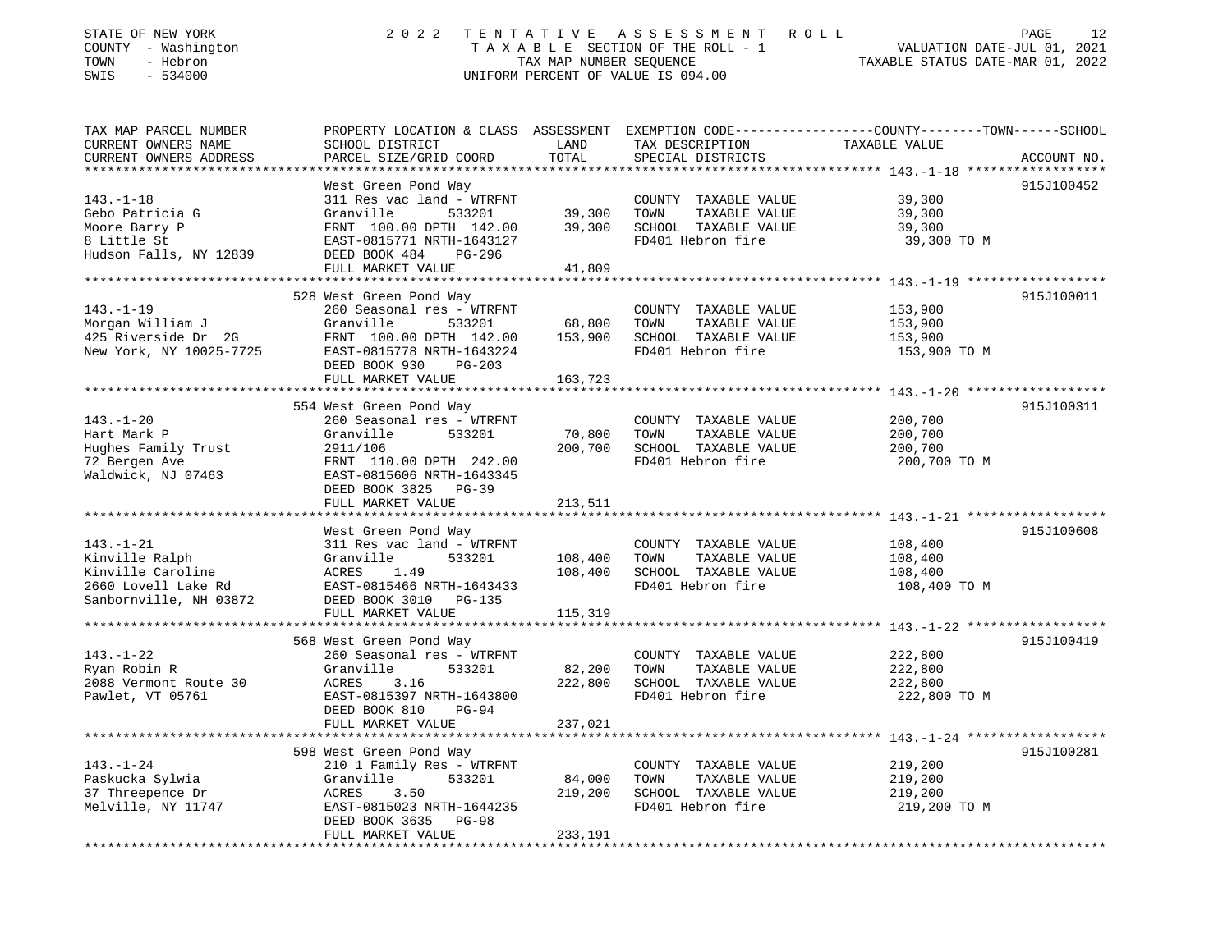STATE OF NEW YORK — 2022 TENTATIVE ASSESSMENT ROLL
COUNTY - Washington — TAXABLE SECTION OF THE ROLL - 1 — VALUATION DATE-JUL 01, 2021
TOWN - Hebron — TAX MAP NUMBER SEQUENCE — TAXABLE STATUS DATE-MAR 01, 2022
SWIS - 534000 — UNIFORM PERCENT OF VALUE IS 094.00

| TAX MAP PARCEL NUMBER / CURRENT OWNERS NAME / CURRENT OWNERS ADDRESS | PROPERTY LOCATION & CLASS / SCHOOL DISTRICT / PARCEL SIZE/GRID COORD | ASSESSMENT LAND / TOTAL | EXEMPTION CODE / TAX DESCRIPTION / SPECIAL DISTRICTS | TAXABLE VALUE (COUNTY--TOWN--SCHOOL) | ACCOUNT NO. |
|---|---|---|---|---|---|
| 143.-1-18 | West Green Pond Way | | | | 915J100452 |
| | 311 Res vac land - WTRFNT | | COUNTY TAXABLE VALUE | 39,300 | |
| Gebo Patricia G | Granville 533201 | 39,300 | TOWN TAXABLE VALUE | 39,300 | |
| Moore Barry P | FRNT 100.00 DPTH 142.00 | 39,300 | SCHOOL TAXABLE VALUE | 39,300 | |
| 8 Little St | EAST-0815771 NRTH-1643127 | | FD401 Hebron fire | 39,300 TO M | |
| Hudson Falls, NY 12839 | DEED BOOK 484 PG-296 | | | | |
| | FULL MARKET VALUE | 41,809 | | | |
| 143.-1-19 | 528 West Green Pond Way | | | | 915J100011 |
| | 260 Seasonal res - WTRFNT | | COUNTY TAXABLE VALUE | 153,900 | |
| Morgan William J | Granville 533201 | 68,800 | TOWN TAXABLE VALUE | 153,900 | |
| 425 Riverside Dr 2G | FRNT 100.00 DPTH 142.00 | 153,900 | SCHOOL TAXABLE VALUE | 153,900 | |
| New York, NY 10025-7725 | EAST-0815778 NRTH-1643224 | | FD401 Hebron fire | 153,900 TO M | |
| | DEED BOOK 930 PG-203 | | | | |
| | FULL MARKET VALUE | 163,723 | | | |
| 143.-1-20 | 554 West Green Pond Way | | | | 915J100311 |
| | 260 Seasonal res - WTRFNT | | COUNTY TAXABLE VALUE | 200,700 | |
| Hart Mark P | Granville 533201 | 70,800 | TOWN TAXABLE VALUE | 200,700 | |
| Hughes Family Trust | 2911/106 | 200,700 | SCHOOL TAXABLE VALUE | 200,700 | |
| 72 Bergen Ave | FRNT 110.00 DPTH 242.00 | | FD401 Hebron fire | 200,700 TO M | |
| Waldwick, NJ 07463 | EAST-0815606 NRTH-1643345 | | | | |
| | DEED BOOK 3825 PG-39 | | | | |
| | FULL MARKET VALUE | 213,511 | | | |
| 143.-1-21 | West Green Pond Way | | | | 915J100608 |
| | 311 Res vac land - WTRFNT | | COUNTY TAXABLE VALUE | 108,400 | |
| Kinville Ralph | Granville 533201 | 108,400 | TOWN TAXABLE VALUE | 108,400 | |
| Kinville Caroline | ACRES 1.49 | 108,400 | SCHOOL TAXABLE VALUE | 108,400 | |
| 2660 Lovell Lake Rd | EAST-0815466 NRTH-1643433 | | FD401 Hebron fire | 108,400 TO M | |
| Sanbornville, NH 03872 | DEED BOOK 3010 PG-135 | | | | |
| | FULL MARKET VALUE | 115,319 | | | |
| 143.-1-22 | 568 West Green Pond Way | | | | 915J100419 |
| | 260 Seasonal res - WTRFNT | | COUNTY TAXABLE VALUE | 222,800 | |
| Ryan Robin R | Granville 533201 | 82,200 | TOWN TAXABLE VALUE | 222,800 | |
| 2088 Vermont Route 30 | ACRES 3.16 | 222,800 | SCHOOL TAXABLE VALUE | 222,800 | |
| Pawlet, VT 05761 | EAST-0815397 NRTH-1643800 | | FD401 Hebron fire | 222,800 TO M | |
| | DEED BOOK 810 PG-94 | | | | |
| | FULL MARKET VALUE | 237,021 | | | |
| 143.-1-24 | 598 West Green Pond Way | | | | 915J100281 |
| | 210 1 Family Res - WTRFNT | | COUNTY TAXABLE VALUE | 219,200 | |
| Paskucka Sylwia | Granville 533201 | 84,000 | TOWN TAXABLE VALUE | 219,200 | |
| 37 Threepence Dr | ACRES 3.50 | 219,200 | SCHOOL TAXABLE VALUE | 219,200 | |
| Melville, NY 11747 | EAST-0815023 NRTH-1644235 | | FD401 Hebron fire | 219,200 TO M | |
| | DEED BOOK 3635 PG-98 | | | | |
| | FULL MARKET VALUE | 233,191 | | | |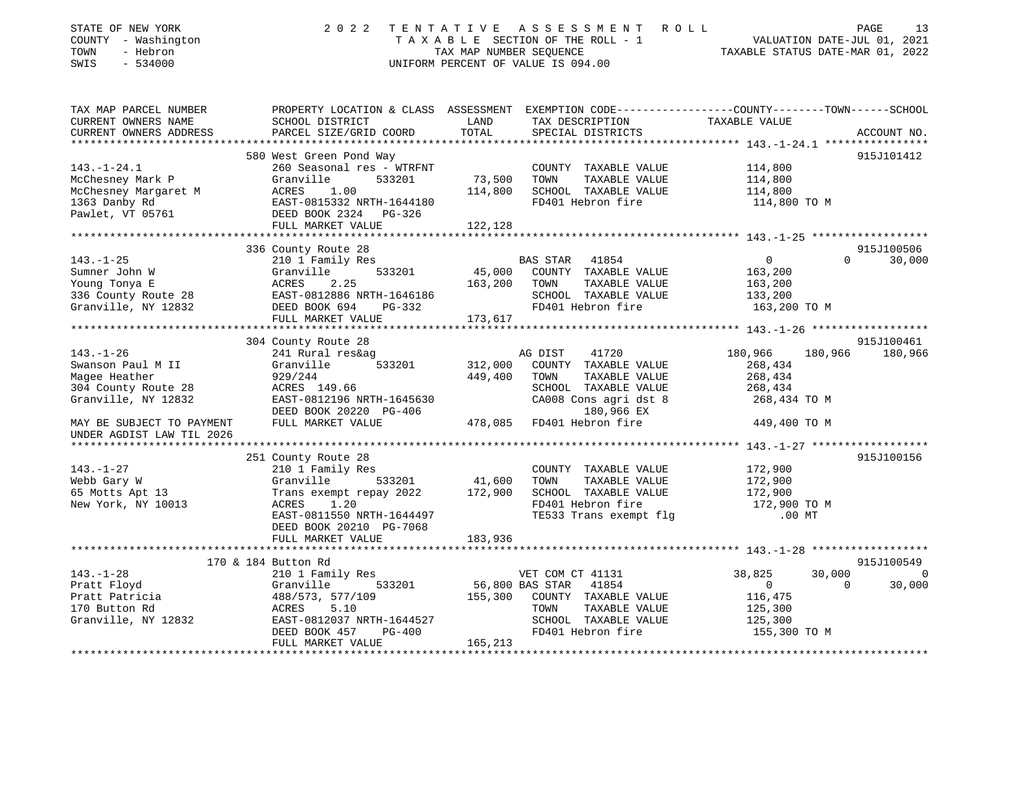STATE OF NEW YORK — 2022 TENTATIVE ASSESSMENT ROLL
COUNTY - Washington — TAXABLE SECTION OF THE ROLL - 1 — VALUATION DATE-JUL 01, 2021
TOWN - Hebron — TAX MAP NUMBER SEQUENCE — TAXABLE STATUS DATE-MAR 01, 2022
SWIS - 534000 — UNIFORM PERCENT OF VALUE IS 094.00

| TAX MAP PARCEL NUMBER / CURRENT OWNERS NAME / CURRENT OWNERS ADDRESS | PROPERTY LOCATION & CLASS / SCHOOL DISTRICT / PARCEL SIZE/GRID COORD | ASSESSMENT LAND | TOTAL | EXEMPTION CODE / TAX DESCRIPTION / SPECIAL DISTRICTS | COUNTY TAXABLE VALUE | TOWN | SCHOOL | ACCOUNT NO. |
|---|---|---|---|---|---|---|---|---|
| 143.-1-24.1 | 580 West Green Pond Way | | | | | | | 915J101412 |
| | 260 Seasonal res - WTRFNT | | | COUNTY TAXABLE VALUE | 114,800 | | | |
| McChesney Mark P | Granville 533201 | 73,500 | | TOWN TAXABLE VALUE | 114,800 | | | |
| McChesney Margaret M | ACRES 1.00 | | 114,800 | SCHOOL TAXABLE VALUE | 114,800 | | | |
| 1363 Danby Rd | EAST-0815332 NRTH-1644180 | | | FD401 Hebron fire | 114,800 TO M | | | |
| Pawlet, VT 05761 | DEED BOOK 2324 PG-326 | | | | | | | |
| | FULL MARKET VALUE | | 122,128 | | | | | |
| 143.-1-25 | 336 County Route 28 | | | | | | | 915J100506 |
| | 210 1 Family Res | | | BAS STAR 41854 | 0 | 0 | 30,000 | |
| Sumner John W | Granville 533201 | 45,000 | | COUNTY TAXABLE VALUE | 163,200 | | | |
| Young Tonya E | ACRES 2.25 | | 163,200 | TOWN TAXABLE VALUE | 163,200 | | | |
| 336 County Route 28 | EAST-0812886 NRTH-1646186 | | | SCHOOL TAXABLE VALUE | 133,200 | | | |
| Granville, NY 12832 | DEED BOOK 694 PG-332 | | | FD401 Hebron fire | 163,200 TO M | | | |
| | FULL MARKET VALUE | | 173,617 | | | | | |
| 143.-1-26 | 304 County Route 28 | | | | | | | 915J100461 |
| | 241 Rural res&ag | | | AG DIST 41720 | 180,966 | 180,966 | 180,966 | |
| Swanson Paul M II | Granville 533201 | 312,000 | | COUNTY TAXABLE VALUE | 268,434 | | | |
| Magee Heather | 929/244 | | 449,400 | TOWN TAXABLE VALUE | 268,434 | | | |
| 304 County Route 28 | ACRES 149.66 | | | SCHOOL TAXABLE VALUE | 268,434 | | | |
| Granville, NY 12832 | EAST-0812196 NRTH-1645630 | | | CA008 Cons agri dst 8 | 268,434 TO M | | | |
| | DEED BOOK 20220 PG-406 | | | 180,966 EX | | | | |
| MAY BE SUBJECT TO PAYMENT UNDER AGDIST LAW TIL 2026 | FULL MARKET VALUE | | 478,085 | FD401 Hebron fire | 449,400 TO M | | | |
| 143.-1-27 | 251 County Route 28 | | | | | | | 915J100156 |
| | 210 1 Family Res | | | COUNTY TAXABLE VALUE | 172,900 | | | |
| Webb Gary W | Granville 533201 | 41,600 | | TOWN TAXABLE VALUE | 172,900 | | | |
| 65 Motts Apt 13 | Trans exempt repay 2022 | | 172,900 | SCHOOL TAXABLE VALUE | 172,900 | | | |
| New York, NY 10013 | ACRES 1.20 | | | FD401 Hebron fire | 172,900 TO M | | | |
| | EAST-0811550 NRTH-1644497 | | | TE533 Trans exempt flg | .00 MT | | | |
| | DEED BOOK 20210 PG-7068 | | | | | | | |
| | FULL MARKET VALUE | | 183,936 | | | | | |
| 143.-1-28 | 170 & 184 Button Rd | | | | | | | 915J100549 |
| | 210 1 Family Res | | | VET COM CT 41131 | 38,825 | 30,000 | 0 | |
| Pratt Floyd | Granville 533201 | 56,800 | | BAS STAR 41854 | 0 | 0 | 30,000 | |
| Pratt Patricia | 488/573, 577/109 | | 155,300 | COUNTY TAXABLE VALUE | 116,475 | | | |
| 170 Button Rd | ACRES 5.10 | | | TOWN TAXABLE VALUE | 125,300 | | | |
| Granville, NY 12832 | EAST-0812037 NRTH-1644527 | | | SCHOOL TAXABLE VALUE | 125,300 | | | |
| | DEED BOOK 457 PG-400 | | | FD401 Hebron fire | 155,300 TO M | | | |
| | FULL MARKET VALUE | | 165,213 | | | | | |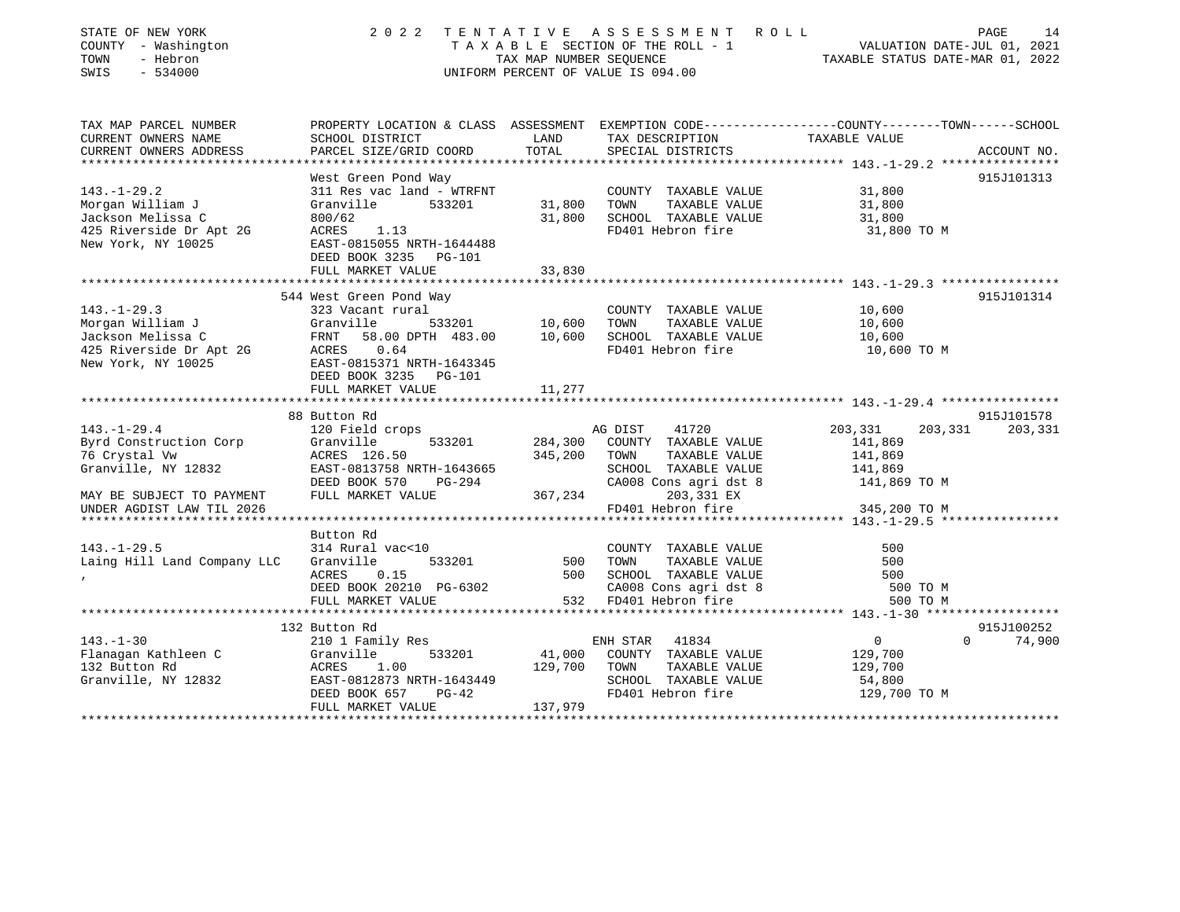STATE OF NEW YORK | COUNTY - Washington | TOWN - Hebron | SWIS - 534000

# 2022 TENTATIVE ASSESSMENT ROLL

TAXABLE SECTION OF THE ROLL - 1
TAX MAP NUMBER SEQUENCE
UNIFORM PERCENT OF VALUE IS 094.00

VALUATION DATE-JUL 01, 2021
TAXABLE STATUS DATE-MAR 01, 2022

| TAX MAP PARCEL NUMBER / CURRENT OWNERS NAME / CURRENT OWNERS ADDRESS | PROPERTY LOCATION & CLASS / SCHOOL DISTRICT / PARCEL SIZE/GRID COORD | ASSESSMENT LAND / TOTAL | EXEMPTION CODE / TAX DESCRIPTION / SPECIAL DISTRICTS | COUNTY TAXABLE VALUE | TOWN | SCHOOL | ACCOUNT NO. |
|---|---|---|---|---|---|---|---|
| **143.-1-29.2** | West Green Pond Way | | | | | | 915J101313 |
| 143.-1-29.2 | 311 Res vac land - WTRFNT | | COUNTY TAXABLE VALUE | 31,800 | | | |
| Morgan William J | Granville 533201 | 31,800 | TOWN TAXABLE VALUE | 31,800 | | | |
| Jackson Melissa C | 800/62 | 31,800 | SCHOOL TAXABLE VALUE | 31,800 | | | |
| 425 Riverside Dr Apt 2G | ACRES 1.13 | | FD401 Hebron fire | 31,800 TO M | | | |
| New York, NY 10025 | EAST-0815055 NRTH-1644488 | | | | | | |
| | DEED BOOK 3235 PG-101 | | | | | | |
| | FULL MARKET VALUE | 33,830 | | | | | |
| **143.-1-29.3** | 544 West Green Pond Way | | | | | | 915J101314 |
| 143.-1-29.3 | 323 Vacant rural | | COUNTY TAXABLE VALUE | 10,600 | | | |
| Morgan William J | Granville 533201 | 10,600 | TOWN TAXABLE VALUE | 10,600 | | | |
| Jackson Melissa C | FRNT 58.00 DPTH 483.00 | 10,600 | SCHOOL TAXABLE VALUE | 10,600 | | | |
| 425 Riverside Dr Apt 2G | ACRES 0.64 | | FD401 Hebron fire | 10,600 TO M | | | |
| New York, NY 10025 | EAST-0815371 NRTH-1643345 | | | | | | |
| | DEED BOOK 3235 PG-101 | | | | | | |
| | FULL MARKET VALUE | 11,277 | | | | | |
| **143.-1-29.4** | 88 Button Rd | | | | | | 915J101578 |
| 143.-1-29.4 | 120 Field crops | | AG DIST 41720 | 203,331 | 203,331 | 203,331 | |
| Byrd Construction Corp | Granville 533201 | 284,300 | COUNTY TAXABLE VALUE | 141,869 | | | |
| 76 Crystal Vw | ACRES 126.50 | 345,200 | TOWN TAXABLE VALUE | 141,869 | | | |
| Granville, NY 12832 | EAST-0813758 NRTH-1643665 | | SCHOOL TAXABLE VALUE | 141,869 | | | |
| | DEED BOOK 570 PG-294 | | CA008 Cons agri dst 8 | 141,869 TO M | | | |
| MAY BE SUBJECT TO PAYMENT | FULL MARKET VALUE | 367,234 | 203,331 EX | | | | |
| UNDER AGDIST LAW TIL 2026 | | | FD401 Hebron fire | 345,200 TO M | | | |
| **143.-1-29.5** | Button Rd | | | | | | |
| 143.-1-29.5 | 314 Rural vac<10 | | COUNTY TAXABLE VALUE | 500 | | | |
| Laing Hill Land Company LLC | Granville 533201 | 500 | TOWN TAXABLE VALUE | 500 | | | |
| , | ACRES 0.15 | 500 | SCHOOL TAXABLE VALUE | 500 | | | |
| | DEED BOOK 20210 PG-6302 | | CA008 Cons agri dst 8 | 500 TO M | | | |
| | FULL MARKET VALUE | 532 | FD401 Hebron fire | 500 TO M | | | |
| **143.-1-30** | 132 Button Rd | | | | | | 915J100252 |
| 143.-1-30 | 210 1 Family Res | | ENH STAR 41834 | 0 | 0 | 74,900 | |
| Flanagan Kathleen C | Granville 533201 | 41,000 | COUNTY TAXABLE VALUE | 129,700 | | | |
| 132 Button Rd | ACRES 1.00 | 129,700 | TOWN TAXABLE VALUE | 129,700 | | | |
| Granville, NY 12832 | EAST-0812873 NRTH-1643449 | | SCHOOL TAXABLE VALUE | 54,800 | | | |
| | DEED BOOK 657 PG-42 | | FD401 Hebron fire | 129,700 TO M | | | |
| | FULL MARKET VALUE | 137,979 | | | | | |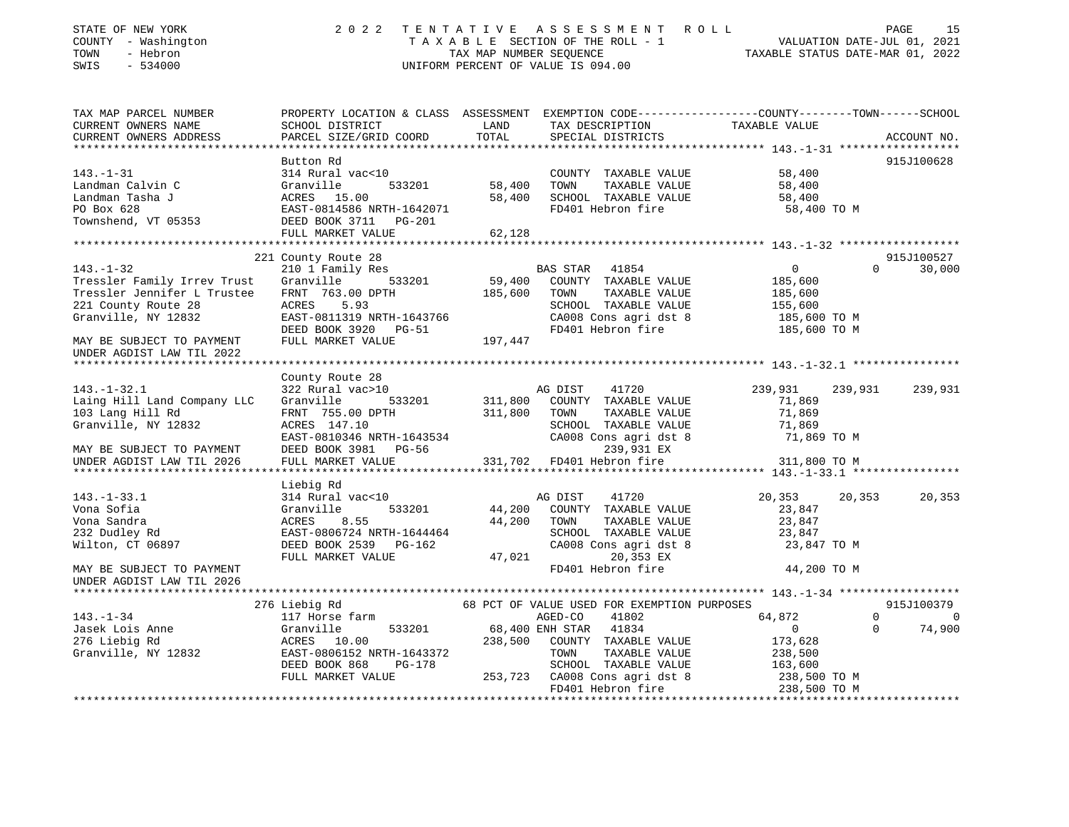STATE OF NEW YORK | 2 0 2 2 TENTATIVE ASSESSMENT ROLL | VALUATION DATE-JUL 01, 2021
COUNTY - Washington | TAXABLE SECTION OF THE ROLL - 1 | TAXABLE STATUS DATE-MAR 01, 2022
TOWN - Hebron | TAX MAP NUMBER SEQUENCE
SWIS - 534000 | UNIFORM PERCENT OF VALUE IS 094.00

```
TAX MAP PARCEL NUMBER          PROPERTY LOCATION & CLASS  ASSESSMENT  EXEMPTION CODE------------------COUNTY--------TOWN------SCHOOL
CURRENT OWNERS NAME            SCHOOL DISTRICT               LAND      TAX DESCRIPTION            TAXABLE VALUE
CURRENT OWNERS ADDRESS         PARCEL SIZE/GRID COORD        TOTAL     SPECIAL DISTRICTS                                        ACCOUNT NO.
****************************************************************************************************** 143.-1-31 ******************
                               Button Rd                                                                                    915J100628
143.-1-31                      314 Rural vac<10                         COUNTY  TAXABLE VALUE          58,400
Landman Calvin C               Granville       533201       58,400      TOWN    TAXABLE VALUE          58,400
Landman Tasha J                ACRES   15.00                58,400      SCHOOL  TAXABLE VALUE          58,400
PO Box 628                     EAST-0814586 NRTH-1642071                FD401 Hebron fire               58,400 TO M
Townshend, VT 05353            DEED BOOK 3711   PG-201
                               FULL MARKET VALUE            62,128
****************************************************************************************************** 143.-1-32 ******************
                               221 County Route 28                                                                          915J100527
143.-1-32                      210 1 Family Res                         BAS STAR  41854                  0            0      30,000
Tressler Family Irrev Trust    Granville       533201       59,400      COUNTY  TAXABLE VALUE         185,600
Tressler Jennifer L Trustee    FRNT 763.00 DPTH            185,600      TOWN    TAXABLE VALUE         185,600
221 County Route 28            ACRES    5.93                            SCHOOL  TAXABLE VALUE         155,600
Granville, NY 12832            EAST-0811319 NRTH-1643766                CA008 Cons agri dst 8          185,600 TO M
                               DEED BOOK 3920   PG-51                   FD401 Hebron fire              185,600 TO M
MAY BE SUBJECT TO PAYMENT      FULL MARKET VALUE           197,447
UNDER AGDIST LAW TIL 2022
****************************************************************************************************** 143.-1-32.1 ****************
                               County Route 28
143.-1-32.1                    322 Rural vac>10                         AG DIST   41720             239,931     239,931     239,931
Laing Hill Land Company LLC    Granville       533201      311,800      COUNTY  TAXABLE VALUE          71,869
103 Lang Hill Rd               FRNT 755.00 DPTH            311,800      TOWN    TAXABLE VALUE          71,869
Granville, NY 12832            ACRES  147.10                            SCHOOL  TAXABLE VALUE          71,869
                               EAST-0810346 NRTH-1643534                CA008 Cons agri dst 8           71,869 TO M
MAY BE SUBJECT TO PAYMENT      DEED BOOK 3981   PG-56                        239,931 EX
UNDER AGDIST LAW TIL 2026      FULL MARKET VALUE           331,702      FD401 Hebron fire              311,800 TO M
****************************************************************************************************** 143.-1-33.1 ****************
                               Liebig Rd
143.-1-33.1                    314 Rural vac<10                         AG DIST   41720              20,353      20,353      20,353
Vona Sofia                     Granville       533201       44,200      COUNTY  TAXABLE VALUE          23,847
Vona Sandra                    ACRES    8.55                44,200      TOWN    TAXABLE VALUE          23,847
232 Dudley Rd                  EAST-0806724 NRTH-1644464                SCHOOL  TAXABLE VALUE          23,847
Wilton, CT 06897               DEED BOOK 2539   PG-162                  CA008 Cons agri dst 8           23,847 TO M
                               FULL MARKET VALUE            47,021            20,353 EX
MAY BE SUBJECT TO PAYMENT                                               FD401 Hebron fire               44,200 TO M
UNDER AGDIST LAW TIL 2026
****************************************************************************************************** 143.-1-34 ******************
                               276 Liebig Rd                 68 PCT OF VALUE USED FOR EXEMPTION PURPOSES                    915J100379
143.-1-34                      117 Horse farm                           AGED-CO   41802              64,872           0           0
Jasek Lois Anne                Granville       533201       68,400 ENH STAR  41834                    0           0      74,900
276 Liebig Rd                  ACRES   10.00               238,500      COUNTY  TAXABLE VALUE         173,628
Granville, NY 12832            EAST-0806152 NRTH-1643372                TOWN    TAXABLE VALUE         238,500
                               DEED BOOK 868    PG-178                  SCHOOL  TAXABLE VALUE         163,600
                               FULL MARKET VALUE           253,723      CA008 Cons agri dst 8          238,500 TO M
                                                                        FD401 Hebron fire              238,500 TO M
************************************************************************************************************************************
```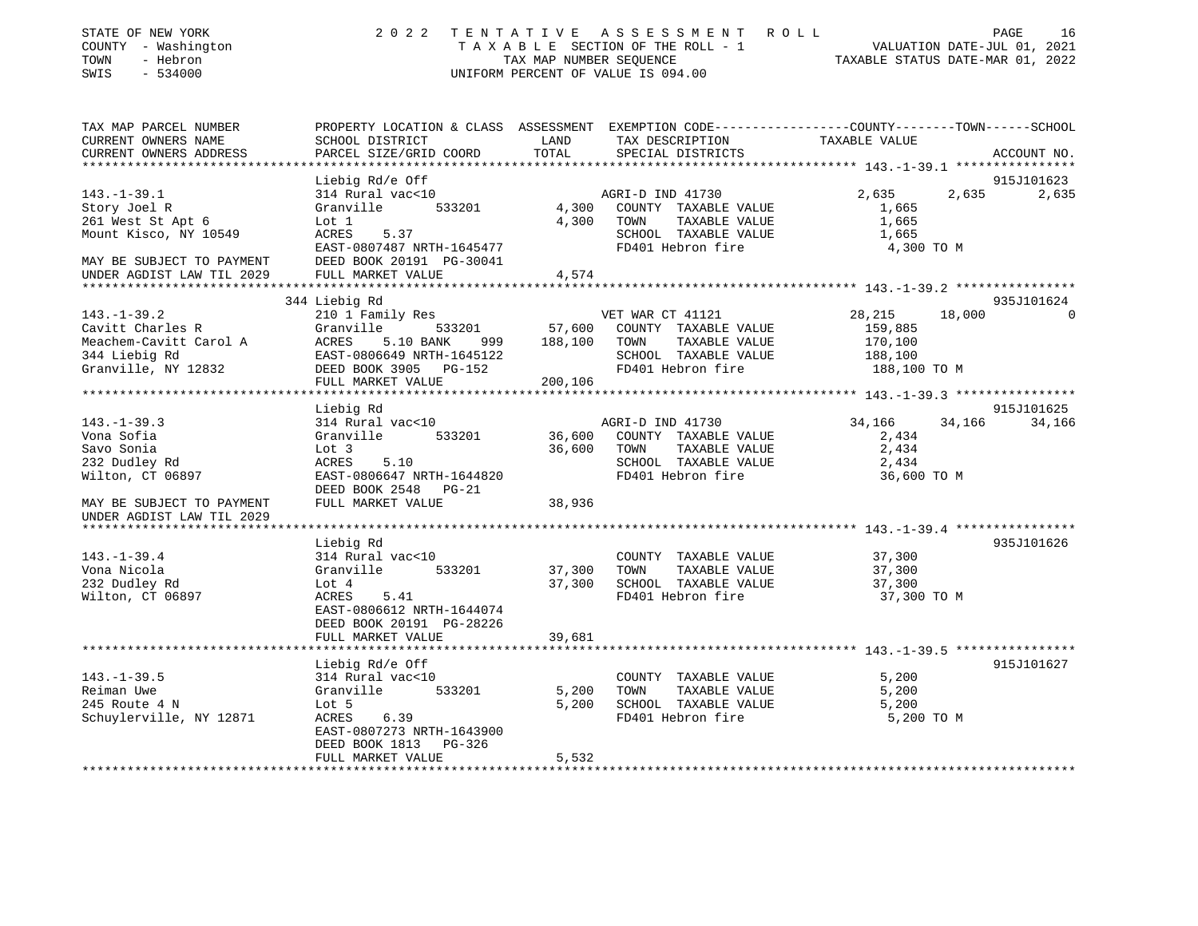STATE OF NEW YORK
COUNTY - Washington
TOWN - Hebron
SWIS - 534000

2022 TENTATIVE ASSESSMENT ROLL
TAXABLE SECTION OF THE ROLL - 1
TAX MAP NUMBER SEQUENCE
UNIFORM PERCENT OF VALUE IS 094.00

VALUATION DATE-JUL 01, 2021
TAXABLE STATUS DATE-MAR 01, 2022

| TAX MAP PARCEL NUMBER / CURRENT OWNERS NAME / CURRENT OWNERS ADDRESS | PROPERTY LOCATION & CLASS / SCHOOL DISTRICT / PARCEL SIZE/GRID COORD | ASSESSMENT LAND / TOTAL | EXEMPTION CODE / TAX DESCRIPTION / SPECIAL DISTRICTS | COUNTY TAXABLE VALUE | TOWN | SCHOOL | ACCOUNT NO. |
|---|---|---|---|---|---|---|---|
| **143.-1-39.1** | Liebig Rd/e Off | | | | | | 915J101623 |
| 143.-1-39.1 | 314 Rural vac<10 | | AGRI-D IND 41730 | 2,635 | 2,635 | 2,635 | |
| Story Joel R | Granville 533201 | 4,300 | COUNTY TAXABLE VALUE | 1,665 | | | |
| 261 West St Apt 6 | Lot 1 | 4,300 | TOWN TAXABLE VALUE | 1,665 | | | |
| Mount Kisco, NY 10549 | ACRES 5.37 | | SCHOOL TAXABLE VALUE | 1,665 | | | |
| | EAST-0807487 NRTH-1645477 | | FD401 Hebron fire | 4,300 TO M | | | |
| MAY BE SUBJECT TO PAYMENT | DEED BOOK 20191 PG-30041 | | | | | | |
| UNDER AGDIST LAW TIL 2029 | FULL MARKET VALUE | 4,574 | | | | | |
| **143.-1-39.2** | 344 Liebig Rd | | | | | | 935J101624 |
| 143.-1-39.2 | 210 1 Family Res | | VET WAR CT 41121 | 28,215 | 18,000 | 0 | |
| Cavitt Charles R | Granville 533201 | 57,600 | COUNTY TAXABLE VALUE | 159,885 | | | |
| Meachem-Cavitt Carol A | ACRES 5.10 BANK 999 | 188,100 | TOWN TAXABLE VALUE | 170,100 | | | |
| 344 Liebig Rd | EAST-0806649 NRTH-1645122 | | SCHOOL TAXABLE VALUE | 188,100 | | | |
| Granville, NY 12832 | DEED BOOK 3905 PG-152 | | FD401 Hebron fire | 188,100 TO M | | | |
| | FULL MARKET VALUE | 200,106 | | | | | |
| **143.-1-39.3** | Liebig Rd | | | | | | 915J101625 |
| 143.-1-39.3 | 314 Rural vac<10 | | AGRI-D IND 41730 | 34,166 | 34,166 | 34,166 | |
| Vona Sofia | Granville 533201 | 36,600 | COUNTY TAXABLE VALUE | 2,434 | | | |
| Savo Sonia | Lot 3 | 36,600 | TOWN TAXABLE VALUE | 2,434 | | | |
| 232 Dudley Rd | ACRES 5.10 | | SCHOOL TAXABLE VALUE | 2,434 | | | |
| Wilton, CT 06897 | EAST-0806647 NRTH-1644820 | | FD401 Hebron fire | 36,600 TO M | | | |
| | DEED BOOK 2548 PG-21 | | | | | | |
| MAY BE SUBJECT TO PAYMENT | FULL MARKET VALUE | 38,936 | | | | | |
| UNDER AGDIST LAW TIL 2029 | | | | | | | |
| **143.-1-39.4** | Liebig Rd | | | | | | 935J101626 |
| 143.-1-39.4 | 314 Rural vac<10 | | COUNTY TAXABLE VALUE | 37,300 | | | |
| Vona Nicola | Granville 533201 | 37,300 | TOWN TAXABLE VALUE | 37,300 | | | |
| 232 Dudley Rd | Lot 4 | 37,300 | SCHOOL TAXABLE VALUE | 37,300 | | | |
| Wilton, CT 06897 | ACRES 5.41 | | FD401 Hebron fire | 37,300 TO M | | | |
| | EAST-0806612 NRTH-1644074 | | | | | | |
| | DEED BOOK 20191 PG-28226 | | | | | | |
| | FULL MARKET VALUE | 39,681 | | | | | |
| **143.-1-39.5** | Liebig Rd/e Off | | | | | | 915J101627 |
| 143.-1-39.5 | 314 Rural vac<10 | | COUNTY TAXABLE VALUE | 5,200 | | | |
| Reiman Uwe | Granville 533201 | 5,200 | TOWN TAXABLE VALUE | 5,200 | | | |
| 245 Route 4 N | Lot 5 | 5,200 | SCHOOL TAXABLE VALUE | 5,200 | | | |
| Schuylerville, NY 12871 | ACRES 6.39 | | FD401 Hebron fire | 5,200 TO M | | | |
| | EAST-0807273 NRTH-1643900 | | | | | | |
| | DEED BOOK 1813 PG-326 | | | | | | |
| | FULL MARKET VALUE | 5,532 | | | | | |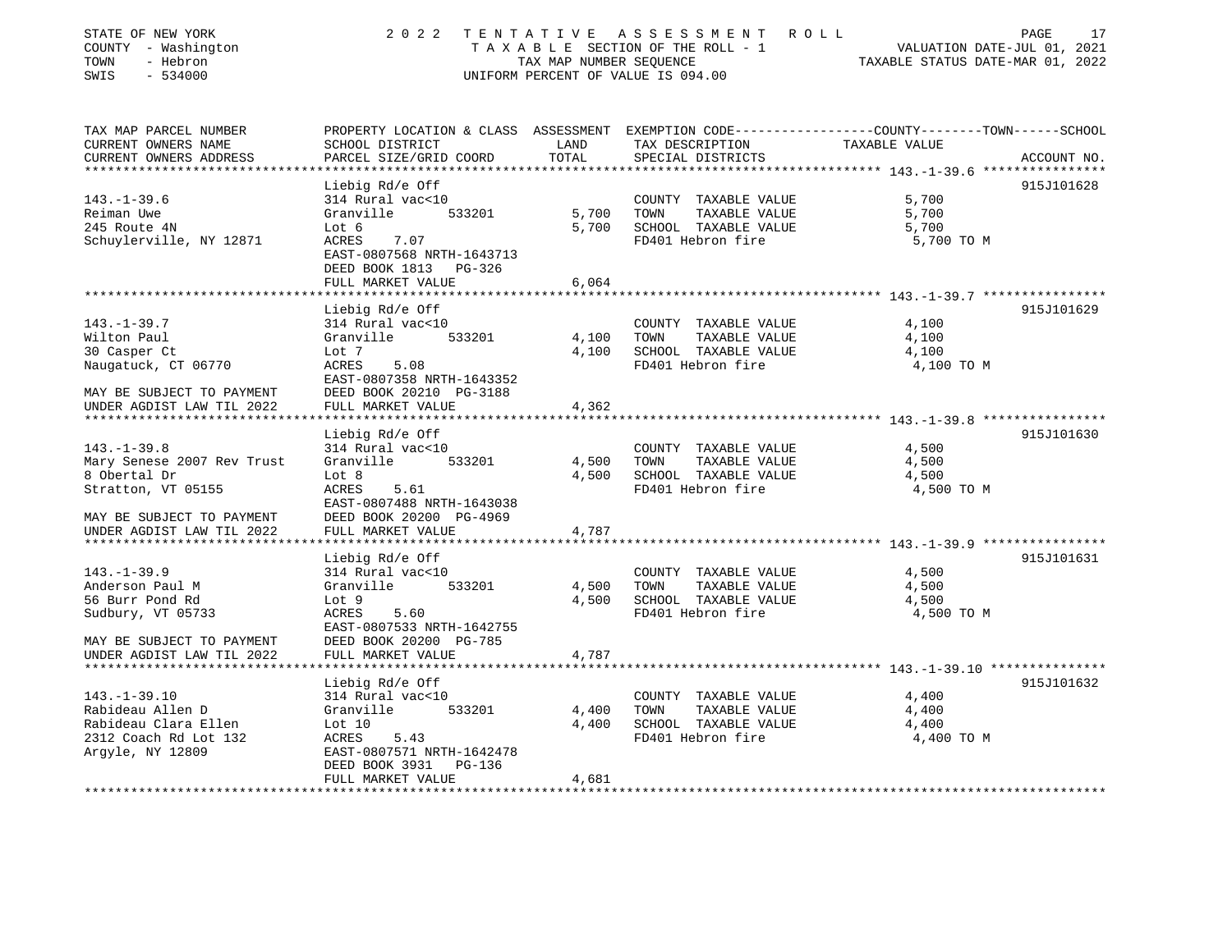STATE OF NEW YORK 2022 TENTATIVE ASSESSMENT ROLL
COUNTY - Washington TAXABLE SECTION OF THE ROLL - 1 VALUATION DATE-JUL 01, 2021
TOWN - Hebron TAX MAP NUMBER SEQUENCE TAXABLE STATUS DATE-MAR 01, 2022
SWIS - 534000 UNIFORM PERCENT OF VALUE IS 094.00

| TAX MAP PARCEL NUMBER<br>CURRENT OWNERS NAME<br>CURRENT OWNERS ADDRESS | PROPERTY LOCATION & CLASS<br>SCHOOL DISTRICT<br>PARCEL SIZE/GRID COORD | ASSESSMENT<br>LAND<br>TOTAL | EXEMPTION CODE-----COUNTY-----TOWN-----SCHOOL<br>TAX DESCRIPTION<br>SPECIAL DISTRICTS | TAXABLE VALUE | ACCOUNT NO. |
|---|---|---|---|---|---|
| **143.-1-39.6** | Liebig Rd/e Off | | | | 915J101628 |
| 143.-1-39.6 | 314 Rural vac<10 | | COUNTY TAXABLE VALUE | 5,700 | |
| Reiman Uwe | Granville 533201 | 5,700 | TOWN TAXABLE VALUE | 5,700 | |
| 245 Route 4N | Lot 6 | 5,700 | SCHOOL TAXABLE VALUE | 5,700 | |
| Schuylerville, NY 12871 | ACRES 7.07 | | FD401 Hebron fire | 5,700 TO M | |
| | EAST-0807568 NRTH-1643713 | | | | |
| | DEED BOOK 1813 PG-326 | | | | |
| | FULL MARKET VALUE | 6,064 | | | |
| **143.-1-39.7** | Liebig Rd/e Off | | | | 915J101629 |
| 143.-1-39.7 | 314 Rural vac<10 | | COUNTY TAXABLE VALUE | 4,100 | |
| Wilton Paul | Granville 533201 | 4,100 | TOWN TAXABLE VALUE | 4,100 | |
| 30 Casper Ct | Lot 7 | 4,100 | SCHOOL TAXABLE VALUE | 4,100 | |
| Naugatuck, CT 06770 | ACRES 5.08 | | FD401 Hebron fire | 4,100 TO M | |
| | EAST-0807358 NRTH-1643352 | | | | |
| MAY BE SUBJECT TO PAYMENT | DEED BOOK 20210 PG-3188 | | | | |
| UNDER AGDIST LAW TIL 2022 | FULL MARKET VALUE | 4,362 | | | |
| **143.-1-39.8** | Liebig Rd/e Off | | | | 915J101630 |
| 143.-1-39.8 | 314 Rural vac<10 | | COUNTY TAXABLE VALUE | 4,500 | |
| Mary Senese 2007 Rev Trust | Granville 533201 | 4,500 | TOWN TAXABLE VALUE | 4,500 | |
| 8 Obertal Dr | Lot 8 | 4,500 | SCHOOL TAXABLE VALUE | 4,500 | |
| Stratton, VT 05155 | ACRES 5.61 | | FD401 Hebron fire | 4,500 TO M | |
| | EAST-0807488 NRTH-1643038 | | | | |
| MAY BE SUBJECT TO PAYMENT | DEED BOOK 20200 PG-4969 | | | | |
| UNDER AGDIST LAW TIL 2022 | FULL MARKET VALUE | 4,787 | | | |
| **143.-1-39.9** | Liebig Rd/e Off | | | | 915J101631 |
| 143.-1-39.9 | 314 Rural vac<10 | | COUNTY TAXABLE VALUE | 4,500 | |
| Anderson Paul M | Granville 533201 | 4,500 | TOWN TAXABLE VALUE | 4,500 | |
| 56 Burr Pond Rd | Lot 9 | 4,500 | SCHOOL TAXABLE VALUE | 4,500 | |
| Sudbury, VT 05733 | ACRES 5.60 | | FD401 Hebron fire | 4,500 TO M | |
| | EAST-0807533 NRTH-1642755 | | | | |
| MAY BE SUBJECT TO PAYMENT | DEED BOOK 20200 PG-785 | | | | |
| UNDER AGDIST LAW TIL 2022 | FULL MARKET VALUE | 4,787 | | | |
| **143.-1-39.10** | Liebig Rd/e Off | | | | 915J101632 |
| 143.-1-39.10 | 314 Rural vac<10 | | COUNTY TAXABLE VALUE | 4,400 | |
| Rabideau Allen D | Granville 533201 | 4,400 | TOWN TAXABLE VALUE | 4,400 | |
| Rabideau Clara Ellen | Lot 10 | 4,400 | SCHOOL TAXABLE VALUE | 4,400 | |
| 2312 Coach Rd Lot 132 | ACRES 5.43 | | FD401 Hebron fire | 4,400 TO M | |
| Argyle, NY 12809 | EAST-0807571 NRTH-1642478 | | | | |
| | DEED BOOK 3931 PG-136 | | | | |
| | FULL MARKET VALUE | 4,681 | | | |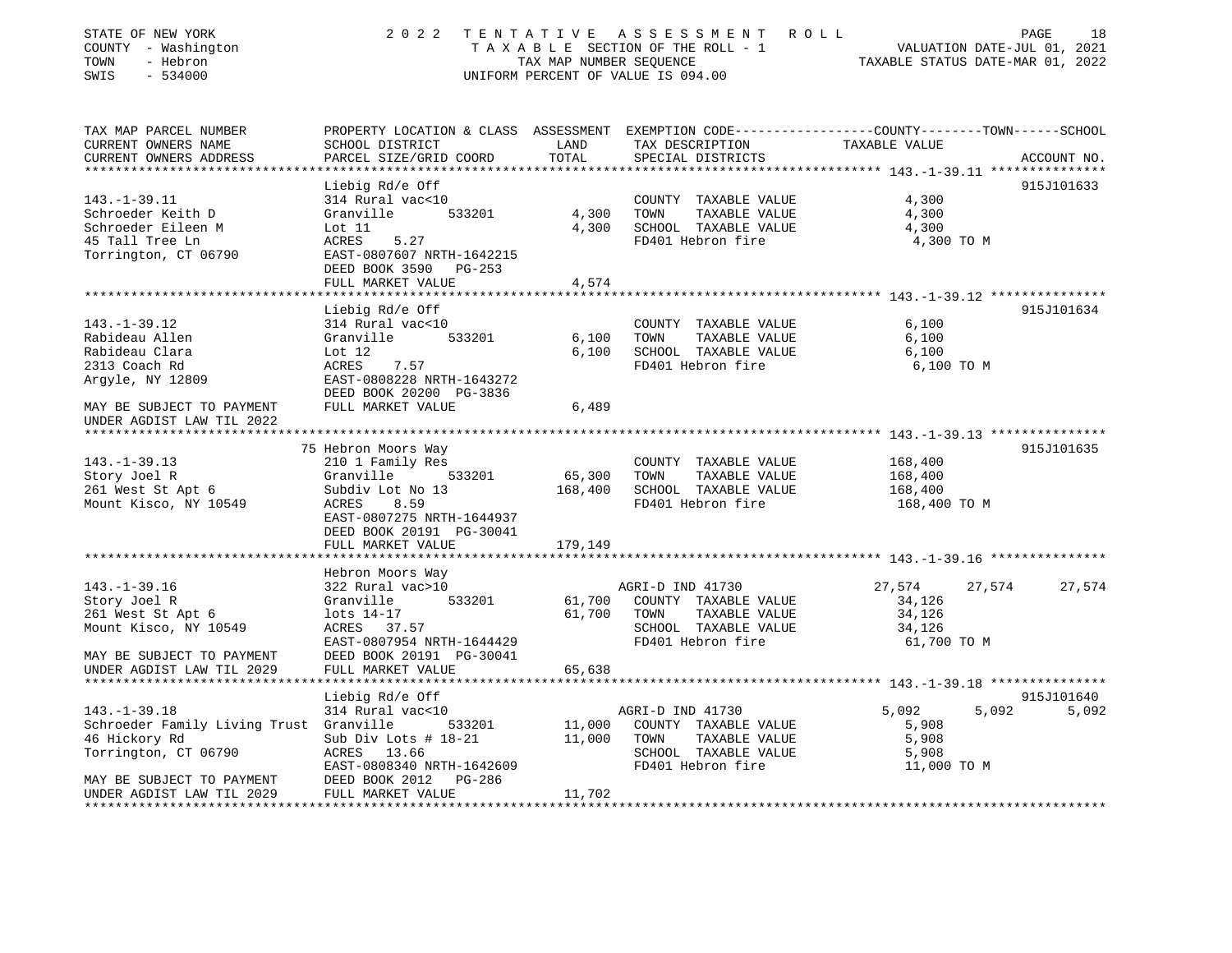STATE OF NEW YORK — 2022 TENTATIVE ASSESSMENT ROLL
COUNTY - Washington — TAXABLE SECTION OF THE ROLL - 1 — VALUATION DATE-JUL 01, 2021
TOWN - Hebron — TAX MAP NUMBER SEQUENCE — TAXABLE STATUS DATE-MAR 01, 2022
SWIS - 534000 — UNIFORM PERCENT OF VALUE IS 094.00

| TAX MAP PARCEL NUMBER / CURRENT OWNERS NAME / CURRENT OWNERS ADDRESS | PROPERTY LOCATION & CLASS / SCHOOL DISTRICT / PARCEL SIZE/GRID COORD | ASSESSMENT LAND | TOTAL | EXEMPTION CODE / TAX DESCRIPTION / SPECIAL DISTRICTS | COUNTY | TOWN | SCHOOL | ACCOUNT NO. |
|---|---|---|---|---|---|---|---|---|
| 143.-1-39.11 | Liebig Rd/e Off | | | | | | | 915J101633 |
| | 314 Rural vac<10 | | | COUNTY TAXABLE VALUE | 4,300 | | | |
| Schroeder Keith D | Granville 533201 | 4,300 | | TOWN TAXABLE VALUE | | 4,300 | | |
| Schroeder Eileen M | Lot 11 | | 4,300 | SCHOOL TAXABLE VALUE | | | 4,300 | |
| 45 Tall Tree Ln | ACRES 5.27 | | | FD401 Hebron fire | 4,300 TO M | | | |
| Torrington, CT 06790 | EAST-0807607 NRTH-1642215 | | | | | | | |
| | DEED BOOK 3590 PG-253 | | | | | | | |
| | FULL MARKET VALUE | | 4,574 | | | | | |
| 143.-1-39.12 | Liebig Rd/e Off | | | | | | | 915J101634 |
| | 314 Rural vac<10 | | | COUNTY TAXABLE VALUE | 6,100 | | | |
| Rabideau Allen | Granville 533201 | 6,100 | | TOWN TAXABLE VALUE | | 6,100 | | |
| Rabideau Clara | Lot 12 | | 6,100 | SCHOOL TAXABLE VALUE | | | 6,100 | |
| 2313 Coach Rd | ACRES 7.57 | | | FD401 Hebron fire | 6,100 TO M | | | |
| Argyle, NY 12809 | EAST-0808228 NRTH-1643272 | | | | | | | |
| | DEED BOOK 20200 PG-3836 | | | | | | | |
| MAY BE SUBJECT TO PAYMENT UNDER AGDIST LAW TIL 2022 | FULL MARKET VALUE | | 6,489 | | | | | |
| 143.-1-39.13 | 75 Hebron Moors Way | | | | | | | 915J101635 |
| | 210 1 Family Res | | | COUNTY TAXABLE VALUE | 168,400 | | | |
| Story Joel R | Granville 533201 | 65,300 | | TOWN TAXABLE VALUE | | 168,400 | | |
| 261 West St Apt 6 | Subdiv Lot No 13 | | 168,400 | SCHOOL TAXABLE VALUE | | | 168,400 | |
| Mount Kisco, NY 10549 | ACRES 8.59 | | | FD401 Hebron fire | 168,400 TO M | | | |
| | EAST-0807275 NRTH-1644937 | | | | | | | |
| | DEED BOOK 20191 PG-30041 | | | | | | | |
| | FULL MARKET VALUE | | 179,149 | | | | | |
| 143.-1-39.16 | Hebron Moors Way | | | | | | | |
| | 322 Rural vac>10 | | | AGRI-D IND 41730 | 27,574 | 27,574 | 27,574 | |
| Story Joel R | Granville 533201 | 61,700 | | COUNTY TAXABLE VALUE | 34,126 | | | |
| 261 West St Apt 6 | lots 14-17 | | 61,700 | TOWN TAXABLE VALUE | | 34,126 | | |
| Mount Kisco, NY 10549 | ACRES 37.57 | | | SCHOOL TAXABLE VALUE | | | 34,126 | |
| | EAST-0807954 NRTH-1644429 | | | FD401 Hebron fire | 61,700 TO M | | | |
| MAY BE SUBJECT TO PAYMENT | DEED BOOK 20191 PG-30041 | | | | | | | |
| UNDER AGDIST LAW TIL 2029 | FULL MARKET VALUE | | 65,638 | | | | | |
| 143.-1-39.18 | Liebig Rd/e Off | | | | | | | 915J101640 |
| | 314 Rural vac<10 | | | AGRI-D IND 41730 | 5,092 | 5,092 | 5,092 | |
| Schroeder Family Living Trust | Granville 533201 | 11,000 | | COUNTY TAXABLE VALUE | 5,908 | | | |
| 46 Hickory Rd | Sub Div Lots # 18-21 | | 11,000 | TOWN TAXABLE VALUE | | 5,908 | | |
| Torrington, CT 06790 | ACRES 13.66 | | | SCHOOL TAXABLE VALUE | | | 5,908 | |
| | EAST-0808340 NRTH-1642609 | | | FD401 Hebron fire | 11,000 TO M | | | |
| MAY BE SUBJECT TO PAYMENT | DEED BOOK 2012 PG-286 | | | | | | | |
| UNDER AGDIST LAW TIL 2029 | FULL MARKET VALUE | | 11,702 | | | | | |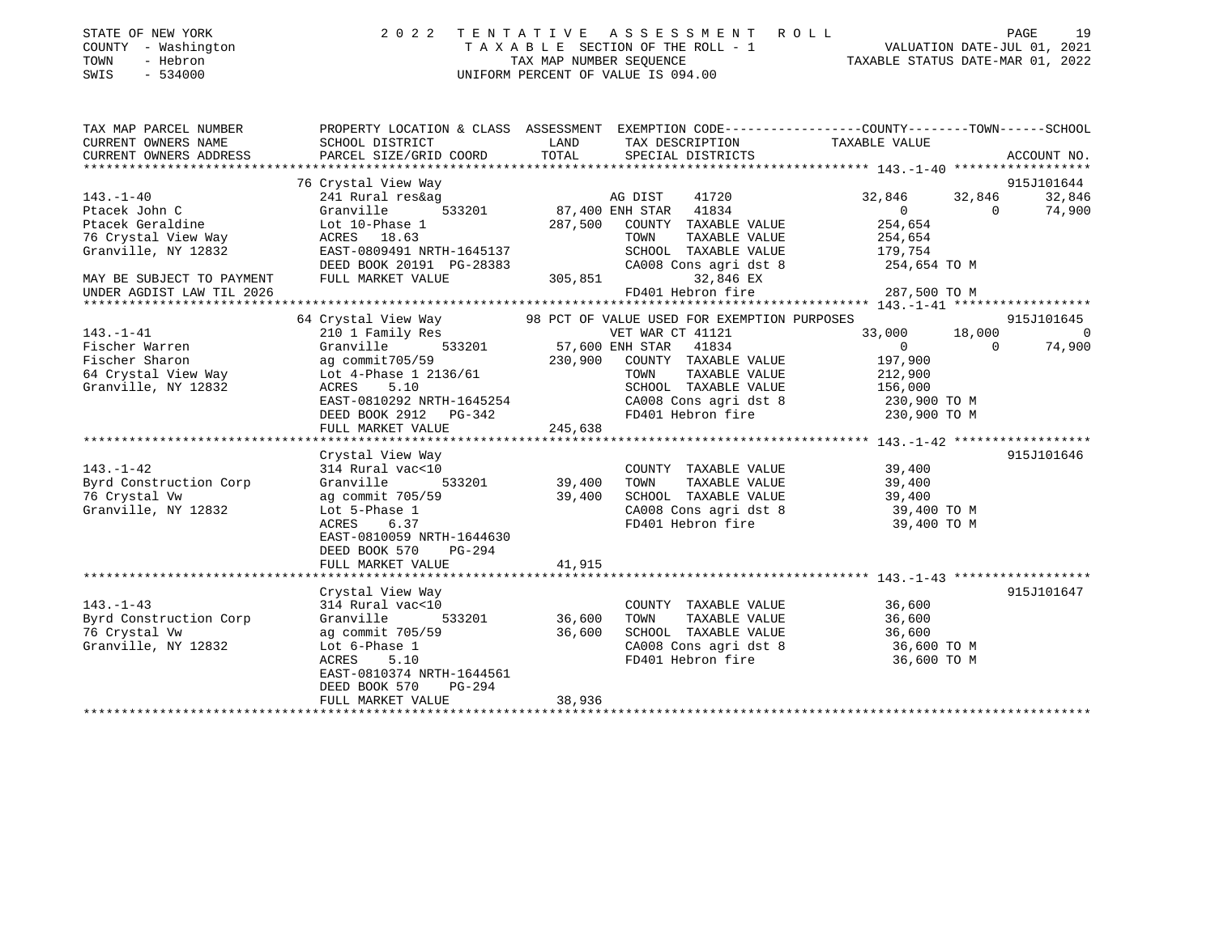STATE OF NEW YORK
COUNTY - Washington
TOWN - Hebron
SWIS - 534000

2022 TENTATIVE ASSESSMENT ROLL
TAXABLE SECTION OF THE ROLL - 1
TAX MAP NUMBER SEQUENCE
UNIFORM PERCENT OF VALUE IS 094.00

VALUATION DATE-JUL 01, 2021
TAXABLE STATUS DATE-MAR 01, 2022

```
TAX MAP PARCEL NUMBER          PROPERTY LOCATION & CLASS  ASSESSMENT  EXEMPTION CODE------------------COUNTY--------TOWN------SCHOOL
CURRENT OWNERS NAME            SCHOOL DISTRICT                 LAND      TAX DESCRIPTION               TAXABLE VALUE
CURRENT OWNERS ADDRESS         PARCEL SIZE/GRID COORD         TOTAL      SPECIAL DISTRICTS                                   ACCOUNT NO.
******************************************************************************************************* 143.-1-40 ******************
                               76 Crystal View Way                                                                        915J101644
143.-1-40                      241 Rural res&ag                       AG DIST     41720           32,846     32,846      32,846
Ptacek John C                  Granville      533201       87,400 ENH STAR    41834                0          0       74,900
Ptacek Geraldine               Lot 10-Phase 1             287,500    COUNTY  TAXABLE VALUE          254,654
76 Crystal View Way            ACRES   18.63                         TOWN    TAXABLE VALUE          254,654
Granville, NY 12832            EAST-0809491 NRTH-1645137             SCHOOL  TAXABLE VALUE          179,754
                               DEED BOOK 20191 PG-28383              CA008 Cons agri dst 8          254,654 TO M
MAY BE SUBJECT TO PAYMENT      FULL MARKET VALUE          305,851          32,846 EX
UNDER AGDIST LAW TIL 2026                                            FD401 Hebron fire              287,500 TO M
******************************************************************************************************* 143.-1-41 ******************
                               64 Crystal View Way        98 PCT OF VALUE USED FOR EXEMPTION PURPOSES                    915J101645
143.-1-41                      210 1 Family Res                      VET WAR CT 41121             33,000     18,000           0
Fischer Warren                 Granville      533201       57,600 ENH STAR    41834                0          0       74,900
Fischer Sharon                 ag commit705/59            230,900    COUNTY  TAXABLE VALUE          197,900
64 Crystal View Way            Lot 4-Phase 1 2136/61                 TOWN    TAXABLE VALUE          212,900
Granville, NY 12832            ACRES    5.10                         SCHOOL  TAXABLE VALUE          156,000
                               EAST-0810292 NRTH-1645254             CA008 Cons agri dst 8          230,900 TO M
                               DEED BOOK 2912   PG-342               FD401 Hebron fire              230,900 TO M
                               FULL MARKET VALUE          245,638
******************************************************************************************************* 143.-1-42 ******************
                               Crystal View Way                                                                           915J101646
143.-1-42                      314 Rural vac<10                      COUNTY  TAXABLE VALUE           39,400
Byrd Construction Corp         Granville      533201       39,400    TOWN    TAXABLE VALUE           39,400
76 Crystal Vw                  ag commit 705/59            39,400    SCHOOL  TAXABLE VALUE           39,400
Granville, NY 12832            Lot 5-Phase 1                         CA008 Cons agri dst 8           39,400 TO M
                               ACRES    6.37                         FD401 Hebron fire               39,400 TO M
                               EAST-0810059 NRTH-1644630
                               DEED BOOK 570    PG-294
                               FULL MARKET VALUE           41,915
******************************************************************************************************* 143.-1-43 ******************
                               Crystal View Way                                                                           915J101647
143.-1-43                      314 Rural vac<10                      COUNTY  TAXABLE VALUE           36,600
Byrd Construction Corp         Granville      533201       36,600    TOWN    TAXABLE VALUE           36,600
76 Crystal Vw                  ag commit 705/59            36,600    SCHOOL  TAXABLE VALUE           36,600
Granville, NY 12832            Lot 6-Phase 1                         CA008 Cons agri dst 8           36,600 TO M
                               ACRES    5.10                         FD401 Hebron fire               36,600 TO M
                               EAST-0810374 NRTH-1644561
                               DEED BOOK 570    PG-294
                               FULL MARKET VALUE           38,936
************************************************************************************************************************************
```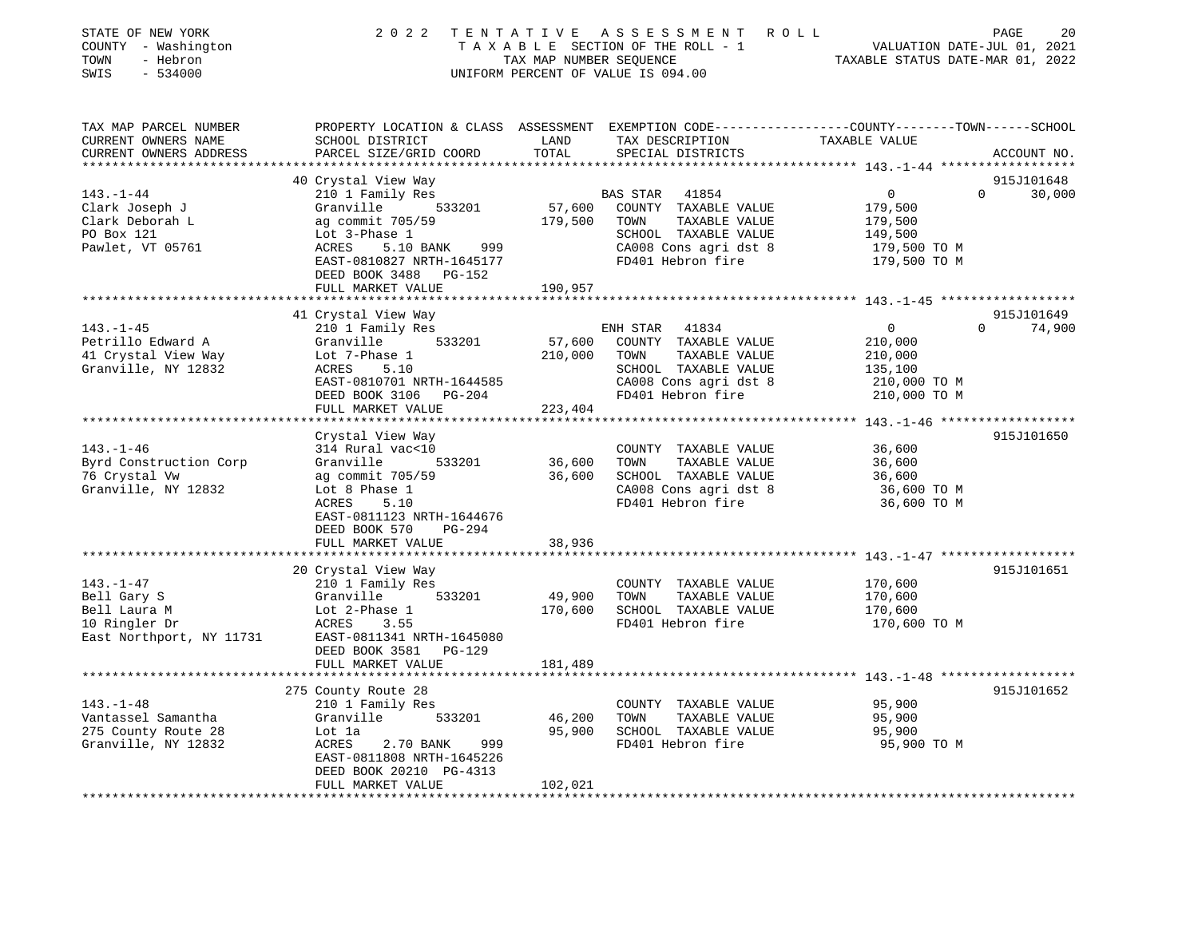STATE OF NEW YORK
COUNTY - Washington
TOWN - Hebron
SWIS - 534000

2022 TENTATIVE ASSESSMENT ROLL
TAXABLE SECTION OF THE ROLL - 1
TAX MAP NUMBER SEQUENCE
UNIFORM PERCENT OF VALUE IS 094.00

VALUATION DATE-JUL 01, 2021
TAXABLE STATUS DATE-MAR 01, 2022

| TAX MAP PARCEL NUMBER / CURRENT OWNERS NAME / CURRENT OWNERS ADDRESS | PROPERTY LOCATION & CLASS / SCHOOL DISTRICT / PARCEL SIZE/GRID COORD | LAND / TOTAL | EXEMPTION CODE / TAX DESCRIPTION / SPECIAL DISTRICTS | COUNTY / TOWN TAXABLE VALUE | SCHOOL / ACCOUNT NO. |
|---|---|---|---|---|---|
| **143.-1-44** | 40 Crystal View Way | | | | 915J101648 |
| | 210 1 Family Res | | BAS STAR 41854 | 0 | 0 30,000 |
| Clark Joseph J | Granville 533201 | 57,600 | COUNTY TAXABLE VALUE | 179,500 | |
| Clark Deborah L | ag commit 705/59 | 179,500 | TOWN TAXABLE VALUE | 179,500 | |
| PO Box 121 | Lot 3-Phase 1 | | SCHOOL TAXABLE VALUE | 149,500 | |
| Pawlet, VT 05761 | ACRES 5.10 BANK 999 | | CA008 Cons agri dst 8 | 179,500 TO M | |
| | EAST-0810827 NRTH-1645177 | | FD401 Hebron fire | 179,500 TO M | |
| | DEED BOOK 3488 PG-152 | | | | |
| | FULL MARKET VALUE | 190,957 | | | |
| **143.-1-45** | 41 Crystal View Way | | | | 915J101649 |
| | 210 1 Family Res | | ENH STAR 41834 | 0 | 0 74,900 |
| Petrillo Edward A | Granville 533201 | 57,600 | COUNTY TAXABLE VALUE | 210,000 | |
| 41 Crystal View Way | Lot 7-Phase 1 | 210,000 | TOWN TAXABLE VALUE | 210,000 | |
| Granville, NY 12832 | ACRES 5.10 | | SCHOOL TAXABLE VALUE | 135,100 | |
| | EAST-0810701 NRTH-1644585 | | CA008 Cons agri dst 8 | 210,000 TO M | |
| | DEED BOOK 3106 PG-204 | | FD401 Hebron fire | 210,000 TO M | |
| | FULL MARKET VALUE | 223,404 | | | |
| **143.-1-46** | Crystal View Way | | | | 915J101650 |
| | 314 Rural vac<10 | | COUNTY TAXABLE VALUE | 36,600 | |
| Byrd Construction Corp | Granville 533201 | 36,600 | TOWN TAXABLE VALUE | 36,600 | |
| 76 Crystal Vw | ag commit 705/59 | 36,600 | SCHOOL TAXABLE VALUE | 36,600 | |
| Granville, NY 12832 | Lot 8 Phase 1 | | CA008 Cons agri dst 8 | 36,600 TO M | |
| | ACRES 5.10 | | FD401 Hebron fire | 36,600 TO M | |
| | EAST-0811123 NRTH-1644676 | | | | |
| | DEED BOOK 570 PG-294 | | | | |
| | FULL MARKET VALUE | 38,936 | | | |
| **143.-1-47** | 20 Crystal View Way | | | | 915J101651 |
| | 210 1 Family Res | | COUNTY TAXABLE VALUE | 170,600 | |
| Bell Gary S | Granville 533201 | 49,900 | TOWN TAXABLE VALUE | 170,600 | |
| Bell Laura M | Lot 2-Phase 1 | 170,600 | SCHOOL TAXABLE VALUE | 170,600 | |
| 10 Ringler Dr | ACRES 3.55 | | FD401 Hebron fire | 170,600 TO M | |
| East Northport, NY 11731 | EAST-0811341 NRTH-1645080 | | | | |
| | DEED BOOK 3581 PG-129 | | | | |
| | FULL MARKET VALUE | 181,489 | | | |
| **143.-1-48** | 275 County Route 28 | | | | 915J101652 |
| | 210 1 Family Res | | COUNTY TAXABLE VALUE | 95,900 | |
| Vantassel Samantha | Granville 533201 | 46,200 | TOWN TAXABLE VALUE | 95,900 | |
| 275 County Route 28 | Lot 1a | 95,900 | SCHOOL TAXABLE VALUE | 95,900 | |
| Granville, NY 12832 | ACRES 2.70 BANK 999 | | FD401 Hebron fire | 95,900 TO M | |
| | EAST-0811808 NRTH-1645226 | | | | |
| | DEED BOOK 20210 PG-4313 | | | | |
| | FULL MARKET VALUE | 102,021 | | | |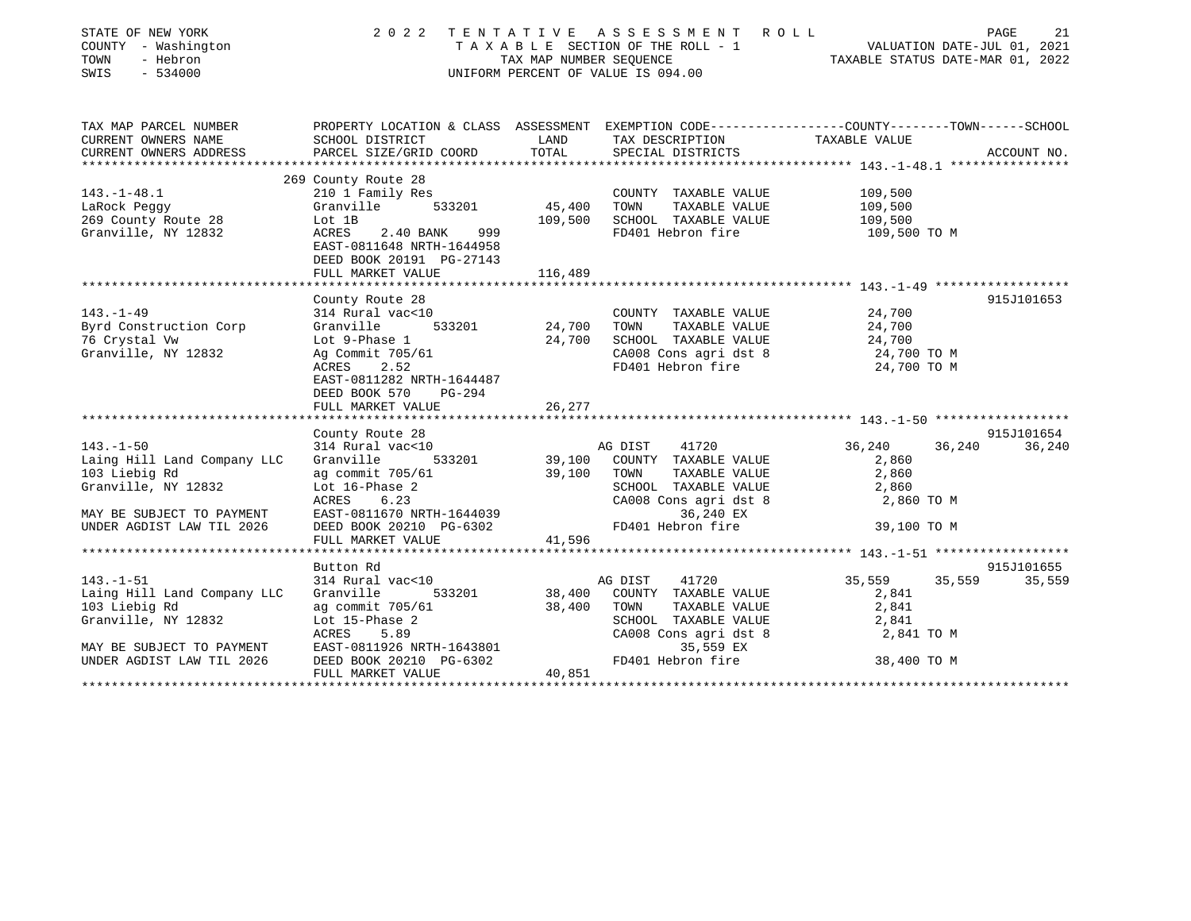STATE OF NEW YORK                    2 0 2 2   T E N T A T I V E   A S S E S S M E N T   R O L L
COUNTY - Washington                  T A X A B L E SECTION OF THE ROLL - 1                VALUATION DATE-JUL 01, 2021
TOWN - Hebron                        TAX MAP NUMBER SEQUENCE                              TAXABLE STATUS DATE-MAR 01, 2022
SWIS - 534000                        UNIFORM PERCENT OF VALUE IS 094.00

| TAX MAP PARCEL NUMBER / CURRENT OWNERS NAME / CURRENT OWNERS ADDRESS | PROPERTY LOCATION & CLASS / SCHOOL DISTRICT / PARCEL SIZE/GRID COORD | ASSESSMENT LAND | TOTAL | EXEMPTION CODE / TAX DESCRIPTION / SPECIAL DISTRICTS | COUNTY TAXABLE VALUE | TOWN | SCHOOL | ACCOUNT NO. |
|---|---|---|---|---|---|---|---|---|
| **143.-1-48.1** | 269 County Route 28 | | | | | | | |
| 143.-1-48.1 | 210 1 Family Res | | | COUNTY TAXABLE VALUE | 109,500 | | | |
| LaRock Peggy | Granville 533201 | 45,400 | | TOWN TAXABLE VALUE | 109,500 | | | |
| 269 County Route 28 | Lot 1B | | 109,500 | SCHOOL TAXABLE VALUE | 109,500 | | | |
| Granville, NY 12832 | ACRES 2.40 BANK 999 | | | FD401 Hebron fire | 109,500 TO M | | | |
| | EAST-0811648 NRTH-1644958 | | | | | | | |
| | DEED BOOK 20191 PG-27143 | | | | | | | |
| | FULL MARKET VALUE | | 116,489 | | | | | |
| **143.-1-49** | County Route 28 | | | | | | | 915J101653 |
| 143.-1-49 | 314 Rural vac<10 | | | COUNTY TAXABLE VALUE | 24,700 | | | |
| Byrd Construction Corp | Granville 533201 | 24,700 | | TOWN TAXABLE VALUE | 24,700 | | | |
| 76 Crystal Vw | Lot 9-Phase 1 | | 24,700 | SCHOOL TAXABLE VALUE | 24,700 | | | |
| Granville, NY 12832 | Ag Commit 705/61 | | | CA008 Cons agri dst 8 | 24,700 TO M | | | |
| | ACRES 2.52 | | | FD401 Hebron fire | 24,700 TO M | | | |
| | EAST-0811282 NRTH-1644487 | | | | | | | |
| | DEED BOOK 570 PG-294 | | | | | | | |
| | FULL MARKET VALUE | | 26,277 | | | | | |
| **143.-1-50** | County Route 28 | | | | | | | 915J101654 |
| 143.-1-50 | 314 Rural vac<10 | | | AG DIST 41720 | 36,240 | 36,240 | 36,240 | |
| Laing Hill Land Company LLC | Granville 533201 | 39,100 | | COUNTY TAXABLE VALUE | 2,860 | | | |
| 103 Liebig Rd | ag commit 705/61 | | 39,100 | TOWN TAXABLE VALUE | 2,860 | | | |
| Granville, NY 12832 | Lot 16-Phase 2 | | | SCHOOL TAXABLE VALUE | 2,860 | | | |
| | ACRES 6.23 | | | CA008 Cons agri dst 8 | 2,860 TO M | | | |
| MAY BE SUBJECT TO PAYMENT | EAST-0811670 NRTH-1644039 | | | 36,240 EX | | | | |
| UNDER AGDIST LAW TIL 2026 | DEED BOOK 20210 PG-6302 | | | FD401 Hebron fire | 39,100 TO M | | | |
| | FULL MARKET VALUE | | 41,596 | | | | | |
| **143.-1-51** | Button Rd | | | | | | | 915J101655 |
| 143.-1-51 | 314 Rural vac<10 | | | AG DIST 41720 | 35,559 | 35,559 | 35,559 | |
| Laing Hill Land Company LLC | Granville 533201 | 38,400 | | COUNTY TAXABLE VALUE | 2,841 | | | |
| 103 Liebig Rd | ag commit 705/61 | | 38,400 | TOWN TAXABLE VALUE | 2,841 | | | |
| Granville, NY 12832 | Lot 15-Phase 2 | | | SCHOOL TAXABLE VALUE | 2,841 | | | |
| | ACRES 5.89 | | | CA008 Cons agri dst 8 | 2,841 TO M | | | |
| MAY BE SUBJECT TO PAYMENT | EAST-0811926 NRTH-1643801 | | | 35,559 EX | | | | |
| UNDER AGDIST LAW TIL 2026 | DEED BOOK 20210 PG-6302 | | | FD401 Hebron fire | 38,400 TO M | | | |
| | FULL MARKET VALUE | | 40,851 | | | | | |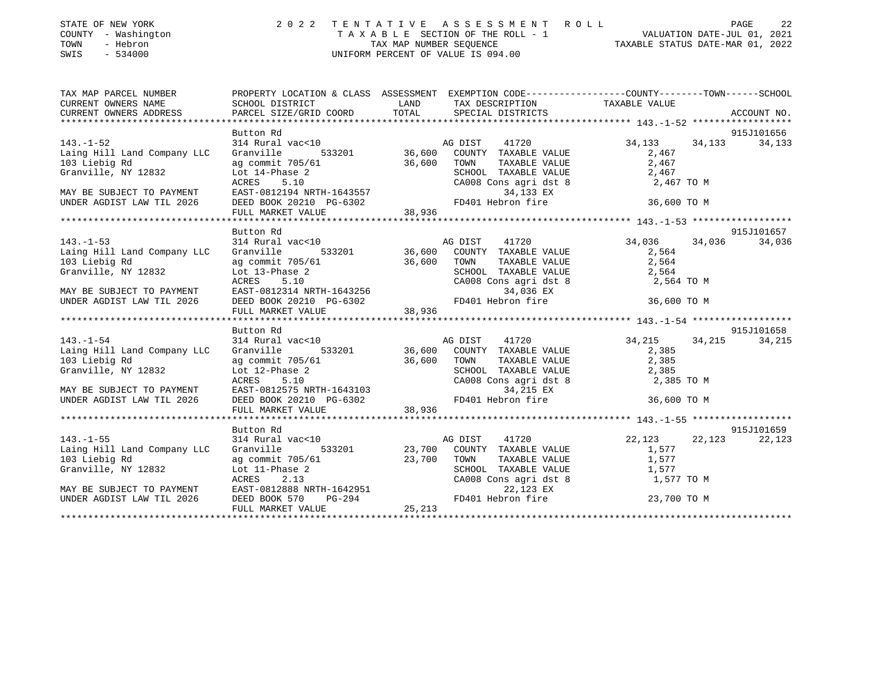STATE OF NEW YORK
COUNTY - Washington
TOWN - Hebron
SWIS - 534000

2022 TENTATIVE ASSESSMENT ROLL
TAXABLE SECTION OF THE ROLL - 1
TAX MAP NUMBER SEQUENCE
UNIFORM PERCENT OF VALUE IS 094.00

VALUATION DATE-JUL 01, 2021
TAXABLE STATUS DATE-MAR 01, 2022

| TAX MAP PARCEL NUMBER / CURRENT OWNERS NAME / CURRENT OWNERS ADDRESS | PROPERTY LOCATION & CLASS / SCHOOL DISTRICT / PARCEL SIZE/GRID COORD | ASSESSMENT LAND / TOTAL | EXEMPTION CODE / TAX DESCRIPTION / SPECIAL DISTRICTS | COUNTY TAXABLE VALUE | TOWN | SCHOOL | ACCOUNT NO. |
|---|---|---|---|---|---|---|---|
| **143.-1-52** | Button Rd | | | | | | 915J101656 |
| | 314 Rural vac<10 | | AG DIST 41720 | 34,133 | 34,133 | 34,133 | |
| Laing Hill Land Company LLC | Granville 533201 | 36,600 | COUNTY TAXABLE VALUE | 2,467 | | | |
| 103 Liebig Rd | ag commit 705/61 | 36,600 | TOWN TAXABLE VALUE | 2,467 | | | |
| Granville, NY 12832 | Lot 14-Phase 2 | | SCHOOL TAXABLE VALUE | 2,467 | | | |
| | ACRES 5.10 | | CA008 Cons agri dst 8 | 2,467 TO M | | | |
| MAY BE SUBJECT TO PAYMENT | EAST-0812194 NRTH-1643557 | | 34,133 EX | | | | |
| UNDER AGDIST LAW TIL 2026 | DEED BOOK 20210 PG-6302 | | FD401 Hebron fire | 36,600 TO M | | | |
| | FULL MARKET VALUE | 38,936 | | | | | |
| **143.-1-53** | Button Rd | | | | | | 915J101657 |
| | 314 Rural vac<10 | | AG DIST 41720 | 34,036 | 34,036 | 34,036 | |
| Laing Hill Land Company LLC | Granville 533201 | 36,600 | COUNTY TAXABLE VALUE | 2,564 | | | |
| 103 Liebig Rd | ag commit 705/61 | 36,600 | TOWN TAXABLE VALUE | 2,564 | | | |
| Granville, NY 12832 | Lot 13-Phase 2 | | SCHOOL TAXABLE VALUE | 2,564 | | | |
| | ACRES 5.10 | | CA008 Cons agri dst 8 | 2,564 TO M | | | |
| MAY BE SUBJECT TO PAYMENT | EAST-0812314 NRTH-1643256 | | 34,036 EX | | | | |
| UNDER AGDIST LAW TIL 2026 | DEED BOOK 20210 PG-6302 | | FD401 Hebron fire | 36,600 TO M | | | |
| | FULL MARKET VALUE | 38,936 | | | | | |
| **143.-1-54** | Button Rd | | | | | | 915J101658 |
| | 314 Rural vac<10 | | AG DIST 41720 | 34,215 | 34,215 | 34,215 | |
| Laing Hill Land Company LLC | Granville 533201 | 36,600 | COUNTY TAXABLE VALUE | 2,385 | | | |
| 103 Liebig Rd | ag commit 705/61 | 36,600 | TOWN TAXABLE VALUE | 2,385 | | | |
| Granville, NY 12832 | Lot 12-Phase 2 | | SCHOOL TAXABLE VALUE | 2,385 | | | |
| | ACRES 5.10 | | CA008 Cons agri dst 8 | 2,385 TO M | | | |
| MAY BE SUBJECT TO PAYMENT | EAST-0812575 NRTH-1643103 | | 34,215 EX | | | | |
| UNDER AGDIST LAW TIL 2026 | DEED BOOK 20210 PG-6302 | | FD401 Hebron fire | 36,600 TO M | | | |
| | FULL MARKET VALUE | 38,936 | | | | | |
| **143.-1-55** | Button Rd | | | | | | 915J101659 |
| | 314 Rural vac<10 | | AG DIST 41720 | 22,123 | 22,123 | 22,123 | |
| Laing Hill Land Company LLC | Granville 533201 | 23,700 | COUNTY TAXABLE VALUE | 1,577 | | | |
| 103 Liebig Rd | ag commit 705/61 | 23,700 | TOWN TAXABLE VALUE | 1,577 | | | |
| Granville, NY 12832 | Lot 11-Phase 2 | | SCHOOL TAXABLE VALUE | 1,577 | | | |
| | ACRES 2.13 | | CA008 Cons agri dst 8 | 1,577 TO M | | | |
| MAY BE SUBJECT TO PAYMENT | EAST-0812888 NRTH-1642951 | | 22,123 EX | | | | |
| UNDER AGDIST LAW TIL 2026 | DEED BOOK 570 PG-294 | | FD401 Hebron fire | 23,700 TO M | | | |
| | FULL MARKET VALUE | 25,213 | | | | | |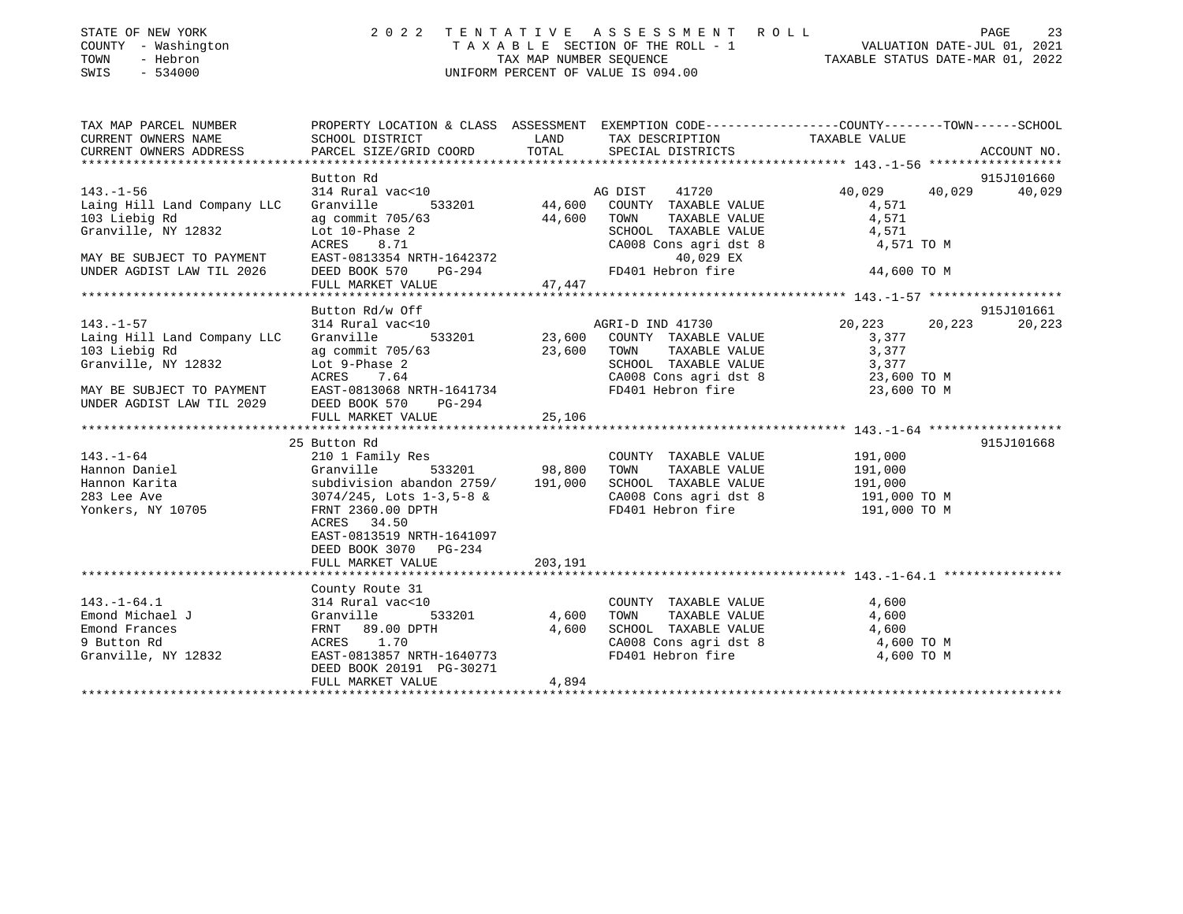STATE OF NEW YORK — 2022 TENTATIVE ASSESSMENT ROLL
COUNTY - Washington — TAXABLE SECTION OF THE ROLL - 1 — VALUATION DATE-JUL 01, 2021
TOWN - Hebron — TAX MAP NUMBER SEQUENCE — TAXABLE STATUS DATE-MAR 01, 2022
SWIS - 534000 — UNIFORM PERCENT OF VALUE IS 094.00

| TAX MAP PARCEL NUMBER / CURRENT OWNERS NAME / CURRENT OWNERS ADDRESS | PROPERTY LOCATION & CLASS / SCHOOL DISTRICT / PARCEL SIZE/GRID COORD | ASSESSMENT LAND | TOTAL | EXEMPTION CODE / TAX DESCRIPTION / SPECIAL DISTRICTS | COUNTY TAXABLE VALUE | TOWN | SCHOOL | ACCOUNT NO. |
|---|---|---|---|---|---|---|---|---|
| **143.-1-56** | Button Rd | | | | | | | 915J101660 |
| 143.-1-56 | 314 Rural vac<10 | | | AG DIST 41720 | 40,029 | 40,029 | 40,029 | |
| Laing Hill Land Company LLC | Granville 533201 | 44,600 | | COUNTY TAXABLE VALUE | 4,571 | | | |
| 103 Liebig Rd | ag commit 705/63 | | 44,600 | TOWN TAXABLE VALUE | 4,571 | | | |
| Granville, NY 12832 | Lot 10-Phase 2 | | | SCHOOL TAXABLE VALUE | 4,571 | | | |
| | ACRES 8.71 | | | CA008 Cons agri dst 8 | 4,571 TO M | | | |
| MAY BE SUBJECT TO PAYMENT | EAST-0813354 NRTH-1642372 | | | 40,029 EX | | | | |
| UNDER AGDIST LAW TIL 2026 | DEED BOOK 570 PG-294 | | | FD401 Hebron fire | 44,600 TO M | | | |
| | FULL MARKET VALUE | | 47,447 | | | | | |
| **143.-1-57** | Button Rd/w Off | | | | | | | 915J101661 |
| 143.-1-57 | 314 Rural vac<10 | | | AGRI-D IND 41730 | 20,223 | 20,223 | 20,223 | |
| Laing Hill Land Company LLC | Granville 533201 | 23,600 | | COUNTY TAXABLE VALUE | 3,377 | | | |
| 103 Liebig Rd | ag commit 705/63 | | 23,600 | TOWN TAXABLE VALUE | 3,377 | | | |
| Granville, NY 12832 | Lot 9-Phase 2 | | | SCHOOL TAXABLE VALUE | 3,377 | | | |
| | ACRES 7.64 | | | CA008 Cons agri dst 8 | 23,600 TO M | | | |
| MAY BE SUBJECT TO PAYMENT | EAST-0813068 NRTH-1641734 | | | FD401 Hebron fire | 23,600 TO M | | | |
| UNDER AGDIST LAW TIL 2029 | DEED BOOK 570 PG-294 | | | | | | | |
| | FULL MARKET VALUE | | 25,106 | | | | | |
| **143.-1-64** | 25 Button Rd | | | | | | | 915J101668 |
| 143.-1-64 | 210 1 Family Res | | | COUNTY TAXABLE VALUE | 191,000 | | | |
| Hannon Daniel | Granville 533201 | 98,800 | | TOWN TAXABLE VALUE | 191,000 | | | |
| Hannon Karita | subdivision abandon 2759/ | | 191,000 | SCHOOL TAXABLE VALUE | 191,000 | | | |
| 283 Lee Ave | 3074/245, Lots 1-3,5-8 & | | | CA008 Cons agri dst 8 | 191,000 TO M | | | |
| Yonkers, NY 10705 | FRNT 2360.00 DPTH | | | FD401 Hebron fire | 191,000 TO M | | | |
| | ACRES 34.50 | | | | | | | |
| | EAST-0813519 NRTH-1641097 | | | | | | | |
| | DEED BOOK 3070 PG-234 | | | | | | | |
| | FULL MARKET VALUE | | 203,191 | | | | | |
| **143.-1-64.1** | County Route 31 | | | | | | | |
| 143.-1-64.1 | 314 Rural vac<10 | | | COUNTY TAXABLE VALUE | 4,600 | | | |
| Emond Michael J | Granville 533201 | 4,600 | | TOWN TAXABLE VALUE | 4,600 | | | |
| Emond Frances | FRNT 89.00 DPTH | | 4,600 | SCHOOL TAXABLE VALUE | 4,600 | | | |
| 9 Button Rd | ACRES 1.70 | | | CA008 Cons agri dst 8 | 4,600 TO M | | | |
| Granville, NY 12832 | EAST-0813857 NRTH-1640773 | | | FD401 Hebron fire | 4,600 TO M | | | |
| | DEED BOOK 20191 PG-30271 | | | | | | | |
| | FULL MARKET VALUE | | 4,894 | | | | | |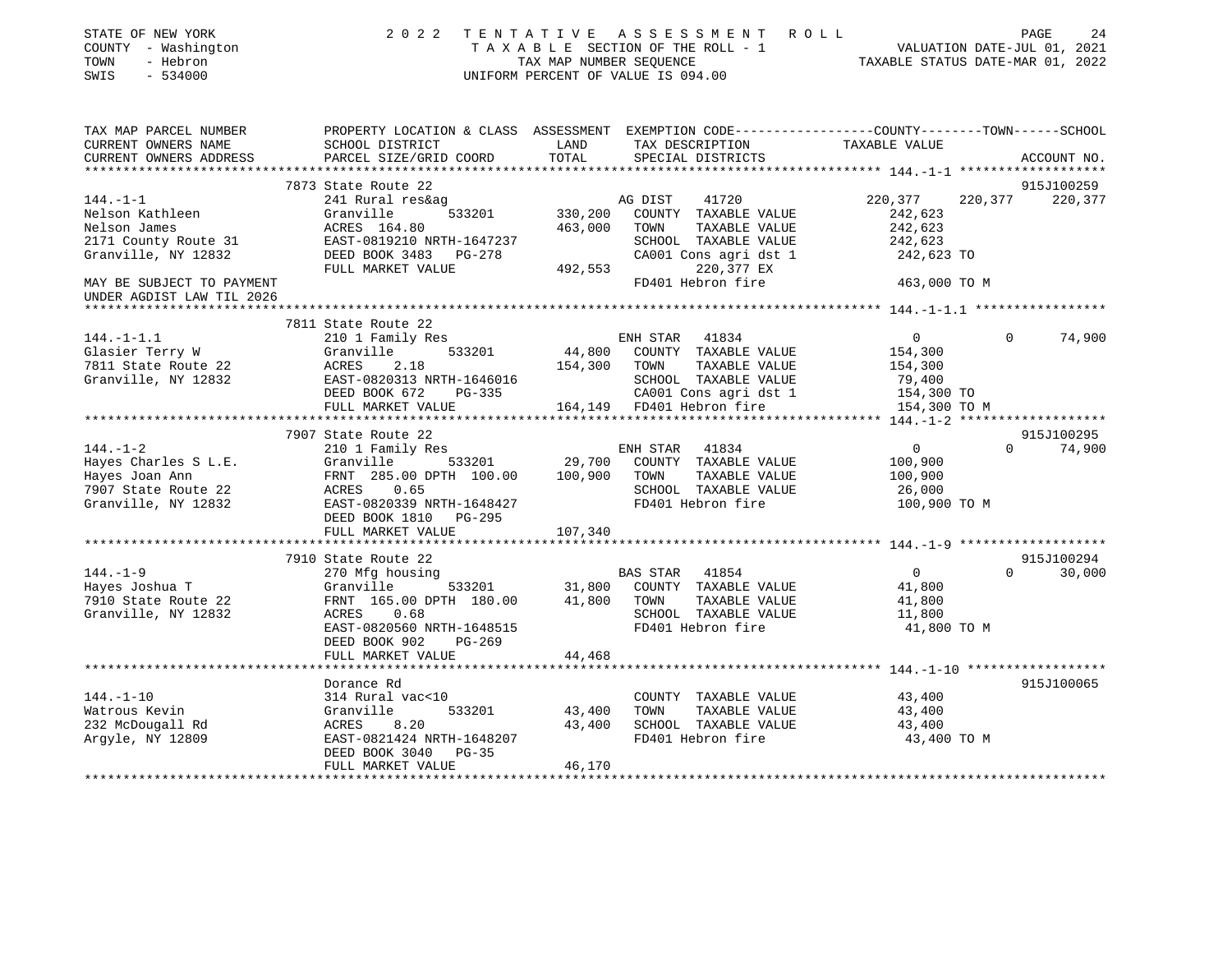STATE OF NEW YORK
COUNTY - Washington
TOWN - Hebron
SWIS - 534000

2 0 2 2 T E N T A T I V E A S S E S S M E N T R O L L
T A X A B L E SECTION OF THE ROLL - 1
TAX MAP NUMBER SEQUENCE
UNIFORM PERCENT OF VALUE IS 094.00

VALUATION DATE-JUL 01, 2021
TAXABLE STATUS DATE-MAR 01, 2022

```
TAX MAP PARCEL NUMBER         PROPERTY LOCATION & CLASS  ASSESSMENT  EXEMPTION CODE-----------------COUNTY--------TOWN------SCHOOL
CURRENT OWNERS NAME           SCHOOL DISTRICT               LAND      TAX DESCRIPTION            TAXABLE VALUE
CURRENT OWNERS ADDRESS        PARCEL SIZE/GRID COORD        TOTAL     SPECIAL DISTRICTS                                    ACCOUNT NO.
******************************************************************************************************* 144.-1-1 *******************
                              7873 State Route 22                                                                         915J100259
144.-1-1                      241 Rural res&ag                   AG DIST     41720              220,377     220,377    220,377
Nelson Kathleen               Granville         533201   330,200   COUNTY  TAXABLE VALUE          242,623
Nelson James                  ACRES  164.80              463,000   TOWN    TAXABLE VALUE          242,623
2171 County Route 31          EAST-0819210 NRTH-1647237             SCHOOL  TAXABLE VALUE          242,623
Granville, NY 12832           DEED BOOK 3483   PG-278               CA001 Cons agri dst 1           242,623 TO
                              FULL MARKET VALUE          492,553         220,377 EX
MAY BE SUBJECT TO PAYMENT                                           FD401 Hebron fire               463,000 TO M
UNDER AGDIST LAW TIL 2026
******************************************************************************************************* 144.-1-1.1 *****************
                              7811 State Route 22
144.-1-1.1                    210 1 Family Res                   ENH STAR    41834                   0           0     74,900
Glasier Terry W               Granville         533201    44,800   COUNTY  TAXABLE VALUE          154,300
7811 State Route 22           ACRES    2.18              154,300   TOWN    TAXABLE VALUE          154,300
Granville, NY 12832           EAST-0820313 NRTH-1646016             SCHOOL  TAXABLE VALUE           79,400
                              DEED BOOK 672    PG-335               CA001 Cons agri dst 1           154,300 TO
                              FULL MARKET VALUE          164,149   FD401 Hebron fire               154,300 TO M
******************************************************************************************************* 144.-1-2 *******************
                              7907 State Route 22                                                                         915J100295
144.-1-2                      210 1 Family Res                   ENH STAR    41834                   0           0     74,900
Hayes Charles S L.E.          Granville         533201    29,700   COUNTY  TAXABLE VALUE          100,900
Hayes Joan Ann                FRNT 285.00 DPTH 100.00    100,900   TOWN    TAXABLE VALUE          100,900
7907 State Route 22           ACRES    0.65                         SCHOOL  TAXABLE VALUE           26,000
Granville, NY 12832           EAST-0820339 NRTH-1648427             FD401 Hebron fire               100,900 TO M
                              DEED BOOK 1810   PG-295
                              FULL MARKET VALUE          107,340
******************************************************************************************************* 144.-1-9 *******************
                              7910 State Route 22                                                                         915J100294
144.-1-9                      270 Mfg housing                    BAS STAR    41854                   0           0     30,000
Hayes Joshua T                Granville         533201    31,800   COUNTY  TAXABLE VALUE           41,800
7910 State Route 22           FRNT 165.00 DPTH 180.00     41,800   TOWN    TAXABLE VALUE           41,800
Granville, NY 12832           ACRES    0.68                         SCHOOL  TAXABLE VALUE           11,800
                              EAST-0820560 NRTH-1648515             FD401 Hebron fire                41,800 TO M
                              DEED BOOK 902    PG-269
                              FULL MARKET VALUE           44,468
******************************************************************************************************* 144.-1-10 ******************
                              Dorance Rd                                                                                  915J100065
144.-1-10                     314 Rural vac<10                      COUNTY  TAXABLE VALUE           43,400
Watrous Kevin                 Granville         533201    43,400   TOWN    TAXABLE VALUE           43,400
232 McDougall Rd              ACRES    8.20               43,400   SCHOOL  TAXABLE VALUE           43,400
Argyle, NY 12809              EAST-0821424 NRTH-1648207             FD401 Hebron fire                43,400 TO M
                              DEED BOOK 3040   PG-35
                              FULL MARKET VALUE           46,170
************************************************************************************************************************************
```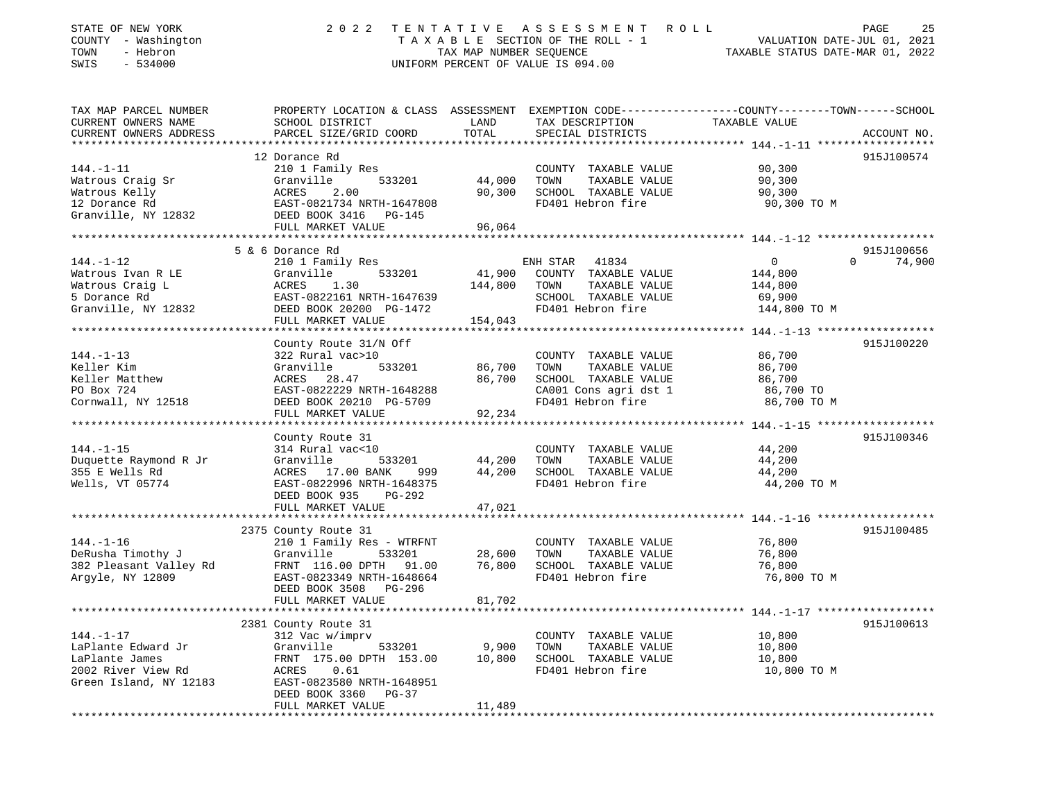STATE OF NEW YORK — 2022 TENTATIVE ASSESSMENT ROLL
COUNTY - Washington — TAXABLE SECTION OF THE ROLL - 1 — VALUATION DATE-JUL 01, 2021
TOWN - Hebron — TAX MAP NUMBER SEQUENCE — TAXABLE STATUS DATE-MAR 01, 2022
SWIS - 534000 — UNIFORM PERCENT OF VALUE IS 094.00

| TAX MAP PARCEL NUMBER / CURRENT OWNERS NAME / CURRENT OWNERS ADDRESS | PROPERTY LOCATION & CLASS / SCHOOL DISTRICT / PARCEL SIZE/GRID COORD | ASSESSMENT LAND | TOTAL | EXEMPTION CODE / TAX DESCRIPTION / SPECIAL DISTRICTS | COUNTY / TOWN / SCHOOL TAXABLE VALUE | ACCOUNT NO. |
|---|---|---|---|---|---|---|
| **144.-1-11** | 12 Dorance Rd | | | | | 915J100574 |
| Watrous Craig Sr | 210 1 Family Res | | | COUNTY TAXABLE VALUE | 90,300 | |
| Watrous Kelly | Granville 533201 | 44,000 | | TOWN TAXABLE VALUE | 90,300 | |
| 12 Dorance Rd | ACRES 2.00 | | 90,300 | SCHOOL TAXABLE VALUE | 90,300 | |
| Granville, NY 12832 | EAST-0821734 NRTH-1647808 | | | FD401 Hebron fire | 90,300 TO M | |
| | DEED BOOK 3416 PG-145 | | | | | |
| | FULL MARKET VALUE | | 96,064 | | | |
| **144.-1-12** | 5 & 6 Dorance Rd | | | | | 915J100656 |
| Watrous Ivan R LE | 210 1 Family Res | | | ENH STAR 41834 | 0 0 74,900 | |
| Watrous Craig L | Granville 533201 | 41,900 | | COUNTY TAXABLE VALUE | 144,800 | |
| 5 Dorance Rd | ACRES 1.30 | | 144,800 | TOWN TAXABLE VALUE | 144,800 | |
| Granville, NY 12832 | EAST-0822161 NRTH-1647639 | | | SCHOOL TAXABLE VALUE | 69,900 | |
| | DEED BOOK 20200 PG-1472 | | | FD401 Hebron fire | 144,800 TO M | |
| | FULL MARKET VALUE | | 154,043 | | | |
| **144.-1-13** | County Route 31/N Off | | | | | 915J100220 |
| Keller Kim | 322 Rural vac>10 | | | COUNTY TAXABLE VALUE | 86,700 | |
| Keller Matthew | Granville 533201 | 86,700 | | TOWN TAXABLE VALUE | 86,700 | |
| PO Box 724 | ACRES 28.47 | | 86,700 | SCHOOL TAXABLE VALUE | 86,700 | |
| Cornwall, NY 12518 | EAST-0822229 NRTH-1648288 | | | CA001 Cons agri dst 1 | 86,700 TO | |
| | DEED BOOK 20210 PG-5709 | | | FD401 Hebron fire | 86,700 TO M | |
| | FULL MARKET VALUE | | 92,234 | | | |
| **144.-1-15** | County Route 31 | | | | | 915J100346 |
| Duquette Raymond R Jr | 314 Rural vac<10 | | | COUNTY TAXABLE VALUE | 44,200 | |
| 355 E Wells Rd | Granville 533201 | 44,200 | | TOWN TAXABLE VALUE | 44,200 | |
| Wells, VT 05774 | ACRES 17.00 BANK 999 | | 44,200 | SCHOOL TAXABLE VALUE | 44,200 | |
| | EAST-0822996 NRTH-1648375 | | | FD401 Hebron fire | 44,200 TO M | |
| | DEED BOOK 935 PG-292 | | | | | |
| | FULL MARKET VALUE | | 47,021 | | | |
| **144.-1-16** | 2375 County Route 31 | | | | | 915J100485 |
| DeRusha Timothy J | 210 1 Family Res - WTRFNT | | | COUNTY TAXABLE VALUE | 76,800 | |
| 382 Pleasant Valley Rd | Granville 533201 | 28,600 | | TOWN TAXABLE VALUE | 76,800 | |
| Argyle, NY 12809 | FRNT 116.00 DPTH 91.00 | | 76,800 | SCHOOL TAXABLE VALUE | 76,800 | |
| | EAST-0823349 NRTH-1648664 | | | FD401 Hebron fire | 76,800 TO M | |
| | DEED BOOK 3508 PG-296 | | | | | |
| | FULL MARKET VALUE | | 81,702 | | | |
| **144.-1-17** | 2381 County Route 31 | | | | | 915J100613 |
| LaPlante Edward Jr | 312 Vac w/imprv | | | COUNTY TAXABLE VALUE | 10,800 | |
| LaPlante James | Granville 533201 | 9,900 | | TOWN TAXABLE VALUE | 10,800 | |
| 2002 River View Rd | FRNT 175.00 DPTH 153.00 | | 10,800 | SCHOOL TAXABLE VALUE | 10,800 | |
| Green Island, NY 12183 | ACRES 0.61 | | | FD401 Hebron fire | 10,800 TO M | |
| | EAST-0823580 NRTH-1648951 | | | | | |
| | DEED BOOK 3360 PG-37 | | | | | |
| | FULL MARKET VALUE | | 11,489 | | | |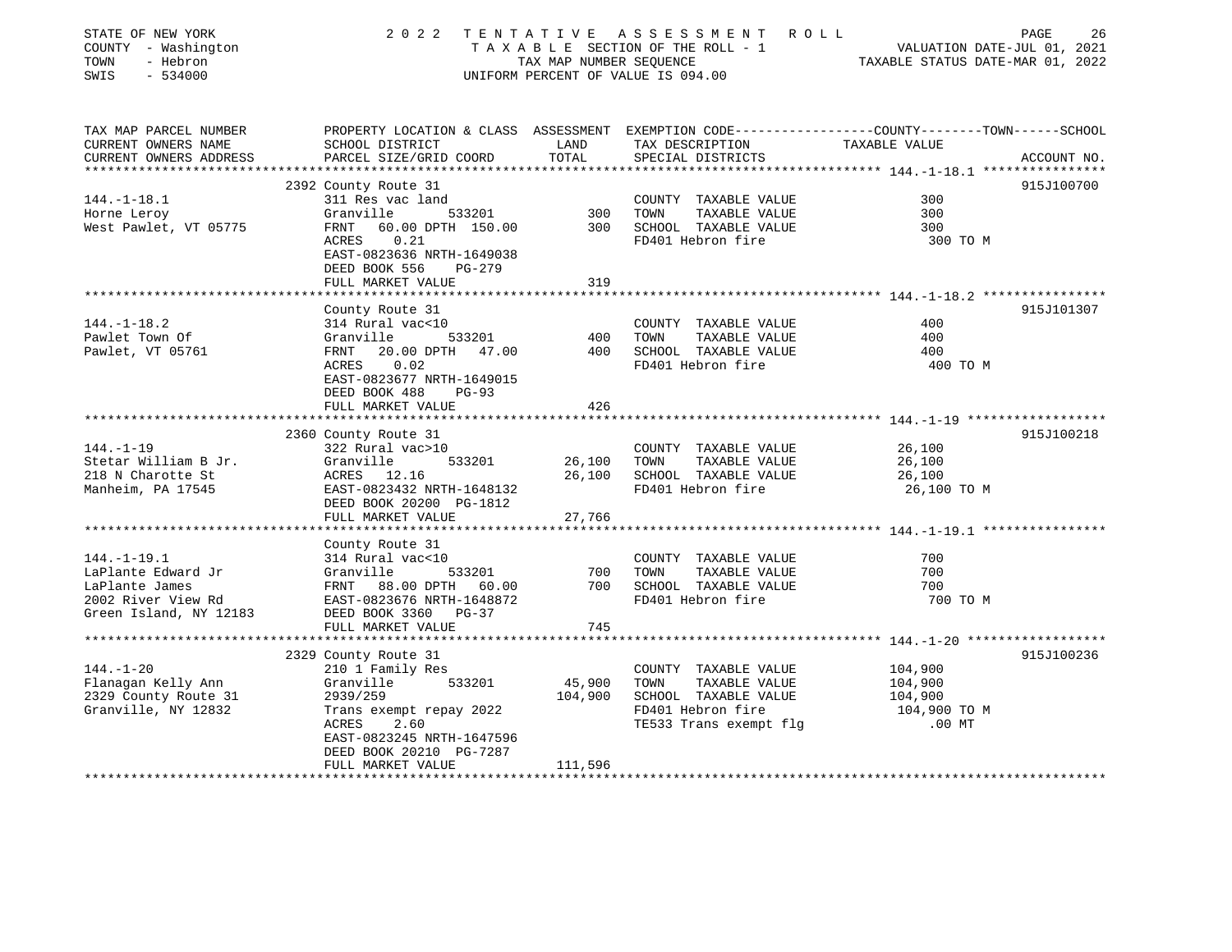STATE OF NEW YORK — 2022 TENTATIVE ASSESSMENT ROLL
COUNTY - Washington — TAXABLE SECTION OF THE ROLL - 1 — VALUATION DATE-JUL 01, 2021
TOWN - Hebron — TAX MAP NUMBER SEQUENCE — TAXABLE STATUS DATE-MAR 01, 2022
SWIS - 534000 — UNIFORM PERCENT OF VALUE IS 094.00

| TAX MAP PARCEL NUMBER / CURRENT OWNERS NAME / CURRENT OWNERS ADDRESS | PROPERTY LOCATION & CLASS / SCHOOL DISTRICT / PARCEL SIZE/GRID COORD | ASSESSMENT LAND / TOTAL | EXEMPTION CODE / TAX DESCRIPTION / SPECIAL DISTRICTS | TAXABLE VALUE (COUNTY / TOWN / SCHOOL) | ACCOUNT NO. |
|---|---|---|---|---|---|
| **144.-1-18.1** | 2392 County Route 31 | | | | 915J100700 |
| | 311 Res vac land | | COUNTY TAXABLE VALUE | 300 | |
| Horne Leroy | Granville 533201 | 300 | TOWN TAXABLE VALUE | 300 | |
| West Pawlet, VT 05775 | FRNT 60.00 DPTH 150.00 | 300 | SCHOOL TAXABLE VALUE | 300 | |
| | ACRES 0.21 | | FD401 Hebron fire | 300 TO M | |
| | EAST-0823636 NRTH-1649038 | | | | |
| | DEED BOOK 556 PG-279 | | | | |
| | FULL MARKET VALUE | 319 | | | |
| **144.-1-18.2** | County Route 31 | | | | 915J101307 |
| | 314 Rural vac<10 | | COUNTY TAXABLE VALUE | 400 | |
| Pawlet Town Of | Granville 533201 | 400 | TOWN TAXABLE VALUE | 400 | |
| Pawlet, VT 05761 | FRNT 20.00 DPTH 47.00 | 400 | SCHOOL TAXABLE VALUE | 400 | |
| | ACRES 0.02 | | FD401 Hebron fire | 400 TO M | |
| | EAST-0823677 NRTH-1649015 | | | | |
| | DEED BOOK 488 PG-93 | | | | |
| | FULL MARKET VALUE | 426 | | | |
| **144.-1-19** | 2360 County Route 31 | | | | 915J100218 |
| | 322 Rural vac>10 | | COUNTY TAXABLE VALUE | 26,100 | |
| Stetar William B Jr. | Granville 533201 | 26,100 | TOWN TAXABLE VALUE | 26,100 | |
| 218 N Charotte St | ACRES 12.16 | 26,100 | SCHOOL TAXABLE VALUE | 26,100 | |
| Manheim, PA 17545 | EAST-0823432 NRTH-1648132 | | FD401 Hebron fire | 26,100 TO M | |
| | DEED BOOK 20200 PG-1812 | | | | |
| | FULL MARKET VALUE | 27,766 | | | |
| **144.-1-19.1** | County Route 31 | | | | |
| | 314 Rural vac<10 | | COUNTY TAXABLE VALUE | 700 | |
| LaPlante Edward Jr | Granville 533201 | 700 | TOWN TAXABLE VALUE | 700 | |
| LaPlante James | FRNT 88.00 DPTH 60.00 | 700 | SCHOOL TAXABLE VALUE | 700 | |
| 2002 River View Rd | EAST-0823676 NRTH-1648872 | | FD401 Hebron fire | 700 TO M | |
| Green Island, NY 12183 | DEED BOOK 3360 PG-37 | | | | |
| | FULL MARKET VALUE | 745 | | | |
| **144.-1-20** | 2329 County Route 31 | | | | 915J100236 |
| | 210 1 Family Res | | COUNTY TAXABLE VALUE | 104,900 | |
| Flanagan Kelly Ann | Granville 533201 | 45,900 | TOWN TAXABLE VALUE | 104,900 | |
| 2329 County Route 31 | 2939/259 | 104,900 | SCHOOL TAXABLE VALUE | 104,900 | |
| Granville, NY 12832 | Trans exempt repay 2022 | | FD401 Hebron fire | 104,900 TO M | |
| | ACRES 2.60 | | TE533 Trans exempt flg | .00 MT | |
| | EAST-0823245 NRTH-1647596 | | | | |
| | DEED BOOK 20210 PG-7287 | | | | |
| | FULL MARKET VALUE | 111,596 | | | |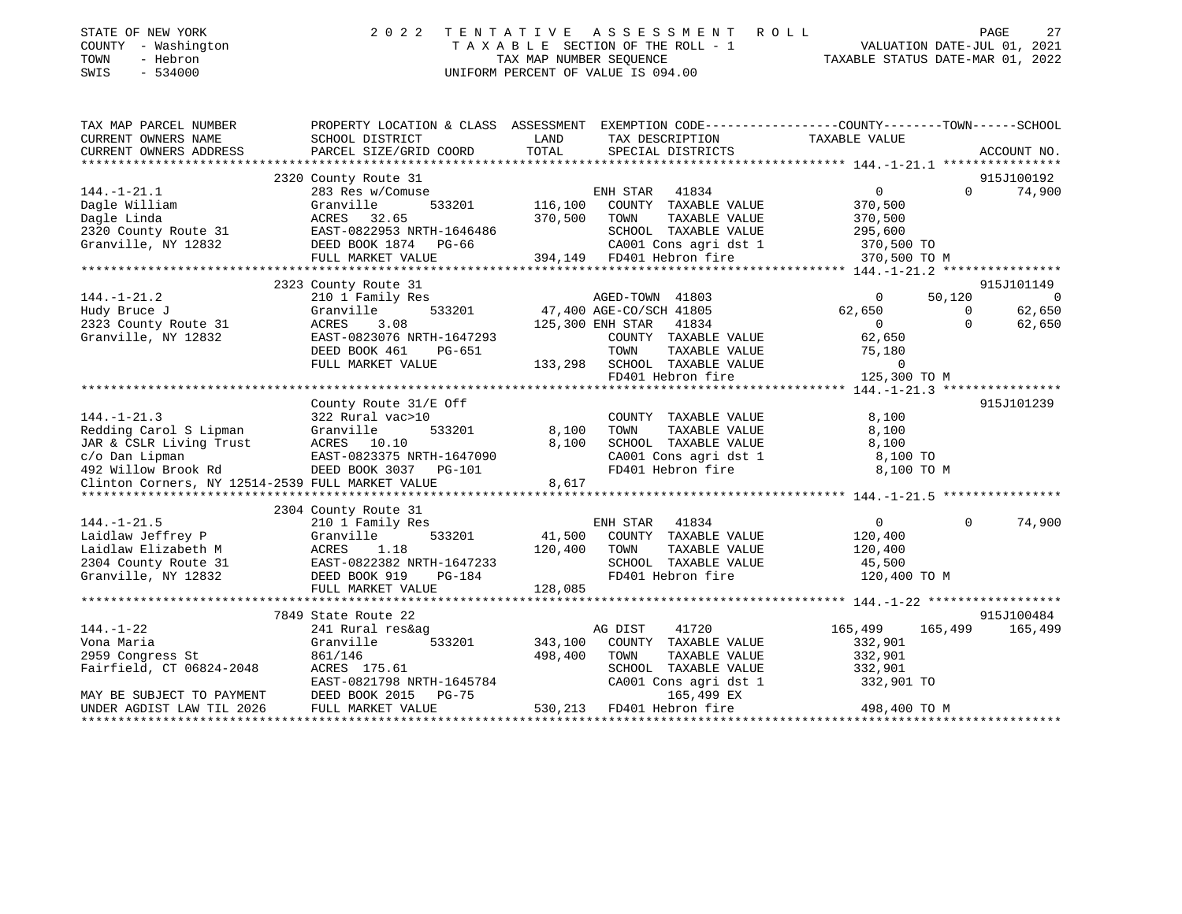STATE OF NEW YORK | 2022 TENTATIVE ASSESSMENT ROLL
COUNTY - Washington | TAXABLE SECTION OF THE ROLL - 1 | VALUATION DATE-JUL 01, 2021
TOWN - Hebron | TAX MAP NUMBER SEQUENCE | TAXABLE STATUS DATE-MAR 01, 2022
SWIS - 534000 | UNIFORM PERCENT OF VALUE IS 094.00

```
TAX MAP PARCEL NUMBER          PROPERTY LOCATION & CLASS  ASSESSMENT  EXEMPTION CODE------------------COUNTY--------TOWN------SCHOOL
CURRENT OWNERS NAME            SCHOOL DISTRICT              LAND       TAX DESCRIPTION              TAXABLE VALUE
CURRENT OWNERS ADDRESS         PARCEL SIZE/GRID COORD       TOTAL      SPECIAL DISTRICTS                                           ACCOUNT NO.
******************************************************************************************************* 144.-1-21.1 ****************
                               2320 County Route 31                                                                            915J100192
144.-1-21.1                    283 Res w/Comuse                         ENH STAR   41834                  0             0       74,900
Dagle William                  Granville       533201      116,100    COUNTY  TAXABLE VALUE         370,500
Dagle Linda                    ACRES   32.65               370,500    TOWN    TAXABLE VALUE         370,500
2320 County Route 31           EAST-0822953 NRTH-1646486              SCHOOL  TAXABLE VALUE         295,600
Granville, NY 12832            DEED BOOK 1874    PG-66                CA001 Cons agri dst 1           370,500 TO
                               FULL MARKET VALUE           394,149    FD401 Hebron fire               370,500 TO M
******************************************************************************************************* 144.-1-21.2 ****************
                               2323 County Route 31                                                                            915J101149
144.-1-21.2                    210 1 Family Res                         AGED-TOWN  41803                  0        50,120            0
Hudy Bruce J                   Granville       533201       47,400 AGE-CO/SCH 41805               62,650             0        62,650
2323 County Route 31           ACRES    3.08               125,300 ENH STAR   41834                  0             0        62,650
Granville, NY 12832            EAST-0823076 NRTH-1647293              COUNTY  TAXABLE VALUE          62,650
                               DEED BOOK 461     PG-651               TOWN    TAXABLE VALUE          75,180
                               FULL MARKET VALUE           133,298    SCHOOL  TAXABLE VALUE               0
                                                                      FD401 Hebron fire               125,300 TO M
******************************************************************************************************* 144.-1-21.3 ****************
                               County Route 31/E Off                                                                           915J101239
144.-1-21.3                    322 Rural vac>10                         COUNTY  TAXABLE VALUE           8,100
Redding Carol S Lipman         Granville       533201        8,100    TOWN    TAXABLE VALUE           8,100
JAR & CSLR Living Trust        ACRES   10.10                 8,100    SCHOOL  TAXABLE VALUE           8,100
c/o Dan Lipman                 EAST-0823375 NRTH-1647090              CA001 Cons agri dst 1             8,100 TO
492 Willow Brook Rd            DEED BOOK 3037    PG-101               FD401 Hebron fire                 8,100 TO M
Clinton Corners, NY 12514-2539 FULL MARKET VALUE             8,617
******************************************************************************************************* 144.-1-21.5 ****************
                               2304 County Route 31
144.-1-21.5                    210 1 Family Res                         ENH STAR   41834                  0             0       74,900
Laidlaw Jeffrey P              Granville       533201       41,500    COUNTY  TAXABLE VALUE         120,400
Laidlaw Elizabeth M            ACRES    1.18               120,400    TOWN    TAXABLE VALUE         120,400
2304 County Route 31           EAST-0822382 NRTH-1647233              SCHOOL  TAXABLE VALUE          45,500
Granville, NY 12832            DEED BOOK 919     PG-184               FD401 Hebron fire               120,400 TO M
                               FULL MARKET VALUE           128,085
******************************************************************************************************* 144.-1-22 ******************
                               7849 State Route 22                                                                             915J100484
144.-1-22                      241 Rural res&ag                         AG DIST    41720            165,499       165,499      165,499
Vona Maria                     Granville       533201      343,100    COUNTY  TAXABLE VALUE         332,901
2959 Congress St               861/146                     498,400    TOWN    TAXABLE VALUE         332,901
Fairfield, CT 06824-2048       ACRES  175.61                          SCHOOL  TAXABLE VALUE         332,901
                               EAST-0821798 NRTH-1645784              CA001 Cons agri dst 1           332,901 TO
MAY BE SUBJECT TO PAYMENT      DEED BOOK 2015    PG-75                      165,499 EX
UNDER AGDIST LAW TIL 2026      FULL MARKET VALUE           530,213    FD401 Hebron fire               498,400 TO M
************************************************************************************************************************************
```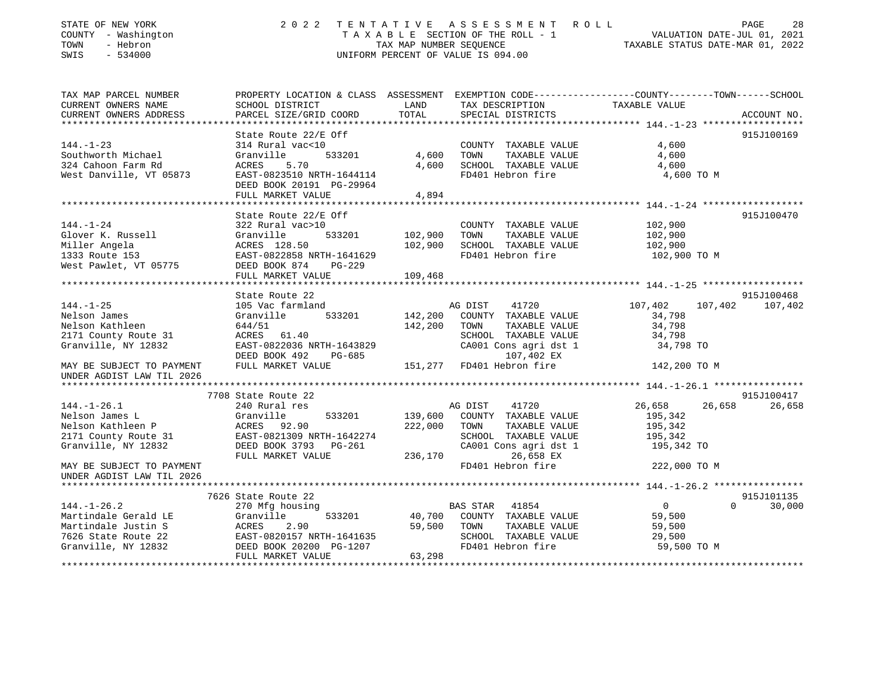STATE OF NEW YORK | COUNTY - Washington | TOWN - Hebron | SWIS - 534000

# 2022 TENTATIVE ASSESSMENT ROLL

TAXABLE SECTION OF THE ROLL - 1
TAX MAP NUMBER SEQUENCE
UNIFORM PERCENT OF VALUE IS 094.00

VALUATION DATE-JUL 01, 2021
TAXABLE STATUS DATE-MAR 01, 2022

| TAX MAP PARCEL NUMBER / CURRENT OWNERS NAME / CURRENT OWNERS ADDRESS | PROPERTY LOCATION & CLASS / SCHOOL DISTRICT / PARCEL SIZE/GRID COORD | ASSESSMENT LAND | TOTAL | EXEMPTION CODE / TAX DESCRIPTION / SPECIAL DISTRICTS | COUNTY TAXABLE VALUE | TOWN | SCHOOL | ACCOUNT NO. |
|---|---|---|---|---|---|---|---|---|
| **144.-1-23** | State Route 22/E Off | | | | | | | 915J100169 |
| 144.-1-23 | 314 Rural vac<10 | | | COUNTY TAXABLE VALUE | 4,600 | | | |
| Southworth Michael | Granville 533201 | 4,600 | | TOWN TAXABLE VALUE | 4,600 | | | |
| 324 Cahoon Farm Rd | ACRES 5.70 | | 4,600 | SCHOOL TAXABLE VALUE | 4,600 | | | |
| West Danville, VT 05873 | EAST-0823510 NRTH-1644114 | | | FD401 Hebron fire | 4,600 TO M | | | |
| | DEED BOOK 20191 PG-29964 | | | | | | | |
| | FULL MARKET VALUE | | 4,894 | | | | | |
| **144.-1-24** | State Route 22/E Off | | | | | | | 915J100470 |
| 144.-1-24 | 322 Rural vac>10 | | | COUNTY TAXABLE VALUE | 102,900 | | | |
| Glover K. Russell | Granville 533201 | 102,900 | | TOWN TAXABLE VALUE | 102,900 | | | |
| Miller Angela | ACRES 128.50 | | 102,900 | SCHOOL TAXABLE VALUE | 102,900 | | | |
| 1333 Route 153 | EAST-0822858 NRTH-1641629 | | | FD401 Hebron fire | 102,900 TO M | | | |
| West Pawlet, VT 05775 | DEED BOOK 874 PG-229 | | | | | | | |
| | FULL MARKET VALUE | | 109,468 | | | | | |
| **144.-1-25** | State Route 22 | | | | | | | 915J100468 |
| 144.-1-25 | 105 Vac farmland | | | AG DIST 41720 | 107,402 | 107,402 | 107,402 | |
| Nelson James | Granville 533201 | 142,200 | | COUNTY TAXABLE VALUE | 34,798 | | | |
| Nelson Kathleen | 644/51 | | 142,200 | TOWN TAXABLE VALUE | 34,798 | | | |
| 2171 County Route 31 | ACRES 61.40 | | | SCHOOL TAXABLE VALUE | 34,798 | | | |
| Granville, NY 12832 | EAST-0822036 NRTH-1643829 | | | CA001 Cons agri dst 1 | 34,798 TO | | | |
| | DEED BOOK 492 PG-685 | | | 107,402 EX | | | | |
| MAY BE SUBJECT TO PAYMENT | FULL MARKET VALUE | | 151,277 | FD401 Hebron fire | 142,200 TO M | | | |
| UNDER AGDIST LAW TIL 2026 | | | | | | | | |
| **144.-1-26.1** | 7708 State Route 22 | | | | | | | 915J100417 |
| 144.-1-26.1 | 240 Rural res | | | AG DIST 41720 | 26,658 | 26,658 | 26,658 | |
| Nelson James L | Granville 533201 | 139,600 | | COUNTY TAXABLE VALUE | 195,342 | | | |
| Nelson Kathleen P | ACRES 92.90 | | 222,000 | TOWN TAXABLE VALUE | 195,342 | | | |
| 2171 County Route 31 | EAST-0821309 NRTH-1642274 | | | SCHOOL TAXABLE VALUE | 195,342 | | | |
| Granville, NY 12832 | DEED BOOK 3793 PG-261 | | | CA001 Cons agri dst 1 | 195,342 TO | | | |
| | FULL MARKET VALUE | | 236,170 | 26,658 EX | | | | |
| MAY BE SUBJECT TO PAYMENT | | | | FD401 Hebron fire | 222,000 TO M | | | |
| UNDER AGDIST LAW TIL 2026 | | | | | | | | |
| **144.-1-26.2** | 7626 State Route 22 | | | | | | | 915J101135 |
| 144.-1-26.2 | 270 Mfg housing | | | BAS STAR 41854 | 0 | 0 | 30,000 | |
| Martindale Gerald LE | Granville 533201 | 40,700 | | COUNTY TAXABLE VALUE | 59,500 | | | |
| Martindale Justin S | ACRES 2.90 | | 59,500 | TOWN TAXABLE VALUE | 59,500 | | | |
| 7626 State Route 22 | EAST-0820157 NRTH-1641635 | | | SCHOOL TAXABLE VALUE | 29,500 | | | |
| Granville, NY 12832 | DEED BOOK 20200 PG-1207 | | | FD401 Hebron fire | 59,500 TO M | | | |
| | FULL MARKET VALUE | | 63,298 | | | | | |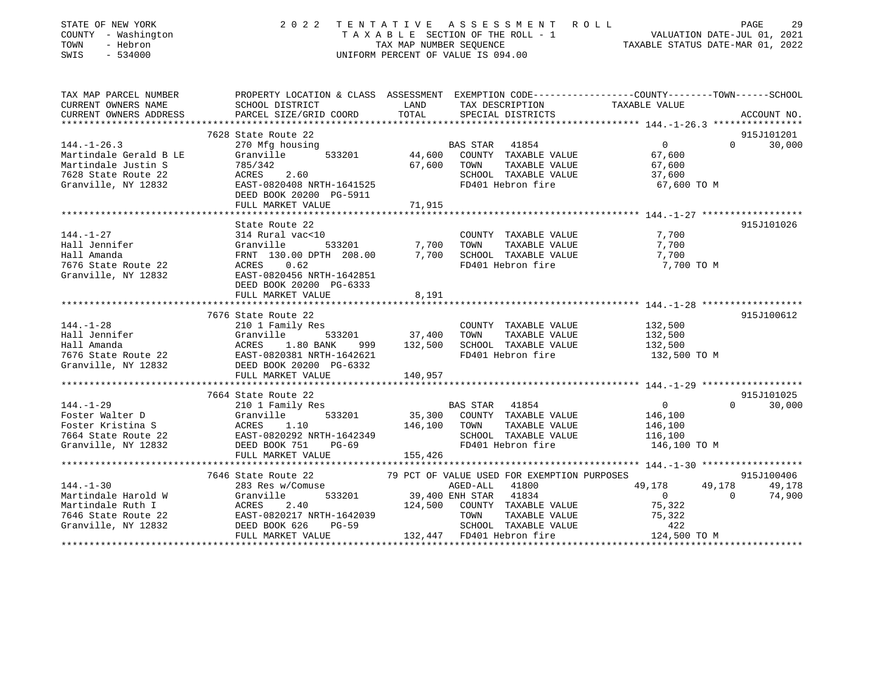STATE OF NEW YORK
COUNTY - Washington
TOWN - Hebron
SWIS - 534000

# 2022 TENTATIVE ASSESSMENT ROLL

TAXABLE SECTION OF THE ROLL - 1
TAX MAP NUMBER SEQUENCE
UNIFORM PERCENT OF VALUE IS 094.00

VALUATION DATE-JUL 01, 2021
TAXABLE STATUS DATE-MAR 01, 2022

| TAX MAP PARCEL NUMBER / CURRENT OWNERS NAME / CURRENT OWNERS ADDRESS | PROPERTY LOCATION & CLASS / SCHOOL DISTRICT / PARCEL SIZE/GRID COORD | ASSESSMENT LAND | TOTAL | EXEMPTION CODE / TAX DESCRIPTION / SPECIAL DISTRICTS | COUNTY TAXABLE VALUE | TOWN | SCHOOL | ACCOUNT NO. |
|---|---|---|---|---|---|---|---|---|
| 144.-1-26.3 | 7628 State Route 22 | | | | | | | 915J101201 |
| Martindale Gerald B LE | 270 Mfg housing | | | BAS STAR 41854 | 0 | 0 | 30,000 | |
| Martindale Justin S | Granville 533201 | 44,600 | | COUNTY TAXABLE VALUE | 67,600 | | | |
| 7628 State Route 22 | 785/342 | | 67,600 | TOWN TAXABLE VALUE | 67,600 | | | |
| Granville, NY 12832 | ACRES 2.60 | | | SCHOOL TAXABLE VALUE | 37,600 | | | |
| | EAST-0820408 NRTH-1641525 | | | FD401 Hebron fire | 67,600 TO M | | | |
| | DEED BOOK 20200 PG-5911 | | | | | | | |
| | FULL MARKET VALUE | | 71,915 | | | | | |
| 144.-1-27 | State Route 22 | | | | | | | 915J101026 |
| Hall Jennifer | 314 Rural vac<10 | | | COUNTY TAXABLE VALUE | 7,700 | | | |
| Hall Amanda | Granville 533201 | 7,700 | | TOWN TAXABLE VALUE | 7,700 | | | |
| 7676 State Route 22 | FRNT 130.00 DPTH 208.00 | | 7,700 | SCHOOL TAXABLE VALUE | 7,700 | | | |
| Granville, NY 12832 | ACRES 0.62 | | | FD401 Hebron fire | 7,700 TO M | | | |
| | EAST-0820456 NRTH-1642851 | | | | | | | |
| | DEED BOOK 20200 PG-6333 | | | | | | | |
| | FULL MARKET VALUE | | 8,191 | | | | | |
| 144.-1-28 | 7676 State Route 22 | | | | | | | 915J100612 |
| Hall Jennifer | 210 1 Family Res | | | COUNTY TAXABLE VALUE | 132,500 | | | |
| Hall Amanda | Granville 533201 | 37,400 | | TOWN TAXABLE VALUE | 132,500 | | | |
| 7676 State Route 22 | ACRES 1.80 BANK 999 | | 132,500 | SCHOOL TAXABLE VALUE | 132,500 | | | |
| Granville, NY 12832 | EAST-0820381 NRTH-1642621 | | | FD401 Hebron fire | 132,500 TO M | | | |
| | DEED BOOK 20200 PG-6332 | | | | | | | |
| | FULL MARKET VALUE | | 140,957 | | | | | |
| 144.-1-29 | 7664 State Route 22 | | | | | | | 915J101025 |
| Foster Walter D | 210 1 Family Res | | | BAS STAR 41854 | 0 | 0 | 30,000 | |
| Foster Kristina S | Granville 533201 | 35,300 | | COUNTY TAXABLE VALUE | 146,100 | | | |
| 7664 State Route 22 | ACRES 1.10 | | 146,100 | TOWN TAXABLE VALUE | 146,100 | | | |
| Granville, NY 12832 | EAST-0820292 NRTH-1642349 | | | SCHOOL TAXABLE VALUE | 116,100 | | | |
| | DEED BOOK 751 PG-69 | | | FD401 Hebron fire | 146,100 TO M | | | |
| | FULL MARKET VALUE | | 155,426 | | | | | |
| 144.-1-30 | 7646 State Route 22 | | | 79 PCT OF VALUE USED FOR EXEMPTION PURPOSES | | | | 915J100406 |
| Martindale Harold W | 283 Res w/Comuse | | | AGED-ALL 41800 | 49,178 | 49,178 | 49,178 | |
| Martindale Ruth I | Granville 533201 | 39,400 | | ENH STAR 41834 | 0 | 0 | 74,900 | |
| 7646 State Route 22 | ACRES 2.40 | | 124,500 | COUNTY TAXABLE VALUE | 75,322 | | | |
| Granville, NY 12832 | EAST-0820217 NRTH-1642039 | | | TOWN TAXABLE VALUE | 75,322 | | | |
| | DEED BOOK 626 PG-59 | | | SCHOOL TAXABLE VALUE | 422 | | | |
| | FULL MARKET VALUE | | 132,447 | FD401 Hebron fire | 124,500 TO M | | | |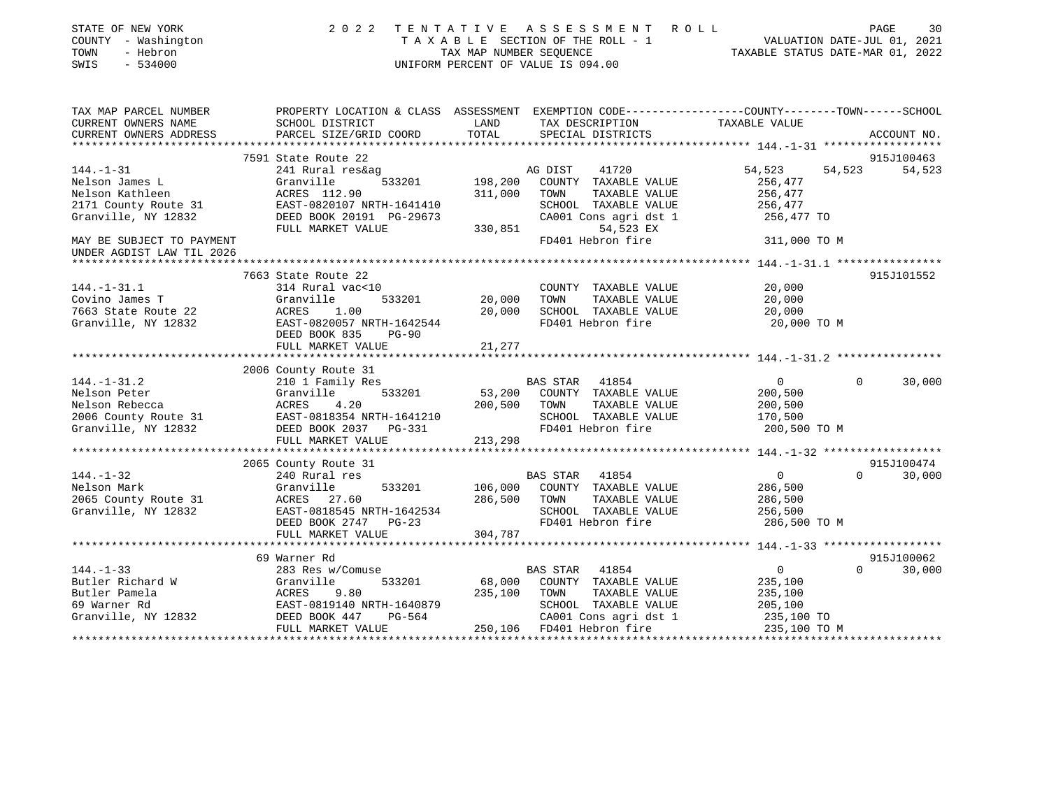STATE OF NEW YORK | 2022 TENTATIVE ASSESSMENT ROLL
COUNTY - Washington | TAXABLE SECTION OF THE ROLL - 1 | VALUATION DATE-JUL 01, 2021
TOWN - Hebron | TAX MAP NUMBER SEQUENCE | TAXABLE STATUS DATE-MAR 01, 2022
SWIS - 534000 | UNIFORM PERCENT OF VALUE IS 094.00

```
TAX MAP PARCEL NUMBER          PROPERTY LOCATION & CLASS  ASSESSMENT  EXEMPTION CODE------------------COUNTY--------TOWN------SCHOOL
CURRENT OWNERS NAME            SCHOOL DISTRICT               LAND      TAX DESCRIPTION              TAXABLE VALUE
CURRENT OWNERS ADDRESS         PARCEL SIZE/GRID COORD        TOTAL     SPECIAL DISTRICTS                                    ACCOUNT NO.
******************************************************************************************************* 144.-1-31 ******************
                               7591 State Route 22                                                                          915J100463
144.-1-31                      241 Rural res&ag                        AG DIST     41720            54,523       54,523       54,523
Nelson James L                 Granville         533201      198,200   COUNTY  TAXABLE VALUE        256,477
Nelson Kathleen                ACRES  112.90                 311,000   TOWN    TAXABLE VALUE        256,477
2171 County Route 31           EAST-0820107 NRTH-1641410               SCHOOL  TAXABLE VALUE        256,477
Granville, NY 12832            DEED BOOK 20191 PG-29673                CA001 Cons agri dst 1         256,477 TO
                               FULL MARKET VALUE             330,851          54,523 EX
MAY BE SUBJECT TO PAYMENT                                              FD401 Hebron fire             311,000 TO M
UNDER AGDIST LAW TIL 2026
******************************************************************************************************* 144.-1-31.1 ****************
                               7663 State Route 22                                                                          915J101552
144.-1-31.1                    314 Rural vac<10                        COUNTY  TAXABLE VALUE         20,000
Covino James T                 Granville         533201       20,000   TOWN    TAXABLE VALUE         20,000
7663 State Route 22            ACRES    1.00                  20,000   SCHOOL  TAXABLE VALUE         20,000
Granville, NY 12832            EAST-0820057 NRTH-1642544               FD401 Hebron fire              20,000 TO M
                               DEED BOOK 835    PG-90
                               FULL MARKET VALUE              21,277
******************************************************************************************************* 144.-1-31.2 ****************
                               2006 County Route 31
144.-1-31.2                    210 1 Family Res                        BAS STAR    41854                 0            0       30,000
Nelson Peter                   Granville         533201       53,200   COUNTY  TAXABLE VALUE        200,500
Nelson Rebecca                 ACRES    4.20                 200,500   TOWN    TAXABLE VALUE        200,500
2006 County Route 31           EAST-0818354 NRTH-1641210               SCHOOL  TAXABLE VALUE        170,500
Granville, NY 12832            DEED BOOK 2037   PG-331                 FD401 Hebron fire             200,500 TO M
                               FULL MARKET VALUE             213,298
******************************************************************************************************* 144.-1-32 ******************
                               2065 County Route 31                                                                         915J100474
144.-1-32                      240 Rural res                           BAS STAR    41854                 0            0       30,000
Nelson Mark                    Granville         533201      106,000   COUNTY  TAXABLE VALUE        286,500
2065 County Route 31           ACRES   27.60                 286,500   TOWN    TAXABLE VALUE        286,500
Granville, NY 12832            EAST-0818545 NRTH-1642534               SCHOOL  TAXABLE VALUE        256,500
                               DEED BOOK 2747   PG-23                  FD401 Hebron fire             286,500 TO M
                               FULL MARKET VALUE             304,787
******************************************************************************************************* 144.-1-33 ******************
                               69 Warner Rd                                                                                 915J100062
144.-1-33                      283 Res w/Comuse                        BAS STAR    41854                 0            0       30,000
Butler Richard W               Granville         533201       68,000   COUNTY  TAXABLE VALUE        235,100
Butler Pamela                  ACRES    9.80                 235,100   TOWN    TAXABLE VALUE        235,100
69 Warner Rd                   EAST-0819140 NRTH-1640879               SCHOOL  TAXABLE VALUE        205,100
Granville, NY 12832            DEED BOOK 447    PG-564                 CA001 Cons agri dst 1         235,100 TO
                               FULL MARKET VALUE             250,106   FD401 Hebron fire             235,100 TO M
************************************************************************************************************************************
```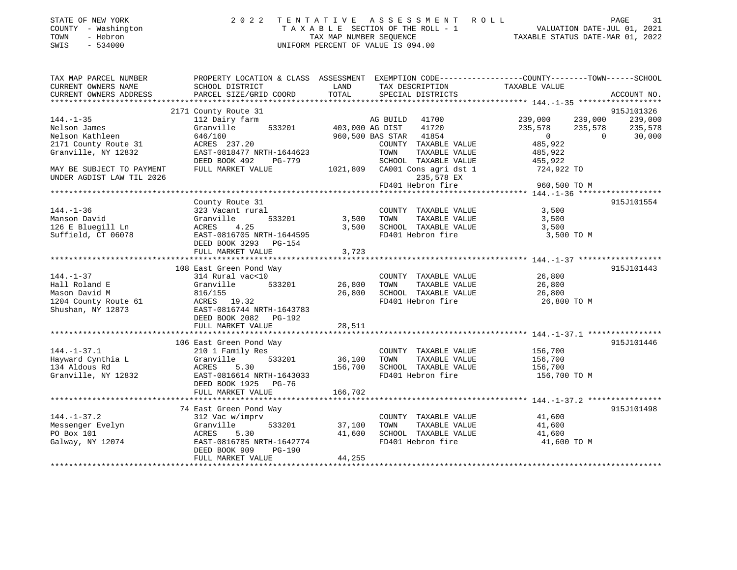STATE OF NEW YORK | 2022 TENTATIVE ASSESSMENT ROLL | VALUATION DATE-JUL 01, 2021
COUNTY - Washington | TAXABLE SECTION OF THE ROLL - 1 | TAXABLE STATUS DATE-MAR 01, 2022
TOWN - Hebron | TAX MAP NUMBER SEQUENCE
SWIS - 534000 | UNIFORM PERCENT OF VALUE IS 094.00

```
TAX MAP PARCEL NUMBER          PROPERTY LOCATION & CLASS  ASSESSMENT  EXEMPTION CODE------------------COUNTY--------TOWN------SCHOOL
CURRENT OWNERS NAME            SCHOOL DISTRICT               LAND      TAX DESCRIPTION            TAXABLE VALUE
CURRENT OWNERS ADDRESS         PARCEL SIZE/GRID COORD        TOTAL     SPECIAL DISTRICTS                                  ACCOUNT NO.
*********************************************************************************************** 144.-1-35 ******************
                               2171 County Route 31                                                                    915J101326
144.-1-35                      112 Dairy farm                        AG BUILD  41700           239,000    239,000    239,000
Nelson James                   Granville      533201      403,000 AG DIST   41720              235,578    235,578    235,578
Nelson Kathleen                646/160                    960,500 BAS STAR  41854                    0          0     30,000
2171 County Route 31           ACRES 237.20                        COUNTY  TAXABLE VALUE         485,922
Granville, NY 12832            EAST-0818477 NRTH-1644623           TOWN    TAXABLE VALUE         485,922
                               DEED BOOK 492    PG-779             SCHOOL  TAXABLE VALUE         455,922
MAY BE SUBJECT TO PAYMENT      FULL MARKET VALUE          1021,809  CA001 Cons agri dst 1          724,922 TO
UNDER AGDIST LAW TIL 2026                                               235,578 EX
                                                                   FD401 Hebron fire               960,500 TO M
*********************************************************************************************** 144.-1-36 ******************
                               County Route 31                                                                         915J101554
144.-1-36                      323 Vacant rural                    COUNTY  TAXABLE VALUE           3,500
Manson David                   Granville      533201        3,500  TOWN    TAXABLE VALUE           3,500
126 E Bluegill Ln              ACRES    4.25                3,500  SCHOOL  TAXABLE VALUE           3,500
Suffield, CT 06078             EAST-0816705 NRTH-1644595           FD401 Hebron fire                 3,500 TO M
                               DEED BOOK 3293   PG-154
                               FULL MARKET VALUE            3,723
*********************************************************************************************** 144.-1-37 ******************
                               108 East Green Pond Way                                                                 915J101443
144.-1-37                      314 Rural vac<10                    COUNTY  TAXABLE VALUE          26,800
Hall Roland E                  Granville      533201       26,800  TOWN    TAXABLE VALUE          26,800
Mason David M                  816/155                     26,800  SCHOOL  TAXABLE VALUE          26,800
1204 County Route 61           ACRES   19.32                       FD401 Hebron fire                26,800 TO M
Shushan, NY 12873              EAST-0816744 NRTH-1643783
                               DEED BOOK 2082   PG-192
                               FULL MARKET VALUE           28,511
*********************************************************************************************** 144.-1-37.1 ****************
                               106 East Green Pond Way                                                                 915J101446
144.-1-37.1                    210 1 Family Res                    COUNTY  TAXABLE VALUE         156,700
Hayward Cynthia L              Granville      533201       36,100  TOWN    TAXABLE VALUE         156,700
134 Aldous Rd                  ACRES    5.30              156,700  SCHOOL  TAXABLE VALUE         156,700
Granville, NY 12832            EAST-0816614 NRTH-1643033           FD401 Hebron fire               156,700 TO M
                               DEED BOOK 1925   PG-76
                               FULL MARKET VALUE          166,702
*********************************************************************************************** 144.-1-37.2 ****************
                               74 East Green Pond Way                                                                  915J101498
144.-1-37.2                    312 Vac w/imprv                     COUNTY  TAXABLE VALUE          41,600
Messenger Evelyn               Granville      533201       37,100  TOWN    TAXABLE VALUE          41,600
PO Box 101                     ACRES    5.30               41,600  SCHOOL  TAXABLE VALUE          41,600
Galway, NY 12074               EAST-0816785 NRTH-1642774           FD401 Hebron fire                41,600 TO M
                               DEED BOOK 909    PG-190
                               FULL MARKET VALUE           44,255
*****************************************************************************************************************************
```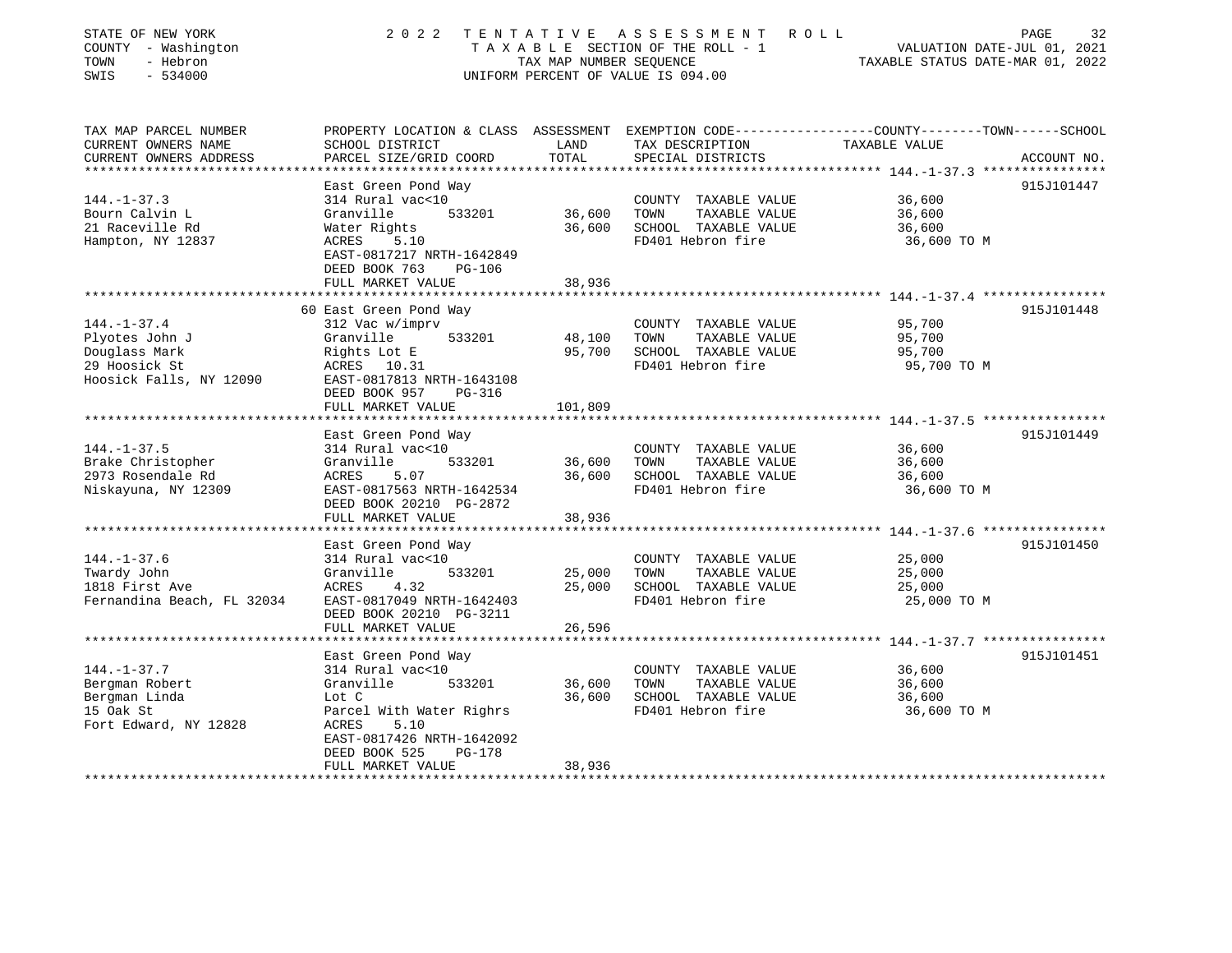STATE OF NEW YORK
COUNTY - Washington
TOWN - Hebron
SWIS - 534000

# 2022 TENTATIVE ASSESSMENT ROLL

TAXABLE SECTION OF THE ROLL - 1
TAX MAP NUMBER SEQUENCE
UNIFORM PERCENT OF VALUE IS 094.00

VALUATION DATE-JUL 01, 2021
TAXABLE STATUS DATE-MAR 01, 2022

| TAX MAP PARCEL NUMBER / CURRENT OWNERS NAME / CURRENT OWNERS ADDRESS | PROPERTY LOCATION & CLASS / SCHOOL DISTRICT / PARCEL SIZE/GRID COORD | ASSESSMENT LAND | TOTAL | EXEMPTION CODE / TAX DESCRIPTION / SPECIAL DISTRICTS | COUNTY--------TOWN------SCHOOL TAXABLE VALUE | ACCOUNT NO. |
|---|---|---|---|---|---|---|
| **144.-1-37.3** | East Green Pond Way | | | | | 915J101447 |
| 144.-1-37.3 | 314 Rural vac<10 | | | COUNTY TAXABLE VALUE | 36,600 | |
| Bourn Calvin L | Granville 533201 | 36,600 | | TOWN TAXABLE VALUE | 36,600 | |
| 21 Raceville Rd | Water Rights | | 36,600 | SCHOOL TAXABLE VALUE | 36,600 | |
| Hampton, NY 12837 | ACRES 5.10 | | | FD401 Hebron fire | 36,600 TO M | |
| | EAST-0817217 NRTH-1642849 | | | | | |
| | DEED BOOK 763 PG-106 | | | | | |
| | FULL MARKET VALUE | | 38,936 | | | |
| **144.-1-37.4** | 60 East Green Pond Way | | | | | 915J101448 |
| 144.-1-37.4 | 312 Vac w/imprv | | | COUNTY TAXABLE VALUE | 95,700 | |
| Plyotes John J | Granville 533201 | 48,100 | | TOWN TAXABLE VALUE | 95,700 | |
| Douglass Mark | Rights Lot E | | 95,700 | SCHOOL TAXABLE VALUE | 95,700 | |
| 29 Hoosick St | ACRES 10.31 | | | FD401 Hebron fire | 95,700 TO M | |
| Hoosick Falls, NY 12090 | EAST-0817813 NRTH-1643108 | | | | | |
| | DEED BOOK 957 PG-316 | | | | | |
| | FULL MARKET VALUE | | 101,809 | | | |
| **144.-1-37.5** | East Green Pond Way | | | | | 915J101449 |
| 144.-1-37.5 | 314 Rural vac<10 | | | COUNTY TAXABLE VALUE | 36,600 | |
| Brake Christopher | Granville 533201 | 36,600 | | TOWN TAXABLE VALUE | 36,600 | |
| 2973 Rosendale Rd | ACRES 5.07 | | 36,600 | SCHOOL TAXABLE VALUE | 36,600 | |
| Niskayuna, NY 12309 | EAST-0817563 NRTH-1642534 | | | FD401 Hebron fire | 36,600 TO M | |
| | DEED BOOK 20210 PG-2872 | | | | | |
| | FULL MARKET VALUE | | 38,936 | | | |
| **144.-1-37.6** | East Green Pond Way | | | | | 915J101450 |
| 144.-1-37.6 | 314 Rural vac<10 | | | COUNTY TAXABLE VALUE | 25,000 | |
| Twardy John | Granville 533201 | 25,000 | | TOWN TAXABLE VALUE | 25,000 | |
| 1818 First Ave | ACRES 4.32 | | 25,000 | SCHOOL TAXABLE VALUE | 25,000 | |
| Fernandina Beach, FL 32034 | EAST-0817049 NRTH-1642403 | | | FD401 Hebron fire | 25,000 TO M | |
| | DEED BOOK 20210 PG-3211 | | | | | |
| | FULL MARKET VALUE | | 26,596 | | | |
| **144.-1-37.7** | East Green Pond Way | | | | | 915J101451 |
| 144.-1-37.7 | 314 Rural vac<10 | | | COUNTY TAXABLE VALUE | 36,600 | |
| Bergman Robert | Granville 533201 | 36,600 | | TOWN TAXABLE VALUE | 36,600 | |
| Bergman Linda | Lot C | | 36,600 | SCHOOL TAXABLE VALUE | 36,600 | |
| 15 Oak St | Parcel With Water Righrs | | | FD401 Hebron fire | 36,600 TO M | |
| Fort Edward, NY 12828 | ACRES 5.10 | | | | | |
| | EAST-0817426 NRTH-1642092 | | | | | |
| | DEED BOOK 525 PG-178 | | | | | |
| | FULL MARKET VALUE | | 38,936 | | | |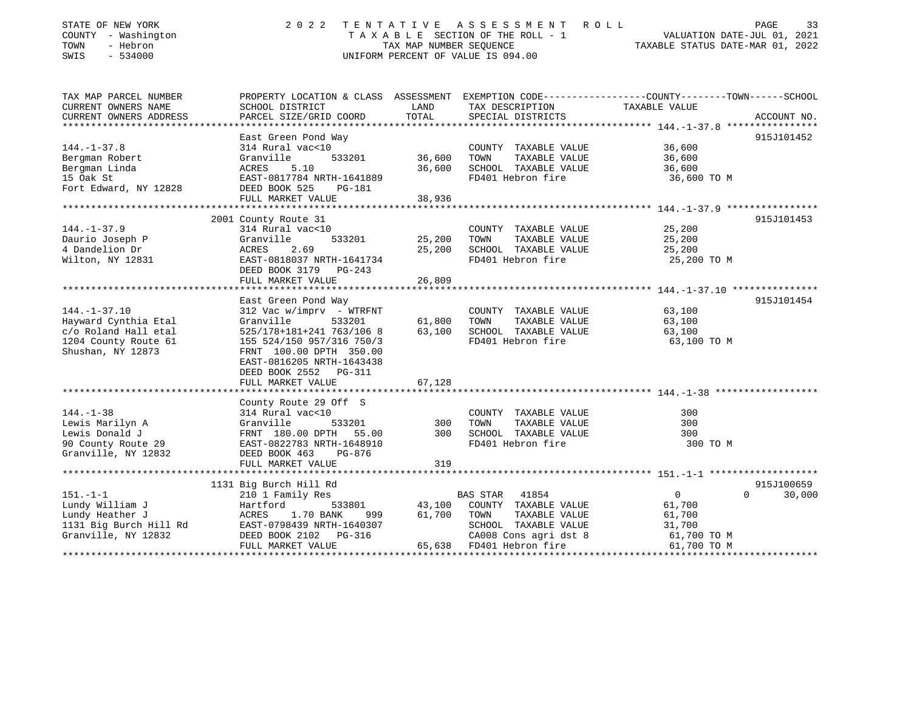STATE OF NEW YORK — COUNTY - Washington — TOWN - Hebron — SWIS - 534000

# 2022 TENTATIVE ASSESSMENT ROLL

TAXABLE SECTION OF THE ROLL - 1
TAX MAP NUMBER SEQUENCE
UNIFORM PERCENT OF VALUE IS 094.00

VALUATION DATE-JUL 01, 2021
TAXABLE STATUS DATE-MAR 01, 2022

| TAX MAP PARCEL NUMBER / CURRENT OWNERS NAME / CURRENT OWNERS ADDRESS | PROPERTY LOCATION & CLASS / SCHOOL DISTRICT / PARCEL SIZE/GRID COORD | ASSESSMENT LAND / TOTAL | EXEMPTION CODE / TAX DESCRIPTION / SPECIAL DISTRICTS | COUNTY / TOWN / SCHOOL TAXABLE VALUE | ACCOUNT NO. |
|---|---|---|---|---|---|
| **144.-1-37.8** | East Green Pond Way | | | | 915J101452 |
| Bergman Robert | 314 Rural vac<10 | | COUNTY TAXABLE VALUE | 36,600 | |
| Bergman Linda | Granville 533201 | 36,600 | TOWN TAXABLE VALUE | 36,600 | |
| 15 Oak St | ACRES 5.10 | 36,600 | SCHOOL TAXABLE VALUE | 36,600 | |
| Fort Edward, NY 12828 | EAST-0817784 NRTH-1641889 | | FD401 Hebron fire | 36,600 TO M | |
| | DEED BOOK 525 PG-181 | | | | |
| | FULL MARKET VALUE | 38,936 | | | |
| **144.-1-37.9** | 2001 County Route 31 | | | | 915J101453 |
| Daurio Joseph P | 314 Rural vac<10 | | COUNTY TAXABLE VALUE | 25,200 | |
| 4 Dandelion Dr | Granville 533201 | 25,200 | TOWN TAXABLE VALUE | 25,200 | |
| Wilton, NY 12831 | ACRES 2.69 | 25,200 | SCHOOL TAXABLE VALUE | 25,200 | |
| | EAST-0818037 NRTH-1641734 | | FD401 Hebron fire | 25,200 TO M | |
| | DEED BOOK 3179 PG-243 | | | | |
| | FULL MARKET VALUE | 26,809 | | | |
| **144.-1-37.10** | East Green Pond Way | | | | 915J101454 |
| Hayward Cynthia Etal | 312 Vac w/imprv - WTRFNT | | COUNTY TAXABLE VALUE | 63,100 | |
| c/o Roland Hall etal | Granville 533201 | 61,800 | TOWN TAXABLE VALUE | 63,100 | |
| 1204 County Route 61 | 525/178+181+241 763/106 8 | 63,100 | SCHOOL TAXABLE VALUE | 63,100 | |
| Shushan, NY 12873 | 155 524/150 957/316 750/3 | | FD401 Hebron fire | 63,100 TO M | |
| | FRNT 100.00 DPTH 350.00 | | | | |
| | EAST-0816205 NRTH-1643438 | | | | |
| | DEED BOOK 2552 PG-311 | | | | |
| | FULL MARKET VALUE | 67,128 | | | |
| **144.-1-38** | County Route 29 Off S | | | | |
| Lewis Marilyn A | 314 Rural vac<10 | | COUNTY TAXABLE VALUE | 300 | |
| Lewis Donald J | Granville 533201 | 300 | TOWN TAXABLE VALUE | 300 | |
| 90 County Route 29 | FRNT 180.00 DPTH 55.00 | 300 | SCHOOL TAXABLE VALUE | 300 | |
| Granville, NY 12832 | EAST-0822783 NRTH-1648910 | | FD401 Hebron fire | 300 TO M | |
| | DEED BOOK 463 PG-876 | | | | |
| | FULL MARKET VALUE | 319 | | | |
| **151.-1-1** | 1131 Big Burch Hill Rd | | | | 915J100659 |
| Lundy William J | 210 1 Family Res | | BAS STAR 41854 | 0 / 0 / 30,000 | |
| Lundy Heather J | Hartford 533801 | 43,100 | COUNTY TAXABLE VALUE | 61,700 | |
| 1131 Big Burch Hill Rd | ACRES 1.70 BANK 999 | 61,700 | TOWN TAXABLE VALUE | 61,700 | |
| Granville, NY 12832 | EAST-0798439 NRTH-1640307 | | SCHOOL TAXABLE VALUE | 31,700 | |
| | DEED BOOK 2102 PG-316 | | CA008 Cons agri dst 8 | 61,700 TO M | |
| | FULL MARKET VALUE | 65,638 | FD401 Hebron fire | 61,700 TO M | |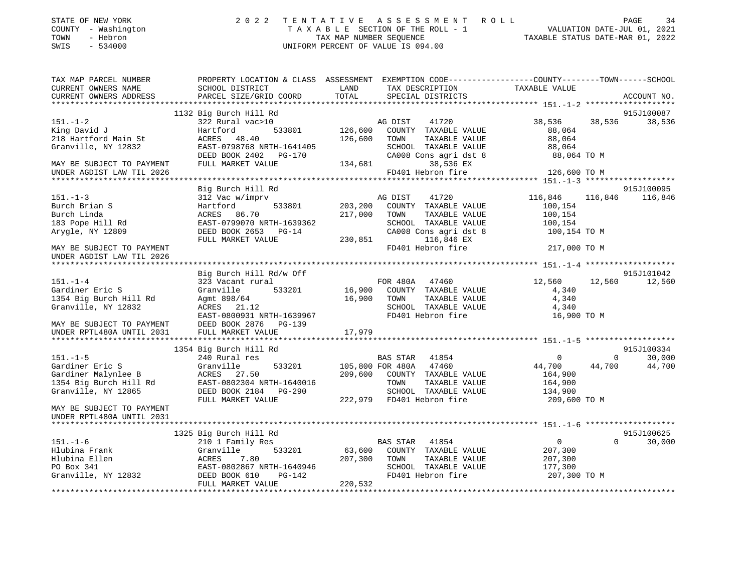STATE OF NEW YORK — 2022 TENTATIVE ASSESSMENT ROLL
COUNTY - Washington — TAXABLE SECTION OF THE ROLL - 1 — VALUATION DATE-JUL 01, 2021
TOWN - Hebron — TAX MAP NUMBER SEQUENCE — TAXABLE STATUS DATE-MAR 01, 2022
SWIS - 534000 — UNIFORM PERCENT OF VALUE IS 094.00

```
TAX MAP PARCEL NUMBER          PROPERTY LOCATION & CLASS  ASSESSMENT  EXEMPTION CODE------------------COUNTY--------TOWN------SCHOOL
CURRENT OWNERS NAME            SCHOOL DISTRICT               LAND      TAX DESCRIPTION             TAXABLE VALUE
CURRENT OWNERS ADDRESS         PARCEL SIZE/GRID COORD        TOTAL     SPECIAL DISTRICTS                                     ACCOUNT NO.
******************************************************************************************************* 151.-1-2 *******************
                            1132 Big Burch Hill Rd                                                                          915J100087
151.-1-2                       322 Rural vac>10                      AG DIST    41720              38,536     38,536      38,536
King David J                   Hartford        533801      126,600   COUNTY  TAXABLE VALUE          88,064
218 Hartford Main St           ACRES   48.40               126,600   TOWN    TAXABLE VALUE          88,064
Granville, NY 12832            EAST-0798768 NRTH-1641405             SCHOOL  TAXABLE VALUE          88,064
                               DEED BOOK 2402   PG-170               CA008 Cons agri dst 8           88,064 TO M
MAY BE SUBJECT TO PAYMENT      FULL MARKET VALUE           134,681         38,536 EX
UNDER AGDIST LAW TIL 2026                                            FD401 Hebron fire              126,600 TO M
******************************************************************************************************* 151.-1-3 *******************
                               Big Burch Hill Rd                                                                            915J100095
151.-1-3                       312 Vac w/imprv                       AG DIST    41720             116,846    116,846     116,846
Burch Brian S                  Hartford        533801      203,200   COUNTY  TAXABLE VALUE         100,154
Burch Linda                    ACRES   86.70               217,000   TOWN    TAXABLE VALUE         100,154
183 Pope Hill Rd               EAST-0799070 NRTH-1639362             SCHOOL  TAXABLE VALUE         100,154
Arygle, NY 12809               DEED BOOK 2653   PG-14                CA008 Cons agri dst 8          100,154 TO M
                               FULL MARKET VALUE           230,851        116,846 EX
MAY BE SUBJECT TO PAYMENT                                            FD401 Hebron fire              217,000 TO M
UNDER AGDIST LAW TIL 2026
******************************************************************************************************* 151.-1-4 *******************
                               Big Burch Hill Rd/w Off                                                                      915J101042
151.-1-4                       323 Vacant rural                      FOR 480A   47460              12,560     12,560      12,560
Gardiner Eric S                Granville       533201       16,900   COUNTY  TAXABLE VALUE           4,340
1354 Big Burch Hill Rd         Agmt 898/64                  16,900   TOWN    TAXABLE VALUE           4,340
Granville, NY 12832            ACRES   21.12                         SCHOOL  TAXABLE VALUE           4,340
                               EAST-0800931 NRTH-1639967             FD401 Hebron fire               16,900 TO M
MAY BE SUBJECT TO PAYMENT      DEED BOOK 2876   PG-139
UNDER RPTL480A UNTIL 2031      FULL MARKET VALUE            17,979
******************************************************************************************************* 151.-1-5 *******************
                            1354 Big Burch Hill Rd                                                                          915J100334
151.-1-5                       240 Rural res                         BAS STAR   41854                   0          0      30,000
Gardiner Eric S                Granville       533201      105,800 FOR 480A   47460              44,700     44,700      44,700
Gardiner Malynlee B            ACRES   27.50               209,600   COUNTY  TAXABLE VALUE         164,900
1354 Big Burch Hill Rd         EAST-0802304 NRTH-1640016             TOWN    TAXABLE VALUE         164,900
Granville, NY 12865            DEED BOOK 2184   PG-290               SCHOOL  TAXABLE VALUE         134,900
                               FULL MARKET VALUE           222,979   FD401 Hebron fire              209,600 TO M
MAY BE SUBJECT TO PAYMENT
UNDER RPTL480A UNTIL 2031
******************************************************************************************************* 151.-1-6 *******************
                            1325 Big Burch Hill Rd                                                                          915J100625
151.-1-6                       210 1 Family Res                      BAS STAR   41854                   0          0      30,000
Hlubina Frank                  Granville       533201       63,600   COUNTY  TAXABLE VALUE         207,300
Hlubina Ellen                  ACRES    7.80               207,300   TOWN    TAXABLE VALUE         207,300
PO Box 341                     EAST-0802867 NRTH-1640946             SCHOOL  TAXABLE VALUE         177,300
Granville, NY 12832            DEED BOOK 610    PG-142               FD401 Hebron fire              207,300 TO M
                               FULL MARKET VALUE           220,532
************************************************************************************************************************************
```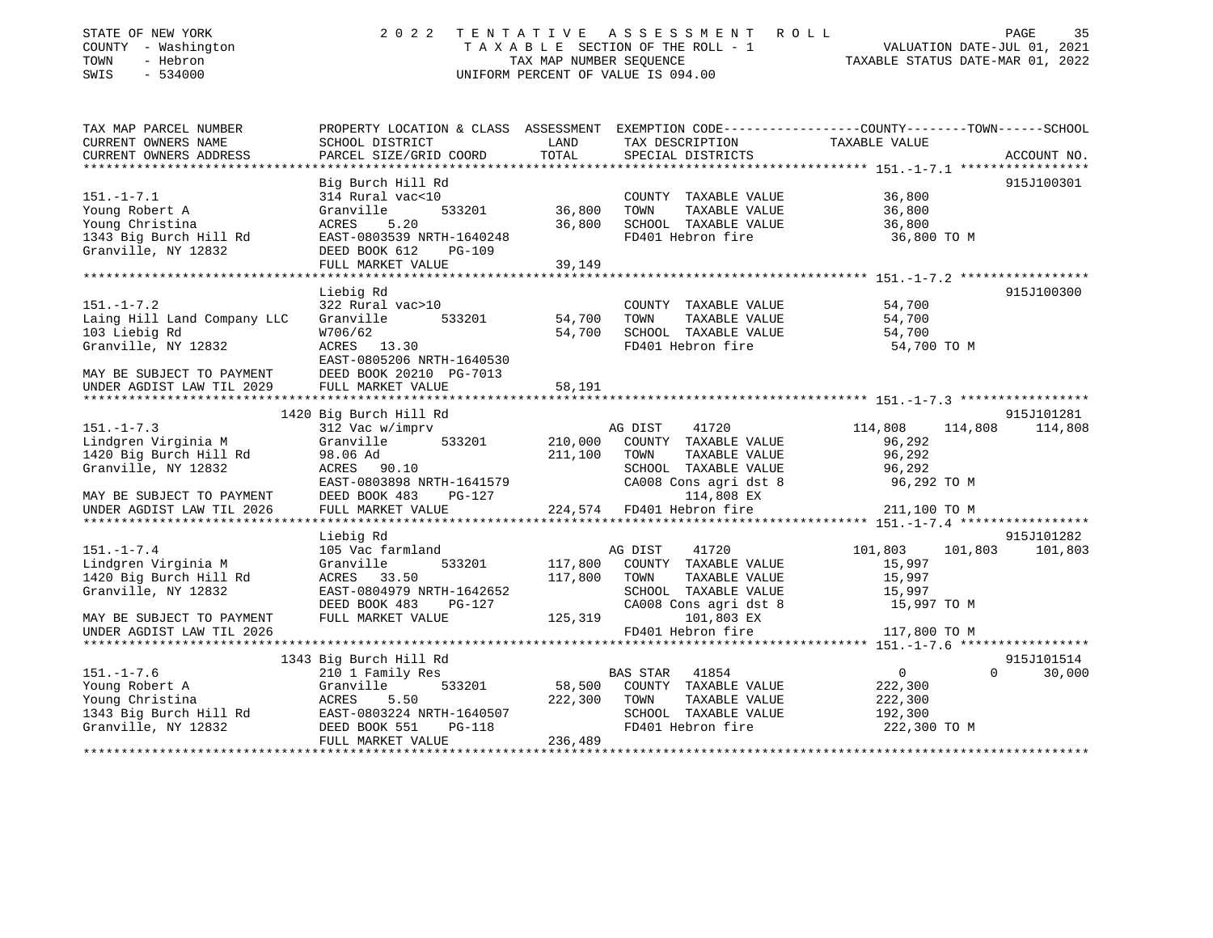STATE OF NEW YORK | COUNTY - Washington | TOWN - Hebron | SWIS - 534000

**2022 TENTATIVE ASSESSMENT ROLL**
TAXABLE SECTION OF THE ROLL - 1
TAX MAP NUMBER SEQUENCE
UNIFORM PERCENT OF VALUE IS 094.00

VALUATION DATE-JUL 01, 2021
TAXABLE STATUS DATE-MAR 01, 2022

| TAX MAP PARCEL NUMBER / CURRENT OWNERS NAME / CURRENT OWNERS ADDRESS | PROPERTY LOCATION & CLASS / SCHOOL DISTRICT / PARCEL SIZE/GRID COORD | ASSESSMENT LAND / TOTAL | EXEMPTION CODE / TAX DESCRIPTION / SPECIAL DISTRICTS | COUNTY TAXABLE VALUE | TOWN | SCHOOL | ACCOUNT NO. |
|---|---|---|---|---|---|---|---|
| **151.-1-7.1** | Big Burch Hill Rd | | | | | | 915J100301 |
| Young Robert A | 314 Rural vac<10 | | COUNTY TAXABLE VALUE | 36,800 | | | |
| Young Christina | Granville 533201 | 36,800 | TOWN TAXABLE VALUE | 36,800 | | | |
| 1343 Big Burch Hill Rd | ACRES 5.20 | 36,800 | SCHOOL TAXABLE VALUE | 36,800 | | | |
| Granville, NY 12832 | EAST-0803539 NRTH-1640248 | | FD401 Hebron fire | 36,800 TO M | | | |
| | DEED BOOK 612 PG-109 | | | | | | |
| | FULL MARKET VALUE | 39,149 | | | | | |
| **151.-1-7.2** | Liebig Rd | | | | | | 915J100300 |
| Laing Hill Land Company LLC | 322 Rural vac>10 | | COUNTY TAXABLE VALUE | 54,700 | | | |
| 103 Liebig Rd | Granville 533201 | 54,700 | TOWN TAXABLE VALUE | 54,700 | | | |
| Granville, NY 12832 | W706/62 | 54,700 | SCHOOL TAXABLE VALUE | 54,700 | | | |
| | ACRES 13.30 | | FD401 Hebron fire | 54,700 TO M | | | |
| | EAST-0805206 NRTH-1640530 | | | | | | |
| MAY BE SUBJECT TO PAYMENT | DEED BOOK 20210 PG-7013 | | | | | | |
| UNDER AGDIST LAW TIL 2029 | FULL MARKET VALUE | 58,191 | | | | | |
| **151.-1-7.3** | 1420 Big Burch Hill Rd | | | | | | 915J101281 |
| Lindgren Virginia M | 312 Vac w/imprv | | AG DIST 41720 | 114,808 | 114,808 | 114,808 | |
| 1420 Big Burch Hill Rd | Granville 533201 | 210,000 | COUNTY TAXABLE VALUE | 96,292 | | | |
| Granville, NY 12832 | 98.06 Ad | 211,100 | TOWN TAXABLE VALUE | 96,292 | | | |
| | ACRES 90.10 | | SCHOOL TAXABLE VALUE | 96,292 | | | |
| | EAST-0803898 NRTH-1641579 | | CA008 Cons agri dst 8 | 96,292 TO M | | | |
| MAY BE SUBJECT TO PAYMENT | DEED BOOK 483 PG-127 | | 114,808 EX | | | | |
| UNDER AGDIST LAW TIL 2026 | FULL MARKET VALUE | 224,574 | FD401 Hebron fire | 211,100 TO M | | | |
| **151.-1-7.4** | Liebig Rd | | | | | | 915J101282 |
| Lindgren Virginia M | 105 Vac farmland | | AG DIST 41720 | 101,803 | 101,803 | 101,803 | |
| 1420 Big Burch Hill Rd | Granville 533201 | 117,800 | COUNTY TAXABLE VALUE | 15,997 | | | |
| Granville, NY 12832 | ACRES 33.50 | 117,800 | TOWN TAXABLE VALUE | 15,997 | | | |
| | EAST-0804979 NRTH-1642652 | | SCHOOL TAXABLE VALUE | 15,997 | | | |
| | DEED BOOK 483 PG-127 | | CA008 Cons agri dst 8 | 15,997 TO M | | | |
| MAY BE SUBJECT TO PAYMENT | FULL MARKET VALUE | 125,319 | 101,803 EX | | | | |
| UNDER AGDIST LAW TIL 2026 | | | FD401 Hebron fire | 117,800 TO M | | | |
| **151.-1-7.6** | 1343 Big Burch Hill Rd | | | | | | 915J101514 |
| Young Robert A | 210 1 Family Res | | BAS STAR 41854 | 0 | 0 | 30,000 | |
| Young Christina | Granville 533201 | 58,500 | COUNTY TAXABLE VALUE | 222,300 | | | |
| 1343 Big Burch Hill Rd | ACRES 5.50 | 222,300 | TOWN TAXABLE VALUE | 222,300 | | | |
| Granville, NY 12832 | EAST-0803224 NRTH-1640507 | | SCHOOL TAXABLE VALUE | 192,300 | | | |
| | DEED BOOK 551 PG-118 | | FD401 Hebron fire | 222,300 TO M | | | |
| | FULL MARKET VALUE | 236,489 | | | | | |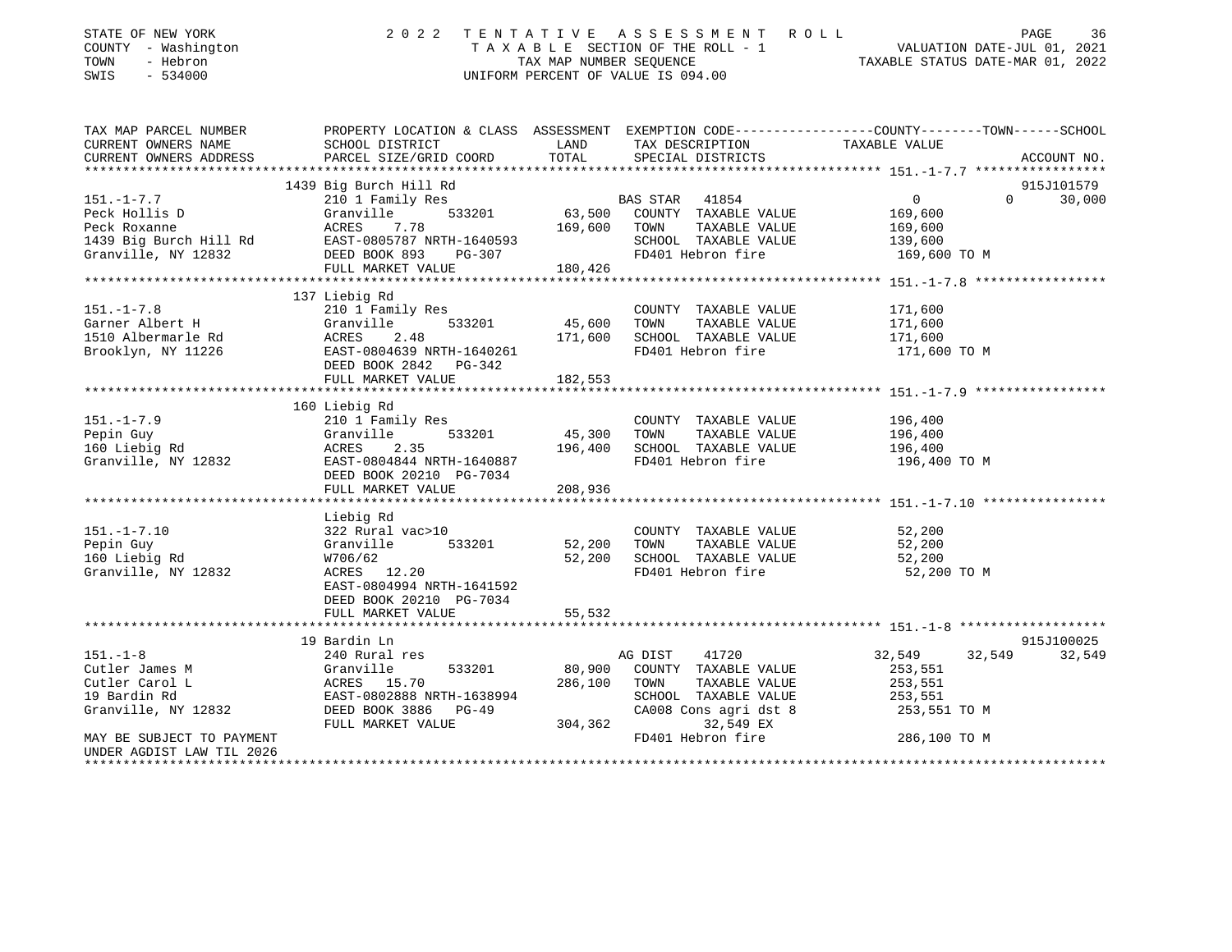STATE OF NEW YORK — COUNTY - Washington — TOWN - Hebron — SWIS - 534000

2022 TENTATIVE ASSESSMENT ROLL — TAXABLE SECTION OF THE ROLL - 1 — TAX MAP NUMBER SEQUENCE — UNIFORM PERCENT OF VALUE IS 094.00

VALUATION DATE-JUL 01, 2021 — TAXABLE STATUS DATE-MAR 01, 2022

| TAX MAP PARCEL NUMBER / CURRENT OWNERS NAME / CURRENT OWNERS ADDRESS | PROPERTY LOCATION & CLASS / SCHOOL DISTRICT / PARCEL SIZE/GRID COORD | ASSESSMENT LAND | TOTAL | EXEMPTION CODE / TAX DESCRIPTION / SPECIAL DISTRICTS | COUNTY TAXABLE VALUE | TOWN | SCHOOL | ACCOUNT NO. |
|---|---|---|---|---|---|---|---|---|
| **151.-1-7.7** | 1439 Big Burch Hill Rd | | | | | | | 915J101579 |
| Peck Hollis D | 210 1 Family Res | | | BAS STAR 41854 | 0 | 0 | 30,000 | |
| Peck Roxanne | Granville 533201 | 63,500 | | COUNTY TAXABLE VALUE | 169,600 | | | |
| 1439 Big Burch Hill Rd | ACRES 7.78 | | 169,600 | TOWN TAXABLE VALUE | 169,600 | | | |
| Granville, NY 12832 | EAST-0805787 NRTH-1640593 | | | SCHOOL TAXABLE VALUE | 139,600 | | | |
| | DEED BOOK 893 PG-307 | | | FD401 Hebron fire | 169,600 TO M | | | |
| | FULL MARKET VALUE | | 180,426 | | | | | |
| **151.-1-7.8** | 137 Liebig Rd | | | | | | | |
| Garner Albert H | 210 1 Family Res | | | COUNTY TAXABLE VALUE | 171,600 | | | |
| 1510 Albermarle Rd | Granville 533201 | 45,600 | | TOWN TAXABLE VALUE | 171,600 | | | |
| Brooklyn, NY 11226 | ACRES 2.48 | | 171,600 | SCHOOL TAXABLE VALUE | 171,600 | | | |
| | EAST-0804639 NRTH-1640261 | | | FD401 Hebron fire | 171,600 TO M | | | |
| | DEED BOOK 2842 PG-342 | | | | | | | |
| | FULL MARKET VALUE | | 182,553 | | | | | |
| **151.-1-7.9** | 160 Liebig Rd | | | | | | | |
| Pepin Guy | 210 1 Family Res | | | COUNTY TAXABLE VALUE | 196,400 | | | |
| 160 Liebig Rd | Granville 533201 | 45,300 | | TOWN TAXABLE VALUE | 196,400 | | | |
| Granville, NY 12832 | ACRES 2.35 | | 196,400 | SCHOOL TAXABLE VALUE | 196,400 | | | |
| | EAST-0804844 NRTH-1640887 | | | FD401 Hebron fire | 196,400 TO M | | | |
| | DEED BOOK 20210 PG-7034 | | | | | | | |
| | FULL MARKET VALUE | | 208,936 | | | | | |
| **151.-1-7.10** | Liebig Rd | | | | | | | |
| Pepin Guy | 322 Rural vac>10 | | | COUNTY TAXABLE VALUE | 52,200 | | | |
| 160 Liebig Rd | Granville 533201 | 52,200 | | TOWN TAXABLE VALUE | 52,200 | | | |
| Granville, NY 12832 | W706/62 | | 52,200 | SCHOOL TAXABLE VALUE | 52,200 | | | |
| | ACRES 12.20 | | | FD401 Hebron fire | 52,200 TO M | | | |
| | EAST-0804994 NRTH-1641592 | | | | | | | |
| | DEED BOOK 20210 PG-7034 | | | | | | | |
| | FULL MARKET VALUE | | 55,532 | | | | | |
| **151.-1-8** | 19 Bardin Ln | | | | | | | 915J100025 |
| Cutler James M | 240 Rural res | | | AG DIST 41720 | 32,549 | 32,549 | 32,549 | |
| Cutler Carol L | Granville 533201 | 80,900 | | COUNTY TAXABLE VALUE | 253,551 | | | |
| 19 Bardin Rd | ACRES 15.70 | | 286,100 | TOWN TAXABLE VALUE | 253,551 | | | |
| Granville, NY 12832 | EAST-0802888 NRTH-1638994 | | | SCHOOL TAXABLE VALUE | 253,551 | | | |
| | DEED BOOK 3886 PG-49 | | | CA008 Cons agri dst 8 | 253,551 TO M | | | |
| | FULL MARKET VALUE | | 304,362 | 32,549 EX | | | | |
| MAY BE SUBJECT TO PAYMENT | | | | FD401 Hebron fire | 286,100 TO M | | | |
| UNDER AGDIST LAW TIL 2026 | | | | | | | | |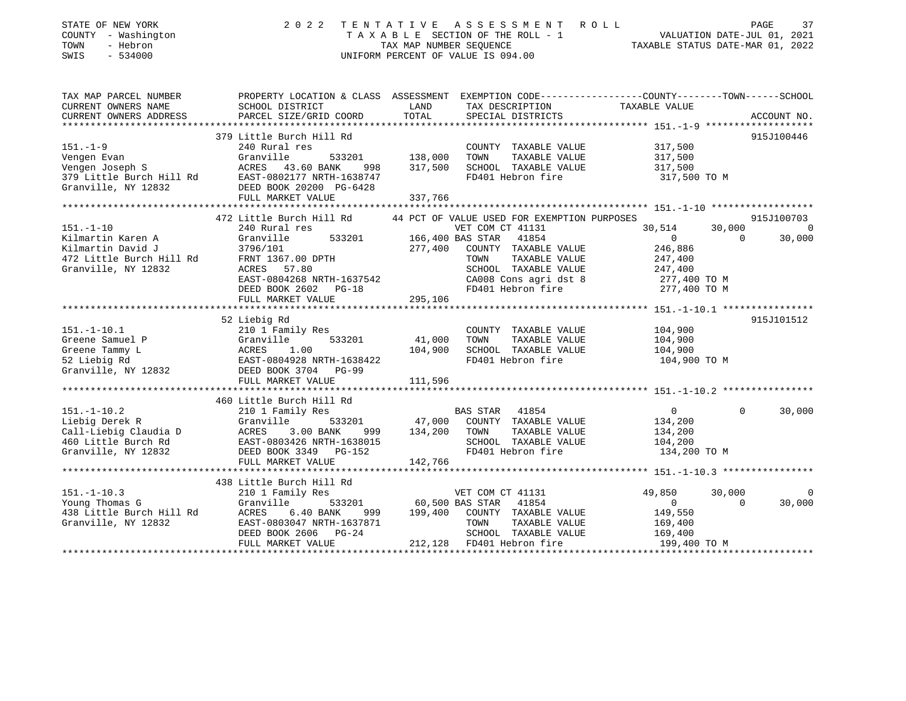STATE OF NEW YORK
COUNTY - Washington
TOWN - Hebron
SWIS - 534000

2022 TENTATIVE ASSESSMENT ROLL
TAXABLE SECTION OF THE ROLL - 1
TAX MAP NUMBER SEQUENCE
UNIFORM PERCENT OF VALUE IS 094.00

VALUATION DATE-JUL 01, 2021
TAXABLE STATUS DATE-MAR 01, 2022

```
TAX MAP PARCEL NUMBER        PROPERTY LOCATION & CLASS  ASSESSMENT  EXEMPTION CODE-----------------COUNTY--------TOWN------SCHOOL
CURRENT OWNERS NAME          SCHOOL DISTRICT               LAND      TAX DESCRIPTION             TAXABLE VALUE
CURRENT OWNERS ADDRESS       PARCEL SIZE/GRID COORD       TOTAL      SPECIAL DISTRICTS                                   ACCOUNT NO.
******************************************************************************************************* 151.-1-9 *******************
                             379 Little Burch Hill Rd                                                                    915J100446
151.-1-9                     240 Rural res                           COUNTY  TAXABLE VALUE          317,500
Vengen Evan                  Granville        533201    138,000     TOWN    TAXABLE VALUE          317,500
Vengen Joseph S              ACRES  43.60 BANK    998   317,500     SCHOOL  TAXABLE VALUE          317,500
379 Little Burch Hill Rd     EAST-0802177 NRTH-1638747              FD401 Hebron fire               317,500 TO M
Granville, NY 12832          DEED BOOK 20200 PG-6428
                             FULL MARKET VALUE          337,766
******************************************************************************************************* 151.-1-10 ******************
                             472 Little Burch Hill Rd       44 PCT OF VALUE USED FOR EXEMPTION PURPOSES                  915J100703
151.-1-10                    240 Rural res                      VET COM CT 41131             30,514      30,000            0
Kilmartin Karen A            Granville        533201    166,400 BAS STAR  41854                   0           0       30,000
Kilmartin David J            3796/101                   277,400   COUNTY  TAXABLE VALUE          246,886
472 Little Burch Hill Rd     FRNT 1367.00 DPTH                    TOWN    TAXABLE VALUE          247,400
Granville, NY 12832          ACRES  57.80                         SCHOOL  TAXABLE VALUE          247,400
                             EAST-0804268 NRTH-1637542            CA008 Cons agri dst 8           277,400 TO M
                             DEED BOOK 2602   PG-18               FD401 Hebron fire               277,400 TO M
                             FULL MARKET VALUE          295,106
******************************************************************************************************* 151.-1-10.1 ****************
                             52 Liebig Rd                                                                                915J101512
151.-1-10.1                  210 1 Family Res                        COUNTY  TAXABLE VALUE          104,900
Greene Samuel P              Granville        533201     41,000     TOWN    TAXABLE VALUE          104,900
Greene Tammy L               ACRES   1.00               104,900     SCHOOL  TAXABLE VALUE          104,900
52 Liebig Rd                 EAST-0804928 NRTH-1638422              FD401 Hebron fire               104,900 TO M
Granville, NY 12832          DEED BOOK 3704   PG-99
                             FULL MARKET VALUE          111,596
******************************************************************************************************* 151.-1-10.2 ****************
                             460 Little Burch Hill Rd
151.-1-10.2                  210 1 Family Res                   BAS STAR  41854                   0           0       30,000
Liebig Derek R               Granville        533201     47,000   COUNTY  TAXABLE VALUE          134,200
Call-Liebig Claudia D        ACRES   3.00 BANK    999   134,200   TOWN    TAXABLE VALUE          134,200
460 Little Burch Rd          EAST-0803426 NRTH-1638015            SCHOOL  TAXABLE VALUE          104,200
Granville, NY 12832          DEED BOOK 3349   PG-152              FD401 Hebron fire               134,200 TO M
                             FULL MARKET VALUE          142,766
******************************************************************************************************* 151.-1-10.3 ****************
                             438 Little Burch Hill Rd
151.-1-10.3                  210 1 Family Res                   VET COM CT 41131             49,850      30,000            0
Young Thomas G               Granville        533201     60,500 BAS STAR  41854                   0           0       30,000
438 Little Burch Hill Rd     ACRES   6.40 BANK    999   199,400   COUNTY  TAXABLE VALUE          149,550
Granville, NY 12832          EAST-0803047 NRTH-1637871            TOWN    TAXABLE VALUE          169,400
                             DEED BOOK 2606   PG-24               SCHOOL  TAXABLE VALUE          169,400
                             FULL MARKET VALUE          212,128   FD401 Hebron fire               199,400 TO M
************************************************************************************************************************************
```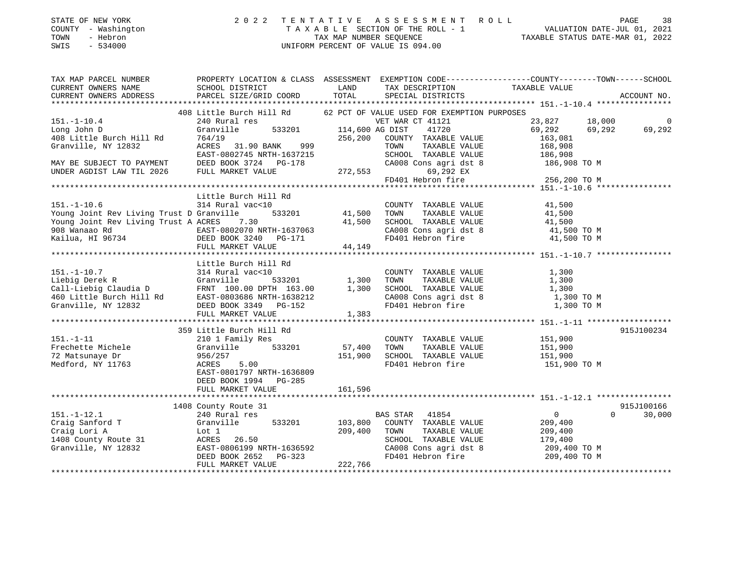STATE OF NEW YORK
COUNTY - Washington
TOWN - Hebron
SWIS - 534000

2 0 2 2 TENTATIVE ASSESSMENT ROLL
TAXABLE SECTION OF THE ROLL - 1
TAX MAP NUMBER SEQUENCE
UNIFORM PERCENT OF VALUE IS 094.00

VALUATION DATE-JUL 01, 2021
TAXABLE STATUS DATE-MAR 01, 2022

```
TAX MAP PARCEL NUMBER          PROPERTY LOCATION & CLASS  ASSESSMENT  EXEMPTION CODE------------------COUNTY--------TOWN------SCHOOL
CURRENT OWNERS NAME            SCHOOL DISTRICT               LAND      TAX DESCRIPTION              TAXABLE VALUE
CURRENT OWNERS ADDRESS         PARCEL SIZE/GRID COORD        TOTAL     SPECIAL DISTRICTS                                    ACCOUNT NO.
******************************************************************************************************* 151.-1-10.4 ****************
                   408 Little Burch Hill Rd       62 PCT OF VALUE USED FOR EXEMPTION PURPOSES
151.-1-10.4                    240 Rural res                       VET WAR CT 41121            23,827    18,000          0
Long John D                    Granville     533201     114,600 AG DIST   41720              69,292    69,292     69,292
408 Little Burch Hill Rd       764/19                    256,200   COUNTY  TAXABLE VALUE        163,081
Granville, NY 12832            ACRES  31.90 BANK   999             TOWN    TAXABLE VALUE        168,908
                               EAST-0802745 NRTH-1637215           SCHOOL  TAXABLE VALUE        186,908
MAY BE SUBJECT TO PAYMENT      DEED BOOK 3724  PG-178              CA008 Cons agri dst 8         186,908 TO M
UNDER AGDIST LAW TIL 2026      FULL MARKET VALUE        272,553          69,292 EX
                                                                   FD401 Hebron fire             256,200 TO M
******************************************************************************************************* 151.-1-10.6 ****************
                               Little Burch Hill Rd
151.-1-10.6                    314 Rural vac<10                    COUNTY  TAXABLE VALUE         41,500
Young Joint Rev Living Trust D Granville     533201      41,500    TOWN    TAXABLE VALUE         41,500
Young Joint Rev Living Trust A ACRES   7.30               41,500   SCHOOL  TAXABLE VALUE         41,500
908 Wanaao Rd                  EAST-0802070 NRTH-1637063           CA008 Cons agri dst 8          41,500 TO M
Kailua, HI 96734               DEED BOOK 3240  PG-171              FD401 Hebron fire              41,500 TO M
                               FULL MARKET VALUE         44,149
******************************************************************************************************* 151.-1-10.7 ****************
                               Little Burch Hill Rd
151.-1-10.7                    314 Rural vac<10                    COUNTY  TAXABLE VALUE          1,300
Liebig Derek R                 Granville     533201       1,300    TOWN    TAXABLE VALUE          1,300
Call-Liebig Claudia D          FRNT 100.00 DPTH 163.00     1,300   SCHOOL  TAXABLE VALUE          1,300
460 Little Burch Hill Rd       EAST-0803686 NRTH-1638212           CA008 Cons agri dst 8           1,300 TO M
Granville, NY 12832            DEED BOOK 3349  PG-152              FD401 Hebron fire               1,300 TO M
                               FULL MARKET VALUE          1,383
******************************************************************************************************* 151.-1-11 ******************
                   359 Little Burch Hill Rd                                                                      915J100234
151.-1-11                      210 1 Family Res                    COUNTY  TAXABLE VALUE        151,900
Frechette Michele              Granville     533201      57,400    TOWN    TAXABLE VALUE        151,900
72 Matsunaye Dr                956/257                   151,900   SCHOOL  TAXABLE VALUE        151,900
Medford, NY 11763              ACRES   5.00                        FD401 Hebron fire             151,900 TO M
                               EAST-0801797 NRTH-1636809
                               DEED BOOK 1994  PG-285
                               FULL MARKET VALUE        161,596
******************************************************************************************************* 151.-1-12.1 ****************
                  1408 County Route 31                                                                           915J100166
151.-1-12.1                    240 Rural res                       BAS STAR  41854                   0         0     30,000
Craig Sanford T                Granville     533201     103,800    COUNTY  TAXABLE VALUE        209,400
Craig Lori A                   Lot 1                     209,400   TOWN    TAXABLE VALUE        209,400
1408 County Route 31           ACRES  26.50                        SCHOOL  TAXABLE VALUE        179,400
Granville, NY 12832            EAST-0806199 NRTH-1636592           CA008 Cons agri dst 8         209,400 TO M
                               DEED BOOK 2652  PG-323              FD401 Hebron fire             209,400 TO M
                               FULL MARKET VALUE        222,766
************************************************************************************************************************************
```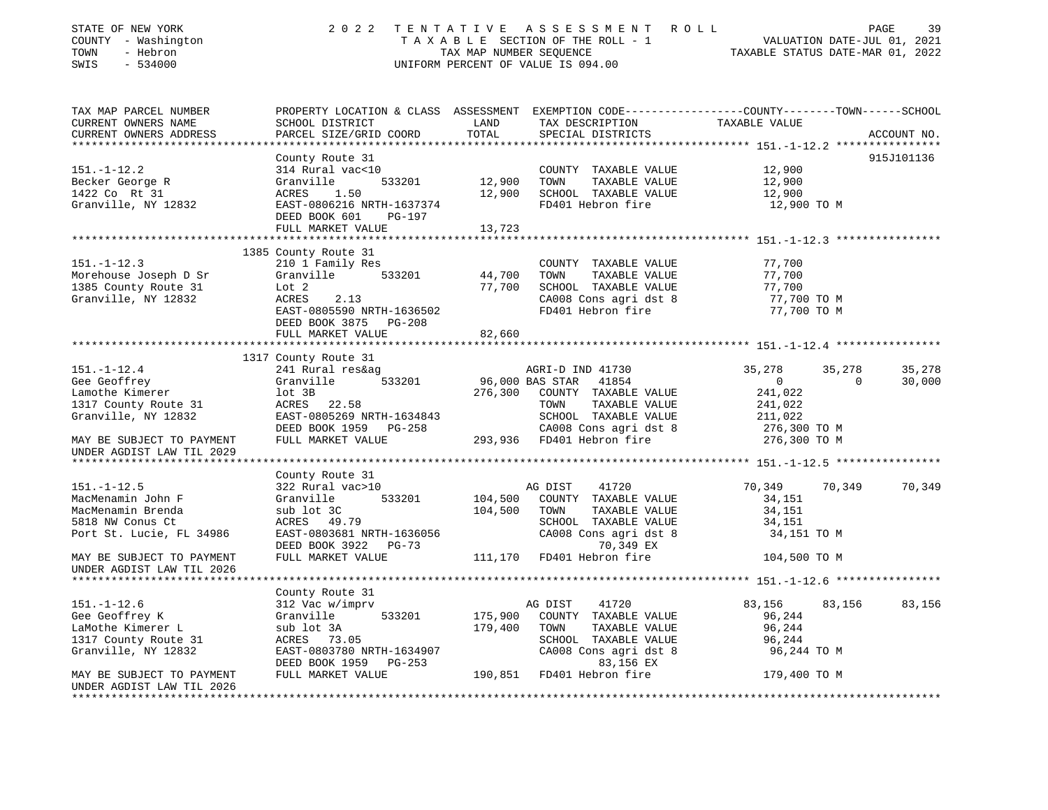STATE OF NEW YORK
COUNTY - Washington
TOWN - Hebron
SWIS - 534000

2022 TENTATIVE ASSESSMENT ROLL
TAXABLE SECTION OF THE ROLL - 1
TAX MAP NUMBER SEQUENCE
UNIFORM PERCENT OF VALUE IS 094.00

VALUATION DATE-JUL 01, 2021
TAXABLE STATUS DATE-MAR 01, 2022

```
TAX MAP PARCEL NUMBER          PROPERTY LOCATION & CLASS  ASSESSMENT  EXEMPTION CODE------------------COUNTY--------TOWN------SCHOOL
CURRENT OWNERS NAME            SCHOOL DISTRICT             LAND       TAX DESCRIPTION                 TAXABLE VALUE
CURRENT OWNERS ADDRESS         PARCEL SIZE/GRID COORD      TOTAL      SPECIAL DISTRICTS                                       ACCOUNT NO.
******************************************************************************************************* 151.-1-12.2 ****************
                               County Route 31                                                                         915J101136
151.-1-12.2                    314 Rural vac<10                        COUNTY  TAXABLE VALUE             12,900
Becker George R                Granville        533201      12,900     TOWN    TAXABLE VALUE             12,900
1422 Co  Rt 31                 ACRES    1.50                12,900     SCHOOL  TAXABLE VALUE             12,900
Granville, NY 12832            EAST-0806216 NRTH-1637374               FD401 Hebron fire                  12,900 TO M
                               DEED BOOK 601     PG-197
                               FULL MARKET VALUE            13,723
******************************************************************************************************* 151.-1-12.3 ****************
                               1385 County Route 31
151.-1-12.3                    210 1 Family Res                        COUNTY  TAXABLE VALUE             77,700
Morehouse Joseph D Sr          Granville        533201      44,700     TOWN    TAXABLE VALUE             77,700
1385 County Route 31           Lot 2                        77,700     SCHOOL  TAXABLE VALUE             77,700
Granville, NY 12832            ACRES    2.13                           CA008 Cons agri dst 8              77,700 TO M
                               EAST-0805590 NRTH-1636502               FD401 Hebron fire                  77,700 TO M
                               DEED BOOK 3875   PG-208
                               FULL MARKET VALUE            82,660
******************************************************************************************************* 151.-1-12.4 ****************
                               1317 County Route 31
151.-1-12.4                    241 Rural res&ag                        AGRI-D IND 41730              35,278      35,278      35,278
Gee Geoffrey                   Granville        533201      96,000 BAS STAR   41854                    0           0      30,000
Lamothe Kimerer                lot 3B                      276,300     COUNTY  TAXABLE VALUE            241,022
1317 County Route 31           ACRES   22.58                           TOWN    TAXABLE VALUE            241,022
Granville, NY 12832            EAST-0805269 NRTH-1634843               SCHOOL  TAXABLE VALUE            211,022
                               DEED BOOK 1959   PG-258                 CA008 Cons agri dst 8             276,300 TO M
MAY BE SUBJECT TO PAYMENT      FULL MARKET VALUE           293,936     FD401 Hebron fire                 276,300 TO M
UNDER AGDIST LAW TIL 2029
******************************************************************************************************* 151.-1-12.5 ****************
                               County Route 31
151.-1-12.5                    322 Rural vac>10                        AG DIST     41720             70,349      70,349      70,349
MacMenamin John F              Granville        533201     104,500     COUNTY  TAXABLE VALUE             34,151
MacMenamin Brenda              sub lot 3C                  104,500     TOWN    TAXABLE VALUE             34,151
5818 NW Conus Ct               ACRES   49.79                           SCHOOL  TAXABLE VALUE             34,151
Port St. Lucie, FL 34986       EAST-0803681 NRTH-1636056               CA008 Cons agri dst 8              34,151 TO M
                               DEED BOOK 3922   PG-73                           70,349 EX
MAY BE SUBJECT TO PAYMENT      FULL MARKET VALUE           111,170     FD401 Hebron fire                 104,500 TO M
UNDER AGDIST LAW TIL 2026
******************************************************************************************************* 151.-1-12.6 ****************
                               County Route 31
151.-1-12.6                    312 Vac w/imprv                         AG DIST     41720             83,156      83,156      83,156
Gee Geoffrey K                 Granville        533201     175,900     COUNTY  TAXABLE VALUE             96,244
LaMothe Kimerer L              sub lot 3A                  179,400     TOWN    TAXABLE VALUE             96,244
1317 County Route 31           ACRES   73.05                           SCHOOL  TAXABLE VALUE             96,244
Granville, NY 12832            EAST-0803780 NRTH-1634907               CA008 Cons agri dst 8              96,244 TO M
                               DEED BOOK 1959   PG-253                          83,156 EX
MAY BE SUBJECT TO PAYMENT      FULL MARKET VALUE           190,851     FD401 Hebron fire                 179,400 TO M
UNDER AGDIST LAW TIL 2026
************************************************************************************************************************************
```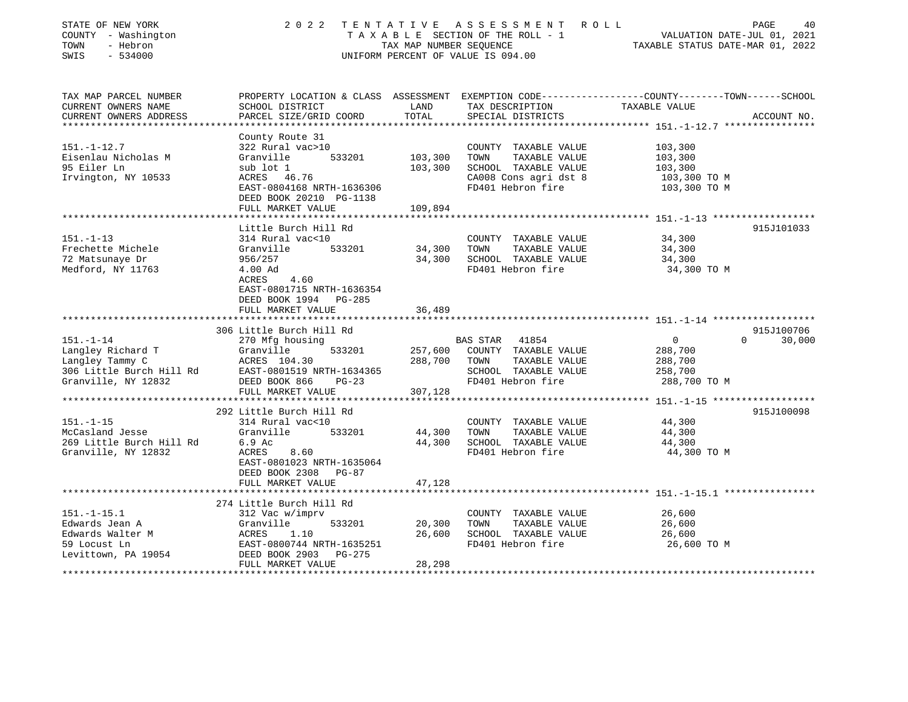STATE OF NEW YORK — 2022 TENTATIVE ASSESSMENT ROLL
COUNTY - Washington — TAXABLE SECTION OF THE ROLL - 1 — VALUATION DATE-JUL 01, 2021
TOWN - Hebron — TAX MAP NUMBER SEQUENCE — TAXABLE STATUS DATE-MAR 01, 2022
SWIS - 534000 — UNIFORM PERCENT OF VALUE IS 094.00

| TAX MAP PARCEL NUMBER / CURRENT OWNERS NAME / CURRENT OWNERS ADDRESS | PROPERTY LOCATION & CLASS / SCHOOL DISTRICT / PARCEL SIZE/GRID COORD | ASSESSMENT LAND | TOTAL | EXEMPTION CODE / TAX DESCRIPTION / SPECIAL DISTRICTS | COUNTY--------TOWN------SCHOOL TAXABLE VALUE | ACCOUNT NO. |
|---|---|---|---|---|---|---|
| **151.-1-12.7** | County Route 31 | | | | | |
| 151.-1-12.7 | 322 Rural vac>10 | | | COUNTY TAXABLE VALUE | 103,300 | |
| Eisenlau Nicholas M | Granville 533201 | 103,300 | | TOWN TAXABLE VALUE | 103,300 | |
| 95 Eiler Ln | sub lot 1 | | 103,300 | SCHOOL TAXABLE VALUE | 103,300 | |
| Irvington, NY 10533 | ACRES 46.76 | | | CA008 Cons agri dst 8 | 103,300 TO M | |
| | EAST-0804168 NRTH-1636306 | | | FD401 Hebron fire | 103,300 TO M | |
| | DEED BOOK 20210 PG-1138 | | | | | |
| | FULL MARKET VALUE | | 109,894 | | | |
| **151.-1-13** | Little Burch Hill Rd | | | | | 915J101033 |
| 151.-1-13 | 314 Rural vac<10 | | | COUNTY TAXABLE VALUE | 34,300 | |
| Frechette Michele | Granville 533201 | 34,300 | | TOWN TAXABLE VALUE | 34,300 | |
| 72 Matsunaye Dr | 956/257 | | 34,300 | SCHOOL TAXABLE VALUE | 34,300 | |
| Medford, NY 11763 | 4.00 Ad | | | FD401 Hebron fire | 34,300 TO M | |
| | ACRES 4.60 | | | | | |
| | EAST-0801715 NRTH-1636354 | | | | | |
| | DEED BOOK 1994 PG-285 | | | | | |
| | FULL MARKET VALUE | | 36,489 | | | |
| **151.-1-14** | 306 Little Burch Hill Rd | | | | | 915J100706 |
| 151.-1-14 | 270 Mfg housing | | | BAS STAR 41854 | 0 0 30,000 | |
| Langley Richard T | Granville 533201 | 257,600 | | COUNTY TAXABLE VALUE | 288,700 | |
| Langley Tammy C | ACRES 104.30 | | 288,700 | TOWN TAXABLE VALUE | 288,700 | |
| 306 Little Burch Hill Rd | EAST-0801519 NRTH-1634365 | | | SCHOOL TAXABLE VALUE | 258,700 | |
| Granville, NY 12832 | DEED BOOK 866 PG-23 | | | FD401 Hebron fire | 288,700 TO M | |
| | FULL MARKET VALUE | | 307,128 | | | |
| **151.-1-15** | 292 Little Burch Hill Rd | | | | | 915J100098 |
| 151.-1-15 | 314 Rural vac<10 | | | COUNTY TAXABLE VALUE | 44,300 | |
| McCasland Jesse | Granville 533201 | 44,300 | | TOWN TAXABLE VALUE | 44,300 | |
| 269 Little Burch Hill Rd | 6.9 Ac | | 44,300 | SCHOOL TAXABLE VALUE | 44,300 | |
| Granville, NY 12832 | ACRES 8.60 | | | FD401 Hebron fire | 44,300 TO M | |
| | EAST-0801023 NRTH-1635064 | | | | | |
| | DEED BOOK 2308 PG-87 | | | | | |
| | FULL MARKET VALUE | | 47,128 | | | |
| **151.-1-15.1** | 274 Little Burch Hill Rd | | | | | |
| 151.-1-15.1 | 312 Vac w/imprv | | | COUNTY TAXABLE VALUE | 26,600 | |
| Edwards Jean A | Granville 533201 | 20,300 | | TOWN TAXABLE VALUE | 26,600 | |
| Edwards Walter M | ACRES 1.10 | | 26,600 | SCHOOL TAXABLE VALUE | 26,600 | |
| 59 Locust Ln | EAST-0800744 NRTH-1635251 | | | FD401 Hebron fire | 26,600 TO M | |
| Levittown, PA 19054 | DEED BOOK 2903 PG-275 | | | | | |
| | FULL MARKET VALUE | | 28,298 | | | |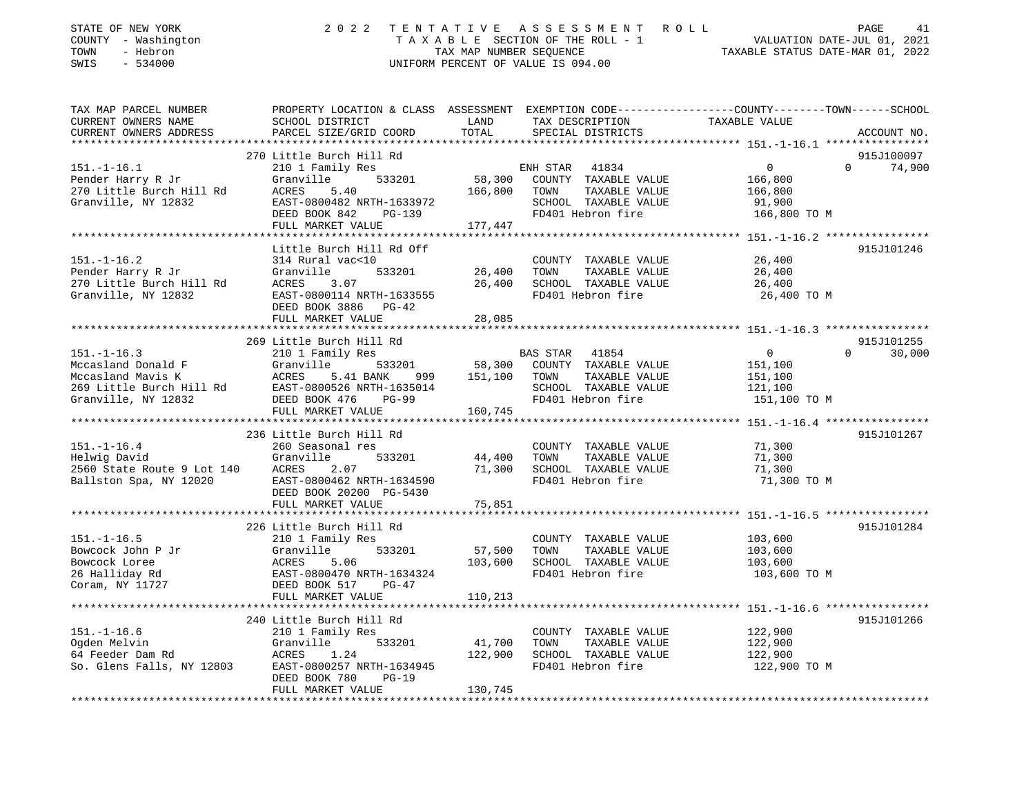STATE OF NEW YORK  
COUNTY - Washington  
TOWN - Hebron  
SWIS - 534000

2 0 2 2 T E N T A T I V E A S S E S S M E N T R O L L  
T A X A B L E SECTION OF THE ROLL - 1  
TAX MAP NUMBER SEQUENCE  
UNIFORM PERCENT OF VALUE IS 094.00

VALUATION DATE-JUL 01, 2021  
TAXABLE STATUS DATE-MAR 01, 2022

| TAX MAP PARCEL NUMBER / CURRENT OWNERS NAME / CURRENT OWNERS ADDRESS | PROPERTY LOCATION & CLASS / SCHOOL DISTRICT / PARCEL SIZE/GRID COORD | ASSESSMENT LAND | TOTAL | EXEMPTION CODE / TAX DESCRIPTION / SPECIAL DISTRICTS | COUNTY TAXABLE VALUE | TOWN | SCHOOL | ACCOUNT NO. |
|---|---|---|---|---|---|---|---|---|
| 151.-1-16.1 | 270 Little Burch Hill Rd | | | | | | | 915J100097 |
| | 210 1 Family Res | | | ENH STAR 41834 | 0 | 0 | 74,900 | |
| Pender Harry R Jr | Granville 533201 | 58,300 | | COUNTY TAXABLE VALUE | 166,800 | | | |
| 270 Little Burch Hill Rd | ACRES 5.40 | | 166,800 | TOWN TAXABLE VALUE | 166,800 | | | |
| Granville, NY 12832 | EAST-0800482 NRTH-1633972 | | | SCHOOL TAXABLE VALUE | 91,900 | | | |
| | DEED BOOK 842 PG-139 | | | FD401 Hebron fire | 166,800 TO M | | | |
| | FULL MARKET VALUE | | 177,447 | | | | | |
| 151.-1-16.2 | Little Burch Hill Rd Off | | | | | | | 915J101246 |
| | 314 Rural vac<10 | | | COUNTY TAXABLE VALUE | 26,400 | | | |
| Pender Harry R Jr | Granville 533201 | 26,400 | | TOWN TAXABLE VALUE | 26,400 | | | |
| 270 Little Burch Hill Rd | ACRES 3.07 | | 26,400 | SCHOOL TAXABLE VALUE | 26,400 | | | |
| Granville, NY 12832 | EAST-0800114 NRTH-1633555 | | | FD401 Hebron fire | 26,400 TO M | | | |
| | DEED BOOK 3886 PG-42 | | | | | | | |
| | FULL MARKET VALUE | | 28,085 | | | | | |
| 151.-1-16.3 | 269 Little Burch Hill Rd | | | | | | | 915J101255 |
| | 210 1 Family Res | | | BAS STAR 41854 | 0 | 0 | 30,000 | |
| Mccasland Donald F | Granville 533201 | 58,300 | | COUNTY TAXABLE VALUE | 151,100 | | | |
| Mccasland Mavis K | ACRES 5.41 BANK 999 | | 151,100 | TOWN TAXABLE VALUE | 151,100 | | | |
| 269 Little Burch Hill Rd | EAST-0800526 NRTH-1635014 | | | SCHOOL TAXABLE VALUE | 121,100 | | | |
| Granville, NY 12832 | DEED BOOK 476 PG-99 | | | FD401 Hebron fire | 151,100 TO M | | | |
| | FULL MARKET VALUE | | 160,745 | | | | | |
| 151.-1-16.4 | 236 Little Burch Hill Rd | | | | | | | 915J101267 |
| | 260 Seasonal res | | | COUNTY TAXABLE VALUE | 71,300 | | | |
| Helwig David | Granville 533201 | 44,400 | | TOWN TAXABLE VALUE | 71,300 | | | |
| 2560 State Route 9 Lot 140 | ACRES 2.07 | | 71,300 | SCHOOL TAXABLE VALUE | 71,300 | | | |
| Ballston Spa, NY 12020 | EAST-0800462 NRTH-1634590 | | | FD401 Hebron fire | 71,300 TO M | | | |
| | DEED BOOK 20200 PG-5430 | | | | | | | |
| | FULL MARKET VALUE | | 75,851 | | | | | |
| 151.-1-16.5 | 226 Little Burch Hill Rd | | | | | | | 915J101284 |
| | 210 1 Family Res | | | COUNTY TAXABLE VALUE | 103,600 | | | |
| Bowcock John P Jr | Granville 533201 | 57,500 | | TOWN TAXABLE VALUE | 103,600 | | | |
| Bowcock Loree | ACRES 5.06 | | 103,600 | SCHOOL TAXABLE VALUE | 103,600 | | | |
| 26 Halliday Rd | EAST-0800470 NRTH-1634324 | | | FD401 Hebron fire | 103,600 TO M | | | |
| Coram, NY 11727 | DEED BOOK 517 PG-47 | | | | | | | |
| | FULL MARKET VALUE | | 110,213 | | | | | |
| 151.-1-16.6 | 240 Little Burch Hill Rd | | | | | | | 915J101266 |
| | 210 1 Family Res | | | COUNTY TAXABLE VALUE | 122,900 | | | |
| Ogden Melvin | Granville 533201 | 41,700 | | TOWN TAXABLE VALUE | 122,900 | | | |
| 64 Feeder Dam Rd | ACRES 1.24 | | 122,900 | SCHOOL TAXABLE VALUE | 122,900 | | | |
| So. Glens Falls, NY 12803 | EAST-0800257 NRTH-1634945 | | | FD401 Hebron fire | 122,900 TO M | | | |
| | DEED BOOK 780 PG-19 | | | | | | | |
| | FULL MARKET VALUE | | 130,745 | | | | | |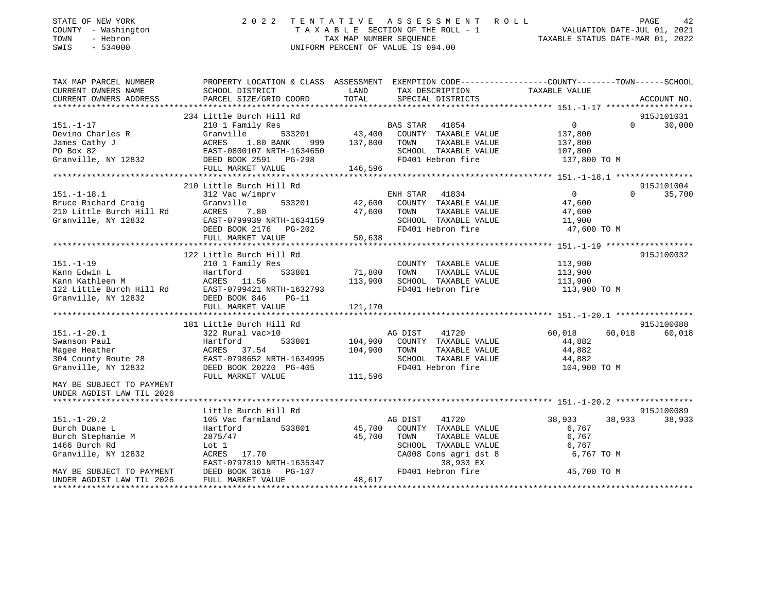STATE OF NEW YORK — 2022 TENTATIVE ASSESSMENT ROLL
COUNTY - Washington — TAXABLE SECTION OF THE ROLL - 1 — VALUATION DATE-JUL 01, 2021
TOWN - Hebron — TAX MAP NUMBER SEQUENCE — TAXABLE STATUS DATE-MAR 01, 2022
SWIS - 534000 — UNIFORM PERCENT OF VALUE IS 094.00

```
TAX MAP PARCEL NUMBER          PROPERTY LOCATION & CLASS  ASSESSMENT  EXEMPTION CODE------------------COUNTY--------TOWN------SCHOOL
CURRENT OWNERS NAME            SCHOOL DISTRICT               LAND      TAX DESCRIPTION            TAXABLE VALUE
CURRENT OWNERS ADDRESS         PARCEL SIZE/GRID COORD       TOTAL      SPECIAL DISTRICTS                                  ACCOUNT NO.
*********************************************************************************************** 151.-1-17 ******************
                               234 Little Burch Hill Rd                                                                915J101031
151.-1-17                      210 1 Family Res                    BAS STAR   41854               0             0      30,000
Devino Charles R               Granville       533201     43,400   COUNTY  TAXABLE VALUE        137,800
James Cathy J                  ACRES    1.80 BANK    999 137,800   TOWN    TAXABLE VALUE        137,800
PO Box 82                      EAST-0800107 NRTH-1634650           SCHOOL  TAXABLE VALUE        107,800
Granville, NY 12832            DEED BOOK 2591   PG-298             FD401 Hebron fire             137,800 TO M
                               FULL MARKET VALUE          146,596
*********************************************************************************************** 151.-1-18.1 ****************
                               210 Little Burch Hill Rd                                                                915J101004
151.-1-18.1                    312 Vac w/imprv                     ENH STAR   41834               0             0      35,700
Bruce Richard Craig            Granville       533201     42,600   COUNTY  TAXABLE VALUE         47,600
210 Little Burch Hill Rd       ACRES    7.80               47,600  TOWN    TAXABLE VALUE         47,600
Granville, NY 12832            EAST-0799939 NRTH-1634159           SCHOOL  TAXABLE VALUE         11,900
                               DEED BOOK 2176   PG-202             FD401 Hebron fire              47,600 TO M
                               FULL MARKET VALUE           50,638
*********************************************************************************************** 151.-1-19 ******************
                               122 Little Burch Hill Rd                                                                915J100032
151.-1-19                      210 1 Family Res                    COUNTY  TAXABLE VALUE        113,900
Kann Edwin L                   Hartford        533801     71,800   TOWN    TAXABLE VALUE        113,900
Kann Kathleen M                ACRES   11.56              113,900  SCHOOL  TAXABLE VALUE        113,900
122 Little Burch Hill Rd       EAST-0799421 NRTH-1632793           FD401 Hebron fire             113,900 TO M
Granville, NY 12832            DEED BOOK 846    PG-11
                               FULL MARKET VALUE          121,170
*********************************************************************************************** 151.-1-20.1 ****************
                               181 Little Burch Hill Rd                                                                915J100088
151.-1-20.1                    322 Rural vac>10                    AG DIST    41720          60,018        60,018      60,018
Swanson Paul                   Hartford        533801    104,900   COUNTY  TAXABLE VALUE         44,882
Magee Heather                  ACRES   37.54              104,900  TOWN    TAXABLE VALUE         44,882
304 County Route 28            EAST-0798652 NRTH-1634995           SCHOOL  TAXABLE VALUE         44,882
Granville, NY 12832            DEED BOOK 20220  PG-405             FD401 Hebron fire             104,900 TO M
                               FULL MARKET VALUE          111,596
MAY BE SUBJECT TO PAYMENT
UNDER AGDIST LAW TIL 2026
*********************************************************************************************** 151.-1-20.2 ****************
                               Little Burch Hill Rd                                                                    915J100089
151.-1-20.2                    105 Vac farmland                    AG DIST    41720          38,933        38,933      38,933
Burch Duane L                  Hartford        533801     45,700   COUNTY  TAXABLE VALUE          6,767
Burch Stephanie M              2875/47                     45,700  TOWN    TAXABLE VALUE          6,767
1466 Burch Rd                  Lot 1                               SCHOOL  TAXABLE VALUE          6,767
Granville, NY 12832            ACRES   17.70                       CA008 Cons agri dst 8           6,767 TO M
                               EAST-0797819 NRTH-1635347                 38,933 EX
MAY BE SUBJECT TO PAYMENT      DEED BOOK 3618   PG-107             FD401 Hebron fire              45,700 TO M
UNDER AGDIST LAW TIL 2026      FULL MARKET VALUE           48,617
****************************************************************************************************************************
```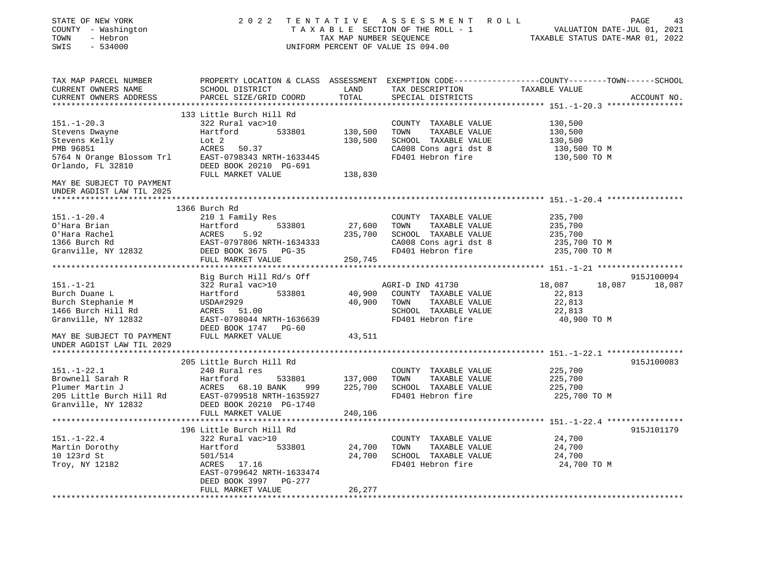STATE OF NEW YORK — 2022 TENTATIVE ASSESSMENT ROLL
COUNTY - Washington — TAXABLE SECTION OF THE ROLL - 1 — VALUATION DATE-JUL 01, 2021
TOWN - Hebron — TAX MAP NUMBER SEQUENCE — TAXABLE STATUS DATE-MAR 01, 2022
SWIS - 534000 — UNIFORM PERCENT OF VALUE IS 094.00

| TAX MAP PARCEL NUMBER / CURRENT OWNERS NAME / CURRENT OWNERS ADDRESS | PROPERTY LOCATION & CLASS / SCHOOL DISTRICT / PARCEL SIZE/GRID COORD | ASSESSMENT LAND | TOTAL | EXEMPTION CODE / TAX DESCRIPTION / SPECIAL DISTRICTS | COUNTY TAXABLE VALUE | TOWN | SCHOOL | ACCOUNT NO. |
|---|---|---|---|---|---|---|---|---|
| **151.-1-20.3** | 133 Little Burch Hill Rd | | | | | | | |
| 151.-1-20.3 | 322 Rural vac>10 | | | COUNTY TAXABLE VALUE | 130,500 | | | |
| Stevens Dwayne | Hartford 533801 | 130,500 | | TOWN TAXABLE VALUE | 130,500 | | | |
| Stevens Kelly | Lot 2 | | 130,500 | SCHOOL TAXABLE VALUE | 130,500 | | | |
| PMB 96851 | ACRES 50.37 | | | CA008 Cons agri dst 8 | 130,500 TO M | | | |
| 5764 N Orange Blossom Trl | EAST-0798343 NRTH-1633445 | | | FD401 Hebron fire | 130,500 TO M | | | |
| Orlando, FL 32810 | DEED BOOK 20210 PG-691 | | | | | | | |
| | FULL MARKET VALUE | | 138,830 | | | | | |
| MAY BE SUBJECT TO PAYMENT UNDER AGDIST LAW TIL 2025 | | | | | | | | |
| **151.-1-20.4** | 1366 Burch Rd | | | | | | | |
| 151.-1-20.4 | 210 1 Family Res | | | COUNTY TAXABLE VALUE | 235,700 | | | |
| O'Hara Brian | Hartford 533801 | 27,600 | | TOWN TAXABLE VALUE | 235,700 | | | |
| O'Hara Rachel | ACRES 5.92 | | 235,700 | SCHOOL TAXABLE VALUE | 235,700 | | | |
| 1366 Burch Rd | EAST-0797806 NRTH-1634333 | | | CA008 Cons agri dst 8 | 235,700 TO M | | | |
| Granville, NY 12832 | DEED BOOK 3675 PG-35 | | | FD401 Hebron fire | 235,700 TO M | | | |
| | FULL MARKET VALUE | | 250,745 | | | | | |
| **151.-1-21** | Big Burch Hill Rd/s Off | | | | | | | 915J100094 |
| 151.-1-21 | 322 Rural vac>10 | | | AGRI-D IND 41730 | 18,087 | 18,087 | 18,087 | |
| Burch Duane L | Hartford 533801 | 40,900 | | COUNTY TAXABLE VALUE | 22,813 | | | |
| Burch Stephanie M | USDA#2929 | | 40,900 | TOWN TAXABLE VALUE | 22,813 | | | |
| 1466 Burch Hill Rd | ACRES 51.00 | | | SCHOOL TAXABLE VALUE | 22,813 | | | |
| Granville, NY 12832 | EAST-0798044 NRTH-1636639 | | | FD401 Hebron fire | 40,900 TO M | | | |
| | DEED BOOK 1747 PG-60 | | | | | | | |
| MAY BE SUBJECT TO PAYMENT UNDER AGDIST LAW TIL 2029 | FULL MARKET VALUE | | 43,511 | | | | | |
| **151.-1-22.1** | 205 Little Burch Hill Rd | | | | | | | 915J100083 |
| 151.-1-22.1 | 240 Rural res | | | COUNTY TAXABLE VALUE | 225,700 | | | |
| Brownell Sarah R | Hartford 533801 | 137,000 | | TOWN TAXABLE VALUE | 225,700 | | | |
| Plumer Martin J | ACRES 68.10 BANK 999 | | 225,700 | SCHOOL TAXABLE VALUE | 225,700 | | | |
| 205 Little Burch Hill Rd | EAST-0799518 NRTH-1635927 | | | FD401 Hebron fire | 225,700 TO M | | | |
| Granville, NY 12832 | DEED BOOK 20210 PG-1740 | | | | | | | |
| | FULL MARKET VALUE | | 240,106 | | | | | |
| **151.-1-22.4** | 196 Little Burch Hill Rd | | | | | | | 915J101179 |
| 151.-1-22.4 | 322 Rural vac>10 | | | COUNTY TAXABLE VALUE | 24,700 | | | |
| Martin Dorothy | Hartford 533801 | 24,700 | | TOWN TAXABLE VALUE | 24,700 | | | |
| 10 123rd St | 501/514 | | 24,700 | SCHOOL TAXABLE VALUE | 24,700 | | | |
| Troy, NY 12182 | ACRES 17.16 | | | FD401 Hebron fire | 24,700 TO M | | | |
| | EAST-0799642 NRTH-1633474 | | | | | | | |
| | DEED BOOK 3997 PG-277 | | | | | | | |
| | FULL MARKET VALUE | | 26,277 | | | | | |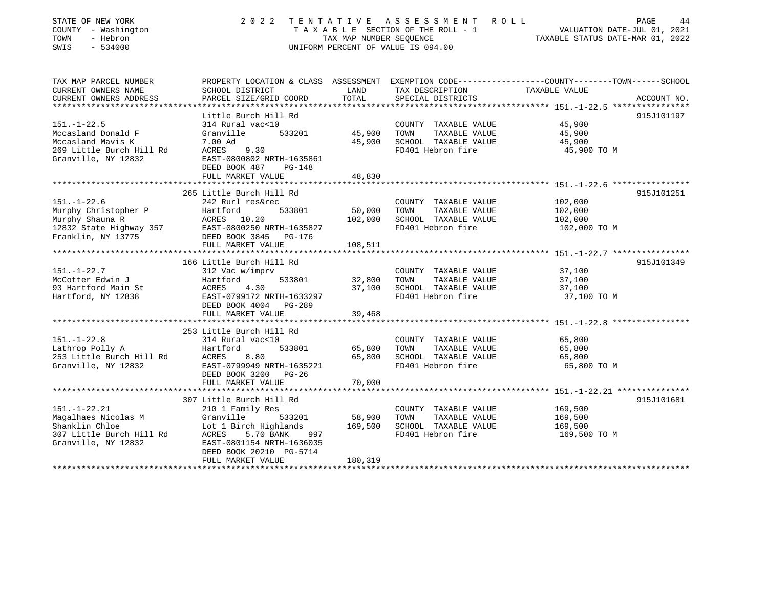STATE OF NEW YORK
COUNTY - Washington
TOWN - Hebron
SWIS - 534000

2 0 2 2 T E N T A T I V E A S S E S S M E N T R O L L
T A X A B L E SECTION OF THE ROLL - 1
TAX MAP NUMBER SEQUENCE
UNIFORM PERCENT OF VALUE IS 094.00

VALUATION DATE-JUL 01, 2021
TAXABLE STATUS DATE-MAR 01, 2022

| TAX MAP PARCEL NUMBER / CURRENT OWNERS NAME / CURRENT OWNERS ADDRESS | PROPERTY LOCATION & CLASS / SCHOOL DISTRICT / PARCEL SIZE/GRID COORD | ASSESSMENT LAND | TOTAL | EXEMPTION CODE / TAX DESCRIPTION / SPECIAL DISTRICTS | COUNTY--------TOWN------SCHOOL TAXABLE VALUE | ACCOUNT NO. |
|---|---|---|---|---|---|---|
| **151.-1-22.5** | Little Burch Hill Rd | | | | | 915J101197 |
| 151.-1-22.5 | 314 Rural vac<10 | | | COUNTY TAXABLE VALUE | 45,900 | |
| Mccasland Donald F | Granville 533201 | 45,900 | | TOWN TAXABLE VALUE | 45,900 | |
| Mccasland Mavis K | 7.00 Ad | | 45,900 | SCHOOL TAXABLE VALUE | 45,900 | |
| 269 Little Burch Hill Rd | ACRES 9.30 | | | FD401 Hebron fire | 45,900 TO M | |
| Granville, NY 12832 | EAST-0800802 NRTH-1635861 | | | | | |
| | DEED BOOK 487 PG-148 | | | | | |
| | FULL MARKET VALUE | | 48,830 | | | |
| **151.-1-22.6** | 265 Little Burch Hill Rd | | | | | 915J101251 |
| 151.-1-22.6 | 242 Rurl res&rec | | | COUNTY TAXABLE VALUE | 102,000 | |
| Murphy Christopher P | Hartford 533801 | 50,000 | | TOWN TAXABLE VALUE | 102,000 | |
| Murphy Shauna R | ACRES 10.20 | | 102,000 | SCHOOL TAXABLE VALUE | 102,000 | |
| 12832 State Highway 357 | EAST-0800250 NRTH-1635827 | | | FD401 Hebron fire | 102,000 TO M | |
| Franklin, NY 13775 | DEED BOOK 3845 PG-176 | | | | | |
| | FULL MARKET VALUE | | 108,511 | | | |
| **151.-1-22.7** | 166 Little Burch Hill Rd | | | | | 915J101349 |
| 151.-1-22.7 | 312 Vac w/imprv | | | COUNTY TAXABLE VALUE | 37,100 | |
| McCotter Edwin J | Hartford 533801 | 32,800 | | TOWN TAXABLE VALUE | 37,100 | |
| 93 Hartford Main St | ACRES 4.30 | | 37,100 | SCHOOL TAXABLE VALUE | 37,100 | |
| Hartford, NY 12838 | EAST-0799172 NRTH-1633297 | | | FD401 Hebron fire | 37,100 TO M | |
| | DEED BOOK 4004 PG-289 | | | | | |
| | FULL MARKET VALUE | | 39,468 | | | |
| **151.-1-22.8** | 253 Little Burch Hill Rd | | | | | |
| 151.-1-22.8 | 314 Rural vac<10 | | | COUNTY TAXABLE VALUE | 65,800 | |
| Lathrop Polly A | Hartford 533801 | 65,800 | | TOWN TAXABLE VALUE | 65,800 | |
| 253 Little Burch Hill Rd | ACRES 8.80 | | 65,800 | SCHOOL TAXABLE VALUE | 65,800 | |
| Granville, NY 12832 | EAST-0799949 NRTH-1635221 | | | FD401 Hebron fire | 65,800 TO M | |
| | DEED BOOK 3200 PG-26 | | | | | |
| | FULL MARKET VALUE | | 70,000 | | | |
| **151.-1-22.21** | 307 Little Burch Hill Rd | | | | | 915J101681 |
| 151.-1-22.21 | 210 1 Family Res | | | COUNTY TAXABLE VALUE | 169,500 | |
| Magalhaes Nicolas M | Granville 533201 | 58,900 | | TOWN TAXABLE VALUE | 169,500 | |
| Shanklin Chloe | Lot 1 Birch Highlands | | 169,500 | SCHOOL TAXABLE VALUE | 169,500 | |
| 307 Little Burch Hill Rd | ACRES 5.70 BANK 997 | | | FD401 Hebron fire | 169,500 TO M | |
| Granville, NY 12832 | EAST-0801154 NRTH-1636035 | | | | | |
| | DEED BOOK 20210 PG-5714 | | | | | |
| | FULL MARKET VALUE | | 180,319 | | | |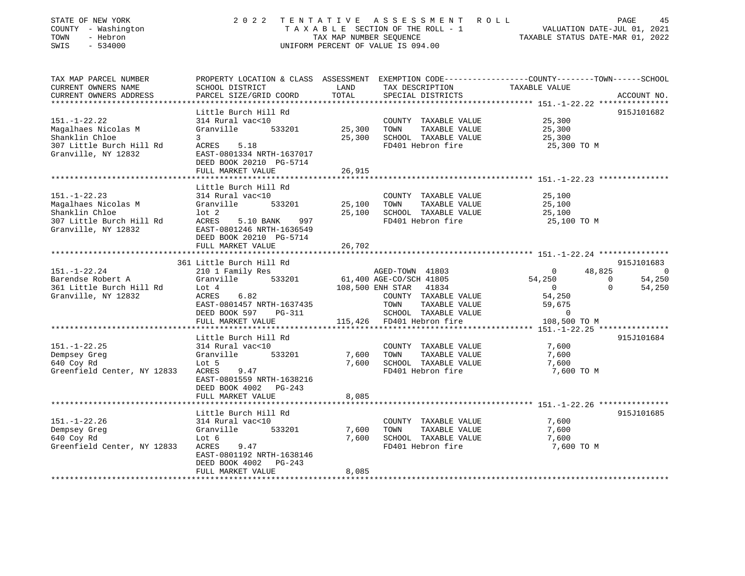STATE OF NEW YORK — 2022 TENTATIVE ASSESSMENT ROLL
COUNTY - Washington — TAXABLE SECTION OF THE ROLL - 1 — VALUATION DATE-JUL 01, 2021
TOWN - Hebron — TAX MAP NUMBER SEQUENCE — TAXABLE STATUS DATE-MAR 01, 2022
SWIS - 534000 — UNIFORM PERCENT OF VALUE IS 094.00

| TAX MAP PARCEL NUMBER / CURRENT OWNERS NAME / CURRENT OWNERS ADDRESS | PROPERTY LOCATION & CLASS / SCHOOL DISTRICT / PARCEL SIZE/GRID COORD | ASSESSMENT LAND | TOTAL | EXEMPTION CODE / TAX DESCRIPTION / SPECIAL DISTRICTS | COUNTY TAXABLE VALUE | TOWN | SCHOOL | ACCOUNT NO. |
|---|---|---|---|---|---|---|---|---|
| **151.-1-22.22** | Little Burch Hill Rd | | | | | | | 915J101682 |
| 151.-1-22.22 | 314 Rural vac<10 | | | COUNTY TAXABLE VALUE | 25,300 | | | |
| Magalhaes Nicolas M | Granville 533201 | 25,300 | | TOWN TAXABLE VALUE | 25,300 | | | |
| Shanklin Chloe | 3 | | 25,300 | SCHOOL TAXABLE VALUE | 25,300 | | | |
| 307 Little Burch Hill Rd | ACRES 5.18 | | | FD401 Hebron fire | 25,300 TO M | | | |
| Granville, NY 12832 | EAST-0801334 NRTH-1637017 | | | | | | | |
| | DEED BOOK 20210 PG-5714 | | | | | | | |
| | FULL MARKET VALUE | | 26,915 | | | | | |
| **151.-1-22.23** | Little Burch Hill Rd | | | | | | | |
| 151.-1-22.23 | 314 Rural vac<10 | | | COUNTY TAXABLE VALUE | 25,100 | | | |
| Magalhaes Nicolas M | Granville 533201 | 25,100 | | TOWN TAXABLE VALUE | 25,100 | | | |
| Shanklin Chloe | lot 2 | | 25,100 | SCHOOL TAXABLE VALUE | 25,100 | | | |
| 307 Little Burch Hill Rd | ACRES 5.10 BANK 997 | | | FD401 Hebron fire | 25,100 TO M | | | |
| Granville, NY 12832 | EAST-0801246 NRTH-1636549 | | | | | | | |
| | DEED BOOK 20210 PG-5714 | | | | | | | |
| | FULL MARKET VALUE | | 26,702 | | | | | |
| **151.-1-22.24** | 361 Little Burch Hill Rd | | | | | | | 915J101683 |
| 151.-1-22.24 | 210 1 Family Res | | | AGED-TOWN 41803 | 0 | 48,825 | 0 | |
| Barendse Robert A | Granville 533201 | 61,400 | | AGE-CO/SCH 41805 | 54,250 | 0 | 54,250 | |
| 361 Little Burch Hill Rd | Lot 4 | | 108,500 | ENH STAR 41834 | 0 | 0 | 54,250 | |
| Granville, NY 12832 | ACRES 6.82 | | | COUNTY TAXABLE VALUE | 54,250 | | | |
| | EAST-0801457 NRTH-1637435 | | | TOWN TAXABLE VALUE | 59,675 | | | |
| | DEED BOOK 597 PG-311 | | | SCHOOL TAXABLE VALUE | 0 | | | |
| | FULL MARKET VALUE | | 115,426 | FD401 Hebron fire | 108,500 TO M | | | |
| **151.-1-22.25** | Little Burch Hill Rd | | | | | | | 915J101684 |
| 151.-1-22.25 | 314 Rural vac<10 | | | COUNTY TAXABLE VALUE | 7,600 | | | |
| Dempsey Greg | Granville 533201 | 7,600 | | TOWN TAXABLE VALUE | 7,600 | | | |
| 640 Coy Rd | Lot 5 | | 7,600 | SCHOOL TAXABLE VALUE | 7,600 | | | |
| Greenfield Center, NY 12833 | ACRES 9.47 | | | FD401 Hebron fire | 7,600 TO M | | | |
| | EAST-0801559 NRTH-1638216 | | | | | | | |
| | DEED BOOK 4002 PG-243 | | | | | | | |
| | FULL MARKET VALUE | | 8,085 | | | | | |
| **151.-1-22.26** | Little Burch Hill Rd | | | | | | | 915J101685 |
| 151.-1-22.26 | 314 Rural vac<10 | | | COUNTY TAXABLE VALUE | 7,600 | | | |
| Dempsey Greg | Granville 533201 | 7,600 | | TOWN TAXABLE VALUE | 7,600 | | | |
| 640 Coy Rd | Lot 6 | | 7,600 | SCHOOL TAXABLE VALUE | 7,600 | | | |
| Greenfield Center, NY 12833 | ACRES 9.47 | | | FD401 Hebron fire | 7,600 TO M | | | |
| | EAST-0801192 NRTH-1638146 | | | | | | | |
| | DEED BOOK 4002 PG-243 | | | | | | | |
| | FULL MARKET VALUE | | 8,085 | | | | | |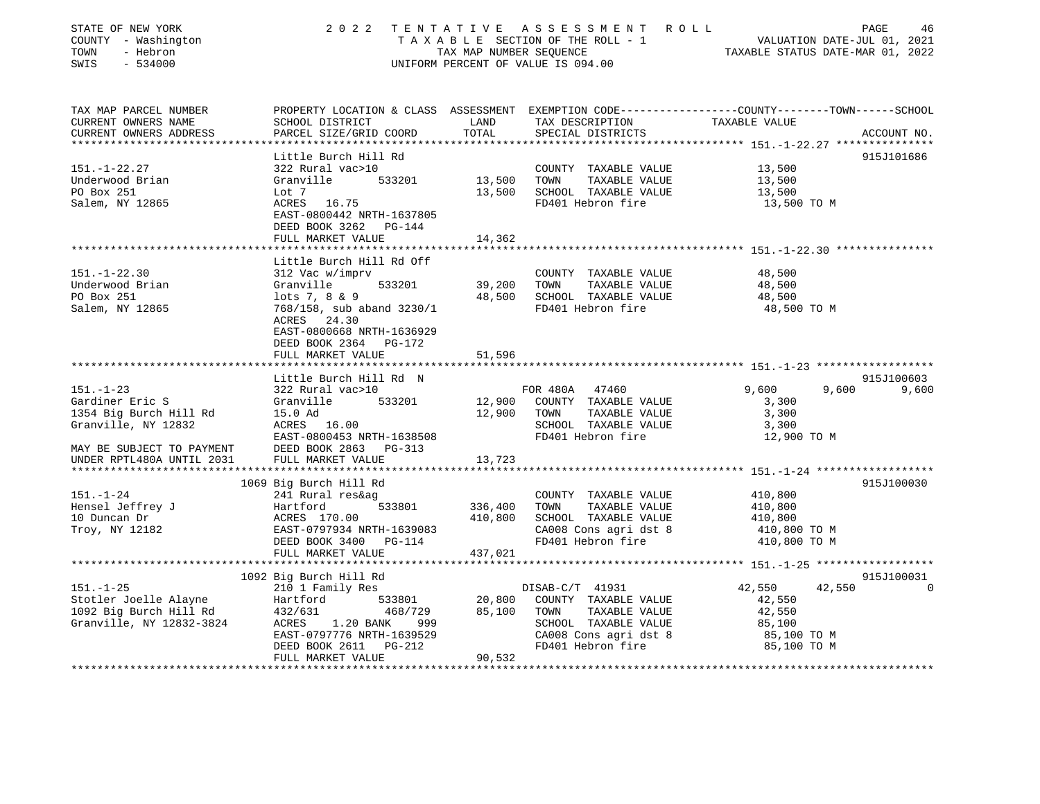STATE OF NEW YORK
COUNTY - Washington
TOWN - Hebron
SWIS - 534000

2022 TENTATIVE ASSESSMENT ROLL
TAXABLE SECTION OF THE ROLL - 1
TAX MAP NUMBER SEQUENCE
UNIFORM PERCENT OF VALUE IS 094.00

VALUATION DATE-JUL 01, 2021
TAXABLE STATUS DATE-MAR 01, 2022

| TAX MAP PARCEL NUMBER / CURRENT OWNERS NAME / CURRENT OWNERS ADDRESS | PROPERTY LOCATION & CLASS / SCHOOL DISTRICT / PARCEL SIZE/GRID COORD | ASSESSMENT LAND / TOTAL | EXEMPTION CODE / TAX DESCRIPTION / SPECIAL DISTRICTS | COUNTY | TOWN | SCHOOL | ACCOUNT NO. |
|---|---|---|---|---|---|---|---|
| **151.-1-22.27** | Little Burch Hill Rd | | | | | | 915J101686 |
| 151.-1-22.27 | 322 Rural vac>10 | | COUNTY TAXABLE VALUE | 13,500 | | | |
| Underwood Brian | Granville 533201 | 13,500 | TOWN TAXABLE VALUE | | 13,500 | | |
| PO Box 251 | Lot 7 | 13,500 | SCHOOL TAXABLE VALUE | | | 13,500 | |
| Salem, NY 12865 | ACRES 16.75 | | FD401 Hebron fire | 13,500 TO M | | | |
| | EAST-0800442 NRTH-1637805 | | | | | | |
| | DEED BOOK 3262 PG-144 | | | | | | |
| | FULL MARKET VALUE | 14,362 | | | | | |
| **151.-1-22.30** | Little Burch Hill Rd Off | | | | | | |
| 151.-1-22.30 | 312 Vac w/imprv | | COUNTY TAXABLE VALUE | 48,500 | | | |
| Underwood Brian | Granville 533201 | 39,200 | TOWN TAXABLE VALUE | | 48,500 | | |
| PO Box 251 | lots 7, 8 & 9 | 48,500 | SCHOOL TAXABLE VALUE | | | 48,500 | |
| Salem, NY 12865 | 768/158, sub aband 3230/1 | | FD401 Hebron fire | 48,500 TO M | | | |
| | ACRES 24.30 | | | | | | |
| | EAST-0800668 NRTH-1636929 | | | | | | |
| | DEED BOOK 2364 PG-172 | | | | | | |
| | FULL MARKET VALUE | 51,596 | | | | | |
| **151.-1-23** | Little Burch Hill Rd N | | | | | | 915J100603 |
| 151.-1-23 | 322 Rural vac>10 | | FOR 480A 47460 | 9,600 | 9,600 | 9,600 | |
| Gardiner Eric S | Granville 533201 | 12,900 | COUNTY TAXABLE VALUE | 3,300 | | | |
| 1354 Big Burch Hill Rd | 15.0 Ad | 12,900 | TOWN TAXABLE VALUE | | 3,300 | | |
| Granville, NY 12832 | ACRES 16.00 | | SCHOOL TAXABLE VALUE | | | 3,300 | |
| | EAST-0800453 NRTH-1638508 | | FD401 Hebron fire | 12,900 TO M | | | |
| MAY BE SUBJECT TO PAYMENT | DEED BOOK 2863 PG-313 | | | | | | |
| UNDER RPTL480A UNTIL 2031 | FULL MARKET VALUE | 13,723 | | | | | |
| **151.-1-24** | 1069 Big Burch Hill Rd | | | | | | 915J100030 |
| 151.-1-24 | 241 Rural res&ag | | COUNTY TAXABLE VALUE | 410,800 | | | |
| Hensel Jeffrey J | Hartford 533801 | 336,400 | TOWN TAXABLE VALUE | | 410,800 | | |
| 10 Duncan Dr | ACRES 170.00 | 410,800 | SCHOOL TAXABLE VALUE | | | 410,800 | |
| Troy, NY 12182 | EAST-0797934 NRTH-1639083 | | CA008 Cons agri dst 8 | 410,800 TO M | | | |
| | DEED BOOK 3400 PG-114 | | FD401 Hebron fire | 410,800 TO M | | | |
| | FULL MARKET VALUE | 437,021 | | | | | |
| **151.-1-25** | 1092 Big Burch Hill Rd | | | | | | 915J100031 |
| 151.-1-25 | 210 1 Family Res | | DISAB-C/T 41931 | 42,550 | 42,550 | 0 | |
| Stotler Joelle Alayne | Hartford 533801 | 20,800 | COUNTY TAXABLE VALUE | 42,550 | | | |
| 1092 Big Burch Hill Rd | 432/631 468/729 | 85,100 | TOWN TAXABLE VALUE | | 42,550 | | |
| Granville, NY 12832-3824 | ACRES 1.20 BANK 999 | | SCHOOL TAXABLE VALUE | | | 85,100 | |
| | EAST-0797776 NRTH-1639529 | | CA008 Cons agri dst 8 | 85,100 TO M | | | |
| | DEED BOOK 2611 PG-212 | | FD401 Hebron fire | 85,100 TO M | | | |
| | FULL MARKET VALUE | 90,532 | | | | | |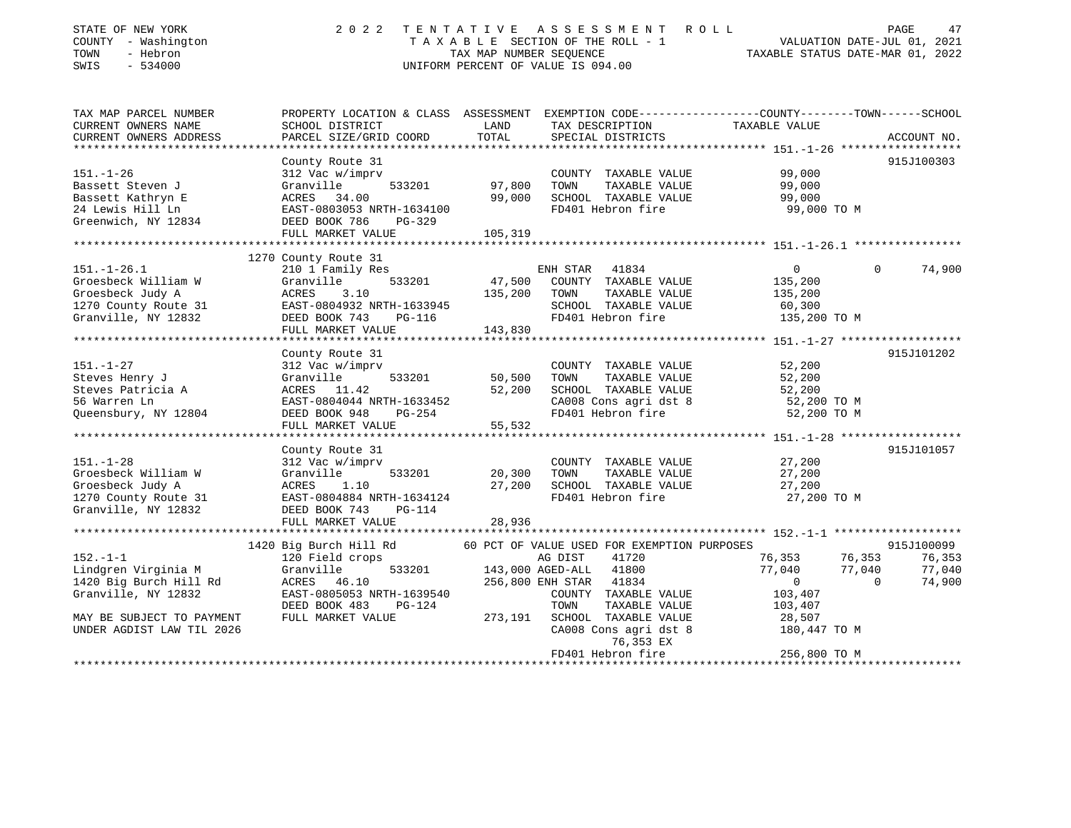STATE OF NEW YORK — 2022 TENTATIVE ASSESSMENT ROLL
COUNTY - Washington — TAXABLE SECTION OF THE ROLL - 1 — VALUATION DATE-JUL 01, 2021
TOWN - Hebron — TAX MAP NUMBER SEQUENCE — TAXABLE STATUS DATE-MAR 01, 2022
SWIS - 534000 — UNIFORM PERCENT OF VALUE IS 094.00

| TAX MAP PARCEL NUMBER / CURRENT OWNERS NAME / CURRENT OWNERS ADDRESS | PROPERTY LOCATION & CLASS / SCHOOL DISTRICT / PARCEL SIZE/GRID COORD | ASSESSMENT LAND / TOTAL | EXEMPTION CODE / TAX DESCRIPTION / SPECIAL DISTRICTS | COUNTY TAXABLE VALUE | TOWN | SCHOOL | ACCOUNT NO. |
|---|---|---|---|---|---|---|---|
| **151.-1-26** | County Route 31 | | | | | | 915J100303 |
| 151.-1-26 | 312 Vac w/imprv | | COUNTY TAXABLE VALUE | 99,000 | | | |
| Bassett Steven J | Granville 533201 | 97,800 | TOWN TAXABLE VALUE | 99,000 | | | |
| Bassett Kathryn E | ACRES 34.00 | 99,000 | SCHOOL TAXABLE VALUE | 99,000 | | | |
| 24 Lewis Hill Ln | EAST-0803053 NRTH-1634100 | | FD401 Hebron fire | 99,000 TO M | | | |
| Greenwich, NY 12834 | DEED BOOK 786 PG-329 | | | | | | |
| | FULL MARKET VALUE | 105,319 | | | | | |
| **151.-1-26.1** | 1270 County Route 31 | | | | | | |
| 151.-1-26.1 | 210 1 Family Res | | ENH STAR 41834 | 0 | 0 | 74,900 | |
| Groesbeck William W | Granville 533201 | 47,500 | COUNTY TAXABLE VALUE | 135,200 | | | |
| Groesbeck Judy A | ACRES 3.10 | 135,200 | TOWN TAXABLE VALUE | 135,200 | | | |
| 1270 County Route 31 | EAST-0804932 NRTH-1633945 | | SCHOOL TAXABLE VALUE | 60,300 | | | |
| Granville, NY 12832 | DEED BOOK 743 PG-116 | | FD401 Hebron fire | 135,200 TO M | | | |
| | FULL MARKET VALUE | 143,830 | | | | | |
| **151.-1-27** | County Route 31 | | | | | | 915J101202 |
| 151.-1-27 | 312 Vac w/imprv | | COUNTY TAXABLE VALUE | 52,200 | | | |
| Steves Henry J | Granville 533201 | 50,500 | TOWN TAXABLE VALUE | 52,200 | | | |
| Steves Patricia A | ACRES 11.42 | 52,200 | SCHOOL TAXABLE VALUE | 52,200 | | | |
| 56 Warren Ln | EAST-0804044 NRTH-1633452 | | CA008 Cons agri dst 8 | 52,200 TO M | | | |
| Queensbury, NY 12804 | DEED BOOK 948 PG-254 | | FD401 Hebron fire | 52,200 TO M | | | |
| | FULL MARKET VALUE | 55,532 | | | | | |
| **151.-1-28** | County Route 31 | | | | | | 915J101057 |
| 151.-1-28 | 312 Vac w/imprv | | COUNTY TAXABLE VALUE | 27,200 | | | |
| Groesbeck William W | Granville 533201 | 20,300 | TOWN TAXABLE VALUE | 27,200 | | | |
| Groesbeck Judy A | ACRES 1.10 | 27,200 | SCHOOL TAXABLE VALUE | 27,200 | | | |
| 1270 County Route 31 | EAST-0804884 NRTH-1634124 | | FD401 Hebron fire | 27,200 TO M | | | |
| Granville, NY 12832 | DEED BOOK 743 PG-114 | | | | | | |
| | FULL MARKET VALUE | 28,936 | | | | | |
| **152.-1-1** | 1420 Big Burch Hill Rd | | 60 PCT OF VALUE USED FOR EXEMPTION PURPOSES | | | | 915J100099 |
| 152.-1-1 | 120 Field crops | | AG DIST 41720 | 76,353 | 76,353 | 76,353 | |
| Lindgren Virginia M | Granville 533201 | 143,000 | AGED-ALL 41800 | 77,040 | 77,040 | 77,040 | |
| 1420 Big Burch Hill Rd | ACRES 46.10 | 256,800 | ENH STAR 41834 | 0 | 0 | 74,900 | |
| Granville, NY 12832 | EAST-0805053 NRTH-1639540 | | COUNTY TAXABLE VALUE | 103,407 | | | |
| | DEED BOOK 483 PG-124 | | TOWN TAXABLE VALUE | 103,407 | | | |
| MAY BE SUBJECT TO PAYMENT | FULL MARKET VALUE | 273,191 | SCHOOL TAXABLE VALUE | 28,507 | | | |
| UNDER AGDIST LAW TIL 2026 | | | CA008 Cons agri dst 8 | 180,447 TO M | | | |
| | | | 76,353 EX | | | | |
| | | | FD401 Hebron fire | 256,800 TO M | | | |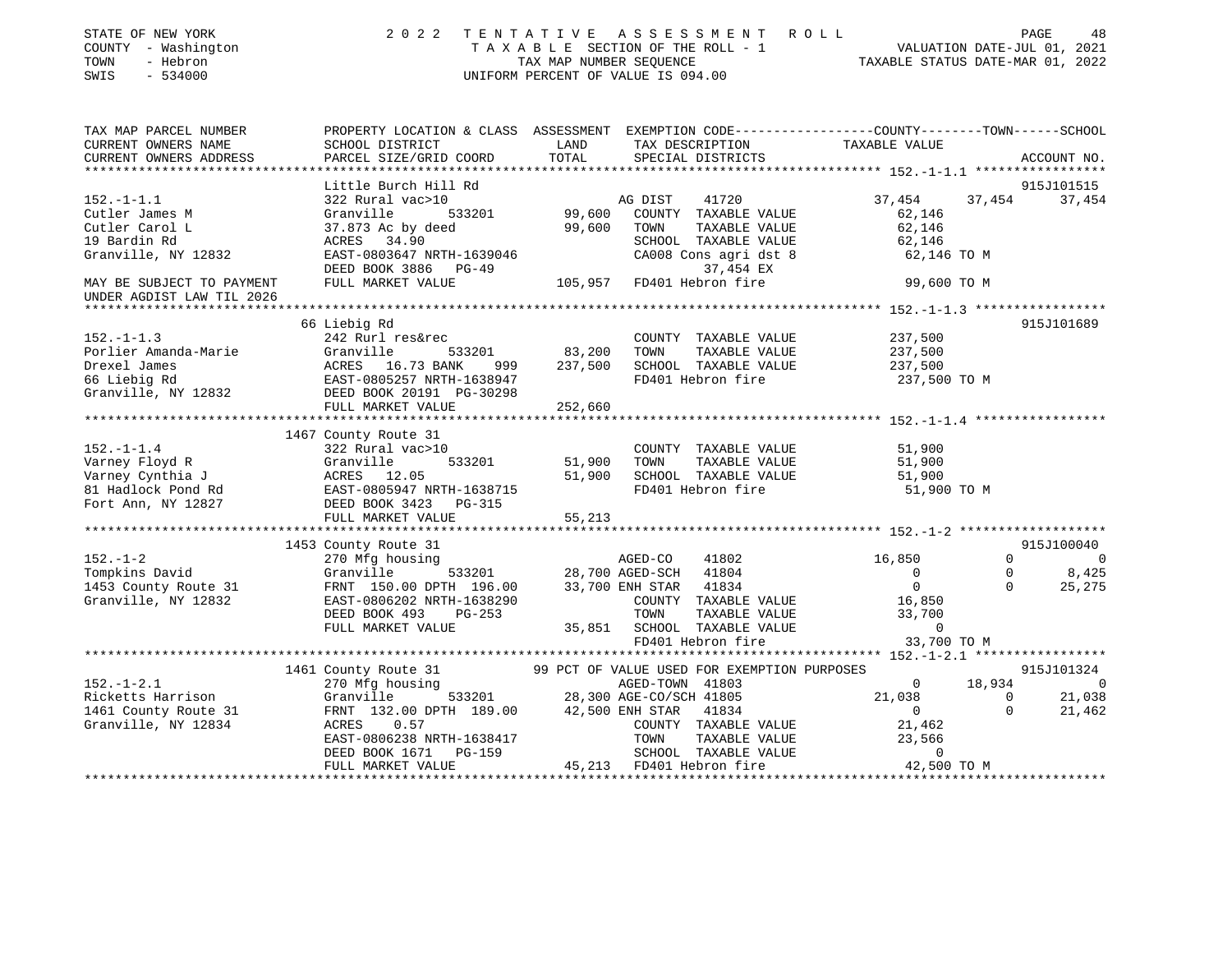STATE OF NEW YORK
COUNTY - Washington
TOWN - Hebron
SWIS - 534000

# 2022 TENTATIVE ASSESSMENT ROLL

TAXABLE SECTION OF THE ROLL - 1
TAX MAP NUMBER SEQUENCE
UNIFORM PERCENT OF VALUE IS 094.00

VALUATION DATE-JUL 01, 2021
TAXABLE STATUS DATE-MAR 01, 2022

```
TAX MAP PARCEL NUMBER     PROPERTY LOCATION & CLASS  ASSESSMENT  EXEMPTION CODE-----------------COUNTY--------TOWN------SCHOOL
CURRENT OWNERS NAME       SCHOOL DISTRICT             LAND       TAX DESCRIPTION            TAXABLE VALUE
CURRENT OWNERS ADDRESS    PARCEL SIZE/GRID COORD      TOTAL      SPECIAL DISTRICTS                                    ACCOUNT NO.
******************************************************************************************** 152.-1-1.1 *****************
                          Little Burch Hill Rd                                                                    915J101515
152.-1-1.1                322 Rural vac>10                        AG DIST     41720           37,454      37,454      37,454
Cutler James M            Granville        533201      99,600     COUNTY  TAXABLE VALUE         62,146
Cutler Carol L            37.873 Ac by deed            99,600     TOWN    TAXABLE VALUE         62,146
19 Bardin Rd              ACRES   34.90                           SCHOOL  TAXABLE VALUE         62,146
Granville, NY 12832       EAST-0803647 NRTH-1639046               CA008 Cons agri dst 8          62,146 TO M
                          DEED BOOK 3886   PG-49                        37,454 EX
MAY BE SUBJECT TO PAYMENT FULL MARKET VALUE           105,957     FD401 Hebron fire              99,600 TO M
UNDER AGDIST LAW TIL 2026
******************************************************************************************** 152.-1-1.3 *****************
                          66 Liebig Rd                                                                            915J101689
152.-1-1.3                242 Rurl res&rec                        COUNTY  TAXABLE VALUE        237,500
Porlier Amanda-Marie      Granville        533201      83,200     TOWN    TAXABLE VALUE        237,500
Drexel James              ACRES   16.73 BANK    999   237,500     SCHOOL  TAXABLE VALUE        237,500
66 Liebig Rd              EAST-0805257 NRTH-1638947               FD401 Hebron fire             237,500 TO M
Granville, NY 12832       DEED BOOK 20191  PG-30298
                          FULL MARKET VALUE           252,660
******************************************************************************************** 152.-1-1.4 *****************
                          1467 County Route 31
152.-1-1.4                322 Rural vac>10                        COUNTY  TAXABLE VALUE         51,900
Varney Floyd R            Granville        533201      51,900     TOWN    TAXABLE VALUE         51,900
Varney Cynthia J          ACRES   12.05                51,900     SCHOOL  TAXABLE VALUE         51,900
81 Hadlock Pond Rd        EAST-0805947 NRTH-1638715               FD401 Hebron fire              51,900 TO M
Fort Ann, NY 12827        DEED BOOK 3423   PG-315
                          FULL MARKET VALUE            55,213
******************************************************************************************** 152.-1-2 *******************
                          1453 County Route 31                                                                    915J100040
152.-1-2                  270 Mfg housing                         AGED-CO     41802           16,850           0           0
Tompkins David            Granville        533201      28,700 AGED-SCH    41804                0           0       8,425
1453 County Route 31      FRNT 150.00 DPTH 196.00      33,700 ENH STAR    41834                0           0      25,275
Granville, NY 12832       EAST-0806202 NRTH-1638290               COUNTY  TAXABLE VALUE         16,850
                          DEED BOOK 493    PG-253                 TOWN    TAXABLE VALUE         33,700
                          FULL MARKET VALUE            35,851     SCHOOL  TAXABLE VALUE              0
                                                                  FD401 Hebron fire              33,700 TO M
******************************************************************************************** 152.-1-2.1 *****************
                          1461 County Route 31        99 PCT OF VALUE USED FOR EXEMPTION PURPOSES                  915J101324
152.-1-2.1                270 Mfg housing                         AGED-TOWN 41803                  0      18,934           0
Ricketts Harrison         Granville        533201      28,300 AGE-CO/SCH 41805             21,038           0      21,038
1461 County Route 31      FRNT 132.00 DPTH 189.00      42,500 ENH STAR    41834                0           0      21,462
Granville, NY 12834       ACRES    0.57                           COUNTY  TAXABLE VALUE         21,462
                          EAST-0806238 NRTH-1638417               TOWN    TAXABLE VALUE         23,566
                          DEED BOOK 1671   PG-159                 SCHOOL  TAXABLE VALUE              0
                          FULL MARKET VALUE            45,213     FD401 Hebron fire              42,500 TO M
**************************************************************************************************************************
```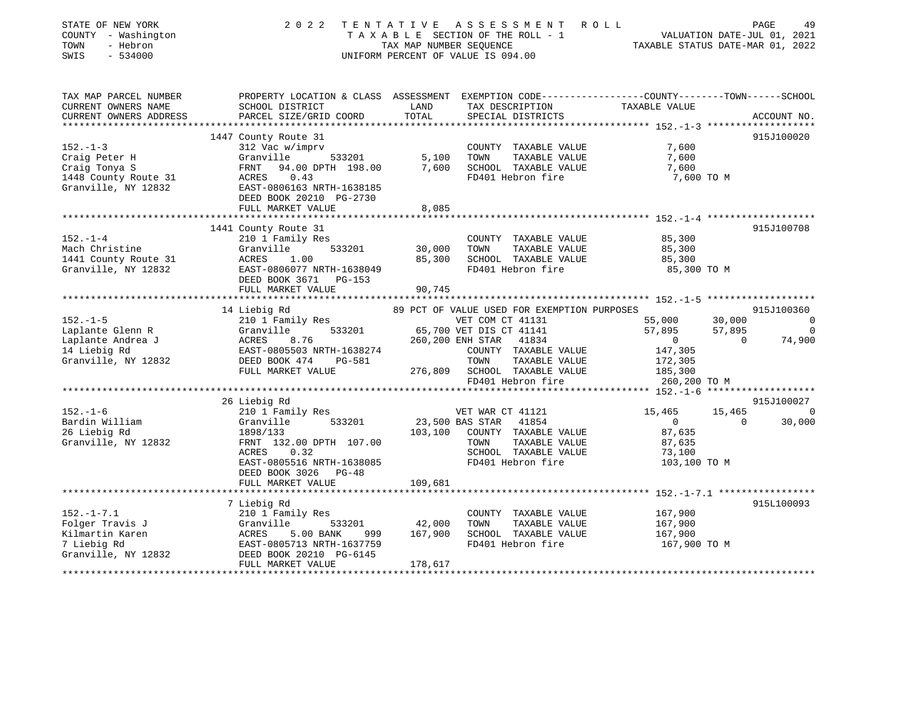STATE OF NEW YORK | COUNTY - Washington | TOWN - Hebron | SWIS - 534000

# 2022 TENTATIVE ASSESSMENT ROLL

TAXABLE SECTION OF THE ROLL - 1 | TAX MAP NUMBER SEQUENCE | UNIFORM PERCENT OF VALUE IS 094.00

VALUATION DATE-JUL 01, 2021 | TAXABLE STATUS DATE-MAR 01, 2022

| TAX MAP PARCEL NUMBER / CURRENT OWNERS NAME / CURRENT OWNERS ADDRESS | PROPERTY LOCATION & CLASS / SCHOOL DISTRICT / PARCEL SIZE/GRID COORD | LAND / TOTAL | EXEMPTION CODE / TAX DESCRIPTION / SPECIAL DISTRICTS | COUNTY TAXABLE VALUE | TOWN | SCHOOL | ACCOUNT NO. |
|---|---|---|---|---|---|---|---|
| **152.-1-3** | 1447 County Route 31 | | | | | | 915J100020 |
| Craig Peter H | 312 Vac w/imprv | | COUNTY TAXABLE VALUE | 7,600 | | | |
| Craig Tonya S | Granville 533201 | 5,100 | TOWN TAXABLE VALUE | 7,600 | | | |
| 1448 County Route 31 | FRNT 94.00 DPTH 198.00 | 7,600 | SCHOOL TAXABLE VALUE | 7,600 | | | |
| Granville, NY 12832 | ACRES 0.43 | | FD401 Hebron fire | 7,600 TO M | | | |
| | EAST-0806163 NRTH-1638185 | | | | | | |
| | DEED BOOK 20210 PG-2730 | | | | | | |
| | FULL MARKET VALUE | 8,085 | | | | | |
| **152.-1-4** | 1441 County Route 31 | | | | | | 915J100708 |
| Mach Christine | 210 1 Family Res | | COUNTY TAXABLE VALUE | 85,300 | | | |
| 1441 County Route 31 | Granville 533201 | 30,000 | TOWN TAXABLE VALUE | 85,300 | | | |
| Granville, NY 12832 | ACRES 1.00 | 85,300 | SCHOOL TAXABLE VALUE | 85,300 | | | |
| | EAST-0806077 NRTH-1638049 | | FD401 Hebron fire | 85,300 TO M | | | |
| | DEED BOOK 3671 PG-153 | | | | | | |
| | FULL MARKET VALUE | 90,745 | | | | | |
| **152.-1-5** | 14 Liebig Rd | | 89 PCT OF VALUE USED FOR EXEMPTION PURPOSES | | | | 915J100360 |
| Laplante Glenn R | 210 1 Family Res | | VET COM CT 41131 | 55,000 | 30,000 | 0 | |
| Laplante Andrea J | Granville 533201 | 65,700 | VET DIS CT 41141 | 57,895 | 57,895 | 0 | |
| 14 Liebig Rd | ACRES 8.76 | 260,200 | ENH STAR 41834 | 0 | 0 | 74,900 | |
| Granville, NY 12832 | EAST-0805503 NRTH-1638274 | | COUNTY TAXABLE VALUE | 147,305 | | | |
| | DEED BOOK 474 PG-581 | | TOWN TAXABLE VALUE | 172,305 | | | |
| | FULL MARKET VALUE | 276,809 | SCHOOL TAXABLE VALUE | 185,300 | | | |
| | | | FD401 Hebron fire | 260,200 TO M | | | |
| **152.-1-6** | 26 Liebig Rd | | | | | | 915J100027 |
| Bardin William | 210 1 Family Res | | VET WAR CT 41121 | 15,465 | 15,465 | 0 | |
| 26 Liebig Rd | Granville 533201 | 23,500 | BAS STAR 41854 | 0 | 0 | 30,000 | |
| Granville, NY 12832 | 1898/133 | 103,100 | COUNTY TAXABLE VALUE | 87,635 | | | |
| | FRNT 132.00 DPTH 107.00 | | TOWN TAXABLE VALUE | 87,635 | | | |
| | ACRES 0.32 | | SCHOOL TAXABLE VALUE | 73,100 | | | |
| | EAST-0805516 NRTH-1638085 | | FD401 Hebron fire | 103,100 TO M | | | |
| | DEED BOOK 3026 PG-48 | | | | | | |
| | FULL MARKET VALUE | 109,681 | | | | | |
| **152.-1-7.1** | 7 Liebig Rd | | | | | | 915L100093 |
| Folger Travis J | 210 1 Family Res | | COUNTY TAXABLE VALUE | 167,900 | | | |
| Kilmartin Karen | Granville 533201 | 42,000 | TOWN TAXABLE VALUE | 167,900 | | | |
| 7 Liebig Rd | ACRES 5.00 BANK 999 | 167,900 | SCHOOL TAXABLE VALUE | 167,900 | | | |
| Granville, NY 12832 | EAST-0805713 NRTH-1637759 | | FD401 Hebron fire | 167,900 TO M | | | |
| | DEED BOOK 20210 PG-6145 | | | | | | |
| | FULL MARKET VALUE | 178,617 | | | | | |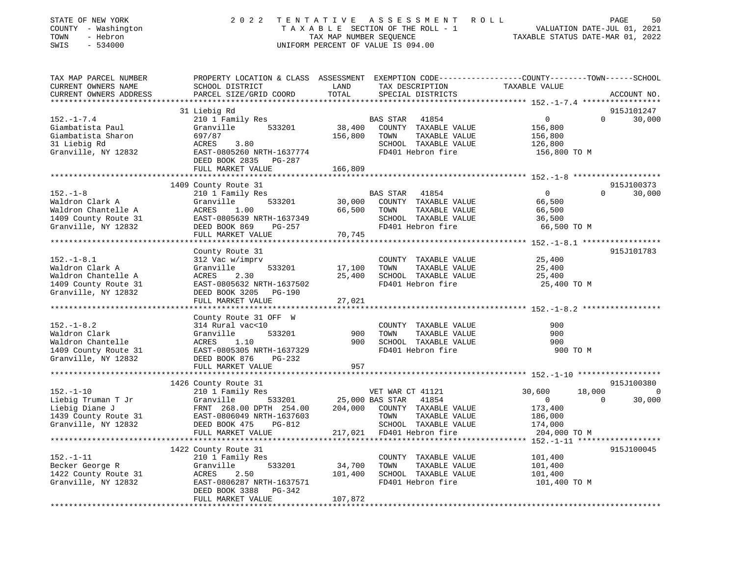STATE OF NEW YORK | 2022 TENTATIVE ASSESSMENT ROLL
COUNTY - Washington | TAXABLE SECTION OF THE ROLL - 1 | VALUATION DATE-JUL 01, 2021
TOWN - Hebron | TAX MAP NUMBER SEQUENCE | TAXABLE STATUS DATE-MAR 01, 2022
SWIS - 534000 | UNIFORM PERCENT OF VALUE IS 094.00

```
TAX MAP PARCEL NUMBER     PROPERTY LOCATION & CLASS  ASSESSMENT  EXEMPTION CODE------------------COUNTY--------TOWN------SCHOOL
CURRENT OWNERS NAME       SCHOOL DISTRICT              LAND       TAX DESCRIPTION              TAXABLE VALUE
CURRENT OWNERS ADDRESS    PARCEL SIZE/GRID COORD       TOTAL      SPECIAL DISTRICTS                                        ACCOUNT NO.
*************************************************************************************************** 152.-1-7.4 *****************
                          31 Liebig Rd                                                                                    915J101247
152.-1-7.4                210 1 Family Res                        BAS STAR   41854                     0          0        30,000
Giambatista Paul          Granville        533201      38,400    COUNTY  TAXABLE VALUE            156,800
Giambatista Sharon        697/87                       156,800   TOWN    TAXABLE VALUE            156,800
31 Liebig Rd              ACRES    3.80                          SCHOOL  TAXABLE VALUE            126,800
Granville, NY 12832       EAST-0805260 NRTH-1637774              FD401 Hebron fire                 156,800 TO M
                          DEED BOOK 2835   PG-287
                          FULL MARKET VALUE            166,809
*************************************************************************************************** 152.-1-8 *******************
                          1409 County Route 31                                                                            915J100373
152.-1-8                  210 1 Family Res                        BAS STAR   41854                     0          0        30,000
Waldron Clark A           Granville        533201      30,000    COUNTY  TAXABLE VALUE             66,500
Waldron Chantelle A       ACRES    1.00                 66,500   TOWN    TAXABLE VALUE             66,500
1409 County Route 31      EAST-0805639 NRTH-1637349              SCHOOL  TAXABLE VALUE             36,500
Granville, NY 12832       DEED BOOK 869    PG-257                FD401 Hebron fire                  66,500 TO M
                          FULL MARKET VALUE             70,745
*************************************************************************************************** 152.-1-8.1 *****************
                          County Route 31                                                                                 915J101783
152.-1-8.1                312 Vac w/imprv                        COUNTY  TAXABLE VALUE             25,400
Waldron Clark A           Granville        533201      17,100    TOWN    TAXABLE VALUE             25,400
Waldron Chantelle A       ACRES    2.30                 25,400   SCHOOL  TAXABLE VALUE             25,400
1409 County Route 31      EAST-0805632 NRTH-1637502              FD401 Hebron fire                  25,400 TO M
Granville, NY 12832       DEED BOOK 3205   PG-190
                          FULL MARKET VALUE             27,021
*************************************************************************************************** 152.-1-8.2 *****************
                          County Route 31 OFF  W
152.-1-8.2                314 Rural vac<10                       COUNTY  TAXABLE VALUE                900
Waldron Clark             Granville        533201         900    TOWN    TAXABLE VALUE                900
Waldron Chantelle         ACRES    1.10                    900   SCHOOL  TAXABLE VALUE                900
1409 County Route 31      EAST-0805305 NRTH-1637329              FD401 Hebron fire                     900 TO M
Granville, NY 12832       DEED BOOK 876    PG-232
                          FULL MARKET VALUE                957
*************************************************************************************************** 152.-1-10 ******************
                          1426 County Route 31                                                                            915J100380
152.-1-10                 210 1 Family Res                       VET WAR CT 41121                 30,600     18,000             0
Liebig Truman T Jr        Granville        533201      25,000 BAS STAR   41854                     0          0        30,000
Liebig Diane J            FRNT 268.00 DPTH 254.00     204,000    COUNTY  TAXABLE VALUE            173,400
1439 County Route 31      EAST-0806049 NRTH-1637603              TOWN    TAXABLE VALUE            186,000
Granville, NY 12832       DEED BOOK 475    PG-812                SCHOOL  TAXABLE VALUE            174,000
                          FULL MARKET VALUE            217,021   FD401 Hebron fire                 204,000 TO M
*************************************************************************************************** 152.-1-11 ******************
                          1422 County Route 31                                                                            915J100045
152.-1-11                 210 1 Family Res                       COUNTY  TAXABLE VALUE            101,400
Becker George R           Granville        533201      34,700    TOWN    TAXABLE VALUE            101,400
1422 County Route 31      ACRES    2.50                101,400   SCHOOL  TAXABLE VALUE            101,400
Granville, NY 12832       EAST-0806287 NRTH-1637571              FD401 Hebron fire                 101,400 TO M
                          DEED BOOK 3388   PG-342
                          FULL MARKET VALUE            107,872
********************************************************************************************************************************
```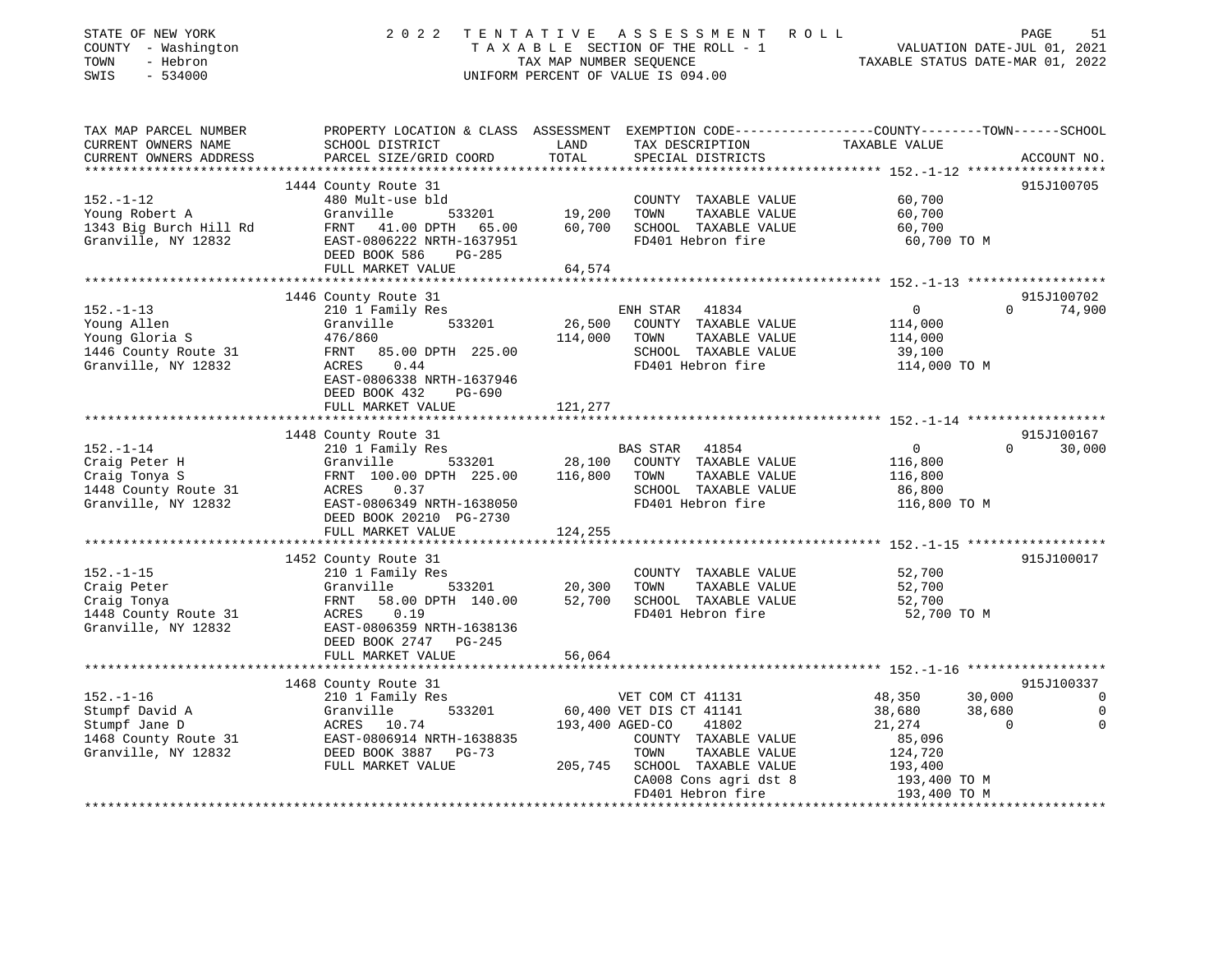STATE OF NEW YORK — 2022 TENTATIVE ASSESSMENT ROLL — TAXABLE SECTION OF THE ROLL - 1 — VALUATION DATE-JUL 01, 2021
COUNTY - Washington — TAX MAP NUMBER SEQUENCE — TAXABLE STATUS DATE-MAR 01, 2022
TOWN - Hebron — UNIFORM PERCENT OF VALUE IS 094.00
SWIS - 534000

| TAX MAP PARCEL NUMBER / CURRENT OWNERS NAME / CURRENT OWNERS ADDRESS | PROPERTY LOCATION & CLASS / SCHOOL DISTRICT / PARCEL SIZE/GRID COORD | ASSESSMENT LAND / TOTAL | EXEMPTION CODE / TAX DESCRIPTION / SPECIAL DISTRICTS | COUNTY TAXABLE VALUE | TOWN | SCHOOL / ACCOUNT NO. |
|---|---|---|---|---|---|---|
| | 1444 County Route 31 | | | | | 915J100705 |
| 152.-1-12 | 480 Mult-use bld | | COUNTY TAXABLE VALUE | 60,700 | | |
| Young Robert A | Granville 533201 | 19,200 | TOWN TAXABLE VALUE | 60,700 | | |
| 1343 Big Burch Hill Rd | FRNT 41.00 DPTH 65.00 | 60,700 | SCHOOL TAXABLE VALUE | 60,700 | | |
| Granville, NY 12832 | EAST-0806222 NRTH-1637951 | | FD401 Hebron fire | 60,700 TO M | | |
| | DEED BOOK 586 PG-285 | | | | | |
| | FULL MARKET VALUE | 64,574 | | | | |
| | 1446 County Route 31 | | | | | 915J100702 |
| 152.-1-13 | 210 1 Family Res | | ENH STAR 41834 | 0 | 0 | 74,900 |
| Young Allen | Granville 533201 | 26,500 | COUNTY TAXABLE VALUE | 114,000 | | |
| Young Gloria S | 476/860 | 114,000 | TOWN TAXABLE VALUE | 114,000 | | |
| 1446 County Route 31 | FRNT 85.00 DPTH 225.00 | | SCHOOL TAXABLE VALUE | 39,100 | | |
| Granville, NY 12832 | ACRES 0.44 | | FD401 Hebron fire | 114,000 TO M | | |
| | EAST-0806338 NRTH-1637946 | | | | | |
| | DEED BOOK 432 PG-690 | | | | | |
| | FULL MARKET VALUE | 121,277 | | | | |
| | 1448 County Route 31 | | | | | 915J100167 |
| 152.-1-14 | 210 1 Family Res | | BAS STAR 41854 | 0 | 0 | 30,000 |
| Craig Peter H | Granville 533201 | 28,100 | COUNTY TAXABLE VALUE | 116,800 | | |
| Craig Tonya S | FRNT 100.00 DPTH 225.00 | 116,800 | TOWN TAXABLE VALUE | 116,800 | | |
| 1448 County Route 31 | ACRES 0.37 | | SCHOOL TAXABLE VALUE | 86,800 | | |
| Granville, NY 12832 | EAST-0806349 NRTH-1638050 | | FD401 Hebron fire | 116,800 TO M | | |
| | DEED BOOK 20210 PG-2730 | | | | | |
| | FULL MARKET VALUE | 124,255 | | | | |
| | 1452 County Route 31 | | | | | 915J100017 |
| 152.-1-15 | 210 1 Family Res | | COUNTY TAXABLE VALUE | 52,700 | | |
| Craig Peter | Granville 533201 | 20,300 | TOWN TAXABLE VALUE | 52,700 | | |
| Craig Tonya | FRNT 58.00 DPTH 140.00 | 52,700 | SCHOOL TAXABLE VALUE | 52,700 | | |
| 1448 County Route 31 | ACRES 0.19 | | FD401 Hebron fire | 52,700 TO M | | |
| Granville, NY 12832 | EAST-0806359 NRTH-1638136 | | | | | |
| | DEED BOOK 2747 PG-245 | | | | | |
| | FULL MARKET VALUE | 56,064 | | | | |
| | 1468 County Route 31 | | | | | 915J100337 |
| 152.-1-16 | 210 1 Family Res | | VET COM CT 41131 | 48,350 | 30,000 | 0 |
| Stumpf David A | Granville 533201 | 60,400 | VET DIS CT 41141 | 38,680 | 38,680 | 0 |
| Stumpf Jane D | ACRES 10.74 | 193,400 | AGED-CO 41802 | 21,274 | 0 | 0 |
| 1468 County Route 31 | EAST-0806914 NRTH-1638835 | | COUNTY TAXABLE VALUE | 85,096 | | |
| Granville, NY 12832 | DEED BOOK 3887 PG-73 | | TOWN TAXABLE VALUE | 124,720 | | |
| | FULL MARKET VALUE | 205,745 | SCHOOL TAXABLE VALUE | 193,400 | | |
| | | | CA008 Cons agri dst 8 | 193,400 TO M | | |
| | | | FD401 Hebron fire | 193,400 TO M | | |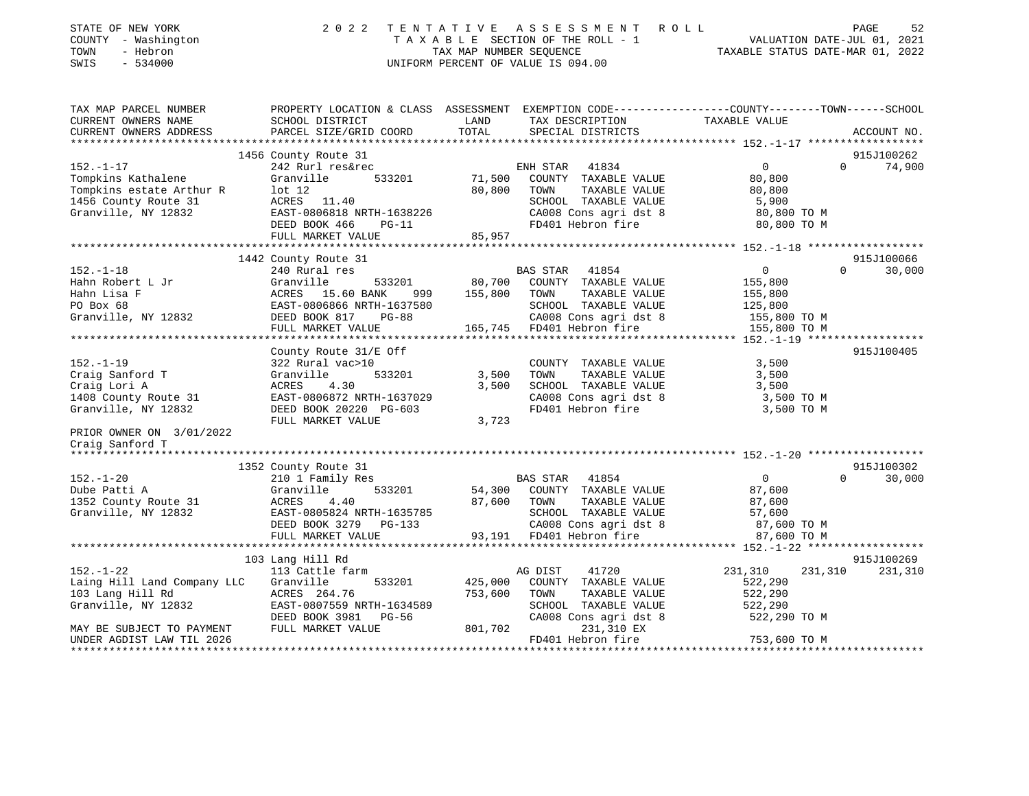STATE OF NEW YORK
COUNTY - Washington
TOWN - Hebron
SWIS - 534000

2 0 2 2 T E N T A T I V E A S S E S S M E N T R O L L
T A X A B L E SECTION OF THE ROLL - 1
TAX MAP NUMBER SEQUENCE
UNIFORM PERCENT OF VALUE IS 094.00

VALUATION DATE-JUL 01, 2021
TAXABLE STATUS DATE-MAR 01, 2022

```
TAX MAP PARCEL NUMBER          PROPERTY LOCATION & CLASS  ASSESSMENT  EXEMPTION CODE-----------------COUNTY--------TOWN------SCHOOL
CURRENT OWNERS NAME            SCHOOL DISTRICT               LAND      TAX DESCRIPTION              TAXABLE VALUE
CURRENT OWNERS ADDRESS         PARCEL SIZE/GRID COORD        TOTAL     SPECIAL DISTRICTS                                  ACCOUNT NO.
******************************************************************************************************* 152.-1-17 ******************
                            1456 County Route 31                                                                      915J100262
152.-1-17                      242 Rurl res&rec                         ENH STAR  41834                 0          0       74,900
Tompkins Kathalene             Granville         533201      71,500     COUNTY  TAXABLE VALUE          80,800
Tompkins estate Arthur R       lot 12                        80,800     TOWN    TAXABLE VALUE          80,800
1456 County Route 31           ACRES   11.40                            SCHOOL  TAXABLE VALUE           5,900
Granville, NY 12832            EAST-0806818 NRTH-1638226                CA008 Cons agri dst 8          80,800 TO M
                               DEED BOOK 466     PG-11                  FD401 Hebron fire              80,800 TO M
                               FULL MARKET VALUE             85,957
******************************************************************************************************* 152.-1-18 ******************
                            1442 County Route 31                                                                      915J100066
152.-1-18                      240 Rural res                            BAS STAR  41854                 0          0       30,000
Hahn Robert L Jr               Granville         533201      80,700     COUNTY  TAXABLE VALUE         155,800
Hahn Lisa F                    ACRES   15.60 BANK     999   155,800     TOWN    TAXABLE VALUE         155,800
PO Box 68                      EAST-0806866 NRTH-1637580                SCHOOL  TAXABLE VALUE         125,800
Granville, NY 12832            DEED BOOK 817     PG-88                  CA008 Cons agri dst 8         155,800 TO M
                               FULL MARKET VALUE            165,745     FD401 Hebron fire             155,800 TO M
******************************************************************************************************* 152.-1-19 ******************
                               County Route 31/E Off                                                                  915J100405
152.-1-19                      322 Rural vac>10                         COUNTY  TAXABLE VALUE           3,500
Craig Sanford T                Granville         533201       3,500     TOWN    TAXABLE VALUE           3,500
Craig Lori A                   ACRES    4.30                  3,500     SCHOOL  TAXABLE VALUE           3,500
1408 County Route 31           EAST-0806872 NRTH-1637029                CA008 Cons agri dst 8           3,500 TO M
Granville, NY 12832            DEED BOOK 20220 PG-603                   FD401 Hebron fire               3,500 TO M
                               FULL MARKET VALUE              3,723
PRIOR OWNER ON 3/01/2022
Craig Sanford T
******************************************************************************************************* 152.-1-20 ******************
                            1352 County Route 31                                                                      915J100302
152.-1-20                      210 1 Family Res                         BAS STAR  41854                 0          0       30,000
Dube Patti A                   Granville         533201      54,300     COUNTY  TAXABLE VALUE          87,600
1352 County Route 31           ACRES    4.40                 87,600     TOWN    TAXABLE VALUE          87,600
Granville, NY 12832            EAST-0805824 NRTH-1635785                SCHOOL  TAXABLE VALUE          57,600
                               DEED BOOK 3279    PG-133                 CA008 Cons agri dst 8          87,600 TO M
                               FULL MARKET VALUE             93,191     FD401 Hebron fire              87,600 TO M
******************************************************************************************************* 152.-1-22 ******************
                            103 Lang Hill Rd                                                                          915J100269
152.-1-22                      113 Cattle farm                          AG DIST     41720         231,310    231,310     231,310
Laing Hill Land Company LLC    Granville         533201     425,000     COUNTY  TAXABLE VALUE         522,290
103 Lang Hill Rd               ACRES  264.76                753,600     TOWN    TAXABLE VALUE         522,290
Granville, NY 12832            EAST-0807559 NRTH-1634589                SCHOOL  TAXABLE VALUE         522,290
                               DEED BOOK 3981    PG-56                  CA008 Cons agri dst 8         522,290 TO M
MAY BE SUBJECT TO PAYMENT      FULL MARKET VALUE            801,702           231,310 EX
UNDER AGDIST LAW TIL 2026                                               FD401 Hebron fire             753,600 TO M
************************************************************************************************************************************
```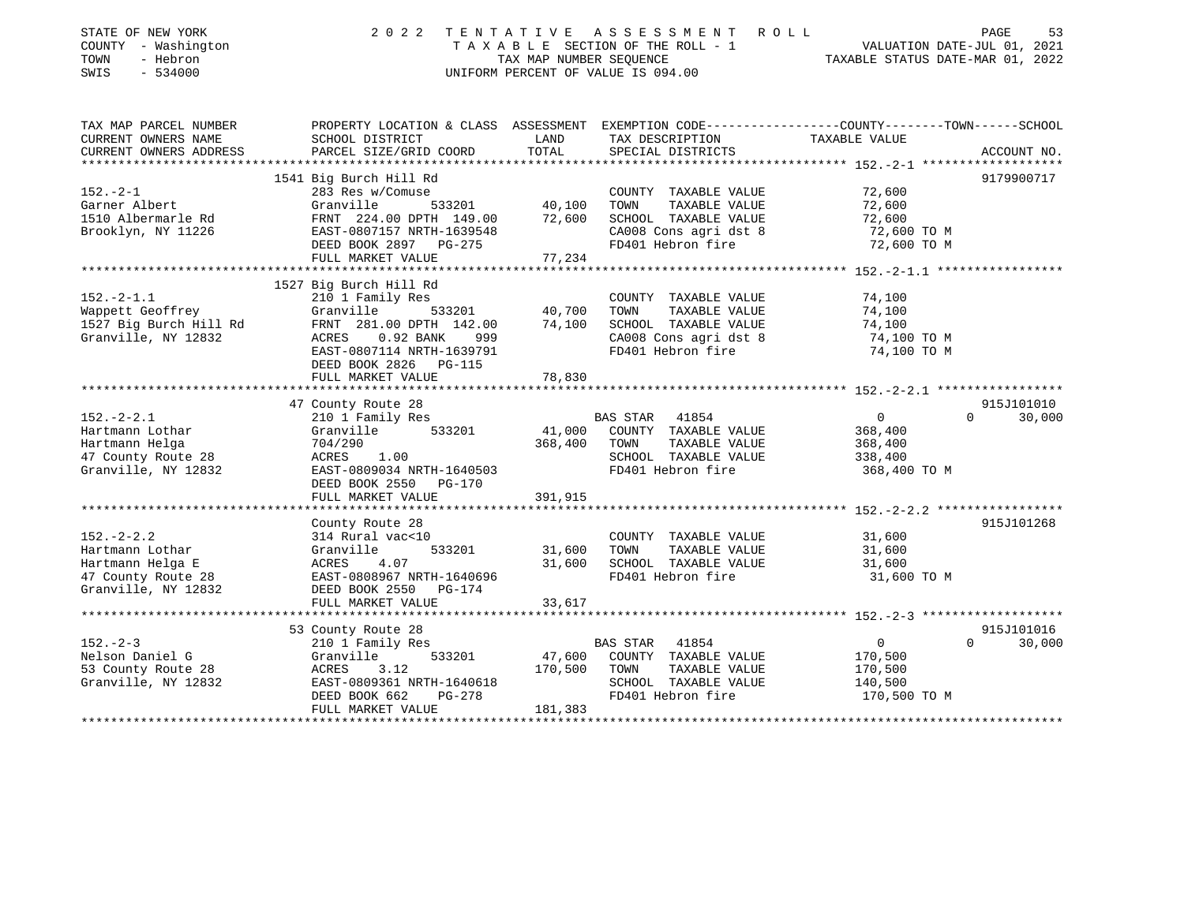STATE OF NEW YORK · COUNTY - Washington · TOWN - Hebron · SWIS - 534000

# 2022 TENTATIVE ASSESSMENT ROLL

TAXABLE SECTION OF THE ROLL - 1 · TAX MAP NUMBER SEQUENCE · UNIFORM PERCENT OF VALUE IS 094.00

VALUATION DATE-JUL 01, 2021 · TAXABLE STATUS DATE-MAR 01, 2022

| TAX MAP PARCEL NUMBER / CURRENT OWNERS NAME / CURRENT OWNERS ADDRESS | PROPERTY LOCATION & CLASS / SCHOOL DISTRICT / PARCEL SIZE/GRID COORD | LAND / ASSESSMENT TOTAL | EXEMPTION CODE / TAX DESCRIPTION / SPECIAL DISTRICTS | COUNTY / TOWN TAXABLE VALUE | SCHOOL | ACCOUNT NO. |
|---|---|---|---|---|---|---|
| **152.-2-1** | 1541 Big Burch Hill Rd | | | | | 9179900717 |
| 152.-2-1 | 283 Res w/Comuse | | COUNTY TAXABLE VALUE | 72,600 | | |
| Garner Albert | Granville 533201 | 40,100 | TOWN TAXABLE VALUE | 72,600 | | |
| 1510 Albermarle Rd | FRNT 224.00 DPTH 149.00 | 72,600 | SCHOOL TAXABLE VALUE | 72,600 | | |
| Brooklyn, NY 11226 | EAST-0807157 NRTH-1639548 | | CA008 Cons agri dst 8 | 72,600 TO M | | |
| | DEED BOOK 2897 PG-275 | | FD401 Hebron fire | 72,600 TO M | | |
| | FULL MARKET VALUE | 77,234 | | | | |
| **152.-2-1.1** | 1527 Big Burch Hill Rd | | | | | |
| 152.-2-1.1 | 210 1 Family Res | | COUNTY TAXABLE VALUE | 74,100 | | |
| Wappett Geoffrey | Granville 533201 | 40,700 | TOWN TAXABLE VALUE | 74,100 | | |
| 1527 Big Burch Hill Rd | FRNT 281.00 DPTH 142.00 | 74,100 | SCHOOL TAXABLE VALUE | 74,100 | | |
| Granville, NY 12832 | ACRES 0.92 BANK 999 | | CA008 Cons agri dst 8 | 74,100 TO M | | |
| | EAST-0807114 NRTH-1639791 | | FD401 Hebron fire | 74,100 TO M | | |
| | DEED BOOK 2826 PG-115 | | | | | |
| | FULL MARKET VALUE | 78,830 | | | | |
| **152.-2-2.1** | 47 County Route 28 | | | | | 915J101010 |
| 152.-2-2.1 | 210 1 Family Res | | BAS STAR 41854 | 0 | 0 | 30,000 |
| Hartmann Lothar | Granville 533201 | 41,000 | COUNTY TAXABLE VALUE | 368,400 | | |
| Hartmann Helga | 704/290 | 368,400 | TOWN TAXABLE VALUE | 368,400 | | |
| 47 County Route 28 | ACRES 1.00 | | SCHOOL TAXABLE VALUE | 338,400 | | |
| Granville, NY 12832 | EAST-0809034 NRTH-1640503 | | FD401 Hebron fire | 368,400 TO M | | |
| | DEED BOOK 2550 PG-170 | | | | | |
| | FULL MARKET VALUE | 391,915 | | | | |
| **152.-2-2.2** | County Route 28 | | | | | 915J101268 |
| 152.-2-2.2 | 314 Rural vac<10 | | COUNTY TAXABLE VALUE | 31,600 | | |
| Hartmann Lothar | Granville 533201 | 31,600 | TOWN TAXABLE VALUE | 31,600 | | |
| Hartmann Helga E | ACRES 4.07 | 31,600 | SCHOOL TAXABLE VALUE | 31,600 | | |
| 47 County Route 28 | EAST-0808967 NRTH-1640696 | | FD401 Hebron fire | 31,600 TO M | | |
| Granville, NY 12832 | DEED BOOK 2550 PG-174 | | | | | |
| | FULL MARKET VALUE | 33,617 | | | | |
| **152.-2-3** | 53 County Route 28 | | | | | 915J101016 |
| 152.-2-3 | 210 1 Family Res | | BAS STAR 41854 | 0 | 0 | 30,000 |
| Nelson Daniel G | Granville 533201 | 47,600 | COUNTY TAXABLE VALUE | 170,500 | | |
| 53 County Route 28 | ACRES 3.12 | 170,500 | TOWN TAXABLE VALUE | 170,500 | | |
| Granville, NY 12832 | EAST-0809361 NRTH-1640618 | | SCHOOL TAXABLE VALUE | 140,500 | | |
| | DEED BOOK 662 PG-278 | | FD401 Hebron fire | 170,500 TO M | | |
| | FULL MARKET VALUE | 181,383 | | | | |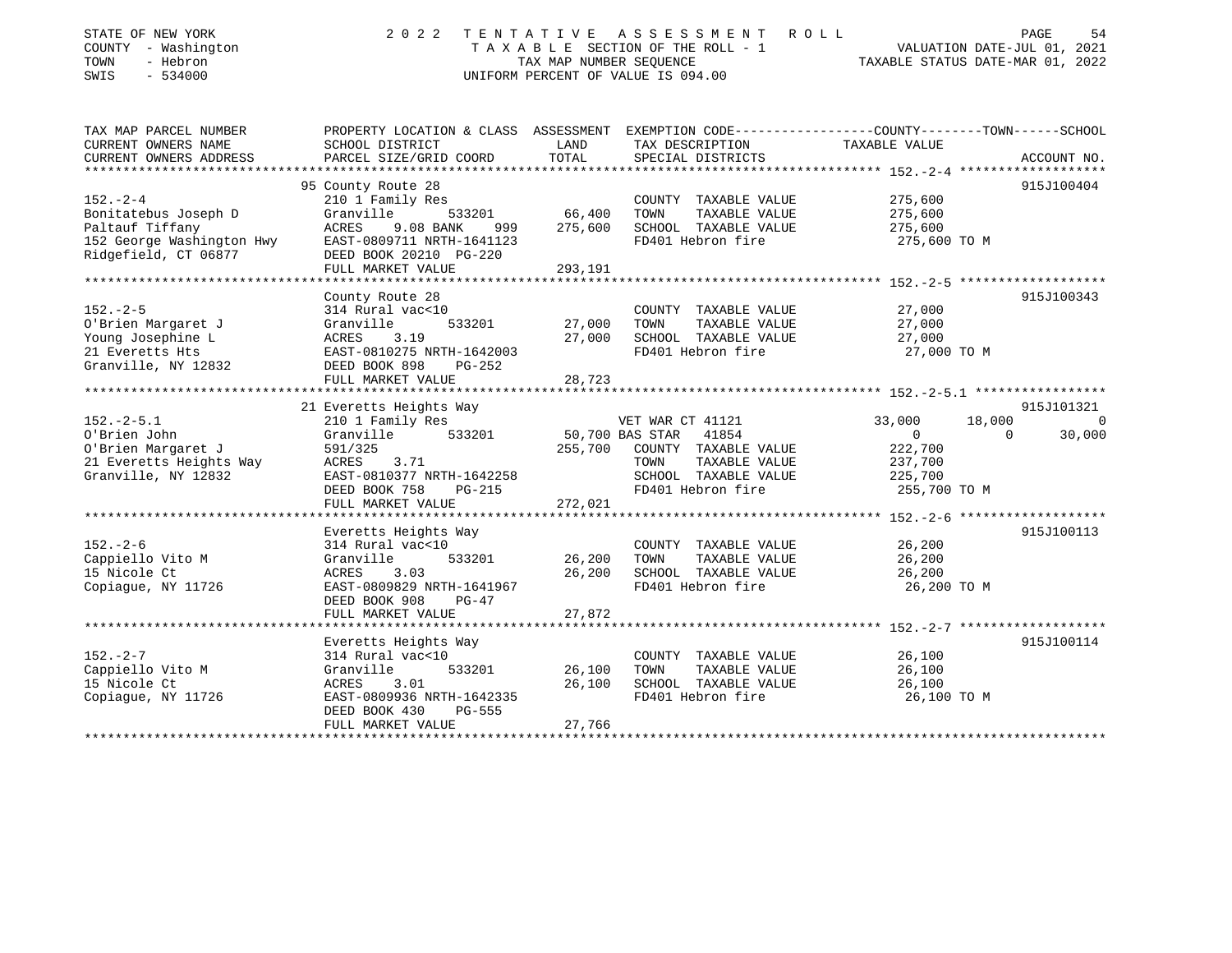STATE OF NEW YORK | COUNTY - Washington | TOWN - Hebron | SWIS - 534000

**2022 TENTATIVE ASSESSMENT ROLL**
TAXABLE SECTION OF THE ROLL - 1
TAX MAP NUMBER SEQUENCE
UNIFORM PERCENT OF VALUE IS 094.00

VALUATION DATE-JUL 01, 2021
TAXABLE STATUS DATE-MAR 01, 2022

```
TAX MAP PARCEL NUMBER      PROPERTY LOCATION & CLASS  ASSESSMENT  EXEMPTION CODE------------------COUNTY--------TOWN------SCHOOL
CURRENT OWNERS NAME        SCHOOL DISTRICT             LAND       TAX DESCRIPTION               TAXABLE VALUE
CURRENT OWNERS ADDRESS     PARCEL SIZE/GRID COORD      TOTAL      SPECIAL DISTRICTS                                     ACCOUNT NO.
******************************************************************************************************* 152.-2-4 *******************
                           95 County Route 28                                                                         915J100404
152.-2-4                   210 1 Family Res                        COUNTY  TAXABLE VALUE          275,600
Bonitatebus Joseph D       Granville        533201      66,400     TOWN    TAXABLE VALUE          275,600
Paltauf Tiffany            ACRES    9.08 BANK    999   275,600     SCHOOL  TAXABLE VALUE          275,600
152 George Washington Hwy  EAST-0809711 NRTH-1641123               FD401 Hebron fire               275,600 TO M
Ridgefield, CT 06877       DEED BOOK 20210  PG-220
                           FULL MARKET VALUE           293,191
******************************************************************************************************* 152.-2-5 *******************
                           County Route 28                                                                            915J100343
152.-2-5                   314 Rural vac<10                        COUNTY  TAXABLE VALUE           27,000
O'Brien Margaret J         Granville        533201      27,000     TOWN    TAXABLE VALUE           27,000
Young Josephine L          ACRES    3.19                27,000     SCHOOL  TAXABLE VALUE           27,000
21 Everetts Hts            EAST-0810275 NRTH-1642003               FD401 Hebron fire                27,000 TO M
Granville, NY 12832        DEED BOOK 898    PG-252
                           FULL MARKET VALUE            28,723
******************************************************************************************************* 152.-2-5.1 *****************
                           21 Everetts Heights Way                                                                    915J101321
152.-2-5.1                 210 1 Family Res                        VET WAR CT 41121               33,000      18,000          0
O'Brien John               Granville        533201      50,700 BAS STAR  41854                        0           0     30,000
O'Brien Margaret J         591/325                     255,700     COUNTY  TAXABLE VALUE          222,700
21 Everetts Heights Way    ACRES    3.71                           TOWN    TAXABLE VALUE          237,700
Granville, NY 12832        EAST-0810377 NRTH-1642258               SCHOOL  TAXABLE VALUE          225,700
                           DEED BOOK 758    PG-215                 FD401 Hebron fire               255,700 TO M
                           FULL MARKET VALUE           272,021
******************************************************************************************************* 152.-2-6 *******************
                           Everetts Heights Way                                                                       915J100113
152.-2-6                   314 Rural vac<10                        COUNTY  TAXABLE VALUE           26,200
Cappiello Vito M           Granville        533201      26,200     TOWN    TAXABLE VALUE           26,200
15 Nicole Ct               ACRES    3.03                26,200     SCHOOL  TAXABLE VALUE           26,200
Copiague, NY 11726         EAST-0809829 NRTH-1641967               FD401 Hebron fire                26,200 TO M
                           DEED BOOK 908    PG-47
                           FULL MARKET VALUE            27,872
******************************************************************************************************* 152.-2-7 *******************
                           Everetts Heights Way                                                                       915J100114
152.-2-7                   314 Rural vac<10                        COUNTY  TAXABLE VALUE           26,100
Cappiello Vito M           Granville        533201      26,100     TOWN    TAXABLE VALUE           26,100
15 Nicole Ct               ACRES    3.01                26,100     SCHOOL  TAXABLE VALUE           26,100
Copiague, NY 11726         EAST-0809936 NRTH-1642335               FD401 Hebron fire                26,100 TO M
                           DEED BOOK 430    PG-555
                           FULL MARKET VALUE            27,766
************************************************************************************************************************************
```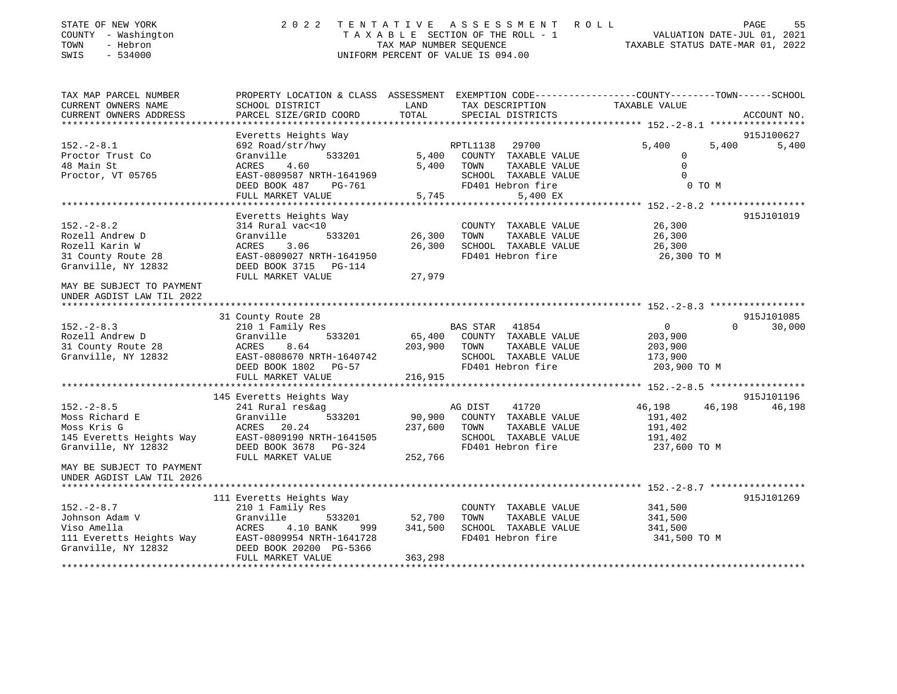STATE OF NEW YORK
COUNTY - Washington
TOWN - Hebron
SWIS - 534000

# 2022 TENTATIVE ASSESSMENT ROLL
TAXABLE SECTION OF THE ROLL - 1
TAX MAP NUMBER SEQUENCE
UNIFORM PERCENT OF VALUE IS 094.00

VALUATION DATE-JUL 01, 2021
TAXABLE STATUS DATE-MAR 01, 2022

| TAX MAP PARCEL NUMBER / CURRENT OWNERS NAME / CURRENT OWNERS ADDRESS | PROPERTY LOCATION & CLASS / SCHOOL DISTRICT / PARCEL SIZE/GRID COORD | ASSESSMENT LAND / TOTAL | EXEMPTION CODE / TAX DESCRIPTION / SPECIAL DISTRICTS | COUNTY TAXABLE VALUE | TOWN | SCHOOL | ACCOUNT NO. |
|---|---|---|---|---|---|---|---|
| **152.-2-8.1** | Everetts Heights Way | | | | | | 915J100627 |
| 152.-2-8.1 | 692 Road/str/hwy | | RPTL1138 29700 | 5,400 | 5,400 | 5,400 | |
| Proctor Trust Co | Granville 533201 | 5,400 | COUNTY TAXABLE VALUE | 0 | | | |
| 48 Main St | ACRES 4.60 | 5,400 | TOWN TAXABLE VALUE | 0 | | | |
| Proctor, VT 05765 | EAST-0809587 NRTH-1641969 | | SCHOOL TAXABLE VALUE | 0 | | | |
| | DEED BOOK 487 PG-761 | | FD401 Hebron fire | 0 TO M | | | |
| | FULL MARKET VALUE | 5,745 | 5,400 EX | | | | |
| **152.-2-8.2** | Everetts Heights Way | | | | | | 915J101019 |
| 152.-2-8.2 | 314 Rural vac<10 | | COUNTY TAXABLE VALUE | 26,300 | | | |
| Rozell Andrew D | Granville 533201 | 26,300 | TOWN TAXABLE VALUE | 26,300 | | | |
| Rozell Karin W | ACRES 3.06 | 26,300 | SCHOOL TAXABLE VALUE | 26,300 | | | |
| 31 County Route 28 | EAST-0809027 NRTH-1641950 | | FD401 Hebron fire | 26,300 TO M | | | |
| Granville, NY 12832 | DEED BOOK 3715 PG-114 | | | | | | |
| | FULL MARKET VALUE | 27,979 | | | | | |
| MAY BE SUBJECT TO PAYMENT UNDER AGDIST LAW TIL 2022 | | | | | | | |
| **152.-2-8.3** | 31 County Route 28 | | | | | | 915J101085 |
| 152.-2-8.3 | 210 1 Family Res | | BAS STAR 41854 | 0 | 0 | 30,000 | |
| Rozell Andrew D | Granville 533201 | 65,400 | COUNTY TAXABLE VALUE | 203,900 | | | |
| 31 County Route 28 | ACRES 8.64 | 203,900 | TOWN TAXABLE VALUE | 203,900 | | | |
| Granville, NY 12832 | EAST-0808670 NRTH-1640742 | | SCHOOL TAXABLE VALUE | 173,900 | | | |
| | DEED BOOK 1802 PG-57 | | FD401 Hebron fire | 203,900 TO M | | | |
| | FULL MARKET VALUE | 216,915 | | | | | |
| **152.-2-8.5** | 145 Everetts Heights Way | | | | | | 915J101196 |
| 152.-2-8.5 | 241 Rural res&ag | | AG DIST 41720 | 46,198 | 46,198 | 46,198 | |
| Moss Richard E | Granville 533201 | 90,900 | COUNTY TAXABLE VALUE | 191,402 | | | |
| Moss Kris G | ACRES 20.24 | 237,600 | TOWN TAXABLE VALUE | 191,402 | | | |
| 145 Everetts Heights Way | EAST-0809190 NRTH-1641505 | | SCHOOL TAXABLE VALUE | 191,402 | | | |
| Granville, NY 12832 | DEED BOOK 3678 PG-324 | | FD401 Hebron fire | 237,600 TO M | | | |
| | FULL MARKET VALUE | 252,766 | | | | | |
| MAY BE SUBJECT TO PAYMENT UNDER AGDIST LAW TIL 2026 | | | | | | | |
| **152.-2-8.7** | 111 Everetts Heights Way | | | | | | 915J101269 |
| 152.-2-8.7 | 210 1 Family Res | | COUNTY TAXABLE VALUE | 341,500 | | | |
| Johnson Adam V | Granville 533201 | 52,700 | TOWN TAXABLE VALUE | 341,500 | | | |
| Viso Amella | ACRES 4.10 BANK 999 | 341,500 | SCHOOL TAXABLE VALUE | 341,500 | | | |
| 111 Everetts Heights Way | EAST-0809954 NRTH-1641728 | | FD401 Hebron fire | 341,500 TO M | | | |
| Granville, NY 12832 | DEED BOOK 20200 PG-5366 | | | | | | |
| | FULL MARKET VALUE | 363,298 | | | | | |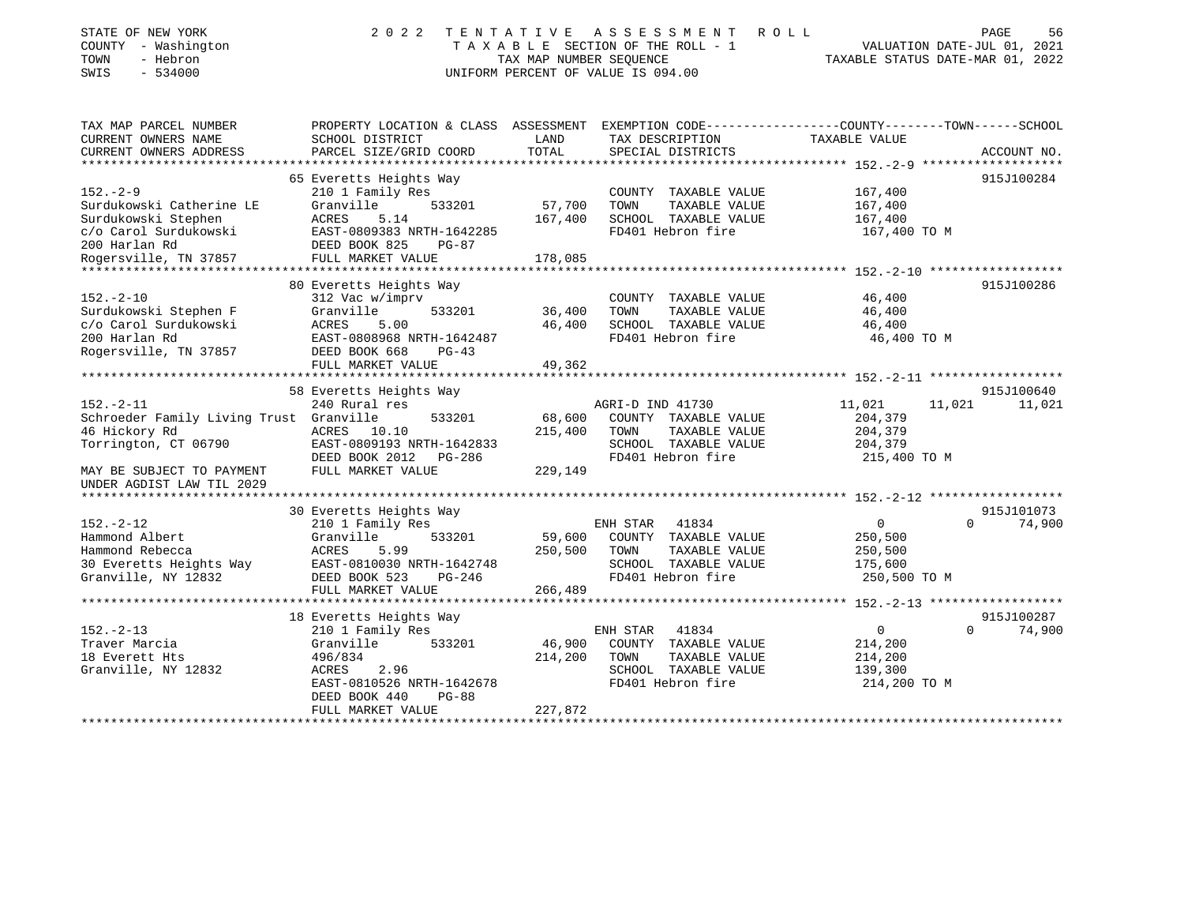STATE OF NEW YORK
COUNTY - Washington
TOWN - Hebron
SWIS - 534000

2022 TENTATIVE ASSESSMENT ROLL
TAXABLE SECTION OF THE ROLL - 1
TAX MAP NUMBER SEQUENCE
UNIFORM PERCENT OF VALUE IS 094.00

VALUATION DATE-JUL 01, 2021
TAXABLE STATUS DATE-MAR 01, 2022

| TAX MAP PARCEL NUMBER / CURRENT OWNERS NAME / CURRENT OWNERS ADDRESS | PROPERTY LOCATION & CLASS / SCHOOL DISTRICT / PARCEL SIZE/GRID COORD | ASSESSMENT LAND | TOTAL | EXEMPTION CODE / TAX DESCRIPTION / SPECIAL DISTRICTS | COUNTY | TOWN | SCHOOL | ACCOUNT NO. |
|---|---|---|---|---|---|---|---|---|
| **152.-2-9** | 65 Everetts Heights Way | | | | | | | 915J100284 |
| Surdukowski Catherine LE | 210 1 Family Res | | | COUNTY TAXABLE VALUE | 167,400 | | | |
| Surdukowski Stephen | Granville 533201 | 57,700 | | TOWN TAXABLE VALUE | | 167,400 | | |
| c/o Carol Surdukowski | ACRES 5.14 | | 167,400 | SCHOOL TAXABLE VALUE | | | 167,400 | |
| 200 Harlan Rd | EAST-0809383 NRTH-1642285 | | | FD401 Hebron fire | 167,400 TO M | | | |
| Rogersville, TN 37857 | DEED BOOK 825 PG-87 | | | | | | | |
| | FULL MARKET VALUE | | 178,085 | | | | | |
| **152.-2-10** | 80 Everetts Heights Way | | | | | | | 915J100286 |
| Surdukowski Stephen F | 312 Vac w/imprv | | | COUNTY TAXABLE VALUE | 46,400 | | | |
| c/o Carol Surdukowski | Granville 533201 | 36,400 | | TOWN TAXABLE VALUE | | 46,400 | | |
| 200 Harlan Rd | ACRES 5.00 | | 46,400 | SCHOOL TAXABLE VALUE | | | 46,400 | |
| Rogersville, TN 37857 | EAST-0808968 NRTH-1642487 | | | FD401 Hebron fire | 46,400 TO M | | | |
| | DEED BOOK 668 PG-43 | | | | | | | |
| | FULL MARKET VALUE | | 49,362 | | | | | |
| **152.-2-11** | 58 Everetts Heights Way | | | | | | | 915J100640 |
| Schroeder Family Living Trust | 240 Rural res | | | AGRI-D IND 41730 | 11,021 | 11,021 | 11,021 | |
| 46 Hickory Rd | Granville 533201 | 68,600 | | COUNTY TAXABLE VALUE | 204,379 | | | |
| Torrington, CT 06790 | ACRES 10.10 | | 215,400 | TOWN TAXABLE VALUE | | 204,379 | | |
| | EAST-0809193 NRTH-1642833 | | | SCHOOL TAXABLE VALUE | | | 204,379 | |
| MAY BE SUBJECT TO PAYMENT | DEED BOOK 2012 PG-286 | | | FD401 Hebron fire | 215,400 TO M | | | |
| UNDER AGDIST LAW TIL 2029 | FULL MARKET VALUE | | 229,149 | | | | | |
| **152.-2-12** | 30 Everetts Heights Way | | | | | | | 915J101073 |
| Hammond Albert | 210 1 Family Res | | | ENH STAR 41834 | 0 | 0 | 74,900 | |
| Hammond Rebecca | Granville 533201 | 59,600 | | COUNTY TAXABLE VALUE | 250,500 | | | |
| 30 Everetts Heights Way | ACRES 5.99 | | 250,500 | TOWN TAXABLE VALUE | | 250,500 | | |
| Granville, NY 12832 | EAST-0810030 NRTH-1642748 | | | SCHOOL TAXABLE VALUE | | | 175,600 | |
| | DEED BOOK 523 PG-246 | | | FD401 Hebron fire | 250,500 TO M | | | |
| | FULL MARKET VALUE | | 266,489 | | | | | |
| **152.-2-13** | 18 Everetts Heights Way | | | | | | | 915J100287 |
| Traver Marcia | 210 1 Family Res | | | ENH STAR 41834 | 0 | 0 | 74,900 | |
| 18 Everett Hts | Granville 533201 | 46,900 | | COUNTY TAXABLE VALUE | 214,200 | | | |
| Granville, NY 12832 | 496/834 | | 214,200 | TOWN TAXABLE VALUE | | 214,200 | | |
| | ACRES 2.96 | | | SCHOOL TAXABLE VALUE | | | 139,300 | |
| | EAST-0810526 NRTH-1642678 | | | FD401 Hebron fire | 214,200 TO M | | | |
| | DEED BOOK 440 PG-88 | | | | | | | |
| | FULL MARKET VALUE | | 227,872 | | | | | |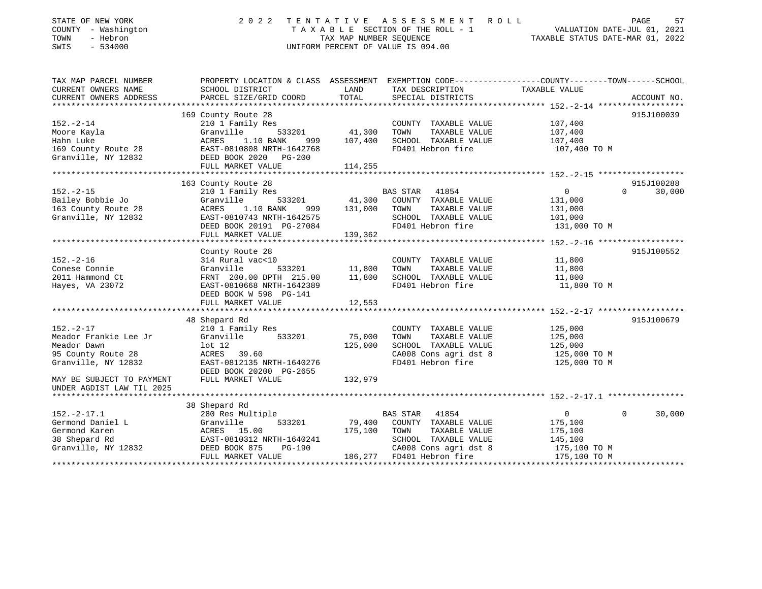STATE OF NEW YORK | COUNTY - Washington | TOWN - Hebron | SWIS - 534000

# 2022 TENTATIVE ASSESSMENT ROLL

TAXABLE SECTION OF THE ROLL - 1
TAX MAP NUMBER SEQUENCE
UNIFORM PERCENT OF VALUE IS 094.00

VALUATION DATE-JUL 01, 2021
TAXABLE STATUS DATE-MAR 01, 2022

| TAX MAP PARCEL NUMBER / CURRENT OWNERS NAME / CURRENT OWNERS ADDRESS | PROPERTY LOCATION & CLASS / SCHOOL DISTRICT / PARCEL SIZE/GRID COORD | ASSESSMENT LAND / TOTAL | EXEMPTION CODE / TAX DESCRIPTION / SPECIAL DISTRICTS | COUNTY / TOWN / SCHOOL TAXABLE VALUE | ACCOUNT NO. |
|---|---|---|---|---|---|
| **152.-2-14** | 169 County Route 28 | | | | 915J100039 |
| Moore Kayla | 210 1 Family Res | | COUNTY TAXABLE VALUE | 107,400 | |
| Hahn Luke | Granville 533201 | 41,300 | TOWN TAXABLE VALUE | 107,400 | |
| 169 County Route 28 | ACRES 1.10 BANK 999 | 107,400 | SCHOOL TAXABLE VALUE | 107,400 | |
| Granville, NY 12832 | EAST-0810808 NRTH-1642768 | | FD401 Hebron fire | 107,400 TO M | |
| | DEED BOOK 2020 PG-200 | | | | |
| | FULL MARKET VALUE | 114,255 | | | |
| **152.-2-15** | 163 County Route 28 | | | | 915J100288 |
| Bailey Bobbie Jo | 210 1 Family Res | | BAS STAR 41854 | 0 / 0 / 30,000 | |
| 163 County Route 28 | Granville 533201 | 41,300 | COUNTY TAXABLE VALUE | 131,000 | |
| Granville, NY 12832 | ACRES 1.10 BANK 999 | 131,000 | TOWN TAXABLE VALUE | 131,000 | |
| | EAST-0810743 NRTH-1642575 | | SCHOOL TAXABLE VALUE | 101,000 | |
| | DEED BOOK 20191 PG-27084 | | FD401 Hebron fire | 131,000 TO M | |
| | FULL MARKET VALUE | 139,362 | | | |
| **152.-2-16** | County Route 28 | | | | 915J100552 |
| Conese Connie | 314 Rural vac<10 | | COUNTY TAXABLE VALUE | 11,800 | |
| 2011 Hammond Ct | Granville 533201 | 11,800 | TOWN TAXABLE VALUE | 11,800 | |
| Hayes, VA 23072 | FRNT 200.00 DPTH 215.00 | 11,800 | SCHOOL TAXABLE VALUE | 11,800 | |
| | EAST-0810668 NRTH-1642389 | | FD401 Hebron fire | 11,800 TO M | |
| | DEED BOOK W 598 PG-141 | | | | |
| | FULL MARKET VALUE | 12,553 | | | |
| **152.-2-17** | 48 Shepard Rd | | | | 915J100679 |
| Meador Frankie Lee Jr | 210 1 Family Res | | COUNTY TAXABLE VALUE | 125,000 | |
| Meador Dawn | Granville 533201 | 75,000 | TOWN TAXABLE VALUE | 125,000 | |
| 95 County Route 28 | lot 12 | 125,000 | SCHOOL TAXABLE VALUE | 125,000 | |
| Granville, NY 12832 | ACRES 39.60 | | CA008 Cons agri dst 8 | 125,000 TO M | |
| | EAST-0812135 NRTH-1640276 | | FD401 Hebron fire | 125,000 TO M | |
| | DEED BOOK 20200 PG-2655 | | | | |
| MAY BE SUBJECT TO PAYMENT UNDER AGDIST LAW TIL 2025 | FULL MARKET VALUE | 132,979 | | | |
| **152.-2-17.1** | 38 Shepard Rd | | | | |
| Germond Daniel L | 280 Res Multiple | | BAS STAR 41854 | 0 / 0 / 30,000 | |
| Germond Karen | Granville 533201 | 79,400 | COUNTY TAXABLE VALUE | 175,100 | |
| 38 Shepard Rd | ACRES 15.00 | 175,100 | TOWN TAXABLE VALUE | 175,100 | |
| Granville, NY 12832 | EAST-0810312 NRTH-1640241 | | SCHOOL TAXABLE VALUE | 145,100 | |
| | DEED BOOK 875 PG-190 | | CA008 Cons agri dst 8 | 175,100 TO M | |
| | FULL MARKET VALUE | 186,277 | FD401 Hebron fire | 175,100 TO M | |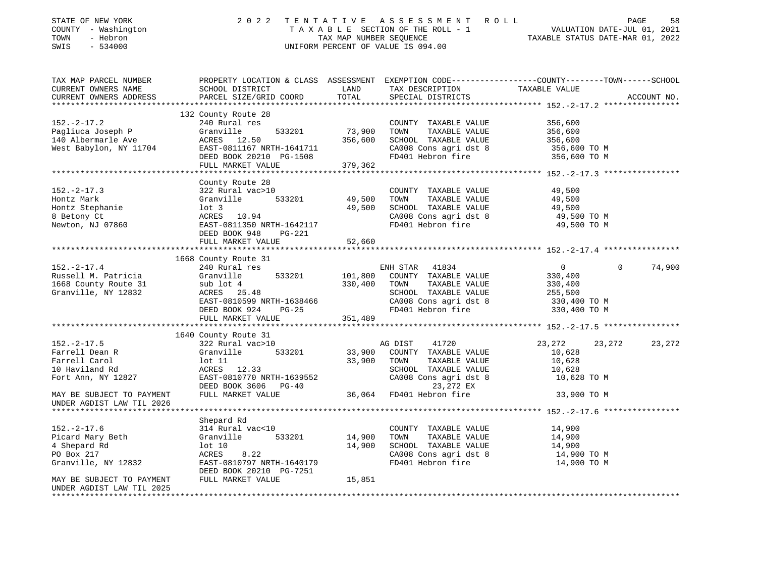STATE OF NEW YORK | 2 0 2 2 T E N T A T I V E A S S E S S M E N T R O L L | VALUATION DATE-JUL 01, 2021
COUNTY - Washington | T A X A B L E SECTION OF THE ROLL - 1 | TAXABLE STATUS DATE-MAR 01, 2022
TOWN - Hebron | TAX MAP NUMBER SEQUENCE
SWIS - 534000 | UNIFORM PERCENT OF VALUE IS 094.00

```
TAX MAP PARCEL NUMBER          PROPERTY LOCATION & CLASS  ASSESSMENT  EXEMPTION CODE------------------COUNTY--------TOWN------SCHOOL
CURRENT OWNERS NAME            SCHOOL DISTRICT             LAND       TAX DESCRIPTION              TAXABLE VALUE
CURRENT OWNERS ADDRESS         PARCEL SIZE/GRID COORD      TOTAL      SPECIAL DISTRICTS                                      ACCOUNT NO.
****************************************************************************************************** 152.-2-17.2 ****************
                               132 County Route 28
152.-2-17.2                    240 Rural res                          COUNTY  TAXABLE VALUE          356,600
Pagliuca Joseph P              Granville      533201       73,900     TOWN    TAXABLE VALUE          356,600
140 Albermarle Ave             ACRES  12.50               356,600     SCHOOL  TAXABLE VALUE          356,600
West Babylon, NY 11704         EAST-0811167 NRTH-1641711              CA008 Cons agri dst 8           356,600 TO M
                               DEED BOOK 20210 PG-1508                FD401 Hebron fire               356,600 TO M
                               FULL MARKET VALUE          379,362
****************************************************************************************************** 152.-2-17.3 ****************
                               County Route 28
152.-2-17.3                    322 Rural vac>10                       COUNTY  TAXABLE VALUE           49,500
Hontz Mark                     Granville      533201       49,500     TOWN    TAXABLE VALUE           49,500
Hontz Stephanie                lot 3                       49,500     SCHOOL  TAXABLE VALUE           49,500
8 Betony Ct                    ACRES  10.94                           CA008 Cons agri dst 8            49,500 TO M
Newton, NJ 07860               EAST-0811350 NRTH-1642117              FD401 Hebron fire                49,500 TO M
                               DEED BOOK 948    PG-221
                               FULL MARKET VALUE           52,660
****************************************************************************************************** 152.-2-17.4 ****************
                               1668 County Route 31
152.-2-17.4                    240 Rural res                          ENH STAR   41834                  0         0      74,900
Russell M. Patricia            Granville      533201      101,800     COUNTY  TAXABLE VALUE          330,400
1668 County Route 31           sub lot 4                  330,400     TOWN    TAXABLE VALUE          330,400
Granville, NY 12832            ACRES  25.48                           SCHOOL  TAXABLE VALUE          255,500
                               EAST-0810599 NRTH-1638466              CA008 Cons agri dst 8           330,400 TO M
                               DEED BOOK 924    PG-25                 FD401 Hebron fire               330,400 TO M
                               FULL MARKET VALUE          351,489
****************************************************************************************************** 152.-2-17.5 ****************
                               1640 County Route 31
152.-2-17.5                    322 Rural vac>10                       AG DIST    41720             23,272    23,272     23,272
Farrell Dean R                 Granville      533201       33,900     COUNTY  TAXABLE VALUE           10,628
Farrell Carol                  lot 11                      33,900     TOWN    TAXABLE VALUE           10,628
10 Haviland Rd                 ACRES  12.33                           SCHOOL  TAXABLE VALUE           10,628
Fort Ann, NY 12827             EAST-0810770 NRTH-1639552              CA008 Cons agri dst 8            10,628 TO M
                               DEED BOOK 3606   PG-40                     23,272 EX
MAY BE SUBJECT TO PAYMENT      FULL MARKET VALUE           36,064     FD401 Hebron fire                33,900 TO M
UNDER AGDIST LAW TIL 2026
****************************************************************************************************** 152.-2-17.6 ****************
                               Shepard Rd
152.-2-17.6                    314 Rural vac<10                       COUNTY  TAXABLE VALUE           14,900
Picard Mary Beth               Granville      533201       14,900     TOWN    TAXABLE VALUE           14,900
4 Shepard Rd                   lot 10                      14,900     SCHOOL  TAXABLE VALUE           14,900
PO Box 217                     ACRES   8.22                           CA008 Cons agri dst 8            14,900 TO M
Granville, NY 12832            EAST-0810797 NRTH-1640179              FD401 Hebron fire                14,900 TO M
                               DEED BOOK 20210 PG-7251
MAY BE SUBJECT TO PAYMENT      FULL MARKET VALUE           15,851
UNDER AGDIST LAW TIL 2025
************************************************************************************************************************************
```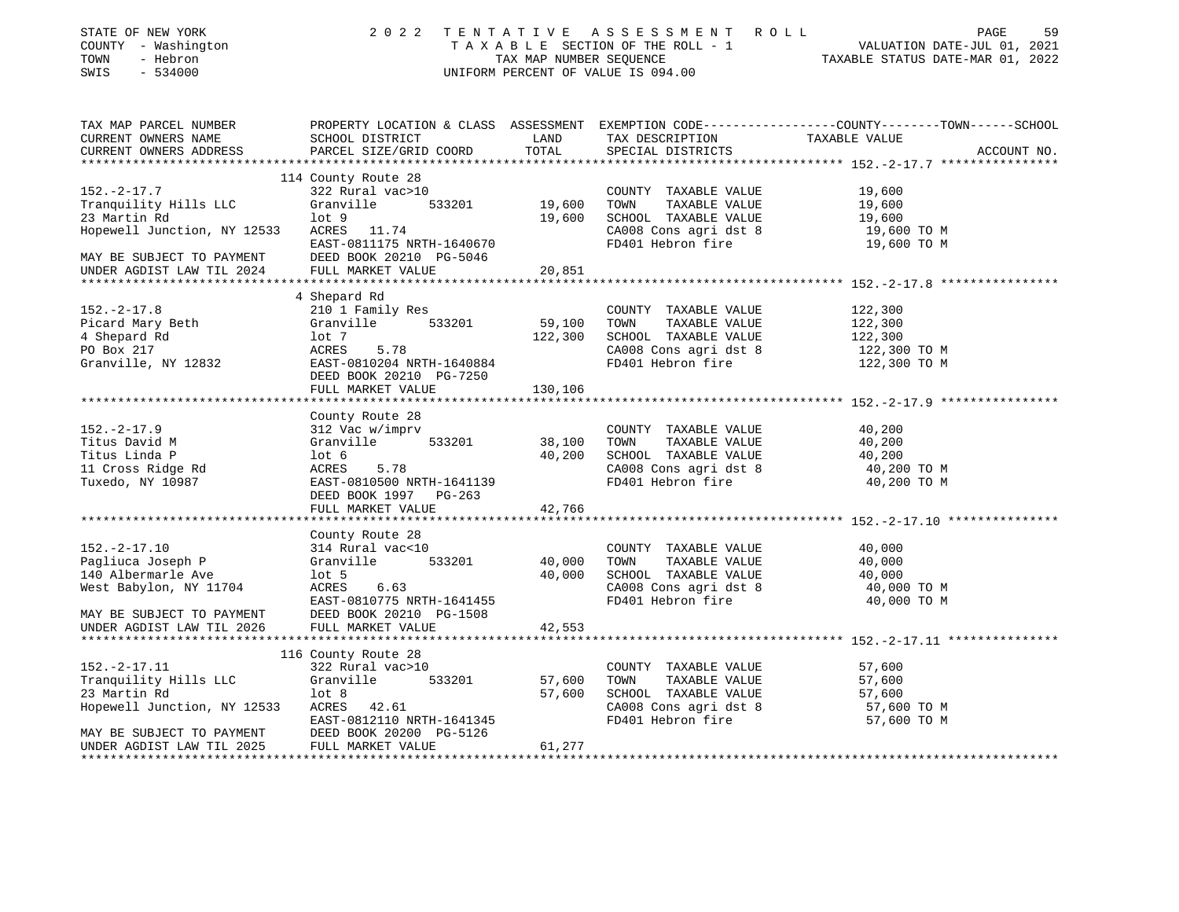STATE OF NEW YORK  
COUNTY - Washington  
TOWN - Hebron  
SWIS - 534000

2 0 2 2 T E N T A T I V E A S S E S S M E N T R O L L  
T A X A B L E SECTION OF THE ROLL - 1  
TAX MAP NUMBER SEQUENCE  
UNIFORM PERCENT OF VALUE IS 094.00

VALUATION DATE-JUL 01, 2021  
TAXABLE STATUS DATE-MAR 01, 2022

| TAX MAP PARCEL NUMBER / CURRENT OWNERS NAME / CURRENT OWNERS ADDRESS | PROPERTY LOCATION & CLASS / SCHOOL DISTRICT / PARCEL SIZE/GRID COORD | ASSESSMENT LAND | TOTAL | EXEMPTION CODE / TAX DESCRIPTION / SPECIAL DISTRICTS | COUNTY--------TOWN------SCHOOL TAXABLE VALUE | ACCOUNT NO. |
|---|---|---|---|---|---|---|
| **152.-2-17.7** | 114 County Route 28 | | | | | |
| 152.-2-17.7 | 322 Rural vac>10 | | | COUNTY TAXABLE VALUE | 19,600 | |
| Tranquility Hills LLC | Granville 533201 | 19,600 | | TOWN TAXABLE VALUE | 19,600 | |
| 23 Martin Rd | lot 9 | | 19,600 | SCHOOL TAXABLE VALUE | 19,600 | |
| Hopewell Junction, NY 12533 | ACRES 11.74 | | | CA008 Cons agri dst 8 | 19,600 TO M | |
| | EAST-0811175 NRTH-1640670 | | | FD401 Hebron fire | 19,600 TO M | |
| MAY BE SUBJECT TO PAYMENT | DEED BOOK 20210 PG-5046 | | | | | |
| UNDER AGDIST LAW TIL 2024 | FULL MARKET VALUE | | 20,851 | | | |
| **152.-2-17.8** | 4 Shepard Rd | | | | | |
| 152.-2-17.8 | 210 1 Family Res | | | COUNTY TAXABLE VALUE | 122,300 | |
| Picard Mary Beth | Granville 533201 | 59,100 | | TOWN TAXABLE VALUE | 122,300 | |
| 4 Shepard Rd | lot 7 | | 122,300 | SCHOOL TAXABLE VALUE | 122,300 | |
| PO Box 217 | ACRES 5.78 | | | CA008 Cons agri dst 8 | 122,300 TO M | |
| Granville, NY 12832 | EAST-0810204 NRTH-1640884 | | | FD401 Hebron fire | 122,300 TO M | |
| | DEED BOOK 20210 PG-7250 | | | | | |
| | FULL MARKET VALUE | | 130,106 | | | |
| **152.-2-17.9** | County Route 28 | | | | | |
| 152.-2-17.9 | 312 Vac w/imprv | | | COUNTY TAXABLE VALUE | 40,200 | |
| Titus David M | Granville 533201 | 38,100 | | TOWN TAXABLE VALUE | 40,200 | |
| Titus Linda P | lot 6 | | 40,200 | SCHOOL TAXABLE VALUE | 40,200 | |
| 11 Cross Ridge Rd | ACRES 5.78 | | | CA008 Cons agri dst 8 | 40,200 TO M | |
| Tuxedo, NY 10987 | EAST-0810500 NRTH-1641139 | | | FD401 Hebron fire | 40,200 TO M | |
| | DEED BOOK 1997 PG-263 | | | | | |
| | FULL MARKET VALUE | | 42,766 | | | |
| **152.-2-17.10** | County Route 28 | | | | | |
| 152.-2-17.10 | 314 Rural vac<10 | | | COUNTY TAXABLE VALUE | 40,000 | |
| Pagliuca Joseph P | Granville 533201 | 40,000 | | TOWN TAXABLE VALUE | 40,000 | |
| 140 Albermarle Ave | lot 5 | | 40,000 | SCHOOL TAXABLE VALUE | 40,000 | |
| West Babylon, NY 11704 | ACRES 6.63 | | | CA008 Cons agri dst 8 | 40,000 TO M | |
| | EAST-0810775 NRTH-1641455 | | | FD401 Hebron fire | 40,000 TO M | |
| MAY BE SUBJECT TO PAYMENT | DEED BOOK 20210 PG-1508 | | | | | |
| UNDER AGDIST LAW TIL 2026 | FULL MARKET VALUE | | 42,553 | | | |
| **152.-2-17.11** | 116 County Route 28 | | | | | |
| 152.-2-17.11 | 322 Rural vac>10 | | | COUNTY TAXABLE VALUE | 57,600 | |
| Tranquility Hills LLC | Granville 533201 | 57,600 | | TOWN TAXABLE VALUE | 57,600 | |
| 23 Martin Rd | lot 8 | | 57,600 | SCHOOL TAXABLE VALUE | 57,600 | |
| Hopewell Junction, NY 12533 | ACRES 42.61 | | | CA008 Cons agri dst 8 | 57,600 TO M | |
| | EAST-0812110 NRTH-1641345 | | | FD401 Hebron fire | 57,600 TO M | |
| MAY BE SUBJECT TO PAYMENT | DEED BOOK 20200 PG-5126 | | | | | |
| UNDER AGDIST LAW TIL 2025 | FULL MARKET VALUE | | 61,277 | | | |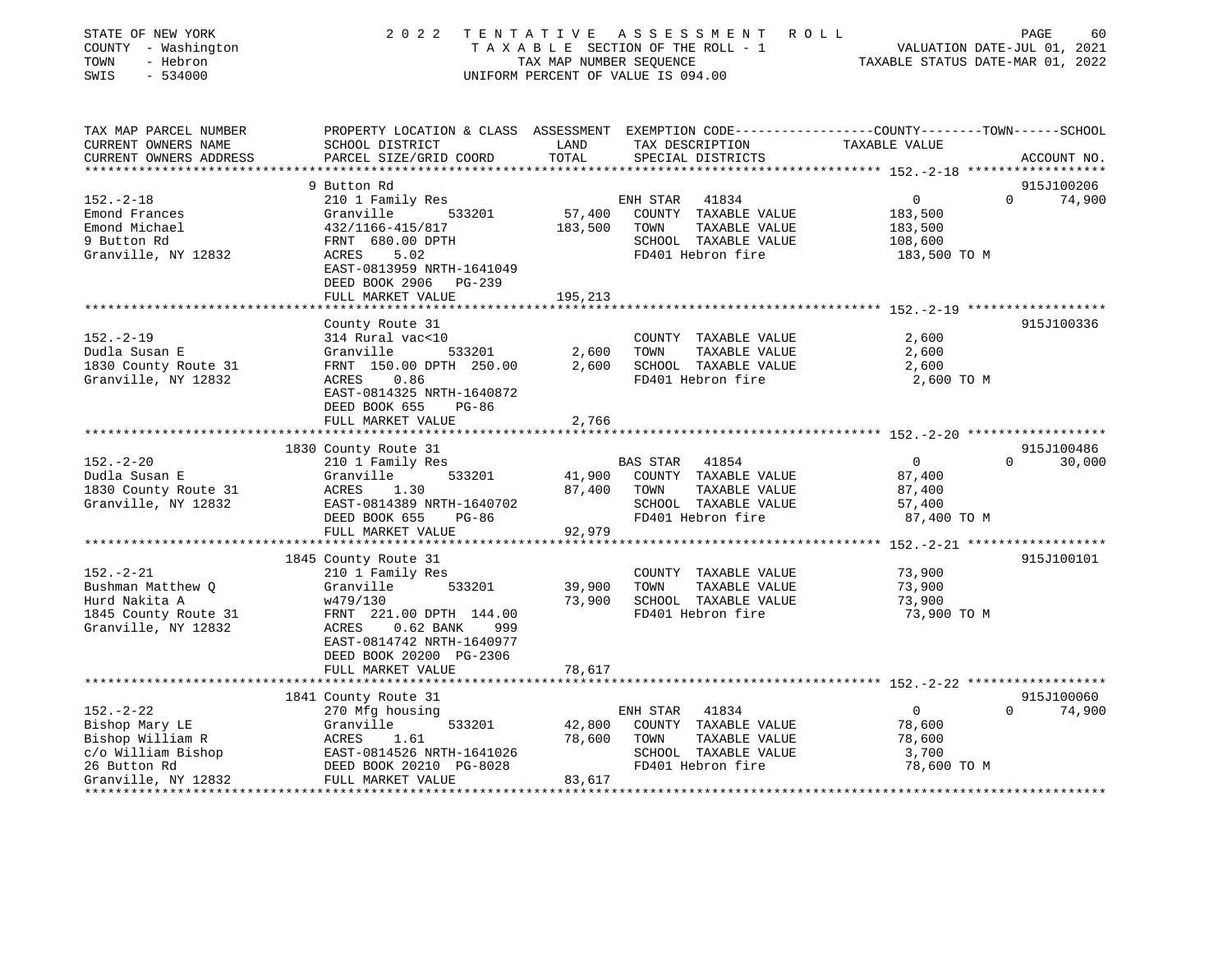STATE OF NEW YORK — 2022 TENTATIVE ASSESSMENT ROLL
COUNTY - Washington — TAXABLE SECTION OF THE ROLL - 1 — VALUATION DATE-JUL 01, 2021
TOWN - Hebron — TAX MAP NUMBER SEQUENCE — TAXABLE STATUS DATE-MAR 01, 2022
SWIS - 534000 — UNIFORM PERCENT OF VALUE IS 094.00

| TAX MAP PARCEL NUMBER / CURRENT OWNERS NAME / CURRENT OWNERS ADDRESS | PROPERTY LOCATION & CLASS / SCHOOL DISTRICT / PARCEL SIZE/GRID COORD | ASSESSMENT LAND | TOTAL | EXEMPTION CODE / TAX DESCRIPTION / SPECIAL DISTRICTS | COUNTY / TOWN / SCHOOL TAXABLE VALUE | ACCOUNT NO. |
|---|---|---|---|---|---|---|
| **152.-2-18** | 9 Button Rd | | | | | 915J100206 |
| Emond Frances | 210 1 Family Res | | | ENH STAR 41834 | 0 / 0 / 74,900 | |
| Emond Michael | Granville 533201 | 57,400 | | COUNTY TAXABLE VALUE | 183,500 | |
| 9 Button Rd | 432/1166-415/817 | | 183,500 | TOWN TAXABLE VALUE | 183,500 | |
| Granville, NY 12832 | FRNT 680.00 DPTH | | | SCHOOL TAXABLE VALUE | 108,600 | |
| | ACRES 5.02 | | | FD401 Hebron fire | 183,500 TO M | |
| | EAST-0813959 NRTH-1641049 | | | | | |
| | DEED BOOK 2906 PG-239 | | | | | |
| | FULL MARKET VALUE | | 195,213 | | | |
| **152.-2-19** | County Route 31 | | | | | 915J100336 |
| Dudla Susan E | 314 Rural vac<10 | | | COUNTY TAXABLE VALUE | 2,600 | |
| 1830 County Route 31 | Granville 533201 | 2,600 | | TOWN TAXABLE VALUE | 2,600 | |
| Granville, NY 12832 | FRNT 150.00 DPTH 250.00 | | 2,600 | SCHOOL TAXABLE VALUE | 2,600 | |
| | ACRES 0.86 | | | FD401 Hebron fire | 2,600 TO M | |
| | EAST-0814325 NRTH-1640872 | | | | | |
| | DEED BOOK 655 PG-86 | | | | | |
| | FULL MARKET VALUE | | 2,766 | | | |
| **152.-2-20** | 1830 County Route 31 | | | | | 915J100486 |
| Dudla Susan E | 210 1 Family Res | | | BAS STAR 41854 | 0 / 0 / 30,000 | |
| 1830 County Route 31 | Granville 533201 | 41,900 | | COUNTY TAXABLE VALUE | 87,400 | |
| Granville, NY 12832 | ACRES 1.30 | | 87,400 | TOWN TAXABLE VALUE | 87,400 | |
| | EAST-0814389 NRTH-1640702 | | | SCHOOL TAXABLE VALUE | 57,400 | |
| | DEED BOOK 655 PG-86 | | | FD401 Hebron fire | 87,400 TO M | |
| | FULL MARKET VALUE | | 92,979 | | | |
| **152.-2-21** | 1845 County Route 31 | | | | | 915J100101 |
| Bushman Matthew Q | 210 1 Family Res | | | COUNTY TAXABLE VALUE | 73,900 | |
| Hurd Nakita A | Granville 533201 | 39,900 | | TOWN TAXABLE VALUE | 73,900 | |
| 1845 County Route 31 | w479/130 | | 73,900 | SCHOOL TAXABLE VALUE | 73,900 | |
| Granville, NY 12832 | FRNT 221.00 DPTH 144.00 | | | FD401 Hebron fire | 73,900 TO M | |
| | ACRES 0.62 BANK 999 | | | | | |
| | EAST-0814742 NRTH-1640977 | | | | | |
| | DEED BOOK 20200 PG-2306 | | | | | |
| | FULL MARKET VALUE | | 78,617 | | | |
| **152.-2-22** | 1841 County Route 31 | | | | | 915J100060 |
| Bishop Mary LE | 270 Mfg housing | | | ENH STAR 41834 | 0 / 0 / 74,900 | |
| Bishop William R | Granville 533201 | 42,800 | | COUNTY TAXABLE VALUE | 78,600 | |
| c/o William Bishop | ACRES 1.61 | | 78,600 | TOWN TAXABLE VALUE | 78,600 | |
| 26 Button Rd | EAST-0814526 NRTH-1641026 | | | SCHOOL TAXABLE VALUE | 3,700 | |
| Granville, NY 12832 | DEED BOOK 20210 PG-8028 | | | FD401 Hebron fire | 78,600 TO M | |
| | FULL MARKET VALUE | | 83,617 | | | |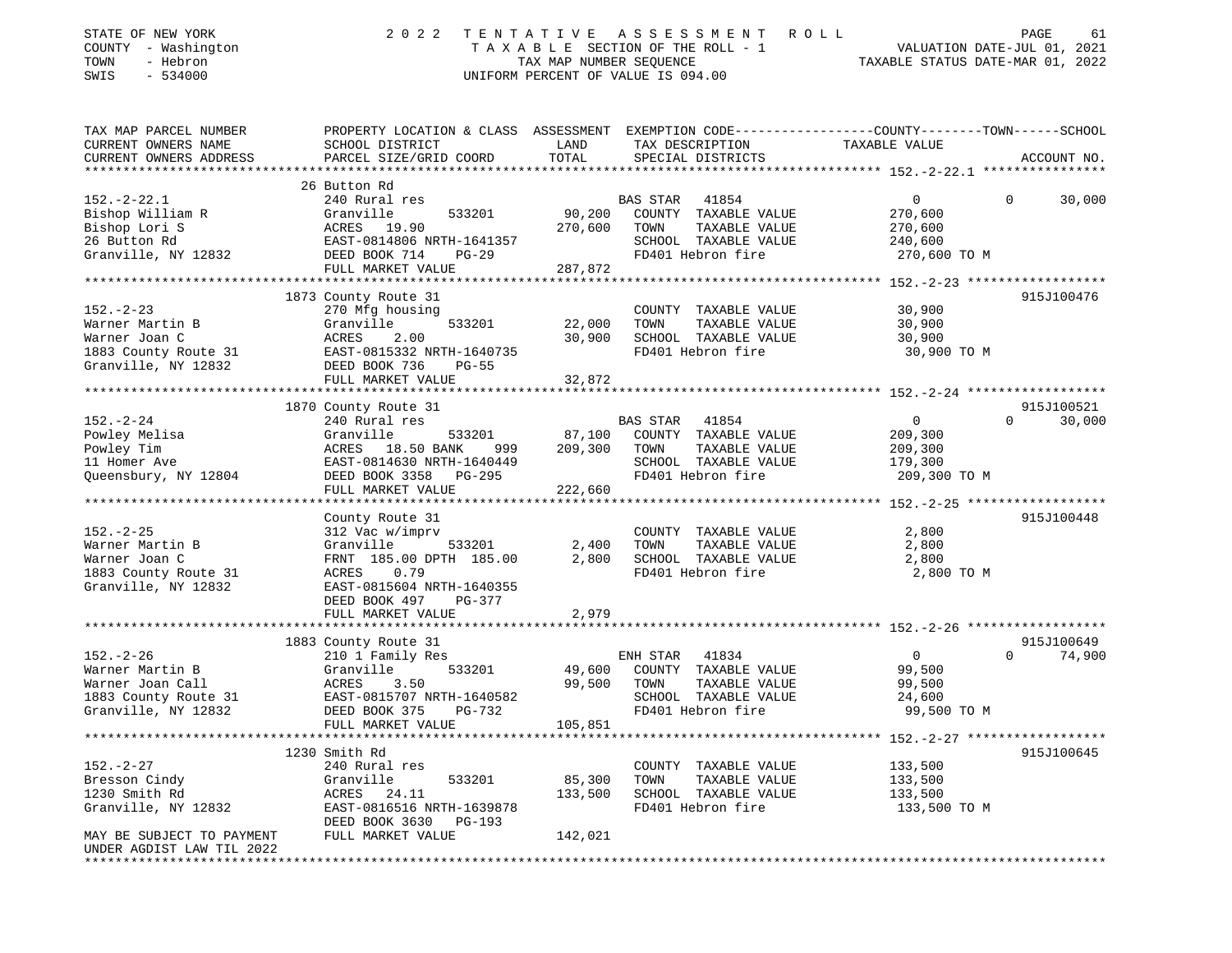STATE OF NEW YORK · COUNTY - Washington · TOWN - Hebron · SWIS - 534000

# 2022 TENTATIVE ASSESSMENT ROLL

TAXABLE SECTION OF THE ROLL - 1 · TAX MAP NUMBER SEQUENCE · UNIFORM PERCENT OF VALUE IS 094.00

VALUATION DATE-JUL 01, 2021 · TAXABLE STATUS DATE-MAR 01, 2022

| TAX MAP PARCEL NUMBER / CURRENT OWNERS NAME / CURRENT OWNERS ADDRESS | PROPERTY LOCATION & CLASS / SCHOOL DISTRICT / PARCEL SIZE/GRID COORD | LAND / TOTAL | EXEMPTION CODE / TAX DESCRIPTION / SPECIAL DISTRICTS | COUNTY | TOWN | SCHOOL | ACCOUNT NO. |
|---|---|---|---|---|---|---|---|
| **152.-2-22.1** | 26 Button Rd | | | | | | |
| 152.-2-22.1 | 240 Rural res | | BAS STAR 41854 | 0 | 0 | 30,000 | |
| Bishop William R | Granville 533201 | 90,200 | COUNTY TAXABLE VALUE | 270,600 | | | |
| Bishop Lori S | ACRES 19.90 | 270,600 | TOWN TAXABLE VALUE | | 270,600 | | |
| 26 Button Rd | EAST-0814806 NRTH-1641357 | | SCHOOL TAXABLE VALUE | | | 240,600 | |
| Granville, NY 12832 | DEED BOOK 714 PG-29 | | FD401 Hebron fire | 270,600 TO M | | | |
| | FULL MARKET VALUE | 287,872 | | | | | |
| **152.-2-23** | 1873 County Route 31 | | | | | | 915J100476 |
| 152.-2-23 | 270 Mfg housing | | COUNTY TAXABLE VALUE | 30,900 | | | |
| Warner Martin B | Granville 533201 | 22,000 | TOWN TAXABLE VALUE | | 30,900 | | |
| Warner Joan C | ACRES 2.00 | 30,900 | SCHOOL TAXABLE VALUE | | | 30,900 | |
| 1883 County Route 31 | EAST-0815332 NRTH-1640735 | | FD401 Hebron fire | 30,900 TO M | | | |
| Granville, NY 12832 | DEED BOOK 736 PG-55 | | | | | | |
| | FULL MARKET VALUE | 32,872 | | | | | |
| **152.-2-24** | 1870 County Route 31 | | | | | | 915J100521 |
| 152.-2-24 | 240 Rural res | | BAS STAR 41854 | 0 | 0 | 30,000 | |
| Powley Melisa | Granville 533201 | 87,100 | COUNTY TAXABLE VALUE | 209,300 | | | |
| Powley Tim | ACRES 18.50 BANK 999 | 209,300 | TOWN TAXABLE VALUE | | 209,300 | | |
| 11 Homer Ave | EAST-0814630 NRTH-1640449 | | SCHOOL TAXABLE VALUE | | | 179,300 | |
| Queensbury, NY 12804 | DEED BOOK 3358 PG-295 | | FD401 Hebron fire | 209,300 TO M | | | |
| | FULL MARKET VALUE | 222,660 | | | | | |
| **152.-2-25** | County Route 31 | | | | | | 915J100448 |
| 152.-2-25 | 312 Vac w/imprv | | COUNTY TAXABLE VALUE | 2,800 | | | |
| Warner Martin B | Granville 533201 | 2,400 | TOWN TAXABLE VALUE | | 2,800 | | |
| Warner Joan C | FRNT 185.00 DPTH 185.00 | 2,800 | SCHOOL TAXABLE VALUE | | | 2,800 | |
| 1883 County Route 31 | ACRES 0.79 | | FD401 Hebron fire | 2,800 TO M | | | |
| Granville, NY 12832 | EAST-0815604 NRTH-1640355 | | | | | | |
| | DEED BOOK 497 PG-377 | | | | | | |
| | FULL MARKET VALUE | 2,979 | | | | | |
| **152.-2-26** | 1883 County Route 31 | | | | | | 915J100649 |
| 152.-2-26 | 210 1 Family Res | | ENH STAR 41834 | 0 | 0 | 74,900 | |
| Warner Martin B | Granville 533201 | 49,600 | COUNTY TAXABLE VALUE | 99,500 | | | |
| Warner Joan Call | ACRES 3.50 | 99,500 | TOWN TAXABLE VALUE | | 99,500 | | |
| 1883 County Route 31 | EAST-0815707 NRTH-1640582 | | SCHOOL TAXABLE VALUE | | | 24,600 | |
| Granville, NY 12832 | DEED BOOK 375 PG-732 | | FD401 Hebron fire | 99,500 TO M | | | |
| | FULL MARKET VALUE | 105,851 | | | | | |
| **152.-2-27** | 1230 Smith Rd | | | | | | 915J100645 |
| 152.-2-27 | 240 Rural res | | COUNTY TAXABLE VALUE | 133,500 | | | |
| Bresson Cindy | Granville 533201 | 85,300 | TOWN TAXABLE VALUE | | 133,500 | | |
| 1230 Smith Rd | ACRES 24.11 | 133,500 | SCHOOL TAXABLE VALUE | | | 133,500 | |
| Granville, NY 12832 | EAST-0816516 NRTH-1639878 | | FD401 Hebron fire | 133,500 TO M | | | |
| | DEED BOOK 3630 PG-193 | | | | | | |
| MAY BE SUBJECT TO PAYMENT UNDER AGDIST LAW TIL 2022 | FULL MARKET VALUE | 142,021 | | | | | |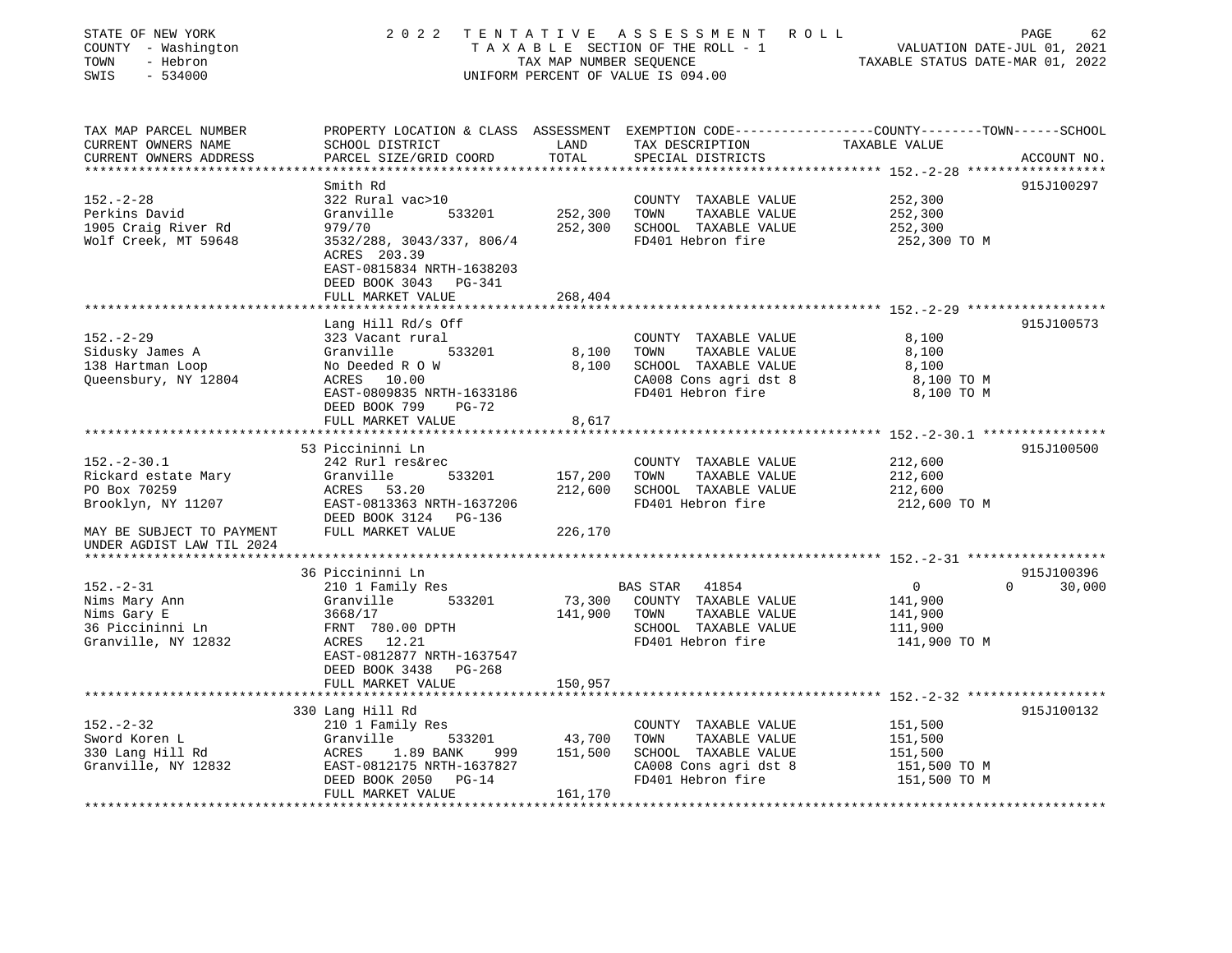STATE OF NEW YORK | 2022 TENTATIVE ASSESSMENT ROLL
COUNTY - Washington | TAXABLE SECTION OF THE ROLL - 1 | VALUATION DATE-JUL 01, 2021
TOWN - Hebron | TAX MAP NUMBER SEQUENCE | TAXABLE STATUS DATE-MAR 01, 2022
SWIS - 534000 | UNIFORM PERCENT OF VALUE IS 094.00

| TAX MAP PARCEL NUMBER / CURRENT OWNERS NAME / CURRENT OWNERS ADDRESS | PROPERTY LOCATION & CLASS / SCHOOL DISTRICT / PARCEL SIZE/GRID COORD | ASSESSMENT LAND / TOTAL | EXEMPTION CODE / TAX DESCRIPTION / SPECIAL DISTRICTS | COUNTY / TOWN / SCHOOL TAXABLE VALUE | ACCOUNT NO. |
|---|---|---|---|---|---|
| **152.-2-28** | Smith Rd | | | | 915J100297 |
| 152.-2-28 | 322 Rural vac>10 | | COUNTY TAXABLE VALUE | 252,300 | |
| Perkins David | Granville 533201 | 252,300 | TOWN TAXABLE VALUE | 252,300 | |
| 1905 Craig River Rd | 979/70 | 252,300 | SCHOOL TAXABLE VALUE | 252,300 | |
| Wolf Creek, MT 59648 | 3532/288, 3043/337, 806/4 | | FD401 Hebron fire | 252,300 TO M | |
| | ACRES 203.39 | | | | |
| | EAST-0815834 NRTH-1638203 | | | | |
| | DEED BOOK 3043 PG-341 | | | | |
| | FULL MARKET VALUE | 268,404 | | | |
| **152.-2-29** | Lang Hill Rd/s Off | | | | 915J100573 |
| 152.-2-29 | 323 Vacant rural | | COUNTY TAXABLE VALUE | 8,100 | |
| Sidusky James A | Granville 533201 | 8,100 | TOWN TAXABLE VALUE | 8,100 | |
| 138 Hartman Loop | No Deeded R O W | 8,100 | SCHOOL TAXABLE VALUE | 8,100 | |
| Queensbury, NY 12804 | ACRES 10.00 | | CA008 Cons agri dst 8 | 8,100 TO M | |
| | EAST-0809835 NRTH-1633186 | | FD401 Hebron fire | 8,100 TO M | |
| | DEED BOOK 799 PG-72 | | | | |
| | FULL MARKET VALUE | 8,617 | | | |
| **152.-2-30.1** | 53 Piccininni Ln | | | | 915J100500 |
| 152.-2-30.1 | 242 Rurl res&rec | | COUNTY TAXABLE VALUE | 212,600 | |
| Rickard estate Mary | Granville 533201 | 157,200 | TOWN TAXABLE VALUE | 212,600 | |
| PO Box 70259 | ACRES 53.20 | 212,600 | SCHOOL TAXABLE VALUE | 212,600 | |
| Brooklyn, NY 11207 | EAST-0813363 NRTH-1637206 | | FD401 Hebron fire | 212,600 TO M | |
| | DEED BOOK 3124 PG-136 | | | | |
| MAY BE SUBJECT TO PAYMENT | FULL MARKET VALUE | 226,170 | | | |
| UNDER AGDIST LAW TIL 2024 | | | | | |
| **152.-2-31** | 36 Piccininni Ln | | | | 915J100396 |
| 152.-2-31 | 210 1 Family Res | | BAS STAR 41854 | 0 / 0 / 30,000 | |
| Nims Mary Ann | Granville 533201 | 73,300 | COUNTY TAXABLE VALUE | 141,900 | |
| Nims Gary E | 3668/17 | 141,900 | TOWN TAXABLE VALUE | 141,900 | |
| 36 Piccininni Ln | FRNT 780.00 DPTH | | SCHOOL TAXABLE VALUE | 111,900 | |
| Granville, NY 12832 | ACRES 12.21 | | FD401 Hebron fire | 141,900 TO M | |
| | EAST-0812877 NRTH-1637547 | | | | |
| | DEED BOOK 3438 PG-268 | | | | |
| | FULL MARKET VALUE | 150,957 | | | |
| **152.-2-32** | 330 Lang Hill Rd | | | | 915J100132 |
| 152.-2-32 | 210 1 Family Res | | COUNTY TAXABLE VALUE | 151,500 | |
| Sword Koren L | Granville 533201 | 43,700 | TOWN TAXABLE VALUE | 151,500 | |
| 330 Lang Hill Rd | ACRES 1.89 BANK 999 | 151,500 | SCHOOL TAXABLE VALUE | 151,500 | |
| Granville, NY 12832 | EAST-0812175 NRTH-1637827 | | CA008 Cons agri dst 8 | 151,500 TO M | |
| | DEED BOOK 2050 PG-14 | | FD401 Hebron fire | 151,500 TO M | |
| | FULL MARKET VALUE | 161,170 | | | |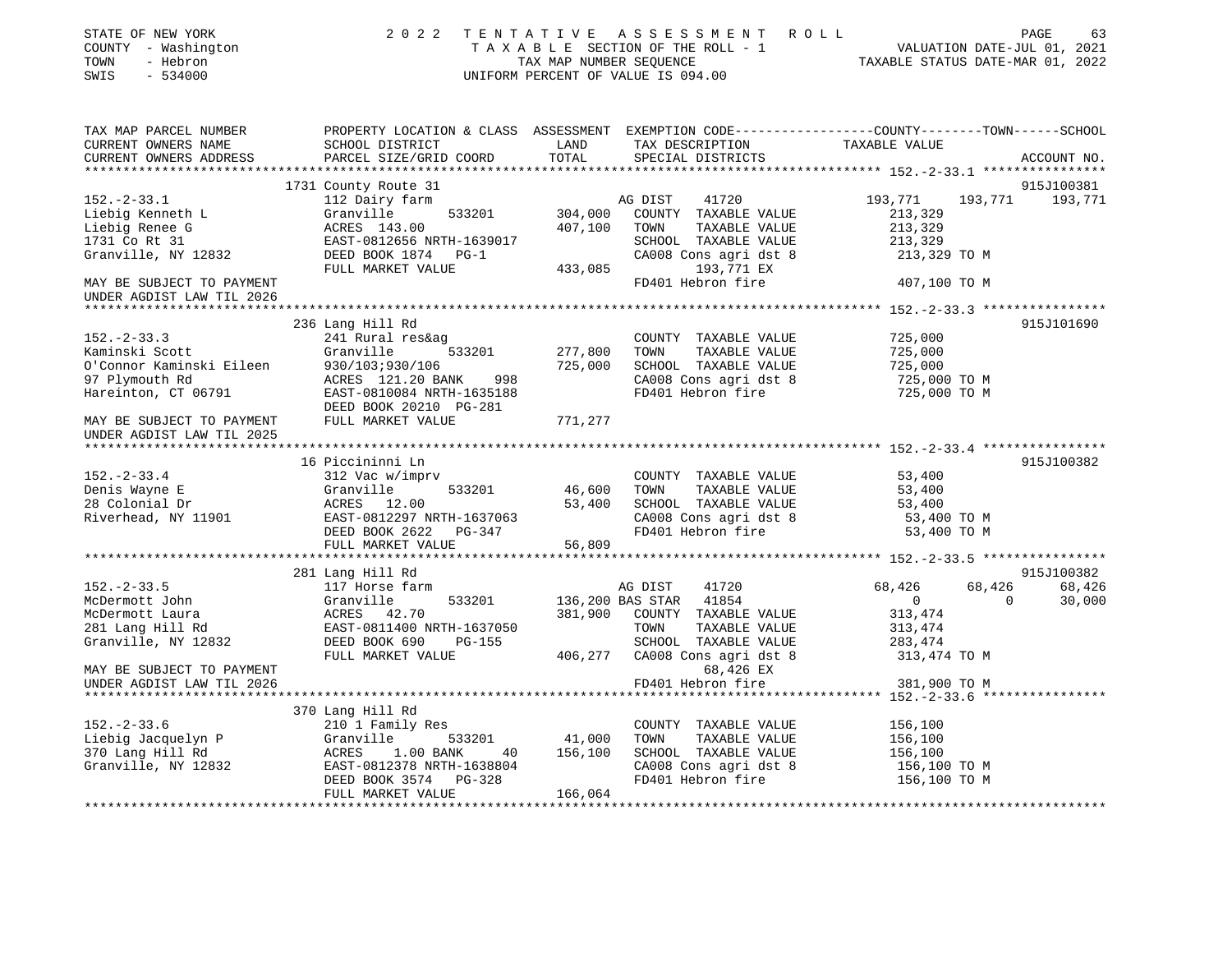STATE OF NEW YORK
COUNTY - Washington
TOWN - Hebron
SWIS - 534000

# 2022 TENTATIVE ASSESSMENT ROLL

TAXABLE SECTION OF THE ROLL - 1
TAX MAP NUMBER SEQUENCE
UNIFORM PERCENT OF VALUE IS 094.00

VALUATION DATE-JUL 01, 2021
TAXABLE STATUS DATE-MAR 01, 2022

| TAX MAP PARCEL NUMBER / CURRENT OWNERS NAME / CURRENT OWNERS ADDRESS | PROPERTY LOCATION & CLASS / SCHOOL DISTRICT / PARCEL SIZE/GRID COORD | ASSESSMENT LAND / TOTAL | EXEMPTION CODE / TAX DESCRIPTION / SPECIAL DISTRICTS | COUNTY TAXABLE VALUE | TOWN | SCHOOL | ACCOUNT NO. |
|---|---|---|---|---|---|---|---|
| **152.-2-33.1** | 1731 County Route 31 | | | | | | 915J100381 |
| 152.-2-33.1 | 112 Dairy farm | | AG DIST 41720 | 193,771 | 193,771 | 193,771 | |
| Liebig Kenneth L | Granville 533201 | 304,000 | COUNTY TAXABLE VALUE | 213,329 | | | |
| Liebig Renee G | ACRES 143.00 | 407,100 | TOWN TAXABLE VALUE | 213,329 | | | |
| 1731 Co Rt 31 | EAST-0812656 NRTH-1639017 | | SCHOOL TAXABLE VALUE | 213,329 | | | |
| Granville, NY 12832 | DEED BOOK 1874 PG-1 | | CA008 Cons agri dst 8 | 213,329 TO M | | | |
| | FULL MARKET VALUE | 433,085 | 193,771 EX | | | | |
| MAY BE SUBJECT TO PAYMENT | | | FD401 Hebron fire | 407,100 TO M | | | |
| UNDER AGDIST LAW TIL 2026 | | | | | | | |
| **152.-2-33.3** | 236 Lang Hill Rd | | | | | | 915J101690 |
| 152.-2-33.3 | 241 Rural res&ag | | COUNTY TAXABLE VALUE | 725,000 | | | |
| Kaminski Scott | Granville 533201 | 277,800 | TOWN TAXABLE VALUE | 725,000 | | | |
| O'Connor Kaminski Eileen | 930/103;930/106 | 725,000 | SCHOOL TAXABLE VALUE | 725,000 | | | |
| 97 Plymouth Rd | ACRES 121.20 BANK 998 | | CA008 Cons agri dst 8 | 725,000 TO M | | | |
| Hareinton, CT 06791 | EAST-0810084 NRTH-1635188 | | FD401 Hebron fire | 725,000 TO M | | | |
| | DEED BOOK 20210 PG-281 | | | | | | |
| MAY BE SUBJECT TO PAYMENT | FULL MARKET VALUE | 771,277 | | | | | |
| UNDER AGDIST LAW TIL 2025 | | | | | | | |
| **152.-2-33.4** | 16 Piccininni Ln | | | | | | 915J100382 |
| 152.-2-33.4 | 312 Vac w/imprv | | COUNTY TAXABLE VALUE | 53,400 | | | |
| Denis Wayne E | Granville 533201 | 46,600 | TOWN TAXABLE VALUE | 53,400 | | | |
| 28 Colonial Dr | ACRES 12.00 | 53,400 | SCHOOL TAXABLE VALUE | 53,400 | | | |
| Riverhead, NY 11901 | EAST-0812297 NRTH-1637063 | | CA008 Cons agri dst 8 | 53,400 TO M | | | |
| | DEED BOOK 2622 PG-347 | | FD401 Hebron fire | 53,400 TO M | | | |
| | FULL MARKET VALUE | 56,809 | | | | | |
| **152.-2-33.5** | 281 Lang Hill Rd | | | | | | 915J100382 |
| 152.-2-33.5 | 117 Horse farm | | AG DIST 41720 | 68,426 | 68,426 | 68,426 | |
| McDermott John | Granville 533201 | 136,200 | BAS STAR 41854 | 0 | 0 | 30,000 | |
| McDermott Laura | ACRES 42.70 | 381,900 | COUNTY TAXABLE VALUE | 313,474 | | | |
| 281 Lang Hill Rd | EAST-0811400 NRTH-1637050 | | TOWN TAXABLE VALUE | 313,474 | | | |
| Granville, NY 12832 | DEED BOOK 690 PG-155 | | SCHOOL TAXABLE VALUE | 283,474 | | | |
| | FULL MARKET VALUE | 406,277 | CA008 Cons agri dst 8 | 313,474 TO M | | | |
| MAY BE SUBJECT TO PAYMENT | | | 68,426 EX | | | | |
| UNDER AGDIST LAW TIL 2026 | | | FD401 Hebron fire | 381,900 TO M | | | |
| **152.-2-33.6** | 370 Lang Hill Rd | | | | | | |
| 152.-2-33.6 | 210 1 Family Res | | COUNTY TAXABLE VALUE | 156,100 | | | |
| Liebig Jacquelyn P | Granville 533201 | 41,000 | TOWN TAXABLE VALUE | 156,100 | | | |
| 370 Lang Hill Rd | ACRES 1.00 BANK 40 | 156,100 | SCHOOL TAXABLE VALUE | 156,100 | | | |
| Granville, NY 12832 | EAST-0812378 NRTH-1638804 | | CA008 Cons agri dst 8 | 156,100 TO M | | | |
| | DEED BOOK 3574 PG-328 | | FD401 Hebron fire | 156,100 TO M | | | |
| | FULL MARKET VALUE | 166,064 | | | | | |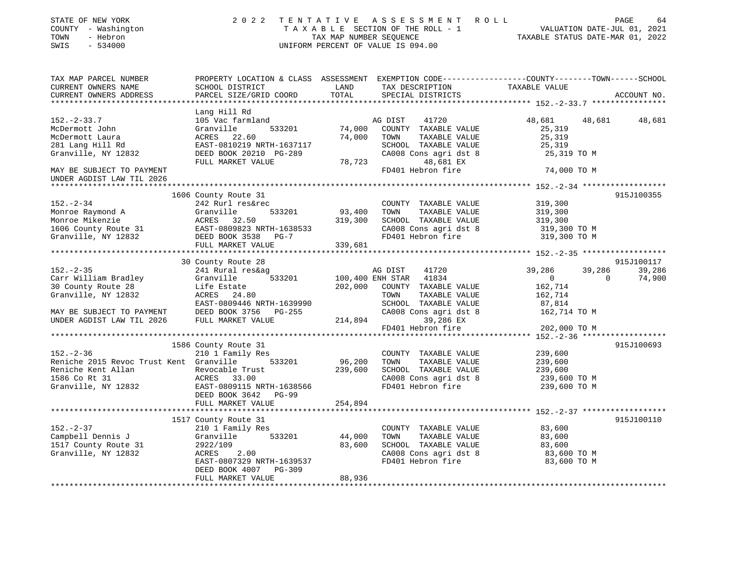STATE OF NEW YORK | COUNTY - Washington | TOWN - Hebron | SWIS - 534000

# 2022 TENTATIVE ASSESSMENT ROLL
TAXABLE SECTION OF THE ROLL - 1
TAX MAP NUMBER SEQUENCE
UNIFORM PERCENT OF VALUE IS 094.00

VALUATION DATE-JUL 01, 2021
TAXABLE STATUS DATE-MAR 01, 2022

| TAX MAP PARCEL NUMBER / CURRENT OWNERS NAME / CURRENT OWNERS ADDRESS | PROPERTY LOCATION & CLASS / SCHOOL DISTRICT / PARCEL SIZE/GRID COORD | ASSESSMENT LAND / TOTAL | EXEMPTION CODE / TAX DESCRIPTION / SPECIAL DISTRICTS | COUNTY | TOWN | SCHOOL | ACCOUNT NO. |
|---|---|---|---|---|---|---|---|
| **152.-2-33.7** | Lang Hill Rd | | | | | | |
| McDermott John | 105 Vac farmland | | AG DIST 41720 | 48,681 | 48,681 | 48,681 | |
| McDermott Laura | Granville 533201 | 74,000 | COUNTY TAXABLE VALUE | 25,319 | | | |
| 281 Lang Hill Rd | ACRES 22.60 | 74,000 | TOWN TAXABLE VALUE | 25,319 | | | |
| Granville, NY 12832 | EAST-0810219 NRTH-1637117 | | SCHOOL TAXABLE VALUE | 25,319 | | | |
| | DEED BOOK 20210 PG-289 | | CA008 Cons agri dst 8 | 25,319 TO M | | | |
| MAY BE SUBJECT TO PAYMENT | FULL MARKET VALUE | 78,723 | 48,681 EX | | | | |
| UNDER AGDIST LAW TIL 2026 | | | FD401 Hebron fire | 74,000 TO M | | | |
| **152.-2-34** | 1606 County Route 31 | | | | | | 915J100355 |
| Monroe Raymond A | 242 Rurl res&rec | | COUNTY TAXABLE VALUE | 319,300 | | | |
| Monroe Mikenzie | Granville 533201 | 93,400 | TOWN TAXABLE VALUE | 319,300 | | | |
| 1606 County Route 31 | ACRES 32.50 | 319,300 | SCHOOL TAXABLE VALUE | 319,300 | | | |
| Granville, NY 12832 | EAST-0809823 NRTH-1638533 | | CA008 Cons agri dst 8 | 319,300 TO M | | | |
| | DEED BOOK 3538 PG-7 | | FD401 Hebron fire | 319,300 TO M | | | |
| | FULL MARKET VALUE | 339,681 | | | | | |
| **152.-2-35** | 30 County Route 28 | | | | | | 915J100117 |
| Carr William Bradley | 241 Rural res&ag | | AG DIST 41720 | 39,286 | 39,286 | 39,286 | |
| 30 County Route 28 | Granville 533201 | 100,400 | ENH STAR 41834 | 0 | 0 | 74,900 | |
| Granville, NY 12832 | Life Estate | 202,000 | COUNTY TAXABLE VALUE | 162,714 | | | |
| | ACRES 24.80 | | TOWN TAXABLE VALUE | 162,714 | | | |
| | EAST-0809446 NRTH-1639990 | | SCHOOL TAXABLE VALUE | 87,814 | | | |
| MAY BE SUBJECT TO PAYMENT | DEED BOOK 3756 PG-255 | | CA008 Cons agri dst 8 | 162,714 TO M | | | |
| UNDER AGDIST LAW TIL 2026 | FULL MARKET VALUE | 214,894 | 39,286 EX | | | | |
| | | | FD401 Hebron fire | 202,000 TO M | | | |
| **152.-2-36** | 1586 County Route 31 | | | | | | 915J100693 |
| Reniche 2015 Revoc Trust Kent | 210 1 Family Res | | COUNTY TAXABLE VALUE | 239,600 | | | |
| Reniche Kent Allan | Granville 533201 | 96,200 | TOWN TAXABLE VALUE | 239,600 | | | |
| 1586 Co Rt 31 | Revocable Trust | 239,600 | SCHOOL TAXABLE VALUE | 239,600 | | | |
| Granville, NY 12832 | ACRES 33.00 | | CA008 Cons agri dst 8 | 239,600 TO M | | | |
| | EAST-0809115 NRTH-1638566 | | FD401 Hebron fire | 239,600 TO M | | | |
| | DEED BOOK 3642 PG-99 | | | | | | |
| | FULL MARKET VALUE | 254,894 | | | | | |
| **152.-2-37** | 1517 County Route 31 | | | | | | 915J100110 |
| Campbell Dennis J | 210 1 Family Res | | COUNTY TAXABLE VALUE | 83,600 | | | |
| 1517 County Route 31 | Granville 533201 | 44,000 | TOWN TAXABLE VALUE | 83,600 | | | |
| Granville, NY 12832 | 2922/109 | 83,600 | SCHOOL TAXABLE VALUE | 83,600 | | | |
| | ACRES 2.00 | | CA008 Cons agri dst 8 | 83,600 TO M | | | |
| | EAST-0807329 NRTH-1639537 | | FD401 Hebron fire | 83,600 TO M | | | |
| | DEED BOOK 4007 PG-309 | | | | | | |
| | FULL MARKET VALUE | 88,936 | | | | | |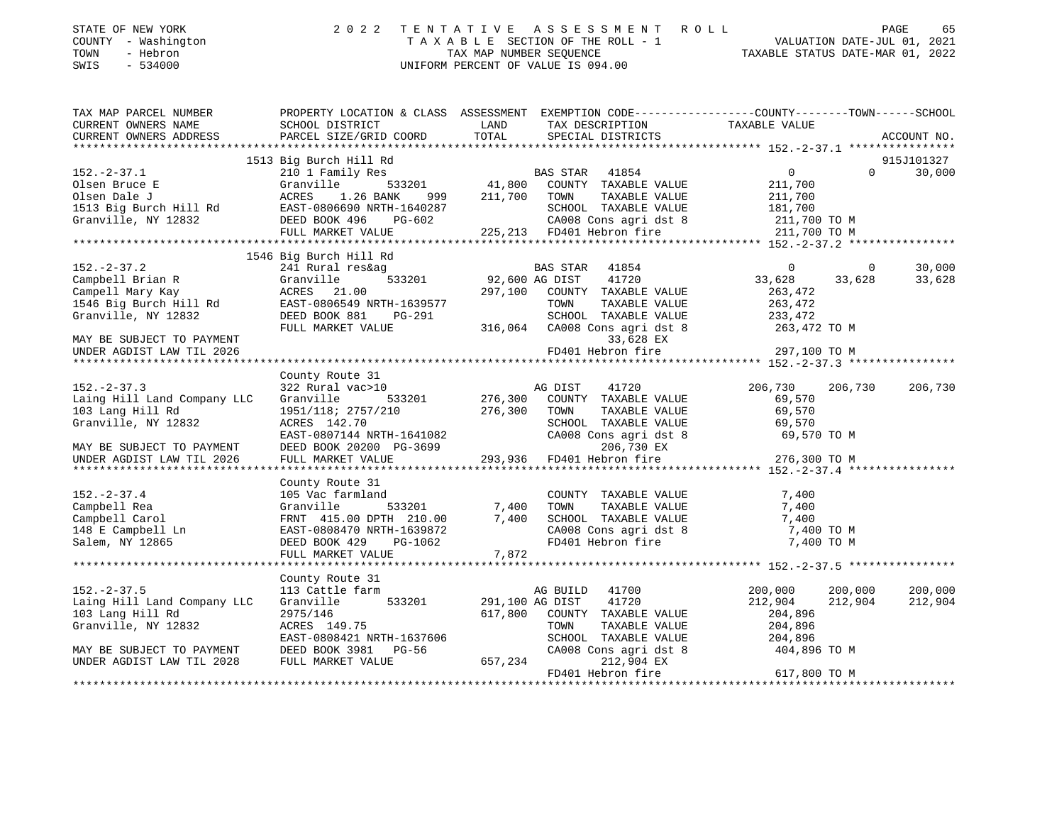STATE OF NEW YORK  
COUNTY - Washington  
TOWN - Hebron  
SWIS - 534000

# 2022 TENTATIVE ASSESSMENT ROLL

TAXABLE SECTION OF THE ROLL - 1  
TAX MAP NUMBER SEQUENCE  
UNIFORM PERCENT OF VALUE IS 094.00

VALUATION DATE-JUL 01, 2021  
TAXABLE STATUS DATE-MAR 01, 2022

```
TAX MAP PARCEL NUMBER          PROPERTY LOCATION & CLASS  ASSESSMENT  EXEMPTION CODE-----------------COUNTY--------TOWN------SCHOOL
CURRENT OWNERS NAME            SCHOOL DISTRICT               LAND      TAX DESCRIPTION            TAXABLE VALUE
CURRENT OWNERS ADDRESS         PARCEL SIZE/GRID COORD       TOTAL      SPECIAL DISTRICTS                                    ACCOUNT NO.
******************************************************************************************************* 152.-2-37.1 ****************
                          1513 Big Burch Hill Rd                                                                           915J101327
152.-2-37.1                    210 1 Family Res                  BAS STAR   41854              0              0      30,000
Olsen Bruce E                  Granville       533201      41,800   COUNTY  TAXABLE VALUE        211,700
Olsen Dale J                   ACRES    1.26 BANK    999  211,700   TOWN    TAXABLE VALUE        211,700
1513 Big Burch Hill Rd         EAST-0806690 NRTH-1640287            SCHOOL  TAXABLE VALUE        181,700
Granville, NY 12832            DEED BOOK 496    PG-602              CA008 Cons agri dst 8         211,700 TO M
                               FULL MARKET VALUE          225,213   FD401 Hebron fire             211,700 TO M
******************************************************************************************************* 152.-2-37.2 ****************
                          1546 Big Burch Hill Rd
152.-2-37.2                    241 Rural res&ag                  BAS STAR   41854              0              0      30,000
Campbell Brian R               Granville       533201      92,600 AG DIST    41720          33,628         33,628      33,628
Campell Mary Kay               ACRES   21.00              297,100   COUNTY  TAXABLE VALUE        263,472
1546 Big Burch Hill Rd         EAST-0806549 NRTH-1639577            TOWN    TAXABLE VALUE        263,472
Granville, NY 12832            DEED BOOK 881    PG-291              SCHOOL  TAXABLE VALUE        233,472
                               FULL MARKET VALUE          316,064   CA008 Cons agri dst 8         263,472 TO M
MAY BE SUBJECT TO PAYMENT                                                  33,628 EX
UNDER AGDIST LAW TIL 2026                                            FD401 Hebron fire             297,100 TO M
******************************************************************************************************* 152.-2-37.3 ****************
                               County Route 31
152.-2-37.3                    322 Rural vac>10                  AG DIST    41720          206,730        206,730     206,730
Laing Hill Land Company LLC    Granville       533201     276,300   COUNTY  TAXABLE VALUE         69,570
103 Lang Hill Rd               1951/118; 2757/210         276,300   TOWN    TAXABLE VALUE         69,570
Granville, NY 12832            ACRES  142.70                        SCHOOL  TAXABLE VALUE         69,570
                               EAST-0807144 NRTH-1641082            CA008 Cons agri dst 8          69,570 TO M
MAY BE SUBJECT TO PAYMENT      DEED BOOK 20200 PG-3699                    206,730 EX
UNDER AGDIST LAW TIL 2026      FULL MARKET VALUE          293,936   FD401 Hebron fire             276,300 TO M
******************************************************************************************************* 152.-2-37.4 ****************
                               County Route 31
152.-2-37.4                    105 Vac farmland                     COUNTY  TAXABLE VALUE          7,400
Campbell Rea                   Granville       533201       7,400   TOWN    TAXABLE VALUE          7,400
Campbell Carol                 FRNT  415.00 DPTH  210.00    7,400   SCHOOL  TAXABLE VALUE          7,400
148 E Campbell Ln              EAST-0808470 NRTH-1639872            CA008 Cons agri dst 8           7,400 TO M
Salem, NY 12865                DEED BOOK 429    PG-1062             FD401 Hebron fire               7,400 TO M
                               FULL MARKET VALUE            7,872
******************************************************************************************************* 152.-2-37.5 ****************
                               County Route 31
152.-2-37.5                    113 Cattle farm                   AG BUILD   41700          200,000        200,000     200,000
Laing Hill Land Company LLC    Granville       533201     291,100 AG DIST    41720          212,904        212,904     212,904
103 Lang Hill Rd               2975/146                   617,800   COUNTY  TAXABLE VALUE        204,896
Granville, NY 12832            ACRES  149.75                        TOWN    TAXABLE VALUE        204,896
                               EAST-0808421 NRTH-1637606            SCHOOL  TAXABLE VALUE        204,896
MAY BE SUBJECT TO PAYMENT      DEED BOOK 3981   PG-56               CA008 Cons agri dst 8         404,896 TO M
UNDER AGDIST LAW TIL 2028      FULL MARKET VALUE          657,234         212,904 EX
                                                                    FD401 Hebron fire             617,800 TO M
************************************************************************************************************************************
```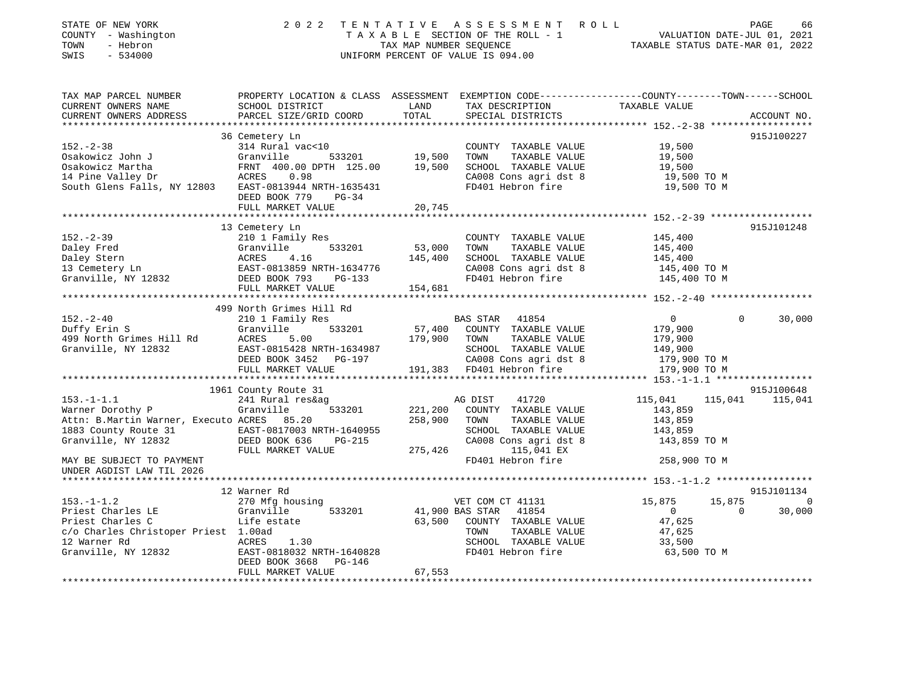STATE OF NEW YORK
COUNTY - Washington
TOWN - Hebron
SWIS - 534000

2022 TENTATIVE ASSESSMENT ROLL
TAXABLE SECTION OF THE ROLL - 1
TAX MAP NUMBER SEQUENCE
UNIFORM PERCENT OF VALUE IS 094.00

VALUATION DATE-JUL 01, 2021
TAXABLE STATUS DATE-MAR 01, 2022

```
TAX MAP PARCEL NUMBER          PROPERTY LOCATION & CLASS  ASSESSMENT  EXEMPTION CODE------------------COUNTY--------TOWN------SCHOOL
CURRENT OWNERS NAME            SCHOOL DISTRICT               LAND      TAX DESCRIPTION              TAXABLE VALUE
CURRENT OWNERS ADDRESS         PARCEL SIZE/GRID COORD        TOTAL     SPECIAL DISTRICTS                                          ACCOUNT NO.
******************************************************************************************************* 152.-2-38 ******************
                               36 Cemetery Ln                                                                              915J100227
152.-2-38                      314 Rural vac<10                        COUNTY  TAXABLE VALUE           19,500
Osakowicz John J               Granville         533201      19,500    TOWN    TAXABLE VALUE           19,500
Osakowicz Martha               FRNT 400.00 DPTH 125.00       19,500    SCHOOL  TAXABLE VALUE           19,500
14 Pine Valley Dr              ACRES    0.98                           CA008 Cons agri dst 8            19,500 TO M
South Glens Falls, NY 12803    EAST-0813944 NRTH-1635431               FD401 Hebron fire                19,500 TO M
                               DEED BOOK 779    PG-34
                               FULL MARKET VALUE             20,745
******************************************************************************************************* 152.-2-39 ******************
                               13 Cemetery Ln                                                                              915J101248
152.-2-39                      210 1 Family Res                        COUNTY  TAXABLE VALUE          145,400
Daley Fred                     Granville         533201      53,000    TOWN    TAXABLE VALUE          145,400
Daley Stern                    ACRES    4.16                145,400    SCHOOL  TAXABLE VALUE          145,400
13 Cemetery Ln                 EAST-0813859 NRTH-1634776               CA008 Cons agri dst 8           145,400 TO M
Granville, NY 12832            DEED BOOK 793    PG-133                 FD401 Hebron fire               145,400 TO M
                               FULL MARKET VALUE            154,681
******************************************************************************************************* 152.-2-40 ******************
                               499 North Grimes Hill Rd
152.-2-40                      210 1 Family Res                        BAS STAR   41854                     0          0      30,000
Duffy Erin S                   Granville         533201      57,400    COUNTY  TAXABLE VALUE          179,900
499 North Grimes Hill Rd       ACRES    5.00                179,900    TOWN    TAXABLE VALUE          179,900
Granville, NY 12832            EAST-0815428 NRTH-1634987               SCHOOL  TAXABLE VALUE          149,900
                               DEED BOOK 3452   PG-197                 CA008 Cons agri dst 8           179,900 TO M
                               FULL MARKET VALUE            191,383    FD401 Hebron fire               179,900 TO M
******************************************************************************************************* 153.-1-1.1 *****************
                               1961 County Route 31                                                                        915J100648
153.-1-1.1                     241 Rural res&ag                        AG DIST    41720               115,041    115,041    115,041
Warner Dorothy P               Granville         533201     221,200    COUNTY  TAXABLE VALUE          143,859
Attn: B.Martin Warner, Executo ACRES   85.20                258,900    TOWN    TAXABLE VALUE          143,859
1883 County Route 31           EAST-0817003 NRTH-1640955               SCHOOL  TAXABLE VALUE          143,859
Granville, NY 12832            DEED BOOK 636    PG-215                 CA008 Cons agri dst 8           143,859 TO M
                               FULL MARKET VALUE            275,426         115,041 EX
MAY BE SUBJECT TO PAYMENT                                              FD401 Hebron fire               258,900 TO M
UNDER AGDIST LAW TIL 2026
******************************************************************************************************* 153.-1-1.2 *****************
                               12 Warner Rd                                                                                915J101134
153.-1-1.2                     270 Mfg housing                         VET COM CT 41131                15,875     15,875          0
Priest Charles LE              Granville         533201      41,900 BAS STAR   41854                    0          0      30,000
Priest Charles C               Life estate                   63,500    COUNTY  TAXABLE VALUE           47,625
c/o Charles Christoper Priest  1.00ad                                  TOWN    TAXABLE VALUE           47,625
12 Warner Rd                   ACRES    1.30                           SCHOOL  TAXABLE VALUE           33,500
Granville, NY 12832            EAST-0818032 NRTH-1640828               FD401 Hebron fire                63,500 TO M
                               DEED BOOK 3668   PG-146
                               FULL MARKET VALUE             67,553
************************************************************************************************************************************
```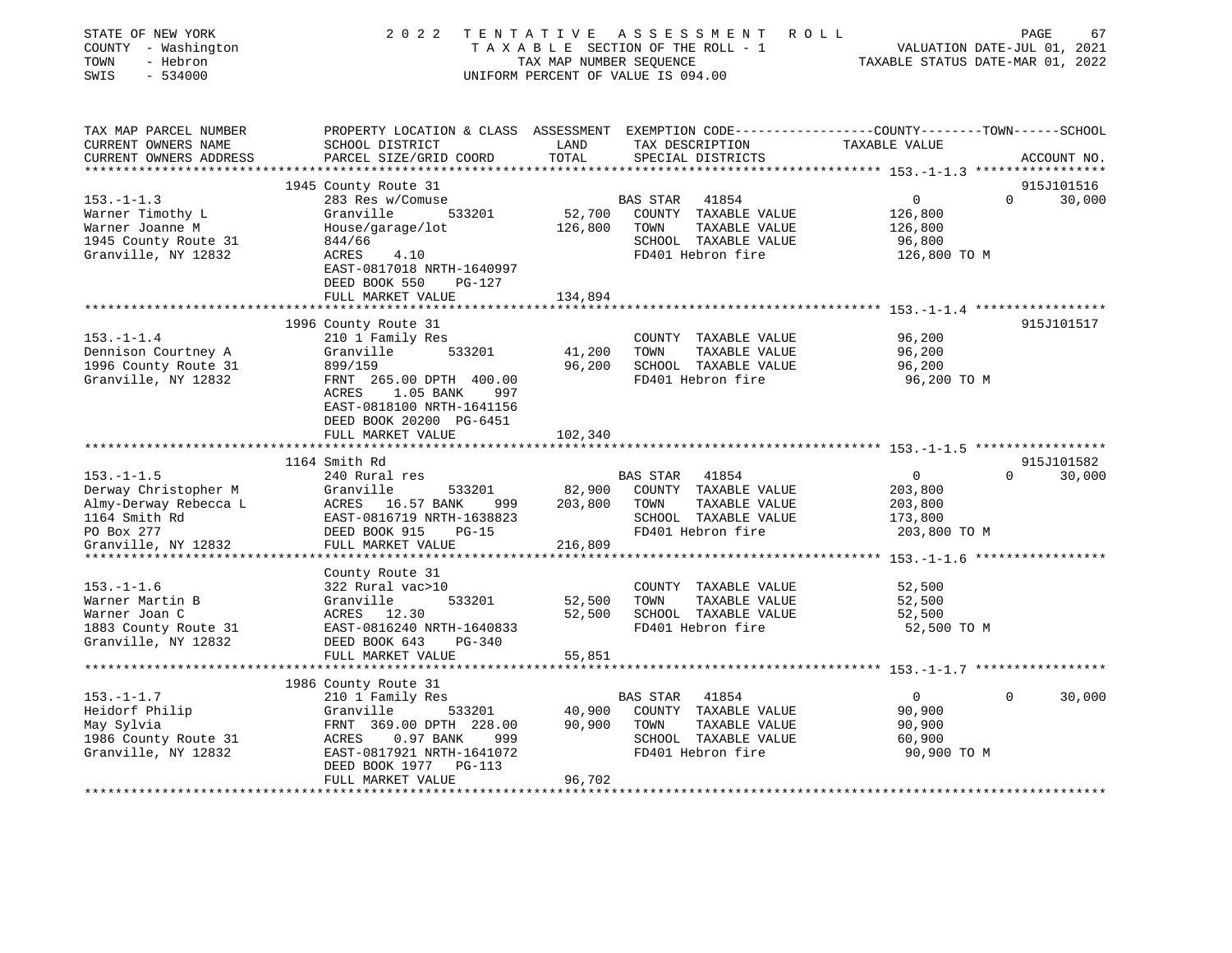STATE OF NEW YORK | 2022 TENTATIVE ASSESSMENT ROLL
COUNTY - Washington | TAXABLE SECTION OF THE ROLL - 1 | VALUATION DATE-JUL 01, 2021
TOWN - Hebron | TAX MAP NUMBER SEQUENCE | TAXABLE STATUS DATE-MAR 01, 2022
SWIS - 534000 | UNIFORM PERCENT OF VALUE IS 094.00

```
TAX MAP PARCEL NUMBER          PROPERTY LOCATION & CLASS  ASSESSMENT  EXEMPTION CODE------------------COUNTY--------TOWN------SCHOOL
CURRENT OWNERS NAME            SCHOOL DISTRICT               LAND      TAX DESCRIPTION              TAXABLE VALUE
CURRENT OWNERS ADDRESS         PARCEL SIZE/GRID COORD        TOTAL     SPECIAL DISTRICTS                                        ACCOUNT NO.
*************************************************************************************************** 153.-1-1.3 *****************
                     1945 County Route 31                                                                                    915J101516
153.-1-1.3                     283 Res w/Comuse                         BAS STAR  41854                  0             0      30,000
Warner Timothy L               Granville         533201      52,700   COUNTY  TAXABLE VALUE          126,800
Warner Joanne M                House/garage/lot              126,800   TOWN    TAXABLE VALUE          126,800
1945 County Route 31           844/66                                  SCHOOL  TAXABLE VALUE           96,800
Granville, NY 12832            ACRES     4.10                          FD401 Hebron fire              126,800 TO M
                               EAST-0817018 NRTH-1640997
                               DEED BOOK 550     PG-127
                               FULL MARKET VALUE            134,894
*************************************************************************************************** 153.-1-1.4 *****************
                     1996 County Route 31                                                                                    915J101517
153.-1-1.4                     210 1 Family Res                        COUNTY  TAXABLE VALUE           96,200
Dennison Courtney A            Granville         533201      41,200   TOWN    TAXABLE VALUE           96,200
1996 County Route 31           899/159                        96,200   SCHOOL  TAXABLE VALUE           96,200
Granville, NY 12832            FRNT 265.00 DPTH 400.00                 FD401 Hebron fire               96,200 TO M
                               ACRES     1.05 BANK     997
                               EAST-0818100 NRTH-1641156
                               DEED BOOK 20200 PG-6451
                               FULL MARKET VALUE            102,340
*************************************************************************************************** 153.-1-1.5 *****************
                     1164 Smith Rd                                                                                           915J101582
153.-1-1.5                     240 Rural res                           BAS STAR  41854                  0             0      30,000
Derway Christopher M           Granville         533201      82,900   COUNTY  TAXABLE VALUE          203,800
Almy-Derway Rebecca L          ACRES    16.57 BANK     999   203,800   TOWN    TAXABLE VALUE          203,800
1164 Smith Rd                  EAST-0816719 NRTH-1638823               SCHOOL  TAXABLE VALUE          173,800
PO Box 277                     DEED BOOK 915     PG-15                 FD401 Hebron fire              203,800 TO M
Granville, NY 12832            FULL MARKET VALUE            216,809
*************************************************************************************************** 153.-1-1.6 *****************
                               County Route 31
153.-1-1.6                     322 Rural vac>10                        COUNTY  TAXABLE VALUE           52,500
Warner Martin B                Granville         533201      52,500   TOWN    TAXABLE VALUE           52,500
Warner Joan C                  ACRES    12.30                 52,500   SCHOOL  TAXABLE VALUE           52,500
1883 County Route 31           EAST-0816240 NRTH-1640833               FD401 Hebron fire               52,500 TO M
Granville, NY 12832            DEED BOOK 643     PG-340
                               FULL MARKET VALUE             55,851
*************************************************************************************************** 153.-1-1.7 *****************
                     1986 County Route 31
153.-1-1.7                     210 1 Family Res                        BAS STAR  41854                  0             0      30,000
Heidorf Philip                 Granville         533201      40,900   COUNTY  TAXABLE VALUE           90,900
May Sylvia                     FRNT 369.00 DPTH 228.00        90,900   TOWN    TAXABLE VALUE           90,900
1986 County Route 31           ACRES     0.97 BANK     999             SCHOOL  TAXABLE VALUE           60,900
Granville, NY 12832            EAST-0817921 NRTH-1641072               FD401 Hebron fire               90,900 TO M
                               DEED BOOK 1977    PG-113
                               FULL MARKET VALUE             96,702
********************************************************************************************************************************
```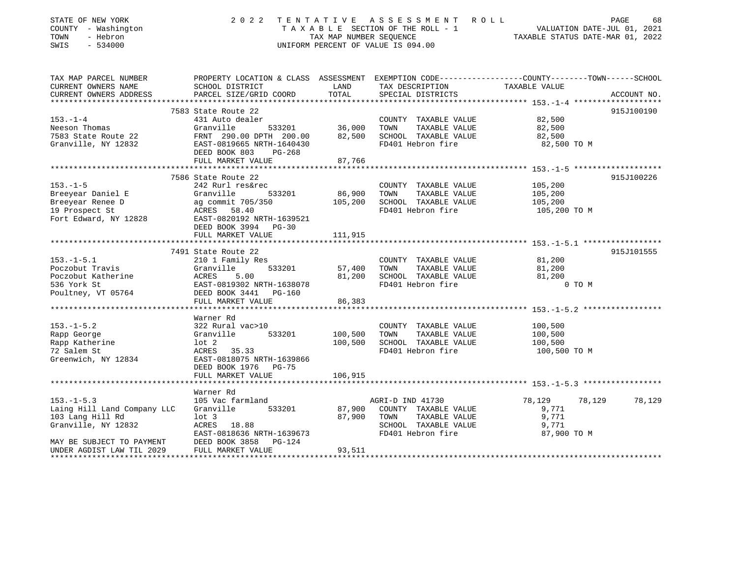STATE OF NEW YORK
COUNTY - Washington
TOWN - Hebron
SWIS - 534000

2022 TENTATIVE ASSESSMENT ROLL
TAXABLE SECTION OF THE ROLL - 1
TAX MAP NUMBER SEQUENCE
UNIFORM PERCENT OF VALUE IS 094.00

VALUATION DATE-JUL 01, 2021
TAXABLE STATUS DATE-MAR 01, 2022

| TAX MAP PARCEL NUMBER / CURRENT OWNERS NAME / CURRENT OWNERS ADDRESS | PROPERTY LOCATION & CLASS / SCHOOL DISTRICT / PARCEL SIZE/GRID COORD | ASSESSMENT LAND / TOTAL | EXEMPTION CODE / TAX DESCRIPTION / SPECIAL DISTRICTS | COUNTY | TOWN | SCHOOL / ACCOUNT NO. |
|---|---|---|---|---|---|---|
| **153.-1-4** | 7583 State Route 22 | | | | | 915J100190 |
| 153.-1-4 | 431 Auto dealer | | COUNTY TAXABLE VALUE | 82,500 | | |
| Neeson Thomas | Granville 533201 | 36,000 | TOWN TAXABLE VALUE | 82,500 | | |
| 7583 State Route 22 | FRNT 290.00 DPTH 200.00 | 82,500 | SCHOOL TAXABLE VALUE | 82,500 | | |
| Granville, NY 12832 | EAST-0819665 NRTH-1640430 | | FD401 Hebron fire | 82,500 TO M | | |
| | DEED BOOK 803 PG-268 | | | | | |
| | FULL MARKET VALUE | 87,766 | | | | |
| **153.-1-5** | 7586 State Route 22 | | | | | 915J100226 |
| 153.-1-5 | 242 Rurl res&rec | | COUNTY TAXABLE VALUE | 105,200 | | |
| Breeyear Daniel E | Granville 533201 | 86,900 | TOWN TAXABLE VALUE | 105,200 | | |
| Breeyear Renee D | ag commit 705/350 | 105,200 | SCHOOL TAXABLE VALUE | 105,200 | | |
| 19 Prospect St | ACRES 58.40 | | FD401 Hebron fire | 105,200 TO M | | |
| Fort Edward, NY 12828 | EAST-0820192 NRTH-1639521 | | | | | |
| | DEED BOOK 3994 PG-30 | | | | | |
| | FULL MARKET VALUE | 111,915 | | | | |
| **153.-1-5.1** | 7491 State Route 22 | | | | | 915J101555 |
| 153.-1-5.1 | 210 1 Family Res | | COUNTY TAXABLE VALUE | 81,200 | | |
| Poczobut Travis | Granville 533201 | 57,400 | TOWN TAXABLE VALUE | 81,200 | | |
| Poczobut Katherine | ACRES 5.00 | 81,200 | SCHOOL TAXABLE VALUE | 81,200 | | |
| 536 York St | EAST-0819302 NRTH-1638078 | | FD401 Hebron fire | 0 TO M | | |
| Poultney, VT 05764 | DEED BOOK 3441 PG-160 | | | | | |
| | FULL MARKET VALUE | 86,383 | | | | |
| **153.-1-5.2** | Warner Rd | | | | | |
| 153.-1-5.2 | 322 Rural vac>10 | | COUNTY TAXABLE VALUE | 100,500 | | |
| Rapp George | Granville 533201 | 100,500 | TOWN TAXABLE VALUE | 100,500 | | |
| Rapp Katherine | lot 2 | 100,500 | SCHOOL TAXABLE VALUE | 100,500 | | |
| 72 Salem St | ACRES 35.33 | | FD401 Hebron fire | 100,500 TO M | | |
| Greenwich, NY 12834 | EAST-0818075 NRTH-1639866 | | | | | |
| | DEED BOOK 1976 PG-75 | | | | | |
| | FULL MARKET VALUE | 106,915 | | | | |
| **153.-1-5.3** | Warner Rd | | | | | |
| 153.-1-5.3 | 105 Vac farmland | | AGRI-D IND 41730 | 78,129 | 78,129 | 78,129 |
| Laing Hill Land Company LLC | Granville 533201 | 87,900 | COUNTY TAXABLE VALUE | 9,771 | | |
| 103 Lang Hill Rd | lot 3 | 87,900 | TOWN TAXABLE VALUE | 9,771 | | |
| Granville, NY 12832 | ACRES 18.88 | | SCHOOL TAXABLE VALUE | 9,771 | | |
| | EAST-0818636 NRTH-1639673 | | FD401 Hebron fire | 87,900 TO M | | |
| MAY BE SUBJECT TO PAYMENT | DEED BOOK 3858 PG-124 | | | | | |
| UNDER AGDIST LAW TIL 2029 | FULL MARKET VALUE | 93,511 | | | | |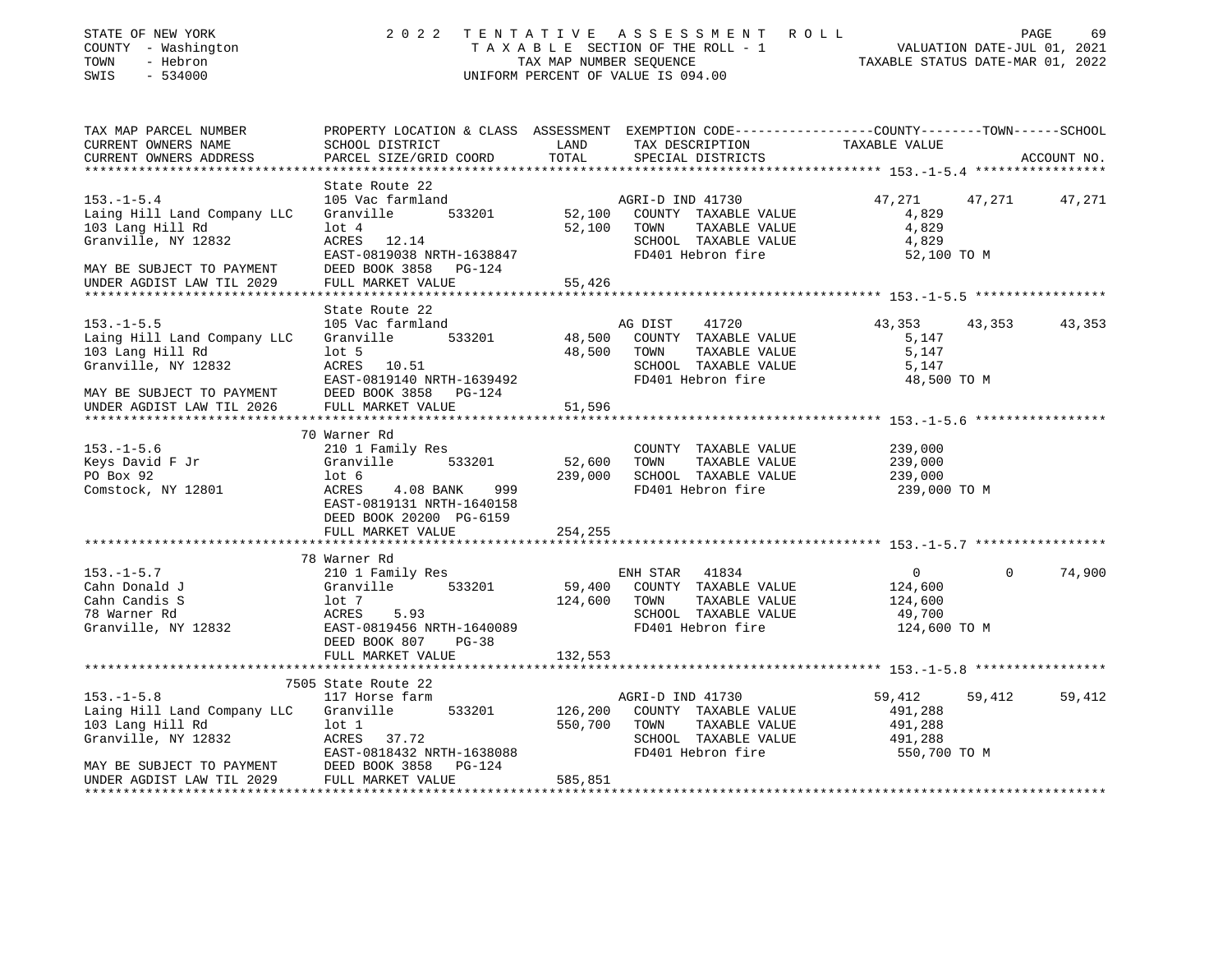STATE OF NEW YORK | 2022 TENTATIVE ASSESSMENT ROLL
COUNTY - Washington | TAXABLE SECTION OF THE ROLL - 1 | VALUATION DATE-JUL 01, 2021
TOWN - Hebron | TAX MAP NUMBER SEQUENCE | TAXABLE STATUS DATE-MAR 01, 2022
SWIS - 534000 | UNIFORM PERCENT OF VALUE IS 094.00

```
TAX MAP PARCEL NUMBER          PROPERTY LOCATION & CLASS  ASSESSMENT  EXEMPTION CODE-----------------COUNTY--------TOWN------SCHOOL
CURRENT OWNERS NAME            SCHOOL DISTRICT               LAND      TAX DESCRIPTION                TAXABLE VALUE
CURRENT OWNERS ADDRESS         PARCEL SIZE/GRID COORD        TOTAL     SPECIAL DISTRICTS                                     ACCOUNT NO.
******************************************************************************************************* 153.-1-5.4 *****************
                               State Route 22
153.-1-5.4                     105 Vac farmland                        AGRI-D IND 41730            47,271      47,271       47,271
Laing Hill Land Company LLC    Granville         533201        52,100   COUNTY  TAXABLE VALUE          4,829
103 Lang Hill Rd               lot 4                           52,100   TOWN    TAXABLE VALUE          4,829
Granville, NY 12832            ACRES   12.14                            SCHOOL  TAXABLE VALUE          4,829
                               EAST-0819038 NRTH-1638847                FD401 Hebron fire             52,100 TO M
MAY BE SUBJECT TO PAYMENT      DEED BOOK 3858   PG-124
UNDER AGDIST LAW TIL 2029      FULL MARKET VALUE               55,426
******************************************************************************************************* 153.-1-5.5 *****************
                               State Route 22
153.-1-5.5                     105 Vac farmland                        AG DIST     41720           43,353      43,353       43,353
Laing Hill Land Company LLC    Granville         533201        48,500   COUNTY  TAXABLE VALUE          5,147
103 Lang Hill Rd               lot 5                           48,500   TOWN    TAXABLE VALUE          5,147
Granville, NY 12832            ACRES   10.51                            SCHOOL  TAXABLE VALUE          5,147
                               EAST-0819140 NRTH-1639492                FD401 Hebron fire             48,500 TO M
MAY BE SUBJECT TO PAYMENT      DEED BOOK 3858   PG-124
UNDER AGDIST LAW TIL 2026      FULL MARKET VALUE               51,596
******************************************************************************************************* 153.-1-5.6 *****************
                               70 Warner Rd
153.-1-5.6                     210 1 Family Res                         COUNTY  TAXABLE VALUE        239,000
Keys David F Jr                Granville         533201        52,600   TOWN    TAXABLE VALUE        239,000
PO Box 92                      lot 6                          239,000   SCHOOL  TAXABLE VALUE        239,000
Comstock, NY 12801             ACRES    4.08 BANK    999                FD401 Hebron fire            239,000 TO M
                               EAST-0819131 NRTH-1640158
                               DEED BOOK 20200 PG-6159
                               FULL MARKET VALUE              254,255
******************************************************************************************************* 153.-1-5.7 *****************
                               78 Warner Rd
153.-1-5.7                     210 1 Family Res                        ENH STAR    41834                0           0       74,900
Cahn Donald J                  Granville         533201        59,400   COUNTY  TAXABLE VALUE        124,600
Cahn Candis S                  lot 7                          124,600   TOWN    TAXABLE VALUE        124,600
78 Warner Rd                   ACRES    5.93                            SCHOOL  TAXABLE VALUE         49,700
Granville, NY 12832            EAST-0819456 NRTH-1640089                FD401 Hebron fire            124,600 TO M
                               DEED BOOK 807    PG-38
                               FULL MARKET VALUE              132,553
******************************************************************************************************* 153.-1-5.8 *****************
                               7505 State Route 22
153.-1-5.8                     117 Horse farm                          AGRI-D IND 41730            59,412      59,412       59,412
Laing Hill Land Company LLC    Granville         533201       126,200   COUNTY  TAXABLE VALUE        491,288
103 Lang Hill Rd               lot 1                          550,700   TOWN    TAXABLE VALUE        491,288
Granville, NY 12832            ACRES   37.72                            SCHOOL  TAXABLE VALUE        491,288
                               EAST-0818432 NRTH-1638088                FD401 Hebron fire            550,700 TO M
MAY BE SUBJECT TO PAYMENT      DEED BOOK 3858   PG-124
UNDER AGDIST LAW TIL 2029      FULL MARKET VALUE              585,851
************************************************************************************************************************************
```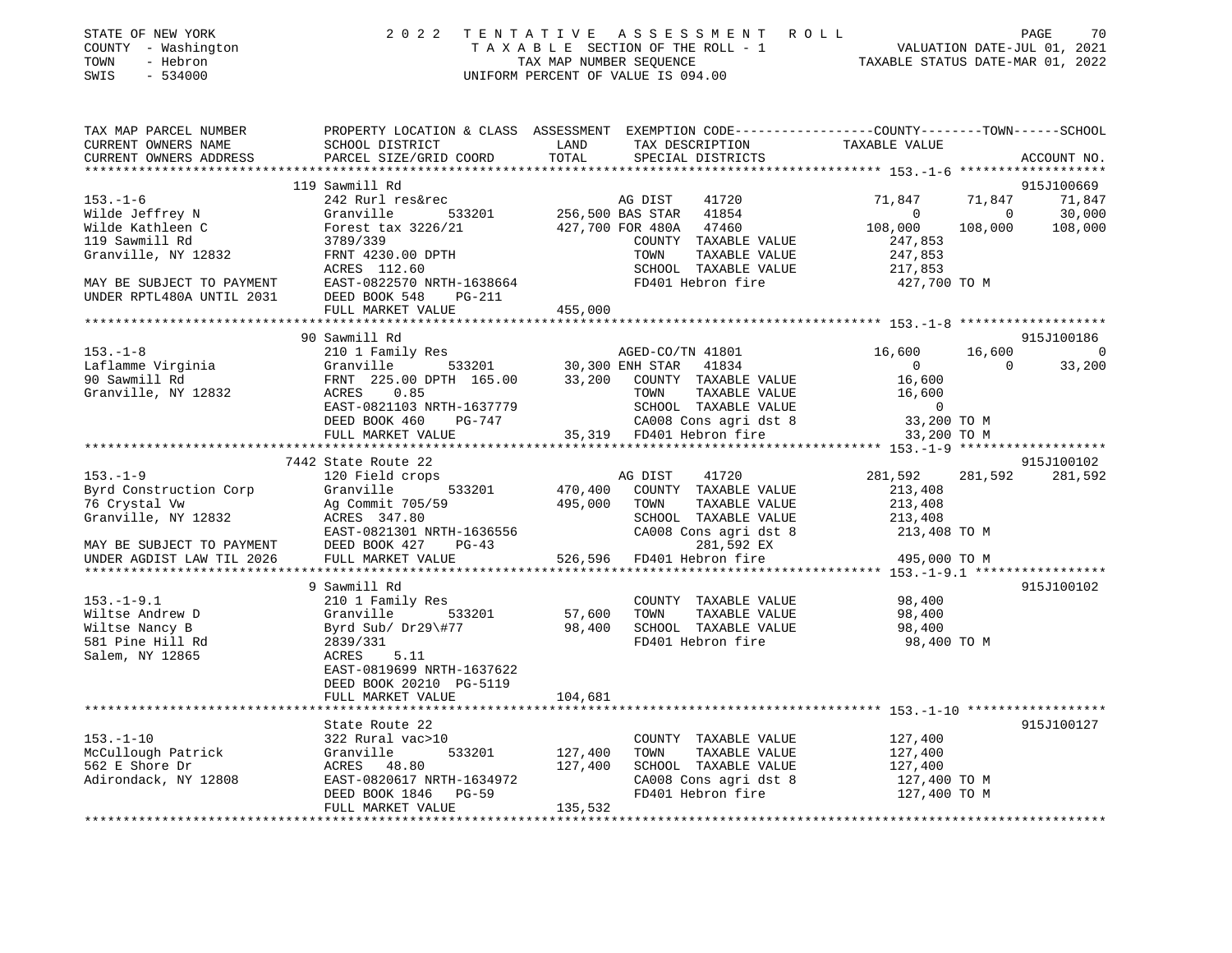STATE OF NEW YORK                2022 TENTATIVE ASSESSMENT ROLL
COUNTY - Washington              TAXABLE SECTION OF THE ROLL - 1                VALUATION DATE-JUL 01, 2021
TOWN - Hebron                    TAX MAP NUMBER SEQUENCE                        TAXABLE STATUS DATE-MAR 01, 2022
SWIS - 534000                    UNIFORM PERCENT OF VALUE IS 094.00

```
TAX MAP PARCEL NUMBER          PROPERTY LOCATION & CLASS  ASSESSMENT  EXEMPTION CODE------------------COUNTY--------TOWN------SCHOOL
CURRENT OWNERS NAME            SCHOOL DISTRICT              LAND       TAX DESCRIPTION               TAXABLE VALUE
CURRENT OWNERS ADDRESS         PARCEL SIZE/GRID COORD       TOTAL      SPECIAL DISTRICTS                                        ACCOUNT NO.
*********************************************************************************************** 153.-1-6 *******************
                               119 Sawmill Rd                                                                              915J100669
153.-1-6                       242 Rurl res&rec                        AG DIST     41720              71,847      71,847      71,847
Wilde Jeffrey N                Granville        533201     256,500 BAS STAR   41854                   0           0       30,000
Wilde Kathleen C               Forest tax 3226/21          427,700 FOR 480A   47460             108,000     108,000     108,000
119 Sawmill Rd                 3789/339                                COUNTY  TAXABLE VALUE        247,853
Granville, NY 12832            FRNT 4230.00 DPTH                       TOWN    TAXABLE VALUE        247,853
                               ACRES 112.60                            SCHOOL  TAXABLE VALUE        217,853
MAY BE SUBJECT TO PAYMENT      EAST-0822570 NRTH-1638664               FD401 Hebron fire              427,700 TO M
UNDER RPTL480A UNTIL 2031      DEED BOOK 548    PG-211
                               FULL MARKET VALUE           455,000
*********************************************************************************************** 153.-1-8 *******************
                               90 Sawmill Rd                                                                               915J100186
153.-1-8                       210 1 Family Res                        AGED-CO/TN 41801              16,600      16,600           0
Laflamme Virginia              Granville        533201      30,300 ENH STAR   41834                   0           0       33,200
90 Sawmill Rd                  FRNT 225.00 DPTH 165.00      33,200    COUNTY  TAXABLE VALUE          16,600
Granville, NY 12832            ACRES    0.85                          TOWN    TAXABLE VALUE          16,600
                               EAST-0821103 NRTH-1637779              SCHOOL  TAXABLE VALUE               0
                               DEED BOOK 460    PG-747                CA008 Cons agri dst 8          33,200 TO M
                               FULL MARKET VALUE            35,319    FD401 Hebron fire              33,200 TO M
*********************************************************************************************** 153.-1-9 *******************
                               7442 State Route 22                                                                         915J100102
153.-1-9                       120 Field crops                         AG DIST     41720             281,592     281,592     281,592
Byrd Construction Corp         Granville        533201     470,400    COUNTY  TAXABLE VALUE         213,408
76 Crystal Vw                  Ag Commit 705/59            495,000    TOWN    TAXABLE VALUE         213,408
Granville, NY 12832            ACRES 347.80                            SCHOOL  TAXABLE VALUE         213,408
                               EAST-0821301 NRTH-1636556               CA008 Cons agri dst 8         213,408 TO M
MAY BE SUBJECT TO PAYMENT      DEED BOOK 427    PG-43                        281,592 EX
UNDER AGDIST LAW TIL 2026      FULL MARKET VALUE           526,596    FD401 Hebron fire             495,000 TO M
*********************************************************************************************** 153.-1-9.1 *****************
                               9 Sawmill Rd                                                                                915J100102
153.-1-9.1                     210 1 Family Res                        COUNTY  TAXABLE VALUE          98,400
Wiltse Andrew D                Granville        533201      57,600    TOWN    TAXABLE VALUE          98,400
Wiltse Nancy B                 Byrd Sub/ Dr29\#77            98,400    SCHOOL  TAXABLE VALUE          98,400
581 Pine Hill Rd               2839/331                                FD401 Hebron fire              98,400 TO M
Salem, NY 12865                ACRES    5.11
                               EAST-0819699 NRTH-1637622
                               DEED BOOK 20210 PG-5119
                               FULL MARKET VALUE           104,681
*********************************************************************************************** 153.-1-10 ******************
                               State Route 22                                                                              915J100127
153.-1-10                      322 Rural vac>10                        COUNTY  TAXABLE VALUE         127,400
McCullough Patrick             Granville        533201     127,400    TOWN    TAXABLE VALUE         127,400
562 E Shore Dr                 ACRES   48.80               127,400    SCHOOL  TAXABLE VALUE         127,400
Adirondack, NY 12808           EAST-0820617 NRTH-1634972               CA008 Cons agri dst 8         127,400 TO M
                               DEED BOOK 1846   PG-59                 FD401 Hebron fire             127,400 TO M
                               FULL MARKET VALUE           135,532
****************************************************************************************************************************
```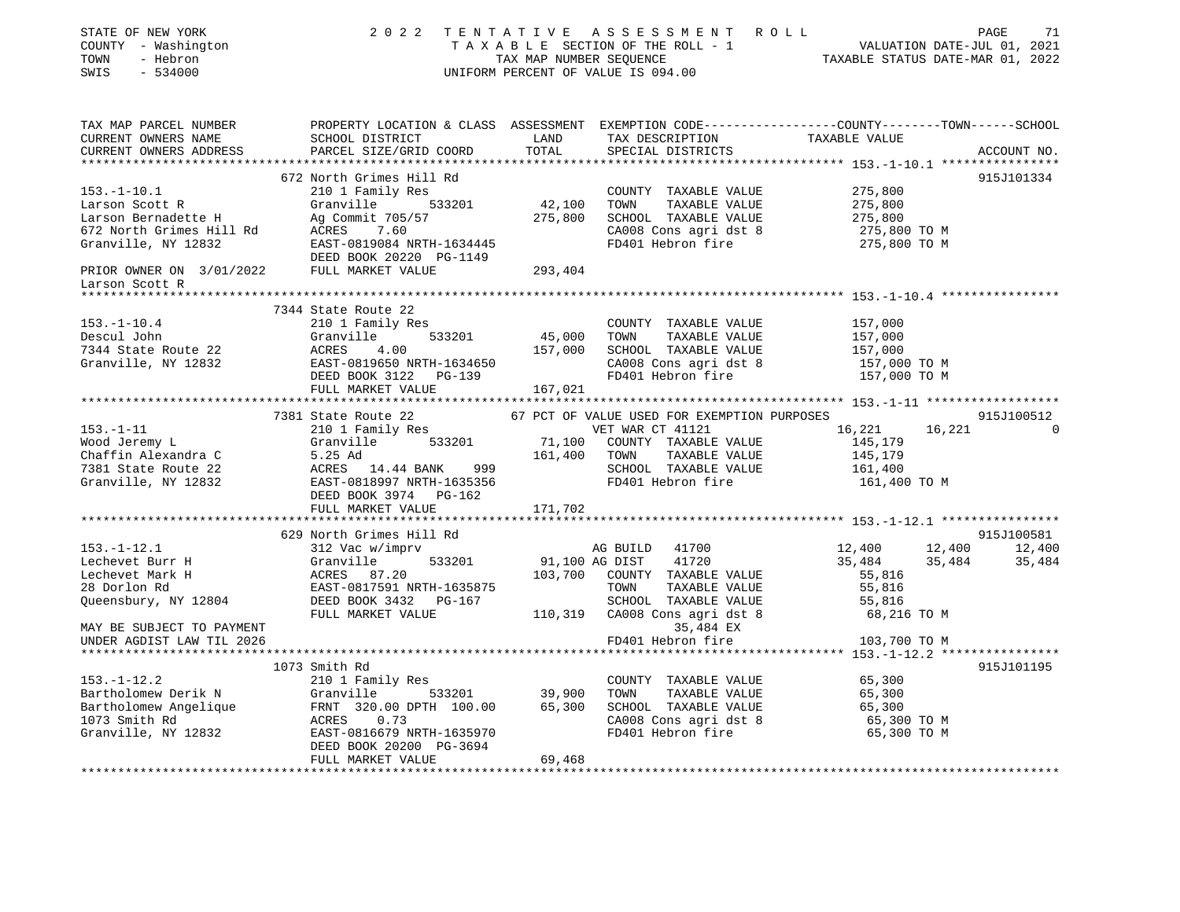STATE OF NEW YORK　　　　2 0 2 2　T E N T A T I V E　A S S E S S M E N T　R O L L
COUNTY - Washington　　　T A X A B L E SECTION OF THE ROLL - 1　　　VALUATION DATE-JUL 01, 2021
TOWN - Hebron　　　TAX MAP NUMBER SEQUENCE　　　TAXABLE STATUS DATE-MAR 01, 2022
SWIS - 534000　　　UNIFORM PERCENT OF VALUE IS 094.00

```
TAX MAP PARCEL NUMBER          PROPERTY LOCATION & CLASS  ASSESSMENT  EXEMPTION CODE-----------------COUNTY--------TOWN------SCHOOL
CURRENT OWNERS NAME            SCHOOL DISTRICT               LAND      TAX DESCRIPTION              TAXABLE VALUE
CURRENT OWNERS ADDRESS         PARCEL SIZE/GRID COORD        TOTAL     SPECIAL DISTRICTS                                     ACCOUNT NO.
********************************************************************************************** 153.-1-10.1 ****************
                          672 North Grimes Hill Rd                                                                        915J101334
153.-1-10.1                    210 1 Family Res                         COUNTY  TAXABLE VALUE          275,800
Larson Scott R                 Granville       533201      42,100       TOWN    TAXABLE VALUE          275,800
Larson Bernadette H            Ag Commit 705/57           275,800       SCHOOL  TAXABLE VALUE          275,800
672 North Grimes Hill Rd       ACRES    7.60                            CA008 Cons agri dst 8           275,800 TO M
Granville, NY 12832            EAST-0819084 NRTH-1634445                FD401 Hebron fire               275,800 TO M
                               DEED BOOK 20220 PG-1149
PRIOR OWNER ON 3/01/2022       FULL MARKET VALUE          293,404
Larson Scott R
********************************************************************************************** 153.-1-10.4 ****************
                          7344 State Route 22
153.-1-10.4                    210 1 Family Res                         COUNTY  TAXABLE VALUE          157,000
Descul John                    Granville       533201      45,000       TOWN    TAXABLE VALUE          157,000
7344 State Route 22            ACRES    4.00              157,000       SCHOOL  TAXABLE VALUE          157,000
Granville, NY 12832            EAST-0819650 NRTH-1634650                CA008 Cons agri dst 8           157,000 TO M
                               DEED BOOK 3122   PG-139                  FD401 Hebron fire               157,000 TO M
                               FULL MARKET VALUE          167,021
********************************************************************************************** 153.-1-11 ******************
                          7381 State Route 22          67 PCT OF VALUE USED FOR EXEMPTION PURPOSES                        915J100512
153.-1-11                      210 1 Family Res                         VET WAR CT 41121              16,221      16,221          0
Wood Jeremy L                  Granville       533201      71,100       COUNTY  TAXABLE VALUE          145,179
Chaffin Alexandra C            5.25 Ad                    161,400       TOWN    TAXABLE VALUE          145,179
7381 State Route 22            ACRES   14.44 BANK    999                SCHOOL  TAXABLE VALUE          161,400
Granville, NY 12832            EAST-0818997 NRTH-1635356                FD401 Hebron fire               161,400 TO M
                               DEED BOOK 3974   PG-162
                               FULL MARKET VALUE          171,702
********************************************************************************************** 153.-1-12.1 ****************
                          629 North Grimes Hill Rd                                                                        915J100581
153.-1-12.1                    312 Vac w/imprv                          AG BUILD   41700              12,400      12,400     12,400
Lechevet Burr H                Granville       533201      91,100 AG DIST    41720                    35,484      35,484     35,484
Lechevet Mark H                ACRES   87.20              103,700       COUNTY  TAXABLE VALUE           55,816
28 Dorlon Rd                   EAST-0817591 NRTH-1635875                TOWN    TAXABLE VALUE           55,816
Queensbury, NY 12804           DEED BOOK 3432   PG-167                  SCHOOL  TAXABLE VALUE           55,816
                               FULL MARKET VALUE          110,319       CA008 Cons agri dst 8            68,216 TO M
MAY BE SUBJECT TO PAYMENT                                                       35,484 EX
UNDER AGDIST LAW TIL 2026                                               FD401 Hebron fire               103,700 TO M
********************************************************************************************** 153.-1-12.2 ****************
                          1073 Smith Rd                                                                                   915J101195
153.-1-12.2                    210 1 Family Res                         COUNTY  TAXABLE VALUE           65,300
Bartholomew Derik N            Granville       533201      39,900       TOWN    TAXABLE VALUE           65,300
Bartholomew Angelique          FRNT 320.00 DPTH 100.00     65,300       SCHOOL  TAXABLE VALUE           65,300
1073 Smith Rd                  ACRES    0.73                            CA008 Cons agri dst 8            65,300 TO M
Granville, NY 12832            EAST-0816679 NRTH-1635970                FD401 Hebron fire                65,300 TO M
                               DEED BOOK 20200 PG-3694
                               FULL MARKET VALUE           69,468
****************************************************************************************************************************
```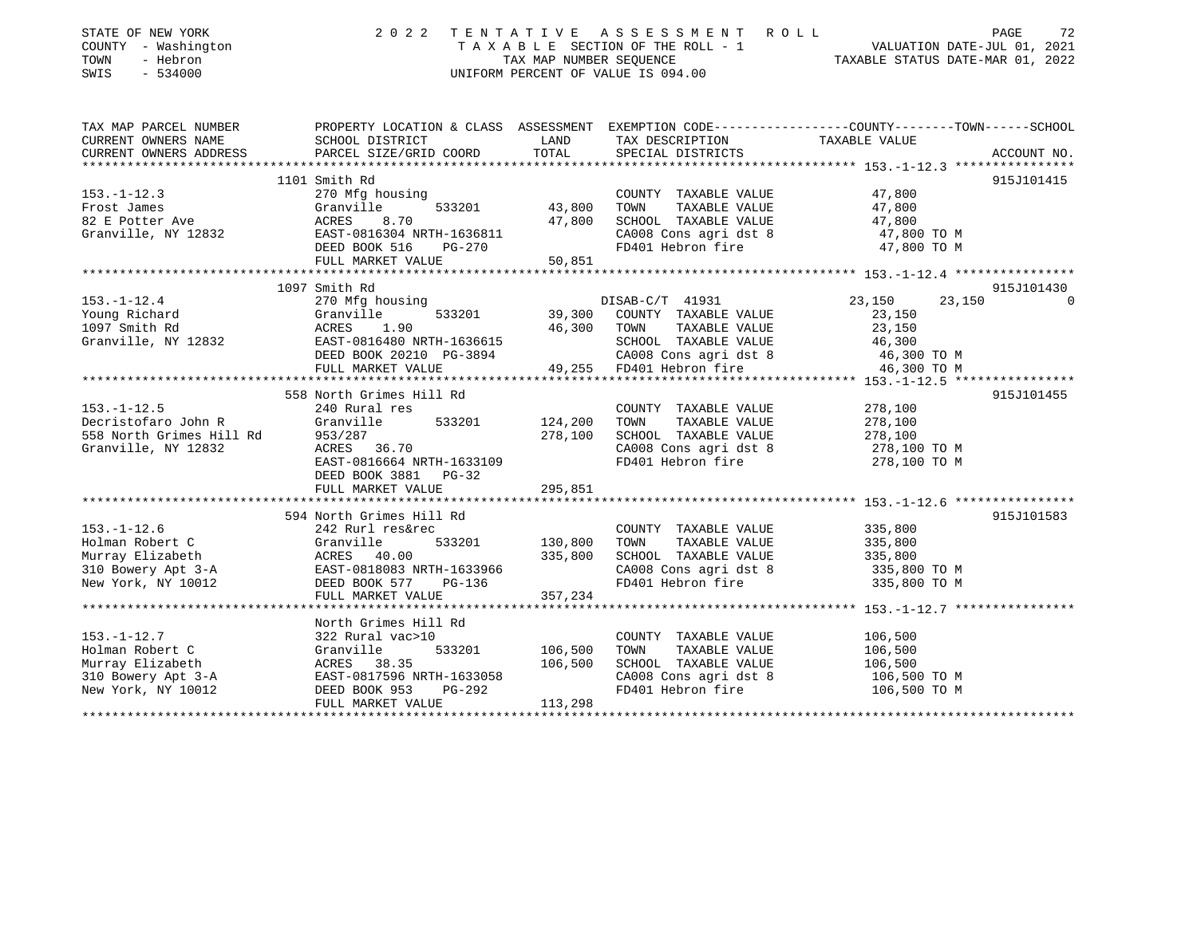STATE OF NEW YORK
COUNTY - Washington
TOWN - Hebron
SWIS - 534000

# 2022 TENTATIVE ASSESSMENT ROLL

TAXABLE SECTION OF THE ROLL - 1
TAX MAP NUMBER SEQUENCE
UNIFORM PERCENT OF VALUE IS 094.00

VALUATION DATE-JUL 01, 2021
TAXABLE STATUS DATE-MAR 01, 2022

| TAX MAP PARCEL NUMBER / CURRENT OWNERS NAME / CURRENT OWNERS ADDRESS | PROPERTY LOCATION & CLASS / SCHOOL DISTRICT / PARCEL SIZE/GRID COORD | ASSESSMENT LAND | TOTAL | EXEMPTION CODE / TAX DESCRIPTION / SPECIAL DISTRICTS | COUNTY TAXABLE VALUE | TOWN | SCHOOL | ACCOUNT NO. |
|---|---|---|---|---|---|---|---|---|
| **153.-1-12.3** | 1101 Smith Rd | | | | | | | 915J101415 |
| Frost James | 270 Mfg housing | | | COUNTY TAXABLE VALUE | 47,800 | | | |
| 82 E Potter Ave | Granville 533201 | 43,800 | | TOWN TAXABLE VALUE | 47,800 | | | |
| Granville, NY 12832 | ACRES 8.70 | | 47,800 | SCHOOL TAXABLE VALUE | 47,800 | | | |
| | EAST-0816304 NRTH-1636811 | | | CA008 Cons agri dst 8 | 47,800 TO M | | | |
| | DEED BOOK 516 PG-270 | | | FD401 Hebron fire | 47,800 TO M | | | |
| | FULL MARKET VALUE | | 50,851 | | | | | |
| **153.-1-12.4** | 1097 Smith Rd | | | | | | | 915J101430 |
| Young Richard | 270 Mfg housing | | | DISAB-C/T 41931 | 23,150 | 23,150 | 0 | |
| 1097 Smith Rd | Granville 533201 | 39,300 | | COUNTY TAXABLE VALUE | 23,150 | | | |
| Granville, NY 12832 | ACRES 1.90 | | 46,300 | TOWN TAXABLE VALUE | 23,150 | | | |
| | EAST-0816480 NRTH-1636615 | | | SCHOOL TAXABLE VALUE | 46,300 | | | |
| | DEED BOOK 20210 PG-3894 | | | CA008 Cons agri dst 8 | 46,300 TO M | | | |
| | FULL MARKET VALUE | | 49,255 | FD401 Hebron fire | 46,300 TO M | | | |
| **153.-1-12.5** | 558 North Grimes Hill Rd | | | | | | | 915J101455 |
| Decristofaro John R | 240 Rural res | | | COUNTY TAXABLE VALUE | 278,100 | | | |
| 558 North Grimes Hill Rd | Granville 533201 | 124,200 | | TOWN TAXABLE VALUE | 278,100 | | | |
| Granville, NY 12832 | 953/287 | | 278,100 | SCHOOL TAXABLE VALUE | 278,100 | | | |
| | ACRES 36.70 | | | CA008 Cons agri dst 8 | 278,100 TO M | | | |
| | EAST-0816664 NRTH-1633109 | | | FD401 Hebron fire | 278,100 TO M | | | |
| | DEED BOOK 3881 PG-32 | | | | | | | |
| | FULL MARKET VALUE | | 295,851 | | | | | |
| **153.-1-12.6** | 594 North Grimes Hill Rd | | | | | | | 915J101583 |
| Holman Robert C | 242 Rurl res&rec | | | COUNTY TAXABLE VALUE | 335,800 | | | |
| Murray Elizabeth | Granville 533201 | 130,800 | | TOWN TAXABLE VALUE | 335,800 | | | |
| 310 Bowery Apt 3-A | ACRES 40.00 | | 335,800 | SCHOOL TAXABLE VALUE | 335,800 | | | |
| New York, NY 10012 | EAST-0818083 NRTH-1633966 | | | CA008 Cons agri dst 8 | 335,800 TO M | | | |
| | DEED BOOK 577 PG-136 | | | FD401 Hebron fire | 335,800 TO M | | | |
| | FULL MARKET VALUE | | 357,234 | | | | | |
| **153.-1-12.7** | North Grimes Hill Rd | | | | | | | |
| Holman Robert C | 322 Rural vac>10 | | | COUNTY TAXABLE VALUE | 106,500 | | | |
| Murray Elizabeth | Granville 533201 | 106,500 | | TOWN TAXABLE VALUE | 106,500 | | | |
| 310 Bowery Apt 3-A | ACRES 38.35 | | 106,500 | SCHOOL TAXABLE VALUE | 106,500 | | | |
| New York, NY 10012 | EAST-0817596 NRTH-1633058 | | | CA008 Cons agri dst 8 | 106,500 TO M | | | |
| | DEED BOOK 953 PG-292 | | | FD401 Hebron fire | 106,500 TO M | | | |
| | FULL MARKET VALUE | | 113,298 | | | | | |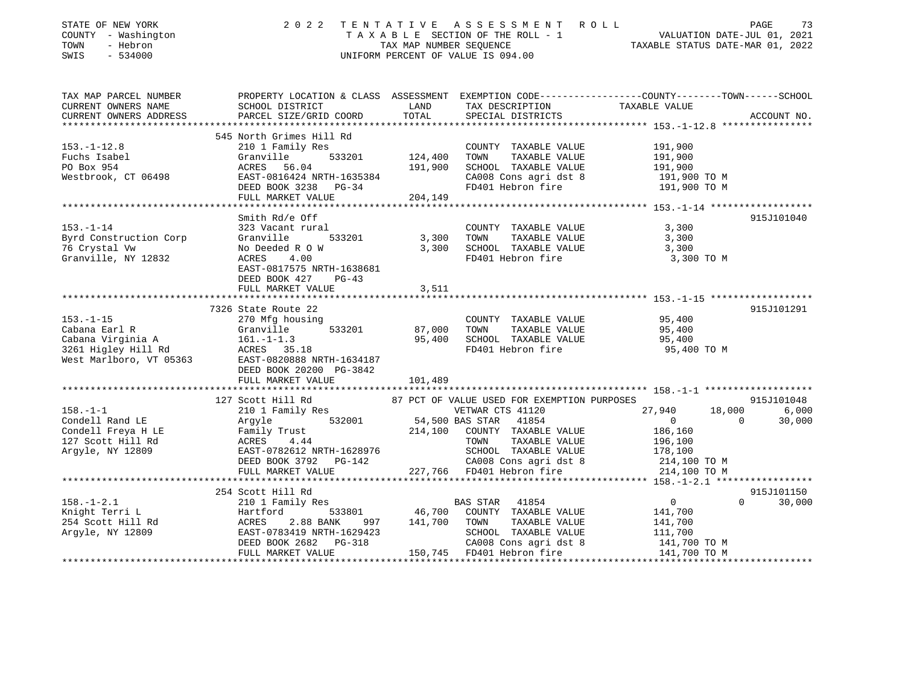STATE OF NEW YORK
COUNTY - Washington
TOWN - Hebron
SWIS - 534000

2022 TENTATIVE ASSESSMENT ROLL
TAXABLE SECTION OF THE ROLL - 1
TAX MAP NUMBER SEQUENCE
UNIFORM PERCENT OF VALUE IS 094.00

VALUATION DATE-JUL 01, 2021
TAXABLE STATUS DATE-MAR 01, 2022

```
TAX MAP PARCEL NUMBER          PROPERTY LOCATION & CLASS  ASSESSMENT  EXEMPTION CODE-----------------COUNTY--------TOWN------SCHOOL
CURRENT OWNERS NAME            SCHOOL DISTRICT               LAND      TAX DESCRIPTION              TAXABLE VALUE
CURRENT OWNERS ADDRESS         PARCEL SIZE/GRID COORD        TOTAL     SPECIAL DISTRICTS                                      ACCOUNT NO.
******************************************************************************************************* 153.-1-12.8 ****************
                               545 North Grimes Hill Rd
153.-1-12.8                    210 1 Family Res                        COUNTY  TAXABLE VALUE          191,900
Fuchs Isabel                   Granville        533201      124,400    TOWN    TAXABLE VALUE          191,900
PO Box 954                     ACRES   56.04                191,900    SCHOOL  TAXABLE VALUE          191,900
Westbrook, CT 06498            EAST-0816424 NRTH-1635384               CA008 Cons agri dst 8           191,900 TO M
                               DEED BOOK 3238   PG-34                  FD401 Hebron fire               191,900 TO M
                               FULL MARKET VALUE            204,149
******************************************************************************************************* 153.-1-14 ******************
                               Smith Rd/e Off                                                                            915J101040
153.-1-14                      323 Vacant rural                        COUNTY  TAXABLE VALUE            3,300
Byrd Construction Corp         Granville        533201        3,300    TOWN    TAXABLE VALUE            3,300
76 Crystal Vw                  No Deeded R O W                3,300    SCHOOL  TAXABLE VALUE            3,300
Granville, NY 12832            ACRES    4.00                           FD401 Hebron fire                 3,300 TO M
                               EAST-0817575 NRTH-1638681
                               DEED BOOK 427    PG-43
                               FULL MARKET VALUE              3,511
******************************************************************************************************* 153.-1-15 ******************
                               7326 State Route 22                                                                       915J101291
153.-1-15                      270 Mfg housing                         COUNTY  TAXABLE VALUE           95,400
Cabana Earl R                  Granville        533201       87,000    TOWN    TAXABLE VALUE           95,400
Cabana Virginia A              161.-1-1.3                    95,400    SCHOOL  TAXABLE VALUE           95,400
3261 Higley Hill Rd            ACRES   35.18                           FD401 Hebron fire                95,400 TO M
West Marlboro, VT 05363        EAST-0820888 NRTH-1634187
                               DEED BOOK 20200 PG-3842
                               FULL MARKET VALUE            101,489
******************************************************************************************************* 158.-1-1 *******************
                               127 Scott Hill Rd           87 PCT OF VALUE USED FOR EXEMPTION PURPOSES                   915J101048
158.-1-1                       210 1 Family Res                 VETWAR CTS 41120            27,940       18,000        6,000
Condell Rand LE                Argyle           532001       54,500 BAS STAR  41854              0            0       30,000
Condell Freya H LE             Family Trust                 214,100    COUNTY  TAXABLE VALUE          186,160
127 Scott Hill Rd              ACRES    4.44                           TOWN    TAXABLE VALUE          196,100
Argyle, NY 12809               EAST-0782612 NRTH-1628976               SCHOOL  TAXABLE VALUE          178,100
                               DEED BOOK 3792   PG-142                 CA008 Cons agri dst 8           214,100 TO M
                               FULL MARKET VALUE            227,766    FD401 Hebron fire               214,100 TO M
******************************************************************************************************* 158.-1-2.1 *****************
                               254 Scott Hill Rd                                                                         915J101150
158.-1-2.1                     210 1 Family Res                 BAS STAR  41854                  0            0       30,000
Knight Terri L                 Hartford         533801       46,700    COUNTY  TAXABLE VALUE          141,700
254 Scott Hill Rd              ACRES    2.88 BANK     997   141,700    TOWN    TAXABLE VALUE          141,700
Argyle, NY 12809               EAST-0783419 NRTH-1629423               SCHOOL  TAXABLE VALUE          111,700
                               DEED BOOK 2682   PG-318                 CA008 Cons agri dst 8           141,700 TO M
                               FULL MARKET VALUE            150,745    FD401 Hebron fire               141,700 TO M
************************************************************************************************************************************
```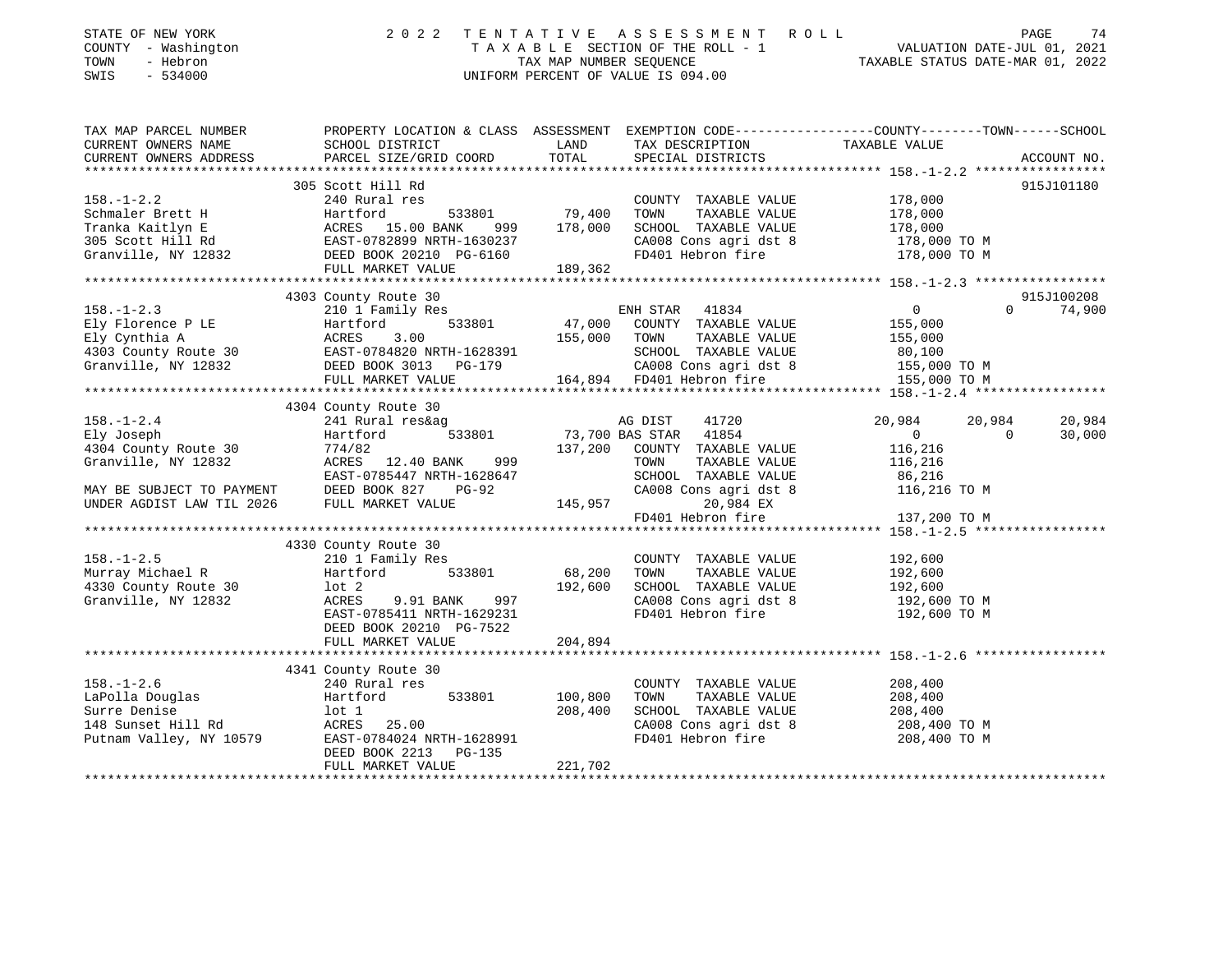STATE OF NEW YORK
COUNTY - Washington
TOWN - Hebron
SWIS - 534000

2 0 2 2 TENTATIVE ASSESSMENT ROLL
TAXABLE SECTION OF THE ROLL - 1
TAX MAP NUMBER SEQUENCE
UNIFORM PERCENT OF VALUE IS 094.00

VALUATION DATE-JUL 01, 2021
TAXABLE STATUS DATE-MAR 01, 2022

```
TAX MAP PARCEL NUMBER      PROPERTY LOCATION & CLASS  ASSESSMENT  EXEMPTION CODE------------------COUNTY--------TOWN------SCHOOL
CURRENT OWNERS NAME        SCHOOL DISTRICT             LAND       TAX DESCRIPTION              TAXABLE VALUE
CURRENT OWNERS ADDRESS     PARCEL SIZE/GRID COORD      TOTAL      SPECIAL DISTRICTS                                     ACCOUNT NO.
******************************************************************************************************* 158.-1-2.2 *****************
                           305 Scott Hill Rd                                                                         915J101180
158.-1-2.2                 240 Rural res                          COUNTY  TAXABLE VALUE          178,000
Schmaler Brett H           Hartford       533801      79,400     TOWN    TAXABLE VALUE          178,000
Tranka Kaitlyn E           ACRES  15.00 BANK   999    178,000     SCHOOL  TAXABLE VALUE          178,000
305 Scott Hill Rd          EAST-0782899 NRTH-1630237             CA008 Cons agri dst 8           178,000 TO M
Granville, NY 12832        DEED BOOK 20210 PG-6160               FD401 Hebron fire               178,000 TO M
                           FULL MARKET VALUE          189,362
******************************************************************************************************* 158.-1-2.3 *****************
                           4303 County Route 30                                                                      915J100208
158.-1-2.3                 210 1 Family Res                       ENH STAR  41834                0            0       74,900
Ely Florence P LE          Hartford       533801      47,000     COUNTY  TAXABLE VALUE          155,000
Ely Cynthia A              ACRES   3.00               155,000     TOWN    TAXABLE VALUE          155,000
4303 County Route 30       EAST-0784820 NRTH-1628391             SCHOOL  TAXABLE VALUE           80,100
Granville, NY 12832        DEED BOOK 3013   PG-179               CA008 Cons agri dst 8           155,000 TO M
                           FULL MARKET VALUE          164,894    FD401 Hebron fire               155,000 TO M
******************************************************************************************************* 158.-1-2.4 *****************
                           4304 County Route 30
158.-1-2.4                 241 Rural res&ag                       AG DIST   41720            20,984       20,984       20,984
Ely Joseph                 Hartford       533801      73,700 BAS STAR  41854                0            0       30,000
4304 County Route 30       774/82                     137,200     COUNTY  TAXABLE VALUE          116,216
Granville, NY 12832        ACRES  12.40 BANK   999                TOWN    TAXABLE VALUE          116,216
                           EAST-0785447 NRTH-1628647             SCHOOL  TAXABLE VALUE           86,216
MAY BE SUBJECT TO PAYMENT  DEED BOOK 827    PG-92                CA008 Cons agri dst 8           116,216 TO M
UNDER AGDIST LAW TIL 2026  FULL MARKET VALUE          145,957          20,984 EX
                                                                 FD401 Hebron fire               137,200 TO M
******************************************************************************************************* 158.-1-2.5 *****************
                           4330 County Route 30
158.-1-2.5                 210 1 Family Res                       COUNTY  TAXABLE VALUE          192,600
Murray Michael R           Hartford       533801      68,200     TOWN    TAXABLE VALUE          192,600
4330 County Route 30       lot 2                      192,600     SCHOOL  TAXABLE VALUE          192,600
Granville, NY 12832        ACRES   9.91 BANK   997                CA008 Cons agri dst 8           192,600 TO M
                           EAST-0785411 NRTH-1629231             FD401 Hebron fire               192,600 TO M
                           DEED BOOK 20210 PG-7522
                           FULL MARKET VALUE          204,894
******************************************************************************************************* 158.-1-2.6 *****************
                           4341 County Route 30
158.-1-2.6                 240 Rural res                          COUNTY  TAXABLE VALUE          208,400
LaPolla Douglas            Hartford       533801     100,800     TOWN    TAXABLE VALUE          208,400
Surre Denise               lot 1                      208,400     SCHOOL  TAXABLE VALUE          208,400
148 Sunset Hill Rd         ACRES  25.00                           CA008 Cons agri dst 8           208,400 TO M
Putnam Valley, NY 10579    EAST-0784024 NRTH-1628991             FD401 Hebron fire               208,400 TO M
                           DEED BOOK 2213   PG-135
                           FULL MARKET VALUE          221,702
************************************************************************************************************************************
```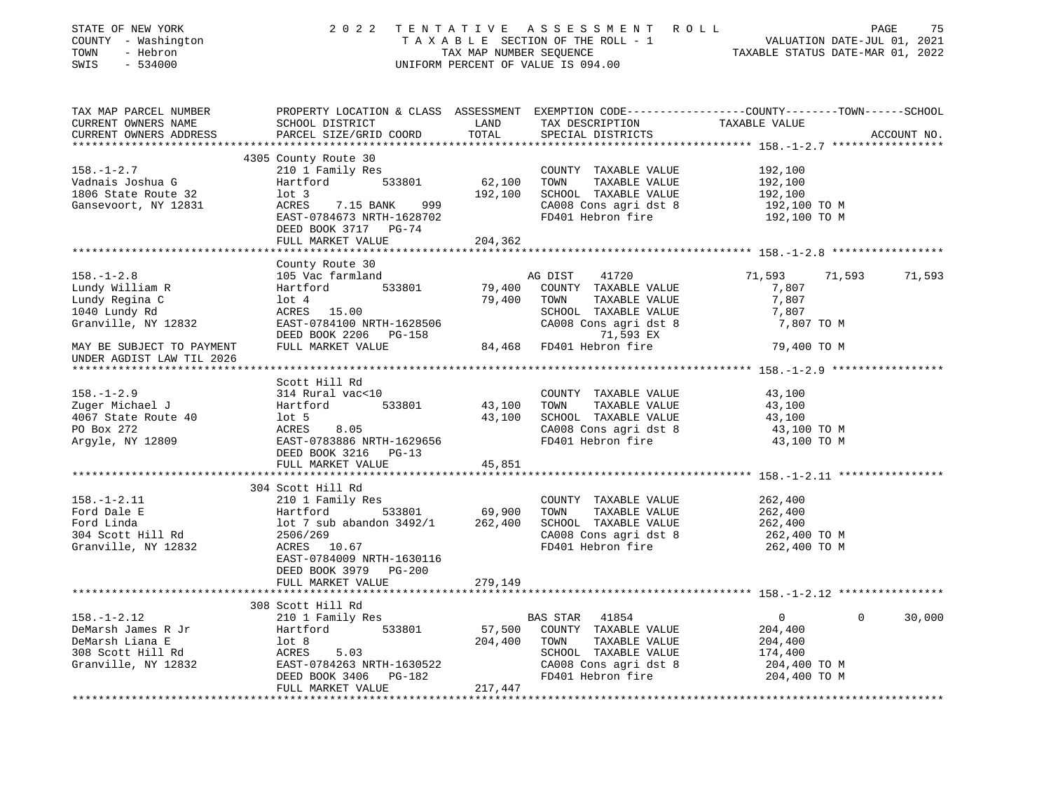STATE OF NEW YORK — 2022 TENTATIVE ASSESSMENT ROLL
COUNTY - Washington — TAXABLE SECTION OF THE ROLL - 1 — VALUATION DATE-JUL 01, 2021
TOWN - Hebron — TAX MAP NUMBER SEQUENCE — TAXABLE STATUS DATE-MAR 01, 2022
SWIS - 534000 — UNIFORM PERCENT OF VALUE IS 094.00

| TAX MAP PARCEL NUMBER / CURRENT OWNERS NAME / CURRENT OWNERS ADDRESS | PROPERTY LOCATION & CLASS / SCHOOL DISTRICT / PARCEL SIZE/GRID COORD | ASSESSMENT LAND | TOTAL | EXEMPTION CODE / TAX DESCRIPTION / SPECIAL DISTRICTS | COUNTY TAXABLE VALUE | TOWN | SCHOOL / ACCOUNT NO. |
|---|---|---|---|---|---|---|---|
| **158.-1-2.7** | 4305 County Route 30 | | | | | | |
| 158.-1-2.7 | 210 1 Family Res | | | COUNTY TAXABLE VALUE | 192,100 | | |
| Vadnais Joshua G | Hartford 533801 | 62,100 | | TOWN TAXABLE VALUE | 192,100 | | |
| 1806 State Route 32 | lot 3 | | 192,100 | SCHOOL TAXABLE VALUE | 192,100 | | |
| Gansevoort, NY 12831 | ACRES 7.15 BANK 999 | | | CA008 Cons agri dst 8 | 192,100 TO M | | |
| | EAST-0784673 NRTH-1628702 | | | FD401 Hebron fire | 192,100 TO M | | |
| | DEED BOOK 3717 PG-74 | | | | | | |
| | FULL MARKET VALUE | | 204,362 | | | | |
| **158.-1-2.8** | County Route 30 | | | | | | |
| 158.-1-2.8 | 105 Vac farmland | | | AG DIST 41720 | 71,593 | 71,593 | 71,593 |
| Lundy William R | Hartford 533801 | 79,400 | | COUNTY TAXABLE VALUE | 7,807 | | |
| Lundy Regina C | lot 4 | | 79,400 | TOWN TAXABLE VALUE | 7,807 | | |
| 1040 Lundy Rd | ACRES 15.00 | | | SCHOOL TAXABLE VALUE | 7,807 | | |
| Granville, NY 12832 | EAST-0784100 NRTH-1628506 | | | CA008 Cons agri dst 8 | 7,807 TO M | | |
| | DEED BOOK 2206 PG-158 | | | 71,593 EX | | | |
| MAY BE SUBJECT TO PAYMENT | FULL MARKET VALUE | | 84,468 | FD401 Hebron fire | 79,400 TO M | | |
| UNDER AGDIST LAW TIL 2026 | | | | | | | |
| **158.-1-2.9** | Scott Hill Rd | | | | | | |
| 158.-1-2.9 | 314 Rural vac<10 | | | COUNTY TAXABLE VALUE | 43,100 | | |
| Zuger Michael J | Hartford 533801 | 43,100 | | TOWN TAXABLE VALUE | 43,100 | | |
| 4067 State Route 40 | lot 5 | | 43,100 | SCHOOL TAXABLE VALUE | 43,100 | | |
| PO Box 272 | ACRES 8.05 | | | CA008 Cons agri dst 8 | 43,100 TO M | | |
| Argyle, NY 12809 | EAST-0783886 NRTH-1629656 | | | FD401 Hebron fire | 43,100 TO M | | |
| | DEED BOOK 3216 PG-13 | | | | | | |
| | FULL MARKET VALUE | | 45,851 | | | | |
| **158.-1-2.11** | 304 Scott Hill Rd | | | | | | |
| 158.-1-2.11 | 210 1 Family Res | | | COUNTY TAXABLE VALUE | 262,400 | | |
| Ford Dale E | Hartford 533801 | 69,900 | | TOWN TAXABLE VALUE | 262,400 | | |
| Ford Linda | lot 7 sub abandon 3492/1 | | 262,400 | SCHOOL TAXABLE VALUE | 262,400 | | |
| 304 Scott Hill Rd | 2506/269 | | | CA008 Cons agri dst 8 | 262,400 TO M | | |
| Granville, NY 12832 | ACRES 10.67 | | | FD401 Hebron fire | 262,400 TO M | | |
| | EAST-0784009 NRTH-1630116 | | | | | | |
| | DEED BOOK 3979 PG-200 | | | | | | |
| | FULL MARKET VALUE | | 279,149 | | | | |
| **158.-1-2.12** | 308 Scott Hill Rd | | | | | | |
| 158.-1-2.12 | 210 1 Family Res | | | BAS STAR 41854 | 0 | 0 | 30,000 |
| DeMarsh James R Jr | Hartford 533801 | 57,500 | | COUNTY TAXABLE VALUE | 204,400 | | |
| DeMarsh Liana E | lot 8 | | 204,400 | TOWN TAXABLE VALUE | 204,400 | | |
| 308 Scott Hill Rd | ACRES 5.03 | | | SCHOOL TAXABLE VALUE | 174,400 | | |
| Granville, NY 12832 | EAST-0784263 NRTH-1630522 | | | CA008 Cons agri dst 8 | 204,400 TO M | | |
| | DEED BOOK 3406 PG-182 | | | FD401 Hebron fire | 204,400 TO M | | |
| | FULL MARKET VALUE | | 217,447 | | | | |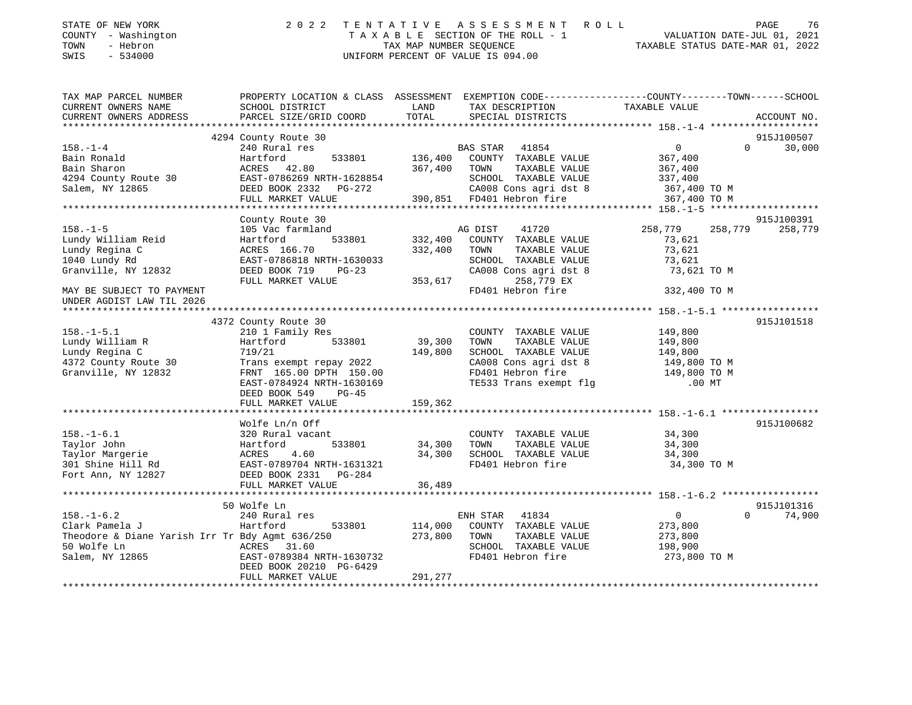STATE OF NEW YORK
COUNTY - Washington
TOWN - Hebron
SWIS - 534000

# 2022 TENTATIVE ASSESSMENT ROLL

TAXABLE SECTION OF THE ROLL - 1
TAX MAP NUMBER SEQUENCE
UNIFORM PERCENT OF VALUE IS 094.00

VALUATION DATE-JUL 01, 2021
TAXABLE STATUS DATE-MAR 01, 2022

| TAX MAP PARCEL NUMBER / CURRENT OWNERS NAME / CURRENT OWNERS ADDRESS | PROPERTY LOCATION & CLASS / SCHOOL DISTRICT / PARCEL SIZE/GRID COORD | ASSESSMENT LAND / TOTAL | EXEMPTION CODE / TAX DESCRIPTION / SPECIAL DISTRICTS | COUNTY TAXABLE VALUE | TOWN | SCHOOL / ACCOUNT NO. |
|---|---|---|---|---|---|---|
| **158.-1-4** | 4294 County Route 30 | | | | | 915J100507 |
| | 240 Rural res | | BAS STAR 41854 | 0 | 0 | 30,000 |
| Bain Ronald | Hartford 533801 | 136,400 | COUNTY TAXABLE VALUE | 367,400 | | |
| Bain Sharon | ACRES 42.80 | 367,400 | TOWN TAXABLE VALUE | 367,400 | | |
| 4294 County Route 30 | EAST-0786269 NRTH-1628854 | | SCHOOL TAXABLE VALUE | 337,400 | | |
| Salem, NY 12865 | DEED BOOK 2332 PG-272 | | CA008 Cons agri dst 8 | 367,400 TO M | | |
| | FULL MARKET VALUE | 390,851 | FD401 Hebron fire | 367,400 TO M | | |
| **158.-1-5** | County Route 30 | | | | | 915J100391 |
| | 105 Vac farmland | | AG DIST 41720 | 258,779 | 258,779 | 258,779 |
| Lundy William Reid | Hartford 533801 | 332,400 | COUNTY TAXABLE VALUE | 73,621 | | |
| Lundy Regina C | ACRES 166.70 | 332,400 | TOWN TAXABLE VALUE | 73,621 | | |
| 1040 Lundy Rd | EAST-0786818 NRTH-1630033 | | SCHOOL TAXABLE VALUE | 73,621 | | |
| Granville, NY 12832 | DEED BOOK 719 PG-23 | | CA008 Cons agri dst 8 | 73,621 TO M | | |
| | FULL MARKET VALUE | 353,617 | 258,779 EX | | | |
| MAY BE SUBJECT TO PAYMENT | | | FD401 Hebron fire | 332,400 TO M | | |
| UNDER AGDIST LAW TIL 2026 | | | | | | |
| **158.-1-5.1** | 4372 County Route 30 | | | | | 915J101518 |
| | 210 1 Family Res | | COUNTY TAXABLE VALUE | 149,800 | | |
| Lundy William R | Hartford 533801 | 39,300 | TOWN TAXABLE VALUE | 149,800 | | |
| Lundy Regina C | 719/21 | 149,800 | SCHOOL TAXABLE VALUE | 149,800 | | |
| 4372 County Route 30 | Trans exempt repay 2022 | | CA008 Cons agri dst 8 | 149,800 TO M | | |
| Granville, NY 12832 | FRNT 165.00 DPTH 150.00 | | FD401 Hebron fire | 149,800 TO M | | |
| | EAST-0784924 NRTH-1630169 | | TE533 Trans exempt flg | .00 MT | | |
| | DEED BOOK 549 PG-45 | | | | | |
| | FULL MARKET VALUE | 159,362 | | | | |
| **158.-1-6.1** | Wolfe Ln/n Off | | | | | 915J100682 |
| | 320 Rural vacant | | COUNTY TAXABLE VALUE | 34,300 | | |
| Taylor John | Hartford 533801 | 34,300 | TOWN TAXABLE VALUE | 34,300 | | |
| Taylor Margerie | ACRES 4.60 | 34,300 | SCHOOL TAXABLE VALUE | 34,300 | | |
| 301 Shine Hill Rd | EAST-0789704 NRTH-1631321 | | FD401 Hebron fire | 34,300 TO M | | |
| Fort Ann, NY 12827 | DEED BOOK 2331 PG-284 | | | | | |
| | FULL MARKET VALUE | 36,489 | | | | |
| **158.-1-6.2** | 50 Wolfe Ln | | | | | 915J101316 |
| | 240 Rural res | | ENH STAR 41834 | 0 | 0 | 74,900 |
| Clark Pamela J | Hartford 533801 | 114,000 | COUNTY TAXABLE VALUE | 273,800 | | |
| Theodore & Diane Yarish Irr Tr | Bdy Agmt 636/250 | 273,800 | TOWN TAXABLE VALUE | 273,800 | | |
| 50 Wolfe Ln | ACRES 31.60 | | SCHOOL TAXABLE VALUE | 198,900 | | |
| Salem, NY 12865 | EAST-0789384 NRTH-1630732 | | FD401 Hebron fire | 273,800 TO M | | |
| | DEED BOOK 20210 PG-6429 | | | | | |
| | FULL MARKET VALUE | 291,277 | | | | |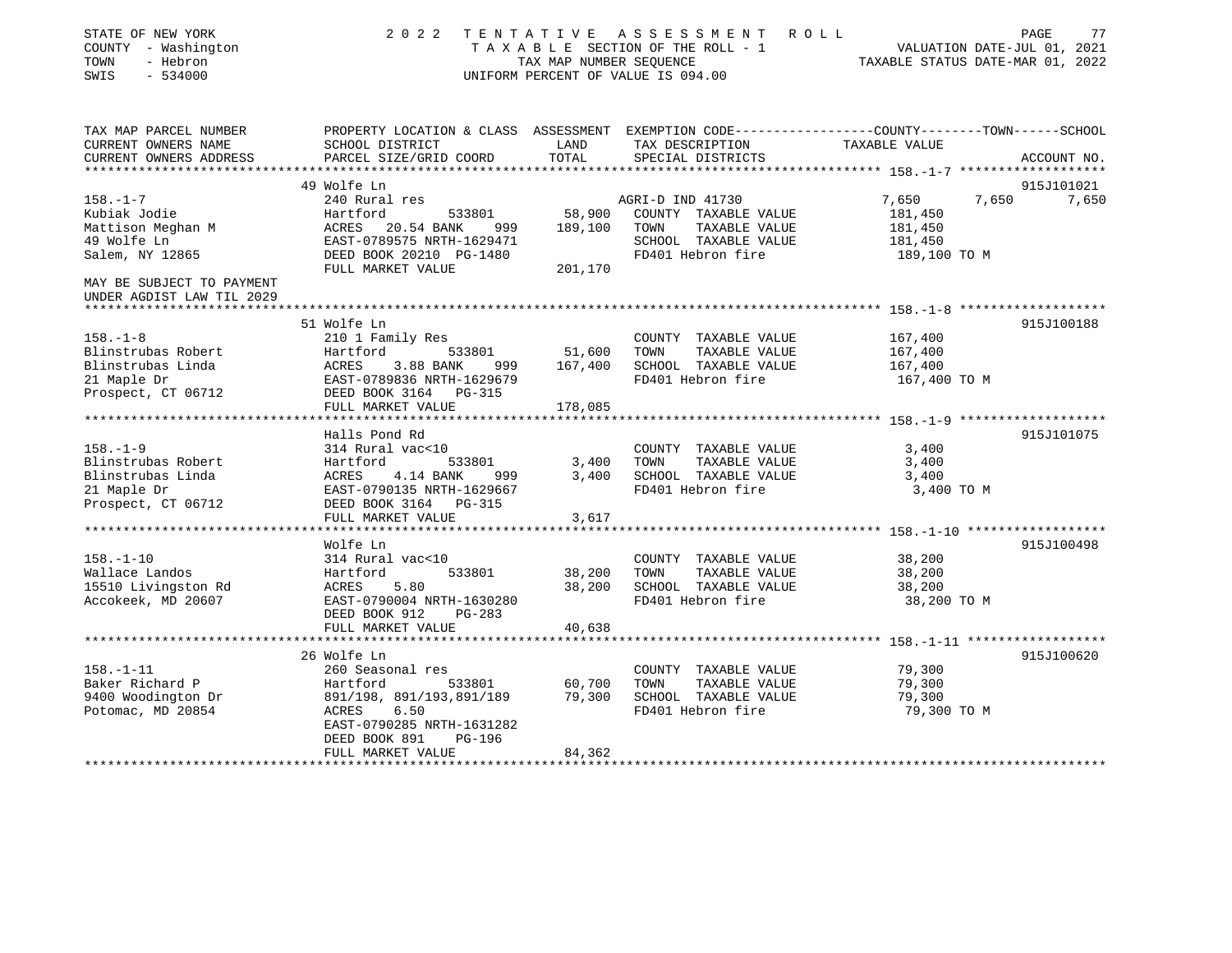STATE OF NEW YORK
COUNTY - Washington
TOWN - Hebron
SWIS - 534000

# 2022 TENTATIVE ASSESSMENT ROLL

TAXABLE SECTION OF THE ROLL - 1
TAX MAP NUMBER SEQUENCE
UNIFORM PERCENT OF VALUE IS 094.00

VALUATION DATE-JUL 01, 2021
TAXABLE STATUS DATE-MAR 01, 2022

| TAX MAP PARCEL NUMBER / CURRENT OWNERS NAME / CURRENT OWNERS ADDRESS | PROPERTY LOCATION & CLASS / SCHOOL DISTRICT / PARCEL SIZE/GRID COORD | ASSESSMENT LAND / TOTAL | EXEMPTION CODE / TAX DESCRIPTION / SPECIAL DISTRICTS | COUNTY | TOWN | SCHOOL | ACCOUNT NO. |
|---|---|---|---|---|---|---|---|
| **158.-1-7** | 49 Wolfe Ln | | | | | | 915J101021 |
| Kubiak Jodie | 240 Rural res | | AGRI-D IND 41730 | 7,650 | 7,650 | 7,650 | |
| Mattison Meghan M | Hartford 533801 | 58,900 | COUNTY TAXABLE VALUE | 181,450 | | | |
| 49 Wolfe Ln | ACRES 20.54 BANK 999 | 189,100 | TOWN TAXABLE VALUE | | 181,450 | | |
| Salem, NY 12865 | EAST-0789575 NRTH-1629471 | | SCHOOL TAXABLE VALUE | | | 181,450 | |
| | DEED BOOK 20210 PG-1480 | | FD401 Hebron fire | 189,100 TO M | | | |
| | FULL MARKET VALUE | 201,170 | | | | | |
| MAY BE SUBJECT TO PAYMENT UNDER AGDIST LAW TIL 2029 | | | | | | | |
| **158.-1-8** | 51 Wolfe Ln | | | | | | 915J100188 |
| Blinstrubas Robert | 210 1 Family Res | | COUNTY TAXABLE VALUE | 167,400 | | | |
| Blinstrubas Linda | Hartford 533801 | 51,600 | TOWN TAXABLE VALUE | | 167,400 | | |
| 21 Maple Dr | ACRES 3.88 BANK 999 | 167,400 | SCHOOL TAXABLE VALUE | | | 167,400 | |
| Prospect, CT 06712 | EAST-0789836 NRTH-1629679 | | FD401 Hebron fire | 167,400 TO M | | | |
| | DEED BOOK 3164 PG-315 | | | | | | |
| | FULL MARKET VALUE | 178,085 | | | | | |
| **158.-1-9** | Halls Pond Rd | | | | | | 915J101075 |
| Blinstrubas Robert | 314 Rural vac<10 | | COUNTY TAXABLE VALUE | 3,400 | | | |
| Blinstrubas Linda | Hartford 533801 | 3,400 | TOWN TAXABLE VALUE | | 3,400 | | |
| 21 Maple Dr | ACRES 4.14 BANK 999 | 3,400 | SCHOOL TAXABLE VALUE | | | 3,400 | |
| Prospect, CT 06712 | EAST-0790135 NRTH-1629667 | | FD401 Hebron fire | 3,400 TO M | | | |
| | DEED BOOK 3164 PG-315 | | | | | | |
| | FULL MARKET VALUE | 3,617 | | | | | |
| **158.-1-10** | Wolfe Ln | | | | | | 915J100498 |
| Wallace Landos | 314 Rural vac<10 | | COUNTY TAXABLE VALUE | 38,200 | | | |
| 15510 Livingston Rd | Hartford 533801 | 38,200 | TOWN TAXABLE VALUE | | 38,200 | | |
| Accokeek, MD 20607 | ACRES 5.80 | 38,200 | SCHOOL TAXABLE VALUE | | | 38,200 | |
| | EAST-0790004 NRTH-1630280 | | FD401 Hebron fire | 38,200 TO M | | | |
| | DEED BOOK 912 PG-283 | | | | | | |
| | FULL MARKET VALUE | 40,638 | | | | | |
| **158.-1-11** | 26 Wolfe Ln | | | | | | 915J100620 |
| Baker Richard P | 260 Seasonal res | | COUNTY TAXABLE VALUE | 79,300 | | | |
| 9400 Woodington Dr | Hartford 533801 | 60,700 | TOWN TAXABLE VALUE | | 79,300 | | |
| Potomac, MD 20854 | 891/198, 891/193,891/189 | 79,300 | SCHOOL TAXABLE VALUE | | | 79,300 | |
| | ACRES 6.50 | | FD401 Hebron fire | 79,300 TO M | | | |
| | EAST-0790285 NRTH-1631282 | | | | | | |
| | DEED BOOK 891 PG-196 | | | | | | |
| | FULL MARKET VALUE | 84,362 | | | | | |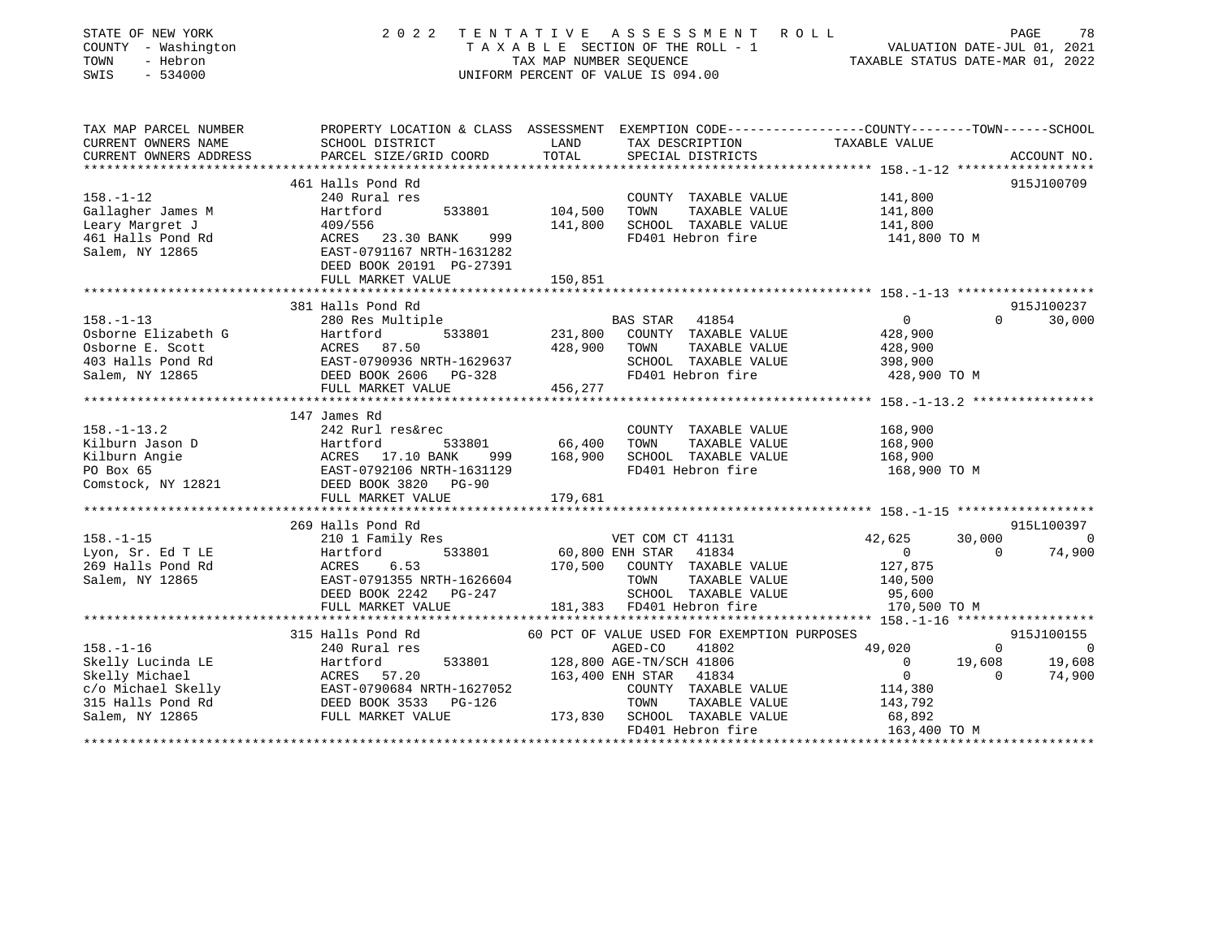STATE OF NEW YORK
COUNTY - Washington
TOWN - Hebron
SWIS - 534000

2022 TENTATIVE ASSESSMENT ROLL
TAXABLE SECTION OF THE ROLL - 1
TAX MAP NUMBER SEQUENCE
UNIFORM PERCENT OF VALUE IS 094.00

VALUATION DATE-JUL 01, 2021
TAXABLE STATUS DATE-MAR 01, 2022

```
TAX MAP PARCEL NUMBER          PROPERTY LOCATION & CLASS  ASSESSMENT  EXEMPTION CODE-----------------COUNTY--------TOWN------SCHOOL
CURRENT OWNERS NAME            SCHOOL DISTRICT              LAND      TAX DESCRIPTION               TAXABLE VALUE
CURRENT OWNERS ADDRESS         PARCEL SIZE/GRID COORD       TOTAL     SPECIAL DISTRICTS                                   ACCOUNT NO.
******************************************************************************************************* 158.-1-12 ******************
                               461 Halls Pond Rd                                                                        915J100709
158.-1-12                      240 Rural res                           COUNTY  TAXABLE VALUE           141,800
Gallagher James M              Hartford       533801      104,500      TOWN    TAXABLE VALUE           141,800
Leary Margret J                409/556                    141,800      SCHOOL  TAXABLE VALUE           141,800
461 Halls Pond Rd              ACRES   23.30 BANK    999               FD401 Hebron fire                141,800 TO M
Salem, NY 12865                EAST-0791167 NRTH-1631282
                               DEED BOOK 20191 PG-27391
                               FULL MARKET VALUE          150,851
******************************************************************************************************* 158.-1-13 ******************
                               381 Halls Pond Rd                                                                        915J100237
158.-1-13                      280 Res Multiple                       BAS STAR   41854                   0             0       30,000
Osborne Elizabeth G            Hartford       533801      231,800      COUNTY  TAXABLE VALUE           428,900
Osborne E. Scott               ACRES   87.50              428,900      TOWN    TAXABLE VALUE           428,900
403 Halls Pond Rd              EAST-0790936 NRTH-1629637               SCHOOL  TAXABLE VALUE           398,900
Salem, NY 12865                DEED BOOK 2606   PG-328                 FD401 Hebron fire                428,900 TO M
                               FULL MARKET VALUE          456,277
******************************************************************************************************* 158.-1-13.2 ****************
                               147 James Rd
158.-1-13.2                    242 Rurl res&rec                        COUNTY  TAXABLE VALUE           168,900
Kilburn Jason D                Hartford       533801       66,400      TOWN    TAXABLE VALUE           168,900
Kilburn Angie                  ACRES   17.10 BANK    999  168,900      SCHOOL  TAXABLE VALUE           168,900
PO Box 65                      EAST-0792106 NRTH-1631129               FD401 Hebron fire                168,900 TO M
Comstock, NY 12821             DEED BOOK 3820   PG-90
                               FULL MARKET VALUE          179,681
******************************************************************************************************* 158.-1-15 ******************
                               269 Halls Pond Rd                                                                        915L100397
158.-1-15                      210 1 Family Res                       VET COM CT 41131              42,625        30,000            0
Lyon, Sr. Ed T LE              Hartford       533801       60,800 ENH STAR   41834                   0             0       74,900
269 Halls Pond Rd              ACRES    6.53              170,500      COUNTY  TAXABLE VALUE           127,875
Salem, NY 12865                EAST-0791355 NRTH-1626604               TOWN    TAXABLE VALUE           140,500
                               DEED BOOK 2242   PG-247                 SCHOOL  TAXABLE VALUE            95,600
                               FULL MARKET VALUE          181,383      FD401 Hebron fire                170,500 TO M
******************************************************************************************************* 158.-1-16 ******************
                               315 Halls Pond Rd          60 PCT OF VALUE USED FOR EXEMPTION PURPOSES                   915J100155
158.-1-16                      240 Rural res                           AGED-CO    41802             49,020             0            0
Skelly Lucinda LE              Hartford       533801      128,800 AGE-TN/SCH 41806                   0         19,608       19,608
Skelly Michael                 ACRES   57.20              163,400 ENH STAR   41834                   0             0       74,900
c/o Michael Skelly             EAST-0790684 NRTH-1627052               COUNTY  TAXABLE VALUE           114,380
315 Halls Pond Rd              DEED BOOK 3533   PG-126                 TOWN    TAXABLE VALUE           143,792
Salem, NY 12865                FULL MARKET VALUE          173,830      SCHOOL  TAXABLE VALUE            68,892
                                                                       FD401 Hebron fire                163,400 TO M
************************************************************************************************************************************
```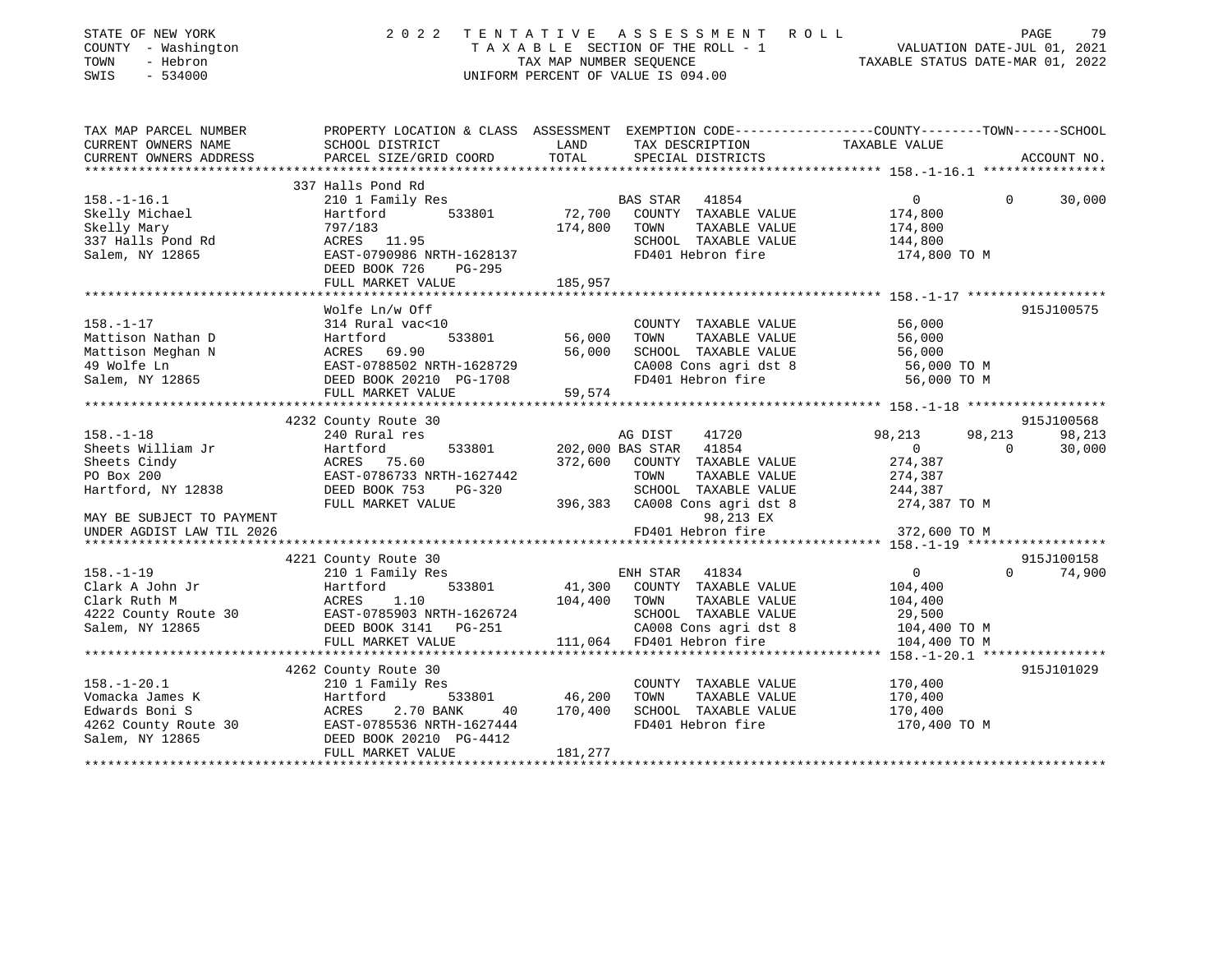STATE OF NEW YORK
COUNTY - Washington
TOWN - Hebron
SWIS - 534000

# 2022 TENTATIVE ASSESSMENT ROLL

TAXABLE SECTION OF THE ROLL - 1
TAX MAP NUMBER SEQUENCE
UNIFORM PERCENT OF VALUE IS 094.00

VALUATION DATE-JUL 01, 2021
TAXABLE STATUS DATE-MAR 01, 2022

```
TAX MAP PARCEL NUMBER       PROPERTY LOCATION & CLASS  ASSESSMENT  EXEMPTION CODE------------------COUNTY--------TOWN------SCHOOL
CURRENT OWNERS NAME         SCHOOL DISTRICT               LAND      TAX DESCRIPTION              TAXABLE VALUE
CURRENT OWNERS ADDRESS      PARCEL SIZE/GRID COORD       TOTAL      SPECIAL DISTRICTS                                      ACCOUNT NO.
*********************************************************************************************** 158.-1-16.1 ****************
                            337 Halls Pond Rd
158.-1-16.1                 210 1 Family Res                   BAS STAR   41854                 0            0       30,000
Skelly Michael              Hartford        533801      72,700   COUNTY  TAXABLE VALUE        174,800
Skelly Mary                 797/183                    174,800   TOWN    TAXABLE VALUE        174,800
337 Halls Pond Rd           ACRES   11.95                        SCHOOL  TAXABLE VALUE        144,800
Salem, NY 12865             EAST-0790986 NRTH-1628137            FD401 Hebron fire             174,800 TO M
                            DEED BOOK 726    PG-295
                            FULL MARKET VALUE          185,957
*********************************************************************************************** 158.-1-17 ******************
                            Wolfe Ln/w Off                                                                          915J100575
158.-1-17                   314 Rural vac<10                     COUNTY  TAXABLE VALUE         56,000
Mattison Nathan D           Hartford        533801      56,000   TOWN    TAXABLE VALUE         56,000
Mattison Meghan N           ACRES   69.90               56,000   SCHOOL  TAXABLE VALUE         56,000
49 Wolfe Ln                 EAST-0788502 NRTH-1628729            CA008 Cons agri dst 8          56,000 TO M
Salem, NY 12865             DEED BOOK 20210 PG-1708              FD401 Hebron fire              56,000 TO M
                            FULL MARKET VALUE           59,574
*********************************************************************************************** 158.-1-18 ******************
                            4232 County Route 30                                                                    915J100568
158.-1-18                   240 Rural res                      AG DIST    41720            98,213       98,213       98,213
Sheets William Jr           Hartford        533801     202,000 BAS STAR   41854                 0            0       30,000
Sheets Cindy                ACRES   75.60              372,600   COUNTY  TAXABLE VALUE        274,387
PO Box 200                  EAST-0786733 NRTH-1627442            TOWN    TAXABLE VALUE        274,387
Hartford, NY 12838          DEED BOOK 753    PG-320              SCHOOL  TAXABLE VALUE        244,387
                            FULL MARKET VALUE          396,383   CA008 Cons agri dst 8         274,387 TO M
MAY BE SUBJECT TO PAYMENT                                              98,213 EX
UNDER AGDIST LAW TIL 2026                                        FD401 Hebron fire             372,600 TO M
*********************************************************************************************** 158.-1-19 ******************
                            4221 County Route 30                                                                    915J100158
158.-1-19                   210 1 Family Res                   ENH STAR   41834                 0            0       74,900
Clark A John Jr             Hartford        533801      41,300   COUNTY  TAXABLE VALUE        104,400
Clark Ruth M                ACRES    1.10              104,400   TOWN    TAXABLE VALUE        104,400
4222 County Route 30        EAST-0785903 NRTH-1626724            SCHOOL  TAXABLE VALUE         29,500
Salem, NY 12865             DEED BOOK 3141   PG-251              CA008 Cons agri dst 8         104,400 TO M
                            FULL MARKET VALUE          111,064   FD401 Hebron fire             104,400 TO M
*********************************************************************************************** 158.-1-20.1 ****************
                            4262 County Route 30                                                                    915J101029
158.-1-20.1                 210 1 Family Res                     COUNTY  TAXABLE VALUE        170,400
Vomacka James K             Hartford        533801      46,200   TOWN    TAXABLE VALUE        170,400
Edwards Boni S              ACRES    2.70 BANK     40  170,400   SCHOOL  TAXABLE VALUE        170,400
4262 County Route 30        EAST-0785536 NRTH-1627444            FD401 Hebron fire             170,400 TO M
Salem, NY 12865             DEED BOOK 20210 PG-4412
                            FULL MARKET VALUE          181,277
****************************************************************************************************************************
```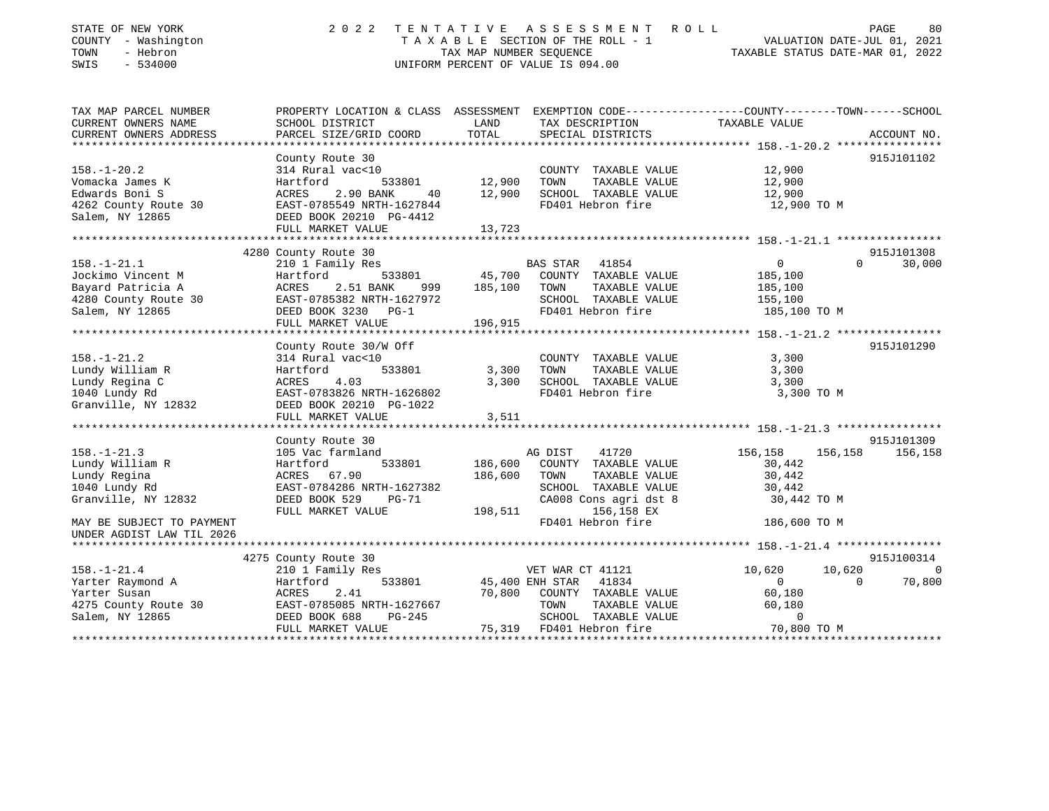STATE OF NEW YORK | COUNTY - Washington | TOWN - Hebron | SWIS - 534000

# 2022 TENTATIVE ASSESSMENT ROLL

TAXABLE SECTION OF THE ROLL - 1
TAX MAP NUMBER SEQUENCE
UNIFORM PERCENT OF VALUE IS 094.00

VALUATION DATE-JUL 01, 2021
TAXABLE STATUS DATE-MAR 01, 2022

| TAX MAP PARCEL NUMBER / CURRENT OWNERS NAME / CURRENT OWNERS ADDRESS | PROPERTY LOCATION & CLASS / SCHOOL DISTRICT / PARCEL SIZE/GRID COORD | ASSESSMENT LAND / TOTAL | EXEMPTION CODE / TAX DESCRIPTION / SPECIAL DISTRICTS | COUNTY TAXABLE VALUE | TOWN | SCHOOL | ACCOUNT NO. |
|---|---|---|---|---|---|---|---|
| **158.-1-20.2** | County Route 30 | | | | | | 915J101102 |
| 158.-1-20.2 | 314 Rural vac<10 | | COUNTY TAXABLE VALUE | 12,900 | | | |
| Vomacka James K | Hartford 533801 | 12,900 | TOWN TAXABLE VALUE | 12,900 | | | |
| Edwards Boni S | ACRES 2.90 BANK 40 | 12,900 | SCHOOL TAXABLE VALUE | 12,900 | | | |
| 4262 County Route 30 | EAST-0785549 NRTH-1627844 | | FD401 Hebron fire | 12,900 TO M | | | |
| Salem, NY 12865 | DEED BOOK 20210 PG-4412 | | | | | | |
| | FULL MARKET VALUE | 13,723 | | | | | |
| **158.-1-21.1** | 4280 County Route 30 | | | | | | 915J101308 |
| 158.-1-21.1 | 210 1 Family Res | | BAS STAR 41854 | 0 | 0 | 30,000 | |
| Jockimo Vincent M | Hartford 533801 | 45,700 | COUNTY TAXABLE VALUE | 185,100 | | | |
| Bayard Patricia A | ACRES 2.51 BANK 999 | 185,100 | TOWN TAXABLE VALUE | 185,100 | | | |
| 4280 County Route 30 | EAST-0785382 NRTH-1627972 | | SCHOOL TAXABLE VALUE | 155,100 | | | |
| Salem, NY 12865 | DEED BOOK 3230 PG-1 | | FD401 Hebron fire | 185,100 TO M | | | |
| | FULL MARKET VALUE | 196,915 | | | | | |
| **158.-1-21.2** | County Route 30/W Off | | | | | | 915J101290 |
| 158.-1-21.2 | 314 Rural vac<10 | | COUNTY TAXABLE VALUE | 3,300 | | | |
| Lundy William R | Hartford 533801 | 3,300 | TOWN TAXABLE VALUE | 3,300 | | | |
| Lundy Regina C | ACRES 4.03 | 3,300 | SCHOOL TAXABLE VALUE | 3,300 | | | |
| 1040 Lundy Rd | EAST-0783826 NRTH-1626802 | | FD401 Hebron fire | 3,300 TO M | | | |
| Granville, NY 12832 | DEED BOOK 20210 PG-1022 | | | | | | |
| | FULL MARKET VALUE | 3,511 | | | | | |
| **158.-1-21.3** | County Route 30 | | | | | | 915J101309 |
| 158.-1-21.3 | 105 Vac farmland | | AG DIST 41720 | 156,158 | 156,158 | 156,158 | |
| Lundy William R | Hartford 533801 | 186,600 | COUNTY TAXABLE VALUE | 30,442 | | | |
| Lundy Regina | ACRES 67.90 | 186,600 | TOWN TAXABLE VALUE | 30,442 | | | |
| 1040 Lundy Rd | EAST-0784286 NRTH-1627382 | | SCHOOL TAXABLE VALUE | 30,442 | | | |
| Granville, NY 12832 | DEED BOOK 529 PG-71 | | CA008 Cons agri dst 8 | 30,442 TO M | | | |
| | FULL MARKET VALUE | 198,511 | 156,158 EX | | | | |
| MAY BE SUBJECT TO PAYMENT UNDER AGDIST LAW TIL 2026 | | | FD401 Hebron fire | 186,600 TO M | | | |
| **158.-1-21.4** | 4275 County Route 30 | | | | | | 915J100314 |
| 158.-1-21.4 | 210 1 Family Res | | VET WAR CT 41121 | 10,620 | 10,620 | 0 | |
| Yarter Raymond A | Hartford 533801 | 45,400 | ENH STAR 41834 | 0 | 0 | 70,800 | |
| Yarter Susan | ACRES 2.41 | 70,800 | COUNTY TAXABLE VALUE | 60,180 | | | |
| 4275 County Route 30 | EAST-0785085 NRTH-1627667 | | TOWN TAXABLE VALUE | 60,180 | | | |
| Salem, NY 12865 | DEED BOOK 688 PG-245 | | SCHOOL TAXABLE VALUE | 0 | | | |
| | FULL MARKET VALUE | 75,319 | FD401 Hebron fire | 70,800 TO M | | | |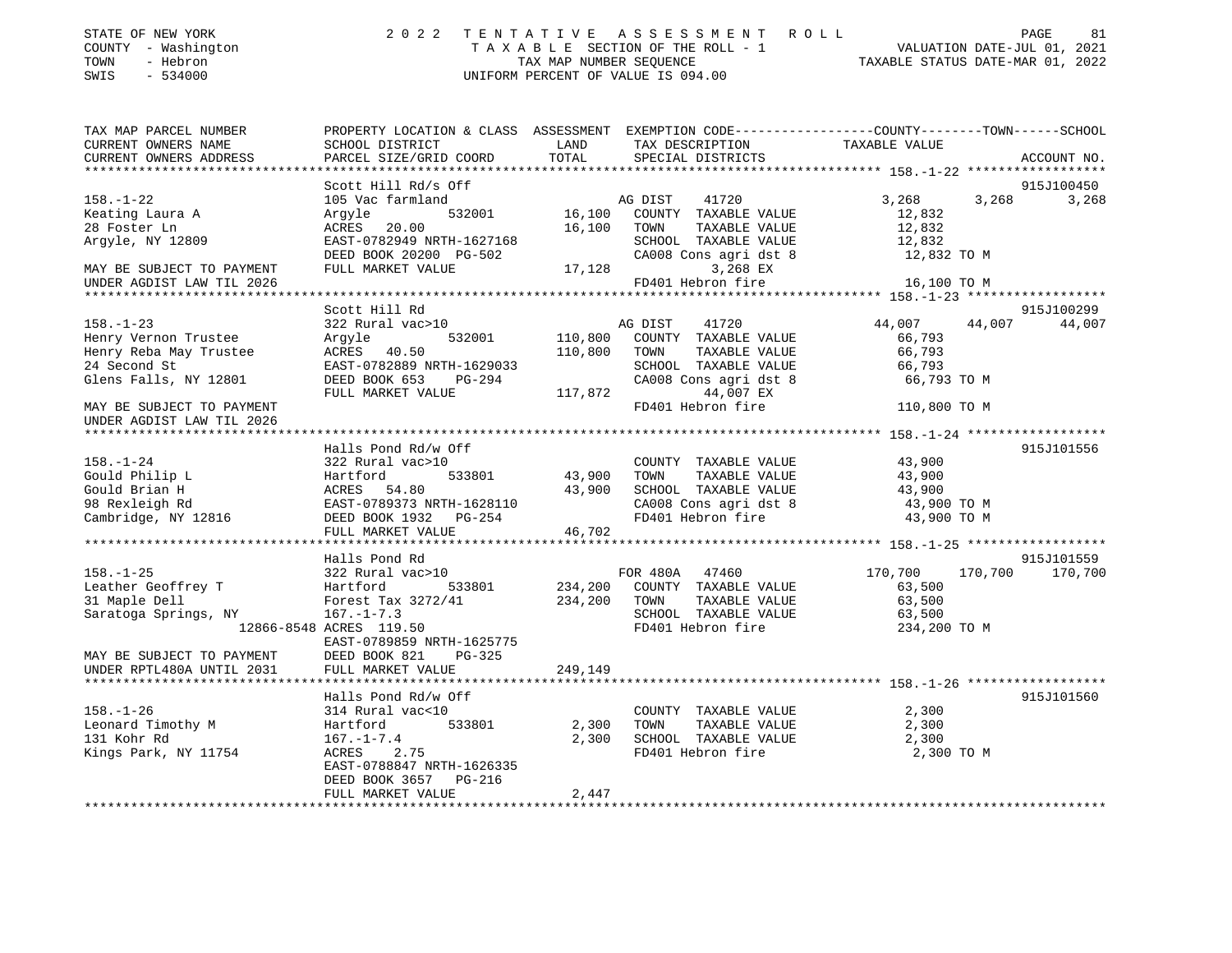STATE OF NEW YORK — COUNTY - Washington — TOWN - Hebron — SWIS - 534000

2022 TENTATIVE ASSESSMENT ROLL — TAXABLE SECTION OF THE ROLL - 1 — TAX MAP NUMBER SEQUENCE — UNIFORM PERCENT OF VALUE IS 094.00

VALUATION DATE-JUL 01, 2021 — TAXABLE STATUS DATE-MAR 01, 2022

```
TAX MAP PARCEL NUMBER          PROPERTY LOCATION & CLASS  ASSESSMENT  EXEMPTION CODE-----------------COUNTY--------TOWN------SCHOOL
CURRENT OWNERS NAME            SCHOOL DISTRICT              LAND      TAX DESCRIPTION              TAXABLE VALUE
CURRENT OWNERS ADDRESS         PARCEL SIZE/GRID COORD       TOTAL     SPECIAL DISTRICTS                                      ACCOUNT NO.
******************************************************************************************************* 158.-1-22 ******************
                               Scott Hill Rd/s Off                                                                          915J100450
158.-1-22                      105 Vac farmland                    AG DIST      41720              3,268      3,268       3,268
Keating Laura A                Argyle          532001       16,100   COUNTY  TAXABLE VALUE          12,832
28 Foster Ln                   ACRES   20.00                16,100   TOWN    TAXABLE VALUE          12,832
Argyle, NY 12809               EAST-0782949 NRTH-1627168             SCHOOL  TAXABLE VALUE          12,832
                               DEED BOOK 20200 PG-502                CA008 Cons agri dst 8           12,832 TO M
MAY BE SUBJECT TO PAYMENT      FULL MARKET VALUE            17,128        3,268 EX
UNDER AGDIST LAW TIL 2026                                            FD401 Hebron fire               16,100 TO M
******************************************************************************************************* 158.-1-23 ******************
                               Scott Hill Rd                                                                                915J100299
158.-1-23                      322 Rural vac>10                    AG DIST      41720             44,007     44,007      44,007
Henry Vernon Trustee           Argyle          532001      110,800   COUNTY  TAXABLE VALUE          66,793
Henry Reba May Trustee         ACRES   40.50               110,800   TOWN    TAXABLE VALUE          66,793
24 Second St                   EAST-0782889 NRTH-1629033             SCHOOL  TAXABLE VALUE          66,793
Glens Falls, NY 12801          DEED BOOK 653    PG-294               CA008 Cons agri dst 8           66,793 TO M
                               FULL MARKET VALUE           117,872       44,007 EX
MAY BE SUBJECT TO PAYMENT                                            FD401 Hebron fire              110,800 TO M
UNDER AGDIST LAW TIL 2026
******************************************************************************************************* 158.-1-24 ******************
                               Halls Pond Rd/w Off                                                                          915J101556
158.-1-24                      322 Rural vac>10                      COUNTY  TAXABLE VALUE          43,900
Gould Philip L                 Hartford        533801       43,900   TOWN    TAXABLE VALUE          43,900
Gould Brian H                  ACRES   54.80                43,900   SCHOOL  TAXABLE VALUE          43,900
98 Rexleigh Rd                 EAST-0789373 NRTH-1628110             CA008 Cons agri dst 8           43,900 TO M
Cambridge, NY 12816            DEED BOOK 1932   PG-254               FD401 Hebron fire               43,900 TO M
                               FULL MARKET VALUE            46,702
******************************************************************************************************* 158.-1-25 ******************
                               Halls Pond Rd                                                                                915J101559
158.-1-25                      322 Rural vac>10                    FOR 480A     47460            170,700    170,700     170,700
Leather Geoffrey T             Hartford        533801      234,200   COUNTY  TAXABLE VALUE          63,500
31 Maple Dell                  Forest Tax 3272/41          234,200   TOWN    TAXABLE VALUE          63,500
Saratoga Springs, NY           167.-1-7.3                            SCHOOL  TAXABLE VALUE          63,500
                    12866-8548 ACRES  119.50                         FD401 Hebron fire              234,200 TO M
                               EAST-0789859 NRTH-1625775
MAY BE SUBJECT TO PAYMENT      DEED BOOK 821    PG-325
UNDER RPTL480A UNTIL 2031      FULL MARKET VALUE           249,149
******************************************************************************************************* 158.-1-26 ******************
                               Halls Pond Rd/w Off                                                                          915J101560
158.-1-26                      314 Rural vac<10                      COUNTY  TAXABLE VALUE           2,300
Leonard Timothy M              Hartford        533801        2,300   TOWN    TAXABLE VALUE           2,300
131 Kohr Rd                    167.-1-7.4                    2,300   SCHOOL  TAXABLE VALUE           2,300
Kings Park, NY 11754           ACRES    2.75                         FD401 Hebron fire                2,300 TO M
                               EAST-0788847 NRTH-1626335
                               DEED BOOK 3657   PG-216
                               FULL MARKET VALUE             2,447
************************************************************************************************************************************
```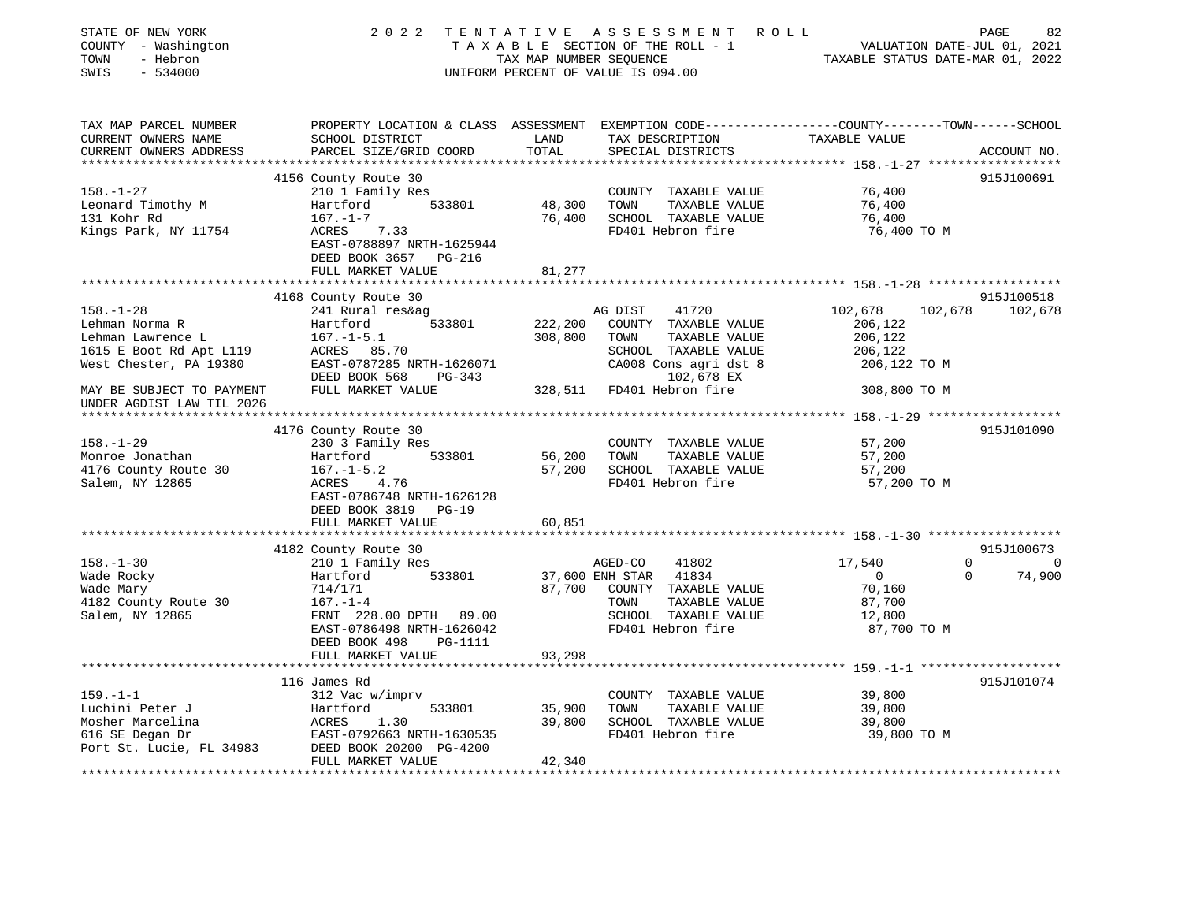STATE OF NEW YORK — 2022 TENTATIVE ASSESSMENT ROLL
COUNTY - Washington — TAXABLE SECTION OF THE ROLL - 1 — VALUATION DATE-JUL 01, 2021
TOWN - Hebron — TAX MAP NUMBER SEQUENCE — TAXABLE STATUS DATE-MAR 01, 2022
SWIS - 534000 — UNIFORM PERCENT OF VALUE IS 094.00

| TAX MAP PARCEL NUMBER / CURRENT OWNERS NAME / CURRENT OWNERS ADDRESS | PROPERTY LOCATION & CLASS / SCHOOL DISTRICT / PARCEL SIZE/GRID COORD | LAND / TOTAL | EXEMPTION CODE / TAX DESCRIPTION / SPECIAL DISTRICTS | COUNTY | TOWN | SCHOOL / ACCOUNT NO. |
|---|---|---|---|---|---|---|
| **158.-1-27** | 4156 County Route 30 | | | | | 915J100691 |
| Leonard Timothy M | 210 1 Family Res | | COUNTY TAXABLE VALUE | 76,400 | | |
| 131 Kohr Rd | Hartford 533801 | 48,300 | TOWN TAXABLE VALUE | 76,400 | | |
| Kings Park, NY 11754 | 167.-1-7 | 76,400 | SCHOOL TAXABLE VALUE | 76,400 | | |
| | ACRES 7.33 | | FD401 Hebron fire | 76,400 TO M | | |
| | EAST-0788897 NRTH-1625944 | | | | | |
| | DEED BOOK 3657 PG-216 | | | | | |
| | FULL MARKET VALUE | 81,277 | | | | |
| **158.-1-28** | 4168 County Route 30 | | | | | 915J100518 |
| Lehman Norma R | 241 Rural res&ag | | AG DIST 41720 | 102,678 | 102,678 | 102,678 |
| Lehman Lawrence L | Hartford 533801 | 222,200 | COUNTY TAXABLE VALUE | 206,122 | | |
| 1615 E Boot Rd Apt L119 | 167.-1-5.1 | 308,800 | TOWN TAXABLE VALUE | 206,122 | | |
| West Chester, PA 19380 | ACRES 85.70 | | SCHOOL TAXABLE VALUE | 206,122 | | |
| | EAST-0787285 NRTH-1626071 | | CA008 Cons agri dst 8 | 206,122 TO M | | |
| | DEED BOOK 568 PG-343 | | 102,678 EX | | | |
| MAY BE SUBJECT TO PAYMENT UNDER AGDIST LAW TIL 2026 | FULL MARKET VALUE | 328,511 | FD401 Hebron fire | 308,800 TO M | | |
| **158.-1-29** | 4176 County Route 30 | | | | | 915J101090 |
| Monroe Jonathan | 230 3 Family Res | | COUNTY TAXABLE VALUE | 57,200 | | |
| 4176 County Route 30 | Hartford 533801 | 56,200 | TOWN TAXABLE VALUE | 57,200 | | |
| Salem, NY 12865 | 167.-1-5.2 | 57,200 | SCHOOL TAXABLE VALUE | 57,200 | | |
| | ACRES 4.76 | | FD401 Hebron fire | 57,200 TO M | | |
| | EAST-0786748 NRTH-1626128 | | | | | |
| | DEED BOOK 3819 PG-19 | | | | | |
| | FULL MARKET VALUE | 60,851 | | | | |
| **158.-1-30** | 4182 County Route 30 | | | | | 915J100673 |
| Wade Rocky | 210 1 Family Res | | AGED-CO 41802 | 17,540 | 0 | 0 |
| Wade Mary | Hartford 533801 | 37,600 | ENH STAR 41834 | 0 | 0 | 74,900 |
| 4182 County Route 30 | 714/171 | 87,700 | COUNTY TAXABLE VALUE | 70,160 | | |
| Salem, NY 12865 | 167.-1-4 | | TOWN TAXABLE VALUE | 87,700 | | |
| | FRNT 228.00 DPTH 89.00 | | SCHOOL TAXABLE VALUE | 12,800 | | |
| | EAST-0786498 NRTH-1626042 | | FD401 Hebron fire | 87,700 TO M | | |
| | DEED BOOK 498 PG-1111 | | | | | |
| | FULL MARKET VALUE | 93,298 | | | | |
| **159.-1-1** | 116 James Rd | | | | | 915J101074 |
| Luchini Peter J | 312 Vac w/imprv | | COUNTY TAXABLE VALUE | 39,800 | | |
| Mosher Marcelina | Hartford 533801 | 35,900 | TOWN TAXABLE VALUE | 39,800 | | |
| 616 SE Degan Dr | ACRES 1.30 | 39,800 | SCHOOL TAXABLE VALUE | 39,800 | | |
| Port St. Lucie, FL 34983 | EAST-0792663 NRTH-1630535 | | FD401 Hebron fire | 39,800 TO M | | |
| | DEED BOOK 20200 PG-4200 | | | | | |
| | FULL MARKET VALUE | 42,340 | | | | |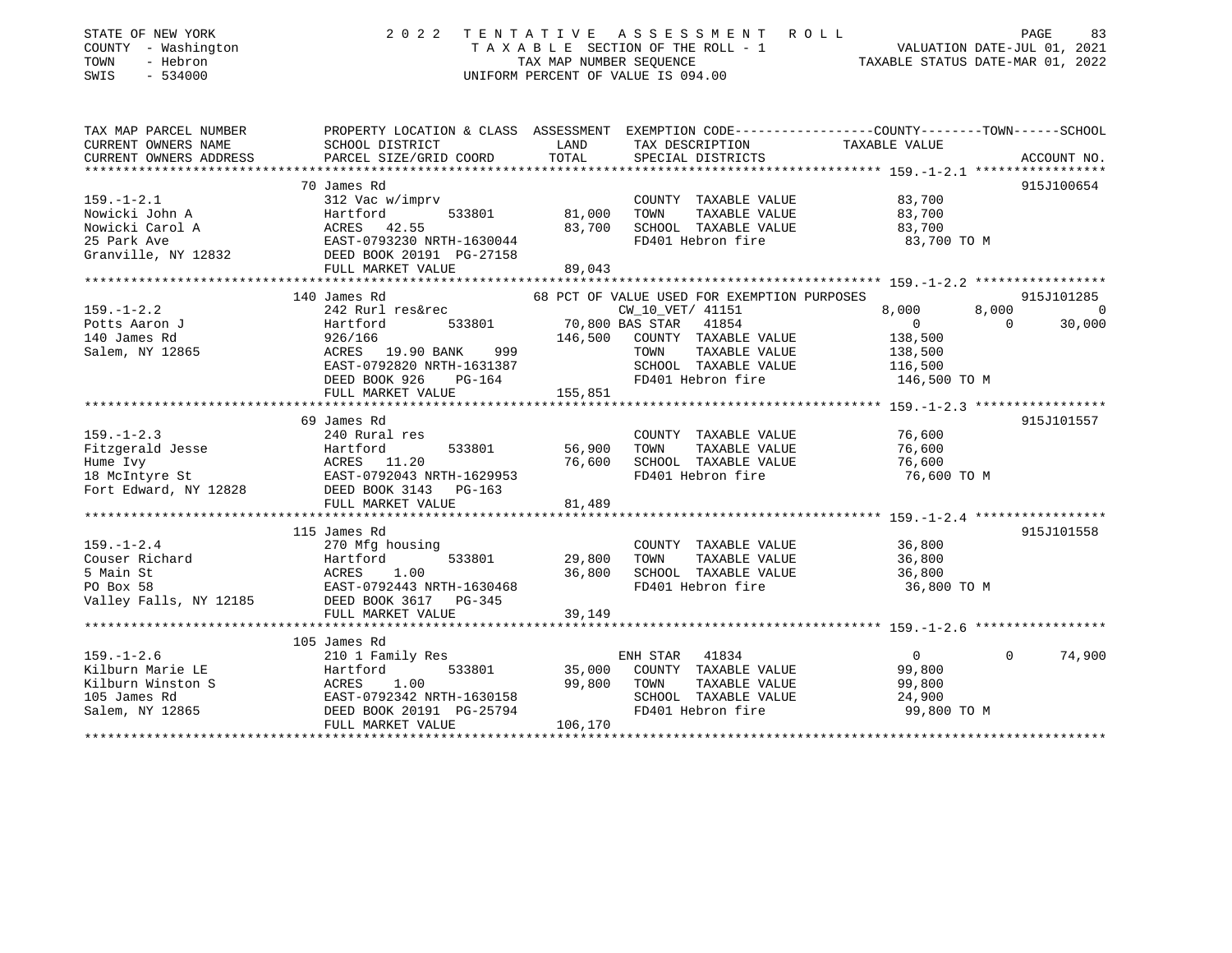STATE OF NEW YORK | 2022 TENTATIVE ASSESSMENT ROLL
COUNTY - Washington | TAXABLE SECTION OF THE ROLL - 1 | VALUATION DATE-JUL 01, 2021
TOWN - Hebron | TAX MAP NUMBER SEQUENCE | TAXABLE STATUS DATE-MAR 01, 2022
SWIS - 534000 | UNIFORM PERCENT OF VALUE IS 094.00

```
TAX MAP PARCEL NUMBER     PROPERTY LOCATION & CLASS  ASSESSMENT  EXEMPTION CODE-----------------COUNTY--------TOWN------SCHOOL
CURRENT OWNERS NAME       SCHOOL DISTRICT               LAND      TAX DESCRIPTION              TAXABLE VALUE
CURRENT OWNERS ADDRESS    PARCEL SIZE/GRID COORD        TOTAL     SPECIAL DISTRICTS                                      ACCOUNT NO.
******************************************************************************************** 159.-1-2.1 *****************
                          70 James Rd                                                                                 915J100654
159.-1-2.1                312 Vac w/imprv                          COUNTY  TAXABLE VALUE           83,700
Nowicki John A            Hartford        533801        81,000     TOWN    TAXABLE VALUE           83,700
Nowicki Carol A           ACRES   42.55                 83,700     SCHOOL  TAXABLE VALUE           83,700
25 Park Ave               EAST-0793230 NRTH-1630044                FD401 Hebron fire                83,700 TO M
Granville, NY 12832       DEED BOOK 20191 PG-27158
                          FULL MARKET VALUE             89,043
******************************************************************************************** 159.-1-2.2 *****************
                          140 James Rd                       68 PCT OF VALUE USED FOR EXEMPTION PURPOSES               915J101285
159.-1-2.2                242 Rurl res&rec                         CW_10_VET/ 41151              8,000        8,000            0
Potts Aaron J             Hartford        533801        70,800 BAS STAR  41854                       0            0       30,000
140 James Rd              926/166                      146,500     COUNTY  TAXABLE VALUE          138,500
Salem, NY 12865           ACRES   19.90 BANK     999               TOWN    TAXABLE VALUE          138,500
                          EAST-0792820 NRTH-1631387                SCHOOL  TAXABLE VALUE          116,500
                          DEED BOOK 926    PG-164                  FD401 Hebron fire               146,500 TO M
                          FULL MARKET VALUE            155,851
******************************************************************************************** 159.-1-2.3 *****************
                          69 James Rd                                                                                 915J101557
159.-1-2.3                240 Rural res                            COUNTY  TAXABLE VALUE           76,600
Fitzgerald Jesse          Hartford        533801        56,900     TOWN    TAXABLE VALUE           76,600
Hume Ivy                  ACRES   11.20                 76,600     SCHOOL  TAXABLE VALUE           76,600
18 McIntyre St            EAST-0792043 NRTH-1629953                FD401 Hebron fire                76,600 TO M
Fort Edward, NY 12828     DEED BOOK 3143   PG-163
                          FULL MARKET VALUE             81,489
******************************************************************************************** 159.-1-2.4 *****************
                          115 James Rd                                                                                915J101558
159.-1-2.4                270 Mfg housing                          COUNTY  TAXABLE VALUE           36,800
Couser Richard            Hartford        533801        29,800     TOWN    TAXABLE VALUE           36,800
5 Main St                 ACRES    1.00                 36,800     SCHOOL  TAXABLE VALUE           36,800
PO Box 58                 EAST-0792443 NRTH-1630468                FD401 Hebron fire                36,800 TO M
Valley Falls, NY 12185    DEED BOOK 3617   PG-345
                          FULL MARKET VALUE             39,149
******************************************************************************************** 159.-1-2.6 *****************
                          105 James Rd
159.-1-2.6                210 1 Family Res                         ENH STAR  41834                   0            0       74,900
Kilburn Marie LE          Hartford        533801        35,000     COUNTY  TAXABLE VALUE           99,800
Kilburn Winston S         ACRES    1.00                 99,800     TOWN    TAXABLE VALUE           99,800
105 James Rd              EAST-0792342 NRTH-1630158                SCHOOL  TAXABLE VALUE           24,900
Salem, NY 12865           DEED BOOK 20191 PG-25794                 FD401 Hebron fire                99,800 TO M
                          FULL MARKET VALUE            106,170
*************************************************************************************************************************
```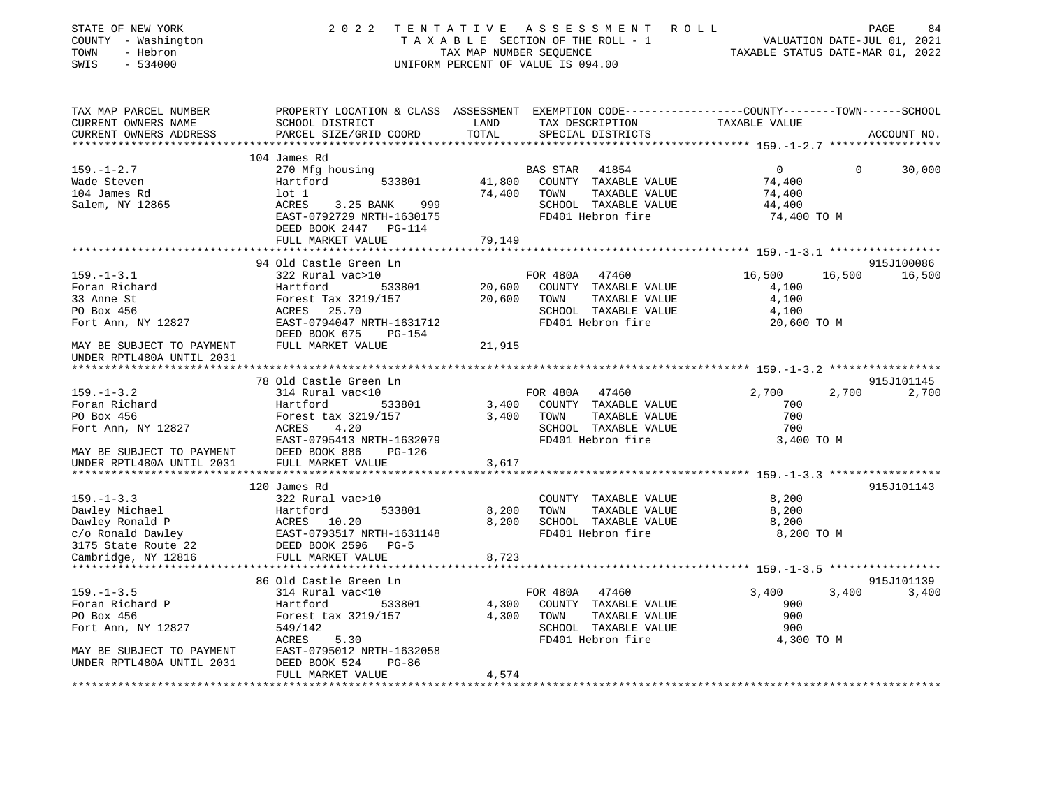STATE OF NEW YORK
COUNTY - Washington
TOWN - Hebron
SWIS - 534000

# 2022 TENTATIVE ASSESSMENT ROLL

TAXABLE SECTION OF THE ROLL - 1
TAX MAP NUMBER SEQUENCE
UNIFORM PERCENT OF VALUE IS 094.00

VALUATION DATE-JUL 01, 2021
TAXABLE STATUS DATE-MAR 01, 2022

```
TAX MAP PARCEL NUMBER     PROPERTY LOCATION & CLASS  ASSESSMENT  EXEMPTION CODE-----------------COUNTY--------TOWN------SCHOOL
CURRENT OWNERS NAME       SCHOOL DISTRICT               LAND      TAX DESCRIPTION            TAXABLE VALUE
CURRENT OWNERS ADDRESS    PARCEL SIZE/GRID COORD       TOTAL      SPECIAL DISTRICTS                                  ACCOUNT NO.
******************************************************************************************** 159.-1-2.7 *****************
                          104 James Rd
159.-1-2.7                270 Mfg housing                        BAS STAR   41854              0             0      30,000
Wade Steven               Hartford         533801       41,800   COUNTY  TAXABLE VALUE         74,400
104 James Rd              lot 1                         74,400   TOWN    TAXABLE VALUE         74,400
Salem, NY 12865           ACRES     3.25 BANK     999            SCHOOL  TAXABLE VALUE         44,400
                          EAST-0792729 NRTH-1630175              FD401 Hebron fire              74,400 TO M
                          DEED BOOK 2447   PG-114
                          FULL MARKET VALUE             79,149
******************************************************************************************** 159.-1-3.1 *****************
                          94 Old Castle Green Ln                                                              915J100086
159.-1-3.1                322 Rural vac>10                       FOR 480A   47460         16,500        16,500      16,500
Foran Richard             Hartford         533801       20,600   COUNTY  TAXABLE VALUE          4,100
33 Anne St                Forest Tax 3219/157           20,600   TOWN    TAXABLE VALUE          4,100
PO Box 456                ACRES    25.70                         SCHOOL  TAXABLE VALUE          4,100
Fort Ann, NY 12827        EAST-0794047 NRTH-1631712              FD401 Hebron fire              20,600 TO M
                          DEED BOOK 675    PG-154
MAY BE SUBJECT TO PAYMENT FULL MARKET VALUE             21,915
UNDER RPTL480A UNTIL 2031
******************************************************************************************** 159.-1-3.2 *****************
                          78 Old Castle Green Ln                                                              915J101145
159.-1-3.2                314 Rural vac<10                       FOR 480A   47460          2,700         2,700       2,700
Foran Richard             Hartford         533801        3,400   COUNTY  TAXABLE VALUE            700
PO Box 456                Forest tax 3219/157            3,400   TOWN    TAXABLE VALUE            700
Fort Ann, NY 12827        ACRES     4.20                         SCHOOL  TAXABLE VALUE            700
                          EAST-0795413 NRTH-1632079              FD401 Hebron fire               3,400 TO M
MAY BE SUBJECT TO PAYMENT DEED BOOK 886    PG-126
UNDER RPTL480A UNTIL 2031 FULL MARKET VALUE              3,617
******************************************************************************************** 159.-1-3.3 *****************
                          120 James Rd                                                                        915J101143
159.-1-3.3                322 Rural vac>10                       COUNTY  TAXABLE VALUE          8,200
Dawley Michael            Hartford         533801        8,200   TOWN    TAXABLE VALUE          8,200
Dawley Ronald P           ACRES    10.20                 8,200   SCHOOL  TAXABLE VALUE          8,200
c/o Ronald Dawley         EAST-0793517 NRTH-1631148              FD401 Hebron fire               8,200 TO M
3175 State Route 22       DEED BOOK 2596   PG-5
Cambridge, NY 12816       FULL MARKET VALUE              8,723
******************************************************************************************** 159.-1-3.5 *****************
                          86 Old Castle Green Ln                                                              915J101139
159.-1-3.5                314 Rural vac<10                       FOR 480A   47460          3,400         3,400       3,400
Foran Richard P           Hartford         533801        4,300   COUNTY  TAXABLE VALUE            900
PO Box 456                Forest tax 3219/157            4,300   TOWN    TAXABLE VALUE            900
Fort Ann, NY 12827        549/142                                SCHOOL  TAXABLE VALUE            900
                          ACRES     5.30                         FD401 Hebron fire               4,300 TO M
MAY BE SUBJECT TO PAYMENT EAST-0795012 NRTH-1632058
UNDER RPTL480A UNTIL 2031 DEED BOOK 524    PG-86
                          FULL MARKET VALUE              4,574
****************************************************************************************************************************
```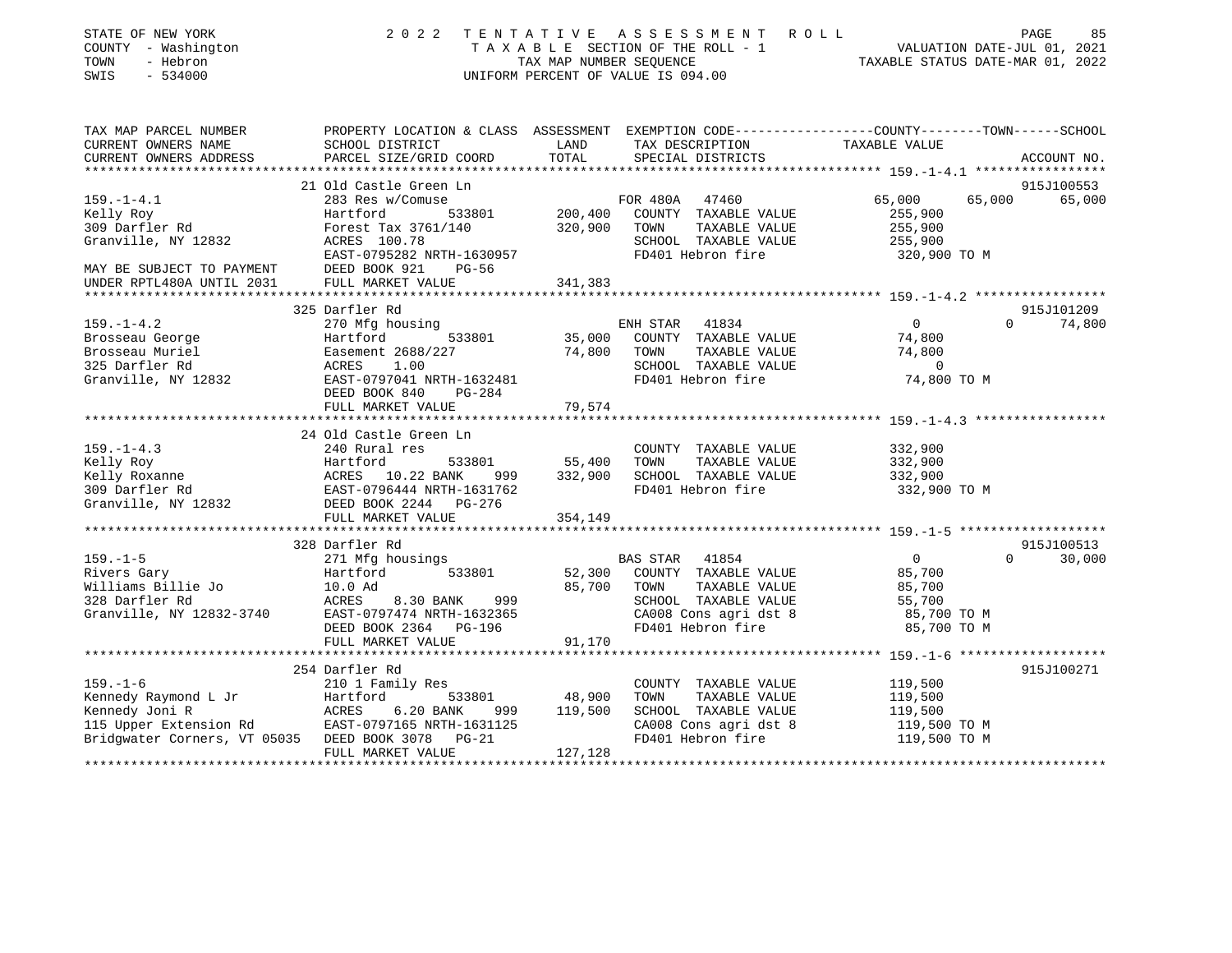STATE OF NEW YORK | COUNTY - Washington | TOWN - Hebron | SWIS - 534000

**2022 TENTATIVE ASSESSMENT ROLL**
TAXABLE SECTION OF THE ROLL - 1
TAX MAP NUMBER SEQUENCE
UNIFORM PERCENT OF VALUE IS 094.00

VALUATION DATE-JUL 01, 2021
TAXABLE STATUS DATE-MAR 01, 2022

| TAX MAP PARCEL NUMBER / CURRENT OWNERS NAME / CURRENT OWNERS ADDRESS | PROPERTY LOCATION & CLASS / SCHOOL DISTRICT / PARCEL SIZE/GRID COORD | LAND / ASSESSMENT TOTAL | EXEMPTION CODE / TAX DESCRIPTION / SPECIAL DISTRICTS | COUNTY | TOWN | SCHOOL | ACCOUNT NO. |
|---|---|---|---|---|---|---|---|
| **159.-1-4.1** | 21 Old Castle Green Ln | | | | | | 915J100553 |
| Kelly Roy | 283 Res w/Comuse | | FOR 480A 47460 | 65,000 | 65,000 | 65,000 | |
| 309 Darfler Rd | Hartford 533801 | 200,400 | COUNTY TAXABLE VALUE | 255,900 | | | |
| Granville, NY 12832 | Forest Tax 3761/140 | 320,900 | TOWN TAXABLE VALUE | | 255,900 | | |
| | ACRES 100.78 | | SCHOOL TAXABLE VALUE | | | 255,900 | |
| MAY BE SUBJECT TO PAYMENT | EAST-0795282 NRTH-1630957 | | FD401 Hebron fire | 320,900 TO M | | | |
| UNDER RPTL480A UNTIL 2031 | DEED BOOK 921 PG-56 | | | | | | |
| | FULL MARKET VALUE | 341,383 | | | | | |
| **159.-1-4.2** | 325 Darfler Rd | | | | | | 915J101209 |
| Brosseau George | 270 Mfg housing | | ENH STAR 41834 | 0 | 0 | 74,800 | |
| Brosseau Muriel | Hartford 533801 | 35,000 | COUNTY TAXABLE VALUE | 74,800 | | | |
| 325 Darfler Rd | Easement 2688/227 | 74,800 | TOWN TAXABLE VALUE | | 74,800 | | |
| Granville, NY 12832 | ACRES 1.00 | | SCHOOL TAXABLE VALUE | | | 0 | |
| | EAST-0797041 NRTH-1632481 | | FD401 Hebron fire | 74,800 TO M | | | |
| | DEED BOOK 840 PG-284 | | | | | | |
| | FULL MARKET VALUE | 79,574 | | | | | |
| **159.-1-4.3** | 24 Old Castle Green Ln | | | | | | |
| Kelly Roy | 240 Rural res | | COUNTY TAXABLE VALUE | 332,900 | | | |
| Kelly Roxanne | Hartford 533801 | 55,400 | TOWN TAXABLE VALUE | | 332,900 | | |
| 309 Darfler Rd | ACRES 10.22 BANK 999 | 332,900 | SCHOOL TAXABLE VALUE | | | 332,900 | |
| Granville, NY 12832 | EAST-0796444 NRTH-1631762 | | FD401 Hebron fire | 332,900 TO M | | | |
| | DEED BOOK 2244 PG-276 | | | | | | |
| | FULL MARKET VALUE | 354,149 | | | | | |
| **159.-1-5** | 328 Darfler Rd | | | | | | 915J100513 |
| Rivers Gary | 271 Mfg housings | | BAS STAR 41854 | 0 | 0 | 30,000 | |
| Williams Billie Jo | Hartford 533801 | 52,300 | COUNTY TAXABLE VALUE | 85,700 | | | |
| 328 Darfler Rd | 10.0 Ad | 85,700 | TOWN TAXABLE VALUE | | 85,700 | | |
| Granville, NY 12832-3740 | ACRES 8.30 BANK 999 | | SCHOOL TAXABLE VALUE | | | 55,700 | |
| | EAST-0797474 NRTH-1632365 | | CA008 Cons agri dst 8 | 85,700 TO M | | | |
| | DEED BOOK 2364 PG-196 | | FD401 Hebron fire | 85,700 TO M | | | |
| | FULL MARKET VALUE | 91,170 | | | | | |
| **159.-1-6** | 254 Darfler Rd | | | | | | 915J100271 |
| Kennedy Raymond L Jr | 210 1 Family Res | | COUNTY TAXABLE VALUE | 119,500 | | | |
| Kennedy Joni R | Hartford 533801 | 48,900 | TOWN TAXABLE VALUE | | 119,500 | | |
| 115 Upper Extension Rd | ACRES 6.20 BANK 999 | 119,500 | SCHOOL TAXABLE VALUE | | | 119,500 | |
| Bridgwater Corners, VT 05035 | EAST-0797165 NRTH-1631125 | | CA008 Cons agri dst 8 | 119,500 TO M | | | |
| | DEED BOOK 3078 PG-21 | | FD401 Hebron fire | 119,500 TO M | | | |
| | FULL MARKET VALUE | 127,128 | | | | | |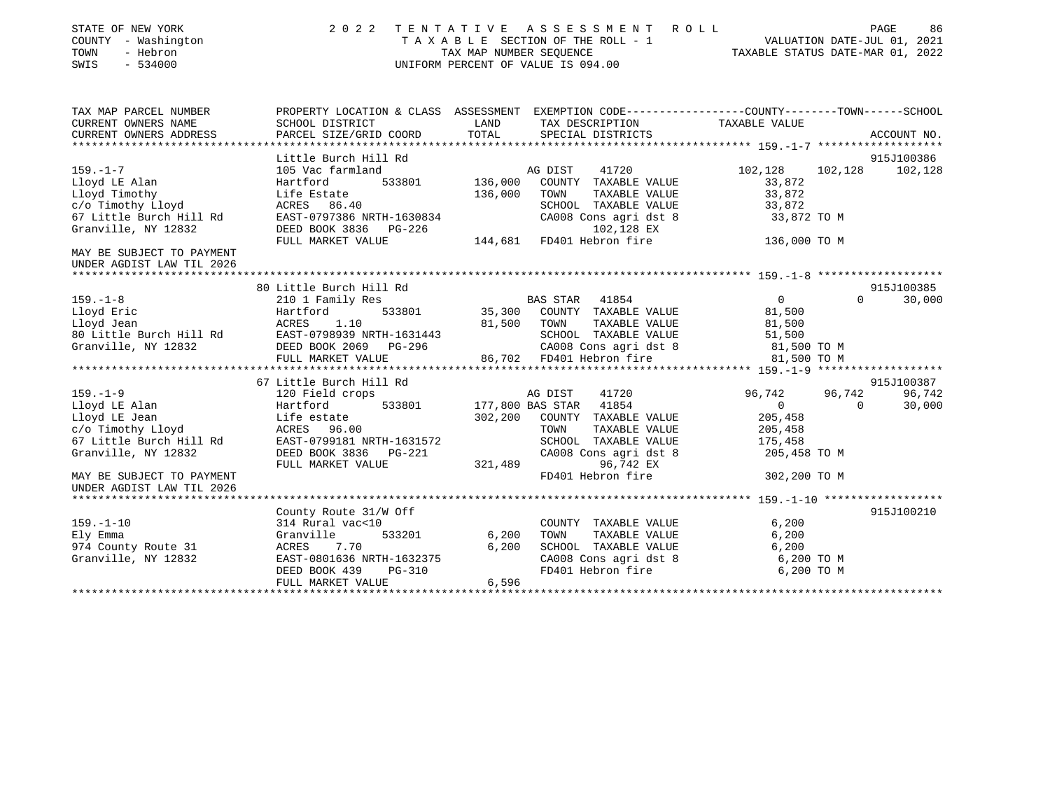STATE OF NEW YORK — 2022 TENTATIVE ASSESSMENT ROLL
COUNTY - Washington — TAXABLE SECTION OF THE ROLL - 1 — VALUATION DATE-JUL 01, 2021
TOWN - Hebron — TAX MAP NUMBER SEQUENCE — TAXABLE STATUS DATE-MAR 01, 2022
SWIS - 534000 — UNIFORM PERCENT OF VALUE IS 094.00

```
TAX MAP PARCEL NUMBER          PROPERTY LOCATION & CLASS  ASSESSMENT  EXEMPTION CODE-----------------COUNTY--------TOWN------SCHOOL
CURRENT OWNERS NAME            SCHOOL DISTRICT            LAND        TAX DESCRIPTION              TAXABLE VALUE
CURRENT OWNERS ADDRESS         PARCEL SIZE/GRID COORD     TOTAL       SPECIAL DISTRICTS                                   ACCOUNT NO.
****************************************************************************************************** 159.-1-7 *******************
                               Little Burch Hill Rd                                                                       915J100386
159.-1-7                       105 Vac farmland                        AG DIST    41720              102,128    102,128    102,128
Lloyd LE Alan                  Hartford        533801      136,000    COUNTY  TAXABLE VALUE           33,872
Lloyd Timothy                  Life Estate                 136,000    TOWN    TAXABLE VALUE           33,872
c/o Timothy Lloyd              ACRES   86.40                          SCHOOL  TAXABLE VALUE           33,872
67 Little Burch Hill Rd        EAST-0797386 NRTH-1630834              CA008 Cons agri dst 8           33,872 TO M
Granville, NY 12832            DEED BOOK 3836   PG-226                      102,128 EX
                               FULL MARKET VALUE           144,681    FD401 Hebron fire              136,000 TO M
MAY BE SUBJECT TO PAYMENT
UNDER AGDIST LAW TIL 2026
****************************************************************************************************** 159.-1-8 *******************
                               80 Little Burch Hill Rd                                                                    915J100385
159.-1-8                       210 1 Family Res                        BAS STAR   41854                    0          0     30,000
Lloyd Eric                     Hartford        533801       35,300    COUNTY  TAXABLE VALUE           81,500
Lloyd Jean                     ACRES    1.10                81,500    TOWN    TAXABLE VALUE           81,500
80 Little Burch Hill Rd        EAST-0798939 NRTH-1631443              SCHOOL  TAXABLE VALUE           51,500
Granville, NY 12832            DEED BOOK 2069   PG-296                CA008 Cons agri dst 8           81,500 TO M
                               FULL MARKET VALUE            86,702    FD401 Hebron fire               81,500 TO M
****************************************************************************************************** 159.-1-9 *******************
                               67 Little Burch Hill Rd                                                                    915J100387
159.-1-9                       120 Field crops                         AG DIST    41720               96,742     96,742     96,742
Lloyd LE Alan                  Hartford        533801      177,800 BAS STAR   41854                    0          0     30,000
Lloyd LE Jean                  Life estate                 302,200    COUNTY  TAXABLE VALUE          205,458
c/o Timothy Lloyd              ACRES   96.00                          TOWN    TAXABLE VALUE          205,458
67 Little Burch Hill Rd        EAST-0799181 NRTH-1631572              SCHOOL  TAXABLE VALUE          175,458
Granville, NY 12832            DEED BOOK 3836   PG-221                CA008 Cons agri dst 8          205,458 TO M
                               FULL MARKET VALUE           321,489          96,742 EX
MAY BE SUBJECT TO PAYMENT                                             FD401 Hebron fire              302,200 TO M
UNDER AGDIST LAW TIL 2026
****************************************************************************************************** 159.-1-10 ******************
                               County Route 31/W Off                                                                      915J100210
159.-1-10                      314 Rural vac<10                        COUNTY  TAXABLE VALUE            6,200
Ely Emma                       Granville       533201        6,200    TOWN    TAXABLE VALUE            6,200
974 County Route 31            ACRES    7.70                 6,200    SCHOOL  TAXABLE VALUE            6,200
Granville, NY 12832            EAST-0801636 NRTH-1632375              CA008 Cons agri dst 8            6,200 TO M
                               DEED BOOK 439    PG-310                FD401 Hebron fire                6,200 TO M
                               FULL MARKET VALUE             6,596
************************************************************************************************************************************
```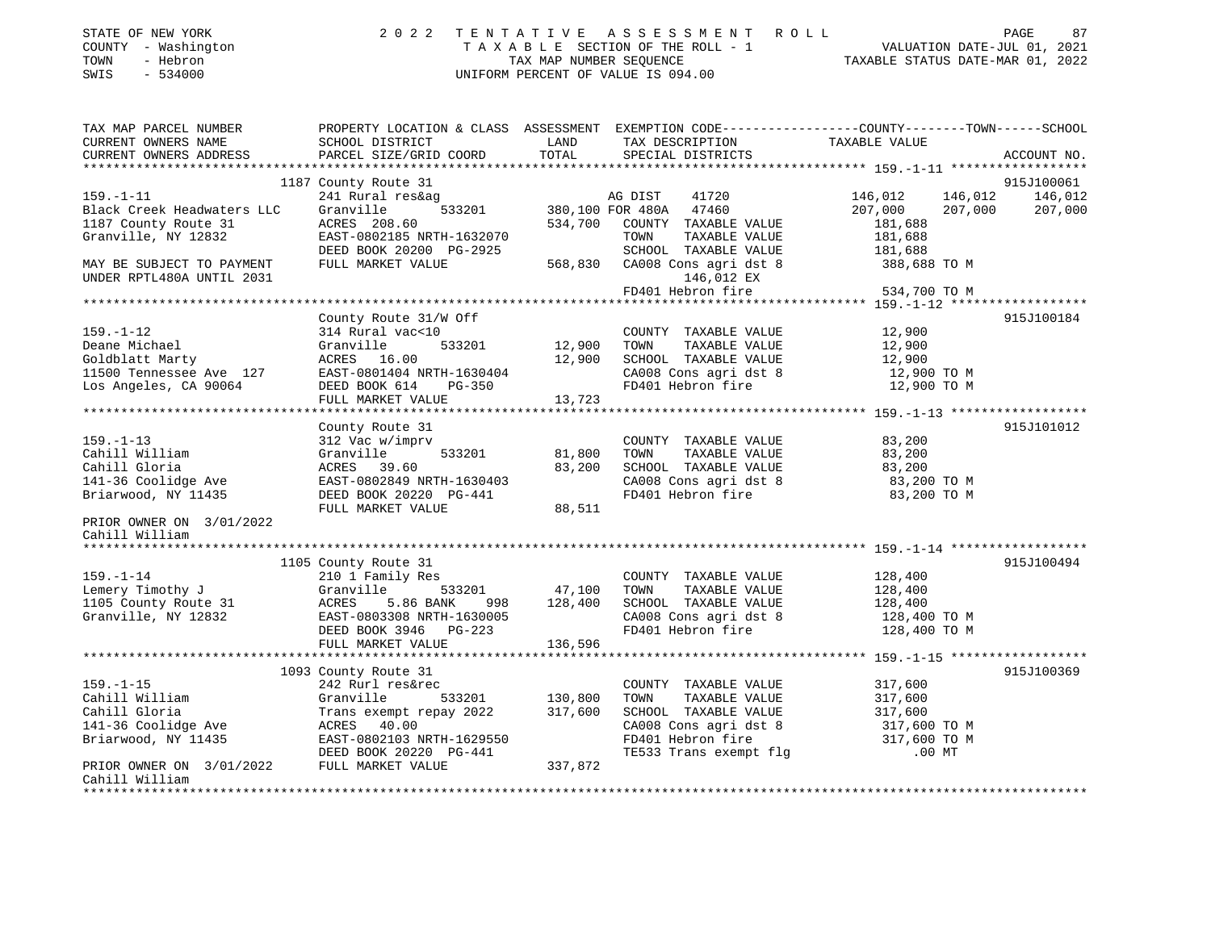STATE OF NEW YORK                    2 0 2 2  T E N T A T I V E  A S S E S S M E N T  R O L L
COUNTY - Washington                  T A X A B L E SECTION OF THE ROLL - 1                    VALUATION DATE-JUL 01, 2021
TOWN - Hebron                        TAX MAP NUMBER SEQUENCE                                  TAXABLE STATUS DATE-MAR 01, 2022
SWIS - 534000                        UNIFORM PERCENT OF VALUE IS 094.00

```
TAX MAP PARCEL NUMBER          PROPERTY LOCATION & CLASS  ASSESSMENT  EXEMPTION CODE-----------------COUNTY--------TOWN------SCHOOL
CURRENT OWNERS NAME            SCHOOL DISTRICT              LAND      TAX DESCRIPTION              TAXABLE VALUE
CURRENT OWNERS ADDRESS         PARCEL SIZE/GRID COORD       TOTAL     SPECIAL DISTRICTS                                      ACCOUNT NO.
******************************************************************************************************* 159.-1-11 ******************
                               1187 County Route 31                                                                          915J100061
159.-1-11                      241 Rural res&ag                     AG DIST     41720              146,012     146,012     146,012
Black Creek Headwaters LLC     Granville       533201      380,100 FOR 480A     47460              207,000     207,000     207,000
1187 County Route 31           ACRES  208.60               534,700   COUNTY  TAXABLE VALUE          181,688
Granville, NY 12832            EAST-0802185 NRTH-1632070              TOWN    TAXABLE VALUE          181,688
                               DEED BOOK 20200 PG-2925                SCHOOL  TAXABLE VALUE          181,688
MAY BE SUBJECT TO PAYMENT      FULL MARKET VALUE           568,830   CA008 Cons agri dst 8          388,688 TO M
UNDER RPTL480A UNTIL 2031                                              146,012 EX
                                                                     FD401 Hebron fire              534,700 TO M
******************************************************************************************************* 159.-1-12 ******************
                               County Route 31/W Off                                                                         915J100184
159.-1-12                      314 Rural vac<10                      COUNTY  TAXABLE VALUE           12,900
Deane Michael                  Granville       533201       12,900   TOWN    TAXABLE VALUE           12,900
Goldblatt Marty                ACRES   16.00                12,900   SCHOOL  TAXABLE VALUE           12,900
11500 Tennessee Ave 127        EAST-0801404 NRTH-1630404             CA008 Cons agri dst 8           12,900 TO M
Los Angeles, CA 90064          DEED BOOK 614    PG-350               FD401 Hebron fire               12,900 TO M
                               FULL MARKET VALUE            13,723
******************************************************************************************************* 159.-1-13 ******************
                               County Route 31                                                                               915J101012
159.-1-13                      312 Vac w/imprv                       COUNTY  TAXABLE VALUE           83,200
Cahill William                 Granville       533201       81,800   TOWN    TAXABLE VALUE           83,200
Cahill Gloria                  ACRES   39.60                83,200   SCHOOL  TAXABLE VALUE           83,200
141-36 Coolidge Ave            EAST-0802849 NRTH-1630403             CA008 Cons agri dst 8           83,200 TO M
Briarwood, NY 11435            DEED BOOK 20220 PG-441                FD401 Hebron fire               83,200 TO M
                               FULL MARKET VALUE            88,511
PRIOR OWNER ON 3/01/2022
Cahill William
******************************************************************************************************* 159.-1-14 ******************
                               1105 County Route 31                                                                          915J100494
159.-1-14                      210 1 Family Res                      COUNTY  TAXABLE VALUE          128,400
Lemery Timothy J               Granville       533201       47,100   TOWN    TAXABLE VALUE          128,400
1105 County Route 31           ACRES    5.86 BANK    998   128,400   SCHOOL  TAXABLE VALUE          128,400
Granville, NY 12832            EAST-0803308 NRTH-1630005             CA008 Cons agri dst 8          128,400 TO M
                               DEED BOOK 3946   PG-223               FD401 Hebron fire              128,400 TO M
                               FULL MARKET VALUE           136,596
******************************************************************************************************* 159.-1-15 ******************
                               1093 County Route 31                                                                          915J100369
159.-1-15                      242 Rurl res&rec                      COUNTY  TAXABLE VALUE          317,600
Cahill William                 Granville       533201      130,800   TOWN    TAXABLE VALUE          317,600
Cahill Gloria                  Trans exempt repay 2022     317,600   SCHOOL  TAXABLE VALUE          317,600
141-36 Coolidge Ave            ACRES   40.00                         CA008 Cons agri dst 8          317,600 TO M
Briarwood, NY 11435            EAST-0802103 NRTH-1629550             FD401 Hebron fire              317,600 TO M
                               DEED BOOK 20220 PG-441                TE533 Trans exempt flg             .00 MT
PRIOR OWNER ON 3/01/2022       FULL MARKET VALUE           337,872
Cahill William
************************************************************************************************************************************
```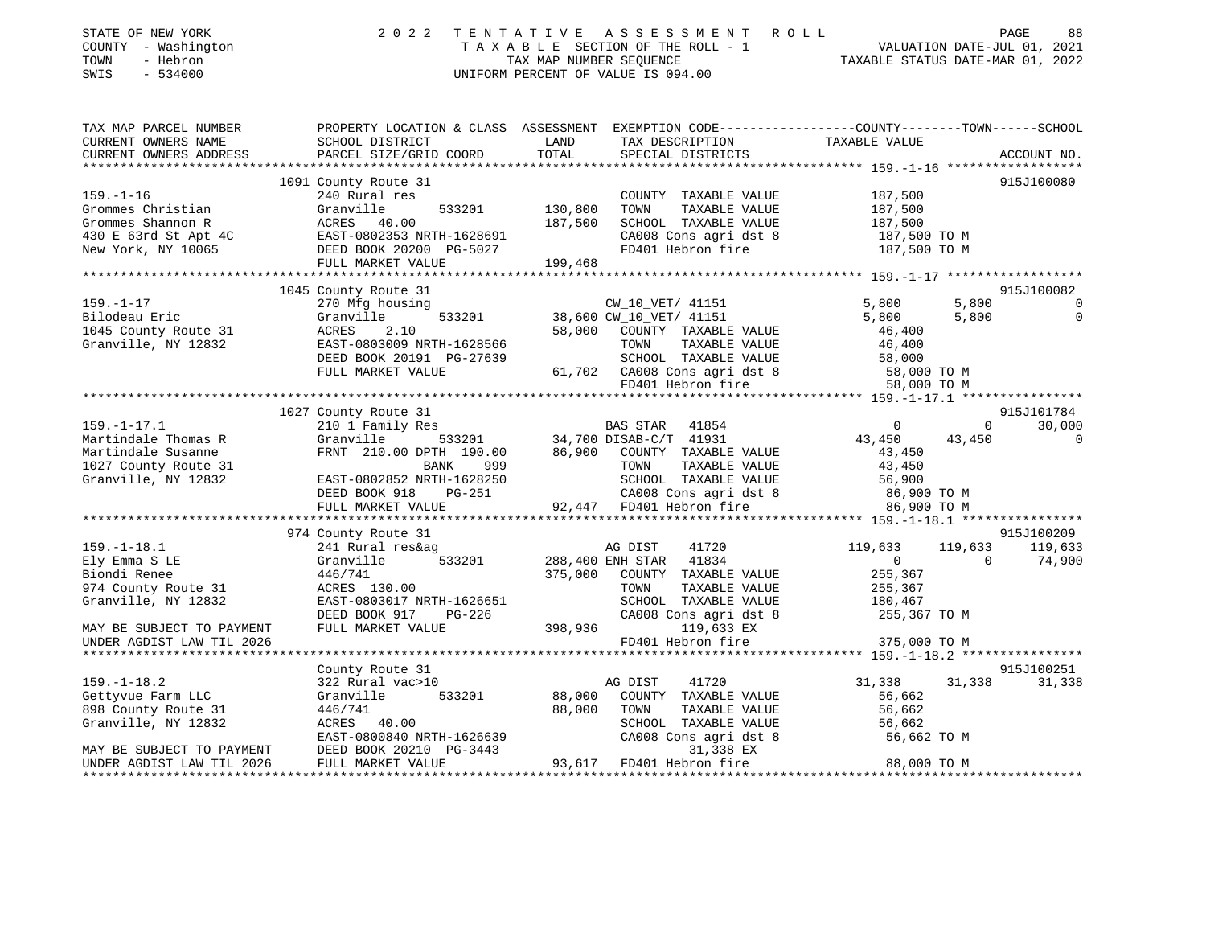STATE OF NEW YORK 2022 TENTATIVE ASSESSMENT ROLL
COUNTY - Washington TAXABLE SECTION OF THE ROLL - 1 VALUATION DATE-JUL 01, 2021
TOWN - Hebron TAX MAP NUMBER SEQUENCE TAXABLE STATUS DATE-MAR 01, 2022
SWIS - 534000 UNIFORM PERCENT OF VALUE IS 094.00

```
TAX MAP PARCEL NUMBER          PROPERTY LOCATION & CLASS  ASSESSMENT  EXEMPTION CODE------------------COUNTY--------TOWN------SCHOOL
CURRENT OWNERS NAME            SCHOOL DISTRICT              LAND       TAX DESCRIPTION              TAXABLE VALUE
CURRENT OWNERS ADDRESS         PARCEL SIZE/GRID COORD       TOTAL      SPECIAL DISTRICTS                                       ACCOUNT NO.
******************************************************************************************************* 159.-1-16 ******************
                               1091 County Route 31                                                                      915J100080
159.-1-16                      240 Rural res                           COUNTY  TAXABLE VALUE          187,500
Grommes Christian              Granville        533201    130,800     TOWN    TAXABLE VALUE          187,500
Grommes Shannon R              ACRES   40.00              187,500     SCHOOL  TAXABLE VALUE          187,500
430 E 63rd St Apt 4C           EAST-0802353 NRTH-1628691               CA008 Cons agri dst 8           187,500 TO M
New York, NY 10065             DEED BOOK 20200  PG-5027                FD401 Hebron fire               187,500 TO M
                               FULL MARKET VALUE          199,468
******************************************************************************************************* 159.-1-17 ******************
                               1045 County Route 31                                                                      915J100082
159.-1-17                      270 Mfg housing                         CW_10_VET/ 41151               5,800        5,800           0
Bilodeau Eric                  Granville        533201     38,600 CW_10_VET/ 41151                    5,800        5,800           0
1045 County Route 31           ACRES    2.10               58,000     COUNTY  TAXABLE VALUE           46,400
Granville, NY 12832            EAST-0803009 NRTH-1628566               TOWN    TAXABLE VALUE           46,400
                               DEED BOOK 20191  PG-27639               SCHOOL  TAXABLE VALUE           58,000
                               FULL MARKET VALUE           61,702     CA008 Cons agri dst 8            58,000 TO M
                                                                       FD401 Hebron fire                58,000 TO M
******************************************************************************************************* 159.-1-17.1 ****************
                               1027 County Route 31                                                                      915J101784
159.-1-17.1                    210 1 Family Res                        BAS STAR  41854                     0            0      30,000
Martindale Thomas R            Granville        533201     34,700 DISAB-C/T  41931                    43,450       43,450           0
Martindale Susanne             FRNT 210.00 DPTH 190.00     86,900     COUNTY  TAXABLE VALUE           43,450
1027 County Route 31                         BANK    999               TOWN    TAXABLE VALUE           43,450
Granville, NY 12832            EAST-0802852 NRTH-1628250               SCHOOL  TAXABLE VALUE           56,900
                               DEED BOOK 918    PG-251                 CA008 Cons agri dst 8            86,900 TO M
                               FULL MARKET VALUE           92,447     FD401 Hebron fire                86,900 TO M
******************************************************************************************************* 159.-1-18.1 ****************
                               974 County Route 31                                                                       915J100209
159.-1-18.1                    241 Rural res&ag                        AG DIST     41720             119,633      119,633     119,633
Ely Emma S LE                  Granville        533201    288,400 ENH STAR  41834                          0            0      74,900
Biondi Renee                   446/741                    375,000     COUNTY  TAXABLE VALUE          255,367
974 County Route 31            ACRES  130.00                           TOWN    TAXABLE VALUE          255,367
Granville, NY 12832            EAST-0803017 NRTH-1626651               SCHOOL  TAXABLE VALUE          180,467
                               DEED BOOK 917    PG-226                 CA008 Cons agri dst 8           255,367 TO M
MAY BE SUBJECT TO PAYMENT      FULL MARKET VALUE          398,936            119,633 EX
UNDER AGDIST LAW TIL 2026                                              FD401 Hebron fire               375,000 TO M
******************************************************************************************************* 159.-1-18.2 ****************
                               County Route 31                                                                           915J100251
159.-1-18.2                    322 Rural vac>10                        AG DIST     41720              31,338       31,338      31,338
Gettyvue Farm LLC              Granville        533201     88,000     COUNTY  TAXABLE VALUE           56,662
898 County Route 31            446/741                     88,000     TOWN    TAXABLE VALUE           56,662
Granville, NY 12832            ACRES   40.00                           SCHOOL  TAXABLE VALUE           56,662
                               EAST-0800840 NRTH-1626639               CA008 Cons agri dst 8            56,662 TO M
MAY BE SUBJECT TO PAYMENT      DEED BOOK 20210  PG-3443                       31,338 EX
UNDER AGDIST LAW TIL 2026      FULL MARKET VALUE           93,617     FD401 Hebron fire                88,000 TO M
************************************************************************************************************************************
```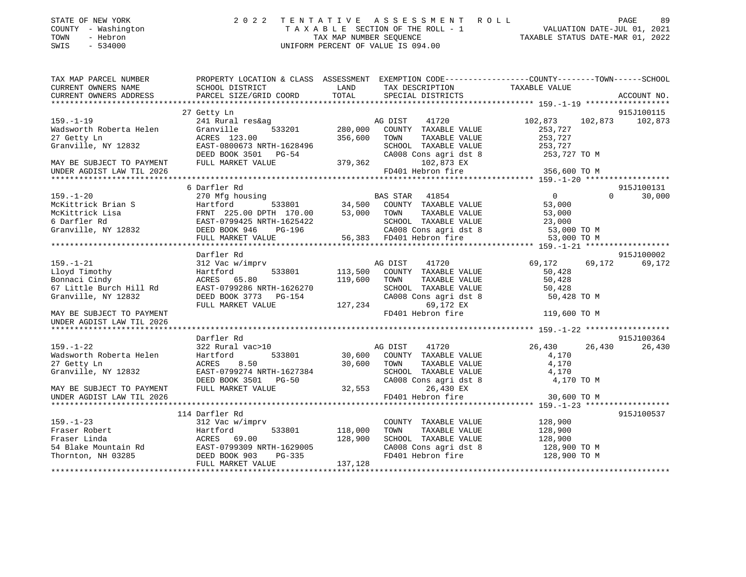STATE OF NEW YORK
COUNTY - Washington
TOWN - Hebron
SWIS - 534000

# 2022 TENTATIVE ASSESSMENT ROLL

TAXABLE SECTION OF THE ROLL - 1
TAX MAP NUMBER SEQUENCE
UNIFORM PERCENT OF VALUE IS 094.00

VALUATION DATE-JUL 01, 2021
TAXABLE STATUS DATE-MAR 01, 2022

```
TAX MAP PARCEL NUMBER          PROPERTY LOCATION & CLASS  ASSESSMENT  EXEMPTION CODE------------------COUNTY--------TOWN------SCHOOL
CURRENT OWNERS NAME            SCHOOL DISTRICT               LAND      TAX DESCRIPTION              TAXABLE VALUE
CURRENT OWNERS ADDRESS         PARCEL SIZE/GRID COORD        TOTAL     SPECIAL DISTRICTS                                           ACCOUNT NO.
*********************************************************************************************** 159.-1-19 ******************
                               27 Getty Ln                                                                                     915J100115
159.-1-19                      241 Rural res&ag                         AG DIST    41720           102,873    102,873    102,873
Wadsworth Roberta Helen        Granville       533201      280,000     COUNTY  TAXABLE VALUE         253,727
27 Getty Ln                    ACRES 123.00                356,600     TOWN    TAXABLE VALUE         253,727
Granville, NY 12832            EAST-0800673 NRTH-1628496               SCHOOL  TAXABLE VALUE         253,727
                               DEED BOOK 3501   PG-54                  CA008 Cons agri dst 8         253,727 TO M
MAY BE SUBJECT TO PAYMENT      FULL MARKET VALUE           379,362          102,873 EX
UNDER AGDIST LAW TIL 2026                                              FD401 Hebron fire             356,600 TO M
*********************************************************************************************** 159.-1-20 ******************
                               6 Darfler Rd                                                                                    915J100131
159.-1-20                      270 Mfg housing                          BAS STAR   41854                 0          0     30,000
McKittrick Brian S             Hartford        533801       34,500     COUNTY  TAXABLE VALUE          53,000
McKittrick Lisa                FRNT 225.00 DPTH 170.00      53,000     TOWN    TAXABLE VALUE          53,000
6 Darfler Rd                   EAST-0799425 NRTH-1625422               SCHOOL  TAXABLE VALUE          23,000
Granville, NY 12832            DEED BOOK 946    PG-196                 CA008 Cons agri dst 8          53,000 TO M
                               FULL MARKET VALUE            56,383     FD401 Hebron fire              53,000 TO M
*********************************************************************************************** 159.-1-21 ******************
                               Darfler Rd                                                                                      915J100002
159.-1-21                      312 Vac w/imprv                          AG DIST    41720            69,172     69,172     69,172
Lloyd Timothy                  Hartford        533801      113,500     COUNTY  TAXABLE VALUE          50,428
Bonnaci Cindy                  ACRES  65.80                119,600     TOWN    TAXABLE VALUE          50,428
67 Little Burch Hill Rd        EAST-0799286 NRTH-1626270               SCHOOL  TAXABLE VALUE          50,428
Granville, NY 12832            DEED BOOK 3773   PG-154                 CA008 Cons agri dst 8          50,428 TO M
                               FULL MARKET VALUE           127,234           69,172 EX
MAY BE SUBJECT TO PAYMENT                                              FD401 Hebron fire             119,600 TO M
UNDER AGDIST LAW TIL 2026
*********************************************************************************************** 159.-1-22 ******************
                               Darfler Rd                                                                                      915J100364
159.-1-22                      322 Rural vac>10                         AG DIST    41720            26,430     26,430     26,430
Wadsworth Roberta Helen        Hartford        533801       30,600     COUNTY  TAXABLE VALUE           4,170
27 Getty Ln                    ACRES   8.50                 30,600     TOWN    TAXABLE VALUE           4,170
Granville, NY 12832            EAST-0799274 NRTH-1627384               SCHOOL  TAXABLE VALUE           4,170
                               DEED BOOK 3501   PG-50                  CA008 Cons agri dst 8           4,170 TO M
MAY BE SUBJECT TO PAYMENT      FULL MARKET VALUE            32,553           26,430 EX
UNDER AGDIST LAW TIL 2026                                              FD401 Hebron fire              30,600 TO M
*********************************************************************************************** 159.-1-23 ******************
                               114 Darfler Rd                                                                                  915J100537
159.-1-23                      312 Vac w/imprv                         COUNTY  TAXABLE VALUE         128,900
Fraser Robert                  Hartford        533801      118,000     TOWN    TAXABLE VALUE         128,900
Fraser Linda                   ACRES  69.00                128,900     SCHOOL  TAXABLE VALUE         128,900
54 Blake Mountain Rd           EAST-0799309 NRTH-1629005               CA008 Cons agri dst 8         128,900 TO M
Thornton, NH 03285             DEED BOOK 903    PG-335                 FD401 Hebron fire             128,900 TO M
                               FULL MARKET VALUE           137,128
****************************************************************************************************************************
```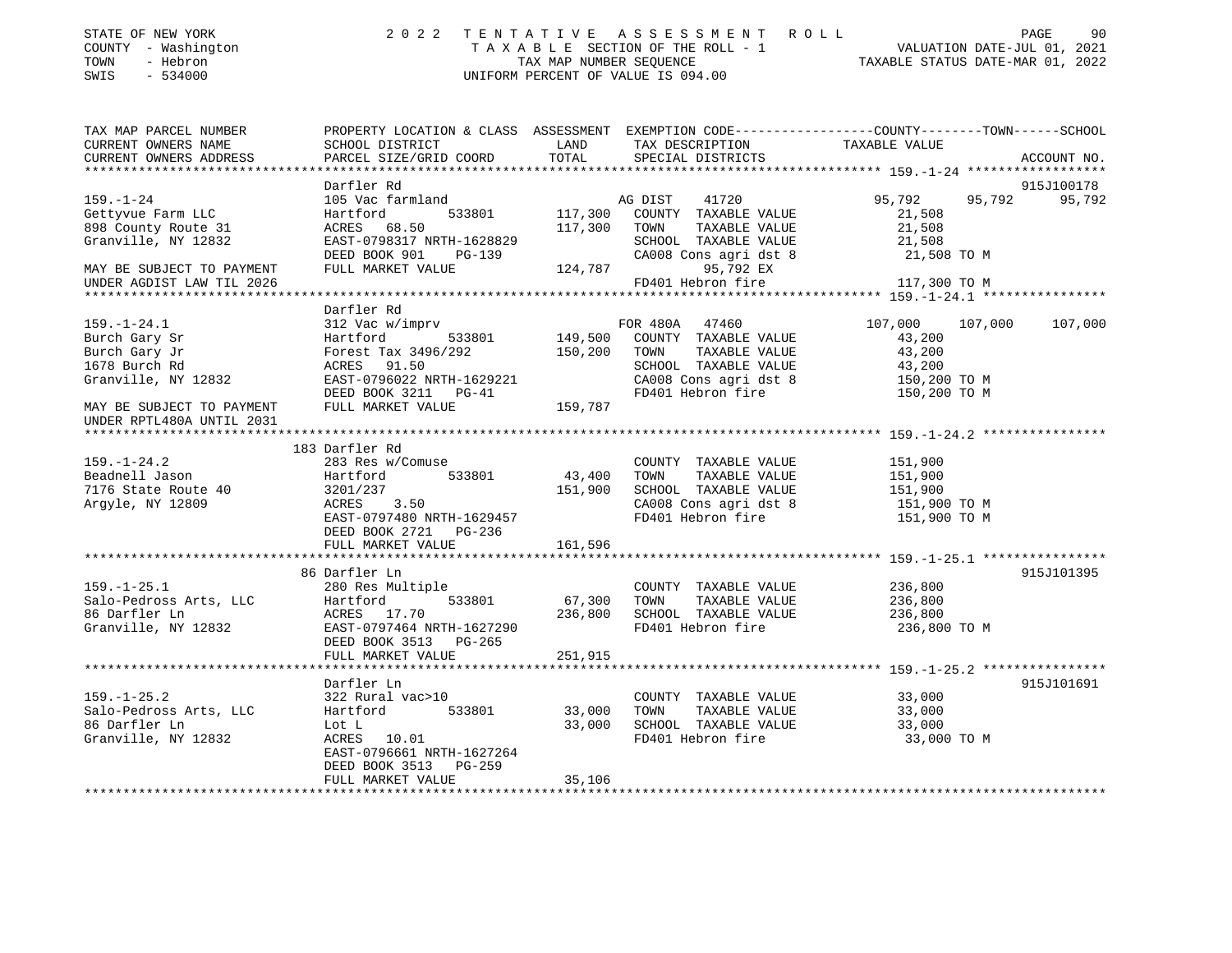STATE OF NEW YORK  
COUNTY - Washington  
TOWN - Hebron  
SWIS - 534000

2022 TENTATIVE ASSESSMENT ROLL  
TAXABLE SECTION OF THE ROLL - 1  
TAX MAP NUMBER SEQUENCE  
UNIFORM PERCENT OF VALUE IS 094.00

VALUATION DATE-JUL 01, 2021  
TAXABLE STATUS DATE-MAR 01, 2022

| TAX MAP PARCEL NUMBER / CURRENT OWNERS NAME / CURRENT OWNERS ADDRESS | PROPERTY LOCATION & CLASS / SCHOOL DISTRICT / PARCEL SIZE/GRID COORD | ASSESSMENT LAND / TOTAL | EXEMPTION CODE / TAX DESCRIPTION / SPECIAL DISTRICTS | COUNTY TAXABLE VALUE | TOWN | SCHOOL | ACCOUNT NO. |
|---|---|---|---|---|---|---|---|
| **159.-1-24** | Darfler Rd | | | | | | 915J100178 |
| 159.-1-24 | 105 Vac farmland | | AG DIST 41720 | 95,792 | 95,792 | 95,792 | |
| Gettyvue Farm LLC | Hartford 533801 | 117,300 | COUNTY TAXABLE VALUE | 21,508 | | | |
| 898 County Route 31 | ACRES 68.50 | 117,300 | TOWN TAXABLE VALUE | 21,508 | | | |
| Granville, NY 12832 | EAST-0798317 NRTH-1628829 | | SCHOOL TAXABLE VALUE | 21,508 | | | |
| | DEED BOOK 901 PG-139 | | CA008 Cons agri dst 8 | 21,508 TO M | | | |
| MAY BE SUBJECT TO PAYMENT | FULL MARKET VALUE | 124,787 | 95,792 EX | | | | |
| UNDER AGDIST LAW TIL 2026 | | | FD401 Hebron fire | 117,300 TO M | | | |
| **159.-1-24.1** | Darfler Rd | | | | | | |
| 159.-1-24.1 | 312 Vac w/imprv | | FOR 480A 47460 | 107,000 | 107,000 | 107,000 | |
| Burch Gary Sr | Hartford 533801 | 149,500 | COUNTY TAXABLE VALUE | 43,200 | | | |
| Burch Gary Jr | Forest Tax 3496/292 | 150,200 | TOWN TAXABLE VALUE | 43,200 | | | |
| 1678 Burch Rd | ACRES 91.50 | | SCHOOL TAXABLE VALUE | 43,200 | | | |
| Granville, NY 12832 | EAST-0796022 NRTH-1629221 | | CA008 Cons agri dst 8 | 150,200 TO M | | | |
| | DEED BOOK 3211 PG-41 | | FD401 Hebron fire | 150,200 TO M | | | |
| MAY BE SUBJECT TO PAYMENT | FULL MARKET VALUE | 159,787 | | | | | |
| UNDER RPTL480A UNTIL 2031 | | | | | | | |
| **159.-1-24.2** | 183 Darfler Rd | | | | | | |
| 159.-1-24.2 | 283 Res w/Comuse | | COUNTY TAXABLE VALUE | 151,900 | | | |
| Beadnell Jason | Hartford 533801 | 43,400 | TOWN TAXABLE VALUE | 151,900 | | | |
| 7176 State Route 40 | 3201/237 | 151,900 | SCHOOL TAXABLE VALUE | 151,900 | | | |
| Argyle, NY 12809 | ACRES 3.50 | | CA008 Cons agri dst 8 | 151,900 TO M | | | |
| | EAST-0797480 NRTH-1629457 | | FD401 Hebron fire | 151,900 TO M | | | |
| | DEED BOOK 2721 PG-236 | | | | | | |
| | FULL MARKET VALUE | 161,596 | | | | | |
| **159.-1-25.1** | 86 Darfler Ln | | | | | | 915J101395 |
| 159.-1-25.1 | 280 Res Multiple | | COUNTY TAXABLE VALUE | 236,800 | | | |
| Salo-Pedross Arts, LLC | Hartford 533801 | 67,300 | TOWN TAXABLE VALUE | 236,800 | | | |
| 86 Darfler Ln | ACRES 17.70 | 236,800 | SCHOOL TAXABLE VALUE | 236,800 | | | |
| Granville, NY 12832 | EAST-0797464 NRTH-1627290 | | FD401 Hebron fire | 236,800 TO M | | | |
| | DEED BOOK 3513 PG-265 | | | | | | |
| | FULL MARKET VALUE | 251,915 | | | | | |
| **159.-1-25.2** | Darfler Ln | | | | | | 915J101691 |
| 159.-1-25.2 | 322 Rural vac>10 | | COUNTY TAXABLE VALUE | 33,000 | | | |
| Salo-Pedross Arts, LLC | Hartford 533801 | 33,000 | TOWN TAXABLE VALUE | 33,000 | | | |
| 86 Darfler Ln | Lot L | 33,000 | SCHOOL TAXABLE VALUE | 33,000 | | | |
| Granville, NY 12832 | ACRES 10.01 | | FD401 Hebron fire | 33,000 TO M | | | |
| | EAST-0796661 NRTH-1627264 | | | | | | |
| | DEED BOOK 3513 PG-259 | | | | | | |
| | FULL MARKET VALUE | 35,106 | | | | | |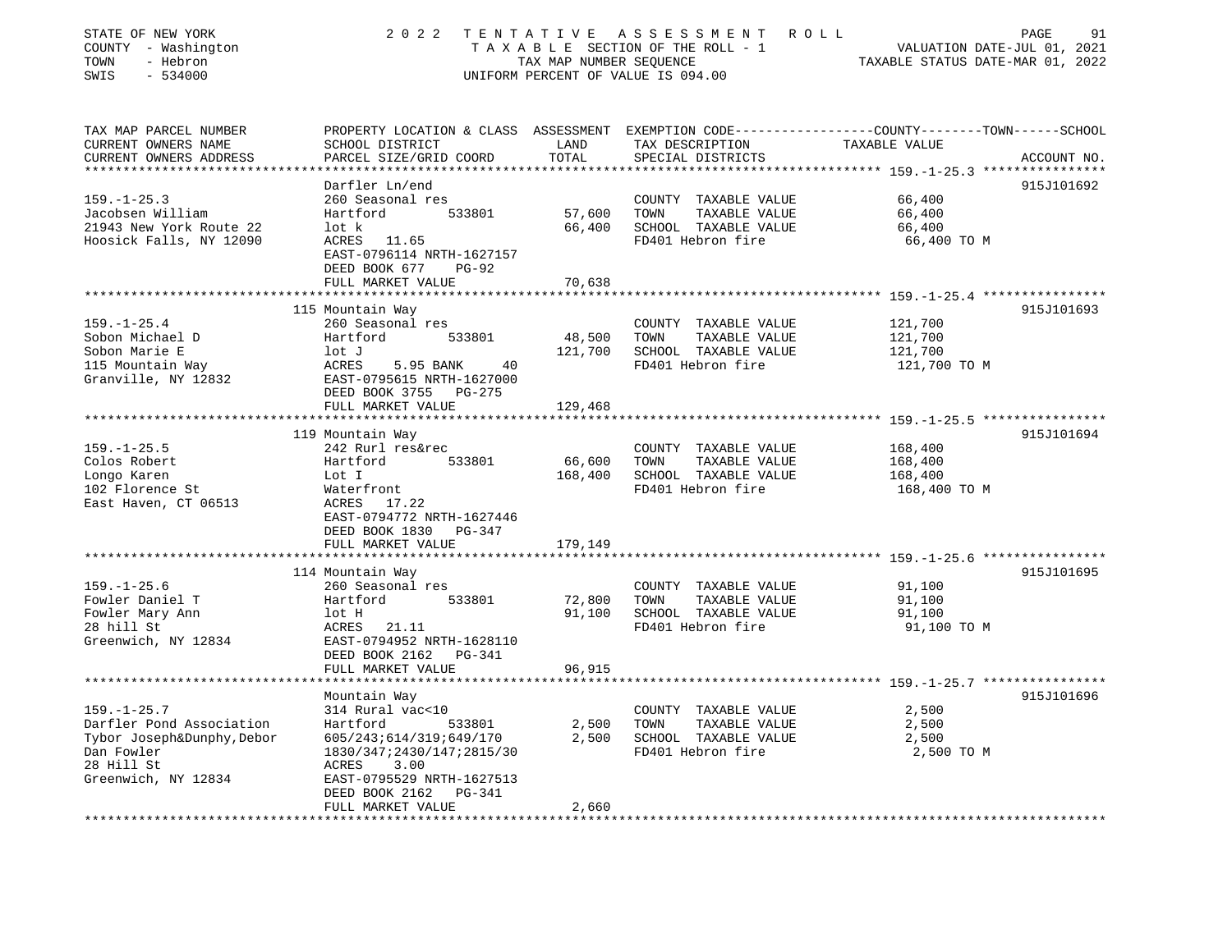STATE OF NEW YORK — 2022 TENTATIVE ASSESSMENT ROLL
COUNTY - Washington — TAXABLE SECTION OF THE ROLL - 1 — VALUATION DATE-JUL 01, 2021
TOWN - Hebron — TAX MAP NUMBER SEQUENCE — TAXABLE STATUS DATE-MAR 01, 2022
SWIS - 534000 — UNIFORM PERCENT OF VALUE IS 094.00

| TAX MAP PARCEL NUMBER / CURRENT OWNERS NAME / CURRENT OWNERS ADDRESS | PROPERTY LOCATION & CLASS / SCHOOL DISTRICT / PARCEL SIZE/GRID COORD | ASSESSMENT LAND / TOTAL | EXEMPTION CODE / TAX DESCRIPTION / SPECIAL DISTRICTS | TAXABLE VALUE (COUNTY--TOWN--SCHOOL) | ACCOUNT NO. |
|---|---|---|---|---|---|
| **159.-1-25.3** | Darfler Ln/end | | | | 915J101692 |
| 159.-1-25.3 | 260 Seasonal res | | COUNTY TAXABLE VALUE | 66,400 | |
| Jacobsen William | Hartford 533801 | 57,600 | TOWN TAXABLE VALUE | 66,400 | |
| 21943 New York Route 22 | lot k | 66,400 | SCHOOL TAXABLE VALUE | 66,400 | |
| Hoosick Falls, NY 12090 | ACRES 11.65 | | FD401 Hebron fire | 66,400 TO M | |
| | EAST-0796114 NRTH-1627157 | | | | |
| | DEED BOOK 677 PG-92 | | | | |
| | FULL MARKET VALUE | 70,638 | | | |
| **159.-1-25.4** | 115 Mountain Way | | | | 915J101693 |
| 159.-1-25.4 | 260 Seasonal res | | COUNTY TAXABLE VALUE | 121,700 | |
| Sobon Michael D | Hartford 533801 | 48,500 | TOWN TAXABLE VALUE | 121,700 | |
| Sobon Marie E | lot J | 121,700 | SCHOOL TAXABLE VALUE | 121,700 | |
| 115 Mountain Way | ACRES 5.95 BANK 40 | | FD401 Hebron fire | 121,700 TO M | |
| Granville, NY 12832 | EAST-0795615 NRTH-1627000 | | | | |
| | DEED BOOK 3755 PG-275 | | | | |
| | FULL MARKET VALUE | 129,468 | | | |
| **159.-1-25.5** | 119 Mountain Way | | | | 915J101694 |
| 159.-1-25.5 | 242 Rurl res&rec | | COUNTY TAXABLE VALUE | 168,400 | |
| Colos Robert | Hartford 533801 | 66,600 | TOWN TAXABLE VALUE | 168,400 | |
| Longo Karen | Lot I | 168,400 | SCHOOL TAXABLE VALUE | 168,400 | |
| 102 Florence St | Waterfront | | FD401 Hebron fire | 168,400 TO M | |
| East Haven, CT 06513 | ACRES 17.22 | | | | |
| | EAST-0794772 NRTH-1627446 | | | | |
| | DEED BOOK 1830 PG-347 | | | | |
| | FULL MARKET VALUE | 179,149 | | | |
| **159.-1-25.6** | 114 Mountain Way | | | | 915J101695 |
| 159.-1-25.6 | 260 Seasonal res | | COUNTY TAXABLE VALUE | 91,100 | |
| Fowler Daniel T | Hartford 533801 | 72,800 | TOWN TAXABLE VALUE | 91,100 | |
| Fowler Mary Ann | lot H | 91,100 | SCHOOL TAXABLE VALUE | 91,100 | |
| 28 hill St | ACRES 21.11 | | FD401 Hebron fire | 91,100 TO M | |
| Greenwich, NY 12834 | EAST-0794952 NRTH-1628110 | | | | |
| | DEED BOOK 2162 PG-341 | | | | |
| | FULL MARKET VALUE | 96,915 | | | |
| **159.-1-25.7** | Mountain Way | | | | 915J101696 |
| 159.-1-25.7 | 314 Rural vac<10 | | COUNTY TAXABLE VALUE | 2,500 | |
| Darfler Pond Association | Hartford 533801 | 2,500 | TOWN TAXABLE VALUE | 2,500 | |
| Tybor Joseph&Dunphy,Debor | 605/243;614/319;649/170 | 2,500 | SCHOOL TAXABLE VALUE | 2,500 | |
| Dan Fowler | 1830/347;2430/147;2815/30 | | FD401 Hebron fire | 2,500 TO M | |
| 28 Hill St | ACRES 3.00 | | | | |
| Greenwich, NY 12834 | EAST-0795529 NRTH-1627513 | | | | |
| | DEED BOOK 2162 PG-341 | | | | |
| | FULL MARKET VALUE | 2,660 | | | |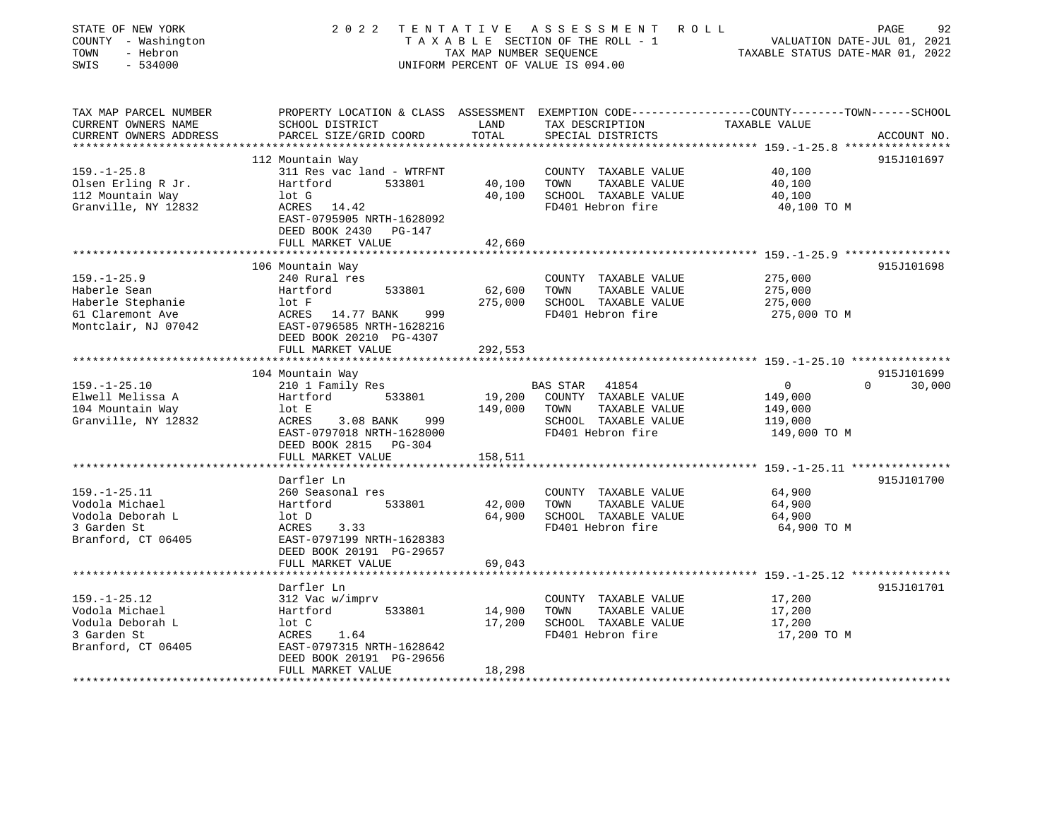STATE OF NEW YORK
COUNTY - Washington
TOWN - Hebron
SWIS - 534000

# 2022 TENTATIVE ASSESSMENT ROLL

TAXABLE SECTION OF THE ROLL - 1
TAX MAP NUMBER SEQUENCE
UNIFORM PERCENT OF VALUE IS 094.00

VALUATION DATE-JUL 01, 2021
TAXABLE STATUS DATE-MAR 01, 2022

| TAX MAP PARCEL NUMBER / CURRENT OWNERS NAME / CURRENT OWNERS ADDRESS | PROPERTY LOCATION & CLASS / SCHOOL DISTRICT / PARCEL SIZE/GRID COORD | ASSESSMENT LAND | TOTAL | EXEMPTION CODE / TAX DESCRIPTION / SPECIAL DISTRICTS | COUNTY / TOWN / SCHOOL TAXABLE VALUE | ACCOUNT NO. |
|---|---|---|---|---|---|---|
| **159.-1-25.8** | 112 Mountain Way | | | | | 915J101697 |
| 159.-1-25.8 | 311 Res vac land - WTRFNT | | | COUNTY TAXABLE VALUE | 40,100 | |
| Olsen Erling R Jr. | Hartford 533801 | 40,100 | | TOWN TAXABLE VALUE | 40,100 | |
| 112 Mountain Way | lot G | | 40,100 | SCHOOL TAXABLE VALUE | 40,100 | |
| Granville, NY 12832 | ACRES 14.42 | | | FD401 Hebron fire | 40,100 TO M | |
| | EAST-0795905 NRTH-1628092 | | | | | |
| | DEED BOOK 2430 PG-147 | | | | | |
| | FULL MARKET VALUE | | 42,660 | | | |
| **159.-1-25.9** | 106 Mountain Way | | | | | 915J101698 |
| 159.-1-25.9 | 240 Rural res | | | COUNTY TAXABLE VALUE | 275,000 | |
| Haberle Sean | Hartford 533801 | 62,600 | | TOWN TAXABLE VALUE | 275,000 | |
| Haberle Stephanie | lot F | | 275,000 | SCHOOL TAXABLE VALUE | 275,000 | |
| 61 Claremont Ave | ACRES 14.77 BANK 999 | | | FD401 Hebron fire | 275,000 TO M | |
| Montclair, NJ 07042 | EAST-0796585 NRTH-1628216 | | | | | |
| | DEED BOOK 20210 PG-4307 | | | | | |
| | FULL MARKET VALUE | | 292,553 | | | |
| **159.-1-25.10** | 104 Mountain Way | | | | | 915J101699 |
| 159.-1-25.10 | 210 1 Family Res | | | BAS STAR 41854 | 0 / 0 / 30,000 | |
| Elwell Melissa A | Hartford 533801 | 19,200 | | COUNTY TAXABLE VALUE | 149,000 | |
| 104 Mountain Way | lot E | | 149,000 | TOWN TAXABLE VALUE | 149,000 | |
| Granville, NY 12832 | ACRES 3.08 BANK 999 | | | SCHOOL TAXABLE VALUE | 119,000 | |
| | EAST-0797018 NRTH-1628000 | | | FD401 Hebron fire | 149,000 TO M | |
| | DEED BOOK 2815 PG-304 | | | | | |
| | FULL MARKET VALUE | | 158,511 | | | |
| **159.-1-25.11** | Darfler Ln | | | | | 915J101700 |
| 159.-1-25.11 | 260 Seasonal res | | | COUNTY TAXABLE VALUE | 64,900 | |
| Vodola Michael | Hartford 533801 | 42,000 | | TOWN TAXABLE VALUE | 64,900 | |
| Vodola Deborah L | lot D | | 64,900 | SCHOOL TAXABLE VALUE | 64,900 | |
| 3 Garden St | ACRES 3.33 | | | FD401 Hebron fire | 64,900 TO M | |
| Branford, CT 06405 | EAST-0797199 NRTH-1628383 | | | | | |
| | DEED BOOK 20191 PG-29657 | | | | | |
| | FULL MARKET VALUE | | 69,043 | | | |
| **159.-1-25.12** | Darfler Ln | | | | | 915J101701 |
| 159.-1-25.12 | 312 Vac w/imprv | | | COUNTY TAXABLE VALUE | 17,200 | |
| Vodola Michael | Hartford 533801 | 14,900 | | TOWN TAXABLE VALUE | 17,200 | |
| Vodula Deborah L | lot C | | 17,200 | SCHOOL TAXABLE VALUE | 17,200 | |
| 3 Garden St | ACRES 1.64 | | | FD401 Hebron fire | 17,200 TO M | |
| Branford, CT 06405 | EAST-0797315 NRTH-1628642 | | | | | |
| | DEED BOOK 20191 PG-29656 | | | | | |
| | FULL MARKET VALUE | | 18,298 | | | |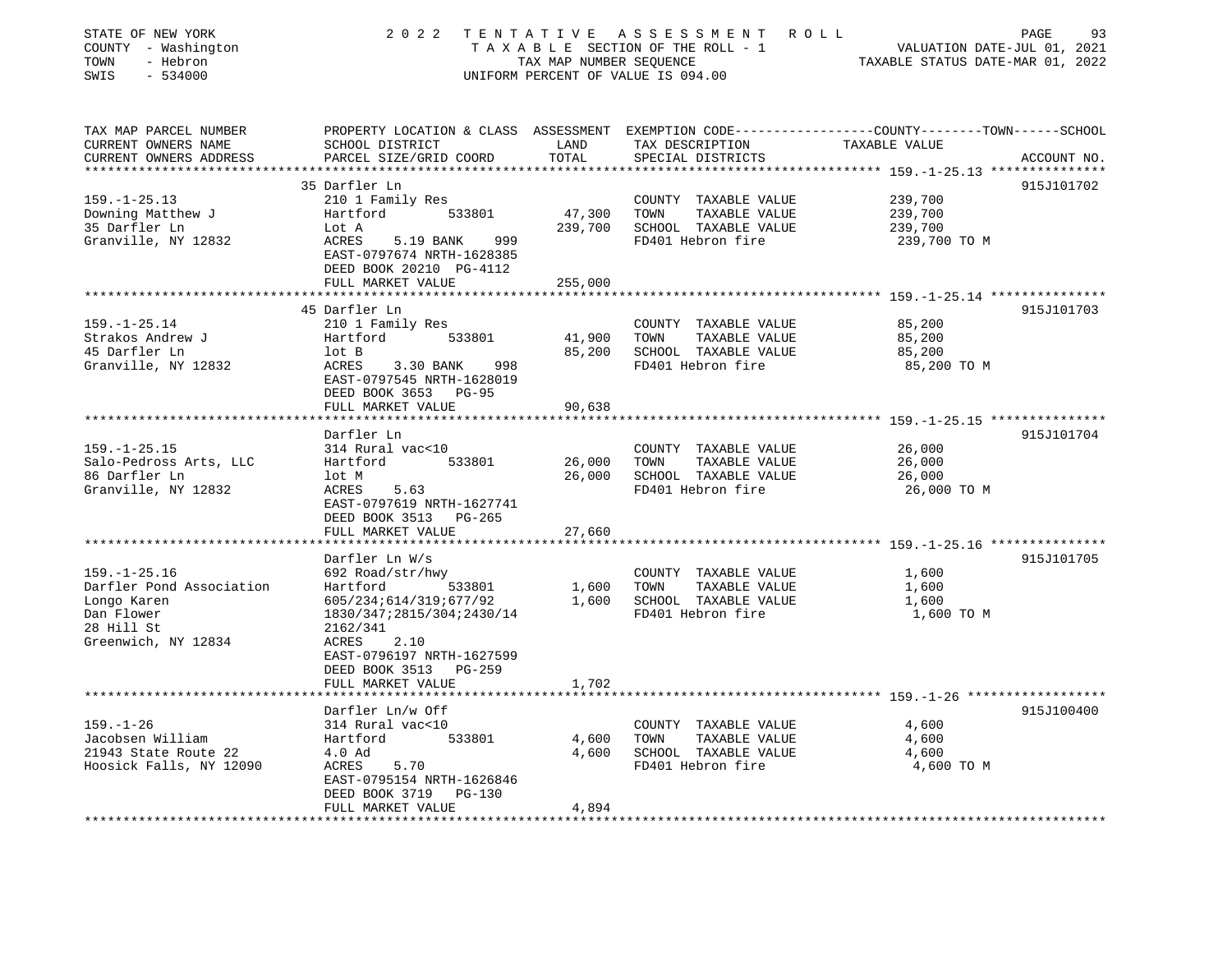STATE OF NEW YORK 2022 TENTATIVE ASSESSMENT ROLL
COUNTY - Washington TAXABLE SECTION OF THE ROLL - 1 VALUATION DATE-JUL 01, 2021
TOWN - Hebron TAX MAP NUMBER SEQUENCE TAXABLE STATUS DATE-MAR 01, 2022
SWIS - 534000 UNIFORM PERCENT OF VALUE IS 094.00

| TAX MAP PARCEL NUMBER<br>CURRENT OWNERS NAME<br>CURRENT OWNERS ADDRESS | PROPERTY LOCATION & CLASS<br>SCHOOL DISTRICT<br>PARCEL SIZE/GRID COORD | ASSESSMENT<br>LAND<br>TOTAL | EXEMPTION CODE-----COUNTY-----TOWN------SCHOOL<br>TAX DESCRIPTION<br>SPECIAL DISTRICTS | TAXABLE VALUE | ACCOUNT NO. |
|---|---|---|---|---|---|
| **159.-1-25.13** | 35 Darfler Ln | | | | 915J101702 |
| 159.-1-25.13 | 210 1 Family Res | | COUNTY TAXABLE VALUE | 239,700 | |
| Downing Matthew J | Hartford 533801 | 47,300 | TOWN TAXABLE VALUE | 239,700 | |
| 35 Darfler Ln | Lot A | 239,700 | SCHOOL TAXABLE VALUE | 239,700 | |
| Granville, NY 12832 | ACRES 5.19 BANK 999 | | FD401 Hebron fire | 239,700 TO M | |
| | EAST-0797674 NRTH-1628385 | | | | |
| | DEED BOOK 20210 PG-4112 | | | | |
| | FULL MARKET VALUE | 255,000 | | | |
| **159.-1-25.14** | 45 Darfler Ln | | | | 915J101703 |
| 159.-1-25.14 | 210 1 Family Res | | COUNTY TAXABLE VALUE | 85,200 | |
| Strakos Andrew J | Hartford 533801 | 41,900 | TOWN TAXABLE VALUE | 85,200 | |
| 45 Darfler Ln | lot B | 85,200 | SCHOOL TAXABLE VALUE | 85,200 | |
| Granville, NY 12832 | ACRES 3.30 BANK 998 | | FD401 Hebron fire | 85,200 TO M | |
| | EAST-0797545 NRTH-1628019 | | | | |
| | DEED BOOK 3653 PG-95 | | | | |
| | FULL MARKET VALUE | 90,638 | | | |
| **159.-1-25.15** | Darfler Ln | | | | 915J101704 |
| 159.-1-25.15 | 314 Rural vac<10 | | COUNTY TAXABLE VALUE | 26,000 | |
| Salo-Pedross Arts, LLC | Hartford 533801 | 26,000 | TOWN TAXABLE VALUE | 26,000 | |
| 86 Darfler Ln | lot M | 26,000 | SCHOOL TAXABLE VALUE | 26,000 | |
| Granville, NY 12832 | ACRES 5.63 | | FD401 Hebron fire | 26,000 TO M | |
| | EAST-0797619 NRTH-1627741 | | | | |
| | DEED BOOK 3513 PG-265 | | | | |
| | FULL MARKET VALUE | 27,660 | | | |
| **159.-1-25.16** | Darfler Ln W/s | | | | 915J101705 |
| 159.-1-25.16 | 692 Road/str/hwy | | COUNTY TAXABLE VALUE | 1,600 | |
| Darfler Pond Association | Hartford 533801 | 1,600 | TOWN TAXABLE VALUE | 1,600 | |
| Longo Karen | 605/234;614/319;677/92 | 1,600 | SCHOOL TAXABLE VALUE | 1,600 | |
| Dan Flower | 1830/347;2815/304;2430/14 | | FD401 Hebron fire | 1,600 TO M | |
| 28 Hill St | 2162/341 | | | | |
| Greenwich, NY 12834 | ACRES 2.10 | | | | |
| | EAST-0796197 NRTH-1627599 | | | | |
| | DEED BOOK 3513 PG-259 | | | | |
| | FULL MARKET VALUE | 1,702 | | | |
| **159.-1-26** | Darfler Ln/w Off | | | | 915J100400 |
| 159.-1-26 | 314 Rural vac<10 | | COUNTY TAXABLE VALUE | 4,600 | |
| Jacobsen William | Hartford 533801 | 4,600 | TOWN TAXABLE VALUE | 4,600 | |
| 21943 State Route 22 | 4.0 Ad | 4,600 | SCHOOL TAXABLE VALUE | 4,600 | |
| Hoosick Falls, NY 12090 | ACRES 5.70 | | FD401 Hebron fire | 4,600 TO M | |
| | EAST-0795154 NRTH-1626846 | | | | |
| | DEED BOOK 3719 PG-130 | | | | |
| | FULL MARKET VALUE | 4,894 | | | |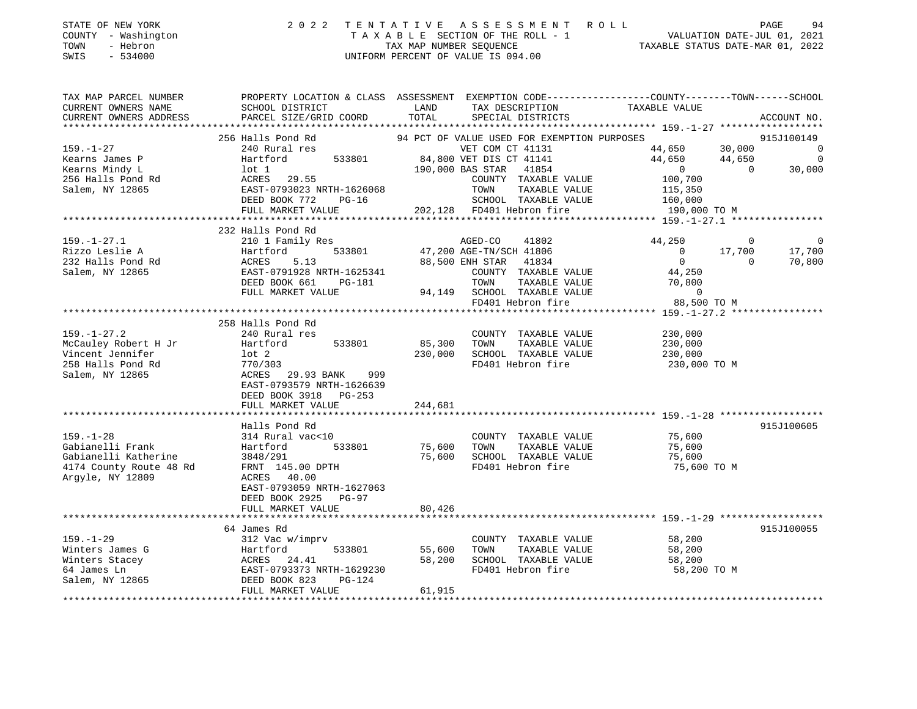STATE OF NEW YORK
COUNTY - Washington
TOWN - Hebron
SWIS - 534000

2 0 2 2 T E N T A T I V E A S S E S S M E N T R O L L
T A X A B L E SECTION OF THE ROLL - 1
TAX MAP NUMBER SEQUENCE
UNIFORM PERCENT OF VALUE IS 094.00

VALUATION DATE-JUL 01, 2021
TAXABLE STATUS DATE-MAR 01, 2022

```
TAX MAP PARCEL NUMBER          PROPERTY LOCATION & CLASS  ASSESSMENT  EXEMPTION CODE-----------------COUNTY--------TOWN------SCHOOL
CURRENT OWNERS NAME            SCHOOL DISTRICT               LAND      TAX DESCRIPTION              TAXABLE VALUE
CURRENT OWNERS ADDRESS         PARCEL SIZE/GRID COORD        TOTAL     SPECIAL DISTRICTS                                     ACCOUNT NO.
******************************************************************************************************* 159.-1-27 ******************
                   256 Halls Pond Rd               94 PCT OF VALUE USED FOR EXEMPTION PURPOSES                                915J100149
159.-1-27                      240 Rural res                   VET COM CT 41131         44,650       30,000            0
Kearns James P                 Hartford      533801       84,800 VET DIS CT 41141         44,650       44,650            0
Kearns Mindy L                 lot 1                     190,000 BAS STAR   41854              0            0       30,000
256 Halls Pond Rd              ACRES    29.55                    COUNTY  TAXABLE VALUE       100,700
Salem, NY 12865                EAST-0793023 NRTH-1626068         TOWN    TAXABLE VALUE       115,350
                               DEED BOOK 772     PG-16           SCHOOL  TAXABLE VALUE       160,000
                               FULL MARKET VALUE         202,128 FD401 Hebron fire           190,000 TO M
******************************************************************************************************* 159.-1-27.1 ****************
                   232 Halls Pond Rd
159.-1-27.1                    210 1 Family Res                AGED-CO    41802          44,250            0            0
Rizzo Leslie A                 Hartford      533801       47,200 AGE-TN/SCH 41806              0       17,700       17,700
232 Halls Pond Rd              ACRES     5.13             88,500 ENH STAR   41834              0            0       70,800
Salem, NY 12865                EAST-0791928 NRTH-1625341         COUNTY  TAXABLE VALUE        44,250
                               DEED BOOK 661     PG-181          TOWN    TAXABLE VALUE        70,800
                               FULL MARKET VALUE          94,149 SCHOOL  TAXABLE VALUE             0
                                                                 FD401 Hebron fire            88,500 TO M
******************************************************************************************************* 159.-1-27.2 ****************
                   258 Halls Pond Rd
159.-1-27.2                    240 Rural res                     COUNTY  TAXABLE VALUE       230,000
McCauley Robert H Jr           Hartford      533801       85,300 TOWN    TAXABLE VALUE       230,000
Vincent Jennifer               lot 2                     230,000 SCHOOL  TAXABLE VALUE       230,000
258 Halls Pond Rd              770/303                           FD401 Hebron fire           230,000 TO M
Salem, NY 12865                ACRES    29.93 BANK     999
                               EAST-0793579 NRTH-1626639
                               DEED BOOK 3918    PG-253
                               FULL MARKET VALUE         244,681
******************************************************************************************************* 159.-1-28 ******************
                   Halls Pond Rd                                                                              915J100605
159.-1-28                      314 Rural vac<10                  COUNTY  TAXABLE VALUE        75,600
Gabianelli Frank               Hartford      533801       75,600 TOWN    TAXABLE VALUE        75,600
Gabianelli Katherine           3848/291                   75,600 SCHOOL  TAXABLE VALUE        75,600
4174 County Route 48 Rd        FRNT 145.00 DPTH                  FD401 Hebron fire            75,600 TO M
Argyle, NY 12809               ACRES    40.00
                               EAST-0793059 NRTH-1627063
                               DEED BOOK 2925    PG-97
                               FULL MARKET VALUE          80,426
******************************************************************************************************* 159.-1-29 ******************
                   64 James Rd                                                                                915J100055
159.-1-29                      312 Vac w/imprv                   COUNTY  TAXABLE VALUE        58,200
Winters James G                Hartford      533801       55,600 TOWN    TAXABLE VALUE        58,200
Winters Stacey                 ACRES    24.41             58,200 SCHOOL  TAXABLE VALUE        58,200
64 James Ln                    EAST-0793373 NRTH-1629230         FD401 Hebron fire            58,200 TO M
Salem, NY 12865                DEED BOOK 823     PG-124
                               FULL MARKET VALUE          61,915
************************************************************************************************************************************
```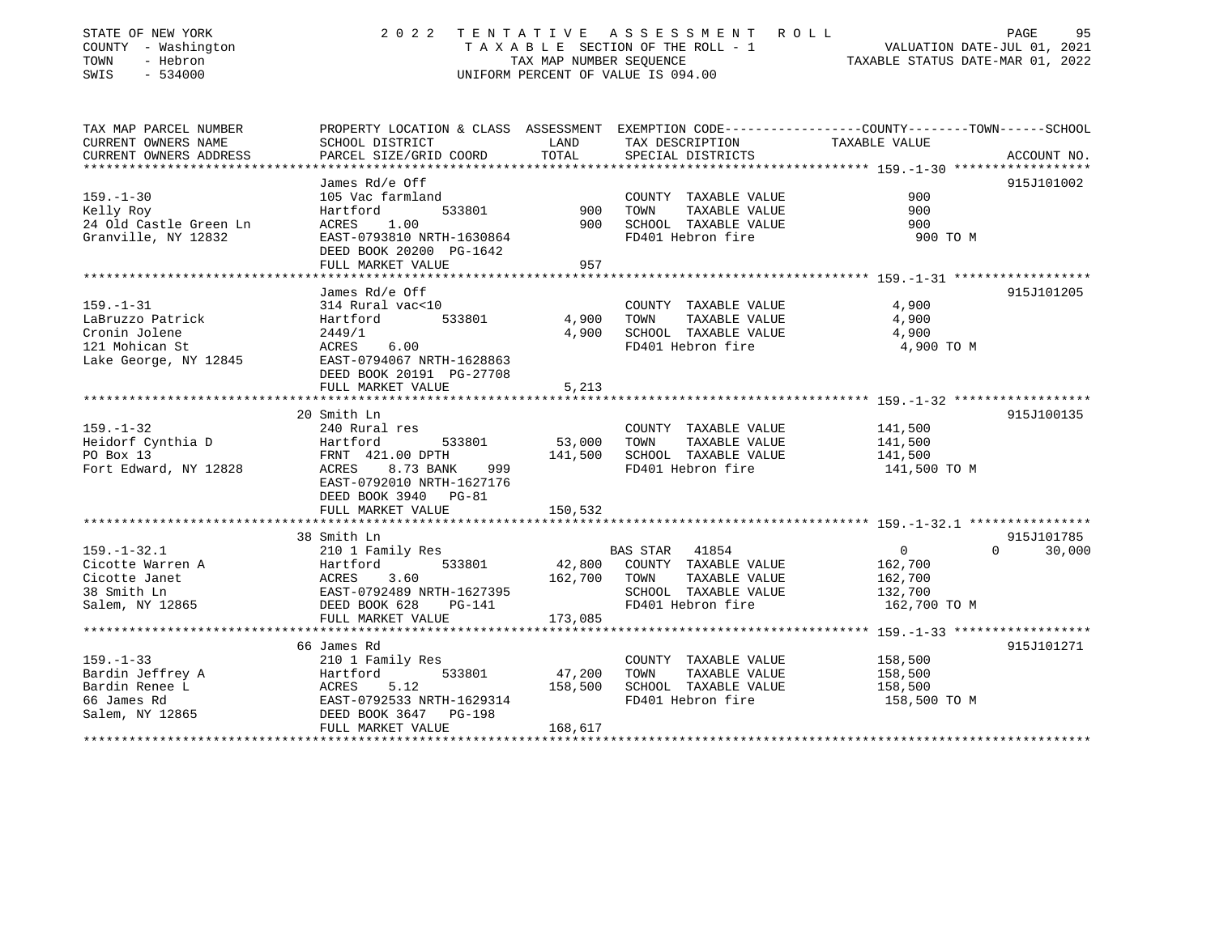STATE OF NEW YORK — COUNTY - Washington — TOWN - Hebron — SWIS - 534000

2022 TENTATIVE ASSESSMENT ROLL
TAXABLE SECTION OF THE ROLL - 1
TAX MAP NUMBER SEQUENCE
UNIFORM PERCENT OF VALUE IS 094.00

VALUATION DATE-JUL 01, 2021
TAXABLE STATUS DATE-MAR 01, 2022

| TAX MAP PARCEL NUMBER / CURRENT OWNERS NAME / CURRENT OWNERS ADDRESS | PROPERTY LOCATION & CLASS / SCHOOL DISTRICT / PARCEL SIZE/GRID COORD | ASSESSMENT LAND | TOTAL | EXEMPTION CODE / TAX DESCRIPTION / SPECIAL DISTRICTS | COUNTY / TOWN / SCHOOL TAXABLE VALUE | ACCOUNT NO. |
|---|---|---|---|---|---|---|
| **159.-1-30** | James Rd/e Off | | | | | 915J101002 |
| Kelly Roy | 105 Vac farmland | | | COUNTY TAXABLE VALUE | 900 | |
| 24 Old Castle Green Ln | Hartford 533801 | 900 | | TOWN TAXABLE VALUE | 900 | |
| Granville, NY 12832 | ACRES 1.00 | | 900 | SCHOOL TAXABLE VALUE | 900 | |
| | EAST-0793810 NRTH-1630864 | | | FD401 Hebron fire | 900 TO M | |
| | DEED BOOK 20200 PG-1642 | | | | | |
| | FULL MARKET VALUE | | 957 | | | |
| **159.-1-31** | James Rd/e Off | | | | | 915J101205 |
| LaBruzzo Patrick | 314 Rural vac<10 | | | COUNTY TAXABLE VALUE | 4,900 | |
| Cronin Jolene | Hartford 533801 | 4,900 | | TOWN TAXABLE VALUE | 4,900 | |
| 121 Mohican St | 2449/1 | | 4,900 | SCHOOL TAXABLE VALUE | 4,900 | |
| Lake George, NY 12845 | ACRES 6.00 | | | FD401 Hebron fire | 4,900 TO M | |
| | EAST-0794067 NRTH-1628863 | | | | | |
| | DEED BOOK 20191 PG-27708 | | | | | |
| | FULL MARKET VALUE | | 5,213 | | | |
| **159.-1-32** | 20 Smith Ln | | | | | 915J100135 |
| Heidorf Cynthia D | 240 Rural res | | | COUNTY TAXABLE VALUE | 141,500 | |
| PO Box 13 | Hartford 533801 | 53,000 | | TOWN TAXABLE VALUE | 141,500 | |
| Fort Edward, NY 12828 | FRNT 421.00 DPTH | | 141,500 | SCHOOL TAXABLE VALUE | 141,500 | |
| | ACRES 8.73 BANK 999 | | | FD401 Hebron fire | 141,500 TO M | |
| | EAST-0792010 NRTH-1627176 | | | | | |
| | DEED BOOK 3940 PG-81 | | | | | |
| | FULL MARKET VALUE | | 150,532 | | | |
| **159.-1-32.1** | 38 Smith Ln | | | | | 915J101785 |
| Cicotte Warren A | 210 1 Family Res | | | BAS STAR 41854 | 0 / 0 / 30,000 | |
| Cicotte Janet | Hartford 533801 | 42,800 | | COUNTY TAXABLE VALUE | 162,700 | |
| 38 Smith Ln | ACRES 3.60 | | 162,700 | TOWN TAXABLE VALUE | 162,700 | |
| Salem, NY 12865 | EAST-0792489 NRTH-1627395 | | | SCHOOL TAXABLE VALUE | 132,700 | |
| | DEED BOOK 628 PG-141 | | | FD401 Hebron fire | 162,700 TO M | |
| | FULL MARKET VALUE | | 173,085 | | | |
| **159.-1-33** | 66 James Rd | | | | | 915J101271 |
| Bardin Jeffrey A | 210 1 Family Res | | | COUNTY TAXABLE VALUE | 158,500 | |
| Bardin Renee L | Hartford 533801 | 47,200 | | TOWN TAXABLE VALUE | 158,500 | |
| 66 James Rd | ACRES 5.12 | | 158,500 | SCHOOL TAXABLE VALUE | 158,500 | |
| Salem, NY 12865 | EAST-0792533 NRTH-1629314 | | | FD401 Hebron fire | 158,500 TO M | |
| | DEED BOOK 3647 PG-198 | | | | | |
| | FULL MARKET VALUE | | 168,617 | | | |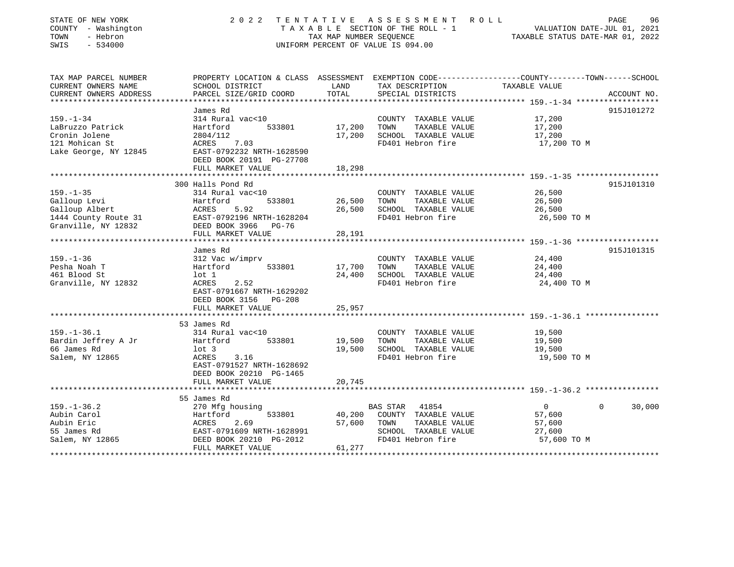STATE OF NEW YORK | 2022 TENTATIVE ASSESSMENT ROLL
COUNTY - Washington | TAXABLE SECTION OF THE ROLL - 1 | VALUATION DATE-JUL 01, 2021
TOWN - Hebron | TAX MAP NUMBER SEQUENCE | TAXABLE STATUS DATE-MAR 01, 2022
SWIS - 534000 | UNIFORM PERCENT OF VALUE IS 094.00

| TAX MAP PARCEL NUMBER / CURRENT OWNERS NAME / CURRENT OWNERS ADDRESS | PROPERTY LOCATION & CLASS / SCHOOL DISTRICT / PARCEL SIZE/GRID COORD | ASSESSMENT LAND | TOTAL | EXEMPTION CODE / TAX DESCRIPTION / SPECIAL DISTRICTS | COUNTY/TOWN/SCHOOL TAXABLE VALUE | ACCOUNT NO. |
|---|---|---|---|---|---|---|
| **159.-1-34** | James Rd | | | | | 915J101272 |
| 159.-1-34 | 314 Rural vac<10 | | | COUNTY TAXABLE VALUE | 17,200 | |
| LaBruzzo Patrick | Hartford 533801 | 17,200 | | TOWN TAXABLE VALUE | 17,200 | |
| Cronin Jolene | 2804/112 | | 17,200 | SCHOOL TAXABLE VALUE | 17,200 | |
| 121 Mohican St | ACRES 7.03 | | | FD401 Hebron fire | 17,200 TO M | |
| Lake George, NY 12845 | EAST-0792232 NRTH-1628590 | | | | | |
| | DEED BOOK 20191 PG-27708 | | | | | |
| | FULL MARKET VALUE | | 18,298 | | | |
| **159.-1-35** | 300 Halls Pond Rd | | | | | 915J101310 |
| 159.-1-35 | 314 Rural vac<10 | | | COUNTY TAXABLE VALUE | 26,500 | |
| Galloup Levi | Hartford 533801 | 26,500 | | TOWN TAXABLE VALUE | 26,500 | |
| Galloup Albert | ACRES 5.92 | | 26,500 | SCHOOL TAXABLE VALUE | 26,500 | |
| 1444 County Route 31 | EAST-0792196 NRTH-1628204 | | | FD401 Hebron fire | 26,500 TO M | |
| Granville, NY 12832 | DEED BOOK 3966 PG-76 | | | | | |
| | FULL MARKET VALUE | | 28,191 | | | |
| **159.-1-36** | James Rd | | | | | 915J101315 |
| 159.-1-36 | 312 Vac w/imprv | | | COUNTY TAXABLE VALUE | 24,400 | |
| Pesha Noah T | Hartford 533801 | 17,700 | | TOWN TAXABLE VALUE | 24,400 | |
| 461 Blood St | lot 1 | | 24,400 | SCHOOL TAXABLE VALUE | 24,400 | |
| Granville, NY 12832 | ACRES 2.52 | | | FD401 Hebron fire | 24,400 TO M | |
| | EAST-0791667 NRTH-1629202 | | | | | |
| | DEED BOOK 3156 PG-208 | | | | | |
| | FULL MARKET VALUE | | 25,957 | | | |
| **159.-1-36.1** | 53 James Rd | | | | | |
| 159.-1-36.1 | 314 Rural vac<10 | | | COUNTY TAXABLE VALUE | 19,500 | |
| Bardin Jeffrey A Jr | Hartford 533801 | 19,500 | | TOWN TAXABLE VALUE | 19,500 | |
| 66 James Rd | lot 3 | | 19,500 | SCHOOL TAXABLE VALUE | 19,500 | |
| Salem, NY 12865 | ACRES 3.16 | | | FD401 Hebron fire | 19,500 TO M | |
| | EAST-0791527 NRTH-1628692 | | | | | |
| | DEED BOOK 20210 PG-1465 | | | | | |
| | FULL MARKET VALUE | | 20,745 | | | |
| **159.-1-36.2** | 55 James Rd | | | | | |
| 159.-1-36.2 | 270 Mfg housing | | | BAS STAR 41854 | 0 / 0 / 30,000 | |
| Aubin Carol | Hartford 533801 | 40,200 | | COUNTY TAXABLE VALUE | 57,600 | |
| Aubin Eric | ACRES 2.69 | | 57,600 | TOWN TAXABLE VALUE | 57,600 | |
| 55 James Rd | EAST-0791609 NRTH-1628991 | | | SCHOOL TAXABLE VALUE | 27,600 | |
| Salem, NY 12865 | DEED BOOK 20210 PG-2012 | | | FD401 Hebron fire | 57,600 TO M | |
| | FULL MARKET VALUE | | 61,277 | | | |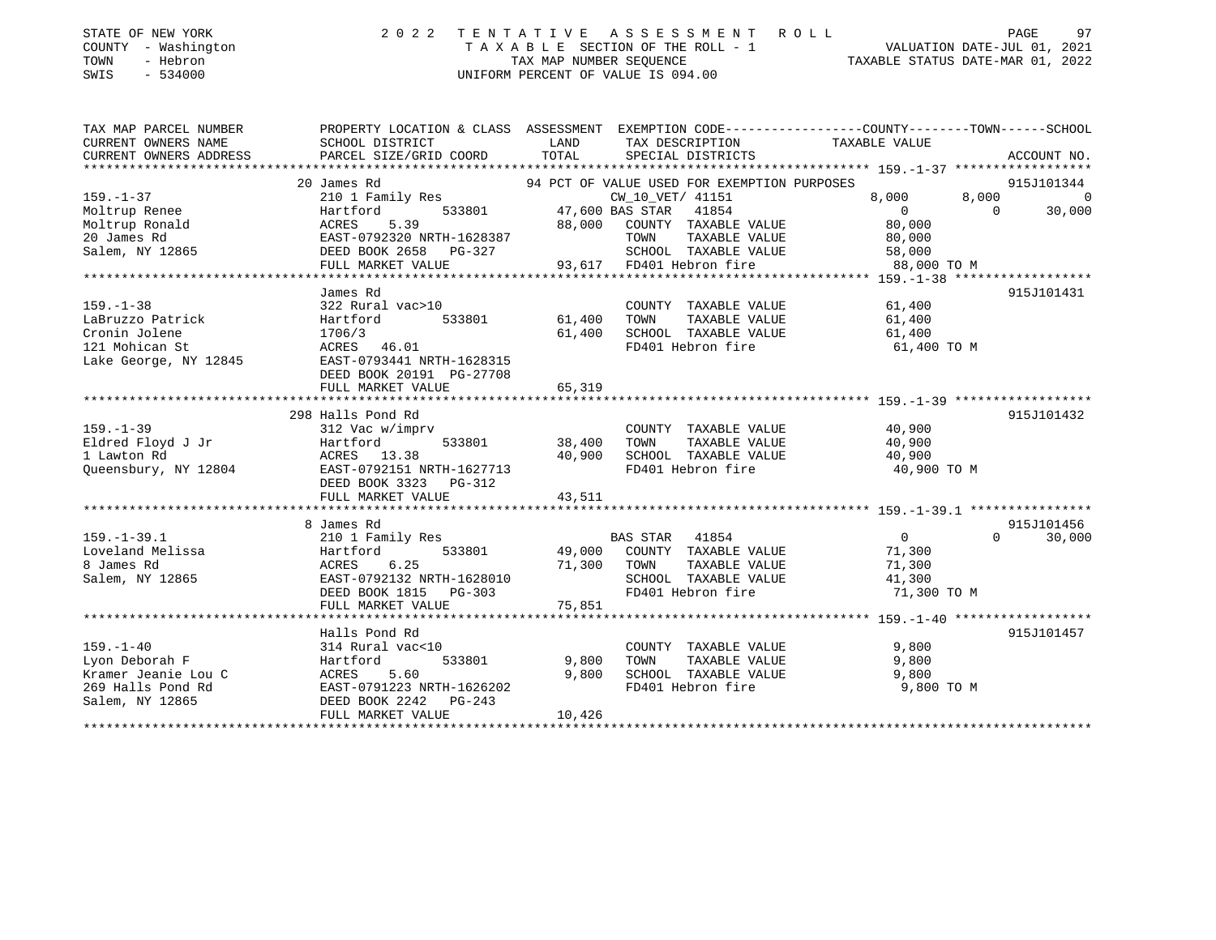STATE OF NEW YORK · COUNTY - Washington · TOWN - Hebron · SWIS - 534000

# 2022 TENTATIVE ASSESSMENT ROLL
TAXABLE SECTION OF THE ROLL - 1
TAX MAP NUMBER SEQUENCE
UNIFORM PERCENT OF VALUE IS 094.00

VALUATION DATE-JUL 01, 2021
TAXABLE STATUS DATE-MAR 01, 2022

| TAX MAP PARCEL NUMBER / CURRENT OWNERS NAME / CURRENT OWNERS ADDRESS | PROPERTY LOCATION & CLASS / SCHOOL DISTRICT / PARCEL SIZE/GRID COORD | LAND | TOTAL | EXEMPTION CODE / TAX DESCRIPTION / SPECIAL DISTRICTS | COUNTY TAXABLE VALUE | TOWN | SCHOOL | ACCOUNT NO. |
|---|---|---|---|---|---|---|---|---|
| **159.-1-37** | 20 James Rd | | | 94 PCT OF VALUE USED FOR EXEMPTION PURPOSES | | | | 915J101344 |
| Moltrup Renee | 210 1 Family Res | | | CW_10_VET/ 41151 | 8,000 | 8,000 | 0 | |
| Moltrup Ronald | Hartford 533801 | 47,600 | | BAS STAR 41854 | 0 | 0 | 30,000 | |
| 20 James Rd | ACRES 5.39 | | 88,000 | COUNTY TAXABLE VALUE | 80,000 | | | |
| Salem, NY 12865 | EAST-0792320 NRTH-1628387 | | | TOWN TAXABLE VALUE | 80,000 | | | |
| | DEED BOOK 2658 PG-327 | | | SCHOOL TAXABLE VALUE | 58,000 | | | |
| | FULL MARKET VALUE | | 93,617 | FD401 Hebron fire | 88,000 TO M | | | |
| **159.-1-38** | James Rd | | | | | | | 915J101431 |
| LaBruzzo Patrick | 322 Rural vac>10 | | | COUNTY TAXABLE VALUE | 61,400 | | | |
| Cronin Jolene | Hartford 533801 | 61,400 | | TOWN TAXABLE VALUE | 61,400 | | | |
| 121 Mohican St | 1706/3 | | 61,400 | SCHOOL TAXABLE VALUE | 61,400 | | | |
| Lake George, NY 12845 | ACRES 46.01 | | | FD401 Hebron fire | 61,400 TO M | | | |
| | EAST-0793441 NRTH-1628315 | | | | | | | |
| | DEED BOOK 20191 PG-27708 | | | | | | | |
| | FULL MARKET VALUE | | 65,319 | | | | | |
| **159.-1-39** | 298 Halls Pond Rd | | | | | | | 915J101432 |
| Eldred Floyd J Jr | 312 Vac w/imprv | | | COUNTY TAXABLE VALUE | 40,900 | | | |
| 1 Lawton Rd | Hartford 533801 | 38,400 | | TOWN TAXABLE VALUE | 40,900 | | | |
| Queensbury, NY 12804 | ACRES 13.38 | | 40,900 | SCHOOL TAXABLE VALUE | 40,900 | | | |
| | EAST-0792151 NRTH-1627713 | | | FD401 Hebron fire | 40,900 TO M | | | |
| | DEED BOOK 3323 PG-312 | | | | | | | |
| | FULL MARKET VALUE | | 43,511 | | | | | |
| **159.-1-39.1** | 8 James Rd | | | | | | | 915J101456 |
| Loveland Melissa | 210 1 Family Res | | | BAS STAR 41854 | 0 | 0 | 30,000 | |
| 8 James Rd | Hartford 533801 | 49,000 | | COUNTY TAXABLE VALUE | 71,300 | | | |
| Salem, NY 12865 | ACRES 6.25 | | 71,300 | TOWN TAXABLE VALUE | 71,300 | | | |
| | EAST-0792132 NRTH-1628010 | | | SCHOOL TAXABLE VALUE | 41,300 | | | |
| | DEED BOOK 1815 PG-303 | | | FD401 Hebron fire | 71,300 TO M | | | |
| | FULL MARKET VALUE | | 75,851 | | | | | |
| **159.-1-40** | Halls Pond Rd | | | | | | | 915J101457 |
| Lyon Deborah F | 314 Rural vac<10 | | | COUNTY TAXABLE VALUE | 9,800 | | | |
| Kramer Jeanie Lou C | Hartford 533801 | 9,800 | | TOWN TAXABLE VALUE | 9,800 | | | |
| 269 Halls Pond Rd | ACRES 5.60 | | 9,800 | SCHOOL TAXABLE VALUE | 9,800 | | | |
| Salem, NY 12865 | EAST-0791223 NRTH-1626202 | | | FD401 Hebron fire | 9,800 TO M | | | |
| | DEED BOOK 2242 PG-243 | | | | | | | |
| | FULL MARKET VALUE | | 10,426 | | | | | |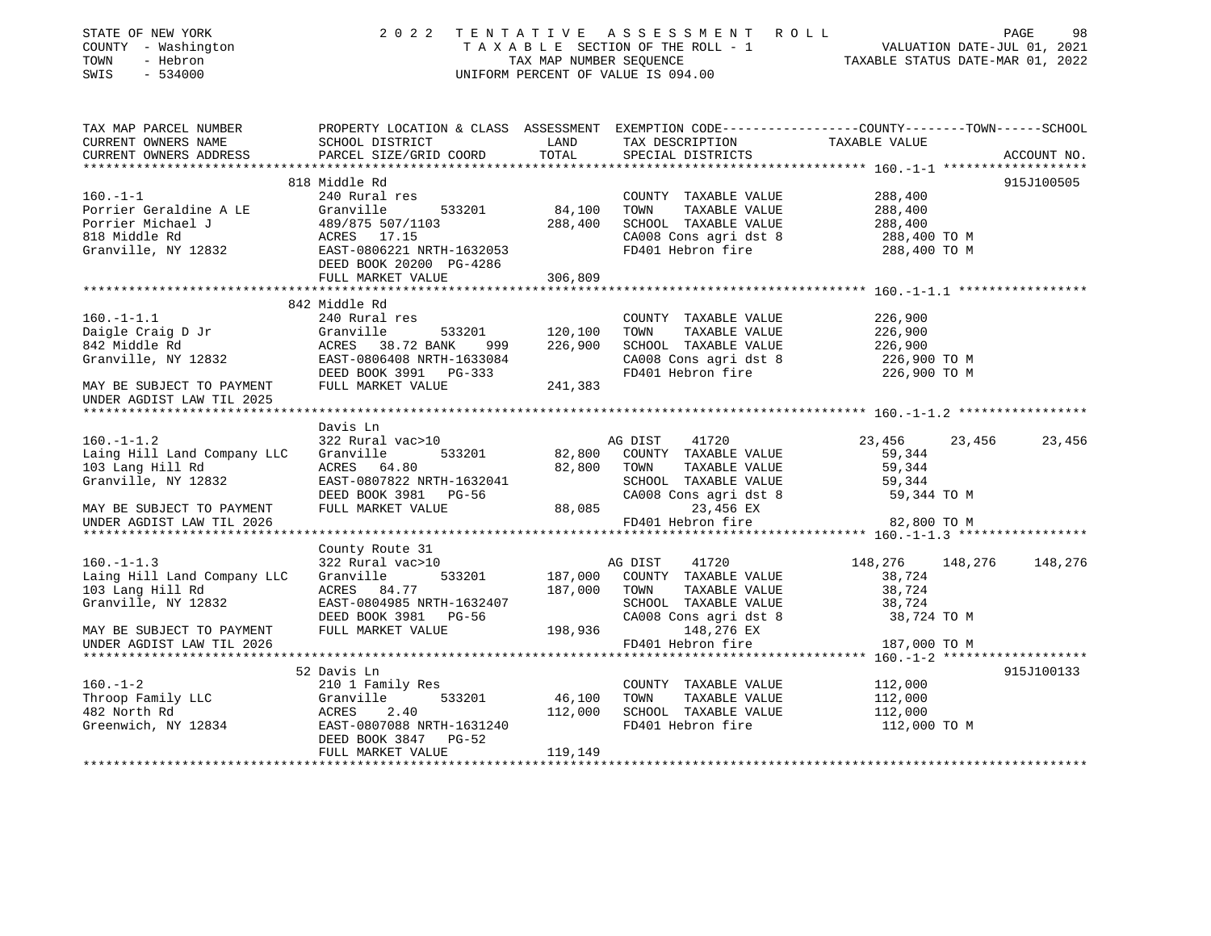STATE OF NEW YORK
COUNTY - Washington
TOWN - Hebron
SWIS - 534000

# 2022 TENTATIVE ASSESSMENT ROLL

TAXABLE SECTION OF THE ROLL - 1
TAX MAP NUMBER SEQUENCE
UNIFORM PERCENT OF VALUE IS 094.00

VALUATION DATE-JUL 01, 2021
TAXABLE STATUS DATE-MAR 01, 2022

| TAX MAP PARCEL NUMBER / CURRENT OWNERS NAME / CURRENT OWNERS ADDRESS | PROPERTY LOCATION & CLASS / SCHOOL DISTRICT / PARCEL SIZE/GRID COORD | ASSESSMENT LAND | TOTAL | EXEMPTION CODE / TAX DESCRIPTION / SPECIAL DISTRICTS | COUNTY TAXABLE VALUE | TOWN | SCHOOL | ACCOUNT NO. |
|---|---|---|---|---|---|---|---|---|
| **160.-1-1** | 818 Middle Rd | | | | | | | 915J100505 |
| 160.-1-1 | 240 Rural res | | | COUNTY TAXABLE VALUE | 288,400 | | | |
| Porrier Geraldine A LE | Granville 533201 | 84,100 | | TOWN TAXABLE VALUE | 288,400 | | | |
| Porrier Michael J | 489/875 507/1103 | | 288,400 | SCHOOL TAXABLE VALUE | 288,400 | | | |
| 818 Middle Rd | ACRES 17.15 | | | CA008 Cons agri dst 8 | 288,400 TO M | | | |
| Granville, NY 12832 | EAST-0806221 NRTH-1632053 | | | FD401 Hebron fire | 288,400 TO M | | | |
| | DEED BOOK 20200 PG-4286 | | | | | | | |
| | FULL MARKET VALUE | | 306,809 | | | | | |
| **160.-1-1.1** | 842 Middle Rd | | | | | | | |
| 160.-1-1.1 | 240 Rural res | | | COUNTY TAXABLE VALUE | 226,900 | | | |
| Daigle Craig D Jr | Granville 533201 | 120,100 | | TOWN TAXABLE VALUE | 226,900 | | | |
| 842 Middle Rd | ACRES 38.72 BANK 999 | | 226,900 | SCHOOL TAXABLE VALUE | 226,900 | | | |
| Granville, NY 12832 | EAST-0806408 NRTH-1633084 | | | CA008 Cons agri dst 8 | 226,900 TO M | | | |
| | DEED BOOK 3991 PG-333 | | | FD401 Hebron fire | 226,900 TO M | | | |
| MAY BE SUBJECT TO PAYMENT | FULL MARKET VALUE | | 241,383 | | | | | |
| UNDER AGDIST LAW TIL 2025 | | | | | | | | |
| **160.-1-1.2** | Davis Ln | | | | | | | |
| 160.-1-1.2 | 322 Rural vac>10 | | | AG DIST 41720 | 23,456 | 23,456 | 23,456 | |
| Laing Hill Land Company LLC | Granville 533201 | 82,800 | | COUNTY TAXABLE VALUE | 59,344 | | | |
| 103 Lang Hill Rd | ACRES 64.80 | | 82,800 | TOWN TAXABLE VALUE | 59,344 | | | |
| Granville, NY 12832 | EAST-0807822 NRTH-1632041 | | | SCHOOL TAXABLE VALUE | 59,344 | | | |
| | DEED BOOK 3981 PG-56 | | | CA008 Cons agri dst 8 | 59,344 TO M | | | |
| MAY BE SUBJECT TO PAYMENT | FULL MARKET VALUE | | 88,085 | 23,456 EX | | | | |
| UNDER AGDIST LAW TIL 2026 | | | | FD401 Hebron fire | 82,800 TO M | | | |
| **160.-1-1.3** | County Route 31 | | | | | | | |
| 160.-1-1.3 | 322 Rural vac>10 | | | AG DIST 41720 | 148,276 | 148,276 | 148,276 | |
| Laing Hill Land Company LLC | Granville 533201 | 187,000 | | COUNTY TAXABLE VALUE | 38,724 | | | |
| 103 Lang Hill Rd | ACRES 84.77 | | 187,000 | TOWN TAXABLE VALUE | 38,724 | | | |
| Granville, NY 12832 | EAST-0804985 NRTH-1632407 | | | SCHOOL TAXABLE VALUE | 38,724 | | | |
| | DEED BOOK 3981 PG-56 | | | CA008 Cons agri dst 8 | 38,724 TO M | | | |
| MAY BE SUBJECT TO PAYMENT | FULL MARKET VALUE | | 198,936 | 148,276 EX | | | | |
| UNDER AGDIST LAW TIL 2026 | | | | FD401 Hebron fire | 187,000 TO M | | | |
| **160.-1-2** | 52 Davis Ln | | | | | | | 915J100133 |
| 160.-1-2 | 210 1 Family Res | | | COUNTY TAXABLE VALUE | 112,000 | | | |
| Throop Family LLC | Granville 533201 | 46,100 | | TOWN TAXABLE VALUE | 112,000 | | | |
| 482 North Rd | ACRES 2.40 | | 112,000 | SCHOOL TAXABLE VALUE | 112,000 | | | |
| Greenwich, NY 12834 | EAST-0807088 NRTH-1631240 | | | FD401 Hebron fire | 112,000 TO M | | | |
| | DEED BOOK 3847 PG-52 | | | | | | | |
| | FULL MARKET VALUE | | 119,149 | | | | | |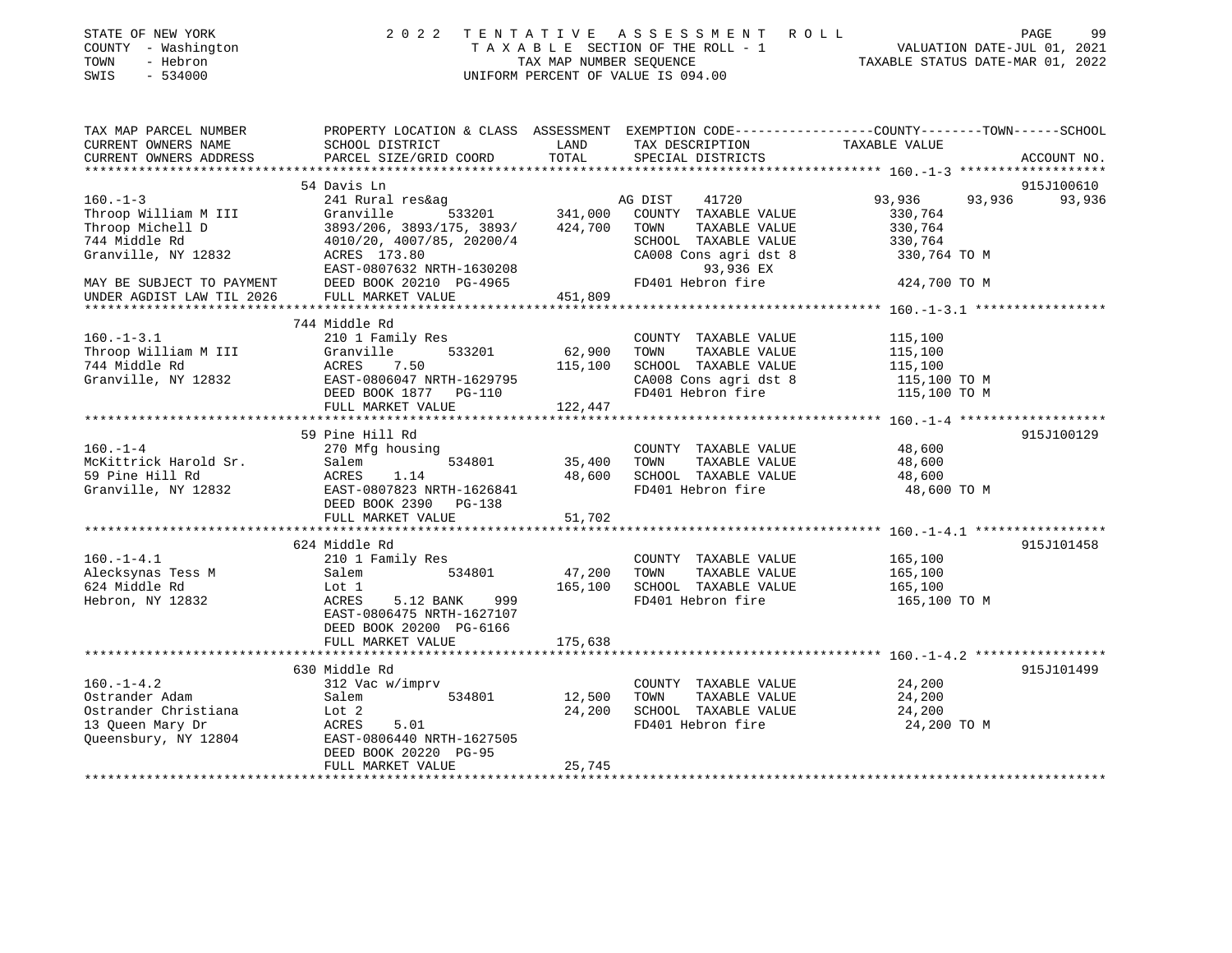STATE OF NEW YORK
COUNTY - Washington
TOWN - Hebron
SWIS - 534000

2022 TENTATIVE ASSESSMENT ROLL
TAXABLE SECTION OF THE ROLL - 1
TAX MAP NUMBER SEQUENCE
UNIFORM PERCENT OF VALUE IS 094.00

VALUATION DATE-JUL 01, 2021
TAXABLE STATUS DATE-MAR 01, 2022

```
TAX MAP PARCEL NUMBER          PROPERTY LOCATION & CLASS  ASSESSMENT  EXEMPTION CODE------------------COUNTY--------TOWN------SCHOOL
CURRENT OWNERS NAME            SCHOOL DISTRICT               LAND      TAX DESCRIPTION            TAXABLE VALUE
CURRENT OWNERS ADDRESS         PARCEL SIZE/GRID COORD        TOTAL     SPECIAL DISTRICTS                                    ACCOUNT NO.
******************************************************************************************************* 160.-1-3 *******************
                               54 Davis Ln                                                                                  915J100610
160.-1-3                       241 Rural res&ag                          AG DIST    41720           93,936     93,936     93,936
Throop William M III           Granville       533201     341,000      COUNTY  TAXABLE VALUE           330,764
Throop Michell D               3893/206, 3893/175, 3893/  424,700      TOWN    TAXABLE VALUE           330,764
744 Middle Rd                  4010/20, 4007/85, 20200/4               SCHOOL  TAXABLE VALUE           330,764
Granville, NY 12832            ACRES 173.80                            CA008 Cons agri dst 8           330,764 TO M
                               EAST-0807632 NRTH-1630208                       93,936 EX
MAY BE SUBJECT TO PAYMENT      DEED BOOK 20210 PG-4965                 FD401 Hebron fire               424,700 TO M
UNDER AGDIST LAW TIL 2026      FULL MARKET VALUE          451,809
******************************************************************************************************* 160.-1-3.1 *****************
                               744 Middle Rd
160.-1-3.1                     210 1 Family Res                        COUNTY  TAXABLE VALUE           115,100
Throop William M III           Granville       533201      62,900      TOWN    TAXABLE VALUE           115,100
744 Middle Rd                  ACRES    7.50              115,100      SCHOOL  TAXABLE VALUE           115,100
Granville, NY 12832            EAST-0806047 NRTH-1629795               CA008 Cons agri dst 8           115,100 TO M
                               DEED BOOK 1877   PG-110                 FD401 Hebron fire               115,100 TO M
                               FULL MARKET VALUE          122,447
******************************************************************************************************* 160.-1-4 *******************
                               59 Pine Hill Rd                                                                              915J100129
160.-1-4                       270 Mfg housing                         COUNTY  TAXABLE VALUE            48,600
McKittrick Harold Sr.          Salem           534801      35,400      TOWN    TAXABLE VALUE            48,600
59 Pine Hill Rd                ACRES    1.14               48,600      SCHOOL  TAXABLE VALUE            48,600
Granville, NY 12832            EAST-0807823 NRTH-1626841               FD401 Hebron fire                48,600 TO M
                               DEED BOOK 2390   PG-138
                               FULL MARKET VALUE           51,702
******************************************************************************************************* 160.-1-4.1 *****************
                               624 Middle Rd                                                                                915J101458
160.-1-4.1                     210 1 Family Res                        COUNTY  TAXABLE VALUE           165,100
Alecksynas Tess M              Salem           534801      47,200      TOWN    TAXABLE VALUE           165,100
624 Middle Rd                  Lot 1                      165,100      SCHOOL  TAXABLE VALUE           165,100
Hebron, NY 12832               ACRES    5.12 BANK    999               FD401 Hebron fire               165,100 TO M
                               EAST-0806475 NRTH-1627107
                               DEED BOOK 20200 PG-6166
                               FULL MARKET VALUE          175,638
******************************************************************************************************* 160.-1-4.2 *****************
                               630 Middle Rd                                                                                915J101499
160.-1-4.2                     312 Vac w/imprv                         COUNTY  TAXABLE VALUE            24,200
Ostrander Adam                 Salem           534801      12,500      TOWN    TAXABLE VALUE            24,200
Ostrander Christiana           Lot 2                       24,200      SCHOOL  TAXABLE VALUE            24,200
13 Queen Mary Dr               ACRES    5.01                           FD401 Hebron fire                24,200 TO M
Queensbury, NY 12804           EAST-0806440 NRTH-1627505
                               DEED BOOK 20220 PG-95
                               FULL MARKET VALUE           25,745
************************************************************************************************************************************
```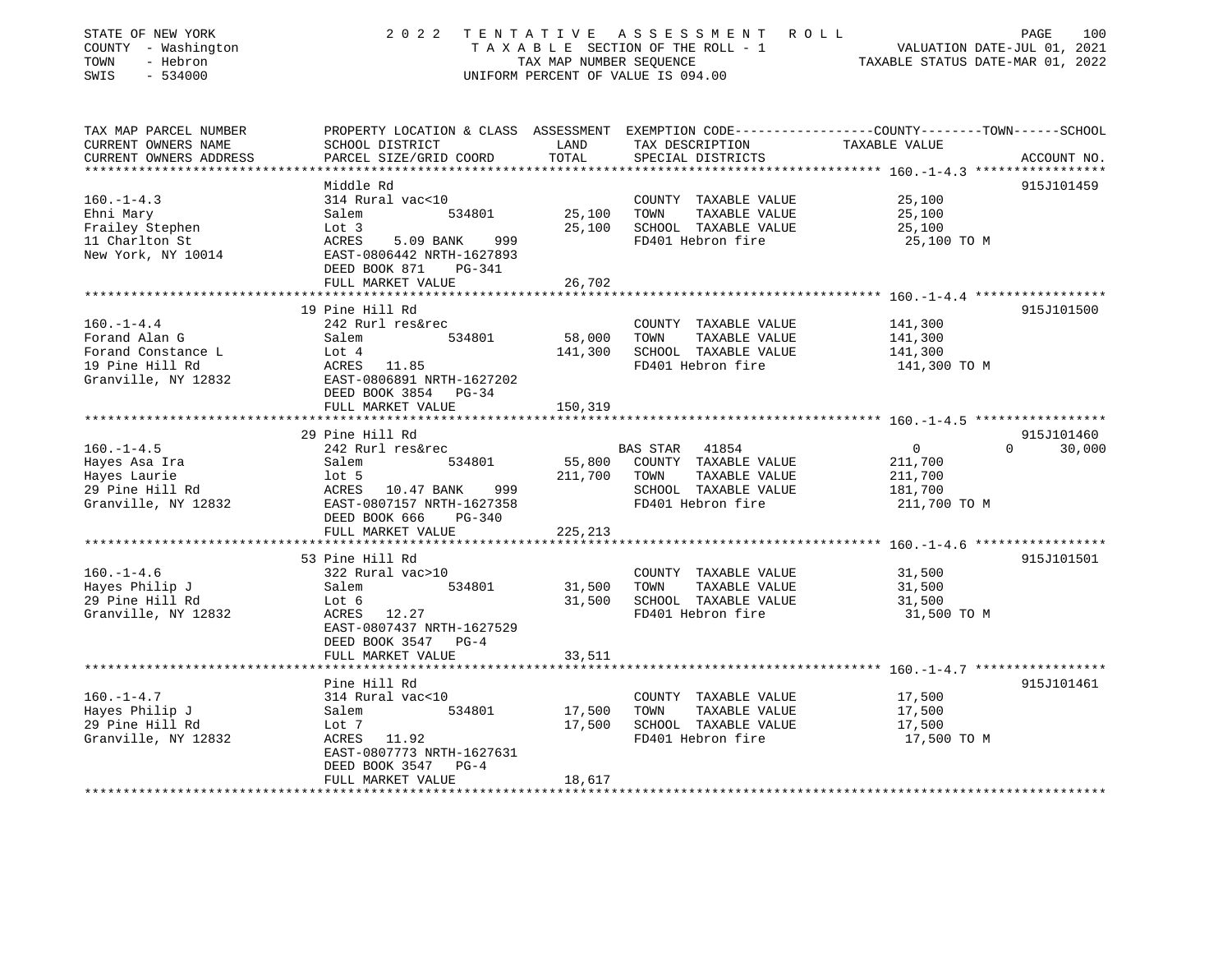STATE OF NEW YORK | COUNTY - Washington | TOWN - Hebron | SWIS - 534000

# 2022 TENTATIVE ASSESSMENT ROLL

TAXABLE SECTION OF THE ROLL - 1
TAX MAP NUMBER SEQUENCE
UNIFORM PERCENT OF VALUE IS 094.00

VALUATION DATE-JUL 01, 2021
TAXABLE STATUS DATE-MAR 01, 2022

| TAX MAP PARCEL NUMBER / CURRENT OWNERS NAME / CURRENT OWNERS ADDRESS | PROPERTY LOCATION & CLASS / SCHOOL DISTRICT / PARCEL SIZE/GRID COORD | ASSESSMENT LAND | TOTAL | EXEMPTION CODE / TAX DESCRIPTION / SPECIAL DISTRICTS | COUNTY TAXABLE VALUE | TOWN | SCHOOL | ACCOUNT NO. |
|---|---|---|---|---|---|---|---|---|
| 160.-1-4.3 | Middle Rd | | | | | | | 915J101459 |
| 160.-1-4.3 | 314 Rural vac<10 | | | COUNTY TAXABLE VALUE | 25,100 | | | |
| Ehni Mary | Salem 534801 | 25,100 | | TOWN TAXABLE VALUE | 25,100 | | | |
| Frailey Stephen | Lot 3 | | 25,100 | SCHOOL TAXABLE VALUE | 25,100 | | | |
| 11 Charlton St | ACRES 5.09 BANK 999 | | | FD401 Hebron fire | 25,100 TO M | | | |
| New York, NY 10014 | EAST-0806442 NRTH-1627893 | | | | | | | |
| | DEED BOOK 871 PG-341 | | | | | | | |
| | FULL MARKET VALUE | | 26,702 | | | | | |
| 160.-1-4.4 | 19 Pine Hill Rd | | | | | | | 915J101500 |
| 160.-1-4.4 | 242 Rurl res&rec | | | COUNTY TAXABLE VALUE | 141,300 | | | |
| Forand Alan G | Salem 534801 | 58,000 | | TOWN TAXABLE VALUE | 141,300 | | | |
| Forand Constance L | Lot 4 | | 141,300 | SCHOOL TAXABLE VALUE | 141,300 | | | |
| 19 Pine Hill Rd | ACRES 11.85 | | | FD401 Hebron fire | 141,300 TO M | | | |
| Granville, NY 12832 | EAST-0806891 NRTH-1627202 | | | | | | | |
| | DEED BOOK 3854 PG-34 | | | | | | | |
| | FULL MARKET VALUE | | 150,319 | | | | | |
| 160.-1-4.5 | 29 Pine Hill Rd | | | | | | | 915J101460 |
| 160.-1-4.5 | 242 Rurl res&rec | | | BAS STAR 41854 | 0 | | 0 | 30,000 |
| Hayes Asa Ira | Salem 534801 | 55,800 | | COUNTY TAXABLE VALUE | 211,700 | | | |
| Hayes Laurie | lot 5 | | 211,700 | TOWN TAXABLE VALUE | 211,700 | | | |
| 29 Pine Hill Rd | ACRES 10.47 BANK 999 | | | SCHOOL TAXABLE VALUE | 181,700 | | | |
| Granville, NY 12832 | EAST-0807157 NRTH-1627358 | | | FD401 Hebron fire | 211,700 TO M | | | |
| | DEED BOOK 666 PG-340 | | | | | | | |
| | FULL MARKET VALUE | | 225,213 | | | | | |
| 160.-1-4.6 | 53 Pine Hill Rd | | | | | | | 915J101501 |
| 160.-1-4.6 | 322 Rural vac>10 | | | COUNTY TAXABLE VALUE | 31,500 | | | |
| Hayes Philip J | Salem 534801 | 31,500 | | TOWN TAXABLE VALUE | 31,500 | | | |
| 29 Pine Hill Rd | Lot 6 | | 31,500 | SCHOOL TAXABLE VALUE | 31,500 | | | |
| Granville, NY 12832 | ACRES 12.27 | | | FD401 Hebron fire | 31,500 TO M | | | |
| | EAST-0807437 NRTH-1627529 | | | | | | | |
| | DEED BOOK 3547 PG-4 | | | | | | | |
| | FULL MARKET VALUE | | 33,511 | | | | | |
| 160.-1-4.7 | Pine Hill Rd | | | | | | | 915J101461 |
| 160.-1-4.7 | 314 Rural vac<10 | | | COUNTY TAXABLE VALUE | 17,500 | | | |
| Hayes Philip J | Salem 534801 | 17,500 | | TOWN TAXABLE VALUE | 17,500 | | | |
| 29 Pine Hill Rd | Lot 7 | | 17,500 | SCHOOL TAXABLE VALUE | 17,500 | | | |
| Granville, NY 12832 | ACRES 11.92 | | | FD401 Hebron fire | 17,500 TO M | | | |
| | EAST-0807773 NRTH-1627631 | | | | | | | |
| | DEED BOOK 3547 PG-4 | | | | | | | |
| | FULL MARKET VALUE | | 18,617 | | | | | |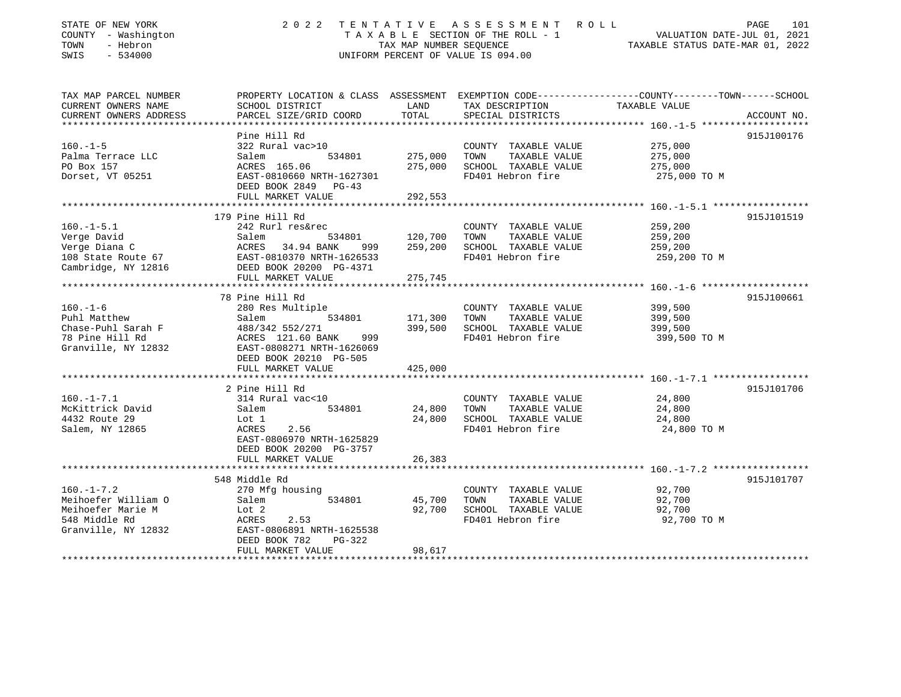STATE OF NEW YORK — 2022 TENTATIVE ASSESSMENT ROLL
COUNTY - Washington — TAXABLE SECTION OF THE ROLL - 1 — VALUATION DATE-JUL 01, 2021
TOWN - Hebron — TAX MAP NUMBER SEQUENCE — TAXABLE STATUS DATE-MAR 01, 2022
SWIS - 534000 — UNIFORM PERCENT OF VALUE IS 094.00

| TAX MAP PARCEL NUMBER / CURRENT OWNERS NAME / CURRENT OWNERS ADDRESS | PROPERTY LOCATION & CLASS / SCHOOL DISTRICT / PARCEL SIZE/GRID COORD | ASSESSMENT LAND | TOTAL | EXEMPTION CODE / TAX DESCRIPTION / SPECIAL DISTRICTS | COUNTY--------TOWN------SCHOOL TAXABLE VALUE | ACCOUNT NO. |
|---|---|---|---|---|---|---|
| **160.-1-5** | Pine Hill Rd | | | | | 915J100176 |
| 160.-1-5 | 322 Rural vac>10 | | | COUNTY TAXABLE VALUE | 275,000 | |
| Palma Terrace LLC | Salem 534801 | 275,000 | | TOWN TAXABLE VALUE | 275,000 | |
| PO Box 157 | ACRES 165.06 | | 275,000 | SCHOOL TAXABLE VALUE | 275,000 | |
| Dorset, VT 05251 | EAST-0810660 NRTH-1627301 | | | FD401 Hebron fire | 275,000 TO M | |
| | DEED BOOK 2849 PG-43 | | | | | |
| | FULL MARKET VALUE | | 292,553 | | | |
| **160.-1-5.1** | 179 Pine Hill Rd | | | | | 915J101519 |
| 160.-1-5.1 | 242 Rurl res&rec | | | COUNTY TAXABLE VALUE | 259,200 | |
| Verge David | Salem 534801 | 120,700 | | TOWN TAXABLE VALUE | 259,200 | |
| Verge Diana C | ACRES 34.94 BANK 999 | | 259,200 | SCHOOL TAXABLE VALUE | 259,200 | |
| 108 State Route 67 | EAST-0810370 NRTH-1626533 | | | FD401 Hebron fire | 259,200 TO M | |
| Cambridge, NY 12816 | DEED BOOK 20200 PG-4371 | | | | | |
| | FULL MARKET VALUE | | 275,745 | | | |
| **160.-1-6** | 78 Pine Hill Rd | | | | | 915J100661 |
| 160.-1-6 | 280 Res Multiple | | | COUNTY TAXABLE VALUE | 399,500 | |
| Puhl Matthew | Salem 534801 | 171,300 | | TOWN TAXABLE VALUE | 399,500 | |
| Chase-Puhl Sarah F | 488/342 552/271 | | 399,500 | SCHOOL TAXABLE VALUE | 399,500 | |
| 78 Pine Hill Rd | ACRES 121.60 BANK 999 | | | FD401 Hebron fire | 399,500 TO M | |
| Granville, NY 12832 | EAST-0808271 NRTH-1626069 | | | | | |
| | DEED BOOK 20210 PG-505 | | | | | |
| | FULL MARKET VALUE | | 425,000 | | | |
| **160.-1-7.1** | 2 Pine Hill Rd | | | | | 915J101706 |
| 160.-1-7.1 | 314 Rural vac<10 | | | COUNTY TAXABLE VALUE | 24,800 | |
| McKittrick David | Salem 534801 | 24,800 | | TOWN TAXABLE VALUE | 24,800 | |
| 4432 Route 29 | Lot 1 | | 24,800 | SCHOOL TAXABLE VALUE | 24,800 | |
| Salem, NY 12865 | ACRES 2.56 | | | FD401 Hebron fire | 24,800 TO M | |
| | EAST-0806970 NRTH-1625829 | | | | | |
| | DEED BOOK 20200 PG-3757 | | | | | |
| | FULL MARKET VALUE | | 26,383 | | | |
| **160.-1-7.2** | 548 Middle Rd | | | | | 915J101707 |
| 160.-1-7.2 | 270 Mfg housing | | | COUNTY TAXABLE VALUE | 92,700 | |
| Meihoefer William O | Salem 534801 | 45,700 | | TOWN TAXABLE VALUE | 92,700 | |
| Meihoefer Marie M | Lot 2 | | 92,700 | SCHOOL TAXABLE VALUE | 92,700 | |
| 548 Middle Rd | ACRES 2.53 | | | FD401 Hebron fire | 92,700 TO M | |
| Granville, NY 12832 | EAST-0806891 NRTH-1625538 | | | | | |
| | DEED BOOK 782 PG-322 | | | | | |
| | FULL MARKET VALUE | | 98,617 | | | |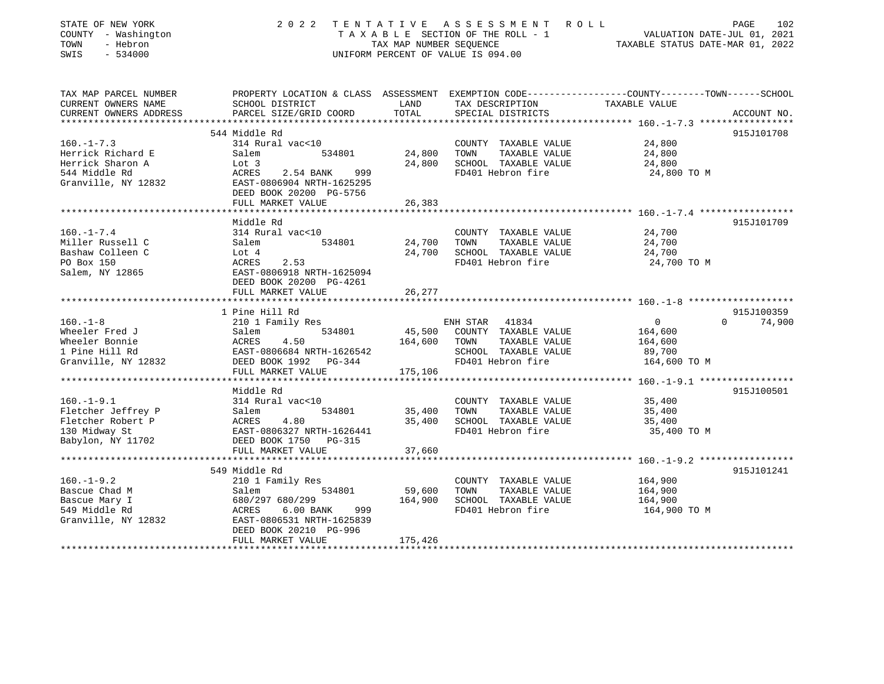STATE OF NEW YORK
COUNTY - Washington
TOWN - Hebron
SWIS - 534000

2022 TENTATIVE ASSESSMENT ROLL
TAXABLE SECTION OF THE ROLL - 1
TAX MAP NUMBER SEQUENCE
UNIFORM PERCENT OF VALUE IS 094.00

VALUATION DATE-JUL 01, 2021
TAXABLE STATUS DATE-MAR 01, 2022

| TAX MAP PARCEL NUMBER / CURRENT OWNERS NAME / CURRENT OWNERS ADDRESS | PROPERTY LOCATION & CLASS / SCHOOL DISTRICT / PARCEL SIZE/GRID COORD | ASSESSMENT LAND / TOTAL | EXEMPTION CODE / TAX DESCRIPTION / SPECIAL DISTRICTS | COUNTY / TOWN / SCHOOL TAXABLE VALUE | ACCOUNT NO. |
|---|---|---|---|---|---|
| **160.-1-7.3** | 544 Middle Rd | | | | 915J101708 |
| Herrick Richard E | 314 Rural vac<10 | | COUNTY TAXABLE VALUE | 24,800 | |
| Herrick Sharon A | Salem 534801 | 24,800 | TOWN TAXABLE VALUE | 24,800 | |
| 544 Middle Rd | Lot 3 | 24,800 | SCHOOL TAXABLE VALUE | 24,800 | |
| Granville, NY 12832 | ACRES 2.54 BANK 999 | | FD401 Hebron fire | 24,800 TO M | |
| | EAST-0806904 NRTH-1625295 | | | | |
| | DEED BOOK 20200 PG-5756 | | | | |
| | FULL MARKET VALUE | 26,383 | | | |
| **160.-1-7.4** | Middle Rd | | | | 915J101709 |
| Miller Russell C | 314 Rural vac<10 | | COUNTY TAXABLE VALUE | 24,700 | |
| Bashaw Colleen C | Salem 534801 | 24,700 | TOWN TAXABLE VALUE | 24,700 | |
| PO Box 150 | Lot 4 | 24,700 | SCHOOL TAXABLE VALUE | 24,700 | |
| Salem, NY 12865 | ACRES 2.53 | | FD401 Hebron fire | 24,700 TO M | |
| | EAST-0806918 NRTH-1625094 | | | | |
| | DEED BOOK 20200 PG-4261 | | | | |
| | FULL MARKET VALUE | 26,277 | | | |
| **160.-1-8** | 1 Pine Hill Rd | | | | 915J100359 |
| Wheeler Fred J | 210 1 Family Res | | ENH STAR 41834 | 0 0 74,900 | |
| Wheeler Bonnie | Salem 534801 | 45,500 | COUNTY TAXABLE VALUE | 164,600 | |
| 1 Pine Hill Rd | ACRES 4.50 | 164,600 | TOWN TAXABLE VALUE | 164,600 | |
| Granville, NY 12832 | EAST-0806684 NRTH-1626542 | | SCHOOL TAXABLE VALUE | 89,700 | |
| | DEED BOOK 1992 PG-344 | | FD401 Hebron fire | 164,600 TO M | |
| | FULL MARKET VALUE | 175,106 | | | |
| **160.-1-9.1** | Middle Rd | | | | 915J100501 |
| Fletcher Jeffrey P | 314 Rural vac<10 | | COUNTY TAXABLE VALUE | 35,400 | |
| Fletcher Robert P | Salem 534801 | 35,400 | TOWN TAXABLE VALUE | 35,400 | |
| 130 Midway St | ACRES 4.80 | 35,400 | SCHOOL TAXABLE VALUE | 35,400 | |
| Babylon, NY 11702 | EAST-0806327 NRTH-1626441 | | FD401 Hebron fire | 35,400 TO M | |
| | DEED BOOK 1750 PG-315 | | | | |
| | FULL MARKET VALUE | 37,660 | | | |
| **160.-1-9.2** | 549 Middle Rd | | | | 915J101241 |
| Bascue Chad M | 210 1 Family Res | | COUNTY TAXABLE VALUE | 164,900 | |
| Bascue Mary I | Salem 534801 | 59,600 | TOWN TAXABLE VALUE | 164,900 | |
| 549 Middle Rd | 680/297 680/299 | 164,900 | SCHOOL TAXABLE VALUE | 164,900 | |
| Granville, NY 12832 | ACRES 6.00 BANK 999 | | FD401 Hebron fire | 164,900 TO M | |
| | EAST-0806531 NRTH-1625839 | | | | |
| | DEED BOOK 20210 PG-996 | | | | |
| | FULL MARKET VALUE | 175,426 | | | |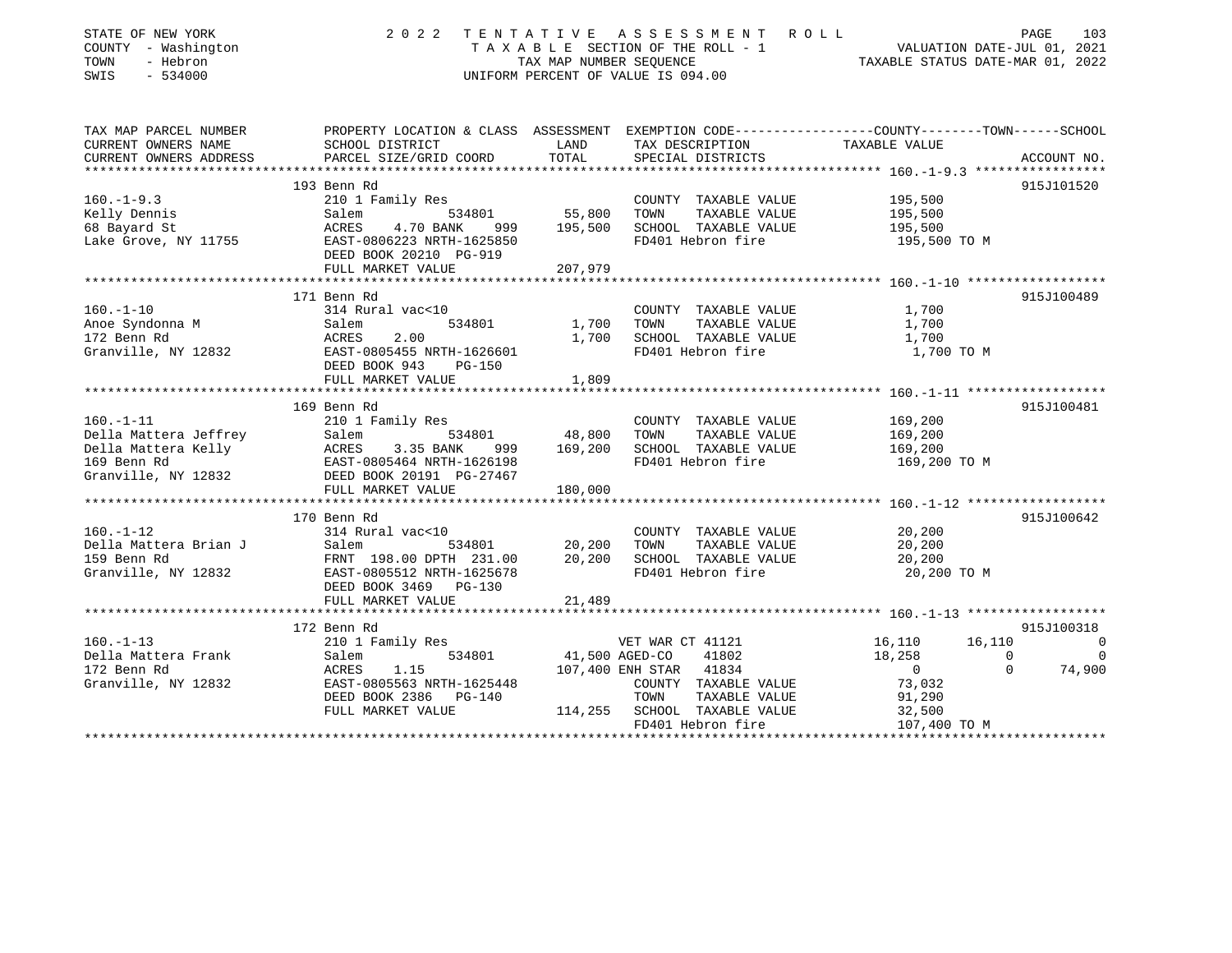STATE OF NEW YORK | 2022 TENTATIVE ASSESSMENT ROLL | VALUATION DATE-JUL 01, 2021
COUNTY - Washington | TAXABLE SECTION OF THE ROLL - 1 | TAXABLE STATUS DATE-MAR 01, 2022
TOWN - Hebron | TAX MAP NUMBER SEQUENCE
SWIS - 534000 | UNIFORM PERCENT OF VALUE IS 094.00

| TAX MAP PARCEL NUMBER / CURRENT OWNERS NAME / CURRENT OWNERS ADDRESS | PROPERTY LOCATION & CLASS / SCHOOL DISTRICT / PARCEL SIZE/GRID COORD | ASSESSMENT LAND / TOTAL | EXEMPTION CODE / TAX DESCRIPTION / SPECIAL DISTRICTS | COUNTY | TOWN | SCHOOL | ACCOUNT NO. |
|---|---|---|---|---|---|---|---|
| **160.-1-9.3** | 193 Benn Rd | | | | | | 915J101520 |
| Kelly Dennis | 210 1 Family Res | | COUNTY TAXABLE VALUE | 195,500 | | | |
| 68 Bayard St | Salem 534801 | 55,800 | TOWN TAXABLE VALUE | | 195,500 | | |
| Lake Grove, NY 11755 | ACRES 4.70 BANK 999 | 195,500 | SCHOOL TAXABLE VALUE | | | 195,500 | |
| | EAST-0806223 NRTH-1625850 | | FD401 Hebron fire | 195,500 TO M | | | |
| | DEED BOOK 20210 PG-919 | | | | | | |
| | FULL MARKET VALUE | 207,979 | | | | | |
| **160.-1-10** | 171 Benn Rd | | | | | | 915J100489 |
| Anoe Syndonna M | 314 Rural vac<10 | | COUNTY TAXABLE VALUE | 1,700 | | | |
| 172 Benn Rd | Salem 534801 | 1,700 | TOWN TAXABLE VALUE | | 1,700 | | |
| Granville, NY 12832 | ACRES 2.00 | 1,700 | SCHOOL TAXABLE VALUE | | | 1,700 | |
| | EAST-0805455 NRTH-1626601 | | FD401 Hebron fire | 1,700 TO M | | | |
| | DEED BOOK 943 PG-150 | | | | | | |
| | FULL MARKET VALUE | 1,809 | | | | | |
| **160.-1-11** | 169 Benn Rd | | | | | | 915J100481 |
| Della Mattera Jeffrey | 210 1 Family Res | | COUNTY TAXABLE VALUE | 169,200 | | | |
| Della Mattera Kelly | Salem 534801 | 48,800 | TOWN TAXABLE VALUE | | 169,200 | | |
| 169 Benn Rd | ACRES 3.35 BANK 999 | 169,200 | SCHOOL TAXABLE VALUE | | | 169,200 | |
| Granville, NY 12832 | EAST-0805464 NRTH-1626198 | | FD401 Hebron fire | 169,200 TO M | | | |
| | DEED BOOK 20191 PG-27467 | | | | | | |
| | FULL MARKET VALUE | 180,000 | | | | | |
| **160.-1-12** | 170 Benn Rd | | | | | | 915J100642 |
| Della Mattera Brian J | 314 Rural vac<10 | | COUNTY TAXABLE VALUE | 20,200 | | | |
| 159 Benn Rd | Salem 534801 | 20,200 | TOWN TAXABLE VALUE | | 20,200 | | |
| Granville, NY 12832 | FRNT 198.00 DPTH 231.00 | 20,200 | SCHOOL TAXABLE VALUE | | | 20,200 | |
| | EAST-0805512 NRTH-1625678 | | FD401 Hebron fire | 20,200 TO M | | | |
| | DEED BOOK 3469 PG-130 | | | | | | |
| | FULL MARKET VALUE | 21,489 | | | | | |
| **160.-1-13** | 172 Benn Rd | | | | | | 915J100318 |
| Della Mattera Frank | 210 1 Family Res | | VET WAR CT 41121 | 16,110 | 16,110 | 0 | |
| 172 Benn Rd | Salem 534801 | 41,500 | AGED-CO 41802 | 18,258 | 0 | 0 | |
| Granville, NY 12832 | ACRES 1.15 | 107,400 | ENH STAR 41834 | 0 | 0 | 74,900 | |
| | EAST-0805563 NRTH-1625448 | | COUNTY TAXABLE VALUE | 73,032 | | | |
| | DEED BOOK 2386 PG-140 | | TOWN TAXABLE VALUE | | 91,290 | | |
| | FULL MARKET VALUE | 114,255 | SCHOOL TAXABLE VALUE | | | 32,500 | |
| | | | FD401 Hebron fire | 107,400 TO M | | | |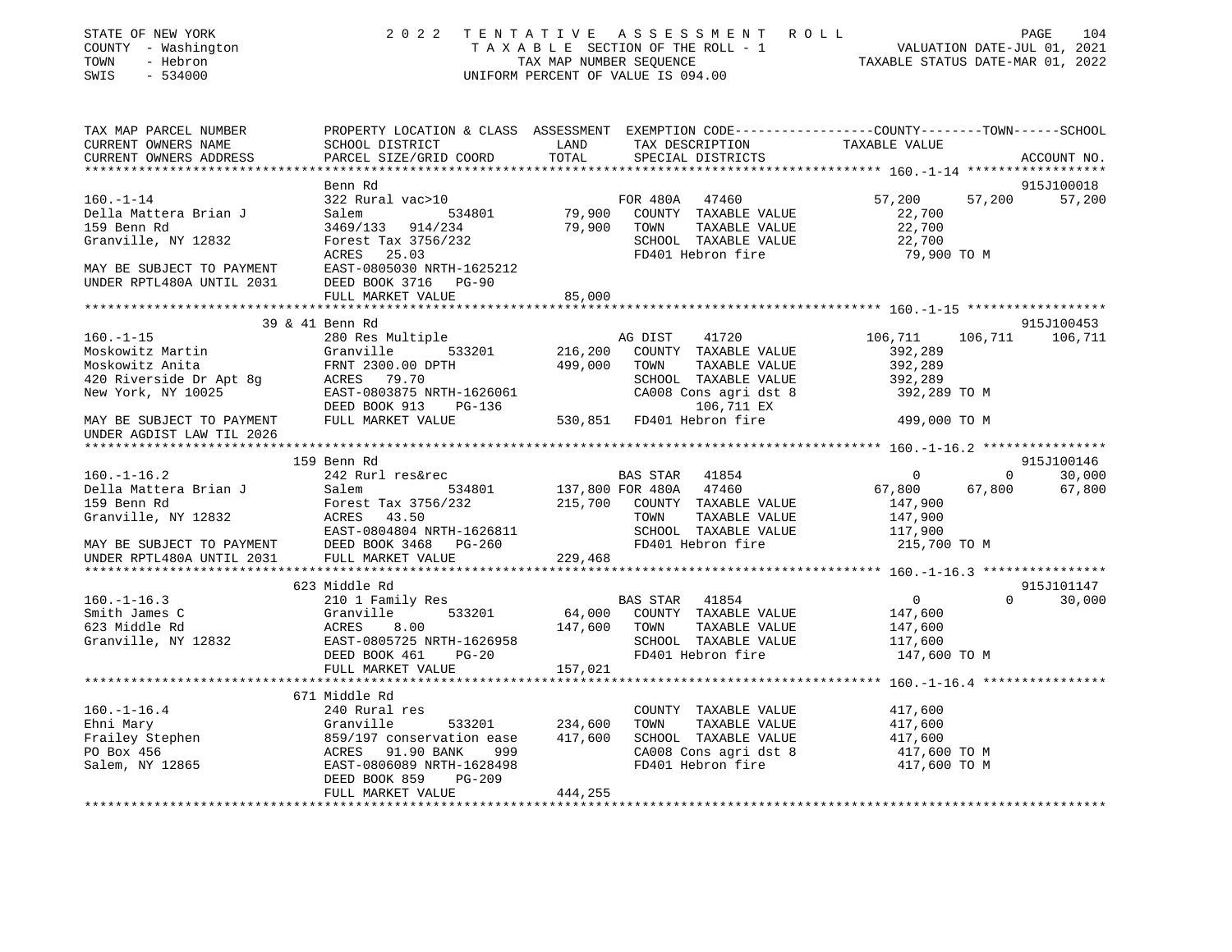STATE OF NEW YORK — 2022 TENTATIVE ASSESSMENT ROLL
COUNTY - Washington — TAXABLE SECTION OF THE ROLL - 1 — VALUATION DATE-JUL 01, 2021
TOWN - Hebron — TAX MAP NUMBER SEQUENCE — TAXABLE STATUS DATE-MAR 01, 2022
SWIS - 534000 — UNIFORM PERCENT OF VALUE IS 094.00

```
TAX MAP PARCEL NUMBER          PROPERTY LOCATION & CLASS  ASSESSMENT  EXEMPTION CODE------------------COUNTY--------TOWN------SCHOOL
CURRENT OWNERS NAME            SCHOOL DISTRICT               LAND      TAX DESCRIPTION              TAXABLE VALUE
CURRENT OWNERS ADDRESS         PARCEL SIZE/GRID COORD        TOTAL     SPECIAL DISTRICTS                                    ACCOUNT NO.
****************************************************************************************************** 160.-1-14 ******************
                               Benn Rd                                                                                915J100018
160.-1-14                      322 Rural vac>10                         FOR 480A   47460           57,200      57,200      57,200
Della Mattera Brian J          Salem            534801        79,900    COUNTY  TAXABLE VALUE        22,700
159 Benn Rd                    3469/133   914/234             79,900    TOWN    TAXABLE VALUE        22,700
Granville, NY 12832            Forest Tax 3756/232                      SCHOOL  TAXABLE VALUE        22,700
                               ACRES   25.03                            FD401 Hebron fire            79,900 TO M
MAY BE SUBJECT TO PAYMENT      EAST-0805030 NRTH-1625212
UNDER RPTL480A UNTIL 2031      DEED BOOK 3716   PG-90
                               FULL MARKET VALUE             85,000
****************************************************************************************************** 160.-1-15 ******************
                       39 & 41 Benn Rd                                                                                915J100453
160.-1-15                      280 Res Multiple                         AG DIST    41720          106,711     106,711     106,711
Moskowitz Martin               Granville        533201       216,200    COUNTY  TAXABLE VALUE       392,289
Moskowitz Anita                FRNT 2300.00 DPTH            499,000    TOWN    TAXABLE VALUE       392,289
420 Riverside Dr Apt 8g        ACRES   79.70                            SCHOOL  TAXABLE VALUE       392,289
New York, NY 10025             EAST-0803875 NRTH-1626061                CA008 Cons agri dst 8        392,289 TO M
                               DEED BOOK 913    PG-136                        106,711 EX
MAY BE SUBJECT TO PAYMENT      FULL MARKET VALUE            530,851     FD401 Hebron fire            499,000 TO M
UNDER AGDIST LAW TIL 2026
****************************************************************************************************** 160.-1-16.2 ****************
                       159 Benn Rd                                                                                    915J100146
160.-1-16.2                    242 Rurl res&rec                         BAS STAR   41854                0           0      30,000
Della Mattera Brian J          Salem            534801        137,800 FOR 480A   47460           67,800      67,800      67,800
159 Benn Rd                    Forest Tax 3756/232           215,700    COUNTY  TAXABLE VALUE       147,900
Granville, NY 12832            ACRES   43.50                            TOWN    TAXABLE VALUE       147,900
                               EAST-0804804 NRTH-1626811                SCHOOL  TAXABLE VALUE       117,900
MAY BE SUBJECT TO PAYMENT      DEED BOOK 3468   PG-260                  FD401 Hebron fire            215,700 TO M
UNDER RPTL480A UNTIL 2031      FULL MARKET VALUE            229,468
****************************************************************************************************** 160.-1-16.3 ****************
                       623 Middle Rd                                                                                  915J101147
160.-1-16.3                    210 1 Family Res                         BAS STAR   41854                0           0      30,000
Smith James C                  Granville        533201        64,000    COUNTY  TAXABLE VALUE       147,600
623 Middle Rd                  ACRES    8.00                147,600    TOWN    TAXABLE VALUE       147,600
Granville, NY 12832            EAST-0805725 NRTH-1626958                SCHOOL  TAXABLE VALUE       117,600
                               DEED BOOK 461    PG-20                   FD401 Hebron fire            147,600 TO M
                               FULL MARKET VALUE            157,021
****************************************************************************************************** 160.-1-16.4 ****************
                       671 Middle Rd
160.-1-16.4                    240 Rural res                            COUNTY  TAXABLE VALUE       417,600
Ehni Mary                      Granville        533201       234,600    TOWN    TAXABLE VALUE       417,600
Frailey Stephen                859/197 conservation ease    417,600    SCHOOL  TAXABLE VALUE       417,600
PO Box 456                     ACRES   91.90 BANK    999                CA008 Cons agri dst 8        417,600 TO M
Salem, NY 12865                EAST-0806089 NRTH-1628498                FD401 Hebron fire            417,600 TO M
                               DEED BOOK 859    PG-209
                               FULL MARKET VALUE            444,255
************************************************************************************************************************************
```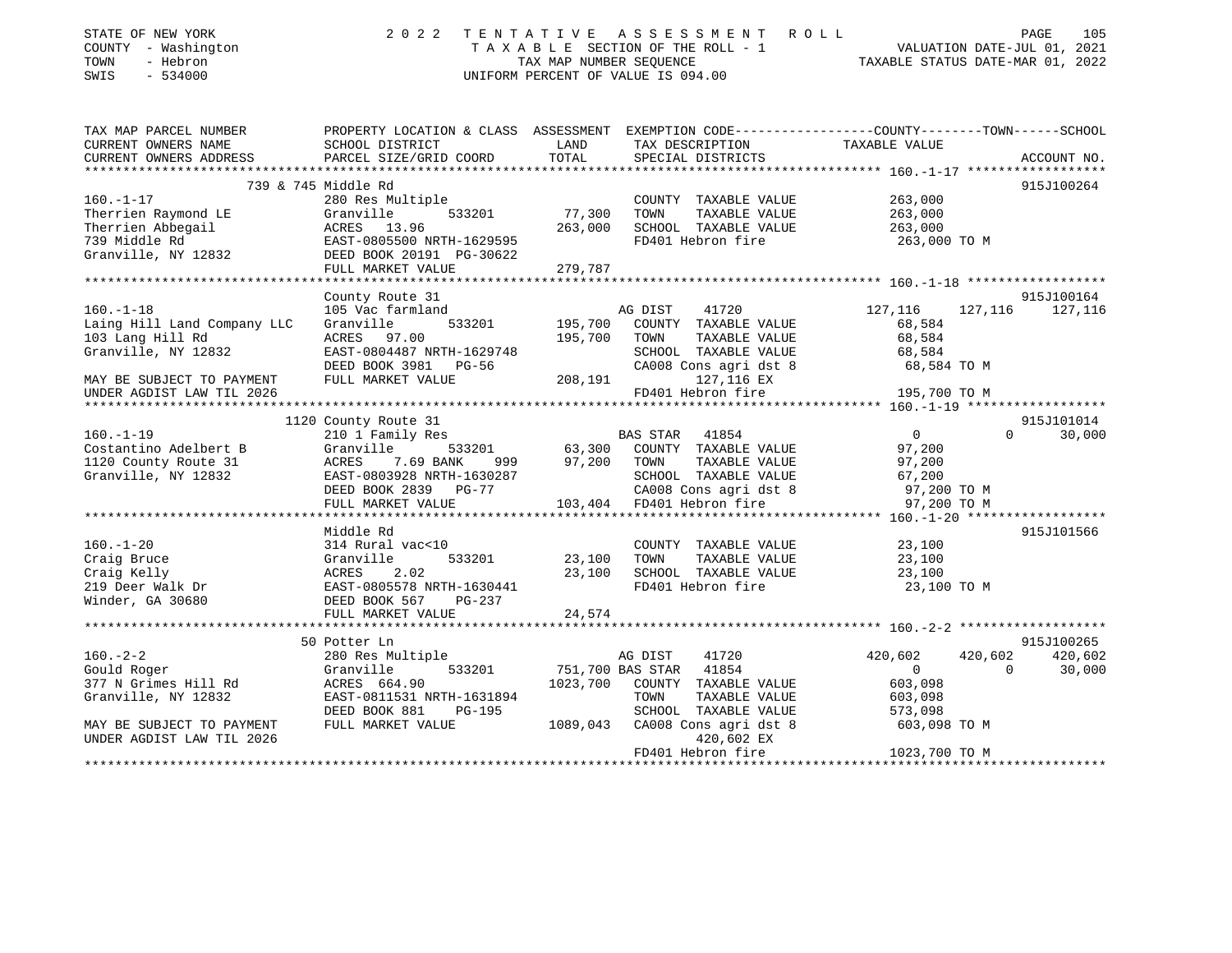STATE OF NEW YORK
COUNTY - Washington
TOWN - Hebron
SWIS - 534000

2022 TENTATIVE ASSESSMENT ROLL
TAXABLE SECTION OF THE ROLL - 1
TAX MAP NUMBER SEQUENCE
UNIFORM PERCENT OF VALUE IS 094.00

VALUATION DATE-JUL 01, 2021
TAXABLE STATUS DATE-MAR 01, 2022

| TAX MAP PARCEL NUMBER / CURRENT OWNERS NAME / CURRENT OWNERS ADDRESS | PROPERTY LOCATION & CLASS / SCHOOL DISTRICT / PARCEL SIZE/GRID COORD | ASSESSMENT LAND | TOTAL | EXEMPTION CODE / TAX DESCRIPTION / SPECIAL DISTRICTS | COUNTY TAXABLE VALUE | TOWN | SCHOOL | ACCOUNT NO. |
|---|---|---|---|---|---|---|---|---|
| **160.-1-17** | 739 & 745 Middle Rd | | | | | | | 915J100264 |
| 160.-1-17 | 280 Res Multiple | | | COUNTY TAXABLE VALUE | 263,000 | | | |
| Therrien Raymond LE | Granville 533201 | 77,300 | | TOWN TAXABLE VALUE | 263,000 | | | |
| Therrien Abbegail | ACRES 13.96 | | 263,000 | SCHOOL TAXABLE VALUE | 263,000 | | | |
| 739 Middle Rd | EAST-0805500 NRTH-1629595 | | | FD401 Hebron fire | 263,000 TO M | | | |
| Granville, NY 12832 | DEED BOOK 20191 PG-30622 | | | | | | | |
| | FULL MARKET VALUE | | 279,787 | | | | | |
| **160.-1-18** | County Route 31 | | | | | | | 915J100164 |
| 160.-1-18 | 105 Vac farmland | | | AG DIST 41720 | 127,116 | 127,116 | 127,116 | |
| Laing Hill Land Company LLC | Granville 533201 | 195,700 | | COUNTY TAXABLE VALUE | 68,584 | | | |
| 103 Lang Hill Rd | ACRES 97.00 | | 195,700 | TOWN TAXABLE VALUE | 68,584 | | | |
| Granville, NY 12832 | EAST-0804487 NRTH-1629748 | | | SCHOOL TAXABLE VALUE | 68,584 | | | |
| | DEED BOOK 3981 PG-56 | | | CA008 Cons agri dst 8 | 68,584 TO M | | | |
| MAY BE SUBJECT TO PAYMENT | FULL MARKET VALUE | | 208,191 | 127,116 EX | | | | |
| UNDER AGDIST LAW TIL 2026 | | | | FD401 Hebron fire | 195,700 TO M | | | |
| **160.-1-19** | 1120 County Route 31 | | | | | | | 915J101014 |
| 160.-1-19 | 210 1 Family Res | | | BAS STAR 41854 | 0 | 0 | 30,000 | |
| Costantino Adelbert B | Granville 533201 | 63,300 | | COUNTY TAXABLE VALUE | 97,200 | | | |
| 1120 County Route 31 | ACRES 7.69 BANK 999 | | 97,200 | TOWN TAXABLE VALUE | 97,200 | | | |
| Granville, NY 12832 | EAST-0803928 NRTH-1630287 | | | SCHOOL TAXABLE VALUE | 67,200 | | | |
| | DEED BOOK 2839 PG-77 | | | CA008 Cons agri dst 8 | 97,200 TO M | | | |
| | FULL MARKET VALUE | | 103,404 | FD401 Hebron fire | 97,200 TO M | | | |
| **160.-1-20** | Middle Rd | | | | | | | 915J101566 |
| 160.-1-20 | 314 Rural vac<10 | | | COUNTY TAXABLE VALUE | 23,100 | | | |
| Craig Bruce | Granville 533201 | 23,100 | | TOWN TAXABLE VALUE | 23,100 | | | |
| Craig Kelly | ACRES 2.02 | | 23,100 | SCHOOL TAXABLE VALUE | 23,100 | | | |
| 219 Deer Walk Dr | EAST-0805578 NRTH-1630441 | | | FD401 Hebron fire | 23,100 TO M | | | |
| Winder, GA 30680 | DEED BOOK 567 PG-237 | | | | | | | |
| | FULL MARKET VALUE | | 24,574 | | | | | |
| **160.-2-2** | 50 Potter Ln | | | | | | | 915J100265 |
| 160.-2-2 | 280 Res Multiple | | | AG DIST 41720 | 420,602 | 420,602 | 420,602 | |
| Gould Roger | Granville 533201 | 751,700 | | BAS STAR 41854 | 0 | 0 | 30,000 | |
| 377 N Grimes Hill Rd | ACRES 664.90 | | 1023,700 | COUNTY TAXABLE VALUE | 603,098 | | | |
| Granville, NY 12832 | EAST-0811531 NRTH-1631894 | | | TOWN TAXABLE VALUE | 603,098 | | | |
| | DEED BOOK 881 PG-195 | | | SCHOOL TAXABLE VALUE | 573,098 | | | |
| MAY BE SUBJECT TO PAYMENT | FULL MARKET VALUE | | 1089,043 | CA008 Cons agri dst 8 | 603,098 TO M | | | |
| UNDER AGDIST LAW TIL 2026 | | | | 420,602 EX | | | | |
| | | | | FD401 Hebron fire | 1023,700 TO M | | | |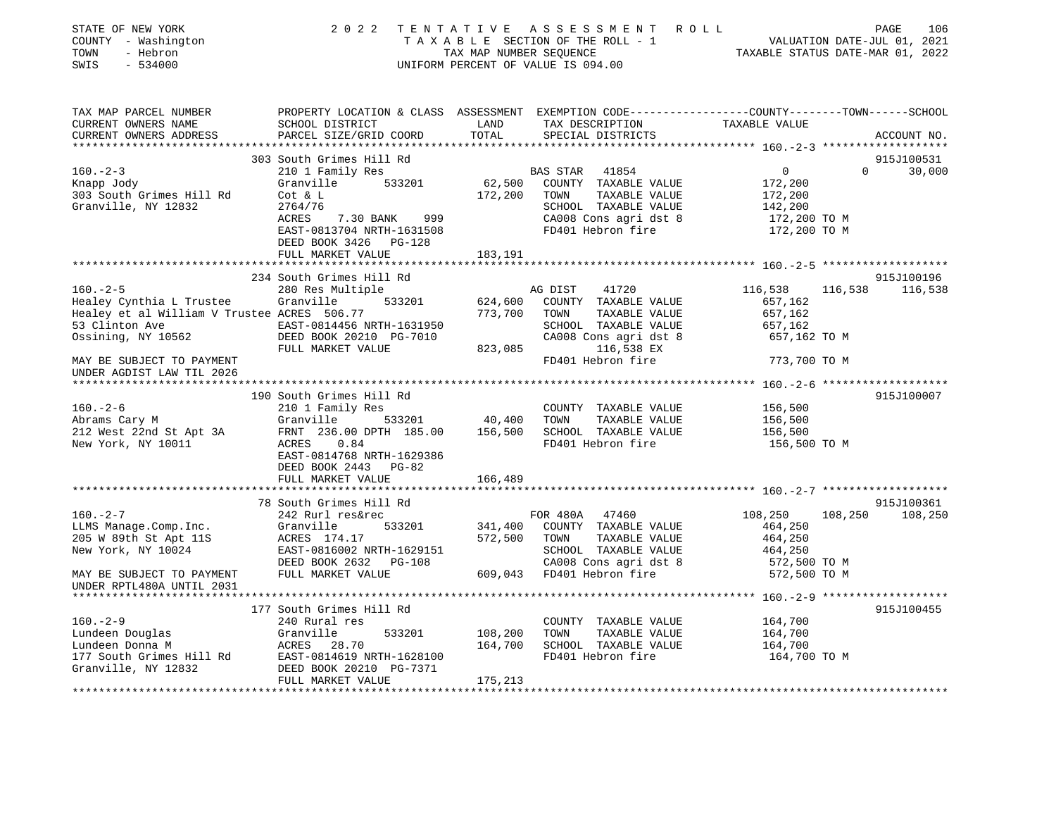STATE OF NEW YORK
COUNTY - Washington
TOWN - Hebron
SWIS - 534000

2 0 2 2 T E N T A T I V E A S S E S S M E N T R O L L
T A X A B L E SECTION OF THE ROLL - 1
TAX MAP NUMBER SEQUENCE
UNIFORM PERCENT OF VALUE IS 094.00

VALUATION DATE-JUL 01, 2021
TAXABLE STATUS DATE-MAR 01, 2022

```
TAX MAP PARCEL NUMBER          PROPERTY LOCATION & CLASS  ASSESSMENT  EXEMPTION CODE------------------COUNTY--------TOWN------SCHOOL
CURRENT OWNERS NAME            SCHOOL DISTRICT               LAND      TAX DESCRIPTION            TAXABLE VALUE
CURRENT OWNERS ADDRESS         PARCEL SIZE/GRID COORD        TOTAL     SPECIAL DISTRICTS                                  ACCOUNT NO.
******************************************************************************************************* 160.-2-3 *******************
                               303 South Grimes Hill Rd                                                                   915J100531
160.-2-3                       210 1 Family Res                        BAS STAR   41854                  0             0       30,000
Knapp Jody                     Granville        533201        62,500   COUNTY  TAXABLE VALUE           172,200
303 South Grimes Hill Rd       Cot & L                       172,200   TOWN    TAXABLE VALUE           172,200
Granville, NY 12832            2764/76                                 SCHOOL  TAXABLE VALUE           142,200
                               ACRES      7.30 BANK     999            CA008 Cons agri dst 8            172,200 TO M
                               EAST-0813704 NRTH-1631508               FD401 Hebron fire                172,200 TO M
                               DEED BOOK 3426   PG-128
                               FULL MARKET VALUE             183,191
******************************************************************************************************* 160.-2-5 *******************
                               234 South Grimes Hill Rd                                                                   915J100196
160.-2-5                       280 Res Multiple                        AG DIST    41720            116,538       116,538      116,538
Healey Cynthia L Trustee       Granville        533201       624,600   COUNTY  TAXABLE VALUE           657,162
Healey et al William V Trustee ACRES 506.77                  773,700   TOWN    TAXABLE VALUE           657,162
53 Clinton Ave                 EAST-0814456 NRTH-1631950               SCHOOL  TAXABLE VALUE           657,162
Ossining, NY 10562             DEED BOOK 20210  PG-7010                CA008 Cons agri dst 8            657,162 TO M
                               FULL MARKET VALUE             823,085          116,538 EX
MAY BE SUBJECT TO PAYMENT                                              FD401 Hebron fire                773,700 TO M
UNDER AGDIST LAW TIL 2026
******************************************************************************************************* 160.-2-6 *******************
                               190 South Grimes Hill Rd                                                                   915J100007
160.-2-6                       210 1 Family Res                        COUNTY  TAXABLE VALUE           156,500
Abrams Cary M                  Granville        533201        40,400   TOWN    TAXABLE VALUE           156,500
212 West 22nd St Apt 3A        FRNT 236.00 DPTH 185.00       156,500   SCHOOL  TAXABLE VALUE           156,500
New York, NY 10011             ACRES      0.84                         FD401 Hebron fire                156,500 TO M
                               EAST-0814768 NRTH-1629386
                               DEED BOOK 2443   PG-82
                               FULL MARKET VALUE             166,489
******************************************************************************************************* 160.-2-7 *******************
                               78 South Grimes Hill Rd                                                                    915J100361
160.-2-7                       242 Rurl res&rec                        FOR 480A   47460            108,250       108,250      108,250
LLMS Manage.Comp.Inc.          Granville        533201       341,400   COUNTY  TAXABLE VALUE           464,250
205 W 89th St Apt 11S          ACRES 174.17                  572,500   TOWN    TAXABLE VALUE           464,250
New York, NY 10024             EAST-0816002 NRTH-1629151               SCHOOL  TAXABLE VALUE           464,250
                               DEED BOOK 2632   PG-108                 CA008 Cons agri dst 8            572,500 TO M
MAY BE SUBJECT TO PAYMENT      FULL MARKET VALUE             609,043   FD401 Hebron fire                572,500 TO M
UNDER RPTL480A UNTIL 2031
******************************************************************************************************* 160.-2-9 *******************
                               177 South Grimes Hill Rd                                                                   915J100455
160.-2-9                       240 Rural res                           COUNTY  TAXABLE VALUE           164,700
Lundeen Douglas                Granville        533201       108,200   TOWN    TAXABLE VALUE           164,700
Lundeen Donna M                ACRES     28.70               164,700   SCHOOL  TAXABLE VALUE           164,700
177 South Grimes Hill Rd       EAST-0814619 NRTH-1628100               FD401 Hebron fire                164,700 TO M
Granville, NY 12832            DEED BOOK 20210  PG-7371
                               FULL MARKET VALUE             175,213
************************************************************************************************************************************
```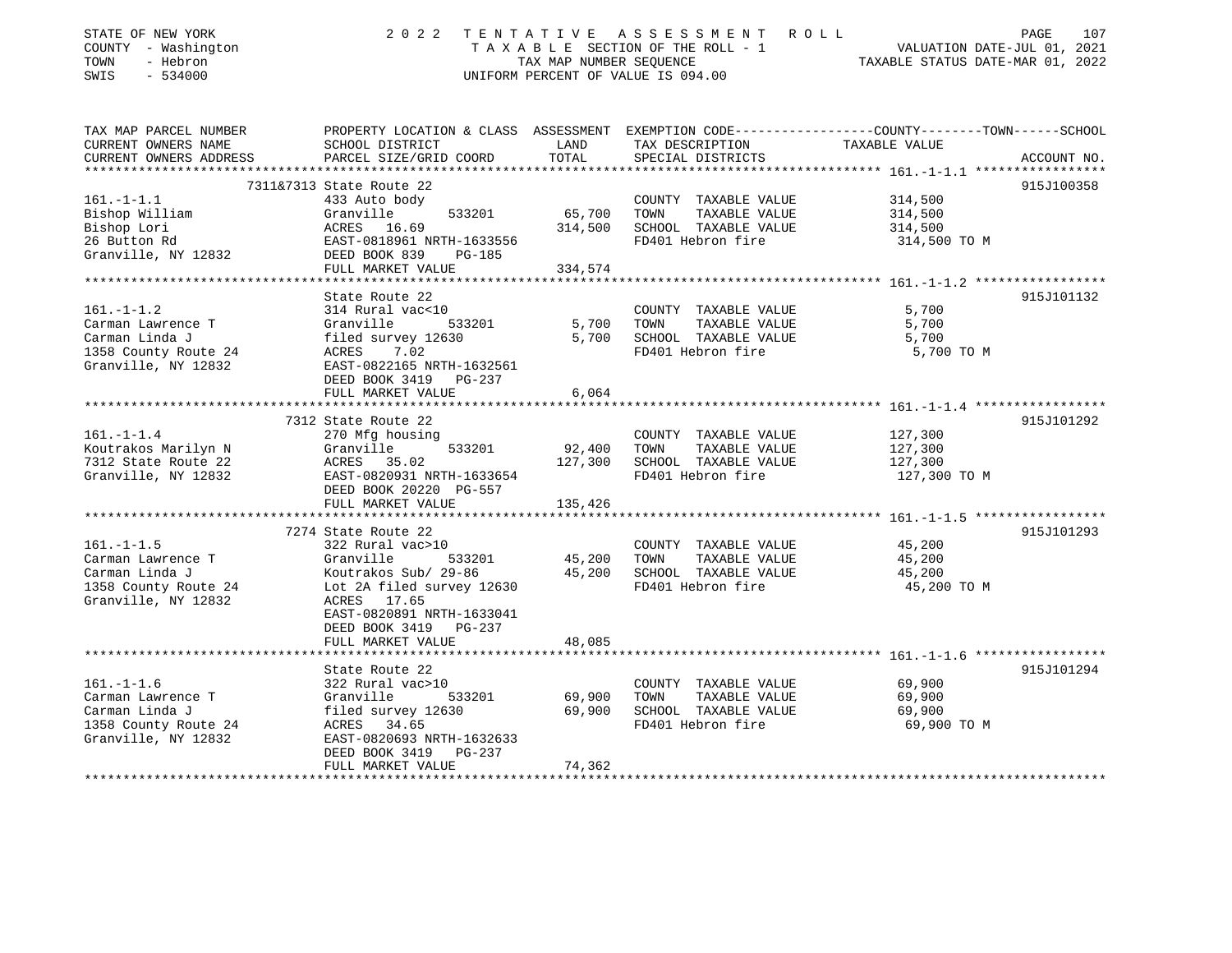STATE OF NEW YORK — 2022 TENTATIVE ASSESSMENT ROLL
COUNTY - Washington — TAXABLE SECTION OF THE ROLL - 1 — VALUATION DATE-JUL 01, 2021
TOWN - Hebron — TAX MAP NUMBER SEQUENCE — TAXABLE STATUS DATE-MAR 01, 2022
SWIS - 534000 — UNIFORM PERCENT OF VALUE IS 094.00

| TAX MAP PARCEL NUMBER / CURRENT OWNERS NAME / CURRENT OWNERS ADDRESS | PROPERTY LOCATION & CLASS / SCHOOL DISTRICT / PARCEL SIZE/GRID COORD | LAND | ASSESSMENT TOTAL | EXEMPTION CODE / TAX DESCRIPTION / SPECIAL DISTRICTS | COUNTY--------TOWN------SCHOOL TAXABLE VALUE | ACCOUNT NO. |
|---|---|---|---|---|---|---|
| **161.-1-1.1** | 7311&7313 State Route 22 | | | | | 915J100358 |
| Bishop William | 433 Auto body | | | COUNTY TAXABLE VALUE | 314,500 | |
| Bishop Lori | Granville 533201 | 65,700 | | TOWN TAXABLE VALUE | 314,500 | |
| 26 Button Rd | ACRES 16.69 | | 314,500 | SCHOOL TAXABLE VALUE | 314,500 | |
| Granville, NY 12832 | EAST-0818961 NRTH-1633556 | | | FD401 Hebron fire | 314,500 TO M | |
| | DEED BOOK 839 PG-185 | | | | | |
| | FULL MARKET VALUE | | 334,574 | | | |
| **161.-1-1.2** | State Route 22 | | | | | 915J101132 |
| Carman Lawrence T | 314 Rural vac<10 | | | COUNTY TAXABLE VALUE | 5,700 | |
| Carman Linda J | Granville 533201 | 5,700 | | TOWN TAXABLE VALUE | 5,700 | |
| 1358 County Route 24 | filed survey 12630 | | 5,700 | SCHOOL TAXABLE VALUE | 5,700 | |
| Granville, NY 12832 | ACRES 7.02 | | | FD401 Hebron fire | 5,700 TO M | |
| | EAST-0822165 NRTH-1632561 | | | | | |
| | DEED BOOK 3419 PG-237 | | | | | |
| | FULL MARKET VALUE | | 6,064 | | | |
| **161.-1-1.4** | 7312 State Route 22 | | | | | 915J101292 |
| Koutrakos Marilyn N | 270 Mfg housing | | | COUNTY TAXABLE VALUE | 127,300 | |
| 7312 State Route 22 | Granville 533201 | 92,400 | | TOWN TAXABLE VALUE | 127,300 | |
| Granville, NY 12832 | ACRES 35.02 | | 127,300 | SCHOOL TAXABLE VALUE | 127,300 | |
| | EAST-0820931 NRTH-1633654 | | | FD401 Hebron fire | 127,300 TO M | |
| | DEED BOOK 20220 PG-557 | | | | | |
| | FULL MARKET VALUE | | 135,426 | | | |
| **161.-1-1.5** | 7274 State Route 22 | | | | | 915J101293 |
| Carman Lawrence T | 322 Rural vac>10 | | | COUNTY TAXABLE VALUE | 45,200 | |
| Carman Linda J | Granville 533201 | 45,200 | | TOWN TAXABLE VALUE | 45,200 | |
| 1358 County Route 24 | Koutrakos Sub/ 29-86 | | 45,200 | SCHOOL TAXABLE VALUE | 45,200 | |
| Granville, NY 12832 | Lot 2A filed survey 12630 | | | FD401 Hebron fire | 45,200 TO M | |
| | ACRES 17.65 | | | | | |
| | EAST-0820891 NRTH-1633041 | | | | | |
| | DEED BOOK 3419 PG-237 | | | | | |
| | FULL MARKET VALUE | | 48,085 | | | |
| **161.-1-1.6** | State Route 22 | | | | | 915J101294 |
| Carman Lawrence T | 322 Rural vac>10 | | | COUNTY TAXABLE VALUE | 69,900 | |
| Carman Linda J | Granville 533201 | 69,900 | | TOWN TAXABLE VALUE | 69,900 | |
| 1358 County Route 24 | filed survey 12630 | | 69,900 | SCHOOL TAXABLE VALUE | 69,900 | |
| Granville, NY 12832 | ACRES 34.65 | | | FD401 Hebron fire | 69,900 TO M | |
| | EAST-0820693 NRTH-1632633 | | | | | |
| | DEED BOOK 3419 PG-237 | | | | | |
| | FULL MARKET VALUE | | 74,362 | | | |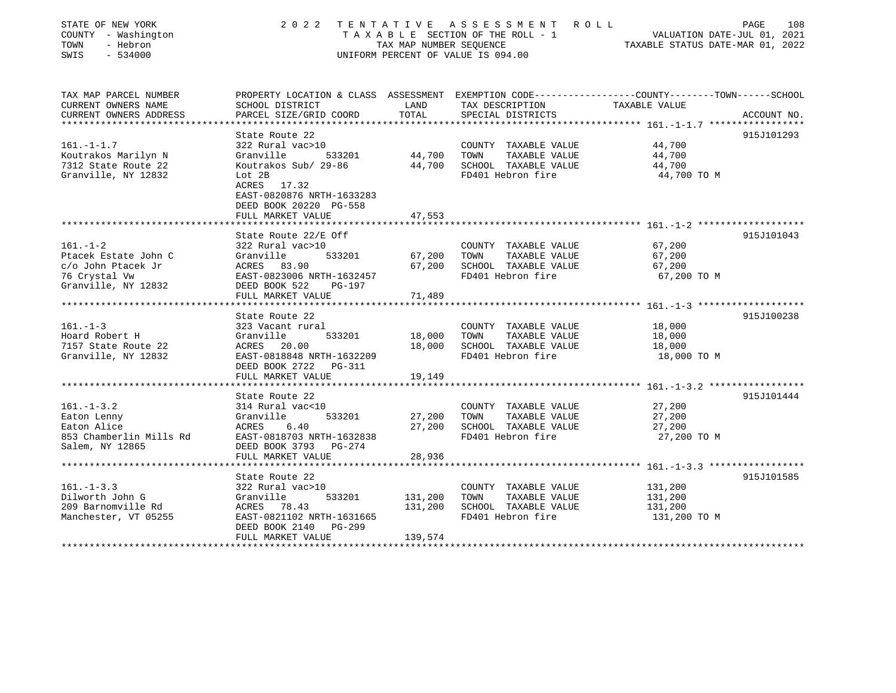STATE OF NEW YORK
COUNTY - Washington
TOWN - Hebron
SWIS - 534000

2022 TENTATIVE ASSESSMENT ROLL
TAXABLE SECTION OF THE ROLL - 1
TAX MAP NUMBER SEQUENCE
UNIFORM PERCENT OF VALUE IS 094.00

VALUATION DATE-JUL 01, 2021
TAXABLE STATUS DATE-MAR 01, 2022

| TAX MAP PARCEL NUMBER / CURRENT OWNERS NAME / CURRENT OWNERS ADDRESS | PROPERTY LOCATION & CLASS / SCHOOL DISTRICT / PARCEL SIZE/GRID COORD | ASSESSMENT LAND / TOTAL | EXEMPTION CODE / TAX DESCRIPTION / SPECIAL DISTRICTS | COUNTY--------TOWN------SCHOOL TAXABLE VALUE | ACCOUNT NO. |
|---|---|---|---|---|---|
| **161.-1-1.7** | State Route 22 | | | | 915J101293 |
| 161.-1-1.7 | 322 Rural vac>10 | | COUNTY TAXABLE VALUE | 44,700 | |
| Koutrakos Marilyn N | Granville 533201 | 44,700 | TOWN TAXABLE VALUE | 44,700 | |
| 7312 State Route 22 | Koutrakos Sub/ 29-86 | 44,700 | SCHOOL TAXABLE VALUE | 44,700 | |
| Granville, NY 12832 | Lot 2B | | FD401 Hebron fire | 44,700 TO M | |
| | ACRES 17.32 | | | | |
| | EAST-0820876 NRTH-1633283 | | | | |
| | DEED BOOK 20220 PG-558 | | | | |
| | FULL MARKET VALUE | 47,553 | | | |
| **161.-1-2** | State Route 22/E Off | | | | 915J101043 |
| 161.-1-2 | 322 Rural vac>10 | | COUNTY TAXABLE VALUE | 67,200 | |
| Ptacek Estate John C | Granville 533201 | 67,200 | TOWN TAXABLE VALUE | 67,200 | |
| c/o John Ptacek Jr | ACRES 83.90 | 67,200 | SCHOOL TAXABLE VALUE | 67,200 | |
| 76 Crystal Vw | EAST-0823006 NRTH-1632457 | | FD401 Hebron fire | 67,200 TO M | |
| Granville, NY 12832 | DEED BOOK 522 PG-197 | | | | |
| | FULL MARKET VALUE | 71,489 | | | |
| **161.-1-3** | State Route 22 | | | | 915J100238 |
| 161.-1-3 | 323 Vacant rural | | COUNTY TAXABLE VALUE | 18,000 | |
| Hoard Robert H | Granville 533201 | 18,000 | TOWN TAXABLE VALUE | 18,000 | |
| 7157 State Route 22 | ACRES 20.00 | 18,000 | SCHOOL TAXABLE VALUE | 18,000 | |
| Granville, NY 12832 | EAST-0818848 NRTH-1632209 | | FD401 Hebron fire | 18,000 TO M | |
| | DEED BOOK 2722 PG-311 | | | | |
| | FULL MARKET VALUE | 19,149 | | | |
| **161.-1-3.2** | State Route 22 | | | | 915J101444 |
| 161.-1-3.2 | 314 Rural vac<10 | | COUNTY TAXABLE VALUE | 27,200 | |
| Eaton Lenny | Granville 533201 | 27,200 | TOWN TAXABLE VALUE | 27,200 | |
| Eaton Alice | ACRES 6.40 | 27,200 | SCHOOL TAXABLE VALUE | 27,200 | |
| 853 Chamberlin Mills Rd | EAST-0818703 NRTH-1632838 | | FD401 Hebron fire | 27,200 TO M | |
| Salem, NY 12865 | DEED BOOK 3793 PG-274 | | | | |
| | FULL MARKET VALUE | 28,936 | | | |
| **161.-1-3.3** | State Route 22 | | | | 915J101585 |
| 161.-1-3.3 | 322 Rural vac>10 | | COUNTY TAXABLE VALUE | 131,200 | |
| Dilworth John G | Granville 533201 | 131,200 | TOWN TAXABLE VALUE | 131,200 | |
| 209 Barnomville Rd | ACRES 78.43 | 131,200 | SCHOOL TAXABLE VALUE | 131,200 | |
| Manchester, VT 05255 | EAST-0821102 NRTH-1631665 | | FD401 Hebron fire | 131,200 TO M | |
| | DEED BOOK 2140 PG-299 | | | | |
| | FULL MARKET VALUE | 139,574 | | | |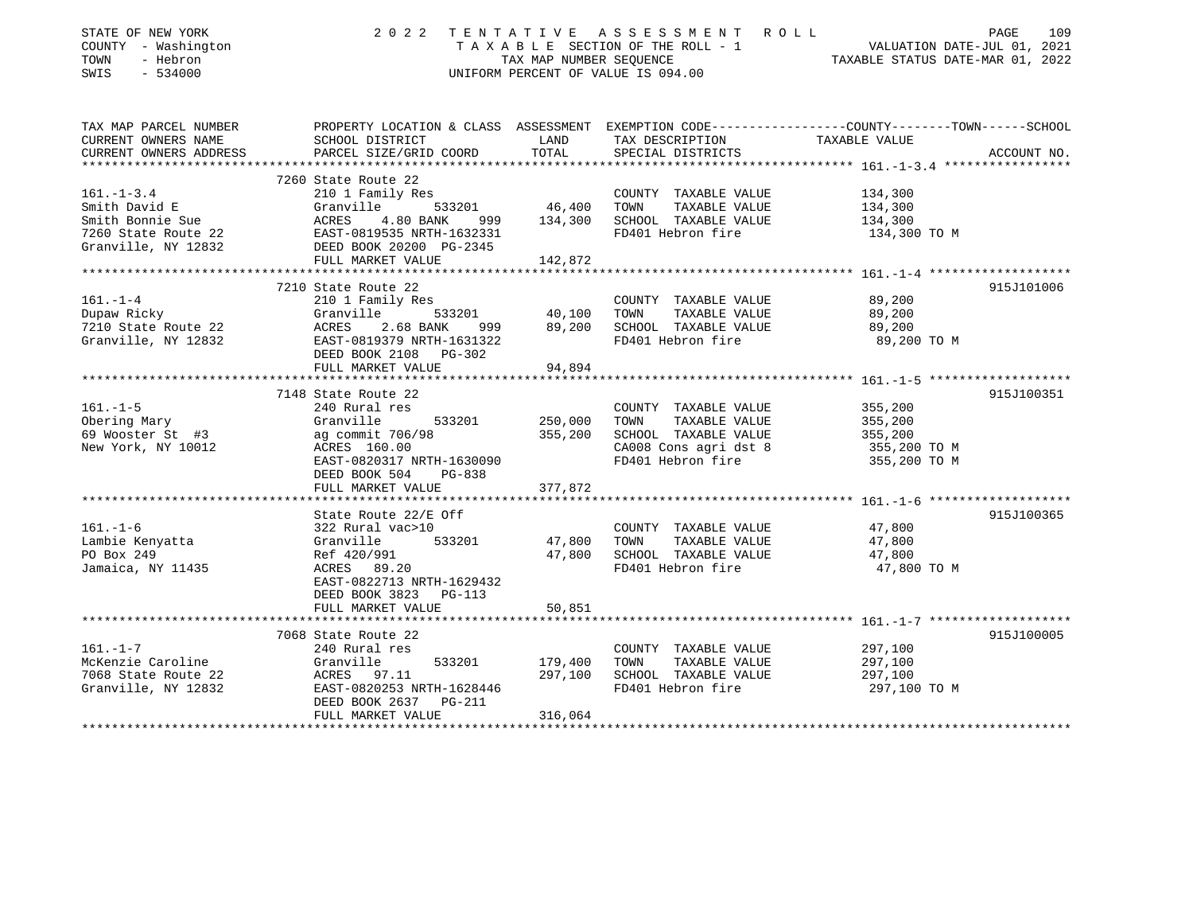STATE OF NEW YORK 2 0 2 2 T E N T A T I V E A S S E S S M E N T R O L L
COUNTY - Washington T A X A B L E SECTION OF THE ROLL - 1 VALUATION DATE-JUL 01, 2021
TOWN - Hebron TAX MAP NUMBER SEQUENCE TAXABLE STATUS DATE-MAR 01, 2022
SWIS - 534000 UNIFORM PERCENT OF VALUE IS 094.00

| TAX MAP PARCEL NUMBER / CURRENT OWNERS NAME / CURRENT OWNERS ADDRESS | PROPERTY LOCATION & CLASS / SCHOOL DISTRICT / PARCEL SIZE/GRID COORD | ASSESSMENT LAND | TOTAL | EXEMPTION CODE / TAX DESCRIPTION / SPECIAL DISTRICTS | COUNTY--------TOWN------SCHOOL TAXABLE VALUE | ACCOUNT NO. |
|---|---|---|---|---|---|---|
| **161.-1-3.4** | 7260 State Route 22 | | | | | |
| 161.-1-3.4 | 210 1 Family Res | | | COUNTY TAXABLE VALUE | 134,300 | |
| Smith David E | Granville 533201 | 46,400 | | TOWN TAXABLE VALUE | 134,300 | |
| Smith Bonnie Sue | ACRES 4.80 BANK 999 | | 134,300 | SCHOOL TAXABLE VALUE | 134,300 | |
| 7260 State Route 22 | EAST-0819535 NRTH-1632331 | | | FD401 Hebron fire | 134,300 TO M | |
| Granville, NY 12832 | DEED BOOK 20200 PG-2345 | | | | | |
| | FULL MARKET VALUE | | 142,872 | | | |
| **161.-1-4** | 7210 State Route 22 | | | | | 915J101006 |
| 161.-1-4 | 210 1 Family Res | | | COUNTY TAXABLE VALUE | 89,200 | |
| Dupaw Ricky | Granville 533201 | 40,100 | | TOWN TAXABLE VALUE | 89,200 | |
| 7210 State Route 22 | ACRES 2.68 BANK 999 | | 89,200 | SCHOOL TAXABLE VALUE | 89,200 | |
| Granville, NY 12832 | EAST-0819379 NRTH-1631322 | | | FD401 Hebron fire | 89,200 TO M | |
| | DEED BOOK 2108 PG-302 | | | | | |
| | FULL MARKET VALUE | | 94,894 | | | |
| **161.-1-5** | 7148 State Route 22 | | | | | 915J100351 |
| 161.-1-5 | 240 Rural res | | | COUNTY TAXABLE VALUE | 355,200 | |
| Obering Mary | Granville 533201 | 250,000 | | TOWN TAXABLE VALUE | 355,200 | |
| 69 Wooster St #3 | ag commit 706/98 | | 355,200 | SCHOOL TAXABLE VALUE | 355,200 | |
| New York, NY 10012 | ACRES 160.00 | | | CA008 Cons agri dst 8 | 355,200 TO M | |
| | EAST-0820317 NRTH-1630090 | | | FD401 Hebron fire | 355,200 TO M | |
| | DEED BOOK 504 PG-838 | | | | | |
| | FULL MARKET VALUE | | 377,872 | | | |
| **161.-1-6** | State Route 22/E Off | | | | | 915J100365 |
| 161.-1-6 | 322 Rural vac>10 | | | COUNTY TAXABLE VALUE | 47,800 | |
| Lambie Kenyatta | Granville 533201 | 47,800 | | TOWN TAXABLE VALUE | 47,800 | |
| PO Box 249 | Ref 420/991 | | 47,800 | SCHOOL TAXABLE VALUE | 47,800 | |
| Jamaica, NY 11435 | ACRES 89.20 | | | FD401 Hebron fire | 47,800 TO M | |
| | EAST-0822713 NRTH-1629432 | | | | | |
| | DEED BOOK 3823 PG-113 | | | | | |
| | FULL MARKET VALUE | | 50,851 | | | |
| **161.-1-7** | 7068 State Route 22 | | | | | 915J100005 |
| 161.-1-7 | 240 Rural res | | | COUNTY TAXABLE VALUE | 297,100 | |
| McKenzie Caroline | Granville 533201 | 179,400 | | TOWN TAXABLE VALUE | 297,100 | |
| 7068 State Route 22 | ACRES 97.11 | | 297,100 | SCHOOL TAXABLE VALUE | 297,100 | |
| Granville, NY 12832 | EAST-0820253 NRTH-1628446 | | | FD401 Hebron fire | 297,100 TO M | |
| | DEED BOOK 2637 PG-211 | | | | | |
| | FULL MARKET VALUE | | 316,064 | | | |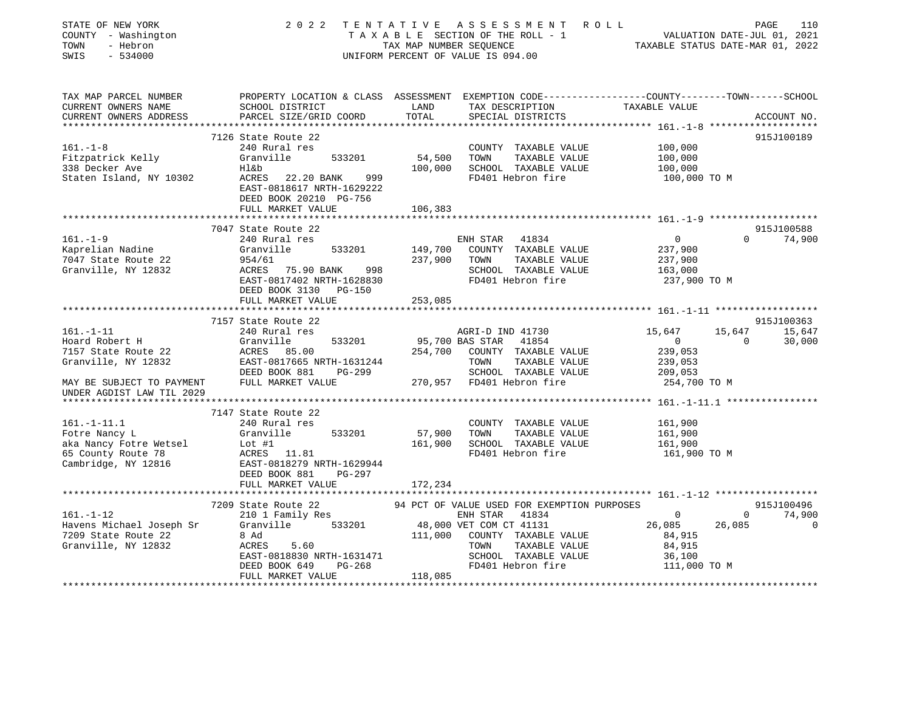STATE OF NEW YORK — 2022 TENTATIVE ASSESSMENT ROLL
COUNTY - Washington — TAXABLE SECTION OF THE ROLL - 1 — VALUATION DATE-JUL 01, 2021
TOWN - Hebron — TAX MAP NUMBER SEQUENCE — TAXABLE STATUS DATE-MAR 01, 2022
SWIS - 534000 — UNIFORM PERCENT OF VALUE IS 094.00

```
TAX MAP PARCEL NUMBER          PROPERTY LOCATION & CLASS  ASSESSMENT  EXEMPTION CODE-----------------COUNTY--------TOWN------SCHOOL
CURRENT OWNERS NAME            SCHOOL DISTRICT               LAND      TAX DESCRIPTION              TAXABLE VALUE
CURRENT OWNERS ADDRESS         PARCEL SIZE/GRID COORD        TOTAL     SPECIAL DISTRICTS                                   ACCOUNT NO.
******************************************************************************************************* 161.-1-8 *******************
                               7126 State Route 22                                                                        915J100189
161.-1-8                       240 Rural res                           COUNTY  TAXABLE VALUE          100,000
Fitzpatrick Kelly              Granville       533201        54,500    TOWN    TAXABLE VALUE          100,000
338 Decker Ave                 Hl&b                         100,000    SCHOOL  TAXABLE VALUE          100,000
Staten Island, NY 10302        ACRES   22.20 BANK    999               FD401 Hebron fire               100,000 TO M
                               EAST-0818617 NRTH-1629222
                               DEED BOOK 20210 PG-756
                               FULL MARKET VALUE            106,383
******************************************************************************************************* 161.-1-9 *******************
                               7047 State Route 22                                                                        915J100588
161.-1-9                       240 Rural res                           ENH STAR   41834                 0             0     74,900
Kaprelian Nadine               Granville       533201       149,700    COUNTY  TAXABLE VALUE          237,900
7047 State Route 22            954/61                       237,900    TOWN    TAXABLE VALUE          237,900
Granville, NY 12832            ACRES   75.90 BANK    998               SCHOOL  TAXABLE VALUE          163,000
                               EAST-0817402 NRTH-1628830               FD401 Hebron fire               237,900 TO M
                               DEED BOOK 3130   PG-150
                               FULL MARKET VALUE            253,085
******************************************************************************************************* 161.-1-11 ******************
                               7157 State Route 22                                                                        915J100363
161.-1-11                      240 Rural res                           AGRI-D IND 41730            15,647        15,647     15,647
Hoard Robert H                 Granville       533201        95,700 BAS STAR   41854                 0             0     30,000
7157 State Route 22            ACRES   85.00                254,700    COUNTY  TAXABLE VALUE          239,053
Granville, NY 12832            EAST-0817665 NRTH-1631244               TOWN    TAXABLE VALUE          239,053
                               DEED BOOK 881    PG-299                 SCHOOL  TAXABLE VALUE          209,053
MAY BE SUBJECT TO PAYMENT      FULL MARKET VALUE            270,957    FD401 Hebron fire               254,700 TO M
UNDER AGDIST LAW TIL 2029
******************************************************************************************************* 161.-1-11.1 ****************
                               7147 State Route 22
161.-1-11.1                    240 Rural res                           COUNTY  TAXABLE VALUE          161,900
Fotre Nancy L                  Granville       533201        57,900    TOWN    TAXABLE VALUE          161,900
aka Nancy Fotre Wetsel         Lot #1                       161,900    SCHOOL  TAXABLE VALUE          161,900
65 County Route 78             ACRES   11.81                           FD401 Hebron fire               161,900 TO M
Cambridge, NY 12816            EAST-0818279 NRTH-1629944
                               DEED BOOK 881    PG-297
                               FULL MARKET VALUE            172,234
******************************************************************************************************* 161.-1-12 ******************
                               7209 State Route 22           94 PCT OF VALUE USED FOR EXEMPTION PURPOSES                  915J100496
161.-1-12                      210 1 Family Res                        ENH STAR   41834                 0             0     74,900
Havens Michael Joseph Sr       Granville       533201        48,000 VET COM CT 41131               26,085        26,085          0
7209 State Route 22            8 Ad                         111,000    COUNTY  TAXABLE VALUE           84,915
Granville, NY 12832            ACRES    5.60                           TOWN    TAXABLE VALUE           84,915
                               EAST-0818830 NRTH-1631471               SCHOOL  TAXABLE VALUE           36,100
                               DEED BOOK 649    PG-268                 FD401 Hebron fire               111,000 TO M
                               FULL MARKET VALUE            118,085
************************************************************************************************************************************
```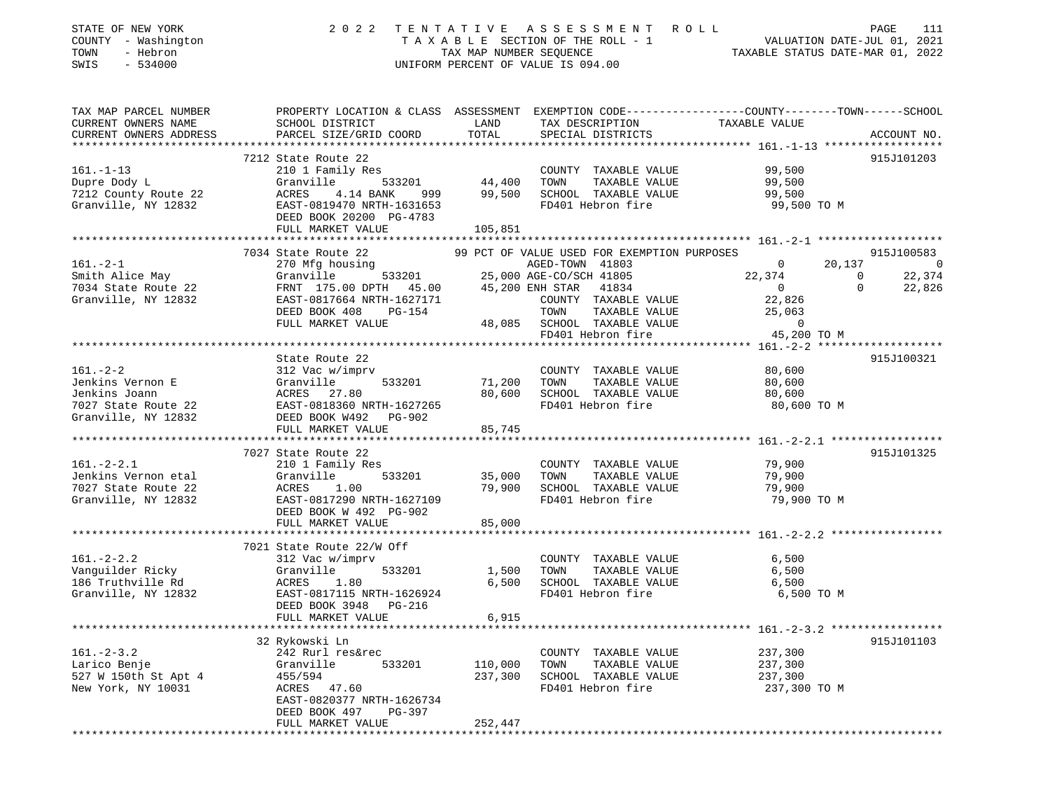STATE OF NEW YORK — 2022 TENTATIVE ASSESSMENT ROLL
COUNTY - Washington — TAXABLE SECTION OF THE ROLL - 1 — VALUATION DATE-JUL 01, 2021
TOWN - Hebron — TAX MAP NUMBER SEQUENCE — TAXABLE STATUS DATE-MAR 01, 2022
SWIS - 534000 — UNIFORM PERCENT OF VALUE IS 094.00

| TAX MAP PARCEL NUMBER / CURRENT OWNERS NAME / CURRENT OWNERS ADDRESS | PROPERTY LOCATION & CLASS / SCHOOL DISTRICT / PARCEL SIZE/GRID COORD | ASSESSMENT LAND | TOTAL | EXEMPTION CODE / TAX DESCRIPTION / SPECIAL DISTRICTS | COUNTY | TOWN | SCHOOL | ACCOUNT NO. |
|---|---|---|---|---|---|---|---|---|
| **161.-1-13** | 7212 State Route 22 | | | | | | | 915J101203 |
| Dupre Dody L | 210 1 Family Res | | | COUNTY TAXABLE VALUE | 99,500 | | | |
| 7212 County Route 22 | Granville 533201 | 44,400 | | TOWN TAXABLE VALUE | | 99,500 | | |
| Granville, NY 12832 | ACRES 4.14 BANK 999 | | 99,500 | SCHOOL TAXABLE VALUE | | | 99,500 | |
| | EAST-0819470 NRTH-1631653 | | | FD401 Hebron fire | 99,500 TO M | | | |
| | DEED BOOK 20200 PG-4783 | | | | | | | |
| | FULL MARKET VALUE | | 105,851 | | | | | |
| **161.-2-1** | 7034 State Route 22 | | | 99 PCT OF VALUE USED FOR EXEMPTION PURPOSES | | | | 915J100583 |
| Smith Alice May | 270 Mfg housing | | | AGED-TOWN 41803 | 0 | 20,137 | 0 | |
| 7034 State Route 22 | Granville 533201 | 25,000 | | AGE-CO/SCH 41805 | 22,374 | 0 | 22,374 | |
| Granville, NY 12832 | FRNT 175.00 DPTH 45.00 | | 45,200 | ENH STAR 41834 | 0 | 0 | 22,826 | |
| | EAST-0817664 NRTH-1627171 | | | COUNTY TAXABLE VALUE | 22,826 | | | |
| | DEED BOOK 408 PG-154 | | | TOWN TAXABLE VALUE | | 25,063 | | |
| | FULL MARKET VALUE | | 48,085 | SCHOOL TAXABLE VALUE | | | 0 | |
| | | | | FD401 Hebron fire | 45,200 TO M | | | |
| **161.-2-2** | State Route 22 | | | | | | | 915J100321 |
| Jenkins Vernon E | 312 Vac w/imprv | | | COUNTY TAXABLE VALUE | 80,600 | | | |
| Jenkins Joann | Granville 533201 | 71,200 | | TOWN TAXABLE VALUE | | 80,600 | | |
| 7027 State Route 22 | ACRES 27.80 | | 80,600 | SCHOOL TAXABLE VALUE | | | 80,600 | |
| Granville, NY 12832 | EAST-0818360 NRTH-1627265 | | | FD401 Hebron fire | 80,600 TO M | | | |
| | DEED BOOK W492 PG-902 | | | | | | | |
| | FULL MARKET VALUE | | 85,745 | | | | | |
| **161.-2-2.1** | 7027 State Route 22 | | | | | | | 915J101325 |
| Jenkins Vernon etal | 210 1 Family Res | | | COUNTY TAXABLE VALUE | 79,900 | | | |
| 7027 State Route 22 | Granville 533201 | 35,000 | | TOWN TAXABLE VALUE | | 79,900 | | |
| Granville, NY 12832 | ACRES 1.00 | | 79,900 | SCHOOL TAXABLE VALUE | | | 79,900 | |
| | EAST-0817290 NRTH-1627109 | | | FD401 Hebron fire | 79,900 TO M | | | |
| | DEED BOOK W 492 PG-902 | | | | | | | |
| | FULL MARKET VALUE | | 85,000 | | | | | |
| **161.-2-2.2** | 7021 State Route 22/W Off | | | | | | | |
| Vanguilder Ricky | 312 Vac w/imprv | | | COUNTY TAXABLE VALUE | 6,500 | | | |
| 186 Truthville Rd | Granville 533201 | 1,500 | | TOWN TAXABLE VALUE | | 6,500 | | |
| Granville, NY 12832 | ACRES 1.80 | | 6,500 | SCHOOL TAXABLE VALUE | | | 6,500 | |
| | EAST-0817115 NRTH-1626924 | | | FD401 Hebron fire | 6,500 TO M | | | |
| | DEED BOOK 3948 PG-216 | | | | | | | |
| | FULL MARKET VALUE | | 6,915 | | | | | |
| **161.-2-3.2** | 32 Rykowski Ln | | | | | | | 915J101103 |
| Larico Benje | 242 Rurl res&rec | | | COUNTY TAXABLE VALUE | 237,300 | | | |
| 527 W 150th St Apt 4 | Granville 533201 | 110,000 | | TOWN TAXABLE VALUE | | 237,300 | | |
| New York, NY 10031 | 455/594 | | 237,300 | SCHOOL TAXABLE VALUE | | | 237,300 | |
| | ACRES 47.60 | | | FD401 Hebron fire | 237,300 TO M | | | |
| | EAST-0820377 NRTH-1626734 | | | | | | | |
| | DEED BOOK 497 PG-397 | | | | | | | |
| | FULL MARKET VALUE | | 252,447 | | | | | |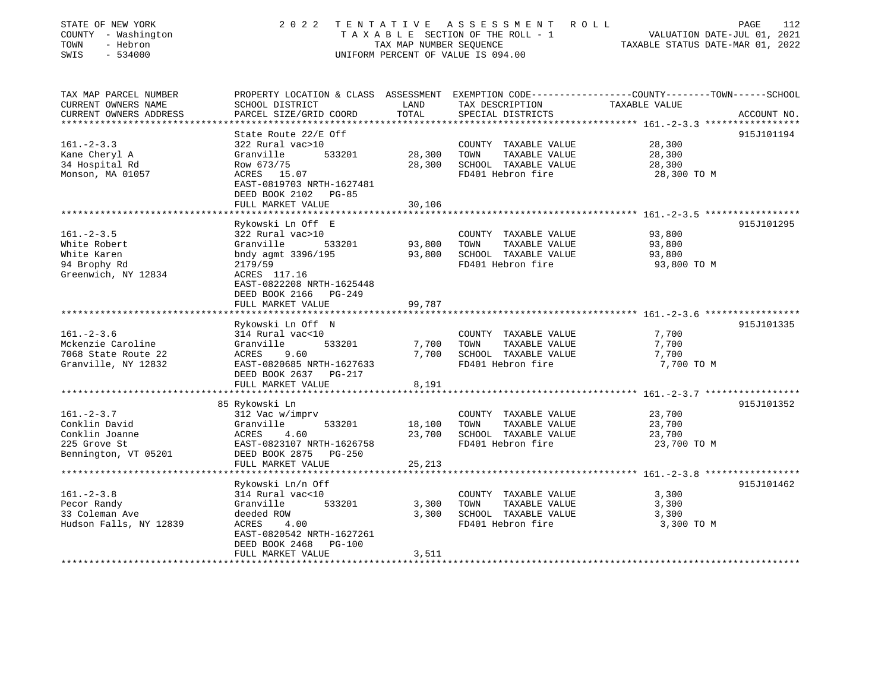STATE OF NEW YORK — COUNTY - Washington — TOWN - Hebron — SWIS - 534000

2022 TENTATIVE ASSESSMENT ROLL
TAXABLE SECTION OF THE ROLL - 1
TAX MAP NUMBER SEQUENCE
UNIFORM PERCENT OF VALUE IS 094.00

VALUATION DATE-JUL 01, 2021
TAXABLE STATUS DATE-MAR 01, 2022

| TAX MAP PARCEL NUMBER / CURRENT OWNERS NAME / CURRENT OWNERS ADDRESS | PROPERTY LOCATION & CLASS / SCHOOL DISTRICT / PARCEL SIZE/GRID COORD | LAND | TOTAL | EXEMPTION CODE / TAX DESCRIPTION / SPECIAL DISTRICTS | TAXABLE VALUE (COUNTY--TOWN--SCHOOL) | ACCOUNT NO. |
|---|---|---|---|---|---|---|
| **161.-2-3.3** | State Route 22/E Off | | | | | 915J101194 |
| Kane Cheryl A | 322 Rural vac>10 | | | COUNTY TAXABLE VALUE | 28,300 | |
| 34 Hospital Rd | Granville 533201 | 28,300 | | TOWN TAXABLE VALUE | 28,300 | |
| Monson, MA 01057 | Row 673/75 | | 28,300 | SCHOOL TAXABLE VALUE | 28,300 | |
| | ACRES 15.07 | | | FD401 Hebron fire | 28,300 TO M | |
| | EAST-0819703 NRTH-1627481 | | | | | |
| | DEED BOOK 2102 PG-85 | | | | | |
| | FULL MARKET VALUE | | 30,106 | | | |
| **161.-2-3.5** | Rykowski Ln Off E | | | | | 915J101295 |
| White Robert | 322 Rural vac>10 | | | COUNTY TAXABLE VALUE | 93,800 | |
| White Karen | Granville 533201 | 93,800 | | TOWN TAXABLE VALUE | 93,800 | |
| 94 Brophy Rd | bndy agmt 3396/195 | | 93,800 | SCHOOL TAXABLE VALUE | 93,800 | |
| Greenwich, NY 12834 | 2179/59 | | | FD401 Hebron fire | 93,800 TO M | |
| | ACRES 117.16 | | | | | |
| | EAST-0822208 NRTH-1625448 | | | | | |
| | DEED BOOK 2166 PG-249 | | | | | |
| | FULL MARKET VALUE | | 99,787 | | | |
| **161.-2-3.6** | Rykowski Ln Off N | | | | | 915J101335 |
| Mckenzie Caroline | 314 Rural vac<10 | | | COUNTY TAXABLE VALUE | 7,700 | |
| 7068 State Route 22 | Granville 533201 | 7,700 | | TOWN TAXABLE VALUE | 7,700 | |
| Granville, NY 12832 | ACRES 9.60 | | 7,700 | SCHOOL TAXABLE VALUE | 7,700 | |
| | EAST-0820685 NRTH-1627633 | | | FD401 Hebron fire | 7,700 TO M | |
| | DEED BOOK 2637 PG-217 | | | | | |
| | FULL MARKET VALUE | | 8,191 | | | |
| **161.-2-3.7** | 85 Rykowski Ln | | | | | 915J101352 |
| Conklin David | 312 Vac w/imprv | | | COUNTY TAXABLE VALUE | 23,700 | |
| Conklin Joanne | Granville 533201 | 18,100 | | TOWN TAXABLE VALUE | 23,700 | |
| 225 Grove St | ACRES 4.60 | | 23,700 | SCHOOL TAXABLE VALUE | 23,700 | |
| Bennington, VT 05201 | EAST-0823107 NRTH-1626758 | | | FD401 Hebron fire | 23,700 TO M | |
| | DEED BOOK 2875 PG-250 | | | | | |
| | FULL MARKET VALUE | | 25,213 | | | |
| **161.-2-3.8** | Rykowski Ln/n Off | | | | | 915J101462 |
| Pecor Randy | 314 Rural vac<10 | | | COUNTY TAXABLE VALUE | 3,300 | |
| 33 Coleman Ave | Granville 533201 | 3,300 | | TOWN TAXABLE VALUE | 3,300 | |
| Hudson Falls, NY 12839 | deeded ROW | | 3,300 | SCHOOL TAXABLE VALUE | 3,300 | |
| | ACRES 4.00 | | | FD401 Hebron fire | 3,300 TO M | |
| | EAST-0820542 NRTH-1627261 | | | | | |
| | DEED BOOK 2468 PG-100 | | | | | |
| | FULL MARKET VALUE | | 3,511 | | | |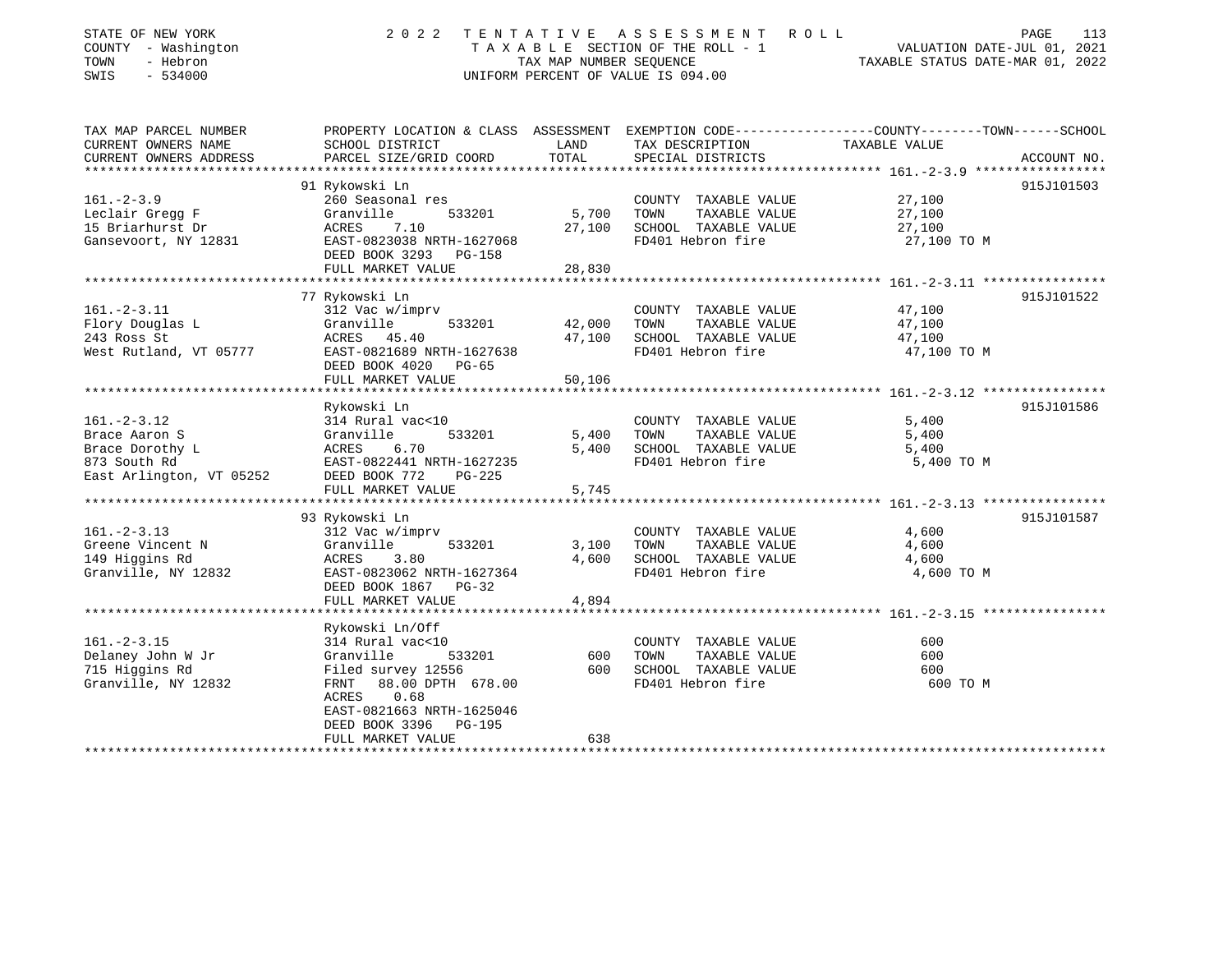STATE OF NEW YORK — COUNTY - Washington — TOWN - Hebron — SWIS - 534000

# 2022 TENTATIVE ASSESSMENT ROLL

TAXABLE SECTION OF THE ROLL - 1
TAX MAP NUMBER SEQUENCE
UNIFORM PERCENT OF VALUE IS 094.00

VALUATION DATE-JUL 01, 2021
TAXABLE STATUS DATE-MAR 01, 2022

| TAX MAP PARCEL NUMBER / CURRENT OWNERS NAME / CURRENT OWNERS ADDRESS | PROPERTY LOCATION & CLASS / SCHOOL DISTRICT / PARCEL SIZE/GRID COORD | ASSESSMENT LAND | TOTAL | EXEMPTION CODE / TAX DESCRIPTION / SPECIAL DISTRICTS | TAXABLE VALUE (COUNTY--TOWN--SCHOOL) | ACCOUNT NO. |
|---|---|---|---|---|---|---|
| **161.-2-3.9** | 91 Rykowski Ln | | | | | 915J101503 |
| 161.-2-3.9 | 260 Seasonal res | | | COUNTY TAXABLE VALUE | 27,100 | |
| Leclair Gregg F | Granville 533201 | 5,700 | | TOWN TAXABLE VALUE | 27,100 | |
| 15 Briarhurst Dr | ACRES 7.10 | | 27,100 | SCHOOL TAXABLE VALUE | 27,100 | |
| Gansevoort, NY 12831 | EAST-0823038 NRTH-1627068 | | | FD401 Hebron fire | 27,100 TO M | |
| | DEED BOOK 3293 PG-158 | | | | | |
| | FULL MARKET VALUE | | 28,830 | | | |
| **161.-2-3.11** | 77 Rykowski Ln | | | | | 915J101522 |
| 161.-2-3.11 | 312 Vac w/imprv | | | COUNTY TAXABLE VALUE | 47,100 | |
| Flory Douglas L | Granville 533201 | 42,000 | | TOWN TAXABLE VALUE | 47,100 | |
| 243 Ross St | ACRES 45.40 | | 47,100 | SCHOOL TAXABLE VALUE | 47,100 | |
| West Rutland, VT 05777 | EAST-0821689 NRTH-1627638 | | | FD401 Hebron fire | 47,100 TO M | |
| | DEED BOOK 4020 PG-65 | | | | | |
| | FULL MARKET VALUE | | 50,106 | | | |
| **161.-2-3.12** | Rykowski Ln | | | | | 915J101586 |
| 161.-2-3.12 | 314 Rural vac<10 | | | COUNTY TAXABLE VALUE | 5,400 | |
| Brace Aaron S | Granville 533201 | 5,400 | | TOWN TAXABLE VALUE | 5,400 | |
| Brace Dorothy L | ACRES 6.70 | | 5,400 | SCHOOL TAXABLE VALUE | 5,400 | |
| 873 South Rd | EAST-0822441 NRTH-1627235 | | | FD401 Hebron fire | 5,400 TO M | |
| East Arlington, VT 05252 | DEED BOOK 772 PG-225 | | | | | |
| | FULL MARKET VALUE | | 5,745 | | | |
| **161.-2-3.13** | 93 Rykowski Ln | | | | | 915J101587 |
| 161.-2-3.13 | 312 Vac w/imprv | | | COUNTY TAXABLE VALUE | 4,600 | |
| Greene Vincent N | Granville 533201 | 3,100 | | TOWN TAXABLE VALUE | 4,600 | |
| 149 Higgins Rd | ACRES 3.80 | | 4,600 | SCHOOL TAXABLE VALUE | 4,600 | |
| Granville, NY 12832 | EAST-0823062 NRTH-1627364 | | | FD401 Hebron fire | 4,600 TO M | |
| | DEED BOOK 1867 PG-32 | | | | | |
| | FULL MARKET VALUE | | 4,894 | | | |
| **161.-2-3.15** | Rykowski Ln/Off | | | | | |
| 161.-2-3.15 | 314 Rural vac<10 | | | COUNTY TAXABLE VALUE | 600 | |
| Delaney John W Jr | Granville 533201 | 600 | | TOWN TAXABLE VALUE | 600 | |
| 715 Higgins Rd | Filed survey 12556 | | 600 | SCHOOL TAXABLE VALUE | 600 | |
| Granville, NY 12832 | FRNT 88.00 DPTH 678.00 | | | FD401 Hebron fire | 600 TO M | |
| | ACRES 0.68 | | | | | |
| | EAST-0821663 NRTH-1625046 | | | | | |
| | DEED BOOK 3396 PG-195 | | | | | |
| | FULL MARKET VALUE | | 638 | | | |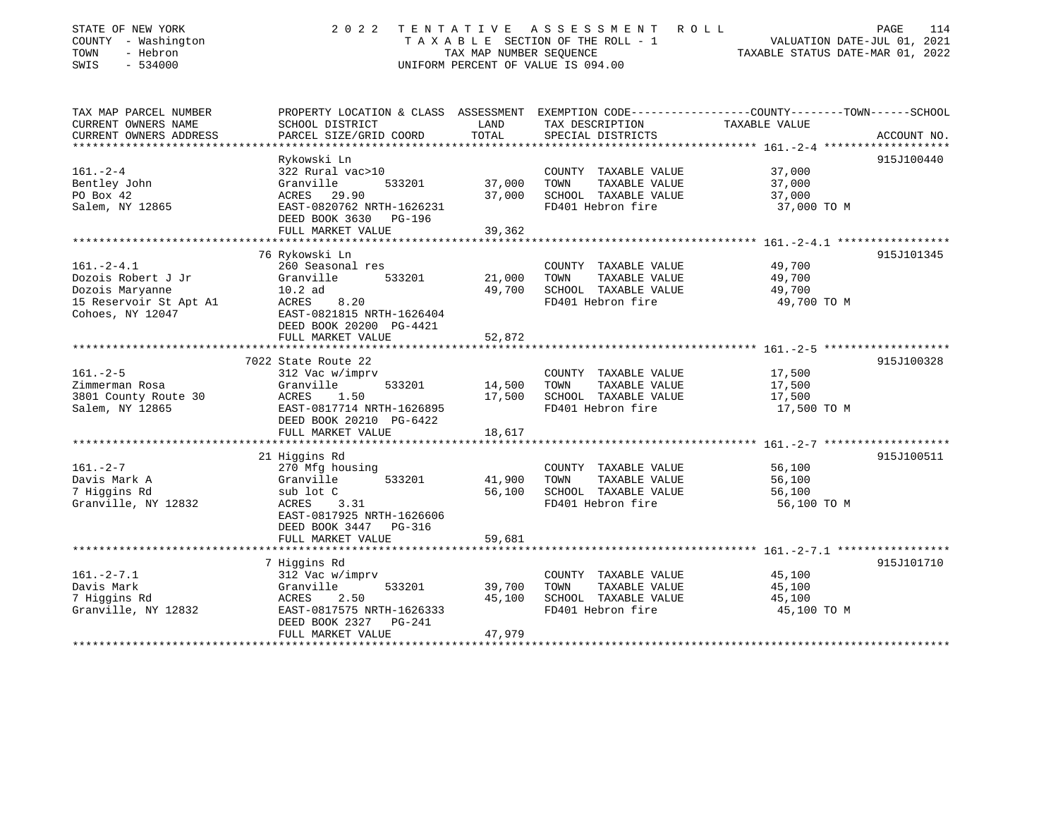STATE OF NEW YORK
COUNTY - Washington
TOWN - Hebron
SWIS - 534000

2 0 2 2 T E N T A T I V E A S S E S S M E N T R O L L
T A X A B L E SECTION OF THE ROLL - 1
TAX MAP NUMBER SEQUENCE
UNIFORM PERCENT OF VALUE IS 094.00

VALUATION DATE-JUL 01, 2021
TAXABLE STATUS DATE-MAR 01, 2022

| TAX MAP PARCEL NUMBER / CURRENT OWNERS NAME / CURRENT OWNERS ADDRESS | PROPERTY LOCATION & CLASS / SCHOOL DISTRICT / PARCEL SIZE/GRID COORD | ASSESSMENT LAND / TOTAL | EXEMPTION CODE / TAX DESCRIPTION / SPECIAL DISTRICTS | COUNTY--------TOWN------SCHOOL TAXABLE VALUE | ACCOUNT NO. |
|---|---|---|---|---|---|
| **161.-2-4** | Rykowski Ln | | | | 915J100440 |
| 161.-2-4 | 322 Rural vac>10 | | COUNTY TAXABLE VALUE | 37,000 | |
| Bentley John | Granville 533201 | 37,000 | TOWN TAXABLE VALUE | 37,000 | |
| PO Box 42 | ACRES 29.90 | 37,000 | SCHOOL TAXABLE VALUE | 37,000 | |
| Salem, NY 12865 | EAST-0820762 NRTH-1626231 | | FD401 Hebron fire | 37,000 TO M | |
| | DEED BOOK 3630 PG-196 | | | | |
| | FULL MARKET VALUE | 39,362 | | | |
| **161.-2-4.1** | 76 Rykowski Ln | | | | 915J101345 |
| 161.-2-4.1 | 260 Seasonal res | | COUNTY TAXABLE VALUE | 49,700 | |
| Dozois Robert J Jr | Granville 533201 | 21,000 | TOWN TAXABLE VALUE | 49,700 | |
| Dozois Maryanne | 10.2 ad | 49,700 | SCHOOL TAXABLE VALUE | 49,700 | |
| 15 Reservoir St Apt A1 | ACRES 8.20 | | FD401 Hebron fire | 49,700 TO M | |
| Cohoes, NY 12047 | EAST-0821815 NRTH-1626404 | | | | |
| | DEED BOOK 20200 PG-4421 | | | | |
| | FULL MARKET VALUE | 52,872 | | | |
| **161.-2-5** | 7022 State Route 22 | | | | 915J100328 |
| 161.-2-5 | 312 Vac w/imprv | | COUNTY TAXABLE VALUE | 17,500 | |
| Zimmerman Rosa | Granville 533201 | 14,500 | TOWN TAXABLE VALUE | 17,500 | |
| 3801 County Route 30 | ACRES 1.50 | 17,500 | SCHOOL TAXABLE VALUE | 17,500 | |
| Salem, NY 12865 | EAST-0817714 NRTH-1626895 | | FD401 Hebron fire | 17,500 TO M | |
| | DEED BOOK 20210 PG-6422 | | | | |
| | FULL MARKET VALUE | 18,617 | | | |
| **161.-2-7** | 21 Higgins Rd | | | | 915J100511 |
| 161.-2-7 | 270 Mfg housing | | COUNTY TAXABLE VALUE | 56,100 | |
| Davis Mark A | Granville 533201 | 41,900 | TOWN TAXABLE VALUE | 56,100 | |
| 7 Higgins Rd | sub lot C | 56,100 | SCHOOL TAXABLE VALUE | 56,100 | |
| Granville, NY 12832 | ACRES 3.31 | | FD401 Hebron fire | 56,100 TO M | |
| | EAST-0817925 NRTH-1626606 | | | | |
| | DEED BOOK 3447 PG-316 | | | | |
| | FULL MARKET VALUE | 59,681 | | | |
| **161.-2-7.1** | 7 Higgins Rd | | | | 915J101710 |
| 161.-2-7.1 | 312 Vac w/imprv | | COUNTY TAXABLE VALUE | 45,100 | |
| Davis Mark | Granville 533201 | 39,700 | TOWN TAXABLE VALUE | 45,100 | |
| 7 Higgins Rd | ACRES 2.50 | 45,100 | SCHOOL TAXABLE VALUE | 45,100 | |
| Granville, NY 12832 | EAST-0817575 NRTH-1626333 | | FD401 Hebron fire | 45,100 TO M | |
| | DEED BOOK 2327 PG-241 | | | | |
| | FULL MARKET VALUE | 47,979 | | | |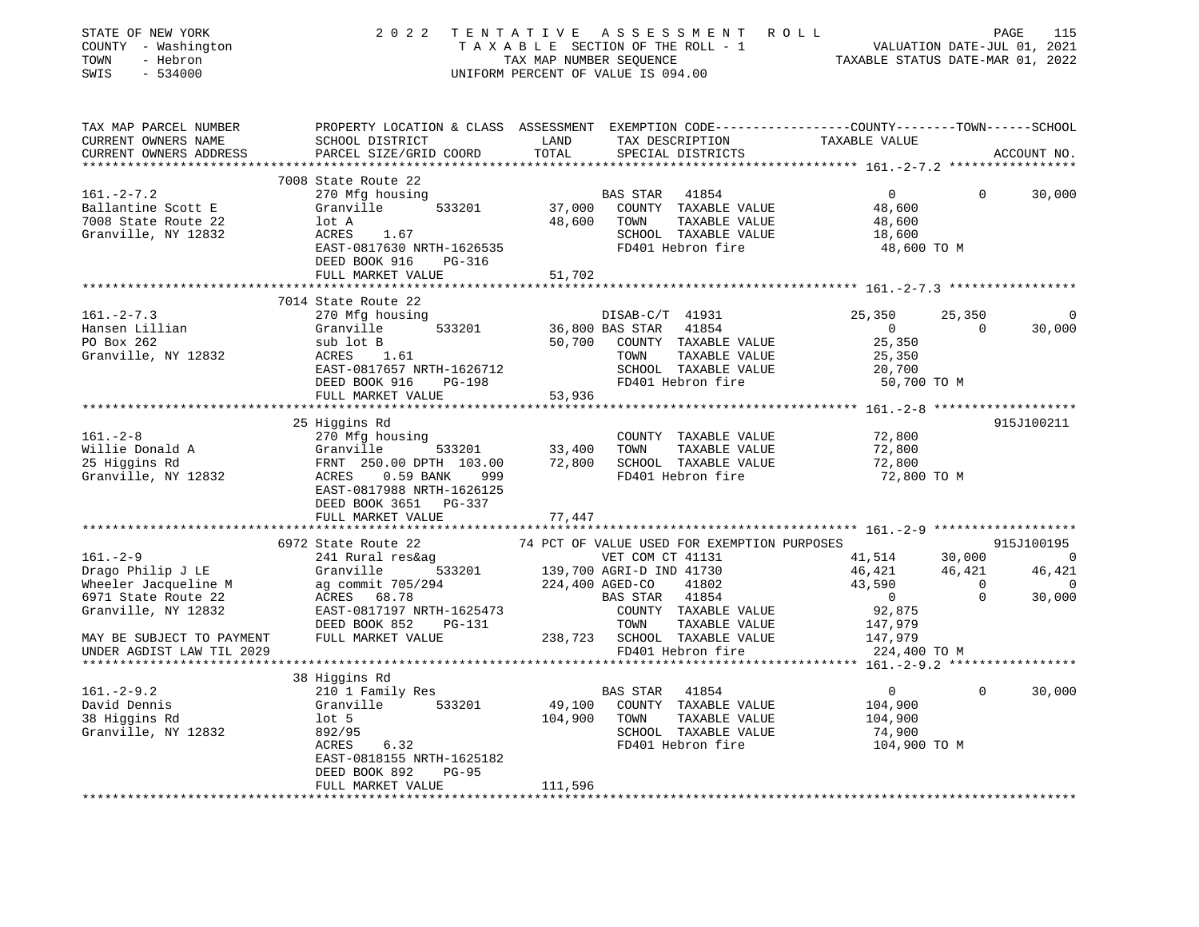STATE OF NEW YORK — 2022 TENTATIVE ASSESSMENT ROLL
COUNTY - Washington — TAXABLE SECTION OF THE ROLL - 1 — VALUATION DATE-JUL 01, 2021
TOWN - Hebron — TAX MAP NUMBER SEQUENCE — TAXABLE STATUS DATE-MAR 01, 2022
SWIS - 534000 — UNIFORM PERCENT OF VALUE IS 094.00

| TAX MAP PARCEL NUMBER / CURRENT OWNERS NAME / CURRENT OWNERS ADDRESS | PROPERTY LOCATION & CLASS / SCHOOL DISTRICT / PARCEL SIZE/GRID COORD | ASSESSMENT LAND / TOTAL | EXEMPTION CODE / TAX DESCRIPTION / SPECIAL DISTRICTS | COUNTY TAXABLE VALUE | TOWN | SCHOOL | ACCOUNT NO. |
|---|---|---|---|---|---|---|---|
| **161.-2-7.2** | 7008 State Route 22 | | | | | | |
| 161.-2-7.2 | 270 Mfg housing | | BAS STAR 41854 | 0 | 0 | 30,000 | |
| Ballantine Scott E | Granville 533201 | 37,000 | COUNTY TAXABLE VALUE | 48,600 | | | |
| 7008 State Route 22 | lot A | 48,600 | TOWN TAXABLE VALUE | 48,600 | | | |
| Granville, NY 12832 | ACRES 1.67 | | SCHOOL TAXABLE VALUE | 18,600 | | | |
| | EAST-0817630 NRTH-1626535 | | FD401 Hebron fire | 48,600 TO M | | | |
| | DEED BOOK 916 PG-316 | | | | | | |
| | FULL MARKET VALUE | 51,702 | | | | | |
| **161.-2-7.3** | 7014 State Route 22 | | | | | | |
| 161.-2-7.3 | 270 Mfg housing | | DISAB-C/T 41931 | 25,350 | 25,350 | 0 | |
| Hansen Lillian | Granville 533201 | 36,800 | BAS STAR 41854 | 0 | 0 | 30,000 | |
| PO Box 262 | sub lot B | 50,700 | COUNTY TAXABLE VALUE | 25,350 | | | |
| Granville, NY 12832 | ACRES 1.61 | | TOWN TAXABLE VALUE | 25,350 | | | |
| | EAST-0817657 NRTH-1626712 | | SCHOOL TAXABLE VALUE | 20,700 | | | |
| | DEED BOOK 916 PG-198 | | FD401 Hebron fire | 50,700 TO M | | | |
| | FULL MARKET VALUE | 53,936 | | | | | |
| **161.-2-8** | 25 Higgins Rd | | | | | | 915J100211 |
| 161.-2-8 | 270 Mfg housing | | COUNTY TAXABLE VALUE | 72,800 | | | |
| Willie Donald A | Granville 533201 | 33,400 | TOWN TAXABLE VALUE | 72,800 | | | |
| 25 Higgins Rd | FRNT 250.00 DPTH 103.00 | 72,800 | SCHOOL TAXABLE VALUE | 72,800 | | | |
| Granville, NY 12832 | ACRES 0.59 BANK 999 | | FD401 Hebron fire | 72,800 TO M | | | |
| | EAST-0817988 NRTH-1626125 | | | | | | |
| | DEED BOOK 3651 PG-337 | | | | | | |
| | FULL MARKET VALUE | 77,447 | | | | | |
| **161.-2-9** | 6972 State Route 22 | | 74 PCT OF VALUE USED FOR EXEMPTION PURPOSES | | | | 915J100195 |
| 161.-2-9 | 241 Rural res&ag | | VET COM CT 41131 | 41,514 | 30,000 | 0 | |
| Drago Philip J LE | Granville 533201 | 139,700 | AGRI-D IND 41730 | 46,421 | 46,421 | 46,421 | |
| Wheeler Jacqueline M | ag commit 705/294 | 224,400 | AGED-CO 41802 | 43,590 | 0 | 0 | |
| 6971 State Route 22 | ACRES 68.78 | | BAS STAR 41854 | 0 | 0 | 30,000 | |
| Granville, NY 12832 | EAST-0817197 NRTH-1625473 | | COUNTY TAXABLE VALUE | 92,875 | | | |
| | DEED BOOK 852 PG-131 | | TOWN TAXABLE VALUE | 147,979 | | | |
| MAY BE SUBJECT TO PAYMENT | FULL MARKET VALUE | 238,723 | SCHOOL TAXABLE VALUE | 147,979 | | | |
| UNDER AGDIST LAW TIL 2029 | | | FD401 Hebron fire | 224,400 TO M | | | |
| **161.-2-9.2** | 38 Higgins Rd | | | | | | |
| 161.-2-9.2 | 210 1 Family Res | | BAS STAR 41854 | 0 | 0 | 30,000 | |
| David Dennis | Granville 533201 | 49,100 | COUNTY TAXABLE VALUE | 104,900 | | | |
| 38 Higgins Rd | lot 5 | 104,900 | TOWN TAXABLE VALUE | 104,900 | | | |
| Granville, NY 12832 | 892/95 | | SCHOOL TAXABLE VALUE | 74,900 | | | |
| | ACRES 6.32 | | FD401 Hebron fire | 104,900 TO M | | | |
| | EAST-0818155 NRTH-1625182 | | | | | | |
| | DEED BOOK 892 PG-95 | | | | | | |
| | FULL MARKET VALUE | 111,596 | | | | | |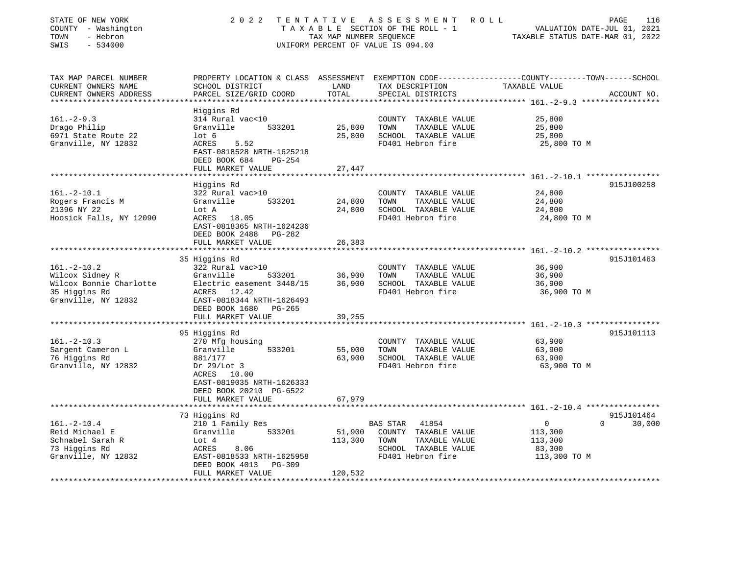STATE OF NEW YORK
COUNTY - Washington
TOWN - Hebron
SWIS - 534000

# 2022 TENTATIVE ASSESSMENT ROLL

TAXABLE SECTION OF THE ROLL - 1
TAX MAP NUMBER SEQUENCE
UNIFORM PERCENT OF VALUE IS 094.00

VALUATION DATE-JUL 01, 2021
TAXABLE STATUS DATE-MAR 01, 2022

| TAX MAP PARCEL NUMBER / CURRENT OWNERS NAME / CURRENT OWNERS ADDRESS | PROPERTY LOCATION & CLASS / SCHOOL DISTRICT / PARCEL SIZE/GRID COORD | ASSESSMENT LAND | TOTAL | EXEMPTION CODE / TAX DESCRIPTION / SPECIAL DISTRICTS | COUNTY / TOWN / SCHOOL TAXABLE VALUE | ACCOUNT NO. |
|---|---|---|---|---|---|---|
| **161.-2-9.3** | Higgins Rd | | | | | |
| 161.-2-9.3 | 314 Rural vac<10 | | | COUNTY TAXABLE VALUE | 25,800 | |
| Drago Philip | Granville 533201 | 25,800 | | TOWN TAXABLE VALUE | 25,800 | |
| 6971 State Route 22 | lot 6 | | 25,800 | SCHOOL TAXABLE VALUE | 25,800 | |
| Granville, NY 12832 | ACRES 5.52 | | | FD401 Hebron fire | 25,800 TO M | |
| | EAST-0818528 NRTH-1625218 | | | | | |
| | DEED BOOK 684 PG-254 | | | | | |
| | FULL MARKET VALUE | | 27,447 | | | |
| **161.-2-10.1** | Higgins Rd | | | | | 915J100258 |
| 161.-2-10.1 | 322 Rural vac>10 | | | COUNTY TAXABLE VALUE | 24,800 | |
| Rogers Francis M | Granville 533201 | 24,800 | | TOWN TAXABLE VALUE | 24,800 | |
| 21396 NY 22 | Lot A | | 24,800 | SCHOOL TAXABLE VALUE | 24,800 | |
| Hoosick Falls, NY 12090 | ACRES 18.05 | | | FD401 Hebron fire | 24,800 TO M | |
| | EAST-0818365 NRTH-1624236 | | | | | |
| | DEED BOOK 2488 PG-282 | | | | | |
| | FULL MARKET VALUE | | 26,383 | | | |
| **161.-2-10.2** | 35 Higgins Rd | | | | | 915J101463 |
| 161.-2-10.2 | 322 Rural vac>10 | | | COUNTY TAXABLE VALUE | 36,900 | |
| Wilcox Sidney R | Granville 533201 | 36,900 | | TOWN TAXABLE VALUE | 36,900 | |
| Wilcox Bonnie Charlotte | Electric easement 3448/15 | | 36,900 | SCHOOL TAXABLE VALUE | 36,900 | |
| 35 Higgins Rd | ACRES 12.42 | | | FD401 Hebron fire | 36,900 TO M | |
| Granville, NY 12832 | EAST-0818344 NRTH-1626493 | | | | | |
| | DEED BOOK 1680 PG-265 | | | | | |
| | FULL MARKET VALUE | | 39,255 | | | |
| **161.-2-10.3** | 95 Higgins Rd | | | | | 915J101113 |
| 161.-2-10.3 | 270 Mfg housing | | | COUNTY TAXABLE VALUE | 63,900 | |
| Sargent Cameron L | Granville 533201 | 55,000 | | TOWN TAXABLE VALUE | 63,900 | |
| 76 Higgins Rd | 881/177 | | 63,900 | SCHOOL TAXABLE VALUE | 63,900 | |
| Granville, NY 12832 | Dr 29/Lot 3 | | | FD401 Hebron fire | 63,900 TO M | |
| | ACRES 10.00 | | | | | |
| | EAST-0819035 NRTH-1626333 | | | | | |
| | DEED BOOK 20210 PG-6522 | | | | | |
| | FULL MARKET VALUE | | 67,979 | | | |
| **161.-2-10.4** | 73 Higgins Rd | | | | | 915J101464 |
| 161.-2-10.4 | 210 1 Family Res | | | BAS STAR 41854 | 0 0 30,000 | |
| Reid Michael E | Granville 533201 | 51,900 | | COUNTY TAXABLE VALUE | 113,300 | |
| Schnabel Sarah R | Lot 4 | | 113,300 | TOWN TAXABLE VALUE | 113,300 | |
| 73 Higgins Rd | ACRES 8.06 | | | SCHOOL TAXABLE VALUE | 83,300 | |
| Granville, NY 12832 | EAST-0818533 NRTH-1625958 | | | FD401 Hebron fire | 113,300 TO M | |
| | DEED BOOK 4013 PG-309 | | | | | |
| | FULL MARKET VALUE | | 120,532 | | | |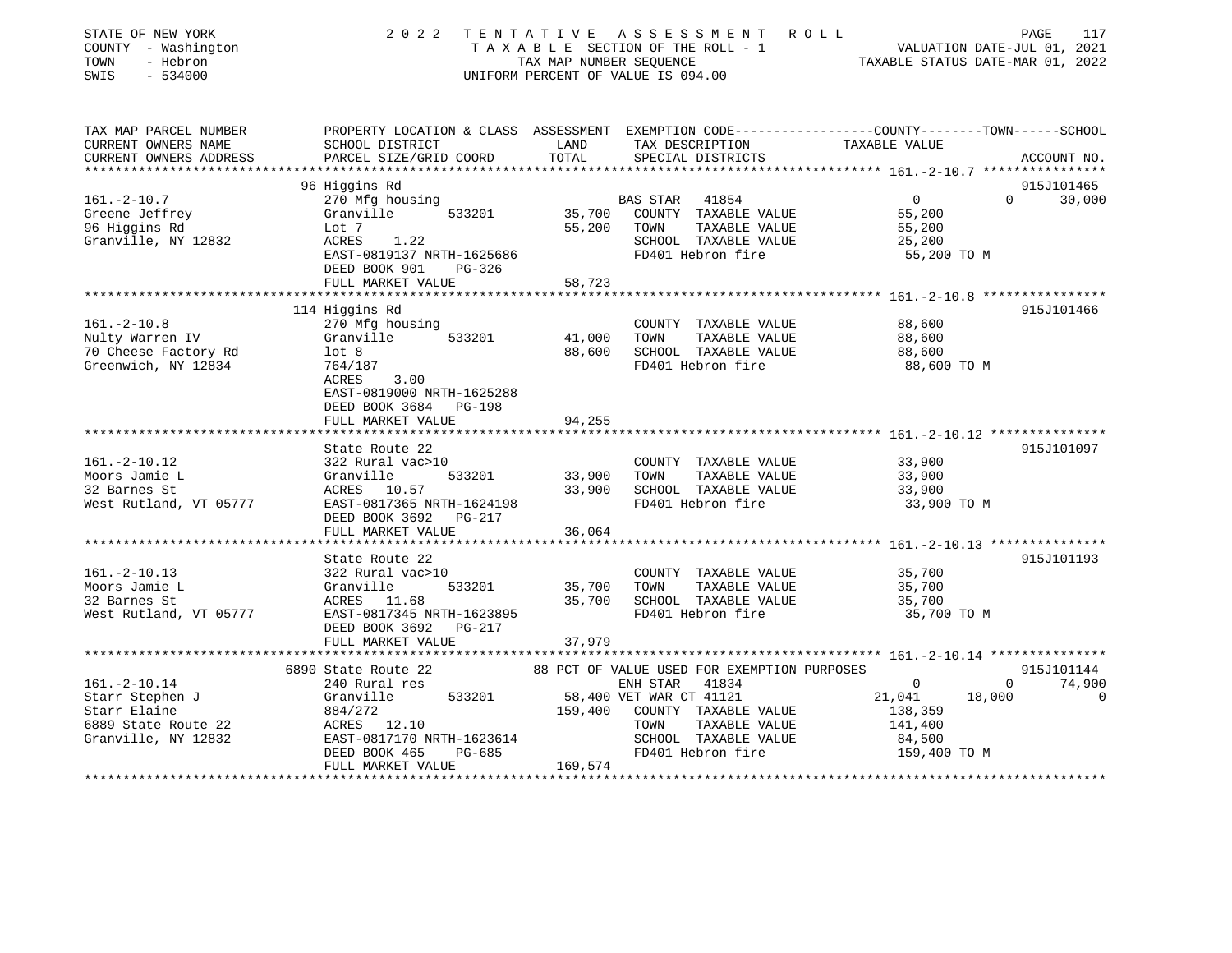STATE OF NEW YORK | 2022 TENTATIVE ASSESSMENT ROLL
COUNTY - Washington | TAXABLE SECTION OF THE ROLL - 1 | VALUATION DATE-JUL 01, 2021
TOWN - Hebron | TAX MAP NUMBER SEQUENCE | TAXABLE STATUS DATE-MAR 01, 2022
SWIS - 534000 | UNIFORM PERCENT OF VALUE IS 094.00

| TAX MAP PARCEL NUMBER / CURRENT OWNERS NAME / CURRENT OWNERS ADDRESS | PROPERTY LOCATION & CLASS / SCHOOL DISTRICT / PARCEL SIZE/GRID COORD | LAND / ASSESSMENT TOTAL | EXEMPTION CODE / TAX DESCRIPTION / SPECIAL DISTRICTS | COUNTY TAXABLE VALUE | TOWN | SCHOOL | ACCOUNT NO. |
|---|---|---|---|---|---|---|---|
| **161.-2-10.7** | 96 Higgins Rd | | | | | | 915J101465 |
| 161.-2-10.7 | 270 Mfg housing | | BAS STAR 41854 | 0 | 0 | 30,000 | |
| Greene Jeffrey | Granville 533201 | 35,700 | COUNTY TAXABLE VALUE | 55,200 | | | |
| 96 Higgins Rd | Lot 7 | 55,200 | TOWN TAXABLE VALUE | 55,200 | | | |
| Granville, NY 12832 | ACRES 1.22 | | SCHOOL TAXABLE VALUE | 25,200 | | | |
| | EAST-0819137 NRTH-1625686 | | FD401 Hebron fire | 55,200 TO M | | | |
| | DEED BOOK 901 PG-326 | | | | | | |
| | FULL MARKET VALUE | 58,723 | | | | | |
| **161.-2-10.8** | 114 Higgins Rd | | | | | | 915J101466 |
| 161.-2-10.8 | 270 Mfg housing | | COUNTY TAXABLE VALUE | 88,600 | | | |
| Nulty Warren IV | Granville 533201 | 41,000 | TOWN TAXABLE VALUE | 88,600 | | | |
| 70 Cheese Factory Rd | lot 8 | 88,600 | SCHOOL TAXABLE VALUE | 88,600 | | | |
| Greenwich, NY 12834 | 764/187 | | FD401 Hebron fire | 88,600 TO M | | | |
| | ACRES 3.00 | | | | | | |
| | EAST-0819000 NRTH-1625288 | | | | | | |
| | DEED BOOK 3684 PG-198 | | | | | | |
| | FULL MARKET VALUE | 94,255 | | | | | |
| **161.-2-10.12** | State Route 22 | | | | | | 915J101097 |
| 161.-2-10.12 | 322 Rural vac>10 | | COUNTY TAXABLE VALUE | 33,900 | | | |
| Moors Jamie L | Granville 533201 | 33,900 | TOWN TAXABLE VALUE | 33,900 | | | |
| 32 Barnes St | ACRES 10.57 | 33,900 | SCHOOL TAXABLE VALUE | 33,900 | | | |
| West Rutland, VT 05777 | EAST-0817365 NRTH-1624198 | | FD401 Hebron fire | 33,900 TO M | | | |
| | DEED BOOK 3692 PG-217 | | | | | | |
| | FULL MARKET VALUE | 36,064 | | | | | |
| **161.-2-10.13** | State Route 22 | | | | | | 915J101193 |
| 161.-2-10.13 | 322 Rural vac>10 | | COUNTY TAXABLE VALUE | 35,700 | | | |
| Moors Jamie L | Granville 533201 | 35,700 | TOWN TAXABLE VALUE | 35,700 | | | |
| 32 Barnes St | ACRES 11.68 | 35,700 | SCHOOL TAXABLE VALUE | 35,700 | | | |
| West Rutland, VT 05777 | EAST-0817345 NRTH-1623895 | | FD401 Hebron fire | 35,700 TO M | | | |
| | DEED BOOK 3692 PG-217 | | | | | | |
| | FULL MARKET VALUE | 37,979 | | | | | |
| **161.-2-10.14** | 6890 State Route 22 | | 88 PCT OF VALUE USED FOR EXEMPTION PURPOSES | | | | 915J101144 |
| 161.-2-10.14 | 240 Rural res | | ENH STAR 41834 | 0 | 0 | 74,900 | |
| Starr Stephen J | Granville 533201 | 58,400 | VET WAR CT 41121 | 21,041 | 18,000 | 0 | |
| Starr Elaine | 884/272 | 159,400 | COUNTY TAXABLE VALUE | 138,359 | | | |
| 6889 State Route 22 | ACRES 12.10 | | TOWN TAXABLE VALUE | 141,400 | | | |
| Granville, NY 12832 | EAST-0817170 NRTH-1623614 | | SCHOOL TAXABLE VALUE | 84,500 | | | |
| | DEED BOOK 465 PG-685 | | FD401 Hebron fire | 159,400 TO M | | | |
| | FULL MARKET VALUE | 169,574 | | | | | |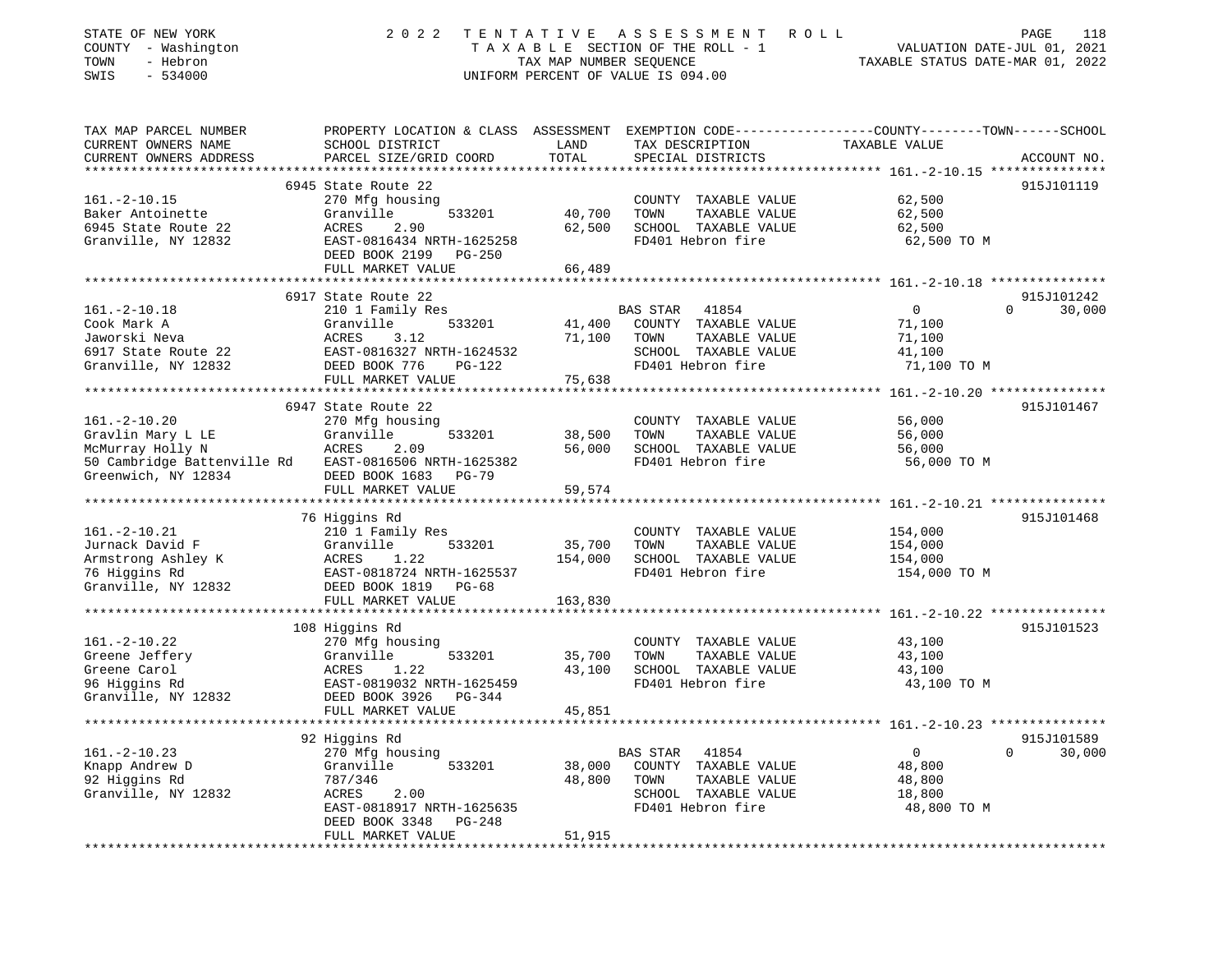STATE OF NEW YORK | COUNTY - Washington | TOWN - Hebron | SWIS - 534000

# 2022 TENTATIVE ASSESSMENT ROLL

TAXABLE SECTION OF THE ROLL - 1
TAX MAP NUMBER SEQUENCE
UNIFORM PERCENT OF VALUE IS 094.00

VALUATION DATE-JUL 01, 2021
TAXABLE STATUS DATE-MAR 01, 2022

| TAX MAP PARCEL NUMBER / CURRENT OWNERS NAME / CURRENT OWNERS ADDRESS | PROPERTY LOCATION & CLASS / SCHOOL DISTRICT / PARCEL SIZE/GRID COORD | ASSESSMENT LAND | TOTAL | EXEMPTION CODE / TAX DESCRIPTION / SPECIAL DISTRICTS | COUNTY TAXABLE VALUE | TOWN | SCHOOL | ACCOUNT NO. |
|---|---|---|---|---|---|---|---|---|
| **161.-2-10.15** | 6945 State Route 22 | | | | | | | 915J101119 |
| Baker Antoinette | 270 Mfg housing | | | COUNTY TAXABLE VALUE | 62,500 | | | |
| 6945 State Route 22 | Granville 533201 | 40,700 | | TOWN TAXABLE VALUE | 62,500 | | | |
| Granville, NY 12832 | ACRES 2.90 | | 62,500 | SCHOOL TAXABLE VALUE | 62,500 | | | |
| | EAST-0816434 NRTH-1625258 | | | FD401 Hebron fire | 62,500 TO M | | | |
| | DEED BOOK 2199 PG-250 | | | | | | | |
| | FULL MARKET VALUE | | 66,489 | | | | | |
| **161.-2-10.18** | 6917 State Route 22 | | | | | | | 915J101242 |
| Cook Mark A | 210 1 Family Res | | | BAS STAR 41854 | 0 | 0 | 30,000 | |
| Jaworski Neva | Granville 533201 | 41,400 | | COUNTY TAXABLE VALUE | 71,100 | | | |
| 6917 State Route 22 | ACRES 3.12 | | 71,100 | TOWN TAXABLE VALUE | 71,100 | | | |
| Granville, NY 12832 | EAST-0816327 NRTH-1624532 | | | SCHOOL TAXABLE VALUE | 41,100 | | | |
| | DEED BOOK 776 PG-122 | | | FD401 Hebron fire | 71,100 TO M | | | |
| | FULL MARKET VALUE | | 75,638 | | | | | |
| **161.-2-10.20** | 6947 State Route 22 | | | | | | | 915J101467 |
| Gravlin Mary L LE | 270 Mfg housing | | | COUNTY TAXABLE VALUE | 56,000 | | | |
| McMurray Holly N | Granville 533201 | 38,500 | | TOWN TAXABLE VALUE | 56,000 | | | |
| 50 Cambridge Battenville Rd | ACRES 2.09 | | 56,000 | SCHOOL TAXABLE VALUE | 56,000 | | | |
| Greenwich, NY 12834 | EAST-0816506 NRTH-1625382 | | | FD401 Hebron fire | 56,000 TO M | | | |
| | DEED BOOK 1683 PG-79 | | | | | | | |
| | FULL MARKET VALUE | | 59,574 | | | | | |
| **161.-2-10.21** | 76 Higgins Rd | | | | | | | 915J101468 |
| Jurnack David F | 210 1 Family Res | | | COUNTY TAXABLE VALUE | 154,000 | | | |
| Armstrong Ashley K | Granville 533201 | 35,700 | | TOWN TAXABLE VALUE | 154,000 | | | |
| 76 Higgins Rd | ACRES 1.22 | | 154,000 | SCHOOL TAXABLE VALUE | 154,000 | | | |
| Granville, NY 12832 | EAST-0818724 NRTH-1625537 | | | FD401 Hebron fire | 154,000 TO M | | | |
| | DEED BOOK 1819 PG-68 | | | | | | | |
| | FULL MARKET VALUE | | 163,830 | | | | | |
| **161.-2-10.22** | 108 Higgins Rd | | | | | | | 915J101523 |
| Greene Jeffery | 270 Mfg housing | | | COUNTY TAXABLE VALUE | 43,100 | | | |
| Greene Carol | Granville 533201 | 35,700 | | TOWN TAXABLE VALUE | 43,100 | | | |
| 96 Higgins Rd | ACRES 1.22 | | 43,100 | SCHOOL TAXABLE VALUE | 43,100 | | | |
| Granville, NY 12832 | EAST-0819032 NRTH-1625459 | | | FD401 Hebron fire | 43,100 TO M | | | |
| | DEED BOOK 3926 PG-344 | | | | | | | |
| | FULL MARKET VALUE | | 45,851 | | | | | |
| **161.-2-10.23** | 92 Higgins Rd | | | | | | | 915J101589 |
| Knapp Andrew D | 270 Mfg housing | | | BAS STAR 41854 | 0 | 0 | 30,000 | |
| 92 Higgins Rd | Granville 533201 | 38,000 | | COUNTY TAXABLE VALUE | 48,800 | | | |
| Granville, NY 12832 | 787/346 | | 48,800 | TOWN TAXABLE VALUE | 48,800 | | | |
| | ACRES 2.00 | | | SCHOOL TAXABLE VALUE | 18,800 | | | |
| | EAST-0818917 NRTH-1625635 | | | FD401 Hebron fire | 48,800 TO M | | | |
| | DEED BOOK 3348 PG-248 | | | | | | | |
| | FULL MARKET VALUE | | 51,915 | | | | | |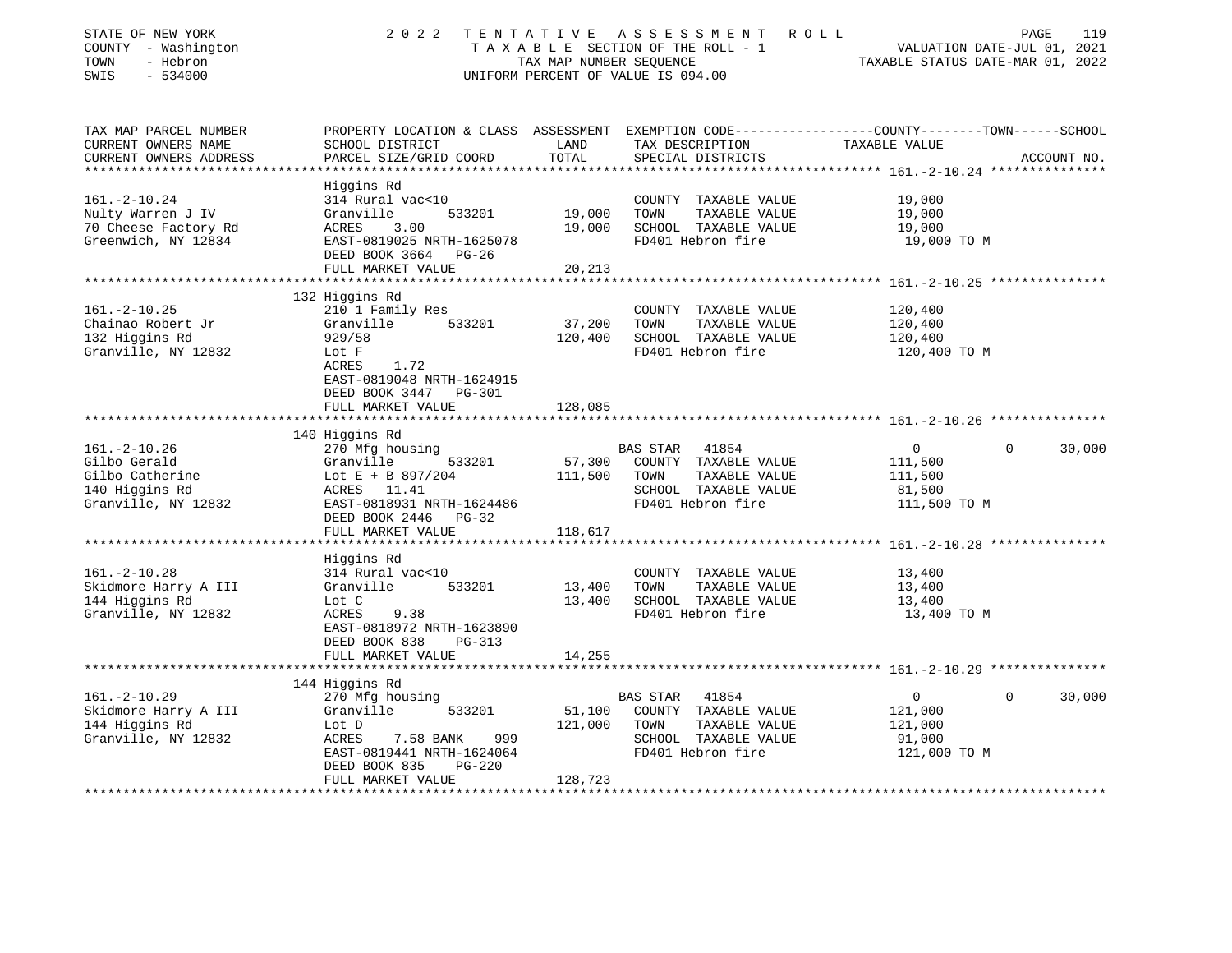STATE OF NEW YORK
COUNTY - Washington
TOWN - Hebron
SWIS - 534000

2022 TENTATIVE ASSESSMENT ROLL
TAXABLE SECTION OF THE ROLL - 1
TAX MAP NUMBER SEQUENCE
UNIFORM PERCENT OF VALUE IS 094.00

VALUATION DATE-JUL 01, 2021
TAXABLE STATUS DATE-MAR 01, 2022

| TAX MAP PARCEL NUMBER / CURRENT OWNERS NAME / CURRENT OWNERS ADDRESS | PROPERTY LOCATION & CLASS / SCHOOL DISTRICT / PARCEL SIZE/GRID COORD | ASSESSMENT LAND | TOTAL | EXEMPTION CODE / TAX DESCRIPTION / SPECIAL DISTRICTS | COUNTY TAXABLE VALUE | TOWN | SCHOOL |
|---|---|---|---|---|---|---|---|
| **161.-2-10.24** | Higgins Rd | | | | | | |
| Nulty Warren J IV | 314 Rural vac<10 | | | COUNTY TAXABLE VALUE | 19,000 | | |
| 70 Cheese Factory Rd | Granville 533201 | 19,000 | | TOWN TAXABLE VALUE | 19,000 | | |
| Greenwich, NY 12834 | ACRES 3.00 | | 19,000 | SCHOOL TAXABLE VALUE | 19,000 | | |
| | EAST-0819025 NRTH-1625078 | | | FD401 Hebron fire | 19,000 TO M | | |
| | DEED BOOK 3664 PG-26 | | | | | | |
| | FULL MARKET VALUE | | 20,213 | | | | |
| **161.-2-10.25** | 132 Higgins Rd | | | | | | |
| Chainao Robert Jr | 210 1 Family Res | | | COUNTY TAXABLE VALUE | 120,400 | | |
| 132 Higgins Rd | Granville 533201 | 37,200 | | TOWN TAXABLE VALUE | 120,400 | | |
| Granville, NY 12832 | 929/58 | | 120,400 | SCHOOL TAXABLE VALUE | 120,400 | | |
| | Lot F | | | FD401 Hebron fire | 120,400 TO M | | |
| | ACRES 1.72 | | | | | | |
| | EAST-0819048 NRTH-1624915 | | | | | | |
| | DEED BOOK 3447 PG-301 | | | | | | |
| | FULL MARKET VALUE | | 128,085 | | | | |
| **161.-2-10.26** | 140 Higgins Rd | | | | | | |
| Gilbo Gerald | 270 Mfg housing | | | BAS STAR 41854 | 0 | 0 | 30,000 |
| Gilbo Catherine | Granville 533201 | 57,300 | | COUNTY TAXABLE VALUE | 111,500 | | |
| 140 Higgins Rd | Lot E + B 897/204 | | 111,500 | TOWN TAXABLE VALUE | 111,500 | | |
| Granville, NY 12832 | ACRES 11.41 | | | SCHOOL TAXABLE VALUE | 81,500 | | |
| | EAST-0818931 NRTH-1624486 | | | FD401 Hebron fire | 111,500 TO M | | |
| | DEED BOOK 2446 PG-32 | | | | | | |
| | FULL MARKET VALUE | | 118,617 | | | | |
| **161.-2-10.28** | Higgins Rd | | | | | | |
| Skidmore Harry A III | 314 Rural vac<10 | | | COUNTY TAXABLE VALUE | 13,400 | | |
| 144 Higgins Rd | Granville 533201 | 13,400 | | TOWN TAXABLE VALUE | 13,400 | | |
| Granville, NY 12832 | Lot C | | 13,400 | SCHOOL TAXABLE VALUE | 13,400 | | |
| | ACRES 9.38 | | | FD401 Hebron fire | 13,400 TO M | | |
| | EAST-0818972 NRTH-1623890 | | | | | | |
| | DEED BOOK 838 PG-313 | | | | | | |
| | FULL MARKET VALUE | | 14,255 | | | | |
| **161.-2-10.29** | 144 Higgins Rd | | | | | | |
| Skidmore Harry A III | 270 Mfg housing | | | BAS STAR 41854 | 0 | 0 | 30,000 |
| 144 Higgins Rd | Granville 533201 | 51,100 | | COUNTY TAXABLE VALUE | 121,000 | | |
| Granville, NY 12832 | Lot D | | 121,000 | TOWN TAXABLE VALUE | 121,000 | | |
| | ACRES 7.58 BANK 999 | | | SCHOOL TAXABLE VALUE | 91,000 | | |
| | EAST-0819441 NRTH-1624064 | | | FD401 Hebron fire | 121,000 TO M | | |
| | DEED BOOK 835 PG-220 | | | | | | |
| | FULL MARKET VALUE | | 128,723 | | | | |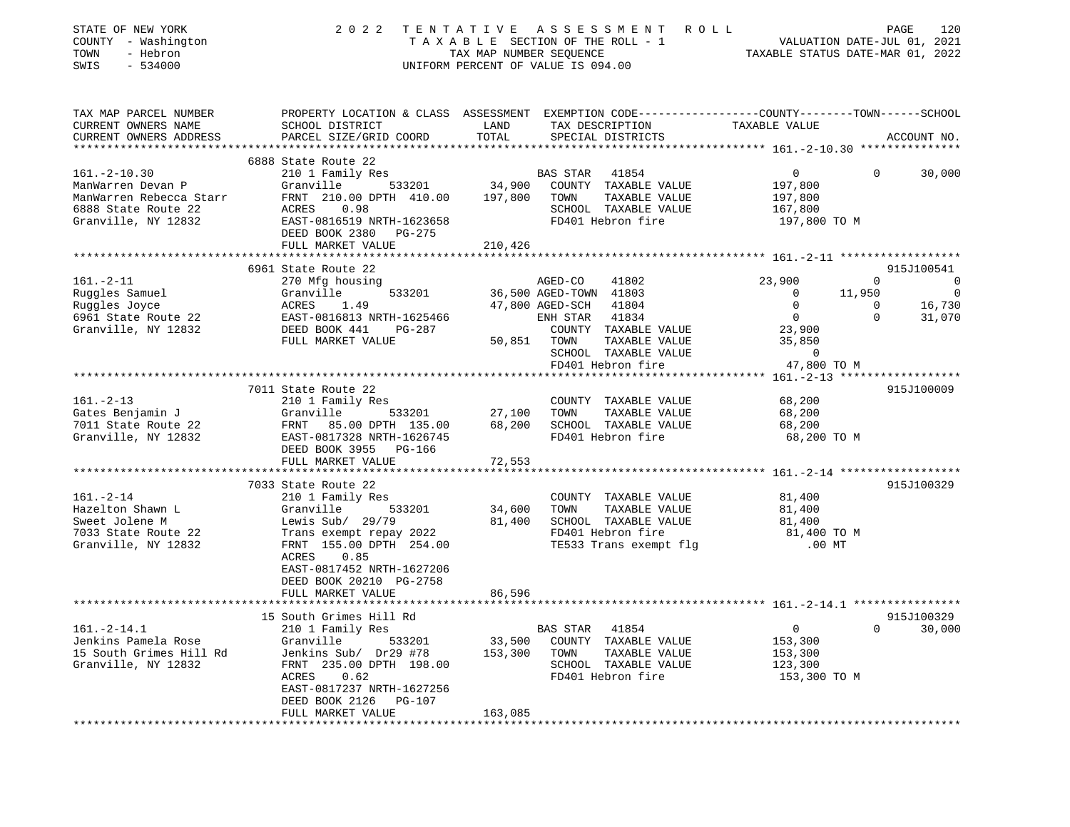STATE OF NEW YORK — 2022 TENTATIVE ASSESSMENT ROLL
COUNTY - Washington — TAXABLE SECTION OF THE ROLL - 1 — VALUATION DATE-JUL 01, 2021
TOWN - Hebron — TAX MAP NUMBER SEQUENCE — TAXABLE STATUS DATE-MAR 01, 2022
SWIS - 534000 — UNIFORM PERCENT OF VALUE IS 094.00

| TAX MAP PARCEL NUMBER / CURRENT OWNERS NAME / CURRENT OWNERS ADDRESS | PROPERTY LOCATION & CLASS / SCHOOL DISTRICT / PARCEL SIZE/GRID COORD | ASSESSMENT LAND / TOTAL | EXEMPTION CODE / TAX DESCRIPTION / SPECIAL DISTRICTS | COUNTY TAXABLE VALUE | TOWN | SCHOOL | ACCOUNT NO. |
|---|---|---|---|---|---|---|---|
| **161.-2-10.30** | 6888 State Route 22 | | | | | | |
| ManWarren Devan P | 210 1 Family Res | | BAS STAR 41854 | 0 | 0 | 30,000 | |
| ManWarren Rebecca Starr | Granville 533201 | 34,900 | COUNTY TAXABLE VALUE | 197,800 | | | |
| 6888 State Route 22 | FRNT 210.00 DPTH 410.00 | 197,800 | TOWN TAXABLE VALUE | 197,800 | | | |
| Granville, NY 12832 | ACRES 0.98 | | SCHOOL TAXABLE VALUE | 167,800 | | | |
| | EAST-0816519 NRTH-1623658 | | FD401 Hebron fire | 197,800 TO M | | | |
| | DEED BOOK 2380 PG-275 | | | | | | |
| | FULL MARKET VALUE | 210,426 | | | | | |
| **161.-2-11** | 6961 State Route 22 | | | | | | 915J100541 |
| Ruggles Samuel | 270 Mfg housing | | AGED-CO 41802 | 23,900 | 0 | 0 | |
| Ruggles Joyce | Granville 533201 | 36,500 | AGED-TOWN 41803 | 0 | 11,950 | 0 | |
| 6961 State Route 22 | ACRES 1.49 | 47,800 | AGED-SCH 41804 | 0 | 0 | 16,730 | |
| Granville, NY 12832 | EAST-0816813 NRTH-1625466 | | ENH STAR 41834 | 0 | 0 | 31,070 | |
| | DEED BOOK 441 PG-287 | | COUNTY TAXABLE VALUE | 23,900 | | | |
| | FULL MARKET VALUE | 50,851 | TOWN TAXABLE VALUE | 35,850 | | | |
| | | | SCHOOL TAXABLE VALUE | 0 | | | |
| | | | FD401 Hebron fire | 47,800 TO M | | | |
| **161.-2-13** | 7011 State Route 22 | | | | | | 915J100009 |
| Gates Benjamin J | 210 1 Family Res | | COUNTY TAXABLE VALUE | 68,200 | | | |
| 7011 State Route 22 | Granville 533201 | 27,100 | TOWN TAXABLE VALUE | 68,200 | | | |
| Granville, NY 12832 | FRNT 85.00 DPTH 135.00 | 68,200 | SCHOOL TAXABLE VALUE | 68,200 | | | |
| | EAST-0817328 NRTH-1626745 | | FD401 Hebron fire | 68,200 TO M | | | |
| | DEED BOOK 3955 PG-166 | | | | | | |
| | FULL MARKET VALUE | 72,553 | | | | | |
| **161.-2-14** | 7033 State Route 22 | | | | | | 915J100329 |
| Hazelton Shawn L | 210 1 Family Res | | COUNTY TAXABLE VALUE | 81,400 | | | |
| Sweet Jolene M | Granville 533201 | 34,600 | TOWN TAXABLE VALUE | 81,400 | | | |
| 7033 State Route 22 | Lewis Sub/ 29/79 | 81,400 | SCHOOL TAXABLE VALUE | 81,400 | | | |
| Granville, NY 12832 | Trans exempt repay 2022 | | FD401 Hebron fire | 81,400 TO M | | | |
| | FRNT 155.00 DPTH 254.00 | | TE533 Trans exempt flg | .00 MT | | | |
| | ACRES 0.85 | | | | | | |
| | EAST-0817452 NRTH-1627206 | | | | | | |
| | DEED BOOK 20210 PG-2758 | | | | | | |
| | FULL MARKET VALUE | 86,596 | | | | | |
| **161.-2-14.1** | 15 South Grimes Hill Rd | | | | | | 915J100329 |
| Jenkins Pamela Rose | 210 1 Family Res | | BAS STAR 41854 | 0 | 0 | 30,000 | |
| 15 South Grimes Hill Rd | Granville 533201 | 33,500 | COUNTY TAXABLE VALUE | 153,300 | | | |
| Granville, NY 12832 | Jenkins Sub/ Dr29 #78 | 153,300 | TOWN TAXABLE VALUE | 153,300 | | | |
| | FRNT 235.00 DPTH 198.00 | | SCHOOL TAXABLE VALUE | 123,300 | | | |
| | ACRES 0.62 | | FD401 Hebron fire | 153,300 TO M | | | |
| | EAST-0817237 NRTH-1627256 | | | | | | |
| | DEED BOOK 2126 PG-107 | | | | | | |
| | FULL MARKET VALUE | 163,085 | | | | | |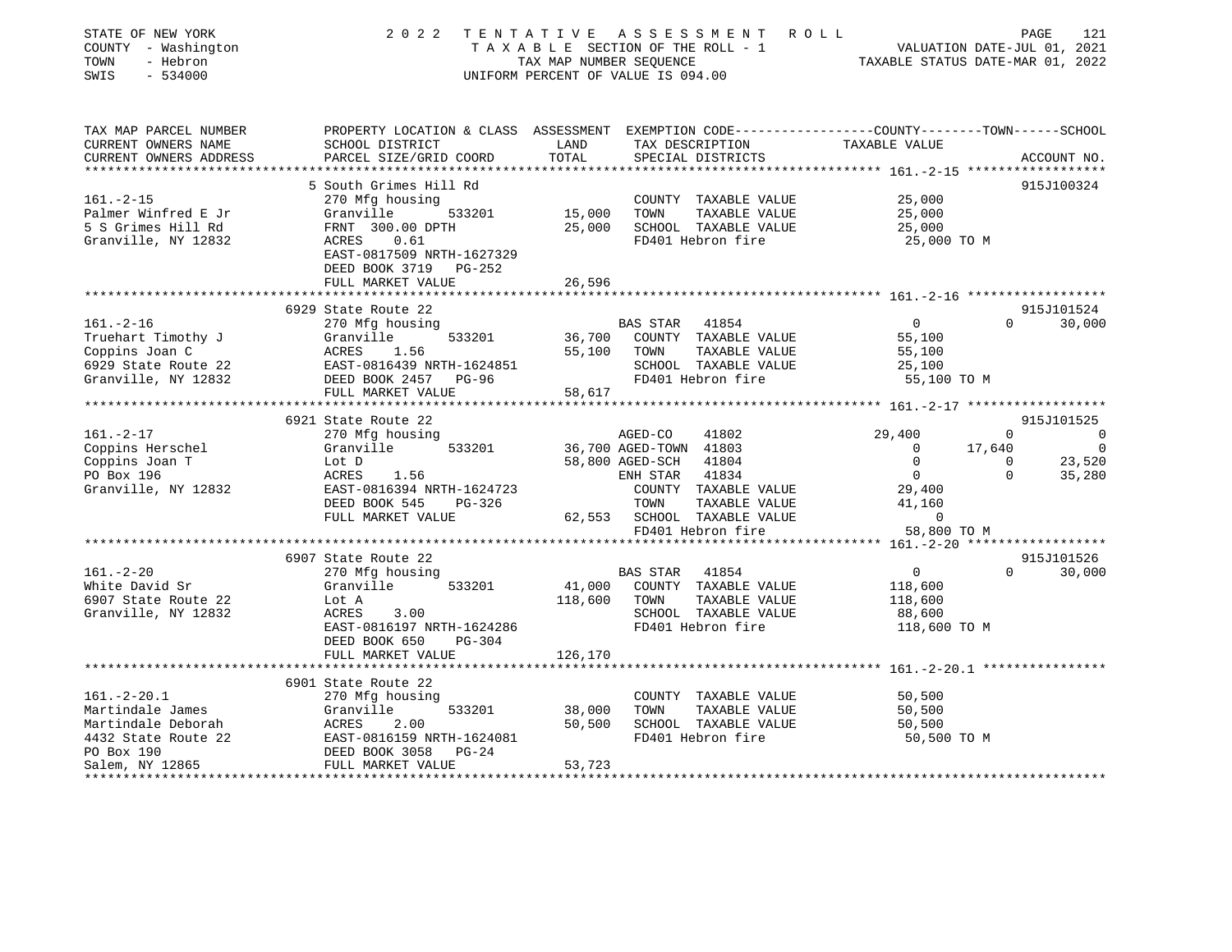STATE OF NEW YORK
COUNTY - Washington
TOWN - Hebron
SWIS - 534000

2022 TENTATIVE ASSESSMENT ROLL
TAXABLE SECTION OF THE ROLL - 1
TAX MAP NUMBER SEQUENCE
UNIFORM PERCENT OF VALUE IS 094.00

VALUATION DATE-JUL 01, 2021
TAXABLE STATUS DATE-MAR 01, 2022

```
TAX MAP PARCEL NUMBER     PROPERTY LOCATION & CLASS  ASSESSMENT  EXEMPTION CODE-----------------COUNTY--------TOWN------SCHOOL
CURRENT OWNERS NAME       SCHOOL DISTRICT               LAND      TAX DESCRIPTION            TAXABLE VALUE
CURRENT OWNERS ADDRESS    PARCEL SIZE/GRID COORD        TOTAL     SPECIAL DISTRICTS                                    ACCOUNT NO.
******************************************************************************************************* 161.-2-15 ******************
                          5 South Grimes Hill Rd                                                                         915J100324
161.-2-15                 270 Mfg housing                         COUNTY  TAXABLE VALUE           25,000
Palmer Winfred E Jr       Granville        533201      15,000     TOWN    TAXABLE VALUE           25,000
5 S Grimes Hill Rd        FRNT 300.00 DPTH             25,000     SCHOOL  TAXABLE VALUE           25,000
Granville, NY 12832       ACRES    0.61                           FD401 Hebron fire               25,000 TO M
                          EAST-0817509 NRTH-1627329
                          DEED BOOK 3719   PG-252
                          FULL MARKET VALUE            26,596
******************************************************************************************************* 161.-2-16 ******************
                          6929 State Route 22                                                                            915J101524
161.-2-16                 270 Mfg housing                         BAS STAR   41854                 0           0       30,000
Truehart Timothy J        Granville        533201      36,700     COUNTY  TAXABLE VALUE           55,100
Coppins Joan C            ACRES    1.56                55,100     TOWN    TAXABLE VALUE           55,100
6929 State Route 22       EAST-0816439 NRTH-1624851               SCHOOL  TAXABLE VALUE           25,100
Granville, NY 12832       DEED BOOK 2457   PG-96                  FD401 Hebron fire               55,100 TO M
                          FULL MARKET VALUE            58,617
******************************************************************************************************* 161.-2-17 ******************
                          6921 State Route 22                                                                            915J101525
161.-2-17                 270 Mfg housing                         AGED-CO    41802             29,400           0            0
Coppins Herschel          Granville        533201      36,700 AGED-TOWN  41803                  0      17,640            0
Coppins Joan T            Lot D                        58,800 AGED-SCH   41804                  0           0       23,520
PO Box 196                ACRES    1.56                           ENH STAR   41834                  0           0       35,280
Granville, NY 12832       EAST-0816394 NRTH-1624723               COUNTY  TAXABLE VALUE           29,400
                          DEED BOOK 545    PG-326                 TOWN    TAXABLE VALUE           41,160
                          FULL MARKET VALUE            62,553     SCHOOL  TAXABLE VALUE                0
                                                                  FD401 Hebron fire               58,800 TO M
******************************************************************************************************* 161.-2-20 ******************
                          6907 State Route 22                                                                            915J101526
161.-2-20                 270 Mfg housing                         BAS STAR   41854                 0           0       30,000
White David Sr            Granville        533201      41,000     COUNTY  TAXABLE VALUE          118,600
6907 State Route 22       Lot A                       118,600     TOWN    TAXABLE VALUE          118,600
Granville, NY 12832       ACRES    3.00                           SCHOOL  TAXABLE VALUE           88,600
                          EAST-0816197 NRTH-1624286               FD401 Hebron fire              118,600 TO M
                          DEED BOOK 650    PG-304
                          FULL MARKET VALUE           126,170
******************************************************************************************************* 161.-2-20.1 ****************
                          6901 State Route 22
161.-2-20.1               270 Mfg housing                         COUNTY  TAXABLE VALUE           50,500
Martindale James          Granville        533201      38,000     TOWN    TAXABLE VALUE           50,500
Martindale Deborah        ACRES    2.00                50,500     SCHOOL  TAXABLE VALUE           50,500
4432 State Route 22       EAST-0816159 NRTH-1624081               FD401 Hebron fire               50,500 TO M
PO Box 190                DEED BOOK 3058   PG-24
Salem, NY 12865           FULL MARKET VALUE            53,723
************************************************************************************************************************************
```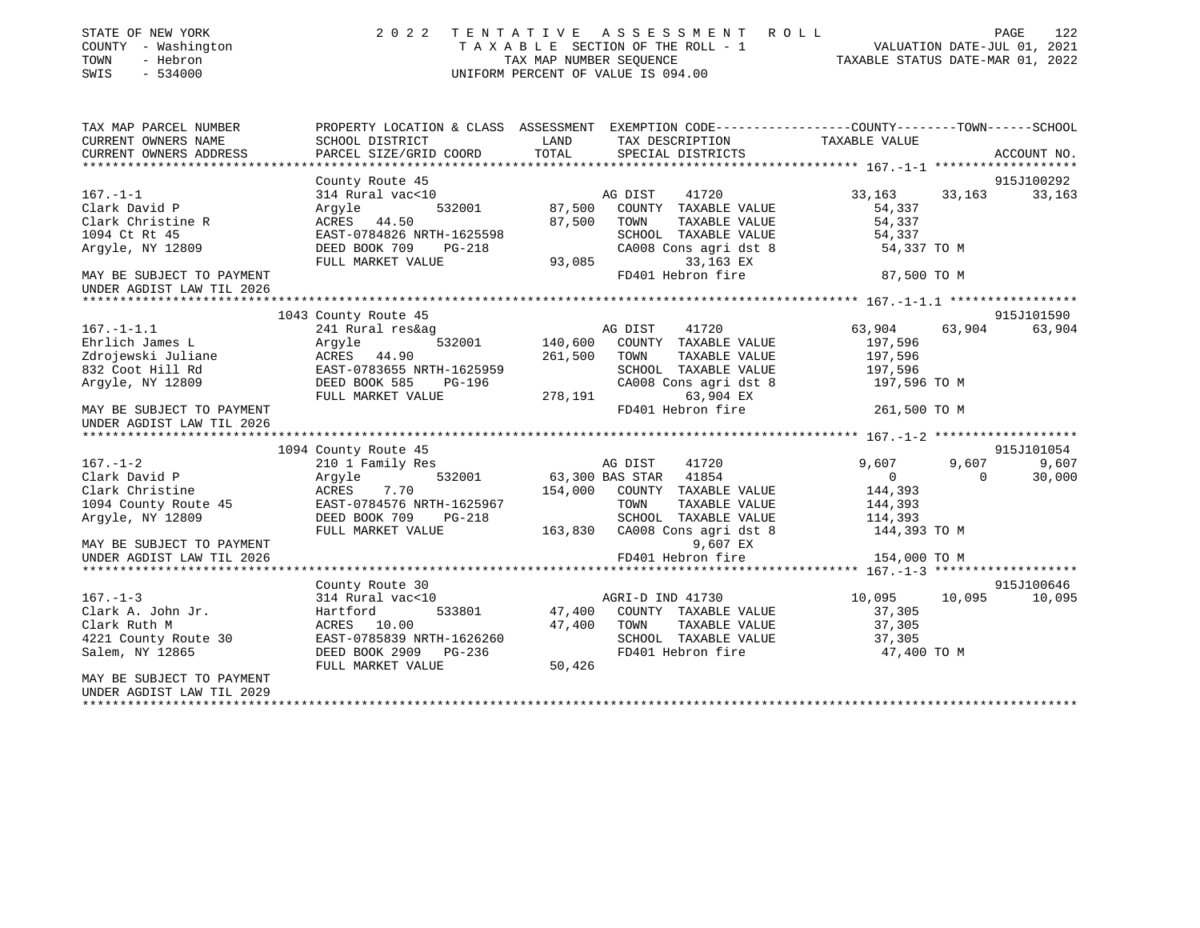STATE OF NEW YORK — 2022 TENTATIVE ASSESSMENT ROLL
COUNTY - Washington — TAXABLE SECTION OF THE ROLL - 1 — VALUATION DATE-JUL 01, 2021
TOWN - Hebron — TAX MAP NUMBER SEQUENCE — TAXABLE STATUS DATE-MAR 01, 2022
SWIS - 534000 — UNIFORM PERCENT OF VALUE IS 094.00

```
TAX MAP PARCEL NUMBER          PROPERTY LOCATION & CLASS  ASSESSMENT  EXEMPTION CODE------------------COUNTY--------TOWN------SCHOOL
CURRENT OWNERS NAME            SCHOOL DISTRICT              LAND      TAX DESCRIPTION            TAXABLE VALUE
CURRENT OWNERS ADDRESS         PARCEL SIZE/GRID COORD       TOTAL     SPECIAL DISTRICTS                                   ACCOUNT NO.
****************************************************************************************************** 167.-1-1 *******************
                               County Route 45                                                                            915J100292
167.-1-1                       314 Rural vac<10                        AG DIST     41720            33,163     33,163     33,163
Clark David P                  Argyle         532001        87,500   COUNTY  TAXABLE VALUE           54,337
Clark Christine R              ACRES   44.50                87,500   TOWN    TAXABLE VALUE           54,337
1094 Ct Rt 45                  EAST-0784826 NRTH-1625598             SCHOOL  TAXABLE VALUE           54,337
Argyle, NY 12809               DEED BOOK 709    PG-218               CA008 Cons agri dst 8            54,337 TO M
                               FULL MARKET VALUE            93,085        33,163 EX
MAY BE SUBJECT TO PAYMENT                                            FD401 Hebron fire                87,500 TO M
UNDER AGDIST LAW TIL 2026
****************************************************************************************************** 167.-1-1.1 *****************
                          1043 County Route 45                                                                            915J101590
167.-1-1.1                     241 Rural res&ag                        AG DIST     41720            63,904     63,904     63,904
Ehrlich James L                Argyle         532001       140,600   COUNTY  TAXABLE VALUE          197,596
Zdrojewski Juliane             ACRES   44.90               261,500   TOWN    TAXABLE VALUE          197,596
832 Coot Hill Rd               EAST-0783655 NRTH-1625959             SCHOOL  TAXABLE VALUE          197,596
Argyle, NY 12809               DEED BOOK 585    PG-196               CA008 Cons agri dst 8           197,596 TO M
                               FULL MARKET VALUE           278,191        63,904 EX
MAY BE SUBJECT TO PAYMENT                                            FD401 Hebron fire               261,500 TO M
UNDER AGDIST LAW TIL 2026
****************************************************************************************************** 167.-1-2 *******************
                          1094 County Route 45                                                                            915J101054
167.-1-2                       210 1 Family Res                        AG DIST     41720             9,607      9,607      9,607
Clark David P                  Argyle         532001         63,300 BAS STAR   41854                     0          0     30,000
Clark Christine                ACRES    7.70               154,000   COUNTY  TAXABLE VALUE          144,393
1094 County Route 45           EAST-0784576 NRTH-1625967             TOWN    TAXABLE VALUE          144,393
Argyle, NY 12809               DEED BOOK 709    PG-218               SCHOOL  TAXABLE VALUE          114,393
                               FULL MARKET VALUE           163,830   CA008 Cons agri dst 8           144,393 TO M
MAY BE SUBJECT TO PAYMENT                                                  9,607 EX
UNDER AGDIST LAW TIL 2026                                            FD401 Hebron fire               154,000 TO M
****************************************************************************************************** 167.-1-3 *******************
                               County Route 30                                                                            915J100646
167.-1-3                       314 Rural vac<10                        AGRI-D IND 41730             10,095     10,095     10,095
Clark A. John Jr.              Hartford       533801        47,400   COUNTY  TAXABLE VALUE           37,305
Clark Ruth M                   ACRES   10.00                47,400   TOWN    TAXABLE VALUE           37,305
4221 County Route 30           EAST-0785839 NRTH-1626260             SCHOOL  TAXABLE VALUE           37,305
Salem, NY 12865                DEED BOOK 2909   PG-236               FD401 Hebron fire                47,400 TO M
                               FULL MARKET VALUE            50,426
MAY BE SUBJECT TO PAYMENT
UNDER AGDIST LAW TIL 2029
************************************************************************************************************************************
```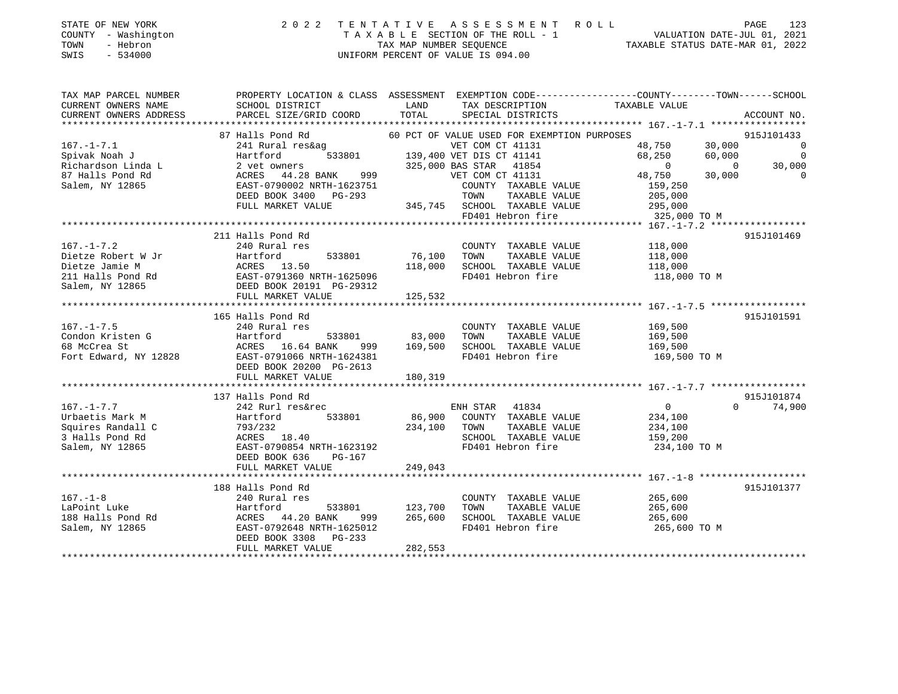STATE OF NEW YORK | 2022 TENTATIVE ASSESSMENT ROLL
COUNTY - Washington | TAXABLE SECTION OF THE ROLL - 1 | VALUATION DATE-JUL 01, 2021
TOWN - Hebron | TAX MAP NUMBER SEQUENCE | TAXABLE STATUS DATE-MAR 01, 2022
SWIS - 534000 | UNIFORM PERCENT OF VALUE IS 094.00

| TAX MAP PARCEL NUMBER / CURRENT OWNERS NAME / CURRENT OWNERS ADDRESS | PROPERTY LOCATION & CLASS / SCHOOL DISTRICT / PARCEL SIZE/GRID COORD | ASSESSMENT LAND | TOTAL | EXEMPTION CODE / TAX DESCRIPTION / SPECIAL DISTRICTS | COUNTY TAXABLE VALUE | TOWN | SCHOOL | ACCOUNT NO. |
|---|---|---|---|---|---|---|---|---|
| **167.-1-7.1** | 87 Halls Pond Rd | | | 60 PCT OF VALUE USED FOR EXEMPTION PURPOSES | | | | 915J101433 |
| 167.-1-7.1 | 241 Rural res&ag | | | VET COM CT 41131 | 48,750 | 30,000 | 0 | |
| Spivak Noah J | Hartford 533801 | 139,400 | | VET DIS CT 41141 | 68,250 | 60,000 | 0 | |
| Richardson Linda L | 2 vet owners | | 325,000 | BAS STAR 41854 | 0 | 0 | 30,000 | |
| 87 Halls Pond Rd | ACRES 44.28 BANK 999 | | | VET COM CT 41131 | 48,750 | 30,000 | 0 | |
| Salem, NY 12865 | EAST-0790002 NRTH-1623751 | | | COUNTY TAXABLE VALUE | 159,250 | | | |
| | DEED BOOK 3400 PG-293 | | | TOWN TAXABLE VALUE | 205,000 | | | |
| | FULL MARKET VALUE | | 345,745 | SCHOOL TAXABLE VALUE | 295,000 | | | |
| | | | | FD401 Hebron fire | 325,000 TO M | | | |
| **167.-1-7.2** | 211 Halls Pond Rd | | | | | | | 915J101469 |
| 167.-1-7.2 | 240 Rural res | | | COUNTY TAXABLE VALUE | 118,000 | | | |
| Dietze Robert W Jr | Hartford 533801 | 76,100 | | TOWN TAXABLE VALUE | 118,000 | | | |
| Dietze Jamie M | ACRES 13.50 | | 118,000 | SCHOOL TAXABLE VALUE | 118,000 | | | |
| 211 Halls Pond Rd | EAST-0791360 NRTH-1625096 | | | FD401 Hebron fire | 118,000 TO M | | | |
| Salem, NY 12865 | DEED BOOK 20191 PG-29312 | | | | | | | |
| | FULL MARKET VALUE | | 125,532 | | | | | |
| **167.-1-7.5** | 165 Halls Pond Rd | | | | | | | 915J101591 |
| 167.-1-7.5 | 240 Rural res | | | COUNTY TAXABLE VALUE | 169,500 | | | |
| Condon Kristen G | Hartford 533801 | 83,000 | | TOWN TAXABLE VALUE | 169,500 | | | |
| 68 McCrea St | ACRES 16.64 BANK 999 | | 169,500 | SCHOOL TAXABLE VALUE | 169,500 | | | |
| Fort Edward, NY 12828 | EAST-0791066 NRTH-1624381 | | | FD401 Hebron fire | 169,500 TO M | | | |
| | DEED BOOK 20200 PG-2613 | | | | | | | |
| | FULL MARKET VALUE | | 180,319 | | | | | |
| **167.-1-7.7** | 137 Halls Pond Rd | | | | | | | 915J101874 |
| 167.-1-7.7 | 242 Rurl res&rec | | | ENH STAR 41834 | 0 | 0 | 74,900 | |
| Urbaetis Mark M | Hartford 533801 | 86,900 | | COUNTY TAXABLE VALUE | 234,100 | | | |
| Squires Randall C | 793/232 | | 234,100 | TOWN TAXABLE VALUE | 234,100 | | | |
| 3 Halls Pond Rd | ACRES 18.40 | | | SCHOOL TAXABLE VALUE | 159,200 | | | |
| Salem, NY 12865 | EAST-0790854 NRTH-1623192 | | | FD401 Hebron fire | 234,100 TO M | | | |
| | DEED BOOK 636 PG-167 | | | | | | | |
| | FULL MARKET VALUE | | 249,043 | | | | | |
| **167.-1-8** | 188 Halls Pond Rd | | | | | | | 915J101377 |
| 167.-1-8 | 240 Rural res | | | COUNTY TAXABLE VALUE | 265,600 | | | |
| LaPoint Luke | Hartford 533801 | 123,700 | | TOWN TAXABLE VALUE | 265,600 | | | |
| 188 Halls Pond Rd | ACRES 44.20 BANK 999 | | 265,600 | SCHOOL TAXABLE VALUE | 265,600 | | | |
| Salem, NY 12865 | EAST-0792648 NRTH-1625012 | | | FD401 Hebron fire | 265,600 TO M | | | |
| | DEED BOOK 3308 PG-233 | | | | | | | |
| | FULL MARKET VALUE | | 282,553 | | | | | |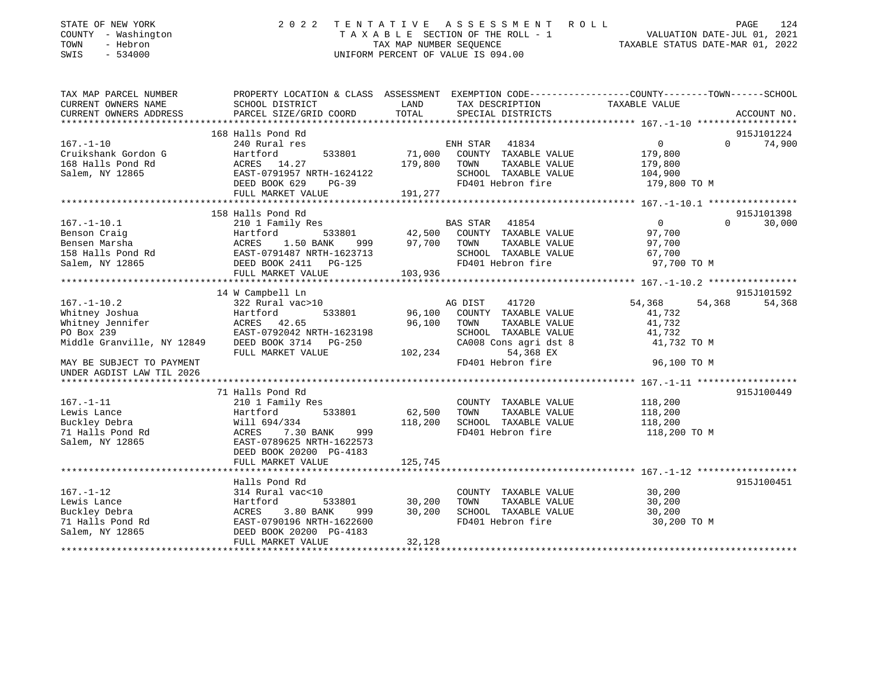STATE OF NEW YORK                                    2022 TENTATIVE ASSESSMENT ROLL
COUNTY - Washington                                  TAXABLE SECTION OF THE ROLL - 1                VALUATION DATE-JUL 01, 2021
TOWN - Hebron                                        TAX MAP NUMBER SEQUENCE                       TAXABLE STATUS DATE-MAR 01, 2022
SWIS - 534000                                        UNIFORM PERCENT OF VALUE IS 094.00

| TAX MAP PARCEL NUMBER / CURRENT OWNERS NAME / CURRENT OWNERS ADDRESS | PROPERTY LOCATION & CLASS / SCHOOL DISTRICT / PARCEL SIZE/GRID COORD | ASSESSMENT LAND / TOTAL | EXEMPTION CODE / TAX DESCRIPTION / SPECIAL DISTRICTS | COUNTY TAXABLE VALUE | TOWN | SCHOOL / ACCOUNT NO. |
|---|---|---|---|---|---|---|
| | 168 Halls Pond Rd | | | | | 915J101224 |
| 167.-1-10 | 240 Rural res | | ENH STAR 41834 | 0 | 0 | 74,900 |
| Cruikshank Gordon G | Hartford 533801 | 71,000 | COUNTY TAXABLE VALUE | 179,800 | | |
| 168 Halls Pond Rd | ACRES 14.27 | 179,800 | TOWN TAXABLE VALUE | 179,800 | | |
| Salem, NY 12865 | EAST-0791957 NRTH-1624122 | | SCHOOL TAXABLE VALUE | 104,900 | | |
| | DEED BOOK 629 PG-39 | | FD401 Hebron fire | 179,800 TO M | | |
| | FULL MARKET VALUE | 191,277 | | | | |
| | 158 Halls Pond Rd | | | | | 915J101398 |
| 167.-1-10.1 | 210 1 Family Res | | BAS STAR 41854 | 0 | 0 | 30,000 |
| Benson Craig | Hartford 533801 | 42,500 | COUNTY TAXABLE VALUE | 97,700 | | |
| Bensen Marsha | ACRES 1.50 BANK 999 | 97,700 | TOWN TAXABLE VALUE | 97,700 | | |
| 158 Halls Pond Rd | EAST-0791487 NRTH-1623713 | | SCHOOL TAXABLE VALUE | 67,700 | | |
| Salem, NY 12865 | DEED BOOK 2411 PG-125 | | FD401 Hebron fire | 97,700 TO M | | |
| | FULL MARKET VALUE | 103,936 | | | | |
| | 14 W Campbell Ln | | | | | 915J101592 |
| 167.-1-10.2 | 322 Rural vac>10 | | AG DIST 41720 | 54,368 | 54,368 | 54,368 |
| Whitney Joshua | Hartford 533801 | 96,100 | COUNTY TAXABLE VALUE | 41,732 | | |
| Whitney Jennifer | ACRES 42.65 | 96,100 | TOWN TAXABLE VALUE | 41,732 | | |
| PO Box 239 | EAST-0792042 NRTH-1623198 | | SCHOOL TAXABLE VALUE | 41,732 | | |
| Middle Granville, NY 12849 | DEED BOOK 3714 PG-250 | | CA008 Cons agri dst 8 | 41,732 TO M | | |
| | FULL MARKET VALUE | 102,234 | 54,368 EX | | | |
| MAY BE SUBJECT TO PAYMENT | | | FD401 Hebron fire | 96,100 TO M | | |
| UNDER AGDIST LAW TIL 2026 | | | | | | |
| | 71 Halls Pond Rd | | | | | 915J100449 |
| 167.-1-11 | 210 1 Family Res | | COUNTY TAXABLE VALUE | 118,200 | | |
| Lewis Lance | Hartford 533801 | 62,500 | TOWN TAXABLE VALUE | 118,200 | | |
| Buckley Debra | Will 694/334 | 118,200 | SCHOOL TAXABLE VALUE | 118,200 | | |
| 71 Halls Pond Rd | ACRES 7.30 BANK 999 | | FD401 Hebron fire | 118,200 TO M | | |
| Salem, NY 12865 | EAST-0789625 NRTH-1622573 | | | | | |
| | DEED BOOK 20200 PG-4183 | | | | | |
| | FULL MARKET VALUE | 125,745 | | | | |
| | Halls Pond Rd | | | | | 915J100451 |
| 167.-1-12 | 314 Rural vac<10 | | COUNTY TAXABLE VALUE | 30,200 | | |
| Lewis Lance | Hartford 533801 | 30,200 | TOWN TAXABLE VALUE | 30,200 | | |
| Buckley Debra | ACRES 3.80 BANK 999 | 30,200 | SCHOOL TAXABLE VALUE | 30,200 | | |
| 71 Halls Pond Rd | EAST-0790196 NRTH-1622600 | | FD401 Hebron fire | 30,200 TO M | | |
| Salem, NY 12865 | DEED BOOK 20200 PG-4183 | | | | | |
| | FULL MARKET VALUE | 32,128 | | | | |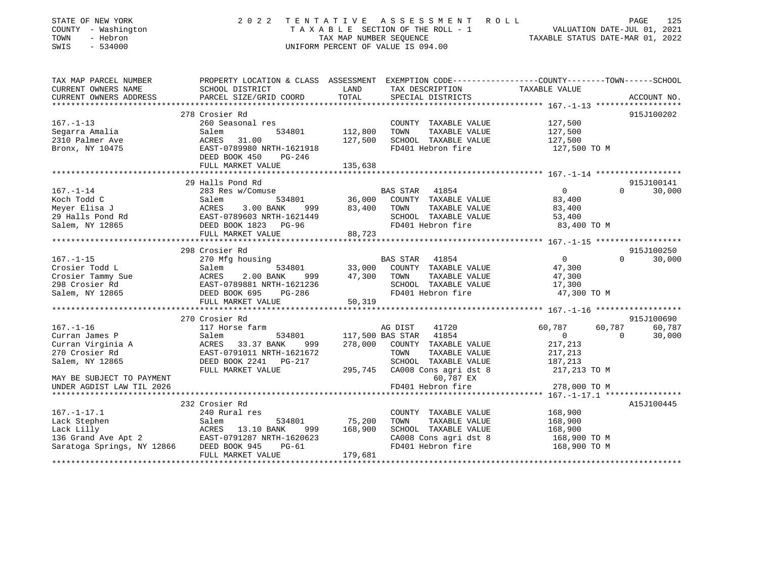STATE OF NEW YORK | COUNTY - Washington | TOWN - Hebron | SWIS - 534000

2022 TENTATIVE ASSESSMENT ROLL
TAXABLE SECTION OF THE ROLL - 1
TAX MAP NUMBER SEQUENCE
UNIFORM PERCENT OF VALUE IS 094.00

VALUATION DATE-JUL 01, 2021
TAXABLE STATUS DATE-MAR 01, 2022

| TAX MAP PARCEL NUMBER / CURRENT OWNERS NAME / CURRENT OWNERS ADDRESS | PROPERTY LOCATION & CLASS / SCHOOL DISTRICT / PARCEL SIZE/GRID COORD | ASSESSMENT LAND / TOTAL | EXEMPTION CODE / TAX DESCRIPTION / SPECIAL DISTRICTS | COUNTY | TOWN | SCHOOL | ACCOUNT NO. |
|---|---|---|---|---|---|---|---|
| **167.-1-13** | 278 Crosier Rd | | | | | | 915J100202 |
| Segarra Amalia | 260 Seasonal res | | COUNTY TAXABLE VALUE | 127,500 | | | |
| 2310 Palmer Ave | Salem 534801 | 112,800 | TOWN TAXABLE VALUE | | 127,500 | | |
| Bronx, NY 10475 | ACRES 31.00 | 127,500 | SCHOOL TAXABLE VALUE | | | 127,500 | |
| | EAST-0789980 NRTH-1621918 | | FD401 Hebron fire | 127,500 TO M | | | |
| | DEED BOOK 450 PG-246 | | | | | | |
| | FULL MARKET VALUE | 135,638 | | | | | |
| **167.-1-14** | 29 Halls Pond Rd | | | | | | 915J100141 |
| Koch Todd C | 283 Res w/Comuse | | BAS STAR 41854 | 0 | 0 | 30,000 | |
| Meyer Elisa J | Salem 534801 | 36,000 | COUNTY TAXABLE VALUE | 83,400 | | | |
| 29 Halls Pond Rd | ACRES 3.00 BANK 999 | 83,400 | TOWN TAXABLE VALUE | | 83,400 | | |
| Salem, NY 12865 | EAST-0789603 NRTH-1621449 | | SCHOOL TAXABLE VALUE | | | 53,400 | |
| | DEED BOOK 1823 PG-96 | | FD401 Hebron fire | 83,400 TO M | | | |
| | FULL MARKET VALUE | 88,723 | | | | | |
| **167.-1-15** | 298 Crosier Rd | | | | | | 915J100250 |
| Crosier Todd L | 270 Mfg housing | | BAS STAR 41854 | 0 | 0 | 30,000 | |
| Crosier Tammy Sue | Salem 534801 | 33,000 | COUNTY TAXABLE VALUE | 47,300 | | | |
| 298 Crosier Rd | ACRES 2.00 BANK 999 | 47,300 | TOWN TAXABLE VALUE | | 47,300 | | |
| Salem, NY 12865 | EAST-0789881 NRTH-1621236 | | SCHOOL TAXABLE VALUE | | | 17,300 | |
| | DEED BOOK 695 PG-286 | | FD401 Hebron fire | 47,300 TO M | | | |
| | FULL MARKET VALUE | 50,319 | | | | | |
| **167.-1-16** | 270 Crosier Rd | | | | | | 915J100690 |
| Curran James P | 117 Horse farm | | AG DIST 41720 | 60,787 | 60,787 | 60,787 | |
| Curran Virginia A | Salem 534801 | 117,500 | BAS STAR 41854 | 0 | 0 | 30,000 | |
| 270 Crosier Rd | ACRES 33.37 BANK 999 | 278,000 | COUNTY TAXABLE VALUE | 217,213 | | | |
| Salem, NY 12865 | EAST-0791011 NRTH-1621672 | | TOWN TAXABLE VALUE | | 217,213 | | |
| | DEED BOOK 2241 PG-217 | | SCHOOL TAXABLE VALUE | | | 187,213 | |
| | FULL MARKET VALUE | 295,745 | CA008 Cons agri dst 8 | 217,213 TO M | | | |
| MAY BE SUBJECT TO PAYMENT | | | 60,787 EX | | | | |
| UNDER AGDIST LAW TIL 2026 | | | FD401 Hebron fire | 278,000 TO M | | | |
| **167.-1-17.1** | 232 Crosier Rd | | | | | | A15J100445 |
| Lack Stephen | 240 Rural res | | COUNTY TAXABLE VALUE | 168,900 | | | |
| Lack Lilly | Salem 534801 | 75,200 | TOWN TAXABLE VALUE | | 168,900 | | |
| 136 Grand Ave Apt 2 | ACRES 13.10 BANK 999 | 168,900 | SCHOOL TAXABLE VALUE | | | 168,900 | |
| Saratoga Springs, NY 12866 | EAST-0791287 NRTH-1620623 | | CA008 Cons agri dst 8 | 168,900 TO M | | | |
| | DEED BOOK 945 PG-61 | | FD401 Hebron fire | 168,900 TO M | | | |
| | FULL MARKET VALUE | 179,681 | | | | | |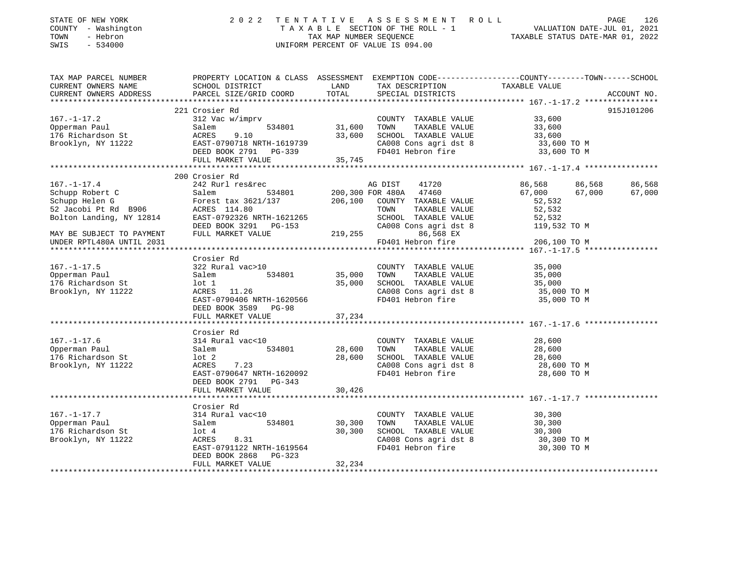STATE OF NEW YORK | 2022 TENTATIVE ASSESSMENT ROLL
COUNTY - Washington | TAXABLE SECTION OF THE ROLL - 1 | VALUATION DATE-JUL 01, 2021
TOWN - Hebron | TAX MAP NUMBER SEQUENCE | TAXABLE STATUS DATE-MAR 01, 2022
SWIS - 534000 | UNIFORM PERCENT OF VALUE IS 094.00

| TAX MAP PARCEL NUMBER / CURRENT OWNERS NAME / CURRENT OWNERS ADDRESS | PROPERTY LOCATION & CLASS / SCHOOL DISTRICT / PARCEL SIZE/GRID COORD | ASSESSMENT LAND / TOTAL | EXEMPTION CODE / TAX DESCRIPTION / SPECIAL DISTRICTS | COUNTY TAXABLE VALUE | TOWN | SCHOOL | ACCOUNT NO. |
|---|---|---|---|---|---|---|---|
| **167.-1-17.2** | 221 Crosier Rd | | | | | | 915J101206 |
| | 312 Vac w/imprv | | COUNTY TAXABLE VALUE | 33,600 | | | |
| Opperman Paul | Salem 534801 | 31,600 | TOWN TAXABLE VALUE | 33,600 | | | |
| 176 Richardson St | ACRES 9.10 | 33,600 | SCHOOL TAXABLE VALUE | 33,600 | | | |
| Brooklyn, NY 11222 | EAST-0790718 NRTH-1619739 | | CA008 Cons agri dst 8 | 33,600 TO M | | | |
| | DEED BOOK 2791 PG-339 | | FD401 Hebron fire | 33,600 TO M | | | |
| | FULL MARKET VALUE | 35,745 | | | | | |
| **167.-1-17.4** | 200 Crosier Rd | | | | | | |
| | 242 Rurl res&rec | | AG DIST 41720 | 86,568 | 86,568 | 86,568 | |
| Schupp Robert C | Salem 534801 | 200,300 | FOR 480A 47460 | 67,000 | 67,000 | 67,000 | |
| Schupp Helen G | Forest tax 3621/137 | 206,100 | COUNTY TAXABLE VALUE | 52,532 | | | |
| 52 Jacobi Pt Rd B906 | ACRES 114.80 | | TOWN TAXABLE VALUE | 52,532 | | | |
| Bolton Landing, NY 12814 | EAST-0792326 NRTH-1621265 | | SCHOOL TAXABLE VALUE | 52,532 | | | |
| | DEED BOOK 3291 PG-153 | | CA008 Cons agri dst 8 | 119,532 TO M | | | |
| MAY BE SUBJECT TO PAYMENT | FULL MARKET VALUE | 219,255 | 86,568 EX | | | | |
| UNDER RPTL480A UNTIL 2031 | | | FD401 Hebron fire | 206,100 TO M | | | |
| **167.-1-17.5** | Crosier Rd | | | | | | |
| | 322 Rural vac>10 | | COUNTY TAXABLE VALUE | 35,000 | | | |
| Opperman Paul | Salem 534801 | 35,000 | TOWN TAXABLE VALUE | 35,000 | | | |
| 176 Richardson St | lot 1 | 35,000 | SCHOOL TAXABLE VALUE | 35,000 | | | |
| Brooklyn, NY 11222 | ACRES 11.26 | | CA008 Cons agri dst 8 | 35,000 TO M | | | |
| | EAST-0790406 NRTH-1620566 | | FD401 Hebron fire | 35,000 TO M | | | |
| | DEED BOOK 3589 PG-98 | | | | | | |
| | FULL MARKET VALUE | 37,234 | | | | | |
| **167.-1-17.6** | Crosier Rd | | | | | | |
| | 314 Rural vac<10 | | COUNTY TAXABLE VALUE | 28,600 | | | |
| Opperman Paul | Salem 534801 | 28,600 | TOWN TAXABLE VALUE | 28,600 | | | |
| 176 Richardson St | lot 2 | 28,600 | SCHOOL TAXABLE VALUE | 28,600 | | | |
| Brooklyn, NY 11222 | ACRES 7.23 | | CA008 Cons agri dst 8 | 28,600 TO M | | | |
| | EAST-0790647 NRTH-1620092 | | FD401 Hebron fire | 28,600 TO M | | | |
| | DEED BOOK 2791 PG-343 | | | | | | |
| | FULL MARKET VALUE | 30,426 | | | | | |
| **167.-1-17.7** | Crosier Rd | | | | | | |
| | 314 Rural vac<10 | | COUNTY TAXABLE VALUE | 30,300 | | | |
| Opperman Paul | Salem 534801 | 30,300 | TOWN TAXABLE VALUE | 30,300 | | | |
| 176 Richardson St | lot 4 | 30,300 | SCHOOL TAXABLE VALUE | 30,300 | | | |
| Brooklyn, NY 11222 | ACRES 8.31 | | CA008 Cons agri dst 8 | 30,300 TO M | | | |
| | EAST-0791122 NRTH-1619564 | | FD401 Hebron fire | 30,300 TO M | | | |
| | DEED BOOK 2868 PG-323 | | | | | | |
| | FULL MARKET VALUE | 32,234 | | | | | |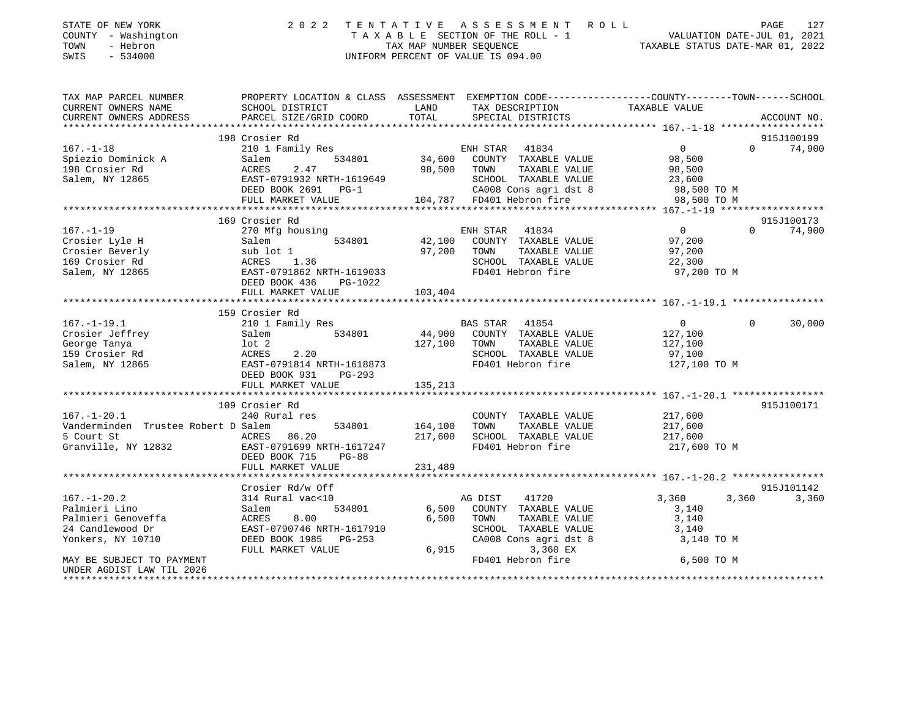STATE OF NEW YORK | COUNTY - Washington | TOWN - Hebron | SWIS - 534000

# 2022 TENTATIVE ASSESSMENT ROLL

TAXABLE SECTION OF THE ROLL - 1
TAX MAP NUMBER SEQUENCE
UNIFORM PERCENT OF VALUE IS 094.00

VALUATION DATE-JUL 01, 2021
TAXABLE STATUS DATE-MAR 01, 2022

```
TAX MAP PARCEL NUMBER          PROPERTY LOCATION & CLASS  ASSESSMENT  EXEMPTION CODE-----------------COUNTY--------TOWN------SCHOOL
CURRENT OWNERS NAME            SCHOOL DISTRICT              LAND      TAX DESCRIPTION              TAXABLE VALUE
CURRENT OWNERS ADDRESS         PARCEL SIZE/GRID COORD       TOTAL     SPECIAL DISTRICTS                                   ACCOUNT NO.
*********************************************************************************************** 167.-1-18 ******************
                               198 Crosier Rd                                                                            915J100199
167.-1-18                      210 1 Family Res                      ENH STAR  41834                0              0     74,900
Spiezio Dominick A             Salem          534801       34,600    COUNTY  TAXABLE VALUE          98,500
198 Crosier Rd                 ACRES    2.47               98,500    TOWN    TAXABLE VALUE          98,500
Salem, NY 12865                EAST-0791932 NRTH-1619649             SCHOOL  TAXABLE VALUE          23,600
                               DEED BOOK 2691   PG-1                 CA008 Cons agri dst 8          98,500 TO M
                               FULL MARKET VALUE          104,787    FD401 Hebron fire              98,500 TO M
*********************************************************************************************** 167.-1-19 ******************
                               169 Crosier Rd                                                                            915J100173
167.-1-19                      270 Mfg housing                       ENH STAR  41834                0              0     74,900
Crosier Lyle H                 Salem          534801       42,100    COUNTY  TAXABLE VALUE          97,200
Crosier Beverly                sub lot 1                   97,200    TOWN    TAXABLE VALUE          97,200
169 Crosier Rd                 ACRES    1.36                         SCHOOL  TAXABLE VALUE          22,300
Salem, NY 12865                EAST-0791862 NRTH-1619033             FD401 Hebron fire              97,200 TO M
                               DEED BOOK 436    PG-1022
                               FULL MARKET VALUE          103,404
*********************************************************************************************** 167.-1-19.1 ****************
                               159 Crosier Rd
167.-1-19.1                    210 1 Family Res                      BAS STAR  41854                0              0     30,000
Crosier Jeffrey                Salem          534801       44,900    COUNTY  TAXABLE VALUE          127,100
George Tanya                   lot 2                      127,100    TOWN    TAXABLE VALUE          127,100
159 Crosier Rd                 ACRES    2.20                         SCHOOL  TAXABLE VALUE          97,100
Salem, NY 12865                EAST-0791814 NRTH-1618873             FD401 Hebron fire              127,100 TO M
                               DEED BOOK 931    PG-293
                               FULL MARKET VALUE          135,213
*********************************************************************************************** 167.-1-20.1 ****************
                               109 Crosier Rd                                                                            915J100171
167.-1-20.1                    240 Rural res                         COUNTY  TAXABLE VALUE          217,600
Vanderminden  Trustee Robert D Salem          534801      164,100    TOWN    TAXABLE VALUE          217,600
5 Court St                     ACRES   86.20              217,600    SCHOOL  TAXABLE VALUE          217,600
Granville, NY 12832            EAST-0791699 NRTH-1617247             FD401 Hebron fire              217,600 TO M
                               DEED BOOK 715    PG-88
                               FULL MARKET VALUE          231,489
*********************************************************************************************** 167.-1-20.2 ****************
                               Crosier Rd/w Off                                                                          915J101142
167.-1-20.2                    314 Rural vac<10                      AG DIST   41720                3,360          3,360  3,360
Palmieri Lino                  Salem          534801        6,500    COUNTY  TAXABLE VALUE          3,140
Palmieri Genoveffa             ACRES    8.00                6,500    TOWN    TAXABLE VALUE          3,140
24 Candlewood Dr               EAST-0790746 NRTH-1617910             SCHOOL  TAXABLE VALUE          3,140
Yonkers, NY 10710              DEED BOOK 1985   PG-253               CA008 Cons agri dst 8          3,140 TO M
                               FULL MARKET VALUE            6,915          3,360 EX
MAY BE SUBJECT TO PAYMENT                                            FD401 Hebron fire              6,500 TO M
UNDER AGDIST LAW TIL 2026
****************************************************************************************************************************
```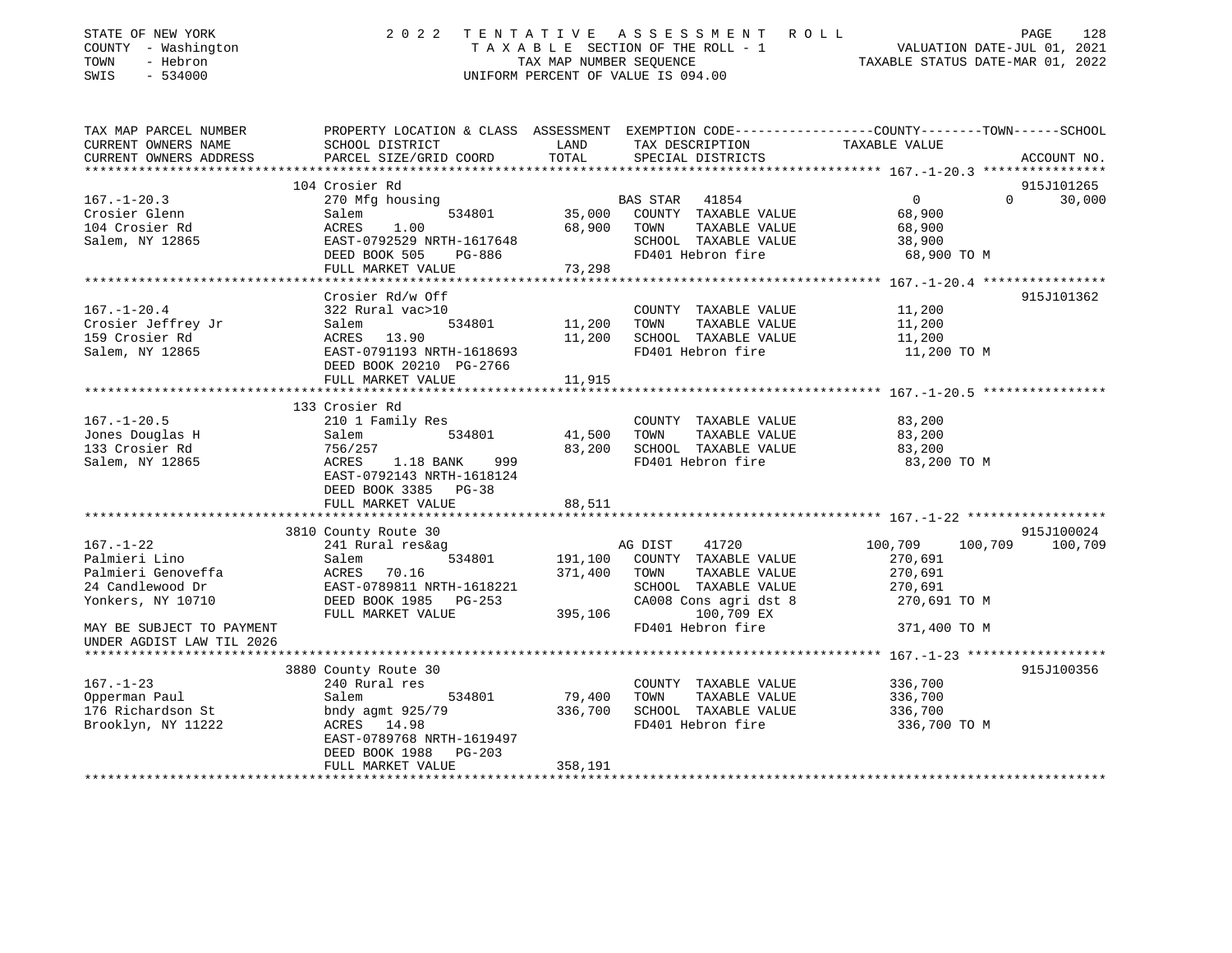STATE OF NEW YORK
COUNTY - Washington
TOWN - Hebron
SWIS - 534000

2022 TENTATIVE ASSESSMENT ROLL
TAXABLE SECTION OF THE ROLL - 1
TAX MAP NUMBER SEQUENCE
UNIFORM PERCENT OF VALUE IS 094.00

VALUATION DATE-JUL 01, 2021
TAXABLE STATUS DATE-MAR 01, 2022

| TAX MAP PARCEL NUMBER / CURRENT OWNERS NAME / CURRENT OWNERS ADDRESS | PROPERTY LOCATION & CLASS / SCHOOL DISTRICT / PARCEL SIZE/GRID COORD | ASSESSMENT LAND / TOTAL | EXEMPTION CODE / TAX DESCRIPTION / SPECIAL DISTRICTS | COUNTY | TOWN | SCHOOL | ACCOUNT NO. |
|---|---|---|---|---|---|---|---|
| **167.-1-20.3** | 104 Crosier Rd | | | | | | 915J101265 |
| Crosier Glenn | 270 Mfg housing | | BAS STAR 41854 | 0 | 0 | 30,000 | |
| 104 Crosier Rd | Salem 534801 | 35,000 | COUNTY TAXABLE VALUE | 68,900 | | | |
| Salem, NY 12865 | ACRES 1.00 | 68,900 | TOWN TAXABLE VALUE | | 68,900 | | |
| | EAST-0792529 NRTH-1617648 | | SCHOOL TAXABLE VALUE | | | 38,900 | |
| | DEED BOOK 505 PG-886 | | FD401 Hebron fire | 68,900 TO M | | | |
| | FULL MARKET VALUE | 73,298 | | | | | |
| **167.-1-20.4** | Crosier Rd/w Off | | | | | | 915J101362 |
| Crosier Jeffrey Jr | 322 Rural vac>10 | | COUNTY TAXABLE VALUE | 11,200 | | | |
| 159 Crosier Rd | Salem 534801 | 11,200 | TOWN TAXABLE VALUE | | 11,200 | | |
| Salem, NY 12865 | ACRES 13.90 | 11,200 | SCHOOL TAXABLE VALUE | | | 11,200 | |
| | EAST-0791193 NRTH-1618693 | | FD401 Hebron fire | 11,200 TO M | | | |
| | DEED BOOK 20210 PG-2766 | | | | | | |
| | FULL MARKET VALUE | 11,915 | | | | | |
| **167.-1-20.5** | 133 Crosier Rd | | | | | | |
| Jones Douglas H | 210 1 Family Res | | COUNTY TAXABLE VALUE | 83,200 | | | |
| 133 Crosier Rd | Salem 534801 | 41,500 | TOWN TAXABLE VALUE | | 83,200 | | |
| Salem, NY 12865 | 756/257 | 83,200 | SCHOOL TAXABLE VALUE | | | 83,200 | |
| | ACRES 1.18 BANK 999 | | FD401 Hebron fire | 83,200 TO M | | | |
| | EAST-0792143 NRTH-1618124 | | | | | | |
| | DEED BOOK 3385 PG-38 | | | | | | |
| | FULL MARKET VALUE | 88,511 | | | | | |
| **167.-1-22** | 3810 County Route 30 | | | | | | 915J100024 |
| Palmieri Lino | 241 Rural res&ag | | AG DIST 41720 | 100,709 | 100,709 | 100,709 | |
| Palmieri Genoveffa | Salem 534801 | 191,100 | COUNTY TAXABLE VALUE | 270,691 | | | |
| 24 Candlewood Dr | ACRES 70.16 | 371,400 | TOWN TAXABLE VALUE | | 270,691 | | |
| Yonkers, NY 10710 | EAST-0789811 NRTH-1618221 | | SCHOOL TAXABLE VALUE | | | 270,691 | |
| | DEED BOOK 1985 PG-253 | | CA008 Cons agri dst 8 | 270,691 TO M | | | |
| | FULL MARKET VALUE | 395,106 | 100,709 EX | | | | |
| MAY BE SUBJECT TO PAYMENT | | | FD401 Hebron fire | 371,400 TO M | | | |
| UNDER AGDIST LAW TIL 2026 | | | | | | | |
| **167.-1-23** | 3880 County Route 30 | | | | | | 915J100356 |
| Opperman Paul | 240 Rural res | | COUNTY TAXABLE VALUE | 336,700 | | | |
| 176 Richardson St | Salem 534801 | 79,400 | TOWN TAXABLE VALUE | | 336,700 | | |
| Brooklyn, NY 11222 | bndy agmt 925/79 | 336,700 | SCHOOL TAXABLE VALUE | | | 336,700 | |
| | ACRES 14.98 | | FD401 Hebron fire | 336,700 TO M | | | |
| | EAST-0789768 NRTH-1619497 | | | | | | |
| | DEED BOOK 1988 PG-203 | | | | | | |
| | FULL MARKET VALUE | 358,191 | | | | | |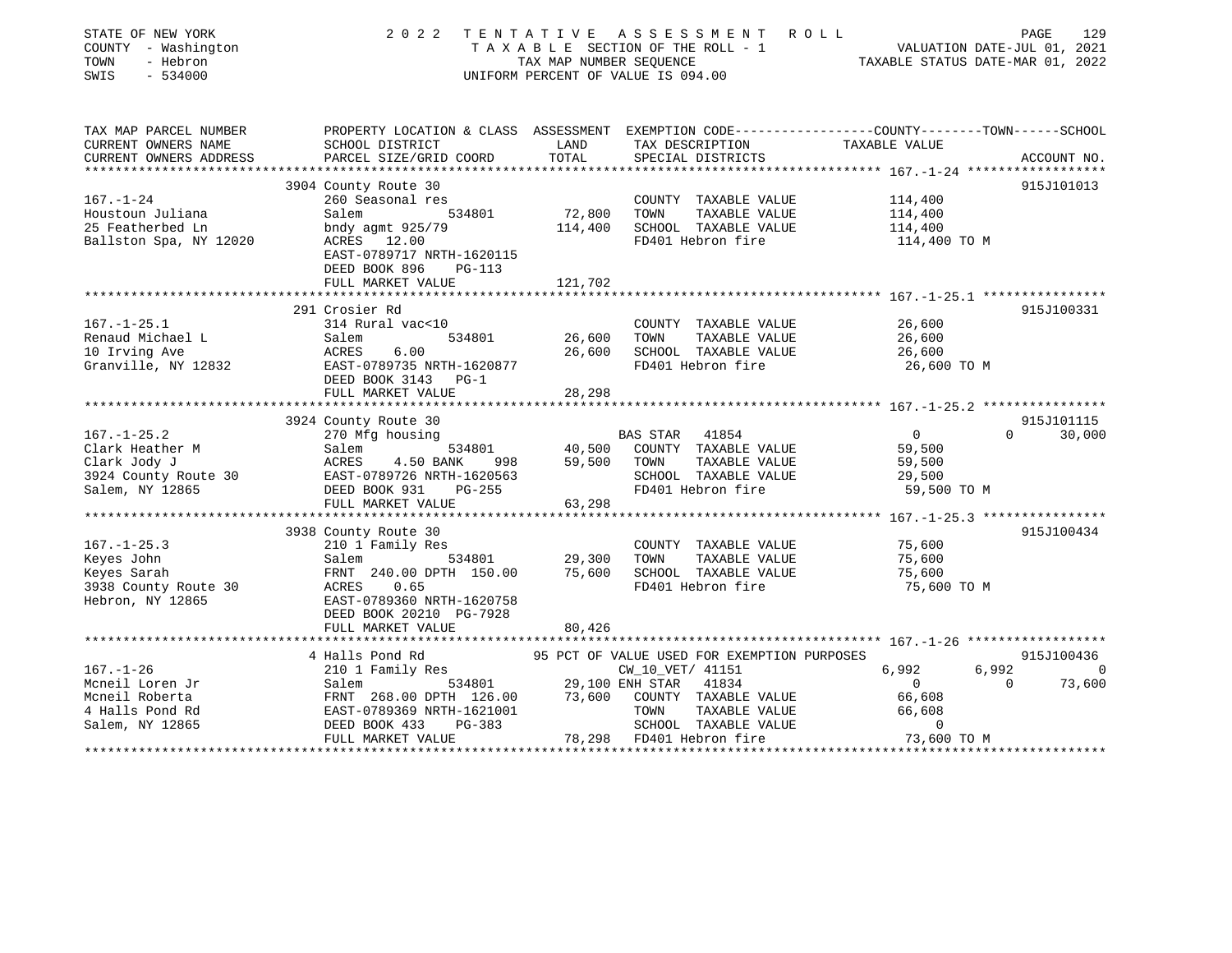STATE OF NEW YORK — 2022 TENTATIVE ASSESSMENT ROLL
COUNTY - Washington — TAXABLE SECTION OF THE ROLL - 1 — VALUATION DATE-JUL 01, 2021
TOWN - Hebron — TAX MAP NUMBER SEQUENCE — TAXABLE STATUS DATE-MAR 01, 2022
SWIS - 534000 — UNIFORM PERCENT OF VALUE IS 094.00

| TAX MAP PARCEL NUMBER / CURRENT OWNERS NAME / CURRENT OWNERS ADDRESS | PROPERTY LOCATION & CLASS / SCHOOL DISTRICT / PARCEL SIZE/GRID COORD | ASSESSMENT LAND | ASSESSMENT TOTAL | EXEMPTION CODE / TAX DESCRIPTION / SPECIAL DISTRICTS | COUNTY TAXABLE VALUE | TOWN | SCHOOL | ACCOUNT NO. |
|---|---|---|---|---|---|---|---|---|
| **167.-1-24** | 3904 County Route 30 | | | | | | | 915J101013 |
| Houstoun Juliana | 260 Seasonal res | | | COUNTY TAXABLE VALUE | 114,400 | | | |
| 25 Featherbed Ln | Salem 534801 | 72,800 | | TOWN TAXABLE VALUE | 114,400 | | | |
| Ballston Spa, NY 12020 | bndy agmt 925/79 | | 114,400 | SCHOOL TAXABLE VALUE | 114,400 | | | |
| | ACRES 12.00 | | | FD401 Hebron fire | 114,400 TO M | | | |
| | EAST-0789717 NRTH-1620115 | | | | | | | |
| | DEED BOOK 896 PG-113 | | | | | | | |
| | FULL MARKET VALUE | | 121,702 | | | | | |
| **167.-1-25.1** | 291 Crosier Rd | | | | | | | 915J100331 |
| Renaud Michael L | 314 Rural vac<10 | | | COUNTY TAXABLE VALUE | 26,600 | | | |
| 10 Irving Ave | Salem 534801 | 26,600 | | TOWN TAXABLE VALUE | 26,600 | | | |
| Granville, NY 12832 | ACRES 6.00 | | 26,600 | SCHOOL TAXABLE VALUE | 26,600 | | | |
| | EAST-0789735 NRTH-1620877 | | | FD401 Hebron fire | 26,600 TO M | | | |
| | DEED BOOK 3143 PG-1 | | | | | | | |
| | FULL MARKET VALUE | | 28,298 | | | | | |
| **167.-1-25.2** | 3924 County Route 30 | | | | | | | 915J101115 |
| Clark Heather M | 270 Mfg housing | | | BAS STAR 41854 | 0 | 0 | 30,000 | |
| Clark Jody J | Salem 534801 | 40,500 | | COUNTY TAXABLE VALUE | 59,500 | | | |
| 3924 County Route 30 | ACRES 4.50 BANK 998 | | 59,500 | TOWN TAXABLE VALUE | 59,500 | | | |
| Salem, NY 12865 | EAST-0789726 NRTH-1620563 | | | SCHOOL TAXABLE VALUE | 29,500 | | | |
| | DEED BOOK 931 PG-255 | | | FD401 Hebron fire | 59,500 TO M | | | |
| | FULL MARKET VALUE | | 63,298 | | | | | |
| **167.-1-25.3** | 3938 County Route 30 | | | | | | | 915J100434 |
| Keyes John | 210 1 Family Res | | | COUNTY TAXABLE VALUE | 75,600 | | | |
| Keyes Sarah | Salem 534801 | 29,300 | | TOWN TAXABLE VALUE | 75,600 | | | |
| 3938 County Route 30 | FRNT 240.00 DPTH 150.00 | | 75,600 | SCHOOL TAXABLE VALUE | 75,600 | | | |
| Hebron, NY 12865 | ACRES 0.65 | | | FD401 Hebron fire | 75,600 TO M | | | |
| | EAST-0789360 NRTH-1620758 | | | | | | | |
| | DEED BOOK 20210 PG-7928 | | | | | | | |
| | FULL MARKET VALUE | | 80,426 | | | | | |
| **167.-1-26** | 4 Halls Pond Rd | | | 95 PCT OF VALUE USED FOR EXEMPTION PURPOSES | | | | 915J100436 |
| Mcneil Loren Jr | 210 1 Family Res | | | CW_10_VET/ 41151 | 6,992 | 6,992 | 0 | |
| Mcneil Roberta | Salem 534801 | 29,100 | | ENH STAR 41834 | 0 | 0 | 73,600 | |
| 4 Halls Pond Rd | FRNT 268.00 DPTH 126.00 | | 73,600 | COUNTY TAXABLE VALUE | 66,608 | | | |
| Salem, NY 12865 | EAST-0789369 NRTH-1621001 | | | TOWN TAXABLE VALUE | 66,608 | | | |
| | DEED BOOK 433 PG-383 | | | SCHOOL TAXABLE VALUE | 0 | | | |
| | FULL MARKET VALUE | | 78,298 | FD401 Hebron fire | 73,600 TO M | | | |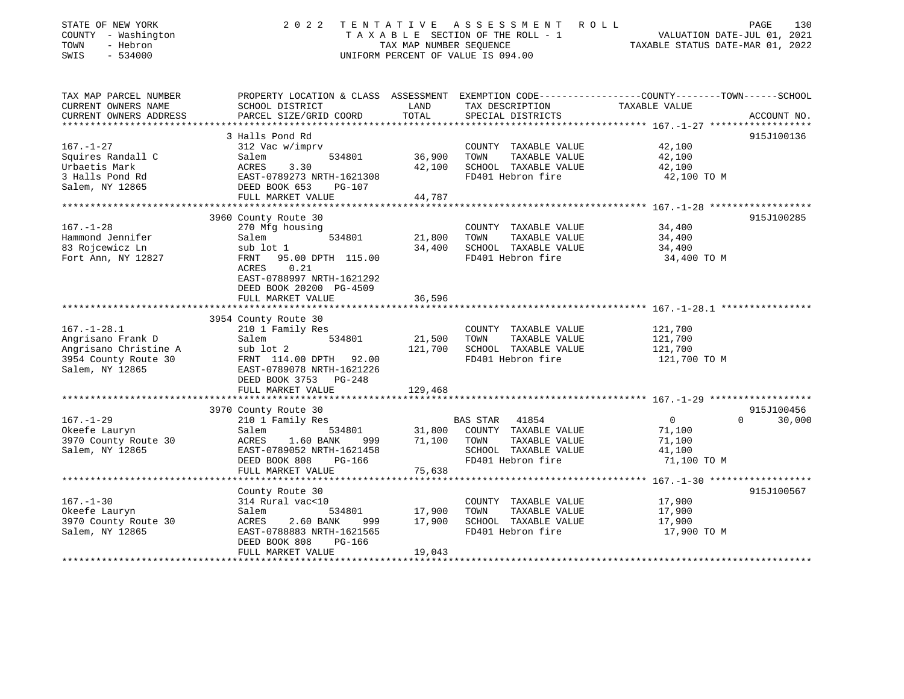STATE OF NEW YORK
COUNTY - Washington
TOWN - Hebron
SWIS - 534000

2022 TENTATIVE ASSESSMENT ROLL
TAXABLE SECTION OF THE ROLL - 1
TAX MAP NUMBER SEQUENCE
UNIFORM PERCENT OF VALUE IS 094.00

VALUATION DATE-JUL 01, 2021
TAXABLE STATUS DATE-MAR 01, 2022

```
TAX MAP PARCEL NUMBER        PROPERTY LOCATION & CLASS  ASSESSMENT  EXEMPTION CODE------------------COUNTY--------TOWN------SCHOOL
CURRENT OWNERS NAME          SCHOOL DISTRICT              LAND       TAX DESCRIPTION              TAXABLE VALUE
CURRENT OWNERS ADDRESS       PARCEL SIZE/GRID COORD       TOTAL      SPECIAL DISTRICTS                                          ACCOUNT NO.
******************************************************************************************************* 167.-1-27 ******************
                             3 Halls Pond Rd                                                                                 915J100136
167.-1-27                    312 Vac w/imprv                          COUNTY  TAXABLE VALUE             42,100
Squires Randall C            Salem           534801       36,900      TOWN    TAXABLE VALUE             42,100
Urbaetis Mark                ACRES     3.30               42,100      SCHOOL  TAXABLE VALUE             42,100
3 Halls Pond Rd              EAST-0789273 NRTH-1621308                FD401 Hebron fire                 42,100 TO M
Salem, NY 12865              DEED BOOK 653     PG-107
                             FULL MARKET VALUE            44,787
******************************************************************************************************* 167.-1-28 ******************
                             3960 County Route 30                                                                            915J100285
167.-1-28                    270 Mfg housing                          COUNTY  TAXABLE VALUE             34,400
Hammond Jennifer             Salem           534801       21,800      TOWN    TAXABLE VALUE             34,400
83 Rojcewicz Ln              sub lot 1                    34,400      SCHOOL  TAXABLE VALUE             34,400
Fort Ann, NY 12827           FRNT    95.00 DPTH 115.00                FD401 Hebron fire                 34,400 TO M
                             ACRES     0.21
                             EAST-0788997 NRTH-1621292
                             DEED BOOK 20200  PG-4509
                             FULL MARKET VALUE            36,596
******************************************************************************************************* 167.-1-28.1 ****************
                             3954 County Route 30
167.-1-28.1                  210 1 Family Res                         COUNTY  TAXABLE VALUE            121,700
Angrisano Frank D            Salem           534801       21,500      TOWN    TAXABLE VALUE            121,700
Angrisano Christine A        sub lot 2                   121,700      SCHOOL  TAXABLE VALUE            121,700
3954 County Route 30         FRNT 114.00 DPTH  92.00                  FD401 Hebron fire                121,700 TO M
Salem, NY 12865              EAST-0789078 NRTH-1621226
                             DEED BOOK 3753   PG-248
                             FULL MARKET VALUE           129,468
******************************************************************************************************* 167.-1-29 ******************
                             3970 County Route 30                                                                            915J100456
167.-1-29                    210 1 Family Res                         BAS STAR   41854                   0             0      30,000
Okeefe Lauryn                Salem           534801       31,800      COUNTY  TAXABLE VALUE             71,100
3970 County Route 30         ACRES     1.60 BANK     999  71,100      TOWN    TAXABLE VALUE             71,100
Salem, NY 12865              EAST-0789052 NRTH-1621458                SCHOOL  TAXABLE VALUE             41,100
                             DEED BOOK 808     PG-166                 FD401 Hebron fire                 71,100 TO M
                             FULL MARKET VALUE            75,638
******************************************************************************************************* 167.-1-30 ******************
                             County Route 30                                                                                 915J100567
167.-1-30                    314 Rural vac<10                         COUNTY  TAXABLE VALUE             17,900
Okeefe Lauryn                Salem           534801       17,900      TOWN    TAXABLE VALUE             17,900
3970 County Route 30         ACRES     2.60 BANK     999  17,900      SCHOOL  TAXABLE VALUE             17,900
Salem, NY 12865              EAST-0788883 NRTH-1621565                FD401 Hebron fire                 17,900 TO M
                             DEED BOOK 808     PG-166
                             FULL MARKET VALUE            19,043
************************************************************************************************************************************
```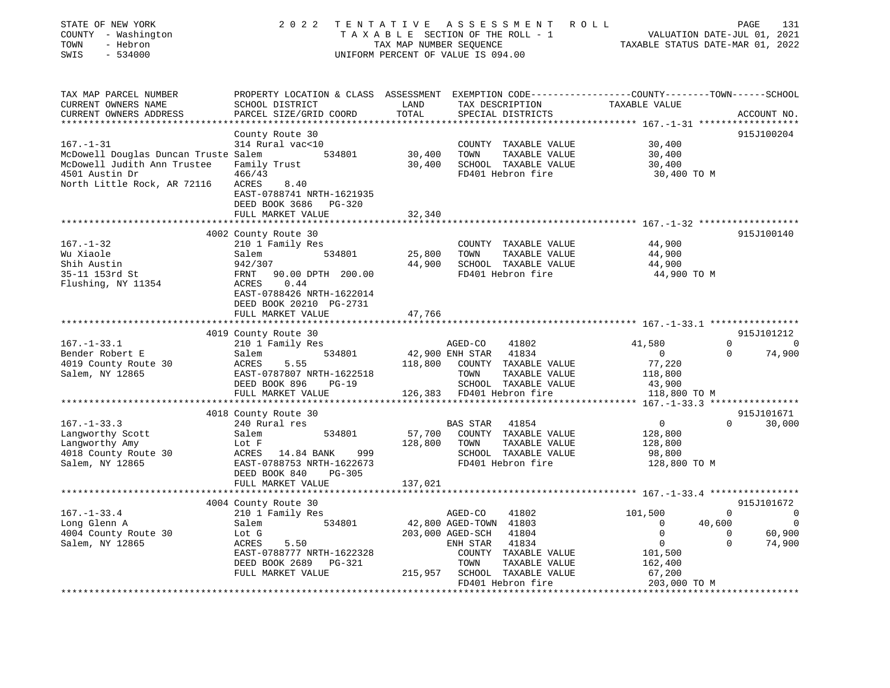STATE OF NEW YORK | 2022 TENTATIVE ASSESSMENT ROLL | VALUATION DATE-JUL 01, 2021
COUNTY - Washington | TAXABLE SECTION OF THE ROLL - 1 | TAXABLE STATUS DATE-MAR 01, 2022
TOWN - Hebron | TAX MAP NUMBER SEQUENCE
SWIS - 534000 | UNIFORM PERCENT OF VALUE IS 094.00

| TAX MAP PARCEL NUMBER / CURRENT OWNERS NAME / CURRENT OWNERS ADDRESS | PROPERTY LOCATION & CLASS / SCHOOL DISTRICT / PARCEL SIZE/GRID COORD | ASSESSMENT LAND / TOTAL | EXEMPTION CODE / TAX DESCRIPTION / SPECIAL DISTRICTS | COUNTY TAXABLE VALUE | TOWN | SCHOOL | ACCOUNT NO. |
|---|---|---|---|---|---|---|---|
| **167.-1-31** | County Route 30 | | | | | | 915J100204 |
| | 314 Rural vac<10 | | COUNTY TAXABLE VALUE | 30,400 | | | |
| McDowell Douglas Duncan Truste | Salem 534801 | 30,400 | TOWN TAXABLE VALUE | 30,400 | | | |
| McDowell Judith Ann Trustee | Family Trust | 30,400 | SCHOOL TAXABLE VALUE | 30,400 | | | |
| 4501 Austin Dr | 466/43 | | FD401 Hebron fire | 30,400 TO M | | | |
| North Little Rock, AR 72116 | ACRES 8.40 | | | | | | |
| | EAST-0788741 NRTH-1621935 | | | | | | |
| | DEED BOOK 3686 PG-320 | | | | | | |
| | FULL MARKET VALUE | 32,340 | | | | | |
| **167.-1-32** | 4002 County Route 30 | | | | | | 915J100140 |
| | 210 1 Family Res | | COUNTY TAXABLE VALUE | 44,900 | | | |
| Wu Xiaole | Salem 534801 | 25,800 | TOWN TAXABLE VALUE | 44,900 | | | |
| Shih Austin | 942/307 | 44,900 | SCHOOL TAXABLE VALUE | 44,900 | | | |
| 35-11 153rd St | FRNT 90.00 DPTH 200.00 | | FD401 Hebron fire | 44,900 TO M | | | |
| Flushing, NY 11354 | ACRES 0.44 | | | | | | |
| | EAST-0788426 NRTH-1622014 | | | | | | |
| | DEED BOOK 20210 PG-2731 | | | | | | |
| | FULL MARKET VALUE | 47,766 | | | | | |
| **167.-1-33.1** | 4019 County Route 30 | | | | | | 915J101212 |
| | 210 1 Family Res | | AGED-CO 41802 | 41,580 | 0 | 0 | |
| Bender Robert E | Salem 534801 | 42,900 | ENH STAR 41834 | 0 | 0 | 74,900 | |
| 4019 County Route 30 | ACRES 5.55 | 118,800 | COUNTY TAXABLE VALUE | 77,220 | | | |
| Salem, NY 12865 | EAST-0787807 NRTH-1622518 | | TOWN TAXABLE VALUE | 118,800 | | | |
| | DEED BOOK 896 PG-19 | | SCHOOL TAXABLE VALUE | 43,900 | | | |
| | FULL MARKET VALUE | 126,383 | FD401 Hebron fire | 118,800 TO M | | | |
| **167.-1-33.3** | 4018 County Route 30 | | | | | | 915J101671 |
| | 240 Rural res | | BAS STAR 41854 | 0 | 0 | 30,000 | |
| Langworthy Scott | Salem 534801 | 57,700 | COUNTY TAXABLE VALUE | 128,800 | | | |
| Langworthy Amy | Lot F | 128,800 | TOWN TAXABLE VALUE | 128,800 | | | |
| 4018 County Route 30 | ACRES 14.84 BANK 999 | | SCHOOL TAXABLE VALUE | 98,800 | | | |
| Salem, NY 12865 | EAST-0788753 NRTH-1622673 | | FD401 Hebron fire | 128,800 TO M | | | |
| | DEED BOOK 840 PG-305 | | | | | | |
| | FULL MARKET VALUE | 137,021 | | | | | |
| **167.-1-33.4** | 4004 County Route 30 | | | | | | 915J101672 |
| | 210 1 Family Res | | AGED-CO 41802 | 101,500 | 0 | 0 | |
| Long Glenn A | Salem 534801 | 42,800 | AGED-TOWN 41803 | 0 | 40,600 | 0 | |
| 4004 County Route 30 | Lot G | 203,000 | AGED-SCH 41804 | 0 | 0 | 60,900 | |
| Salem, NY 12865 | ACRES 5.50 | | ENH STAR 41834 | 0 | 0 | 74,900 | |
| | EAST-0788777 NRTH-1622328 | | COUNTY TAXABLE VALUE | 101,500 | | | |
| | DEED BOOK 2689 PG-321 | | TOWN TAXABLE VALUE | 162,400 | | | |
| | FULL MARKET VALUE | 215,957 | SCHOOL TAXABLE VALUE | 67,200 | | | |
| | | | FD401 Hebron fire | 203,000 TO M | | | |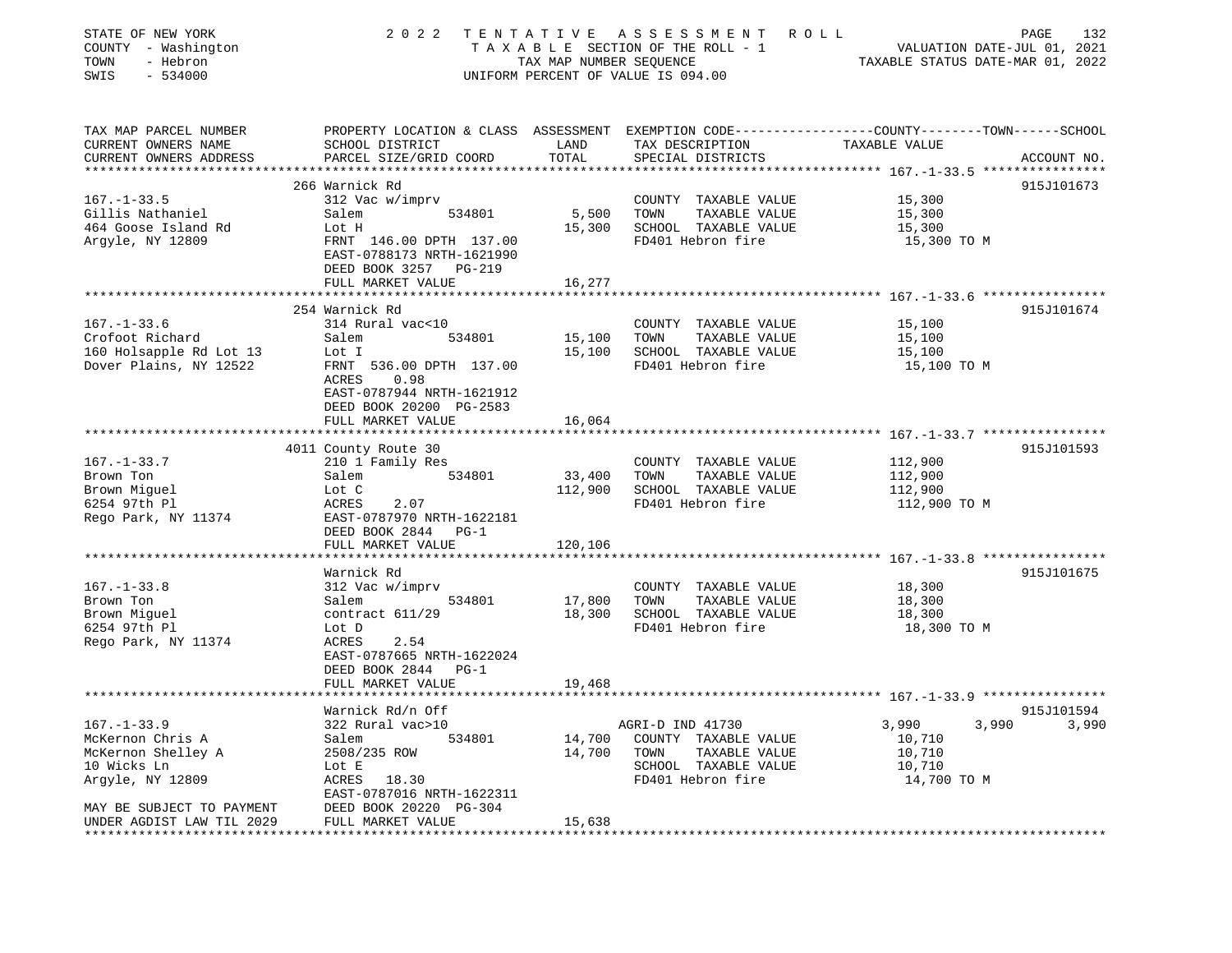STATE OF NEW YORK
COUNTY - Washington
TOWN - Hebron
SWIS - 534000

2022 TENTATIVE ASSESSMENT ROLL
TAXABLE SECTION OF THE ROLL - 1
TAX MAP NUMBER SEQUENCE
UNIFORM PERCENT OF VALUE IS 094.00

VALUATION DATE-JUL 01, 2021
TAXABLE STATUS DATE-MAR 01, 2022

| TAX MAP PARCEL NUMBER / CURRENT OWNERS NAME / CURRENT OWNERS ADDRESS | PROPERTY LOCATION & CLASS / SCHOOL DISTRICT / PARCEL SIZE/GRID COORD | ASSESSMENT LAND | TOTAL | EXEMPTION CODE / TAX DESCRIPTION / SPECIAL DISTRICTS | COUNTY TAXABLE VALUE | TOWN | SCHOOL | ACCOUNT NO. |
|---|---|---|---|---|---|---|---|---|
| **167.-1-33.5** | 266 Warnick Rd | | | | | | | 915J101673 |
| Gillis Nathaniel | 312 Vac w/imprv | | | COUNTY TAXABLE VALUE | 15,300 | | | |
| 464 Goose Island Rd | Salem 534801 | 5,500 | | TOWN TAXABLE VALUE | 15,300 | | | |
| Argyle, NY 12809 | Lot H | | 15,300 | SCHOOL TAXABLE VALUE | 15,300 | | | |
| | FRNT 146.00 DPTH 137.00 | | | FD401 Hebron fire | 15,300 TO M | | | |
| | EAST-0788173 NRTH-1621990 | | | | | | | |
| | DEED BOOK 3257 PG-219 | | | | | | | |
| | FULL MARKET VALUE | | 16,277 | | | | | |
| **167.-1-33.6** | 254 Warnick Rd | | | | | | | 915J101674 |
| Crofoot Richard | 314 Rural vac<10 | | | COUNTY TAXABLE VALUE | 15,100 | | | |
| 160 Holsapple Rd Lot 13 | Salem 534801 | 15,100 | | TOWN TAXABLE VALUE | 15,100 | | | |
| Dover Plains, NY 12522 | Lot I | | 15,100 | SCHOOL TAXABLE VALUE | 15,100 | | | |
| | FRNT 536.00 DPTH 137.00 | | | FD401 Hebron fire | 15,100 TO M | | | |
| | ACRES 0.98 | | | | | | | |
| | EAST-0787944 NRTH-1621912 | | | | | | | |
| | DEED BOOK 20200 PG-2583 | | | | | | | |
| | FULL MARKET VALUE | | 16,064 | | | | | |
| **167.-1-33.7** | 4011 County Route 30 | | | | | | | 915J101593 |
| Brown Ton | 210 1 Family Res | | | COUNTY TAXABLE VALUE | 112,900 | | | |
| Brown Miguel | Salem 534801 | 33,400 | | TOWN TAXABLE VALUE | 112,900 | | | |
| 6254 97th Pl | Lot C | | 112,900 | SCHOOL TAXABLE VALUE | 112,900 | | | |
| Rego Park, NY 11374 | ACRES 2.07 | | | FD401 Hebron fire | 112,900 TO M | | | |
| | EAST-0787970 NRTH-1622181 | | | | | | | |
| | DEED BOOK 2844 PG-1 | | | | | | | |
| | FULL MARKET VALUE | | 120,106 | | | | | |
| **167.-1-33.8** | Warnick Rd | | | | | | | 915J101675 |
| Brown Ton | 312 Vac w/imprv | | | COUNTY TAXABLE VALUE | 18,300 | | | |
| Brown Miguel | Salem 534801 | 17,800 | | TOWN TAXABLE VALUE | 18,300 | | | |
| 6254 97th Pl | contract 611/29 | | 18,300 | SCHOOL TAXABLE VALUE | 18,300 | | | |
| Rego Park, NY 11374 | Lot D | | | FD401 Hebron fire | 18,300 TO M | | | |
| | ACRES 2.54 | | | | | | | |
| | EAST-0787665 NRTH-1622024 | | | | | | | |
| | DEED BOOK 2844 PG-1 | | | | | | | |
| | FULL MARKET VALUE | | 19,468 | | | | | |
| **167.-1-33.9** | Warnick Rd/n Off | | | | | | | 915J101594 |
| McKernon Chris A | 322 Rural vac>10 | | | AGRI-D IND 41730 | 3,990 | 3,990 | 3,990 | |
| McKernon Shelley A | Salem 534801 | 14,700 | | COUNTY TAXABLE VALUE | 10,710 | | | |
| 10 Wicks Ln | 2508/235 ROW | | 14,700 | TOWN TAXABLE VALUE | 10,710 | | | |
| Argyle, NY 12809 | Lot E | | | SCHOOL TAXABLE VALUE | 10,710 | | | |
| | ACRES 18.30 | | | FD401 Hebron fire | 14,700 TO M | | | |
| | EAST-0787016 NRTH-1622311 | | | | | | | |
| MAY BE SUBJECT TO PAYMENT | DEED BOOK 20220 PG-304 | | | | | | | |
| UNDER AGDIST LAW TIL 2029 | FULL MARKET VALUE | | 15,638 | | | | | |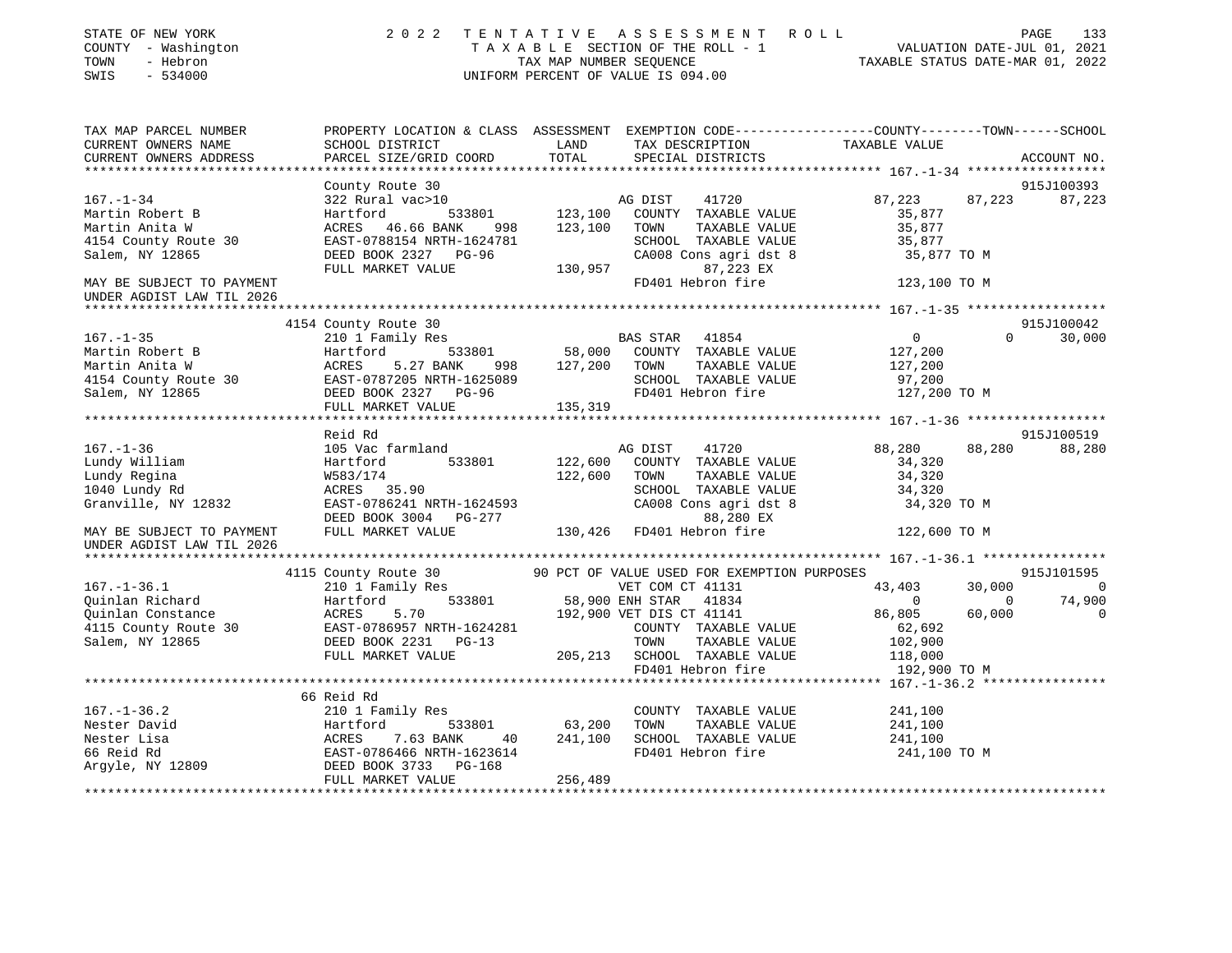STATE OF NEW YORK — 2022 TENTATIVE ASSESSMENT ROLL
COUNTY - Washington — TAXABLE SECTION OF THE ROLL - 1 — VALUATION DATE-JUL 01, 2021
TOWN - Hebron — TAX MAP NUMBER SEQUENCE — TAXABLE STATUS DATE-MAR 01, 2022
SWIS - 534000 — UNIFORM PERCENT OF VALUE IS 094.00

```
TAX MAP PARCEL NUMBER          PROPERTY LOCATION & CLASS  ASSESSMENT  EXEMPTION CODE------------------COUNTY--------TOWN------SCHOOL
CURRENT OWNERS NAME            SCHOOL DISTRICT            LAND        TAX DESCRIPTION             TAXABLE VALUE
CURRENT OWNERS ADDRESS         PARCEL SIZE/GRID COORD     TOTAL       SPECIAL DISTRICTS                                     ACCOUNT NO.
******************************************************************************************************* 167.-1-34 ******************
                               County Route 30                                                                           915J100393
167.-1-34                      322 Rural vac>10                       AG DIST     41720          87,223      87,223      87,223
Martin Robert B                Hartford          533801    123,100    COUNTY  TAXABLE VALUE      35,877
Martin Anita W                 ACRES   46.66 BANK    998   123,100    TOWN    TAXABLE VALUE      35,877
4154 County Route 30           EAST-0788154 NRTH-1624781              SCHOOL  TAXABLE VALUE      35,877
Salem, NY 12865                DEED BOOK 2327   PG-96                 CA008 Cons agri dst 8       35,877 TO M
                               FULL MARKET VALUE           130,957          87,223 EX
MAY BE SUBJECT TO PAYMENT                                             FD401 Hebron fire           123,100 TO M
UNDER AGDIST LAW TIL 2026
******************************************************************************************************* 167.-1-35 ******************
                             4154 County Route 30                                                                        915J100042
167.-1-35                      210 1 Family Res                       BAS STAR    41854               0           0      30,000
Martin Robert B                Hartford          533801     58,000    COUNTY  TAXABLE VALUE     127,200
Martin Anita W                 ACRES    5.27 BANK    998   127,200    TOWN    TAXABLE VALUE     127,200
4154 County Route 30           EAST-0787205 NRTH-1625089              SCHOOL  TAXABLE VALUE      97,200
Salem, NY 12865                DEED BOOK 2327   PG-96                 FD401 Hebron fire           127,200 TO M
                               FULL MARKET VALUE           135,319
******************************************************************************************************* 167.-1-36 ******************
                               Reid Rd                                                                                   915J100519
167.-1-36                      105 Vac farmland                       AG DIST     41720          88,280      88,280      88,280
Lundy William                  Hartford          533801    122,600    COUNTY  TAXABLE VALUE      34,320
Lundy Regina                   W583/174                    122,600    TOWN    TAXABLE VALUE      34,320
1040 Lundy Rd                  ACRES   35.90                          SCHOOL  TAXABLE VALUE      34,320
Granville, NY 12832            EAST-0786241 NRTH-1624593              CA008 Cons agri dst 8       34,320 TO M
                               DEED BOOK 3004   PG-277                      88,280 EX
MAY BE SUBJECT TO PAYMENT      FULL MARKET VALUE           130,426    FD401 Hebron fire           122,600 TO M
UNDER AGDIST LAW TIL 2026
******************************************************************************************************* 167.-1-36.1 ****************
                             4115 County Route 30          90 PCT OF VALUE USED FOR EXEMPTION PURPOSES                   915J101595
167.-1-36.1                    210 1 Family Res                       VET COM CT 41131           43,403      30,000           0
Quinlan Richard                Hartford          533801     58,900 ENH STAR   41834                   0           0      74,900
Quinlan Constance              ACRES    5.70               192,900 VET DIS CT 41141              86,805      60,000           0
4115 County Route 30           EAST-0786957 NRTH-1624281              COUNTY  TAXABLE VALUE      62,692
Salem, NY 12865                DEED BOOK 2231   PG-13                 TOWN    TAXABLE VALUE     102,900
                               FULL MARKET VALUE           205,213    SCHOOL  TAXABLE VALUE     118,000
                                                                      FD401 Hebron fire           192,900 TO M
******************************************************************************************************* 167.-1-36.2 ****************
                               66 Reid Rd
167.-1-36.2                    210 1 Family Res                       COUNTY  TAXABLE VALUE     241,100
Nester David                   Hartford          533801     63,200    TOWN    TAXABLE VALUE     241,100
Nester Lisa                    ACRES    7.63 BANK     40   241,100    SCHOOL  TAXABLE VALUE     241,100
66 Reid Rd                     EAST-0786466 NRTH-1623614              FD401 Hebron fire           241,100 TO M
Argyle, NY 12809               DEED BOOK 3733   PG-168
                               FULL MARKET VALUE           256,489
************************************************************************************************************************************
```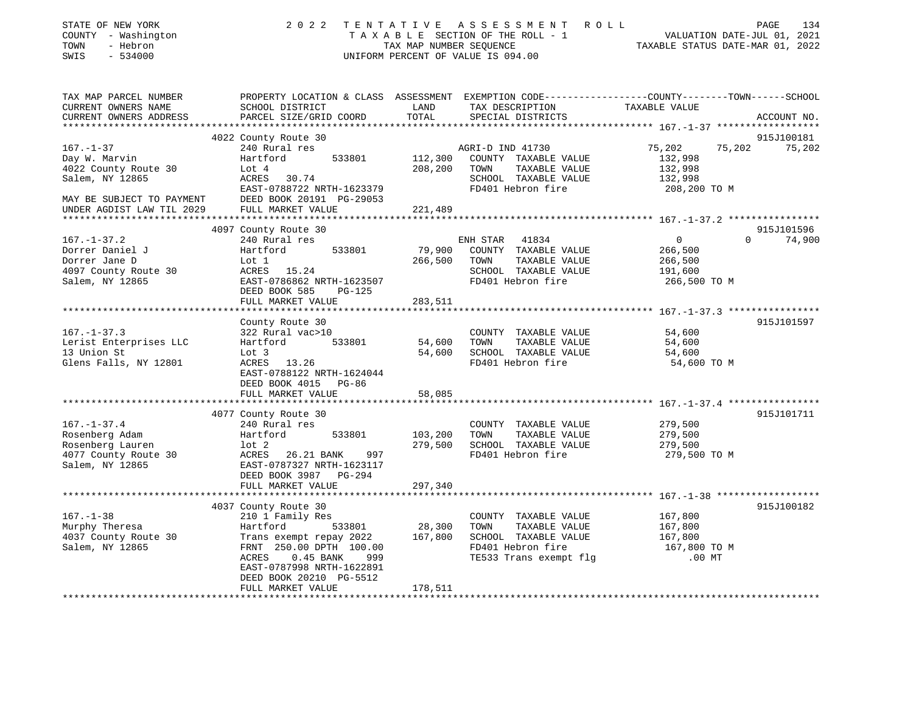STATE OF NEW YORK — COUNTY - Washington — TOWN - Hebron — SWIS - 534000

2022 TENTATIVE ASSESSMENT ROLL
TAXABLE SECTION OF THE ROLL - 1
TAX MAP NUMBER SEQUENCE
UNIFORM PERCENT OF VALUE IS 094.00

VALUATION DATE-JUL 01, 2021
TAXABLE STATUS DATE-MAR 01, 2022

| TAX MAP PARCEL NUMBER / CURRENT OWNERS NAME / CURRENT OWNERS ADDRESS | PROPERTY LOCATION & CLASS / SCHOOL DISTRICT / PARCEL SIZE/GRID COORD | ASSESSMENT LAND / TOTAL | EXEMPTION CODE / TAX DESCRIPTION / SPECIAL DISTRICTS | COUNTY | TOWN | SCHOOL / ACCOUNT NO. |
|---|---|---|---|---|---|---|
| **167.-1-37** | 4022 County Route 30 | | | | | 915J100181 |
| Day W. Marvin | 240 Rural res | | AGRI-D IND 41730 | 75,202 | 75,202 | 75,202 |
| 4022 County Route 30 | Hartford 533801 | 112,300 | COUNTY TAXABLE VALUE | 132,998 | | |
| Salem, NY 12865 | Lot 4 | 208,200 | TOWN TAXABLE VALUE | | 132,998 | |
| | ACRES 30.74 | | SCHOOL TAXABLE VALUE | | | 132,998 |
| | EAST-0788722 NRTH-1623379 | | FD401 Hebron fire | 208,200 TO M | | |
| MAY BE SUBJECT TO PAYMENT | DEED BOOK 20191 PG-29053 | | | | | |
| UNDER AGDIST LAW TIL 2029 | FULL MARKET VALUE | 221,489 | | | | |
| **167.-1-37.2** | 4097 County Route 30 | | | | | 915J101596 |
| Dorrer Daniel J | 240 Rural res | | ENH STAR 41834 | 0 | 0 | 74,900 |
| Dorrer Jane D | Hartford 533801 | 79,900 | COUNTY TAXABLE VALUE | 266,500 | | |
| 4097 County Route 30 | Lot 1 | 266,500 | TOWN TAXABLE VALUE | | 266,500 | |
| Salem, NY 12865 | ACRES 15.24 | | SCHOOL TAXABLE VALUE | | | 191,600 |
| | EAST-0786862 NRTH-1623507 | | FD401 Hebron fire | 266,500 TO M | | |
| | DEED BOOK 585 PG-125 | | | | | |
| | FULL MARKET VALUE | 283,511 | | | | |
| **167.-1-37.3** | County Route 30 | | | | | 915J101597 |
| Lerist Enterprises LLC | 322 Rural vac>10 | | COUNTY TAXABLE VALUE | 54,600 | | |
| 13 Union St | Hartford 533801 | 54,600 | TOWN TAXABLE VALUE | | 54,600 | |
| Glens Falls, NY 12801 | Lot 3 | 54,600 | SCHOOL TAXABLE VALUE | | | 54,600 |
| | ACRES 13.26 | | FD401 Hebron fire | 54,600 TO M | | |
| | EAST-0788122 NRTH-1624044 | | | | | |
| | DEED BOOK 4015 PG-86 | | | | | |
| | FULL MARKET VALUE | 58,085 | | | | |
| **167.-1-37.4** | 4077 County Route 30 | | | | | 915J101711 |
| Rosenberg Adam | 240 Rural res | | COUNTY TAXABLE VALUE | 279,500 | | |
| Rosenberg Lauren | Hartford 533801 | 103,200 | TOWN TAXABLE VALUE | | 279,500 | |
| 4077 County Route 30 | lot 2 | 279,500 | SCHOOL TAXABLE VALUE | | | 279,500 |
| Salem, NY 12865 | ACRES 26.21 BANK 997 | | FD401 Hebron fire | 279,500 TO M | | |
| | EAST-0787327 NRTH-1623117 | | | | | |
| | DEED BOOK 3987 PG-294 | | | | | |
| | FULL MARKET VALUE | 297,340 | | | | |
| **167.-1-38** | 4037 County Route 30 | | | | | 915J100182 |
| Murphy Theresa | 210 1 Family Res | | COUNTY TAXABLE VALUE | 167,800 | | |
| 4037 County Route 30 | Hartford 533801 | 28,300 | TOWN TAXABLE VALUE | | 167,800 | |
| Salem, NY 12865 | Trans exempt repay 2022 | 167,800 | SCHOOL TAXABLE VALUE | | | 167,800 |
| | FRNT 250.00 DPTH 100.00 | | FD401 Hebron fire | 167,800 TO M | | |
| | ACRES 0.45 BANK 999 | | TE533 Trans exempt flg | .00 MT | | |
| | EAST-0787998 NRTH-1622891 | | | | | |
| | DEED BOOK 20210 PG-5512 | | | | | |
| | FULL MARKET VALUE | 178,511 | | | | |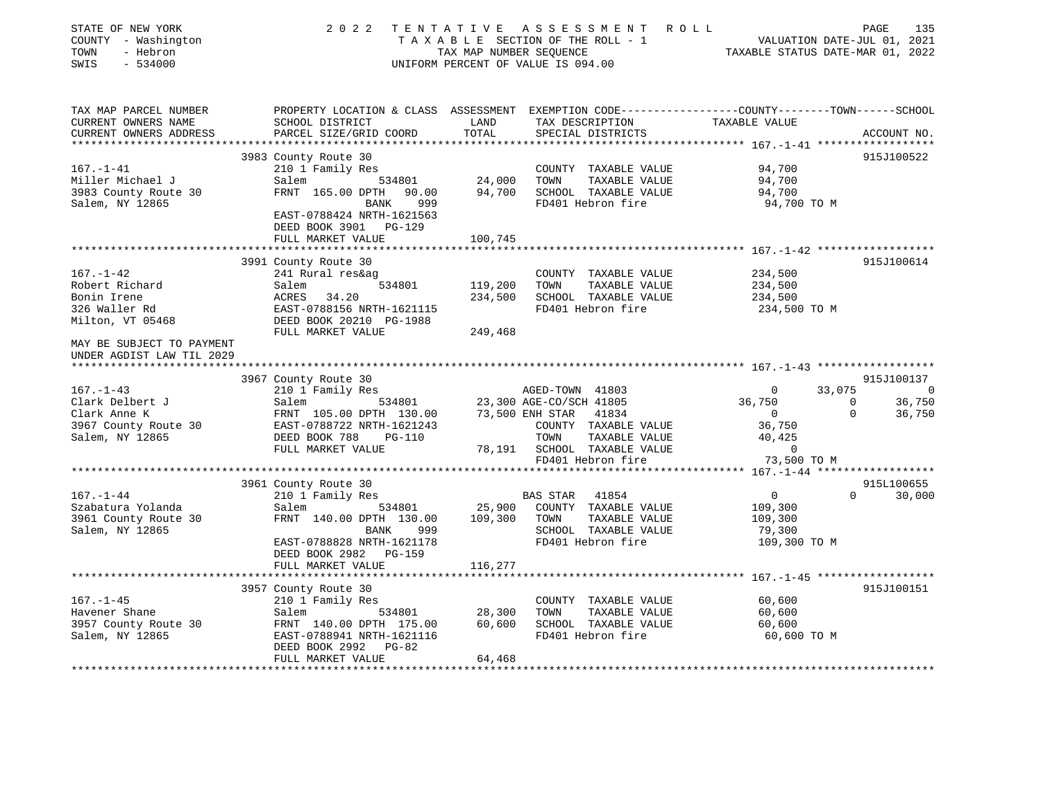STATE OF NEW YORK
COUNTY - Washington
TOWN - Hebron
SWIS - 534000

2022 TENTATIVE ASSESSMENT ROLL
TAXABLE SECTION OF THE ROLL - 1
TAX MAP NUMBER SEQUENCE
UNIFORM PERCENT OF VALUE IS 094.00

VALUATION DATE-JUL 01, 2021
TAXABLE STATUS DATE-MAR 01, 2022

```
TAX MAP PARCEL NUMBER          PROPERTY LOCATION & CLASS  ASSESSMENT  EXEMPTION CODE------------------COUNTY--------TOWN------SCHOOL
CURRENT OWNERS NAME            SCHOOL DISTRICT               LAND      TAX DESCRIPTION             TAXABLE VALUE
CURRENT OWNERS ADDRESS         PARCEL SIZE/GRID COORD        TOTAL     SPECIAL DISTRICTS                                  ACCOUNT NO.
*********************************************************************************************** 167.-1-41 ******************
                               3983 County Route 30                                                                    915J100522
167.-1-41                      210 1 Family Res                        COUNTY  TAXABLE VALUE          94,700
Miller Michael J               Salem           534801        24,000    TOWN    TAXABLE VALUE          94,700
3983 County Route 30           FRNT 165.00 DPTH  90.00       94,700    SCHOOL  TAXABLE VALUE          94,700
Salem, NY 12865                              BANK    999               FD401 Hebron fire               94,700 TO M
                               EAST-0788424 NRTH-1621563
                               DEED BOOK 3901   PG-129
                               FULL MARKET VALUE            100,745
*********************************************************************************************** 167.-1-42 ******************
                               3991 County Route 30                                                                    915J100614
167.-1-42                      241 Rural res&ag                        COUNTY  TAXABLE VALUE         234,500
Robert Richard                 Salem           534801       119,200    TOWN    TAXABLE VALUE         234,500
Bonin Irene                    ACRES  34.20                 234,500    SCHOOL  TAXABLE VALUE         234,500
326 Waller Rd                  EAST-0788156 NRTH-1621115               FD401 Hebron fire              234,500 TO M
Milton, VT 05468               DEED BOOK 20210 PG-1988
                               FULL MARKET VALUE            249,468
MAY BE SUBJECT TO PAYMENT
UNDER AGDIST LAW TIL 2029
*********************************************************************************************** 167.-1-43 ******************
                               3967 County Route 30                                                                    915J100137
167.-1-43                      210 1 Family Res                   AGED-TOWN  41803                   0      33,075          0
Clark Delbert J                Salem           534801        23,300 AGE-CO/SCH 41805             36,750           0     36,750
Clark Anne K                   FRNT 105.00 DPTH 130.00       73,500 ENH STAR   41834                  0           0     36,750
3967 County Route 30           EAST-0788722 NRTH-1621243               COUNTY  TAXABLE VALUE          36,750
Salem, NY 12865                DEED BOOK 788    PG-110                 TOWN    TAXABLE VALUE          40,425
                               FULL MARKET VALUE             78,191    SCHOOL  TAXABLE VALUE               0
                                                                       FD401 Hebron fire               73,500 TO M
*********************************************************************************************** 167.-1-44 ******************
                               3961 County Route 30                                                                    915L100655
167.-1-44                      210 1 Family Res                   BAS STAR   41854                   0           0     30,000
Szabatura Yolanda              Salem           534801        25,900    COUNTY  TAXABLE VALUE         109,300
3961 County Route 30           FRNT 140.00 DPTH 130.00      109,300    TOWN    TAXABLE VALUE         109,300
Salem, NY 12865                              BANK    999               SCHOOL  TAXABLE VALUE          79,300
                               EAST-0788828 NRTH-1621178               FD401 Hebron fire              109,300 TO M
                               DEED BOOK 2982   PG-159
                               FULL MARKET VALUE            116,277
*********************************************************************************************** 167.-1-45 ******************
                               3957 County Route 30                                                                    915J100151
167.-1-45                      210 1 Family Res                        COUNTY  TAXABLE VALUE          60,600
Havener Shane                  Salem           534801        28,300    TOWN    TAXABLE VALUE          60,600
3957 County Route 30           FRNT 140.00 DPTH 175.00       60,600    SCHOOL  TAXABLE VALUE          60,600
Salem, NY 12865                EAST-0788941 NRTH-1621116               FD401 Hebron fire               60,600 TO M
                               DEED BOOK 2992   PG-82
                               FULL MARKET VALUE             64,468
******************************************************************************************************************************
```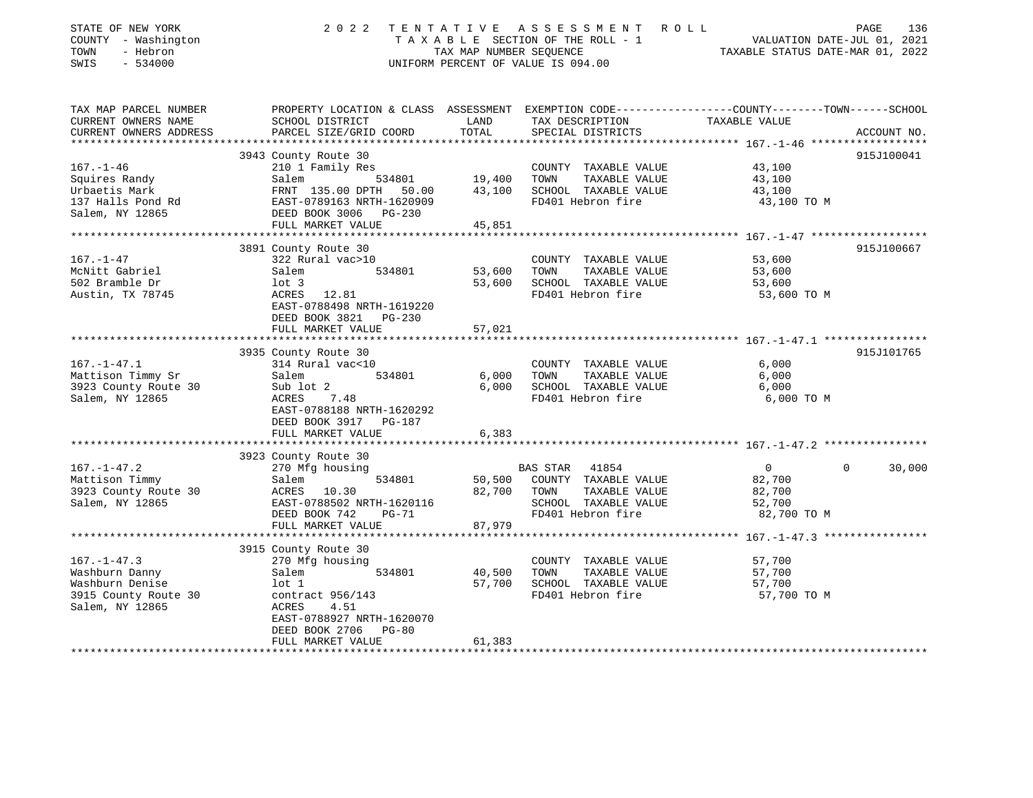STATE OF NEW YORK | COUNTY - Washington | TOWN - Hebron | SWIS - 534000

# 2022 TENTATIVE ASSESSMENT ROLL

TAXABLE SECTION OF THE ROLL - 1
TAX MAP NUMBER SEQUENCE
UNIFORM PERCENT OF VALUE IS 094.00

VALUATION DATE-JUL 01, 2021
TAXABLE STATUS DATE-MAR 01, 2022

| TAX MAP PARCEL NUMBER / CURRENT OWNERS NAME / CURRENT OWNERS ADDRESS | PROPERTY LOCATION & CLASS / SCHOOL DISTRICT / PARCEL SIZE/GRID COORD | LAND | ASSESSMENT TOTAL | EXEMPTION CODE / TAX DESCRIPTION / SPECIAL DISTRICTS | COUNTY TAXABLE VALUE | TOWN TAXABLE VALUE | SCHOOL TAXABLE VALUE | ACCOUNT NO. |
|---|---|---|---|---|---|---|---|---|
| **167.-1-46** | 3943 County Route 30 | | | | | | | 915J100041 |
| Squires Randy | 210 1 Family Res | | | COUNTY TAXABLE VALUE | 43,100 | | | |
| Urbaetis Mark | Salem 534801 | 19,400 | | TOWN TAXABLE VALUE | | 43,100 | | |
| 137 Halls Pond Rd | FRNT 135.00 DPTH 50.00 | | 43,100 | SCHOOL TAXABLE VALUE | | | 43,100 | |
| Salem, NY 12865 | EAST-0789163 NRTH-1620909 | | | FD401 Hebron fire | 43,100 TO M | | | |
| | DEED BOOK 3006 PG-230 | | | | | | | |
| | FULL MARKET VALUE | | 45,851 | | | | | |
| **167.-1-47** | 3891 County Route 30 | | | | | | | 915J100667 |
| McNitt Gabriel | 322 Rural vac>10 | | | COUNTY TAXABLE VALUE | 53,600 | | | |
| 502 Bramble Dr | Salem 534801 | 53,600 | | TOWN TAXABLE VALUE | | 53,600 | | |
| Austin, TX 78745 | lot 3 | | 53,600 | SCHOOL TAXABLE VALUE | | | 53,600 | |
| | ACRES 12.81 | | | FD401 Hebron fire | 53,600 TO M | | | |
| | EAST-0788498 NRTH-1619220 | | | | | | | |
| | DEED BOOK 3821 PG-230 | | | | | | | |
| | FULL MARKET VALUE | | 57,021 | | | | | |
| **167.-1-47.1** | 3935 County Route 30 | | | | | | | 915J101765 |
| Mattison Timmy Sr | 314 Rural vac<10 | | | COUNTY TAXABLE VALUE | 6,000 | | | |
| 3923 County Route 30 | Salem 534801 | 6,000 | | TOWN TAXABLE VALUE | | 6,000 | | |
| Salem, NY 12865 | Sub lot 2 | | 6,000 | SCHOOL TAXABLE VALUE | | | 6,000 | |
| | ACRES 7.48 | | | FD401 Hebron fire | 6,000 TO M | | | |
| | EAST-0788188 NRTH-1620292 | | | | | | | |
| | DEED BOOK 3917 PG-187 | | | | | | | |
| | FULL MARKET VALUE | | 6,383 | | | | | |
| **167.-1-47.2** | 3923 County Route 30 | | | | | | | |
| Mattison Timmy | 270 Mfg housing | | | BAS STAR 41854 | 0 | 0 | 30,000 | |
| 3923 County Route 30 | Salem 534801 | 50,500 | | COUNTY TAXABLE VALUE | 82,700 | | | |
| Salem, NY 12865 | ACRES 10.30 | | 82,700 | TOWN TAXABLE VALUE | | 82,700 | | |
| | EAST-0788502 NRTH-1620116 | | | SCHOOL TAXABLE VALUE | | | 52,700 | |
| | DEED BOOK 742 PG-71 | | | FD401 Hebron fire | 82,700 TO M | | | |
| | FULL MARKET VALUE | | 87,979 | | | | | |
| **167.-1-47.3** | 3915 County Route 30 | | | | | | | |
| Washburn Danny | 270 Mfg housing | | | COUNTY TAXABLE VALUE | 57,700 | | | |
| Washburn Denise | Salem 534801 | 40,500 | | TOWN TAXABLE VALUE | | 57,700 | | |
| 3915 County Route 30 | lot 1 | | 57,700 | SCHOOL TAXABLE VALUE | | | 57,700 | |
| Salem, NY 12865 | contract 956/143 | | | FD401 Hebron fire | 57,700 TO M | | | |
| | ACRES 4.51 | | | | | | | |
| | EAST-0788927 NRTH-1620070 | | | | | | | |
| | DEED BOOK 2706 PG-80 | | | | | | | |
| | FULL MARKET VALUE | | 61,383 | | | | | |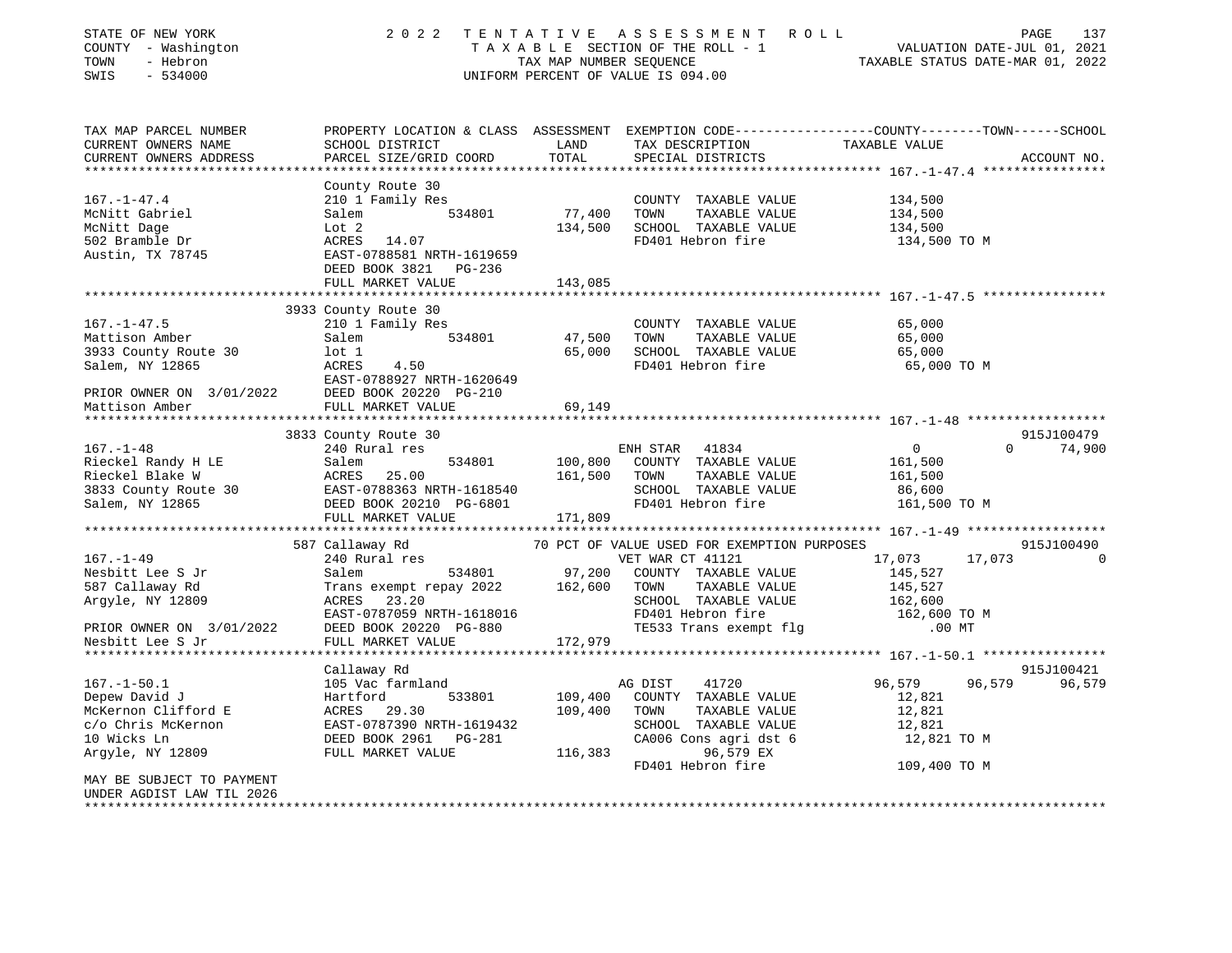STATE OF NEW YORK | 2022 TENTATIVE ASSESSMENT ROLL
COUNTY - Washington | TAXABLE SECTION OF THE ROLL - 1 | VALUATION DATE-JUL 01, 2021
TOWN - Hebron | TAX MAP NUMBER SEQUENCE | TAXABLE STATUS DATE-MAR 01, 2022
SWIS - 534000 | UNIFORM PERCENT OF VALUE IS 094.00

| TAX MAP PARCEL NUMBER / CURRENT OWNERS NAME / CURRENT OWNERS ADDRESS | PROPERTY LOCATION & CLASS / SCHOOL DISTRICT / PARCEL SIZE/GRID COORD | ASSESSMENT LAND / TOTAL | EXEMPTION CODE / TAX DESCRIPTION / SPECIAL DISTRICTS | COUNTY | TOWN | SCHOOL | ACCOUNT NO. |
|---|---|---|---|---|---|---|---|
| **167.-1-47.4** | County Route 30 | | | | | | |
| McNitt Gabriel | 210 1 Family Res | | COUNTY TAXABLE VALUE | 134,500 | | | |
| McNitt Dage | Salem 534801 | 77,400 | TOWN TAXABLE VALUE | | 134,500 | | |
| 502 Bramble Dr | Lot 2 | 134,500 | SCHOOL TAXABLE VALUE | | | 134,500 | |
| Austin, TX 78745 | ACRES 14.07 | | FD401 Hebron fire | 134,500 TO M | | | |
| | EAST-0788581 NRTH-1619659 | | | | | | |
| | DEED BOOK 3821 PG-236 | | | | | | |
| | FULL MARKET VALUE | 143,085 | | | | | |
| **167.-1-47.5** | 3933 County Route 30 | | | | | | |
| Mattison Amber | 210 1 Family Res | | COUNTY TAXABLE VALUE | 65,000 | | | |
| 3933 County Route 30 | Salem 534801 | 47,500 | TOWN TAXABLE VALUE | | 65,000 | | |
| Salem, NY 12865 | lot 1 | 65,000 | SCHOOL TAXABLE VALUE | | | 65,000 | |
| | ACRES 4.50 | | FD401 Hebron fire | 65,000 TO M | | | |
| PRIOR OWNER ON 3/01/2022 | EAST-0788927 NRTH-1620649 | | | | | | |
| Mattison Amber | DEED BOOK 20220 PG-210 | | | | | | |
| | FULL MARKET VALUE | 69,149 | | | | | |
| **167.-1-48** | 3833 County Route 30 | | | | | | 915J100479 |
| Rieckel Randy H LE | 240 Rural res | | ENH STAR 41834 | 0 | 0 | 74,900 | |
| Rieckel Blake W | Salem 534801 | 100,800 | COUNTY TAXABLE VALUE | 161,500 | | | |
| 3833 County Route 30 | ACRES 25.00 | 161,500 | TOWN TAXABLE VALUE | | 161,500 | | |
| Salem, NY 12865 | EAST-0788363 NRTH-1618540 | | SCHOOL TAXABLE VALUE | | | 86,600 | |
| | DEED BOOK 20210 PG-6801 | | FD401 Hebron fire | 161,500 TO M | | | |
| | FULL MARKET VALUE | 171,809 | | | | | |
| **167.-1-49** | 587 Callaway Rd | | 70 PCT OF VALUE USED FOR EXEMPTION PURPOSES | | | | 915J100490 |
| Nesbitt Lee S Jr | 240 Rural res | | VET WAR CT 41121 | 17,073 | 17,073 | 0 | |
| 587 Callaway Rd | Salem 534801 | 97,200 | COUNTY TAXABLE VALUE | 145,527 | | | |
| Argyle, NY 12809 | Trans exempt repay 2022 | 162,600 | TOWN TAXABLE VALUE | | 145,527 | | |
| | ACRES 23.20 | | SCHOOL TAXABLE VALUE | | | 162,600 | |
| PRIOR OWNER ON 3/01/2022 | EAST-0787059 NRTH-1618016 | | FD401 Hebron fire | 162,600 TO M | | | |
| Nesbitt Lee S Jr | DEED BOOK 20220 PG-880 | | TE533 Trans exempt flg | .00 MT | | | |
| | FULL MARKET VALUE | 172,979 | | | | | |
| **167.-1-50.1** | Callaway Rd | | | | | | 915J100421 |
| Depew David J | 105 Vac farmland | | AG DIST 41720 | 96,579 | 96,579 | 96,579 | |
| McKernon Clifford E | Hartford 533801 | 109,400 | COUNTY TAXABLE VALUE | 12,821 | | | |
| c/o Chris McKernon | ACRES 29.30 | 109,400 | TOWN TAXABLE VALUE | | 12,821 | | |
| 10 Wicks Ln | EAST-0787390 NRTH-1619432 | | SCHOOL TAXABLE VALUE | | | 12,821 | |
| Argyle, NY 12809 | DEED BOOK 2961 PG-281 | | CA006 Cons agri dst 6 | 12,821 TO M | | | |
| | FULL MARKET VALUE | 116,383 | 96,579 EX | | | | |
| MAY BE SUBJECT TO PAYMENT | | | FD401 Hebron fire | 109,400 TO M | | | |
| UNDER AGDIST LAW TIL 2026 | | | | | | | |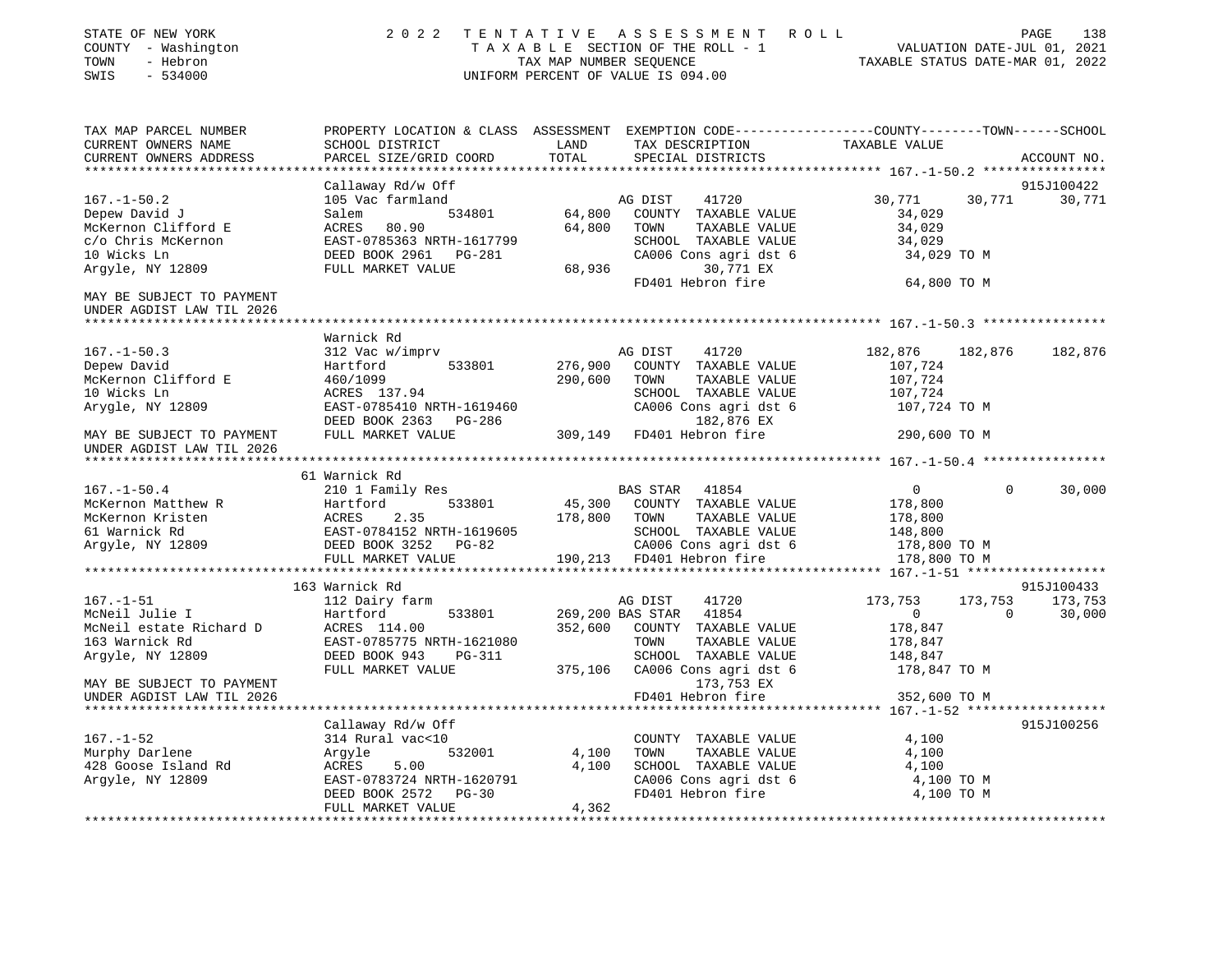STATE OF NEW YORK | COUNTY - Washington | TOWN - Hebron | SWIS - 534000

**2022 TENTATIVE ASSESSMENT ROLL**
TAXABLE SECTION OF THE ROLL - 1
TAX MAP NUMBER SEQUENCE
UNIFORM PERCENT OF VALUE IS 094.00

VALUATION DATE-JUL 01, 2021
TAXABLE STATUS DATE-MAR 01, 2022

| TAX MAP PARCEL NUMBER / CURRENT OWNERS NAME / CURRENT OWNERS ADDRESS | PROPERTY LOCATION & CLASS / SCHOOL DISTRICT / PARCEL SIZE/GRID COORD | ASSESSMENT LAND / TOTAL | EXEMPTION CODE / TAX DESCRIPTION / SPECIAL DISTRICTS | COUNTY TAXABLE VALUE | TOWN | SCHOOL | ACCOUNT NO. |
|---|---|---|---|---|---|---|---|
| **167.-1-50.2** | Callaway Rd/w Off | | | | | | 915J100422 |
| Depew David J | 105 Vac farmland | | AG DIST 41720 | 30,771 | 30,771 | 30,771 | |
| McKernon Clifford E | Salem 534801 | 64,800 | COUNTY TAXABLE VALUE | 34,029 | | | |
| c/o Chris McKernon | ACRES 80.90 | 64,800 | TOWN TAXABLE VALUE | 34,029 | | | |
| 10 Wicks Ln | EAST-0785363 NRTH-1617799 | | SCHOOL TAXABLE VALUE | 34,029 | | | |
| Argyle, NY 12809 | DEED BOOK 2961 PG-281 | | CA006 Cons agri dst 6 | 34,029 TO M | | | |
| | FULL MARKET VALUE | 68,936 | 30,771 EX | | | | |
| MAY BE SUBJECT TO PAYMENT UNDER AGDIST LAW TIL 2026 | | | FD401 Hebron fire | 64,800 TO M | | | |
| **167.-1-50.3** | Warnick Rd | | | | | | |
| Depew David | 312 Vac w/imprv | | AG DIST 41720 | 182,876 | 182,876 | 182,876 | |
| McKernon Clifford E | Hartford 533801 | 276,900 | COUNTY TAXABLE VALUE | 107,724 | | | |
| 10 Wicks Ln | 460/1099 | 290,600 | TOWN TAXABLE VALUE | 107,724 | | | |
| Arygle, NY 12809 | ACRES 137.94 | | SCHOOL TAXABLE VALUE | 107,724 | | | |
| | EAST-0785410 NRTH-1619460 | | CA006 Cons agri dst 6 | 107,724 TO M | | | |
| | DEED BOOK 2363 PG-286 | | 182,876 EX | | | | |
| MAY BE SUBJECT TO PAYMENT UNDER AGDIST LAW TIL 2026 | FULL MARKET VALUE | 309,149 | FD401 Hebron fire | 290,600 TO M | | | |
| **167.-1-50.4** | 61 Warnick Rd | | | | | | |
| McKernon Matthew R | 210 1 Family Res | | BAS STAR 41854 | 0 | 0 | 30,000 | |
| McKernon Kristen | Hartford 533801 | 45,300 | COUNTY TAXABLE VALUE | 178,800 | | | |
| 61 Warnick Rd | ACRES 2.35 | 178,800 | TOWN TAXABLE VALUE | 178,800 | | | |
| Argyle, NY 12809 | EAST-0784152 NRTH-1619605 | | SCHOOL TAXABLE VALUE | 148,800 | | | |
| | DEED BOOK 3252 PG-82 | | CA006 Cons agri dst 6 | 178,800 TO M | | | |
| | FULL MARKET VALUE | 190,213 | FD401 Hebron fire | 178,800 TO M | | | |
| **167.-1-51** | 163 Warnick Rd | | | | | | 915J100433 |
| McNeil Julie I | 112 Dairy farm | | AG DIST 41720 | 173,753 | 173,753 | 173,753 | |
| McNeil estate Richard D | Hartford 533801 | 269,200 | BAS STAR 41854 | 0 | 0 | 30,000 | |
| 163 Warnick Rd | ACRES 114.00 | 352,600 | COUNTY TAXABLE VALUE | 178,847 | | | |
| Argyle, NY 12809 | EAST-0785775 NRTH-1621080 | | TOWN TAXABLE VALUE | 178,847 | | | |
| | DEED BOOK 943 PG-311 | | SCHOOL TAXABLE VALUE | 148,847 | | | |
| | FULL MARKET VALUE | 375,106 | CA006 Cons agri dst 6 | 178,847 TO M | | | |
| MAY BE SUBJECT TO PAYMENT | | | 173,753 EX | | | | |
| UNDER AGDIST LAW TIL 2026 | | | FD401 Hebron fire | 352,600 TO M | | | |
| **167.-1-52** | Callaway Rd/w Off | | | | | | 915J100256 |
| Murphy Darlene | 314 Rural vac<10 | | COUNTY TAXABLE VALUE | 4,100 | | | |
| 428 Goose Island Rd | Argyle 532001 | 4,100 | TOWN TAXABLE VALUE | 4,100 | | | |
| Argyle, NY 12809 | ACRES 5.00 | 4,100 | SCHOOL TAXABLE VALUE | 4,100 | | | |
| | EAST-0783724 NRTH-1620791 | | CA006 Cons agri dst 6 | 4,100 TO M | | | |
| | DEED BOOK 2572 PG-30 | | FD401 Hebron fire | 4,100 TO M | | | |
| | FULL MARKET VALUE | 4,362 | | | | | |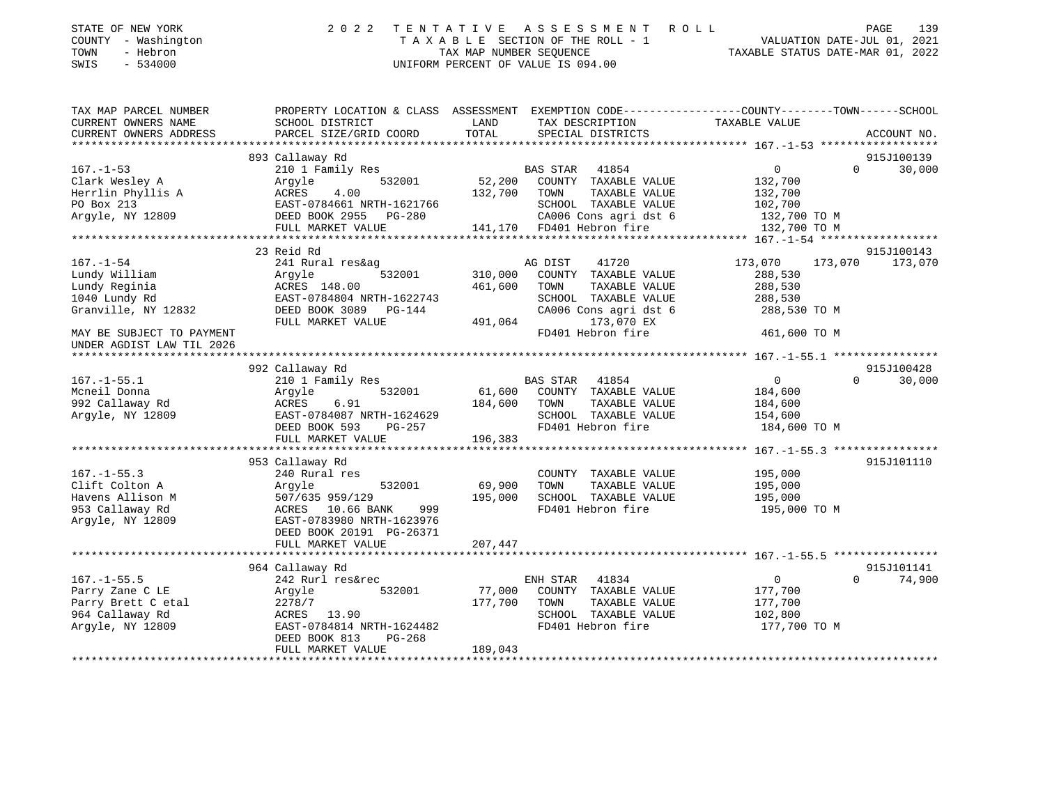STATE OF NEW YORK 2 0 2 2 T E N T A T I V E A S S E S S M E N T R O L L
COUNTY - Washington T A X A B L E SECTION OF THE ROLL - 1 VALUATION DATE-JUL 01, 2021
TOWN - Hebron TAX MAP NUMBER SEQUENCE TAXABLE STATUS DATE-MAR 01, 2022
SWIS - 534000 UNIFORM PERCENT OF VALUE IS 094.00

```
TAX MAP PARCEL NUMBER          PROPERTY LOCATION & CLASS  ASSESSMENT  EXEMPTION CODE-----------------COUNTY--------TOWN------SCHOOL
CURRENT OWNERS NAME            SCHOOL DISTRICT              LAND      TAX DESCRIPTION              TAXABLE VALUE
CURRENT OWNERS ADDRESS         PARCEL SIZE/GRID COORD      TOTAL      SPECIAL DISTRICTS                                    ACCOUNT NO.
******************************************************************************************************* 167.-1-53 ******************
                               893 Callaway Rd                                                                            915J100139
167.-1-53                      210 1 Family Res                        BAS STAR  41854                     0          0      30,000
Clark Wesley A                 Argyle          532001        52,200    COUNTY  TAXABLE VALUE         132,700
Herrlin Phyllis A              ACRES     4.00               132,700    TOWN    TAXABLE VALUE         132,700
PO Box 213                     EAST-0784661 NRTH-1621766               SCHOOL  TAXABLE VALUE         102,700
Argyle, NY 12809               DEED BOOK 2955   PG-280                 CA006 Cons agri dst 6          132,700 TO M
                               FULL MARKET VALUE            141,170    FD401 Hebron fire              132,700 TO M
******************************************************************************************************* 167.-1-54 ******************
                               23 Reid Rd                                                                                 915J100143
167.-1-54                      241 Rural res&ag                        AG DIST   41720               173,070    173,070    173,070
Lundy William                  Argyle          532001       310,000    COUNTY  TAXABLE VALUE         288,530
Lundy Reginia                  ACRES  148.00                461,600    TOWN    TAXABLE VALUE         288,530
1040 Lundy Rd                  EAST-0784804 NRTH-1622743               SCHOOL  TAXABLE VALUE         288,530
Granville, NY 12832            DEED BOOK 3089   PG-144                 CA006 Cons agri dst 6          288,530 TO M
                               FULL MARKET VALUE            491,064            173,070 EX
MAY BE SUBJECT TO PAYMENT                                              FD401 Hebron fire              461,600 TO M
UNDER AGDIST LAW TIL 2026
******************************************************************************************************* 167.-1-55.1 ****************
                               992 Callaway Rd                                                                            915J100428
167.-1-55.1                    210 1 Family Res                        BAS STAR  41854                     0          0      30,000
Mcneil Donna                   Argyle          532001        61,600    COUNTY  TAXABLE VALUE         184,600
992 Callaway Rd                ACRES     6.91               184,600    TOWN    TAXABLE VALUE         184,600
Argyle, NY 12809               EAST-0784087 NRTH-1624629               SCHOOL  TAXABLE VALUE         154,600
                               DEED BOOK 593    PG-257                 FD401 Hebron fire              184,600 TO M
                               FULL MARKET VALUE            196,383
******************************************************************************************************* 167.-1-55.3 ****************
                               953 Callaway Rd                                                                            915J101110
167.-1-55.3                    240 Rural res                           COUNTY  TAXABLE VALUE         195,000
Clift Colton A                 Argyle          532001        69,900    TOWN    TAXABLE VALUE         195,000
Havens Allison M               507/635 959/129              195,000    SCHOOL  TAXABLE VALUE         195,000
953 Callaway Rd                ACRES    10.66 BANK    999              FD401 Hebron fire              195,000 TO M
Argyle, NY 12809               EAST-0783980 NRTH-1623976
                               DEED BOOK 20191  PG-26371
                               FULL MARKET VALUE            207,447
******************************************************************************************************* 167.-1-55.5 ****************
                               964 Callaway Rd                                                                            915J101141
167.-1-55.5                    242 Rurl res&rec                        ENH STAR  41834                     0          0      74,900
Parry Zane C LE                Argyle          532001        77,000    COUNTY  TAXABLE VALUE         177,700
Parry Brett C etal             2278/7                       177,700    TOWN    TAXABLE VALUE         177,700
964 Callaway Rd                ACRES    13.90                          SCHOOL  TAXABLE VALUE         102,800
Argyle, NY 12809               EAST-0784814 NRTH-1624482               FD401 Hebron fire              177,700 TO M
                               DEED BOOK 813    PG-268
                               FULL MARKET VALUE            189,043
************************************************************************************************************************************
```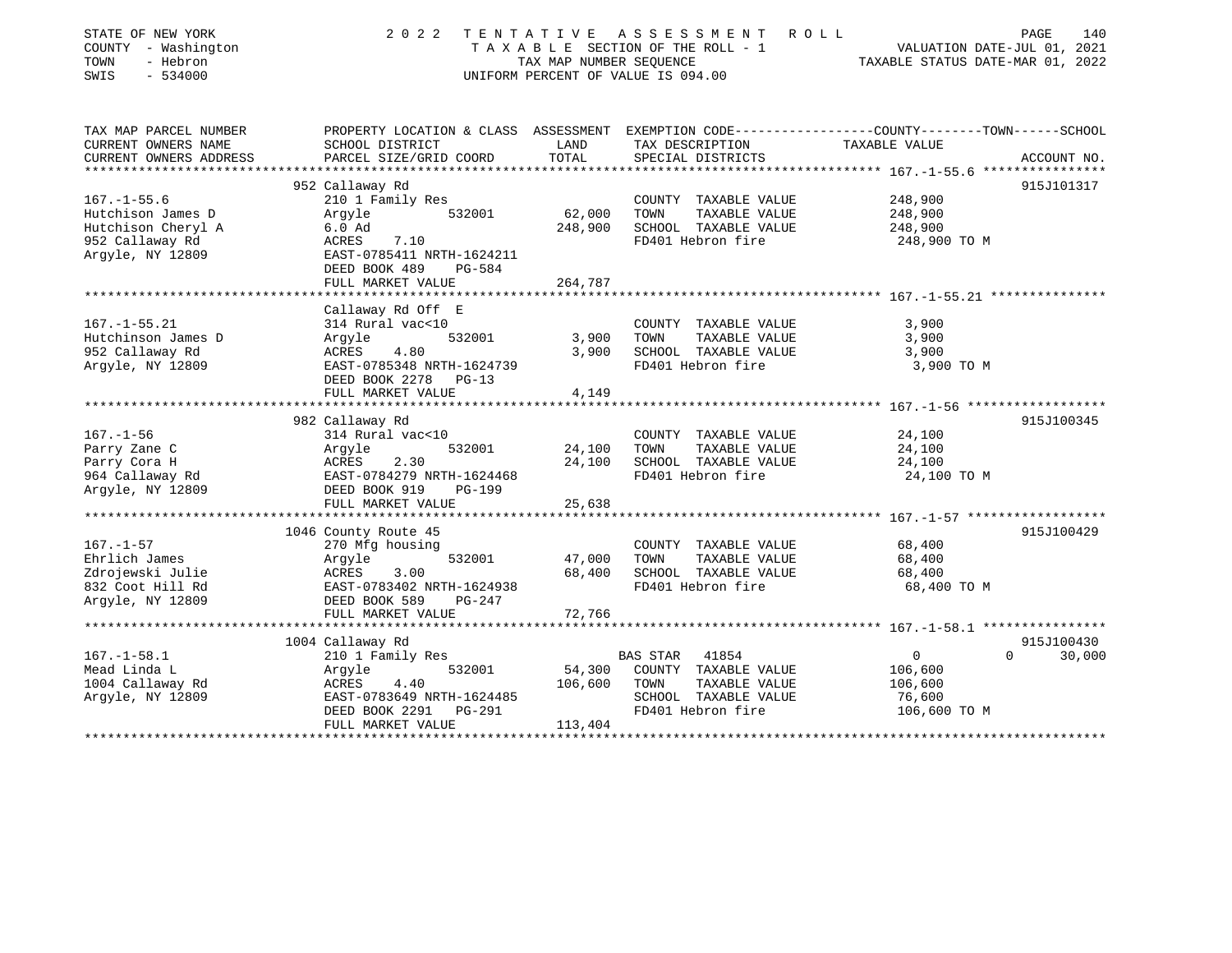STATE OF NEW YORK
COUNTY - Washington
TOWN - Hebron
SWIS - 534000

# 2022 TENTATIVE ASSESSMENT ROLL

TAXABLE SECTION OF THE ROLL - 1
TAX MAP NUMBER SEQUENCE
UNIFORM PERCENT OF VALUE IS 094.00

VALUATION DATE-JUL 01, 2021
TAXABLE STATUS DATE-MAR 01, 2022

| TAX MAP PARCEL NUMBER / CURRENT OWNERS NAME / CURRENT OWNERS ADDRESS | PROPERTY LOCATION & CLASS / SCHOOL DISTRICT / PARCEL SIZE/GRID COORD | ASSESSMENT LAND / TOTAL | EXEMPTION CODE / TAX DESCRIPTION / SPECIAL DISTRICTS | COUNTY--------TOWN------SCHOOL TAXABLE VALUE | ACCOUNT NO. |
|---|---|---|---|---|---|
| **167.-1-55.6** | 952 Callaway Rd | | | | 915J101317 |
| 167.-1-55.6 | 210 1 Family Res | | COUNTY TAXABLE VALUE | 248,900 | |
| Hutchison James D | Argyle 532001 | 62,000 | TOWN TAXABLE VALUE | 248,900 | |
| Hutchison Cheryl A | 6.0 Ad | 248,900 | SCHOOL TAXABLE VALUE | 248,900 | |
| 952 Callaway Rd | ACRES 7.10 | | FD401 Hebron fire | 248,900 TO M | |
| Argyle, NY 12809 | EAST-0785411 NRTH-1624211 | | | | |
| | DEED BOOK 489 PG-584 | | | | |
| | FULL MARKET VALUE | 264,787 | | | |
| **167.-1-55.21** | Callaway Rd Off E | | | | |
| 167.-1-55.21 | 314 Rural vac<10 | | COUNTY TAXABLE VALUE | 3,900 | |
| Hutchinson James D | Argyle 532001 | 3,900 | TOWN TAXABLE VALUE | 3,900 | |
| 952 Callaway Rd | ACRES 4.80 | 3,900 | SCHOOL TAXABLE VALUE | 3,900 | |
| Argyle, NY 12809 | EAST-0785348 NRTH-1624739 | | FD401 Hebron fire | 3,900 TO M | |
| | DEED BOOK 2278 PG-13 | | | | |
| | FULL MARKET VALUE | 4,149 | | | |
| **167.-1-56** | 982 Callaway Rd | | | | 915J100345 |
| 167.-1-56 | 314 Rural vac<10 | | COUNTY TAXABLE VALUE | 24,100 | |
| Parry Zane C | Argyle 532001 | 24,100 | TOWN TAXABLE VALUE | 24,100 | |
| Parry Cora H | ACRES 2.30 | 24,100 | SCHOOL TAXABLE VALUE | 24,100 | |
| 964 Callaway Rd | EAST-0784279 NRTH-1624468 | | FD401 Hebron fire | 24,100 TO M | |
| Argyle, NY 12809 | DEED BOOK 919 PG-199 | | | | |
| | FULL MARKET VALUE | 25,638 | | | |
| **167.-1-57** | 1046 County Route 45 | | | | 915J100429 |
| 167.-1-57 | 270 Mfg housing | | COUNTY TAXABLE VALUE | 68,400 | |
| Ehrlich James | Argyle 532001 | 47,000 | TOWN TAXABLE VALUE | 68,400 | |
| Zdrojewski Julie | ACRES 3.00 | 68,400 | SCHOOL TAXABLE VALUE | 68,400 | |
| 832 Coot Hill Rd | EAST-0783402 NRTH-1624938 | | FD401 Hebron fire | 68,400 TO M | |
| Argyle, NY 12809 | DEED BOOK 589 PG-247 | | | | |
| | FULL MARKET VALUE | 72,766 | | | |
| **167.-1-58.1** | 1004 Callaway Rd | | | | 915J100430 |
| 167.-1-58.1 | 210 1 Family Res | | BAS STAR 41854 | 0 0 30,000 | |
| Mead Linda L | Argyle 532001 | 54,300 | COUNTY TAXABLE VALUE | 106,600 | |
| 1004 Callaway Rd | ACRES 4.40 | 106,600 | TOWN TAXABLE VALUE | 106,600 | |
| Argyle, NY 12809 | EAST-0783649 NRTH-1624485 | | SCHOOL TAXABLE VALUE | 76,600 | |
| | DEED BOOK 2291 PG-291 | | FD401 Hebron fire | 106,600 TO M | |
| | FULL MARKET VALUE | 113,404 | | | |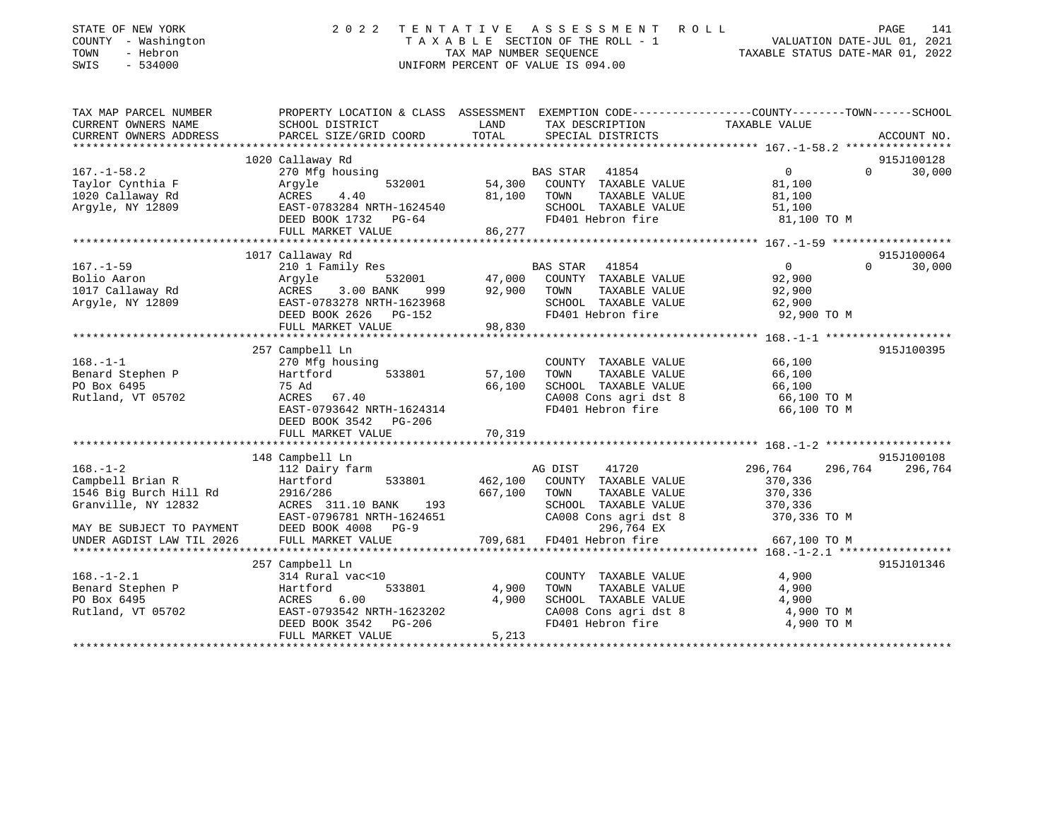STATE OF NEW YORK
COUNTY - Washington
TOWN - Hebron
SWIS - 534000

2022 TENTATIVE ASSESSMENT ROLL
TAXABLE SECTION OF THE ROLL - 1
TAX MAP NUMBER SEQUENCE
UNIFORM PERCENT OF VALUE IS 094.00

VALUATION DATE-JUL 01, 2021
TAXABLE STATUS DATE-MAR 01, 2022

| TAX MAP PARCEL NUMBER / CURRENT OWNERS NAME / CURRENT OWNERS ADDRESS | PROPERTY LOCATION & CLASS / SCHOOL DISTRICT / PARCEL SIZE/GRID COORD | ASSESSMENT LAND / TOTAL | EXEMPTION CODE / TAX DESCRIPTION / SPECIAL DISTRICTS | COUNTY TAXABLE VALUE | TOWN | SCHOOL | ACCOUNT NO. |
|---|---|---|---|---|---|---|---|
| 167.-1-58.2 | 1020 Callaway Rd | | | | | | 915J100128 |
| 167.-1-58.2 | 270 Mfg housing | | BAS STAR 41854 | 0 | 0 | 30,000 | |
| Taylor Cynthia F | Argyle 532001 | 54,300 | COUNTY TAXABLE VALUE | 81,100 | | | |
| 1020 Callaway Rd | ACRES 4.40 | 81,100 | TOWN TAXABLE VALUE | 81,100 | | | |
| Argyle, NY 12809 | EAST-0783284 NRTH-1624540 | | SCHOOL TAXABLE VALUE | 51,100 | | | |
| | DEED BOOK 1732 PG-64 | | FD401 Hebron fire | 81,100 TO M | | | |
| | FULL MARKET VALUE | 86,277 | | | | | |
| 167.-1-59 | 1017 Callaway Rd | | | | | | 915J100064 |
| 167.-1-59 | 210 1 Family Res | | BAS STAR 41854 | 0 | 0 | 30,000 | |
| Bolio Aaron | Argyle 532001 | 47,000 | COUNTY TAXABLE VALUE | 92,900 | | | |
| 1017 Callaway Rd | ACRES 3.00 BANK 999 | 92,900 | TOWN TAXABLE VALUE | 92,900 | | | |
| Argyle, NY 12809 | EAST-0783278 NRTH-1623968 | | SCHOOL TAXABLE VALUE | 62,900 | | | |
| | DEED BOOK 2626 PG-152 | | FD401 Hebron fire | 92,900 TO M | | | |
| | FULL MARKET VALUE | 98,830 | | | | | |
| 168.-1-1 | 257 Campbell Ln | | | | | | 915J100395 |
| 168.-1-1 | 270 Mfg housing | | COUNTY TAXABLE VALUE | 66,100 | | | |
| Benard Stephen P | Hartford 533801 | 57,100 | TOWN TAXABLE VALUE | 66,100 | | | |
| PO Box 6495 | 75 Ad | 66,100 | SCHOOL TAXABLE VALUE | 66,100 | | | |
| Rutland, VT 05702 | ACRES 67.40 | | CA008 Cons agri dst 8 | 66,100 TO M | | | |
| | EAST-0793642 NRTH-1624314 | | FD401 Hebron fire | 66,100 TO M | | | |
| | DEED BOOK 3542 PG-206 | | | | | | |
| | FULL MARKET VALUE | 70,319 | | | | | |
| 168.-1-2 | 148 Campbell Ln | | | | | | 915J100108 |
| 168.-1-2 | 112 Dairy farm | | AG DIST 41720 | 296,764 | 296,764 | 296,764 | |
| Campbell Brian R | Hartford 533801 | 462,100 | COUNTY TAXABLE VALUE | 370,336 | | | |
| 1546 Big Burch Hill Rd | 2916/286 | 667,100 | TOWN TAXABLE VALUE | 370,336 | | | |
| Granville, NY 12832 | ACRES 311.10 BANK 193 | | SCHOOL TAXABLE VALUE | 370,336 | | | |
| | EAST-0796781 NRTH-1624651 | | CA008 Cons agri dst 8 | 370,336 TO M | | | |
| MAY BE SUBJECT TO PAYMENT | DEED BOOK 4008 PG-9 | | 296,764 EX | | | | |
| UNDER AGDIST LAW TIL 2026 | FULL MARKET VALUE | 709,681 | FD401 Hebron fire | 667,100 TO M | | | |
| 168.-1-2.1 | 257 Campbell Ln | | | | | | 915J101346 |
| 168.-1-2.1 | 314 Rural vac<10 | | COUNTY TAXABLE VALUE | 4,900 | | | |
| Benard Stephen P | Hartford 533801 | 4,900 | TOWN TAXABLE VALUE | 4,900 | | | |
| PO Box 6495 | ACRES 6.00 | 4,900 | SCHOOL TAXABLE VALUE | 4,900 | | | |
| Rutland, VT 05702 | EAST-0793542 NRTH-1623202 | | CA008 Cons agri dst 8 | 4,900 TO M | | | |
| | DEED BOOK 3542 PG-206 | | FD401 Hebron fire | 4,900 TO M | | | |
| | FULL MARKET VALUE | 5,213 | | | | | |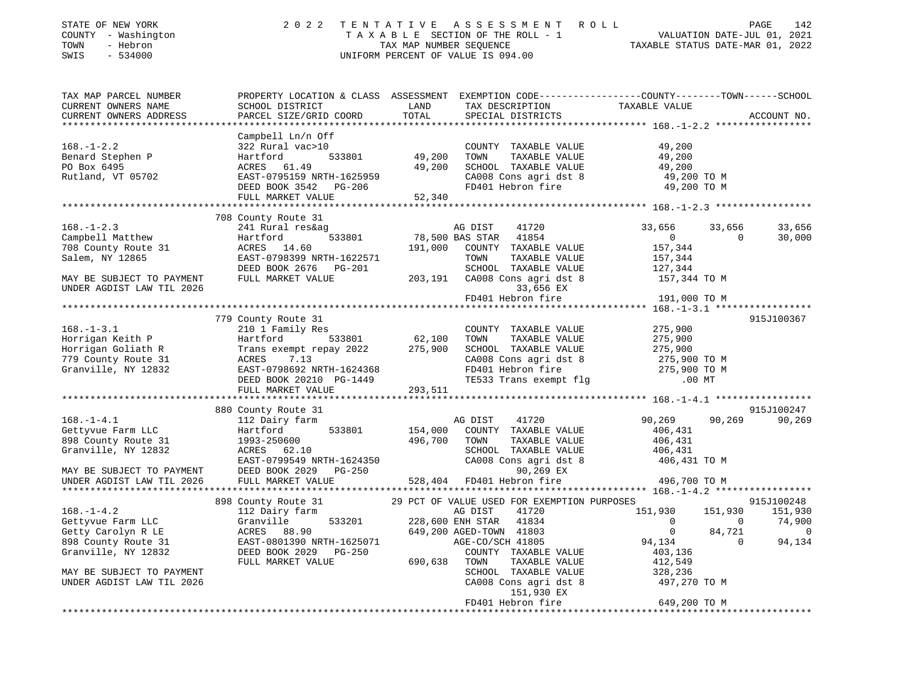STATE OF NEW YORK | COUNTY - Washington | TOWN - Hebron | SWIS - 534000

**2022 TENTATIVE ASSESSMENT ROLL**
TAXABLE SECTION OF THE ROLL - 1
TAX MAP NUMBER SEQUENCE
UNIFORM PERCENT OF VALUE IS 094.00

VALUATION DATE-JUL 01, 2021
TAXABLE STATUS DATE-MAR 01, 2022

```
TAX MAP PARCEL NUMBER          PROPERTY LOCATION & CLASS  ASSESSMENT  EXEMPTION CODE-----------------COUNTY--------TOWN------SCHOOL
CURRENT OWNERS NAME            SCHOOL DISTRICT              LAND       TAX DESCRIPTION              TAXABLE VALUE
CURRENT OWNERS ADDRESS         PARCEL SIZE/GRID COORD       TOTAL      SPECIAL DISTRICTS                                   ACCOUNT NO.
****************************************************************************************************** 168.-1-2.2 *****************
                               Campbell Ln/n Off
168.-1-2.2                     322 Rural vac>10                          COUNTY  TAXABLE VALUE           49,200
Benard Stephen P               Hartford          533801      49,200     TOWN    TAXABLE VALUE           49,200
PO Box 6495                    ACRES  61.49                  49,200     SCHOOL  TAXABLE VALUE           49,200
Rutland, VT 05702              EAST-0795159 NRTH-1625959                CA008 Cons agri dst 8           49,200 TO M
                               DEED BOOK 3542   PG-206                  FD401 Hebron fire               49,200 TO M
                               FULL MARKET VALUE             52,340
****************************************************************************************************** 168.-1-2.3 *****************
                               708 County Route 31
168.-1-2.3                     241 Rural res&ag                         AG DIST     41720          33,656      33,656      33,656
Campbell Matthew               Hartford          533801      78,500 BAS STAR    41854                   0           0      30,000
708 County Route 31            ACRES  14.60                 191,000     COUNTY  TAXABLE VALUE          157,344
Salem, NY 12865                EAST-0798399 NRTH-1622571                TOWN    TAXABLE VALUE          157,344
                               DEED BOOK 2676   PG-201                  SCHOOL  TAXABLE VALUE          127,344
MAY BE SUBJECT TO PAYMENT      FULL MARKET VALUE            203,191     CA008 Cons agri dst 8          157,344 TO M
UNDER AGDIST LAW TIL 2026                                                     33,656 EX
                                                                        FD401 Hebron fire              191,000 TO M
****************************************************************************************************** 168.-1-3.1 *****************
                               779 County Route 31                                                                 915J100367
168.-1-3.1                     210 1 Family Res                         COUNTY  TAXABLE VALUE          275,900
Horrigan Keith P               Hartford          533801      62,100     TOWN    TAXABLE VALUE          275,900
Horrigan Goliath R             Trans exempt repay 2022      275,900     SCHOOL  TAXABLE VALUE          275,900
779 County Route 31            ACRES   7.13                             CA008 Cons agri dst 8          275,900 TO M
Granville, NY 12832            EAST-0798692 NRTH-1624368                FD401 Hebron fire              275,900 TO M
                               DEED BOOK 20210 PG-1449                  TE533 Trans exempt flg              .00 MT
                               FULL MARKET VALUE            293,511
****************************************************************************************************** 168.-1-4.1 *****************
                               880 County Route 31                                                                 915J100247
168.-1-4.1                     112 Dairy farm                           AG DIST     41720          90,269      90,269      90,269
Gettyvue Farm LLC              Hartford          533801     154,000     COUNTY  TAXABLE VALUE          406,431
898 County Route 31            1993-250600                  496,700     TOWN    TAXABLE VALUE          406,431
Granville, NY 12832            ACRES  62.10                             SCHOOL  TAXABLE VALUE          406,431
                               EAST-0799549 NRTH-1624350                CA008 Cons agri dst 8          406,431 TO M
MAY BE SUBJECT TO PAYMENT      DEED BOOK 2029   PG-250                        90,269 EX
UNDER AGDIST LAW TIL 2026      FULL MARKET VALUE            528,404     FD401 Hebron fire              496,700 TO M
****************************************************************************************************** 168.-1-4.2 *****************
                               898 County Route 31          29 PCT OF VALUE USED FOR EXEMPTION PURPOSES                        915J100248
168.-1-4.2                     112 Dairy farm                           AG DIST     41720         151,930     151,930     151,930
Gettyvue Farm LLC              Granville         533201     228,600 ENH STAR    41834                   0           0      74,900
Getty Carolyn R LE             ACRES  88.90                 649,200 AGED-TOWN   41803                   0      84,721           0
898 County Route 31            EAST-0801390 NRTH-1625071                AGE-CO/SCH  41805          94,134           0      94,134
Granville, NY 12832            DEED BOOK 2029   PG-250                  COUNTY  TAXABLE VALUE          403,136
                               FULL MARKET VALUE            690,638     TOWN    TAXABLE VALUE          412,549
MAY BE SUBJECT TO PAYMENT                                               SCHOOL  TAXABLE VALUE          328,236
UNDER AGDIST LAW TIL 2026                                               CA008 Cons agri dst 8          497,270 TO M
                                                                              151,930 EX
                                                                        FD401 Hebron fire              649,200 TO M
************************************************************************************************************************************
```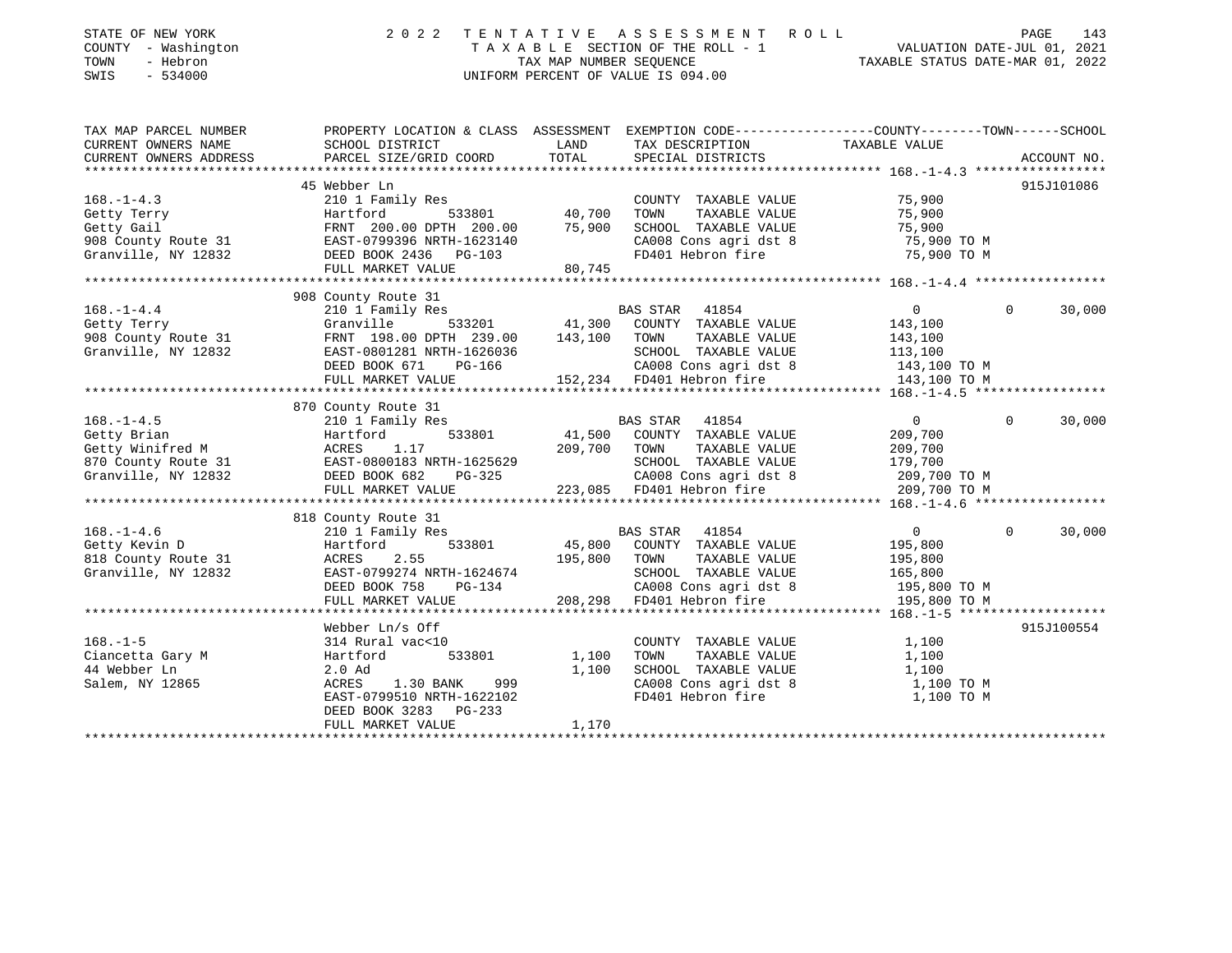STATE OF NEW YORK 2 0 2 2 T E N T A T I V E A S S E S S M E N T R O L L
COUNTY - Washington T A X A B L E SECTION OF THE ROLL - 1 VALUATION DATE-JUL 01, 2021
TOWN - Hebron TAX MAP NUMBER SEQUENCE TAXABLE STATUS DATE-MAR 01, 2022
SWIS - 534000 UNIFORM PERCENT OF VALUE IS 094.00

| TAX MAP PARCEL NUMBER / CURRENT OWNERS NAME / CURRENT OWNERS ADDRESS | PROPERTY LOCATION & CLASS / SCHOOL DISTRICT / PARCEL SIZE/GRID COORD | ASSESSMENT LAND | TOTAL | EXEMPTION CODE / TAX DESCRIPTION / SPECIAL DISTRICTS | COUNTY | TOWN | SCHOOL / ACCOUNT NO. |
|---|---|---|---|---|---|---|---|
| **168.-1-4.3** | 45 Webber Ln | | | | | | 915J101086 |
| Getty Terry | 210 1 Family Res | | | COUNTY TAXABLE VALUE | 75,900 | | |
| Getty Gail | Hartford 533801 | 40,700 | | TOWN TAXABLE VALUE | | 75,900 | |
| 908 County Route 31 | FRNT 200.00 DPTH 200.00 | | 75,900 | SCHOOL TAXABLE VALUE | | | 75,900 |
| Granville, NY 12832 | EAST-0799396 NRTH-1623140 | | | CA008 Cons agri dst 8 | 75,900 TO M | | |
| | DEED BOOK 2436 PG-103 | | | FD401 Hebron fire | 75,900 TO M | | |
| | FULL MARKET VALUE | | 80,745 | | | | |
| **168.-1-4.4** | 908 County Route 31 | | | | | | |
| Getty Terry | 210 1 Family Res | | | BAS STAR 41854 | 0 | 0 | 30,000 |
| 908 County Route 31 | Granville 533201 | 41,300 | | COUNTY TAXABLE VALUE | 143,100 | | |
| Granville, NY 12832 | FRNT 198.00 DPTH 239.00 | | 143,100 | TOWN TAXABLE VALUE | | 143,100 | |
| | EAST-0801281 NRTH-1626036 | | | SCHOOL TAXABLE VALUE | | | 113,100 |
| | DEED BOOK 671 PG-166 | | | CA008 Cons agri dst 8 | 143,100 TO M | | |
| | FULL MARKET VALUE | | 152,234 | FD401 Hebron fire | 143,100 TO M | | |
| **168.-1-4.5** | 870 County Route 31 | | | | | | |
| Getty Brian | 210 1 Family Res | | | BAS STAR 41854 | 0 | 0 | 30,000 |
| Getty Winifred M | Hartford 533801 | 41,500 | | COUNTY TAXABLE VALUE | 209,700 | | |
| 870 County Route 31 | ACRES 1.17 | | 209,700 | TOWN TAXABLE VALUE | | 209,700 | |
| Granville, NY 12832 | EAST-0800183 NRTH-1625629 | | | SCHOOL TAXABLE VALUE | | | 179,700 |
| | DEED BOOK 682 PG-325 | | | CA008 Cons agri dst 8 | 209,700 TO M | | |
| | FULL MARKET VALUE | | 223,085 | FD401 Hebron fire | 209,700 TO M | | |
| **168.-1-4.6** | 818 County Route 31 | | | | | | |
| Getty Kevin D | 210 1 Family Res | | | BAS STAR 41854 | 0 | 0 | 30,000 |
| 818 County Route 31 | Hartford 533801 | 45,800 | | COUNTY TAXABLE VALUE | 195,800 | | |
| Granville, NY 12832 | ACRES 2.55 | | 195,800 | TOWN TAXABLE VALUE | | 195,800 | |
| | EAST-0799274 NRTH-1624674 | | | SCHOOL TAXABLE VALUE | | | 165,800 |
| | DEED BOOK 758 PG-134 | | | CA008 Cons agri dst 8 | 195,800 TO M | | |
| | FULL MARKET VALUE | | 208,298 | FD401 Hebron fire | 195,800 TO M | | |
| **168.-1-5** | Webber Ln/s Off | | | | | | 915J100554 |
| Ciancetta Gary M | 314 Rural vac<10 | | | COUNTY TAXABLE VALUE | 1,100 | | |
| 44 Webber Ln | Hartford 533801 | 1,100 | | TOWN TAXABLE VALUE | | 1,100 | |
| Salem, NY 12865 | 2.0 Ad | | 1,100 | SCHOOL TAXABLE VALUE | | | 1,100 |
| | ACRES 1.30 BANK 999 | | | CA008 Cons agri dst 8 | 1,100 TO M | | |
| | EAST-0799510 NRTH-1622102 | | | FD401 Hebron fire | 1,100 TO M | | |
| | DEED BOOK 3283 PG-233 | | | | | | |
| | FULL MARKET VALUE | | 1,170 | | | | |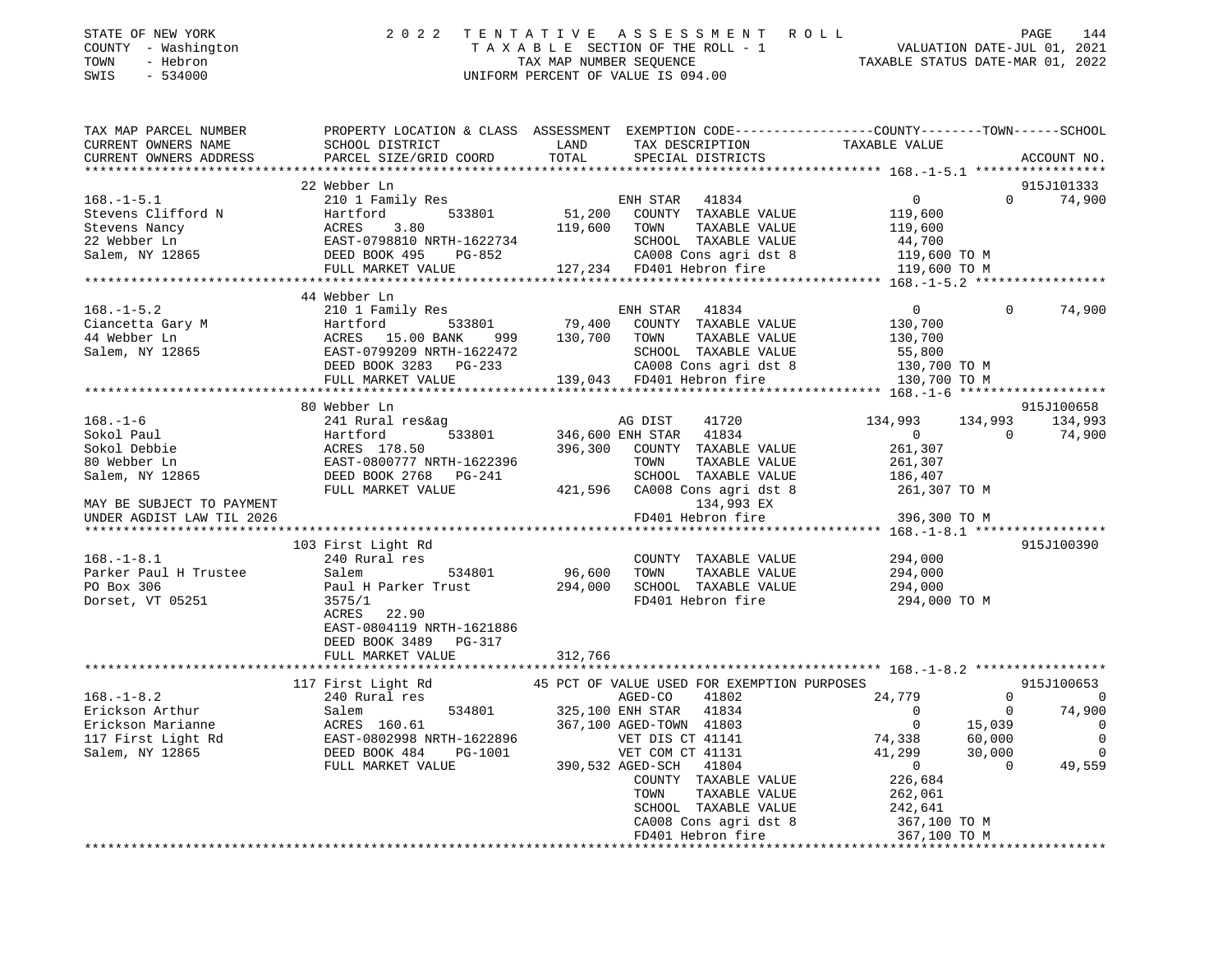STATE OF NEW YORK — 2022 TENTATIVE ASSESSMENT ROLL
COUNTY - Washington — TAXABLE SECTION OF THE ROLL - 1 — VALUATION DATE-JUL 01, 2021
TOWN - Hebron — TAX MAP NUMBER SEQUENCE — TAXABLE STATUS DATE-MAR 01, 2022
SWIS - 534000 — UNIFORM PERCENT OF VALUE IS 094.00

| TAX MAP PARCEL NUMBER / CURRENT OWNERS NAME / CURRENT OWNERS ADDRESS | PROPERTY LOCATION & CLASS / SCHOOL DISTRICT / PARCEL SIZE/GRID COORD | ASSESSMENT LAND / TOTAL | EXEMPTION CODE / TAX DESCRIPTION / SPECIAL DISTRICTS | COUNTY TAXABLE VALUE | TOWN | SCHOOL / ACCOUNT NO. |
|---|---|---|---|---|---|---|
| **168.-1-5.1** | 22 Webber Ln | | | | | 915J101333 |
| 168.-1-5.1 | 210 1 Family Res | | ENH STAR 41834 | 0 | 0 | 74,900 |
| Stevens Clifford N | Hartford 533801 | 51,200 | COUNTY TAXABLE VALUE | 119,600 | | |
| Stevens Nancy | ACRES 3.80 | 119,600 | TOWN TAXABLE VALUE | 119,600 | | |
| 22 Webber Ln | EAST-0798810 NRTH-1622734 | | SCHOOL TAXABLE VALUE | 44,700 | | |
| Salem, NY 12865 | DEED BOOK 495 PG-852 | | CA008 Cons agri dst 8 | 119,600 TO M | | |
| | FULL MARKET VALUE | 127,234 | FD401 Hebron fire | 119,600 TO M | | |
| **168.-1-5.2** | 44 Webber Ln | | | | | |
| 168.-1-5.2 | 210 1 Family Res | | ENH STAR 41834 | 0 | 0 | 74,900 |
| Ciancetta Gary M | Hartford 533801 | 79,400 | COUNTY TAXABLE VALUE | 130,700 | | |
| 44 Webber Ln | ACRES 15.00 BANK 999 | 130,700 | TOWN TAXABLE VALUE | 130,700 | | |
| Salem, NY 12865 | EAST-0799209 NRTH-1622472 | | SCHOOL TAXABLE VALUE | 55,800 | | |
| | DEED BOOK 3283 PG-233 | | CA008 Cons agri dst 8 | 130,700 TO M | | |
| | FULL MARKET VALUE | 139,043 | FD401 Hebron fire | 130,700 TO M | | |
| **168.-1-6** | 80 Webber Ln | | | | | 915J100658 |
| 168.-1-6 | 241 Rural res&ag | | AG DIST 41720 | 134,993 | 134,993 | 134,993 |
| Sokol Paul | Hartford 533801 | 346,600 | ENH STAR 41834 | 0 | 0 | 74,900 |
| Sokol Debbie | ACRES 178.50 | 396,300 | COUNTY TAXABLE VALUE | 261,307 | | |
| 80 Webber Ln | EAST-0800777 NRTH-1622396 | | TOWN TAXABLE VALUE | 261,307 | | |
| Salem, NY 12865 | DEED BOOK 2768 PG-241 | | SCHOOL TAXABLE VALUE | 186,407 | | |
| | FULL MARKET VALUE | 421,596 | CA008 Cons agri dst 8 | 261,307 TO M | | |
| MAY BE SUBJECT TO PAYMENT | | | 134,993 EX | | | |
| UNDER AGDIST LAW TIL 2026 | | | FD401 Hebron fire | 396,300 TO M | | |
| **168.-1-8.1** | 103 First Light Rd | | | | | 915J100390 |
| 168.-1-8.1 | 240 Rural res | | COUNTY TAXABLE VALUE | 294,000 | | |
| Parker Paul H Trustee | Salem 534801 | 96,600 | TOWN TAXABLE VALUE | 294,000 | | |
| PO Box 306 | Paul H Parker Trust | 294,000 | SCHOOL TAXABLE VALUE | 294,000 | | |
| Dorset, VT 05251 | 3575/1 | | FD401 Hebron fire | 294,000 TO M | | |
| | ACRES 22.90 | | | | | |
| | EAST-0804119 NRTH-1621886 | | | | | |
| | DEED BOOK 3489 PG-317 | | | | | |
| | FULL MARKET VALUE | 312,766 | | | | |
| **168.-1-8.2** | 117 First Light Rd | | 45 PCT OF VALUE USED FOR EXEMPTION PURPOSES | | | 915J100653 |
| 168.-1-8.2 | 240 Rural res | | AGED-CO 41802 | 24,779 | 0 | 0 |
| Erickson Arthur | Salem 534801 | 325,100 | ENH STAR 41834 | 0 | 0 | 74,900 |
| Erickson Marianne | ACRES 160.61 | 367,100 | AGED-TOWN 41803 | 0 | 15,039 | 0 |
| 117 First Light Rd | EAST-0802998 NRTH-1622896 | | VET DIS CT 41141 | 74,338 | 60,000 | 0 |
| Salem, NY 12865 | DEED BOOK 484 PG-1001 | | VET COM CT 41131 | 41,299 | 30,000 | 0 |
| | FULL MARKET VALUE | 390,532 | AGED-SCH 41804 | 0 | 0 | 49,559 |
| | | | COUNTY TAXABLE VALUE | 226,684 | | |
| | | | TOWN TAXABLE VALUE | 262,061 | | |
| | | | SCHOOL TAXABLE VALUE | 242,641 | | |
| | | | CA008 Cons agri dst 8 | 367,100 TO M | | |
| | | | FD401 Hebron fire | 367,100 TO M | | |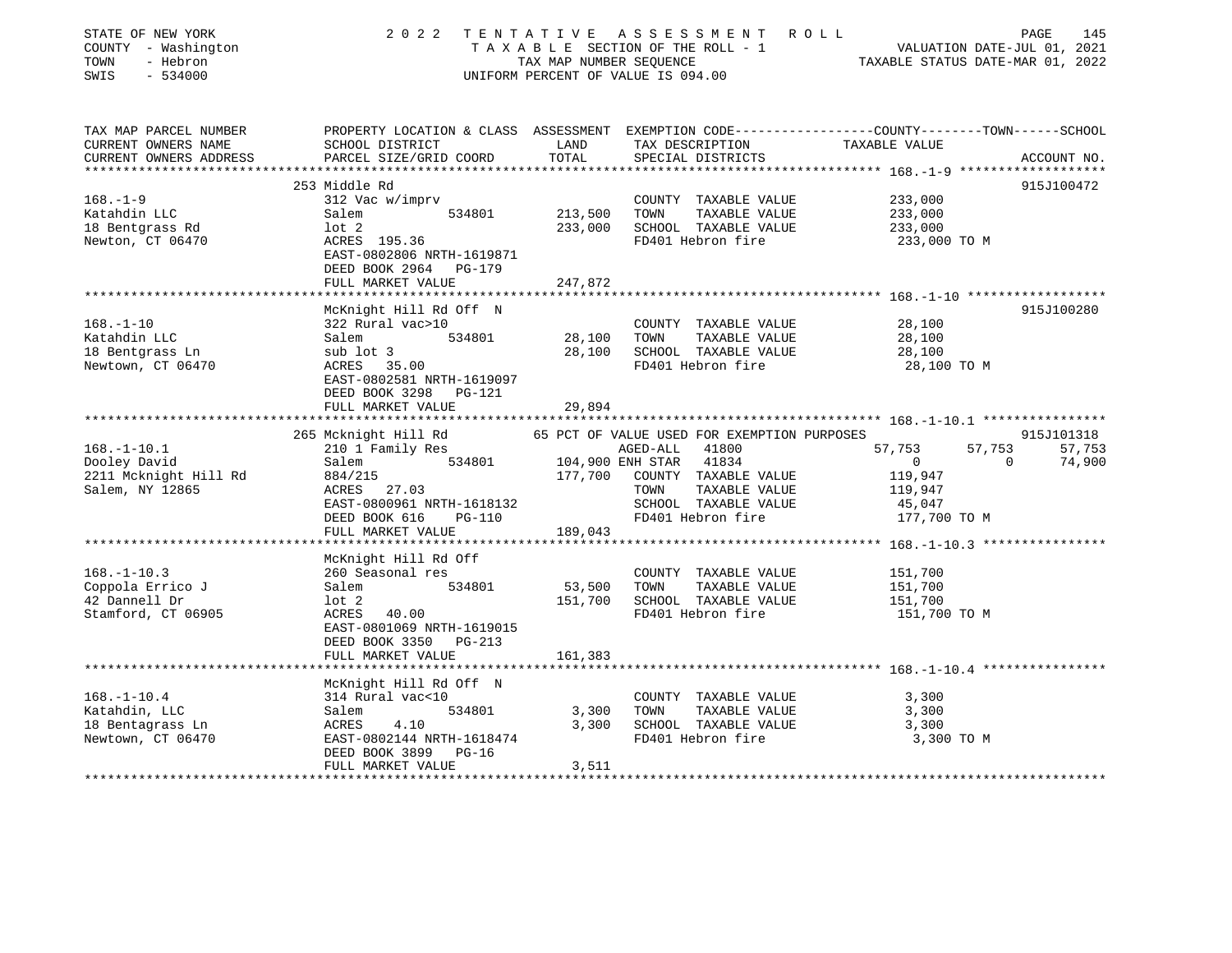STATE OF NEW YORK
COUNTY - Washington
TOWN - Hebron
SWIS - 534000

2022 TENTATIVE ASSESSMENT ROLL
TAXABLE SECTION OF THE ROLL - 1
TAX MAP NUMBER SEQUENCE
UNIFORM PERCENT OF VALUE IS 094.00

VALUATION DATE-JUL 01, 2021
TAXABLE STATUS DATE-MAR 01, 2022

```
TAX MAP PARCEL NUMBER          PROPERTY LOCATION & CLASS  ASSESSMENT  EXEMPTION CODE-----------------COUNTY--------TOWN------SCHOOL
CURRENT OWNERS NAME            SCHOOL DISTRICT               LAND      TAX DESCRIPTION             TAXABLE VALUE
CURRENT OWNERS ADDRESS         PARCEL SIZE/GRID COORD        TOTAL     SPECIAL DISTRICTS                                    ACCOUNT NO.
******************************************************************************************************* 168.-1-9 *******************
                               253 Middle Rd                                                                             915J100472
168.-1-9                       312 Vac w/imprv                          COUNTY  TAXABLE VALUE           233,000
Katahdin LLC                   Salem          534801       213,500      TOWN    TAXABLE VALUE           233,000
18 Bentgrass Rd                lot 2                       233,000      SCHOOL  TAXABLE VALUE           233,000
Newton, CT 06470               ACRES 195.36                             FD401 Hebron fire                233,000 TO M
                               EAST-0802806 NRTH-1619871
                               DEED BOOK 2964   PG-179
                               FULL MARKET VALUE           247,872
******************************************************************************************************* 168.-1-10 ******************
                               McKnight Hill Rd Off  N                                                                   915J100280
168.-1-10                      322 Rural vac>10                         COUNTY  TAXABLE VALUE            28,100
Katahdin LLC                   Salem          534801        28,100      TOWN    TAXABLE VALUE            28,100
18 Bentgrass Ln                sub lot 3                    28,100      SCHOOL  TAXABLE VALUE            28,100
Newtown, CT 06470              ACRES  35.00                             FD401 Hebron fire                 28,100 TO M
                               EAST-0802581 NRTH-1619097
                               DEED BOOK 3298   PG-121
                               FULL MARKET VALUE            29,894
******************************************************************************************************* 168.-1-10.1 ****************
                               265 Mcknight Hill Rd         65 PCT OF VALUE USED FOR EXEMPTION PURPOSES                  915J101318
168.-1-10.1                    210 1 Family Res                  AGED-ALL    41800             57,753       57,753       57,753
Dooley David                   Salem          534801       104,900 ENH STAR  41834                  0            0       74,900
2211 Mcknight Hill Rd          884/215                     177,700      COUNTY  TAXABLE VALUE           119,947
Salem, NY 12865                ACRES  27.03                             TOWN    TAXABLE VALUE           119,947
                               EAST-0800961 NRTH-1618132                SCHOOL  TAXABLE VALUE            45,047
                               DEED BOOK 616    PG-110                  FD401 Hebron fire                177,700 TO M
                               FULL MARKET VALUE           189,043
******************************************************************************************************* 168.-1-10.3 ****************
                               McKnight Hill Rd Off
168.-1-10.3                    260 Seasonal res                         COUNTY  TAXABLE VALUE           151,700
Coppola Errico J               Salem          534801        53,500      TOWN    TAXABLE VALUE           151,700
42 Dannell Dr                  lot 2                       151,700      SCHOOL  TAXABLE VALUE           151,700
Stamford, CT 06905             ACRES  40.00                             FD401 Hebron fire                151,700 TO M
                               EAST-0801069 NRTH-1619015
                               DEED BOOK 3350   PG-213
                               FULL MARKET VALUE           161,383
******************************************************************************************************* 168.-1-10.4 ****************
                               McKnight Hill Rd Off  N
168.-1-10.4                    314 Rural vac<10                         COUNTY  TAXABLE VALUE             3,300
Katahdin, LLC                  Salem          534801         3,300      TOWN    TAXABLE VALUE             3,300
18 Bentagrass Ln               ACRES   4.10                  3,300      SCHOOL  TAXABLE VALUE             3,300
Newtown, CT 06470              EAST-0802144 NRTH-1618474                FD401 Hebron fire                  3,300 TO M
                               DEED BOOK 3899   PG-16
                               FULL MARKET VALUE             3,511
************************************************************************************************************************************
```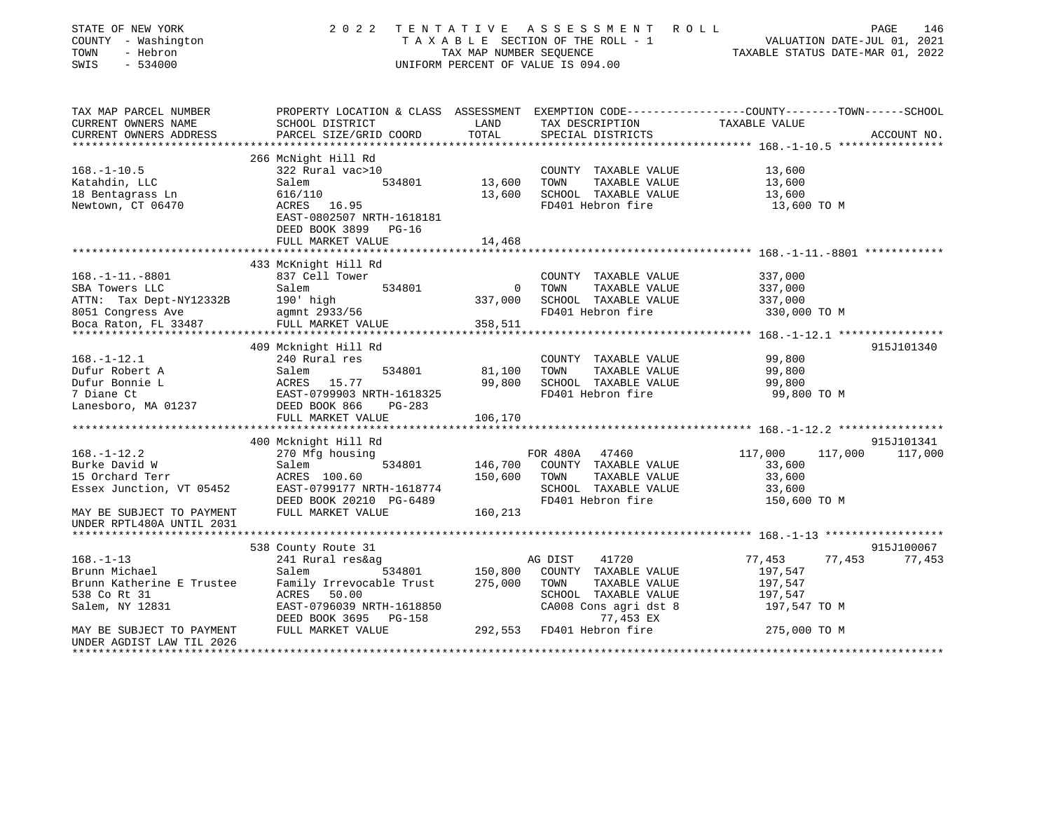STATE OF NEW YORK
COUNTY - Washington
TOWN - Hebron
SWIS - 534000

2022 TENTATIVE ASSESSMENT ROLL
TAXABLE SECTION OF THE ROLL - 1
TAX MAP NUMBER SEQUENCE
UNIFORM PERCENT OF VALUE IS 094.00

VALUATION DATE-JUL 01, 2021
TAXABLE STATUS DATE-MAR 01, 2022

| TAX MAP PARCEL NUMBER / CURRENT OWNERS NAME / CURRENT OWNERS ADDRESS | PROPERTY LOCATION & CLASS / SCHOOL DISTRICT / PARCEL SIZE/GRID COORD | ASSESSMENT LAND | TOTAL | EXEMPTION CODE / TAX DESCRIPTION / SPECIAL DISTRICTS | COUNTY | TOWN | SCHOOL | ACCOUNT NO. |
|---|---|---|---|---|---|---|---|---|
| **168.-1-10.5** | 266 McNight Hill Rd | | | | | | | |
| 168.-1-10.5 | 322 Rural vac>10 | | | COUNTY TAXABLE VALUE | 13,600 | | | |
| Katahdin, LLC | Salem 534801 | 13,600 | | TOWN TAXABLE VALUE | | 13,600 | | |
| 18 Bentagrass Ln | 616/110 | | 13,600 | SCHOOL TAXABLE VALUE | | | 13,600 | |
| Newtown, CT 06470 | ACRES 16.95 | | | FD401 Hebron fire | 13,600 TO M | | | |
| | EAST-0802507 NRTH-1618181 | | | | | | | |
| | DEED BOOK 3899 PG-16 | | | | | | | |
| | FULL MARKET VALUE | | 14,468 | | | | | |
| **168.-1-11.-8801** | 433 McKnight Hill Rd | | | | | | | |
| 168.-1-11.-8801 | 837 Cell Tower | | | COUNTY TAXABLE VALUE | 337,000 | | | |
| SBA Towers LLC | Salem 534801 | 0 | | TOWN TAXABLE VALUE | | 337,000 | | |
| ATTN: Tax Dept-NY12332B | 190' high | | 337,000 | SCHOOL TAXABLE VALUE | | | 337,000 | |
| 8051 Congress Ave | agmnt 2933/56 | | | FD401 Hebron fire | 330,000 TO M | | | |
| Boca Raton, FL 33487 | FULL MARKET VALUE | | 358,511 | | | | | |
| **168.-1-12.1** | 409 Mcknight Hill Rd | | | | | | | 915J101340 |
| 168.-1-12.1 | 240 Rural res | | | COUNTY TAXABLE VALUE | 99,800 | | | |
| Dufur Robert A | Salem 534801 | 81,100 | | TOWN TAXABLE VALUE | | 99,800 | | |
| Dufur Bonnie L | ACRES 15.77 | | 99,800 | SCHOOL TAXABLE VALUE | | | 99,800 | |
| 7 Diane Ct | EAST-0799903 NRTH-1618325 | | | FD401 Hebron fire | 99,800 TO M | | | |
| Lanesboro, MA 01237 | DEED BOOK 866 PG-283 | | | | | | | |
| | FULL MARKET VALUE | | 106,170 | | | | | |
| **168.-1-12.2** | 400 Mcknight Hill Rd | | | | | | | 915J101341 |
| 168.-1-12.2 | 270 Mfg housing | | | FOR 480A 47460 | 117,000 | 117,000 | 117,000 | |
| Burke David W | Salem 534801 | 146,700 | | COUNTY TAXABLE VALUE | 33,600 | | | |
| 15 Orchard Terr | ACRES 100.60 | | 150,600 | TOWN TAXABLE VALUE | | 33,600 | | |
| Essex Junction, VT 05452 | EAST-0799177 NRTH-1618774 | | | SCHOOL TAXABLE VALUE | | | 33,600 | |
| | DEED BOOK 20210 PG-6489 | | | FD401 Hebron fire | 150,600 TO M | | | |
| MAY BE SUBJECT TO PAYMENT UNDER RPTL480A UNTIL 2031 | FULL MARKET VALUE | | 160,213 | | | | | |
| **168.-1-13** | 538 County Route 31 | | | | | | | 915J100067 |
| 168.-1-13 | 241 Rural res&ag | | | AG DIST 41720 | 77,453 | 77,453 | 77,453 | |
| Brunn Michael | Salem 534801 | 150,800 | | COUNTY TAXABLE VALUE | 197,547 | | | |
| Brunn Katherine E Trustee | Family Irrevocable Trust | | 275,000 | TOWN TAXABLE VALUE | | 197,547 | | |
| 538 Co Rt 31 | ACRES 50.00 | | | SCHOOL TAXABLE VALUE | | | 197,547 | |
| Salem, NY 12831 | EAST-0796039 NRTH-1618850 | | | CA008 Cons agri dst 8 | 197,547 TO M | | | |
| | DEED BOOK 3695 PG-158 | | | 77,453 EX | | | | |
| MAY BE SUBJECT TO PAYMENT UNDER AGDIST LAW TIL 2026 | FULL MARKET VALUE | | 292,553 | FD401 Hebron fire | 275,000 TO M | | | |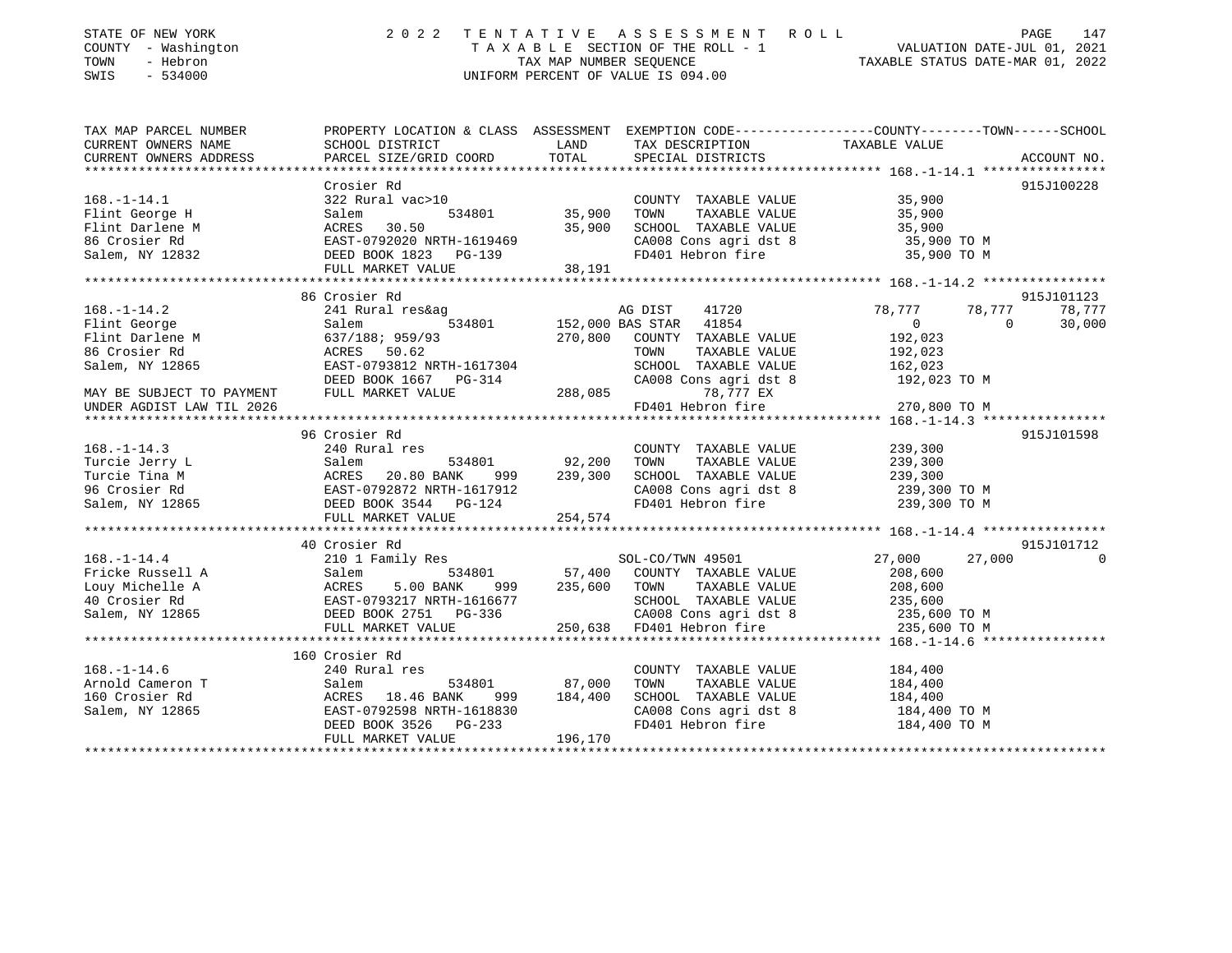STATE OF NEW YORK
COUNTY - Washington
TOWN - Hebron
SWIS - 534000

2022 TENTATIVE ASSESSMENT ROLL
TAXABLE SECTION OF THE ROLL - 1
TAX MAP NUMBER SEQUENCE
UNIFORM PERCENT OF VALUE IS 094.00

VALUATION DATE-JUL 01, 2021
TAXABLE STATUS DATE-MAR 01, 2022

```
TAX MAP PARCEL NUMBER      PROPERTY LOCATION & CLASS  ASSESSMENT  EXEMPTION CODE-----------------COUNTY--------TOWN------SCHOOL
CURRENT OWNERS NAME        SCHOOL DISTRICT             LAND        TAX DESCRIPTION              TAXABLE VALUE
CURRENT OWNERS ADDRESS     PARCEL SIZE/GRID COORD      TOTAL       SPECIAL DISTRICTS                                      ACCOUNT NO.
******************************************************************************************************* 168.-1-14.1 ****************
                           Crosier Rd                                                                                  915J100228
168.-1-14.1                322 Rural vac>10                        COUNTY  TAXABLE VALUE          35,900
Flint George H             Salem          534801       35,900      TOWN    TAXABLE VALUE          35,900
Flint Darlene M            ACRES   30.50               35,900      SCHOOL  TAXABLE VALUE          35,900
86 Crosier Rd              EAST-0792020 NRTH-1619469               CA008 Cons agri dst 8           35,900 TO M
Salem, NY 12832            DEED BOOK 1823   PG-139                 FD401 Hebron fire               35,900 TO M
                           FULL MARKET VALUE           38,191
******************************************************************************************************* 168.-1-14.2 ****************
                           86 Crosier Rd                                                                               915J101123
168.-1-14.2                241 Rural res&ag                        AG DIST     41720           78,777      78,777      78,777
Flint George               Salem          534801      152,000 BAS STAR   41854                  0           0       30,000
Flint Darlene M            637/188; 959/93            270,800      COUNTY  TAXABLE VALUE         192,023
86 Crosier Rd              ACRES   50.62                           TOWN    TAXABLE VALUE         192,023
Salem, NY 12865            EAST-0793812 NRTH-1617304               SCHOOL  TAXABLE VALUE         162,023
                           DEED BOOK 1667   PG-314                 CA008 Cons agri dst 8          192,023 TO M
MAY BE SUBJECT TO PAYMENT  FULL MARKET VALUE          288,085              78,777 EX
UNDER AGDIST LAW TIL 2026                                          FD401 Hebron fire              270,800 TO M
******************************************************************************************************* 168.-1-14.3 ****************
                           96 Crosier Rd                                                                               915J101598
168.-1-14.3                240 Rural res                           COUNTY  TAXABLE VALUE         239,300
Turcie Jerry L             Salem          534801       92,200      TOWN    TAXABLE VALUE         239,300
Turcie Tina M              ACRES   20.80 BANK    999  239,300      SCHOOL  TAXABLE VALUE         239,300
96 Crosier Rd              EAST-0792872 NRTH-1617912               CA008 Cons agri dst 8          239,300 TO M
Salem, NY 12865            DEED BOOK 3544   PG-124                 FD401 Hebron fire              239,300 TO M
                           FULL MARKET VALUE          254,574
******************************************************************************************************* 168.-1-14.4 ****************
                           40 Crosier Rd                                                                               915J101712
168.-1-14.4                210 1 Family Res                        SOL-CO/TWN 49501                27,000      27,000           0
Fricke Russell A           Salem          534801       57,400      COUNTY  TAXABLE VALUE         208,600
Louy Michelle A            ACRES    5.00 BANK    999  235,600      TOWN    TAXABLE VALUE         208,600
40 Crosier Rd              EAST-0793217 NRTH-1616677               SCHOOL  TAXABLE VALUE         235,600
Salem, NY 12865            DEED BOOK 2751   PG-336                 CA008 Cons agri dst 8          235,600 TO M
                           FULL MARKET VALUE          250,638      FD401 Hebron fire              235,600 TO M
******************************************************************************************************* 168.-1-14.6 ****************
                           160 Crosier Rd
168.-1-14.6                240 Rural res                           COUNTY  TAXABLE VALUE         184,400
Arnold Cameron T           Salem          534801       87,000      TOWN    TAXABLE VALUE         184,400
160 Crosier Rd             ACRES   18.46 BANK    999  184,400      SCHOOL  TAXABLE VALUE         184,400
Salem, NY 12865            EAST-0792598 NRTH-1618830               CA008 Cons agri dst 8          184,400 TO M
                           DEED BOOK 3526   PG-233                 FD401 Hebron fire              184,400 TO M
                           FULL MARKET VALUE          196,170
************************************************************************************************************************************
```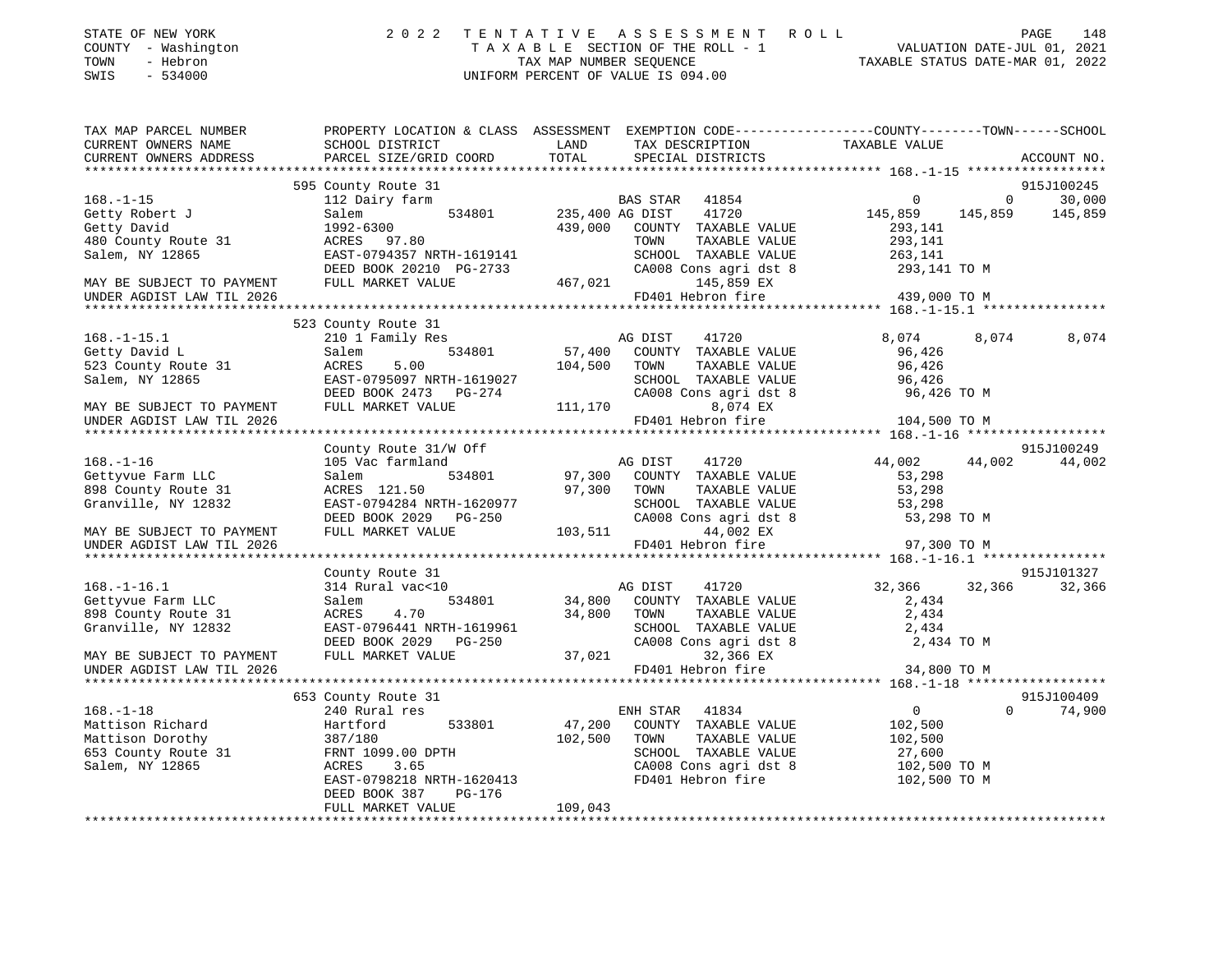STATE OF NEW YORK  
COUNTY - Washington  
TOWN - Hebron  
SWIS - 534000

2022 TENTATIVE ASSESSMENT ROLL  
TAXABLE SECTION OF THE ROLL - 1  
TAX MAP NUMBER SEQUENCE  
UNIFORM PERCENT OF VALUE IS 094.00

VALUATION DATE-JUL 01, 2021  
TAXABLE STATUS DATE-MAR 01, 2022

```
TAX MAP PARCEL NUMBER     PROPERTY LOCATION & CLASS  ASSESSMENT  EXEMPTION CODE-----------------COUNTY--------TOWN------SCHOOL
CURRENT OWNERS NAME       SCHOOL DISTRICT              LAND      TAX DESCRIPTION              TAXABLE VALUE
CURRENT OWNERS ADDRESS    PARCEL SIZE/GRID COORD       TOTAL     SPECIAL DISTRICTS                                          ACCOUNT NO.
******************************************************************************************************* 168.-1-15 ******************
                          595 County Route 31                                                                            915J100245
168.-1-15                 112 Dairy farm                          BAS STAR  41854                   0            0        30,000
Getty Robert J            Salem          534801     235,400 AG DIST    41720             145,859      145,859    145,859
Getty David               1992-6300                  439,000   COUNTY  TAXABLE VALUE        293,141
480 County Route 31       ACRES  97.80                         TOWN    TAXABLE VALUE        293,141
Salem, NY 12865           EAST-0794357 NRTH-1619141            SCHOOL  TAXABLE VALUE        263,141
                          DEED BOOK 20210 PG-2733              CA008 Cons agri dst 8         293,141 TO M
MAY BE SUBJECT TO PAYMENT FULL MARKET VALUE          467,021        145,859 EX
UNDER AGDIST LAW TIL 2026                                      FD401 Hebron fire            439,000 TO M
******************************************************************************************************* 168.-1-15.1 ****************
                          523 County Route 31
168.-1-15.1               210 1 Family Res                        AG DIST   41720               8,074        8,074       8,074
Getty David L             Salem          534801      57,400   COUNTY  TAXABLE VALUE         96,426
523 County Route 31       ACRES    5.00              104,500   TOWN    TAXABLE VALUE         96,426
Salem, NY 12865           EAST-0795097 NRTH-1619027            SCHOOL  TAXABLE VALUE         96,426
                          DEED BOOK 2473   PG-274              CA008 Cons agri dst 8          96,426 TO M
MAY BE SUBJECT TO PAYMENT FULL MARKET VALUE          111,170          8,074 EX
UNDER AGDIST LAW TIL 2026                                      FD401 Hebron fire            104,500 TO M
******************************************************************************************************* 168.-1-16 ******************
                          County Route 31/W Off                                                                          915J100249
168.-1-16                 105 Vac farmland                        AG DIST   41720              44,002       44,002      44,002
Gettyvue Farm LLC         Salem          534801      97,300   COUNTY  TAXABLE VALUE         53,298
898 County Route 31       ACRES 121.50                97,300   TOWN    TAXABLE VALUE         53,298
Granville, NY 12832       EAST-0794284 NRTH-1620977            SCHOOL  TAXABLE VALUE         53,298
                          DEED BOOK 2029   PG-250              CA008 Cons agri dst 8          53,298 TO M
MAY BE SUBJECT TO PAYMENT FULL MARKET VALUE          103,511         44,002 EX
UNDER AGDIST LAW TIL 2026                                      FD401 Hebron fire             97,300 TO M
******************************************************************************************************* 168.-1-16.1 ****************
                          County Route 31                                                                                915J101327
168.-1-16.1               314 Rural vac<10                        AG DIST   41720              32,366       32,366      32,366
Gettyvue Farm LLC         Salem          534801      34,800   COUNTY  TAXABLE VALUE          2,434
898 County Route 31       ACRES    4.70               34,800   TOWN    TAXABLE VALUE          2,434
Granville, NY 12832       EAST-0796441 NRTH-1619961            SCHOOL  TAXABLE VALUE          2,434
                          DEED BOOK 2029   PG-250              CA008 Cons agri dst 8           2,434 TO M
MAY BE SUBJECT TO PAYMENT FULL MARKET VALUE           37,021         32,366 EX
UNDER AGDIST LAW TIL 2026                                      FD401 Hebron fire             34,800 TO M
******************************************************************************************************* 168.-1-18 ******************
                          653 County Route 31                                                                            915J100409
168.-1-18                 240 Rural res                           ENH STAR  41834                   0            0      74,900
Mattison Richard          Hartford       533801      47,200   COUNTY  TAXABLE VALUE        102,500
Mattison Dorothy          387/180                    102,500   TOWN    TAXABLE VALUE        102,500
653 County Route 31       FRNT 1099.00 DPTH                    SCHOOL  TAXABLE VALUE         27,600
Salem, NY 12865           ACRES    3.65                        CA008 Cons agri dst 8         102,500 TO M
                          EAST-0798218 NRTH-1620413            FD401 Hebron fire            102,500 TO M
                          DEED BOOK 387    PG-176
                          FULL MARKET VALUE          109,043
************************************************************************************************************************************
```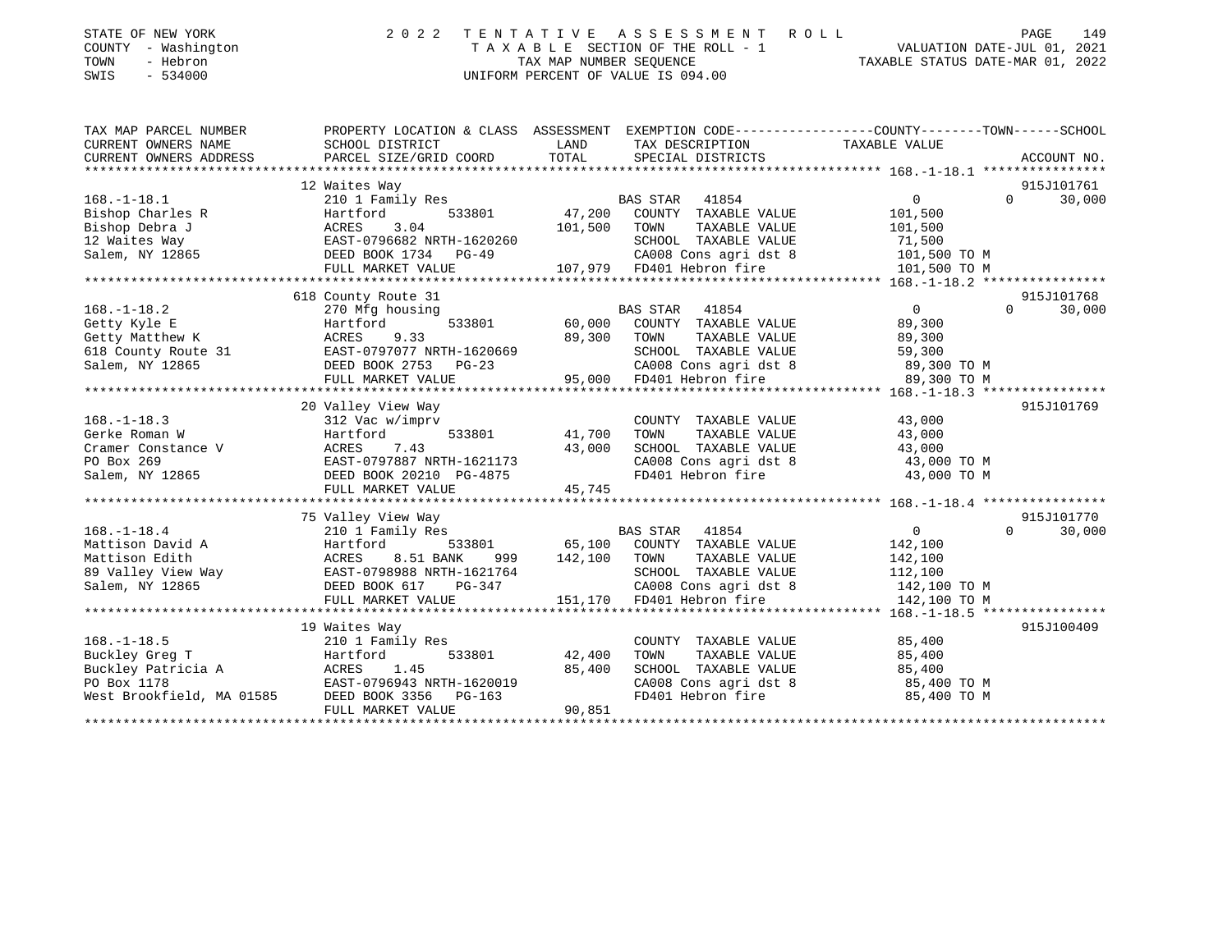STATE OF NEW YORK 2 0 2 2 T E N T A T I V E A S S E S S M E N T R O L L
COUNTY - Washington T A X A B L E SECTION OF THE ROLL - 1 VALUATION DATE-JUL 01, 2021
TOWN - Hebron TAX MAP NUMBER SEQUENCE TAXABLE STATUS DATE-MAR 01, 2022
SWIS - 534000 UNIFORM PERCENT OF VALUE IS 094.00

| TAX MAP PARCEL NUMBER / CURRENT OWNERS NAME / CURRENT OWNERS ADDRESS | PROPERTY LOCATION & CLASS / SCHOOL DISTRICT / PARCEL SIZE/GRID COORD | ASSESSMENT LAND / TOTAL | EXEMPTION CODE / TAX DESCRIPTION / SPECIAL DISTRICTS | COUNTY TAXABLE VALUE | TOWN | SCHOOL / ACCOUNT NO. |
|---|---|---|---|---|---|---|
| **168.-1-18.1** | 12 Waites Way | | | | | 915J101761 |
| 168.-1-18.1 | 210 1 Family Res | | BAS STAR 41854 | 0 | 0 | 30,000 |
| Bishop Charles R | Hartford 533801 | 47,200 | COUNTY TAXABLE VALUE | 101,500 | | |
| Bishop Debra J | ACRES 3.04 | 101,500 | TOWN TAXABLE VALUE | 101,500 | | |
| 12 Waites Way | EAST-0796682 NRTH-1620260 | | SCHOOL TAXABLE VALUE | 71,500 | | |
| Salem, NY 12865 | DEED BOOK 1734 PG-49 | | CA008 Cons agri dst 8 | 101,500 TO M | | |
| | FULL MARKET VALUE | 107,979 | FD401 Hebron fire | 101,500 TO M | | |
| **168.-1-18.2** | 618 County Route 31 | | | | | 915J101768 |
| 168.-1-18.2 | 270 Mfg housing | | BAS STAR 41854 | 0 | 0 | 30,000 |
| Getty Kyle E | Hartford 533801 | 60,000 | COUNTY TAXABLE VALUE | 89,300 | | |
| Getty Matthew K | ACRES 9.33 | 89,300 | TOWN TAXABLE VALUE | 89,300 | | |
| 618 County Route 31 | EAST-0797077 NRTH-1620669 | | SCHOOL TAXABLE VALUE | 59,300 | | |
| Salem, NY 12865 | DEED BOOK 2753 PG-23 | | CA008 Cons agri dst 8 | 89,300 TO M | | |
| | FULL MARKET VALUE | 95,000 | FD401 Hebron fire | 89,300 TO M | | |
| **168.-1-18.3** | 20 Valley View Way | | | | | 915J101769 |
| 168.-1-18.3 | 312 Vac w/imprv | | COUNTY TAXABLE VALUE | 43,000 | | |
| Gerke Roman W | Hartford 533801 | 41,700 | TOWN TAXABLE VALUE | 43,000 | | |
| Cramer Constance V | ACRES 7.43 | 43,000 | SCHOOL TAXABLE VALUE | 43,000 | | |
| PO Box 269 | EAST-0797887 NRTH-1621173 | | CA008 Cons agri dst 8 | 43,000 TO M | | |
| Salem, NY 12865 | DEED BOOK 20210 PG-4875 | | FD401 Hebron fire | 43,000 TO M | | |
| | FULL MARKET VALUE | 45,745 | | | | |
| **168.-1-18.4** | 75 Valley View Way | | | | | 915J101770 |
| 168.-1-18.4 | 210 1 Family Res | | BAS STAR 41854 | 0 | 0 | 30,000 |
| Mattison David A | Hartford 533801 | 65,100 | COUNTY TAXABLE VALUE | 142,100 | | |
| Mattison Edith | ACRES 8.51 BANK 999 | 142,100 | TOWN TAXABLE VALUE | 142,100 | | |
| 89 Valley View Way | EAST-0798988 NRTH-1621764 | | SCHOOL TAXABLE VALUE | 112,100 | | |
| Salem, NY 12865 | DEED BOOK 617 PG-347 | | CA008 Cons agri dst 8 | 142,100 TO M | | |
| | FULL MARKET VALUE | 151,170 | FD401 Hebron fire | 142,100 TO M | | |
| **168.-1-18.5** | 19 Waites Way | | | | | 915J100409 |
| 168.-1-18.5 | 210 1 Family Res | | COUNTY TAXABLE VALUE | 85,400 | | |
| Buckley Greg T | Hartford 533801 | 42,400 | TOWN TAXABLE VALUE | 85,400 | | |
| Buckley Patricia A | ACRES 1.45 | 85,400 | SCHOOL TAXABLE VALUE | 85,400 | | |
| PO Box 1178 | EAST-0796943 NRTH-1620019 | | CA008 Cons agri dst 8 | 85,400 TO M | | |
| West Brookfield, MA 01585 | DEED BOOK 3356 PG-163 | | FD401 Hebron fire | 85,400 TO M | | |
| | FULL MARKET VALUE | 90,851 | | | | |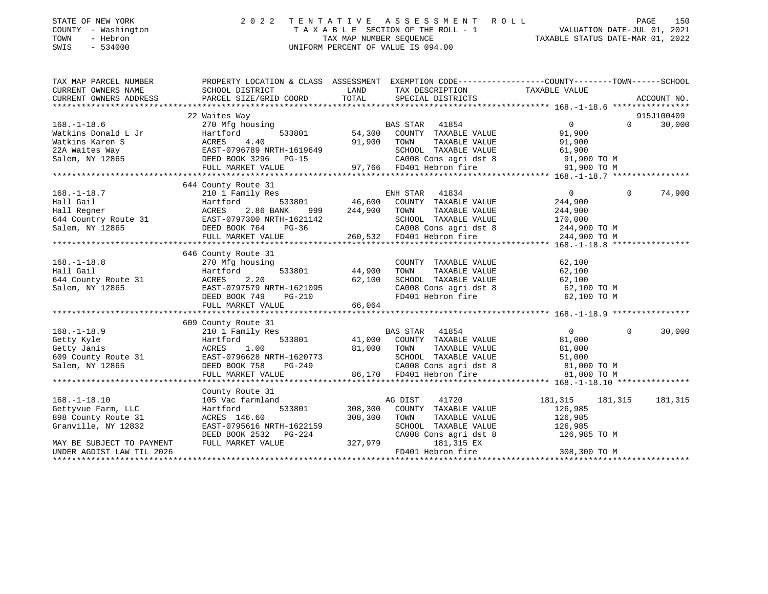STATE OF NEW YORK | COUNTY - Washington | TOWN - Hebron | SWIS - 534000

# 2022 TENTATIVE ASSESSMENT ROLL

TAXABLE SECTION OF THE ROLL - 1
TAX MAP NUMBER SEQUENCE
UNIFORM PERCENT OF VALUE IS 094.00

VALUATION DATE-JUL 01, 2021
TAXABLE STATUS DATE-MAR 01, 2022

| TAX MAP PARCEL NUMBER / CURRENT OWNERS NAME / CURRENT OWNERS ADDRESS | PROPERTY LOCATION & CLASS / SCHOOL DISTRICT / PARCEL SIZE/GRID COORD | ASSESSMENT LAND | TOTAL | EXEMPTION CODE / TAX DESCRIPTION / SPECIAL DISTRICTS | COUNTY TAXABLE VALUE | TOWN | SCHOOL |
|---|---|---|---|---|---|---|---|
| **168.-1-18.6** (915J100409) | 22 Waites Way | | | | | | |
| 168.-1-18.6 | 270 Mfg housing | | | BAS STAR 41854 | 0 | 0 | 30,000 |
| Watkins Donald L Jr | Hartford 533801 | 54,300 | | COUNTY TAXABLE VALUE | 91,900 | | |
| Watkins Karen S | ACRES 4.40 | | 91,900 | TOWN TAXABLE VALUE | 91,900 | | |
| 22A Waites Way | EAST-0796789 NRTH-1619649 | | | SCHOOL TAXABLE VALUE | 61,900 | | |
| Salem, NY 12865 | DEED BOOK 3296 PG-15 | | | CA008 Cons agri dst 8 | 91,900 TO M | | |
| | FULL MARKET VALUE | | 97,766 | FD401 Hebron fire | 91,900 TO M | | |
| **168.-1-18.7** | 644 County Route 31 | | | | | | |
| 168.-1-18.7 | 210 1 Family Res | | | ENH STAR 41834 | 0 | 0 | 74,900 |
| Hall Gail | Hartford 533801 | 46,600 | | COUNTY TAXABLE VALUE | 244,900 | | |
| Hall Regner | ACRES 2.86 BANK 999 | | 244,900 | TOWN TAXABLE VALUE | 244,900 | | |
| 644 Country Route 31 | EAST-0797300 NRTH-1621142 | | | SCHOOL TAXABLE VALUE | 170,000 | | |
| Salem, NY 12865 | DEED BOOK 764 PG-36 | | | CA008 Cons agri dst 8 | 244,900 TO M | | |
| | FULL MARKET VALUE | | 260,532 | FD401 Hebron fire | 244,900 TO M | | |
| **168.-1-18.8** | 646 County Route 31 | | | | | | |
| 168.-1-18.8 | 270 Mfg housing | | | COUNTY TAXABLE VALUE | 62,100 | | |
| Hall Gail | Hartford 533801 | 44,900 | | TOWN TAXABLE VALUE | 62,100 | | |
| 644 County Route 31 | ACRES 2.20 | | 62,100 | SCHOOL TAXABLE VALUE | 62,100 | | |
| Salem, NY 12865 | EAST-0797579 NRTH-1621095 | | | CA008 Cons agri dst 8 | 62,100 TO M | | |
| | DEED BOOK 749 PG-210 | | | FD401 Hebron fire | 62,100 TO M | | |
| | FULL MARKET VALUE | | 66,064 | | | | |
| **168.-1-18.9** | 609 County Route 31 | | | | | | |
| 168.-1-18.9 | 210 1 Family Res | | | BAS STAR 41854 | 0 | 0 | 30,000 |
| Getty Kyle | Hartford 533801 | 41,000 | | COUNTY TAXABLE VALUE | 81,000 | | |
| Getty Janis | ACRES 1.00 | | 81,000 | TOWN TAXABLE VALUE | 81,000 | | |
| 609 County Route 31 | EAST-0796628 NRTH-1620773 | | | SCHOOL TAXABLE VALUE | 51,000 | | |
| Salem, NY 12865 | DEED BOOK 758 PG-249 | | | CA008 Cons agri dst 8 | 81,000 TO M | | |
| | FULL MARKET VALUE | | 86,170 | FD401 Hebron fire | 81,000 TO M | | |
| **168.-1-18.10** | County Route 31 | | | | | | |
| 168.-1-18.10 | 105 Vac farmland | | | AG DIST 41720 | 181,315 | 181,315 | 181,315 |
| Gettyvue Farm, LLC | Hartford 533801 | 308,300 | | COUNTY TAXABLE VALUE | 126,985 | | |
| 898 County Route 31 | ACRES 146.60 | | 308,300 | TOWN TAXABLE VALUE | 126,985 | | |
| Granville, NY 12832 | EAST-0795616 NRTH-1622159 | | | SCHOOL TAXABLE VALUE | 126,985 | | |
| | DEED BOOK 2532 PG-224 | | | CA008 Cons agri dst 8 | 126,985 TO M | | |
| MAY BE SUBJECT TO PAYMENT | FULL MARKET VALUE | | 327,979 | 181,315 EX | | | |
| UNDER AGDIST LAW TIL 2026 | | | | FD401 Hebron fire | 308,300 TO M | | |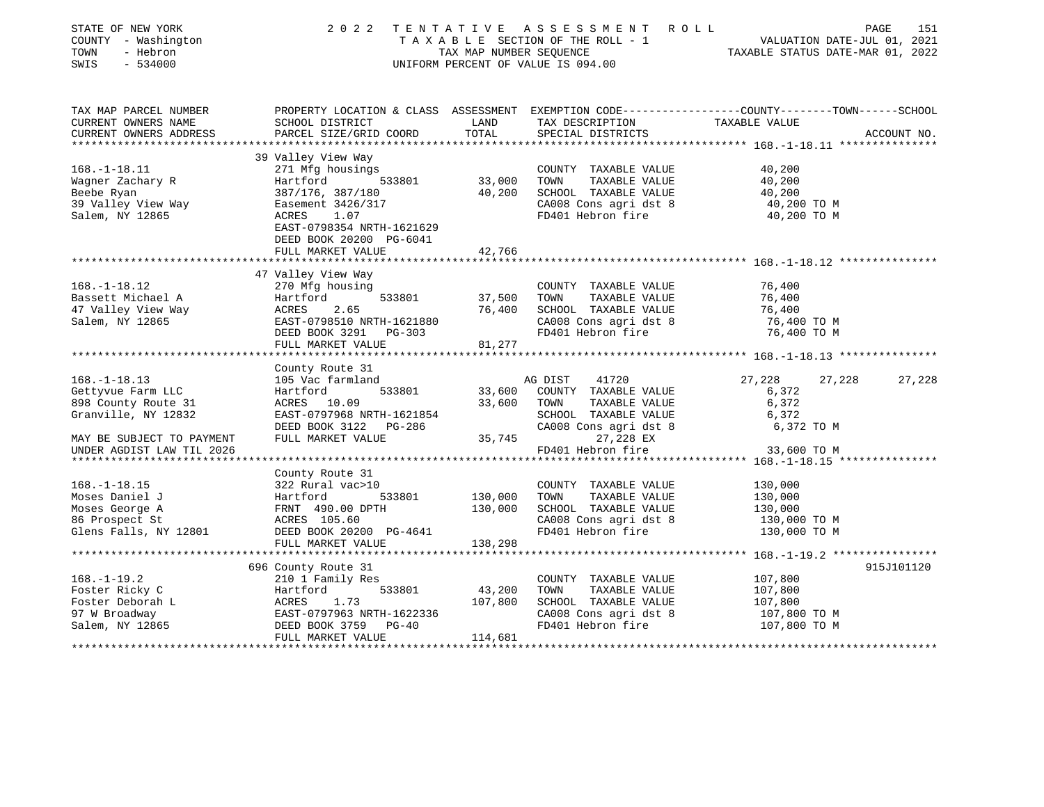STATE OF NEW YORK
COUNTY - Washington
TOWN - Hebron
SWIS - 534000

2022 TENTATIVE ASSESSMENT ROLL
TAXABLE SECTION OF THE ROLL - 1
TAX MAP NUMBER SEQUENCE
UNIFORM PERCENT OF VALUE IS 094.00

VALUATION DATE-JUL 01, 2021
TAXABLE STATUS DATE-MAR 01, 2022

```
TAX MAP PARCEL NUMBER      PROPERTY LOCATION & CLASS  ASSESSMENT  EXEMPTION CODE-----------------COUNTY--------TOWN------SCHOOL
CURRENT OWNERS NAME        SCHOOL DISTRICT               LAND      TAX DESCRIPTION            TAXABLE VALUE
CURRENT OWNERS ADDRESS     PARCEL SIZE/GRID COORD        TOTAL     SPECIAL DISTRICTS                                  ACCOUNT NO.
******************************************************************************************** 168.-1-18.11 ***************
                        39 Valley View Way
168.-1-18.11               271 Mfg housings                        COUNTY  TAXABLE VALUE             40,200
Wagner Zachary R           Hartford         533801      33,000     TOWN    TAXABLE VALUE             40,200
Beebe Ryan                 387/176, 387/180             40,200     SCHOOL  TAXABLE VALUE             40,200
39 Valley View Way         Easement 3426/317                       CA008 Cons agri dst 8              40,200 TO M
Salem, NY 12865            ACRES     1.07                          FD401 Hebron fire                  40,200 TO M
                           EAST-0798354 NRTH-1621629
                           DEED BOOK 20200 PG-6041
                           FULL MARKET VALUE            42,766
******************************************************************************************** 168.-1-18.12 ***************
                        47 Valley View Way
168.-1-18.12               270 Mfg housing                         COUNTY  TAXABLE VALUE             76,400
Bassett Michael A          Hartford         533801      37,500     TOWN    TAXABLE VALUE             76,400
47 Valley View Way         ACRES     2.65               76,400     SCHOOL  TAXABLE VALUE             76,400
Salem, NY 12865            EAST-0798510 NRTH-1621880               CA008 Cons agri dst 8              76,400 TO M
                           DEED BOOK 3291   PG-303                 FD401 Hebron fire                  76,400 TO M
                           FULL MARKET VALUE            81,277
******************************************************************************************** 168.-1-18.13 ***************
                           County Route 31
168.-1-18.13               105 Vac farmland                        AG DIST     41720             27,228      27,228      27,228
Gettyvue Farm LLC          Hartford         533801      33,600     COUNTY  TAXABLE VALUE              6,372
898 County Route 31        ACRES    10.09               33,600     TOWN    TAXABLE VALUE              6,372
Granville, NY 12832        EAST-0797968 NRTH-1621854               SCHOOL  TAXABLE VALUE              6,372
                           DEED BOOK 3122   PG-286                 CA008 Cons agri dst 8               6,372 TO M
MAY BE SUBJECT TO PAYMENT  FULL MARKET VALUE            35,745          27,228 EX
UNDER AGDIST LAW TIL 2026                                          FD401 Hebron fire                  33,600 TO M
******************************************************************************************** 168.-1-18.15 ***************
                           County Route 31
168.-1-18.15               322 Rural vac>10                        COUNTY  TAXABLE VALUE            130,000
Moses Daniel J             Hartford         533801     130,000     TOWN    TAXABLE VALUE            130,000
Moses George A             FRNT 490.00 DPTH            130,000     SCHOOL  TAXABLE VALUE            130,000
86 Prospect St             ACRES   105.60                          CA008 Cons agri dst 8             130,000 TO M
Glens Falls, NY 12801      DEED BOOK 20200 PG-4641                 FD401 Hebron fire                 130,000 TO M
                           FULL MARKET VALUE           138,298
******************************************************************************************** 168.-1-19.2 ****************
                        696 County Route 31                                                                  915J101120
168.-1-19.2                210 1 Family Res                        COUNTY  TAXABLE VALUE            107,800
Foster Ricky C             Hartford         533801      43,200     TOWN    TAXABLE VALUE            107,800
Foster Deborah L           ACRES     1.73              107,800     SCHOOL  TAXABLE VALUE            107,800
97 W Broadway              EAST-0797963 NRTH-1622336               CA008 Cons agri dst 8             107,800 TO M
Salem, NY 12865            DEED BOOK 3759   PG-40                  FD401 Hebron fire                 107,800 TO M
                           FULL MARKET VALUE           114,681
**************************************************************************************************************************
```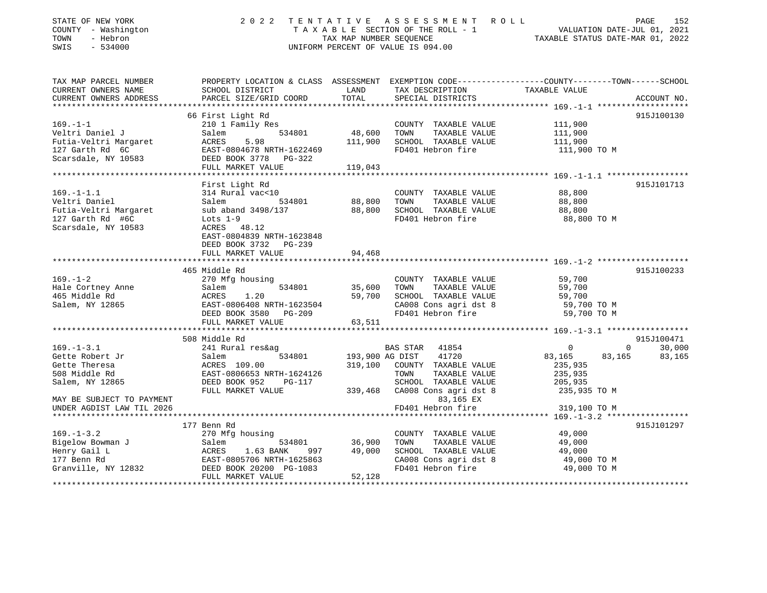STATE OF NEW YORK 2022 TENTATIVE ASSESSMENT ROLL
COUNTY - Washington TAXABLE SECTION OF THE ROLL - 1 VALUATION DATE-JUL 01, 2021
TOWN - Hebron TAX MAP NUMBER SEQUENCE TAXABLE STATUS DATE-MAR 01, 2022
SWIS - 534000 UNIFORM PERCENT OF VALUE IS 094.00

```
TAX MAP PARCEL NUMBER          PROPERTY LOCATION & CLASS  ASSESSMENT  EXEMPTION CODE-----------------COUNTY--------TOWN------SCHOOL
CURRENT OWNERS NAME            SCHOOL DISTRICT               LAND      TAX DESCRIPTION             TAXABLE VALUE
CURRENT OWNERS ADDRESS         PARCEL SIZE/GRID COORD        TOTAL     SPECIAL DISTRICTS                                     ACCOUNT NO.
******************************************************************************************************* 169.-1-1 *******************
                               66 First Light Rd                                                                           915J100130
169.-1-1                       210 1 Family Res                        COUNTY  TAXABLE VALUE          111,900
Veltri Daniel J                Salem           534801         48,600   TOWN    TAXABLE VALUE          111,900
Futia-Veltri Margaret          ACRES     5.98                111,900   SCHOOL  TAXABLE VALUE          111,900
127 Garth Rd  6C               EAST-0804678 NRTH-1622469               FD401 Hebron fire               111,900 TO M
Scarsdale, NY 10583            DEED BOOK 3778    PG-322
                               FULL MARKET VALUE             119,043
******************************************************************************************************* 169.-1-1.1 *****************
                               First Light Rd                                                                              915J101713
169.-1-1.1                     314 Rural vac<10                        COUNTY  TAXABLE VALUE           88,800
Veltri Daniel                  Salem           534801         88,800   TOWN    TAXABLE VALUE           88,800
Futia-Veltri Margaret          sub aband 3498/137             88,800   SCHOOL  TAXABLE VALUE           88,800
127 Garth Rd  #6C              Lots 1-9                                FD401 Hebron fire                88,800 TO M
Scarsdale, NY 10583            ACRES    48.12
                               EAST-0804839 NRTH-1623848
                               DEED BOOK 3732    PG-239
                               FULL MARKET VALUE              94,468
******************************************************************************************************* 169.-1-2 *******************
                               465 Middle Rd                                                                               915J100233
169.-1-2                       270 Mfg housing                         COUNTY  TAXABLE VALUE           59,700
Hale Cortney Anne              Salem           534801         35,600   TOWN    TAXABLE VALUE           59,700
465 Middle Rd                  ACRES     1.20                 59,700   SCHOOL  TAXABLE VALUE           59,700
Salem, NY 12865                EAST-0806408 NRTH-1623504               CA008 Cons agri dst 8            59,700 TO M
                               DEED BOOK 3580    PG-209                FD401 Hebron fire                59,700 TO M
                               FULL MARKET VALUE              63,511
******************************************************************************************************* 169.-1-3.1 *****************
                               508 Middle Rd                                                                               915J100471
169.-1-3.1                     241 Rural res&ag                        BAS STAR  41854                      0          0      30,000
Gette Robert Jr                Salem           534801        193,900 AG DIST    41720                 83,165     83,165      83,165
Gette Theresa                  ACRES   109.00                319,100   COUNTY  TAXABLE VALUE          235,935
508 Middle Rd                  EAST-0806653 NRTH-1624126               TOWN    TAXABLE VALUE          235,935
Salem, NY 12865                DEED BOOK 952     PG-117                SCHOOL  TAXABLE VALUE          205,935
                               FULL MARKET VALUE             339,468   CA008 Cons agri dst 8           235,935 TO M
MAY BE SUBJECT TO PAYMENT                                                   83,165 EX
UNDER AGDIST LAW TIL 2026                                              FD401 Hebron fire               319,100 TO M
******************************************************************************************************* 169.-1-3.2 *****************
                               177 Benn Rd                                                                                 915J101297
169.-1-3.2                     270 Mfg housing                         COUNTY  TAXABLE VALUE           49,000
Bigelow Bowman J               Salem           534801         36,900   TOWN    TAXABLE VALUE           49,000
Henry Gail L                   ACRES     1.63 BANK     997    49,000   SCHOOL  TAXABLE VALUE           49,000
177 Benn Rd                    EAST-0805706 NRTH-1625863               CA008 Cons agri dst 8            49,000 TO M
Granville, NY 12832            DEED BOOK 20200 PG-1083                 FD401 Hebron fire                49,000 TO M
                               FULL MARKET VALUE              52,128
************************************************************************************************************************************
```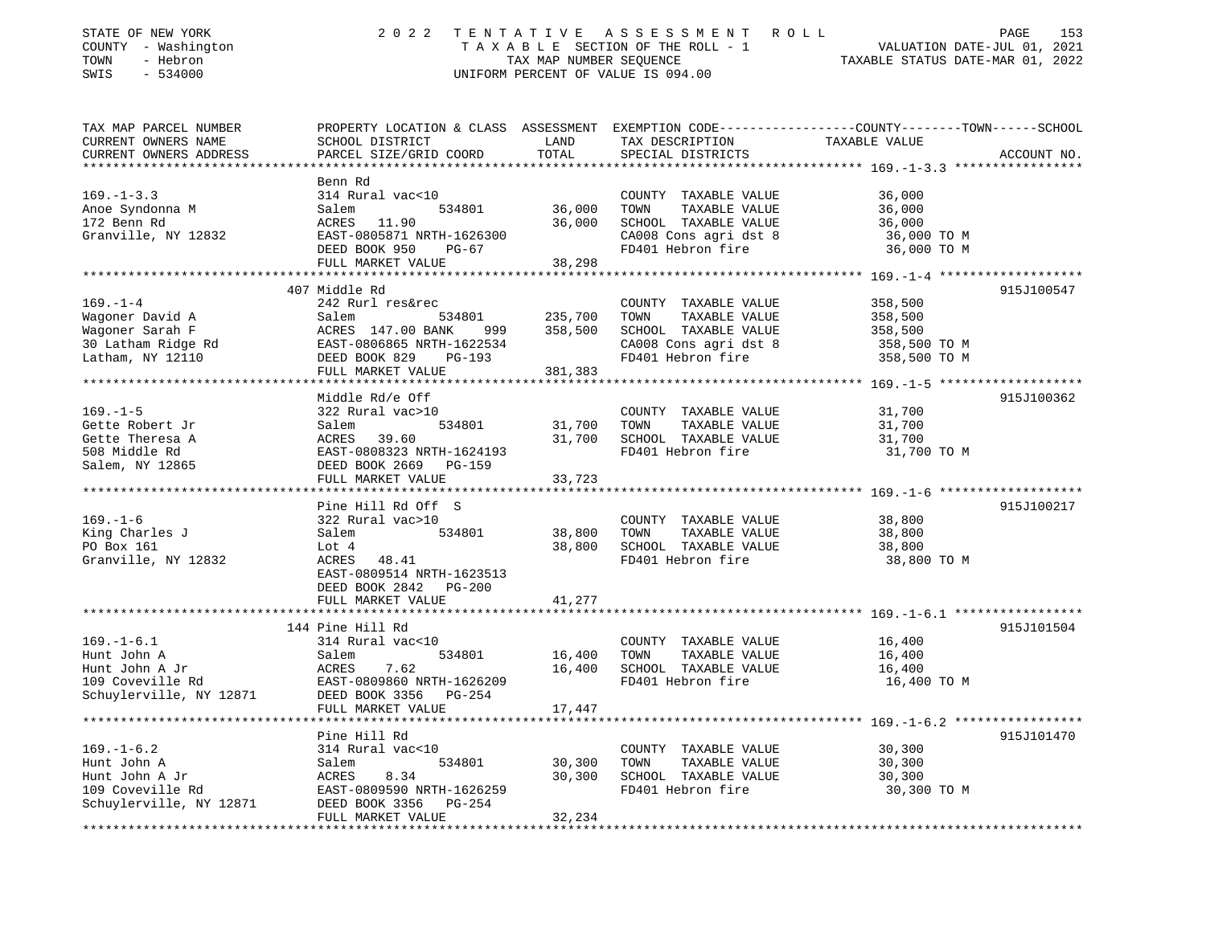STATE OF NEW YORK — 2022 TENTATIVE ASSESSMENT ROLL
COUNTY - Washington — TAXABLE SECTION OF THE ROLL - 1 — VALUATION DATE-JUL 01, 2021
TOWN - Hebron — TAX MAP NUMBER SEQUENCE — TAXABLE STATUS DATE-MAR 01, 2022
SWIS - 534000 — UNIFORM PERCENT OF VALUE IS 094.00

| TAX MAP PARCEL NUMBER / CURRENT OWNERS NAME / CURRENT OWNERS ADDRESS | PROPERTY LOCATION & CLASS / SCHOOL DISTRICT / PARCEL SIZE/GRID COORD | ASSESSMENT LAND | TOTAL | EXEMPTION CODE / TAX DESCRIPTION / SPECIAL DISTRICTS | TAXABLE VALUE (COUNTY / TOWN / SCHOOL) | ACCOUNT NO. |
|---|---|---|---|---|---|---|
| **169.-1-3.3** | Benn Rd | | | | | |
| 169.-1-3.3 | 314 Rural vac<10 | | | COUNTY TAXABLE VALUE | 36,000 | |
| Anoe Syndonna M | Salem 534801 | 36,000 | | TOWN TAXABLE VALUE | 36,000 | |
| 172 Benn Rd | ACRES 11.90 | | 36,000 | SCHOOL TAXABLE VALUE | 36,000 | |
| Granville, NY 12832 | EAST-0805871 NRTH-1626300 | | | CA008 Cons agri dst 8 | 36,000 TO M | |
| | DEED BOOK 950 PG-67 | | | FD401 Hebron fire | 36,000 TO M | |
| | FULL MARKET VALUE | | 38,298 | | | |
| **169.-1-4** | 407 Middle Rd | | | | | 915J100547 |
| 169.-1-4 | 242 Rurl res&rec | | | COUNTY TAXABLE VALUE | 358,500 | |
| Wagoner David A | Salem 534801 | 235,700 | | TOWN TAXABLE VALUE | 358,500 | |
| Wagoner Sarah F | ACRES 147.00 BANK 999 | | 358,500 | SCHOOL TAXABLE VALUE | 358,500 | |
| 30 Latham Ridge Rd | EAST-0806865 NRTH-1622534 | | | CA008 Cons agri dst 8 | 358,500 TO M | |
| Latham, NY 12110 | DEED BOOK 829 PG-193 | | | FD401 Hebron fire | 358,500 TO M | |
| | FULL MARKET VALUE | | 381,383 | | | |
| **169.-1-5** | Middle Rd/e Off | | | | | 915J100362 |
| 169.-1-5 | 322 Rural vac>10 | | | COUNTY TAXABLE VALUE | 31,700 | |
| Gette Robert Jr | Salem 534801 | 31,700 | | TOWN TAXABLE VALUE | 31,700 | |
| Gette Theresa A | ACRES 39.60 | | 31,700 | SCHOOL TAXABLE VALUE | 31,700 | |
| 508 Middle Rd | EAST-0808323 NRTH-1624193 | | | FD401 Hebron fire | 31,700 TO M | |
| Salem, NY 12865 | DEED BOOK 2669 PG-159 | | | | | |
| | FULL MARKET VALUE | | 33,723 | | | |
| **169.-1-6** | Pine Hill Rd Off S | | | | | 915J100217 |
| 169.-1-6 | 322 Rural vac>10 | | | COUNTY TAXABLE VALUE | 38,800 | |
| King Charles J | Salem 534801 | 38,800 | | TOWN TAXABLE VALUE | 38,800 | |
| PO Box 161 | Lot 4 | | 38,800 | SCHOOL TAXABLE VALUE | 38,800 | |
| Granville, NY 12832 | ACRES 48.41 | | | FD401 Hebron fire | 38,800 TO M | |
| | EAST-0809514 NRTH-1623513 | | | | | |
| | DEED BOOK 2842 PG-200 | | | | | |
| | FULL MARKET VALUE | | 41,277 | | | |
| **169.-1-6.1** | 144 Pine Hill Rd | | | | | 915J101504 |
| 169.-1-6.1 | 314 Rural vac<10 | | | COUNTY TAXABLE VALUE | 16,400 | |
| Hunt John A | Salem 534801 | 16,400 | | TOWN TAXABLE VALUE | 16,400 | |
| Hunt John A Jr | ACRES 7.62 | | 16,400 | SCHOOL TAXABLE VALUE | 16,400 | |
| 109 Coveville Rd | EAST-0809860 NRTH-1626209 | | | FD401 Hebron fire | 16,400 TO M | |
| Schuylerville, NY 12871 | DEED BOOK 3356 PG-254 | | | | | |
| | FULL MARKET VALUE | | 17,447 | | | |
| **169.-1-6.2** | Pine Hill Rd | | | | | 915J101470 |
| 169.-1-6.2 | 314 Rural vac<10 | | | COUNTY TAXABLE VALUE | 30,300 | |
| Hunt John A | Salem 534801 | 30,300 | | TOWN TAXABLE VALUE | 30,300 | |
| Hunt John A Jr | ACRES 8.34 | | 30,300 | SCHOOL TAXABLE VALUE | 30,300 | |
| 109 Coveville Rd | EAST-0809590 NRTH-1626259 | | | FD401 Hebron fire | 30,300 TO M | |
| Schuylerville, NY 12871 | DEED BOOK 3356 PG-254 | | | | | |
| | FULL MARKET VALUE | | 32,234 | | | |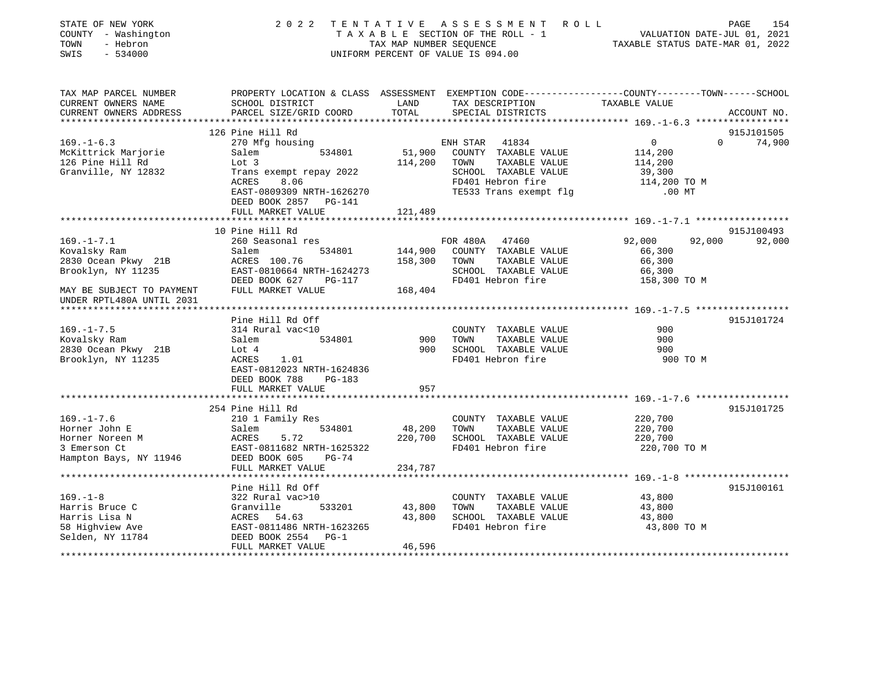STATE OF NEW YORK — 2022 TENTATIVE ASSESSMENT ROLL
COUNTY - Washington — TAXABLE SECTION OF THE ROLL - 1 — VALUATION DATE-JUL 01, 2021
TOWN - Hebron — TAX MAP NUMBER SEQUENCE — TAXABLE STATUS DATE-MAR 01, 2022
SWIS - 534000 — UNIFORM PERCENT OF VALUE IS 094.00

| TAX MAP PARCEL NUMBER / CURRENT OWNERS NAME / CURRENT OWNERS ADDRESS | PROPERTY LOCATION & CLASS / SCHOOL DISTRICT / PARCEL SIZE/GRID COORD | ASSESSMENT LAND | TOTAL | EXEMPTION CODE / TAX DESCRIPTION / SPECIAL DISTRICTS | COUNTY | TOWN | SCHOOL / ACCOUNT NO. |
|---|---|---|---|---|---|---|---|
| **169.-1-6.3** | 126 Pine Hill Rd | | | | | | 915J101505 |
| McKittrick Marjorie | 270 Mfg housing | | | ENH STAR 41834 | 0 | 0 | 74,900 |
| 126 Pine Hill Rd | Salem 534801 | 51,900 | | COUNTY TAXABLE VALUE | 114,200 | | |
| Granville, NY 12832 | Lot 3 | | 114,200 | TOWN TAXABLE VALUE | | 114,200 | |
| | Trans exempt repay 2022 | | | SCHOOL TAXABLE VALUE | | | 39,300 |
| | ACRES 8.06 | | | FD401 Hebron fire | 114,200 TO M | | |
| | EAST-0809309 NRTH-1626270 | | | TE533 Trans exempt flg | .00 MT | | |
| | DEED BOOK 2857 PG-141 | | | | | | |
| | FULL MARKET VALUE | | 121,489 | | | | |
| **169.-1-7.1** | 10 Pine Hill Rd | | | | | | 915J100493 |
| Kovalsky Ram | 260 Seasonal res | | | FOR 480A 47460 | 92,000 | 92,000 | 92,000 |
| 2830 Ocean Pkwy 21B | Salem 534801 | 144,900 | | COUNTY TAXABLE VALUE | 66,300 | | |
| Brooklyn, NY 11235 | ACRES 100.76 | | 158,300 | TOWN TAXABLE VALUE | | 66,300 | |
| | EAST-0810664 NRTH-1624273 | | | SCHOOL TAXABLE VALUE | | | 66,300 |
| | DEED BOOK 627 PG-117 | | | FD401 Hebron fire | 158,300 TO M | | |
| MAY BE SUBJECT TO PAYMENT UNDER RPTL480A UNTIL 2031 | FULL MARKET VALUE | | 168,404 | | | | |
| **169.-1-7.5** | Pine Hill Rd Off | | | | | | 915J101724 |
| Kovalsky Ram | 314 Rural vac<10 | | | COUNTY TAXABLE VALUE | 900 | | |
| 2830 Ocean Pkwy 21B | Salem 534801 | 900 | | TOWN TAXABLE VALUE | | 900 | |
| Brooklyn, NY 11235 | Lot 4 | | 900 | SCHOOL TAXABLE VALUE | | | 900 |
| | ACRES 1.01 | | | FD401 Hebron fire | 900 TO M | | |
| | EAST-0812023 NRTH-1624836 | | | | | | |
| | DEED BOOK 788 PG-183 | | | | | | |
| | FULL MARKET VALUE | | 957 | | | | |
| **169.-1-7.6** | 254 Pine Hill Rd | | | | | | 915J101725 |
| Horner John E | 210 1 Family Res | | | COUNTY TAXABLE VALUE | 220,700 | | |
| Horner Noreen M | Salem 534801 | 48,200 | | TOWN TAXABLE VALUE | | 220,700 | |
| 3 Emerson Ct | ACRES 5.72 | | 220,700 | SCHOOL TAXABLE VALUE | | | 220,700 |
| Hampton Bays, NY 11946 | EAST-0811682 NRTH-1625322 | | | FD401 Hebron fire | 220,700 TO M | | |
| | DEED BOOK 605 PG-74 | | | | | | |
| | FULL MARKET VALUE | | 234,787 | | | | |
| **169.-1-8** | Pine Hill Rd Off | | | | | | 915J100161 |
| Harris Bruce C | 322 Rural vac>10 | | | COUNTY TAXABLE VALUE | 43,800 | | |
| Harris Lisa N | Granville 533201 | 43,800 | | TOWN TAXABLE VALUE | | 43,800 | |
| 58 Highview Ave | ACRES 54.63 | | 43,800 | SCHOOL TAXABLE VALUE | | | 43,800 |
| Selden, NY 11784 | EAST-0811486 NRTH-1623265 | | | FD401 Hebron fire | 43,800 TO M | | |
| | DEED BOOK 2554 PG-1 | | | | | | |
| | FULL MARKET VALUE | | 46,596 | | | | |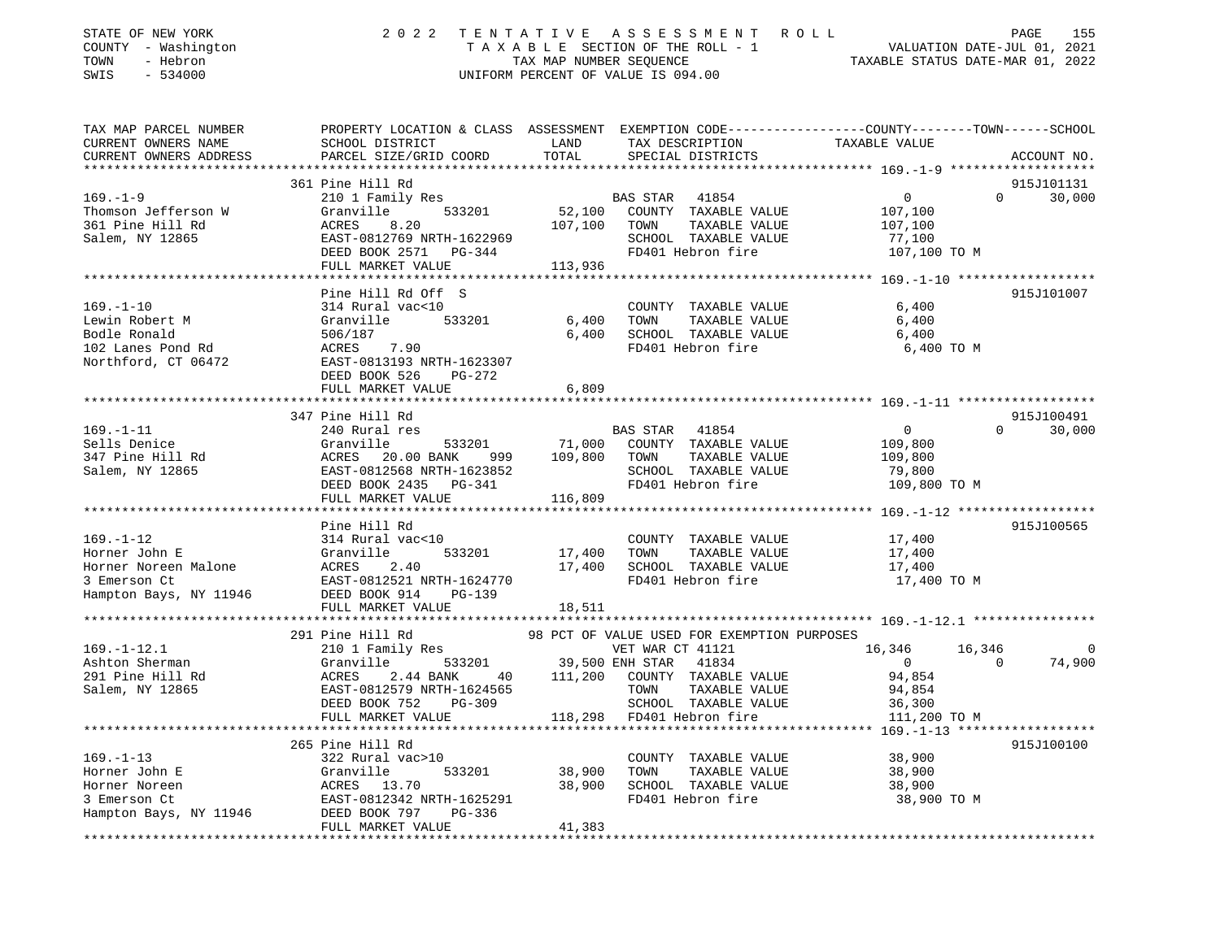STATE OF NEW YORK                    2 0 2 2   T E N T A T I V E   A S S E S S M E N T   R O L L
COUNTY - Washington                  T A X A B L E SECTION OF THE ROLL - 1                VALUATION DATE-JUL 01, 2021
TOWN - Hebron                        TAX MAP NUMBER SEQUENCE                              TAXABLE STATUS DATE-MAR 01, 2022
SWIS - 534000                        UNIFORM PERCENT OF VALUE IS 094.00

```
TAX MAP PARCEL NUMBER          PROPERTY LOCATION & CLASS  ASSESSMENT  EXEMPTION CODE-----------------COUNTY--------TOWN------SCHOOL
CURRENT OWNERS NAME            SCHOOL DISTRICT              LAND      TAX DESCRIPTION             TAXABLE VALUE
CURRENT OWNERS ADDRESS         PARCEL SIZE/GRID COORD       TOTAL     SPECIAL DISTRICTS                                      ACCOUNT NO.
******************************************************************************************************* 169.-1-9 *******************
                               361 Pine Hill Rd                                                                           915J101131
169.-1-9                       210 1 Family Res                     BAS STAR   41854              0            0        30,000
Thomson Jefferson W            Granville       533201      52,100   COUNTY  TAXABLE VALUE        107,100
361 Pine Hill Rd               ACRES     8.20             107,100   TOWN    TAXABLE VALUE        107,100
Salem, NY 12865                EAST-0812769 NRTH-1622969            SCHOOL  TAXABLE VALUE         77,100
                               DEED BOOK 2571   PG-344              FD401 Hebron fire            107,100 TO M
                               FULL MARKET VALUE          113,936
******************************************************************************************************* 169.-1-10 ******************
                               Pine Hill Rd Off  S                                                                        915J101007
169.-1-10                      314 Rural vac<10                     COUNTY  TAXABLE VALUE          6,400
Lewin Robert M                 Granville       533201       6,400   TOWN    TAXABLE VALUE          6,400
Bodle Ronald                   506/187                      6,400   SCHOOL  TAXABLE VALUE          6,400
102 Lanes Pond Rd              ACRES     7.90                       FD401 Hebron fire              6,400 TO M
Northford, CT 06472            EAST-0813193 NRTH-1623307
                               DEED BOOK 526    PG-272
                               FULL MARKET VALUE            6,809
******************************************************************************************************* 169.-1-11 ******************
                               347 Pine Hill Rd                                                                           915J100491
169.-1-11                      240 Rural res                        BAS STAR   41854              0            0        30,000
Sells Denice                   Granville       533201      71,000   COUNTY  TAXABLE VALUE        109,800
347 Pine Hill Rd               ACRES    20.00 BANK     999  109,800 TOWN    TAXABLE VALUE        109,800
Salem, NY 12865                EAST-0812568 NRTH-1623852            SCHOOL  TAXABLE VALUE         79,800
                               DEED BOOK 2435   PG-341              FD401 Hebron fire            109,800 TO M
                               FULL MARKET VALUE          116,809
******************************************************************************************************* 169.-1-12 ******************
                               Pine Hill Rd                                                                               915J100565
169.-1-12                      314 Rural vac<10                     COUNTY  TAXABLE VALUE         17,400
Horner John E                  Granville       533201      17,400   TOWN    TAXABLE VALUE         17,400
Horner Noreen Malone           ACRES     2.40              17,400   SCHOOL  TAXABLE VALUE         17,400
3 Emerson Ct                   EAST-0812521 NRTH-1624770            FD401 Hebron fire             17,400 TO M
Hampton Bays, NY 11946         DEED BOOK 914    PG-139
                               FULL MARKET VALUE           18,511
******************************************************************************************************* 169.-1-12.1 ****************
                               291 Pine Hill Rd              98 PCT OF VALUE USED FOR EXEMPTION PURPOSES
169.-1-12.1                    210 1 Family Res                     VET WAR CT 41121          16,346       16,346            0
Ashton Sherman                 Granville       533201      39,500 ENH STAR   41834                0            0        74,900
291 Pine Hill Rd               ACRES     2.44 BANK      40  111,200 COUNTY  TAXABLE VALUE         94,854
Salem, NY 12865                EAST-0812579 NRTH-1624565            TOWN    TAXABLE VALUE         94,854
                               DEED BOOK 752    PG-309              SCHOOL  TAXABLE VALUE         36,300
                               FULL MARKET VALUE          118,298   FD401 Hebron fire            111,200 TO M
******************************************************************************************************* 169.-1-13 ******************
                               265 Pine Hill Rd                                                                           915J100100
169.-1-13                      322 Rural vac>10                     COUNTY  TAXABLE VALUE         38,900
Horner John E                  Granville       533201      38,900   TOWN    TAXABLE VALUE         38,900
Horner Noreen                  ACRES    13.70              38,900   SCHOOL  TAXABLE VALUE         38,900
3 Emerson Ct                   EAST-0812342 NRTH-1625291            FD401 Hebron fire             38,900 TO M
Hampton Bays, NY 11946         DEED BOOK 797    PG-336
                               FULL MARKET VALUE           41,383
************************************************************************************************************************************
```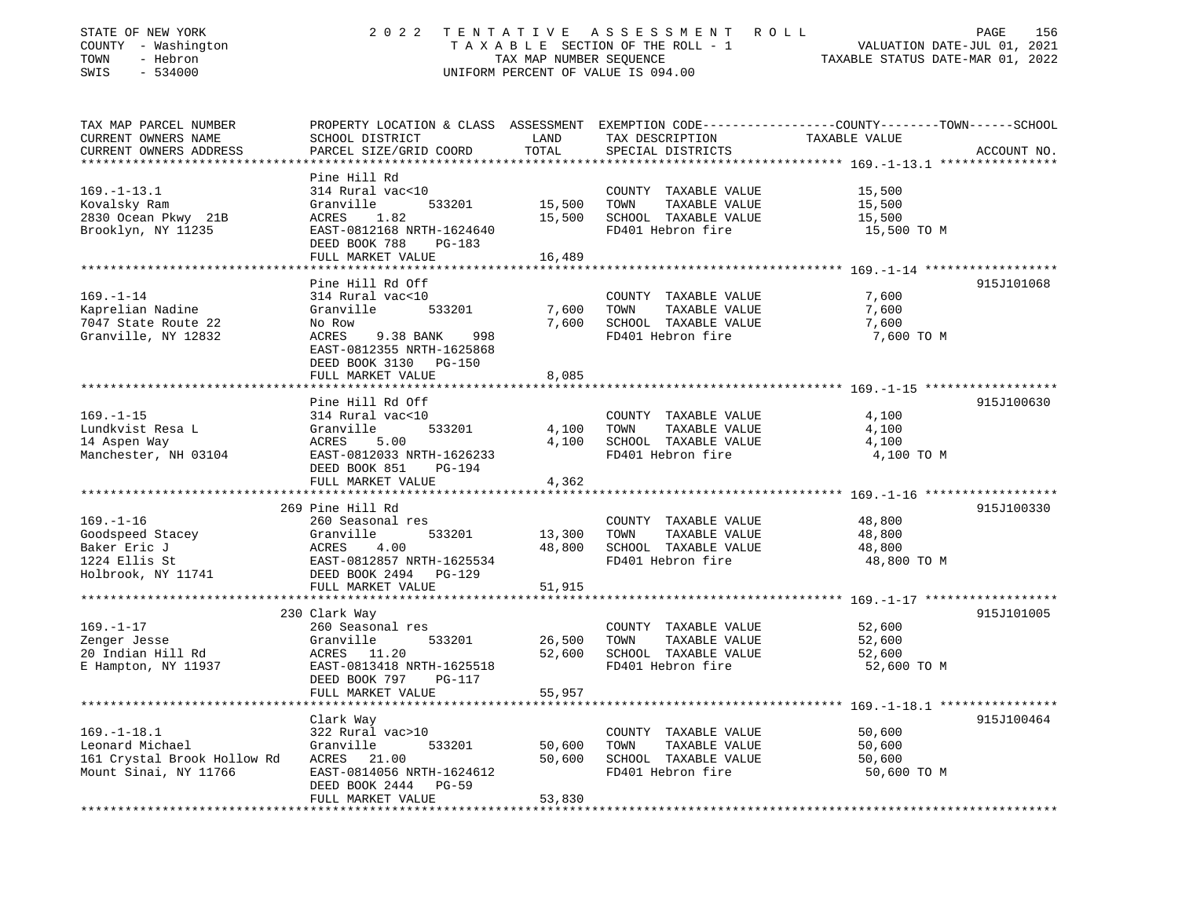STATE OF NEW YORK — COUNTY - Washington — TOWN - Hebron — SWIS - 534000

2022 TENTATIVE ASSESSMENT ROLL
TAXABLE SECTION OF THE ROLL - 1
TAX MAP NUMBER SEQUENCE
UNIFORM PERCENT OF VALUE IS 094.00

VALUATION DATE-JUL 01, 2021
TAXABLE STATUS DATE-MAR 01, 2022

| TAX MAP PARCEL NUMBER / CURRENT OWNERS NAME / CURRENT OWNERS ADDRESS | PROPERTY LOCATION & CLASS / SCHOOL DISTRICT / PARCEL SIZE/GRID COORD | LAND | ASSESSMENT TOTAL | EXEMPTION CODE / TAX DESCRIPTION / SPECIAL DISTRICTS | TAXABLE VALUE (COUNTY / TOWN / SCHOOL) | ACCOUNT NO. |
|---|---|---|---|---|---|---|
| **169.-1-13.1** | Pine Hill Rd | | | | | |
| Kovalsky Ram | 314 Rural vac<10 | | | COUNTY TAXABLE VALUE | 15,500 | |
| 2830 Ocean Pkwy 21B | Granville 533201 | 15,500 | | TOWN TAXABLE VALUE | 15,500 | |
| Brooklyn, NY 11235 | ACRES 1.82 | | 15,500 | SCHOOL TAXABLE VALUE | 15,500 | |
| | EAST-0812168 NRTH-1624640 | | | FD401 Hebron fire | 15,500 TO M | |
| | DEED BOOK 788 PG-183 | | | | | |
| | FULL MARKET VALUE | | 16,489 | | | |
| **169.-1-14** | Pine Hill Rd Off | | | | | 915J101068 |
| Kaprelian Nadine | 314 Rural vac<10 | | | COUNTY TAXABLE VALUE | 7,600 | |
| 7047 State Route 22 | Granville 533201 | 7,600 | | TOWN TAXABLE VALUE | 7,600 | |
| Granville, NY 12832 | No Row | | 7,600 | SCHOOL TAXABLE VALUE | 7,600 | |
| | ACRES 9.38 BANK 998 | | | FD401 Hebron fire | 7,600 TO M | |
| | EAST-0812355 NRTH-1625868 | | | | | |
| | DEED BOOK 3130 PG-150 | | | | | |
| | FULL MARKET VALUE | | 8,085 | | | |
| **169.-1-15** | Pine Hill Rd Off | | | | | 915J100630 |
| Lundkvist Resa L | 314 Rural vac<10 | | | COUNTY TAXABLE VALUE | 4,100 | |
| 14 Aspen Way | Granville 533201 | 4,100 | | TOWN TAXABLE VALUE | 4,100 | |
| Manchester, NH 03104 | ACRES 5.00 | | 4,100 | SCHOOL TAXABLE VALUE | 4,100 | |
| | EAST-0812033 NRTH-1626233 | | | FD401 Hebron fire | 4,100 TO M | |
| | DEED BOOK 851 PG-194 | | | | | |
| | FULL MARKET VALUE | | 4,362 | | | |
| **169.-1-16** | 269 Pine Hill Rd | | | | | 915J100330 |
| Goodspeed Stacey | 260 Seasonal res | | | COUNTY TAXABLE VALUE | 48,800 | |
| Baker Eric J | Granville 533201 | 13,300 | | TOWN TAXABLE VALUE | 48,800 | |
| 1224 Ellis St | ACRES 4.00 | | 48,800 | SCHOOL TAXABLE VALUE | 48,800 | |
| Holbrook, NY 11741 | EAST-0812857 NRTH-1625534 | | | FD401 Hebron fire | 48,800 TO M | |
| | DEED BOOK 2494 PG-129 | | | | | |
| | FULL MARKET VALUE | | 51,915 | | | |
| **169.-1-17** | 230 Clark Way | | | | | 915J101005 |
| Zenger Jesse | 260 Seasonal res | | | COUNTY TAXABLE VALUE | 52,600 | |
| 20 Indian Hill Rd | Granville 533201 | 26,500 | | TOWN TAXABLE VALUE | 52,600 | |
| E Hampton, NY 11937 | ACRES 11.20 | | 52,600 | SCHOOL TAXABLE VALUE | 52,600 | |
| | EAST-0813418 NRTH-1625518 | | | FD401 Hebron fire | 52,600 TO M | |
| | DEED BOOK 797 PG-117 | | | | | |
| | FULL MARKET VALUE | | 55,957 | | | |
| **169.-1-18.1** | Clark Way | | | | | 915J100464 |
| Leonard Michael | 322 Rural vac>10 | | | COUNTY TAXABLE VALUE | 50,600 | |
| 161 Crystal Brook Hollow Rd | Granville 533201 | 50,600 | | TOWN TAXABLE VALUE | 50,600 | |
| Mount Sinai, NY 11766 | ACRES 21.00 | | 50,600 | SCHOOL TAXABLE VALUE | 50,600 | |
| | EAST-0814056 NRTH-1624612 | | | FD401 Hebron fire | 50,600 TO M | |
| | DEED BOOK 2444 PG-59 | | | | | |
| | FULL MARKET VALUE | | 53,830 | | | |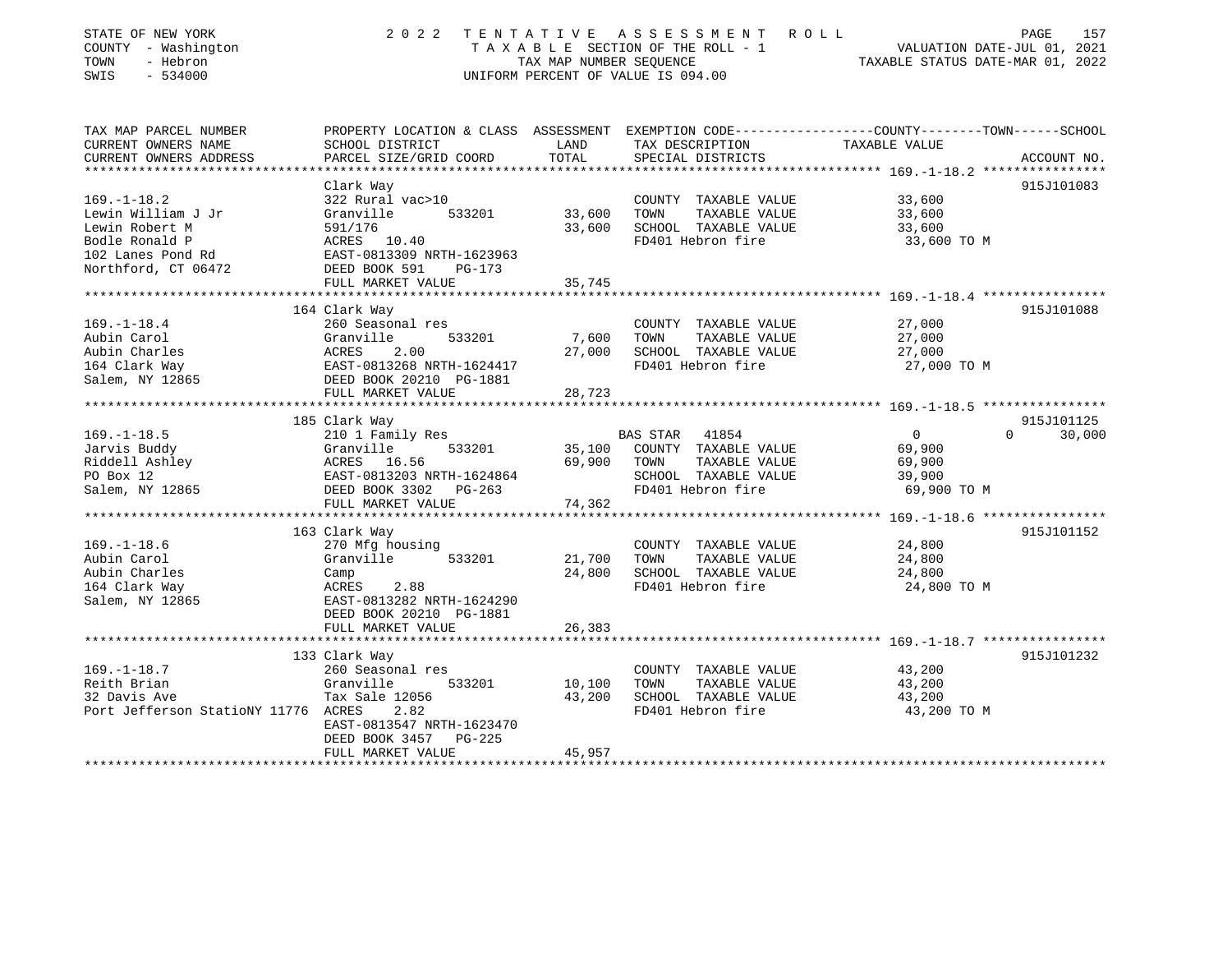STATE OF NEW YORK | 2022 TENTATIVE ASSESSMENT ROLL
COUNTY - Washington | TAXABLE SECTION OF THE ROLL - 1 | VALUATION DATE-JUL 01, 2021
TOWN - Hebron | TAX MAP NUMBER SEQUENCE | TAXABLE STATUS DATE-MAR 01, 2022
SWIS - 534000 | UNIFORM PERCENT OF VALUE IS 094.00

| TAX MAP PARCEL NUMBER / CURRENT OWNERS NAME / CURRENT OWNERS ADDRESS | PROPERTY LOCATION & CLASS / SCHOOL DISTRICT / PARCEL SIZE/GRID COORD | ASSESSMENT LAND | ASSESSMENT TOTAL | EXEMPTION CODE / TAX DESCRIPTION / SPECIAL DISTRICTS | COUNTY / TOWN TAXABLE VALUE | SCHOOL | ACCOUNT NO. |
|---|---|---|---|---|---|---|---|
| 169.-1-18.2 | Clark Way | | | | | | 915J101083 |
| 169.-1-18.2 | 322 Rural vac>10 | | | COUNTY TAXABLE VALUE | 33,600 | | |
| Lewin William J Jr | Granville 533201 | 33,600 | | TOWN TAXABLE VALUE | 33,600 | | |
| Lewin Robert M | 591/176 | | 33,600 | SCHOOL TAXABLE VALUE | 33,600 | | |
| Bodle Ronald P | ACRES 10.40 | | | FD401 Hebron fire | 33,600 TO M | | |
| 102 Lanes Pond Rd | EAST-0813309 NRTH-1623963 | | | | | | |
| Northford, CT 06472 | DEED BOOK 591 PG-173 | | | | | | |
| | FULL MARKET VALUE | | 35,745 | | | | |
| 169.-1-18.4 | 164 Clark Way | | | | | | 915J101088 |
| 169.-1-18.4 | 260 Seasonal res | | | COUNTY TAXABLE VALUE | 27,000 | | |
| Aubin Carol | Granville 533201 | 7,600 | | TOWN TAXABLE VALUE | 27,000 | | |
| Aubin Charles | ACRES 2.00 | | 27,000 | SCHOOL TAXABLE VALUE | 27,000 | | |
| 164 Clark Way | EAST-0813268 NRTH-1624417 | | | FD401 Hebron fire | 27,000 TO M | | |
| Salem, NY 12865 | DEED BOOK 20210 PG-1881 | | | | | | |
| | FULL MARKET VALUE | | 28,723 | | | | |
| 169.-1-18.5 | 185 Clark Way | | | | | | 915J101125 |
| 169.-1-18.5 | 210 1 Family Res | | | BAS STAR 41854 | 0 | 0 | 30,000 |
| Jarvis Buddy | Granville 533201 | 35,100 | | COUNTY TAXABLE VALUE | 69,900 | | |
| Riddell Ashley | ACRES 16.56 | | 69,900 | TOWN TAXABLE VALUE | 69,900 | | |
| PO Box 12 | EAST-0813203 NRTH-1624864 | | | SCHOOL TAXABLE VALUE | 39,900 | | |
| Salem, NY 12865 | DEED BOOK 3302 PG-263 | | | FD401 Hebron fire | 69,900 TO M | | |
| | FULL MARKET VALUE | | 74,362 | | | | |
| 169.-1-18.6 | 163 Clark Way | | | | | | 915J101152 |
| 169.-1-18.6 | 270 Mfg housing | | | COUNTY TAXABLE VALUE | 24,800 | | |
| Aubin Carol | Granville 533201 | 21,700 | | TOWN TAXABLE VALUE | 24,800 | | |
| Aubin Charles | Camp | | 24,800 | SCHOOL TAXABLE VALUE | 24,800 | | |
| 164 Clark Way | ACRES 2.88 | | | FD401 Hebron fire | 24,800 TO M | | |
| Salem, NY 12865 | EAST-0813282 NRTH-1624290 | | | | | | |
| | DEED BOOK 20210 PG-1881 | | | | | | |
| | FULL MARKET VALUE | | 26,383 | | | | |
| 169.-1-18.7 | 133 Clark Way | | | | | | 915J101232 |
| 169.-1-18.7 | 260 Seasonal res | | | COUNTY TAXABLE VALUE | 43,200 | | |
| Reith Brian | Granville 533201 | 10,100 | | TOWN TAXABLE VALUE | 43,200 | | |
| 32 Davis Ave | Tax Sale 12056 | | 43,200 | SCHOOL TAXABLE VALUE | 43,200 | | |
| Port Jefferson StatioNY 11776 | ACRES 2.82 | | | FD401 Hebron fire | 43,200 TO M | | |
| | EAST-0813547 NRTH-1623470 | | | | | | |
| | DEED BOOK 3457 PG-225 | | | | | | |
| | FULL MARKET VALUE | | 45,957 | | | | |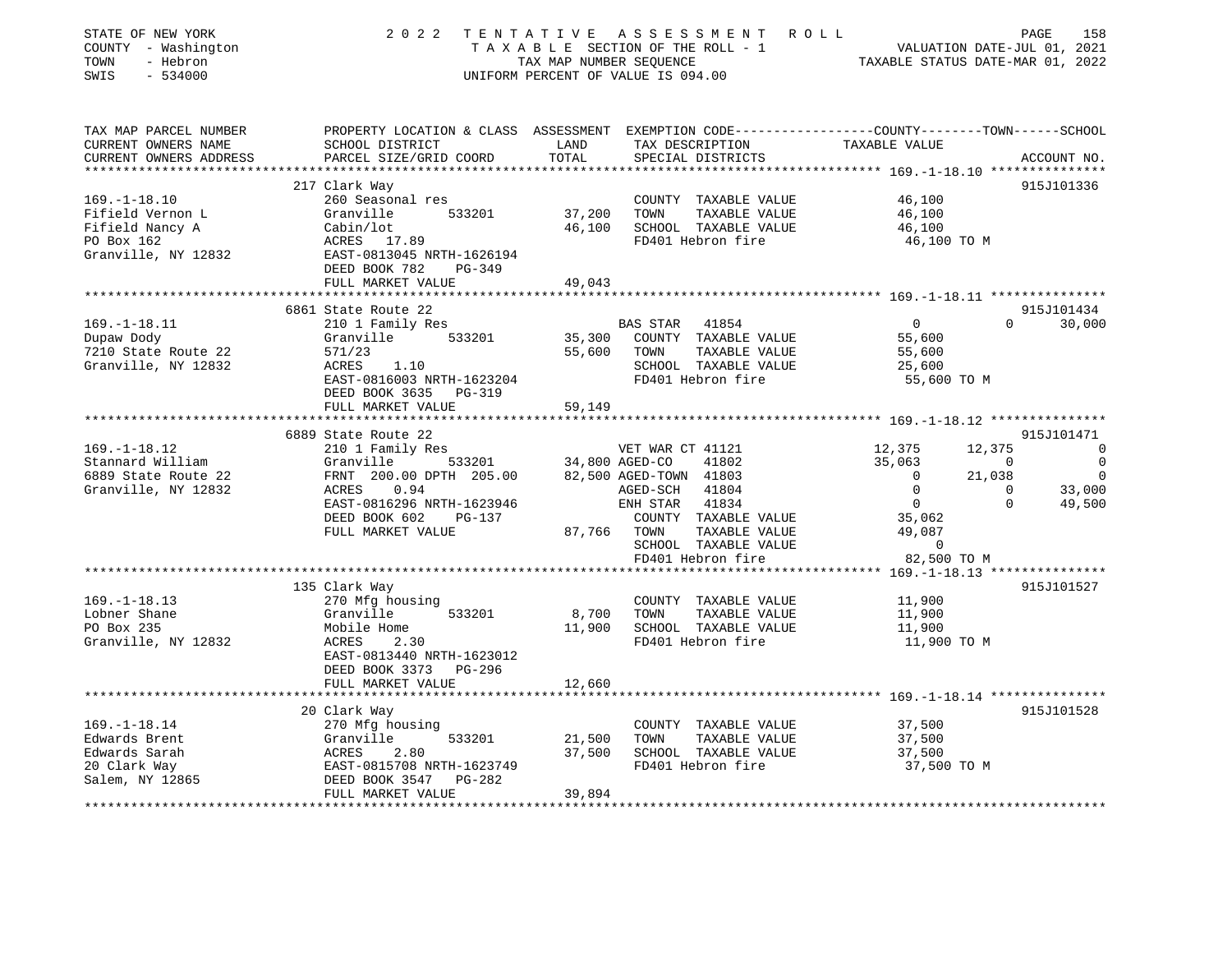STATE OF NEW YORK
COUNTY - Washington
TOWN - Hebron
SWIS - 534000

2022 TENTATIVE ASSESSMENT ROLL
TAXABLE SECTION OF THE ROLL - 1
TAX MAP NUMBER SEQUENCE
UNIFORM PERCENT OF VALUE IS 094.00

VALUATION DATE-JUL 01, 2021
TAXABLE STATUS DATE-MAR 01, 2022

| TAX MAP PARCEL NUMBER / CURRENT OWNERS NAME / CURRENT OWNERS ADDRESS | PROPERTY LOCATION & CLASS / SCHOOL DISTRICT / PARCEL SIZE/GRID COORD | LAND / TOTAL | EXEMPTION CODE / TAX DESCRIPTION / SPECIAL DISTRICTS | COUNTY | TOWN | SCHOOL | ACCOUNT NO. |
|---|---|---|---|---|---|---|---|
| **169.-1-18.10** | 217 Clark Way | | | | | | 915J101336 |
| 169.-1-18.10 | 260 Seasonal res | | COUNTY TAXABLE VALUE | 46,100 | | | |
| Fifield Vernon L | Granville 533201 | 37,200 | TOWN TAXABLE VALUE | | 46,100 | | |
| Fifield Nancy A | Cabin/lot | 46,100 | SCHOOL TAXABLE VALUE | | | 46,100 | |
| PO Box 162 | ACRES 17.89 | | FD401 Hebron fire | 46,100 TO M | | | |
| Granville, NY 12832 | EAST-0813045 NRTH-1626194 | | | | | | |
| | DEED BOOK 782 PG-349 | | | | | | |
| | FULL MARKET VALUE | 49,043 | | | | | |
| **169.-1-18.11** | 6861 State Route 22 | | | | | | 915J101434 |
| 169.-1-18.11 | 210 1 Family Res | | BAS STAR 41854 | 0 | 0 | 30,000 | |
| Dupaw Dody | Granville 533201 | 35,300 | COUNTY TAXABLE VALUE | 55,600 | | | |
| 7210 State Route 22 | 571/23 | 55,600 | TOWN TAXABLE VALUE | | 55,600 | | |
| Granville, NY 12832 | ACRES 1.10 | | SCHOOL TAXABLE VALUE | | | 25,600 | |
| | EAST-0816003 NRTH-1623204 | | FD401 Hebron fire | 55,600 TO M | | | |
| | DEED BOOK 3635 PG-319 | | | | | | |
| | FULL MARKET VALUE | 59,149 | | | | | |
| **169.-1-18.12** | 6889 State Route 22 | | | | | | 915J101471 |
| 169.-1-18.12 | 210 1 Family Res | | VET WAR CT 41121 | 12,375 | 12,375 | 0 | |
| Stannard William | Granville 533201 | 34,800 | AGED-CO 41802 | 35,063 | 0 | 0 | |
| 6889 State Route 22 | FRNT 200.00 DPTH 205.00 | 82,500 | AGED-TOWN 41803 | 0 | 21,038 | 0 | |
| Granville, NY 12832 | ACRES 0.94 | | AGED-SCH 41804 | 0 | 0 | 33,000 | |
| | EAST-0816296 NRTH-1623946 | | ENH STAR 41834 | 0 | 0 | 49,500 | |
| | DEED BOOK 602 PG-137 | | COUNTY TAXABLE VALUE | 35,062 | | | |
| | FULL MARKET VALUE | 87,766 | TOWN TAXABLE VALUE | | 49,087 | | |
| | | | SCHOOL TAXABLE VALUE | | | 0 | |
| | | | FD401 Hebron fire | 82,500 TO M | | | |
| **169.-1-18.13** | 135 Clark Way | | | | | | 915J101527 |
| 169.-1-18.13 | 270 Mfg housing | | COUNTY TAXABLE VALUE | 11,900 | | | |
| Lobner Shane | Granville 533201 | 8,700 | TOWN TAXABLE VALUE | | 11,900 | | |
| PO Box 235 | Mobile Home | 11,900 | SCHOOL TAXABLE VALUE | | | 11,900 | |
| Granville, NY 12832 | ACRES 2.30 | | FD401 Hebron fire | 11,900 TO M | | | |
| | EAST-0813440 NRTH-1623012 | | | | | | |
| | DEED BOOK 3373 PG-296 | | | | | | |
| | FULL MARKET VALUE | 12,660 | | | | | |
| **169.-1-18.14** | 20 Clark Way | | | | | | 915J101528 |
| 169.-1-18.14 | 270 Mfg housing | | COUNTY TAXABLE VALUE | 37,500 | | | |
| Edwards Brent | Granville 533201 | 21,500 | TOWN TAXABLE VALUE | | 37,500 | | |
| Edwards Sarah | ACRES 2.80 | 37,500 | SCHOOL TAXABLE VALUE | | | 37,500 | |
| 20 Clark Way | EAST-0815708 NRTH-1623749 | | FD401 Hebron fire | 37,500 TO M | | | |
| Salem, NY 12865 | DEED BOOK 3547 PG-282 | | | | | | |
| | FULL MARKET VALUE | 39,894 | | | | | |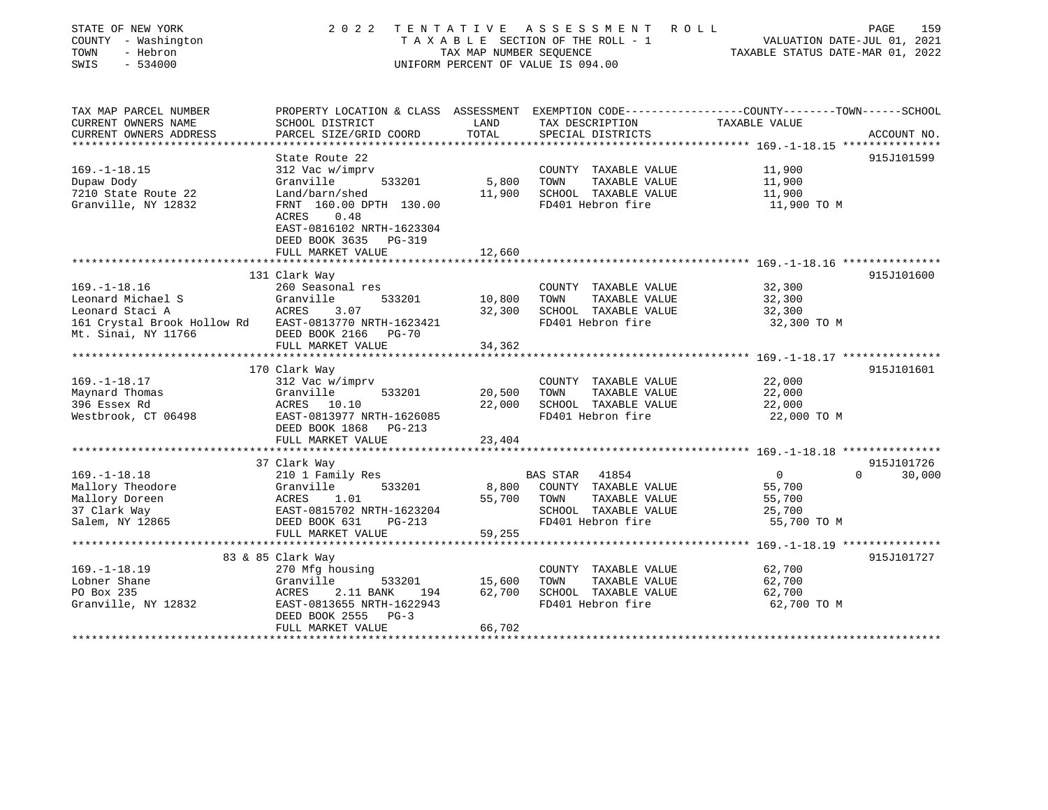STATE OF NEW YORK  
COUNTY - Washington  
TOWN - Hebron  
SWIS - 534000

2022 TENTATIVE ASSESSMENT ROLL  
TAXABLE SECTION OF THE ROLL - 1  
TAX MAP NUMBER SEQUENCE  
UNIFORM PERCENT OF VALUE IS 094.00

VALUATION DATE-JUL 01, 2021  
TAXABLE STATUS DATE-MAR 01, 2022

| TAX MAP PARCEL NUMBER / CURRENT OWNERS NAME / CURRENT OWNERS ADDRESS | PROPERTY LOCATION & CLASS / SCHOOL DISTRICT / PARCEL SIZE/GRID COORD | ASSESSMENT LAND | TOTAL | EXEMPTION CODE / TAX DESCRIPTION / SPECIAL DISTRICTS | COUNTY TAXABLE VALUE | TOWN | SCHOOL | ACCOUNT NO. |
|---|---|---|---|---|---|---|---|---|
| **169.-1-18.15** | State Route 22 | | | | | | | 915J101599 |
| 169.-1-18.15 | 312 Vac w/imprv | | | COUNTY TAXABLE VALUE | 11,900 | | | |
| Dupaw Dody | Granville 533201 | 5,800 | | TOWN TAXABLE VALUE | 11,900 | | | |
| 7210 State Route 22 | Land/barn/shed | | 11,900 | SCHOOL TAXABLE VALUE | 11,900 | | | |
| Granville, NY 12832 | FRNT 160.00 DPTH 130.00 | | | FD401 Hebron fire | 11,900 TO M | | | |
| | ACRES 0.48 | | | | | | | |
| | EAST-0816102 NRTH-1623304 | | | | | | | |
| | DEED BOOK 3635 PG-319 | | | | | | | |
| | FULL MARKET VALUE | | 12,660 | | | | | |
| **169.-1-18.16** | 131 Clark Way | | | | | | | 915J101600 |
| 169.-1-18.16 | 260 Seasonal res | | | COUNTY TAXABLE VALUE | 32,300 | | | |
| Leonard Michael S | Granville 533201 | 10,800 | | TOWN TAXABLE VALUE | 32,300 | | | |
| Leonard Staci A | ACRES 3.07 | | 32,300 | SCHOOL TAXABLE VALUE | 32,300 | | | |
| 161 Crystal Brook Hollow Rd | EAST-0813770 NRTH-1623421 | | | FD401 Hebron fire | 32,300 TO M | | | |
| Mt. Sinai, NY 11766 | DEED BOOK 2166 PG-70 | | | | | | | |
| | FULL MARKET VALUE | | 34,362 | | | | | |
| **169.-1-18.17** | 170 Clark Way | | | | | | | 915J101601 |
| 169.-1-18.17 | 312 Vac w/imprv | | | COUNTY TAXABLE VALUE | 22,000 | | | |
| Maynard Thomas | Granville 533201 | 20,500 | | TOWN TAXABLE VALUE | 22,000 | | | |
| 396 Essex Rd | ACRES 10.10 | | 22,000 | SCHOOL TAXABLE VALUE | 22,000 | | | |
| Westbrook, CT 06498 | EAST-0813977 NRTH-1626085 | | | FD401 Hebron fire | 22,000 TO M | | | |
| | DEED BOOK 1868 PG-213 | | | | | | | |
| | FULL MARKET VALUE | | 23,404 | | | | | |
| **169.-1-18.18** | 37 Clark Way | | | | | | | 915J101726 |
| 169.-1-18.18 | 210 1 Family Res | | | BAS STAR 41854 | 0 | 0 | 30,000 | |
| Mallory Theodore | Granville 533201 | 8,800 | | COUNTY TAXABLE VALUE | 55,700 | | | |
| Mallory Doreen | ACRES 1.01 | | 55,700 | TOWN TAXABLE VALUE | 55,700 | | | |
| 37 Clark Way | EAST-0815702 NRTH-1623204 | | | SCHOOL TAXABLE VALUE | 25,700 | | | |
| Salem, NY 12865 | DEED BOOK 631 PG-213 | | | FD401 Hebron fire | 55,700 TO M | | | |
| | FULL MARKET VALUE | | 59,255 | | | | | |
| **169.-1-18.19** | 83 & 85 Clark Way | | | | | | | 915J101727 |
| 169.-1-18.19 | 270 Mfg housing | | | COUNTY TAXABLE VALUE | 62,700 | | | |
| Lobner Shane | Granville 533201 | 15,600 | | TOWN TAXABLE VALUE | 62,700 | | | |
| PO Box 235 | ACRES 2.11 BANK 194 | | 62,700 | SCHOOL TAXABLE VALUE | 62,700 | | | |
| Granville, NY 12832 | EAST-0813655 NRTH-1622943 | | | FD401 Hebron fire | 62,700 TO M | | | |
| | DEED BOOK 2555 PG-3 | | | | | | | |
| | FULL MARKET VALUE | | 66,702 | | | | | |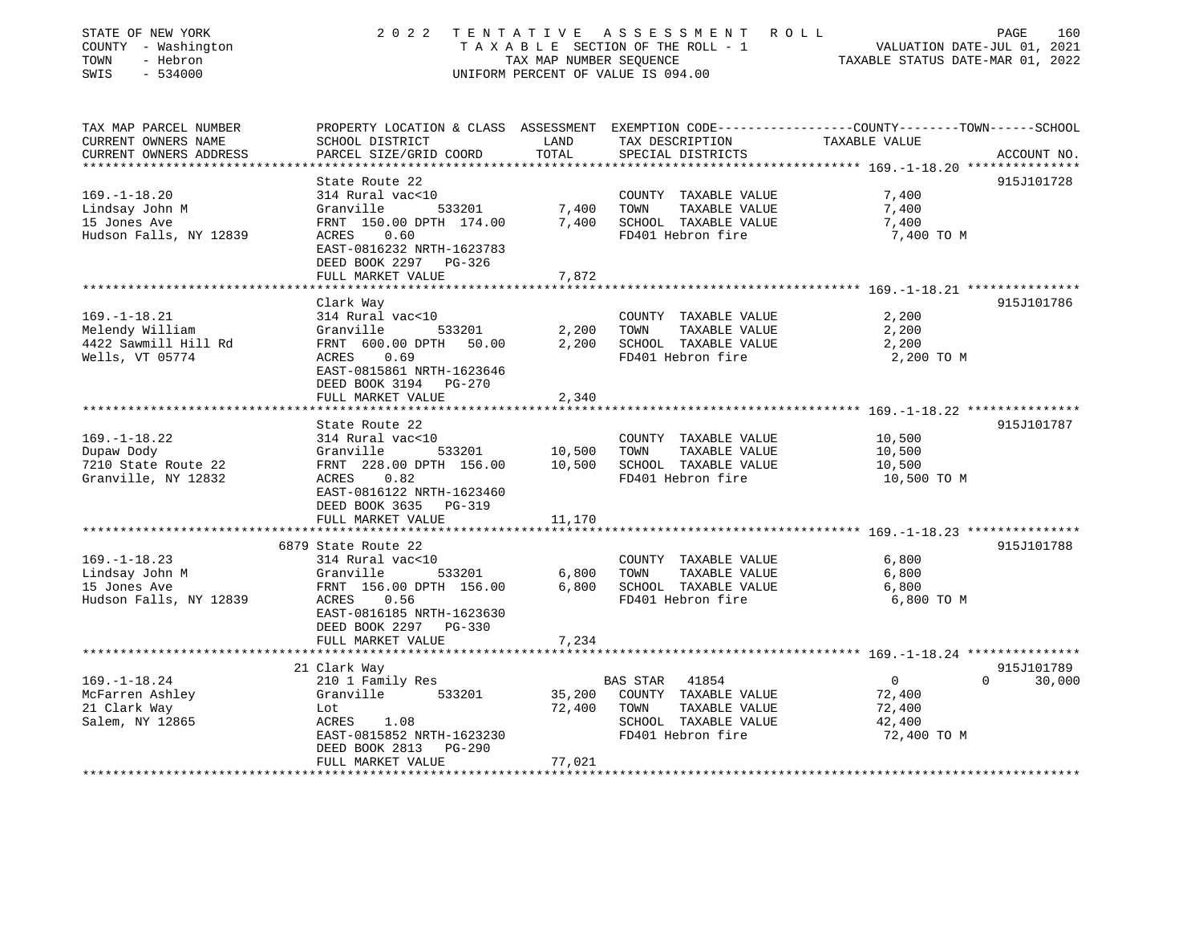STATE OF NEW YORK
COUNTY - Washington
TOWN - Hebron
SWIS - 534000

2022 TENTATIVE ASSESSMENT ROLL
TAXABLE SECTION OF THE ROLL - 1
TAX MAP NUMBER SEQUENCE
UNIFORM PERCENT OF VALUE IS 094.00

VALUATION DATE-JUL 01, 2021
TAXABLE STATUS DATE-MAR 01, 2022

| TAX MAP PARCEL NUMBER / CURRENT OWNERS NAME / CURRENT OWNERS ADDRESS | PROPERTY LOCATION & CLASS / SCHOOL DISTRICT / PARCEL SIZE/GRID COORD | ASSESSMENT LAND | TOTAL | EXEMPTION CODE / TAX DESCRIPTION / SPECIAL DISTRICTS | COUNTY / TOWN / SCHOOL TAXABLE VALUE | ACCOUNT NO. |
|---|---|---|---|---|---|---|
| **169.-1-18.20** | State Route 22 | | | | | 915J101728 |
| 169.-1-18.20 | 314 Rural vac<10 | | | COUNTY TAXABLE VALUE | 7,400 | |
| Lindsay John M | Granville 533201 | 7,400 | | TOWN TAXABLE VALUE | 7,400 | |
| 15 Jones Ave | FRNT 150.00 DPTH 174.00 | | 7,400 | SCHOOL TAXABLE VALUE | 7,400 | |
| Hudson Falls, NY 12839 | ACRES 0.60 | | | FD401 Hebron fire | 7,400 TO M | |
| | EAST-0816232 NRTH-1623783 | | | | | |
| | DEED BOOK 2297 PG-326 | | | | | |
| | FULL MARKET VALUE | | 7,872 | | | |
| **169.-1-18.21** | Clark Way | | | | | 915J101786 |
| 169.-1-18.21 | 314 Rural vac<10 | | | COUNTY TAXABLE VALUE | 2,200 | |
| Melendy William | Granville 533201 | 2,200 | | TOWN TAXABLE VALUE | 2,200 | |
| 4422 Sawmill Hill Rd | FRNT 600.00 DPTH 50.00 | | 2,200 | SCHOOL TAXABLE VALUE | 2,200 | |
| Wells, VT 05774 | ACRES 0.69 | | | FD401 Hebron fire | 2,200 TO M | |
| | EAST-0815861 NRTH-1623646 | | | | | |
| | DEED BOOK 3194 PG-270 | | | | | |
| | FULL MARKET VALUE | | 2,340 | | | |
| **169.-1-18.22** | State Route 22 | | | | | 915J101787 |
| 169.-1-18.22 | 314 Rural vac<10 | | | COUNTY TAXABLE VALUE | 10,500 | |
| Dupaw Dody | Granville 533201 | 10,500 | | TOWN TAXABLE VALUE | 10,500 | |
| 7210 State Route 22 | FRNT 228.00 DPTH 156.00 | | 10,500 | SCHOOL TAXABLE VALUE | 10,500 | |
| Granville, NY 12832 | ACRES 0.82 | | | FD401 Hebron fire | 10,500 TO M | |
| | EAST-0816122 NRTH-1623460 | | | | | |
| | DEED BOOK 3635 PG-319 | | | | | |
| | FULL MARKET VALUE | | 11,170 | | | |
| **169.-1-18.23** | 6879 State Route 22 | | | | | 915J101788 |
| 169.-1-18.23 | 314 Rural vac<10 | | | COUNTY TAXABLE VALUE | 6,800 | |
| Lindsay John M | Granville 533201 | 6,800 | | TOWN TAXABLE VALUE | 6,800 | |
| 15 Jones Ave | FRNT 156.00 DPTH 156.00 | | 6,800 | SCHOOL TAXABLE VALUE | 6,800 | |
| Hudson Falls, NY 12839 | ACRES 0.56 | | | FD401 Hebron fire | 6,800 TO M | |
| | EAST-0816185 NRTH-1623630 | | | | | |
| | DEED BOOK 2297 PG-330 | | | | | |
| | FULL MARKET VALUE | | 7,234 | | | |
| **169.-1-18.24** | 21 Clark Way | | | | | 915J101789 |
| 169.-1-18.24 | 210 1 Family Res | | | BAS STAR 41854 | 0 / 0 / 30,000 | |
| McFarren Ashley | Granville 533201 | 35,200 | | COUNTY TAXABLE VALUE | 72,400 | |
| 21 Clark Way | Lot | | 72,400 | TOWN TAXABLE VALUE | 72,400 | |
| Salem, NY 12865 | ACRES 1.08 | | | SCHOOL TAXABLE VALUE | 42,400 | |
| | EAST-0815852 NRTH-1623230 | | | FD401 Hebron fire | 72,400 TO M | |
| | DEED BOOK 2813 PG-290 | | | | | |
| | FULL MARKET VALUE | | 77,021 | | | |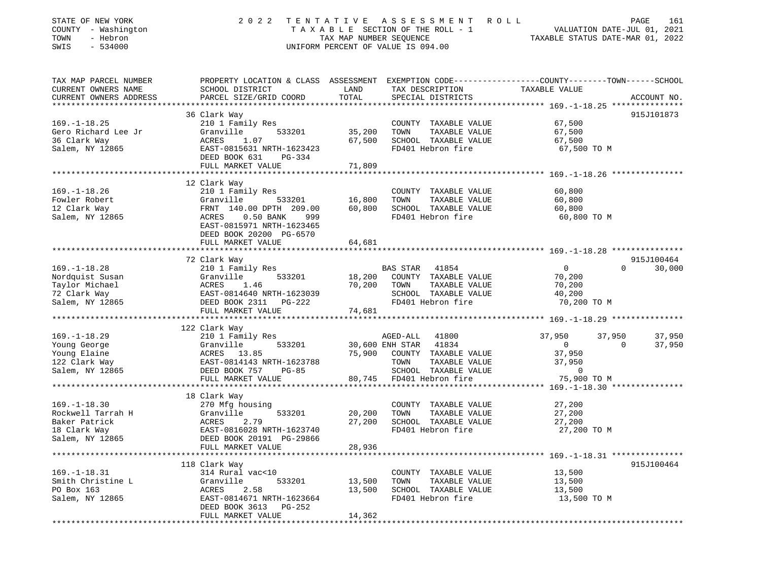STATE OF NEW YORK
COUNTY - Washington
TOWN - Hebron
SWIS - 534000

2022 TENTATIVE ASSESSMENT ROLL
TAXABLE SECTION OF THE ROLL - 1
TAX MAP NUMBER SEQUENCE
UNIFORM PERCENT OF VALUE IS 094.00

VALUATION DATE-JUL 01, 2021
TAXABLE STATUS DATE-MAR 01, 2022

```
TAX MAP PARCEL NUMBER       PROPERTY LOCATION & CLASS  ASSESSMENT  EXEMPTION CODE-----------------COUNTY--------TOWN------SCHOOL
CURRENT OWNERS NAME         SCHOOL DISTRICT              LAND      TAX DESCRIPTION              TAXABLE VALUE
CURRENT OWNERS ADDRESS      PARCEL SIZE/GRID COORD       TOTAL     SPECIAL DISTRICTS                                    ACCOUNT NO.
******************************************************************************************** 169.-1-18.25 ***************
                            36 Clark Way                                                                                915J101873
169.-1-18.25                210 1 Family Res                       COUNTY  TAXABLE VALUE            67,500
Gero Richard Lee Jr         Granville       533201      35,200     TOWN    TAXABLE VALUE            67,500
36 Clark Way                ACRES    1.07               67,500     SCHOOL  TAXABLE VALUE            67,500
Salem, NY 12865             EAST-0815631 NRTH-1623423              FD401 Hebron fire                 67,500 TO M
                            DEED BOOK 631    PG-334
                            FULL MARKET VALUE           71,809
******************************************************************************************** 169.-1-18.26 ***************
                            12 Clark Way
169.-1-18.26                210 1 Family Res                       COUNTY  TAXABLE VALUE            60,800
Fowler Robert               Granville       533201      16,800     TOWN    TAXABLE VALUE            60,800
12 Clark Way                FRNT 140.00 DPTH 209.00     60,800     SCHOOL  TAXABLE VALUE            60,800
Salem, NY 12865             ACRES    0.50 BANK    999              FD401 Hebron fire                 60,800 TO M
                            EAST-0815971 NRTH-1623465
                            DEED BOOK 20200 PG-6570
                            FULL MARKET VALUE           64,681
******************************************************************************************** 169.-1-18.28 ***************
                            72 Clark Way                                                                                915J100464
169.-1-18.28                210 1 Family Res                       BAS STAR   41854                  0          0       30,000
Nordquist Susan             Granville       533201      18,200     COUNTY  TAXABLE VALUE            70,200
Taylor Michael              ACRES    1.46               70,200     TOWN    TAXABLE VALUE            70,200
72 Clark Way                EAST-0814640 NRTH-1623039              SCHOOL  TAXABLE VALUE            40,200
Salem, NY 12865             DEED BOOK 2311   PG-222                FD401 Hebron fire                 70,200 TO M
                            FULL MARKET VALUE           74,681
******************************************************************************************** 169.-1-18.29 ***************
                            122 Clark Way
169.-1-18.29                210 1 Family Res                       AGED-ALL   41800             37,950     37,950       37,950
Young George                Granville       533201      30,600 ENH STAR   41834                  0          0       37,950
Young Elaine                ACRES   13.85               75,900     COUNTY  TAXABLE VALUE            37,950
122 Clark Way               EAST-0814143 NRTH-1623788              TOWN    TAXABLE VALUE            37,950
Salem, NY 12865             DEED BOOK 757    PG-85                 SCHOOL  TAXABLE VALUE                 0
                            FULL MARKET VALUE           80,745     FD401 Hebron fire                 75,900 TO M
******************************************************************************************** 169.-1-18.30 ***************
                            18 Clark Way
169.-1-18.30                270 Mfg housing                        COUNTY  TAXABLE VALUE            27,200
Rockwell Tarrah H           Granville       533201      20,200     TOWN    TAXABLE VALUE            27,200
Baker Patrick               ACRES    2.79               27,200     SCHOOL  TAXABLE VALUE            27,200
18 Clark Way                EAST-0816028 NRTH-1623740              FD401 Hebron fire                 27,200 TO M
Salem, NY 12865             DEED BOOK 20191 PG-29866
                            FULL MARKET VALUE           28,936
******************************************************************************************** 169.-1-18.31 ***************
                            118 Clark Way                                                                               915J100464
169.-1-18.31                314 Rural vac<10                       COUNTY  TAXABLE VALUE            13,500
Smith Christine L           Granville       533201      13,500     TOWN    TAXABLE VALUE            13,500
PO Box 163                  ACRES    2.58               13,500     SCHOOL  TAXABLE VALUE            13,500
Salem, NY 12865             EAST-0814671 NRTH-1623664              FD401 Hebron fire                 13,500 TO M
                            DEED BOOK 3613   PG-252
                            FULL MARKET VALUE           14,362
**************************************************************************************************************************
```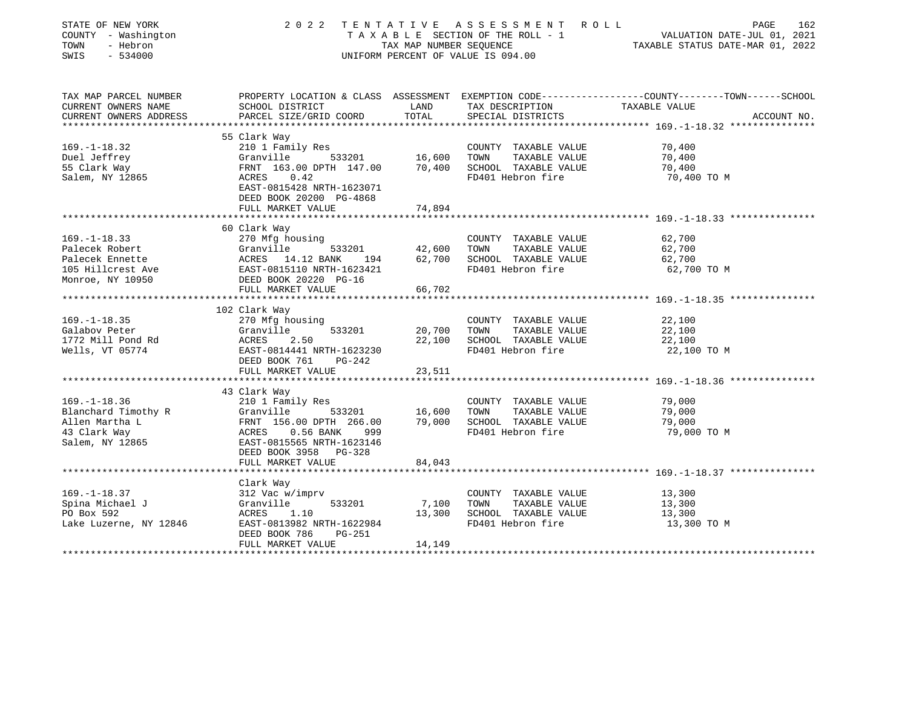STATE OF NEW YORK
COUNTY - Washington
TOWN - Hebron
SWIS - 534000

2022 TENTATIVE ASSESSMENT ROLL
TAXABLE SECTION OF THE ROLL - 1
TAX MAP NUMBER SEQUENCE
UNIFORM PERCENT OF VALUE IS 094.00

VALUATION DATE-JUL 01, 2021
TAXABLE STATUS DATE-MAR 01, 2022

| TAX MAP PARCEL NUMBER / CURRENT OWNERS NAME / CURRENT OWNERS ADDRESS | PROPERTY LOCATION & CLASS / SCHOOL DISTRICT / PARCEL SIZE/GRID COORD | ASSESSMENT LAND / TOTAL | EXEMPTION CODE / TAX DESCRIPTION / SPECIAL DISTRICTS | COUNTY--------TOWN------SCHOOL TAXABLE VALUE | ACCOUNT NO. |
|---|---|---|---|---|---|
| **169.-1-18.32** | 55 Clark Way | | | | |
| 169.-1-18.32 | 210 1 Family Res | | COUNTY TAXABLE VALUE | 70,400 | |
| Duel Jeffrey | Granville 533201 | 16,600 | TOWN TAXABLE VALUE | 70,400 | |
| 55 Clark Way | FRNT 163.00 DPTH 147.00 | 70,400 | SCHOOL TAXABLE VALUE | 70,400 | |
| Salem, NY 12865 | ACRES 0.42 | | FD401 Hebron fire | 70,400 TO M | |
| | EAST-0815428 NRTH-1623071 | | | | |
| | DEED BOOK 20200 PG-4868 | | | | |
| | FULL MARKET VALUE | 74,894 | | | |
| **169.-1-18.33** | 60 Clark Way | | | | |
| 169.-1-18.33 | 270 Mfg housing | | COUNTY TAXABLE VALUE | 62,700 | |
| Palecek Robert | Granville 533201 | 42,600 | TOWN TAXABLE VALUE | 62,700 | |
| Palecek Ennette | ACRES 14.12 BANK 194 | 62,700 | SCHOOL TAXABLE VALUE | 62,700 | |
| 105 Hillcrest Ave | EAST-0815110 NRTH-1623421 | | FD401 Hebron fire | 62,700 TO M | |
| Monroe, NY 10950 | DEED BOOK 20220 PG-16 | | | | |
| | FULL MARKET VALUE | 66,702 | | | |
| **169.-1-18.35** | 102 Clark Way | | | | |
| 169.-1-18.35 | 270 Mfg housing | | COUNTY TAXABLE VALUE | 22,100 | |
| Galabov Peter | Granville 533201 | 20,700 | TOWN TAXABLE VALUE | 22,100 | |
| 1772 Mill Pond Rd | ACRES 2.50 | 22,100 | SCHOOL TAXABLE VALUE | 22,100 | |
| Wells, VT 05774 | EAST-0814441 NRTH-1623230 | | FD401 Hebron fire | 22,100 TO M | |
| | DEED BOOK 761 PG-242 | | | | |
| | FULL MARKET VALUE | 23,511 | | | |
| **169.-1-18.36** | 43 Clark Way | | | | |
| 169.-1-18.36 | 210 1 Family Res | | COUNTY TAXABLE VALUE | 79,000 | |
| Blanchard Timothy R | Granville 533201 | 16,600 | TOWN TAXABLE VALUE | 79,000 | |
| Allen Martha L | FRNT 156.00 DPTH 266.00 | 79,000 | SCHOOL TAXABLE VALUE | 79,000 | |
| 43 Clark Way | ACRES 0.56 BANK 999 | | FD401 Hebron fire | 79,000 TO M | |
| Salem, NY 12865 | EAST-0815565 NRTH-1623146 | | | | |
| | DEED BOOK 3958 PG-328 | | | | |
| | FULL MARKET VALUE | 84,043 | | | |
| **169.-1-18.37** | Clark Way | | | | |
| 169.-1-18.37 | 312 Vac w/imprv | | COUNTY TAXABLE VALUE | 13,300 | |
| Spina Michael J | Granville 533201 | 7,100 | TOWN TAXABLE VALUE | 13,300 | |
| PO Box 592 | ACRES 1.10 | 13,300 | SCHOOL TAXABLE VALUE | 13,300 | |
| Lake Luzerne, NY 12846 | EAST-0813982 NRTH-1622984 | | FD401 Hebron fire | 13,300 TO M | |
| | DEED BOOK 786 PG-251 | | | | |
| | FULL MARKET VALUE | 14,149 | | | |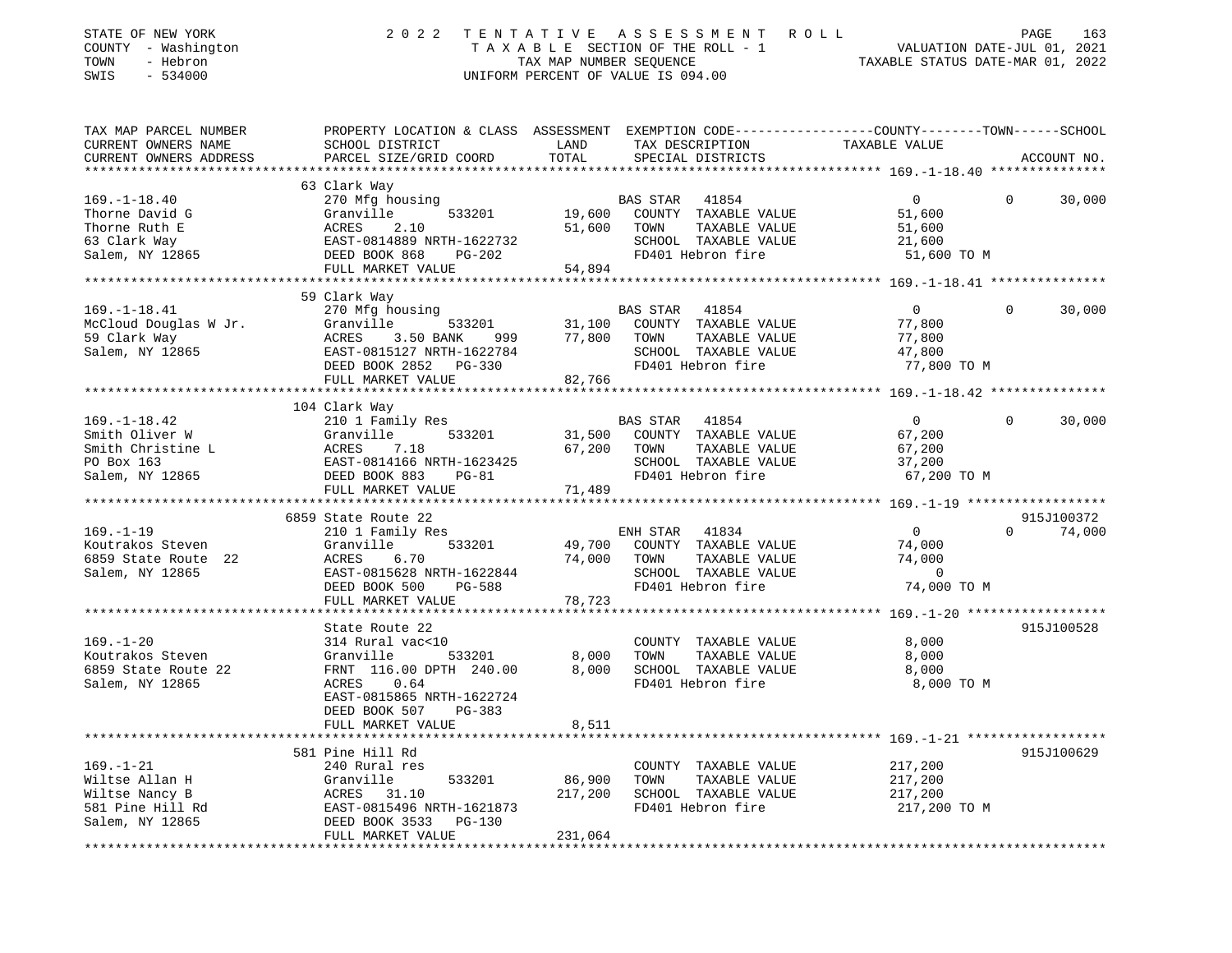STATE OF NEW YORK
COUNTY - Washington
TOWN - Hebron
SWIS - 534000

2022 TENTATIVE ASSESSMENT ROLL
TAXABLE SECTION OF THE ROLL - 1
TAX MAP NUMBER SEQUENCE
UNIFORM PERCENT OF VALUE IS 094.00

VALUATION DATE-JUL 01, 2021
TAXABLE STATUS DATE-MAR 01, 2022

| TAX MAP PARCEL NUMBER / CURRENT OWNERS NAME / CURRENT OWNERS ADDRESS | PROPERTY LOCATION & CLASS / SCHOOL DISTRICT / PARCEL SIZE/GRID COORD | ASSESSMENT LAND | TOTAL | EXEMPTION CODE / TAX DESCRIPTION / SPECIAL DISTRICTS | COUNTY | TOWN | SCHOOL | ACCOUNT NO. |
|---|---|---|---|---|---|---|---|---|
| **169.-1-18.40** | 63 Clark Way | | | | | | | |
| Thorne David G | 270 Mfg housing | | | BAS STAR 41854 | 0 | 0 | 30,000 | |
| Thorne Ruth E | Granville 533201 | 19,600 | | COUNTY TAXABLE VALUE | 51,600 | | | |
| 63 Clark Way | ACRES 2.10 | | 51,600 | TOWN TAXABLE VALUE | | 51,600 | | |
| Salem, NY 12865 | EAST-0814889 NRTH-1622732 | | | SCHOOL TAXABLE VALUE | | | 21,600 | |
| | DEED BOOK 868 PG-202 | | | FD401 Hebron fire | 51,600 TO M | | | |
| | FULL MARKET VALUE | | 54,894 | | | | | |
| **169.-1-18.41** | 59 Clark Way | | | | | | | |
| McCloud Douglas W Jr. | 270 Mfg housing | | | BAS STAR 41854 | 0 | 0 | 30,000 | |
| 59 Clark Way | Granville 533201 | 31,100 | | COUNTY TAXABLE VALUE | 77,800 | | | |
| Salem, NY 12865 | ACRES 3.50 BANK 999 | | 77,800 | TOWN TAXABLE VALUE | | 77,800 | | |
| | EAST-0815127 NRTH-1622784 | | | SCHOOL TAXABLE VALUE | | | 47,800 | |
| | DEED BOOK 2852 PG-330 | | | FD401 Hebron fire | 77,800 TO M | | | |
| | FULL MARKET VALUE | | 82,766 | | | | | |
| **169.-1-18.42** | 104 Clark Way | | | | | | | |
| Smith Oliver W | 210 1 Family Res | | | BAS STAR 41854 | 0 | 0 | 30,000 | |
| Smith Christine L | Granville 533201 | 31,500 | | COUNTY TAXABLE VALUE | 67,200 | | | |
| PO Box 163 | ACRES 7.18 | | 67,200 | TOWN TAXABLE VALUE | | 67,200 | | |
| Salem, NY 12865 | EAST-0814166 NRTH-1623425 | | | SCHOOL TAXABLE VALUE | | | 37,200 | |
| | DEED BOOK 883 PG-81 | | | FD401 Hebron fire | 67,200 TO M | | | |
| | FULL MARKET VALUE | | 71,489 | | | | | |
| **169.-1-19** | 6859 State Route 22 | | | | | | | 915J100372 |
| Koutrakos Steven | 210 1 Family Res | | | ENH STAR 41834 | 0 | 0 | 74,000 | |
| 6859 State Route 22 | Granville 533201 | 49,700 | | COUNTY TAXABLE VALUE | 74,000 | | | |
| Salem, NY 12865 | ACRES 6.70 | | 74,000 | TOWN TAXABLE VALUE | | 74,000 | | |
| | EAST-0815628 NRTH-1622844 | | | SCHOOL TAXABLE VALUE | | | 0 | |
| | DEED BOOK 500 PG-588 | | | FD401 Hebron fire | 74,000 TO M | | | |
| | FULL MARKET VALUE | | 78,723 | | | | | |
| **169.-1-20** | State Route 22 | | | | | | | 915J100528 |
| Koutrakos Steven | 314 Rural vac<10 | | | COUNTY TAXABLE VALUE | 8,000 | | | |
| 6859 State Route 22 | Granville 533201 | 8,000 | | TOWN TAXABLE VALUE | | 8,000 | | |
| Salem, NY 12865 | FRNT 116.00 DPTH 240.00 | | 8,000 | SCHOOL TAXABLE VALUE | | | 8,000 | |
| | ACRES 0.64 | | | FD401 Hebron fire | 8,000 TO M | | | |
| | EAST-0815865 NRTH-1622724 | | | | | | | |
| | DEED BOOK 507 PG-383 | | | | | | | |
| | FULL MARKET VALUE | | 8,511 | | | | | |
| **169.-1-21** | 581 Pine Hill Rd | | | | | | | 915J100629 |
| Wiltse Allan H | 240 Rural res | | | COUNTY TAXABLE VALUE | 217,200 | | | |
| Wiltse Nancy B | Granville 533201 | 86,900 | | TOWN TAXABLE VALUE | | 217,200 | | |
| 581 Pine Hill Rd | ACRES 31.10 | | 217,200 | SCHOOL TAXABLE VALUE | | | 217,200 | |
| Salem, NY 12865 | EAST-0815496 NRTH-1621873 | | | FD401 Hebron fire | 217,200 TO M | | | |
| | DEED BOOK 3533 PG-130 | | | | | | | |
| | FULL MARKET VALUE | | 231,064 | | | | | |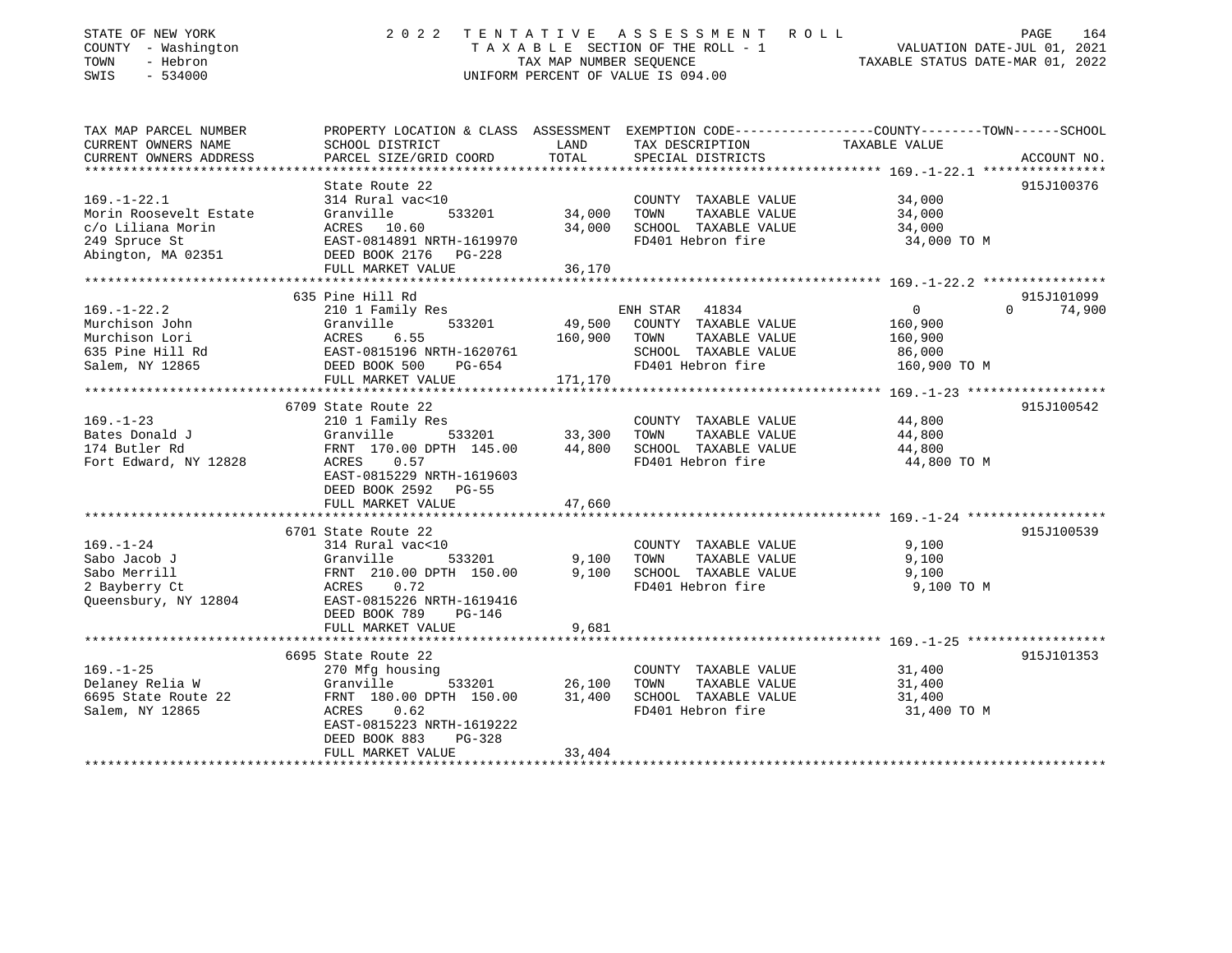STATE OF NEW YORK
COUNTY - Washington
TOWN - Hebron
SWIS - 534000

2022 TENTATIVE ASSESSMENT ROLL
TAXABLE SECTION OF THE ROLL - 1
TAX MAP NUMBER SEQUENCE
UNIFORM PERCENT OF VALUE IS 094.00

VALUATION DATE-JUL 01, 2021
TAXABLE STATUS DATE-MAR 01, 2022

| TAX MAP PARCEL NUMBER / CURRENT OWNERS NAME / CURRENT OWNERS ADDRESS | PROPERTY LOCATION & CLASS / SCHOOL DISTRICT / PARCEL SIZE/GRID COORD | ASSESSMENT LAND / TOTAL | EXEMPTION CODE / TAX DESCRIPTION / SPECIAL DISTRICTS | COUNTY / TOWN / SCHOOL TAXABLE VALUE | ACCOUNT NO. |
|---|---|---|---|---|---|
| **169.-1-22.1** | State Route 22 | | | | 915J100376 |
| 169.-1-22.1 | 314 Rural vac<10 | | COUNTY TAXABLE VALUE | 34,000 | |
| Morin Roosevelt Estate | Granville 533201 | 34,000 | TOWN TAXABLE VALUE | 34,000 | |
| c/o Liliana Morin | ACRES 10.60 | 34,000 | SCHOOL TAXABLE VALUE | 34,000 | |
| 249 Spruce St | EAST-0814891 NRTH-1619970 | | FD401 Hebron fire | 34,000 TO M | |
| Abington, MA 02351 | DEED BOOK 2176 PG-228 | | | | |
| | FULL MARKET VALUE | 36,170 | | | |
| **169.-1-22.2** | 635 Pine Hill Rd | | | | 915J101099 |
| 169.-1-22.2 | 210 1 Family Res | | ENH STAR 41834 | 0 0 74,900 | |
| Murchison John | Granville 533201 | 49,500 | COUNTY TAXABLE VALUE | 160,900 | |
| Murchison Lori | ACRES 6.55 | 160,900 | TOWN TAXABLE VALUE | 160,900 | |
| 635 Pine Hill Rd | EAST-0815196 NRTH-1620761 | | SCHOOL TAXABLE VALUE | 86,000 | |
| Salem, NY 12865 | DEED BOOK 500 PG-654 | | FD401 Hebron fire | 160,900 TO M | |
| | FULL MARKET VALUE | 171,170 | | | |
| **169.-1-23** | 6709 State Route 22 | | | | 915J100542 |
| 169.-1-23 | 210 1 Family Res | | COUNTY TAXABLE VALUE | 44,800 | |
| Bates Donald J | Granville 533201 | 33,300 | TOWN TAXABLE VALUE | 44,800 | |
| 174 Butler Rd | FRNT 170.00 DPTH 145.00 | 44,800 | SCHOOL TAXABLE VALUE | 44,800 | |
| Fort Edward, NY 12828 | ACRES 0.57 | | FD401 Hebron fire | 44,800 TO M | |
| | EAST-0815229 NRTH-1619603 | | | | |
| | DEED BOOK 2592 PG-55 | | | | |
| | FULL MARKET VALUE | 47,660 | | | |
| **169.-1-24** | 6701 State Route 22 | | | | 915J100539 |
| 169.-1-24 | 314 Rural vac<10 | | COUNTY TAXABLE VALUE | 9,100 | |
| Sabo Jacob J | Granville 533201 | 9,100 | TOWN TAXABLE VALUE | 9,100 | |
| Sabo Merrill | FRNT 210.00 DPTH 150.00 | 9,100 | SCHOOL TAXABLE VALUE | 9,100 | |
| 2 Bayberry Ct | ACRES 0.72 | | FD401 Hebron fire | 9,100 TO M | |
| Queensbury, NY 12804 | EAST-0815226 NRTH-1619416 | | | | |
| | DEED BOOK 789 PG-146 | | | | |
| | FULL MARKET VALUE | 9,681 | | | |
| **169.-1-25** | 6695 State Route 22 | | | | 915J101353 |
| 169.-1-25 | 270 Mfg housing | | COUNTY TAXABLE VALUE | 31,400 | |
| Delaney Relia W | Granville 533201 | 26,100 | TOWN TAXABLE VALUE | 31,400 | |
| 6695 State Route 22 | FRNT 180.00 DPTH 150.00 | 31,400 | SCHOOL TAXABLE VALUE | 31,400 | |
| Salem, NY 12865 | ACRES 0.62 | | FD401 Hebron fire | 31,400 TO M | |
| | EAST-0815223 NRTH-1619222 | | | | |
| | DEED BOOK 883 PG-328 | | | | |
| | FULL MARKET VALUE | 33,404 | | | |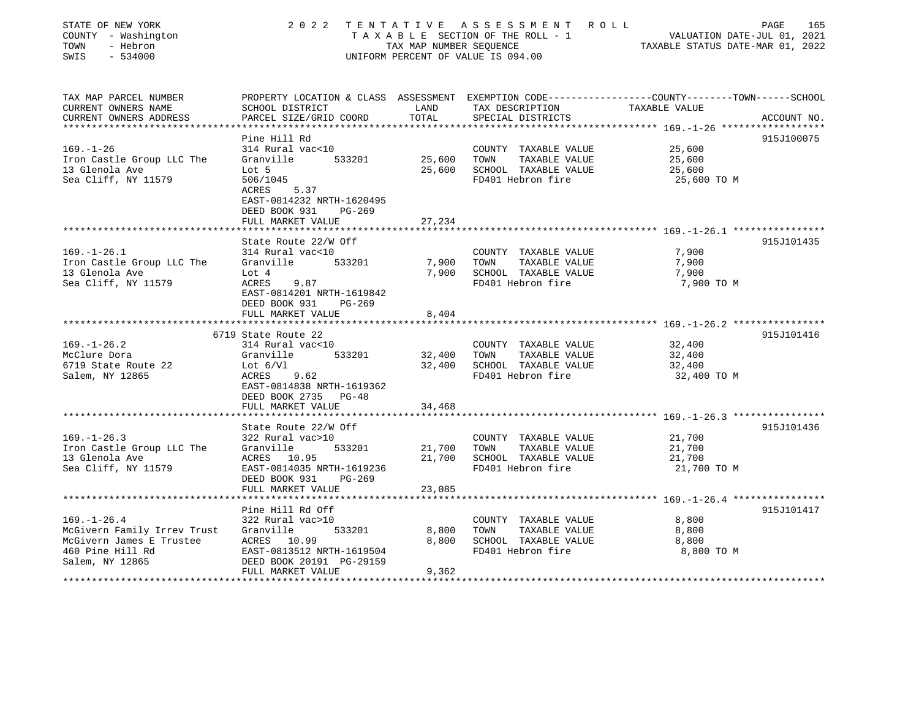STATE OF NEW YORK — 2022 TENTATIVE ASSESSMENT ROLL
COUNTY - Washington — TAXABLE SECTION OF THE ROLL - 1 — VALUATION DATE-JUL 01, 2021
TOWN - Hebron — TAX MAP NUMBER SEQUENCE — TAXABLE STATUS DATE-MAR 01, 2022
SWIS - 534000 — UNIFORM PERCENT OF VALUE IS 094.00

| TAX MAP PARCEL NUMBER / CURRENT OWNERS NAME / CURRENT OWNERS ADDRESS | PROPERTY LOCATION & CLASS / SCHOOL DISTRICT / PARCEL SIZE/GRID COORD | ASSESSMENT LAND | TOTAL | EXEMPTION CODE / TAX DESCRIPTION / SPECIAL DISTRICTS | COUNTY--------TOWN------SCHOOL TAXABLE VALUE | ACCOUNT NO. |
|---|---|---|---|---|---|---|
| **169.-1-26** | Pine Hill Rd | | | | | 915J100075 |
| Iron Castle Group LLC The | 314 Rural vac<10 | | | COUNTY TAXABLE VALUE | 25,600 | |
| 13 Glenola Ave | Granville 533201 | 25,600 | | TOWN TAXABLE VALUE | 25,600 | |
| Sea Cliff, NY 11579 | Lot 5 | | 25,600 | SCHOOL TAXABLE VALUE | 25,600 | |
| | 506/1045 | | | FD401 Hebron fire | 25,600 TO M | |
| | ACRES 5.37 | | | | | |
| | EAST-0814232 NRTH-1620495 | | | | | |
| | DEED BOOK 931 PG-269 | | | | | |
| | FULL MARKET VALUE | | 27,234 | | | |
| **169.-1-26.1** | State Route 22/W Off | | | | | 915J101435 |
| Iron Castle Group LLC The | 314 Rural vac<10 | | | COUNTY TAXABLE VALUE | 7,900 | |
| 13 Glenola Ave | Granville 533201 | 7,900 | | TOWN TAXABLE VALUE | 7,900 | |
| Sea Cliff, NY 11579 | Lot 4 | | 7,900 | SCHOOL TAXABLE VALUE | 7,900 | |
| | ACRES 9.87 | | | FD401 Hebron fire | 7,900 TO M | |
| | EAST-0814201 NRTH-1619842 | | | | | |
| | DEED BOOK 931 PG-269 | | | | | |
| | FULL MARKET VALUE | | 8,404 | | | |
| **169.-1-26.2** | 6719 State Route 22 | | | | | 915J101416 |
| McClure Dora | 314 Rural vac<10 | | | COUNTY TAXABLE VALUE | 32,400 | |
| 6719 State Route 22 | Granville 533201 | 32,400 | | TOWN TAXABLE VALUE | 32,400 | |
| Salem, NY 12865 | Lot 6/Vl | | 32,400 | SCHOOL TAXABLE VALUE | 32,400 | |
| | ACRES 9.62 | | | FD401 Hebron fire | 32,400 TO M | |
| | EAST-0814838 NRTH-1619362 | | | | | |
| | DEED BOOK 2735 PG-48 | | | | | |
| | FULL MARKET VALUE | | 34,468 | | | |
| **169.-1-26.3** | State Route 22/W Off | | | | | 915J101436 |
| Iron Castle Group LLC The | 322 Rural vac>10 | | | COUNTY TAXABLE VALUE | 21,700 | |
| 13 Glenola Ave | Granville 533201 | 21,700 | | TOWN TAXABLE VALUE | 21,700 | |
| Sea Cliff, NY 11579 | ACRES 10.95 | | 21,700 | SCHOOL TAXABLE VALUE | 21,700 | |
| | EAST-0814035 NRTH-1619236 | | | FD401 Hebron fire | 21,700 TO M | |
| | DEED BOOK 931 PG-269 | | | | | |
| | FULL MARKET VALUE | | 23,085 | | | |
| **169.-1-26.4** | Pine Hill Rd Off | | | | | 915J101417 |
| McGivern Family Irrev Trust | 322 Rural vac>10 | | | COUNTY TAXABLE VALUE | 8,800 | |
| McGivern James E Trustee | Granville 533201 | 8,800 | | TOWN TAXABLE VALUE | 8,800 | |
| 460 Pine Hill Rd | ACRES 10.99 | | 8,800 | SCHOOL TAXABLE VALUE | 8,800 | |
| Salem, NY 12865 | EAST-0813512 NRTH-1619504 | | | FD401 Hebron fire | 8,800 TO M | |
| | DEED BOOK 20191 PG-29159 | | | | | |
| | FULL MARKET VALUE | | 9,362 | | | |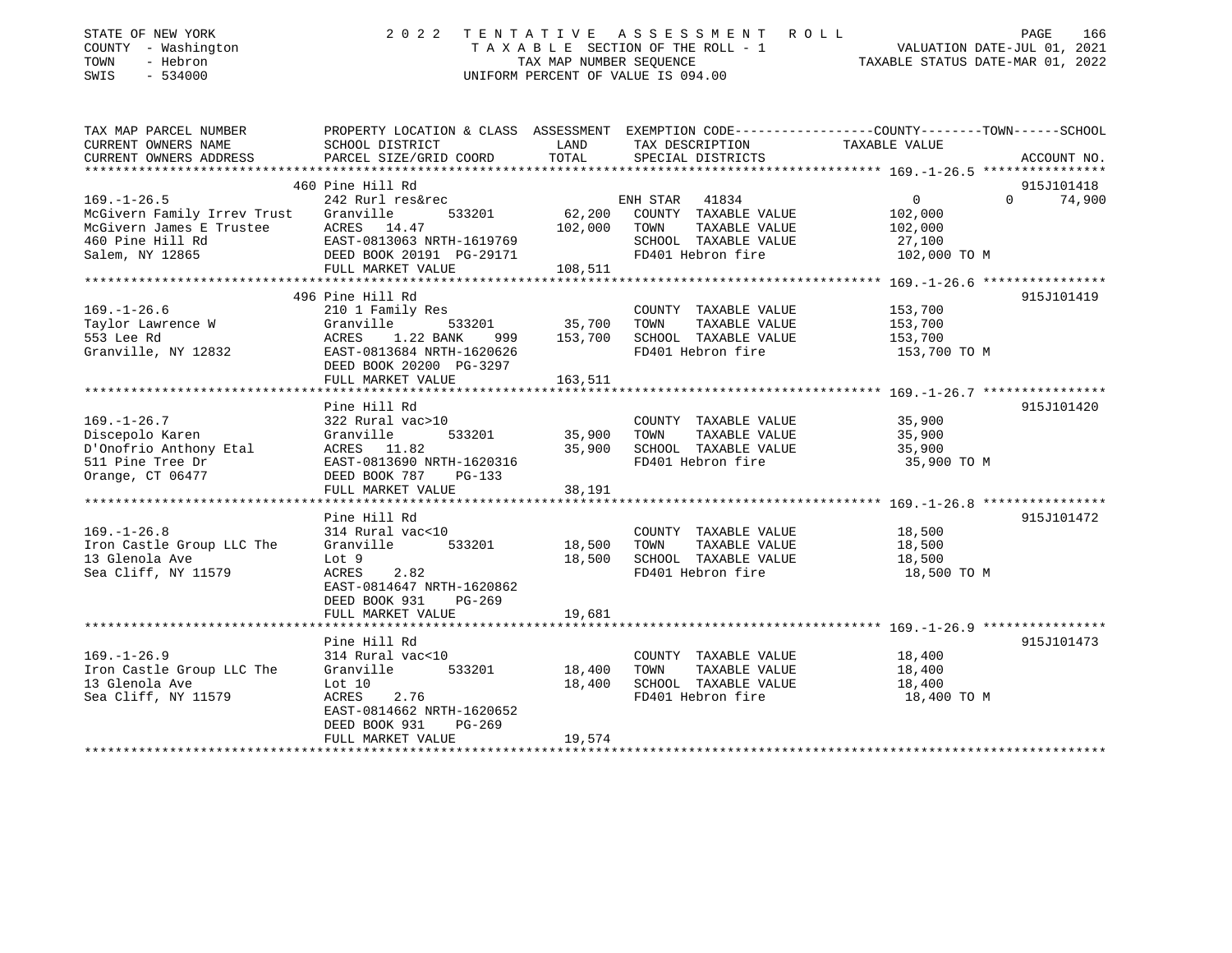STATE OF NEW YORK
COUNTY - Washington
TOWN - Hebron
SWIS - 534000

2022 TENTATIVE ASSESSMENT ROLL
TAXABLE SECTION OF THE ROLL - 1
TAX MAP NUMBER SEQUENCE
UNIFORM PERCENT OF VALUE IS 094.00

VALUATION DATE-JUL 01, 2021
TAXABLE STATUS DATE-MAR 01, 2022

| TAX MAP PARCEL NUMBER / CURRENT OWNERS NAME / CURRENT OWNERS ADDRESS | PROPERTY LOCATION & CLASS / SCHOOL DISTRICT / PARCEL SIZE/GRID COORD | ASSESSMENT LAND | TOTAL | EXEMPTION CODE / TAX DESCRIPTION / SPECIAL DISTRICTS | COUNTY / TOWN / SCHOOL TAXABLE VALUE | ACCOUNT NO. |
|---|---|---|---|---|---|---|
| 169.-1-26.5 | 460 Pine Hill Rd | | | | | 915J101418 |
| | 242 Rurl res&rec | | | ENH STAR 41834 | 0 0 74,900 | |
| McGivern Family Irrev Trust | Granville 533201 | 62,200 | | COUNTY TAXABLE VALUE | 102,000 | |
| McGivern James E Trustee | ACRES 14.47 | | 102,000 | TOWN TAXABLE VALUE | 102,000 | |
| 460 Pine Hill Rd | EAST-0813063 NRTH-1619769 | | | SCHOOL TAXABLE VALUE | 27,100 | |
| Salem, NY 12865 | DEED BOOK 20191 PG-29171 | | | FD401 Hebron fire | 102,000 TO M | |
| | FULL MARKET VALUE | | 108,511 | | | |
| 169.-1-26.6 | 496 Pine Hill Rd | | | | | 915J101419 |
| | 210 1 Family Res | | | COUNTY TAXABLE VALUE | 153,700 | |
| Taylor Lawrence W | Granville 533201 | 35,700 | | TOWN TAXABLE VALUE | 153,700 | |
| 553 Lee Rd | ACRES 1.22 BANK 999 | | 153,700 | SCHOOL TAXABLE VALUE | 153,700 | |
| Granville, NY 12832 | EAST-0813684 NRTH-1620626 | | | FD401 Hebron fire | 153,700 TO M | |
| | DEED BOOK 20200 PG-3297 | | | | | |
| | FULL MARKET VALUE | | 163,511 | | | |
| 169.-1-26.7 | Pine Hill Rd | | | | | 915J101420 |
| | 322 Rural vac>10 | | | COUNTY TAXABLE VALUE | 35,900 | |
| Discepolo Karen | Granville 533201 | 35,900 | | TOWN TAXABLE VALUE | 35,900 | |
| D'Onofrio Anthony Etal | ACRES 11.82 | | 35,900 | SCHOOL TAXABLE VALUE | 35,900 | |
| 511 Pine Tree Dr | EAST-0813690 NRTH-1620316 | | | FD401 Hebron fire | 35,900 TO M | |
| Orange, CT 06477 | DEED BOOK 787 PG-133 | | | | | |
| | FULL MARKET VALUE | | 38,191 | | | |
| 169.-1-26.8 | Pine Hill Rd | | | | | 915J101472 |
| | 314 Rural vac<10 | | | COUNTY TAXABLE VALUE | 18,500 | |
| Iron Castle Group LLC The | Granville 533201 | 18,500 | | TOWN TAXABLE VALUE | 18,500 | |
| 13 Glenola Ave | Lot 9 | | 18,500 | SCHOOL TAXABLE VALUE | 18,500 | |
| Sea Cliff, NY 11579 | ACRES 2.82 | | | FD401 Hebron fire | 18,500 TO M | |
| | EAST-0814647 NRTH-1620862 | | | | | |
| | DEED BOOK 931 PG-269 | | | | | |
| | FULL MARKET VALUE | | 19,681 | | | |
| 169.-1-26.9 | Pine Hill Rd | | | | | 915J101473 |
| | 314 Rural vac<10 | | | COUNTY TAXABLE VALUE | 18,400 | |
| Iron Castle Group LLC The | Granville 533201 | 18,400 | | TOWN TAXABLE VALUE | 18,400 | |
| 13 Glenola Ave | Lot 10 | | 18,400 | SCHOOL TAXABLE VALUE | 18,400 | |
| Sea Cliff, NY 11579 | ACRES 2.76 | | | FD401 Hebron fire | 18,400 TO M | |
| | EAST-0814662 NRTH-1620652 | | | | | |
| | DEED BOOK 931 PG-269 | | | | | |
| | FULL MARKET VALUE | | 19,574 | | | |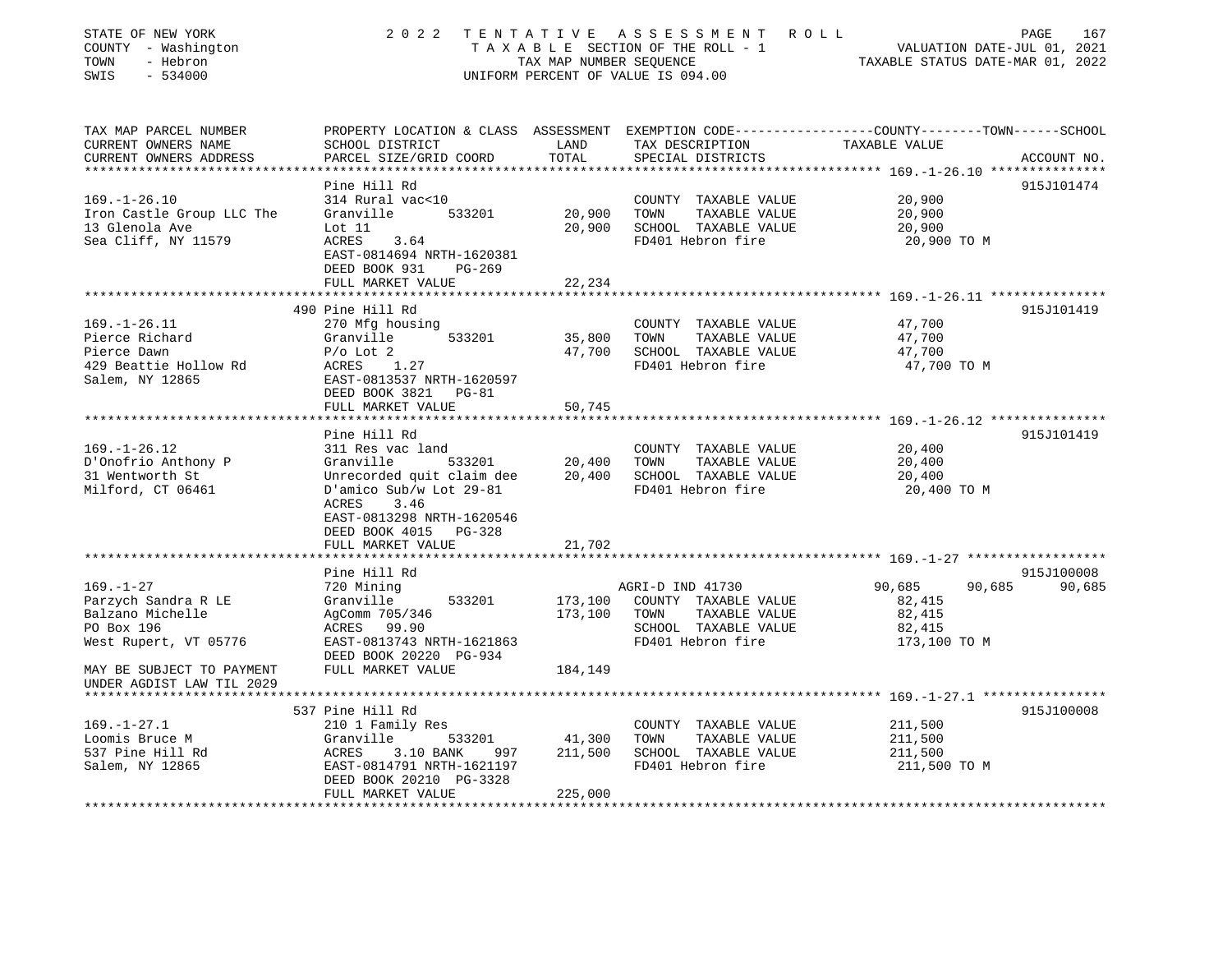STATE OF NEW YORK — 2022 TENTATIVE ASSESSMENT ROLL
COUNTY - Washington — TAXABLE SECTION OF THE ROLL - 1 — VALUATION DATE-JUL 01, 2021
TOWN - Hebron — TAX MAP NUMBER SEQUENCE — TAXABLE STATUS DATE-MAR 01, 2022
SWIS - 534000 — UNIFORM PERCENT OF VALUE IS 094.00

| TAX MAP PARCEL NUMBER / CURRENT OWNERS NAME / CURRENT OWNERS ADDRESS | PROPERTY LOCATION & CLASS / SCHOOL DISTRICT / PARCEL SIZE/GRID COORD | ASSESSMENT LAND | TOTAL | EXEMPTION CODE / TAX DESCRIPTION / SPECIAL DISTRICTS | COUNTY | TOWN | SCHOOL / ACCOUNT NO. |
|---|---|---|---|---|---|---|---|
| **169.-1-26.10** | Pine Hill Rd | | | | | | 915J101474 |
| Iron Castle Group LLC The | 314 Rural vac<10 | | | COUNTY TAXABLE VALUE | 20,900 | | |
| 13 Glenola Ave | Granville 533201 | 20,900 | | TOWN TAXABLE VALUE | | 20,900 | |
| Sea Cliff, NY 11579 | Lot 11 | | 20,900 | SCHOOL TAXABLE VALUE | | | 20,900 |
| | ACRES 3.64 | | | FD401 Hebron fire | 20,900 TO M | | |
| | EAST-0814694 NRTH-1620381 | | | | | | |
| | DEED BOOK 931 PG-269 | | | | | | |
| | FULL MARKET VALUE | | 22,234 | | | | |
| **169.-1-26.11** | 490 Pine Hill Rd | | | | | | 915J101419 |
| Pierce Richard | 270 Mfg housing | | | COUNTY TAXABLE VALUE | 47,700 | | |
| Pierce Dawn | Granville 533201 | 35,800 | | TOWN TAXABLE VALUE | | 47,700 | |
| 429 Beattie Hollow Rd | P/o Lot 2 | | 47,700 | SCHOOL TAXABLE VALUE | | | 47,700 |
| Salem, NY 12865 | ACRES 1.27 | | | FD401 Hebron fire | 47,700 TO M | | |
| | EAST-0813537 NRTH-1620597 | | | | | | |
| | DEED BOOK 3821 PG-81 | | | | | | |
| | FULL MARKET VALUE | | 50,745 | | | | |
| **169.-1-26.12** | Pine Hill Rd | | | | | | 915J101419 |
| D'Onofrio Anthony P | 311 Res vac land | | | COUNTY TAXABLE VALUE | 20,400 | | |
| 31 Wentworth St | Granville 533201 | 20,400 | | TOWN TAXABLE VALUE | | 20,400 | |
| Milford, CT 06461 | Unrecorded quit claim dee | | 20,400 | SCHOOL TAXABLE VALUE | | | 20,400 |
| | D'amico Sub/w Lot 29-81 | | | FD401 Hebron fire | 20,400 TO M | | |
| | ACRES 3.46 | | | | | | |
| | EAST-0813298 NRTH-1620546 | | | | | | |
| | DEED BOOK 4015 PG-328 | | | | | | |
| | FULL MARKET VALUE | | 21,702 | | | | |
| **169.-1-27** | Pine Hill Rd | | | | | | 915J100008 |
| Parzych Sandra R LE | 720 Mining | | | AGRI-D IND 41730 | 90,685 | 90,685 | 90,685 |
| Balzano Michelle | Granville 533201 | 173,100 | | COUNTY TAXABLE VALUE | 82,415 | | |
| PO Box 196 | AgComm 705/346 | | 173,100 | TOWN TAXABLE VALUE | | 82,415 | |
| West Rupert, VT 05776 | ACRES 99.90 | | | SCHOOL TAXABLE VALUE | | | 82,415 |
| | EAST-0813743 NRTH-1621863 | | | FD401 Hebron fire | 173,100 TO M | | |
| | DEED BOOK 20220 PG-934 | | | | | | |
| MAY BE SUBJECT TO PAYMENT | FULL MARKET VALUE | | 184,149 | | | | |
| UNDER AGDIST LAW TIL 2029 | | | | | | | |
| **169.-1-27.1** | 537 Pine Hill Rd | | | | | | 915J100008 |
| Loomis Bruce M | 210 1 Family Res | | | COUNTY TAXABLE VALUE | 211,500 | | |
| 537 Pine Hill Rd | Granville 533201 | 41,300 | | TOWN TAXABLE VALUE | | 211,500 | |
| Salem, NY 12865 | ACRES 3.10 BANK 997 | | 211,500 | SCHOOL TAXABLE VALUE | | | 211,500 |
| | EAST-0814791 NRTH-1621197 | | | FD401 Hebron fire | 211,500 TO M | | |
| | DEED BOOK 20210 PG-3328 | | | | | | |
| | FULL MARKET VALUE | | 225,000 | | | | |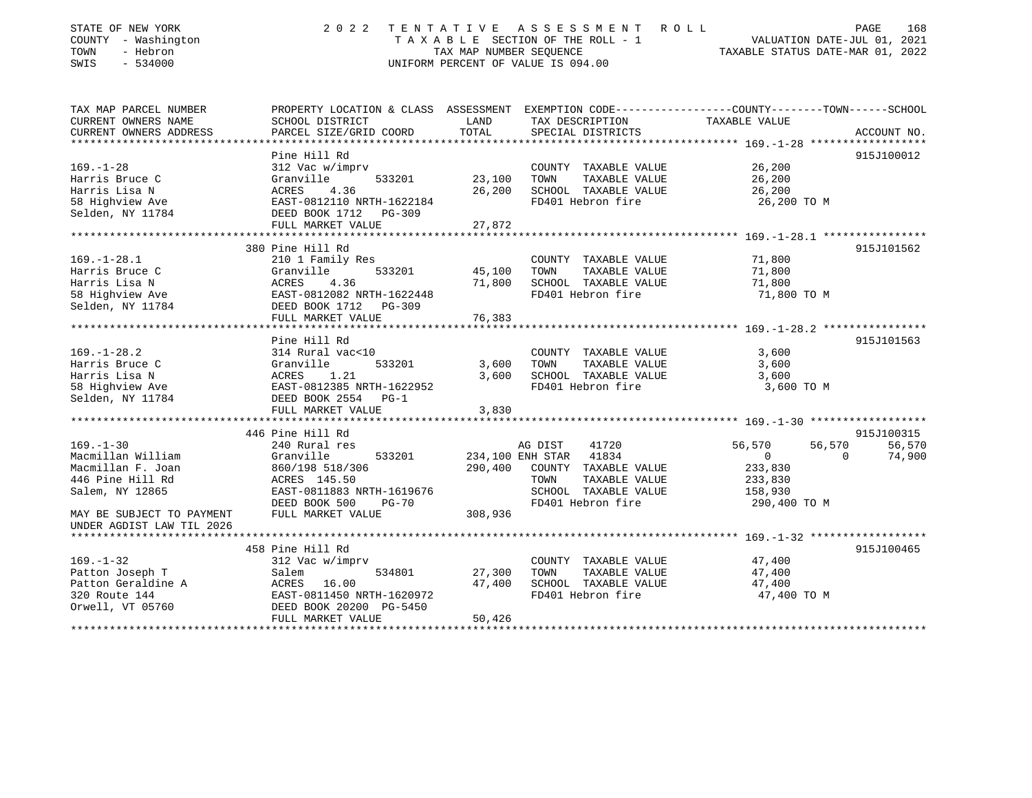STATE OF NEW YORK | COUNTY - Washington | TOWN - Hebron | SWIS - 534000

**2022 TENTATIVE ASSESSMENT ROLL**
TAXABLE SECTION OF THE ROLL - 1
TAX MAP NUMBER SEQUENCE
UNIFORM PERCENT OF VALUE IS 094.00

VALUATION DATE-JUL 01, 2021
TAXABLE STATUS DATE-MAR 01, 2022

| TAX MAP PARCEL NUMBER / CURRENT OWNERS NAME / CURRENT OWNERS ADDRESS | PROPERTY LOCATION & CLASS / SCHOOL DISTRICT / PARCEL SIZE/GRID COORD | ASSESSMENT LAND / TOTAL | EXEMPTION CODE / TAX DESCRIPTION / SPECIAL DISTRICTS | COUNTY | TOWN | SCHOOL | ACCOUNT NO. |
|---|---|---|---|---|---|---|---|
| **169.-1-28** | Pine Hill Rd | | | | | | 915J100012 |
| 169.-1-28 | 312 Vac w/imprv | | COUNTY TAXABLE VALUE | 26,200 | | | |
| Harris Bruce C | Granville 533201 | 23,100 | TOWN TAXABLE VALUE | | 26,200 | | |
| Harris Lisa N | ACRES 4.36 | 26,200 | SCHOOL TAXABLE VALUE | | | 26,200 | |
| 58 Highview Ave | EAST-0812110 NRTH-1622184 | | FD401 Hebron fire | 26,200 TO M | | | |
| Selden, NY 11784 | DEED BOOK 1712 PG-309 | | | | | | |
| | FULL MARKET VALUE | 27,872 | | | | | |
| **169.-1-28.1** | 380 Pine Hill Rd | | | | | | 915J101562 |
| 169.-1-28.1 | 210 1 Family Res | | COUNTY TAXABLE VALUE | 71,800 | | | |
| Harris Bruce C | Granville 533201 | 45,100 | TOWN TAXABLE VALUE | | 71,800 | | |
| Harris Lisa N | ACRES 4.36 | 71,800 | SCHOOL TAXABLE VALUE | | | 71,800 | |
| 58 Highview Ave | EAST-0812082 NRTH-1622448 | | FD401 Hebron fire | 71,800 TO M | | | |
| Selden, NY 11784 | DEED BOOK 1712 PG-309 | | | | | | |
| | FULL MARKET VALUE | 76,383 | | | | | |
| **169.-1-28.2** | Pine Hill Rd | | | | | | 915J101563 |
| 169.-1-28.2 | 314 Rural vac<10 | | COUNTY TAXABLE VALUE | 3,600 | | | |
| Harris Bruce C | Granville 533201 | 3,600 | TOWN TAXABLE VALUE | | 3,600 | | |
| Harris Lisa N | ACRES 1.21 | 3,600 | SCHOOL TAXABLE VALUE | | | 3,600 | |
| 58 Highview Ave | EAST-0812385 NRTH-1622952 | | FD401 Hebron fire | 3,600 TO M | | | |
| Selden, NY 11784 | DEED BOOK 2554 PG-1 | | | | | | |
| | FULL MARKET VALUE | 3,830 | | | | | |
| **169.-1-30** | 446 Pine Hill Rd | | | | | | 915J100315 |
| 169.-1-30 | 240 Rural res | | AG DIST 41720 | 56,570 | 56,570 | 56,570 | |
| Macmillan William | Granville 533201 | 234,100 | ENH STAR 41834 | 0 | 0 | 74,900 | |
| Macmillan F. Joan | 860/198 518/306 | 290,400 | COUNTY TAXABLE VALUE | 233,830 | | | |
| 446 Pine Hill Rd | ACRES 145.50 | | TOWN TAXABLE VALUE | | 233,830 | | |
| Salem, NY 12865 | EAST-0811883 NRTH-1619676 | | SCHOOL TAXABLE VALUE | | | 158,930 | |
| | DEED BOOK 500 PG-70 | | FD401 Hebron fire | 290,400 TO M | | | |
| MAY BE SUBJECT TO PAYMENT UNDER AGDIST LAW TIL 2026 | FULL MARKET VALUE | 308,936 | | | | | |
| **169.-1-32** | 458 Pine Hill Rd | | | | | | 915J100465 |
| 169.-1-32 | 312 Vac w/imprv | | COUNTY TAXABLE VALUE | 47,400 | | | |
| Patton Joseph T | Salem 534801 | 27,300 | TOWN TAXABLE VALUE | | 47,400 | | |
| Patton Geraldine A | ACRES 16.00 | 47,400 | SCHOOL TAXABLE VALUE | | | 47,400 | |
| 320 Route 144 | EAST-0811450 NRTH-1620972 | | FD401 Hebron fire | 47,400 TO M | | | |
| Orwell, VT 05760 | DEED BOOK 20200 PG-5450 | | | | | | |
| | FULL MARKET VALUE | 50,426 | | | | | |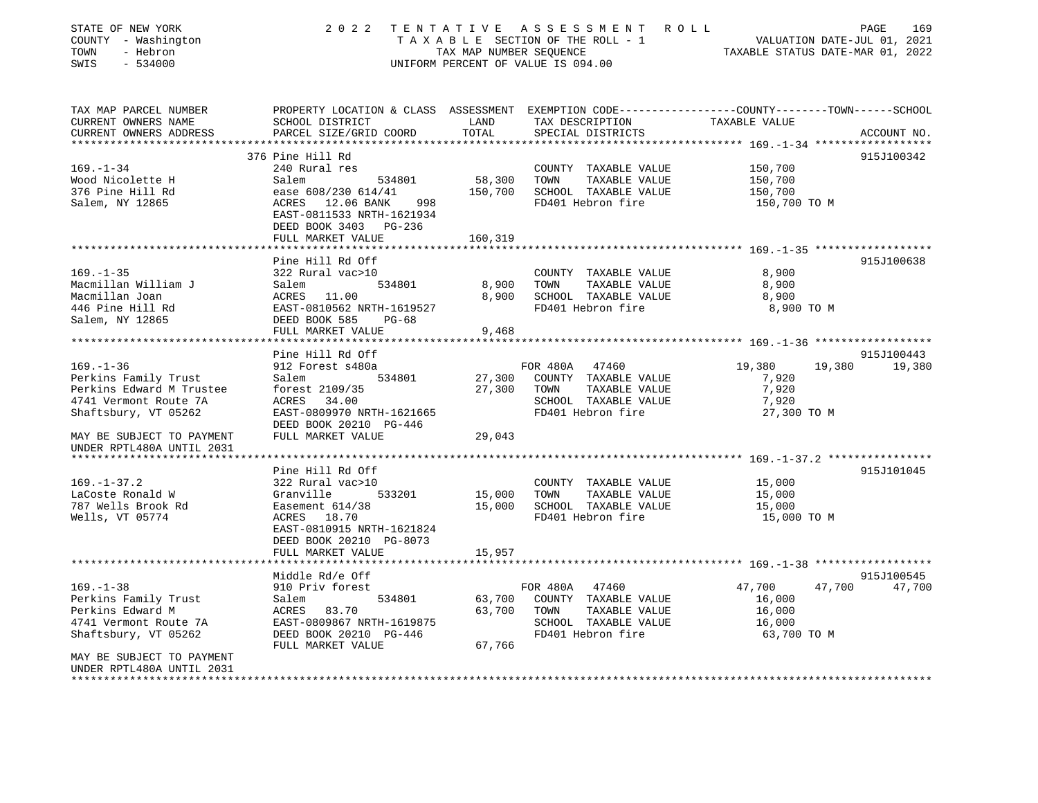STATE OF NEW YORK | 2022 TENTATIVE ASSESSMENT ROLL | VALUATION DATE-JUL 01, 2021
COUNTY - Washington | TAXABLE SECTION OF THE ROLL - 1 | TAXABLE STATUS DATE-MAR 01, 2022
TOWN - Hebron | TAX MAP NUMBER SEQUENCE
SWIS - 534000 | UNIFORM PERCENT OF VALUE IS 094.00

```
TAX MAP PARCEL NUMBER          PROPERTY LOCATION & CLASS  ASSESSMENT  EXEMPTION CODE-----------------COUNTY--------TOWN------SCHOOL
CURRENT OWNERS NAME            SCHOOL DISTRICT               LAND      TAX DESCRIPTION              TAXABLE VALUE
CURRENT OWNERS ADDRESS         PARCEL SIZE/GRID COORD        TOTAL     SPECIAL DISTRICTS                                    ACCOUNT NO.
****************************************************************************************************** 169.-1-34 ******************
                               376 Pine Hill Rd                                                                           915J100342
169.-1-34                      240 Rural res                           COUNTY  TAXABLE VALUE          150,700
Wood Nicolette H               Salem           534801        58,300    TOWN    TAXABLE VALUE          150,700
376 Pine Hill Rd               ease 608/230 614/41          150,700    SCHOOL  TAXABLE VALUE          150,700
Salem, NY 12865                ACRES  12.06 BANK    998                FD401 Hebron fire               150,700 TO M
                               EAST-0811533 NRTH-1621934
                               DEED BOOK 3403   PG-236
                               FULL MARKET VALUE            160,319
****************************************************************************************************** 169.-1-35 ******************
                               Pine Hill Rd Off                                                                           915J100638
169.-1-35                      322 Rural vac>10                        COUNTY  TAXABLE VALUE            8,900
Macmillan William J            Salem           534801         8,900    TOWN    TAXABLE VALUE            8,900
Macmillan Joan                 ACRES  11.00                   8,900    SCHOOL  TAXABLE VALUE            8,900
446 Pine Hill Rd               EAST-0810562 NRTH-1619527               FD401 Hebron fire                 8,900 TO M
Salem, NY 12865                DEED BOOK 585    PG-68
                               FULL MARKET VALUE              9,468
****************************************************************************************************** 169.-1-36 ******************
                               Pine Hill Rd Off                                                                           915J100443
169.-1-36                      912 Forest s480a                        FOR 480A   47460                19,380     19,380     19,380
Perkins Family Trust           Salem           534801        27,300    COUNTY  TAXABLE VALUE            7,920
Perkins Edward M Trustee       forest 2109/35                27,300    TOWN    TAXABLE VALUE            7,920
4741 Vermont Route 7A          ACRES  34.00                            SCHOOL  TAXABLE VALUE            7,920
Shaftsbury, VT 05262           EAST-0809970 NRTH-1621665               FD401 Hebron fire                27,300 TO M
                               DEED BOOK 20210 PG-446
MAY BE SUBJECT TO PAYMENT      FULL MARKET VALUE             29,043
UNDER RPTL480A UNTIL 2031
****************************************************************************************************** 169.-1-37.2 ****************
                               Pine Hill Rd Off                                                                           915J101045
169.-1-37.2                    322 Rural vac>10                        COUNTY  TAXABLE VALUE           15,000
LaCoste Ronald W               Granville       533201        15,000    TOWN    TAXABLE VALUE           15,000
787 Wells Brook Rd             Easement 614/38               15,000    SCHOOL  TAXABLE VALUE           15,000
Wells, VT 05774                ACRES  18.70                            FD401 Hebron fire                15,000 TO M
                               EAST-0810915 NRTH-1621824
                               DEED BOOK 20210 PG-8073
                               FULL MARKET VALUE             15,957
****************************************************************************************************** 169.-1-38 ******************
                               Middle Rd/e Off                                                                            915J100545
169.-1-38                      910 Priv forest                         FOR 480A   47460                47,700     47,700     47,700
Perkins Family Trust           Salem           534801        63,700    COUNTY  TAXABLE VALUE           16,000
Perkins Edward M               ACRES  83.70                  63,700    TOWN    TAXABLE VALUE           16,000
4741 Vermont Route 7A          EAST-0809867 NRTH-1619875               SCHOOL  TAXABLE VALUE           16,000
Shaftsbury, VT 05262           DEED BOOK 20210 PG-446                  FD401 Hebron fire                63,700 TO M
                               FULL MARKET VALUE             67,766
MAY BE SUBJECT TO PAYMENT
UNDER RPTL480A UNTIL 2031
************************************************************************************************************************************
```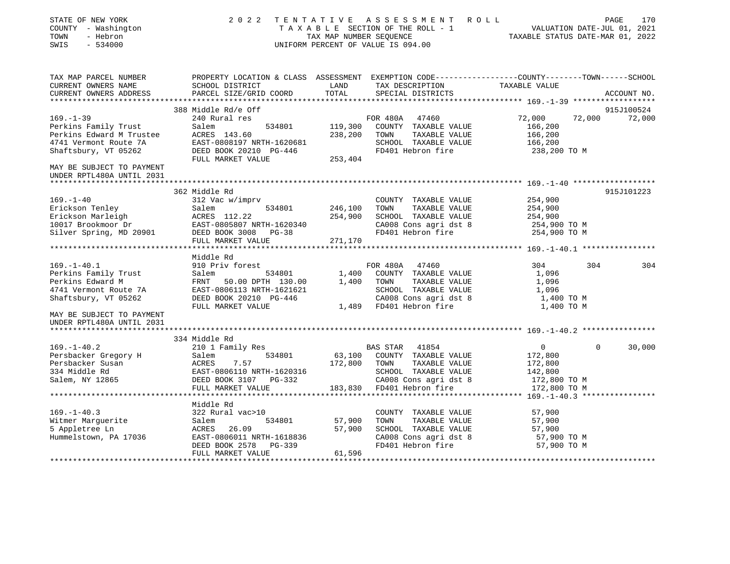STATE OF NEW YORK
COUNTY - Washington
TOWN - Hebron
SWIS - 534000

2022 TENTATIVE ASSESSMENT ROLL
TAXABLE SECTION OF THE ROLL - 1
TAX MAP NUMBER SEQUENCE
UNIFORM PERCENT OF VALUE IS 094.00

VALUATION DATE-JUL 01, 2021
TAXABLE STATUS DATE-MAR 01, 2022

```
TAX MAP PARCEL NUMBER          PROPERTY LOCATION & CLASS  ASSESSMENT  EXEMPTION CODE------------------COUNTY--------TOWN------SCHOOL
CURRENT OWNERS NAME            SCHOOL DISTRICT               LAND      TAX DESCRIPTION            TAXABLE VALUE
CURRENT OWNERS ADDRESS         PARCEL SIZE/GRID COORD        TOTAL     SPECIAL DISTRICTS                                  ACCOUNT NO.
*********************************************************************************************** 169.-1-39 ******************
                               388 Middle Rd/e Off                                                                    915J100524
169.-1-39                      240 Rural res                        FOR 480A   47460              72,000      72,000      72,000
Perkins Family Trust           Salem            534801      119,300   COUNTY  TAXABLE VALUE        166,200
Perkins Edward M Trustee       ACRES 143.60                 238,200   TOWN    TAXABLE VALUE        166,200
4741 Vermont Route 7A          EAST-0808197 NRTH-1620681              SCHOOL  TAXABLE VALUE        166,200
Shaftsbury, VT 05262           DEED BOOK 20210 PG-446                 FD401 Hebron fire             238,200 TO M
                               FULL MARKET VALUE            253,404
MAY BE SUBJECT TO PAYMENT
UNDER RPTL480A UNTIL 2031
*********************************************************************************************** 169.-1-40 ******************
                               362 Middle Rd                                                                          915J101223
169.-1-40                      312 Vac w/imprv                        COUNTY  TAXABLE VALUE        254,900
Erickson Tenley                Salem            534801      246,100   TOWN    TAXABLE VALUE        254,900
Erickson Marleigh              ACRES 112.22                 254,900   SCHOOL  TAXABLE VALUE        254,900
10017 Brookmoor Dr             EAST-0805807 NRTH-1620340              CA008 Cons agri dst 8         254,900 TO M
Silver Spring, MD 20901        DEED BOOK 3008   PG-38                 FD401 Hebron fire             254,900 TO M
                               FULL MARKET VALUE            271,170
*********************************************************************************************** 169.-1-40.1 ****************
                               Middle Rd
169.-1-40.1                    910 Priv forest                      FOR 480A   47460                 304         304         304
Perkins Family Trust           Salem            534801        1,400   COUNTY  TAXABLE VALUE          1,096
Perkins Edward M               FRNT   50.00 DPTH 130.00       1,400   TOWN    TAXABLE VALUE          1,096
4741 Vermont Route 7A          EAST-0806113 NRTH-1621621              SCHOOL  TAXABLE VALUE          1,096
Shaftsbury, VT 05262           DEED BOOK 20210 PG-446                 CA008 Cons agri dst 8           1,400 TO M
                               FULL MARKET VALUE              1,489   FD401 Hebron fire               1,400 TO M
MAY BE SUBJECT TO PAYMENT
UNDER RPTL480A UNTIL 2031
*********************************************************************************************** 169.-1-40.2 ****************
                               334 Middle Rd
169.-1-40.2                    210 1 Family Res                     BAS STAR   41854                   0           0      30,000
Persbacker Gregory H           Salem            534801       63,100   COUNTY  TAXABLE VALUE        172,800
Persbacker Susan               ACRES    7.57                172,800   TOWN    TAXABLE VALUE        172,800
334 Middle Rd                  EAST-0806110 NRTH-1620316              SCHOOL  TAXABLE VALUE        142,800
Salem, NY 12865                DEED BOOK 3107   PG-332                CA008 Cons agri dst 8         172,800 TO M
                               FULL MARKET VALUE            183,830   FD401 Hebron fire             172,800 TO M
*********************************************************************************************** 169.-1-40.3 ****************
                               Middle Rd
169.-1-40.3                    322 Rural vac>10                       COUNTY  TAXABLE VALUE         57,900
Witmer Marguerite              Salem            534801       57,900   TOWN    TAXABLE VALUE         57,900
5 Appletree Ln                 ACRES   26.09                 57,900   SCHOOL  TAXABLE VALUE         57,900
Hummelstown, PA 17036          EAST-0806011 NRTH-1618836              CA008 Cons agri dst 8          57,900 TO M
                               DEED BOOK 2578   PG-339                FD401 Hebron fire              57,900 TO M
                               FULL MARKET VALUE             61,596
******************************************************************************************************************************
```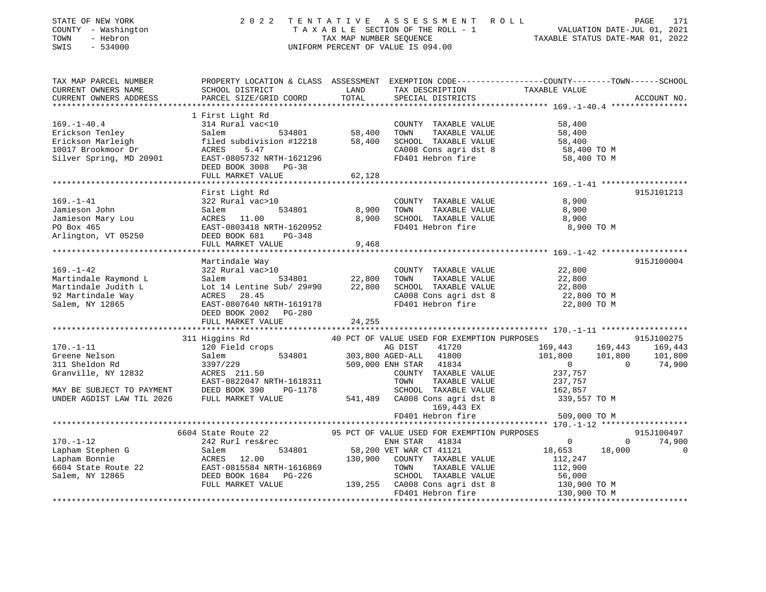STATE OF NEW YORK
COUNTY - Washington
TOWN - Hebron
SWIS - 534000

# 2022 TENTATIVE ASSESSMENT ROLL

TAXABLE SECTION OF THE ROLL - 1
TAX MAP NUMBER SEQUENCE
UNIFORM PERCENT OF VALUE IS 094.00

VALUATION DATE-JUL 01, 2021
TAXABLE STATUS DATE-MAR 01, 2022

```
TAX MAP PARCEL NUMBER          PROPERTY LOCATION & CLASS  ASSESSMENT  EXEMPTION CODE-----------------COUNTY--------TOWN------SCHOOL
CURRENT OWNERS NAME            SCHOOL DISTRICT               LAND      TAX DESCRIPTION            TAXABLE VALUE
CURRENT OWNERS ADDRESS         PARCEL SIZE/GRID COORD       TOTAL      SPECIAL DISTRICTS                                    ACCOUNT NO.
************************************************************************************************ 169.-1-40.4 ****************
                               1 First Light Rd
169.-1-40.4                    314 Rural vac<10                        COUNTY  TAXABLE VALUE          58,400
Erickson Tenley                Salem          534801       58,400      TOWN    TAXABLE VALUE          58,400
Erickson Marleigh              filed subdivision #12218    58,400      SCHOOL  TAXABLE VALUE          58,400
10017 Brookmoor Dr             ACRES    5.47                           CA008 Cons agri dst 8           58,400 TO M
Silver Spring, MD 20901        EAST-0805732 NRTH-1621296               FD401 Hebron fire               58,400 TO M
                               DEED BOOK 3008   PG-38
                               FULL MARKET VALUE           62,128
************************************************************************************************ 169.-1-41 ******************
                               First Light Rd                                                                       915J101213
169.-1-41                      322 Rural vac>10                        COUNTY  TAXABLE VALUE           8,900
Jamieson John                  Salem          534801        8,900      TOWN    TAXABLE VALUE           8,900
Jamieson Mary Lou              ACRES   11.00                8,900      SCHOOL  TAXABLE VALUE           8,900
PO Box 465                     EAST-0803418 NRTH-1620952               FD401 Hebron fire                8,900 TO M
Arlington, VT 05250            DEED BOOK 681    PG-348
                               FULL MARKET VALUE            9,468
************************************************************************************************ 169.-1-42 ******************
                               Martindale Way                                                                       915J100004
169.-1-42                      322 Rural vac>10                        COUNTY  TAXABLE VALUE          22,800
Martindale Raymond L           Salem          534801       22,800      TOWN    TAXABLE VALUE          22,800
Martindale Judith L            Lot 14 Lentine Sub/ 29#90   22,800      SCHOOL  TAXABLE VALUE          22,800
92 Martindale Way              ACRES   28.45                           CA008 Cons agri dst 8           22,800 TO M
Salem, NY 12865                EAST-0807640 NRTH-1619178               FD401 Hebron fire               22,800 TO M
                               DEED BOOK 2002   PG-280
                               FULL MARKET VALUE           24,255
************************************************************************************************ 170.-1-11 ******************
                               311 Higgins Rd               40 PCT OF VALUE USED FOR EXEMPTION PURPOSES             915J100275
170.-1-11                      120 Field crops                         AG DIST     41720           169,443      169,443     169,443
Greene Nelson                  Salem          534801      303,800 AGED-ALL    41800           101,800      101,800     101,800
311 Sheldon Rd                 3397/229                   509,000 ENH STAR    41834                 0            0      74,900
Granville, NY 12832            ACRES  211.50                           COUNTY  TAXABLE VALUE         237,757
                               EAST-0822047 NRTH-1618311               TOWN    TAXABLE VALUE         237,757
MAY BE SUBJECT TO PAYMENT      DEED BOOK 390    PG-1178                SCHOOL  TAXABLE VALUE         162,857
UNDER AGDIST LAW TIL 2026      FULL MARKET VALUE          541,489      CA008 Cons agri dst 8          339,557 TO M
                                                                           169,443 EX
                                                                       FD401 Hebron fire              509,000 TO M
************************************************************************************************ 170.-1-12 ******************
                               6604 State Route 22          95 PCT OF VALUE USED FOR EXEMPTION PURPOSES             915J100497
170.-1-12                      242 Rurl res&rec                        ENH STAR    41834                 0            0      74,900
Lapham Stephen G               Salem          534801       58,200 VET WAR CT  41121            18,653       18,000           0
Lapham Bonnie                  ACRES   12.00              130,900      COUNTY  TAXABLE VALUE         112,247
6604 State Route 22            EAST-0815584 NRTH-1616869               TOWN    TAXABLE VALUE         112,900
Salem, NY 12865                DEED BOOK 1684   PG-226                 SCHOOL  TAXABLE VALUE          56,000
                               FULL MARKET VALUE          139,255      CA008 Cons agri dst 8          130,900 TO M
                                                                       FD401 Hebron fire              130,900 TO M
******************************************************************************************************************************
```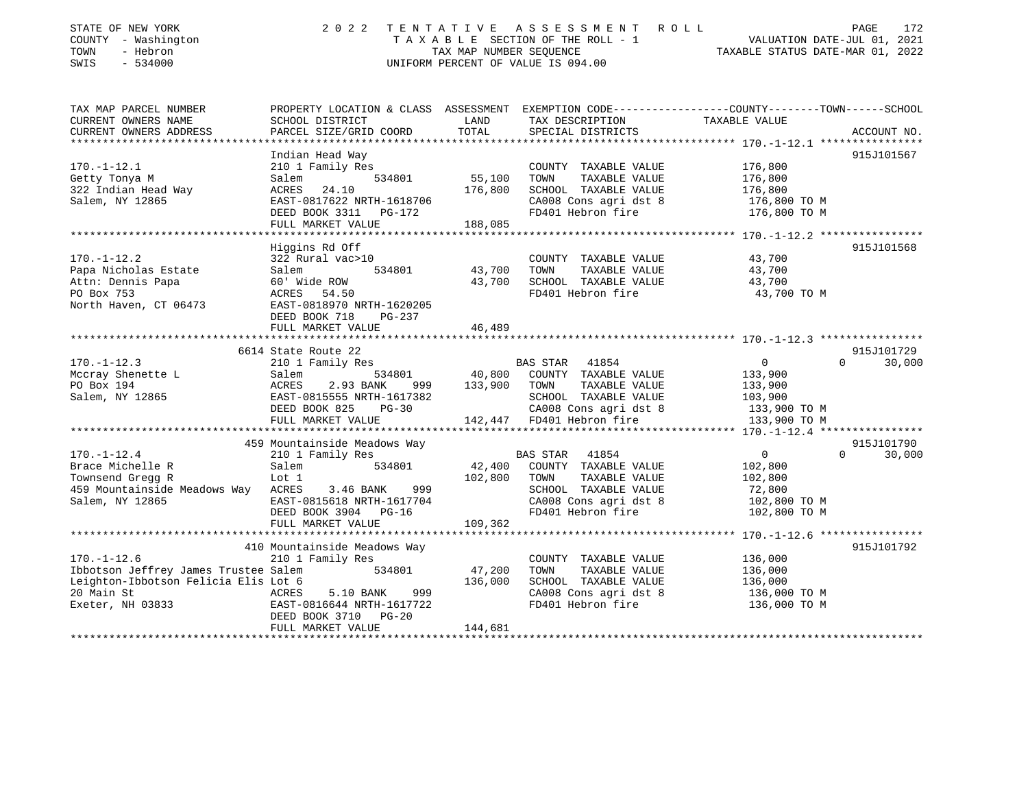STATE OF NEW YORK — COUNTY - Washington — TOWN - Hebron — SWIS - 534000

2022 TENTATIVE ASSESSMENT ROLL
TAXABLE SECTION OF THE ROLL - 1
TAX MAP NUMBER SEQUENCE
UNIFORM PERCENT OF VALUE IS 094.00

VALUATION DATE-JUL 01, 2021
TAXABLE STATUS DATE-MAR 01, 2022

| TAX MAP PARCEL NUMBER / CURRENT OWNERS NAME / CURRENT OWNERS ADDRESS | PROPERTY LOCATION & CLASS / SCHOOL DISTRICT / PARCEL SIZE/GRID COORD | ASSESSMENT LAND / TOTAL | EXEMPTION CODE / TAX DESCRIPTION / SPECIAL DISTRICTS | COUNTY / TOWN / SCHOOL TAXABLE VALUE | ACCOUNT NO. |
|---|---|---|---|---|---|
| **170.-1-12.1** | Indian Head Way | | | | 915J101567 |
| 170.-1-12.1 | 210 1 Family Res | | COUNTY TAXABLE VALUE | 176,800 | |
| Getty Tonya M | Salem 534801 | 55,100 | TOWN TAXABLE VALUE | 176,800 | |
| 322 Indian Head Way | ACRES 24.10 | 176,800 | SCHOOL TAXABLE VALUE | 176,800 | |
| Salem, NY 12865 | EAST-0817622 NRTH-1618706 | | CA008 Cons agri dst 8 | 176,800 TO M | |
| | DEED BOOK 3311 PG-172 | | FD401 Hebron fire | 176,800 TO M | |
| | FULL MARKET VALUE | 188,085 | | | |
| **170.-1-12.2** | Higgins Rd Off | | | | 915J101568 |
| 170.-1-12.2 | 322 Rural vac>10 | | COUNTY TAXABLE VALUE | 43,700 | |
| Papa Nicholas Estate | Salem 534801 | 43,700 | TOWN TAXABLE VALUE | 43,700 | |
| Attn: Dennis Papa | 60' Wide ROW | 43,700 | SCHOOL TAXABLE VALUE | 43,700 | |
| PO Box 753 | ACRES 54.50 | | FD401 Hebron fire | 43,700 TO M | |
| North Haven, CT 06473 | EAST-0818970 NRTH-1620205 | | | | |
| | DEED BOOK 718 PG-237 | | | | |
| | FULL MARKET VALUE | 46,489 | | | |
| **170.-1-12.3** | 6614 State Route 22 | | | | 915J101729 |
| 170.-1-12.3 | 210 1 Family Res | | BAS STAR 41854 | 0 / 0 / 30,000 | |
| Mccray Shenette L | Salem 534801 | 40,800 | COUNTY TAXABLE VALUE | 133,900 | |
| PO Box 194 | ACRES 2.93 BANK 999 | 133,900 | TOWN TAXABLE VALUE | 133,900 | |
| Salem, NY 12865 | EAST-0815555 NRTH-1617382 | | SCHOOL TAXABLE VALUE | 103,900 | |
| | DEED BOOK 825 PG-30 | | CA008 Cons agri dst 8 | 133,900 TO M | |
| | FULL MARKET VALUE | 142,447 | FD401 Hebron fire | 133,900 TO M | |
| **170.-1-12.4** | 459 Mountainside Meadows Way | | | | 915J101790 |
| 170.-1-12.4 | 210 1 Family Res | | BAS STAR 41854 | 0 / 0 / 30,000 | |
| Brace Michelle R | Salem 534801 | 42,400 | COUNTY TAXABLE VALUE | 102,800 | |
| Townsend Gregg R | Lot 1 | 102,800 | TOWN TAXABLE VALUE | 102,800 | |
| 459 Mountainside Meadows Way | ACRES 3.46 BANK 999 | | SCHOOL TAXABLE VALUE | 72,800 | |
| Salem, NY 12865 | EAST-0815618 NRTH-1617704 | | CA008 Cons agri dst 8 | 102,800 TO M | |
| | DEED BOOK 3904 PG-16 | | FD401 Hebron fire | 102,800 TO M | |
| | FULL MARKET VALUE | 109,362 | | | |
| **170.-1-12.6** | 410 Mountainside Meadows Way | | | | 915J101792 |
| 170.-1-12.6 | 210 1 Family Res | | COUNTY TAXABLE VALUE | 136,000 | |
| Ibbotson Jeffrey James Trustee | Salem 534801 | 47,200 | TOWN TAXABLE VALUE | 136,000 | |
| Leighton-Ibbotson Felicia Elis | Lot 6 | 136,000 | SCHOOL TAXABLE VALUE | 136,000 | |
| 20 Main St | ACRES 5.10 BANK 999 | | CA008 Cons agri dst 8 | 136,000 TO M | |
| Exeter, NH 03833 | EAST-0816644 NRTH-1617722 | | FD401 Hebron fire | 136,000 TO M | |
| | DEED BOOK 3710 PG-20 | | | | |
| | FULL MARKET VALUE | 144,681 | | | |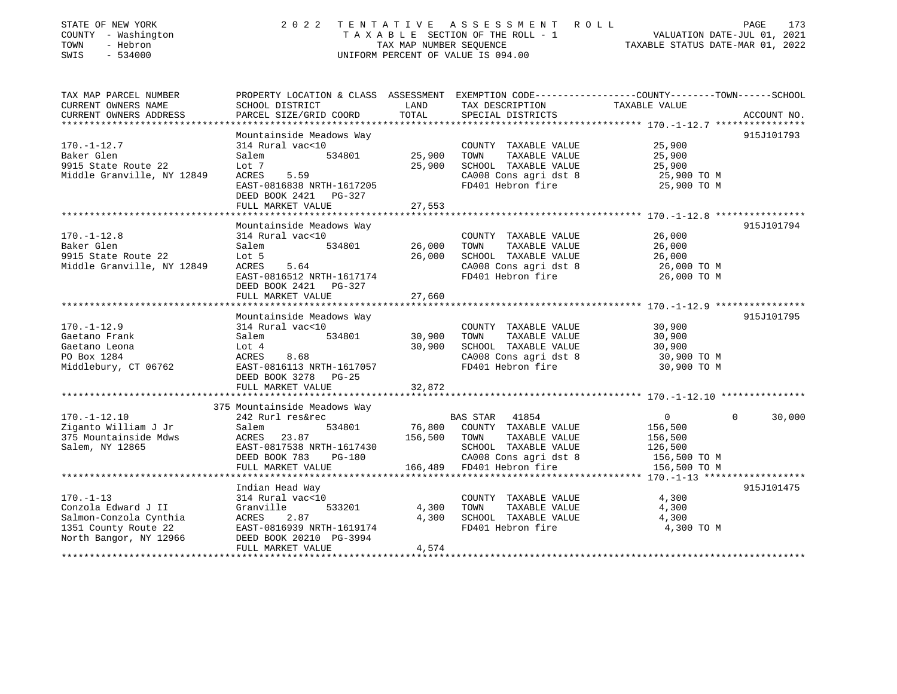STATE OF NEW YORK | COUNTY - Washington | TOWN - Hebron | SWIS - 534000

# 2022 TENTATIVE ASSESSMENT ROLL
TAXABLE SECTION OF THE ROLL - 1
TAX MAP NUMBER SEQUENCE
UNIFORM PERCENT OF VALUE IS 094.00

VALUATION DATE-JUL 01, 2021
TAXABLE STATUS DATE-MAR 01, 2022

| TAX MAP PARCEL NUMBER / CURRENT OWNERS NAME / CURRENT OWNERS ADDRESS | PROPERTY LOCATION & CLASS / SCHOOL DISTRICT / PARCEL SIZE/GRID COORD | ASSESSMENT LAND / TOTAL | EXEMPTION CODE / TAX DESCRIPTION / SPECIAL DISTRICTS | COUNTY / TOWN / SCHOOL TAXABLE VALUE | ACCOUNT NO. |
|---|---|---|---|---|---|
| **170.-1-12.7** | Mountainside Meadows Way | | | | 915J101793 |
| Baker Glen | 314 Rural vac<10 | | COUNTY TAXABLE VALUE | 25,900 | |
| 9915 State Route 22 | Salem 534801 | 25,900 | TOWN TAXABLE VALUE | 25,900 | |
| Middle Granville, NY 12849 | Lot 7 | 25,900 | SCHOOL TAXABLE VALUE | 25,900 | |
| | ACRES 5.59 | | CA008 Cons agri dst 8 | 25,900 TO M | |
| | EAST-0816838 NRTH-1617205 | | FD401 Hebron fire | 25,900 TO M | |
| | DEED BOOK 2421 PG-327 | | | | |
| | FULL MARKET VALUE | 27,553 | | | |
| **170.-1-12.8** | Mountainside Meadows Way | | | | 915J101794 |
| Baker Glen | 314 Rural vac<10 | | COUNTY TAXABLE VALUE | 26,000 | |
| 9915 State Route 22 | Salem 534801 | 26,000 | TOWN TAXABLE VALUE | 26,000 | |
| Middle Granville, NY 12849 | Lot 5 | 26,000 | SCHOOL TAXABLE VALUE | 26,000 | |
| | ACRES 5.64 | | CA008 Cons agri dst 8 | 26,000 TO M | |
| | EAST-0816512 NRTH-1617174 | | FD401 Hebron fire | 26,000 TO M | |
| | DEED BOOK 2421 PG-327 | | | | |
| | FULL MARKET VALUE | 27,660 | | | |
| **170.-1-12.9** | Mountainside Meadows Way | | | | 915J101795 |
| Gaetano Frank | 314 Rural vac<10 | | COUNTY TAXABLE VALUE | 30,900 | |
| Gaetano Leona | Salem 534801 | 30,900 | TOWN TAXABLE VALUE | 30,900 | |
| PO Box 1284 | Lot 4 | 30,900 | SCHOOL TAXABLE VALUE | 30,900 | |
| Middlebury, CT 06762 | ACRES 8.68 | | CA008 Cons agri dst 8 | 30,900 TO M | |
| | EAST-0816113 NRTH-1617057 | | FD401 Hebron fire | 30,900 TO M | |
| | DEED BOOK 3278 PG-25 | | | | |
| | FULL MARKET VALUE | 32,872 | | | |
| **170.-1-12.10** | 375 Mountainside Meadows Way | | | | |
| Ziganto William J Jr | 242 Rurl res&rec | | BAS STAR 41854 | 0 / 0 / 30,000 | |
| 375 Mountainside Mdws | Salem 534801 | 76,800 | COUNTY TAXABLE VALUE | 156,500 | |
| Salem, NY 12865 | ACRES 23.87 | 156,500 | TOWN TAXABLE VALUE | 156,500 | |
| | EAST-0817538 NRTH-1617430 | | SCHOOL TAXABLE VALUE | 126,500 | |
| | DEED BOOK 783 PG-180 | | CA008 Cons agri dst 8 | 156,500 TO M | |
| | FULL MARKET VALUE | 166,489 | FD401 Hebron fire | 156,500 TO M | |
| **170.-1-13** | Indian Head Way | | | | 915J101475 |
| Conzola Edward J II | 314 Rural vac<10 | | COUNTY TAXABLE VALUE | 4,300 | |
| Salmon-Conzola Cynthia | Granville 533201 | 4,300 | TOWN TAXABLE VALUE | 4,300 | |
| 1351 County Route 22 | ACRES 2.87 | 4,300 | SCHOOL TAXABLE VALUE | 4,300 | |
| North Bangor, NY 12966 | EAST-0816939 NRTH-1619174 | | FD401 Hebron fire | 4,300 TO M | |
| | DEED BOOK 20210 PG-3994 | | | | |
| | FULL MARKET VALUE | 4,574 | | | |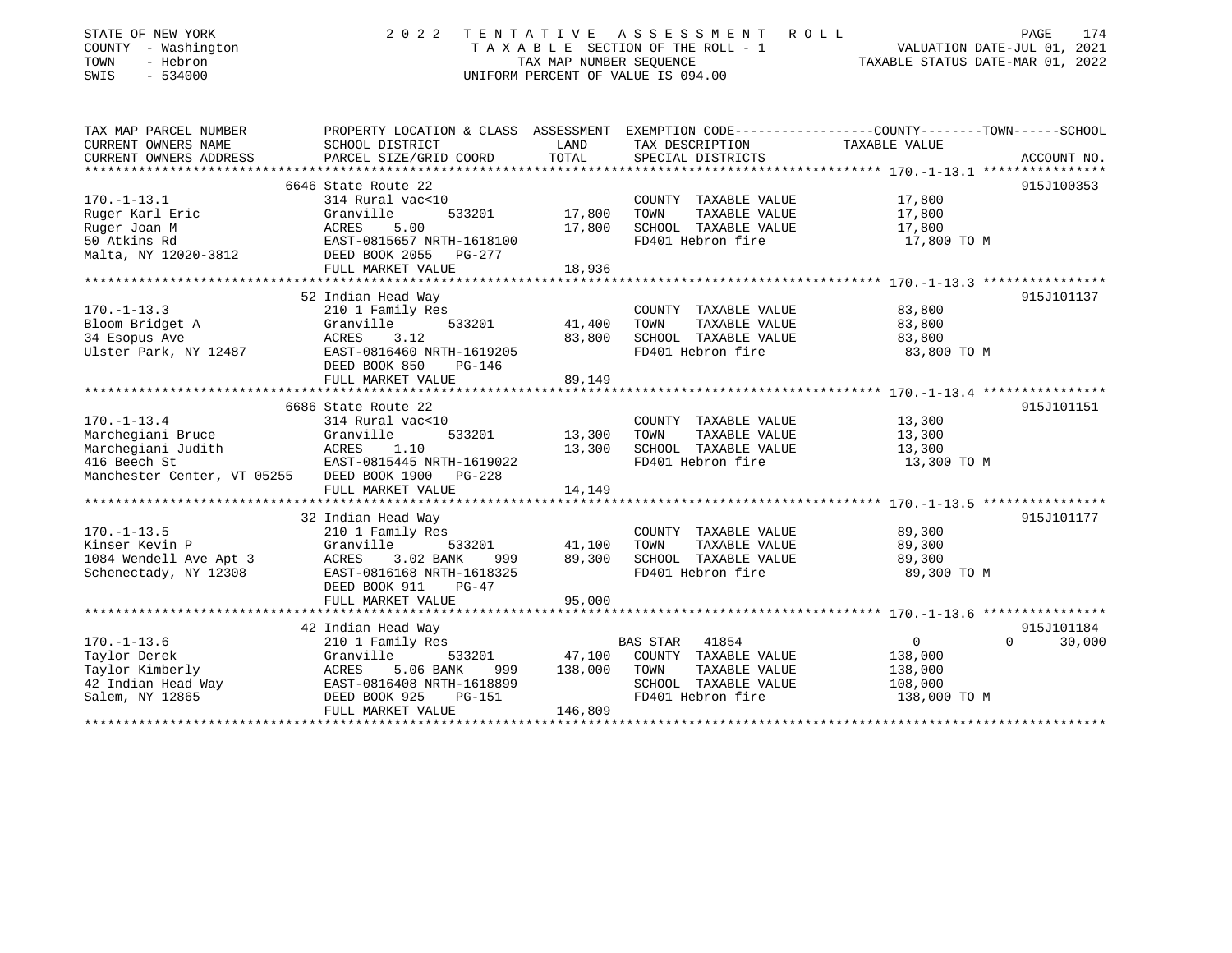STATE OF NEW YORK  
COUNTY - Washington  
TOWN - Hebron  
SWIS - 534000

2 0 2 2 T E N T A T I V E A S S E S S M E N T R O L L  
T A X A B L E SECTION OF THE ROLL - 1  
TAX MAP NUMBER SEQUENCE  
UNIFORM PERCENT OF VALUE IS 094.00

VALUATION DATE-JUL 01, 2021  
TAXABLE STATUS DATE-MAR 01, 2022

| TAX MAP PARCEL NUMBER / CURRENT OWNERS NAME / CURRENT OWNERS ADDRESS | PROPERTY LOCATION & CLASS / SCHOOL DISTRICT / PARCEL SIZE/GRID COORD | ASSESSMENT LAND | TOTAL | EXEMPTION CODE / TAX DESCRIPTION / SPECIAL DISTRICTS | COUNTY TAXABLE VALUE | TOWN | SCHOOL | ACCOUNT NO. |
|---|---|---|---|---|---|---|---|---|
| 170.-1-13.1 | 6646 State Route 22 | | | | | | | 915J100353 |
| | 314 Rural vac<10 | | | COUNTY TAXABLE VALUE | 17,800 | | | |
| Ruger Karl Eric | Granville 533201 | 17,800 | | TOWN TAXABLE VALUE | 17,800 | | | |
| Ruger Joan M | ACRES 5.00 | | 17,800 | SCHOOL TAXABLE VALUE | 17,800 | | | |
| 50 Atkins Rd | EAST-0815657 NRTH-1618100 | | | FD401 Hebron fire | 17,800 TO M | | | |
| Malta, NY 12020-3812 | DEED BOOK 2055 PG-277 | | | | | | | |
| | FULL MARKET VALUE | | 18,936 | | | | | |
| 170.-1-13.3 | 52 Indian Head Way | | | | | | | 915J101137 |
| | 210 1 Family Res | | | COUNTY TAXABLE VALUE | 83,800 | | | |
| Bloom Bridget A | Granville 533201 | 41,400 | | TOWN TAXABLE VALUE | 83,800 | | | |
| 34 Esopus Ave | ACRES 3.12 | | 83,800 | SCHOOL TAXABLE VALUE | 83,800 | | | |
| Ulster Park, NY 12487 | EAST-0816460 NRTH-1619205 | | | FD401 Hebron fire | 83,800 TO M | | | |
| | DEED BOOK 850 PG-146 | | | | | | | |
| | FULL MARKET VALUE | | 89,149 | | | | | |
| 170.-1-13.4 | 6686 State Route 22 | | | | | | | 915J101151 |
| | 314 Rural vac<10 | | | COUNTY TAXABLE VALUE | 13,300 | | | |
| Marchegiani Bruce | Granville 533201 | 13,300 | | TOWN TAXABLE VALUE | 13,300 | | | |
| Marchegiani Judith | ACRES 1.10 | | 13,300 | SCHOOL TAXABLE VALUE | 13,300 | | | |
| 416 Beech St | EAST-0815445 NRTH-1619022 | | | FD401 Hebron fire | 13,300 TO M | | | |
| Manchester Center, VT 05255 | DEED BOOK 1900 PG-228 | | | | | | | |
| | FULL MARKET VALUE | | 14,149 | | | | | |
| 170.-1-13.5 | 32 Indian Head Way | | | | | | | 915J101177 |
| | 210 1 Family Res | | | COUNTY TAXABLE VALUE | 89,300 | | | |
| Kinser Kevin P | Granville 533201 | 41,100 | | TOWN TAXABLE VALUE | 89,300 | | | |
| 1084 Wendell Ave Apt 3 | ACRES 3.02 BANK 999 | | 89,300 | SCHOOL TAXABLE VALUE | 89,300 | | | |
| Schenectady, NY 12308 | EAST-0816168 NRTH-1618325 | | | FD401 Hebron fire | 89,300 TO M | | | |
| | DEED BOOK 911 PG-47 | | | | | | | |
| | FULL MARKET VALUE | | 95,000 | | | | | |
| 170.-1-13.6 | 42 Indian Head Way | | | | | | | 915J101184 |
| | 210 1 Family Res | | | BAS STAR 41854 | 0 | 0 | 30,000 | |
| Taylor Derek | Granville 533201 | 47,100 | | COUNTY TAXABLE VALUE | 138,000 | | | |
| Taylor Kimberly | ACRES 5.06 BANK 999 | | 138,000 | TOWN TAXABLE VALUE | 138,000 | | | |
| 42 Indian Head Way | EAST-0816408 NRTH-1618899 | | | SCHOOL TAXABLE VALUE | 108,000 | | | |
| Salem, NY 12865 | DEED BOOK 925 PG-151 | | | FD401 Hebron fire | 138,000 TO M | | | |
| | FULL MARKET VALUE | | 146,809 | | | | | |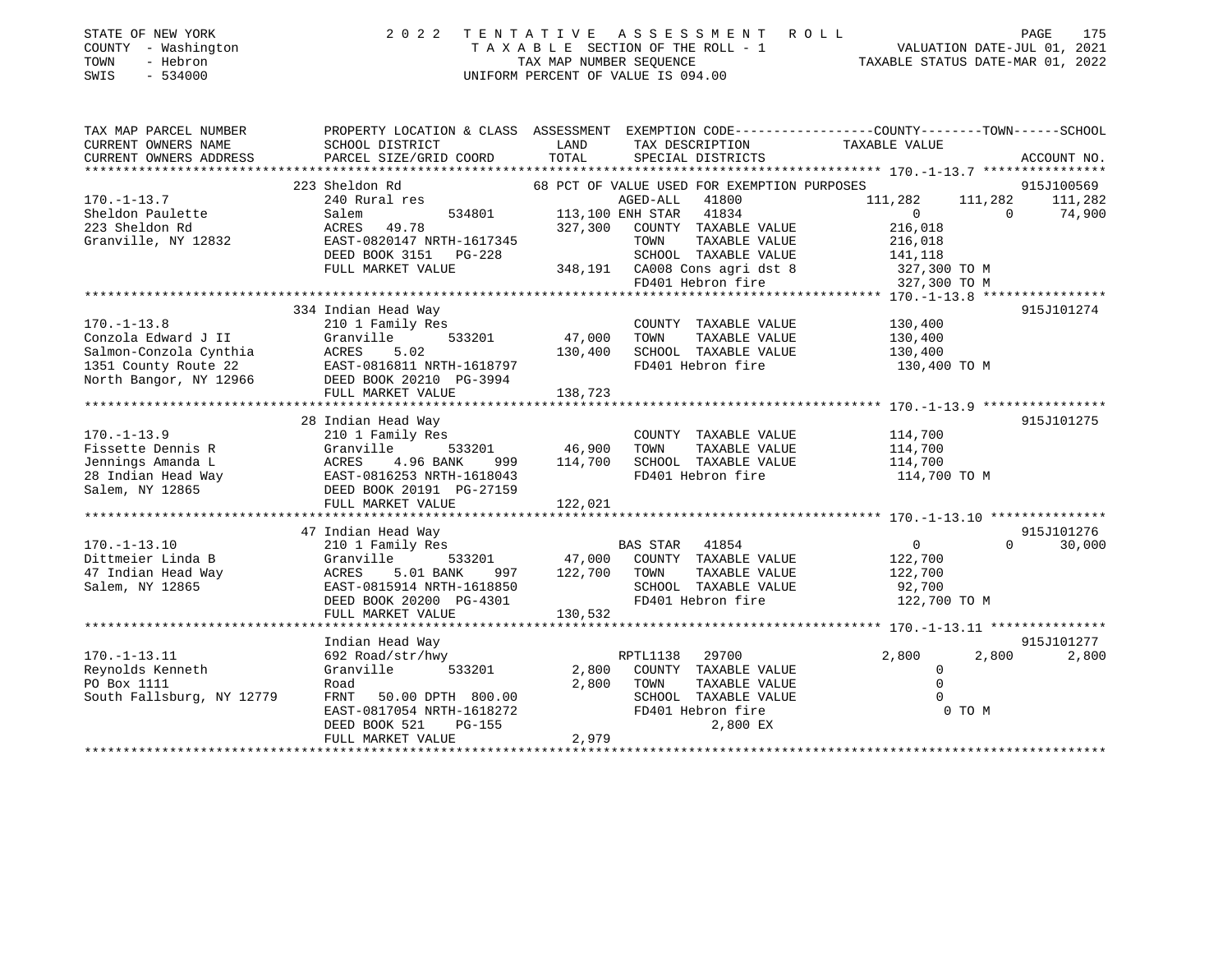STATE OF NEW YORK
COUNTY - Washington
TOWN - Hebron
SWIS - 534000

2022 TENTATIVE ASSESSMENT ROLL
TAXABLE SECTION OF THE ROLL - 1
TAX MAP NUMBER SEQUENCE
UNIFORM PERCENT OF VALUE IS 094.00

VALUATION DATE-JUL 01, 2021
TAXABLE STATUS DATE-MAR 01, 2022

```
TAX MAP PARCEL NUMBER          PROPERTY LOCATION & CLASS  ASSESSMENT  EXEMPTION CODE-----------------COUNTY--------TOWN------SCHOOL
CURRENT OWNERS NAME            SCHOOL DISTRICT               LAND      TAX DESCRIPTION            TAXABLE VALUE
CURRENT OWNERS ADDRESS         PARCEL SIZE/GRID COORD        TOTAL     SPECIAL DISTRICTS                                       ACCOUNT NO.
*********************************************************************************************** 170.-1-13.7 ****************
                               223 Sheldon Rd                      68 PCT OF VALUE USED FOR EXEMPTION PURPOSES                 915J100569
170.-1-13.7                    240 Rural res                          AGED-ALL   41800            111,282     111,282     111,282
Sheldon Paulette               Salem           534801      113,100 ENH STAR   41834                  0           0      74,900
223 Sheldon Rd                 ACRES   49.78               327,300    COUNTY  TAXABLE VALUE         216,018
Granville, NY 12832            EAST-0820147 NRTH-1617345              TOWN    TAXABLE VALUE         216,018
                               DEED BOOK 3151   PG-228                SCHOOL  TAXABLE VALUE         141,118
                               FULL MARKET VALUE           348,191    CA008 Cons agri dst 8         327,300 TO M
                                                                      FD401 Hebron fire             327,300 TO M
*********************************************************************************************** 170.-1-13.8 ****************
                               334 Indian Head Way                                                                     915J101274
170.-1-13.8                    210 1 Family Res                       COUNTY  TAXABLE VALUE         130,400
Conzola Edward J II            Granville       533201       47,000    TOWN    TAXABLE VALUE         130,400
Salmon-Conzola Cynthia         ACRES    5.02               130,400    SCHOOL  TAXABLE VALUE         130,400
1351 County Route 22           EAST-0816811 NRTH-1618797              FD401 Hebron fire             130,400 TO M
North Bangor, NY 12966         DEED BOOK 20210 PG-3994
                               FULL MARKET VALUE           138,723
*********************************************************************************************** 170.-1-13.9 ****************
                               28 Indian Head Way                                                                      915J101275
170.-1-13.9                    210 1 Family Res                       COUNTY  TAXABLE VALUE         114,700
Fissette Dennis R              Granville       533201       46,900    TOWN    TAXABLE VALUE         114,700
Jennings Amanda L              ACRES    4.96 BANK    999   114,700    SCHOOL  TAXABLE VALUE         114,700
28 Indian Head Way             EAST-0816253 NRTH-1618043              FD401 Hebron fire             114,700 TO M
Salem, NY 12865                DEED BOOK 20191 PG-27159
                               FULL MARKET VALUE           122,021
*********************************************************************************************** 170.-1-13.10 ***************
                               47 Indian Head Way                                                                      915J101276
170.-1-13.10                   210 1 Family Res                       BAS STAR   41854                  0           0      30,000
Dittmeier Linda B              Granville       533201       47,000    COUNTY  TAXABLE VALUE         122,700
47 Indian Head Way             ACRES    5.01 BANK    997   122,700    TOWN    TAXABLE VALUE         122,700
Salem, NY 12865                EAST-0815914 NRTH-1618850              SCHOOL  TAXABLE VALUE          92,700
                               DEED BOOK 20200 PG-4301                FD401 Hebron fire             122,700 TO M
                               FULL MARKET VALUE           130,532
*********************************************************************************************** 170.-1-13.11 ***************
                               Indian Head Way                                                                         915J101277
170.-1-13.11                   692 Road/str/hwy                       RPTL1138   29700              2,800       2,800       2,800
Reynolds Kenneth               Granville       533201        2,800    COUNTY  TAXABLE VALUE               0
PO Box 1111                    Road                          2,800    TOWN    TAXABLE VALUE               0
South Fallsburg, NY 12779      FRNT    50.00 DPTH 800.00              SCHOOL  TAXABLE VALUE               0
                               EAST-0817054 NRTH-1618272              FD401 Hebron fire                   0 TO M
                               DEED BOOK 521    PG-155                      2,800 EX
                               FULL MARKET VALUE             2,979
****************************************************************************************************************************
```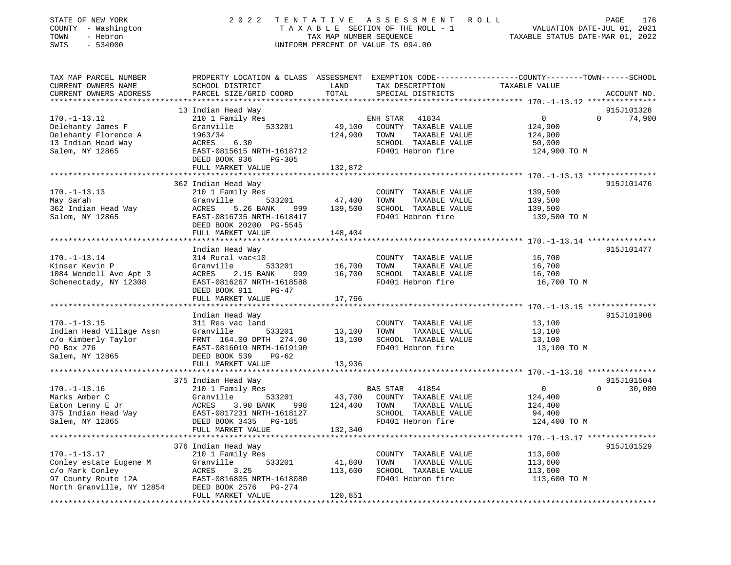STATE OF NEW YORK | COUNTY - Washington | TOWN - Hebron | SWIS - 534000

# 2022 TENTATIVE ASSESSMENT ROLL

TAXABLE SECTION OF THE ROLL - 1
TAX MAP NUMBER SEQUENCE
UNIFORM PERCENT OF VALUE IS 094.00

VALUATION DATE-JUL 01, 2021
TAXABLE STATUS DATE-MAR 01, 2022

| TAX MAP PARCEL NUMBER / CURRENT OWNERS NAME / CURRENT OWNERS ADDRESS | PROPERTY LOCATION & CLASS / SCHOOL DISTRICT / PARCEL SIZE/GRID COORD | ASSESSMENT LAND | TOTAL | EXEMPTION CODE / TAX DESCRIPTION / SPECIAL DISTRICTS | COUNTY | TOWN | SCHOOL / TAXABLE VALUE | ACCOUNT NO. |
|---|---|---|---|---|---|---|---|---|
| 170.-1-13.12 | 13 Indian Head Way | | | | | | | 915J101328 |
| Delehanty James F | 210 1 Family Res | | | ENH STAR 41834 | 0 | 0 | 74,900 | |
| Delehanty Florence A | Granville 533201 | 49,100 | | COUNTY TAXABLE VALUE | 124,900 | | | |
| 13 Indian Head Way | 1963/34 | | 124,900 | TOWN TAXABLE VALUE | | 124,900 | | |
| Salem, NY 12865 | ACRES 6.30 | | | SCHOOL TAXABLE VALUE | | | 50,000 | |
| | EAST-0815615 NRTH-1618712 | | | FD401 Hebron fire | | | 124,900 TO M | |
| | DEED BOOK 936 PG-305 | | | | | | | |
| | FULL MARKET VALUE | | 132,872 | | | | | |
| 170.-1-13.13 | 362 Indian Head Way | | | | | | | 915J101476 |
| May Sarah | 210 1 Family Res | | | COUNTY TAXABLE VALUE | 139,500 | | | |
| 362 Indian Head Way | Granville 533201 | 47,400 | | TOWN TAXABLE VALUE | | 139,500 | | |
| Salem, NY 12865 | ACRES 5.26 BANK 999 | | 139,500 | SCHOOL TAXABLE VALUE | | | 139,500 | |
| | EAST-0816735 NRTH-1618417 | | | FD401 Hebron fire | | | 139,500 TO M | |
| | DEED BOOK 20200 PG-5545 | | | | | | | |
| | FULL MARKET VALUE | | 148,404 | | | | | |
| 170.-1-13.14 | Indian Head Way | | | | | | | 915J101477 |
| Kinser Kevin P | 314 Rural vac<10 | | | COUNTY TAXABLE VALUE | 16,700 | | | |
| 1084 Wendell Ave Apt 3 | Granville 533201 | 16,700 | | TOWN TAXABLE VALUE | | 16,700 | | |
| Schenectady, NY 12308 | ACRES 2.15 BANK 999 | | 16,700 | SCHOOL TAXABLE VALUE | | | 16,700 | |
| | EAST-0816267 NRTH-1618588 | | | FD401 Hebron fire | | | 16,700 TO M | |
| | DEED BOOK 911 PG-47 | | | | | | | |
| | FULL MARKET VALUE | | 17,766 | | | | | |
| 170.-1-13.15 | Indian Head Way | | | | | | | 915J101908 |
| Indian Head Village Assn | 311 Res vac land | | | COUNTY TAXABLE VALUE | 13,100 | | | |
| c/o Kimberly Taylor | Granville 533201 | 13,100 | | TOWN TAXABLE VALUE | | 13,100 | | |
| PO Box 276 | FRNT 164.00 DPTH 274.00 | | 13,100 | SCHOOL TAXABLE VALUE | | | 13,100 | |
| Salem, NY 12865 | EAST-0816010 NRTH-1619190 | | | FD401 Hebron fire | | | 13,100 TO M | |
| | DEED BOOK 539 PG-62 | | | | | | | |
| | FULL MARKET VALUE | | 13,936 | | | | | |
| 170.-1-13.16 | 375 Indian Head Way | | | | | | | 915J101504 |
| Marks Amber C | 210 1 Family Res | | | BAS STAR 41854 | 0 | 0 | 30,000 | |
| Eaton Lenny E Jr | Granville 533201 | 43,700 | | COUNTY TAXABLE VALUE | 124,400 | | | |
| 375 Indian Head Way | ACRES 3.90 BANK 998 | | 124,400 | TOWN TAXABLE VALUE | | 124,400 | | |
| Salem, NY 12865 | EAST-0817231 NRTH-1618127 | | | SCHOOL TAXABLE VALUE | | | 94,400 | |
| | DEED BOOK 3435 PG-185 | | | FD401 Hebron fire | | | 124,400 TO M | |
| | FULL MARKET VALUE | | 132,340 | | | | | |
| 170.-1-13.17 | 376 Indian Head Way | | | | | | | 915J101529 |
| Conley estate Eugene M | 210 1 Family Res | | | COUNTY TAXABLE VALUE | 113,600 | | | |
| c/o Mark Conley | Granville 533201 | 41,800 | | TOWN TAXABLE VALUE | | 113,600 | | |
| 97 County Route 12A | ACRES 3.25 | | 113,600 | SCHOOL TAXABLE VALUE | | | 113,600 | |
| North Granville, NY 12854 | EAST-0816805 NRTH-1618080 | | | FD401 Hebron fire | | | 113,600 TO M | |
| | DEED BOOK 2576 PG-274 | | | | | | | |
| | FULL MARKET VALUE | | 120,851 | | | | | |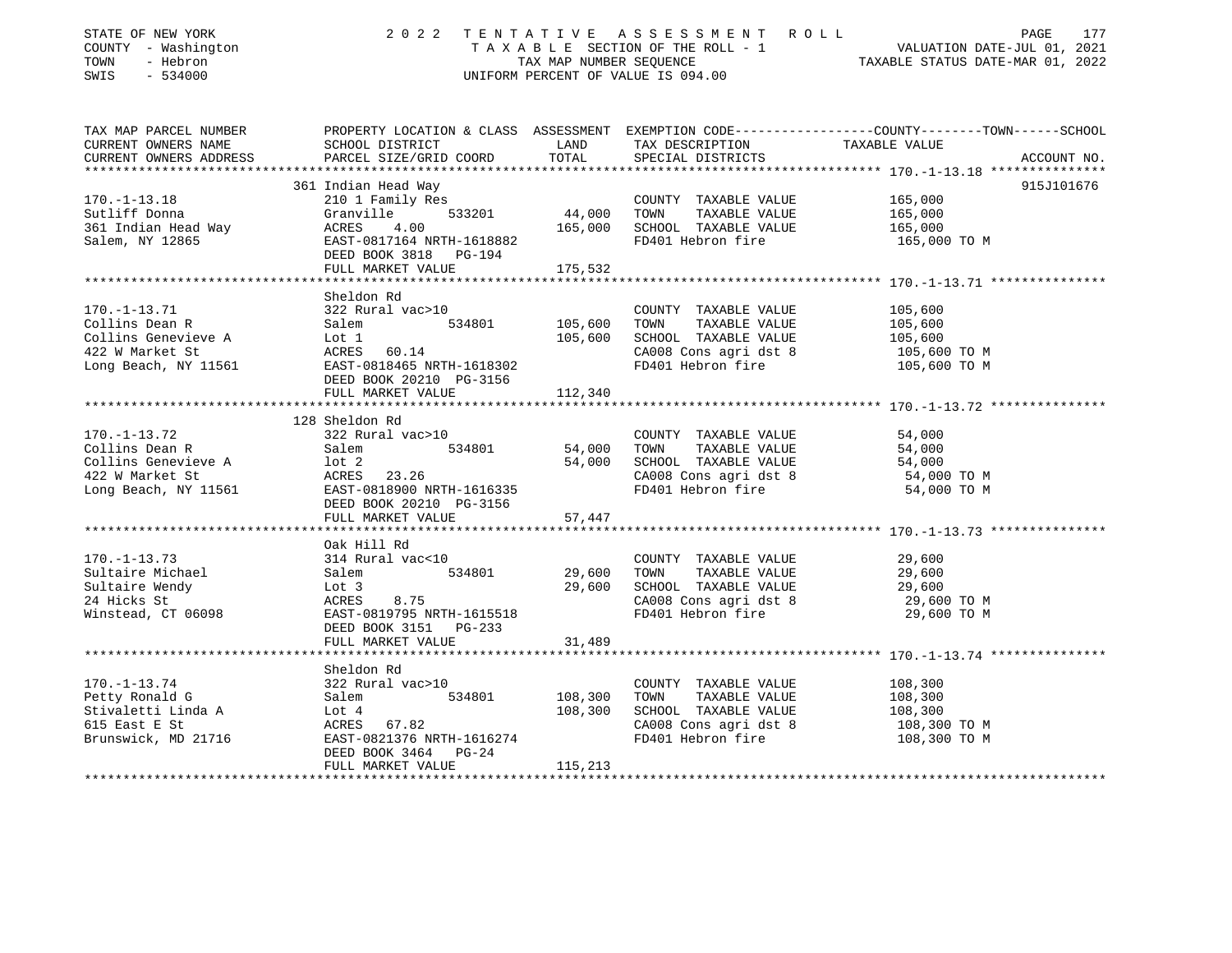STATE OF NEW YORK
COUNTY - Washington
TOWN - Hebron
SWIS - 534000

# 2022 TENTATIVE ASSESSMENT ROLL

TAXABLE SECTION OF THE ROLL - 1
TAX MAP NUMBER SEQUENCE
UNIFORM PERCENT OF VALUE IS 094.00

VALUATION DATE-JUL 01, 2021
TAXABLE STATUS DATE-MAR 01, 2022

| TAX MAP PARCEL NUMBER / CURRENT OWNERS NAME / CURRENT OWNERS ADDRESS | PROPERTY LOCATION & CLASS / SCHOOL DISTRICT / PARCEL SIZE/GRID COORD | ASSESSMENT LAND | TOTAL | EXEMPTION CODE / TAX DESCRIPTION / SPECIAL DISTRICTS | TAXABLE VALUE (COUNTY--TOWN--SCHOOL) | ACCOUNT NO. |
|---|---|---|---|---|---|---|
| 170.-1-13.18 | 361 Indian Head Way | | | | | 915J101676 |
| 170.-1-13.18 | 210 1 Family Res | | | COUNTY TAXABLE VALUE | 165,000 | |
| Sutliff Donna | Granville 533201 | 44,000 | | TOWN TAXABLE VALUE | 165,000 | |
| 361 Indian Head Way | ACRES 4.00 | | 165,000 | SCHOOL TAXABLE VALUE | 165,000 | |
| Salem, NY 12865 | EAST-0817164 NRTH-1618882 | | | FD401 Hebron fire | 165,000 TO M | |
| | DEED BOOK 3818 PG-194 | | | | | |
| | FULL MARKET VALUE | | 175,532 | | | |
| 170.-1-13.71 | Sheldon Rd | | | | | |
| 170.-1-13.71 | 322 Rural vac>10 | | | COUNTY TAXABLE VALUE | 105,600 | |
| Collins Dean R | Salem 534801 | 105,600 | | TOWN TAXABLE VALUE | 105,600 | |
| Collins Genevieve A | Lot 1 | | 105,600 | SCHOOL TAXABLE VALUE | 105,600 | |
| 422 W Market St | ACRES 60.14 | | | CA008 Cons agri dst 8 | 105,600 TO M | |
| Long Beach, NY 11561 | EAST-0818465 NRTH-1618302 | | | FD401 Hebron fire | 105,600 TO M | |
| | DEED BOOK 20210 PG-3156 | | | | | |
| | FULL MARKET VALUE | | 112,340 | | | |
| 170.-1-13.72 | 128 Sheldon Rd | | | | | |
| 170.-1-13.72 | 322 Rural vac>10 | | | COUNTY TAXABLE VALUE | 54,000 | |
| Collins Dean R | Salem 534801 | 54,000 | | TOWN TAXABLE VALUE | 54,000 | |
| Collins Genevieve A | lot 2 | | 54,000 | SCHOOL TAXABLE VALUE | 54,000 | |
| 422 W Market St | ACRES 23.26 | | | CA008 Cons agri dst 8 | 54,000 TO M | |
| Long Beach, NY 11561 | EAST-0818900 NRTH-1616335 | | | FD401 Hebron fire | 54,000 TO M | |
| | DEED BOOK 20210 PG-3156 | | | | | |
| | FULL MARKET VALUE | | 57,447 | | | |
| 170.-1-13.73 | Oak Hill Rd | | | | | |
| 170.-1-13.73 | 314 Rural vac<10 | | | COUNTY TAXABLE VALUE | 29,600 | |
| Sultaire Michael | Salem 534801 | 29,600 | | TOWN TAXABLE VALUE | 29,600 | |
| Sultaire Wendy | Lot 3 | | 29,600 | SCHOOL TAXABLE VALUE | 29,600 | |
| 24 Hicks St | ACRES 8.75 | | | CA008 Cons agri dst 8 | 29,600 TO M | |
| Winstead, CT 06098 | EAST-0819795 NRTH-1615518 | | | FD401 Hebron fire | 29,600 TO M | |
| | DEED BOOK 3151 PG-233 | | | | | |
| | FULL MARKET VALUE | | 31,489 | | | |
| 170.-1-13.74 | Sheldon Rd | | | | | |
| 170.-1-13.74 | 322 Rural vac>10 | | | COUNTY TAXABLE VALUE | 108,300 | |
| Petty Ronald G | Salem 534801 | 108,300 | | TOWN TAXABLE VALUE | 108,300 | |
| Stivaletti Linda A | Lot 4 | | 108,300 | SCHOOL TAXABLE VALUE | 108,300 | |
| 615 East E St | ACRES 67.82 | | | CA008 Cons agri dst 8 | 108,300 TO M | |
| Brunswick, MD 21716 | EAST-0821376 NRTH-1616274 | | | FD401 Hebron fire | 108,300 TO M | |
| | DEED BOOK 3464 PG-24 | | | | | |
| | FULL MARKET VALUE | | 115,213 | | | |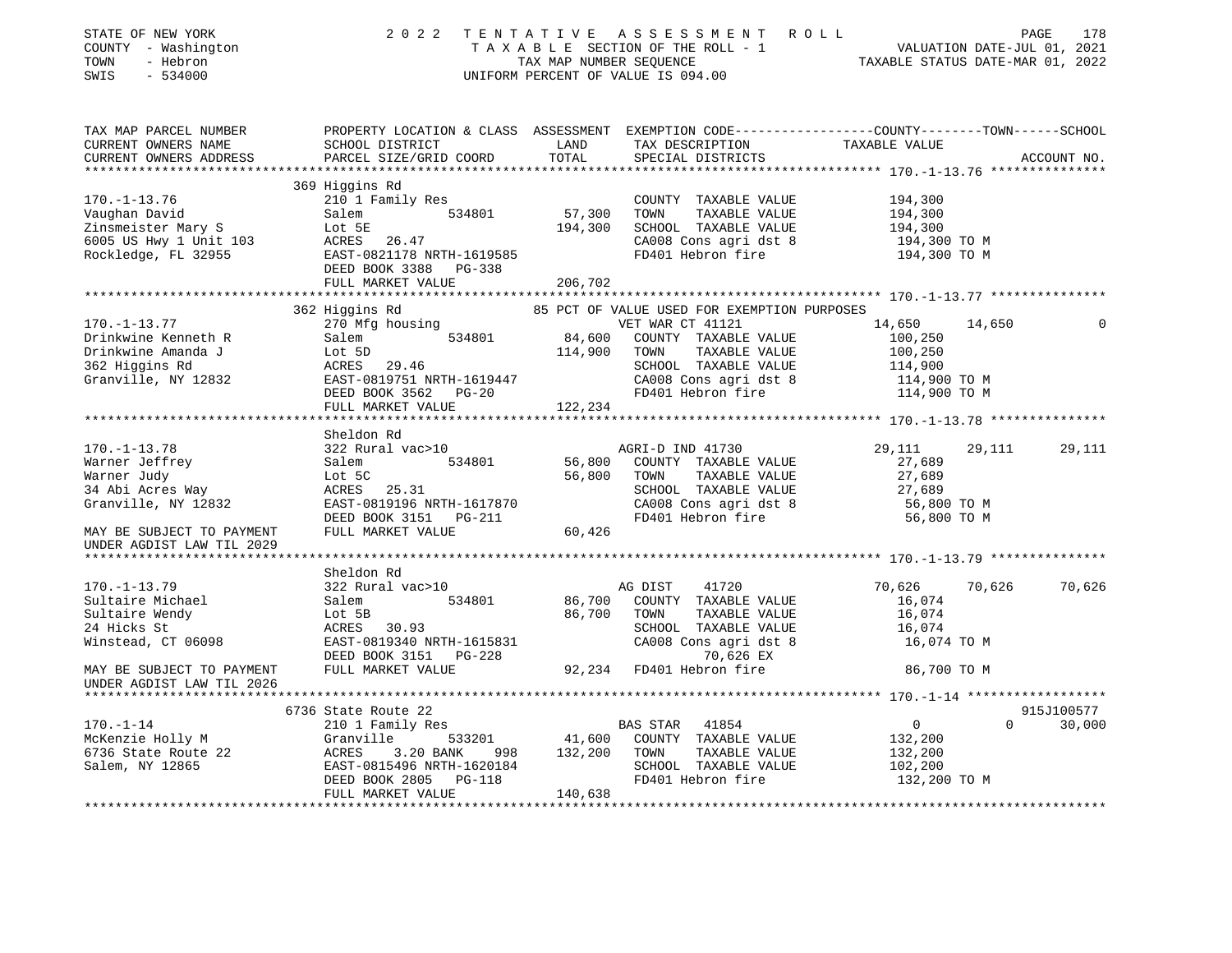STATE OF NEW YORK
COUNTY - Washington
TOWN - Hebron
SWIS - 534000

2022 TENTATIVE ASSESSMENT ROLL
TAXABLE SECTION OF THE ROLL - 1
TAX MAP NUMBER SEQUENCE
UNIFORM PERCENT OF VALUE IS 094.00

VALUATION DATE-JUL 01, 2021
TAXABLE STATUS DATE-MAR 01, 2022

```
TAX MAP PARCEL NUMBER          PROPERTY LOCATION & CLASS  ASSESSMENT  EXEMPTION CODE-----------------COUNTY--------TOWN------SCHOOL
CURRENT OWNERS NAME            SCHOOL DISTRICT               LAND      TAX DESCRIPTION             TAXABLE VALUE
CURRENT OWNERS ADDRESS         PARCEL SIZE/GRID COORD        TOTAL     SPECIAL DISTRICTS                                    ACCOUNT NO.
******************************************************************************************************* 170.-1-13.76 ***************
                               369 Higgins Rd
170.-1-13.76                   210 1 Family Res                        COUNTY  TAXABLE VALUE          194,300
Vaughan David                  Salem            534801      57,300     TOWN    TAXABLE VALUE          194,300
Zinsmeister Mary S             Lot 5E                      194,300     SCHOOL  TAXABLE VALUE          194,300
6005 US Hwy 1 Unit 103         ACRES   26.47                           CA008 Cons agri dst 8          194,300 TO M
Rockledge, FL 32955            EAST-0821178 NRTH-1619585               FD401 Hebron fire              194,300 TO M
                               DEED BOOK 3388   PG-338
                               FULL MARKET VALUE           206,702
******************************************************************************************************* 170.-1-13.77 ***************
                               362 Higgins Rd                  85 PCT OF VALUE USED FOR EXEMPTION PURPOSES
170.-1-13.77                   270 Mfg housing                         VET WAR CT 41121            14,650      14,650           0
Drinkwine Kenneth R            Salem            534801      84,600     COUNTY  TAXABLE VALUE          100,250
Drinkwine Amanda J             Lot 5D                      114,900     TOWN    TAXABLE VALUE          100,250
362 Higgins Rd                 ACRES   29.46                           SCHOOL  TAXABLE VALUE          114,900
Granville, NY 12832            EAST-0819751 NRTH-1619447               CA008 Cons agri dst 8          114,900 TO M
                               DEED BOOK 3562   PG-20                  FD401 Hebron fire              114,900 TO M
                               FULL MARKET VALUE           122,234
******************************************************************************************************* 170.-1-13.78 ***************
                               Sheldon Rd
170.-1-13.78                   322 Rural vac>10                        AGRI-D IND 41730            29,111      29,111      29,111
Warner Jeffrey                 Salem            534801      56,800     COUNTY  TAXABLE VALUE           27,689
Warner Judy                    Lot 5C                       56,800     TOWN    TAXABLE VALUE           27,689
34 Abi Acres Way               ACRES   25.31                           SCHOOL  TAXABLE VALUE           27,689
Granville, NY 12832            EAST-0819196 NRTH-1617870               CA008 Cons agri dst 8           56,800 TO M
                               DEED BOOK 3151   PG-211                 FD401 Hebron fire               56,800 TO M
MAY BE SUBJECT TO PAYMENT      FULL MARKET VALUE            60,426
UNDER AGDIST LAW TIL 2029
******************************************************************************************************* 170.-1-13.79 ***************
                               Sheldon Rd
170.-1-13.79                   322 Rural vac>10                        AG DIST     41720           70,626      70,626      70,626
Sultaire Michael               Salem            534801      86,700     COUNTY  TAXABLE VALUE           16,074
Sultaire Wendy                 Lot 5B                       86,700     TOWN    TAXABLE VALUE           16,074
24 Hicks St                    ACRES   30.93                           SCHOOL  TAXABLE VALUE           16,074
Winstead, CT 06098             EAST-0819340 NRTH-1615831               CA008 Cons agri dst 8           16,074 TO M
                               DEED BOOK 3151   PG-228                        70,626 EX
MAY BE SUBJECT TO PAYMENT      FULL MARKET VALUE            92,234     FD401 Hebron fire               86,700 TO M
UNDER AGDIST LAW TIL 2026
******************************************************************************************************* 170.-1-14 ******************
                               6736 State Route 22                                                                  915J100577
170.-1-14                      210 1 Family Res                        BAS STAR    41854                0           0      30,000
McKenzie Holly M               Granville        533201      41,600     COUNTY  TAXABLE VALUE          132,200
6736 State Route 22            ACRES    3.20 BANK     998  132,200     TOWN    TAXABLE VALUE          132,200
Salem, NY 12865                EAST-0815496 NRTH-1620184               SCHOOL  TAXABLE VALUE          102,200
                               DEED BOOK 2805   PG-118                 FD401 Hebron fire              132,200 TO M
                               FULL MARKET VALUE           140,638
************************************************************************************************************************************
```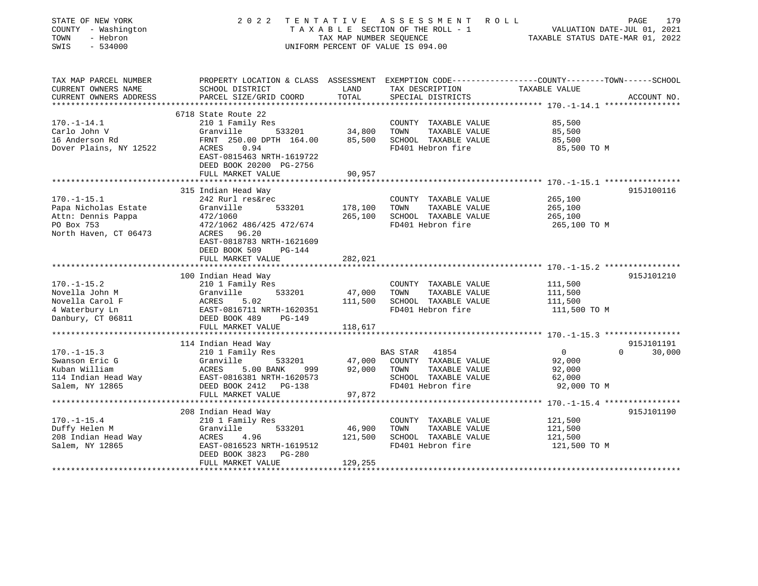STATE OF NEW YORK | 2022 TENTATIVE ASSESSMENT ROLL
COUNTY - Washington | TAXABLE SECTION OF THE ROLL - 1 | VALUATION DATE-JUL 01, 2021
TOWN - Hebron | TAX MAP NUMBER SEQUENCE | TAXABLE STATUS DATE-MAR 01, 2022
SWIS - 534000 | UNIFORM PERCENT OF VALUE IS 094.00

| TAX MAP PARCEL NUMBER / CURRENT OWNERS NAME / CURRENT OWNERS ADDRESS | PROPERTY LOCATION & CLASS / SCHOOL DISTRICT / PARCEL SIZE/GRID COORD | ASSESSMENT LAND / TOTAL | EXEMPTION CODE / TAX DESCRIPTION / SPECIAL DISTRICTS | COUNTY / TOWN / SCHOOL TAXABLE VALUE | ACCOUNT NO. |
|---|---|---|---|---|---|
| 170.-1-14.1 | 6718 State Route 22 | | | | |
| 170.-1-14.1 | 210 1 Family Res | | COUNTY TAXABLE VALUE | 85,500 | |
| Carlo John V | Granville 533201 | 34,800 | TOWN TAXABLE VALUE | 85,500 | |
| 16 Anderson Rd | FRNT 250.00 DPTH 164.00 | 85,500 | SCHOOL TAXABLE VALUE | 85,500 | |
| Dover Plains, NY 12522 | ACRES 0.94 | | FD401 Hebron fire | 85,500 TO M | |
| | EAST-0815463 NRTH-1619722 | | | | |
| | DEED BOOK 20200 PG-2756 | | | | |
| | FULL MARKET VALUE | 90,957 | | | |
| 170.-1-15.1 | 315 Indian Head Way | | | | 915J100116 |
| 170.-1-15.1 | 242 Rurl res&rec | | COUNTY TAXABLE VALUE | 265,100 | |
| Papa Nicholas Estate | Granville 533201 | 178,100 | TOWN TAXABLE VALUE | 265,100 | |
| Attn: Dennis Pappa | 472/1060 | 265,100 | SCHOOL TAXABLE VALUE | 265,100 | |
| PO Box 753 | 472/1062 486/425 472/674 | | FD401 Hebron fire | 265,100 TO M | |
| North Haven, CT 06473 | ACRES 96.20 | | | | |
| | EAST-0818783 NRTH-1621609 | | | | |
| | DEED BOOK 509 PG-144 | | | | |
| | FULL MARKET VALUE | 282,021 | | | |
| 170.-1-15.2 | 100 Indian Head Way | | | | 915J101210 |
| 170.-1-15.2 | 210 1 Family Res | | COUNTY TAXABLE VALUE | 111,500 | |
| Novella John M | Granville 533201 | 47,000 | TOWN TAXABLE VALUE | 111,500 | |
| Novella Carol F | ACRES 5.02 | 111,500 | SCHOOL TAXABLE VALUE | 111,500 | |
| 4 Waterbury Ln | EAST-0816711 NRTH-1620351 | | FD401 Hebron fire | 111,500 TO M | |
| Danbury, CT 06811 | DEED BOOK 489 PG-149 | | | | |
| | FULL MARKET VALUE | 118,617 | | | |
| 170.-1-15.3 | 114 Indian Head Way | | | | 915J101191 |
| 170.-1-15.3 | 210 1 Family Res | | BAS STAR 41854 | 0 / 0 / 30,000 | |
| Swanson Eric G | Granville 533201 | 47,000 | COUNTY TAXABLE VALUE | 92,000 | |
| Kuban William | ACRES 5.00 BANK 999 | 92,000 | TOWN TAXABLE VALUE | 92,000 | |
| 114 Indian Head Way | EAST-0816381 NRTH-1620573 | | SCHOOL TAXABLE VALUE | 62,000 | |
| Salem, NY 12865 | DEED BOOK 2412 PG-138 | | FD401 Hebron fire | 92,000 TO M | |
| | FULL MARKET VALUE | 97,872 | | | |
| 170.-1-15.4 | 208 Indian Head Way | | | | 915J101190 |
| 170.-1-15.4 | 210 1 Family Res | | COUNTY TAXABLE VALUE | 121,500 | |
| Duffy Helen M | Granville 533201 | 46,900 | TOWN TAXABLE VALUE | 121,500 | |
| 208 Indian Head Way | ACRES 4.96 | 121,500 | SCHOOL TAXABLE VALUE | 121,500 | |
| Salem, NY 12865 | EAST-0816523 NRTH-1619512 | | FD401 Hebron fire | 121,500 TO M | |
| | DEED BOOK 3823 PG-280 | | | | |
| | FULL MARKET VALUE | 129,255 | | | |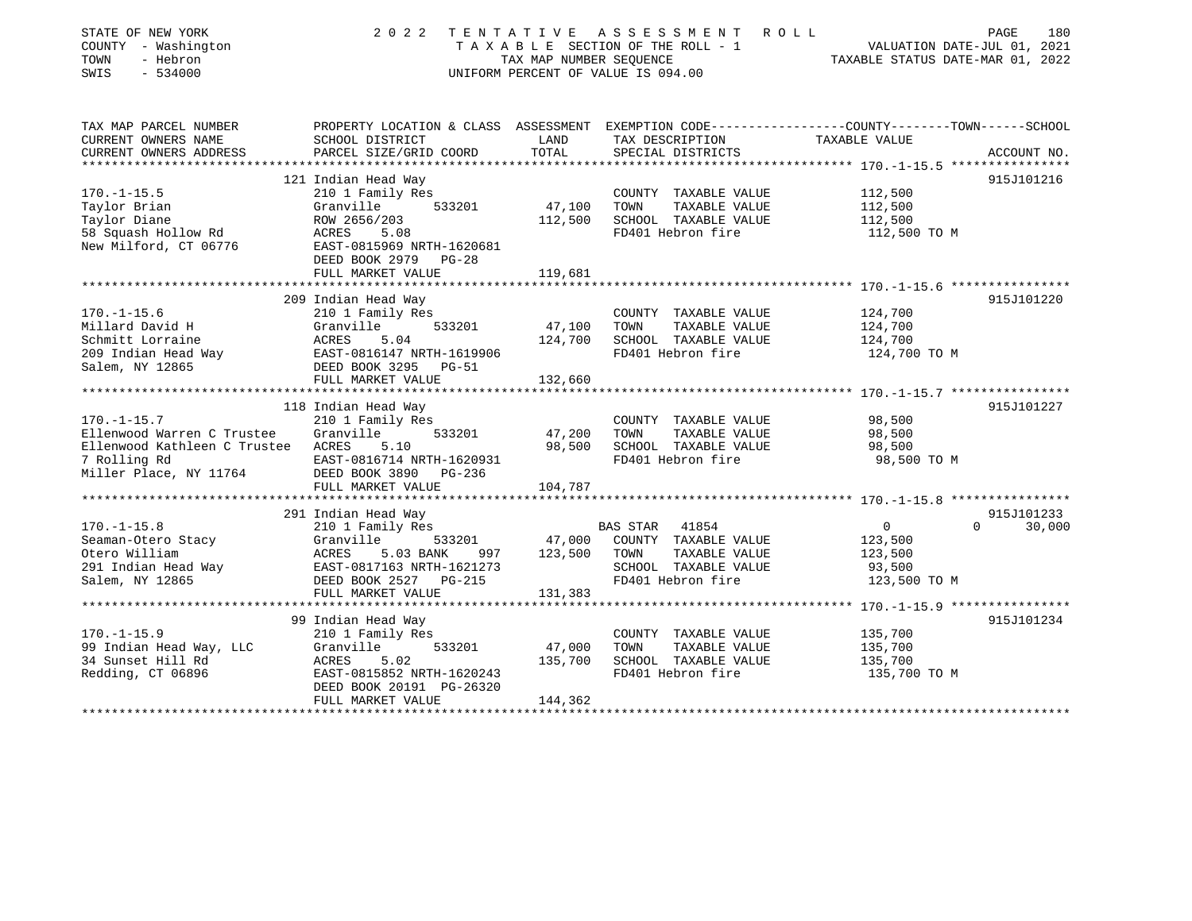STATE OF NEW YORK
COUNTY - Washington
TOWN - Hebron
SWIS - 534000

# 2022 TENTATIVE ASSESSMENT ROLL

TAXABLE SECTION OF THE ROLL - 1
TAX MAP NUMBER SEQUENCE
UNIFORM PERCENT OF VALUE IS 094.00

VALUATION DATE-JUL 01, 2021
TAXABLE STATUS DATE-MAR 01, 2022

| TAX MAP PARCEL NUMBER / CURRENT OWNERS NAME / CURRENT OWNERS ADDRESS | PROPERTY LOCATION & CLASS / SCHOOL DISTRICT / PARCEL SIZE/GRID COORD | ASSESSMENT LAND / TOTAL | EXEMPTION CODE / TAX DESCRIPTION / SPECIAL DISTRICTS | COUNTY | TOWN | SCHOOL | ACCOUNT NO. |
|---|---|---|---|---|---|---|---|
| 170.-1-15.5 | 121 Indian Head Way | | | | | | 915J101216 |
| Taylor Brian | 210 1 Family Res | | COUNTY TAXABLE VALUE | 112,500 | | | |
| Taylor Diane | Granville 533201 | 47,100 | TOWN TAXABLE VALUE | | 112,500 | | |
| 58 Squash Hollow Rd | ROW 2656/203 | 112,500 | SCHOOL TAXABLE VALUE | | | 112,500 | |
| New Milford, CT 06776 | ACRES 5.08 | | FD401 Hebron fire | 112,500 TO M | | | |
| | EAST-0815969 NRTH-1620681 | | | | | | |
| | DEED BOOK 2979 PG-28 | | | | | | |
| | FULL MARKET VALUE | 119,681 | | | | | |
| 170.-1-15.6 | 209 Indian Head Way | | | | | | 915J101220 |
| Millard David H | 210 1 Family Res | | COUNTY TAXABLE VALUE | 124,700 | | | |
| Schmitt Lorraine | Granville 533201 | 47,100 | TOWN TAXABLE VALUE | | 124,700 | | |
| 209 Indian Head Way | ACRES 5.04 | 124,700 | SCHOOL TAXABLE VALUE | | | 124,700 | |
| Salem, NY 12865 | EAST-0816147 NRTH-1619906 | | FD401 Hebron fire | 124,700 TO M | | | |
| | DEED BOOK 3295 PG-51 | | | | | | |
| | FULL MARKET VALUE | 132,660 | | | | | |
| 170.-1-15.7 | 118 Indian Head Way | | | | | | 915J101227 |
| Ellenwood Warren C Trustee | 210 1 Family Res | | COUNTY TAXABLE VALUE | 98,500 | | | |
| Ellenwood Kathleen C Trustee | Granville 533201 | 47,200 | TOWN TAXABLE VALUE | | 98,500 | | |
| 7 Rolling Rd | ACRES 5.10 | 98,500 | SCHOOL TAXABLE VALUE | | | 98,500 | |
| Miller Place, NY 11764 | EAST-0816714 NRTH-1620931 | | FD401 Hebron fire | 98,500 TO M | | | |
| | DEED BOOK 3890 PG-236 | | | | | | |
| | FULL MARKET VALUE | 104,787 | | | | | |
| 170.-1-15.8 | 291 Indian Head Way | | | | | | 915J101233 |
| Seaman-Otero Stacy | 210 1 Family Res | | BAS STAR 41854 | 0 | 0 | 30,000 | |
| Otero William | Granville 533201 | 47,000 | COUNTY TAXABLE VALUE | 123,500 | | | |
| 291 Indian Head Way | ACRES 5.03 BANK 997 | 123,500 | TOWN TAXABLE VALUE | | 123,500 | | |
| Salem, NY 12865 | EAST-0817163 NRTH-1621273 | | SCHOOL TAXABLE VALUE | | | 93,500 | |
| | DEED BOOK 2527 PG-215 | | FD401 Hebron fire | 123,500 TO M | | | |
| | FULL MARKET VALUE | 131,383 | | | | | |
| 170.-1-15.9 | 99 Indian Head Way | | | | | | 915J101234 |
| 99 Indian Head Way, LLC | 210 1 Family Res | | COUNTY TAXABLE VALUE | 135,700 | | | |
| 34 Sunset Hill Rd | Granville 533201 | 47,000 | TOWN TAXABLE VALUE | | 135,700 | | |
| Redding, CT 06896 | ACRES 5.02 | 135,700 | SCHOOL TAXABLE VALUE | | | 135,700 | |
| | EAST-0815852 NRTH-1620243 | | FD401 Hebron fire | 135,700 TO M | | | |
| | DEED BOOK 20191 PG-26320 | | | | | | |
| | FULL MARKET VALUE | 144,362 | | | | | |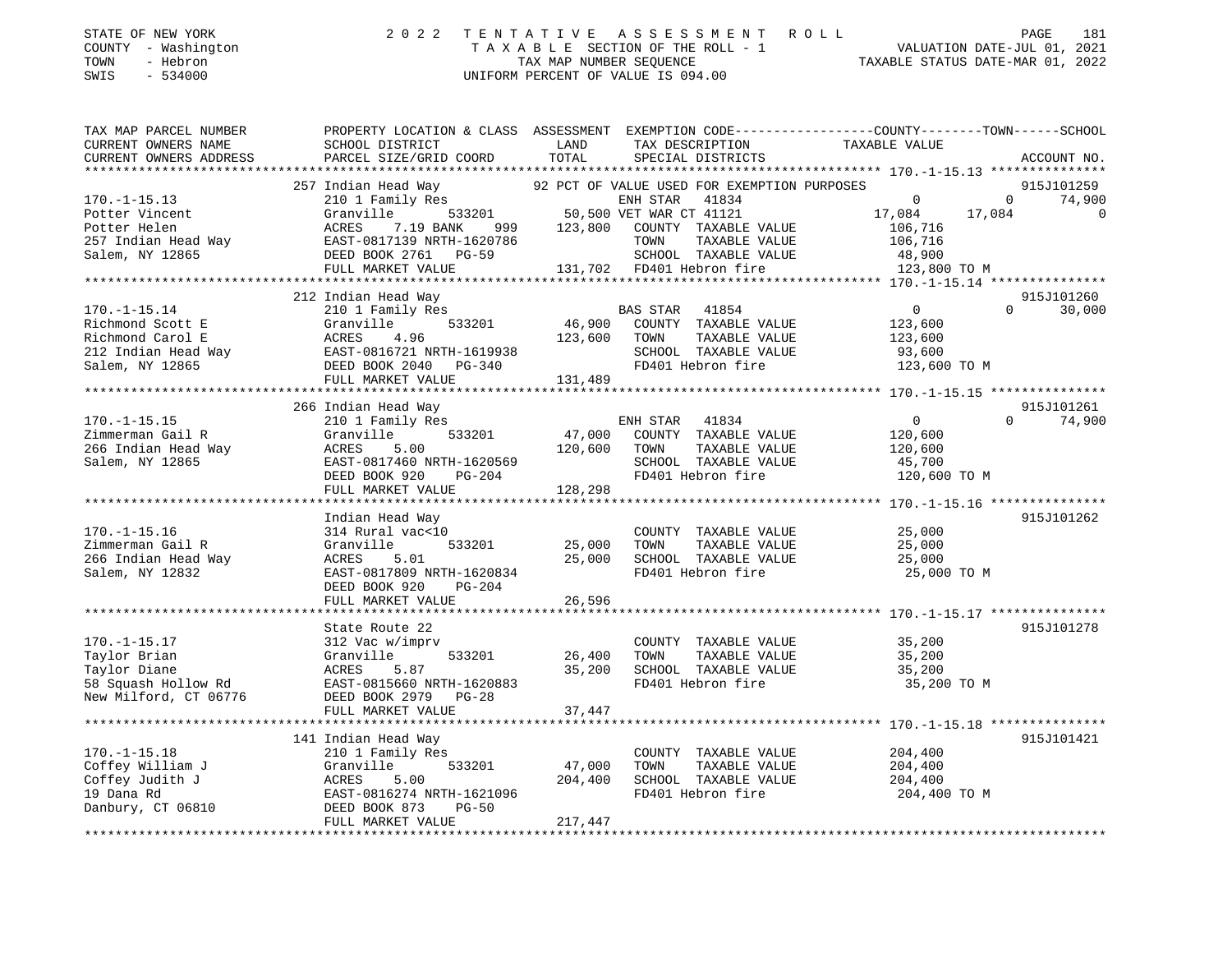STATE OF NEW YORK                    2 0 2 2   T E N T A T I V E   A S S E S S M E N T   R O L L
COUNTY - Washington                  T A X A B L E SECTION OF THE ROLL - 1                    VALUATION DATE-JUL 01, 2021
TOWN   - Hebron                      TAX MAP NUMBER SEQUENCE                                  TAXABLE STATUS DATE-MAR 01, 2022
SWIS   - 534000                      UNIFORM PERCENT OF VALUE IS 094.00

```
TAX MAP PARCEL NUMBER     PROPERTY LOCATION & CLASS  ASSESSMENT  EXEMPTION CODE------------------COUNTY--------TOWN------SCHOOL
CURRENT OWNERS NAME       SCHOOL DISTRICT            LAND        TAX DESCRIPTION              TAXABLE VALUE
CURRENT OWNERS ADDRESS    PARCEL SIZE/GRID COORD     TOTAL       SPECIAL DISTRICTS                                       ACCOUNT NO.
******************************************************************************************************* 170.-1-15.13 ***************
                          257 Indian Head Way        92 PCT OF VALUE USED FOR EXEMPTION PURPOSES                          915J101259
170.-1-15.13              210 1 Family Res                   ENH STAR  41834                 0           0        74,900
Potter Vincent            Granville       533201     50,500 VET WAR CT 41121           17,084      17,084            0
Potter Helen              ACRES     7.19 BANK    999    123,800   COUNTY  TAXABLE VALUE       106,716
257 Indian Head Way       EAST-0817139 NRTH-1620786           TOWN    TAXABLE VALUE       106,716
Salem, NY 12865           DEED BOOK 2761   PG-59              SCHOOL  TAXABLE VALUE        48,900
                          FULL MARKET VALUE          131,702  FD401 Hebron fire            123,800 TO M
******************************************************************************************************* 170.-1-15.14 ***************
                          212 Indian Head Way                                                                     915J101260
170.-1-15.14              210 1 Family Res                   BAS STAR  41854                 0           0        30,000
Richmond Scott E          Granville       533201      46,900   COUNTY  TAXABLE VALUE       123,600
Richmond Carol E          ACRES     4.96              123,600   TOWN    TAXABLE VALUE       123,600
212 Indian Head Way       EAST-0816721 NRTH-1619938           SCHOOL  TAXABLE VALUE        93,600
Salem, NY 12865           DEED BOOK 2040   PG-340             FD401 Hebron fire            123,600 TO M
                          FULL MARKET VALUE          131,489
******************************************************************************************************* 170.-1-15.15 ***************
                          266 Indian Head Way                                                                     915J101261
170.-1-15.15              210 1 Family Res                   ENH STAR  41834                 0           0        74,900
Zimmerman Gail R          Granville       533201      47,000   COUNTY  TAXABLE VALUE       120,600
266 Indian Head Way       ACRES     5.00              120,600   TOWN    TAXABLE VALUE       120,600
Salem, NY 12865           EAST-0817460 NRTH-1620569           SCHOOL  TAXABLE VALUE        45,700
                          DEED BOOK 920    PG-204             FD401 Hebron fire            120,600 TO M
                          FULL MARKET VALUE          128,298
******************************************************************************************************* 170.-1-15.16 ***************
                          Indian Head Way                                                                         915J101262
170.-1-15.16              314 Rural vac<10                    COUNTY  TAXABLE VALUE        25,000
Zimmerman Gail R          Granville       533201      25,000   TOWN    TAXABLE VALUE        25,000
266 Indian Head Way       ACRES     5.01               25,000   SCHOOL  TAXABLE VALUE        25,000
Salem, NY 12832           EAST-0817809 NRTH-1620834           FD401 Hebron fire             25,000 TO M
                          DEED BOOK 920    PG-204
                          FULL MARKET VALUE           26,596
******************************************************************************************************* 170.-1-15.17 ***************
                          State Route 22                                                                          915J101278
170.-1-15.17              312 Vac w/imprv                     COUNTY  TAXABLE VALUE        35,200
Taylor Brian              Granville       533201      26,400   TOWN    TAXABLE VALUE        35,200
Taylor Diane              ACRES     5.87               35,200   SCHOOL  TAXABLE VALUE        35,200
58 Squash Hollow Rd       EAST-0815660 NRTH-1620883           FD401 Hebron fire             35,200 TO M
New Milford, CT 06776     DEED BOOK 2979   PG-28
                          FULL MARKET VALUE           37,447
******************************************************************************************************* 170.-1-15.18 ***************
                          141 Indian Head Way                                                                     915J101421
170.-1-15.18              210 1 Family Res                    COUNTY  TAXABLE VALUE       204,400
Coffey William J          Granville       533201      47,000   TOWN    TAXABLE VALUE       204,400
Coffey Judith J           ACRES     5.00              204,400   SCHOOL  TAXABLE VALUE       204,400
19 Dana Rd                EAST-0816274 NRTH-1621096           FD401 Hebron fire            204,400 TO M
Danbury, CT 06810         DEED BOOK 873    PG-50
                          FULL MARKET VALUE          217,447
************************************************************************************************************************************
```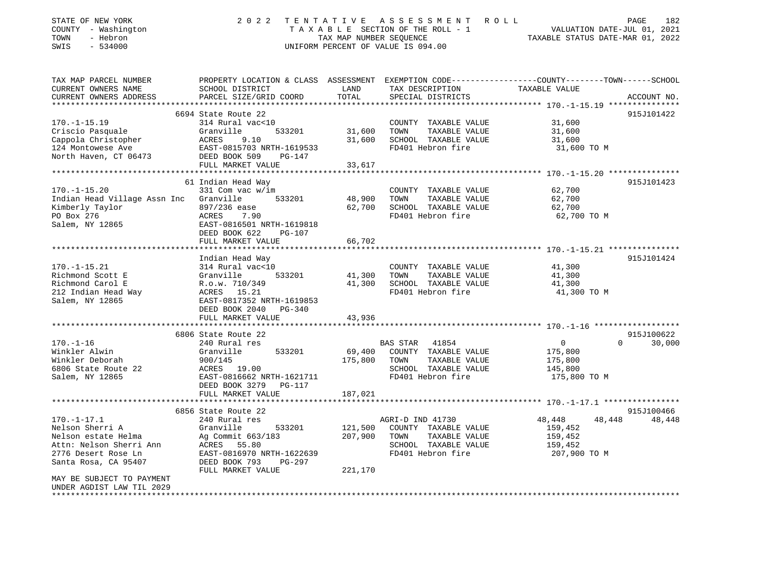STATE OF NEW YORK | 2022 TENTATIVE ASSESSMENT ROLL
COUNTY - Washington | TAXABLE SECTION OF THE ROLL - 1 | VALUATION DATE-JUL 01, 2021
TOWN - Hebron | TAX MAP NUMBER SEQUENCE | TAXABLE STATUS DATE-MAR 01, 2022
SWIS - 534000 | UNIFORM PERCENT OF VALUE IS 094.00

```
TAX MAP PARCEL NUMBER          PROPERTY LOCATION & CLASS  ASSESSMENT  EXEMPTION CODE-----------------COUNTY--------TOWN------SCHOOL
CURRENT OWNERS NAME            SCHOOL DISTRICT              LAND      TAX DESCRIPTION             TAXABLE VALUE
CURRENT OWNERS ADDRESS         PARCEL SIZE/GRID COORD       TOTAL     SPECIAL DISTRICTS                                 ACCOUNT NO.
*********************************************************************************************** 170.-1-15.19 ***************
                               6694 State Route 22                                                                  915J101422
170.-1-15.19                   314 Rural vac<10                      COUNTY  TAXABLE VALUE         31,600
Criscio Pasquale               Granville      533201      31,600     TOWN    TAXABLE VALUE         31,600
Cappola Christopher            ACRES    9.10              31,600     SCHOOL  TAXABLE VALUE         31,600
124 Montowese Ave              EAST-0815703 NRTH-1619533             FD401 Hebron fire              31,600 TO M
North Haven, CT 06473          DEED BOOK 509    PG-147
                               FULL MARKET VALUE          33,617
*********************************************************************************************** 170.-1-15.20 ***************
                               61 Indian Head Way                                                                   915J101423
170.-1-15.20                   331 Com vac w/im                      COUNTY  TAXABLE VALUE         62,700
Indian Head Village Assn Inc   Granville      533201      48,900     TOWN    TAXABLE VALUE         62,700
Kimberly Taylor                897/236 ease               62,700     SCHOOL  TAXABLE VALUE         62,700
PO Box 276                     ACRES    7.90                         FD401 Hebron fire              62,700 TO M
Salem, NY 12865                EAST-0816501 NRTH-1619818
                               DEED BOOK 622    PG-107
                               FULL MARKET VALUE          66,702
*********************************************************************************************** 170.-1-15.21 ***************
                               Indian Head Way                                                                      915J101424
170.-1-15.21                   314 Rural vac<10                      COUNTY  TAXABLE VALUE         41,300
Richmond Scott E               Granville      533201      41,300     TOWN    TAXABLE VALUE         41,300
Richmond Carol E               R.o.w. 710/349             41,300     SCHOOL  TAXABLE VALUE         41,300
212 Indian Head Way            ACRES   15.21                         FD401 Hebron fire              41,300 TO M
Salem, NY 12865                EAST-0817352 NRTH-1619853
                               DEED BOOK 2040   PG-340
                               FULL MARKET VALUE          43,936
*********************************************************************************************** 170.-1-16 ******************
                               6806 State Route 22                                                                  915J100622
170.-1-16                      240 Rural res                         BAS STAR  41854               0              0      30,000
Winkler Alwin                  Granville      533201      69,400     COUNTY  TAXABLE VALUE        175,800
Winkler Deborah                900/145                   175,800     TOWN    TAXABLE VALUE        175,800
6806 State Route 22            ACRES   19.00                         SCHOOL  TAXABLE VALUE        145,800
Salem, NY 12865                EAST-0816662 NRTH-1621711             FD401 Hebron fire             175,800 TO M
                               DEED BOOK 3279   PG-117
                               FULL MARKET VALUE         187,021
*********************************************************************************************** 170.-1-17.1 ****************
                               6856 State Route 22                                                                  915J100466
170.-1-17.1                    240 Rural res                         AGRI-D IND 41730          48,448        48,448      48,448
Nelson Sherri A                Granville      533201     121,500     COUNTY  TAXABLE VALUE        159,452
Nelson estate Helma            Ag Commit 663/183         207,900     TOWN    TAXABLE VALUE        159,452
Attn: Nelson Sherri Ann        ACRES   55.80                         SCHOOL  TAXABLE VALUE        159,452
2776 Desert Rose Ln            EAST-0816970 NRTH-1622639             FD401 Hebron fire             207,900 TO M
Santa Rosa, CA 95407           DEED BOOK 793    PG-297
                               FULL MARKET VALUE         221,170
MAY BE SUBJECT TO PAYMENT
UNDER AGDIST LAW TIL 2029
******************************************************************************************************************************
```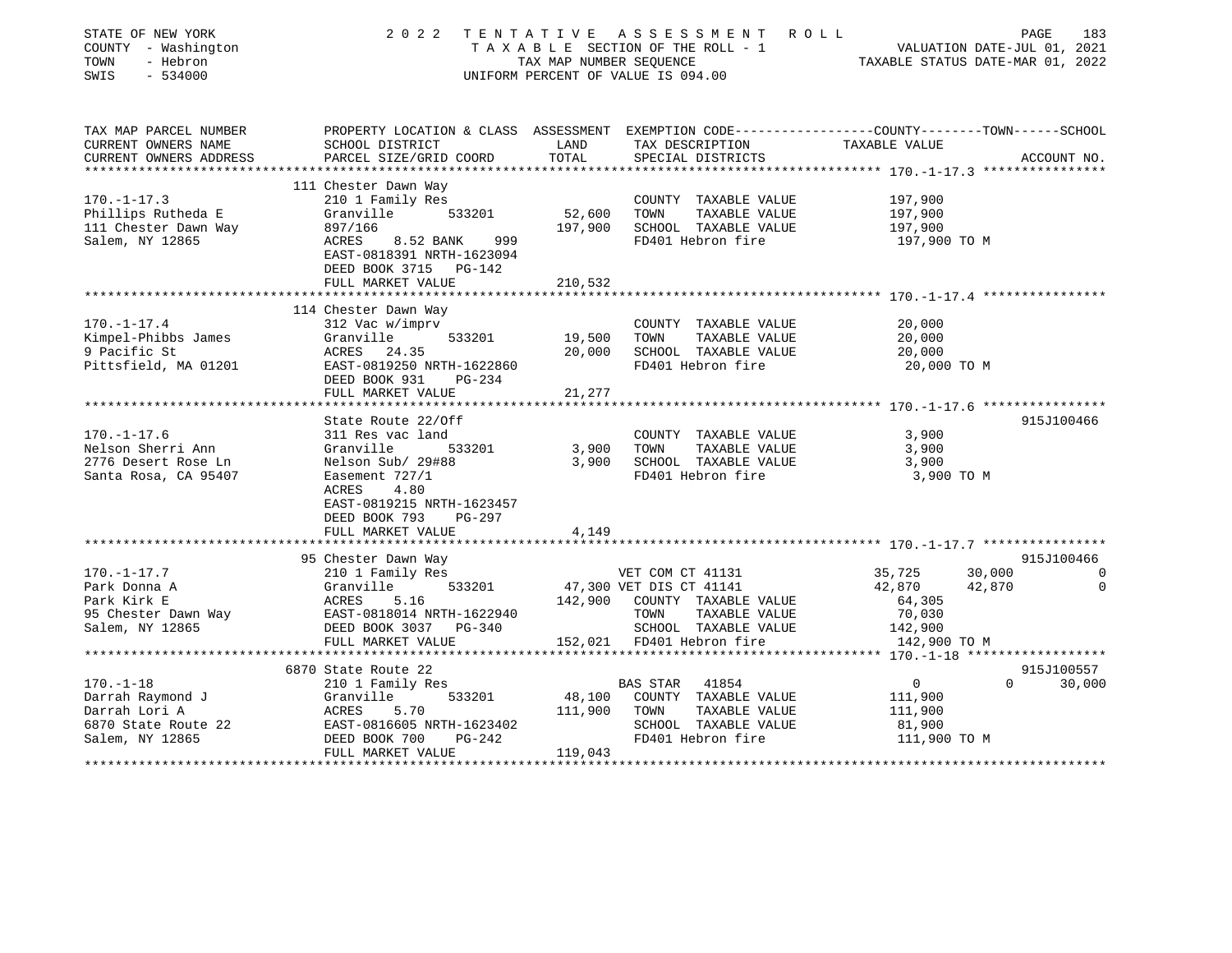STATE OF NEW YORK | 2022 TENTATIVE ASSESSMENT ROLL
COUNTY - Washington | TAXABLE SECTION OF THE ROLL - 1 | VALUATION DATE-JUL 01, 2021
TOWN - Hebron | TAX MAP NUMBER SEQUENCE | TAXABLE STATUS DATE-MAR 01, 2022
SWIS - 534000 | UNIFORM PERCENT OF VALUE IS 094.00

| TAX MAP PARCEL NUMBER / CURRENT OWNERS NAME / CURRENT OWNERS ADDRESS | PROPERTY LOCATION & CLASS / SCHOOL DISTRICT / PARCEL SIZE/GRID COORD | ASSESSMENT LAND / TOTAL | EXEMPTION CODE / TAX DESCRIPTION / SPECIAL DISTRICTS | COUNTY | TOWN | SCHOOL | ACCOUNT NO. |
|---|---|---|---|---|---|---|---|
| **170.-1-17.3** | 111 Chester Dawn Way | | | | | | |
| Phillips Rutheda E | 210 1 Family Res | | COUNTY TAXABLE VALUE | 197,900 | | | |
| 111 Chester Dawn Way | Granville 533201 | 52,600 | TOWN TAXABLE VALUE | | 197,900 | | |
| Salem, NY 12865 | 897/166 | 197,900 | SCHOOL TAXABLE VALUE | | | 197,900 | |
| | ACRES 8.52 BANK 999 | | FD401 Hebron fire | 197,900 TO M | | | |
| | EAST-0818391 NRTH-1623094 | | | | | | |
| | DEED BOOK 3715 PG-142 | | | | | | |
| | FULL MARKET VALUE | 210,532 | | | | | |
| **170.-1-17.4** | 114 Chester Dawn Way | | | | | | |
| Kimpel-Phibbs James | 312 Vac w/imprv | | COUNTY TAXABLE VALUE | 20,000 | | | |
| 9 Pacific St | Granville 533201 | 19,500 | TOWN TAXABLE VALUE | | 20,000 | | |
| Pittsfield, MA 01201 | ACRES 24.35 | 20,000 | SCHOOL TAXABLE VALUE | | | 20,000 | |
| | EAST-0819250 NRTH-1622860 | | FD401 Hebron fire | 20,000 TO M | | | |
| | DEED BOOK 931 PG-234 | | | | | | |
| | FULL MARKET VALUE | 21,277 | | | | | |
| **170.-1-17.6** | State Route 22/Off | | | | | | 915J100466 |
| Nelson Sherri Ann | 311 Res vac land | | COUNTY TAXABLE VALUE | 3,900 | | | |
| 2776 Desert Rose Ln | Granville 533201 | 3,900 | TOWN TAXABLE VALUE | | 3,900 | | |
| Santa Rosa, CA 95407 | Nelson Sub/ 29#88 | 3,900 | SCHOOL TAXABLE VALUE | | | 3,900 | |
| | Easement 727/1 | | FD401 Hebron fire | 3,900 TO M | | | |
| | ACRES 4.80 | | | | | | |
| | EAST-0819215 NRTH-1623457 | | | | | | |
| | DEED BOOK 793 PG-297 | | | | | | |
| | FULL MARKET VALUE | 4,149 | | | | | |
| **170.-1-17.7** | 95 Chester Dawn Way | | | | | | 915J100466 |
| Park Donna A | 210 1 Family Res | | VET COM CT 41131 | 35,725 | 30,000 | 0 | |
| Park Kirk E | Granville 533201 | 47,300 | VET DIS CT 41141 | 42,870 | 42,870 | 0 | |
| 95 Chester Dawn Way | ACRES 5.16 | 142,900 | COUNTY TAXABLE VALUE | 64,305 | | | |
| Salem, NY 12865 | EAST-0818014 NRTH-1622940 | | TOWN TAXABLE VALUE | | 70,030 | | |
| | DEED BOOK 3037 PG-340 | | SCHOOL TAXABLE VALUE | | | 142,900 | |
| | FULL MARKET VALUE | 152,021 | FD401 Hebron fire | 142,900 TO M | | | |
| **170.-1-18** | 6870 State Route 22 | | | | | | 915J100557 |
| Darrah Raymond J | 210 1 Family Res | | BAS STAR 41854 | 0 | 0 | 30,000 | |
| Darrah Lori A | Granville 533201 | 48,100 | COUNTY TAXABLE VALUE | 111,900 | | | |
| 6870 State Route 22 | ACRES 5.70 | 111,900 | TOWN TAXABLE VALUE | | 111,900 | | |
| Salem, NY 12865 | EAST-0816605 NRTH-1623402 | | SCHOOL TAXABLE VALUE | | | 81,900 | |
| | DEED BOOK 700 PG-242 | | FD401 Hebron fire | 111,900 TO M | | | |
| | FULL MARKET VALUE | 119,043 | | | | | |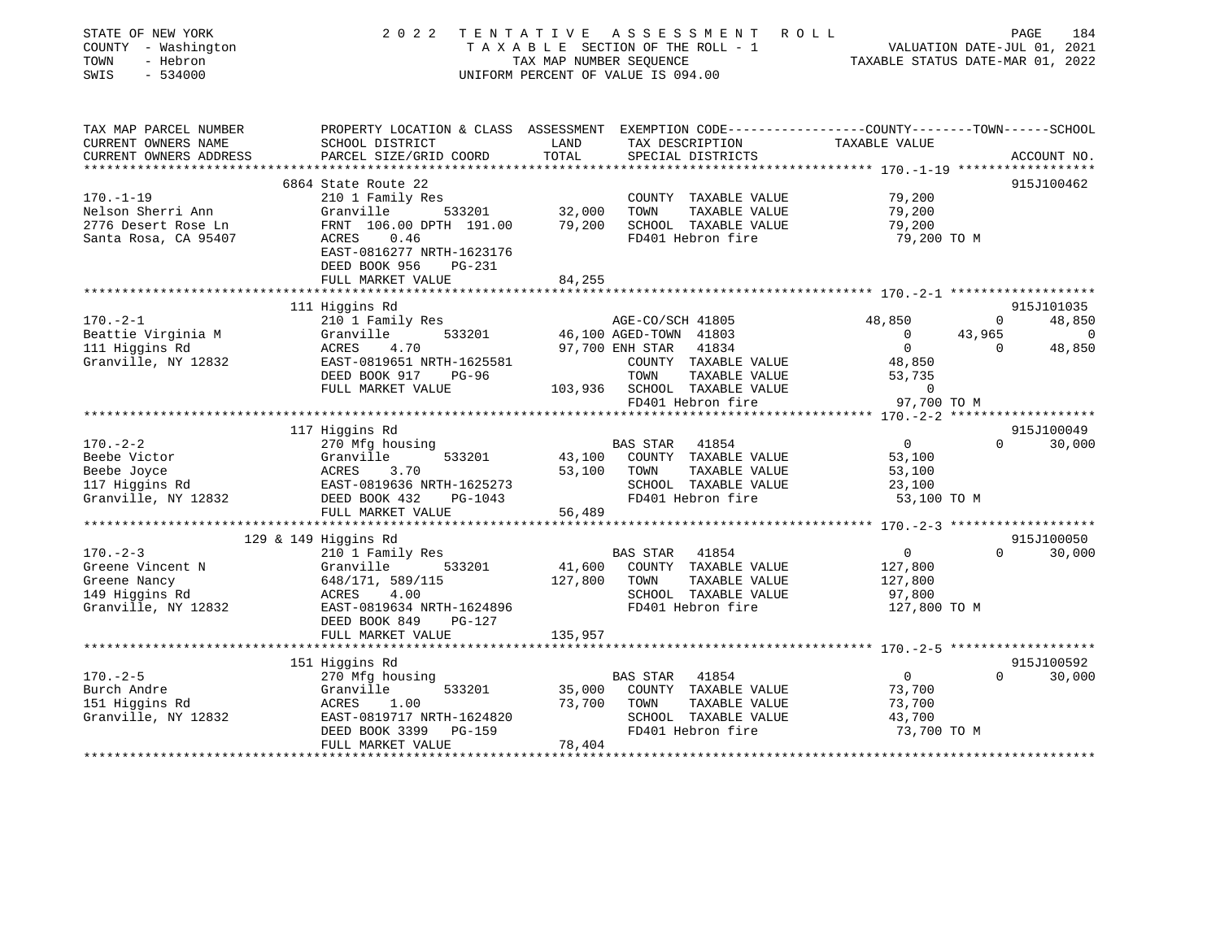STATE OF NEW YORK
COUNTY - Washington
TOWN - Hebron
SWIS - 534000

# 2022 TENTATIVE ASSESSMENT ROLL

TAXABLE SECTION OF THE ROLL - 1
TAX MAP NUMBER SEQUENCE
UNIFORM PERCENT OF VALUE IS 094.00

VALUATION DATE-JUL 01, 2021
TAXABLE STATUS DATE-MAR 01, 2022

| TAX MAP PARCEL NUMBER / CURRENT OWNERS NAME / CURRENT OWNERS ADDRESS | PROPERTY LOCATION & CLASS / SCHOOL DISTRICT / PARCEL SIZE/GRID COORD | ASSESSMENT LAND / TOTAL | EXEMPTION CODE / TAX DESCRIPTION / SPECIAL DISTRICTS | COUNTY | TOWN | SCHOOL | ACCOUNT NO. |
|---|---|---|---|---|---|---|---|
| **170.-1-19** | 6864 State Route 22 | | | | | | 915J100462 |
| Nelson Sherri Ann | 210 1 Family Res | | COUNTY TAXABLE VALUE | 79,200 | | | |
| 2776 Desert Rose Ln | Granville 533201 | 32,000 | TOWN TAXABLE VALUE | 79,200 | | | |
| Santa Rosa, CA 95407 | FRNT 106.00 DPTH 191.00 | 79,200 | SCHOOL TAXABLE VALUE | 79,200 | | | |
| | ACRES 0.46 | | FD401 Hebron fire | 79,200 TO M | | | |
| | EAST-0816277 NRTH-1623176 | | | | | | |
| | DEED BOOK 956 PG-231 | | | | | | |
| | FULL MARKET VALUE | 84,255 | | | | | |
| **170.-2-1** | 111 Higgins Rd | | | | | | 915J101035 |
| Beattie Virginia M | 210 1 Family Res | | AGE-CO/SCH 41805 | 48,850 | 0 | 48,850 | |
| 111 Higgins Rd | Granville 533201 | 46,100 | AGED-TOWN 41803 | 0 | 43,965 | 0 | |
| Granville, NY 12832 | ACRES 4.70 | 97,700 | ENH STAR 41834 | 0 | 0 | 48,850 | |
| | EAST-0819651 NRTH-1625581 | | COUNTY TAXABLE VALUE | 48,850 | | | |
| | DEED BOOK 917 PG-96 | | TOWN TAXABLE VALUE | 53,735 | | | |
| | FULL MARKET VALUE | 103,936 | SCHOOL TAXABLE VALUE | 0 | | | |
| | | | FD401 Hebron fire | 97,700 TO M | | | |
| **170.-2-2** | 117 Higgins Rd | | | | | | 915J100049 |
| Beebe Victor | 270 Mfg housing | | BAS STAR 41854 | 0 | 0 | 30,000 | |
| Beebe Joyce | Granville 533201 | 43,100 | COUNTY TAXABLE VALUE | 53,100 | | | |
| 117 Higgins Rd | ACRES 3.70 | 53,100 | TOWN TAXABLE VALUE | 53,100 | | | |
| Granville, NY 12832 | EAST-0819636 NRTH-1625273 | | SCHOOL TAXABLE VALUE | 23,100 | | | |
| | DEED BOOK 432 PG-1043 | | FD401 Hebron fire | 53,100 TO M | | | |
| | FULL MARKET VALUE | 56,489 | | | | | |
| **170.-2-3** | 129 & 149 Higgins Rd | | | | | | 915J100050 |
| Greene Vincent N | 210 1 Family Res | | BAS STAR 41854 | 0 | 0 | 30,000 | |
| Greene Nancy | Granville 533201 | 41,600 | COUNTY TAXABLE VALUE | 127,800 | | | |
| 149 Higgins Rd | 648/171, 589/115 | 127,800 | TOWN TAXABLE VALUE | 127,800 | | | |
| Granville, NY 12832 | ACRES 4.00 | | SCHOOL TAXABLE VALUE | 97,800 | | | |
| | EAST-0819634 NRTH-1624896 | | FD401 Hebron fire | 127,800 TO M | | | |
| | DEED BOOK 849 PG-127 | | | | | | |
| | FULL MARKET VALUE | 135,957 | | | | | |
| **170.-2-5** | 151 Higgins Rd | | | | | | 915J100592 |
| Burch Andre | 270 Mfg housing | | BAS STAR 41854 | 0 | 0 | 30,000 | |
| 151 Higgins Rd | Granville 533201 | 35,000 | COUNTY TAXABLE VALUE | 73,700 | | | |
| Granville, NY 12832 | ACRES 1.00 | 73,700 | TOWN TAXABLE VALUE | 73,700 | | | |
| | EAST-0819717 NRTH-1624820 | | SCHOOL TAXABLE VALUE | 43,700 | | | |
| | DEED BOOK 3399 PG-159 | | FD401 Hebron fire | 73,700 TO M | | | |
| | FULL MARKET VALUE | 78,404 | | | | | |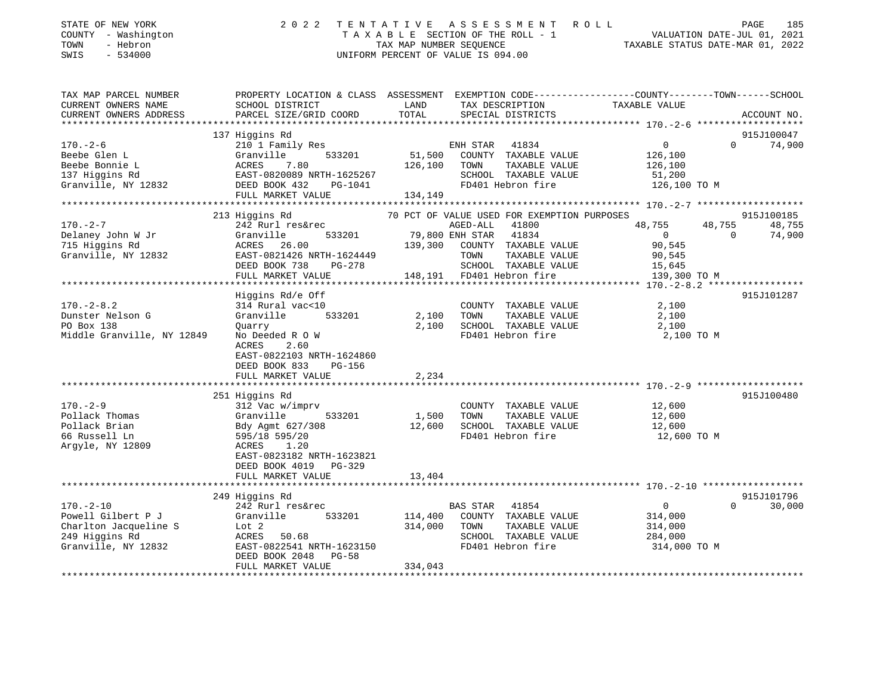STATE OF NEW YORK | 2022 TENTATIVE ASSESSMENT ROLL | VALUATION DATE-JUL 01, 2021
COUNTY - Washington | TAXABLE SECTION OF THE ROLL - 1 | TAXABLE STATUS DATE-MAR 01, 2022
TOWN - Hebron | TAX MAP NUMBER SEQUENCE
SWIS - 534000 | UNIFORM PERCENT OF VALUE IS 094.00

| TAX MAP PARCEL NUMBER / CURRENT OWNERS NAME / CURRENT OWNERS ADDRESS | PROPERTY LOCATION & CLASS / SCHOOL DISTRICT / PARCEL SIZE/GRID COORD | ASSESSMENT LAND | TOTAL | EXEMPTION CODE / TAX DESCRIPTION / SPECIAL DISTRICTS | COUNTY TAXABLE VALUE | TOWN | SCHOOL | ACCOUNT NO. |
|---|---|---|---|---|---|---|---|---|
| | 137 Higgins Rd | | | | | | | 915J100047 |
| 170.-2-6 | 210 1 Family Res | | | ENH STAR 41834 | 0 | 0 | 74,900 | |
| Beebe Glen L | Granville 533201 | 51,500 | | COUNTY TAXABLE VALUE | 126,100 | | | |
| Beebe Bonnie L | ACRES 7.80 | | 126,100 | TOWN TAXABLE VALUE | 126,100 | | | |
| 137 Higgins Rd | EAST-0820089 NRTH-1625267 | | | SCHOOL TAXABLE VALUE | 51,200 | | | |
| Granville, NY 12832 | DEED BOOK 432 PG-1041 | | | FD401 Hebron fire | 126,100 TO M | | | |
| | FULL MARKET VALUE | | 134,149 | | | | | |
| | 213 Higgins Rd | | | 70 PCT OF VALUE USED FOR EXEMPTION PURPOSES | | | | 915J100185 |
| 170.-2-7 | 242 Rurl res&rec | | | AGED-ALL 41800 | 48,755 | 48,755 | 48,755 | |
| Delaney John W Jr | Granville 533201 | 79,800 | | ENH STAR 41834 | 0 | 0 | 74,900 | |
| 715 Higgins Rd | ACRES 26.00 | | 139,300 | COUNTY TAXABLE VALUE | 90,545 | | | |
| Granville, NY 12832 | EAST-0821426 NRTH-1624449 | | | TOWN TAXABLE VALUE | 90,545 | | | |
| | DEED BOOK 738 PG-278 | | | SCHOOL TAXABLE VALUE | 15,645 | | | |
| | FULL MARKET VALUE | | 148,191 | FD401 Hebron fire | 139,300 TO M | | | |
| | Higgins Rd/e Off | | | | | | | 915J101287 |
| 170.-2-8.2 | 314 Rural vac<10 | | | COUNTY TAXABLE VALUE | 2,100 | | | |
| Dunster Nelson G | Granville 533201 | 2,100 | | TOWN TAXABLE VALUE | 2,100 | | | |
| PO Box 138 | Quarry | | 2,100 | SCHOOL TAXABLE VALUE | 2,100 | | | |
| Middle Granville, NY 12849 | No Deeded R O W | | | FD401 Hebron fire | 2,100 TO M | | | |
| | ACRES 2.60 | | | | | | | |
| | EAST-0822103 NRTH-1624860 | | | | | | | |
| | DEED BOOK 833 PG-156 | | | | | | | |
| | FULL MARKET VALUE | | 2,234 | | | | | |
| | 251 Higgins Rd | | | | | | | 915J100480 |
| 170.-2-9 | 312 Vac w/imprv | | | COUNTY TAXABLE VALUE | 12,600 | | | |
| Pollack Thomas | Granville 533201 | 1,500 | | TOWN TAXABLE VALUE | 12,600 | | | |
| Pollack Brian | Bdy Agmt 627/308 | | 12,600 | SCHOOL TAXABLE VALUE | 12,600 | | | |
| 66 Russell Ln | 595/18 595/20 | | | FD401 Hebron fire | 12,600 TO M | | | |
| Argyle, NY 12809 | ACRES 1.20 | | | | | | | |
| | EAST-0823182 NRTH-1623821 | | | | | | | |
| | DEED BOOK 4019 PG-329 | | | | | | | |
| | FULL MARKET VALUE | | 13,404 | | | | | |
| | 249 Higgins Rd | | | | | | | 915J101796 |
| 170.-2-10 | 242 Rurl res&rec | | | BAS STAR 41854 | 0 | 0 | 30,000 | |
| Powell Gilbert P J | Granville 533201 | 114,400 | | COUNTY TAXABLE VALUE | 314,000 | | | |
| Charlton Jacqueline S | Lot 2 | | 314,000 | TOWN TAXABLE VALUE | 314,000 | | | |
| 249 Higgins Rd | ACRES 50.68 | | | SCHOOL TAXABLE VALUE | 284,000 | | | |
| Granville, NY 12832 | EAST-0822541 NRTH-1623150 | | | FD401 Hebron fire | 314,000 TO M | | | |
| | DEED BOOK 2048 PG-58 | | | | | | | |
| | FULL MARKET VALUE | | 334,043 | | | | | |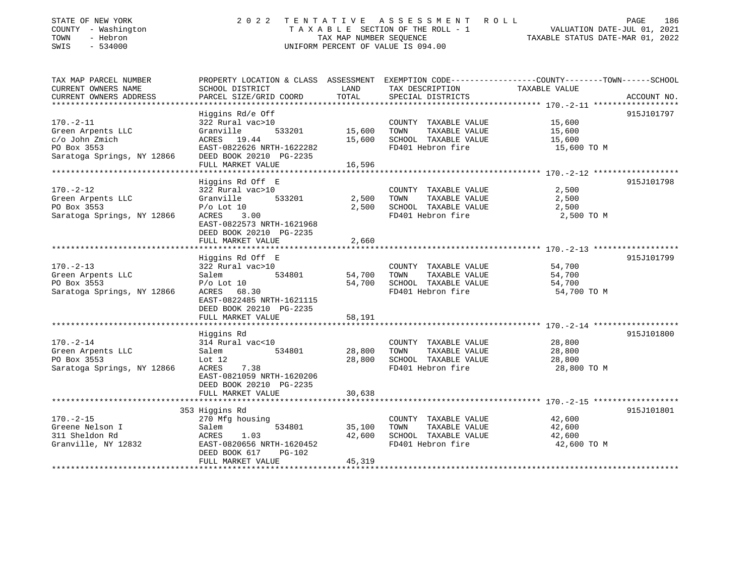STATE OF NEW YORK
COUNTY - Washington
TOWN - Hebron
SWIS - 534000

2022 TENTATIVE ASSESSMENT ROLL
TAXABLE SECTION OF THE ROLL - 1
TAX MAP NUMBER SEQUENCE
UNIFORM PERCENT OF VALUE IS 094.00

VALUATION DATE-JUL 01, 2021
TAXABLE STATUS DATE-MAR 01, 2022

| TAX MAP PARCEL NUMBER / CURRENT OWNERS NAME / CURRENT OWNERS ADDRESS | PROPERTY LOCATION & CLASS / SCHOOL DISTRICT / PARCEL SIZE/GRID COORD | ASSESSMENT LAND | TOTAL | EXEMPTION CODE / TAX DESCRIPTION / SPECIAL DISTRICTS | TAXABLE VALUE (COUNTY--TOWN--SCHOOL) | ACCOUNT NO. |
|---|---|---|---|---|---|---|
| **170.-2-11** | Higgins Rd/e Off | | | | | 915J101797 |
| 170.-2-11 | 322 Rural vac>10 | | | COUNTY TAXABLE VALUE | 15,600 | |
| Green Arpents LLC | Granville 533201 | 15,600 | | TOWN TAXABLE VALUE | 15,600 | |
| c/o John Zmich | ACRES 19.44 | | 15,600 | SCHOOL TAXABLE VALUE | 15,600 | |
| PO Box 3553 | EAST-0822626 NRTH-1622282 | | | FD401 Hebron fire | 15,600 TO M | |
| Saratoga Springs, NY 12866 | DEED BOOK 20210 PG-2235 | | | | | |
| | FULL MARKET VALUE | | 16,596 | | | |
| **170.-2-12** | Higgins Rd Off E | | | | | 915J101798 |
| 170.-2-12 | 322 Rural vac>10 | | | COUNTY TAXABLE VALUE | 2,500 | |
| Green Arpents LLC | Granville 533201 | 2,500 | | TOWN TAXABLE VALUE | 2,500 | |
| PO Box 3553 | P/o Lot 10 | | 2,500 | SCHOOL TAXABLE VALUE | 2,500 | |
| Saratoga Springs, NY 12866 | ACRES 3.00 | | | FD401 Hebron fire | 2,500 TO M | |
| | EAST-0822573 NRTH-1621968 | | | | | |
| | DEED BOOK 20210 PG-2235 | | | | | |
| | FULL MARKET VALUE | | 2,660 | | | |
| **170.-2-13** | Higgins Rd Off E | | | | | 915J101799 |
| 170.-2-13 | 322 Rural vac>10 | | | COUNTY TAXABLE VALUE | 54,700 | |
| Green Arpents LLC | Salem 534801 | 54,700 | | TOWN TAXABLE VALUE | 54,700 | |
| PO Box 3553 | P/o Lot 10 | | 54,700 | SCHOOL TAXABLE VALUE | 54,700 | |
| Saratoga Springs, NY 12866 | ACRES 68.30 | | | FD401 Hebron fire | 54,700 TO M | |
| | EAST-0822485 NRTH-1621115 | | | | | |
| | DEED BOOK 20210 PG-2235 | | | | | |
| | FULL MARKET VALUE | | 58,191 | | | |
| **170.-2-14** | Higgins Rd | | | | | 915J101800 |
| 170.-2-14 | 314 Rural vac<10 | | | COUNTY TAXABLE VALUE | 28,800 | |
| Green Arpents LLC | Salem 534801 | 28,800 | | TOWN TAXABLE VALUE | 28,800 | |
| PO Box 3553 | Lot 12 | | 28,800 | SCHOOL TAXABLE VALUE | 28,800 | |
| Saratoga Springs, NY 12866 | ACRES 7.38 | | | FD401 Hebron fire | 28,800 TO M | |
| | EAST-0821059 NRTH-1620206 | | | | | |
| | DEED BOOK 20210 PG-2235 | | | | | |
| | FULL MARKET VALUE | | 30,638 | | | |
| **170.-2-15** | 353 Higgins Rd | | | | | 915J101801 |
| 170.-2-15 | 270 Mfg housing | | | COUNTY TAXABLE VALUE | 42,600 | |
| Greene Nelson I | Salem 534801 | 35,100 | | TOWN TAXABLE VALUE | 42,600 | |
| 311 Sheldon Rd | ACRES 1.03 | | 42,600 | SCHOOL TAXABLE VALUE | 42,600 | |
| Granville, NY 12832 | EAST-0820656 NRTH-1620452 | | | FD401 Hebron fire | 42,600 TO M | |
| | DEED BOOK 617 PG-102 | | | | | |
| | FULL MARKET VALUE | | 45,319 | | | |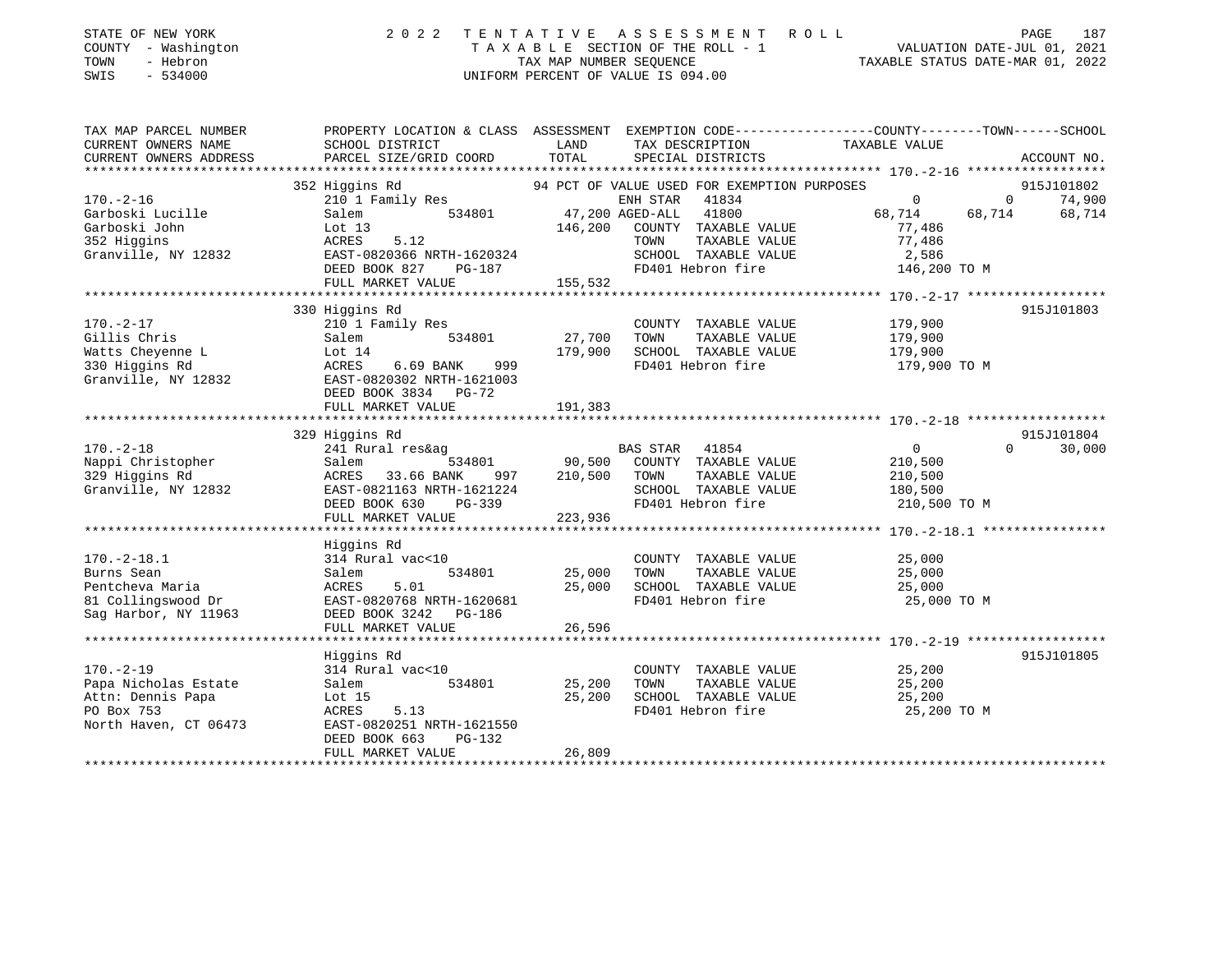STATE OF NEW YORK | COUNTY - Washington | TOWN - Hebron | SWIS - 534000

# 2022 TENTATIVE ASSESSMENT ROLL

TAXABLE SECTION OF THE ROLL - 1 | TAX MAP NUMBER SEQUENCE | UNIFORM PERCENT OF VALUE IS 094.00

VALUATION DATE-JUL 01, 2021 | TAXABLE STATUS DATE-MAR 01, 2022

| TAX MAP PARCEL NUMBER / CURRENT OWNERS NAME / CURRENT OWNERS ADDRESS | PROPERTY LOCATION & CLASS / SCHOOL DISTRICT / PARCEL SIZE/GRID COORD | LAND / TOTAL (ASSESSMENT) | EXEMPTION CODE / TAX DESCRIPTION / SPECIAL DISTRICTS | COUNTY TAXABLE VALUE | TOWN | SCHOOL / ACCOUNT NO. |
|---|---|---|---|---|---|---|
| **170.-2-16** | 352 Higgins Rd | | 94 PCT OF VALUE USED FOR EXEMPTION PURPOSES | | | 915J101802 |
| Garboski Lucille | 210 1 Family Res | | ENH STAR 41834 | 0 | 0 | 74,900 |
| Garboski John | Salem 534801 | 47,200 | AGED-ALL 41800 | 68,714 | 68,714 | 68,714 |
| 352 Higgins | Lot 13 | 146,200 | COUNTY TAXABLE VALUE | 77,486 | | |
| Granville, NY 12832 | ACRES 5.12 | | TOWN TAXABLE VALUE | 77,486 | | |
| | EAST-0820366 NRTH-1620324 | | SCHOOL TAXABLE VALUE | 2,586 | | |
| | DEED BOOK 827 PG-187 | | FD401 Hebron fire | 146,200 TO M | | |
| | FULL MARKET VALUE | 155,532 | | | | |
| **170.-2-17** | 330 Higgins Rd | | | | | 915J101803 |
| Gillis Chris | 210 1 Family Res | | COUNTY TAXABLE VALUE | 179,900 | | |
| Watts Cheyenne L | Salem 534801 | 27,700 | TOWN TAXABLE VALUE | 179,900 | | |
| 330 Higgins Rd | Lot 14 | 179,900 | SCHOOL TAXABLE VALUE | 179,900 | | |
| Granville, NY 12832 | ACRES 6.69 BANK 999 | | FD401 Hebron fire | 179,900 TO M | | |
| | EAST-0820302 NRTH-1621003 | | | | | |
| | DEED BOOK 3834 PG-72 | | | | | |
| | FULL MARKET VALUE | 191,383 | | | | |
| **170.-2-18** | 329 Higgins Rd | | | | | 915J101804 |
| Nappi Christopher | 241 Rural res&ag | | BAS STAR 41854 | 0 | 0 | 30,000 |
| 329 Higgins Rd | Salem 534801 | 90,500 | COUNTY TAXABLE VALUE | 210,500 | | |
| Granville, NY 12832 | ACRES 33.66 BANK 997 | 210,500 | TOWN TAXABLE VALUE | 210,500 | | |
| | EAST-0821163 NRTH-1621224 | | SCHOOL TAXABLE VALUE | 180,500 | | |
| | DEED BOOK 630 PG-339 | | FD401 Hebron fire | 210,500 TO M | | |
| | FULL MARKET VALUE | 223,936 | | | | |
| **170.-2-18.1** | Higgins Rd | | | | | |
| Burns Sean | 314 Rural vac<10 | | COUNTY TAXABLE VALUE | 25,000 | | |
| Pentcheva Maria | Salem 534801 | 25,000 | TOWN TAXABLE VALUE | 25,000 | | |
| 81 Collingswood Dr | ACRES 5.01 | 25,000 | SCHOOL TAXABLE VALUE | 25,000 | | |
| Sag Harbor, NY 11963 | EAST-0820768 NRTH-1620681 | | FD401 Hebron fire | 25,000 TO M | | |
| | DEED BOOK 3242 PG-186 | | | | | |
| | FULL MARKET VALUE | 26,596 | | | | |
| **170.-2-19** | Higgins Rd | | | | | 915J101805 |
| Papa Nicholas Estate | 314 Rural vac<10 | | COUNTY TAXABLE VALUE | 25,200 | | |
| Attn: Dennis Papa | Salem 534801 | 25,200 | TOWN TAXABLE VALUE | 25,200 | | |
| PO Box 753 | Lot 15 | 25,200 | SCHOOL TAXABLE VALUE | 25,200 | | |
| North Haven, CT 06473 | ACRES 5.13 | | FD401 Hebron fire | 25,200 TO M | | |
| | EAST-0820251 NRTH-1621550 | | | | | |
| | DEED BOOK 663 PG-132 | | | | | |
| | FULL MARKET VALUE | 26,809 | | | | |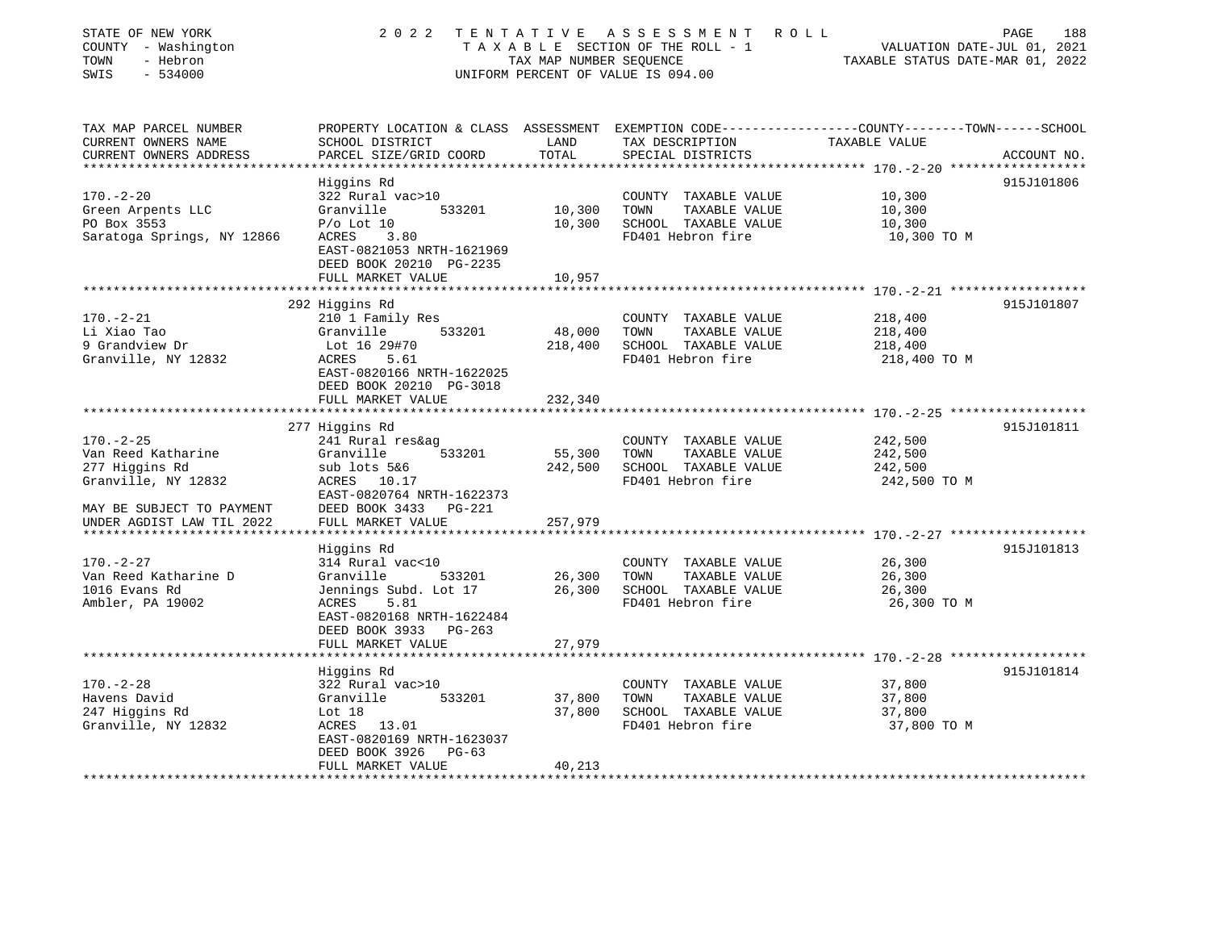STATE OF NEW YORK
COUNTY - Washington
TOWN - Hebron
SWIS - 534000

2022 TENTATIVE ASSESSMENT ROLL
TAXABLE SECTION OF THE ROLL - 1
TAX MAP NUMBER SEQUENCE
UNIFORM PERCENT OF VALUE IS 094.00

VALUATION DATE-JUL 01, 2021
TAXABLE STATUS DATE-MAR 01, 2022

| TAX MAP PARCEL NUMBER / CURRENT OWNERS NAME / CURRENT OWNERS ADDRESS | PROPERTY LOCATION & CLASS / SCHOOL DISTRICT / PARCEL SIZE/GRID COORD | ASSESSMENT LAND / TOTAL | EXEMPTION CODE / TAX DESCRIPTION / SPECIAL DISTRICTS | COUNTY / TOWN / SCHOOL TAXABLE VALUE | ACCOUNT NO. |
|---|---|---|---|---|---|
| **170.-2-20** | Higgins Rd | | | | 915J101806 |
| 170.-2-20 | 322 Rural vac>10 | | COUNTY TAXABLE VALUE | 10,300 | |
| Green Arpents LLC | Granville 533201 | 10,300 | TOWN TAXABLE VALUE | 10,300 | |
| PO Box 3553 | P/o Lot 10 | 10,300 | SCHOOL TAXABLE VALUE | 10,300 | |
| Saratoga Springs, NY 12866 | ACRES 3.80 | | FD401 Hebron fire | 10,300 TO M | |
| | EAST-0821053 NRTH-1621969 | | | | |
| | DEED BOOK 20210 PG-2235 | | | | |
| | FULL MARKET VALUE | 10,957 | | | |
| **170.-2-21** | 292 Higgins Rd | | | | 915J101807 |
| 170.-2-21 | 210 1 Family Res | | COUNTY TAXABLE VALUE | 218,400 | |
| Li Xiao Tao | Granville 533201 | 48,000 | TOWN TAXABLE VALUE | 218,400 | |
| 9 Grandview Dr | Lot 16 29#70 | 218,400 | SCHOOL TAXABLE VALUE | 218,400 | |
| Granville, NY 12832 | ACRES 5.61 | | FD401 Hebron fire | 218,400 TO M | |
| | EAST-0820166 NRTH-1622025 | | | | |
| | DEED BOOK 20210 PG-3018 | | | | |
| | FULL MARKET VALUE | 232,340 | | | |
| **170.-2-25** | 277 Higgins Rd | | | | 915J101811 |
| 170.-2-25 | 241 Rural res&ag | | COUNTY TAXABLE VALUE | 242,500 | |
| Van Reed Katharine | Granville 533201 | 55,300 | TOWN TAXABLE VALUE | 242,500 | |
| 277 Higgins Rd | sub lots 5&6 | 242,500 | SCHOOL TAXABLE VALUE | 242,500 | |
| Granville, NY 12832 | ACRES 10.17 | | FD401 Hebron fire | 242,500 TO M | |
| | EAST-0820764 NRTH-1622373 | | | | |
| MAY BE SUBJECT TO PAYMENT | DEED BOOK 3433 PG-221 | | | | |
| UNDER AGDIST LAW TIL 2022 | FULL MARKET VALUE | 257,979 | | | |
| **170.-2-27** | Higgins Rd | | | | 915J101813 |
| 170.-2-27 | 314 Rural vac<10 | | COUNTY TAXABLE VALUE | 26,300 | |
| Van Reed Katharine D | Granville 533201 | 26,300 | TOWN TAXABLE VALUE | 26,300 | |
| 1016 Evans Rd | Jennings Subd. Lot 17 | 26,300 | SCHOOL TAXABLE VALUE | 26,300 | |
| Ambler, PA 19002 | ACRES 5.81 | | FD401 Hebron fire | 26,300 TO M | |
| | EAST-0820168 NRTH-1622484 | | | | |
| | DEED BOOK 3933 PG-263 | | | | |
| | FULL MARKET VALUE | 27,979 | | | |
| **170.-2-28** | Higgins Rd | | | | 915J101814 |
| 170.-2-28 | 322 Rural vac>10 | | COUNTY TAXABLE VALUE | 37,800 | |
| Havens David | Granville 533201 | 37,800 | TOWN TAXABLE VALUE | 37,800 | |
| 247 Higgins Rd | Lot 18 | 37,800 | SCHOOL TAXABLE VALUE | 37,800 | |
| Granville, NY 12832 | ACRES 13.01 | | FD401 Hebron fire | 37,800 TO M | |
| | EAST-0820169 NRTH-1623037 | | | | |
| | DEED BOOK 3926 PG-63 | | | | |
| | FULL MARKET VALUE | 40,213 | | | |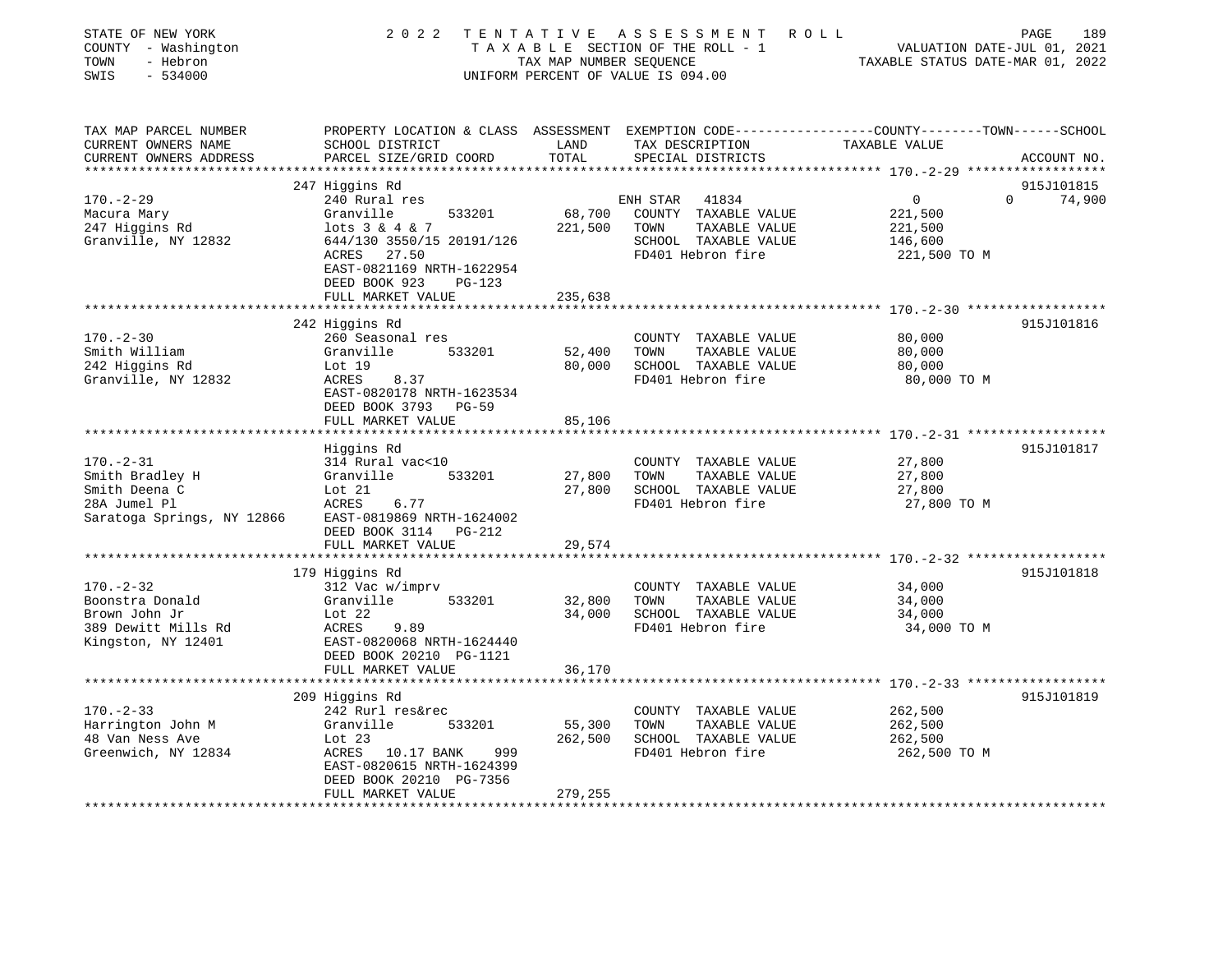STATE OF NEW YORK
COUNTY - Washington
TOWN - Hebron
SWIS - 534000

# 2022 TENTATIVE ASSESSMENT ROLL

TAXABLE SECTION OF THE ROLL - 1
TAX MAP NUMBER SEQUENCE
UNIFORM PERCENT OF VALUE IS 094.00

VALUATION DATE-JUL 01, 2021
TAXABLE STATUS DATE-MAR 01, 2022

| TAX MAP PARCEL NUMBER / CURRENT OWNERS NAME / CURRENT OWNERS ADDRESS | PROPERTY LOCATION & CLASS / SCHOOL DISTRICT / PARCEL SIZE/GRID COORD | ASSESSMENT LAND / TOTAL | EXEMPTION CODE / TAX DESCRIPTION / SPECIAL DISTRICTS | COUNTY | TOWN | SCHOOL | ACCOUNT NO. |
|---|---|---|---|---|---|---|---|
| 170.-2-29 | 247 Higgins Rd | | | | | | 915J101815 |
| Macura Mary | 240 Rural res | | ENH STAR 41834 | 0 | | 0 74,900 | |
| 247 Higgins Rd | Granville 533201 | 68,700 | COUNTY TAXABLE VALUE | 221,500 | | | |
| Granville, NY 12832 | lots 3 & 4 & 7 | 221,500 | TOWN TAXABLE VALUE | | 221,500 | | |
| | 644/130 3550/15 20191/126 | | SCHOOL TAXABLE VALUE | | | 146,600 | |
| | ACRES 27.50 | | FD401 Hebron fire | 221,500 TO M | | | |
| | EAST-0821169 NRTH-1622954 | | | | | | |
| | DEED BOOK 923 PG-123 | | | | | | |
| | FULL MARKET VALUE | 235,638 | | | | | |
| 170.-2-30 | 242 Higgins Rd | | | | | | 915J101816 |
| Smith William | 260 Seasonal res | | COUNTY TAXABLE VALUE | 80,000 | | | |
| 242 Higgins Rd | Granville 533201 | 52,400 | TOWN TAXABLE VALUE | | 80,000 | | |
| Granville, NY 12832 | Lot 19 | 80,000 | SCHOOL TAXABLE VALUE | | | 80,000 | |
| | ACRES 8.37 | | FD401 Hebron fire | 80,000 TO M | | | |
| | EAST-0820178 NRTH-1623534 | | | | | | |
| | DEED BOOK 3793 PG-59 | | | | | | |
| | FULL MARKET VALUE | 85,106 | | | | | |
| 170.-2-31 | Higgins Rd | | | | | | 915J101817 |
| Smith Bradley H | 314 Rural vac<10 | | COUNTY TAXABLE VALUE | 27,800 | | | |
| Smith Deena C | Granville 533201 | 27,800 | TOWN TAXABLE VALUE | | 27,800 | | |
| 28A Jumel Pl | Lot 21 | 27,800 | SCHOOL TAXABLE VALUE | | | 27,800 | |
| Saratoga Springs, NY 12866 | ACRES 6.77 | | FD401 Hebron fire | 27,800 TO M | | | |
| | EAST-0819869 NRTH-1624002 | | | | | | |
| | DEED BOOK 3114 PG-212 | | | | | | |
| | FULL MARKET VALUE | 29,574 | | | | | |
| 170.-2-32 | 179 Higgins Rd | | | | | | 915J101818 |
| Boonstra Donald | 312 Vac w/imprv | | COUNTY TAXABLE VALUE | 34,000 | | | |
| Brown John Jr | Granville 533201 | 32,800 | TOWN TAXABLE VALUE | | 34,000 | | |
| 389 Dewitt Mills Rd | Lot 22 | 34,000 | SCHOOL TAXABLE VALUE | | | 34,000 | |
| Kingston, NY 12401 | ACRES 9.89 | | FD401 Hebron fire | 34,000 TO M | | | |
| | EAST-0820068 NRTH-1624440 | | | | | | |
| | DEED BOOK 20210 PG-1121 | | | | | | |
| | FULL MARKET VALUE | 36,170 | | | | | |
| 170.-2-33 | 209 Higgins Rd | | | | | | 915J101819 |
| Harrington John M | 242 Rurl res&rec | | COUNTY TAXABLE VALUE | 262,500 | | | |
| 48 Van Ness Ave | Granville 533201 | 55,300 | TOWN TAXABLE VALUE | | 262,500 | | |
| Greenwich, NY 12834 | Lot 23 | 262,500 | SCHOOL TAXABLE VALUE | | | 262,500 | |
| | ACRES 10.17 BANK 999 | | FD401 Hebron fire | 262,500 TO M | | | |
| | EAST-0820615 NRTH-1624399 | | | | | | |
| | DEED BOOK 20210 PG-7356 | | | | | | |
| | FULL MARKET VALUE | 279,255 | | | | | |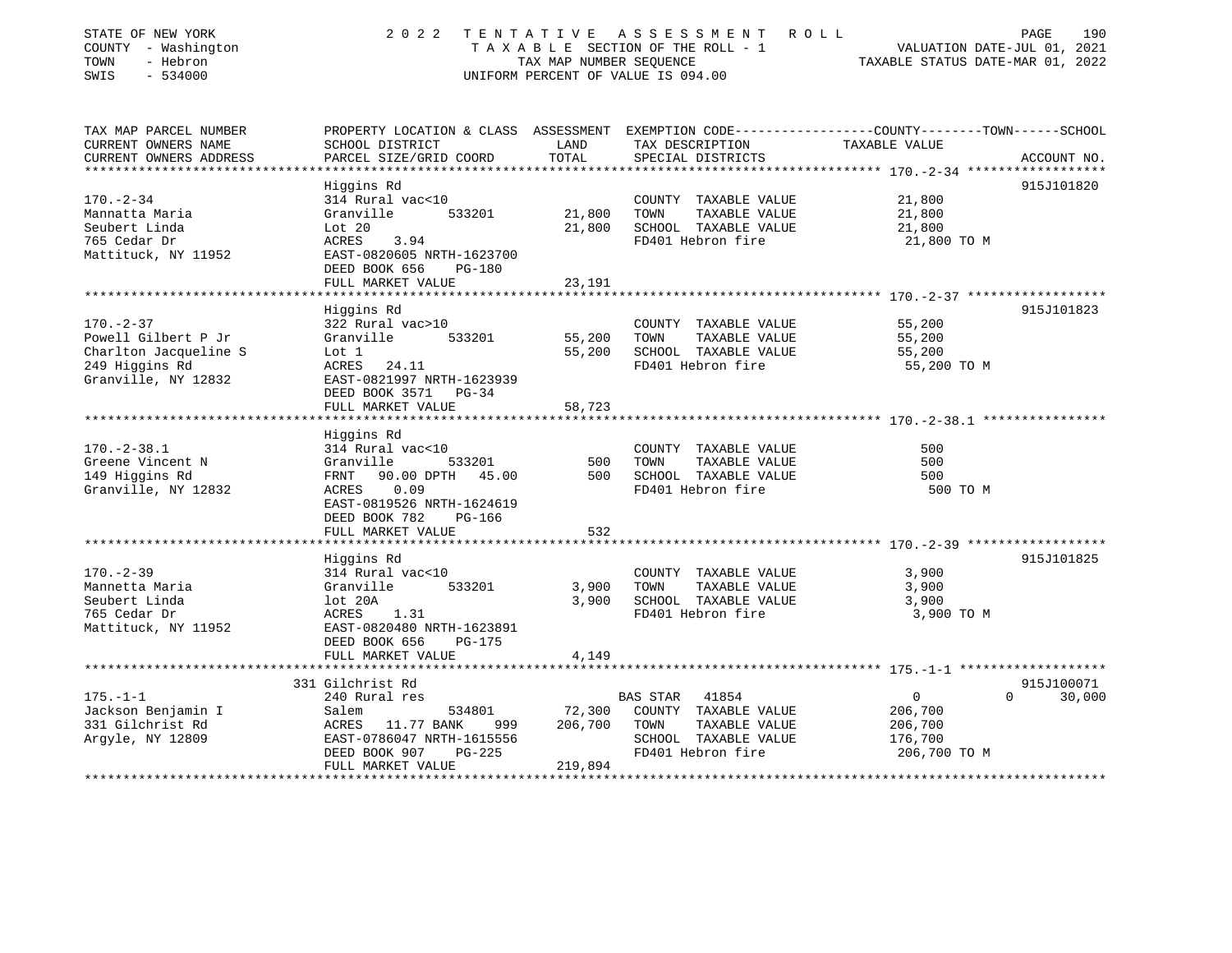STATE OF NEW YORK | COUNTY - Washington | TOWN - Hebron | SWIS - 534000

# 2022 TENTATIVE ASSESSMENT ROLL

TAXABLE SECTION OF THE ROLL - 1
TAX MAP NUMBER SEQUENCE
UNIFORM PERCENT OF VALUE IS 094.00

VALUATION DATE-JUL 01, 2021
TAXABLE STATUS DATE-MAR 01, 2022

| TAX MAP PARCEL NUMBER / CURRENT OWNERS NAME / CURRENT OWNERS ADDRESS | PROPERTY LOCATION & CLASS / SCHOOL DISTRICT / PARCEL SIZE/GRID COORD | ASSESSMENT LAND | TOTAL | EXEMPTION CODE / TAX DESCRIPTION / SPECIAL DISTRICTS | TAXABLE VALUE (COUNTY / TOWN / SCHOOL) | ACCOUNT NO. |
|---|---|---|---|---|---|---|
| **170.-2-34** | Higgins Rd | | | | | 915J101820 |
| Mannatta Maria | 314 Rural vac<10 | | | COUNTY TAXABLE VALUE | 21,800 | |
| Seubert Linda | Granville 533201 | 21,800 | | TOWN TAXABLE VALUE | 21,800 | |
| 765 Cedar Dr | Lot 20 | | 21,800 | SCHOOL TAXABLE VALUE | 21,800 | |
| Mattituck, NY 11952 | ACRES 3.94 | | | FD401 Hebron fire | 21,800 TO M | |
| | EAST-0820605 NRTH-1623700 | | | | | |
| | DEED BOOK 656 PG-180 | | | | | |
| | FULL MARKET VALUE | | 23,191 | | | |
| **170.-2-37** | Higgins Rd | | | | | 915J101823 |
| Powell Gilbert P Jr | 322 Rural vac>10 | | | COUNTY TAXABLE VALUE | 55,200 | |
| Charlton Jacqueline S | Granville 533201 | 55,200 | | TOWN TAXABLE VALUE | 55,200 | |
| 249 Higgins Rd | Lot 1 | | 55,200 | SCHOOL TAXABLE VALUE | 55,200 | |
| Granville, NY 12832 | ACRES 24.11 | | | FD401 Hebron fire | 55,200 TO M | |
| | EAST-0821997 NRTH-1623939 | | | | | |
| | DEED BOOK 3571 PG-34 | | | | | |
| | FULL MARKET VALUE | | 58,723 | | | |
| **170.-2-38.1** | Higgins Rd | | | | | |
| Greene Vincent N | 314 Rural vac<10 | | | COUNTY TAXABLE VALUE | 500 | |
| 149 Higgins Rd | Granville 533201 | 500 | | TOWN TAXABLE VALUE | 500 | |
| Granville, NY 12832 | FRNT 90.00 DPTH 45.00 | | 500 | SCHOOL TAXABLE VALUE | 500 | |
| | ACRES 0.09 | | | FD401 Hebron fire | 500 TO M | |
| | EAST-0819526 NRTH-1624619 | | | | | |
| | DEED BOOK 782 PG-166 | | | | | |
| | FULL MARKET VALUE | | 532 | | | |
| **170.-2-39** | Higgins Rd | | | | | 915J101825 |
| Mannetta Maria | 314 Rural vac<10 | | | COUNTY TAXABLE VALUE | 3,900 | |
| Seubert Linda | Granville 533201 | 3,900 | | TOWN TAXABLE VALUE | 3,900 | |
| 765 Cedar Dr | lot 20A | | 3,900 | SCHOOL TAXABLE VALUE | 3,900 | |
| Mattituck, NY 11952 | ACRES 1.31 | | | FD401 Hebron fire | 3,900 TO M | |
| | EAST-0820480 NRTH-1623891 | | | | | |
| | DEED BOOK 656 PG-175 | | | | | |
| | FULL MARKET VALUE | | 4,149 | | | |
| **175.-1-1** | 331 Gilchrist Rd | | | | | 915J100071 |
| Jackson Benjamin I | 240 Rural res | | | BAS STAR 41854 | 0 / 0 / 30,000 | |
| 331 Gilchrist Rd | Salem 534801 | 72,300 | | COUNTY TAXABLE VALUE | 206,700 | |
| Argyle, NY 12809 | ACRES 11.77 BANK 999 | | 206,700 | TOWN TAXABLE VALUE | 206,700 | |
| | EAST-0786047 NRTH-1615556 | | | SCHOOL TAXABLE VALUE | 176,700 | |
| | DEED BOOK 907 PG-225 | | | FD401 Hebron fire | 206,700 TO M | |
| | FULL MARKET VALUE | | 219,894 | | | |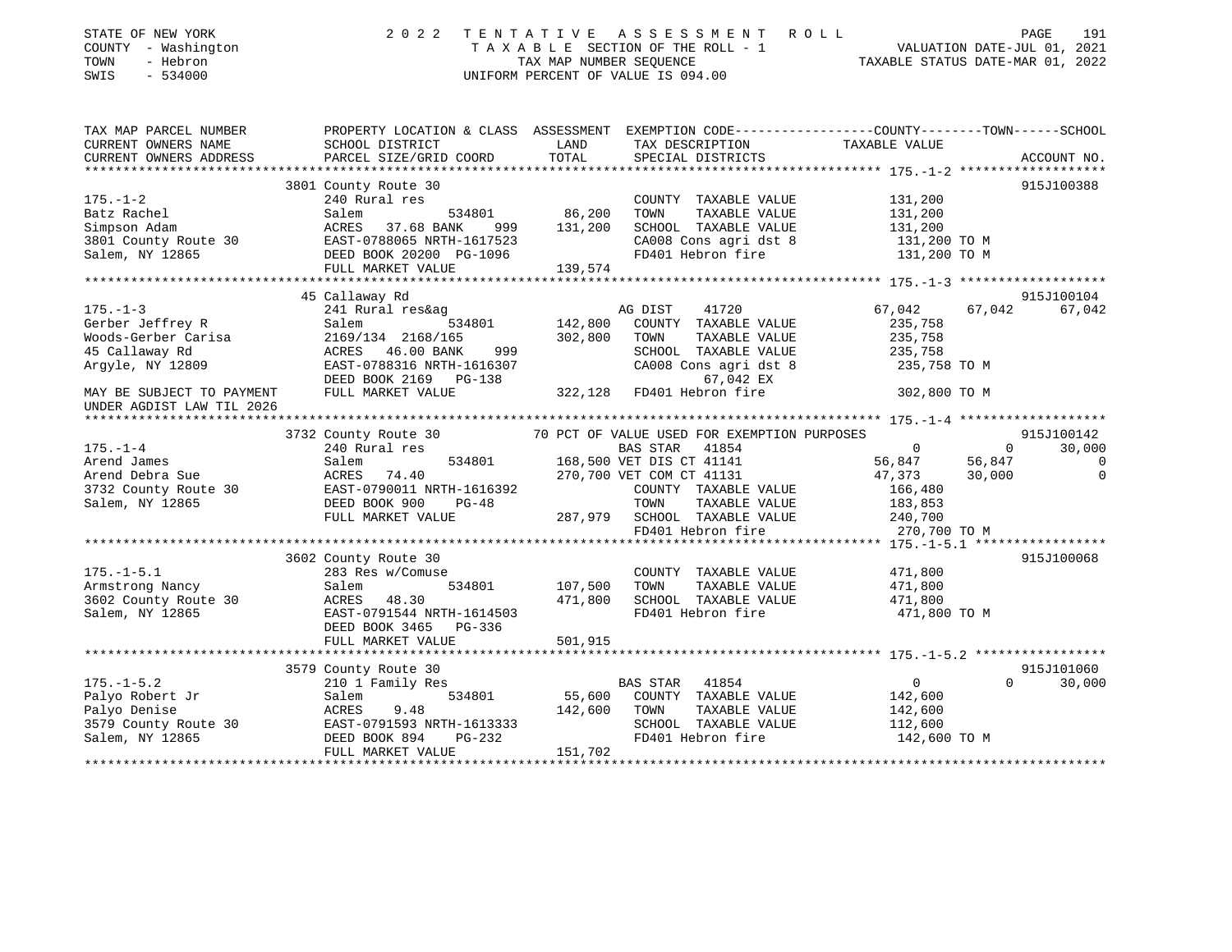STATE OF NEW YORK | COUNTY - Washington | TOWN - Hebron | SWIS - 534000

# 2022 TENTATIVE ASSESSMENT ROLL

TAXABLE SECTION OF THE ROLL - 1
TAX MAP NUMBER SEQUENCE
UNIFORM PERCENT OF VALUE IS 094.00

VALUATION DATE-JUL 01, 2021
TAXABLE STATUS DATE-MAR 01, 2022

```
TAX MAP PARCEL NUMBER     PROPERTY LOCATION & CLASS  ASSESSMENT  EXEMPTION CODE-----------------COUNTY--------TOWN------SCHOOL
CURRENT OWNERS NAME       SCHOOL DISTRICT              LAND      TAX DESCRIPTION               TAXABLE VALUE
CURRENT OWNERS ADDRESS    PARCEL SIZE/GRID COORD       TOTAL     SPECIAL DISTRICTS                                     ACCOUNT NO.
******************************************************************************************************* 175.-1-2 *******************
                          3801 County Route 30                                                                          915J100388
175.-1-2                  240 Rural res                          COUNTY  TAXABLE VALUE          131,200
Batz Rachel               Salem          534801       86,200     TOWN    TAXABLE VALUE          131,200
Simpson Adam              ACRES  37.68 BANK    999   131,200     SCHOOL  TAXABLE VALUE          131,200
3801 County Route 30      EAST-0788065 NRTH-1617523              CA008 Cons agri dst 8            131,200 TO M
Salem, NY 12865           DEED BOOK 20200 PG-1096                FD401 Hebron fire                131,200 TO M
                          FULL MARKET VALUE          139,574
******************************************************************************************************* 175.-1-3 *******************
                          45 Callaway Rd                                                                                915J100104
175.-1-3                  241 Rural res&ag                       AG DIST    41720              67,042     67,042     67,042
Gerber Jeffrey R          Salem          534801      142,800     COUNTY  TAXABLE VALUE          235,758
Woods-Gerber Carisa       2169/134  2168/165         302,800     TOWN    TAXABLE VALUE          235,758
45 Callaway Rd            ACRES  46.00 BANK    999               SCHOOL  TAXABLE VALUE          235,758
Argyle, NY 12809          EAST-0788316 NRTH-1616307              CA008 Cons agri dst 8            235,758 TO M
                          DEED BOOK 2169   PG-138                      67,042 EX
MAY BE SUBJECT TO PAYMENT FULL MARKET VALUE          322,128     FD401 Hebron fire                302,800 TO M
UNDER AGDIST LAW TIL 2026
******************************************************************************************************* 175.-1-4 *******************
                          3732 County Route 30           70 PCT OF VALUE USED FOR EXEMPTION PURPOSES                     915J100142
175.-1-4                  240 Rural res                          BAS STAR   41854                   0          0     30,000
Arend James               Salem          534801      168,500 VET DIS CT 41141                  56,847     56,847          0
Arend Debra Sue           ACRES  74.40               270,700 VET COM CT 41131                  47,373     30,000          0
3732 County Route 30      EAST-0790011 NRTH-1616392              COUNTY  TAXABLE VALUE          166,480
Salem, NY 12865           DEED BOOK 900    PG-48                 TOWN    TAXABLE VALUE          183,853
                          FULL MARKET VALUE          287,979     SCHOOL  TAXABLE VALUE          240,700
                                                                 FD401 Hebron fire                270,700 TO M
******************************************************************************************************* 175.-1-5.1 *****************
                          3602 County Route 30                                                                          915J100068
175.-1-5.1                283 Res w/Comuse                       COUNTY  TAXABLE VALUE          471,800
Armstrong Nancy           Salem          534801      107,500     TOWN    TAXABLE VALUE          471,800
3602 County Route 30      ACRES  48.30               471,800     SCHOOL  TAXABLE VALUE          471,800
Salem, NY 12865           EAST-0791544 NRTH-1614503              FD401 Hebron fire                471,800 TO M
                          DEED BOOK 3465   PG-336
                          FULL MARKET VALUE          501,915
******************************************************************************************************* 175.-1-5.2 *****************
                          3579 County Route 30                                                                          915J101060
175.-1-5.2                210 1 Family Res                       BAS STAR   41854                   0          0     30,000
Palyo Robert Jr           Salem          534801       55,600     COUNTY  TAXABLE VALUE          142,600
Palyo Denise              ACRES   9.48               142,600     TOWN    TAXABLE VALUE          142,600
3579 County Route 30      EAST-0791593 NRTH-1613333              SCHOOL  TAXABLE VALUE          112,600
Salem, NY 12865           DEED BOOK 894    PG-232                FD401 Hebron fire                142,600 TO M
                          FULL MARKET VALUE          151,702
************************************************************************************************************************************
```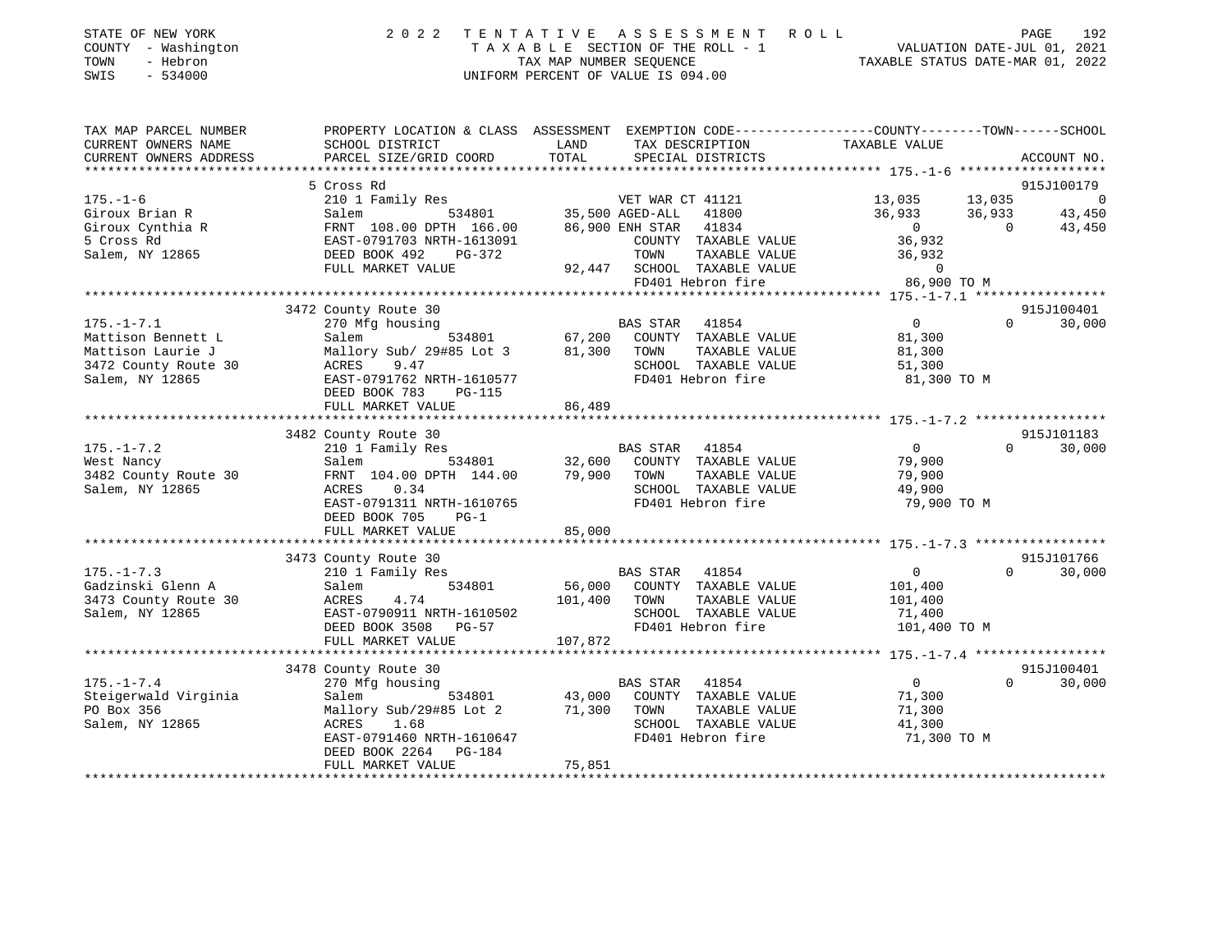STATE OF NEW YORK
COUNTY - Washington
TOWN - Hebron
SWIS - 534000

2 0 2 2 T E N T A T I V E A S S E S S M E N T R O L L
T A X A B L E SECTION OF THE ROLL - 1
TAX MAP NUMBER SEQUENCE
UNIFORM PERCENT OF VALUE IS 094.00

VALUATION DATE-JUL 01, 2021
TAXABLE STATUS DATE-MAR 01, 2022

| TAX MAP PARCEL NUMBER / CURRENT OWNERS NAME / CURRENT OWNERS ADDRESS | PROPERTY LOCATION & CLASS / SCHOOL DISTRICT / PARCEL SIZE/GRID COORD | ASSESSMENT LAND / TOTAL | EXEMPTION CODE / TAX DESCRIPTION / SPECIAL DISTRICTS | COUNTY TAXABLE VALUE | TOWN | SCHOOL / ACCOUNT NO. |
|---|---|---|---|---|---|---|
| 175.-1-6 | 5 Cross Rd | | | | | 915J100179 |
| 175.-1-6 | 210 1 Family Res | | VET WAR CT 41121 | 13,035 | 13,035 | 0 |
| Giroux Brian R | Salem 534801 | 35,500 | AGED-ALL 41800 | 36,933 | 36,933 | 43,450 |
| Giroux Cynthia R | FRNT 108.00 DPTH 166.00 | 86,900 | ENH STAR 41834 | 0 | 0 | 43,450 |
| 5 Cross Rd | EAST-0791703 NRTH-1613091 | | COUNTY TAXABLE VALUE | 36,932 | | |
| Salem, NY 12865 | DEED BOOK 492 PG-372 | | TOWN TAXABLE VALUE | 36,932 | | |
| | FULL MARKET VALUE | 92,447 | SCHOOL TAXABLE VALUE | 0 | | |
| | | | FD401 Hebron fire | 86,900 TO M | | |
| 175.-1-7.1 | 3472 County Route 30 | | | | | 915J100401 |
| 175.-1-7.1 | 270 Mfg housing | | BAS STAR 41854 | 0 | 0 | 30,000 |
| Mattison Bennett L | Salem 534801 | 67,200 | COUNTY TAXABLE VALUE | 81,300 | | |
| Mattison Laurie J | Mallory Sub/ 29#85 Lot 3 | 81,300 | TOWN TAXABLE VALUE | 81,300 | | |
| 3472 County Route 30 | ACRES 9.47 | | SCHOOL TAXABLE VALUE | 51,300 | | |
| Salem, NY 12865 | EAST-0791762 NRTH-1610577 | | FD401 Hebron fire | 81,300 TO M | | |
| | DEED BOOK 783 PG-115 | | | | | |
| | FULL MARKET VALUE | 86,489 | | | | |
| 175.-1-7.2 | 3482 County Route 30 | | | | | 915J101183 |
| 175.-1-7.2 | 210 1 Family Res | | BAS STAR 41854 | 0 | 0 | 30,000 |
| West Nancy | Salem 534801 | 32,600 | COUNTY TAXABLE VALUE | 79,900 | | |
| 3482 County Route 30 | FRNT 104.00 DPTH 144.00 | 79,900 | TOWN TAXABLE VALUE | 79,900 | | |
| Salem, NY 12865 | ACRES 0.34 | | SCHOOL TAXABLE VALUE | 49,900 | | |
| | EAST-0791311 NRTH-1610765 | | FD401 Hebron fire | 79,900 TO M | | |
| | DEED BOOK 705 PG-1 | | | | | |
| | FULL MARKET VALUE | 85,000 | | | | |
| 175.-1-7.3 | 3473 County Route 30 | | | | | 915J101766 |
| 175.-1-7.3 | 210 1 Family Res | | BAS STAR 41854 | 0 | 0 | 30,000 |
| Gadzinski Glenn A | Salem 534801 | 56,000 | COUNTY TAXABLE VALUE | 101,400 | | |
| 3473 County Route 30 | ACRES 4.74 | 101,400 | TOWN TAXABLE VALUE | 101,400 | | |
| Salem, NY 12865 | EAST-0790911 NRTH-1610502 | | SCHOOL TAXABLE VALUE | 71,400 | | |
| | DEED BOOK 3508 PG-57 | | FD401 Hebron fire | 101,400 TO M | | |
| | FULL MARKET VALUE | 107,872 | | | | |
| 175.-1-7.4 | 3478 County Route 30 | | | | | 915J100401 |
| 175.-1-7.4 | 270 Mfg housing | | BAS STAR 41854 | 0 | 0 | 30,000 |
| Steigerwald Virginia | Salem 534801 | 43,000 | COUNTY TAXABLE VALUE | 71,300 | | |
| PO Box 356 | Mallory Sub/29#85 Lot 2 | 71,300 | TOWN TAXABLE VALUE | 71,300 | | |
| Salem, NY 12865 | ACRES 1.68 | | SCHOOL TAXABLE VALUE | 41,300 | | |
| | EAST-0791460 NRTH-1610647 | | FD401 Hebron fire | 71,300 TO M | | |
| | DEED BOOK 2264 PG-184 | | | | | |
| | FULL MARKET VALUE | 75,851 | | | | |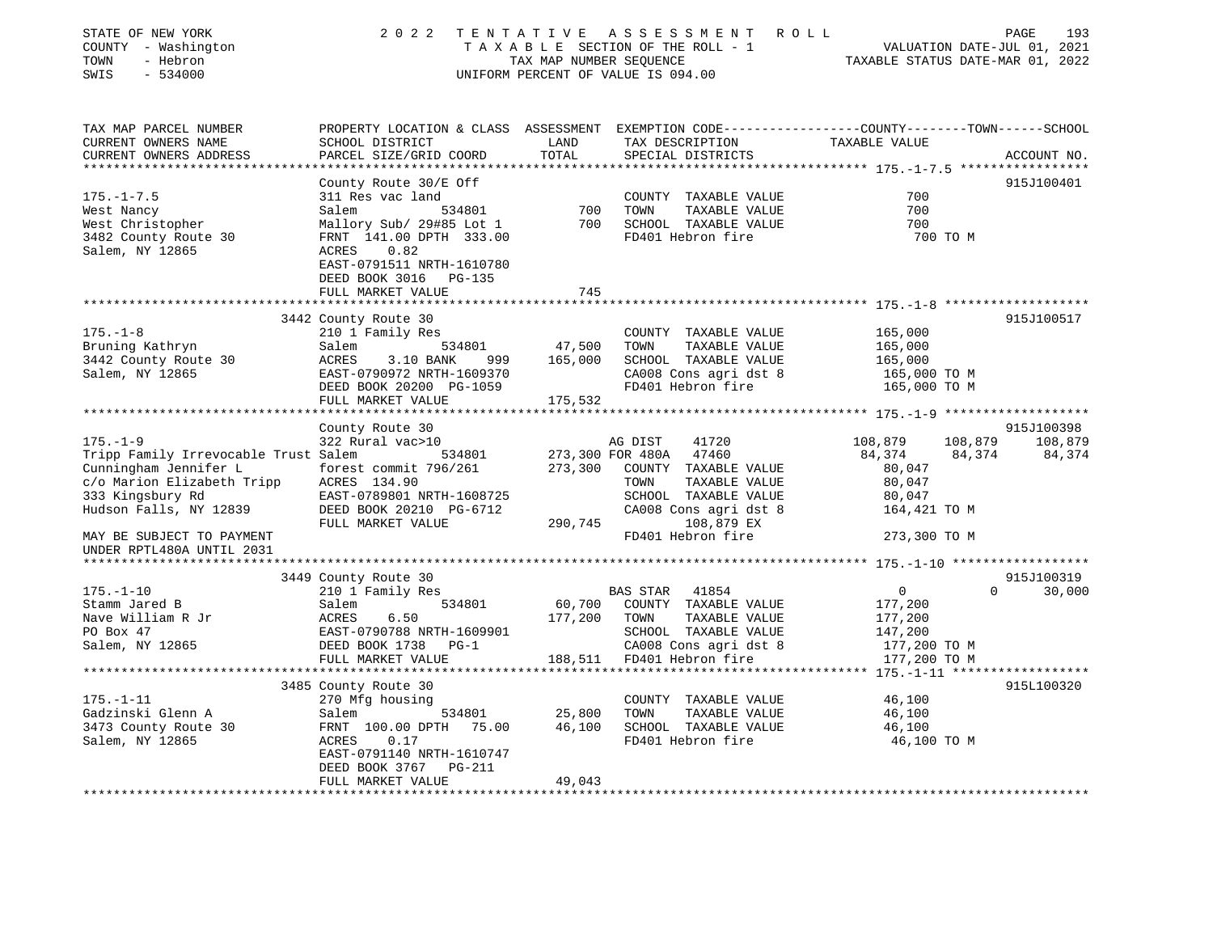STATE OF NEW YORK 2 0 2 2 T E N T A T I V E A S S E S S M E N T R O L L
COUNTY - Washington T A X A B L E SECTION OF THE ROLL - 1 VALUATION DATE-JUL 01, 2021
TOWN - Hebron TAX MAP NUMBER SEQUENCE TAXABLE STATUS DATE-MAR 01, 2022
SWIS - 534000 UNIFORM PERCENT OF VALUE IS 094.00

```
TAX MAP PARCEL NUMBER          PROPERTY LOCATION & CLASS  ASSESSMENT  EXEMPTION CODE------------------COUNTY--------TOWN------SCHOOL
CURRENT OWNERS NAME            SCHOOL DISTRICT              LAND      TAX DESCRIPTION            TAXABLE VALUE
CURRENT OWNERS ADDRESS         PARCEL SIZE/GRID COORD       TOTAL     SPECIAL DISTRICTS                                    ACCOUNT NO.
******************************************************************************************************* 175.-1-7.5 *****************
                               County Route 30/E Off                                                                    915J100401
175.-1-7.5                     311 Res vac land                       COUNTY  TAXABLE VALUE              700
West Nancy                     Salem              534801        700   TOWN    TAXABLE VALUE              700
West Christopher               Mallory Sub/ 29#85 Lot 1         700   SCHOOL  TAXABLE VALUE              700
3482 County Route 30           FRNT 141.00 DPTH 333.00                FD401 Hebron fire                   700 TO M
Salem, NY 12865                ACRES    0.82
                               EAST-0791511 NRTH-1610780
                               DEED BOOK 3016   PG-135
                               FULL MARKET VALUE                745
******************************************************************************************************* 175.-1-8 *******************
                             3442 County Route 30                                                                       915J100517
175.-1-8                       210 1 Family Res                       COUNTY  TAXABLE VALUE          165,000
Bruning Kathryn                Salem              534801     47,500   TOWN    TAXABLE VALUE          165,000
3442 County Route 30           ACRES    3.10 BANK     999   165,000   SCHOOL  TAXABLE VALUE          165,000
Salem, NY 12865                EAST-0790972 NRTH-1609370              CA008 Cons agri dst 8           165,000 TO M
                               DEED BOOK 20200  PG-1059               FD401 Hebron fire               165,000 TO M
                               FULL MARKET VALUE            175,532
******************************************************************************************************* 175.-1-9 *******************
                               County Route 30                                                                          915J100398
175.-1-9                       322 Rural vac>10                       AG DIST     41720           108,879   108,879   108,879
Tripp Family Irrevocable Trust Salem              534801    273,300 FOR 480A   47460            84,374    84,374    84,374
Cunningham Jennifer L          forest commit 796/261        273,300   COUNTY  TAXABLE VALUE           80,047
c/o Marion Elizabeth Tripp     ACRES  134.90                          TOWN    TAXABLE VALUE           80,047
333 Kingsbury Rd               EAST-0789801 NRTH-1608725              SCHOOL  TAXABLE VALUE           80,047
Hudson Falls, NY 12839         DEED BOOK 20210  PG-6712               CA008 Cons agri dst 8           164,421 TO M
                               FULL MARKET VALUE            290,745          108,879 EX
MAY BE SUBJECT TO PAYMENT                                             FD401 Hebron fire               273,300 TO M
UNDER RPTL480A UNTIL 2031
******************************************************************************************************* 175.-1-10 ******************
                             3449 County Route 30                                                                       915J100319
175.-1-10                      210 1 Family Res                       BAS STAR    41854                 0         0    30,000
Stamm Jared B                  Salem              534801     60,700   COUNTY  TAXABLE VALUE          177,200
Nave William R Jr              ACRES    6.50                177,200   TOWN    TAXABLE VALUE          177,200
PO Box 47                      EAST-0790788 NRTH-1609901              SCHOOL  TAXABLE VALUE          147,200
Salem, NY 12865                DEED BOOK 1738   PG-1                  CA008 Cons agri dst 8           177,200 TO M
                               FULL MARKET VALUE            188,511   FD401 Hebron fire               177,200 TO M
******************************************************************************************************* 175.-1-11 ******************
                             3485 County Route 30                                                                       915L100320
175.-1-11                      270 Mfg housing                        COUNTY  TAXABLE VALUE           46,100
Gadzinski Glenn A              Salem              534801     25,800   TOWN    TAXABLE VALUE           46,100
3473 County Route 30           FRNT 100.00 DPTH  75.00       46,100   SCHOOL  TAXABLE VALUE           46,100
Salem, NY 12865                ACRES    0.17                          FD401 Hebron fire                46,100 TO M
                               EAST-0791140 NRTH-1610747
                               DEED BOOK 3767   PG-211
                               FULL MARKET VALUE             49,043
************************************************************************************************************************************
```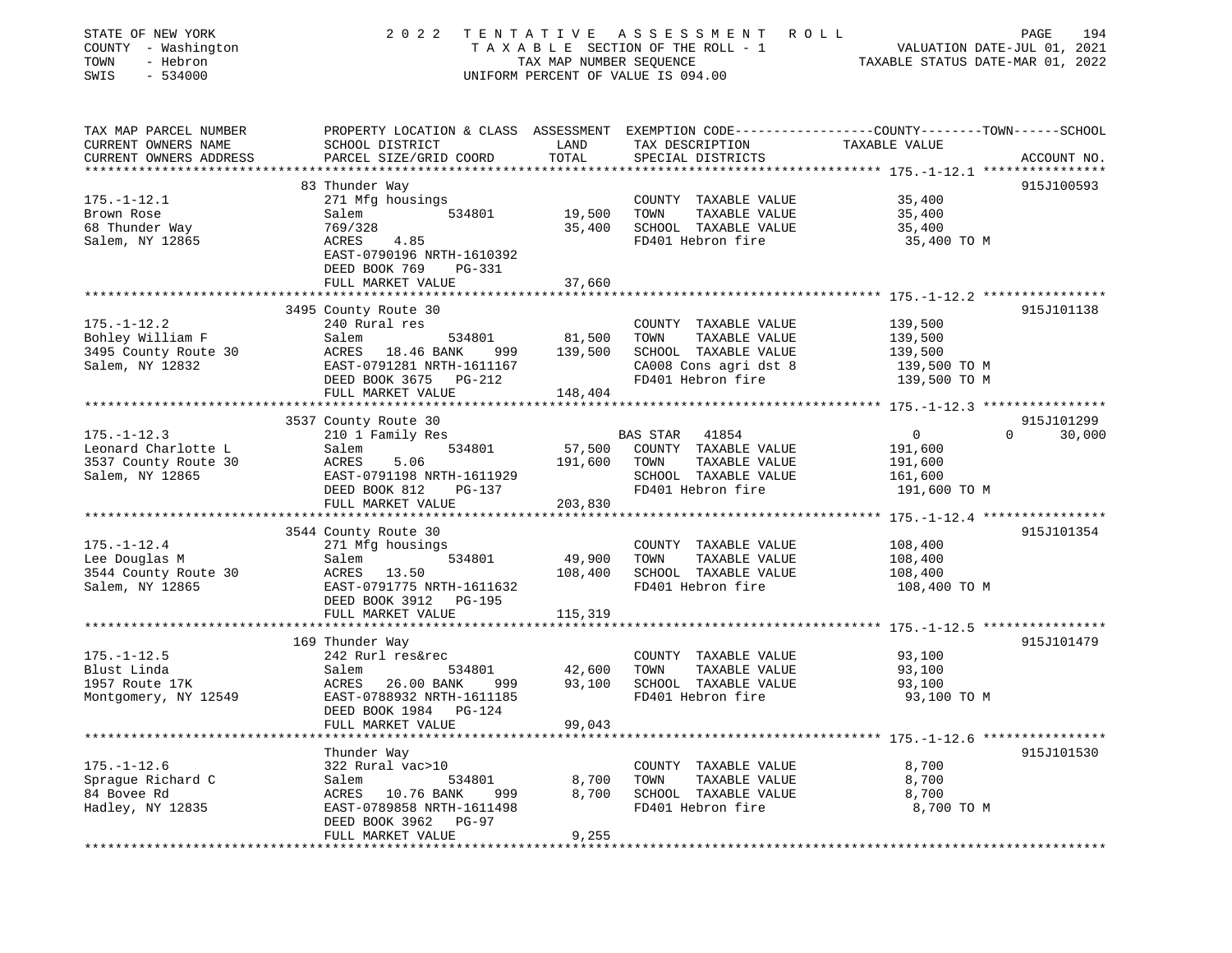STATE OF NEW YORK — 2022 TENTATIVE ASSESSMENT ROLL
COUNTY - Washington — TAXABLE SECTION OF THE ROLL - 1 — VALUATION DATE-JUL 01, 2021
TOWN - Hebron — TAX MAP NUMBER SEQUENCE — TAXABLE STATUS DATE-MAR 01, 2022
SWIS - 534000 — UNIFORM PERCENT OF VALUE IS 094.00

| TAX MAP PARCEL NUMBER / CURRENT OWNERS NAME / CURRENT OWNERS ADDRESS | PROPERTY LOCATION & CLASS / SCHOOL DISTRICT / PARCEL SIZE/GRID COORD | ASSESSMENT LAND | TOTAL | EXEMPTION CODE / TAX DESCRIPTION / SPECIAL DISTRICTS | COUNTY / TOWN / SCHOOL TAXABLE VALUE | ACCOUNT NO. |
|---|---|---|---|---|---|---|
| **175.-1-12.1** | 83 Thunder Way | | | | | 915J100593 |
| 175.-1-12.1 | 271 Mfg housings | | | COUNTY TAXABLE VALUE | 35,400 | |
| Brown Rose | Salem 534801 | 19,500 | | TOWN TAXABLE VALUE | 35,400 | |
| 68 Thunder Way | 769/328 | | 35,400 | SCHOOL TAXABLE VALUE | 35,400 | |
| Salem, NY 12865 | ACRES 4.85 | | | FD401 Hebron fire | 35,400 TO M | |
| | EAST-0790196 NRTH-1610392 | | | | | |
| | DEED BOOK 769 PG-331 | | | | | |
| | FULL MARKET VALUE | | 37,660 | | | |
| **175.-1-12.2** | 3495 County Route 30 | | | | | 915J101138 |
| 175.-1-12.2 | 240 Rural res | | | COUNTY TAXABLE VALUE | 139,500 | |
| Bohley William F | Salem 534801 | 81,500 | | TOWN TAXABLE VALUE | 139,500 | |
| 3495 County Route 30 | ACRES 18.46 BANK 999 | | 139,500 | SCHOOL TAXABLE VALUE | 139,500 | |
| Salem, NY 12832 | EAST-0791281 NRTH-1611167 | | | CA008 Cons agri dst 8 | 139,500 TO M | |
| | DEED BOOK 3675 PG-212 | | | FD401 Hebron fire | 139,500 TO M | |
| | FULL MARKET VALUE | | 148,404 | | | |
| **175.-1-12.3** | 3537 County Route 30 | | | | | 915J101299 |
| 175.-1-12.3 | 210 1 Family Res | | | BAS STAR 41854 | 0 / 0 / 30,000 | |
| Leonard Charlotte L | Salem 534801 | 57,500 | | COUNTY TAXABLE VALUE | 191,600 | |
| 3537 County Route 30 | ACRES 5.06 | | 191,600 | TOWN TAXABLE VALUE | 191,600 | |
| Salem, NY 12865 | EAST-0791198 NRTH-1611929 | | | SCHOOL TAXABLE VALUE | 161,600 | |
| | DEED BOOK 812 PG-137 | | | FD401 Hebron fire | 191,600 TO M | |
| | FULL MARKET VALUE | | 203,830 | | | |
| **175.-1-12.4** | 3544 County Route 30 | | | | | 915J101354 |
| 175.-1-12.4 | 271 Mfg housings | | | COUNTY TAXABLE VALUE | 108,400 | |
| Lee Douglas M | Salem 534801 | 49,900 | | TOWN TAXABLE VALUE | 108,400 | |
| 3544 County Route 30 | ACRES 13.50 | | 108,400 | SCHOOL TAXABLE VALUE | 108,400 | |
| Salem, NY 12865 | EAST-0791775 NRTH-1611632 | | | FD401 Hebron fire | 108,400 TO M | |
| | DEED BOOK 3912 PG-195 | | | | | |
| | FULL MARKET VALUE | | 115,319 | | | |
| **175.-1-12.5** | 169 Thunder Way | | | | | 915J101479 |
| 175.-1-12.5 | 242 Rurl res&rec | | | COUNTY TAXABLE VALUE | 93,100 | |
| Blust Linda | Salem 534801 | 42,600 | | TOWN TAXABLE VALUE | 93,100 | |
| 1957 Route 17K | ACRES 26.00 BANK 999 | | 93,100 | SCHOOL TAXABLE VALUE | 93,100 | |
| Montgomery, NY 12549 | EAST-0788932 NRTH-1611185 | | | FD401 Hebron fire | 93,100 TO M | |
| | DEED BOOK 1984 PG-124 | | | | | |
| | FULL MARKET VALUE | | 99,043 | | | |
| **175.-1-12.6** | Thunder Way | | | | | 915J101530 |
| 175.-1-12.6 | 322 Rural vac>10 | | | COUNTY TAXABLE VALUE | 8,700 | |
| Sprague Richard C | Salem 534801 | 8,700 | | TOWN TAXABLE VALUE | 8,700 | |
| 84 Bovee Rd | ACRES 10.76 BANK 999 | | 8,700 | SCHOOL TAXABLE VALUE | 8,700 | |
| Hadley, NY 12835 | EAST-0789858 NRTH-1611498 | | | FD401 Hebron fire | 8,700 TO M | |
| | DEED BOOK 3962 PG-97 | | | | | |
| | FULL MARKET VALUE | | 9,255 | | | |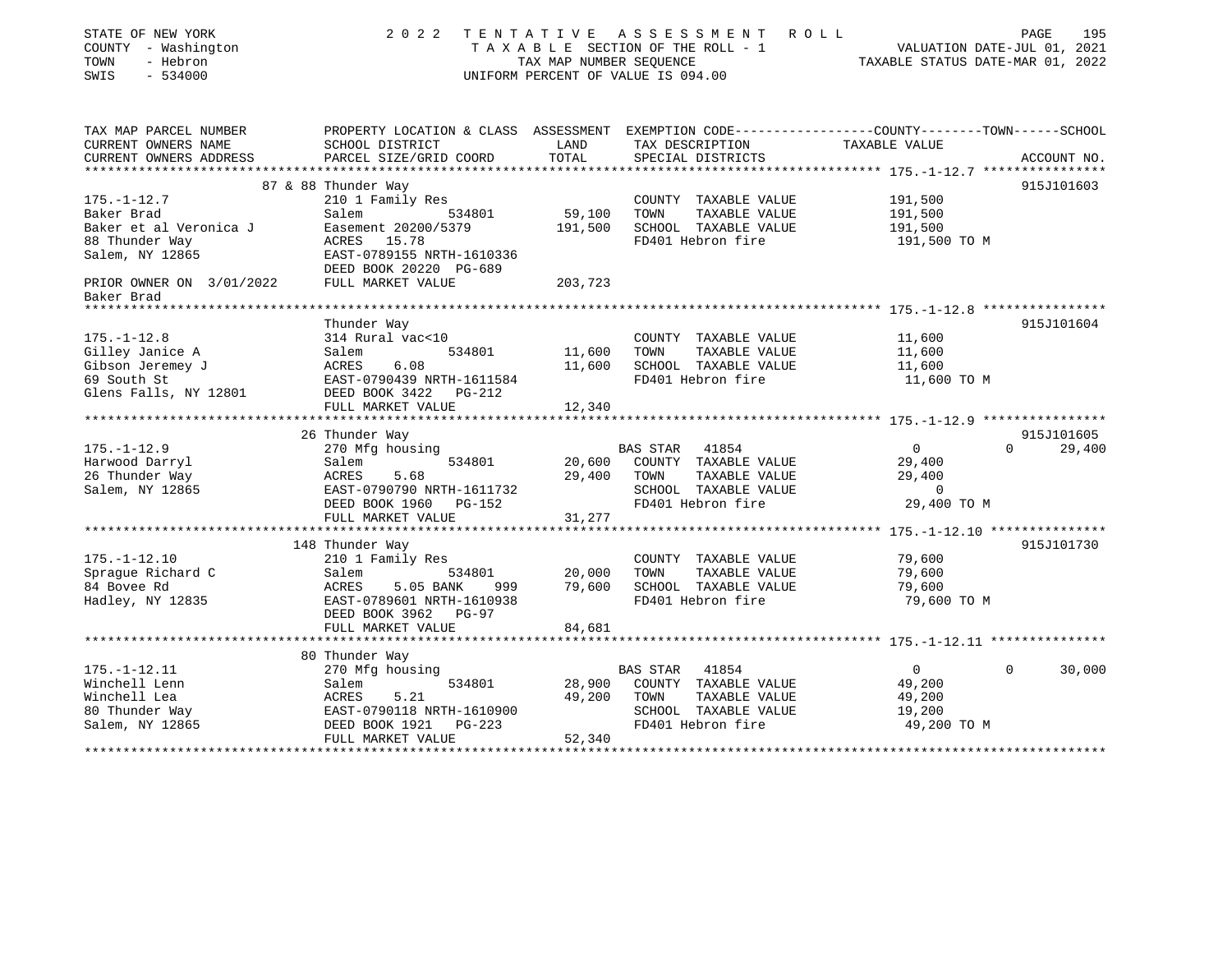STATE OF NEW YORK | COUNTY - Washington | TOWN - Hebron | SWIS - 534000

# 2022 TENTATIVE ASSESSMENT ROLL

TAXABLE SECTION OF THE ROLL - 1
TAX MAP NUMBER SEQUENCE
UNIFORM PERCENT OF VALUE IS 094.00

VALUATION DATE-JUL 01, 2021
TAXABLE STATUS DATE-MAR 01, 2022

| TAX MAP PARCEL NUMBER / CURRENT OWNERS NAME / CURRENT OWNERS ADDRESS | PROPERTY LOCATION & CLASS / SCHOOL DISTRICT / PARCEL SIZE/GRID COORD | ASSESSMENT LAND / TOTAL | EXEMPTION CODE / TAX DESCRIPTION / SPECIAL DISTRICTS | COUNTY TAXABLE VALUE | TOWN | SCHOOL | ACCOUNT NO. |
|---|---|---|---|---|---|---|---|
| **175.-1-12.7** | 87 & 88 Thunder Way | | | | | | 915J101603 |
| 175.-1-12.7 | 210 1 Family Res | | COUNTY TAXABLE VALUE | 191,500 | | | |
| Baker Brad | Salem 534801 | 59,100 | TOWN TAXABLE VALUE | 191,500 | | | |
| Baker et al Veronica J | Easement 20200/5379 | 191,500 | SCHOOL TAXABLE VALUE | 191,500 | | | |
| 88 Thunder Way | ACRES 15.78 | | FD401 Hebron fire | 191,500 TO M | | | |
| Salem, NY 12865 | EAST-0789155 NRTH-1610336 | | | | | | |
| | DEED BOOK 20220 PG-689 | | | | | | |
| PRIOR OWNER ON 3/01/2022 | FULL MARKET VALUE | 203,723 | | | | | |
| Baker Brad | | | | | | | |
| **175.-1-12.8** | Thunder Way | | | | | | 915J101604 |
| 175.-1-12.8 | 314 Rural vac<10 | | COUNTY TAXABLE VALUE | 11,600 | | | |
| Gilley Janice A | Salem 534801 | 11,600 | TOWN TAXABLE VALUE | 11,600 | | | |
| Gibson Jeremey J | ACRES 6.08 | 11,600 | SCHOOL TAXABLE VALUE | 11,600 | | | |
| 69 South St | EAST-0790439 NRTH-1611584 | | FD401 Hebron fire | 11,600 TO M | | | |
| Glens Falls, NY 12801 | DEED BOOK 3422 PG-212 | | | | | | |
| | FULL MARKET VALUE | 12,340 | | | | | |
| **175.-1-12.9** | 26 Thunder Way | | | | | | 915J101605 |
| 175.-1-12.9 | 270 Mfg housing | | BAS STAR 41854 | 0 | 0 | 29,400 | |
| Harwood Darryl | Salem 534801 | 20,600 | COUNTY TAXABLE VALUE | 29,400 | | | |
| 26 Thunder Way | ACRES 5.68 | 29,400 | TOWN TAXABLE VALUE | 29,400 | | | |
| Salem, NY 12865 | EAST-0790790 NRTH-1611732 | | SCHOOL TAXABLE VALUE | 0 | | | |
| | DEED BOOK 1960 PG-152 | | FD401 Hebron fire | 29,400 TO M | | | |
| | FULL MARKET VALUE | 31,277 | | | | | |
| **175.-1-12.10** | 148 Thunder Way | | | | | | 915J101730 |
| 175.-1-12.10 | 210 1 Family Res | | COUNTY TAXABLE VALUE | 79,600 | | | |
| Sprague Richard C | Salem 534801 | 20,000 | TOWN TAXABLE VALUE | 79,600 | | | |
| 84 Bovee Rd | ACRES 5.05 BANK 999 | 79,600 | SCHOOL TAXABLE VALUE | 79,600 | | | |
| Hadley, NY 12835 | EAST-0789601 NRTH-1610938 | | FD401 Hebron fire | 79,600 TO M | | | |
| | DEED BOOK 3962 PG-97 | | | | | | |
| | FULL MARKET VALUE | 84,681 | | | | | |
| **175.-1-12.11** | 80 Thunder Way | | | | | | |
| 175.-1-12.11 | 270 Mfg housing | | BAS STAR 41854 | 0 | 0 | 30,000 | |
| Winchell Lenn | Salem 534801 | 28,900 | COUNTY TAXABLE VALUE | 49,200 | | | |
| Winchell Lea | ACRES 5.21 | 49,200 | TOWN TAXABLE VALUE | 49,200 | | | |
| 80 Thunder Way | EAST-0790118 NRTH-1610900 | | SCHOOL TAXABLE VALUE | 19,200 | | | |
| Salem, NY 12865 | DEED BOOK 1921 PG-223 | | FD401 Hebron fire | 49,200 TO M | | | |
| | FULL MARKET VALUE | 52,340 | | | | | |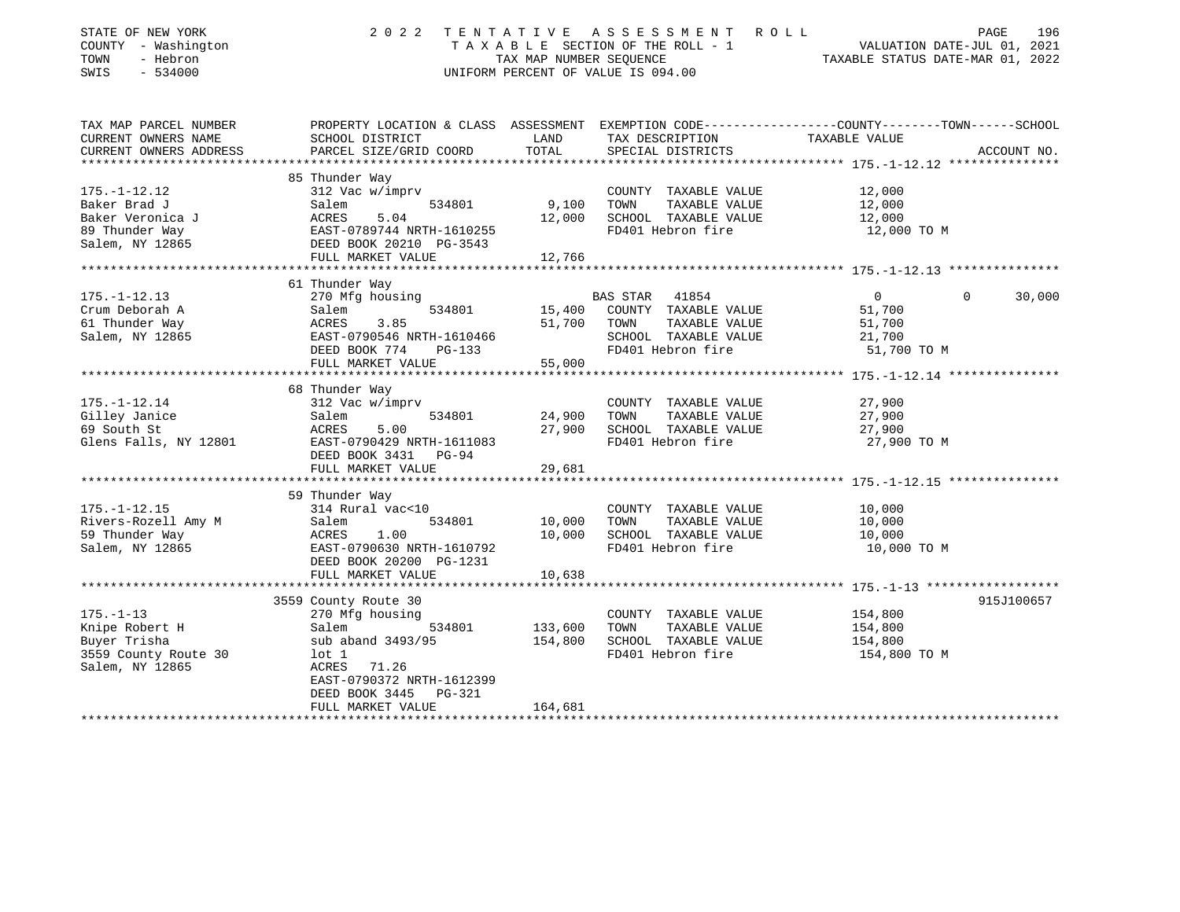STATE OF NEW YORK
COUNTY - Washington
TOWN - Hebron
SWIS - 534000

# 2022 TENTATIVE ASSESSMENT ROLL

TAXABLE SECTION OF THE ROLL - 1
TAX MAP NUMBER SEQUENCE
UNIFORM PERCENT OF VALUE IS 094.00

VALUATION DATE-JUL 01, 2021
TAXABLE STATUS DATE-MAR 01, 2022

| TAX MAP PARCEL NUMBER / CURRENT OWNERS NAME / CURRENT OWNERS ADDRESS | PROPERTY LOCATION & CLASS / SCHOOL DISTRICT / PARCEL SIZE/GRID COORD | ASSESSMENT LAND | TOTAL | EXEMPTION CODE / TAX DESCRIPTION / SPECIAL DISTRICTS | COUNTY | TOWN | SCHOOL TAXABLE VALUE | ACCOUNT NO. |
|---|---|---|---|---|---|---|---|---|
| **175.-1-12.12** | 85 Thunder Way | | | | | | | |
| 175.-1-12.12 | 312 Vac w/imprv | | | COUNTY TAXABLE VALUE | 12,000 | | | |
| Baker Brad J | Salem 534801 | 9,100 | | TOWN TAXABLE VALUE | | 12,000 | | |
| Baker Veronica J | ACRES 5.04 | | 12,000 | SCHOOL TAXABLE VALUE | | | 12,000 | |
| 89 Thunder Way | EAST-0789744 NRTH-1610255 | | | FD401 Hebron fire | 12,000 TO M | | | |
| Salem, NY 12865 | DEED BOOK 20210 PG-3543 | | | | | | | |
| | FULL MARKET VALUE | | 12,766 | | | | | |
| **175.-1-12.13** | 61 Thunder Way | | | | | | | |
| 175.-1-12.13 | 270 Mfg housing | | | BAS STAR 41854 | 0 | 0 | 30,000 | |
| Crum Deborah A | Salem 534801 | 15,400 | | COUNTY TAXABLE VALUE | 51,700 | | | |
| 61 Thunder Way | ACRES 3.85 | | 51,700 | TOWN TAXABLE VALUE | | 51,700 | | |
| Salem, NY 12865 | EAST-0790546 NRTH-1610466 | | | SCHOOL TAXABLE VALUE | | | 21,700 | |
| | DEED BOOK 774 PG-133 | | | FD401 Hebron fire | 51,700 TO M | | | |
| | FULL MARKET VALUE | | 55,000 | | | | | |
| **175.-1-12.14** | 68 Thunder Way | | | | | | | |
| 175.-1-12.14 | 312 Vac w/imprv | | | COUNTY TAXABLE VALUE | 27,900 | | | |
| Gilley Janice | Salem 534801 | 24,900 | | TOWN TAXABLE VALUE | | 27,900 | | |
| 69 South St | ACRES 5.00 | | 27,900 | SCHOOL TAXABLE VALUE | | | 27,900 | |
| Glens Falls, NY 12801 | EAST-0790429 NRTH-1611083 | | | FD401 Hebron fire | 27,900 TO M | | | |
| | DEED BOOK 3431 PG-94 | | | | | | | |
| | FULL MARKET VALUE | | 29,681 | | | | | |
| **175.-1-12.15** | 59 Thunder Way | | | | | | | |
| 175.-1-12.15 | 314 Rural vac<10 | | | COUNTY TAXABLE VALUE | 10,000 | | | |
| Rivers-Rozell Amy M | Salem 534801 | 10,000 | | TOWN TAXABLE VALUE | | 10,000 | | |
| 59 Thunder Way | ACRES 1.00 | | 10,000 | SCHOOL TAXABLE VALUE | | | 10,000 | |
| Salem, NY 12865 | EAST-0790630 NRTH-1610792 | | | FD401 Hebron fire | 10,000 TO M | | | |
| | DEED BOOK 20200 PG-1231 | | | | | | | |
| | FULL MARKET VALUE | | 10,638 | | | | | |
| **175.-1-13** | 3559 County Route 30 | | | | | | | 915J100657 |
| 175.-1-13 | 270 Mfg housing | | | COUNTY TAXABLE VALUE | 154,800 | | | |
| Knipe Robert H | Salem 534801 | 133,600 | | TOWN TAXABLE VALUE | | 154,800 | | |
| Buyer Trisha | sub aband 3493/95 | | 154,800 | SCHOOL TAXABLE VALUE | | | 154,800 | |
| 3559 County Route 30 | lot 1 | | | FD401 Hebron fire | 154,800 TO M | | | |
| Salem, NY 12865 | ACRES 71.26 | | | | | | | |
| | EAST-0790372 NRTH-1612399 | | | | | | | |
| | DEED BOOK 3445 PG-321 | | | | | | | |
| | FULL MARKET VALUE | | 164,681 | | | | | |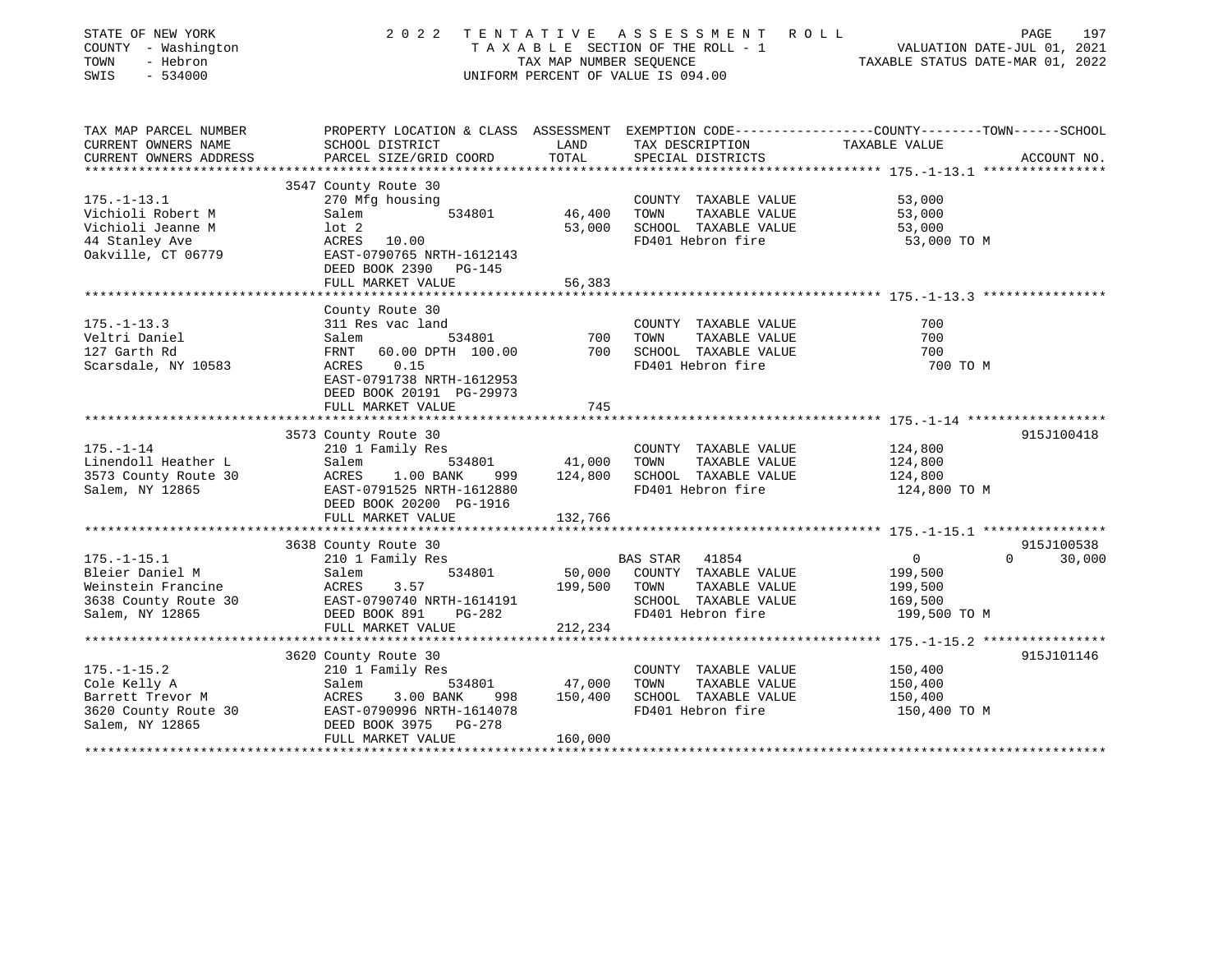STATE OF NEW YORK — 2022 TENTATIVE ASSESSMENT ROLL
COUNTY - Washington — TAXABLE SECTION OF THE ROLL - 1 — VALUATION DATE-JUL 01, 2021
TOWN - Hebron — TAX MAP NUMBER SEQUENCE — TAXABLE STATUS DATE-MAR 01, 2022
SWIS - 534000 — UNIFORM PERCENT OF VALUE IS 094.00

| TAX MAP PARCEL NUMBER / CURRENT OWNERS NAME / CURRENT OWNERS ADDRESS | PROPERTY LOCATION & CLASS / SCHOOL DISTRICT / PARCEL SIZE/GRID COORD | ASSESSMENT LAND / TOTAL | EXEMPTION CODE / TAX DESCRIPTION / SPECIAL DISTRICTS | COUNTY--------TOWN------SCHOOL TAXABLE VALUE | ACCOUNT NO. |
|---|---|---|---|---|---|
| **175.-1-13.1** | 3547 County Route 30 | | | | |
| 175.-1-13.1 | 270 Mfg housing | | COUNTY TAXABLE VALUE | 53,000 | |
| Vichioli Robert M | Salem 534801 | 46,400 | TOWN TAXABLE VALUE | 53,000 | |
| Vichioli Jeanne M | lot 2 | 53,000 | SCHOOL TAXABLE VALUE | 53,000 | |
| 44 Stanley Ave | ACRES 10.00 | | FD401 Hebron fire | 53,000 TO M | |
| Oakville, CT 06779 | EAST-0790765 NRTH-1612143 | | | | |
| | DEED BOOK 2390 PG-145 | | | | |
| | FULL MARKET VALUE | 56,383 | | | |
| **175.-1-13.3** | County Route 30 | | | | |
| 175.-1-13.3 | 311 Res vac land | | COUNTY TAXABLE VALUE | 700 | |
| Veltri Daniel | Salem 534801 | 700 | TOWN TAXABLE VALUE | 700 | |
| 127 Garth Rd | FRNT 60.00 DPTH 100.00 | 700 | SCHOOL TAXABLE VALUE | 700 | |
| Scarsdale, NY 10583 | ACRES 0.15 | | FD401 Hebron fire | 700 TO M | |
| | EAST-0791738 NRTH-1612953 | | | | |
| | DEED BOOK 20191 PG-29973 | | | | |
| | FULL MARKET VALUE | 745 | | | |
| **175.-1-14** | 3573 County Route 30 | | | | 915J100418 |
| 175.-1-14 | 210 1 Family Res | | COUNTY TAXABLE VALUE | 124,800 | |
| Linendoll Heather L | Salem 534801 | 41,000 | TOWN TAXABLE VALUE | 124,800 | |
| 3573 County Route 30 | ACRES 1.00 BANK 999 | 124,800 | SCHOOL TAXABLE VALUE | 124,800 | |
| Salem, NY 12865 | EAST-0791525 NRTH-1612880 | | FD401 Hebron fire | 124,800 TO M | |
| | DEED BOOK 20200 PG-1916 | | | | |
| | FULL MARKET VALUE | 132,766 | | | |
| **175.-1-15.1** | 3638 County Route 30 | | | | 915J100538 |
| 175.-1-15.1 | 210 1 Family Res | | BAS STAR 41854 | 0 0 30,000 | |
| Bleier Daniel M | Salem 534801 | 50,000 | COUNTY TAXABLE VALUE | 199,500 | |
| Weinstein Francine | ACRES 3.57 | 199,500 | TOWN TAXABLE VALUE | 199,500 | |
| 3638 County Route 30 | EAST-0790740 NRTH-1614191 | | SCHOOL TAXABLE VALUE | 169,500 | |
| Salem, NY 12865 | DEED BOOK 891 PG-282 | | FD401 Hebron fire | 199,500 TO M | |
| | FULL MARKET VALUE | 212,234 | | | |
| **175.-1-15.2** | 3620 County Route 30 | | | | 915J101146 |
| 175.-1-15.2 | 210 1 Family Res | | COUNTY TAXABLE VALUE | 150,400 | |
| Cole Kelly A | Salem 534801 | 47,000 | TOWN TAXABLE VALUE | 150,400 | |
| Barrett Trevor M | ACRES 3.00 BANK 998 | 150,400 | SCHOOL TAXABLE VALUE | 150,400 | |
| 3620 County Route 30 | EAST-0790996 NRTH-1614078 | | FD401 Hebron fire | 150,400 TO M | |
| Salem, NY 12865 | DEED BOOK 3975 PG-278 | | | | |
| | FULL MARKET VALUE | 160,000 | | | |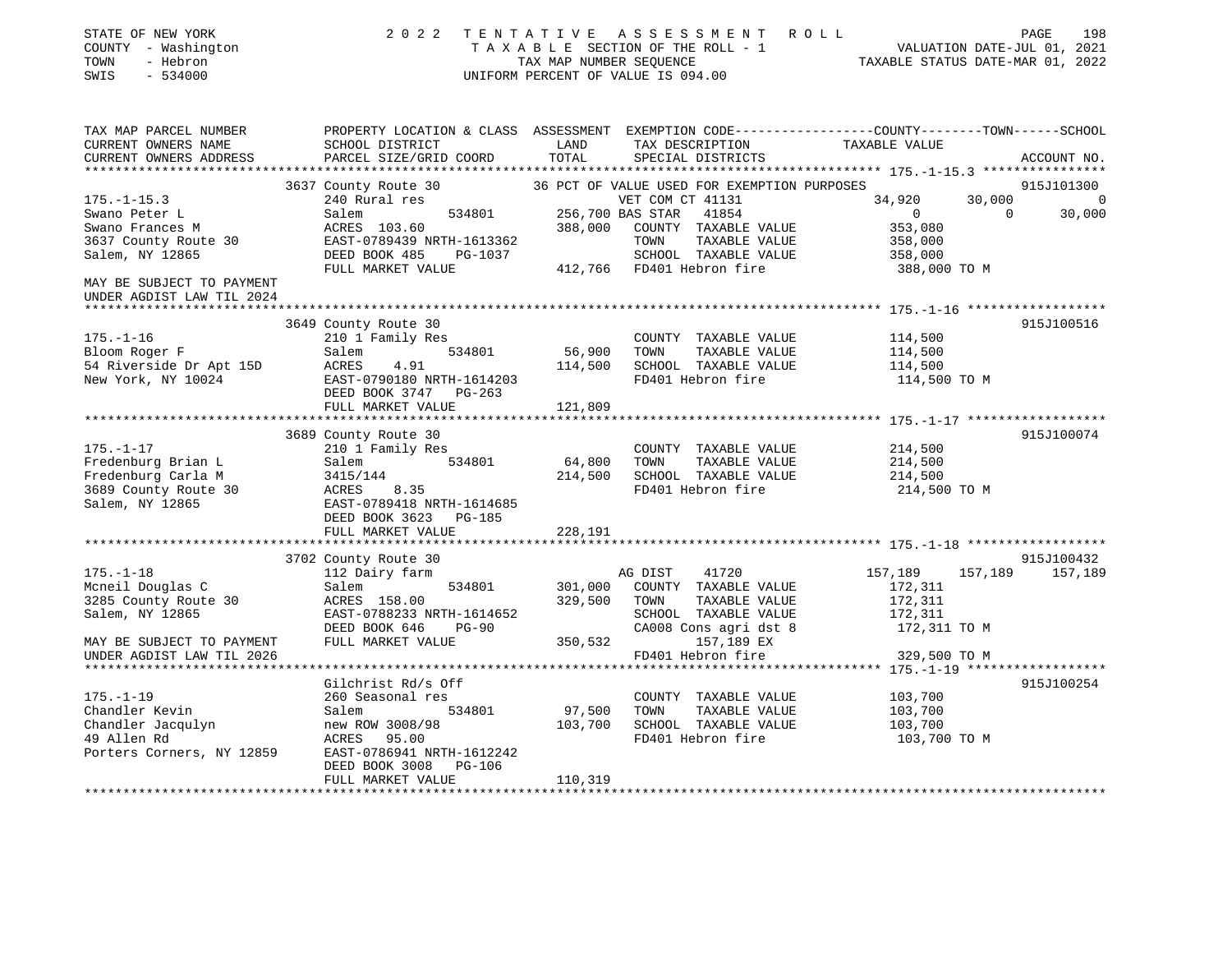STATE OF NEW YORK
COUNTY - Washington
TOWN - Hebron
SWIS - 534000

2022 TENTATIVE ASSESSMENT ROLL
TAXABLE SECTION OF THE ROLL - 1
TAX MAP NUMBER SEQUENCE
UNIFORM PERCENT OF VALUE IS 094.00

VALUATION DATE-JUL 01, 2021
TAXABLE STATUS DATE-MAR 01, 2022

| TAX MAP PARCEL NUMBER / CURRENT OWNERS NAME / CURRENT OWNERS ADDRESS | PROPERTY LOCATION & CLASS / SCHOOL DISTRICT / PARCEL SIZE/GRID COORD | ASSESSMENT LAND / TOTAL | EXEMPTION CODE / TAX DESCRIPTION / SPECIAL DISTRICTS | COUNTY | TOWN | SCHOOL | ACCOUNT NO. |
|---|---|---|---|---|---|---|---|
| **175.-1-15.3** | 3637 County Route 30 | | 36 PCT OF VALUE USED FOR EXEMPTION PURPOSES | | | | 915J101300 |
| Swano Peter L | 240 Rural res | | VET COM CT 41131 | 34,920 | 30,000 | 0 | |
| Swano Frances M | Salem 534801 | 256,700 | BAS STAR 41854 | 0 | 0 | 30,000 | |
| 3637 County Route 30 | ACRES 103.60 | 388,000 | COUNTY TAXABLE VALUE | 353,080 | | | |
| Salem, NY 12865 | EAST-0789439 NRTH-1613362 | | TOWN TAXABLE VALUE | | 358,000 | | |
| | DEED BOOK 485 PG-1037 | | SCHOOL TAXABLE VALUE | | | 358,000 | |
| MAY BE SUBJECT TO PAYMENT UNDER AGDIST LAW TIL 2024 | FULL MARKET VALUE | 412,766 | FD401 Hebron fire | 388,000 TO M | | | |
| **175.-1-16** | 3649 County Route 30 | | | | | | 915J100516 |
| Bloom Roger F | 210 1 Family Res | | COUNTY TAXABLE VALUE | 114,500 | | | |
| 54 Riverside Dr Apt 15D | Salem 534801 | 56,900 | TOWN TAXABLE VALUE | | 114,500 | | |
| New York, NY 10024 | ACRES 4.91 | 114,500 | SCHOOL TAXABLE VALUE | | | 114,500 | |
| | EAST-0790180 NRTH-1614203 | | FD401 Hebron fire | 114,500 TO M | | | |
| | DEED BOOK 3747 PG-263 | | | | | | |
| | FULL MARKET VALUE | 121,809 | | | | | |
| **175.-1-17** | 3689 County Route 30 | | | | | | 915J100074 |
| Fredenburg Brian L | 210 1 Family Res | | COUNTY TAXABLE VALUE | 214,500 | | | |
| Fredenburg Carla M | Salem 534801 | 64,800 | TOWN TAXABLE VALUE | | 214,500 | | |
| 3689 County Route 30 | 3415/144 | 214,500 | SCHOOL TAXABLE VALUE | | | 214,500 | |
| Salem, NY 12865 | ACRES 8.35 | | FD401 Hebron fire | 214,500 TO M | | | |
| | EAST-0789418 NRTH-1614685 | | | | | | |
| | DEED BOOK 3623 PG-185 | | | | | | |
| | FULL MARKET VALUE | 228,191 | | | | | |
| **175.-1-18** | 3702 County Route 30 | | | | | | 915J100432 |
| Mcneil Douglas C | 112 Dairy farm | | AG DIST 41720 | 157,189 | 157,189 | 157,189 | |
| 3285 County Route 30 | Salem 534801 | 301,000 | COUNTY TAXABLE VALUE | 172,311 | | | |
| Salem, NY 12865 | ACRES 158.00 | 329,500 | TOWN TAXABLE VALUE | | 172,311 | | |
| | EAST-0788233 NRTH-1614652 | | SCHOOL TAXABLE VALUE | | | 172,311 | |
| | DEED BOOK 646 PG-90 | | CA008 Cons agri dst 8 | 172,311 TO M | | | |
| MAY BE SUBJECT TO PAYMENT | FULL MARKET VALUE | 350,532 | 157,189 EX | | | | |
| UNDER AGDIST LAW TIL 2026 | | | FD401 Hebron fire | 329,500 TO M | | | |
| **175.-1-19** | Gilchrist Rd/s Off | | | | | | 915J100254 |
| Chandler Kevin | 260 Seasonal res | | COUNTY TAXABLE VALUE | 103,700 | | | |
| Chandler Jacqulyn | Salem 534801 | 97,500 | TOWN TAXABLE VALUE | | 103,700 | | |
| 49 Allen Rd | new ROW 3008/98 | 103,700 | SCHOOL TAXABLE VALUE | | | 103,700 | |
| Porters Corners, NY 12859 | ACRES 95.00 | | FD401 Hebron fire | 103,700 TO M | | | |
| | EAST-0786941 NRTH-1612242 | | | | | | |
| | DEED BOOK 3008 PG-106 | | | | | | |
| | FULL MARKET VALUE | 110,319 | | | | | |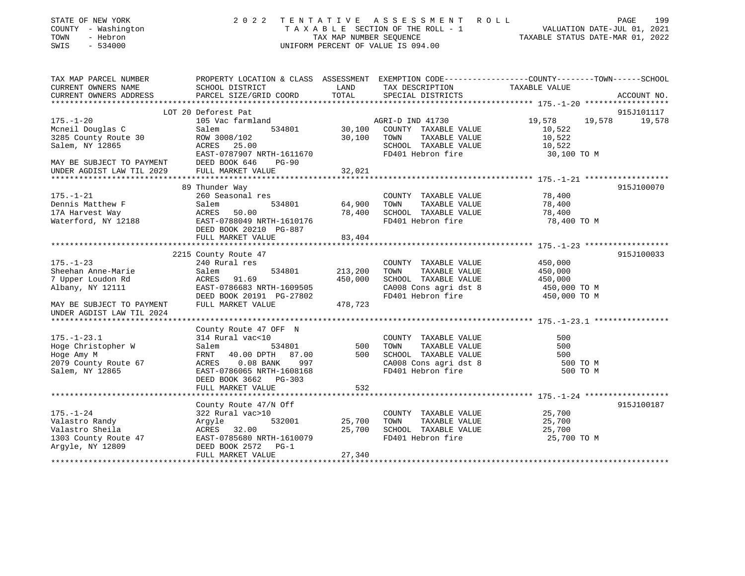STATE OF NEW YORK — 2022 TENTATIVE ASSESSMENT ROLL
COUNTY - Washington — TAXABLE SECTION OF THE ROLL - 1 — VALUATION DATE-JUL 01, 2021
TOWN - Hebron — TAX MAP NUMBER SEQUENCE — TAXABLE STATUS DATE-MAR 01, 2022
SWIS - 534000 — UNIFORM PERCENT OF VALUE IS 094.00

| TAX MAP PARCEL NUMBER / CURRENT OWNERS NAME / CURRENT OWNERS ADDRESS | PROPERTY LOCATION & CLASS / SCHOOL DISTRICT / PARCEL SIZE/GRID COORD | ASSESSMENT LAND | TOTAL | EXEMPTION CODE / TAX DESCRIPTION / SPECIAL DISTRICTS | COUNTY | TOWN | SCHOOL / TAXABLE VALUE | ACCOUNT NO. |
|---|---|---|---|---|---|---|---|---|
| **175.-1-20** | LOT 20 Deforest Pat | | | | | | | 915J101117 |
| | 105 Vac farmland | | | AGRI-D IND 41730 | 19,578 | 19,578 | 19,578 | |
| Mcneil Douglas C | Salem 534801 | 30,100 | | COUNTY TAXABLE VALUE | 10,522 | | | |
| 3285 County Route 30 | ROW 3008/102 | | 30,100 | TOWN TAXABLE VALUE | | 10,522 | | |
| Salem, NY 12865 | ACRES 25.00 | | | SCHOOL TAXABLE VALUE | | | 10,522 | |
| | EAST-0787907 NRTH-1611670 | | | FD401 Hebron fire | 30,100 TO M | | | |
| MAY BE SUBJECT TO PAYMENT | DEED BOOK 646 PG-90 | | | | | | | |
| UNDER AGDIST LAW TIL 2029 | FULL MARKET VALUE | | 32,021 | | | | | |
| **175.-1-21** | 89 Thunder Way | | | | | | | 915J100070 |
| | 260 Seasonal res | | | COUNTY TAXABLE VALUE | 78,400 | | | |
| Dennis Matthew F | Salem 534801 | 64,900 | | TOWN TAXABLE VALUE | | 78,400 | | |
| 17A Harvest Way | ACRES 50.00 | | 78,400 | SCHOOL TAXABLE VALUE | | | 78,400 | |
| Waterford, NY 12188 | EAST-0788049 NRTH-1610176 | | | FD401 Hebron fire | 78,400 TO M | | | |
| | DEED BOOK 20210 PG-887 | | | | | | | |
| | FULL MARKET VALUE | | 83,404 | | | | | |
| **175.-1-23** | 2215 County Route 47 | | | | | | | 915J100033 |
| | 240 Rural res | | | COUNTY TAXABLE VALUE | 450,000 | | | |
| Sheehan Anne-Marie | Salem 534801 | 213,200 | | TOWN TAXABLE VALUE | | 450,000 | | |
| 7 Upper Loudon Rd | ACRES 91.69 | | 450,000 | SCHOOL TAXABLE VALUE | | | 450,000 | |
| Albany, NY 12111 | EAST-0786683 NRTH-1609505 | | | CA008 Cons agri dst 8 | 450,000 TO M | | | |
| | DEED BOOK 20191 PG-27802 | | | FD401 Hebron fire | 450,000 TO M | | | |
| MAY BE SUBJECT TO PAYMENT | FULL MARKET VALUE | | 478,723 | | | | | |
| UNDER AGDIST LAW TIL 2024 | | | | | | | | |
| **175.-1-23.1** | County Route 47 OFF N | | | | | | | |
| | 314 Rural vac<10 | | | COUNTY TAXABLE VALUE | 500 | | | |
| Hoge Christopher W | Salem 534801 | 500 | | TOWN TAXABLE VALUE | | 500 | | |
| Hoge Amy M | FRNT 40.00 DPTH 87.00 | | 500 | SCHOOL TAXABLE VALUE | | | 500 | |
| 2079 County Route 67 | ACRES 0.08 BANK 997 | | | CA008 Cons agri dst 8 | 500 TO M | | | |
| Salem, NY 12865 | EAST-0786065 NRTH-1608168 | | | FD401 Hebron fire | 500 TO M | | | |
| | DEED BOOK 3662 PG-303 | | | | | | | |
| | FULL MARKET VALUE | | 532 | | | | | |
| **175.-1-24** | County Route 47/N Off | | | | | | | 915J100187 |
| | 322 Rural vac>10 | | | COUNTY TAXABLE VALUE | 25,700 | | | |
| Valastro Randy | Argyle 532001 | 25,700 | | TOWN TAXABLE VALUE | | 25,700 | | |
| Valastro Sheila | ACRES 32.00 | | 25,700 | SCHOOL TAXABLE VALUE | | | 25,700 | |
| 1303 County Route 47 | EAST-0785680 NRTH-1610079 | | | FD401 Hebron fire | 25,700 TO M | | | |
| Argyle, NY 12809 | DEED BOOK 2572 PG-1 | | | | | | | |
| | FULL MARKET VALUE | | 27,340 | | | | | |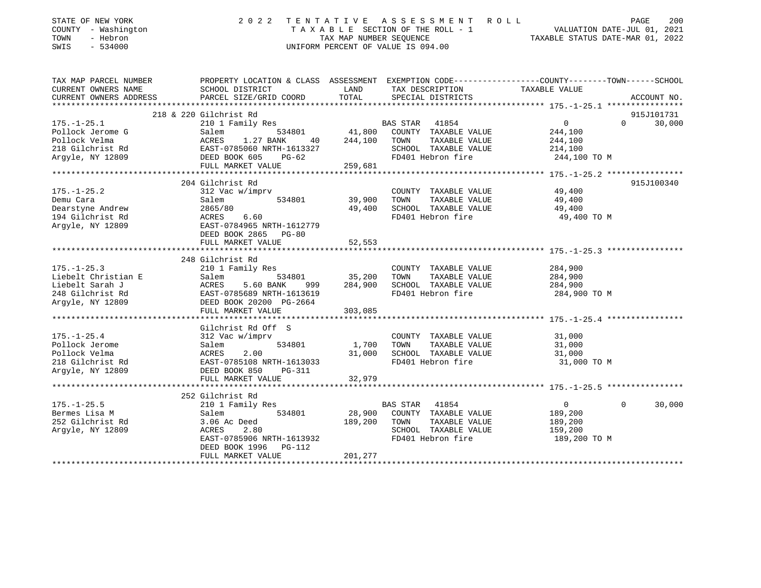STATE OF NEW YORK | COUNTY - Washington | TOWN - Hebron | SWIS - 534000

2022 TENTATIVE ASSESSMENT ROLL
TAXABLE SECTION OF THE ROLL - 1
TAX MAP NUMBER SEQUENCE
UNIFORM PERCENT OF VALUE IS 094.00

VALUATION DATE-JUL 01, 2021
TAXABLE STATUS DATE-MAR 01, 2022

| TAX MAP PARCEL NUMBER / CURRENT OWNERS NAME / CURRENT OWNERS ADDRESS | PROPERTY LOCATION & CLASS / SCHOOL DISTRICT / PARCEL SIZE/GRID COORD | ASSESSMENT LAND / TOTAL | EXEMPTION CODE / TAX DESCRIPTION / SPECIAL DISTRICTS | COUNTY / TOWN / SCHOOL TAXABLE VALUE | ACCOUNT NO. |
|---|---|---|---|---|---|
| **175.-1-25.1** | 218 & 220 Gilchrist Rd | | | | 915J101731 |
| Pollock Jerome G | 210 1 Family Res | | BAS STAR 41854 | 0 / 0 / 30,000 | |
| Pollock Velma | Salem 534801 | 41,800 | COUNTY TAXABLE VALUE | 244,100 | |
| 218 Gilchrist Rd | ACRES 1.27 BANK 40 | 244,100 | TOWN TAXABLE VALUE | 244,100 | |
| Argyle, NY 12809 | EAST-0785060 NRTH-1613327 | | SCHOOL TAXABLE VALUE | 214,100 | |
| | DEED BOOK 605 PG-62 | | FD401 Hebron fire | 244,100 TO M | |
| | FULL MARKET VALUE | 259,681 | | | |
| **175.-1-25.2** | 204 Gilchrist Rd | | | | 915J100340 |
| Demu Cara | 312 Vac w/imprv | | COUNTY TAXABLE VALUE | 49,400 | |
| Dearstyne Andrew | Salem 534801 | 39,900 | TOWN TAXABLE VALUE | 49,400 | |
| 194 Gilchrist Rd | 2865/80 | 49,400 | SCHOOL TAXABLE VALUE | 49,400 | |
| Argyle, NY 12809 | ACRES 6.60 | | FD401 Hebron fire | 49,400 TO M | |
| | EAST-0784965 NRTH-1612779 | | | | |
| | DEED BOOK 2865 PG-80 | | | | |
| | FULL MARKET VALUE | 52,553 | | | |
| **175.-1-25.3** | 248 Gilchrist Rd | | | | |
| Liebelt Christian E | 210 1 Family Res | | COUNTY TAXABLE VALUE | 284,900 | |
| Liebelt Sarah J | Salem 534801 | 35,200 | TOWN TAXABLE VALUE | 284,900 | |
| 248 Gilchrist Rd | ACRES 5.60 BANK 999 | 284,900 | SCHOOL TAXABLE VALUE | 284,900 | |
| Argyle, NY 12809 | EAST-0785689 NRTH-1613619 | | FD401 Hebron fire | 284,900 TO M | |
| | DEED BOOK 20200 PG-2664 | | | | |
| | FULL MARKET VALUE | 303,085 | | | |
| **175.-1-25.4** | Gilchrist Rd Off S | | | | |
| Pollock Jerome | 312 Vac w/imprv | | COUNTY TAXABLE VALUE | 31,000 | |
| Pollock Velma | Salem 534801 | 1,700 | TOWN TAXABLE VALUE | 31,000 | |
| 218 Gilchrist Rd | ACRES 2.00 | 31,000 | SCHOOL TAXABLE VALUE | 31,000 | |
| Argyle, NY 12809 | EAST-0785108 NRTH-1613033 | | FD401 Hebron fire | 31,000 TO M | |
| | DEED BOOK 850 PG-311 | | | | |
| | FULL MARKET VALUE | 32,979 | | | |
| **175.-1-25.5** | 252 Gilchrist Rd | | | | |
| Bermes Lisa M | 210 1 Family Res | | BAS STAR 41854 | 0 / 0 / 30,000 | |
| 252 Gilchrist Rd | Salem 534801 | 28,900 | COUNTY TAXABLE VALUE | 189,200 | |
| Argyle, NY 12809 | 3.06 Ac Deed | 189,200 | TOWN TAXABLE VALUE | 189,200 | |
| | ACRES 2.80 | | SCHOOL TAXABLE VALUE | 159,200 | |
| | EAST-0785906 NRTH-1613932 | | FD401 Hebron fire | 189,200 TO M | |
| | DEED BOOK 1996 PG-112 | | | | |
| | FULL MARKET VALUE | 201,277 | | | |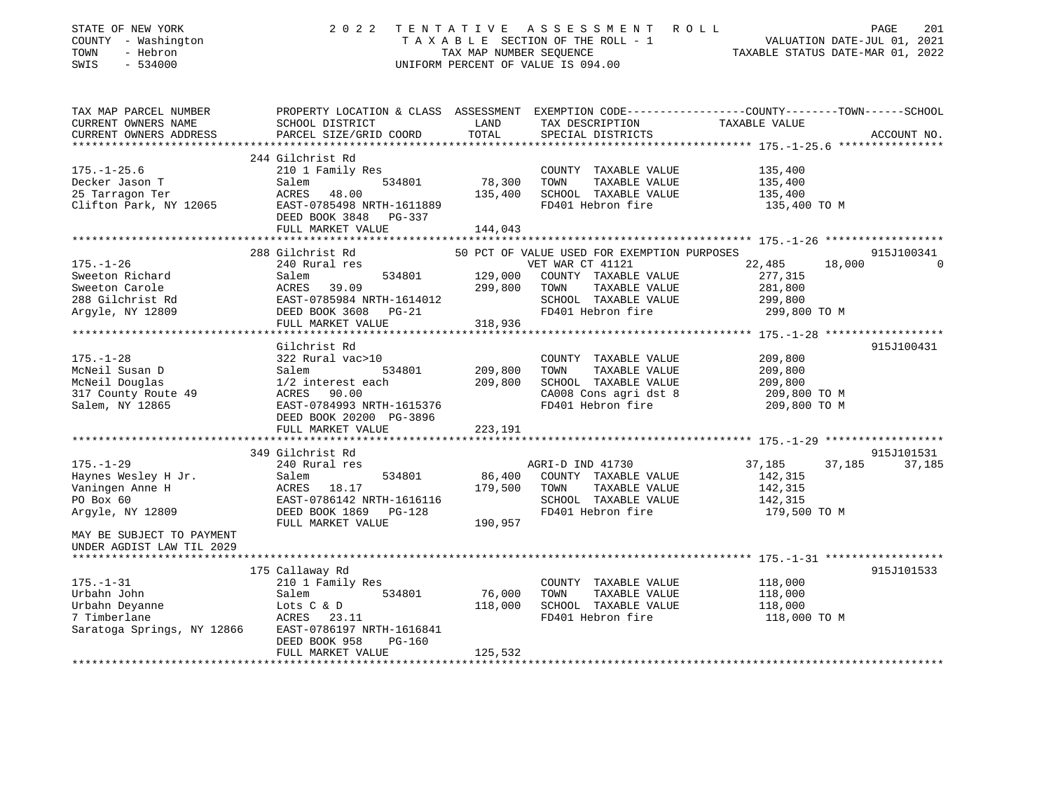STATE OF NEW YORK — 2022 TENTATIVE ASSESSMENT ROLL
COUNTY - Washington — TAXABLE SECTION OF THE ROLL - 1 — VALUATION DATE-JUL 01, 2021
TOWN - Hebron — TAX MAP NUMBER SEQUENCE — TAXABLE STATUS DATE-MAR 01, 2022
SWIS - 534000 — UNIFORM PERCENT OF VALUE IS 094.00

| TAX MAP PARCEL NUMBER / CURRENT OWNERS NAME / CURRENT OWNERS ADDRESS | PROPERTY LOCATION & CLASS / SCHOOL DISTRICT / PARCEL SIZE/GRID COORD | ASSESSMENT LAND | TOTAL | EXEMPTION CODE / TAX DESCRIPTION / SPECIAL DISTRICTS | COUNTY TAXABLE VALUE | TOWN | SCHOOL | ACCOUNT NO. |
|---|---|---|---|---|---|---|---|---|
| **175.-1-25.6** | 244 Gilchrist Rd | | | | | | | |
| Decker Jason T | 210 1 Family Res | | | COUNTY TAXABLE VALUE | 135,400 | | | |
| 25 Tarragon Ter | Salem 534801 | 78,300 | | TOWN TAXABLE VALUE | 135,400 | | | |
| Clifton Park, NY 12065 | ACRES 48.00 | | 135,400 | SCHOOL TAXABLE VALUE | 135,400 | | | |
| | EAST-0785498 NRTH-1611889 | | | FD401 Hebron fire | 135,400 TO M | | | |
| | DEED BOOK 3848 PG-337 | | | | | | | |
| | FULL MARKET VALUE | | 144,043 | | | | | |
| **175.-1-26** | 288 Gilchrist Rd | | | 50 PCT OF VALUE USED FOR EXEMPTION PURPOSES | | | | 915J100341 |
| Sweeton Richard | 240 Rural res | | | VET WAR CT 41121 | 22,485 | 18,000 | 0 | |
| Sweeton Carole | Salem 534801 | 129,000 | | COUNTY TAXABLE VALUE | 277,315 | | | |
| 288 Gilchrist Rd | ACRES 39.09 | | 299,800 | TOWN TAXABLE VALUE | 281,800 | | | |
| Argyle, NY 12809 | EAST-0785984 NRTH-1614012 | | | SCHOOL TAXABLE VALUE | 299,800 | | | |
| | DEED BOOK 3608 PG-21 | | | FD401 Hebron fire | 299,800 TO M | | | |
| | FULL MARKET VALUE | | 318,936 | | | | | |
| **175.-1-28** | Gilchrist Rd | | | | | | | 915J100431 |
| McNeil Susan D | 322 Rural vac>10 | | | COUNTY TAXABLE VALUE | 209,800 | | | |
| McNeil Douglas | Salem 534801 | 209,800 | | TOWN TAXABLE VALUE | 209,800 | | | |
| 317 County Route 49 | 1/2 interest each | | 209,800 | SCHOOL TAXABLE VALUE | 209,800 | | | |
| Salem, NY 12865 | ACRES 90.00 | | | CA008 Cons agri dst 8 | 209,800 TO M | | | |
| | EAST-0784993 NRTH-1615376 | | | FD401 Hebron fire | 209,800 TO M | | | |
| | DEED BOOK 20200 PG-3896 | | | | | | | |
| | FULL MARKET VALUE | | 223,191 | | | | | |
| **175.-1-29** | 349 Gilchrist Rd | | | | | | | 915J101531 |
| Haynes Wesley H Jr. | 240 Rural res | | | AGRI-D IND 41730 | 37,185 | 37,185 | 37,185 | |
| Vaningen Anne H | Salem 534801 | 86,400 | | COUNTY TAXABLE VALUE | 142,315 | | | |
| PO Box 60 | ACRES 18.17 | | 179,500 | TOWN TAXABLE VALUE | 142,315 | | | |
| Argyle, NY 12809 | EAST-0786142 NRTH-1616116 | | | SCHOOL TAXABLE VALUE | 142,315 | | | |
| | DEED BOOK 1869 PG-128 | | | FD401 Hebron fire | 179,500 TO M | | | |
| | FULL MARKET VALUE | | 190,957 | | | | | |
| MAY BE SUBJECT TO PAYMENT UNDER AGDIST LAW TIL 2029 | | | | | | | | |
| **175.-1-31** | 175 Callaway Rd | | | | | | | 915J101533 |
| Urbahn John | 210 1 Family Res | | | COUNTY TAXABLE VALUE | 118,000 | | | |
| Urbahn Deyanne | Salem 534801 | 76,000 | | TOWN TAXABLE VALUE | 118,000 | | | |
| 7 Timberlane | Lots C & D | | 118,000 | SCHOOL TAXABLE VALUE | 118,000 | | | |
| Saratoga Springs, NY 12866 | ACRES 23.11 | | | FD401 Hebron fire | 118,000 TO M | | | |
| | EAST-0786197 NRTH-1616841 | | | | | | | |
| | DEED BOOK 958 PG-160 | | | | | | | |
| | FULL MARKET VALUE | | 125,532 | | | | | |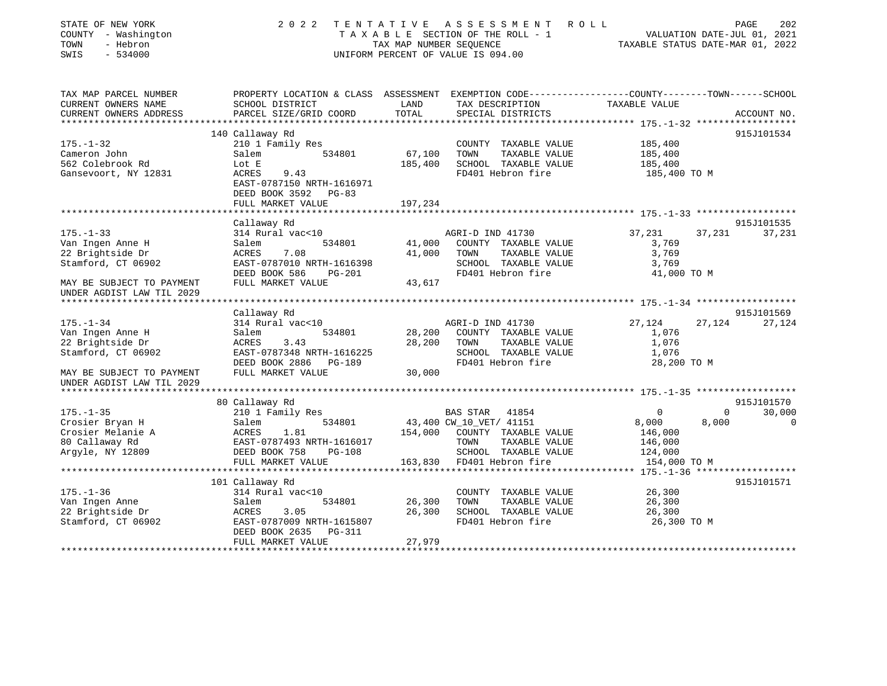STATE OF NEW YORK | COUNTY - Washington | TOWN - Hebron | SWIS - 534000

# 2022 TENTATIVE ASSESSMENT ROLL

TAXABLE SECTION OF THE ROLL - 1
TAX MAP NUMBER SEQUENCE
UNIFORM PERCENT OF VALUE IS 094.00

VALUATION DATE-JUL 01, 2021
TAXABLE STATUS DATE-MAR 01, 2022

| TAX MAP PARCEL NUMBER / CURRENT OWNERS NAME / CURRENT OWNERS ADDRESS | PROPERTY LOCATION & CLASS / SCHOOL DISTRICT / PARCEL SIZE/GRID COORD | ASSESSMENT LAND / TOTAL | EXEMPTION CODE / TAX DESCRIPTION / SPECIAL DISTRICTS | COUNTY TAXABLE VALUE | TOWN | SCHOOL | ACCOUNT NO. |
|---|---|---|---|---|---|---|---|
| **175.-1-32** | 140 Callaway Rd | | | | | | 915J101534 |
| Cameron John | 210 1 Family Res | | COUNTY TAXABLE VALUE | 185,400 | | | |
| 562 Colebrook Rd | Salem 534801 | 67,100 | TOWN TAXABLE VALUE | 185,400 | | | |
| Gansevoort, NY 12831 | Lot E | 185,400 | SCHOOL TAXABLE VALUE | 185,400 | | | |
| | ACRES 9.43 | | FD401 Hebron fire | 185,400 TO M | | | |
| | EAST-0787150 NRTH-1616971 | | | | | | |
| | DEED BOOK 3592 PG-83 | | | | | | |
| | FULL MARKET VALUE | 197,234 | | | | | |
| **175.-1-33** | Callaway Rd | | | | | | 915J101535 |
| Van Ingen Anne H | 314 Rural vac<10 | | AGRI-D IND 41730 | 37,231 | 37,231 | 37,231 | |
| 22 Brightside Dr | Salem 534801 | 41,000 | COUNTY TAXABLE VALUE | 3,769 | | | |
| Stamford, CT 06902 | ACRES 7.08 | 41,000 | TOWN TAXABLE VALUE | 3,769 | | | |
| | EAST-0787010 NRTH-1616398 | | SCHOOL TAXABLE VALUE | 3,769 | | | |
| | DEED BOOK 586 PG-201 | | FD401 Hebron fire | 41,000 TO M | | | |
| MAY BE SUBJECT TO PAYMENT UNDER AGDIST LAW TIL 2029 | FULL MARKET VALUE | 43,617 | | | | | |
| **175.-1-34** | Callaway Rd | | | | | | 915J101569 |
| Van Ingen Anne H | 314 Rural vac<10 | | AGRI-D IND 41730 | 27,124 | 27,124 | 27,124 | |
| 22 Brightside Dr | Salem 534801 | 28,200 | COUNTY TAXABLE VALUE | 1,076 | | | |
| Stamford, CT 06902 | ACRES 3.43 | 28,200 | TOWN TAXABLE VALUE | 1,076 | | | |
| | EAST-0787348 NRTH-1616225 | | SCHOOL TAXABLE VALUE | 1,076 | | | |
| | DEED BOOK 2886 PG-189 | | FD401 Hebron fire | 28,200 TO M | | | |
| MAY BE SUBJECT TO PAYMENT UNDER AGDIST LAW TIL 2029 | FULL MARKET VALUE | 30,000 | | | | | |
| **175.-1-35** | 80 Callaway Rd | | | | | | 915J101570 |
| Crosier Bryan H | 210 1 Family Res | | BAS STAR 41854 | 0 | 0 | 30,000 | |
| Crosier Melanie A | Salem 534801 | 43,400 | CW_10_VET/ 41151 | 8,000 | 8,000 | 0 | |
| 80 Callaway Rd | ACRES 1.81 | 154,000 | COUNTY TAXABLE VALUE | 146,000 | | | |
| Argyle, NY 12809 | EAST-0787493 NRTH-1616017 | | TOWN TAXABLE VALUE | 146,000 | | | |
| | DEED BOOK 758 PG-108 | | SCHOOL TAXABLE VALUE | 124,000 | | | |
| | FULL MARKET VALUE | 163,830 | FD401 Hebron fire | 154,000 TO M | | | |
| **175.-1-36** | 101 Callaway Rd | | | | | | 915J101571 |
| Van Ingen Anne | 314 Rural vac<10 | | COUNTY TAXABLE VALUE | 26,300 | | | |
| 22 Brightside Dr | Salem 534801 | 26,300 | TOWN TAXABLE VALUE | 26,300 | | | |
| Stamford, CT 06902 | ACRES 3.05 | 26,300 | SCHOOL TAXABLE VALUE | 26,300 | | | |
| | EAST-0787009 NRTH-1615807 | | FD401 Hebron fire | 26,300 TO M | | | |
| | DEED BOOK 2635 PG-311 | | | | | | |
| | FULL MARKET VALUE | 27,979 | | | | | |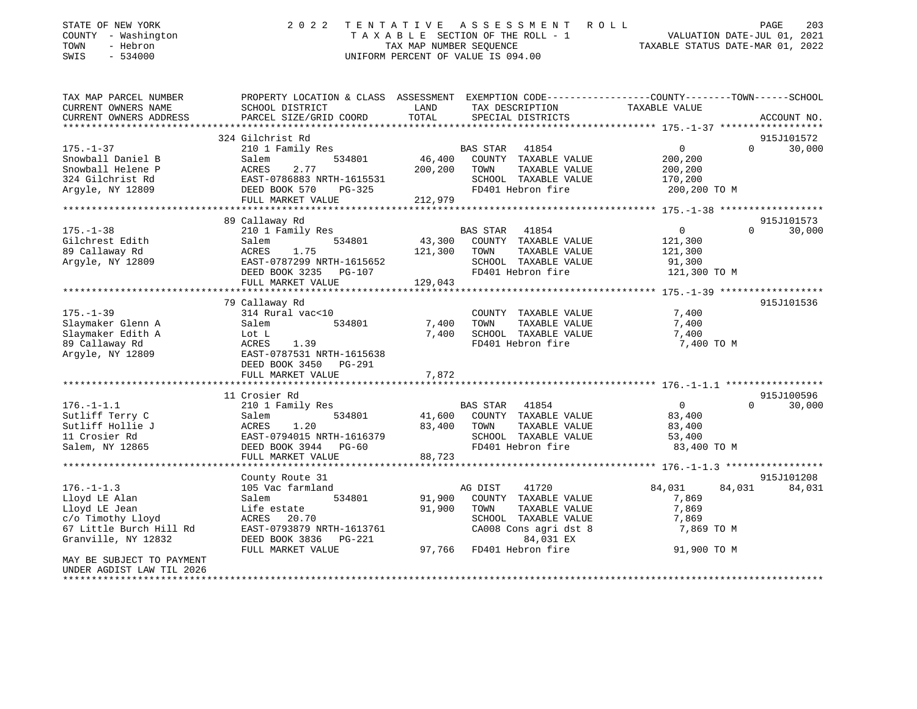STATE OF NEW YORK | COUNTY - Washington | TOWN - Hebron | SWIS - 534000

# 2022 TENTATIVE ASSESSMENT ROLL

TAXABLE SECTION OF THE ROLL - 1
TAX MAP NUMBER SEQUENCE
UNIFORM PERCENT OF VALUE IS 094.00

VALUATION DATE-JUL 01, 2021
TAXABLE STATUS DATE-MAR 01, 2022

| TAX MAP PARCEL NUMBER / CURRENT OWNERS NAME / CURRENT OWNERS ADDRESS | PROPERTY LOCATION & CLASS / SCHOOL DISTRICT / PARCEL SIZE/GRID COORD | ASSESSMENT LAND | TOTAL | EXEMPTION CODE / TAX DESCRIPTION / SPECIAL DISTRICTS | COUNTY TAXABLE VALUE | TOWN | SCHOOL | ACCOUNT NO. |
|---|---|---|---|---|---|---|---|---|
| | 324 Gilchrist Rd | | | | | | | 915J101572 |
| 175.-1-37 | 210 1 Family Res | | | BAS STAR 41854 | 0 | 0 | 30,000 | |
| Snowball Daniel B | Salem 534801 | 46,400 | | COUNTY TAXABLE VALUE | 200,200 | | | |
| Snowball Helene P | ACRES 2.77 | | 200,200 | TOWN TAXABLE VALUE | 200,200 | | | |
| 324 Gilchrist Rd | EAST-0786883 NRTH-1615531 | | | SCHOOL TAXABLE VALUE | 170,200 | | | |
| Argyle, NY 12809 | DEED BOOK 570 PG-325 | | | FD401 Hebron fire | 200,200 TO M | | | |
| | FULL MARKET VALUE | | 212,979 | | | | | |
| | 89 Callaway Rd | | | | | | | 915J101573 |
| 175.-1-38 | 210 1 Family Res | | | BAS STAR 41854 | 0 | 0 | 30,000 | |
| Gilchrest Edith | Salem 534801 | 43,300 | | COUNTY TAXABLE VALUE | 121,300 | | | |
| 89 Callaway Rd | ACRES 1.75 | | 121,300 | TOWN TAXABLE VALUE | 121,300 | | | |
| Argyle, NY 12809 | EAST-0787299 NRTH-1615652 | | | SCHOOL TAXABLE VALUE | 91,300 | | | |
| | DEED BOOK 3235 PG-107 | | | FD401 Hebron fire | 121,300 TO M | | | |
| | FULL MARKET VALUE | | 129,043 | | | | | |
| | 79 Callaway Rd | | | | | | | 915J101536 |
| 175.-1-39 | 314 Rural vac<10 | | | COUNTY TAXABLE VALUE | 7,400 | | | |
| Slaymaker Glenn A | Salem 534801 | 7,400 | | TOWN TAXABLE VALUE | 7,400 | | | |
| Slaymaker Edith A | Lot L | | 7,400 | SCHOOL TAXABLE VALUE | 7,400 | | | |
| 89 Callaway Rd | ACRES 1.39 | | | FD401 Hebron fire | 7,400 TO M | | | |
| Argyle, NY 12809 | EAST-0787531 NRTH-1615638 | | | | | | | |
| | DEED BOOK 3450 PG-291 | | | | | | | |
| | FULL MARKET VALUE | | 7,872 | | | | | |
| | 11 Crosier Rd | | | | | | | 915J100596 |
| 176.-1-1.1 | 210 1 Family Res | | | BAS STAR 41854 | 0 | 0 | 30,000 | |
| Sutliff Terry C | Salem 534801 | 41,600 | | COUNTY TAXABLE VALUE | 83,400 | | | |
| Sutliff Hollie J | ACRES 1.20 | | 83,400 | TOWN TAXABLE VALUE | 83,400 | | | |
| 11 Crosier Rd | EAST-0794015 NRTH-1616379 | | | SCHOOL TAXABLE VALUE | 53,400 | | | |
| Salem, NY 12865 | DEED BOOK 3944 PG-60 | | | FD401 Hebron fire | 83,400 TO M | | | |
| | FULL MARKET VALUE | | 88,723 | | | | | |
| | County Route 31 | | | | | | | 915J101208 |
| 176.-1-1.3 | 105 Vac farmland | | | AG DIST 41720 | 84,031 | 84,031 | 84,031 | |
| Lloyd LE Alan | Salem 534801 | 91,900 | | COUNTY TAXABLE VALUE | 7,869 | | | |
| Lloyd LE Jean | Life estate | | 91,900 | TOWN TAXABLE VALUE | 7,869 | | | |
| c/o Timothy Lloyd | ACRES 20.70 | | | SCHOOL TAXABLE VALUE | 7,869 | | | |
| 67 Little Burch Hill Rd | EAST-0793879 NRTH-1613761 | | | CA008 Cons agri dst 8 | 7,869 TO M | | | |
| Granville, NY 12832 | DEED BOOK 3836 PG-221 | | | 84,031 EX | | | | |
| | FULL MARKET VALUE | | 97,766 | FD401 Hebron fire | 91,900 TO M | | | |
| MAY BE SUBJECT TO PAYMENT UNDER AGDIST LAW TIL 2026 | | | | | | | | |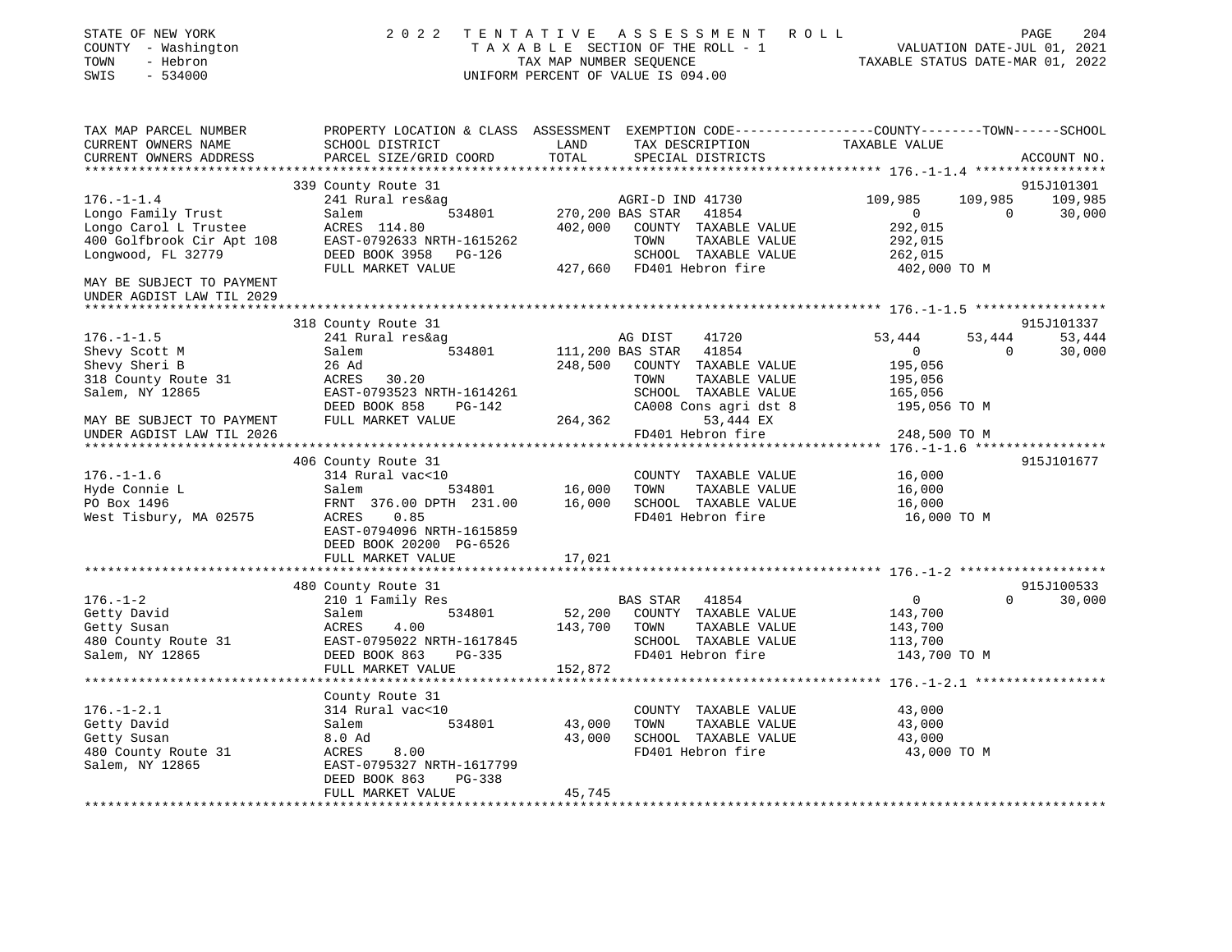STATE OF NEW YORK | 2 0 2 2 T E N T A T I V E A S S E S S M E N T R O L L
COUNTY - Washington | T A X A B L E SECTION OF THE ROLL - 1 | VALUATION DATE-JUL 01, 2021
TOWN - Hebron | TAX MAP NUMBER SEQUENCE | TAXABLE STATUS DATE-MAR 01, 2022
SWIS - 534000 | UNIFORM PERCENT OF VALUE IS 094.00

```
TAX MAP PARCEL NUMBER          PROPERTY LOCATION & CLASS  ASSESSMENT  EXEMPTION CODE------------------COUNTY--------TOWN------SCHOOL
CURRENT OWNERS NAME            SCHOOL DISTRICT               LAND      TAX DESCRIPTION            TAXABLE VALUE
CURRENT OWNERS ADDRESS         PARCEL SIZE/GRID COORD        TOTAL     SPECIAL DISTRICTS                                       ACCOUNT NO.
*********************************************************************************************************** 176.-1-1.4 *****************
                               339 County Route 31                                                                              915J101301
176.-1-1.4                     241 Rural res&ag                          AGRI-D IND 41730           109,985    109,985    109,985
Longo Family Trust             Salem             534801      270,200 BAS STAR  41854                     0          0     30,000
Longo Carol L Trustee          ACRES  114.80                 402,000   COUNTY  TAXABLE VALUE         292,015
400 Golfbrook Cir Apt 108      EAST-0792633 NRTH-1615262               TOWN    TAXABLE VALUE         292,015
Longwood, FL 32779             DEED BOOK 3958   PG-126                 SCHOOL  TAXABLE VALUE         262,015
                               FULL MARKET VALUE             427,660   FD401 Hebron fire             402,000 TO M
MAY BE SUBJECT TO PAYMENT
UNDER AGDIST LAW TIL 2029
*********************************************************************************************************** 176.-1-1.5 *****************
                               318 County Route 31                                                                              915J101337
176.-1-1.5                     241 Rural res&ag                          AG DIST    41720            53,444     53,444     53,444
Shevy Scott M                  Salem             534801      111,200 BAS STAR  41854                     0          0     30,000
Shevy Sheri B                  26 Ad                         248,500   COUNTY  TAXABLE VALUE         195,056
318 County Route 31            ACRES   30.20                           TOWN    TAXABLE VALUE         195,056
Salem, NY 12865                EAST-0793523 NRTH-1614261               SCHOOL  TAXABLE VALUE         165,056
                               DEED BOOK 858    PG-142                 CA008 Cons agri dst 8         195,056 TO M
MAY BE SUBJECT TO PAYMENT      FULL MARKET VALUE             264,362        53,444 EX
UNDER AGDIST LAW TIL 2026                                              FD401 Hebron fire             248,500 TO M
*********************************************************************************************************** 176.-1-1.6 *****************
                               406 County Route 31                                                                              915J101677
176.-1-1.6                     314 Rural vac<10                          COUNTY  TAXABLE VALUE          16,000
Hyde Connie L                  Salem             534801       16,000   TOWN    TAXABLE VALUE          16,000
PO Box 1496                    FRNT 376.00 DPTH 231.00        16,000   SCHOOL  TAXABLE VALUE          16,000
West Tisbury, MA 02575         ACRES    0.85                           FD401 Hebron fire              16,000 TO M
                               EAST-0794096 NRTH-1615859
                               DEED BOOK 20200 PG-6526
                               FULL MARKET VALUE              17,021
*********************************************************************************************************** 176.-1-2 *******************
                               480 County Route 31                                                                              915J100533
176.-1-2                       210 1 Family Res                          BAS STAR  41854                     0          0     30,000
Getty David                    Salem             534801       52,200   COUNTY  TAXABLE VALUE         143,700
Getty Susan                    ACRES    4.00                 143,700   TOWN    TAXABLE VALUE         143,700
480 County Route 31            EAST-0795022 NRTH-1617845               SCHOOL  TAXABLE VALUE         113,700
Salem, NY 12865                DEED BOOK 863    PG-335                 FD401 Hebron fire             143,700 TO M
                               FULL MARKET VALUE             152,872
*********************************************************************************************************** 176.-1-2.1 *****************
                               County Route 31
176.-1-2.1                     314 Rural vac<10                          COUNTY  TAXABLE VALUE          43,000
Getty David                    Salem             534801       43,000   TOWN    TAXABLE VALUE          43,000
Getty Susan                    8.0 Ad                         43,000   SCHOOL  TAXABLE VALUE          43,000
480 County Route 31            ACRES    8.00                           FD401 Hebron fire              43,000 TO M
Salem, NY 12865                EAST-0795327 NRTH-1617799
                               DEED BOOK 863    PG-338
                               FULL MARKET VALUE              45,745
****************************************************************************************************************************************
```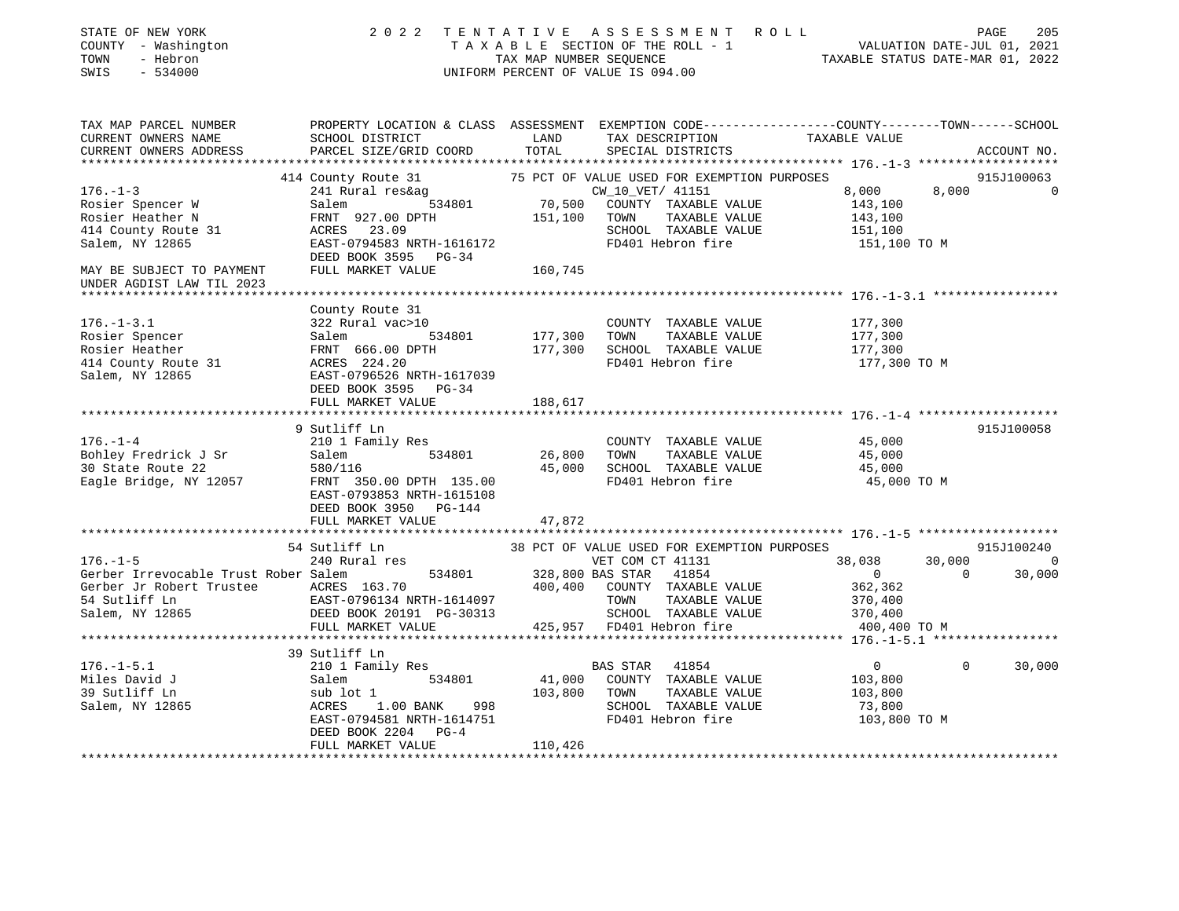STATE OF NEW YORK — 2022 TENTATIVE ASSESSMENT ROLL
COUNTY - Washington — TAXABLE SECTION OF THE ROLL - 1 — VALUATION DATE-JUL 01, 2021
TOWN - Hebron — TAX MAP NUMBER SEQUENCE — TAXABLE STATUS DATE-MAR 01, 2022
SWIS - 534000 — UNIFORM PERCENT OF VALUE IS 094.00

```
TAX MAP PARCEL NUMBER          PROPERTY LOCATION & CLASS  ASSESSMENT  EXEMPTION CODE------------------COUNTY--------TOWN------SCHOOL
CURRENT OWNERS NAME            SCHOOL DISTRICT               LAND      TAX DESCRIPTION            TAXABLE VALUE
CURRENT OWNERS ADDRESS         PARCEL SIZE/GRID COORD        TOTAL     SPECIAL DISTRICTS                                    ACCOUNT NO.
******************************************************************************************************* 176.-1-3 *******************
                   414 County Route 31              75 PCT OF VALUE USED FOR EXEMPTION PURPOSES                       915J100063
176.-1-3                       241 Rural res&ag                        CW_10_VET/ 41151              8,000       8,000           0
Rosier Spencer W               Salem            534801      70,500   COUNTY  TAXABLE VALUE        143,100
Rosier Heather N               FRNT 927.00 DPTH            151,100   TOWN    TAXABLE VALUE        143,100
414 County Route 31            ACRES   23.09                          SCHOOL  TAXABLE VALUE        151,100
Salem, NY 12865                EAST-0794583 NRTH-1616172              FD401 Hebron fire             151,100 TO M
                               DEED BOOK 3595   PG-34
MAY BE SUBJECT TO PAYMENT      FULL MARKET VALUE           160,745
UNDER AGDIST LAW TIL 2023
******************************************************************************************************* 176.-1-3.1 *****************
                   County Route 31
176.-1-3.1                     322 Rural vac>10                        COUNTY  TAXABLE VALUE        177,300
Rosier Spencer                 Salem            534801     177,300   TOWN    TAXABLE VALUE        177,300
Rosier Heather                 FRNT 666.00 DPTH            177,300   SCHOOL  TAXABLE VALUE        177,300
414 County Route 31            ACRES  224.20                          FD401 Hebron fire             177,300 TO M
Salem, NY 12865                EAST-0796526 NRTH-1617039
                               DEED BOOK 3595   PG-34
                               FULL MARKET VALUE           188,617
******************************************************************************************************* 176.-1-4 *******************
                   9 Sutliff Ln                                                                                        915J100058
176.-1-4                       210 1 Family Res                        COUNTY  TAXABLE VALUE         45,000
Bohley Fredrick J Sr           Salem            534801      26,800   TOWN    TAXABLE VALUE         45,000
30 State Route 22              580/116                      45,000   SCHOOL  TAXABLE VALUE         45,000
Eagle Bridge, NY 12057         FRNT 350.00 DPTH 135.00                FD401 Hebron fire              45,000 TO M
                               EAST-0793853 NRTH-1615108
                               DEED BOOK 3950   PG-144
                               FULL MARKET VALUE            47,872
******************************************************************************************************* 176.-1-5 *******************
                   54 Sutliff Ln                    38 PCT OF VALUE USED FOR EXEMPTION PURPOSES                       915J100240
176.-1-5                       240 Rural res                           VET COM CT 41131             38,038      30,000           0
Gerber Irrevocable Trust Rober Salem            534801     328,800 BAS STAR  41854                   0           0      30,000
Gerber Jr Robert Trustee       ACRES  163.70               400,400   COUNTY  TAXABLE VALUE        362,362
54 Sutliff Ln                  EAST-0796134 NRTH-1614097              TOWN    TAXABLE VALUE        370,400
Salem, NY 12865                DEED BOOK 20191 PG-30313               SCHOOL  TAXABLE VALUE        370,400
                               FULL MARKET VALUE           425,957   FD401 Hebron fire             400,400 TO M
******************************************************************************************************* 176.-1-5.1 *****************
                   39 Sutliff Ln
176.-1-5.1                     210 1 Family Res                        BAS STAR  41854                   0           0      30,000
Miles David J                  Salem            534801      41,000   COUNTY  TAXABLE VALUE        103,800
39 Sutliff Ln                  sub lot 1                   103,800   TOWN    TAXABLE VALUE        103,800
Salem, NY 12865                ACRES    1.00 BANK     998             SCHOOL  TAXABLE VALUE         73,800
                               EAST-0794581 NRTH-1614751              FD401 Hebron fire             103,800 TO M
                               DEED BOOK 2204   PG-4
                               FULL MARKET VALUE           110,426
************************************************************************************************************************************
```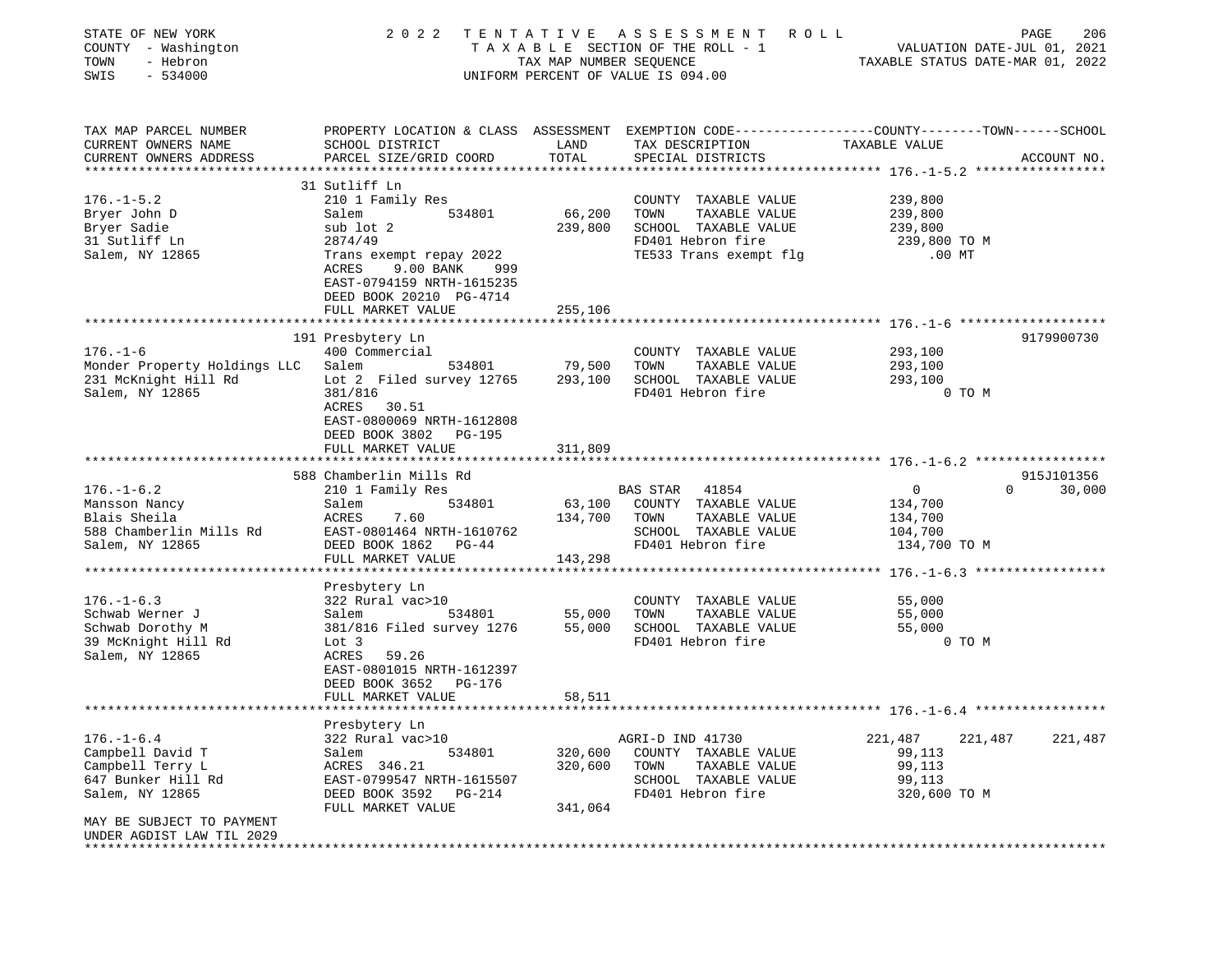STATE OF NEW YORK | COUNTY - Washington | TOWN - Hebron | SWIS - 534000

2022 TENTATIVE ASSESSMENT ROLL
TAXABLE SECTION OF THE ROLL - 1
TAX MAP NUMBER SEQUENCE
UNIFORM PERCENT OF VALUE IS 094.00

VALUATION DATE-JUL 01, 2021
TAXABLE STATUS DATE-MAR 01, 2022

| TAX MAP PARCEL NUMBER / CURRENT OWNERS NAME / CURRENT OWNERS ADDRESS | PROPERTY LOCATION & CLASS / SCHOOL DISTRICT / PARCEL SIZE/GRID COORD | ASSESSMENT LAND | TOTAL | EXEMPTION CODE / TAX DESCRIPTION / SPECIAL DISTRICTS | COUNTY TAXABLE VALUE | TOWN | SCHOOL | ACCOUNT NO. |
|---|---|---|---|---|---|---|---|---|
| **176.-1-5.2** | 31 Sutliff Ln | | | | | | | |
| 176.-1-5.2 | 210 1 Family Res | | | COUNTY TAXABLE VALUE | 239,800 | | | |
| Bryer John D | Salem 534801 | 66,200 | | TOWN TAXABLE VALUE | 239,800 | | | |
| Bryer Sadie | sub lot 2 | | 239,800 | SCHOOL TAXABLE VALUE | 239,800 | | | |
| 31 Sutliff Ln | 2874/49 | | | FD401 Hebron fire | 239,800 TO M | | | |
| Salem, NY 12865 | Trans exempt repay 2022 | | | TE533 Trans exempt flg | .00 MT | | | |
| | ACRES 9.00 BANK 999 | | | | | | | |
| | EAST-0794159 NRTH-1615235 | | | | | | | |
| | DEED BOOK 20210 PG-4714 | | | | | | | |
| | FULL MARKET VALUE | | 255,106 | | | | | |
| **176.-1-6** | 191 Presbytery Ln | | | | | | | 9179900730 |
| 176.-1-6 | 400 Commercial | | | COUNTY TAXABLE VALUE | 293,100 | | | |
| Monder Property Holdings LLC | Salem 534801 | 79,500 | | TOWN TAXABLE VALUE | 293,100 | | | |
| 231 McKnight Hill Rd | Lot 2 Filed survey 12765 | | 293,100 | SCHOOL TAXABLE VALUE | 293,100 | | | |
| Salem, NY 12865 | 381/816 | | | FD401 Hebron fire | 0 TO M | | | |
| | ACRES 30.51 | | | | | | | |
| | EAST-0800069 NRTH-1612808 | | | | | | | |
| | DEED BOOK 3802 PG-195 | | | | | | | |
| | FULL MARKET VALUE | | 311,809 | | | | | |
| **176.-1-6.2** | 588 Chamberlin Mills Rd | | | | | | | 915J101356 |
| 176.-1-6.2 | 210 1 Family Res | | | BAS STAR 41854 | 0 | 0 | 30,000 | |
| Mansson Nancy | Salem 534801 | 63,100 | | COUNTY TAXABLE VALUE | 134,700 | | | |
| Blais Sheila | ACRES 7.60 | | 134,700 | TOWN TAXABLE VALUE | 134,700 | | | |
| 588 Chamberlin Mills Rd | EAST-0801464 NRTH-1610762 | | | SCHOOL TAXABLE VALUE | 104,700 | | | |
| Salem, NY 12865 | DEED BOOK 1862 PG-44 | | | FD401 Hebron fire | 134,700 TO M | | | |
| | FULL MARKET VALUE | | 143,298 | | | | | |
| **176.-1-6.3** | Presbytery Ln | | | | | | | |
| 176.-1-6.3 | 322 Rural vac>10 | | | COUNTY TAXABLE VALUE | 55,000 | | | |
| Schwab Werner J | Salem 534801 | 55,000 | | TOWN TAXABLE VALUE | 55,000 | | | |
| Schwab Dorothy M | 381/816 Filed survey 1276 | | 55,000 | SCHOOL TAXABLE VALUE | 55,000 | | | |
| 39 McKnight Hill Rd | Lot 3 | | | FD401 Hebron fire | 0 TO M | | | |
| Salem, NY 12865 | ACRES 59.26 | | | | | | | |
| | EAST-0801015 NRTH-1612397 | | | | | | | |
| | DEED BOOK 3652 PG-176 | | | | | | | |
| | FULL MARKET VALUE | | 58,511 | | | | | |
| **176.-1-6.4** | Presbytery Ln | | | | | | | |
| 176.-1-6.4 | 322 Rural vac>10 | | | AGRI-D IND 41730 | 221,487 | 221,487 | 221,487 | |
| Campbell David T | Salem 534801 | 320,600 | | COUNTY TAXABLE VALUE | 99,113 | | | |
| Campbell Terry L | ACRES 346.21 | | 320,600 | TOWN TAXABLE VALUE | 99,113 | | | |
| 647 Bunker Hill Rd | EAST-0799547 NRTH-1615507 | | | SCHOOL TAXABLE VALUE | 99,113 | | | |
| Salem, NY 12865 | DEED BOOK 3592 PG-214 | | | FD401 Hebron fire | 320,600 TO M | | | |
| | FULL MARKET VALUE | | 341,064 | | | | | |
| MAY BE SUBJECT TO PAYMENT | | | | | | | | |
| UNDER AGDIST LAW TIL 2029 | | | | | | | | |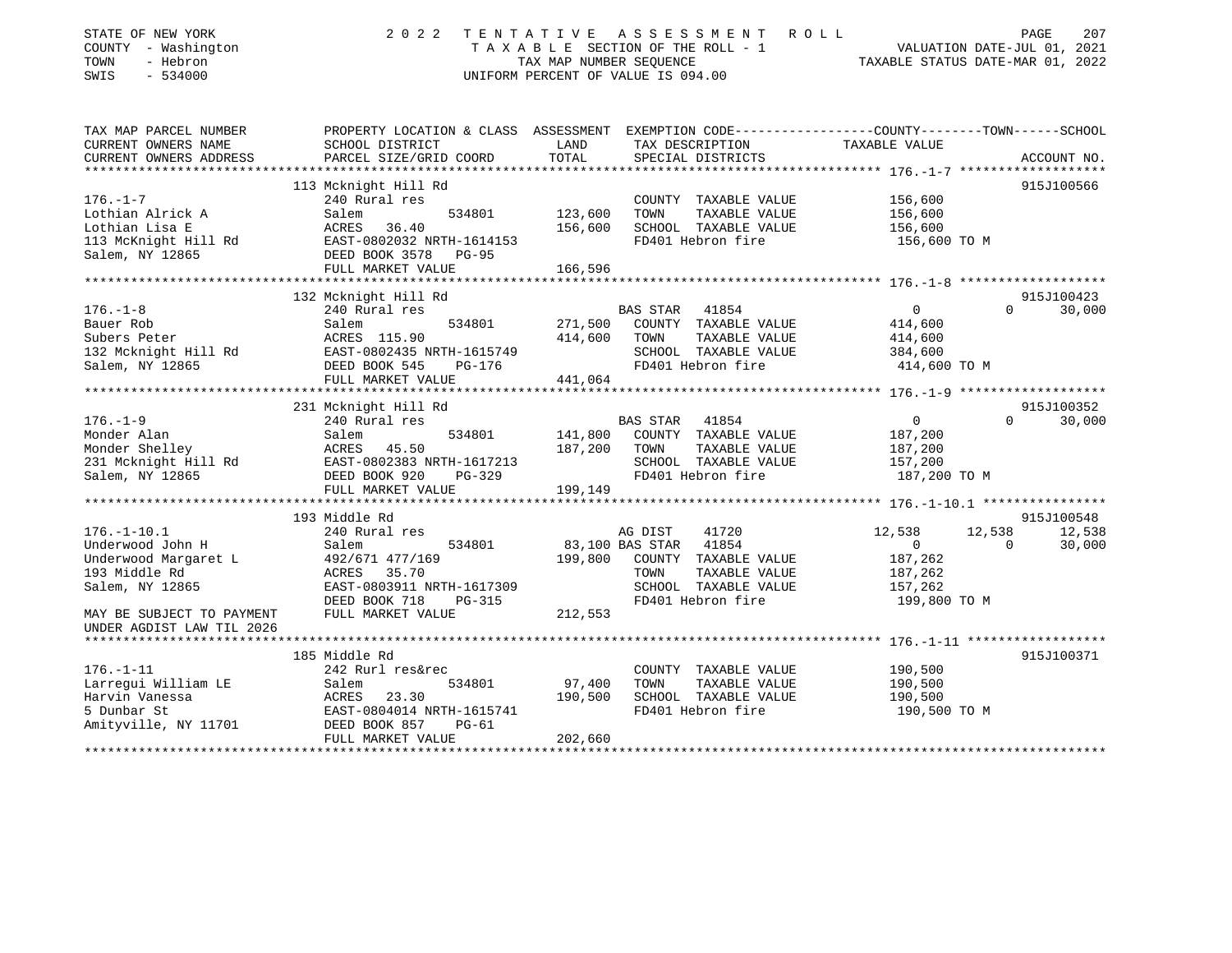STATE OF NEW YORK
COUNTY - Washington
TOWN - Hebron
SWIS - 534000

2022 TENTATIVE ASSESSMENT ROLL
TAXABLE SECTION OF THE ROLL - 1
TAX MAP NUMBER SEQUENCE
UNIFORM PERCENT OF VALUE IS 094.00

VALUATION DATE-JUL 01, 2021
TAXABLE STATUS DATE-MAR 01, 2022

| TAX MAP PARCEL NUMBER / CURRENT OWNERS NAME / CURRENT OWNERS ADDRESS | PROPERTY LOCATION & CLASS / SCHOOL DISTRICT / PARCEL SIZE/GRID COORD | ASSESSMENT LAND / TOTAL | EXEMPTION CODE / TAX DESCRIPTION / SPECIAL DISTRICTS | COUNTY | TOWN | SCHOOL | ACCOUNT NO. |
|---|---|---|---|---|---|---|---|
| **176.-1-7** | 113 Mcknight Hill Rd | | | | | | 915J100566 |
| Lothian Alrick A | 240 Rural res | | COUNTY TAXABLE VALUE | 156,600 | | | |
| Lothian Lisa E | Salem 534801 | 123,600 | TOWN TAXABLE VALUE | | 156,600 | | |
| 113 McKnight Hill Rd | ACRES 36.40 | 156,600 | SCHOOL TAXABLE VALUE | | | 156,600 | |
| Salem, NY 12865 | EAST-0802032 NRTH-1614153 | | FD401 Hebron fire | 156,600 TO M | | | |
| | DEED BOOK 3578 PG-95 | | | | | | |
| | FULL MARKET VALUE | 166,596 | | | | | |
| **176.-1-8** | 132 Mcknight Hill Rd | | | | | | 915J100423 |
| Bauer Rob | 240 Rural res | | BAS STAR 41854 | 0 | 0 | 30,000 | |
| Subers Peter | Salem 534801 | 271,500 | COUNTY TAXABLE VALUE | 414,600 | | | |
| 132 Mcknight Hill Rd | ACRES 115.90 | 414,600 | TOWN TAXABLE VALUE | | 414,600 | | |
| Salem, NY 12865 | EAST-0802435 NRTH-1615749 | | SCHOOL TAXABLE VALUE | | | 384,600 | |
| | DEED BOOK 545 PG-176 | | FD401 Hebron fire | 414,600 TO M | | | |
| | FULL MARKET VALUE | 441,064 | | | | | |
| **176.-1-9** | 231 Mcknight Hill Rd | | | | | | 915J100352 |
| Monder Alan | 240 Rural res | | BAS STAR 41854 | 0 | 0 | 30,000 | |
| Monder Shelley | Salem 534801 | 141,800 | COUNTY TAXABLE VALUE | 187,200 | | | |
| 231 Mcknight Hill Rd | ACRES 45.50 | 187,200 | TOWN TAXABLE VALUE | | 187,200 | | |
| Salem, NY 12865 | EAST-0802383 NRTH-1617213 | | SCHOOL TAXABLE VALUE | | | 157,200 | |
| | DEED BOOK 920 PG-329 | | FD401 Hebron fire | 187,200 TO M | | | |
| | FULL MARKET VALUE | 199,149 | | | | | |
| **176.-1-10.1** | 193 Middle Rd | | | | | | 915J100548 |
| Underwood John H | 240 Rural res | | AG DIST 41720 | 12,538 | 12,538 | 12,538 | |
| Underwood Margaret L | Salem 534801 | 83,100 | BAS STAR 41854 | 0 | 0 | 30,000 | |
| 193 Middle Rd | 492/671 477/169 | 199,800 | COUNTY TAXABLE VALUE | 187,262 | | | |
| Salem, NY 12865 | ACRES 35.70 | | TOWN TAXABLE VALUE | | 187,262 | | |
| | EAST-0803911 NRTH-1617309 | | SCHOOL TAXABLE VALUE | | | 157,262 | |
| | DEED BOOK 718 PG-315 | | FD401 Hebron fire | 199,800 TO M | | | |
| MAY BE SUBJECT TO PAYMENT UNDER AGDIST LAW TIL 2026 | FULL MARKET VALUE | 212,553 | | | | | |
| **176.-1-11** | 185 Middle Rd | | | | | | 915J100371 |
| Larregui William LE | 242 Rurl res&rec | | COUNTY TAXABLE VALUE | 190,500 | | | |
| Harvin Vanessa | Salem 534801 | 97,400 | TOWN TAXABLE VALUE | | 190,500 | | |
| 5 Dunbar St | ACRES 23.30 | 190,500 | SCHOOL TAXABLE VALUE | | | 190,500 | |
| Amityville, NY 11701 | EAST-0804014 NRTH-1615741 | | FD401 Hebron fire | 190,500 TO M | | | |
| | DEED BOOK 857 PG-61 | | | | | | |
| | FULL MARKET VALUE | 202,660 | | | | | |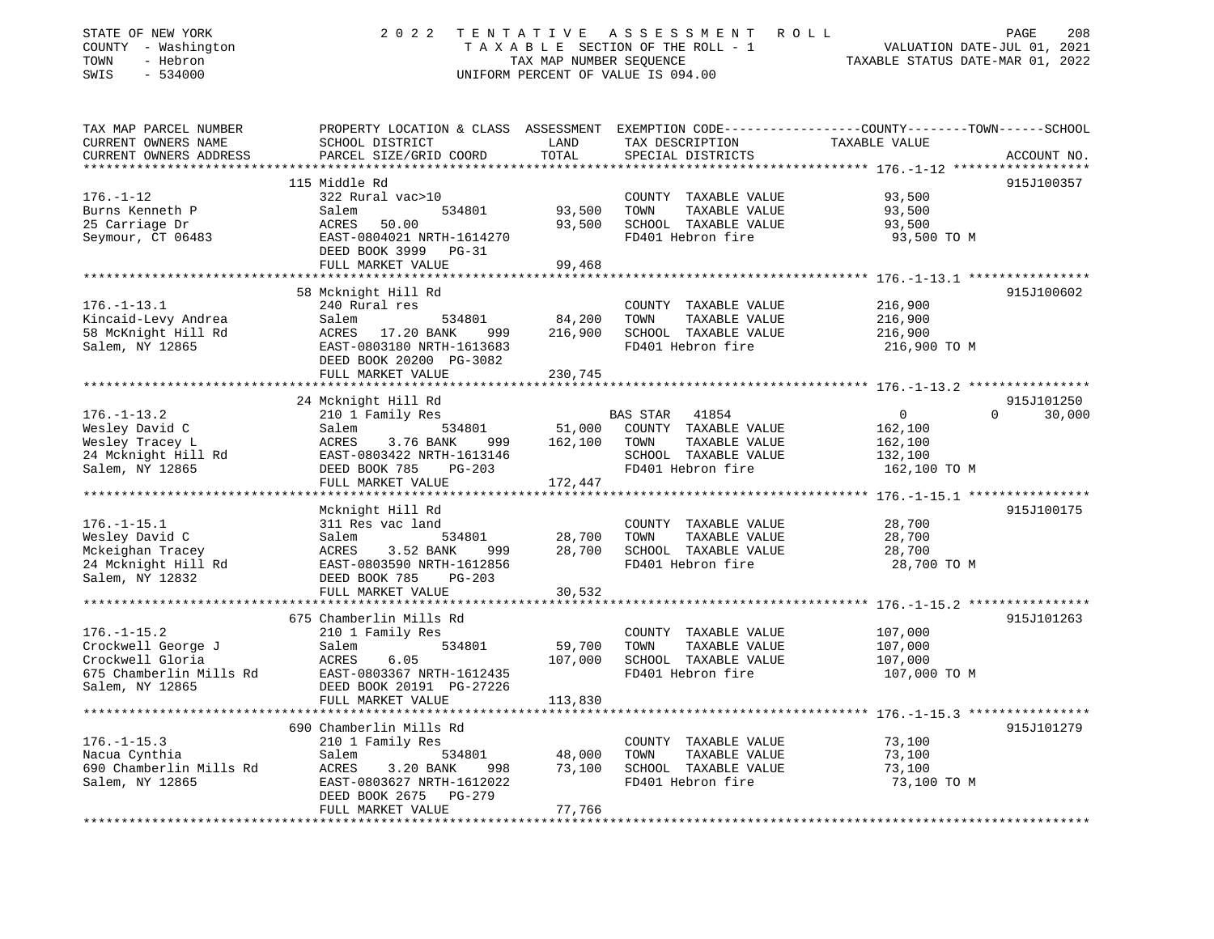STATE OF NEW YORK — 2022 TENTATIVE ASSESSMENT ROLL
COUNTY - Washington — TAXABLE SECTION OF THE ROLL - 1 — VALUATION DATE-JUL 01, 2021
TOWN - Hebron — TAX MAP NUMBER SEQUENCE — TAXABLE STATUS DATE-MAR 01, 2022
SWIS - 534000 — UNIFORM PERCENT OF VALUE IS 094.00

| TAX MAP PARCEL NUMBER / CURRENT OWNERS NAME / CURRENT OWNERS ADDRESS | PROPERTY LOCATION & CLASS / SCHOOL DISTRICT / PARCEL SIZE/GRID COORD | ASSESSMENT LAND | TOTAL | EXEMPTION CODE / TAX DESCRIPTION / SPECIAL DISTRICTS | COUNTY / TOWN / SCHOOL TAXABLE VALUE | ACCOUNT NO. |
|---|---|---|---|---|---|---|
| | 115 Middle Rd | | | | | 915J100357 |
| 176.-1-12 | 322 Rural vac>10 | | | COUNTY TAXABLE VALUE | 93,500 | |
| Burns Kenneth P | Salem 534801 | 93,500 | | TOWN TAXABLE VALUE | 93,500 | |
| 25 Carriage Dr | ACRES 50.00 | | 93,500 | SCHOOL TAXABLE VALUE | 93,500 | |
| Seymour, CT 06483 | EAST-0804021 NRTH-1614270 | | | FD401 Hebron fire | 93,500 TO M | |
| | DEED BOOK 3999 PG-31 | | | | | |
| | FULL MARKET VALUE | | 99,468 | | | |
| | 58 Mcknight Hill Rd | | | | | 915J100602 |
| 176.-1-13.1 | 240 Rural res | | | COUNTY TAXABLE VALUE | 216,900 | |
| Kincaid-Levy Andrea | Salem 534801 | 84,200 | | TOWN TAXABLE VALUE | 216,900 | |
| 58 McKnight Hill Rd | ACRES 17.20 BANK 999 | | 216,900 | SCHOOL TAXABLE VALUE | 216,900 | |
| Salem, NY 12865 | EAST-0803180 NRTH-1613683 | | | FD401 Hebron fire | 216,900 TO M | |
| | DEED BOOK 20200 PG-3082 | | | | | |
| | FULL MARKET VALUE | | 230,745 | | | |
| | 24 Mcknight Hill Rd | | | | | 915J101250 |
| 176.-1-13.2 | 210 1 Family Res | | | BAS STAR 41854 | 0 / 0 / 30,000 | |
| Wesley David C | Salem 534801 | 51,000 | | COUNTY TAXABLE VALUE | 162,100 | |
| Wesley Tracey L | ACRES 3.76 BANK 999 | | 162,100 | TOWN TAXABLE VALUE | 162,100 | |
| 24 Mcknight Hill Rd | EAST-0803422 NRTH-1613146 | | | SCHOOL TAXABLE VALUE | 132,100 | |
| Salem, NY 12865 | DEED BOOK 785 PG-203 | | | FD401 Hebron fire | 162,100 TO M | |
| | FULL MARKET VALUE | | 172,447 | | | |
| | Mcknight Hill Rd | | | | | 915J100175 |
| 176.-1-15.1 | 311 Res vac land | | | COUNTY TAXABLE VALUE | 28,700 | |
| Wesley David C | Salem 534801 | 28,700 | | TOWN TAXABLE VALUE | 28,700 | |
| Mckeighan Tracey | ACRES 3.52 BANK 999 | | 28,700 | SCHOOL TAXABLE VALUE | 28,700 | |
| 24 Mcknight Hill Rd | EAST-0803590 NRTH-1612856 | | | FD401 Hebron fire | 28,700 TO M | |
| Salem, NY 12832 | DEED BOOK 785 PG-203 | | | | | |
| | FULL MARKET VALUE | | 30,532 | | | |
| | 675 Chamberlin Mills Rd | | | | | 915J101263 |
| 176.-1-15.2 | 210 1 Family Res | | | COUNTY TAXABLE VALUE | 107,000 | |
| Crockwell George J | Salem 534801 | 59,700 | | TOWN TAXABLE VALUE | 107,000 | |
| Crockwell Gloria | ACRES 6.05 | | 107,000 | SCHOOL TAXABLE VALUE | 107,000 | |
| 675 Chamberlin Mills Rd | EAST-0803367 NRTH-1612435 | | | FD401 Hebron fire | 107,000 TO M | |
| Salem, NY 12865 | DEED BOOK 20191 PG-27226 | | | | | |
| | FULL MARKET VALUE | | 113,830 | | | |
| | 690 Chamberlin Mills Rd | | | | | 915J101279 |
| 176.-1-15.3 | 210 1 Family Res | | | COUNTY TAXABLE VALUE | 73,100 | |
| Nacua Cynthia | Salem 534801 | 48,000 | | TOWN TAXABLE VALUE | 73,100 | |
| 690 Chamberlin Mills Rd | ACRES 3.20 BANK 998 | | 73,100 | SCHOOL TAXABLE VALUE | 73,100 | |
| Salem, NY 12865 | EAST-0803627 NRTH-1612022 | | | FD401 Hebron fire | 73,100 TO M | |
| | DEED BOOK 2675 PG-279 | | | | | |
| | FULL MARKET VALUE | | 77,766 | | | |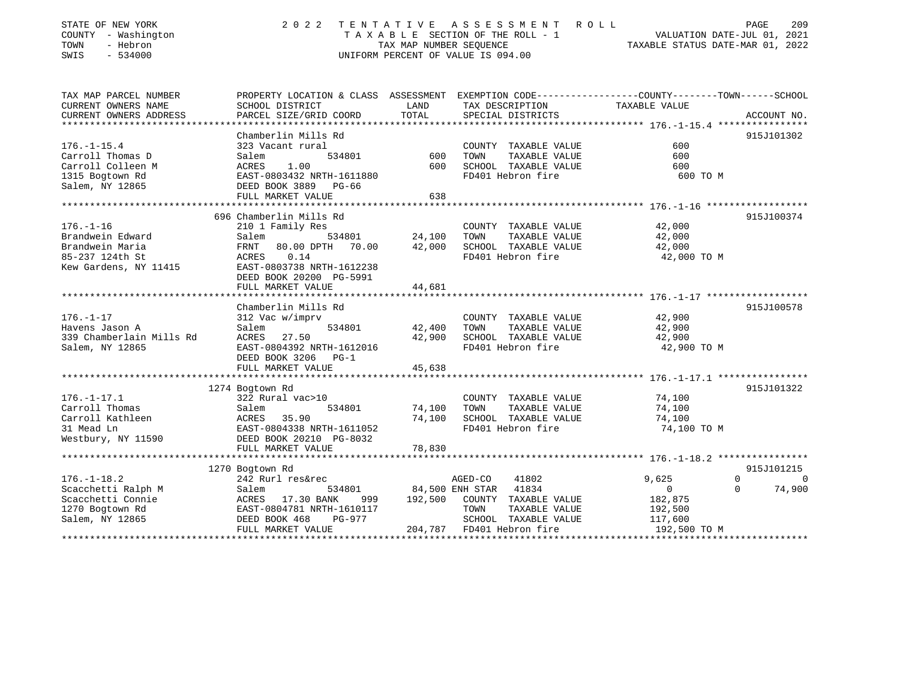STATE OF NEW YORK | COUNTY - Washington | TOWN - Hebron | SWIS - 534000

**2022 TENTATIVE ASSESSMENT ROLL**
TAXABLE SECTION OF THE ROLL - 1
TAX MAP NUMBER SEQUENCE
UNIFORM PERCENT OF VALUE IS 094.00

VALUATION DATE-JUL 01, 2021
TAXABLE STATUS DATE-MAR 01, 2022

| TAX MAP PARCEL NUMBER / CURRENT OWNERS NAME / CURRENT OWNERS ADDRESS | PROPERTY LOCATION & CLASS / SCHOOL DISTRICT / PARCEL SIZE/GRID COORD | ASSESSMENT LAND | TOTAL | EXEMPTION CODE / TAX DESCRIPTION / SPECIAL DISTRICTS | COUNTY TAXABLE VALUE | TOWN | SCHOOL | ACCOUNT NO. |
|---|---|---|---|---|---|---|---|---|
| **176.-1-15.4** | Chamberlin Mills Rd | | | | | | | 915J101302 |
| 176.-1-15.4 | 323 Vacant rural | | | COUNTY TAXABLE VALUE | 600 | | | |
| Carroll Thomas D | Salem 534801 | 600 | | TOWN TAXABLE VALUE | 600 | | | |
| Carroll Colleen M | ACRES 1.00 | | 600 | SCHOOL TAXABLE VALUE | 600 | | | |
| 1315 Bogtown Rd | EAST-0803432 NRTH-1611880 | | | FD401 Hebron fire | 600 TO M | | | |
| Salem, NY 12865 | DEED BOOK 3889 PG-66 | | | | | | | |
| | FULL MARKET VALUE | | 638 | | | | | |
| **176.-1-16** | 696 Chamberlin Mills Rd | | | | | | | 915J100374 |
| 176.-1-16 | 210 1 Family Res | | | COUNTY TAXABLE VALUE | 42,000 | | | |
| Brandwein Edward | Salem 534801 | 24,100 | | TOWN TAXABLE VALUE | 42,000 | | | |
| Brandwein Maria | FRNT 80.00 DPTH 70.00 | | 42,000 | SCHOOL TAXABLE VALUE | 42,000 | | | |
| 85-237 124th St | ACRES 0.14 | | | FD401 Hebron fire | 42,000 TO M | | | |
| Kew Gardens, NY 11415 | EAST-0803738 NRTH-1612238 | | | | | | | |
| | DEED BOOK 20200 PG-5991 | | | | | | | |
| | FULL MARKET VALUE | | 44,681 | | | | | |
| **176.-1-17** | Chamberlin Mills Rd | | | | | | | 915J100578 |
| 176.-1-17 | 312 Vac w/imprv | | | COUNTY TAXABLE VALUE | 42,900 | | | |
| Havens Jason A | Salem 534801 | 42,400 | | TOWN TAXABLE VALUE | 42,900 | | | |
| 339 Chamberlain Mills Rd | ACRES 27.50 | | 42,900 | SCHOOL TAXABLE VALUE | 42,900 | | | |
| Salem, NY 12865 | EAST-0804392 NRTH-1612016 | | | FD401 Hebron fire | 42,900 TO M | | | |
| | DEED BOOK 3206 PG-1 | | | | | | | |
| | FULL MARKET VALUE | | 45,638 | | | | | |
| **176.-1-17.1** | 1274 Bogtown Rd | | | | | | | 915J101322 |
| 176.-1-17.1 | 322 Rural vac>10 | | | COUNTY TAXABLE VALUE | 74,100 | | | |
| Carroll Thomas | Salem 534801 | 74,100 | | TOWN TAXABLE VALUE | 74,100 | | | |
| Carroll Kathleen | ACRES 35.90 | | 74,100 | SCHOOL TAXABLE VALUE | 74,100 | | | |
| 31 Mead Ln | EAST-0804338 NRTH-1611052 | | | FD401 Hebron fire | 74,100 TO M | | | |
| Westbury, NY 11590 | DEED BOOK 20210 PG-8032 | | | | | | | |
| | FULL MARKET VALUE | | 78,830 | | | | | |
| **176.-1-18.2** | 1270 Bogtown Rd | | | | | | | 915J101215 |
| 176.-1-18.2 | 242 Rurl res&rec | | | AGED-CO 41802 | 9,625 | 0 | 0 | |
| Scacchetti Ralph M | Salem 534801 | 84,500 | | ENH STAR 41834 | 0 | 0 | 74,900 | |
| Scacchetti Connie | ACRES 17.30 BANK 999 | | 192,500 | COUNTY TAXABLE VALUE | 182,875 | | | |
| 1270 Bogtown Rd | EAST-0804781 NRTH-1610117 | | | TOWN TAXABLE VALUE | 192,500 | | | |
| Salem, NY 12865 | DEED BOOK 468 PG-977 | | | SCHOOL TAXABLE VALUE | 117,600 | | | |
| | FULL MARKET VALUE | | 204,787 | FD401 Hebron fire | 192,500 TO M | | | |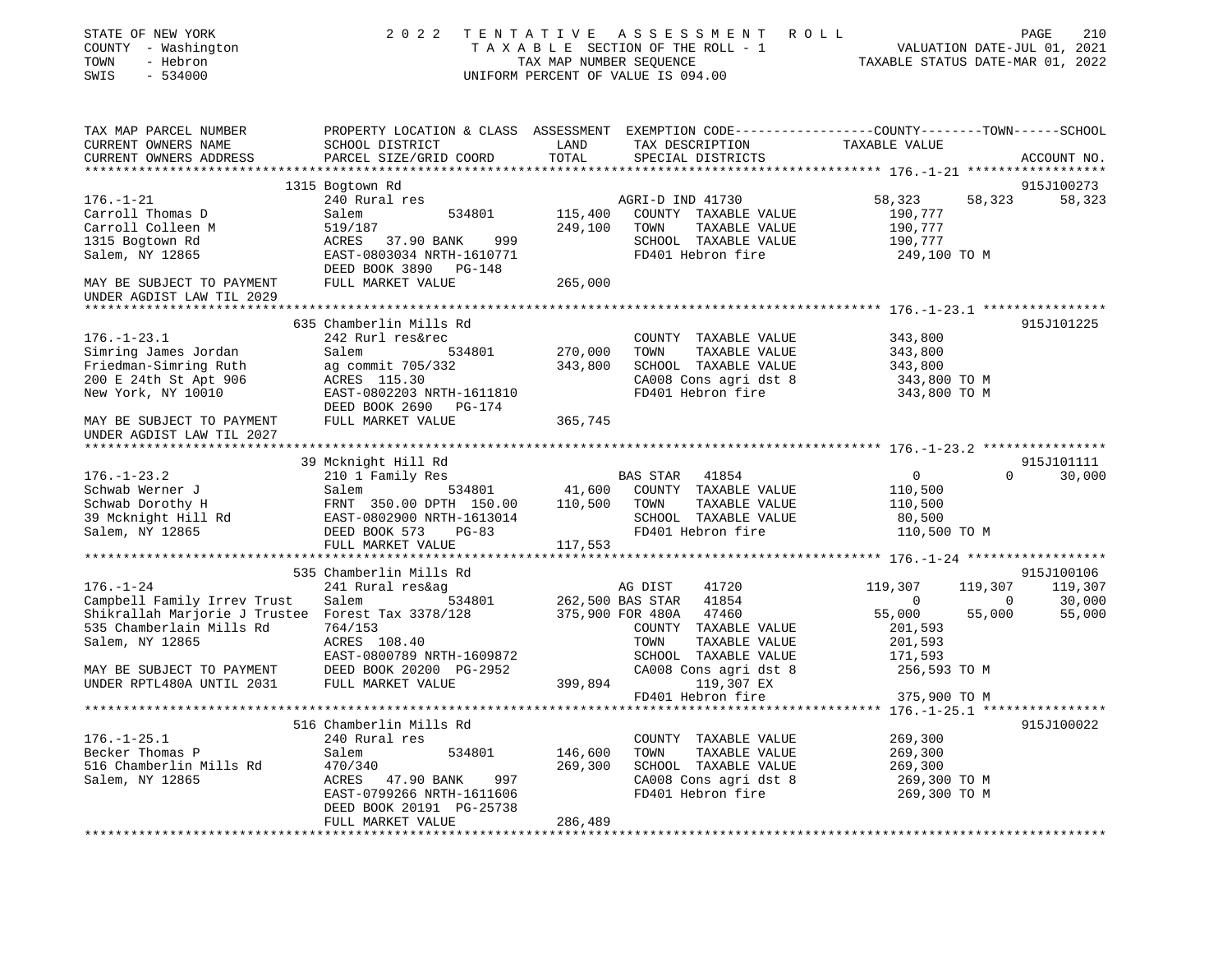STATE OF NEW YORK — 2022 TENTATIVE ASSESSMENT ROLL
COUNTY - Washington — TAXABLE SECTION OF THE ROLL - 1 — VALUATION DATE-JUL 01, 2021
TOWN - Hebron — TAX MAP NUMBER SEQUENCE — TAXABLE STATUS DATE-MAR 01, 2022
SWIS - 534000 — UNIFORM PERCENT OF VALUE IS 094.00

| TAX MAP PARCEL NUMBER / CURRENT OWNERS NAME / CURRENT OWNERS ADDRESS | PROPERTY LOCATION & CLASS / SCHOOL DISTRICT / PARCEL SIZE/GRID COORD | ASSESSMENT LAND / TOTAL | EXEMPTION CODE / TAX DESCRIPTION / SPECIAL DISTRICTS | COUNTY TAXABLE VALUE | TOWN | SCHOOL / ACCOUNT NO. |
|---|---|---|---|---|---|---|
| | 1315 Bogtown Rd | | | | | 915J100273 |
| 176.-1-21 | 240 Rural res | | AGRI-D IND 41730 | 58,323 | 58,323 | 58,323 |
| Carroll Thomas D | Salem 534801 | 115,400 | COUNTY TAXABLE VALUE | 190,777 | | |
| Carroll Colleen M | 519/187 | 249,100 | TOWN TAXABLE VALUE | 190,777 | | |
| 1315 Bogtown Rd | ACRES 37.90 BANK 999 | | SCHOOL TAXABLE VALUE | 190,777 | | |
| Salem, NY 12865 | EAST-0803034 NRTH-1610771 | | FD401 Hebron fire | 249,100 TO M | | |
| | DEED BOOK 3890 PG-148 | | | | | |
| MAY BE SUBJECT TO PAYMENT UNDER AGDIST LAW TIL 2029 | FULL MARKET VALUE | 265,000 | | | | |
| | 635 Chamberlin Mills Rd | | | | | 915J101225 |
| 176.-1-23.1 | 242 Rurl res&rec | | COUNTY TAXABLE VALUE | 343,800 | | |
| Simring James Jordan | Salem 534801 | 270,000 | TOWN TAXABLE VALUE | 343,800 | | |
| Friedman-Simring Ruth | ag commit 705/332 | 343,800 | SCHOOL TAXABLE VALUE | 343,800 | | |
| 200 E 24th St Apt 906 | ACRES 115.30 | | CA008 Cons agri dst 8 | 343,800 TO M | | |
| New York, NY 10010 | EAST-0802203 NRTH-1611810 | | FD401 Hebron fire | 343,800 TO M | | |
| | DEED BOOK 2690 PG-174 | | | | | |
| MAY BE SUBJECT TO PAYMENT UNDER AGDIST LAW TIL 2027 | FULL MARKET VALUE | 365,745 | | | | |
| | 39 Mcknight Hill Rd | | | | | 915J101111 |
| 176.-1-23.2 | 210 1 Family Res | | BAS STAR 41854 | 0 | 0 | 30,000 |
| Schwab Werner J | Salem 534801 | 41,600 | COUNTY TAXABLE VALUE | 110,500 | | |
| Schwab Dorothy H | FRNT 350.00 DPTH 150.00 | 110,500 | TOWN TAXABLE VALUE | 110,500 | | |
| 39 Mcknight Hill Rd | EAST-0802900 NRTH-1613014 | | SCHOOL TAXABLE VALUE | 80,500 | | |
| Salem, NY 12865 | DEED BOOK 573 PG-83 | | FD401 Hebron fire | 110,500 TO M | | |
| | FULL MARKET VALUE | 117,553 | | | | |
| | 535 Chamberlin Mills Rd | | | | | 915J100106 |
| 176.-1-24 | 241 Rural res&ag | | AG DIST 41720 | 119,307 | 119,307 | 119,307 |
| Campbell Family Irrev Trust | Salem 534801 | 262,500 | BAS STAR 41854 | 0 | 0 | 30,000 |
| Shikrallah Marjorie J Trustee | Forest Tax 3378/128 | 375,900 | FOR 480A 47460 | 55,000 | 55,000 | 55,000 |
| 535 Chamberlain Mills Rd | 764/153 | | COUNTY TAXABLE VALUE | 201,593 | | |
| Salem, NY 12865 | ACRES 108.40 | | TOWN TAXABLE VALUE | 201,593 | | |
| | EAST-0800789 NRTH-1609872 | | SCHOOL TAXABLE VALUE | 171,593 | | |
| MAY BE SUBJECT TO PAYMENT | DEED BOOK 20200 PG-2952 | | CA008 Cons agri dst 8 | 256,593 TO M | | |
| UNDER RPTL480A UNTIL 2031 | FULL MARKET VALUE | 399,894 | 119,307 EX | | | |
| | | | FD401 Hebron fire | 375,900 TO M | | |
| | 516 Chamberlin Mills Rd | | | | | 915J100022 |
| 176.-1-25.1 | 240 Rural res | | COUNTY TAXABLE VALUE | 269,300 | | |
| Becker Thomas P | Salem 534801 | 146,600 | TOWN TAXABLE VALUE | 269,300 | | |
| 516 Chamberlin Mills Rd | 470/340 | 269,300 | SCHOOL TAXABLE VALUE | 269,300 | | |
| Salem, NY 12865 | ACRES 47.90 BANK 997 | | CA008 Cons agri dst 8 | 269,300 TO M | | |
| | EAST-0799266 NRTH-1611606 | | FD401 Hebron fire | 269,300 TO M | | |
| | DEED BOOK 20191 PG-25738 | | | | | |
| | FULL MARKET VALUE | 286,489 | | | | |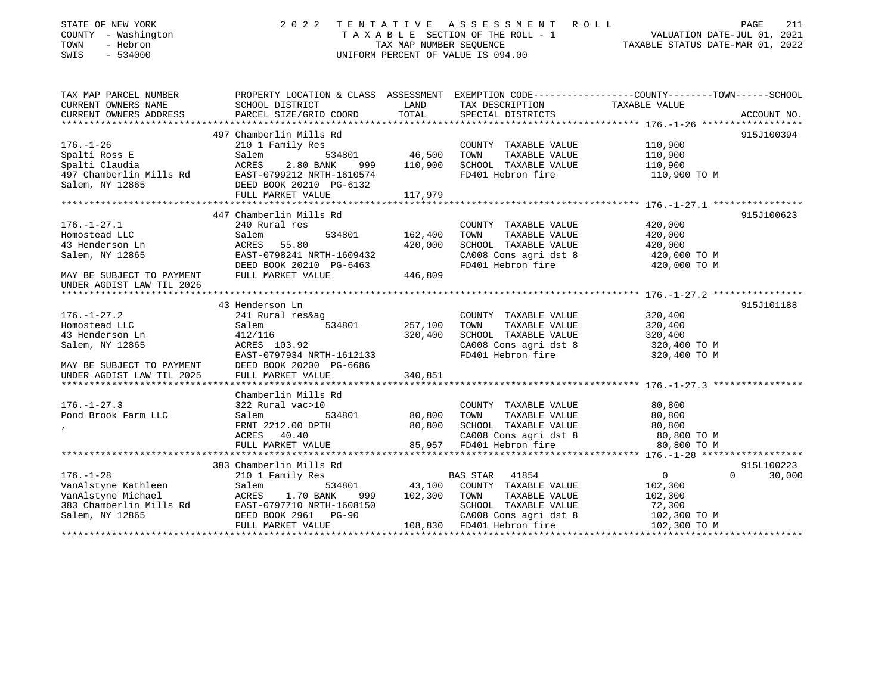STATE OF NEW YORK
COUNTY - Washington
TOWN - Hebron
SWIS - 534000

# 2022 TENTATIVE ASSESSMENT ROLL

TAXABLE SECTION OF THE ROLL - 1
TAX MAP NUMBER SEQUENCE
UNIFORM PERCENT OF VALUE IS 094.00

VALUATION DATE-JUL 01, 2021
TAXABLE STATUS DATE-MAR 01, 2022

| TAX MAP PARCEL NUMBER / CURRENT OWNERS NAME / CURRENT OWNERS ADDRESS | PROPERTY LOCATION & CLASS / SCHOOL DISTRICT / PARCEL SIZE/GRID COORD | ASSESSMENT LAND / TOTAL | EXEMPTION CODE / TAX DESCRIPTION / SPECIAL DISTRICTS | TAXABLE VALUE (COUNTY / TOWN / SCHOOL) | ACCOUNT NO. |
|---|---|---|---|---|---|
| **176.-1-26** | 497 Chamberlin Mills Rd | | | | 915J100394 |
| Spalti Ross E | 210 1 Family Res | | COUNTY TAXABLE VALUE | 110,900 | |
| Spalti Claudia | Salem 534801 | 46,500 | TOWN TAXABLE VALUE | 110,900 | |
| 497 Chamberlin Mills Rd | ACRES 2.80 BANK 999 | 110,900 | SCHOOL TAXABLE VALUE | 110,900 | |
| Salem, NY 12865 | EAST-0799212 NRTH-1610574 | | FD401 Hebron fire | 110,900 TO M | |
| | DEED BOOK 20210 PG-6132 | | | | |
| | FULL MARKET VALUE | 117,979 | | | |
| **176.-1-27.1** | 447 Chamberlin Mills Rd | | | | 915J100623 |
| Homostead LLC | 240 Rural res | | COUNTY TAXABLE VALUE | 420,000 | |
| 43 Henderson Ln | Salem 534801 | 162,400 | TOWN TAXABLE VALUE | 420,000 | |
| Salem, NY 12865 | ACRES 55.80 | 420,000 | SCHOOL TAXABLE VALUE | 420,000 | |
| | EAST-0798241 NRTH-1609432 | | CA008 Cons agri dst 8 | 420,000 TO M | |
| | DEED BOOK 20210 PG-6463 | | FD401 Hebron fire | 420,000 TO M | |
| MAY BE SUBJECT TO PAYMENT UNDER AGDIST LAW TIL 2026 | FULL MARKET VALUE | 446,809 | | | |
| **176.-1-27.2** | 43 Henderson Ln | | | | 915J101188 |
| Homostead LLC | 241 Rural res&ag | | COUNTY TAXABLE VALUE | 320,400 | |
| 43 Henderson Ln | Salem 534801 | 257,100 | TOWN TAXABLE VALUE | 320,400 | |
| Salem, NY 12865 | 412/116 | 320,400 | SCHOOL TAXABLE VALUE | 320,400 | |
| | ACRES 103.92 | | CA008 Cons agri dst 8 | 320,400 TO M | |
| | EAST-0797934 NRTH-1612133 | | FD401 Hebron fire | 320,400 TO M | |
| MAY BE SUBJECT TO PAYMENT | DEED BOOK 20200 PG-6686 | | | | |
| UNDER AGDIST LAW TIL 2025 | FULL MARKET VALUE | 340,851 | | | |
| **176.-1-27.3** | Chamberlin Mills Rd | | | | |
| Pond Brook Farm LLC | 322 Rural vac>10 | | COUNTY TAXABLE VALUE | 80,800 | |
| , | Salem 534801 | 80,800 | TOWN TAXABLE VALUE | 80,800 | |
| | FRNT 2212.00 DPTH | 80,800 | SCHOOL TAXABLE VALUE | 80,800 | |
| | ACRES 40.40 | | CA008 Cons agri dst 8 | 80,800 TO M | |
| | FULL MARKET VALUE | 85,957 | FD401 Hebron fire | 80,800 TO M | |
| **176.-1-28** | 383 Chamberlin Mills Rd | | | | 915L100223 |
| VanAlstyne Kathleen | 210 1 Family Res | | BAS STAR 41854 | 0 / 0 / 30,000 | |
| VanAlstyne Michael | Salem 534801 | 43,100 | COUNTY TAXABLE VALUE | 102,300 | |
| 383 Chamberlin Mills Rd | ACRES 1.70 BANK 999 | 102,300 | TOWN TAXABLE VALUE | 102,300 | |
| Salem, NY 12865 | EAST-0797710 NRTH-1608150 | | SCHOOL TAXABLE VALUE | 72,300 | |
| | DEED BOOK 2961 PG-90 | | CA008 Cons agri dst 8 | 102,300 TO M | |
| | FULL MARKET VALUE | 108,830 | FD401 Hebron fire | 102,300 TO M | |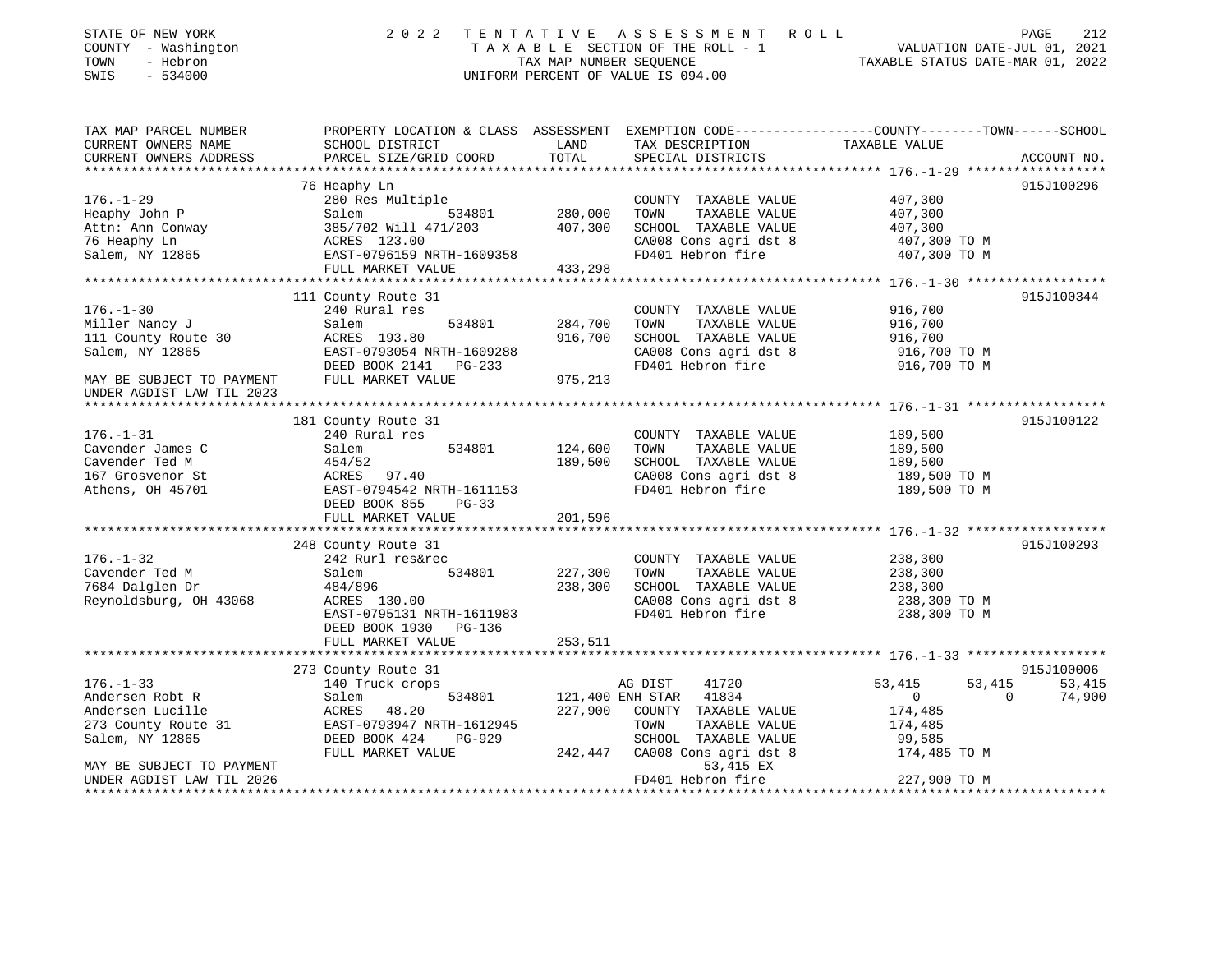STATE OF NEW YORK
COUNTY - Washington
TOWN - Hebron
SWIS - 534000

2 0 2 2 T E N T A T I V E A S S E S S M E N T R O L L
T A X A B L E SECTION OF THE ROLL - 1
TAX MAP NUMBER SEQUENCE
UNIFORM PERCENT OF VALUE IS 094.00

VALUATION DATE-JUL 01, 2021
TAXABLE STATUS DATE-MAR 01, 2022

```
TAX MAP PARCEL NUMBER          PROPERTY LOCATION & CLASS  ASSESSMENT  EXEMPTION CODE------------------COUNTY--------TOWN------SCHOOL
CURRENT OWNERS NAME            SCHOOL DISTRICT               LAND      TAX DESCRIPTION              TAXABLE VALUE
CURRENT OWNERS ADDRESS         PARCEL SIZE/GRID COORD       TOTAL      SPECIAL DISTRICTS                                   ACCOUNT NO.
******************************************************************************************************* 176.-1-29 ******************
                               76 Heaphy Ln                                                                              915J100296
176.-1-29                      280 Res Multiple                        COUNTY  TAXABLE VALUE          407,300
Heaphy John P                  Salem          534801       280,000     TOWN    TAXABLE VALUE          407,300
Attn: Ann Conway               385/702 Will 471/203        407,300     SCHOOL  TAXABLE VALUE          407,300
76 Heaphy Ln                   ACRES 123.00                            CA008 Cons agri dst 8           407,300 TO M
Salem, NY 12865                EAST-0796159 NRTH-1609358               FD401 Hebron fire               407,300 TO M
                               FULL MARKET VALUE           433,298
******************************************************************************************************* 176.-1-30 ******************
                               111 County Route 31                                                                       915J100344
176.-1-30                      240 Rural res                           COUNTY  TAXABLE VALUE          916,700
Miller Nancy J                 Salem          534801       284,700     TOWN    TAXABLE VALUE          916,700
111 County Route 30            ACRES 193.80                916,700     SCHOOL  TAXABLE VALUE          916,700
Salem, NY 12865                EAST-0793054 NRTH-1609288               CA008 Cons agri dst 8           916,700 TO M
                               DEED BOOK 2141   PG-233                 FD401 Hebron fire               916,700 TO M
MAY BE SUBJECT TO PAYMENT      FULL MARKET VALUE           975,213
UNDER AGDIST LAW TIL 2023
******************************************************************************************************* 176.-1-31 ******************
                               181 County Route 31                                                                       915J100122
176.-1-31                      240 Rural res                           COUNTY  TAXABLE VALUE          189,500
Cavender James C               Salem          534801       124,600     TOWN    TAXABLE VALUE          189,500
Cavender Ted M                 454/52                      189,500     SCHOOL  TAXABLE VALUE          189,500
167 Grosvenor St               ACRES  97.40                            CA008 Cons agri dst 8           189,500 TO M
Athens, OH 45701               EAST-0794542 NRTH-1611153               FD401 Hebron fire               189,500 TO M
                               DEED BOOK 855    PG-33
                               FULL MARKET VALUE           201,596
******************************************************************************************************* 176.-1-32 ******************
                               248 County Route 31                                                                       915J100293
176.-1-32                      242 Rurl res&rec                        COUNTY  TAXABLE VALUE          238,300
Cavender Ted M                 Salem          534801       227,300     TOWN    TAXABLE VALUE          238,300
7684 Dalglen Dr                484/896                     238,300     SCHOOL  TAXABLE VALUE          238,300
Reynoldsburg, OH 43068         ACRES 130.00                            CA008 Cons agri dst 8           238,300 TO M
                               EAST-0795131 NRTH-1611983               FD401 Hebron fire               238,300 TO M
                               DEED BOOK 1930   PG-136
                               FULL MARKET VALUE           253,511
******************************************************************************************************* 176.-1-33 ******************
                               273 County Route 31                                                                       915J100006
176.-1-33                      140 Truck crops                         AG DIST     41720               53,415      53,415     53,415
Andersen Robt R                Salem          534801       121,400 ENH STAR    41834                    0           0      74,900
Andersen Lucille               ACRES  48.20                227,900     COUNTY  TAXABLE VALUE          174,485
273 County Route 31            EAST-0793947 NRTH-1612945               TOWN    TAXABLE VALUE          174,485
Salem, NY 12865                DEED BOOK 424    PG-929                 SCHOOL  TAXABLE VALUE           99,585
                               FULL MARKET VALUE           242,447     CA008 Cons agri dst 8           174,485 TO M
MAY BE SUBJECT TO PAYMENT                                                   53,415 EX
UNDER AGDIST LAW TIL 2026                                              FD401 Hebron fire               227,900 TO M
************************************************************************************************************************************
```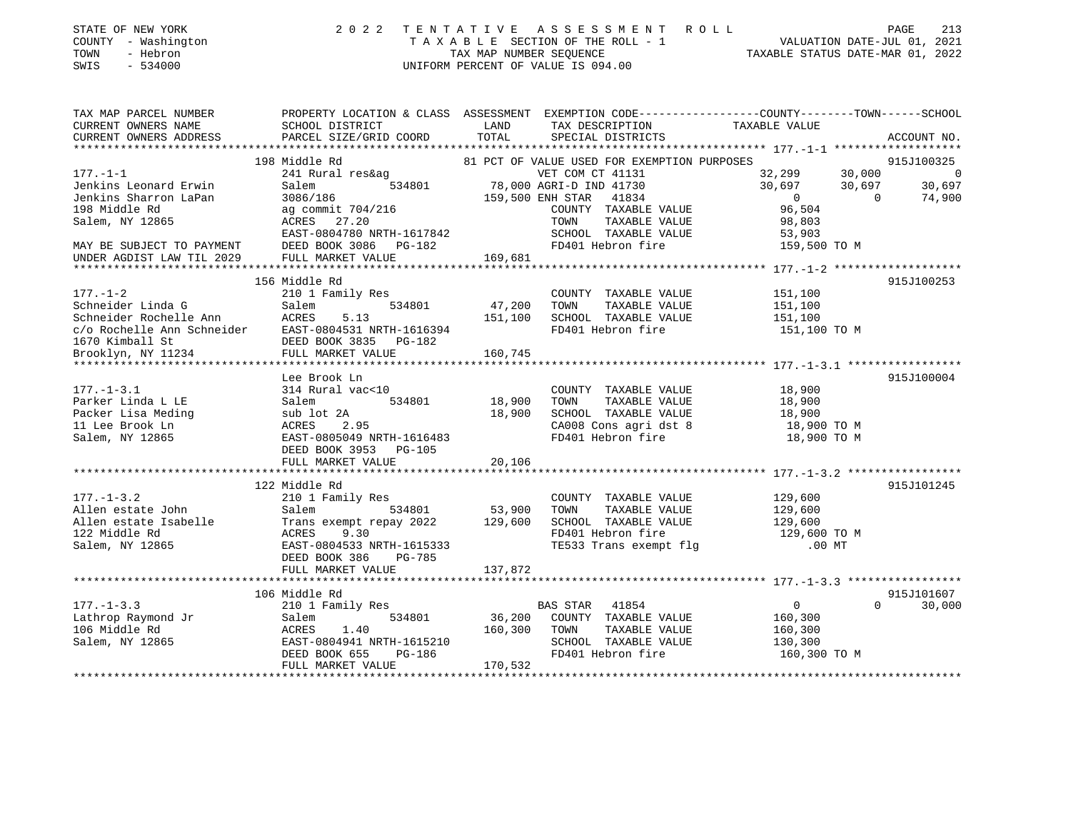STATE OF NEW YORK
COUNTY - Washington
TOWN - Hebron
SWIS - 534000

# 2022 TENTATIVE ASSESSMENT ROLL

TAXABLE SECTION OF THE ROLL - 1
TAX MAP NUMBER SEQUENCE
UNIFORM PERCENT OF VALUE IS 094.00

VALUATION DATE-JUL 01, 2021
TAXABLE STATUS DATE-MAR 01, 2022

```
TAX MAP PARCEL NUMBER          PROPERTY LOCATION & CLASS  ASSESSMENT  EXEMPTION CODE------------------COUNTY--------TOWN------SCHOOL
CURRENT OWNERS NAME            SCHOOL DISTRICT               LAND      TAX DESCRIPTION             TAXABLE VALUE
CURRENT OWNERS ADDRESS         PARCEL SIZE/GRID COORD        TOTAL     SPECIAL DISTRICTS                                    ACCOUNT NO.
*********************************************************************************************************** 177.-1-1 *******************
                    198 Middle Rd                          81 PCT OF VALUE USED FOR EXEMPTION PURPOSES                  915J100325
177.-1-1                       241 Rural res&ag                 VET COM CT 41131            32,299     30,000          0
Jenkins Leonard Erwin          Salem          534801      78,000 AGRI-D IND 41730             30,697     30,697     30,697
Jenkins Sharron LaPan          3086/186                   159,500 ENH STAR  41834                  0          0     74,900
198 Middle Rd                  ag commit 704/216                  COUNTY  TAXABLE VALUE           96,504
Salem, NY 12865                ACRES   27.20                      TOWN    TAXABLE VALUE           98,803
                               EAST-0804780 NRTH-1617842          SCHOOL  TAXABLE VALUE           53,903
MAY BE SUBJECT TO PAYMENT      DEED BOOK 3086   PG-182            FD401 Hebron fire              159,500 TO M
UNDER AGDIST LAW TIL 2029      FULL MARKET VALUE          169,681
*********************************************************************************************************** 177.-1-2 *******************
                    156 Middle Rd                                                                               915J100253
177.-1-2                       210 1 Family Res                   COUNTY  TAXABLE VALUE          151,100
Schneider Linda G              Salem          534801      47,200  TOWN    TAXABLE VALUE          151,100
Schneider Rochelle Ann         ACRES    5.13              151,100 SCHOOL  TAXABLE VALUE          151,100
c/o Rochelle Ann Schneider     EAST-0804531 NRTH-1616394          FD401 Hebron fire              151,100 TO M
1670 Kimball St                DEED BOOK 3835   PG-182
Brooklyn, NY 11234             FULL MARKET VALUE          160,745
*********************************************************************************************************** 177.-1-3.1 *****************
                    Lee Brook Ln                                                                                915J100004
177.-1-3.1                     314 Rural vac<10                   COUNTY  TAXABLE VALUE           18,900
Parker Linda L LE              Salem          534801      18,900  TOWN    TAXABLE VALUE           18,900
Packer Lisa Meding             sub lot 2A                 18,900  SCHOOL  TAXABLE VALUE           18,900
11 Lee Brook Ln                ACRES    2.95                      CA008 Cons agri dst 8           18,900 TO M
Salem, NY 12865                EAST-0805049 NRTH-1616483          FD401 Hebron fire               18,900 TO M
                               DEED BOOK 3953   PG-105
                               FULL MARKET VALUE           20,106
*********************************************************************************************************** 177.-1-3.2 *****************
                    122 Middle Rd                                                                               915J101245
177.-1-3.2                     210 1 Family Res                   COUNTY  TAXABLE VALUE          129,600
Allen estate John              Salem          534801      53,900  TOWN    TAXABLE VALUE          129,600
Allen estate Isabelle          Trans exempt repay 2022    129,600 SCHOOL  TAXABLE VALUE          129,600
122 Middle Rd                  ACRES    9.30                      FD401 Hebron fire              129,600 TO M
Salem, NY 12865                EAST-0804533 NRTH-1615333          TE533 Trans exempt flg             .00 MT
                               DEED BOOK 386    PG-785
                               FULL MARKET VALUE          137,872
*********************************************************************************************************** 177.-1-3.3 *****************
                    106 Middle Rd                                                                               915J101607
177.-1-3.3                     210 1 Family Res                   BAS STAR  41854                  0          0     30,000
Lathrop Raymond Jr             Salem          534801      36,200  COUNTY  TAXABLE VALUE          160,300
106 Middle Rd                  ACRES    1.40              160,300 TOWN    TAXABLE VALUE          160,300
Salem, NY 12865                EAST-0804941 NRTH-1615210          SCHOOL  TAXABLE VALUE          130,300
                               DEED BOOK 655    PG-186            FD401 Hebron fire              160,300 TO M
                               FULL MARKET VALUE          170,532
****************************************************************************************************************************************
```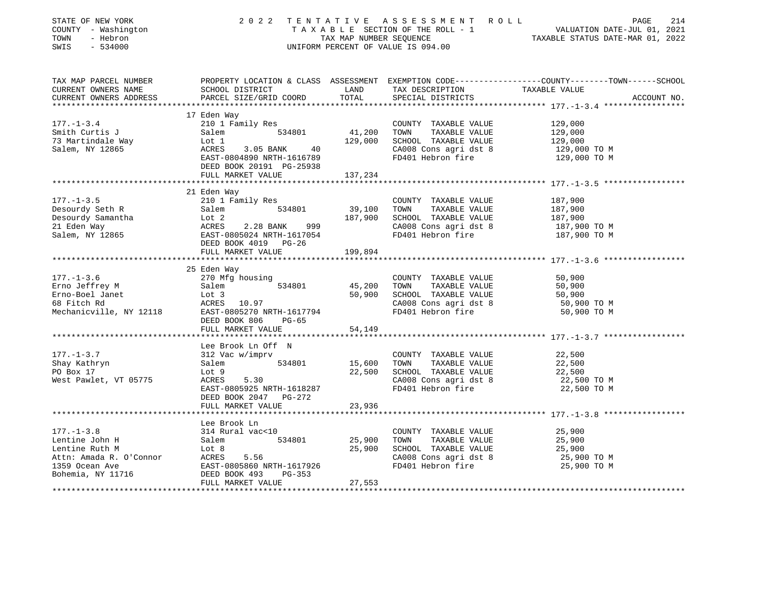STATE OF NEW YORK — 2022 TENTATIVE ASSESSMENT ROLL
COUNTY - Washington — TAXABLE SECTION OF THE ROLL - 1 — VALUATION DATE-JUL 01, 2021
TOWN - Hebron — TAX MAP NUMBER SEQUENCE — TAXABLE STATUS DATE-MAR 01, 2022
SWIS - 534000 — UNIFORM PERCENT OF VALUE IS 094.00

| TAX MAP PARCEL NUMBER / CURRENT OWNERS NAME / CURRENT OWNERS ADDRESS | PROPERTY LOCATION & CLASS / SCHOOL DISTRICT / PARCEL SIZE/GRID COORD | ASSESSMENT LAND | TOTAL | EXEMPTION CODE / TAX DESCRIPTION / SPECIAL DISTRICTS | COUNTY--------TOWN------SCHOOL TAXABLE VALUE | ACCOUNT NO. |
|---|---|---|---|---|---|---|
| **177.-1-3.4** | 17 Eden Way | | | | | |
| 177.-1-3.4 | 210 1 Family Res | | | COUNTY TAXABLE VALUE | 129,000 | |
| Smith Curtis J | Salem 534801 | 41,200 | | TOWN TAXABLE VALUE | 129,000 | |
| 73 Martindale Way | Lot 1 | | 129,000 | SCHOOL TAXABLE VALUE | 129,000 | |
| Salem, NY 12865 | ACRES 3.05 BANK 40 | | | CA008 Cons agri dst 8 | 129,000 TO M | |
| | EAST-0804890 NRTH-1616789 | | | FD401 Hebron fire | 129,000 TO M | |
| | DEED BOOK 20191 PG-25938 | | | | | |
| | FULL MARKET VALUE | | 137,234 | | | |
| **177.-1-3.5** | 21 Eden Way | | | | | |
| 177.-1-3.5 | 210 1 Family Res | | | COUNTY TAXABLE VALUE | 187,900 | |
| Desourdy Seth R | Salem 534801 | 39,100 | | TOWN TAXABLE VALUE | 187,900 | |
| Desourdy Samantha | Lot 2 | | 187,900 | SCHOOL TAXABLE VALUE | 187,900 | |
| 21 Eden Way | ACRES 2.28 BANK 999 | | | CA008 Cons agri dst 8 | 187,900 TO M | |
| Salem, NY 12865 | EAST-0805024 NRTH-1617054 | | | FD401 Hebron fire | 187,900 TO M | |
| | DEED BOOK 4019 PG-26 | | | | | |
| | FULL MARKET VALUE | | 199,894 | | | |
| **177.-1-3.6** | 25 Eden Way | | | | | |
| 177.-1-3.6 | 270 Mfg housing | | | COUNTY TAXABLE VALUE | 50,900 | |
| Erno Jeffrey M | Salem 534801 | 45,200 | | TOWN TAXABLE VALUE | 50,900 | |
| Erno-Boel Janet | Lot 3 | | 50,900 | SCHOOL TAXABLE VALUE | 50,900 | |
| 68 Fitch Rd | ACRES 10.97 | | | CA008 Cons agri dst 8 | 50,900 TO M | |
| Mechanicville, NY 12118 | EAST-0805270 NRTH-1617794 | | | FD401 Hebron fire | 50,900 TO M | |
| | DEED BOOK 806 PG-65 | | | | | |
| | FULL MARKET VALUE | | 54,149 | | | |
| **177.-1-3.7** | Lee Brook Ln Off N | | | | | |
| 177.-1-3.7 | 312 Vac w/imprv | | | COUNTY TAXABLE VALUE | 22,500 | |
| Shay Kathryn | Salem 534801 | 15,600 | | TOWN TAXABLE VALUE | 22,500 | |
| PO Box 17 | Lot 9 | | 22,500 | SCHOOL TAXABLE VALUE | 22,500 | |
| West Pawlet, VT 05775 | ACRES 5.30 | | | CA008 Cons agri dst 8 | 22,500 TO M | |
| | EAST-0805925 NRTH-1618287 | | | FD401 Hebron fire | 22,500 TO M | |
| | DEED BOOK 2047 PG-272 | | | | | |
| | FULL MARKET VALUE | | 23,936 | | | |
| **177.-1-3.8** | Lee Brook Ln | | | | | |
| 177.-1-3.8 | 314 Rural vac<10 | | | COUNTY TAXABLE VALUE | 25,900 | |
| Lentine John H | Salem 534801 | 25,900 | | TOWN TAXABLE VALUE | 25,900 | |
| Lentine Ruth M | Lot 8 | | 25,900 | SCHOOL TAXABLE VALUE | 25,900 | |
| Attn: Amada R. O'Connor | ACRES 5.56 | | | CA008 Cons agri dst 8 | 25,900 TO M | |
| 1359 Ocean Ave | EAST-0805860 NRTH-1617926 | | | FD401 Hebron fire | 25,900 TO M | |
| Bohemia, NY 11716 | DEED BOOK 493 PG-353 | | | | | |
| | FULL MARKET VALUE | | 27,553 | | | |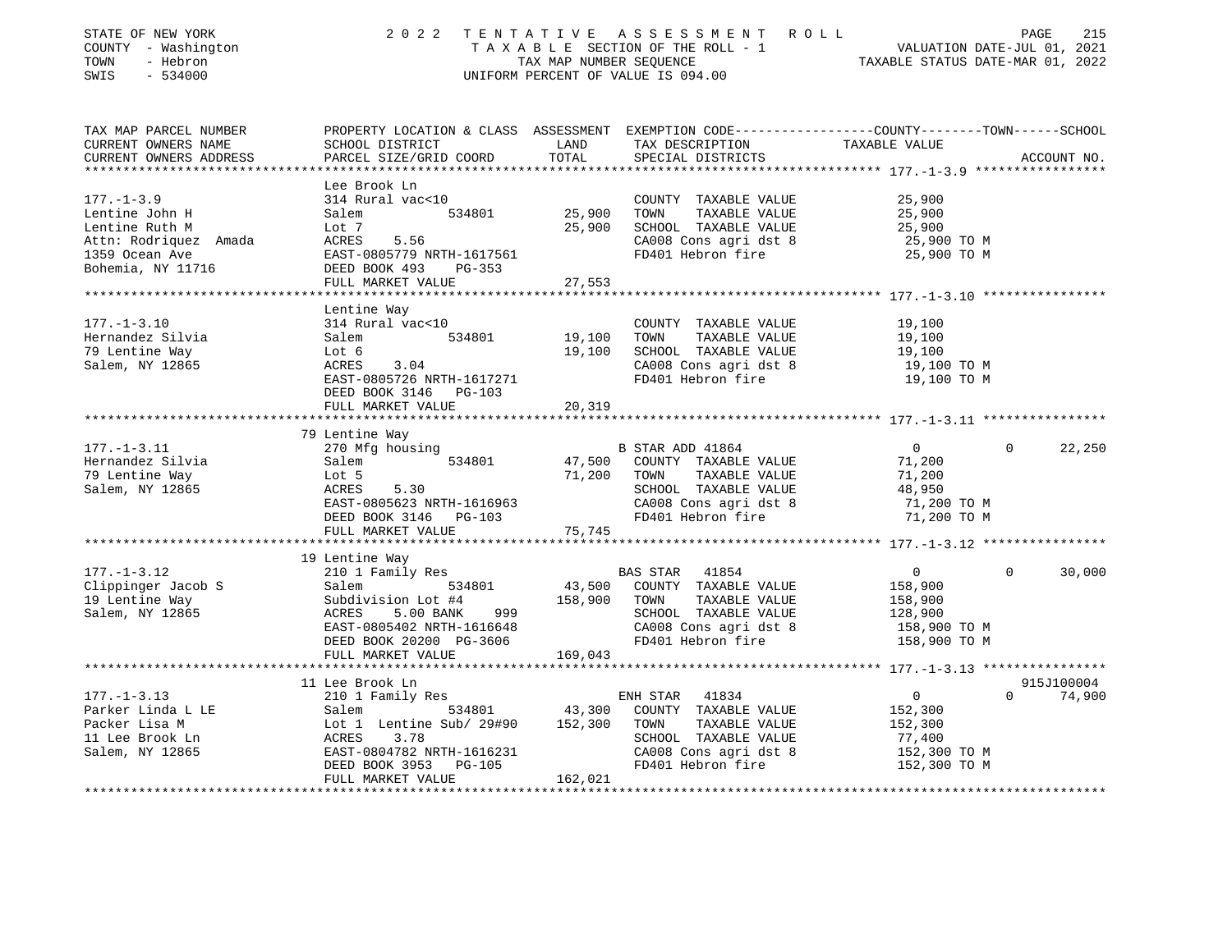STATE OF NEW YORK
COUNTY - Washington
TOWN - Hebron
SWIS - 534000

# 2022 TENTATIVE ASSESSMENT ROLL
TAXABLE SECTION OF THE ROLL - 1
TAX MAP NUMBER SEQUENCE
UNIFORM PERCENT OF VALUE IS 094.00

VALUATION DATE-JUL 01, 2021
TAXABLE STATUS DATE-MAR 01, 2022

| TAX MAP PARCEL NUMBER / CURRENT OWNERS NAME / CURRENT OWNERS ADDRESS | PROPERTY LOCATION & CLASS / SCHOOL DISTRICT / PARCEL SIZE/GRID COORD | ASSESSMENT LAND / TOTAL | EXEMPTION CODE / TAX DESCRIPTION / SPECIAL DISTRICTS | COUNTY TAXABLE VALUE | TOWN | SCHOOL | ACCOUNT NO. |
|---|---|---|---|---|---|---|---|
| **177.-1-3.9** | Lee Brook Ln | | | | | | |
| 177.-1-3.9 | 314 Rural vac<10 | | COUNTY TAXABLE VALUE | 25,900 | | | |
| Lentine John H | Salem 534801 | 25,900 | TOWN TAXABLE VALUE | 25,900 | | | |
| Lentine Ruth M | Lot 7 | 25,900 | SCHOOL TAXABLE VALUE | 25,900 | | | |
| Attn: Rodriquez Amada | ACRES 5.56 | | CA008 Cons agri dst 8 | 25,900 TO M | | | |
| 1359 Ocean Ave | EAST-0805779 NRTH-1617561 | | FD401 Hebron fire | 25,900 TO M | | | |
| Bohemia, NY 11716 | DEED BOOK 493 PG-353 | | | | | | |
| | FULL MARKET VALUE | 27,553 | | | | | |
| **177.-1-3.10** | Lentine Way | | | | | | |
| 177.-1-3.10 | 314 Rural vac<10 | | COUNTY TAXABLE VALUE | 19,100 | | | |
| Hernandez Silvia | Salem 534801 | 19,100 | TOWN TAXABLE VALUE | 19,100 | | | |
| 79 Lentine Way | Lot 6 | 19,100 | SCHOOL TAXABLE VALUE | 19,100 | | | |
| Salem, NY 12865 | ACRES 3.04 | | CA008 Cons agri dst 8 | 19,100 TO M | | | |
| | EAST-0805726 NRTH-1617271 | | FD401 Hebron fire | 19,100 TO M | | | |
| | DEED BOOK 3146 PG-103 | | | | | | |
| | FULL MARKET VALUE | 20,319 | | | | | |
| **177.-1-3.11** | 79 Lentine Way | | | | | | |
| 177.-1-3.11 | 270 Mfg housing | | B STAR ADD 41864 | 0 | 0 | 22,250 | |
| Hernandez Silvia | Salem 534801 | 47,500 | COUNTY TAXABLE VALUE | 71,200 | | | |
| 79 Lentine Way | Lot 5 | 71,200 | TOWN TAXABLE VALUE | 71,200 | | | |
| Salem, NY 12865 | ACRES 5.30 | | SCHOOL TAXABLE VALUE | 48,950 | | | |
| | EAST-0805623 NRTH-1616963 | | CA008 Cons agri dst 8 | 71,200 TO M | | | |
| | DEED BOOK 3146 PG-103 | | FD401 Hebron fire | 71,200 TO M | | | |
| | FULL MARKET VALUE | 75,745 | | | | | |
| **177.-1-3.12** | 19 Lentine Way | | | | | | |
| 177.-1-3.12 | 210 1 Family Res | | BAS STAR 41854 | 0 | 0 | 30,000 | |
| Clippinger Jacob S | Salem 534801 | 43,500 | COUNTY TAXABLE VALUE | 158,900 | | | |
| 19 Lentine Way | Subdivision Lot #4 | 158,900 | TOWN TAXABLE VALUE | 158,900 | | | |
| Salem, NY 12865 | ACRES 5.00 BANK 999 | | SCHOOL TAXABLE VALUE | 128,900 | | | |
| | EAST-0805402 NRTH-1616648 | | CA008 Cons agri dst 8 | 158,900 TO M | | | |
| | DEED BOOK 20200 PG-3606 | | FD401 Hebron fire | 158,900 TO M | | | |
| | FULL MARKET VALUE | 169,043 | | | | | |
| **177.-1-3.13** | 11 Lee Brook Ln | | | | | | 915J100004 |
| 177.-1-3.13 | 210 1 Family Res | | ENH STAR 41834 | 0 | 0 | 74,900 | |
| Parker Linda L LE | Salem 534801 | 43,300 | COUNTY TAXABLE VALUE | 152,300 | | | |
| Packer Lisa M | Lot 1 Lentine Sub/ 29#90 | 152,300 | TOWN TAXABLE VALUE | 152,300 | | | |
| 11 Lee Brook Ln | ACRES 3.78 | | SCHOOL TAXABLE VALUE | 77,400 | | | |
| Salem, NY 12865 | EAST-0804782 NRTH-1616231 | | CA008 Cons agri dst 8 | 152,300 TO M | | | |
| | DEED BOOK 3953 PG-105 | | FD401 Hebron fire | 152,300 TO M | | | |
| | FULL MARKET VALUE | 162,021 | | | | | |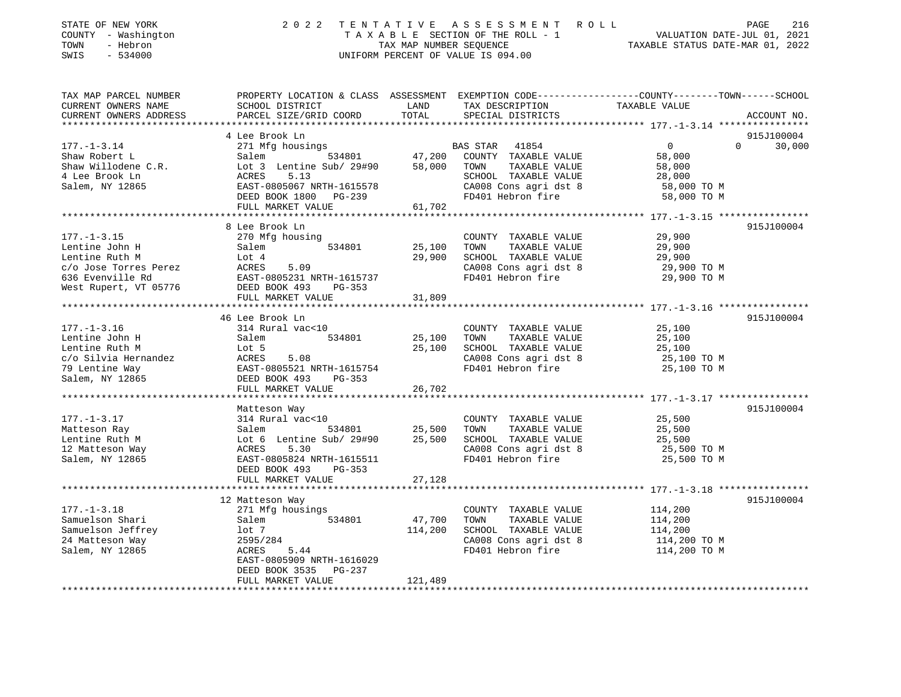STATE OF NEW YORK
COUNTY - Washington
TOWN - Hebron
SWIS - 534000

2022 TENTATIVE ASSESSMENT ROLL
TAXABLE SECTION OF THE ROLL - 1
TAX MAP NUMBER SEQUENCE
UNIFORM PERCENT OF VALUE IS 094.00

VALUATION DATE-JUL 01, 2021
TAXABLE STATUS DATE-MAR 01, 2022

| TAX MAP PARCEL NUMBER / CURRENT OWNERS NAME / CURRENT OWNERS ADDRESS | PROPERTY LOCATION & CLASS / SCHOOL DISTRICT / PARCEL SIZE/GRID COORD | ASSESSMENT LAND / TOTAL | EXEMPTION CODE / TAX DESCRIPTION / SPECIAL DISTRICTS | COUNTY / TOWN / SCHOOL TAXABLE VALUE | ACCOUNT NO. |
|---|---|---|---|---|---|
| **177.-1-3.14** | 4 Lee Brook Ln | | | | 915J100004 |
| Shaw Robert L | 271 Mfg housings | | BAS STAR 41854 | 0 / 0 / 30,000 | |
| Shaw Willodene C.R. | Salem 534801 | 47,200 | COUNTY TAXABLE VALUE | 58,000 | |
| 4 Lee Brook Ln | Lot 3 Lentine Sub/ 29#90 | 58,000 | TOWN TAXABLE VALUE | 58,000 | |
| Salem, NY 12865 | ACRES 5.13 | | SCHOOL TAXABLE VALUE | 28,000 | |
| | EAST-0805067 NRTH-1615578 | | CA008 Cons agri dst 8 | 58,000 TO M | |
| | DEED BOOK 1800 PG-239 | | FD401 Hebron fire | 58,000 TO M | |
| | FULL MARKET VALUE | 61,702 | | | |
| **177.-1-3.15** | 8 Lee Brook Ln | | | | 915J100004 |
| Lentine John H | 270 Mfg housing | | COUNTY TAXABLE VALUE | 29,900 | |
| Lentine Ruth M | Salem 534801 | 25,100 | TOWN TAXABLE VALUE | 29,900 | |
| c/o Jose Torres Perez | Lot 4 | 29,900 | SCHOOL TAXABLE VALUE | 29,900 | |
| 636 Evenville Rd | ACRES 5.09 | | CA008 Cons agri dst 8 | 29,900 TO M | |
| West Rupert, VT 05776 | EAST-0805231 NRTH-1615737 | | FD401 Hebron fire | 29,900 TO M | |
| | DEED BOOK 493 PG-353 | | | | |
| | FULL MARKET VALUE | 31,809 | | | |
| **177.-1-3.16** | 46 Lee Brook Ln | | | | 915J100004 |
| Lentine John H | 314 Rural vac<10 | | COUNTY TAXABLE VALUE | 25,100 | |
| Lentine Ruth M | Salem 534801 | 25,100 | TOWN TAXABLE VALUE | 25,100 | |
| c/o Silvia Hernandez | Lot 5 | 25,100 | SCHOOL TAXABLE VALUE | 25,100 | |
| 79 Lentine Way | ACRES 5.08 | | CA008 Cons agri dst 8 | 25,100 TO M | |
| Salem, NY 12865 | EAST-0805521 NRTH-1615754 | | FD401 Hebron fire | 25,100 TO M | |
| | DEED BOOK 493 PG-353 | | | | |
| | FULL MARKET VALUE | 26,702 | | | |
| **177.-1-3.17** | Matteson Way | | | | 915J100004 |
| Matteson Ray | 314 Rural vac<10 | | COUNTY TAXABLE VALUE | 25,500 | |
| Lentine Ruth M | Salem 534801 | 25,500 | TOWN TAXABLE VALUE | 25,500 | |
| 12 Matteson Way | Lot 6 Lentine Sub/ 29#90 | 25,500 | SCHOOL TAXABLE VALUE | 25,500 | |
| Salem, NY 12865 | ACRES 5.30 | | CA008 Cons agri dst 8 | 25,500 TO M | |
| | EAST-0805824 NRTH-1615511 | | FD401 Hebron fire | 25,500 TO M | |
| | DEED BOOK 493 PG-353 | | | | |
| | FULL MARKET VALUE | 27,128 | | | |
| **177.-1-3.18** | 12 Matteson Way | | | | 915J100004 |
| Samuelson Shari | 271 Mfg housings | | COUNTY TAXABLE VALUE | 114,200 | |
| Samuelson Jeffrey | Salem 534801 | 47,700 | TOWN TAXABLE VALUE | 114,200 | |
| 24 Matteson Way | lot 7 | 114,200 | SCHOOL TAXABLE VALUE | 114,200 | |
| Salem, NY 12865 | 2595/284 | | CA008 Cons agri dst 8 | 114,200 TO M | |
| | ACRES 5.44 | | FD401 Hebron fire | 114,200 TO M | |
| | EAST-0805909 NRTH-1616029 | | | | |
| | DEED BOOK 3535 PG-237 | | | | |
| | FULL MARKET VALUE | 121,489 | | | |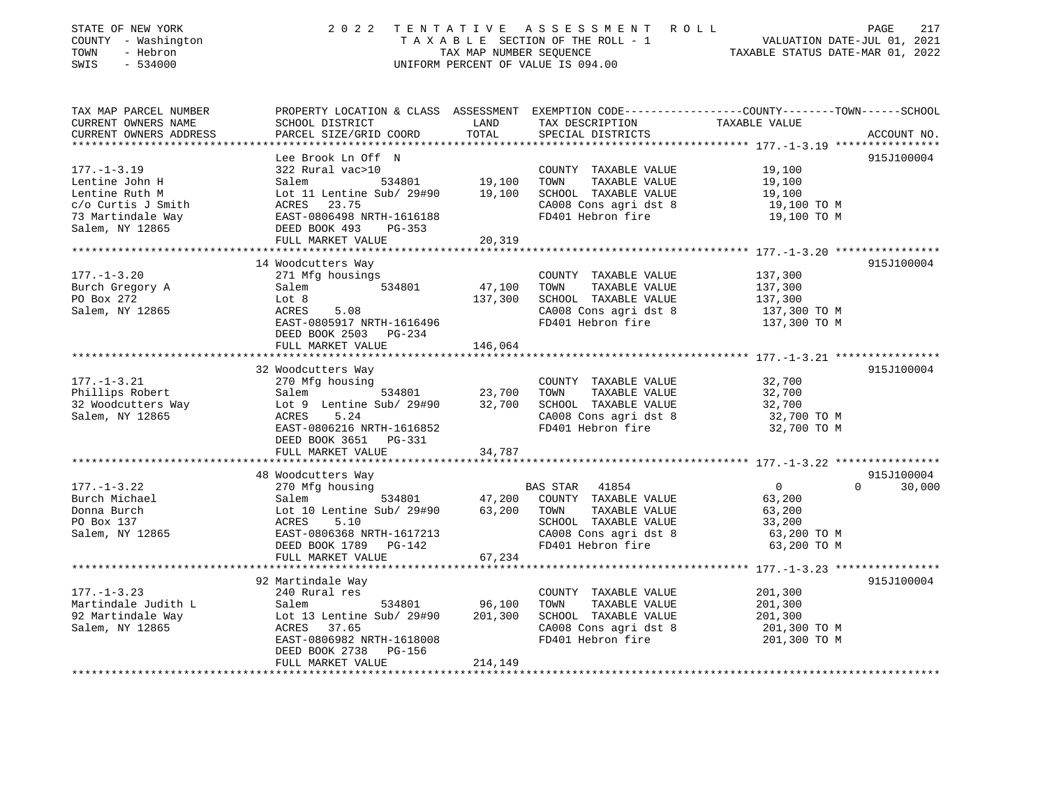STATE OF NEW YORK | 2022 TENTATIVE ASSESSMENT ROLL
COUNTY - Washington | TAXABLE SECTION OF THE ROLL - 1 | VALUATION DATE-JUL 01, 2021
TOWN - Hebron | TAX MAP NUMBER SEQUENCE | TAXABLE STATUS DATE-MAR 01, 2022
SWIS - 534000 | UNIFORM PERCENT OF VALUE IS 094.00

| TAX MAP PARCEL NUMBER / CURRENT OWNERS NAME / CURRENT OWNERS ADDRESS | PROPERTY LOCATION & CLASS / SCHOOL DISTRICT / PARCEL SIZE/GRID COORD | ASSESSMENT LAND / TOTAL | EXEMPTION CODE / TAX DESCRIPTION / SPECIAL DISTRICTS | COUNTY / TOWN / SCHOOL TAXABLE VALUE | ACCOUNT NO. |
|---|---|---|---|---|---|
| **177.-1-3.19** | Lee Brook Ln Off N | | | | 915J100004 |
| 177.-1-3.19 | 322 Rural vac>10 | | COUNTY TAXABLE VALUE | 19,100 | |
| Lentine John H | Salem 534801 | 19,100 | TOWN TAXABLE VALUE | 19,100 | |
| Lentine Ruth M | Lot 11 Lentine Sub/ 29#90 | 19,100 | SCHOOL TAXABLE VALUE | 19,100 | |
| c/o Curtis J Smith | ACRES 23.75 | | CA008 Cons agri dst 8 | 19,100 TO M | |
| 73 Martindale Way | EAST-0806498 NRTH-1616188 | | FD401 Hebron fire | 19,100 TO M | |
| Salem, NY 12865 | DEED BOOK 493 PG-353 | | | | |
| | FULL MARKET VALUE | 20,319 | | | |
| **177.-1-3.20** | 14 Woodcutters Way | | | | 915J100004 |
| 177.-1-3.20 | 271 Mfg housings | | COUNTY TAXABLE VALUE | 137,300 | |
| Burch Gregory A | Salem 534801 | 47,100 | TOWN TAXABLE VALUE | 137,300 | |
| PO Box 272 | Lot 8 | 137,300 | SCHOOL TAXABLE VALUE | 137,300 | |
| Salem, NY 12865 | ACRES 5.08 | | CA008 Cons agri dst 8 | 137,300 TO M | |
| | EAST-0805917 NRTH-1616496 | | FD401 Hebron fire | 137,300 TO M | |
| | DEED BOOK 2503 PG-234 | | | | |
| | FULL MARKET VALUE | 146,064 | | | |
| **177.-1-3.21** | 32 Woodcutters Way | | | | 915J100004 |
| 177.-1-3.21 | 270 Mfg housing | | COUNTY TAXABLE VALUE | 32,700 | |
| Phillips Robert | Salem 534801 | 23,700 | TOWN TAXABLE VALUE | 32,700 | |
| 32 Woodcutters Way | Lot 9 Lentine Sub/ 29#90 | 32,700 | SCHOOL TAXABLE VALUE | 32,700 | |
| Salem, NY 12865 | ACRES 5.24 | | CA008 Cons agri dst 8 | 32,700 TO M | |
| | EAST-0806216 NRTH-1616852 | | FD401 Hebron fire | 32,700 TO M | |
| | DEED BOOK 3651 PG-331 | | | | |
| | FULL MARKET VALUE | 34,787 | | | |
| **177.-1-3.22** | 48 Woodcutters Way | | | | 915J100004 |
| 177.-1-3.22 | 270 Mfg housing | | BAS STAR 41854 | 0 0 30,000 | |
| Burch Michael | Salem 534801 | 47,200 | COUNTY TAXABLE VALUE | 63,200 | |
| Donna Burch | Lot 10 Lentine Sub/ 29#90 | 63,200 | TOWN TAXABLE VALUE | 63,200 | |
| PO Box 137 | ACRES 5.10 | | SCHOOL TAXABLE VALUE | 33,200 | |
| Salem, NY 12865 | EAST-0806368 NRTH-1617213 | | CA008 Cons agri dst 8 | 63,200 TO M | |
| | DEED BOOK 1789 PG-142 | | FD401 Hebron fire | 63,200 TO M | |
| | FULL MARKET VALUE | 67,234 | | | |
| **177.-1-3.23** | 92 Martindale Way | | | | 915J100004 |
| 177.-1-3.23 | 240 Rural res | | COUNTY TAXABLE VALUE | 201,300 | |
| Martindale Judith L | Salem 534801 | 96,100 | TOWN TAXABLE VALUE | 201,300 | |
| 92 Martindale Way | Lot 13 Lentine Sub/ 29#90 | 201,300 | SCHOOL TAXABLE VALUE | 201,300 | |
| Salem, NY 12865 | ACRES 37.65 | | CA008 Cons agri dst 8 | 201,300 TO M | |
| | EAST-0806982 NRTH-1618008 | | FD401 Hebron fire | 201,300 TO M | |
| | DEED BOOK 2738 PG-156 | | | | |
| | FULL MARKET VALUE | 214,149 | | | |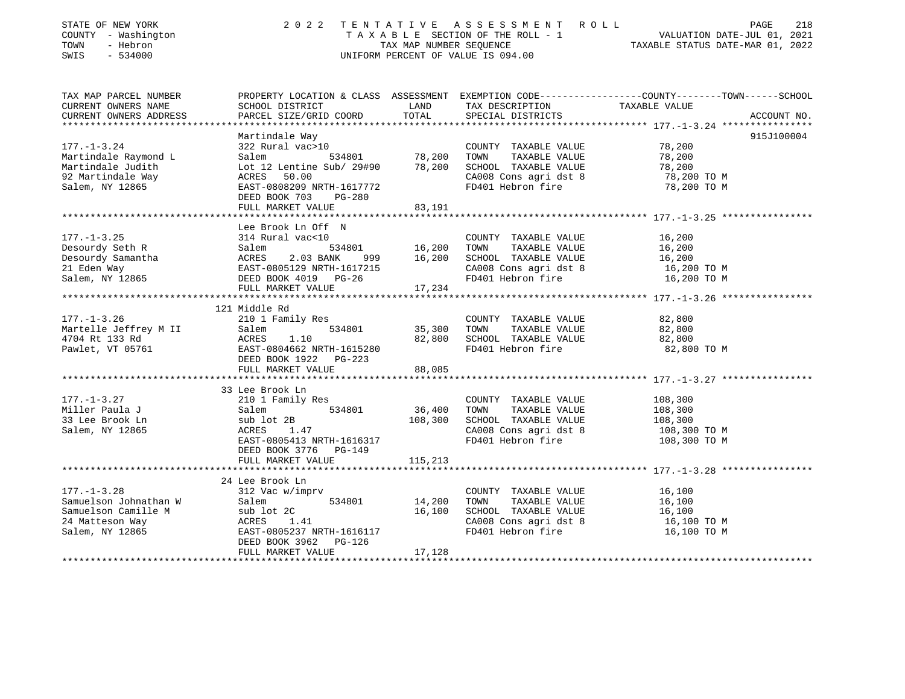STATE OF NEW YORK
COUNTY - Washington
TOWN - Hebron
SWIS - 534000

# 2022 TENTATIVE ASSESSMENT ROLL

TAXABLE SECTION OF THE ROLL - 1
TAX MAP NUMBER SEQUENCE
UNIFORM PERCENT OF VALUE IS 094.00

VALUATION DATE-JUL 01, 2021
TAXABLE STATUS DATE-MAR 01, 2022

| TAX MAP PARCEL NUMBER / CURRENT OWNERS NAME / CURRENT OWNERS ADDRESS | PROPERTY LOCATION & CLASS / SCHOOL DISTRICT / PARCEL SIZE/GRID COORD | ASSESSMENT LAND | TOTAL | EXEMPTION CODE / TAX DESCRIPTION / SPECIAL DISTRICTS | TAXABLE VALUE (COUNTY--TOWN--SCHOOL) | ACCOUNT NO. |
|---|---|---|---|---|---|---|
| **177.-1-3.24** | Martindale Way | | | | | 915J100004 |
| 177.-1-3.24 | 322 Rural vac>10 | | | COUNTY TAXABLE VALUE | 78,200 | |
| Martindale Raymond L | Salem 534801 | 78,200 | | TOWN TAXABLE VALUE | 78,200 | |
| Martindale Judith | Lot 12 Lentine Sub/ 29#90 | | 78,200 | SCHOOL TAXABLE VALUE | 78,200 | |
| 92 Martindale Way | ACRES 50.00 | | | CA008 Cons agri dst 8 | 78,200 TO M | |
| Salem, NY 12865 | EAST-0808209 NRTH-1617772 | | | FD401 Hebron fire | 78,200 TO M | |
| | DEED BOOK 703 PG-280 | | | | | |
| | FULL MARKET VALUE | | 83,191 | | | |
| **177.-1-3.25** | Lee Brook Ln Off N | | | | | |
| 177.-1-3.25 | 314 Rural vac<10 | | | COUNTY TAXABLE VALUE | 16,200 | |
| Desourdy Seth R | Salem 534801 | 16,200 | | TOWN TAXABLE VALUE | 16,200 | |
| Desourdy Samantha | ACRES 2.03 BANK 999 | | 16,200 | SCHOOL TAXABLE VALUE | 16,200 | |
| 21 Eden Way | EAST-0805129 NRTH-1617215 | | | CA008 Cons agri dst 8 | 16,200 TO M | |
| Salem, NY 12865 | DEED BOOK 4019 PG-26 | | | FD401 Hebron fire | 16,200 TO M | |
| | FULL MARKET VALUE | | 17,234 | | | |
| **177.-1-3.26** | 121 Middle Rd | | | | | |
| 177.-1-3.26 | 210 1 Family Res | | | COUNTY TAXABLE VALUE | 82,800 | |
| Martelle Jeffrey M II | Salem 534801 | 35,300 | | TOWN TAXABLE VALUE | 82,800 | |
| 4704 Rt 133 Rd | ACRES 1.10 | | 82,800 | SCHOOL TAXABLE VALUE | 82,800 | |
| Pawlet, VT 05761 | EAST-0804662 NRTH-1615280 | | | FD401 Hebron fire | 82,800 TO M | |
| | DEED BOOK 1922 PG-223 | | | | | |
| | FULL MARKET VALUE | | 88,085 | | | |
| **177.-1-3.27** | 33 Lee Brook Ln | | | | | |
| 177.-1-3.27 | 210 1 Family Res | | | COUNTY TAXABLE VALUE | 108,300 | |
| Miller Paula J | Salem 534801 | 36,400 | | TOWN TAXABLE VALUE | 108,300 | |
| 33 Lee Brook Ln | sub lot 2B | | 108,300 | SCHOOL TAXABLE VALUE | 108,300 | |
| Salem, NY 12865 | ACRES 1.47 | | | CA008 Cons agri dst 8 | 108,300 TO M | |
| | EAST-0805413 NRTH-1616317 | | | FD401 Hebron fire | 108,300 TO M | |
| | DEED BOOK 3776 PG-149 | | | | | |
| | FULL MARKET VALUE | | 115,213 | | | |
| **177.-1-3.28** | 24 Lee Brook Ln | | | | | |
| 177.-1-3.28 | 312 Vac w/imprv | | | COUNTY TAXABLE VALUE | 16,100 | |
| Samuelson Johnathan W | Salem 534801 | 14,200 | | TOWN TAXABLE VALUE | 16,100 | |
| Samuelson Camille M | sub lot 2C | | 16,100 | SCHOOL TAXABLE VALUE | 16,100 | |
| 24 Matteson Way | ACRES 1.41 | | | CA008 Cons agri dst 8 | 16,100 TO M | |
| Salem, NY 12865 | EAST-0805237 NRTH-1616117 | | | FD401 Hebron fire | 16,100 TO M | |
| | DEED BOOK 3962 PG-126 | | | | | |
| | FULL MARKET VALUE | | 17,128 | | | |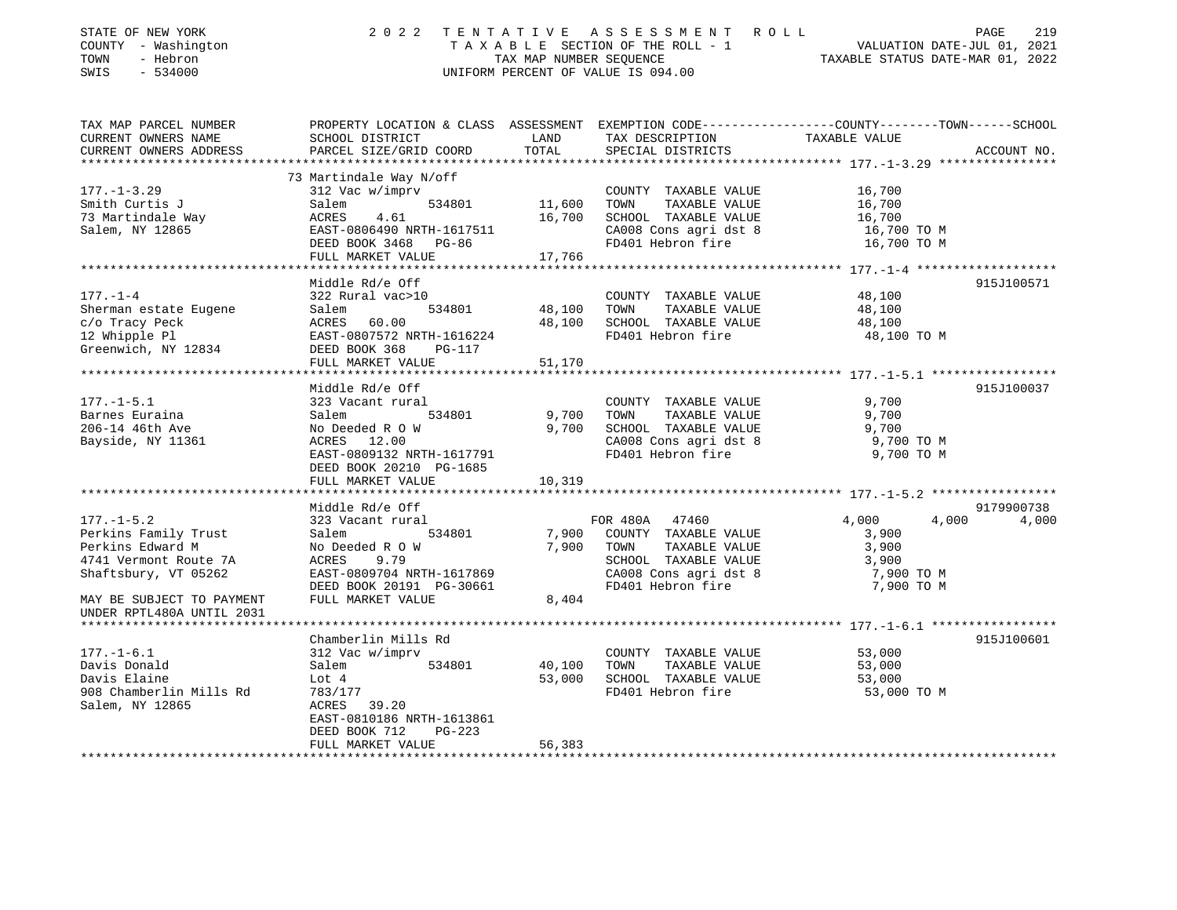STATE OF NEW YORK | COUNTY - Washington | TOWN - Hebron | SWIS - 534000

2022 TENTATIVE ASSESSMENT ROLL — TAXABLE SECTION OF THE ROLL - 1 — TAX MAP NUMBER SEQUENCE — UNIFORM PERCENT OF VALUE IS 094.00

VALUATION DATE-JUL 01, 2021 | TAXABLE STATUS DATE-MAR 01, 2022

| TAX MAP PARCEL NUMBER / CURRENT OWNERS NAME / CURRENT OWNERS ADDRESS | PROPERTY LOCATION & CLASS / SCHOOL DISTRICT / PARCEL SIZE/GRID COORD | ASSESSMENT LAND / TOTAL | EXEMPTION CODE / TAX DESCRIPTION / SPECIAL DISTRICTS | COUNTY | TOWN | SCHOOL / ACCOUNT NO. |
|---|---|---|---|---|---|---|
| **177.-1-3.29** | 73 Martindale Way N/off | | | | | |
| 177.-1-3.29 | 312 Vac w/imprv | | COUNTY TAXABLE VALUE | 16,700 | | |
| Smith Curtis J | Salem 534801 | 11,600 | TOWN TAXABLE VALUE | 16,700 | | |
| 73 Martindale Way | ACRES 4.61 | 16,700 | SCHOOL TAXABLE VALUE | 16,700 | | |
| Salem, NY 12865 | EAST-0806490 NRTH-1617511 | | CA008 Cons agri dst 8 | 16,700 TO M | | |
| | DEED BOOK 3468 PG-86 | | FD401 Hebron fire | 16,700 TO M | | |
| | FULL MARKET VALUE | 17,766 | | | | |
| **177.-1-4** | Middle Rd/e Off | | | | | 915J100571 |
| 177.-1-4 | 322 Rural vac>10 | | COUNTY TAXABLE VALUE | 48,100 | | |
| Sherman estate Eugene | Salem 534801 | 48,100 | TOWN TAXABLE VALUE | 48,100 | | |
| c/o Tracy Peck | ACRES 60.00 | 48,100 | SCHOOL TAXABLE VALUE | 48,100 | | |
| 12 Whipple Pl | EAST-0807572 NRTH-1616224 | | FD401 Hebron fire | 48,100 TO M | | |
| Greenwich, NY 12834 | DEED BOOK 368 PG-117 | | | | | |
| | FULL MARKET VALUE | 51,170 | | | | |
| **177.-1-5.1** | Middle Rd/e Off | | | | | 915J100037 |
| 177.-1-5.1 | 323 Vacant rural | | COUNTY TAXABLE VALUE | 9,700 | | |
| Barnes Euraina | Salem 534801 | 9,700 | TOWN TAXABLE VALUE | 9,700 | | |
| 206-14 46th Ave | No Deeded R O W | 9,700 | SCHOOL TAXABLE VALUE | 9,700 | | |
| Bayside, NY 11361 | ACRES 12.00 | | CA008 Cons agri dst 8 | 9,700 TO M | | |
| | EAST-0809132 NRTH-1617791 | | FD401 Hebron fire | 9,700 TO M | | |
| | DEED BOOK 20210 PG-1685 | | | | | |
| | FULL MARKET VALUE | 10,319 | | | | |
| **177.-1-5.2** | Middle Rd/e Off | | | | | 9179900738 |
| 177.-1-5.2 | 323 Vacant rural | | FOR 480A 47460 | 4,000 | 4,000 | 4,000 |
| Perkins Family Trust | Salem 534801 | 7,900 | COUNTY TAXABLE VALUE | 3,900 | | |
| Perkins Edward M | No Deeded R O W | 7,900 | TOWN TAXABLE VALUE | 3,900 | | |
| 4741 Vermont Route 7A | ACRES 9.79 | | SCHOOL TAXABLE VALUE | 3,900 | | |
| Shaftsbury, VT 05262 | EAST-0809704 NRTH-1617869 | | CA008 Cons agri dst 8 | 7,900 TO M | | |
| | DEED BOOK 20191 PG-30661 | | FD401 Hebron fire | 7,900 TO M | | |
| MAY BE SUBJECT TO PAYMENT UNDER RPTL480A UNTIL 2031 | FULL MARKET VALUE | 8,404 | | | | |
| **177.-1-6.1** | Chamberlin Mills Rd | | | | | 915J100601 |
| 177.-1-6.1 | 312 Vac w/imprv | | COUNTY TAXABLE VALUE | 53,000 | | |
| Davis Donald | Salem 534801 | 40,100 | TOWN TAXABLE VALUE | 53,000 | | |
| Davis Elaine | Lot 4 | 53,000 | SCHOOL TAXABLE VALUE | 53,000 | | |
| 908 Chamberlin Mills Rd | 783/177 | | FD401 Hebron fire | 53,000 TO M | | |
| Salem, NY 12865 | ACRES 39.20 | | | | | |
| | EAST-0810186 NRTH-1613861 | | | | | |
| | DEED BOOK 712 PG-223 | | | | | |
| | FULL MARKET VALUE | 56,383 | | | | |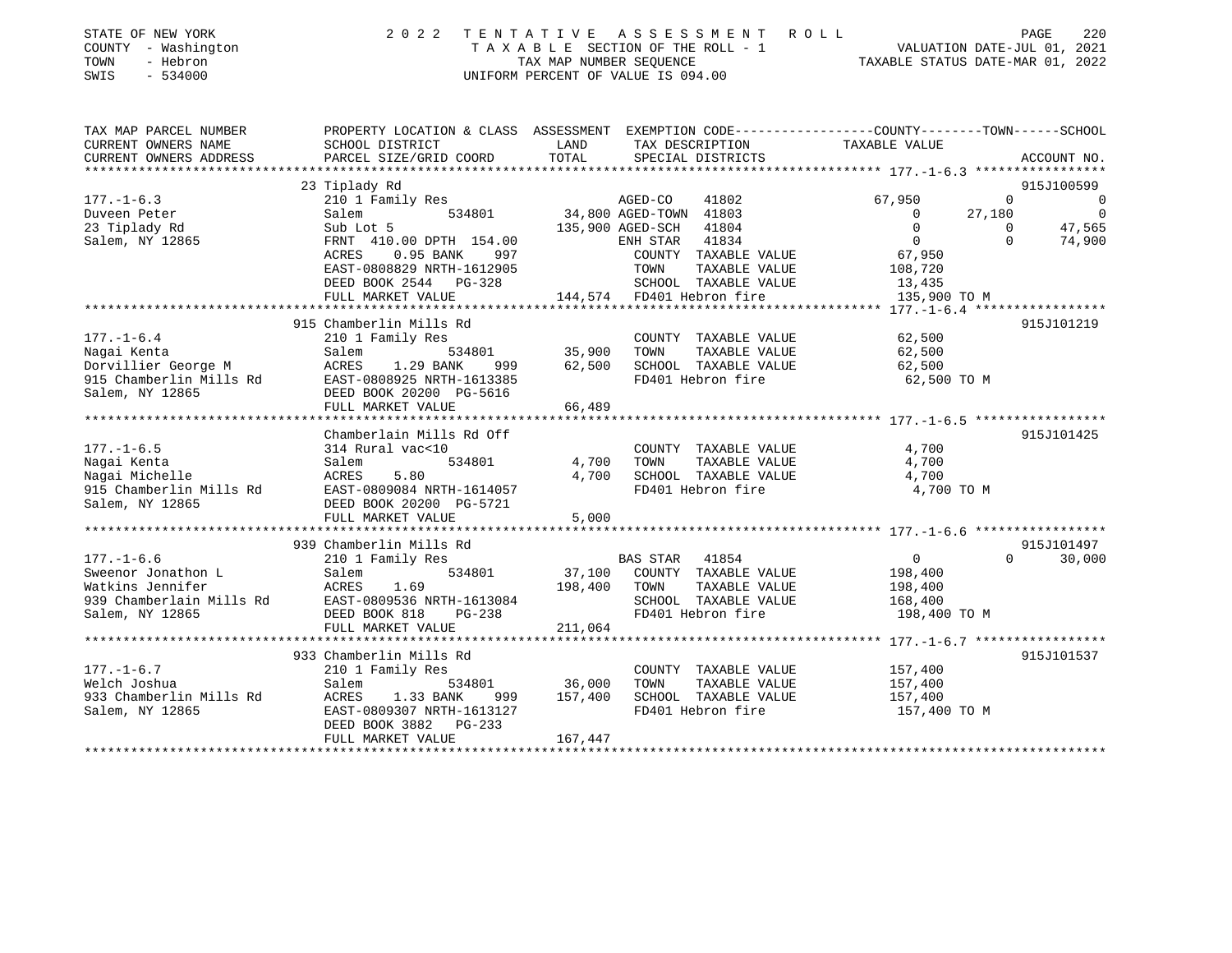STATE OF NEW YORK
COUNTY - Washington
TOWN - Hebron
SWIS - 534000

2022 TENTATIVE ASSESSMENT ROLL
TAXABLE SECTION OF THE ROLL - 1
TAX MAP NUMBER SEQUENCE
UNIFORM PERCENT OF VALUE IS 094.00

VALUATION DATE-JUL 01, 2021
TAXABLE STATUS DATE-MAR 01, 2022

```
TAX MAP PARCEL NUMBER     PROPERTY LOCATION & CLASS  ASSESSMENT  EXEMPTION CODE-----------------COUNTY--------TOWN------SCHOOL
CURRENT OWNERS NAME       SCHOOL DISTRICT             LAND       TAX DESCRIPTION             TAXABLE VALUE
CURRENT OWNERS ADDRESS    PARCEL SIZE/GRID COORD      TOTAL      SPECIAL DISTRICTS                                    ACCOUNT NO.
******************************************************************************************* 177.-1-6.3 *****************
                          23 Tiplady Rd                                                                            915J100599
177.-1-6.3                210 1 Family Res                        AGED-CO    41802          67,950           0            0
Duveen Peter              Salem           534801      34,800 AGED-TOWN  41803               0      27,180            0
23 Tiplady Rd             Sub Lot 5                  135,900 AGED-SCH   41804               0           0       47,565
Salem, NY 12865           FRNT 410.00 DPTH 154.00          ENH STAR   41834               0           0       74,900
                          ACRES    0.95 BANK    997           COUNTY  TAXABLE VALUE          67,950
                          EAST-0808829 NRTH-1612905           TOWN    TAXABLE VALUE         108,720
                          DEED BOOK 2544   PG-328             SCHOOL  TAXABLE VALUE          13,435
                          FULL MARKET VALUE          144,574  FD401 Hebron fire             135,900 TO M
******************************************************************************************* 177.-1-6.4 *****************
                          915 Chamberlin Mills Rd                                                                  915J101219
177.-1-6.4                210 1 Family Res                        COUNTY  TAXABLE VALUE          62,500
Nagai Kenta               Salem           534801      35,900      TOWN    TAXABLE VALUE          62,500
Dorvillier George M       ACRES    1.29 BANK    999   62,500      SCHOOL  TAXABLE VALUE          62,500
915 Chamberlin Mills Rd   EAST-0808925 NRTH-1613385               FD401 Hebron fire              62,500 TO M
Salem, NY 12865           DEED BOOK 20200  PG-5616
                          FULL MARKET VALUE           66,489
******************************************************************************************* 177.-1-6.5 *****************
                          Chamberlain Mills Rd Off                                                                 915J101425
177.-1-6.5                314 Rural vac<10                        COUNTY  TAXABLE VALUE           4,700
Nagai Kenta               Salem           534801       4,700      TOWN    TAXABLE VALUE           4,700
Nagai Michelle            ACRES    5.80                4,700      SCHOOL  TAXABLE VALUE           4,700
915 Chamberlin Mills Rd   EAST-0809084 NRTH-1614057               FD401 Hebron fire               4,700 TO M
Salem, NY 12865           DEED BOOK 20200  PG-5721
                          FULL MARKET VALUE            5,000
******************************************************************************************* 177.-1-6.6 *****************
                          939 Chamberlin Mills Rd                                                                  915J101497
177.-1-6.6                210 1 Family Res                        BAS STAR   41854               0           0       30,000
Sweenor Jonathon L        Salem           534801      37,100      COUNTY  TAXABLE VALUE         198,400
Watkins Jennifer          ACRES    1.69              198,400      TOWN    TAXABLE VALUE         198,400
939 Chamberlain Mills Rd  EAST-0809536 NRTH-1613084               SCHOOL  TAXABLE VALUE         168,400
Salem, NY 12865           DEED BOOK 818    PG-238                 FD401 Hebron fire             198,400 TO M
                          FULL MARKET VALUE          211,064
******************************************************************************************* 177.-1-6.7 *****************
                          933 Chamberlin Mills Rd                                                                  915J101537
177.-1-6.7                210 1 Family Res                        COUNTY  TAXABLE VALUE         157,400
Welch Joshua              Salem           534801      36,000      TOWN    TAXABLE VALUE         157,400
933 Chamberlin Mills Rd   ACRES    1.33 BANK    999  157,400      SCHOOL  TAXABLE VALUE         157,400
Salem, NY 12865           EAST-0809307 NRTH-1613127               FD401 Hebron fire             157,400 TO M
                          DEED BOOK 3882   PG-233
                          FULL MARKET VALUE          167,447
************************************************************************************************************************
```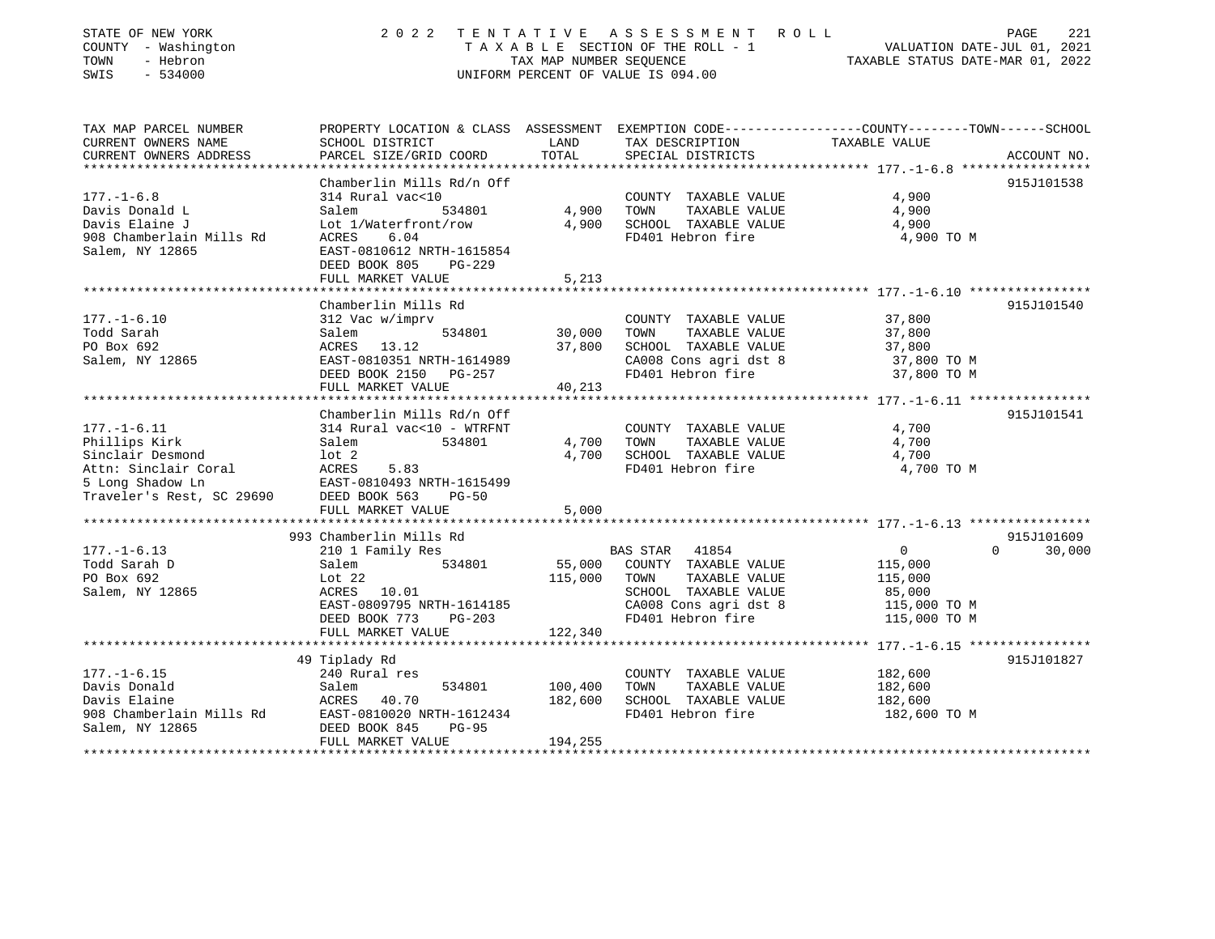STATE OF NEW YORK | COUNTY - Washington | TOWN - Hebron | SWIS - 534000

# 2022 TENTATIVE ASSESSMENT ROLL
TAXABLE SECTION OF THE ROLL - 1
TAX MAP NUMBER SEQUENCE
UNIFORM PERCENT OF VALUE IS 094.00

VALUATION DATE-JUL 01, 2021
TAXABLE STATUS DATE-MAR 01, 2022

| TAX MAP PARCEL NUMBER / CURRENT OWNERS NAME / CURRENT OWNERS ADDRESS | PROPERTY LOCATION & CLASS / SCHOOL DISTRICT / PARCEL SIZE/GRID COORD | ASSESSMENT LAND | TOTAL | EXEMPTION CODE / TAX DESCRIPTION / SPECIAL DISTRICTS | COUNTY TAXABLE VALUE | TOWN | SCHOOL | ACCOUNT NO. |
|---|---|---|---|---|---|---|---|---|
| **177.-1-6.8** | Chamberlin Mills Rd/n Off | | | | | | | 915J101538 |
| Davis Donald L | 314 Rural vac<10 | | | COUNTY TAXABLE VALUE | 4,900 | | | |
| Davis Elaine J | Salem 534801 | 4,900 | | TOWN TAXABLE VALUE | 4,900 | | | |
| 908 Chamberlain Mills Rd | Lot 1/Waterfront/row | | 4,900 | SCHOOL TAXABLE VALUE | 4,900 | | | |
| Salem, NY 12865 | ACRES 6.04 | | | FD401 Hebron fire | 4,900 TO M | | | |
| | EAST-0810612 NRTH-1615854 | | | | | | | |
| | DEED BOOK 805 PG-229 | | | | | | | |
| | FULL MARKET VALUE | | 5,213 | | | | | |
| **177.-1-6.10** | Chamberlin Mills Rd | | | | | | | 915J101540 |
| Todd Sarah | 312 Vac w/imprv | | | COUNTY TAXABLE VALUE | 37,800 | | | |
| PO Box 692 | Salem 534801 | 30,000 | | TOWN TAXABLE VALUE | 37,800 | | | |
| Salem, NY 12865 | ACRES 13.12 | | 37,800 | SCHOOL TAXABLE VALUE | 37,800 | | | |
| | EAST-0810351 NRTH-1614989 | | | CA008 Cons agri dst 8 | 37,800 TO M | | | |
| | DEED BOOK 2150 PG-257 | | | FD401 Hebron fire | 37,800 TO M | | | |
| | FULL MARKET VALUE | | 40,213 | | | | | |
| **177.-1-6.11** | Chamberlin Mills Rd/n Off | | | | | | | 915J101541 |
| Phillips Kirk | 314 Rural vac<10 - WTRFNT | | | COUNTY TAXABLE VALUE | 4,700 | | | |
| Sinclair Desmond | Salem 534801 | 4,700 | | TOWN TAXABLE VALUE | 4,700 | | | |
| Attn: Sinclair Coral | lot 2 | | 4,700 | SCHOOL TAXABLE VALUE | 4,700 | | | |
| 5 Long Shadow Ln | ACRES 5.83 | | | FD401 Hebron fire | 4,700 TO M | | | |
| Traveler's Rest, SC 29690 | EAST-0810493 NRTH-1615499 | | | | | | | |
| | DEED BOOK 563 PG-50 | | | | | | | |
| | FULL MARKET VALUE | | 5,000 | | | | | |
| **177.-1-6.13** | 993 Chamberlin Mills Rd | | | | | | | 915J101609 |
| Todd Sarah D | 210 1 Family Res | | | BAS STAR 41854 | 0 | 0 | 30,000 | |
| PO Box 692 | Salem 534801 | 55,000 | | COUNTY TAXABLE VALUE | 115,000 | | | |
| Salem, NY 12865 | Lot 22 | | 115,000 | TOWN TAXABLE VALUE | 115,000 | | | |
| | ACRES 10.01 | | | SCHOOL TAXABLE VALUE | 85,000 | | | |
| | EAST-0809795 NRTH-1614185 | | | CA008 Cons agri dst 8 | 115,000 TO M | | | |
| | DEED BOOK 773 PG-203 | | | FD401 Hebron fire | 115,000 TO M | | | |
| | FULL MARKET VALUE | | 122,340 | | | | | |
| **177.-1-6.15** | 49 Tiplady Rd | | | | | | | 915J101827 |
| Davis Donald | 240 Rural res | | | COUNTY TAXABLE VALUE | 182,600 | | | |
| Davis Elaine | Salem 534801 | 100,400 | | TOWN TAXABLE VALUE | 182,600 | | | |
| 908 Chamberlain Mills Rd | ACRES 40.70 | | 182,600 | SCHOOL TAXABLE VALUE | 182,600 | | | |
| Salem, NY 12865 | EAST-0810020 NRTH-1612434 | | | FD401 Hebron fire | 182,600 TO M | | | |
| | DEED BOOK 845 PG-95 | | | | | | | |
| | FULL MARKET VALUE | | 194,255 | | | | | |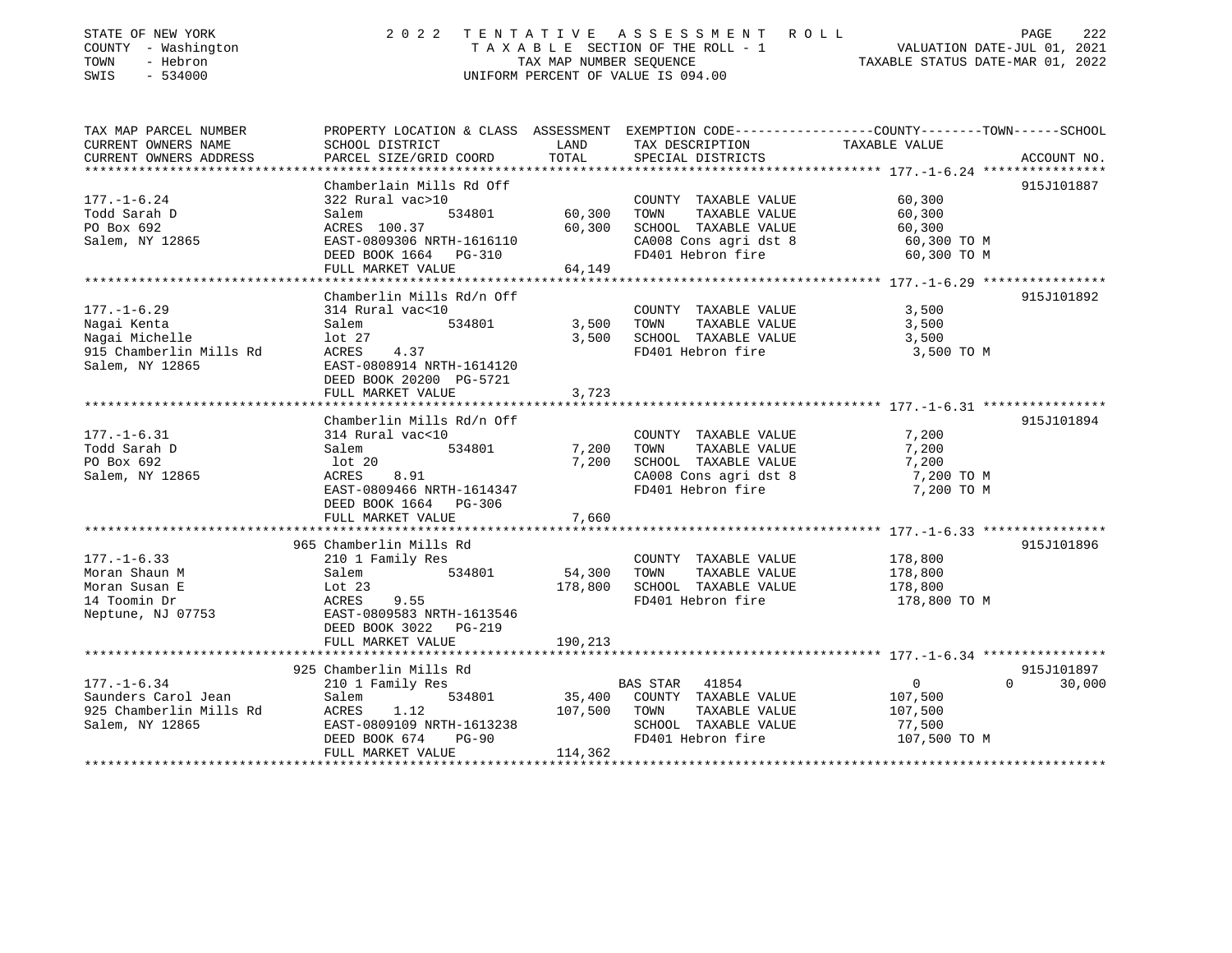STATE OF NEW YORK                2 0 2 2   T E N T A T I V E   A S S E S S M E N T   R O L L
COUNTY - Washington              T A X A B L E  SECTION OF THE ROLL - 1          VALUATION DATE-JUL 01, 2021
TOWN   - Hebron                  TAX MAP NUMBER SEQUENCE                         TAXABLE STATUS DATE-MAR 01, 2022
SWIS   - 534000                  UNIFORM PERCENT OF VALUE IS 094.00

| TAX MAP PARCEL NUMBER / CURRENT OWNERS NAME / CURRENT OWNERS ADDRESS | PROPERTY LOCATION & CLASS / SCHOOL DISTRICT / PARCEL SIZE/GRID COORD | ASSESSMENT LAND | TOTAL | EXEMPTION CODE / TAX DESCRIPTION / SPECIAL DISTRICTS | COUNTY / TOWN / SCHOOL TAXABLE VALUE | ACCOUNT NO. |
|---|---|---|---|---|---|---|
| **177.-1-6.24** | Chamberlain Mills Rd Off | | | | | 915J101887 |
| Todd Sarah D | 322 Rural vac>10 | | | COUNTY TAXABLE VALUE | 60,300 | |
| PO Box 692 | Salem 534801 | 60,300 | | TOWN TAXABLE VALUE | 60,300 | |
| Salem, NY 12865 | ACRES 100.37 | | 60,300 | SCHOOL TAXABLE VALUE | 60,300 | |
| | EAST-0809306 NRTH-1616110 | | | CA008 Cons agri dst 8 | 60,300 TO M | |
| | DEED BOOK 1664 PG-310 | | | FD401 Hebron fire | 60,300 TO M | |
| | FULL MARKET VALUE | | 64,149 | | | |
| **177.-1-6.29** | Chamberlin Mills Rd/n Off | | | | | 915J101892 |
| Nagai Kenta | 314 Rural vac<10 | | | COUNTY TAXABLE VALUE | 3,500 | |
| Nagai Michelle | Salem 534801 | 3,500 | | TOWN TAXABLE VALUE | 3,500 | |
| 915 Chamberlin Mills Rd | lot 27 | | 3,500 | SCHOOL TAXABLE VALUE | 3,500 | |
| Salem, NY 12865 | ACRES 4.37 | | | FD401 Hebron fire | 3,500 TO M | |
| | EAST-0808914 NRTH-1614120 | | | | | |
| | DEED BOOK 20200 PG-5721 | | | | | |
| | FULL MARKET VALUE | | 3,723 | | | |
| **177.-1-6.31** | Chamberlin Mills Rd/n Off | | | | | 915J101894 |
| Todd Sarah D | 314 Rural vac<10 | | | COUNTY TAXABLE VALUE | 7,200 | |
| PO Box 692 | Salem 534801 | 7,200 | | TOWN TAXABLE VALUE | 7,200 | |
| Salem, NY 12865 | lot 20 | | 7,200 | SCHOOL TAXABLE VALUE | 7,200 | |
| | ACRES 8.91 | | | CA008 Cons agri dst 8 | 7,200 TO M | |
| | EAST-0809466 NRTH-1614347 | | | FD401 Hebron fire | 7,200 TO M | |
| | DEED BOOK 1664 PG-306 | | | | | |
| | FULL MARKET VALUE | | 7,660 | | | |
| **177.-1-6.33** | 965 Chamberlin Mills Rd | | | | | 915J101896 |
| Moran Shaun M | 210 1 Family Res | | | COUNTY TAXABLE VALUE | 178,800 | |
| Moran Susan E | Salem 534801 | 54,300 | | TOWN TAXABLE VALUE | 178,800 | |
| 14 Toomin Dr | Lot 23 | | 178,800 | SCHOOL TAXABLE VALUE | 178,800 | |
| Neptune, NJ 07753 | ACRES 9.55 | | | FD401 Hebron fire | 178,800 TO M | |
| | EAST-0809583 NRTH-1613546 | | | | | |
| | DEED BOOK 3022 PG-219 | | | | | |
| | FULL MARKET VALUE | | 190,213 | | | |
| **177.-1-6.34** | 925 Chamberlin Mills Rd | | | | | 915J101897 |
| Saunders Carol Jean | 210 1 Family Res | | | BAS STAR 41854 | 0 / 0 / 30,000 | |
| 925 Chamberlin Mills Rd | Salem 534801 | 35,400 | | COUNTY TAXABLE VALUE | 107,500 | |
| Salem, NY 12865 | ACRES 1.12 | | 107,500 | TOWN TAXABLE VALUE | 107,500 | |
| | EAST-0809109 NRTH-1613238 | | | SCHOOL TAXABLE VALUE | 77,500 | |
| | DEED BOOK 674 PG-90 | | | FD401 Hebron fire | 107,500 TO M | |
| | FULL MARKET VALUE | | 114,362 | | | |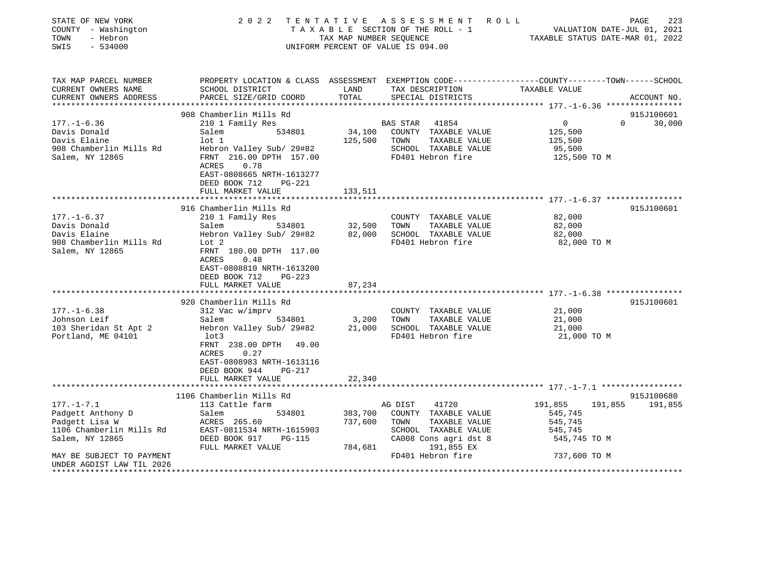STATE OF NEW YORK
COUNTY - Washington
TOWN - Hebron
SWIS - 534000

2022 TENTATIVE ASSESSMENT ROLL
TAXABLE SECTION OF THE ROLL - 1
TAX MAP NUMBER SEQUENCE
UNIFORM PERCENT OF VALUE IS 094.00

VALUATION DATE-JUL 01, 2021
TAXABLE STATUS DATE-MAR 01, 2022

| TAX MAP PARCEL NUMBER / CURRENT OWNERS NAME / CURRENT OWNERS ADDRESS | PROPERTY LOCATION & CLASS / SCHOOL DISTRICT / PARCEL SIZE/GRID COORD | ASSESSMENT LAND / TOTAL | EXEMPTION CODE / TAX DESCRIPTION / SPECIAL DISTRICTS | COUNTY | TOWN | SCHOOL | ACCOUNT NO. |
|---|---|---|---|---|---|---|---|
| **177.-1-6.36** | 908 Chamberlin Mills Rd | | | | | | 915J100601 |
| Davis Donald | 210 1 Family Res | | BAS STAR 41854 | 0 | 0 | 30,000 | |
| Davis Elaine | Salem 534801 | 34,100 | COUNTY TAXABLE VALUE | 125,500 | | | |
| 908 Chamberlin Mills Rd | lot 1 | 125,500 | TOWN TAXABLE VALUE | | 125,500 | | |
| Salem, NY 12865 | Hebron Valley Sub/ 29#82 | | SCHOOL TAXABLE VALUE | | | 95,500 | |
| | FRNT 216.00 DPTH 157.00 | | FD401 Hebron fire | 125,500 TO M | | | |
| | ACRES 0.78 | | | | | | |
| | EAST-0808665 NRTH-1613277 | | | | | | |
| | DEED BOOK 712 PG-221 | | | | | | |
| | FULL MARKET VALUE | 133,511 | | | | | |
| **177.-1-6.37** | 916 Chamberlin Mills Rd | | | | | | 915J100601 |
| Davis Donald | 210 1 Family Res | | COUNTY TAXABLE VALUE | 82,000 | | | |
| Davis Elaine | Salem 534801 | 32,500 | TOWN TAXABLE VALUE | | 82,000 | | |
| 908 Chamberlin Mills Rd | Hebron Valley Sub/ 29#82 | 82,000 | SCHOOL TAXABLE VALUE | | | 82,000 | |
| Salem, NY 12865 | Lot 2 | | FD401 Hebron fire | 82,000 TO M | | | |
| | FRNT 180.00 DPTH 117.00 | | | | | | |
| | ACRES 0.48 | | | | | | |
| | EAST-0808810 NRTH-1613200 | | | | | | |
| | DEED BOOK 712 PG-223 | | | | | | |
| | FULL MARKET VALUE | 87,234 | | | | | |
| **177.-1-6.38** | 920 Chamberlin Mills Rd | | | | | | 915J100601 |
| Johnson Leif | 312 Vac w/imprv | | COUNTY TAXABLE VALUE | 21,000 | | | |
| 103 Sheridan St Apt 2 | Salem 534801 | 3,200 | TOWN TAXABLE VALUE | | 21,000 | | |
| Portland, ME 04101 | Hebron Valley Sub/ 29#82 | 21,000 | SCHOOL TAXABLE VALUE | | | 21,000 | |
| | lot3 | | FD401 Hebron fire | 21,000 TO M | | | |
| | FRNT 238.00 DPTH 49.00 | | | | | | |
| | ACRES 0.27 | | | | | | |
| | EAST-0808983 NRTH-1613116 | | | | | | |
| | DEED BOOK 944 PG-217 | | | | | | |
| | FULL MARKET VALUE | 22,340 | | | | | |
| **177.-1-7.1** | 1106 Chamberlin Mills Rd | | | | | | 915J100680 |
| Padgett Anthony D | 113 Cattle farm | | AG DIST 41720 | 191,855 | 191,855 | 191,855 | |
| Padgett Lisa W | Salem 534801 | 383,700 | COUNTY TAXABLE VALUE | 545,745 | | | |
| 1106 Chamberlin Mills Rd | ACRES 265.60 | 737,600 | TOWN TAXABLE VALUE | | 545,745 | | |
| Salem, NY 12865 | EAST-0811534 NRTH-1615903 | | SCHOOL TAXABLE VALUE | | | 545,745 | |
| | DEED BOOK 917 PG-115 | | CA008 Cons agri dst 8 | 545,745 TO M | | | |
| | FULL MARKET VALUE | 784,681 | 191,855 EX | | | | |
| MAY BE SUBJECT TO PAYMENT | | | FD401 Hebron fire | 737,600 TO M | | | |
| UNDER AGDIST LAW TIL 2026 | | | | | | | |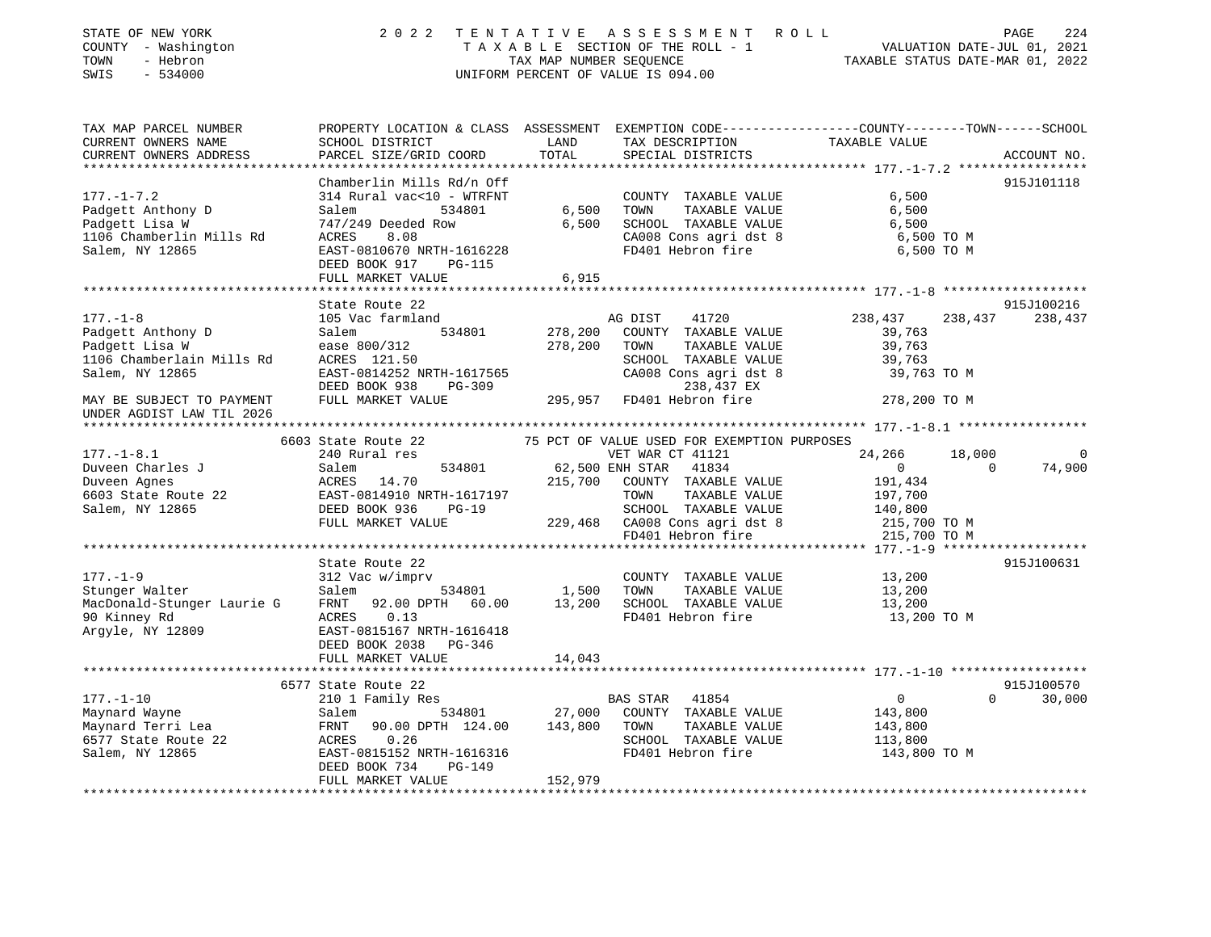STATE OF NEW YORK — 2022 TENTATIVE ASSESSMENT ROLL
COUNTY - Washington — TAXABLE SECTION OF THE ROLL - 1 — VALUATION DATE-JUL 01, 2021
TOWN - Hebron — TAX MAP NUMBER SEQUENCE — TAXABLE STATUS DATE-MAR 01, 2022
SWIS - 534000 — UNIFORM PERCENT OF VALUE IS 094.00

| TAX MAP PARCEL NUMBER / CURRENT OWNERS NAME / CURRENT OWNERS ADDRESS | PROPERTY LOCATION & CLASS / SCHOOL DISTRICT / PARCEL SIZE/GRID COORD | ASSESSMENT LAND | TOTAL | EXEMPTION CODE / TAX DESCRIPTION / SPECIAL DISTRICTS | COUNTY TAXABLE VALUE | TOWN | SCHOOL | ACCOUNT NO. |
|---|---|---|---|---|---|---|---|---|
| 177.-1-7.2 | Chamberlin Mills Rd/n Off | | | | | | | 915J101118 |
| 177.-1-7.2 | 314 Rural vac<10 - WTRFNT | | | COUNTY TAXABLE VALUE | 6,500 | | | |
| Padgett Anthony D | Salem 534801 | 6,500 | | TOWN TAXABLE VALUE | 6,500 | | | |
| Padgett Lisa W | 747/249 Deeded Row | | 6,500 | SCHOOL TAXABLE VALUE | 6,500 | | | |
| 1106 Chamberlin Mills Rd | ACRES 8.08 | | | CA008 Cons agri dst 8 | 6,500 TO M | | | |
| Salem, NY 12865 | EAST-0810670 NRTH-1616228 | | | FD401 Hebron fire | 6,500 TO M | | | |
| | DEED BOOK 917 PG-115 | | | | | | | |
| | FULL MARKET VALUE | | 6,915 | | | | | |
| 177.-1-8 | State Route 22 | | | | | | | 915J100216 |
| 177.-1-8 | 105 Vac farmland | | | AG DIST 41720 | 238,437 | 238,437 | 238,437 | |
| Padgett Anthony D | Salem 534801 | 278,200 | | COUNTY TAXABLE VALUE | 39,763 | | | |
| Padgett Lisa W | ease 800/312 | | 278,200 | TOWN TAXABLE VALUE | 39,763 | | | |
| 1106 Chamberlain Mills Rd | ACRES 121.50 | | | SCHOOL TAXABLE VALUE | 39,763 | | | |
| Salem, NY 12865 | EAST-0814252 NRTH-1617565 | | | CA008 Cons agri dst 8 | 39,763 TO M | | | |
| | DEED BOOK 938 PG-309 | | | 238,437 EX | | | | |
| MAY BE SUBJECT TO PAYMENT UNDER AGDIST LAW TIL 2026 | FULL MARKET VALUE | | 295,957 | FD401 Hebron fire | 278,200 TO M | | | |
| 177.-1-8.1 | 6603 State Route 22 | | | 75 PCT OF VALUE USED FOR EXEMPTION PURPOSES | | | | |
| 177.-1-8.1 | 240 Rural res | | | VET WAR CT 41121 | 24,266 | 18,000 | 0 | |
| Duveen Charles J | Salem 534801 | 62,500 | | ENH STAR 41834 | 0 | 0 | 74,900 | |
| Duveen Agnes | ACRES 14.70 | | 215,700 | COUNTY TAXABLE VALUE | 191,434 | | | |
| 6603 State Route 22 | EAST-0814910 NRTH-1617197 | | | TOWN TAXABLE VALUE | 197,700 | | | |
| Salem, NY 12865 | DEED BOOK 936 PG-19 | | | SCHOOL TAXABLE VALUE | 140,800 | | | |
| | FULL MARKET VALUE | | 229,468 | CA008 Cons agri dst 8 | 215,700 TO M | | | |
| | | | | FD401 Hebron fire | 215,700 TO M | | | |
| 177.-1-9 | State Route 22 | | | | | | | 915J100631 |
| 177.-1-9 | 312 Vac w/imprv | | | COUNTY TAXABLE VALUE | 13,200 | | | |
| Stunger Walter | Salem 534801 | 1,500 | | TOWN TAXABLE VALUE | 13,200 | | | |
| MacDonald-Stunger Laurie G | FRNT 92.00 DPTH 60.00 | | 13,200 | SCHOOL TAXABLE VALUE | 13,200 | | | |
| 90 Kinney Rd | ACRES 0.13 | | | FD401 Hebron fire | 13,200 TO M | | | |
| Argyle, NY 12809 | EAST-0815167 NRTH-1616418 | | | | | | | |
| | DEED BOOK 2038 PG-346 | | | | | | | |
| | FULL MARKET VALUE | | 14,043 | | | | | |
| 177.-1-10 | 6577 State Route 22 | | | | | | | 915J100570 |
| 177.-1-10 | 210 1 Family Res | | | BAS STAR 41854 | 0 | 0 | 30,000 | |
| Maynard Wayne | Salem 534801 | 27,000 | | COUNTY TAXABLE VALUE | 143,800 | | | |
| Maynard Terri Lea | FRNT 90.00 DPTH 124.00 | | 143,800 | TOWN TAXABLE VALUE | 143,800 | | | |
| 6577 State Route 22 | ACRES 0.26 | | | SCHOOL TAXABLE VALUE | 113,800 | | | |
| Salem, NY 12865 | EAST-0815152 NRTH-1616316 | | | FD401 Hebron fire | 143,800 TO M | | | |
| | DEED BOOK 734 PG-149 | | | | | | | |
| | FULL MARKET VALUE | | 152,979 | | | | | |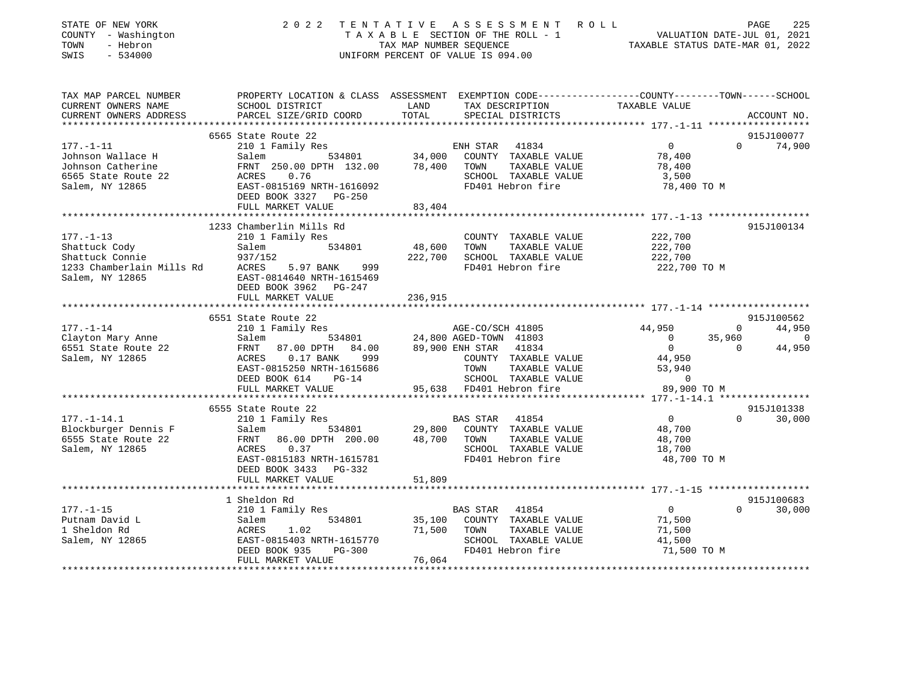STATE OF NEW YORK
COUNTY - Washington
TOWN - Hebron
SWIS - 534000

2022 TENTATIVE ASSESSMENT ROLL
TAXABLE SECTION OF THE ROLL - 1
TAX MAP NUMBER SEQUENCE
UNIFORM PERCENT OF VALUE IS 094.00

VALUATION DATE-JUL 01, 2021
TAXABLE STATUS DATE-MAR 01, 2022

```
TAX MAP PARCEL NUMBER          PROPERTY LOCATION & CLASS  ASSESSMENT  EXEMPTION CODE-----------------COUNTY--------TOWN------SCHOOL
CURRENT OWNERS NAME            SCHOOL DISTRICT              LAND      TAX DESCRIPTION              TAXABLE VALUE
CURRENT OWNERS ADDRESS         PARCEL SIZE/GRID COORD       TOTAL     SPECIAL DISTRICTS                                    ACCOUNT NO.
******************************************************************************************************* 177.-1-11 ******************
                               6565 State Route 22                                                                          915J100077
177.-1-11                      210 1 Family Res                        ENH STAR   41834                0           0        74,900
Johnson Wallace H              Salem             534801       34,000   COUNTY  TAXABLE VALUE          78,400
Johnson Catherine              FRNT  250.00 DPTH 132.00       78,400   TOWN    TAXABLE VALUE          78,400
6565 State Route 22            ACRES    0.76                           SCHOOL  TAXABLE VALUE           3,500
Salem, NY 12865                EAST-0815169 NRTH-1616092               FD401 Hebron fire              78,400 TO M
                               DEED BOOK 3327   PG-250
                               FULL MARKET VALUE              83,404
******************************************************************************************************* 177.-1-13 ******************
                               1233 Chamberlin Mills Rd                                                                     915J100134
177.-1-13                      210 1 Family Res                        COUNTY  TAXABLE VALUE         222,700
Shattuck Cody                  Salem             534801       48,600   TOWN    TAXABLE VALUE         222,700
Shattuck Connie                937/152                       222,700   SCHOOL  TAXABLE VALUE         222,700
1233 Chamberlain Mills Rd      ACRES    5.97 BANK     999              FD401 Hebron fire             222,700 TO M
Salem, NY 12865                EAST-0814640 NRTH-1615469
                               DEED BOOK 3962   PG-247
                               FULL MARKET VALUE             236,915
******************************************************************************************************* 177.-1-14 ******************
                               6551 State Route 22                                                                          915J100562
177.-1-14                      210 1 Family Res                        AGE-CO/SCH 41805           44,950           0        44,950
Clayton Mary Anne              Salem             534801       24,800 AGED-TOWN  41803                0      35,960             0
6551 State Route 22            FRNT   87.00 DPTH  84.00       89,900 ENH STAR   41834                0           0        44,950
Salem, NY 12865                ACRES    0.17 BANK     999              COUNTY  TAXABLE VALUE          44,950
                               EAST-0815250 NRTH-1615686               TOWN    TAXABLE VALUE          53,940
                               DEED BOOK 614    PG-14                  SCHOOL  TAXABLE VALUE               0
                               FULL MARKET VALUE              95,638   FD401 Hebron fire              89,900 TO M
******************************************************************************************************* 177.-1-14.1 ****************
                               6555 State Route 22                                                                          915J101338
177.-1-14.1                    210 1 Family Res                        BAS STAR   41854                0           0        30,000
Blockburger Dennis F           Salem             534801       29,800   COUNTY  TAXABLE VALUE          48,700
6555 State Route 22            FRNT   86.00 DPTH 200.00       48,700   TOWN    TAXABLE VALUE          48,700
Salem, NY 12865                ACRES    0.37                           SCHOOL  TAXABLE VALUE          18,700
                               EAST-0815183 NRTH-1615781               FD401 Hebron fire              48,700 TO M
                               DEED BOOK 3433   PG-332
                               FULL MARKET VALUE              51,809
******************************************************************************************************* 177.-1-15 ******************
                               1 Sheldon Rd                                                                                 915J100683
177.-1-15                      210 1 Family Res                        BAS STAR   41854                0           0        30,000
Putnam David L                 Salem             534801       35,100   COUNTY  TAXABLE VALUE          71,500
1 Sheldon Rd                   ACRES    1.02                  71,500   TOWN    TAXABLE VALUE          71,500
Salem, NY 12865                EAST-0815403 NRTH-1615770               SCHOOL  TAXABLE VALUE          41,500
                               DEED BOOK 935    PG-300                 FD401 Hebron fire              71,500 TO M
                               FULL MARKET VALUE              76,064
************************************************************************************************************************************
```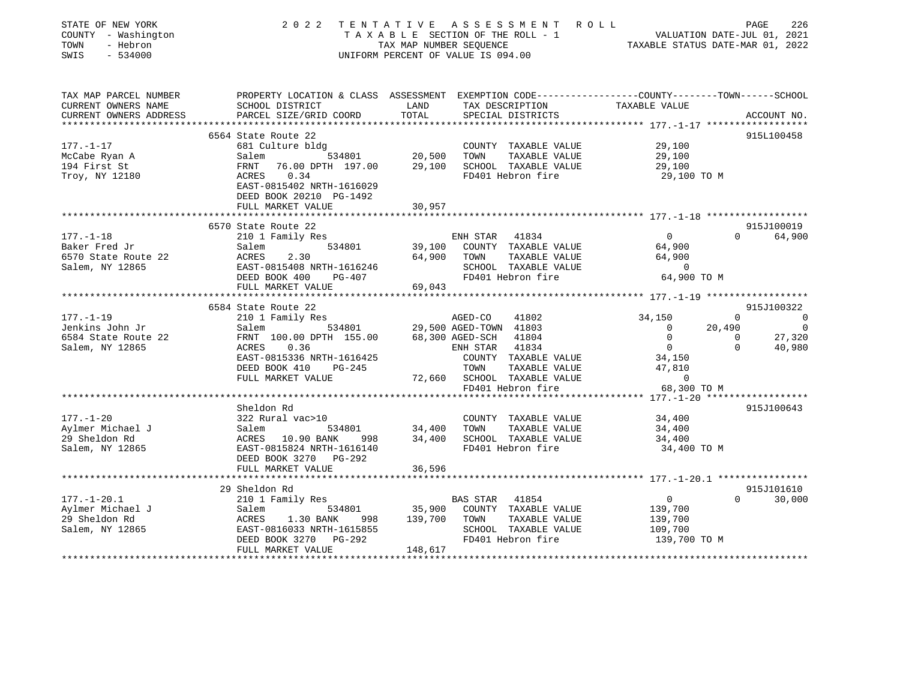STATE OF NEW YORK
COUNTY - Washington
TOWN - Hebron
SWIS - 534000

# 2022 TENTATIVE ASSESSMENT ROLL

TAXABLE SECTION OF THE ROLL - 1
TAX MAP NUMBER SEQUENCE
UNIFORM PERCENT OF VALUE IS 094.00

VALUATION DATE-JUL 01, 2021
TAXABLE STATUS DATE-MAR 01, 2022

```
TAX MAP PARCEL NUMBER     PROPERTY LOCATION & CLASS  ASSESSMENT  EXEMPTION CODE-----------------COUNTY--------TOWN------SCHOOL
CURRENT OWNERS NAME       SCHOOL DISTRICT              LAND      TAX DESCRIPTION              TAXABLE VALUE
CURRENT OWNERS ADDRESS    PARCEL SIZE/GRID COORD       TOTAL     SPECIAL DISTRICTS                                      ACCOUNT NO.
******************************************************************************************************* 177.-1-17 ******************
                          6564 State Route 22                                                                            915L100458
177.-1-17                 681 Culture bldg                       COUNTY  TAXABLE VALUE          29,100
McCabe Ryan A             Salem           534801       20,500    TOWN    TAXABLE VALUE          29,100
194 First St              FRNT   76.00 DPTH 197.00     29,100    SCHOOL  TAXABLE VALUE          29,100
Troy, NY 12180            ACRES    0.34                          FD401 Hebron fire               29,100 TO M
                          EAST-0815402 NRTH-1616029
                          DEED BOOK 20210 PG-1492
                          FULL MARKET VALUE            30,957
******************************************************************************************************* 177.-1-18 ******************
                          6570 State Route 22                                                                            915J100019
177.-1-18                 210 1 Family Res                       ENH STAR   41834                  0             0       64,900
Baker Fred Jr             Salem           534801       39,100    COUNTY  TAXABLE VALUE          64,900
6570 State Route 22       ACRES    2.30                64,900    TOWN    TAXABLE VALUE          64,900
Salem, NY 12865           EAST-0815408 NRTH-1616246              SCHOOL  TAXABLE VALUE               0
                          DEED BOOK 400    PG-407                FD401 Hebron fire               64,900 TO M
                          FULL MARKET VALUE            69,043
******************************************************************************************************* 177.-1-19 ******************
                          6584 State Route 22                                                                            915J100322
177.-1-19                 210 1 Family Res                       AGED-CO    41802             34,150             0            0
Jenkins John Jr           Salem           534801       29,500 AGED-TOWN  41803                  0        20,490            0
6584 State Route 22       FRNT  100.00 DPTH 155.00     68,300 AGED-SCH   41804                  0             0       27,320
Salem, NY 12865           ACRES    0.36                          ENH STAR   41834                  0             0       40,980
                          EAST-0815336 NRTH-1616425              COUNTY  TAXABLE VALUE          34,150
                          DEED BOOK 410    PG-245                TOWN    TAXABLE VALUE          47,810
                          FULL MARKET VALUE            72,660    SCHOOL  TAXABLE VALUE               0
                                                                 FD401 Hebron fire               68,300 TO M
******************************************************************************************************* 177.-1-20 ******************
                          Sheldon Rd                                                                                     915J100643
177.-1-20                 322 Rural vac>10                       COUNTY  TAXABLE VALUE          34,400
Aylmer Michael J          Salem           534801       34,400    TOWN    TAXABLE VALUE          34,400
29 Sheldon Rd             ACRES   10.90 BANK     998   34,400    SCHOOL  TAXABLE VALUE          34,400
Salem, NY 12865           EAST-0815824 NRTH-1616140              FD401 Hebron fire               34,400 TO M
                          DEED BOOK 3270   PG-292
                          FULL MARKET VALUE            36,596
******************************************************************************************************* 177.-1-20.1 ****************
                          29 Sheldon Rd                                                                                  915J101610
177.-1-20.1               210 1 Family Res                       BAS STAR   41854                  0             0       30,000
Aylmer Michael J          Salem           534801       35,900    COUNTY  TAXABLE VALUE         139,700
29 Sheldon Rd             ACRES    1.30 BANK     998  139,700    TOWN    TAXABLE VALUE         139,700
Salem, NY 12865           EAST-0816033 NRTH-1615855              SCHOOL  TAXABLE VALUE         109,700
                          DEED BOOK 3270   PG-292                FD401 Hebron fire              139,700 TO M
                          FULL MARKET VALUE           148,617
************************************************************************************************************************************
```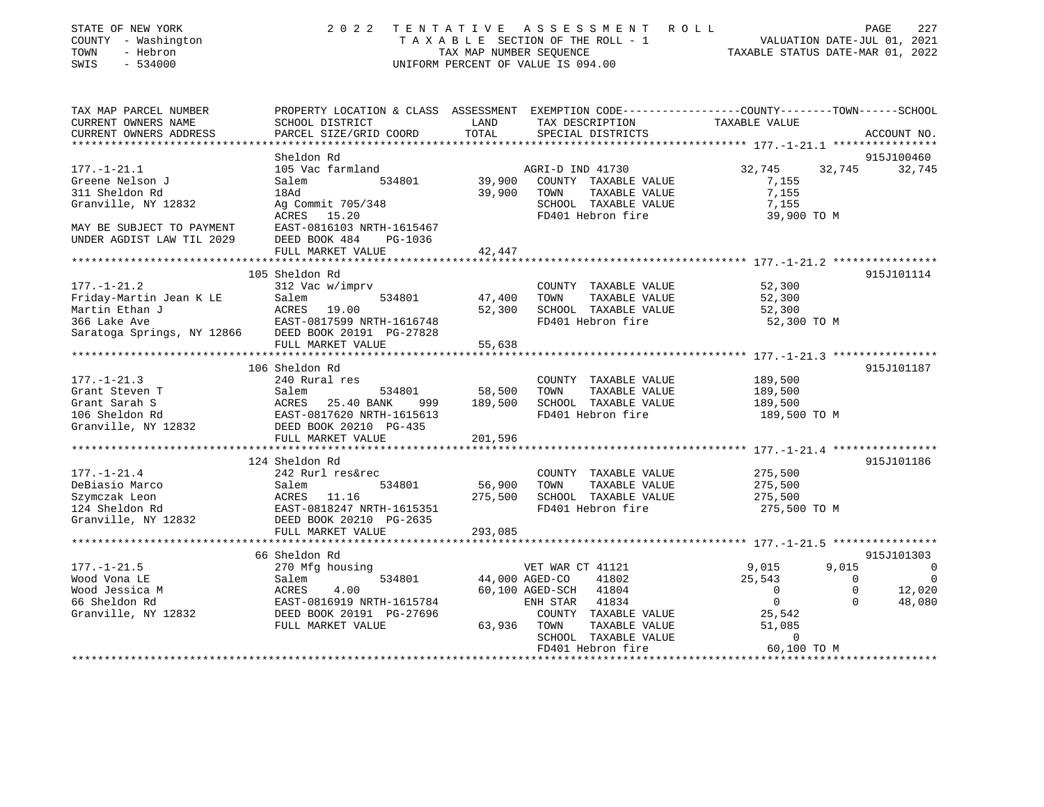STATE OF NEW YORK
COUNTY - Washington
TOWN - Hebron
SWIS - 534000

# 2022 TENTATIVE ASSESSMENT ROLL

TAXABLE SECTION OF THE ROLL - 1
TAX MAP NUMBER SEQUENCE
UNIFORM PERCENT OF VALUE IS 094.00

VALUATION DATE-JUL 01, 2021
TAXABLE STATUS DATE-MAR 01, 2022

| TAX MAP PARCEL NUMBER / CURRENT OWNERS NAME / CURRENT OWNERS ADDRESS | PROPERTY LOCATION & CLASS / SCHOOL DISTRICT / PARCEL SIZE/GRID COORD | ASSESSMENT LAND | TOTAL | EXEMPTION CODE / TAX DESCRIPTION / SPECIAL DISTRICTS | COUNTY TAXABLE VALUE | TOWN | SCHOOL | ACCOUNT NO. |
|---|---|---|---|---|---|---|---|---|
| **177.-1-21.1** | Sheldon Rd | | | | | | | 915J100460 |
| 177.-1-21.1 | 105 Vac farmland | | | AGRI-D IND 41730 | 32,745 | 32,745 | 32,745 | |
| Greene Nelson J | Salem 534801 | 39,900 | | COUNTY TAXABLE VALUE | 7,155 | | | |
| 311 Sheldon Rd | 18Ad | | 39,900 | TOWN TAXABLE VALUE | 7,155 | | | |
| Granville, NY 12832 | Ag Commit 705/348 | | | SCHOOL TAXABLE VALUE | 7,155 | | | |
| | ACRES 15.20 | | | FD401 Hebron fire | 39,900 TO M | | | |
| MAY BE SUBJECT TO PAYMENT | EAST-0816103 NRTH-1615467 | | | | | | | |
| UNDER AGDIST LAW TIL 2029 | DEED BOOK 484 PG-1036 | | | | | | | |
| | FULL MARKET VALUE | | 42,447 | | | | | |
| **177.-1-21.2** | 105 Sheldon Rd | | | | | | | 915J101114 |
| 177.-1-21.2 | 312 Vac w/imprv | | | COUNTY TAXABLE VALUE | 52,300 | | | |
| Friday-Martin Jean K LE | Salem 534801 | 47,400 | | TOWN TAXABLE VALUE | 52,300 | | | |
| Martin Ethan J | ACRES 19.00 | | 52,300 | SCHOOL TAXABLE VALUE | 52,300 | | | |
| 366 Lake Ave | EAST-0817599 NRTH-1616748 | | | FD401 Hebron fire | 52,300 TO M | | | |
| Saratoga Springs, NY 12866 | DEED BOOK 20191 PG-27828 | | | | | | | |
| | FULL MARKET VALUE | | 55,638 | | | | | |
| **177.-1-21.3** | 106 Sheldon Rd | | | | | | | 915J101187 |
| 177.-1-21.3 | 240 Rural res | | | COUNTY TAXABLE VALUE | 189,500 | | | |
| Grant Steven T | Salem 534801 | 58,500 | | TOWN TAXABLE VALUE | 189,500 | | | |
| Grant Sarah S | ACRES 25.40 BANK 999 | | 189,500 | SCHOOL TAXABLE VALUE | 189,500 | | | |
| 106 Sheldon Rd | EAST-0817620 NRTH-1615613 | | | FD401 Hebron fire | 189,500 TO M | | | |
| Granville, NY 12832 | DEED BOOK 20210 PG-435 | | | | | | | |
| | FULL MARKET VALUE | | 201,596 | | | | | |
| **177.-1-21.4** | 124 Sheldon Rd | | | | | | | 915J101186 |
| 177.-1-21.4 | 242 Rurl res&rec | | | COUNTY TAXABLE VALUE | 275,500 | | | |
| DeBiasio Marco | Salem 534801 | 56,900 | | TOWN TAXABLE VALUE | 275,500 | | | |
| Szymczak Leon | ACRES 11.16 | | 275,500 | SCHOOL TAXABLE VALUE | 275,500 | | | |
| 124 Sheldon Rd | EAST-0818247 NRTH-1615351 | | | FD401 Hebron fire | 275,500 TO M | | | |
| Granville, NY 12832 | DEED BOOK 20210 PG-2635 | | | | | | | |
| | FULL MARKET VALUE | | 293,085 | | | | | |
| **177.-1-21.5** | 66 Sheldon Rd | | | | | | | 915J101303 |
| 177.-1-21.5 | 270 Mfg housing | | | VET WAR CT 41121 | 9,015 | 9,015 | 0 | |
| Wood Vona LE | Salem 534801 | 44,000 | | AGED-CO 41802 | 25,543 | 0 | 0 | |
| Wood Jessica M | ACRES 4.00 | | 60,100 | AGED-SCH 41804 | 0 | 0 | 12,020 | |
| 66 Sheldon Rd | EAST-0816919 NRTH-1615784 | | | ENH STAR 41834 | 0 | 0 | 48,080 | |
| Granville, NY 12832 | DEED BOOK 20191 PG-27696 | | | COUNTY TAXABLE VALUE | 25,542 | | | |
| | FULL MARKET VALUE | | 63,936 | TOWN TAXABLE VALUE | 51,085 | | | |
| | | | | SCHOOL TAXABLE VALUE | 0 | | | |
| | | | | FD401 Hebron fire | 60,100 TO M | | | |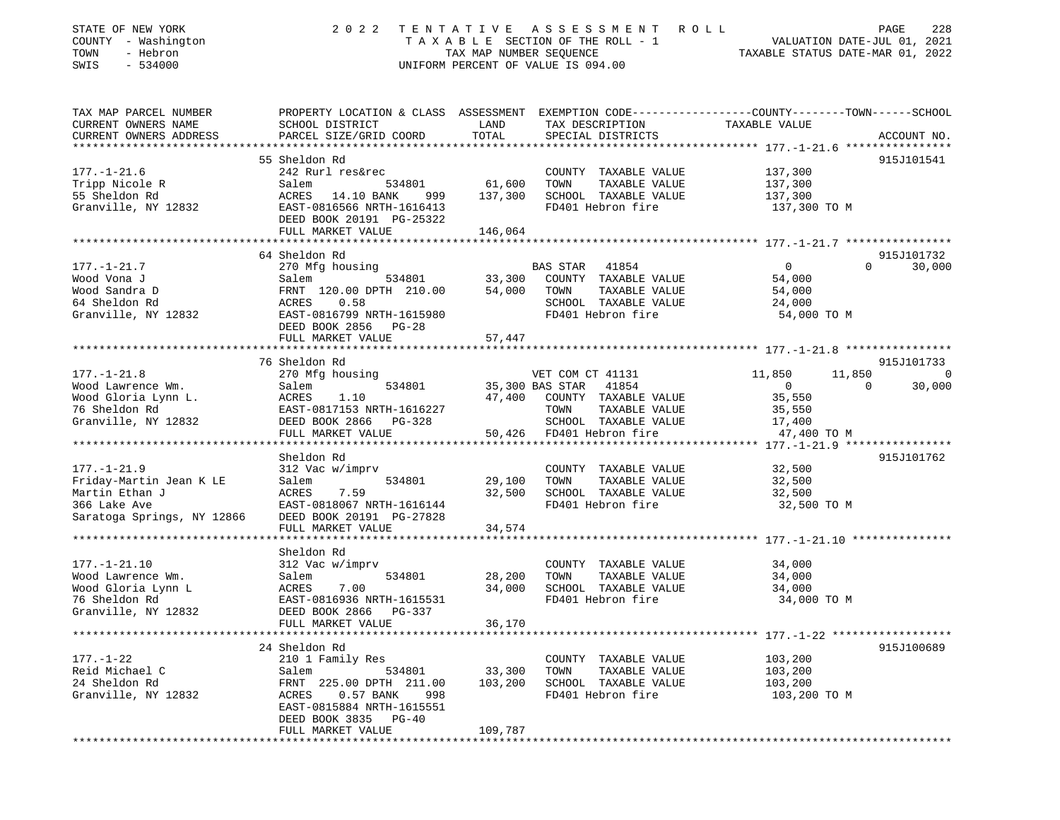STATE OF NEW YORK &nbsp;&nbsp;&nbsp; 2022 TENTATIVE ASSESSMENT ROLL
COUNTY - Washington &nbsp;&nbsp;&nbsp; TAXABLE SECTION OF THE ROLL - 1 &nbsp;&nbsp;&nbsp; VALUATION DATE-JUL 01, 2021
TOWN - Hebron &nbsp;&nbsp;&nbsp; TAX MAP NUMBER SEQUENCE &nbsp;&nbsp;&nbsp; TAXABLE STATUS DATE-MAR 01, 2022
SWIS - 534000 &nbsp;&nbsp;&nbsp; UNIFORM PERCENT OF VALUE IS 094.00

| TAX MAP PARCEL NUMBER / CURRENT OWNERS NAME / CURRENT OWNERS ADDRESS | PROPERTY LOCATION & CLASS / SCHOOL DISTRICT / PARCEL SIZE/GRID COORD | ASSESSMENT LAND | TOTAL | EXEMPTION CODE / TAX DESCRIPTION / SPECIAL DISTRICTS | COUNTY TAXABLE VALUE | TOWN | SCHOOL | ACCOUNT NO. |
|---|---|---|---|---|---|---|---|---|
| **177.-1-21.6** | 55 Sheldon Rd | | | | | | | 915J101541 |
| 177.-1-21.6 | 242 Rurl res&rec | | | COUNTY TAXABLE VALUE | 137,300 | | | |
| Tripp Nicole R | Salem 534801 | 61,600 | | TOWN TAXABLE VALUE | 137,300 | | | |
| 55 Sheldon Rd | ACRES 14.10 BANK 999 | | 137,300 | SCHOOL TAXABLE VALUE | 137,300 | | | |
| Granville, NY 12832 | EAST-0816566 NRTH-1616413 | | | FD401 Hebron fire | 137,300 TO M | | | |
| | DEED BOOK 20191 PG-25322 | | | | | | | |
| | FULL MARKET VALUE | | 146,064 | | | | | |
| **177.-1-21.7** | 64 Sheldon Rd | | | | | | | 915J101732 |
| 177.-1-21.7 | 270 Mfg housing | | | BAS STAR 41854 | 0 | 0 | 30,000 | |
| Wood Vona J | Salem 534801 | 33,300 | | COUNTY TAXABLE VALUE | 54,000 | | | |
| Wood Sandra D | FRNT 120.00 DPTH 210.00 | | 54,000 | TOWN TAXABLE VALUE | 54,000 | | | |
| 64 Sheldon Rd | ACRES 0.58 | | | SCHOOL TAXABLE VALUE | 24,000 | | | |
| Granville, NY 12832 | EAST-0816799 NRTH-1615980 | | | FD401 Hebron fire | 54,000 TO M | | | |
| | DEED BOOK 2856 PG-28 | | | | | | | |
| | FULL MARKET VALUE | | 57,447 | | | | | |
| **177.-1-21.8** | 76 Sheldon Rd | | | | | | | 915J101733 |
| 177.-1-21.8 | 270 Mfg housing | | | VET COM CT 41131 | 11,850 | 11,850 | 0 | |
| Wood Lawrence Wm. | Salem 534801 | 35,300 | | BAS STAR 41854 | 0 | 0 | 30,000 | |
| Wood Gloria Lynn L. | ACRES 1.10 | | 47,400 | COUNTY TAXABLE VALUE | 35,550 | | | |
| 76 Sheldon Rd | EAST-0817153 NRTH-1616227 | | | TOWN TAXABLE VALUE | 35,550 | | | |
| Granville, NY 12832 | DEED BOOK 2866 PG-328 | | | SCHOOL TAXABLE VALUE | 17,400 | | | |
| | FULL MARKET VALUE | | 50,426 | FD401 Hebron fire | 47,400 TO M | | | |
| **177.-1-21.9** | Sheldon Rd | | | | | | | 915J101762 |
| 177.-1-21.9 | 312 Vac w/imprv | | | COUNTY TAXABLE VALUE | 32,500 | | | |
| Friday-Martin Jean K LE | Salem 534801 | 29,100 | | TOWN TAXABLE VALUE | 32,500 | | | |
| Martin Ethan J | ACRES 7.59 | | 32,500 | SCHOOL TAXABLE VALUE | 32,500 | | | |
| 366 Lake Ave | EAST-0818067 NRTH-1616144 | | | FD401 Hebron fire | 32,500 TO M | | | |
| Saratoga Springs, NY 12866 | DEED BOOK 20191 PG-27828 | | | | | | | |
| | FULL MARKET VALUE | | 34,574 | | | | | |
| **177.-1-21.10** | Sheldon Rd | | | | | | | |
| 177.-1-21.10 | 312 Vac w/imprv | | | COUNTY TAXABLE VALUE | 34,000 | | | |
| Wood Lawrence Wm. | Salem 534801 | 28,200 | | TOWN TAXABLE VALUE | 34,000 | | | |
| Wood Gloria Lynn L | ACRES 7.00 | | 34,000 | SCHOOL TAXABLE VALUE | 34,000 | | | |
| 76 Sheldon Rd | EAST-0816936 NRTH-1615531 | | | FD401 Hebron fire | 34,000 TO M | | | |
| Granville, NY 12832 | DEED BOOK 2866 PG-337 | | | | | | | |
| | FULL MARKET VALUE | | 36,170 | | | | | |
| **177.-1-22** | 24 Sheldon Rd | | | | | | | 915J100689 |
| 177.-1-22 | 210 1 Family Res | | | COUNTY TAXABLE VALUE | 103,200 | | | |
| Reid Michael C | Salem 534801 | 33,300 | | TOWN TAXABLE VALUE | 103,200 | | | |
| 24 Sheldon Rd | FRNT 225.00 DPTH 211.00 | | 103,200 | SCHOOL TAXABLE VALUE | 103,200 | | | |
| Granville, NY 12832 | ACRES 0.57 BANK 998 | | | FD401 Hebron fire | 103,200 TO M | | | |
| | EAST-0815884 NRTH-1615551 | | | | | | | |
| | DEED BOOK 3835 PG-40 | | | | | | | |
| | FULL MARKET VALUE | | 109,787 | | | | | |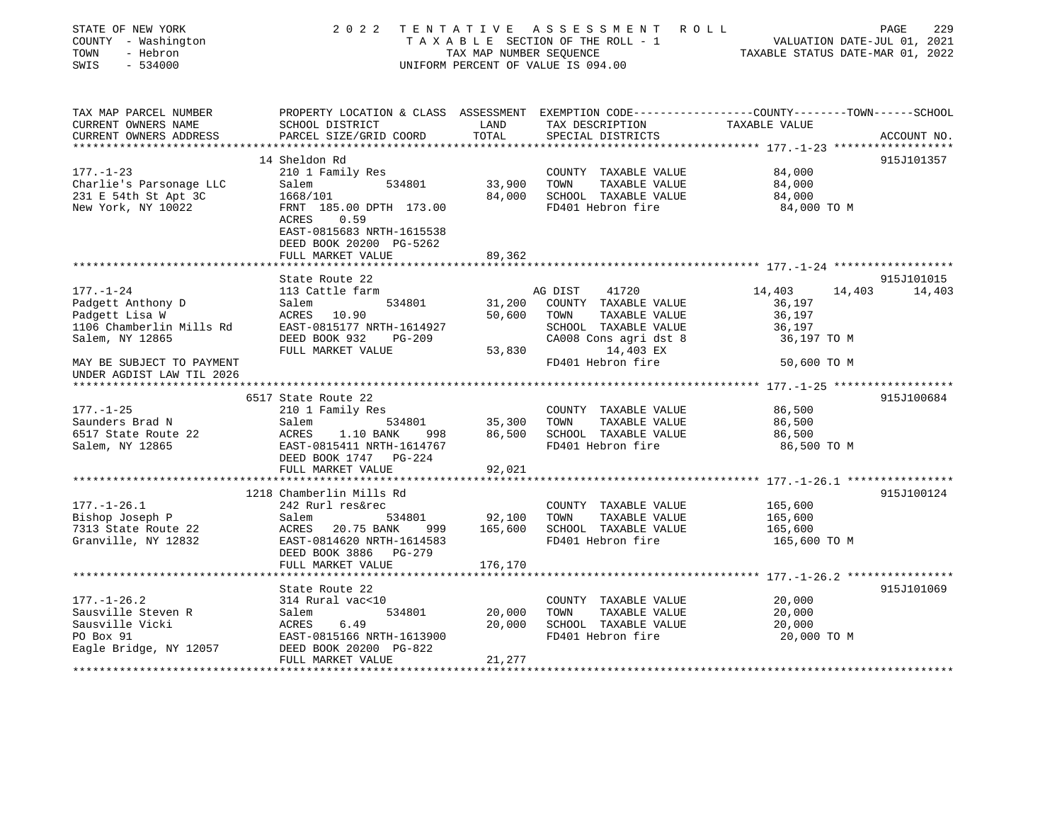STATE OF NEW YORK — 2022 TENTATIVE ASSESSMENT ROLL
COUNTY - Washington — TAXABLE SECTION OF THE ROLL - 1 — VALUATION DATE-JUL 01, 2021
TOWN - Hebron — TAX MAP NUMBER SEQUENCE — TAXABLE STATUS DATE-MAR 01, 2022
SWIS - 534000 — UNIFORM PERCENT OF VALUE IS 094.00

| TAX MAP PARCEL NUMBER / CURRENT OWNERS NAME / CURRENT OWNERS ADDRESS | PROPERTY LOCATION & CLASS / SCHOOL DISTRICT / PARCEL SIZE/GRID COORD | ASSESSMENT LAND / TOTAL | EXEMPTION CODE / TAX DESCRIPTION / SPECIAL DISTRICTS | COUNTY / TOWN / SCHOOL TAXABLE VALUE | ACCOUNT NO. |
|---|---|---|---|---|---|
| **177.-1-23** | 14 Sheldon Rd | | | | 915J101357 |
| | 210 1 Family Res | | COUNTY TAXABLE VALUE | 84,000 | |
| Charlie's Parsonage LLC | Salem 534801 | 33,900 | TOWN TAXABLE VALUE | 84,000 | |
| 231 E 54th St Apt 3C | 1668/101 | 84,000 | SCHOOL TAXABLE VALUE | 84,000 | |
| New York, NY 10022 | FRNT 185.00 DPTH 173.00 | | FD401 Hebron fire | 84,000 TO M | |
| | ACRES 0.59 | | | | |
| | EAST-0815683 NRTH-1615538 | | | | |
| | DEED BOOK 20200 PG-5262 | | | | |
| | FULL MARKET VALUE | 89,362 | | | |
| **177.-1-24** | State Route 22 | | | | 915J101015 |
| | 113 Cattle farm | | AG DIST 41720 | 14,403 14,403 14,403 | |
| Padgett Anthony D | Salem 534801 | 31,200 | COUNTY TAXABLE VALUE | 36,197 | |
| Padgett Lisa W | ACRES 10.90 | 50,600 | TOWN TAXABLE VALUE | 36,197 | |
| 1106 Chamberlin Mills Rd | EAST-0815177 NRTH-1614927 | | SCHOOL TAXABLE VALUE | 36,197 | |
| Salem, NY 12865 | DEED BOOK 932 PG-209 | | CA008 Cons agri dst 8 | 36,197 TO M | |
| | FULL MARKET VALUE | 53,830 | 14,403 EX | | |
| MAY BE SUBJECT TO PAYMENT | | | FD401 Hebron fire | 50,600 TO M | |
| UNDER AGDIST LAW TIL 2026 | | | | | |
| **177.-1-25** | 6517 State Route 22 | | | | 915J100684 |
| | 210 1 Family Res | | COUNTY TAXABLE VALUE | 86,500 | |
| Saunders Brad N | Salem 534801 | 35,300 | TOWN TAXABLE VALUE | 86,500 | |
| 6517 State Route 22 | ACRES 1.10 BANK 998 | 86,500 | SCHOOL TAXABLE VALUE | 86,500 | |
| Salem, NY 12865 | EAST-0815411 NRTH-1614767 | | FD401 Hebron fire | 86,500 TO M | |
| | DEED BOOK 1747 PG-224 | | | | |
| | FULL MARKET VALUE | 92,021 | | | |
| **177.-1-26.1** | 1218 Chamberlin Mills Rd | | | | 915J100124 |
| | 242 Rurl res&rec | | COUNTY TAXABLE VALUE | 165,600 | |
| Bishop Joseph P | Salem 534801 | 92,100 | TOWN TAXABLE VALUE | 165,600 | |
| 7313 State Route 22 | ACRES 20.75 BANK 999 | 165,600 | SCHOOL TAXABLE VALUE | 165,600 | |
| Granville, NY 12832 | EAST-0814620 NRTH-1614583 | | FD401 Hebron fire | 165,600 TO M | |
| | DEED BOOK 3886 PG-279 | | | | |
| | FULL MARKET VALUE | 176,170 | | | |
| **177.-1-26.2** | State Route 22 | | | | 915J101069 |
| | 314 Rural vac<10 | | COUNTY TAXABLE VALUE | 20,000 | |
| Sausville Steven R | Salem 534801 | 20,000 | TOWN TAXABLE VALUE | 20,000 | |
| Sausville Vicki | ACRES 6.49 | 20,000 | SCHOOL TAXABLE VALUE | 20,000 | |
| PO Box 91 | EAST-0815166 NRTH-1613900 | | FD401 Hebron fire | 20,000 TO M | |
| Eagle Bridge, NY 12057 | DEED BOOK 20200 PG-822 | | | | |
| | FULL MARKET VALUE | 21,277 | | | |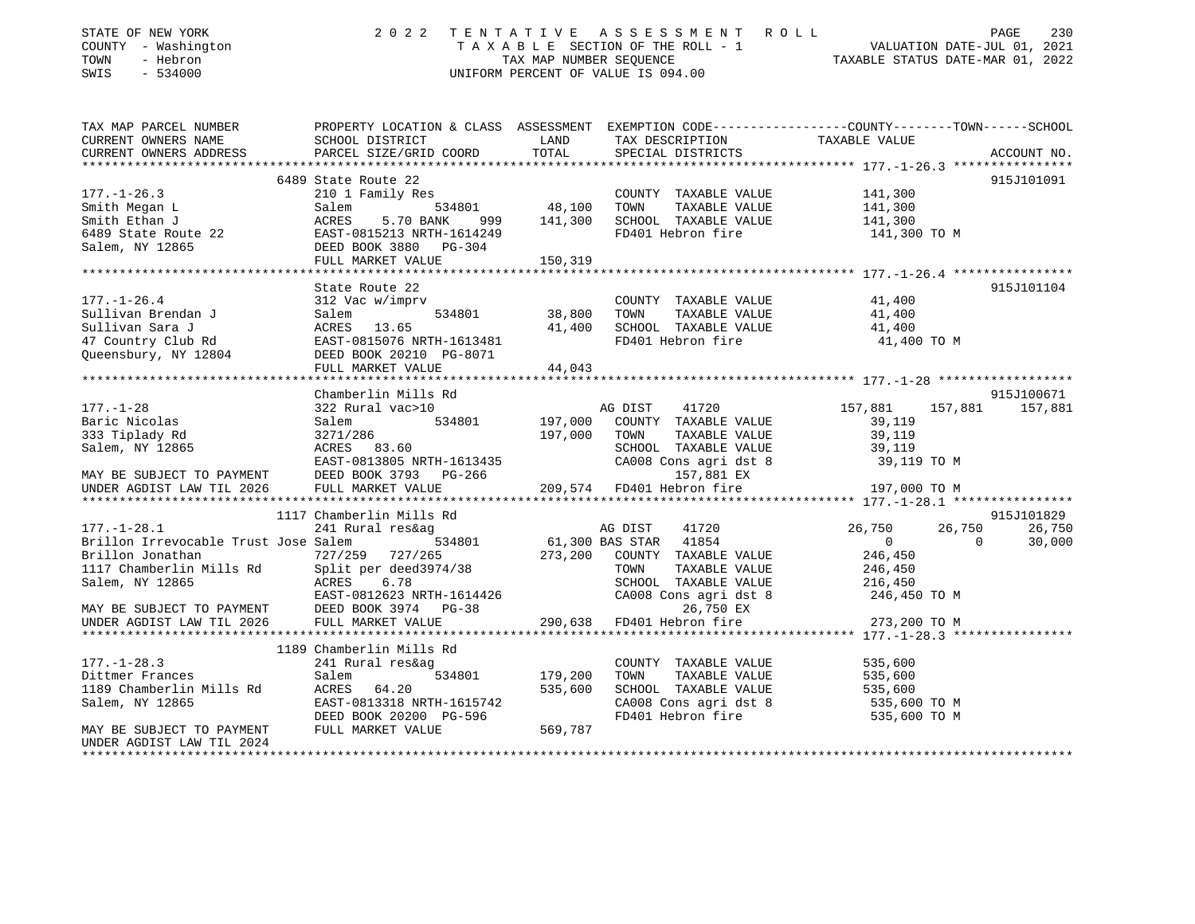STATE OF NEW YORK — 2022 TENTATIVE ASSESSMENT ROLL
COUNTY - Washington — TAXABLE SECTION OF THE ROLL - 1 — VALUATION DATE-JUL 01, 2021
TOWN - Hebron — TAX MAP NUMBER SEQUENCE — TAXABLE STATUS DATE-MAR 01, 2022
SWIS - 534000 — UNIFORM PERCENT OF VALUE IS 094.00

| TAX MAP PARCEL NUMBER / CURRENT OWNERS NAME / CURRENT OWNERS ADDRESS | PROPERTY LOCATION & CLASS / SCHOOL DISTRICT / PARCEL SIZE/GRID COORD | LAND / TOTAL | EXEMPTION CODE / TAX DESCRIPTION / SPECIAL DISTRICTS | COUNTY TAXABLE VALUE | TOWN | SCHOOL | ACCOUNT NO. |
|---|---|---|---|---|---|---|---|
| **177.-1-26.3** | 6489 State Route 22 | | | | | | 915J101091 |
| Smith Megan L | 210 1 Family Res | | COUNTY TAXABLE VALUE | 141,300 | | | |
| Smith Ethan J | Salem 534801 | 48,100 | TOWN TAXABLE VALUE | 141,300 | | | |
| 6489 State Route 22 | ACRES 5.70 BANK 999 | 141,300 | SCHOOL TAXABLE VALUE | 141,300 | | | |
| Salem, NY 12865 | EAST-0815213 NRTH-1614249 | | FD401 Hebron fire | 141,300 TO M | | | |
| | DEED BOOK 3880 PG-304 | | | | | | |
| | FULL MARKET VALUE | 150,319 | | | | | |
| **177.-1-26.4** | State Route 22 | | | | | | 915J101104 |
| Sullivan Brendan J | 312 Vac w/imprv | | COUNTY TAXABLE VALUE | 41,400 | | | |
| Sullivan Sara J | Salem 534801 | 38,800 | TOWN TAXABLE VALUE | 41,400 | | | |
| 47 Country Club Rd | ACRES 13.65 | 41,400 | SCHOOL TAXABLE VALUE | 41,400 | | | |
| Queensbury, NY 12804 | EAST-0815076 NRTH-1613481 | | FD401 Hebron fire | 41,400 TO M | | | |
| | DEED BOOK 20210 PG-8071 | | | | | | |
| | FULL MARKET VALUE | 44,043 | | | | | |
| **177.-1-28** | Chamberlin Mills Rd | | | | | | 915J100671 |
| Baric Nicolas | 322 Rural vac>10 | | AG DIST 41720 | 157,881 | 157,881 | 157,881 | |
| 333 Tiplady Rd | Salem 534801 | 197,000 | COUNTY TAXABLE VALUE | 39,119 | | | |
| Salem, NY 12865 | 3271/286 | 197,000 | TOWN TAXABLE VALUE | 39,119 | | | |
| | ACRES 83.60 | | SCHOOL TAXABLE VALUE | 39,119 | | | |
| | EAST-0813805 NRTH-1613435 | | CA008 Cons agri dst 8 | 39,119 TO M | | | |
| MAY BE SUBJECT TO PAYMENT | DEED BOOK 3793 PG-266 | | 157,881 EX | | | | |
| UNDER AGDIST LAW TIL 2026 | FULL MARKET VALUE | 209,574 | FD401 Hebron fire | 197,000 TO M | | | |
| **177.-1-28.1** | 1117 Chamberlin Mills Rd | | | | | | 915J101829 |
| Brillon Irrevocable Trust Jose | 241 Rural res&ag | | AG DIST 41720 | 26,750 | 26,750 | 26,750 | |
| Brillon Jonathan | Salem 534801 | 61,300 | BAS STAR 41854 | 0 | 0 | 30,000 | |
| 1117 Chamberlin Mills Rd | 727/259 727/265 | 273,200 | COUNTY TAXABLE VALUE | 246,450 | | | |
| Salem, NY 12865 | Split per deed3974/38 | | TOWN TAXABLE VALUE | 246,450 | | | |
| | ACRES 6.78 | | SCHOOL TAXABLE VALUE | 216,450 | | | |
| | EAST-0812623 NRTH-1614426 | | CA008 Cons agri dst 8 | 246,450 TO M | | | |
| MAY BE SUBJECT TO PAYMENT | DEED BOOK 3974 PG-38 | | 26,750 EX | | | | |
| UNDER AGDIST LAW TIL 2026 | FULL MARKET VALUE | 290,638 | FD401 Hebron fire | 273,200 TO M | | | |
| **177.-1-28.3** | 1189 Chamberlin Mills Rd | | | | | | |
| Dittmer Frances | 241 Rural res&ag | | COUNTY TAXABLE VALUE | 535,600 | | | |
| 1189 Chamberlin Mills Rd | Salem 534801 | 179,200 | TOWN TAXABLE VALUE | 535,600 | | | |
| Salem, NY 12865 | ACRES 64.20 | 535,600 | SCHOOL TAXABLE VALUE | 535,600 | | | |
| | EAST-0813318 NRTH-1615742 | | CA008 Cons agri dst 8 | 535,600 TO M | | | |
| | DEED BOOK 20200 PG-596 | | FD401 Hebron fire | 535,600 TO M | | | |
| MAY BE SUBJECT TO PAYMENT | FULL MARKET VALUE | 569,787 | | | | | |
| UNDER AGDIST LAW TIL 2024 | | | | | | | |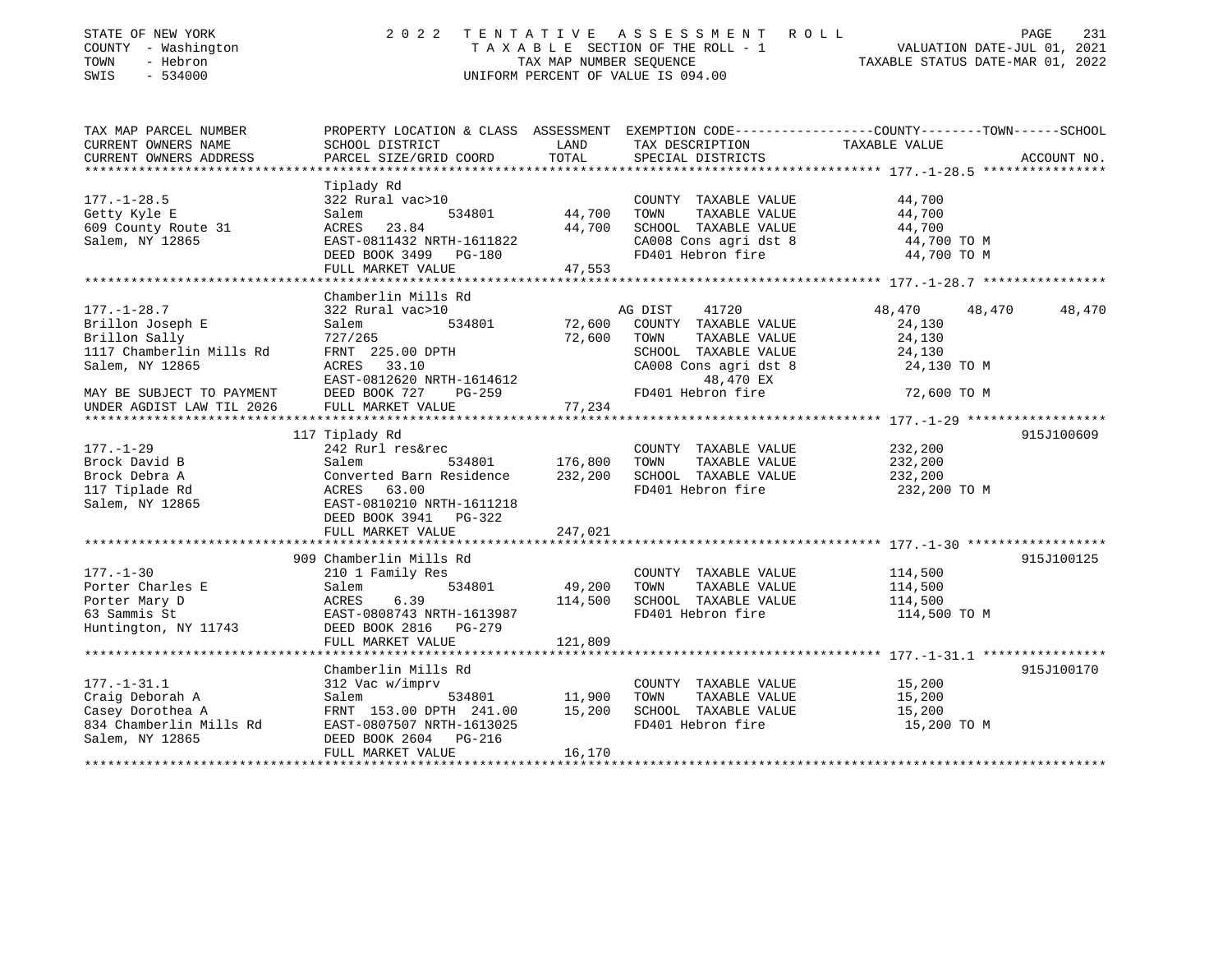STATE OF NEW YORK                2022 TENTATIVE ASSESSMENT ROLL
COUNTY - Washington              TAXABLE SECTION OF THE ROLL - 1              VALUATION DATE-JUL 01, 2021
TOWN - Hebron                    TAX MAP NUMBER SEQUENCE                      TAXABLE STATUS DATE-MAR 01, 2022
SWIS - 534000                    UNIFORM PERCENT OF VALUE IS 094.00

| TAX MAP PARCEL NUMBER / CURRENT OWNERS NAME / CURRENT OWNERS ADDRESS | PROPERTY LOCATION & CLASS / SCHOOL DISTRICT / PARCEL SIZE/GRID COORD | ASSESSMENT LAND | TOTAL | EXEMPTION CODE / TAX DESCRIPTION / SPECIAL DISTRICTS | COUNTY TAXABLE VALUE | TOWN | SCHOOL | ACCOUNT NO. |
|---|---|---|---|---|---|---|---|---|
| **177.-1-28.5** | Tiplady Rd | | | | | | | |
| Getty Kyle E | 322 Rural vac>10 | | | COUNTY TAXABLE VALUE | 44,700 | | | |
| 609 County Route 31 | Salem 534801 | 44,700 | | TOWN TAXABLE VALUE | 44,700 | | | |
| Salem, NY 12865 | ACRES 23.84 | | 44,700 | SCHOOL TAXABLE VALUE | 44,700 | | | |
| | EAST-0811432 NRTH-1611822 | | | CA008 Cons agri dst 8 | 44,700 TO M | | | |
| | DEED BOOK 3499 PG-180 | | | FD401 Hebron fire | 44,700 TO M | | | |
| | FULL MARKET VALUE | | 47,553 | | | | | |
| **177.-1-28.7** | Chamberlin Mills Rd | | | | | | | |
| Brillon Joseph E | 322 Rural vac>10 | | | AG DIST 41720 | 48,470 | 48,470 | 48,470 | |
| Brillon Sally | Salem 534801 | 72,600 | | COUNTY TAXABLE VALUE | 24,130 | | | |
| 1117 Chamberlin Mills Rd | 727/265 | | 72,600 | TOWN TAXABLE VALUE | 24,130 | | | |
| Salem, NY 12865 | FRNT 225.00 DPTH | | | SCHOOL TAXABLE VALUE | 24,130 | | | |
| | ACRES 33.10 | | | CA008 Cons agri dst 8 | 24,130 TO M | | | |
| | EAST-0812620 NRTH-1614612 | | | 48,470 EX | | | | |
| MAY BE SUBJECT TO PAYMENT | DEED BOOK 727 PG-259 | | | FD401 Hebron fire | 72,600 TO M | | | |
| UNDER AGDIST LAW TIL 2026 | FULL MARKET VALUE | | 77,234 | | | | | |
| **177.-1-29** | 117 Tiplady Rd | | | | | | | 915J100609 |
| Brock David B | 242 Rurl res&rec | | | COUNTY TAXABLE VALUE | 232,200 | | | |
| Brock Debra A | Salem 534801 | 176,800 | | TOWN TAXABLE VALUE | 232,200 | | | |
| 117 Tiplade Rd | Converted Barn Residence | | 232,200 | SCHOOL TAXABLE VALUE | 232,200 | | | |
| Salem, NY 12865 | ACRES 63.00 | | | FD401 Hebron fire | 232,200 TO M | | | |
| | EAST-0810210 NRTH-1611218 | | | | | | | |
| | DEED BOOK 3941 PG-322 | | | | | | | |
| | FULL MARKET VALUE | | 247,021 | | | | | |
| **177.-1-30** | 909 Chamberlin Mills Rd | | | | | | | 915J100125 |
| Porter Charles E | 210 1 Family Res | | | COUNTY TAXABLE VALUE | 114,500 | | | |
| Porter Mary D | Salem 534801 | 49,200 | | TOWN TAXABLE VALUE | 114,500 | | | |
| 63 Sammis St | ACRES 6.39 | | 114,500 | SCHOOL TAXABLE VALUE | 114,500 | | | |
| Huntington, NY 11743 | EAST-0808743 NRTH-1613987 | | | FD401 Hebron fire | 114,500 TO M | | | |
| | DEED BOOK 2816 PG-279 | | | | | | | |
| | FULL MARKET VALUE | | 121,809 | | | | | |
| **177.-1-31.1** | Chamberlin Mills Rd | | | | | | | 915J100170 |
| Craig Deborah A | 312 Vac w/imprv | | | COUNTY TAXABLE VALUE | 15,200 | | | |
| Casey Dorothea A | Salem 534801 | 11,900 | | TOWN TAXABLE VALUE | 15,200 | | | |
| 834 Chamberlin Mills Rd | FRNT 153.00 DPTH 241.00 | | 15,200 | SCHOOL TAXABLE VALUE | 15,200 | | | |
| Salem, NY 12865 | EAST-0807507 NRTH-1613025 | | | FD401 Hebron fire | 15,200 TO M | | | |
| | DEED BOOK 2604 PG-216 | | | | | | | |
| | FULL MARKET VALUE | | 16,170 | | | | | |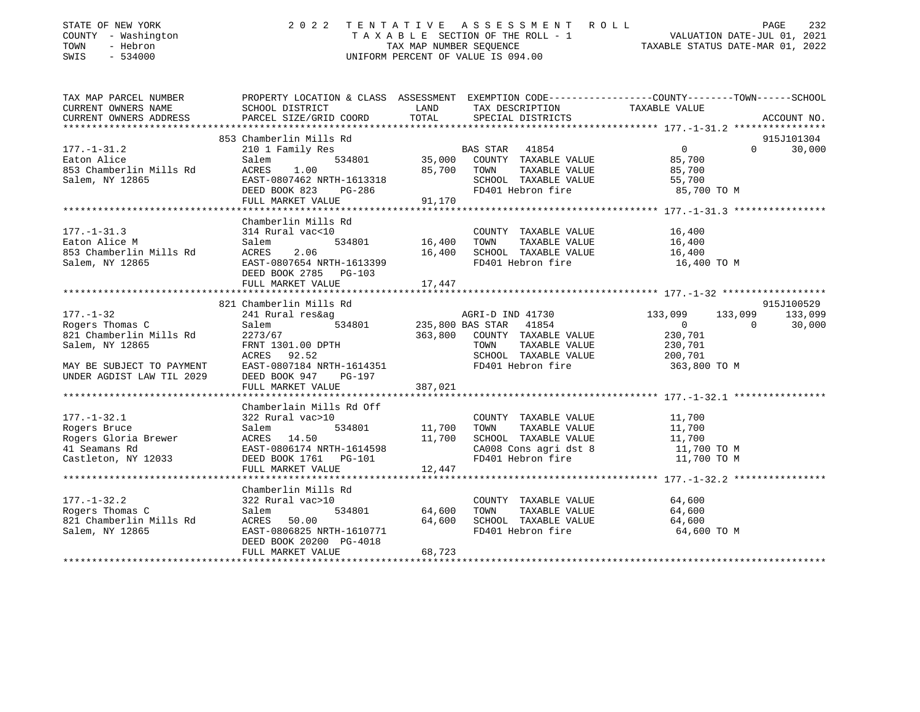STATE OF NEW YORK — 2022 TENTATIVE ASSESSMENT ROLL
COUNTY - Washington — TAXABLE SECTION OF THE ROLL - 1 — VALUATION DATE-JUL 01, 2021
TOWN - Hebron — TAX MAP NUMBER SEQUENCE — TAXABLE STATUS DATE-MAR 01, 2022
SWIS - 534000 — UNIFORM PERCENT OF VALUE IS 094.00

| TAX MAP PARCEL NUMBER / CURRENT OWNERS NAME / CURRENT OWNERS ADDRESS | PROPERTY LOCATION & CLASS / SCHOOL DISTRICT / PARCEL SIZE/GRID COORD | ASSESSMENT LAND / TOTAL | EXEMPTION CODE / TAX DESCRIPTION / SPECIAL DISTRICTS | COUNTY TAXABLE VALUE | TOWN | SCHOOL | ACCOUNT NO. |
|---|---|---|---|---|---|---|---|
| **177.-1-31.2** | 853 Chamberlin Mills Rd | | | | | | 915J101304 |
| 177.-1-31.2 | 210 1 Family Res | | BAS STAR 41854 | 0 | 0 | 30,000 | |
| Eaton Alice | Salem 534801 | 35,000 | COUNTY TAXABLE VALUE | 85,700 | | | |
| 853 Chamberlin Mills Rd | ACRES 1.00 | 85,700 | TOWN TAXABLE VALUE | 85,700 | | | |
| Salem, NY 12865 | EAST-0807462 NRTH-1613318 | | SCHOOL TAXABLE VALUE | 55,700 | | | |
| | DEED BOOK 823 PG-286 | | FD401 Hebron fire | 85,700 TO M | | | |
| | FULL MARKET VALUE | 91,170 | | | | | |
| **177.-1-31.3** | Chamberlin Mills Rd | | | | | | |
| 177.-1-31.3 | 314 Rural vac<10 | | COUNTY TAXABLE VALUE | 16,400 | | | |
| Eaton Alice M | Salem 534801 | 16,400 | TOWN TAXABLE VALUE | 16,400 | | | |
| 853 Chamberlin Mills Rd | ACRES 2.06 | 16,400 | SCHOOL TAXABLE VALUE | 16,400 | | | |
| Salem, NY 12865 | EAST-0807654 NRTH-1613399 | | FD401 Hebron fire | 16,400 TO M | | | |
| | DEED BOOK 2785 PG-103 | | | | | | |
| | FULL MARKET VALUE | 17,447 | | | | | |
| **177.-1-32** | 821 Chamberlin Mills Rd | | | | | | 915J100529 |
| 177.-1-32 | 241 Rural res&ag | | AGRI-D IND 41730 | 133,099 | 133,099 | 133,099 | |
| Rogers Thomas C | Salem 534801 | 235,800 | BAS STAR 41854 | 0 | 0 | 30,000 | |
| 821 Chamberlin Mills Rd | 2273/67 | 363,800 | COUNTY TAXABLE VALUE | 230,701 | | | |
| Salem, NY 12865 | FRNT 1301.00 DPTH | | TOWN TAXABLE VALUE | 230,701 | | | |
| | ACRES 92.52 | | SCHOOL TAXABLE VALUE | 200,701 | | | |
| MAY BE SUBJECT TO PAYMENT | EAST-0807184 NRTH-1614351 | | FD401 Hebron fire | 363,800 TO M | | | |
| UNDER AGDIST LAW TIL 2029 | DEED BOOK 947 PG-197 | | | | | | |
| | FULL MARKET VALUE | 387,021 | | | | | |
| **177.-1-32.1** | Chamberlain Mills Rd Off | | | | | | |
| 177.-1-32.1 | 322 Rural vac>10 | | COUNTY TAXABLE VALUE | 11,700 | | | |
| Rogers Bruce | Salem 534801 | 11,700 | TOWN TAXABLE VALUE | 11,700 | | | |
| Rogers Gloria Brewer | ACRES 14.50 | 11,700 | SCHOOL TAXABLE VALUE | 11,700 | | | |
| 41 Seamans Rd | EAST-0806174 NRTH-1614598 | | CA008 Cons agri dst 8 | 11,700 TO M | | | |
| Castleton, NY 12033 | DEED BOOK 1761 PG-101 | | FD401 Hebron fire | 11,700 TO M | | | |
| | FULL MARKET VALUE | 12,447 | | | | | |
| **177.-1-32.2** | Chamberlin Mills Rd | | | | | | |
| 177.-1-32.2 | 322 Rural vac>10 | | COUNTY TAXABLE VALUE | 64,600 | | | |
| Rogers Thomas C | Salem 534801 | 64,600 | TOWN TAXABLE VALUE | 64,600 | | | |
| 821 Chamberlin Mills Rd | ACRES 50.00 | 64,600 | SCHOOL TAXABLE VALUE | 64,600 | | | |
| Salem, NY 12865 | EAST-0806825 NRTH-1610771 | | FD401 Hebron fire | 64,600 TO M | | | |
| | DEED BOOK 20200 PG-4018 | | | | | | |
| | FULL MARKET VALUE | 68,723 | | | | | |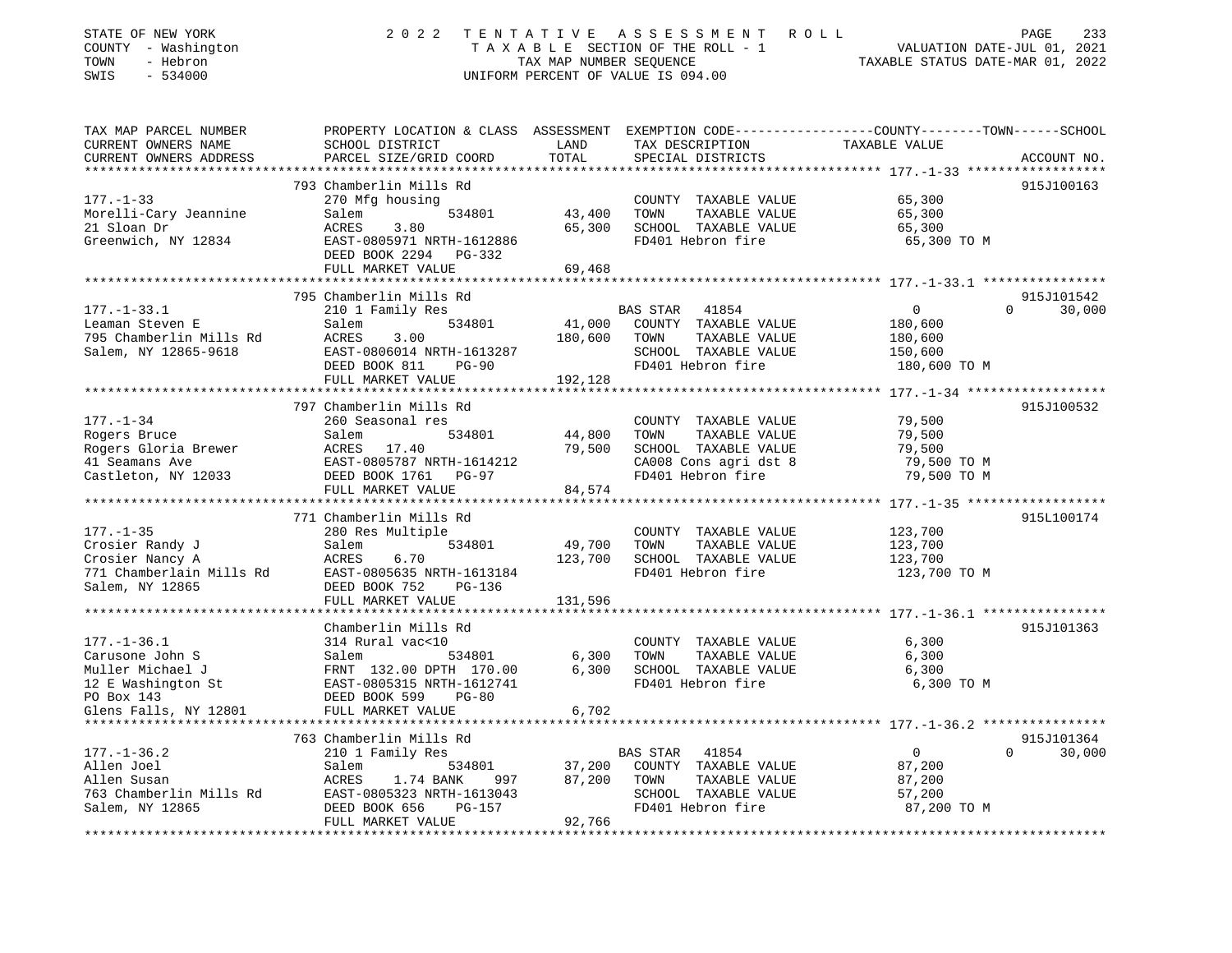STATE OF NEW YORK 2 0 2 2 T E N T A T I V E A S S E S S M E N T R O L L
COUNTY - Washington T A X A B L E SECTION OF THE ROLL - 1 VALUATION DATE-JUL 01, 2021
TOWN - Hebron TAX MAP NUMBER SEQUENCE TAXABLE STATUS DATE-MAR 01, 2022
SWIS - 534000 UNIFORM PERCENT OF VALUE IS 094.00

| TAX MAP PARCEL NUMBER / CURRENT OWNERS NAME / CURRENT OWNERS ADDRESS | PROPERTY LOCATION & CLASS / SCHOOL DISTRICT / PARCEL SIZE/GRID COORD | ASSESSMENT LAND | TOTAL | EXEMPTION CODE / TAX DESCRIPTION / SPECIAL DISTRICTS | COUNTY | TOWN | SCHOOL / TAXABLE VALUE | ACCOUNT NO. |
|---|---|---|---|---|---|---|---|---|
| **177.-1-33** | 793 Chamberlin Mills Rd | | | | | | | 915J100163 |
| 177.-1-33 | 270 Mfg housing | | | COUNTY TAXABLE VALUE | 65,300 | | | |
| Morelli-Cary Jeannine | Salem 534801 | 43,400 | | TOWN TAXABLE VALUE | | 65,300 | | |
| 21 Sloan Dr | ACRES 3.80 | | 65,300 | SCHOOL TAXABLE VALUE | | | 65,300 | |
| Greenwich, NY 12834 | EAST-0805971 NRTH-1612886 | | | FD401 Hebron fire | 65,300 TO M | | | |
| | DEED BOOK 2294 PG-332 | | | | | | | |
| | FULL MARKET VALUE | | 69,468 | | | | | |
| **177.-1-33.1** | 795 Chamberlin Mills Rd | | | | | | | 915J101542 |
| 177.-1-33.1 | 210 1 Family Res | | | BAS STAR 41854 | 0 | 0 | 30,000 | |
| Leaman Steven E | Salem 534801 | 41,000 | | COUNTY TAXABLE VALUE | 180,600 | | | |
| 795 Chamberlin Mills Rd | ACRES 3.00 | | 180,600 | TOWN TAXABLE VALUE | | 180,600 | | |
| Salem, NY 12865-9618 | EAST-0806014 NRTH-1613287 | | | SCHOOL TAXABLE VALUE | | | 150,600 | |
| | DEED BOOK 811 PG-90 | | | FD401 Hebron fire | 180,600 TO M | | | |
| | FULL MARKET VALUE | | 192,128 | | | | | |
| **177.-1-34** | 797 Chamberlin Mills Rd | | | | | | | 915J100532 |
| 177.-1-34 | 260 Seasonal res | | | COUNTY TAXABLE VALUE | 79,500 | | | |
| Rogers Bruce | Salem 534801 | 44,800 | | TOWN TAXABLE VALUE | | 79,500 | | |
| Rogers Gloria Brewer | ACRES 17.40 | | 79,500 | SCHOOL TAXABLE VALUE | | | 79,500 | |
| 41 Seamans Ave | EAST-0805787 NRTH-1614212 | | | CA008 Cons agri dst 8 | 79,500 TO M | | | |
| Castleton, NY 12033 | DEED BOOK 1761 PG-97 | | | FD401 Hebron fire | 79,500 TO M | | | |
| | FULL MARKET VALUE | | 84,574 | | | | | |
| **177.-1-35** | 771 Chamberlin Mills Rd | | | | | | | 915L100174 |
| 177.-1-35 | 280 Res Multiple | | | COUNTY TAXABLE VALUE | 123,700 | | | |
| Crosier Randy J | Salem 534801 | 49,700 | | TOWN TAXABLE VALUE | | 123,700 | | |
| Crosier Nancy A | ACRES 6.70 | | 123,700 | SCHOOL TAXABLE VALUE | | | 123,700 | |
| 771 Chamberlain Mills Rd | EAST-0805635 NRTH-1613184 | | | FD401 Hebron fire | 123,700 TO M | | | |
| Salem, NY 12865 | DEED BOOK 752 PG-136 | | | | | | | |
| | FULL MARKET VALUE | | 131,596 | | | | | |
| **177.-1-36.1** | Chamberlin Mills Rd | | | | | | | 915J101363 |
| 177.-1-36.1 | 314 Rural vac<10 | | | COUNTY TAXABLE VALUE | 6,300 | | | |
| Carusone John S | Salem 534801 | 6,300 | | TOWN TAXABLE VALUE | | 6,300 | | |
| Muller Michael J | FRNT 132.00 DPTH 170.00 | | 6,300 | SCHOOL TAXABLE VALUE | | | 6,300 | |
| 12 E Washington St | EAST-0805315 NRTH-1612741 | | | FD401 Hebron fire | 6,300 TO M | | | |
| PO Box 143 | DEED BOOK 599 PG-80 | | | | | | | |
| Glens Falls, NY 12801 | FULL MARKET VALUE | | 6,702 | | | | | |
| **177.-1-36.2** | 763 Chamberlin Mills Rd | | | | | | | 915J101364 |
| 177.-1-36.2 | 210 1 Family Res | | | BAS STAR 41854 | 0 | 0 | 30,000 | |
| Allen Joel | Salem 534801 | 37,200 | | COUNTY TAXABLE VALUE | 87,200 | | | |
| Allen Susan | ACRES 1.74 BANK 997 | | 87,200 | TOWN TAXABLE VALUE | | 87,200 | | |
| 763 Chamberlin Mills Rd | EAST-0805323 NRTH-1613043 | | | SCHOOL TAXABLE VALUE | | | 57,200 | |
| Salem, NY 12865 | DEED BOOK 656 PG-157 | | | FD401 Hebron fire | 87,200 TO M | | | |
| | FULL MARKET VALUE | | 92,766 | | | | | |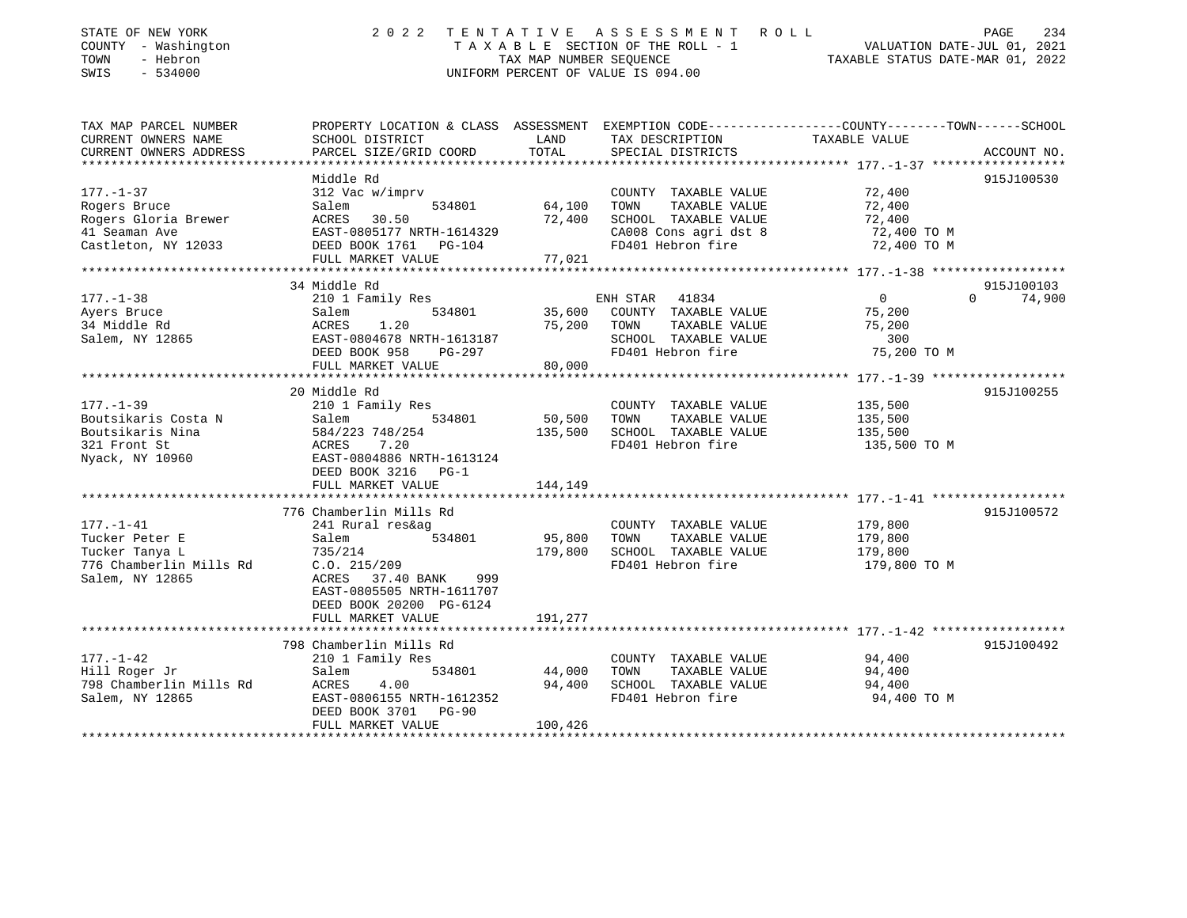STATE OF NEW YORK | 2 0 2 2 T E N T A T I V E A S S E S S M E N T R O L L
COUNTY - Washington | T A X A B L E SECTION OF THE ROLL - 1 | VALUATION DATE-JUL 01, 2021
TOWN - Hebron | TAX MAP NUMBER SEQUENCE | TAXABLE STATUS DATE-MAR 01, 2022
SWIS - 534000 | UNIFORM PERCENT OF VALUE IS 094.00

| TAX MAP PARCEL NUMBER / CURRENT OWNERS NAME / CURRENT OWNERS ADDRESS | PROPERTY LOCATION & CLASS / SCHOOL DISTRICT / PARCEL SIZE/GRID COORD | ASSESSMENT LAND | TOTAL | EXEMPTION CODE / TAX DESCRIPTION / SPECIAL DISTRICTS | COUNTY / TOWN / SCHOOL TAXABLE VALUE | ACCOUNT NO. |
|---|---|---|---|---|---|---|
| **177.-1-37** | Middle Rd | | | | | 915J100530 |
| 177.-1-37 | 312 Vac w/imprv | | | COUNTY TAXABLE VALUE | 72,400 | |
| Rogers Bruce | Salem 534801 | 64,100 | | TOWN TAXABLE VALUE | 72,400 | |
| Rogers Gloria Brewer | ACRES 30.50 | | 72,400 | SCHOOL TAXABLE VALUE | 72,400 | |
| 41 Seaman Ave | EAST-0805177 NRTH-1614329 | | | CA008 Cons agri dst 8 | 72,400 TO M | |
| Castleton, NY 12033 | DEED BOOK 1761 PG-104 | | | FD401 Hebron fire | 72,400 TO M | |
| | FULL MARKET VALUE | | 77,021 | | | |
| **177.-1-38** | 34 Middle Rd | | | | | 915J100103 |
| 177.-1-38 | 210 1 Family Res | | | ENH STAR 41834 | 0 0 74,900 | |
| Ayers Bruce | Salem 534801 | 35,600 | | COUNTY TAXABLE VALUE | 75,200 | |
| 34 Middle Rd | ACRES 1.20 | | 75,200 | TOWN TAXABLE VALUE | 75,200 | |
| Salem, NY 12865 | EAST-0804678 NRTH-1613187 | | | SCHOOL TAXABLE VALUE | 300 | |
| | DEED BOOK 958 PG-297 | | | FD401 Hebron fire | 75,200 TO M | |
| | FULL MARKET VALUE | | 80,000 | | | |
| **177.-1-39** | 20 Middle Rd | | | | | 915J100255 |
| 177.-1-39 | 210 1 Family Res | | | COUNTY TAXABLE VALUE | 135,500 | |
| Boutsikaris Costa N | Salem 534801 | 50,500 | | TOWN TAXABLE VALUE | 135,500 | |
| Boutsikaris Nina | 584/223 748/254 | | 135,500 | SCHOOL TAXABLE VALUE | 135,500 | |
| 321 Front St | ACRES 7.20 | | | FD401 Hebron fire | 135,500 TO M | |
| Nyack, NY 10960 | EAST-0804886 NRTH-1613124 | | | | | |
| | DEED BOOK 3216 PG-1 | | | | | |
| | FULL MARKET VALUE | | 144,149 | | | |
| **177.-1-41** | 776 Chamberlin Mills Rd | | | | | 915J100572 |
| 177.-1-41 | 241 Rural res&ag | | | COUNTY TAXABLE VALUE | 179,800 | |
| Tucker Peter E | Salem 534801 | 95,800 | | TOWN TAXABLE VALUE | 179,800 | |
| Tucker Tanya L | 735/214 | | 179,800 | SCHOOL TAXABLE VALUE | 179,800 | |
| 776 Chamberlin Mills Rd | C.O. 215/209 | | | FD401 Hebron fire | 179,800 TO M | |
| Salem, NY 12865 | ACRES 37.40 BANK 999 | | | | | |
| | EAST-0805505 NRTH-1611707 | | | | | |
| | DEED BOOK 20200 PG-6124 | | | | | |
| | FULL MARKET VALUE | | 191,277 | | | |
| **177.-1-42** | 798 Chamberlin Mills Rd | | | | | 915J100492 |
| 177.-1-42 | 210 1 Family Res | | | COUNTY TAXABLE VALUE | 94,400 | |
| Hill Roger Jr | Salem 534801 | 44,000 | | TOWN TAXABLE VALUE | 94,400 | |
| 798 Chamberlin Mills Rd | ACRES 4.00 | | 94,400 | SCHOOL TAXABLE VALUE | 94,400 | |
| Salem, NY 12865 | EAST-0806155 NRTH-1612352 | | | FD401 Hebron fire | 94,400 TO M | |
| | DEED BOOK 3701 PG-90 | | | | | |
| | FULL MARKET VALUE | | 100,426 | | | |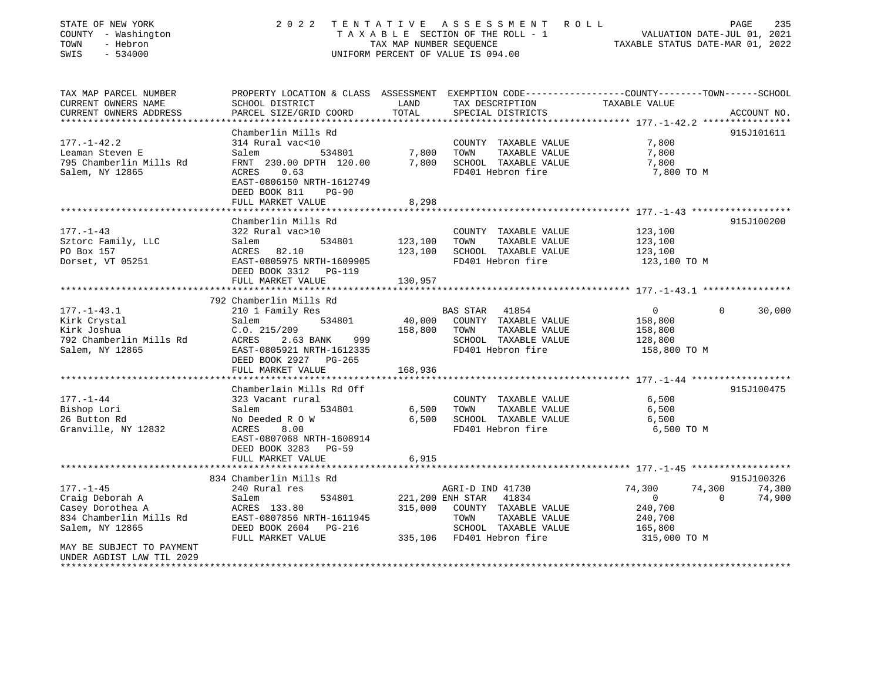STATE OF NEW YORK 2022 TENTATIVE ASSESSMENT ROLL
COUNTY - Washington TAXABLE SECTION OF THE ROLL - 1 VALUATION DATE-JUL 01, 2021
TOWN - Hebron TAX MAP NUMBER SEQUENCE TAXABLE STATUS DATE-MAR 01, 2022
SWIS - 534000 UNIFORM PERCENT OF VALUE IS 094.00

| TAX MAP PARCEL NUMBER / CURRENT OWNERS NAME / CURRENT OWNERS ADDRESS | PROPERTY LOCATION & CLASS / SCHOOL DISTRICT / PARCEL SIZE/GRID COORD | ASSESSMENT LAND / TOTAL | EXEMPTION CODE / TAX DESCRIPTION / SPECIAL DISTRICTS | COUNTY TAXABLE VALUE | TOWN | SCHOOL / ACCOUNT NO. |
|---|---|---|---|---|---|---|
| **177.-1-42.2** | Chamberlin Mills Rd | | | | | 915J101611 |
| 177.-1-42.2 | 314 Rural vac<10 | | COUNTY TAXABLE VALUE | 7,800 | | |
| Leaman Steven E | Salem 534801 | 7,800 | TOWN TAXABLE VALUE | 7,800 | | |
| 795 Chamberlin Mills Rd | FRNT 230.00 DPTH 120.00 | 7,800 | SCHOOL TAXABLE VALUE | 7,800 | | |
| Salem, NY 12865 | ACRES 0.63 | | FD401 Hebron fire | 7,800 TO M | | |
| | EAST-0806150 NRTH-1612749 | | | | | |
| | DEED BOOK 811 PG-90 | | | | | |
| | FULL MARKET VALUE | 8,298 | | | | |
| **177.-1-43** | Chamberlin Mills Rd | | | | | 915J100200 |
| 177.-1-43 | 322 Rural vac>10 | | COUNTY TAXABLE VALUE | 123,100 | | |
| Sztorc Family, LLC | Salem 534801 | 123,100 | TOWN TAXABLE VALUE | 123,100 | | |
| PO Box 157 | ACRES 82.10 | 123,100 | SCHOOL TAXABLE VALUE | 123,100 | | |
| Dorset, VT 05251 | EAST-0805975 NRTH-1609905 | | FD401 Hebron fire | 123,100 TO M | | |
| | DEED BOOK 3312 PG-119 | | | | | |
| | FULL MARKET VALUE | 130,957 | | | | |
| **177.-1-43.1** | 792 Chamberlin Mills Rd | | | | | |
| 177.-1-43.1 | 210 1 Family Res | | BAS STAR 41854 | 0 | 0 | 30,000 |
| Kirk Crystal | Salem 534801 | 40,000 | COUNTY TAXABLE VALUE | 158,800 | | |
| Kirk Joshua | C.O. 215/209 | 158,800 | TOWN TAXABLE VALUE | 158,800 | | |
| 792 Chamberlin Mills Rd | ACRES 2.63 BANK 999 | | SCHOOL TAXABLE VALUE | 128,800 | | |
| Salem, NY 12865 | EAST-0805921 NRTH-1612335 | | FD401 Hebron fire | 158,800 TO M | | |
| | DEED BOOK 2927 PG-265 | | | | | |
| | FULL MARKET VALUE | 168,936 | | | | |
| **177.-1-44** | Chamberlain Mills Rd Off | | | | | 915J100475 |
| 177.-1-44 | 323 Vacant rural | | COUNTY TAXABLE VALUE | 6,500 | | |
| Bishop Lori | Salem 534801 | 6,500 | TOWN TAXABLE VALUE | 6,500 | | |
| 26 Button Rd | No Deeded R O W | 6,500 | SCHOOL TAXABLE VALUE | 6,500 | | |
| Granville, NY 12832 | ACRES 8.00 | | FD401 Hebron fire | 6,500 TO M | | |
| | EAST-0807068 NRTH-1608914 | | | | | |
| | DEED BOOK 3283 PG-59 | | | | | |
| | FULL MARKET VALUE | 6,915 | | | | |
| **177.-1-45** | 834 Chamberlin Mills Rd | | | | | 915J100326 |
| 177.-1-45 | 240 Rural res | | AGRI-D IND 41730 | 74,300 | 74,300 | 74,300 |
| Craig Deborah A | Salem 534801 | 221,200 | ENH STAR 41834 | 0 | 0 | 74,900 |
| Casey Dorothea A | ACRES 133.80 | 315,000 | COUNTY TAXABLE VALUE | 240,700 | | |
| 834 Chamberlin Mills Rd | EAST-0807856 NRTH-1611945 | | TOWN TAXABLE VALUE | 240,700 | | |
| Salem, NY 12865 | DEED BOOK 2604 PG-216 | | SCHOOL TAXABLE VALUE | 165,800 | | |
| | FULL MARKET VALUE | 335,106 | FD401 Hebron fire | 315,000 TO M | | |
| MAY BE SUBJECT TO PAYMENT | | | | | | |
| UNDER AGDIST LAW TIL 2029 | | | | | | |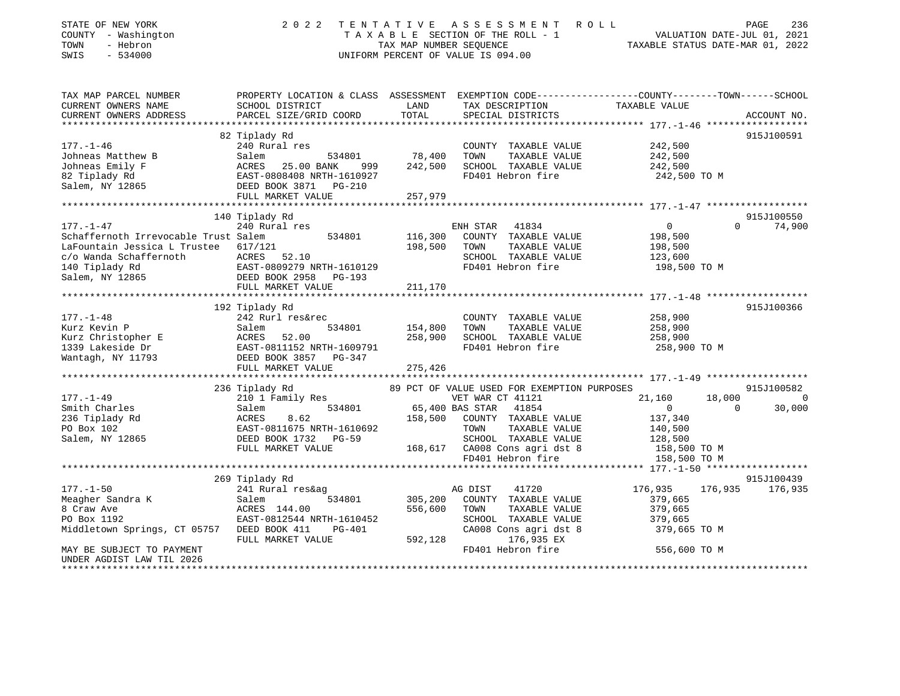STATE OF NEW YORK
COUNTY - Washington
TOWN - Hebron
SWIS - 534000

2022 TENTATIVE ASSESSMENT ROLL
TAXABLE SECTION OF THE ROLL - 1
TAX MAP NUMBER SEQUENCE
UNIFORM PERCENT OF VALUE IS 094.00

VALUATION DATE-JUL 01, 2021
TAXABLE STATUS DATE-MAR 01, 2022

```
TAX MAP PARCEL NUMBER          PROPERTY LOCATION & CLASS  ASSESSMENT  EXEMPTION CODE-----------------COUNTY--------TOWN------SCHOOL
CURRENT OWNERS NAME            SCHOOL DISTRICT              LAND      TAX DESCRIPTION              TAXABLE VALUE
CURRENT OWNERS ADDRESS         PARCEL SIZE/GRID COORD       TOTAL     SPECIAL DISTRICTS                                       ACCOUNT NO.
******************************************************************************************************* 177.-1-46 ******************
                              82 Tiplady Rd                                                                                915J100591
177.-1-46                      240 Rural res                          COUNTY  TAXABLE VALUE           242,500
Johneas Matthew B              Salem            534801       78,400   TOWN    TAXABLE VALUE           242,500
Johneas Emily F                ACRES   25.00 BANK    999    242,500   SCHOOL  TAXABLE VALUE           242,500
82 Tiplady Rd                  EAST-0808408 NRTH-1610927              FD401 Hebron fire               242,500 TO M
Salem, NY 12865                DEED BOOK 3871   PG-210
                               FULL MARKET VALUE           257,979
******************************************************************************************************* 177.-1-47 ******************
                              140 Tiplady Rd                                                                               915J100550
177.-1-47                      240 Rural res                          ENH STAR   41834                  0            0      74,900
Schaffernoth Irrevocable Trust Salem            534801      116,300   COUNTY  TAXABLE VALUE           198,500
LaFountain Jessica L Trustee   617/121                      198,500   TOWN    TAXABLE VALUE           198,500
c/o Wanda Schaffernoth         ACRES   52.10                          SCHOOL  TAXABLE VALUE           123,600
140 Tiplady Rd                 EAST-0809279 NRTH-1610129              FD401 Hebron fire               198,500 TO M
Salem, NY 12865                DEED BOOK 2958   PG-193
                               FULL MARKET VALUE           211,170
******************************************************************************************************* 177.-1-48 ******************
                              192 Tiplady Rd                                                                               915J100366
177.-1-48                      242 Rurl res&rec                       COUNTY  TAXABLE VALUE           258,900
Kurz Kevin P                   Salem            534801      154,800   TOWN    TAXABLE VALUE           258,900
Kurz Christopher E             ACRES   52.00                258,900   SCHOOL  TAXABLE VALUE           258,900
1339 Lakeside Dr               EAST-0811152 NRTH-1609791              FD401 Hebron fire               258,900 TO M
Wantagh, NY 11793              DEED BOOK 3857   PG-347
                               FULL MARKET VALUE           275,426
******************************************************************************************************* 177.-1-49 ******************
                              236 Tiplady Rd               89 PCT OF VALUE USED FOR EXEMPTION PURPOSES                     915J100582
177.-1-49                      210 1 Family Res                       VET WAR CT 41121             21,160       18,000            0
Smith Charles                  Salem            534801       65,400 BAS STAR   41854                  0            0       30,000
236 Tiplady Rd                 ACRES    8.62                158,500   COUNTY  TAXABLE VALUE           137,340
PO Box 102                     EAST-0811675 NRTH-1610692              TOWN    TAXABLE VALUE           140,500
Salem, NY 12865                DEED BOOK 1732   PG-59                 SCHOOL  TAXABLE VALUE           128,500
                               FULL MARKET VALUE           168,617    CA008 Cons agri dst 8           158,500 TO M
                                                                      FD401 Hebron fire               158,500 TO M
******************************************************************************************************* 177.-1-50 ******************
                              269 Tiplady Rd                                                                               915J100439
177.-1-50                      241 Rural res&ag                       AG DIST    41720            176,935      176,935      176,935
Meagher Sandra K               Salem            534801      305,200   COUNTY  TAXABLE VALUE           379,665
8 Craw Ave                     ACRES  144.00                556,600   TOWN    TAXABLE VALUE           379,665
PO Box 1192                    EAST-0812544 NRTH-1610452              SCHOOL  TAXABLE VALUE           379,665
Middletown Springs, CT 05757   DEED BOOK 411    PG-401                CA008 Cons agri dst 8           379,665 TO M
                               FULL MARKET VALUE           592,128          176,935 EX
MAY BE SUBJECT TO PAYMENT                                             FD401 Hebron fire               556,600 TO M
UNDER AGDIST LAW TIL 2026
************************************************************************************************************************************
```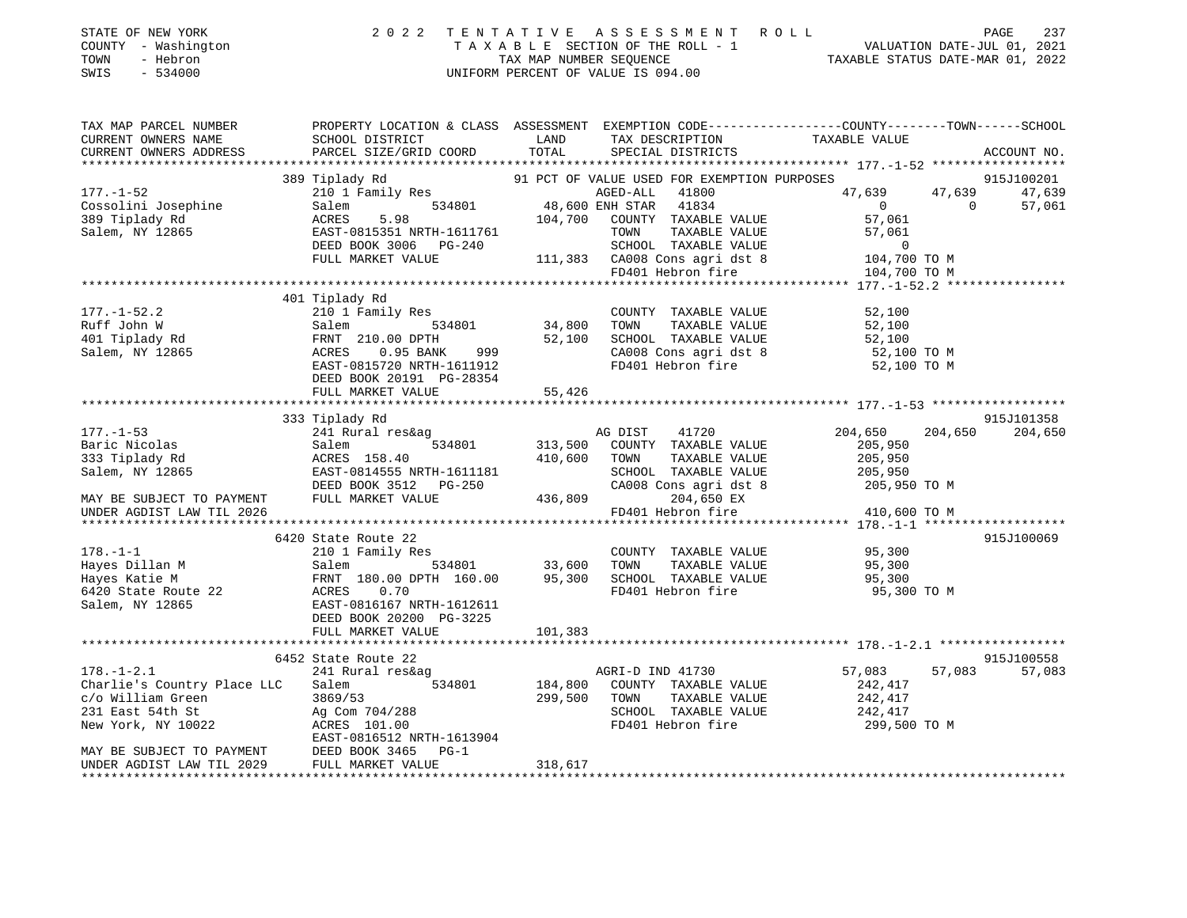STATE OF NEW YORK | COUNTY - Washington | TOWN - Hebron | SWIS - 534000

2022 TENTATIVE ASSESSMENT ROLL
TAXABLE SECTION OF THE ROLL - 1
TAX MAP NUMBER SEQUENCE
UNIFORM PERCENT OF VALUE IS 094.00

VALUATION DATE-JUL 01, 2021
TAXABLE STATUS DATE-MAR 01, 2022

| TAX MAP PARCEL NUMBER / CURRENT OWNERS NAME / CURRENT OWNERS ADDRESS | PROPERTY LOCATION & CLASS / SCHOOL DISTRICT / PARCEL SIZE/GRID COORD | ASSESSMENT LAND / TOTAL | EXEMPTION CODE / TAX DESCRIPTION / SPECIAL DISTRICTS | COUNTY TAXABLE VALUE | TOWN | SCHOOL | ACCOUNT NO. |
|---|---|---|---|---|---|---|---|
| **177.-1-52** | 389 Tiplady Rd | | 91 PCT OF VALUE USED FOR EXEMPTION PURPOSES | | | | 915J100201 |
| Cossolini Josephine | 210 1 Family Res | | AGED-ALL 41800 | 47,639 | 47,639 | 47,639 | |
| 389 Tiplady Rd | Salem 534801 | 48,600 | ENH STAR 41834 | 0 | 0 | 57,061 | |
| Salem, NY 12865 | ACRES 5.98 | 104,700 | COUNTY TAXABLE VALUE | 57,061 | | | |
| | EAST-0815351 NRTH-1611761 | | TOWN TAXABLE VALUE | 57,061 | | | |
| | DEED BOOK 3006 PG-240 | | SCHOOL TAXABLE VALUE | 0 | | | |
| | FULL MARKET VALUE | 111,383 | CA008 Cons agri dst 8 | 104,700 TO M | | | |
| | | | FD401 Hebron fire | 104,700 TO M | | | |
| **177.-1-52.2** | 401 Tiplady Rd | | | | | | |
| Ruff John W | 210 1 Family Res | | COUNTY TAXABLE VALUE | 52,100 | | | |
| 401 Tiplady Rd | Salem 534801 | 34,800 | TOWN TAXABLE VALUE | 52,100 | | | |
| Salem, NY 12865 | FRNT 210.00 DPTH | 52,100 | SCHOOL TAXABLE VALUE | 52,100 | | | |
| | ACRES 0.95 BANK 999 | | CA008 Cons agri dst 8 | 52,100 TO M | | | |
| | EAST-0815720 NRTH-1611912 | | FD401 Hebron fire | 52,100 TO M | | | |
| | DEED BOOK 20191 PG-28354 | | | | | | |
| | FULL MARKET VALUE | 55,426 | | | | | |
| **177.-1-53** | 333 Tiplady Rd | | | | | | 915J101358 |
| Baric Nicolas | 241 Rural res&ag | | AG DIST 41720 | 204,650 | 204,650 | 204,650 | |
| 333 Tiplady Rd | Salem 534801 | 313,500 | COUNTY TAXABLE VALUE | 205,950 | | | |
| Salem, NY 12865 | ACRES 158.40 | 410,600 | TOWN TAXABLE VALUE | 205,950 | | | |
| | EAST-0814555 NRTH-1611181 | | SCHOOL TAXABLE VALUE | 205,950 | | | |
| | DEED BOOK 3512 PG-250 | | CA008 Cons agri dst 8 | 205,950 TO M | | | |
| MAY BE SUBJECT TO PAYMENT | FULL MARKET VALUE | 436,809 | 204,650 EX | | | | |
| UNDER AGDIST LAW TIL 2026 | | | FD401 Hebron fire | 410,600 TO M | | | |
| **178.-1-1** | 6420 State Route 22 | | | | | | 915J100069 |
| Hayes Dillan M | 210 1 Family Res | | COUNTY TAXABLE VALUE | 95,300 | | | |
| Hayes Katie M | Salem 534801 | 33,600 | TOWN TAXABLE VALUE | 95,300 | | | |
| 6420 State Route 22 | FRNT 180.00 DPTH 160.00 | 95,300 | SCHOOL TAXABLE VALUE | 95,300 | | | |
| Salem, NY 12865 | ACRES 0.70 | | FD401 Hebron fire | 95,300 TO M | | | |
| | EAST-0816167 NRTH-1612611 | | | | | | |
| | DEED BOOK 20200 PG-3225 | | | | | | |
| | FULL MARKET VALUE | 101,383 | | | | | |
| **178.-1-2.1** | 6452 State Route 22 | | | | | | 915J100558 |
| Charlie's Country Place LLC | 241 Rural res&ag | | AGRI-D IND 41730 | 57,083 | 57,083 | 57,083 | |
| c/o William Green | Salem 534801 | 184,800 | COUNTY TAXABLE VALUE | 242,417 | | | |
| 231 East 54th St | 3869/53 | 299,500 | TOWN TAXABLE VALUE | 242,417 | | | |
| New York, NY 10022 | Ag Com 704/288 | | SCHOOL TAXABLE VALUE | 242,417 | | | |
| | ACRES 101.00 | | FD401 Hebron fire | 299,500 TO M | | | |
| | EAST-0816512 NRTH-1613904 | | | | | | |
| MAY BE SUBJECT TO PAYMENT | DEED BOOK 3465 PG-1 | | | | | | |
| UNDER AGDIST LAW TIL 2029 | FULL MARKET VALUE | 318,617 | | | | | |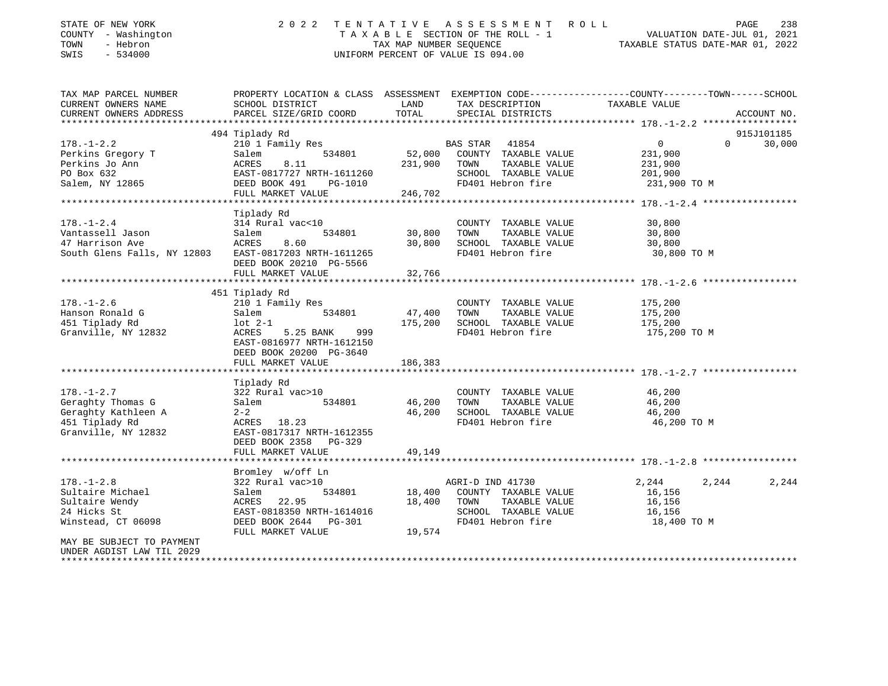STATE OF NEW YORK
COUNTY - Washington
TOWN - Hebron
SWIS - 534000

2022 TENTATIVE ASSESSMENT ROLL
TAXABLE SECTION OF THE ROLL - 1
TAX MAP NUMBER SEQUENCE
UNIFORM PERCENT OF VALUE IS 094.00

VALUATION DATE-JUL 01, 2021
TAXABLE STATUS DATE-MAR 01, 2022

| TAX MAP PARCEL NUMBER / CURRENT OWNERS NAME / CURRENT OWNERS ADDRESS | PROPERTY LOCATION & CLASS / SCHOOL DISTRICT / PARCEL SIZE/GRID COORD | ASSESSMENT LAND / TOTAL | EXEMPTION CODE / TAX DESCRIPTION / SPECIAL DISTRICTS | COUNTY TAXABLE VALUE | TOWN | SCHOOL / ACCOUNT NO. |
|---|---|---|---|---|---|---|
| **178.-1-2.2** | 494 Tiplady Rd | | | | | 915J101185 |
| 178.-1-2.2 | 210 1 Family Res | | BAS STAR 41854 | 0 | 0 | 30,000 |
| Perkins Gregory T | Salem 534801 | 52,000 | COUNTY TAXABLE VALUE | 231,900 | | |
| Perkins Jo Ann | ACRES 8.11 | 231,900 | TOWN TAXABLE VALUE | 231,900 | | |
| PO Box 632 | EAST-0817727 NRTH-1611260 | | SCHOOL TAXABLE VALUE | 201,900 | | |
| Salem, NY 12865 | DEED BOOK 491 PG-1010 | | FD401 Hebron fire | 231,900 TO M | | |
| | FULL MARKET VALUE | 246,702 | | | | |
| **178.-1-2.4** | Tiplady Rd | | | | | |
| 178.-1-2.4 | 314 Rural vac<10 | | COUNTY TAXABLE VALUE | 30,800 | | |
| Vantassell Jason | Salem 534801 | 30,800 | TOWN TAXABLE VALUE | 30,800 | | |
| 47 Harrison Ave | ACRES 8.60 | 30,800 | SCHOOL TAXABLE VALUE | 30,800 | | |
| South Glens Falls, NY 12803 | EAST-0817203 NRTH-1611265 | | FD401 Hebron fire | 30,800 TO M | | |
| | DEED BOOK 20210 PG-5566 | | | | | |
| | FULL MARKET VALUE | 32,766 | | | | |
| **178.-1-2.6** | 451 Tiplady Rd | | | | | |
| 178.-1-2.6 | 210 1 Family Res | | COUNTY TAXABLE VALUE | 175,200 | | |
| Hanson Ronald G | Salem 534801 | 47,400 | TOWN TAXABLE VALUE | 175,200 | | |
| 451 Tiplady Rd | lot 2-1 | 175,200 | SCHOOL TAXABLE VALUE | 175,200 | | |
| Granville, NY 12832 | ACRES 5.25 BANK 999 | | FD401 Hebron fire | 175,200 TO M | | |
| | EAST-0816977 NRTH-1612150 | | | | | |
| | DEED BOOK 20200 PG-3640 | | | | | |
| | FULL MARKET VALUE | 186,383 | | | | |
| **178.-1-2.7** | Tiplady Rd | | | | | |
| 178.-1-2.7 | 322 Rural vac>10 | | COUNTY TAXABLE VALUE | 46,200 | | |
| Geraghty Thomas G | Salem 534801 | 46,200 | TOWN TAXABLE VALUE | 46,200 | | |
| Geraghty Kathleen A | 2-2 | 46,200 | SCHOOL TAXABLE VALUE | 46,200 | | |
| 451 Tiplady Rd | ACRES 18.23 | | FD401 Hebron fire | 46,200 TO M | | |
| Granville, NY 12832 | EAST-0817317 NRTH-1612355 | | | | | |
| | DEED BOOK 2358 PG-329 | | | | | |
| | FULL MARKET VALUE | 49,149 | | | | |
| **178.-1-2.8** | Bromley w/off Ln | | | | | |
| 178.-1-2.8 | 322 Rural vac>10 | | AGRI-D IND 41730 | 2,244 | 2,244 | 2,244 |
| Sultaire Michael | Salem 534801 | 18,400 | COUNTY TAXABLE VALUE | 16,156 | | |
| Sultaire Wendy | ACRES 22.95 | 18,400 | TOWN TAXABLE VALUE | 16,156 | | |
| 24 Hicks St | EAST-0818350 NRTH-1614016 | | SCHOOL TAXABLE VALUE | 16,156 | | |
| Winstead, CT 06098 | DEED BOOK 2644 PG-301 | | FD401 Hebron fire | 18,400 TO M | | |
| | FULL MARKET VALUE | 19,574 | | | | |
| MAY BE SUBJECT TO PAYMENT UNDER AGDIST LAW TIL 2029 | | | | | | |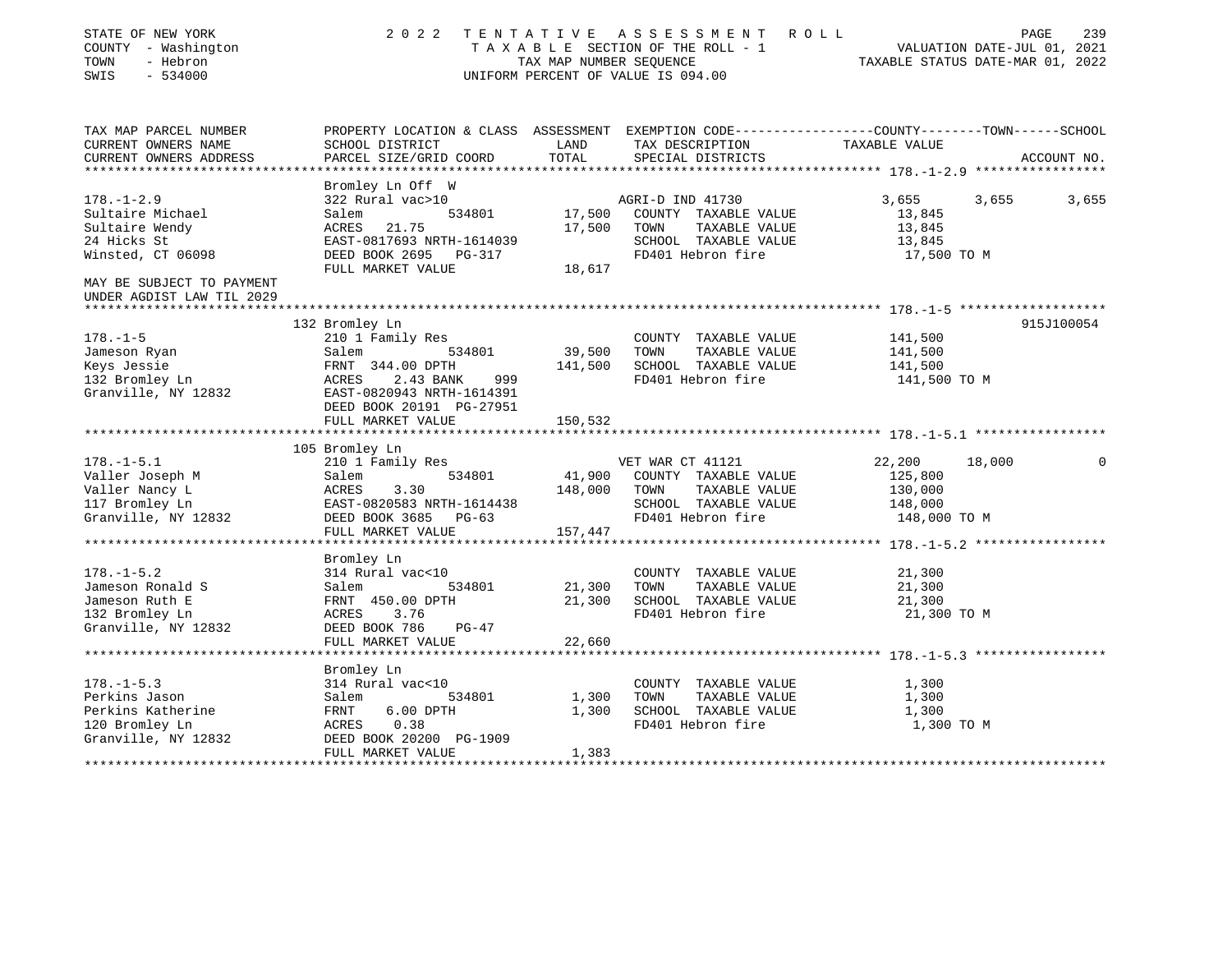STATE OF NEW YORK
COUNTY - Washington
TOWN - Hebron
SWIS - 534000

2022 TENTATIVE ASSESSMENT ROLL
TAXABLE SECTION OF THE ROLL - 1
TAX MAP NUMBER SEQUENCE
UNIFORM PERCENT OF VALUE IS 094.00

VALUATION DATE-JUL 01, 2021
TAXABLE STATUS DATE-MAR 01, 2022

| TAX MAP PARCEL NUMBER / CURRENT OWNERS NAME / CURRENT OWNERS ADDRESS | PROPERTY LOCATION & CLASS / SCHOOL DISTRICT / PARCEL SIZE/GRID COORD | ASSESSMENT LAND / TOTAL | EXEMPTION CODE / TAX DESCRIPTION / SPECIAL DISTRICTS | COUNTY | TOWN | SCHOOL | ACCOUNT NO. |
|---|---|---|---|---|---|---|---|
| **178.-1-2.9** | Bromley Ln Off W | | | | | | |
| 178.-1-2.9 | 322 Rural vac>10 | | AGRI-D IND 41730 | 3,655 | 3,655 | 3,655 | |
| Sultaire Michael | Salem 534801 | 17,500 | COUNTY TAXABLE VALUE | 13,845 | | | |
| Sultaire Wendy | ACRES 21.75 | 17,500 | TOWN TAXABLE VALUE | | 13,845 | | |
| 24 Hicks St | EAST-0817693 NRTH-1614039 | | SCHOOL TAXABLE VALUE | | | 13,845 | |
| Winsted, CT 06098 | DEED BOOK 2695 PG-317 | | FD401 Hebron fire | 17,500 TO M | | | |
| | FULL MARKET VALUE | 18,617 | | | | | |
| MAY BE SUBJECT TO PAYMENT UNDER AGDIST LAW TIL 2029 | | | | | | | |
| **178.-1-5** | 132 Bromley Ln | | | | | | 915J100054 |
| 178.-1-5 | 210 1 Family Res | | COUNTY TAXABLE VALUE | 141,500 | | | |
| Jameson Ryan | Salem 534801 | 39,500 | TOWN TAXABLE VALUE | | 141,500 | | |
| Keys Jessie | FRNT 344.00 DPTH | 141,500 | SCHOOL TAXABLE VALUE | | | 141,500 | |
| 132 Bromley Ln | ACRES 2.43 BANK 999 | | FD401 Hebron fire | 141,500 TO M | | | |
| Granville, NY 12832 | EAST-0820943 NRTH-1614391 | | | | | | |
| | DEED BOOK 20191 PG-27951 | | | | | | |
| | FULL MARKET VALUE | 150,532 | | | | | |
| **178.-1-5.1** | 105 Bromley Ln | | | | | | |
| 178.-1-5.1 | 210 1 Family Res | | VET WAR CT 41121 | 22,200 | 18,000 | 0 | |
| Valler Joseph M | Salem 534801 | 41,900 | COUNTY TAXABLE VALUE | 125,800 | | | |
| Valler Nancy L | ACRES 3.30 | 148,000 | TOWN TAXABLE VALUE | | 130,000 | | |
| 117 Bromley Ln | EAST-0820583 NRTH-1614438 | | SCHOOL TAXABLE VALUE | | | 148,000 | |
| Granville, NY 12832 | DEED BOOK 3685 PG-63 | | FD401 Hebron fire | 148,000 TO M | | | |
| | FULL MARKET VALUE | 157,447 | | | | | |
| **178.-1-5.2** | Bromley Ln | | | | | | |
| 178.-1-5.2 | 314 Rural vac<10 | | COUNTY TAXABLE VALUE | 21,300 | | | |
| Jameson Ronald S | Salem 534801 | 21,300 | TOWN TAXABLE VALUE | | 21,300 | | |
| Jameson Ruth E | FRNT 450.00 DPTH | 21,300 | SCHOOL TAXABLE VALUE | | | 21,300 | |
| 132 Bromley Ln | ACRES 3.76 | | FD401 Hebron fire | 21,300 TO M | | | |
| Granville, NY 12832 | DEED BOOK 786 PG-47 | | | | | | |
| | FULL MARKET VALUE | 22,660 | | | | | |
| **178.-1-5.3** | Bromley Ln | | | | | | |
| 178.-1-5.3 | 314 Rural vac<10 | | COUNTY TAXABLE VALUE | 1,300 | | | |
| Perkins Jason | Salem 534801 | 1,300 | TOWN TAXABLE VALUE | | 1,300 | | |
| Perkins Katherine | FRNT 6.00 DPTH | 1,300 | SCHOOL TAXABLE VALUE | | | 1,300 | |
| 120 Bromley Ln | ACRES 0.38 | | FD401 Hebron fire | 1,300 TO M | | | |
| Granville, NY 12832 | DEED BOOK 20200 PG-1909 | | | | | | |
| | FULL MARKET VALUE | 1,383 | | | | | |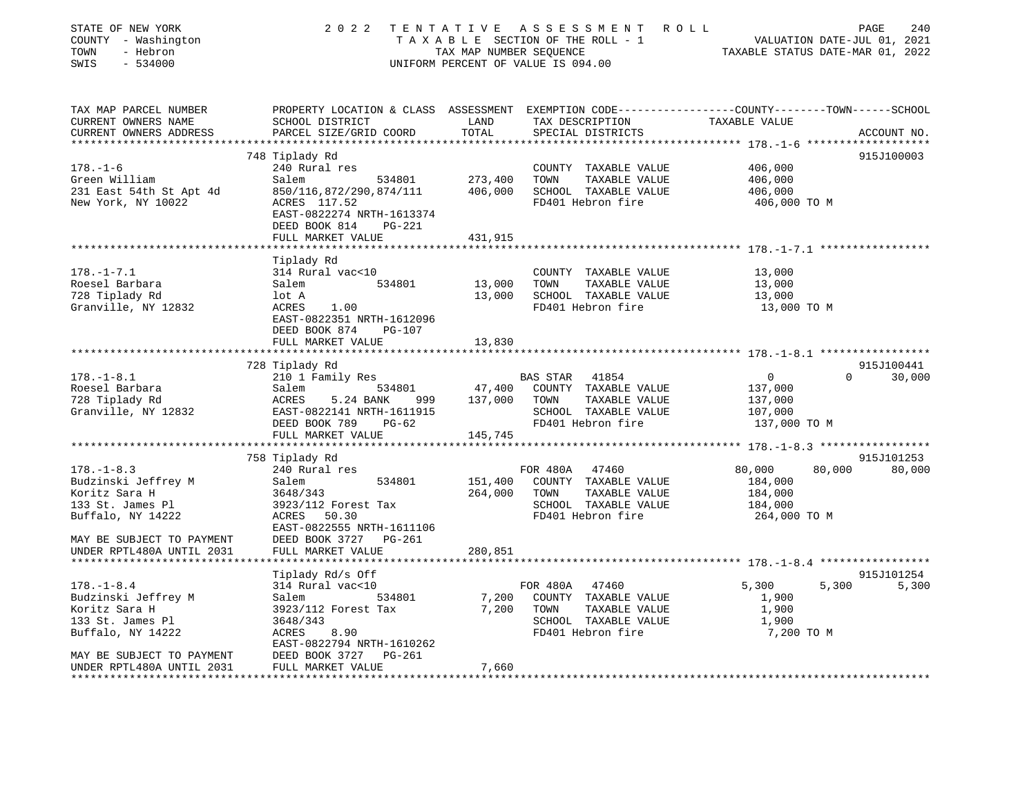STATE OF NEW YORK — 2022 TENTATIVE ASSESSMENT ROLL
COUNTY - Washington — TAXABLE SECTION OF THE ROLL - 1 — VALUATION DATE-JUL 01, 2021
TOWN - Hebron — TAX MAP NUMBER SEQUENCE — TAXABLE STATUS DATE-MAR 01, 2022
SWIS - 534000 — UNIFORM PERCENT OF VALUE IS 094.00

| TAX MAP PARCEL NUMBER / CURRENT OWNERS NAME / CURRENT OWNERS ADDRESS | PROPERTY LOCATION & CLASS / SCHOOL DISTRICT / PARCEL SIZE/GRID COORD | ASSESSMENT LAND | TOTAL | EXEMPTION CODE / TAX DESCRIPTION / SPECIAL DISTRICTS | COUNTY TAXABLE VALUE | TOWN | SCHOOL | ACCOUNT NO. |
|---|---|---|---|---|---|---|---|---|
| **178.-1-6** | 748 Tiplady Rd | | | | | | | 915J100003 |
| Green William | 240 Rural res | | | COUNTY TAXABLE VALUE | 406,000 | | | |
| 231 East 54th St Apt 4d | Salem 534801 | 273,400 | | TOWN TAXABLE VALUE | 406,000 | | | |
| New York, NY 10022 | 850/116,872/290,874/111 | | 406,000 | SCHOOL TAXABLE VALUE | 406,000 | | | |
| | ACRES 117.52 | | | FD401 Hebron fire | 406,000 TO M | | | |
| | EAST-0822274 NRTH-1613374 | | | | | | | |
| | DEED BOOK 814 PG-221 | | | | | | | |
| | FULL MARKET VALUE | | 431,915 | | | | | |
| **178.-1-7.1** | Tiplady Rd | | | | | | | |
| Roesel Barbara | 314 Rural vac<10 | | | COUNTY TAXABLE VALUE | 13,000 | | | |
| 728 Tiplady Rd | Salem 534801 | 13,000 | | TOWN TAXABLE VALUE | 13,000 | | | |
| Granville, NY 12832 | lot A | | 13,000 | SCHOOL TAXABLE VALUE | 13,000 | | | |
| | ACRES 1.00 | | | FD401 Hebron fire | 13,000 TO M | | | |
| | EAST-0822351 NRTH-1612096 | | | | | | | |
| | DEED BOOK 874 PG-107 | | | | | | | |
| | FULL MARKET VALUE | | 13,830 | | | | | |
| **178.-1-8.1** | 728 Tiplady Rd | | | | | | | 915J100441 |
| Roesel Barbara | 210 1 Family Res | | | BAS STAR 41854 | 0 | 0 | 30,000 | |
| 728 Tiplady Rd | Salem 534801 | 47,400 | | COUNTY TAXABLE VALUE | 137,000 | | | |
| Granville, NY 12832 | ACRES 5.24 BANK 999 | | 137,000 | TOWN TAXABLE VALUE | 137,000 | | | |
| | EAST-0822141 NRTH-1611915 | | | SCHOOL TAXABLE VALUE | 107,000 | | | |
| | DEED BOOK 789 PG-62 | | | FD401 Hebron fire | 137,000 TO M | | | |
| | FULL MARKET VALUE | | 145,745 | | | | | |
| **178.-1-8.3** | 758 Tiplady Rd | | | | | | | 915J101253 |
| Budzinski Jeffrey M | 240 Rural res | | | FOR 480A 47460 | 80,000 | 80,000 | 80,000 | |
| Koritz Sara H | Salem 534801 | 151,400 | | COUNTY TAXABLE VALUE | 184,000 | | | |
| 133 St. James Pl | 3648/343 | | 264,000 | TOWN TAXABLE VALUE | 184,000 | | | |
| Buffalo, NY 14222 | 3923/112 Forest Tax | | | SCHOOL TAXABLE VALUE | 184,000 | | | |
| | ACRES 50.30 | | | FD401 Hebron fire | 264,000 TO M | | | |
| | EAST-0822555 NRTH-1611106 | | | | | | | |
| MAY BE SUBJECT TO PAYMENT | DEED BOOK 3727 PG-261 | | | | | | | |
| UNDER RPTL480A UNTIL 2031 | FULL MARKET VALUE | | 280,851 | | | | | |
| **178.-1-8.4** | Tiplady Rd/s Off | | | | | | | 915J101254 |
| Budzinski Jeffrey M | 314 Rural vac<10 | | | FOR 480A 47460 | 5,300 | 5,300 | 5,300 | |
| Koritz Sara H | Salem 534801 | 7,200 | | COUNTY TAXABLE VALUE | 1,900 | | | |
| 133 St. James Pl | 3923/112 Forest Tax | | 7,200 | TOWN TAXABLE VALUE | 1,900 | | | |
| Buffalo, NY 14222 | 3648/343 | | | SCHOOL TAXABLE VALUE | 1,900 | | | |
| | ACRES 8.90 | | | FD401 Hebron fire | 7,200 TO M | | | |
| | EAST-0822794 NRTH-1610262 | | | | | | | |
| MAY BE SUBJECT TO PAYMENT | DEED BOOK 3727 PG-261 | | | | | | | |
| UNDER RPTL480A UNTIL 2031 | FULL MARKET VALUE | | 7,660 | | | | | |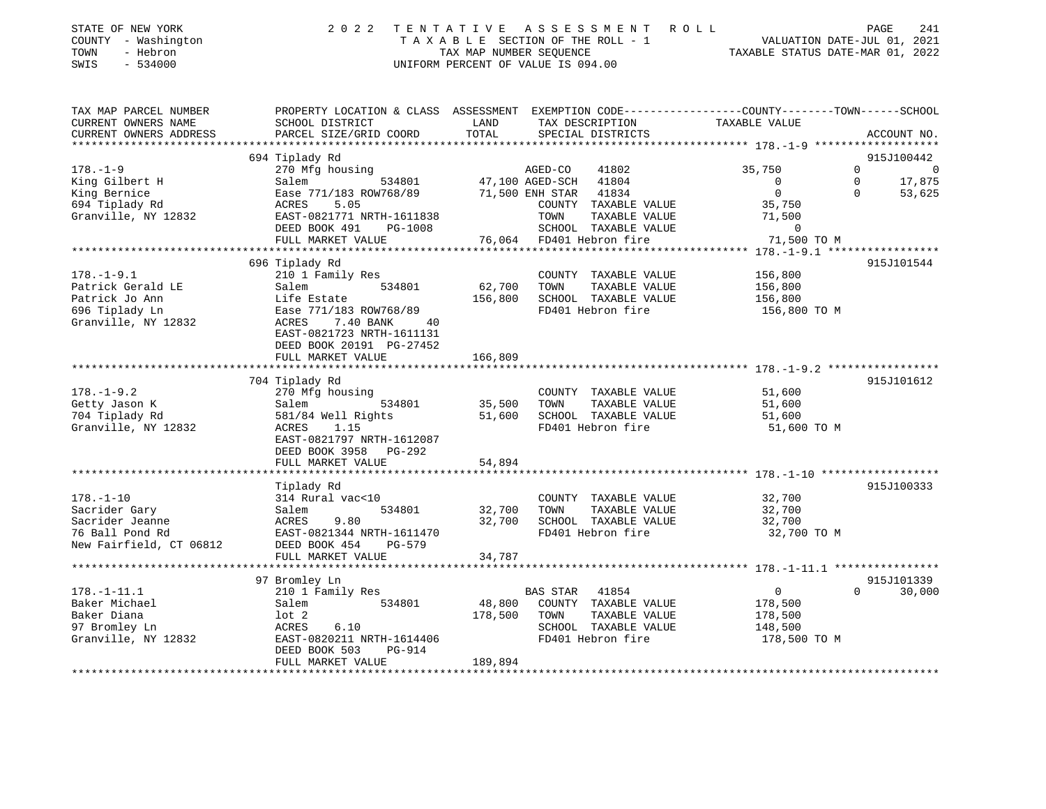STATE OF NEW YORK | COUNTY - Washington | TOWN - Hebron | SWIS - 534000

# 2022 TENTATIVE ASSESSMENT ROLL
TAXABLE SECTION OF THE ROLL - 1
TAX MAP NUMBER SEQUENCE
UNIFORM PERCENT OF VALUE IS 094.00

VALUATION DATE-JUL 01, 2021
TAXABLE STATUS DATE-MAR 01, 2022

| TAX MAP PARCEL NUMBER / CURRENT OWNERS NAME / CURRENT OWNERS ADDRESS | PROPERTY LOCATION & CLASS / SCHOOL DISTRICT / PARCEL SIZE/GRID COORD | ASSESSMENT LAND | ASSESSMENT TOTAL | EXEMPTION CODE / TAX DESCRIPTION / SPECIAL DISTRICTS | COUNTY TAXABLE VALUE | TOWN | SCHOOL | ACCOUNT NO. |
|---|---|---|---|---|---|---|---|---|
| **178.-1-9** | 694 Tiplady Rd | | | | | | | 915J100442 |
| King Gilbert H | 270 Mfg housing | | | AGED-CO 41802 | 35,750 | 0 | 0 | |
| King Bernice | Salem 534801 | 47,100 | | AGED-SCH 41804 | 0 | 0 | 17,875 | |
| 694 Tiplady Rd | Ease 771/183 ROW768/89 | | 71,500 | ENH STAR 41834 | 0 | 0 | 53,625 | |
| Granville, NY 12832 | ACRES 5.05 | | | COUNTY TAXABLE VALUE | 35,750 | | | |
| | EAST-0821771 NRTH-1611838 | | | TOWN TAXABLE VALUE | 71,500 | | | |
| | DEED BOOK 491 PG-1008 | | | SCHOOL TAXABLE VALUE | 0 | | | |
| | FULL MARKET VALUE | | 76,064 | FD401 Hebron fire | 71,500 TO M | | | |
| **178.-1-9.1** | 696 Tiplady Rd | | | | | | | 915J101544 |
| Patrick Gerald LE | 210 1 Family Res | | | COUNTY TAXABLE VALUE | 156,800 | | | |
| Patrick Jo Ann | Salem 534801 | 62,700 | | TOWN TAXABLE VALUE | 156,800 | | | |
| 696 Tiplady Ln | Life Estate | | 156,800 | SCHOOL TAXABLE VALUE | 156,800 | | | |
| Granville, NY 12832 | Ease 771/183 ROW768/89 | | | FD401 Hebron fire | 156,800 TO M | | | |
| | ACRES 7.40 BANK 40 | | | | | | | |
| | EAST-0821723 NRTH-1611131 | | | | | | | |
| | DEED BOOK 20191 PG-27452 | | | | | | | |
| | FULL MARKET VALUE | | 166,809 | | | | | |
| **178.-1-9.2** | 704 Tiplady Rd | | | | | | | 915J101612 |
| Getty Jason K | 270 Mfg housing | | | COUNTY TAXABLE VALUE | 51,600 | | | |
| 704 Tiplady Rd | Salem 534801 | 35,500 | | TOWN TAXABLE VALUE | 51,600 | | | |
| Granville, NY 12832 | 581/84 Well Rights | | 51,600 | SCHOOL TAXABLE VALUE | 51,600 | | | |
| | ACRES 1.15 | | | FD401 Hebron fire | 51,600 TO M | | | |
| | EAST-0821797 NRTH-1612087 | | | | | | | |
| | DEED BOOK 3958 PG-292 | | | | | | | |
| | FULL MARKET VALUE | | 54,894 | | | | | |
| **178.-1-10** | Tiplady Rd | | | | | | | 915J100333 |
| Sacrider Gary | 314 Rural vac<10 | | | COUNTY TAXABLE VALUE | 32,700 | | | |
| Sacrider Jeanne | Salem 534801 | 32,700 | | TOWN TAXABLE VALUE | 32,700 | | | |
| 76 Ball Pond Rd | ACRES 9.80 | | 32,700 | SCHOOL TAXABLE VALUE | 32,700 | | | |
| New Fairfield, CT 06812 | EAST-0821344 NRTH-1611470 | | | FD401 Hebron fire | 32,700 TO M | | | |
| | DEED BOOK 454 PG-579 | | | | | | | |
| | FULL MARKET VALUE | | 34,787 | | | | | |
| **178.-1-11.1** | 97 Bromley Ln | | | | | | | 915J101339 |
| Baker Michael | 210 1 Family Res | | | BAS STAR 41854 | 0 | 0 | 30,000 | |
| Baker Diana | Salem 534801 | 48,800 | | COUNTY TAXABLE VALUE | 178,500 | | | |
| 97 Bromley Ln | lot 2 | | 178,500 | TOWN TAXABLE VALUE | 178,500 | | | |
| Granville, NY 12832 | ACRES 6.10 | | | SCHOOL TAXABLE VALUE | 148,500 | | | |
| | EAST-0820211 NRTH-1614406 | | | FD401 Hebron fire | 178,500 TO M | | | |
| | DEED BOOK 503 PG-914 | | | | | | | |
| | FULL MARKET VALUE | | 189,894 | | | | | |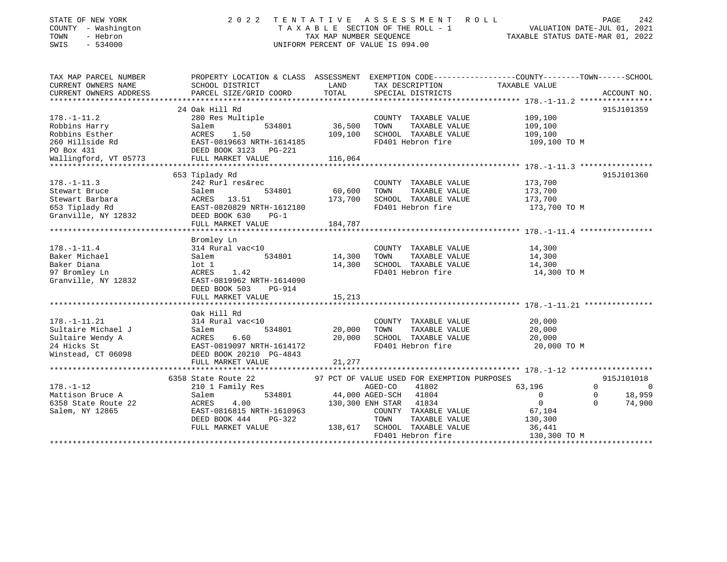STATE OF NEW YORK
COUNTY - Washington
TOWN - Hebron
SWIS - 534000

2 0 2 2 T E N T A T I V E A S S E S S M E N T R O L L
T A X A B L E SECTION OF THE ROLL - 1
TAX MAP NUMBER SEQUENCE
UNIFORM PERCENT OF VALUE IS 094.00

VALUATION DATE-JUL 01, 2021
TAXABLE STATUS DATE-MAR 01, 2022

| TAX MAP PARCEL NUMBER / CURRENT OWNERS NAME / CURRENT OWNERS ADDRESS | PROPERTY LOCATION & CLASS / SCHOOL DISTRICT / PARCEL SIZE/GRID COORD | ASSESSMENT LAND | TOTAL | EXEMPTION CODE / TAX DESCRIPTION / SPECIAL DISTRICTS | COUNTY TAXABLE VALUE | TOWN | SCHOOL | ACCOUNT NO. |
|---|---|---|---|---|---|---|---|---|
| **178.-1-11.2** | 24 Oak Hill Rd | | | | | | | 915J101359 |
| 178.-1-11.2 | 280 Res Multiple | | | COUNTY TAXABLE VALUE | 109,100 | | | |
| Robbins Harry | Salem 534801 | 36,500 | | TOWN TAXABLE VALUE | 109,100 | | | |
| Robbins Esther | ACRES 1.50 | | 109,100 | SCHOOL TAXABLE VALUE | 109,100 | | | |
| 260 Hillside Rd | EAST-0819663 NRTH-1614185 | | | FD401 Hebron fire | 109,100 TO M | | | |
| PO Box 431 | DEED BOOK 3123 PG-221 | | | | | | | |
| Wallingford, VT 05773 | FULL MARKET VALUE | | 116,064 | | | | | |
| **178.-1-11.3** | 653 Tiplady Rd | | | | | | | 915J101360 |
| 178.-1-11.3 | 242 Rurl res&rec | | | COUNTY TAXABLE VALUE | 173,700 | | | |
| Stewart Bruce | Salem 534801 | 60,600 | | TOWN TAXABLE VALUE | 173,700 | | | |
| Stewart Barbara | ACRES 13.51 | | 173,700 | SCHOOL TAXABLE VALUE | 173,700 | | | |
| 653 Tiplady Rd | EAST-0820829 NRTH-1612180 | | | FD401 Hebron fire | 173,700 TO M | | | |
| Granville, NY 12832 | DEED BOOK 630 PG-1 | | | | | | | |
| | FULL MARKET VALUE | | 184,787 | | | | | |
| **178.-1-11.4** | Bromley Ln | | | | | | | |
| 178.-1-11.4 | 314 Rural vac<10 | | | COUNTY TAXABLE VALUE | 14,300 | | | |
| Baker Michael | Salem 534801 | 14,300 | | TOWN TAXABLE VALUE | 14,300 | | | |
| Baker Diana | lot 1 | | 14,300 | SCHOOL TAXABLE VALUE | 14,300 | | | |
| 97 Bromley Ln | ACRES 1.42 | | | FD401 Hebron fire | 14,300 TO M | | | |
| Granville, NY 12832 | EAST-0819962 NRTH-1614090 | | | | | | | |
| | DEED BOOK 503 PG-914 | | | | | | | |
| | FULL MARKET VALUE | | 15,213 | | | | | |
| **178.-1-11.21** | Oak Hill Rd | | | | | | | |
| 178.-1-11.21 | 314 Rural vac<10 | | | COUNTY TAXABLE VALUE | 20,000 | | | |
| Sultaire Michael J | Salem 534801 | 20,000 | | TOWN TAXABLE VALUE | 20,000 | | | |
| Sultaire Wendy A | ACRES 6.60 | | 20,000 | SCHOOL TAXABLE VALUE | 20,000 | | | |
| 24 Hicks St | EAST-0819097 NRTH-1614172 | | | FD401 Hebron fire | 20,000 TO M | | | |
| Winstead, CT 06098 | DEED BOOK 20210 PG-4843 | | | | | | | |
| | FULL MARKET VALUE | | 21,277 | | | | | |
| **178.-1-12** | 6358 State Route 22 | | | 97 PCT OF VALUE USED FOR EXEMPTION PURPOSES | | | | 915J101018 |
| 178.-1-12 | 210 1 Family Res | | | AGED-CO 41802 | 63,196 | 0 | 0 | |
| Mattison Bruce A | Salem 534801 | 44,000 | | AGED-SCH 41804 | 0 | 0 | 18,959 | |
| 6358 State Route 22 | ACRES 4.00 | | 130,300 | ENH STAR 41834 | 0 | 0 | 74,900 | |
| Salem, NY 12865 | EAST-0816815 NRTH-1610963 | | | COUNTY TAXABLE VALUE | 67,104 | | | |
| | DEED BOOK 444 PG-322 | | | TOWN TAXABLE VALUE | 130,300 | | | |
| | FULL MARKET VALUE | | 138,617 | SCHOOL TAXABLE VALUE | 36,441 | | | |
| | | | | FD401 Hebron fire | 130,300 TO M | | | |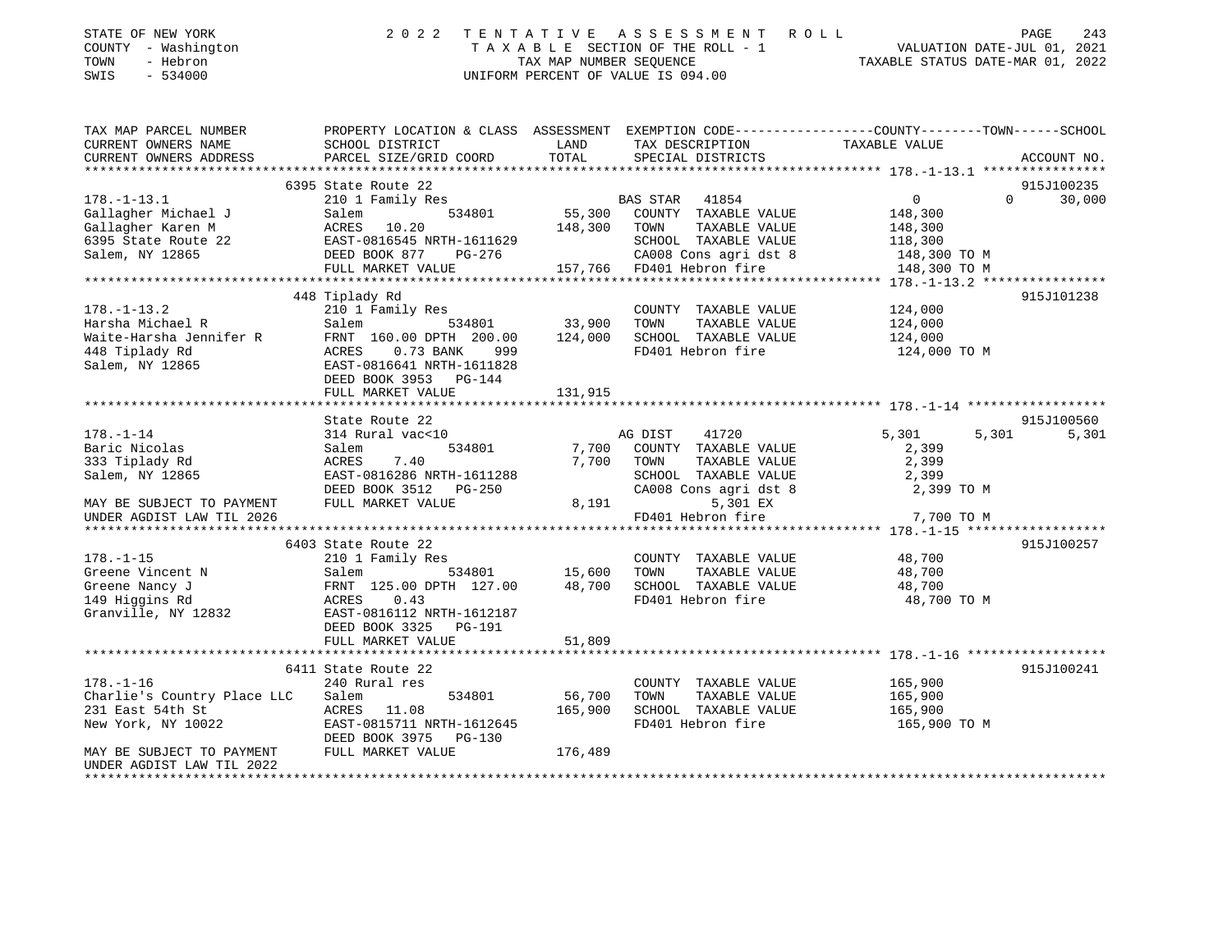STATE OF NEW YORK · COUNTY - Washington · TOWN - Hebron · SWIS - 534000

# 2022 TENTATIVE ASSESSMENT ROLL

TAXABLE SECTION OF THE ROLL - 1
TAX MAP NUMBER SEQUENCE
UNIFORM PERCENT OF VALUE IS 094.00

VALUATION DATE-JUL 01, 2021
TAXABLE STATUS DATE-MAR 01, 2022

| TAX MAP PARCEL NUMBER / CURRENT OWNERS NAME / CURRENT OWNERS ADDRESS | PROPERTY LOCATION & CLASS / SCHOOL DISTRICT / PARCEL SIZE/GRID COORD | ASSESSMENT LAND / TOTAL | EXEMPTION CODE / TAX DESCRIPTION / SPECIAL DISTRICTS | COUNTY | TOWN | SCHOOL | ACCOUNT NO. |
|---|---|---|---|---|---|---|---|
| **178.-1-13.1** | 6395 State Route 22 | | | | | | 915J100235 |
| Gallagher Michael J | 210 1 Family Res | | BAS STAR 41854 | 0 | 0 | 30,000 | |
| Gallagher Karen M | Salem 534801 | 55,300 | COUNTY TAXABLE VALUE | 148,300 | | | |
| 6395 State Route 22 | ACRES 10.20 | 148,300 | TOWN TAXABLE VALUE | | 148,300 | | |
| Salem, NY 12865 | EAST-0816545 NRTH-1611629 | | SCHOOL TAXABLE VALUE | | | 118,300 | |
| | DEED BOOK 877 PG-276 | | CA008 Cons agri dst 8 | 148,300 TO M | | | |
| | FULL MARKET VALUE | 157,766 | FD401 Hebron fire | 148,300 TO M | | | |
| **178.-1-13.2** | 448 Tiplady Rd | | | | | | 915J101238 |
| Harsha Michael R | 210 1 Family Res | | COUNTY TAXABLE VALUE | 124,000 | | | |
| Waite-Harsha Jennifer R | Salem 534801 | 33,900 | TOWN TAXABLE VALUE | | 124,000 | | |
| 448 Tiplady Rd | FRNT 160.00 DPTH 200.00 | 124,000 | SCHOOL TAXABLE VALUE | | | 124,000 | |
| Salem, NY 12865 | ACRES 0.73 BANK 999 | | FD401 Hebron fire | 124,000 TO M | | | |
| | EAST-0816641 NRTH-1611828 | | | | | | |
| | DEED BOOK 3953 PG-144 | | | | | | |
| | FULL MARKET VALUE | 131,915 | | | | | |
| **178.-1-14** | State Route 22 | | | | | | 915J100560 |
| Baric Nicolas | 314 Rural vac<10 | | AG DIST 41720 | 5,301 | 5,301 | 5,301 | |
| 333 Tiplady Rd | Salem 534801 | 7,700 | COUNTY TAXABLE VALUE | 2,399 | | | |
| Salem, NY 12865 | ACRES 7.40 | 7,700 | TOWN TAXABLE VALUE | | 2,399 | | |
| | EAST-0816286 NRTH-1611288 | | SCHOOL TAXABLE VALUE | | | 2,399 | |
| | DEED BOOK 3512 PG-250 | | CA008 Cons agri dst 8 | 2,399 TO M | | | |
| MAY BE SUBJECT TO PAYMENT | FULL MARKET VALUE | 8,191 | 5,301 EX | | | | |
| UNDER AGDIST LAW TIL 2026 | | | FD401 Hebron fire | 7,700 TO M | | | |
| **178.-1-15** | 6403 State Route 22 | | | | | | 915J100257 |
| Greene Vincent N | 210 1 Family Res | | COUNTY TAXABLE VALUE | 48,700 | | | |
| Greene Nancy J | Salem 534801 | 15,600 | TOWN TAXABLE VALUE | | 48,700 | | |
| 149 Higgins Rd | FRNT 125.00 DPTH 127.00 | 48,700 | SCHOOL TAXABLE VALUE | | | 48,700 | |
| Granville, NY 12832 | ACRES 0.43 | | FD401 Hebron fire | 48,700 TO M | | | |
| | EAST-0816112 NRTH-1612187 | | | | | | |
| | DEED BOOK 3325 PG-191 | | | | | | |
| | FULL MARKET VALUE | 51,809 | | | | | |
| **178.-1-16** | 6411 State Route 22 | | | | | | 915J100241 |
| Charlie's Country Place LLC | 240 Rural res | | COUNTY TAXABLE VALUE | 165,900 | | | |
| 231 East 54th St | Salem 534801 | 56,700 | TOWN TAXABLE VALUE | | 165,900 | | |
| New York, NY 10022 | ACRES 11.08 | 165,900 | SCHOOL TAXABLE VALUE | | | 165,900 | |
| | EAST-0815711 NRTH-1612645 | | FD401 Hebron fire | 165,900 TO M | | | |
| | DEED BOOK 3975 PG-130 | | | | | | |
| MAY BE SUBJECT TO PAYMENT | FULL MARKET VALUE | 176,489 | | | | | |
| UNDER AGDIST LAW TIL 2022 | | | | | | | |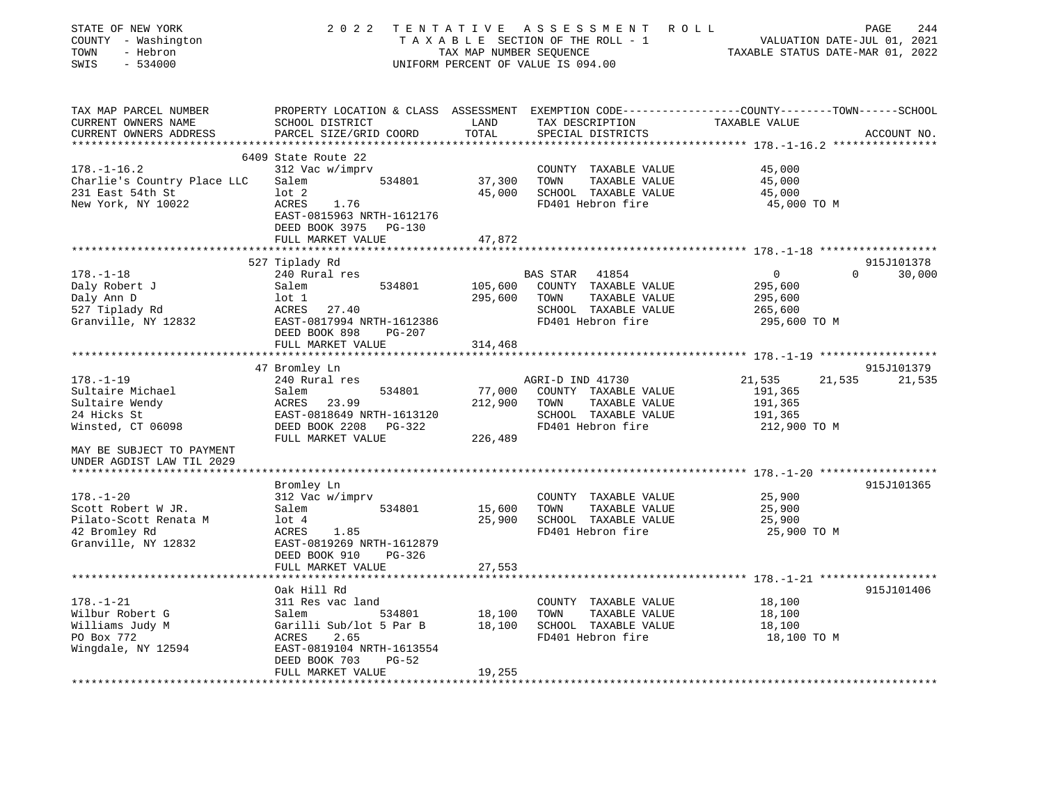STATE OF NEW YORK　　　　2022 TENTATIVE ASSESSMENT ROLL
COUNTY - Washington　　　　TAXABLE SECTION OF THE ROLL - 1　　　　VALUATION DATE-JUL 01, 2021
TOWN - Hebron　　　　TAX MAP NUMBER SEQUENCE　　　　TAXABLE STATUS DATE-MAR 01, 2022
SWIS - 534000　　　　UNIFORM PERCENT OF VALUE IS 094.00

| TAX MAP PARCEL NUMBER / CURRENT OWNERS NAME / CURRENT OWNERS ADDRESS | PROPERTY LOCATION & CLASS / SCHOOL DISTRICT / PARCEL SIZE/GRID COORD | ASSESSMENT LAND / TOTAL | EXEMPTION CODE / TAX DESCRIPTION / SPECIAL DISTRICTS | COUNTY TAXABLE VALUE | TOWN | SCHOOL / ACCOUNT NO. |
|---|---|---|---|---|---|---|
| **178.-1-16.2** | 6409 State Route 22 | | | | | |
| 178.-1-16.2 | 312 Vac w/imprv | | COUNTY TAXABLE VALUE | 45,000 | | |
| Charlie's Country Place LLC | Salem 534801 | 37,300 | TOWN TAXABLE VALUE | 45,000 | | |
| 231 East 54th St | lot 2 | 45,000 | SCHOOL TAXABLE VALUE | 45,000 | | |
| New York, NY 10022 | ACRES 1.76 | | FD401 Hebron fire | 45,000 TO M | | |
| | EAST-0815963 NRTH-1612176 | | | | | |
| | DEED BOOK 3975 PG-130 | | | | | |
| | FULL MARKET VALUE | 47,872 | | | | |
| **178.-1-18** | 527 Tiplady Rd | | | | | 915J101378 |
| 178.-1-18 | 240 Rural res | | BAS STAR 41854 | 0 | 0 | 30,000 |
| Daly Robert J | Salem 534801 | 105,600 | COUNTY TAXABLE VALUE | 295,600 | | |
| Daly Ann D | lot 1 | 295,600 | TOWN TAXABLE VALUE | 295,600 | | |
| 527 Tiplady Rd | ACRES 27.40 | | SCHOOL TAXABLE VALUE | 265,600 | | |
| Granville, NY 12832 | EAST-0817994 NRTH-1612386 | | FD401 Hebron fire | 295,600 TO M | | |
| | DEED BOOK 898 PG-207 | | | | | |
| | FULL MARKET VALUE | 314,468 | | | | |
| **178.-1-19** | 47 Bromley Ln | | | | | 915J101379 |
| 178.-1-19 | 240 Rural res | | AGRI-D IND 41730 | 21,535 | 21,535 | 21,535 |
| Sultaire Michael | Salem 534801 | 77,000 | COUNTY TAXABLE VALUE | 191,365 | | |
| Sultaire Wendy | ACRES 23.99 | 212,900 | TOWN TAXABLE VALUE | 191,365 | | |
| 24 Hicks St | EAST-0818649 NRTH-1613120 | | SCHOOL TAXABLE VALUE | 191,365 | | |
| Winsted, CT 06098 | DEED BOOK 2208 PG-322 | | FD401 Hebron fire | 212,900 TO M | | |
| | FULL MARKET VALUE | 226,489 | | | | |
| MAY BE SUBJECT TO PAYMENT UNDER AGDIST LAW TIL 2029 | | | | | | |
| **178.-1-20** | Bromley Ln | | | | | 915J101365 |
| 178.-1-20 | 312 Vac w/imprv | | COUNTY TAXABLE VALUE | 25,900 | | |
| Scott Robert W JR. | Salem 534801 | 15,600 | TOWN TAXABLE VALUE | 25,900 | | |
| Pilato-Scott Renata M | lot 4 | 25,900 | SCHOOL TAXABLE VALUE | 25,900 | | |
| 42 Bromley Rd | ACRES 1.85 | | FD401 Hebron fire | 25,900 TO M | | |
| Granville, NY 12832 | EAST-0819269 NRTH-1612879 | | | | | |
| | DEED BOOK 910 PG-326 | | | | | |
| | FULL MARKET VALUE | 27,553 | | | | |
| **178.-1-21** | Oak Hill Rd | | | | | 915J101406 |
| 178.-1-21 | 311 Res vac land | | COUNTY TAXABLE VALUE | 18,100 | | |
| Wilbur Robert G | Salem 534801 | 18,100 | TOWN TAXABLE VALUE | 18,100 | | |
| Williams Judy M | Garilli Sub/lot 5 Par B | 18,100 | SCHOOL TAXABLE VALUE | 18,100 | | |
| PO Box 772 | ACRES 2.65 | | FD401 Hebron fire | 18,100 TO M | | |
| Wingdale, NY 12594 | EAST-0819104 NRTH-1613554 | | | | | |
| | DEED BOOK 703 PG-52 | | | | | |
| | FULL MARKET VALUE | 19,255 | | | | |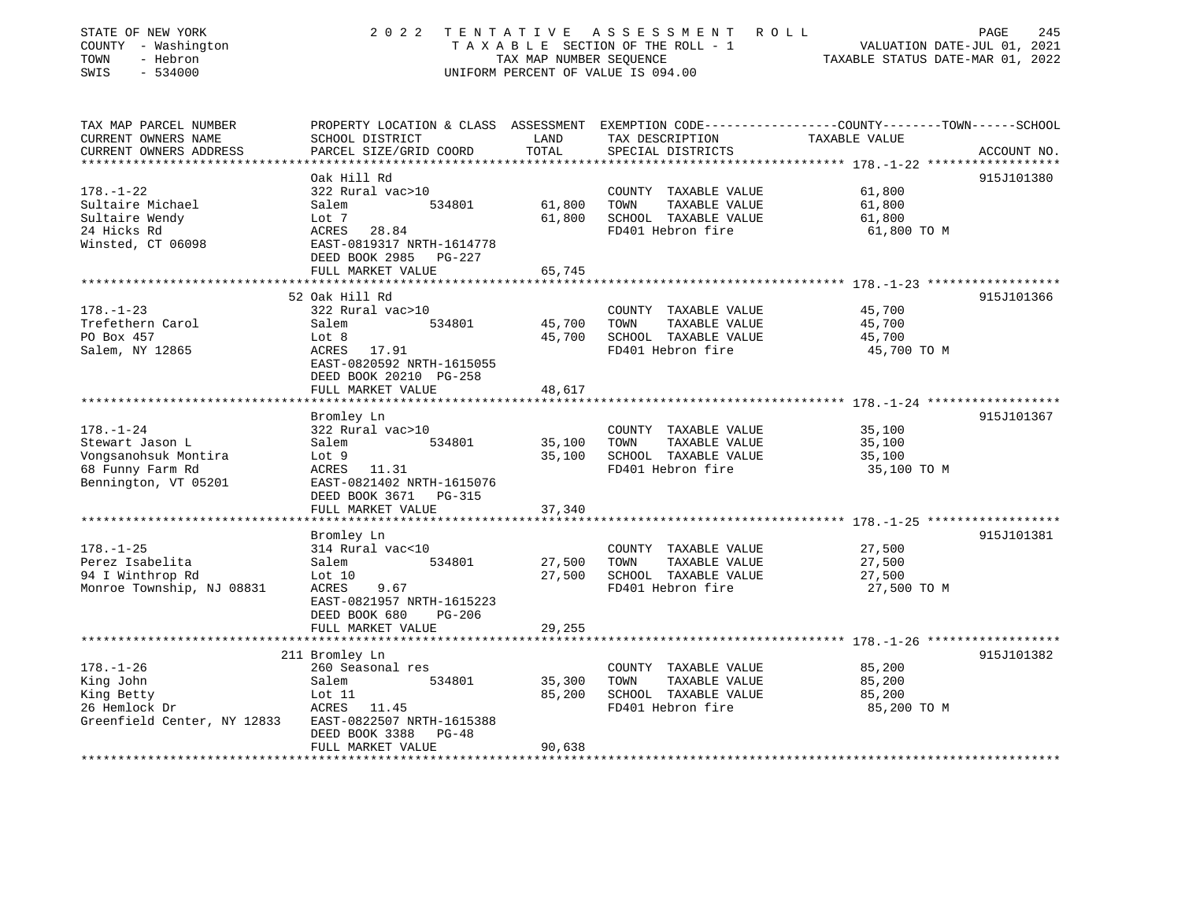STATE OF NEW YORK — COUNTY - Washington — TOWN - Hebron — SWIS - 534000

2022 TENTATIVE ASSESSMENT ROLL
TAXABLE SECTION OF THE ROLL - 1
TAX MAP NUMBER SEQUENCE
UNIFORM PERCENT OF VALUE IS 094.00

VALUATION DATE-JUL 01, 2021
TAXABLE STATUS DATE-MAR 01, 2022

| TAX MAP PARCEL NUMBER / CURRENT OWNERS NAME / CURRENT OWNERS ADDRESS | PROPERTY LOCATION & CLASS / SCHOOL DISTRICT / PARCEL SIZE/GRID COORD | ASSESSMENT LAND / TOTAL | EXEMPTION CODE / TAX DESCRIPTION / SPECIAL DISTRICTS | TAXABLE VALUE (COUNTY / TOWN / SCHOOL) | ACCOUNT NO. |
|---|---|---|---|---|---|
| 178.-1-22 | Oak Hill Rd | | | | 915J101380 |
| Sultaire Michael | 322 Rural vac>10 | | COUNTY TAXABLE VALUE | 61,800 | |
| Sultaire Wendy | Salem 534801 | 61,800 | TOWN TAXABLE VALUE | 61,800 | |
| 24 Hicks Rd | Lot 7 | 61,800 | SCHOOL TAXABLE VALUE | 61,800 | |
| Winsted, CT 06098 | ACRES 28.84 | | FD401 Hebron fire | 61,800 TO M | |
| | EAST-0819317 NRTH-1614778 | | | | |
| | DEED BOOK 2985 PG-227 | | | | |
| | FULL MARKET VALUE | 65,745 | | | |
| 178.-1-23 | 52 Oak Hill Rd | | | | 915J101366 |
| Trefethern Carol | 322 Rural vac>10 | | COUNTY TAXABLE VALUE | 45,700 | |
| PO Box 457 | Salem 534801 | 45,700 | TOWN TAXABLE VALUE | 45,700 | |
| Salem, NY 12865 | Lot 8 | 45,700 | SCHOOL TAXABLE VALUE | 45,700 | |
| | ACRES 17.91 | | FD401 Hebron fire | 45,700 TO M | |
| | EAST-0820592 NRTH-1615055 | | | | |
| | DEED BOOK 20210 PG-258 | | | | |
| | FULL MARKET VALUE | 48,617 | | | |
| 178.-1-24 | Bromley Ln | | | | 915J101367 |
| Stewart Jason L | 322 Rural vac>10 | | COUNTY TAXABLE VALUE | 35,100 | |
| Vongsanohsuk Montira | Salem 534801 | 35,100 | TOWN TAXABLE VALUE | 35,100 | |
| 68 Funny Farm Rd | Lot 9 | 35,100 | SCHOOL TAXABLE VALUE | 35,100 | |
| Bennington, VT 05201 | ACRES 11.31 | | FD401 Hebron fire | 35,100 TO M | |
| | EAST-0821402 NRTH-1615076 | | | | |
| | DEED BOOK 3671 PG-315 | | | | |
| | FULL MARKET VALUE | 37,340 | | | |
| 178.-1-25 | Bromley Ln | | | | 915J101381 |
| Perez Isabelita | 314 Rural vac<10 | | COUNTY TAXABLE VALUE | 27,500 | |
| 94 I Winthrop Rd | Salem 534801 | 27,500 | TOWN TAXABLE VALUE | 27,500 | |
| Monroe Township, NJ 08831 | Lot 10 | 27,500 | SCHOOL TAXABLE VALUE | 27,500 | |
| | ACRES 9.67 | | FD401 Hebron fire | 27,500 TO M | |
| | EAST-0821957 NRTH-1615223 | | | | |
| | DEED BOOK 680 PG-206 | | | | |
| | FULL MARKET VALUE | 29,255 | | | |
| 178.-1-26 | 211 Bromley Ln | | | | 915J101382 |
| King John | 260 Seasonal res | | COUNTY TAXABLE VALUE | 85,200 | |
| King Betty | Salem 534801 | 35,300 | TOWN TAXABLE VALUE | 85,200 | |
| 26 Hemlock Dr | Lot 11 | 85,200 | SCHOOL TAXABLE VALUE | 85,200 | |
| Greenfield Center, NY 12833 | ACRES 11.45 | | FD401 Hebron fire | 85,200 TO M | |
| | EAST-0822507 NRTH-1615388 | | | | |
| | DEED BOOK 3388 PG-48 | | | | |
| | FULL MARKET VALUE | 90,638 | | | |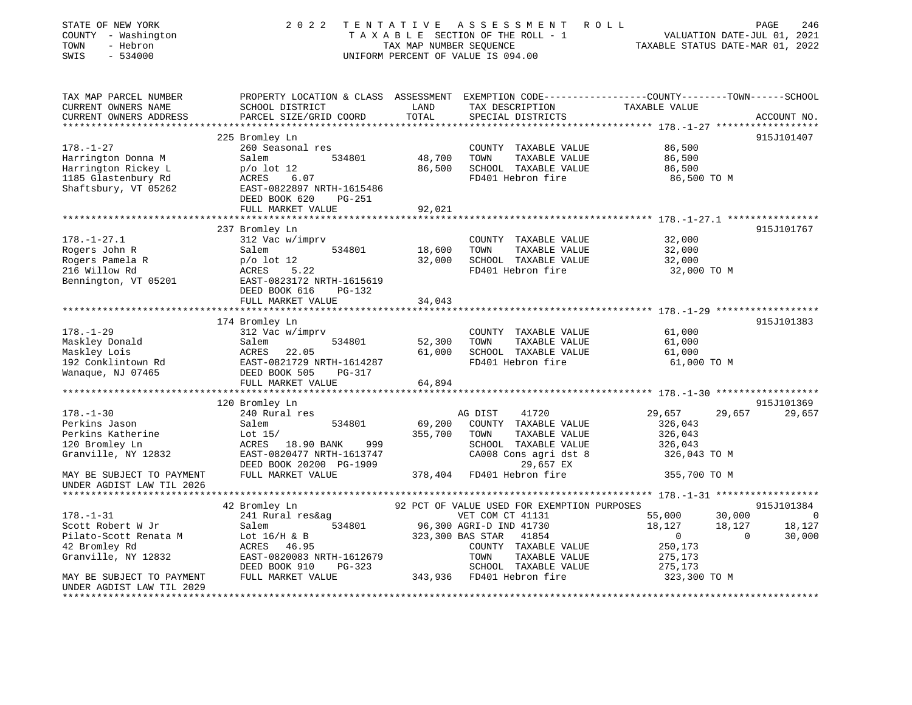STATE OF NEW YORK
COUNTY - Washington
TOWN - Hebron
SWIS - 534000

# 2022 TENTATIVE ASSESSMENT ROLL

TAXABLE SECTION OF THE ROLL - 1
TAX MAP NUMBER SEQUENCE
UNIFORM PERCENT OF VALUE IS 094.00

VALUATION DATE-JUL 01, 2021
TAXABLE STATUS DATE-MAR 01, 2022

| TAX MAP PARCEL NUMBER / CURRENT OWNERS NAME / CURRENT OWNERS ADDRESS | PROPERTY LOCATION & CLASS / SCHOOL DISTRICT / PARCEL SIZE/GRID COORD | ASSESSMENT LAND / TOTAL | EXEMPTION CODE / TAX DESCRIPTION / SPECIAL DISTRICTS | COUNTY | TOWN | SCHOOL | ACCOUNT NO. |
|---|---|---|---|---|---|---|---|
| **178.-1-27** | 225 Bromley Ln | | | | | | 915J101407 |
| 178.-1-27 | 260 Seasonal res | | COUNTY TAXABLE VALUE | 86,500 | | | |
| Harrington Donna M | Salem 534801 | 48,700 | TOWN TAXABLE VALUE | | 86,500 | | |
| Harrington Rickey L | p/o lot 12 | 86,500 | SCHOOL TAXABLE VALUE | | | 86,500 | |
| 1185 Glastenbury Rd | ACRES 6.07 | | FD401 Hebron fire | 86,500 TO M | | | |
| Shaftsbury, VT 05262 | EAST-0822897 NRTH-1615486 | | | | | | |
| | DEED BOOK 620 PG-251 | | | | | | |
| | FULL MARKET VALUE | 92,021 | | | | | |
| **178.-1-27.1** | 237 Bromley Ln | | | | | | 915J101767 |
| 178.-1-27.1 | 312 Vac w/imprv | | COUNTY TAXABLE VALUE | 32,000 | | | |
| Rogers John R | Salem 534801 | 18,600 | TOWN TAXABLE VALUE | | 32,000 | | |
| Rogers Pamela R | p/o lot 12 | 32,000 | SCHOOL TAXABLE VALUE | | | 32,000 | |
| 216 Willow Rd | ACRES 5.22 | | FD401 Hebron fire | 32,000 TO M | | | |
| Bennington, VT 05201 | EAST-0823172 NRTH-1615619 | | | | | | |
| | DEED BOOK 616 PG-132 | | | | | | |
| | FULL MARKET VALUE | 34,043 | | | | | |
| **178.-1-29** | 174 Bromley Ln | | | | | | 915J101383 |
| 178.-1-29 | 312 Vac w/imprv | | COUNTY TAXABLE VALUE | 61,000 | | | |
| Maskley Donald | Salem 534801 | 52,300 | TOWN TAXABLE VALUE | | 61,000 | | |
| Maskley Lois | ACRES 22.05 | 61,000 | SCHOOL TAXABLE VALUE | | | 61,000 | |
| 192 Conklintown Rd | EAST-0821729 NRTH-1614287 | | FD401 Hebron fire | 61,000 TO M | | | |
| Wanaque, NJ 07465 | DEED BOOK 505 PG-317 | | | | | | |
| | FULL MARKET VALUE | 64,894 | | | | | |
| **178.-1-30** | 120 Bromley Ln | | | | | | 915J101369 |
| 178.-1-30 | 240 Rural res | | AG DIST 41720 | 29,657 | 29,657 | 29,657 | |
| Perkins Jason | Salem 534801 | 69,200 | COUNTY TAXABLE VALUE | 326,043 | | | |
| Perkins Katherine | Lot 15/ | 355,700 | TOWN TAXABLE VALUE | | 326,043 | | |
| 120 Bromley Ln | ACRES 18.90 BANK 999 | | SCHOOL TAXABLE VALUE | | | 326,043 | |
| Granville, NY 12832 | EAST-0820477 NRTH-1613747 | | CA008 Cons agri dst 8 | 326,043 TO M | | | |
| | DEED BOOK 20200 PG-1909 | | 29,657 EX | | | | |
| MAY BE SUBJECT TO PAYMENT | FULL MARKET VALUE | 378,404 | FD401 Hebron fire | 355,700 TO M | | | |
| UNDER AGDIST LAW TIL 2026 | | | | | | | |
| **178.-1-31** | 42 Bromley Ln | | 92 PCT OF VALUE USED FOR EXEMPTION PURPOSES | | | | 915J101384 |
| 178.-1-31 | 241 Rural res&ag | | VET COM CT 41131 | 55,000 | 30,000 | 0 | |
| Scott Robert W Jr | Salem 534801 | 96,300 | AGRI-D IND 41730 | 18,127 | 18,127 | 18,127 | |
| Pilato-Scott Renata M | Lot 16/H & B | 323,300 | BAS STAR 41854 | 0 | 0 | 30,000 | |
| 42 Bromley Rd | ACRES 46.95 | | COUNTY TAXABLE VALUE | 250,173 | | | |
| Granville, NY 12832 | EAST-0820083 NRTH-1612679 | | TOWN TAXABLE VALUE | | 275,173 | | |
| | DEED BOOK 910 PG-323 | | SCHOOL TAXABLE VALUE | | | 275,173 | |
| MAY BE SUBJECT TO PAYMENT | FULL MARKET VALUE | 343,936 | FD401 Hebron fire | 323,300 TO M | | | |
| UNDER AGDIST LAW TIL 2029 | | | | | | | |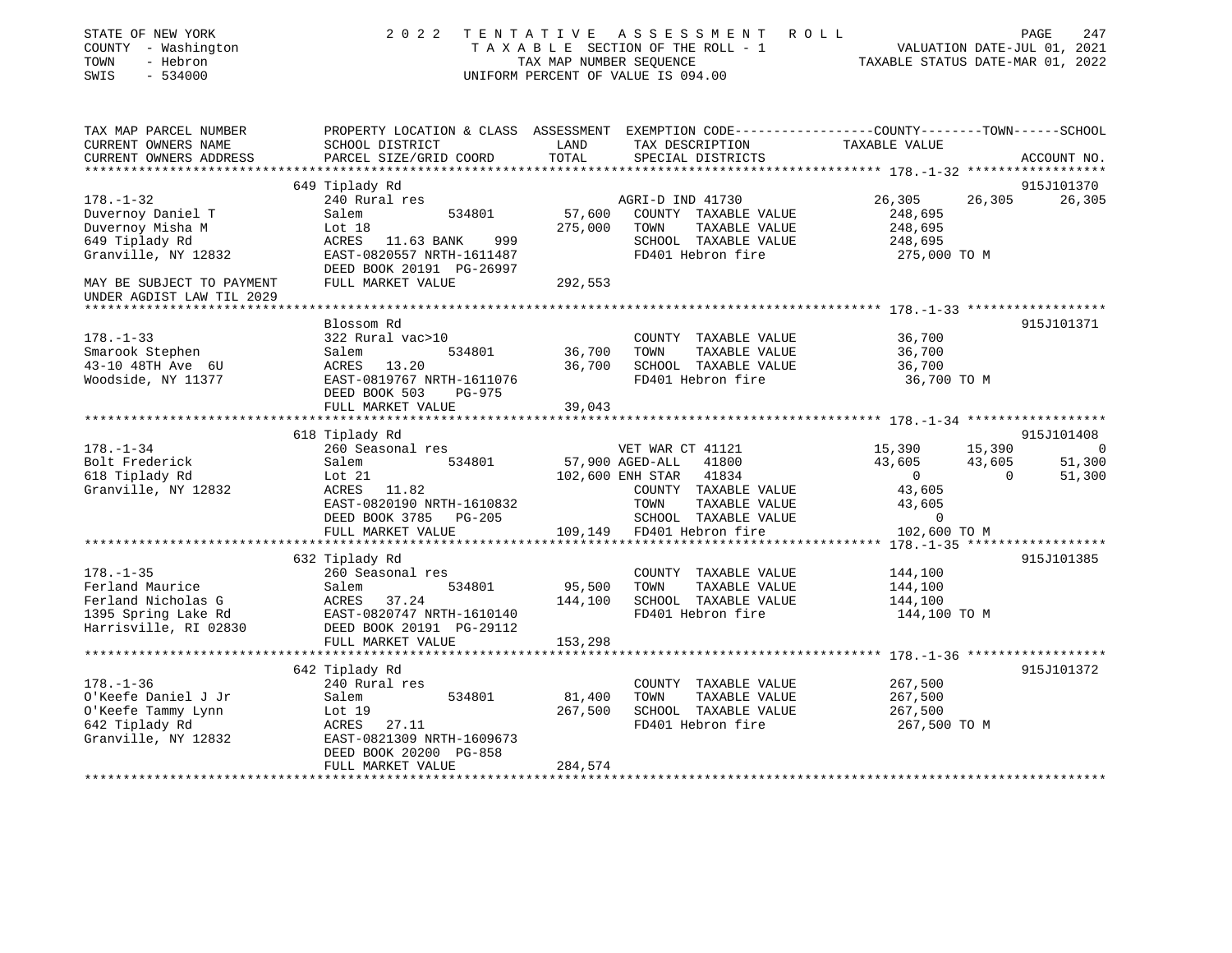STATE OF NEW YORK
COUNTY - Washington
TOWN - Hebron
SWIS - 534000

2022 TENTATIVE ASSESSMENT ROLL
TAXABLE SECTION OF THE ROLL - 1
TAX MAP NUMBER SEQUENCE
UNIFORM PERCENT OF VALUE IS 094.00

VALUATION DATE-JUL 01, 2021
TAXABLE STATUS DATE-MAR 01, 2022

| TAX MAP PARCEL NUMBER / CURRENT OWNERS NAME / CURRENT OWNERS ADDRESS | PROPERTY LOCATION & CLASS / SCHOOL DISTRICT / PARCEL SIZE/GRID COORD | ASSESSMENT LAND / TOTAL | EXEMPTION CODE / TAX DESCRIPTION / SPECIAL DISTRICTS | COUNTY | TOWN | SCHOOL | ACCOUNT NO. |
|---|---|---|---|---|---|---|---|
| **178.-1-32** | 649 Tiplady Rd | | | | | | 915J101370 |
| | 240 Rural res | | AGRI-D IND 41730 | 26,305 | 26,305 | 26,305 | |
| Duvernoy Daniel T | Salem 534801 | 57,600 | COUNTY TAXABLE VALUE | 248,695 | | | |
| Duvernoy Misha M | Lot 18 | 275,000 | TOWN TAXABLE VALUE | | 248,695 | | |
| 649 Tiplady Rd | ACRES 11.63 BANK 999 | | SCHOOL TAXABLE VALUE | | | 248,695 | |
| Granville, NY 12832 | EAST-0820557 NRTH-1611487 | | FD401 Hebron fire | 275,000 TO M | | | |
| | DEED BOOK 20191 PG-26997 | | | | | | |
| MAY BE SUBJECT TO PAYMENT | FULL MARKET VALUE | 292,553 | | | | | |
| UNDER AGDIST LAW TIL 2029 | | | | | | | |
| **178.-1-33** | Blossom Rd | | | | | | 915J101371 |
| | 322 Rural vac>10 | | COUNTY TAXABLE VALUE | 36,700 | | | |
| Smarook Stephen | Salem 534801 | 36,700 | TOWN TAXABLE VALUE | | 36,700 | | |
| 43-10 48TH Ave 6U | ACRES 13.20 | 36,700 | SCHOOL TAXABLE VALUE | | | 36,700 | |
| Woodside, NY 11377 | EAST-0819767 NRTH-1611076 | | FD401 Hebron fire | 36,700 TO M | | | |
| | DEED BOOK 503 PG-975 | | | | | | |
| | FULL MARKET VALUE | 39,043 | | | | | |
| **178.-1-34** | 618 Tiplady Rd | | | | | | 915J101408 |
| | 260 Seasonal res | | VET WAR CT 41121 | 15,390 | 15,390 | 0 | |
| Bolt Frederick | Salem 534801 | 57,900 | AGED-ALL 41800 | 43,605 | 43,605 | 51,300 | |
| 618 Tiplady Rd | Lot 21 | 102,600 | ENH STAR 41834 | 0 | 0 | 51,300 | |
| Granville, NY 12832 | ACRES 11.82 | | COUNTY TAXABLE VALUE | 43,605 | | | |
| | EAST-0820190 NRTH-1610832 | | TOWN TAXABLE VALUE | | 43,605 | | |
| | DEED BOOK 3785 PG-205 | | SCHOOL TAXABLE VALUE | | | 0 | |
| | FULL MARKET VALUE | 109,149 | FD401 Hebron fire | 102,600 TO M | | | |
| **178.-1-35** | 632 Tiplady Rd | | | | | | 915J101385 |
| | 260 Seasonal res | | COUNTY TAXABLE VALUE | 144,100 | | | |
| Ferland Maurice | Salem 534801 | 95,500 | TOWN TAXABLE VALUE | | 144,100 | | |
| Ferland Nicholas G | ACRES 37.24 | 144,100 | SCHOOL TAXABLE VALUE | | | 144,100 | |
| 1395 Spring Lake Rd | EAST-0820747 NRTH-1610140 | | FD401 Hebron fire | 144,100 TO M | | | |
| Harrisville, RI 02830 | DEED BOOK 20191 PG-29112 | | | | | | |
| | FULL MARKET VALUE | 153,298 | | | | | |
| **178.-1-36** | 642 Tiplady Rd | | | | | | 915J101372 |
| | 240 Rural res | | COUNTY TAXABLE VALUE | 267,500 | | | |
| O'Keefe Daniel J Jr | Salem 534801 | 81,400 | TOWN TAXABLE VALUE | | 267,500 | | |
| O'Keefe Tammy Lynn | Lot 19 | 267,500 | SCHOOL TAXABLE VALUE | | | 267,500 | |
| 642 Tiplady Rd | ACRES 27.11 | | FD401 Hebron fire | 267,500 TO M | | | |
| Granville, NY 12832 | EAST-0821309 NRTH-1609673 | | | | | | |
| | DEED BOOK 20200 PG-858 | | | | | | |
| | FULL MARKET VALUE | 284,574 | | | | | |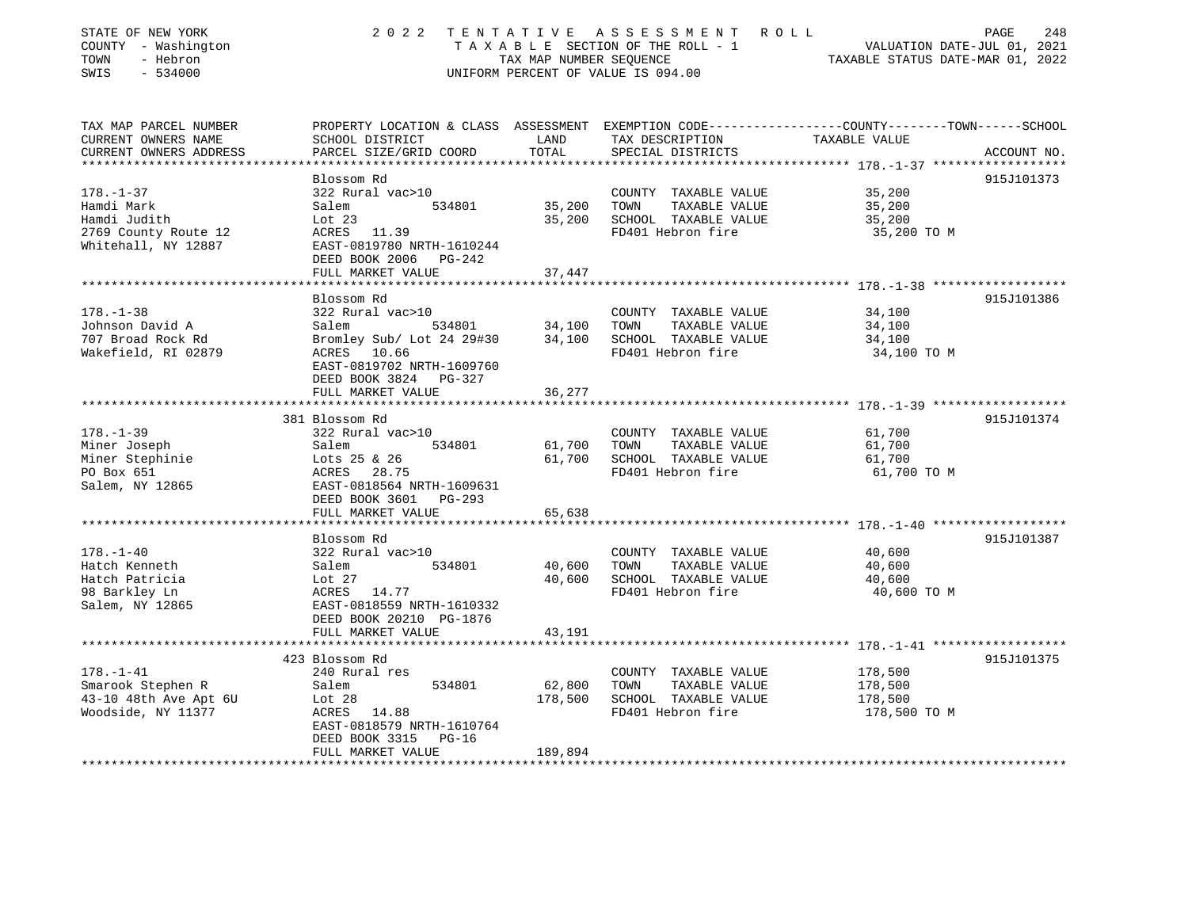STATE OF NEW YORK — 2022 TENTATIVE ASSESSMENT ROLL
COUNTY - Washington — TAXABLE SECTION OF THE ROLL - 1 — VALUATION DATE-JUL 01, 2021
TOWN - Hebron — TAX MAP NUMBER SEQUENCE — TAXABLE STATUS DATE-MAR 01, 2022
SWIS - 534000 — UNIFORM PERCENT OF VALUE IS 094.00

| TAX MAP PARCEL NUMBER / CURRENT OWNERS NAME / CURRENT OWNERS ADDRESS | PROPERTY LOCATION & CLASS / SCHOOL DISTRICT / PARCEL SIZE/GRID COORD | ASSESSMENT LAND | TOTAL | EXEMPTION CODE / TAX DESCRIPTION / SPECIAL DISTRICTS | COUNTY--------TOWN------SCHOOL TAXABLE VALUE | ACCOUNT NO. |
|---|---|---|---|---|---|---|
| 178.-1-37 | Blossom Rd | | | | | 915J101373 |
| | 322 Rural vac>10 | | | COUNTY TAXABLE VALUE | 35,200 | |
| Hamdi Mark | Salem 534801 | 35,200 | | TOWN TAXABLE VALUE | 35,200 | |
| Hamdi Judith | Lot 23 | | 35,200 | SCHOOL TAXABLE VALUE | 35,200 | |
| 2769 County Route 12 | ACRES 11.39 | | | FD401 Hebron fire | 35,200 TO M | |
| Whitehall, NY 12887 | EAST-0819780 NRTH-1610244 | | | | | |
| | DEED BOOK 2006 PG-242 | | | | | |
| | FULL MARKET VALUE | | 37,447 | | | |
| 178.-1-38 | Blossom Rd | | | | | 915J101386 |
| | 322 Rural vac>10 | | | COUNTY TAXABLE VALUE | 34,100 | |
| Johnson David A | Salem 534801 | 34,100 | | TOWN TAXABLE VALUE | 34,100 | |
| 707 Broad Rock Rd | Bromley Sub/ Lot 24 29#30 | | 34,100 | SCHOOL TAXABLE VALUE | 34,100 | |
| Wakefield, RI 02879 | ACRES 10.66 | | | FD401 Hebron fire | 34,100 TO M | |
| | EAST-0819702 NRTH-1609760 | | | | | |
| | DEED BOOK 3824 PG-327 | | | | | |
| | FULL MARKET VALUE | | 36,277 | | | |
| 178.-1-39 | 381 Blossom Rd | | | | | 915J101374 |
| | 322 Rural vac>10 | | | COUNTY TAXABLE VALUE | 61,700 | |
| Miner Joseph | Salem 534801 | 61,700 | | TOWN TAXABLE VALUE | 61,700 | |
| Miner Stephinie | Lots 25 & 26 | | 61,700 | SCHOOL TAXABLE VALUE | 61,700 | |
| PO Box 651 | ACRES 28.75 | | | FD401 Hebron fire | 61,700 TO M | |
| Salem, NY 12865 | EAST-0818564 NRTH-1609631 | | | | | |
| | DEED BOOK 3601 PG-293 | | | | | |
| | FULL MARKET VALUE | | 65,638 | | | |
| 178.-1-40 | Blossom Rd | | | | | 915J101387 |
| | 322 Rural vac>10 | | | COUNTY TAXABLE VALUE | 40,600 | |
| Hatch Kenneth | Salem 534801 | 40,600 | | TOWN TAXABLE VALUE | 40,600 | |
| Hatch Patricia | Lot 27 | | 40,600 | SCHOOL TAXABLE VALUE | 40,600 | |
| 98 Barkley Ln | ACRES 14.77 | | | FD401 Hebron fire | 40,600 TO M | |
| Salem, NY 12865 | EAST-0818559 NRTH-1610332 | | | | | |
| | DEED BOOK 20210 PG-1876 | | | | | |
| | FULL MARKET VALUE | | 43,191 | | | |
| 178.-1-41 | 423 Blossom Rd | | | | | 915J101375 |
| | 240 Rural res | | | COUNTY TAXABLE VALUE | 178,500 | |
| Smarook Stephen R | Salem 534801 | 62,800 | | TOWN TAXABLE VALUE | 178,500 | |
| 43-10 48th Ave Apt 6U | Lot 28 | | 178,500 | SCHOOL TAXABLE VALUE | 178,500 | |
| Woodside, NY 11377 | ACRES 14.88 | | | FD401 Hebron fire | 178,500 TO M | |
| | EAST-0818579 NRTH-1610764 | | | | | |
| | DEED BOOK 3315 PG-16 | | | | | |
| | FULL MARKET VALUE | | 189,894 | | | |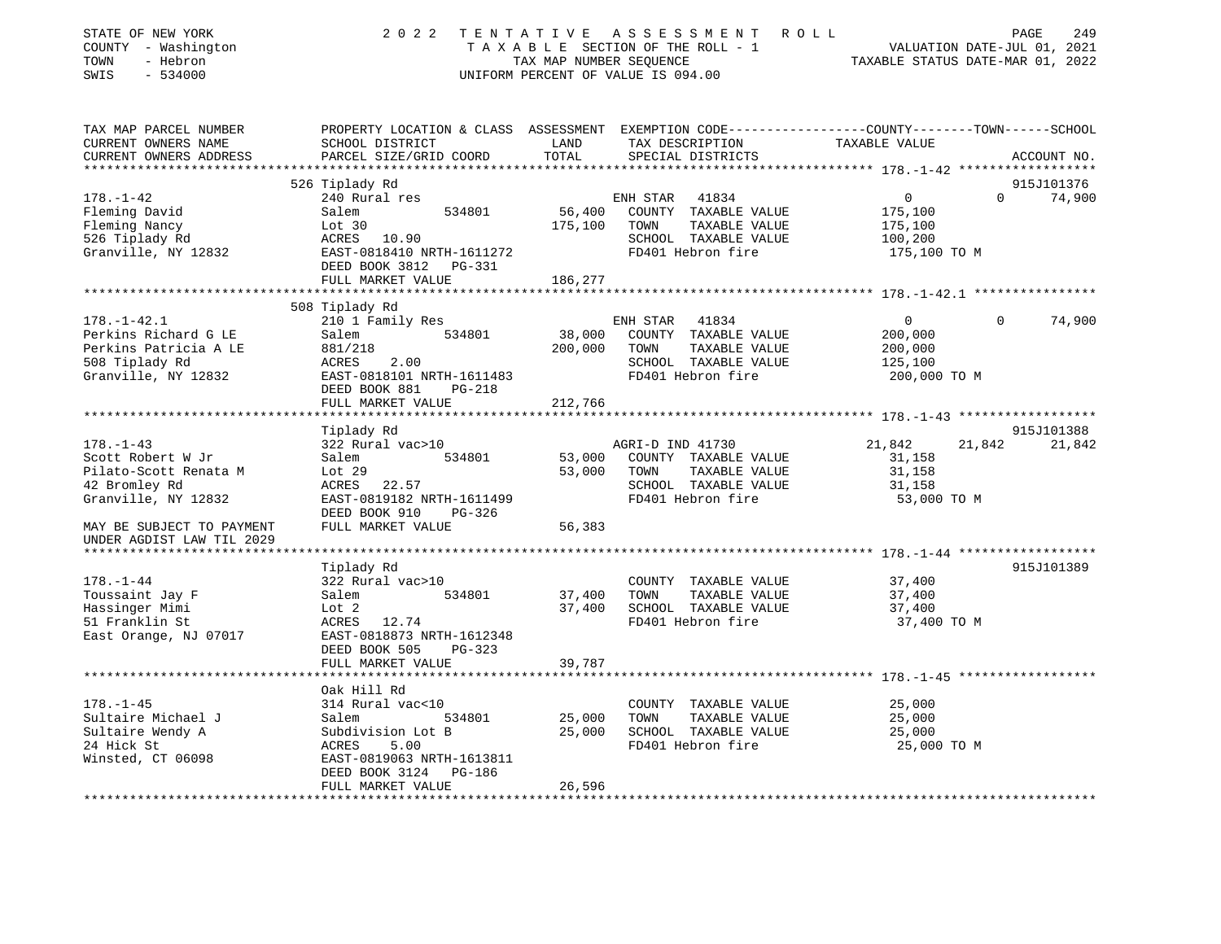STATE OF NEW YORK
COUNTY - Washington
TOWN - Hebron
SWIS - 534000

2022 TENTATIVE ASSESSMENT ROLL
TAXABLE SECTION OF THE ROLL - 1
TAX MAP NUMBER SEQUENCE
UNIFORM PERCENT OF VALUE IS 094.00

VALUATION DATE-JUL 01, 2021
TAXABLE STATUS DATE-MAR 01, 2022

| TAX MAP PARCEL NUMBER / CURRENT OWNERS NAME / CURRENT OWNERS ADDRESS | PROPERTY LOCATION & CLASS / SCHOOL DISTRICT / PARCEL SIZE/GRID COORD | ASSESSMENT LAND | TOTAL | EXEMPTION CODE / TAX DESCRIPTION / SPECIAL DISTRICTS | COUNTY TAXABLE VALUE | TOWN | SCHOOL | ACCOUNT NO. |
|---|---|---|---|---|---|---|---|---|
| **178.-1-42** | 526 Tiplady Rd | | | | | | | 915J101376 |
| | 240 Rural res | | | ENH STAR 41834 | 0 | 0 | 74,900 | |
| Fleming David | Salem 534801 | 56,400 | | COUNTY TAXABLE VALUE | 175,100 | | | |
| Fleming Nancy | Lot 30 | | 175,100 | TOWN TAXABLE VALUE | 175,100 | | | |
| 526 Tiplady Rd | ACRES 10.90 | | | SCHOOL TAXABLE VALUE | 100,200 | | | |
| Granville, NY 12832 | EAST-0818410 NRTH-1611272 | | | FD401 Hebron fire | 175,100 TO M | | | |
| | DEED BOOK 3812 PG-331 | | | | | | | |
| | FULL MARKET VALUE | | 186,277 | | | | | |
| **178.-1-42.1** | 508 Tiplady Rd | | | | | | | |
| | 210 1 Family Res | | | ENH STAR 41834 | 0 | 0 | 74,900 | |
| Perkins Richard G LE | Salem 534801 | 38,000 | | COUNTY TAXABLE VALUE | 200,000 | | | |
| Perkins Patricia A LE | 881/218 | | 200,000 | TOWN TAXABLE VALUE | 200,000 | | | |
| 508 Tiplady Rd | ACRES 2.00 | | | SCHOOL TAXABLE VALUE | 125,100 | | | |
| Granville, NY 12832 | EAST-0818101 NRTH-1611483 | | | FD401 Hebron fire | 200,000 TO M | | | |
| | DEED BOOK 881 PG-218 | | | | | | | |
| | FULL MARKET VALUE | | 212,766 | | | | | |
| **178.-1-43** | Tiplady Rd | | | | | | | 915J101388 |
| | 322 Rural vac>10 | | | AGRI-D IND 41730 | 21,842 | 21,842 | 21,842 | |
| Scott Robert W Jr | Salem 534801 | 53,000 | | COUNTY TAXABLE VALUE | 31,158 | | | |
| Pilato-Scott Renata M | Lot 29 | | 53,000 | TOWN TAXABLE VALUE | 31,158 | | | |
| 42 Bromley Rd | ACRES 22.57 | | | SCHOOL TAXABLE VALUE | 31,158 | | | |
| Granville, NY 12832 | EAST-0819182 NRTH-1611499 | | | FD401 Hebron fire | 53,000 TO M | | | |
| | DEED BOOK 910 PG-326 | | | | | | | |
| MAY BE SUBJECT TO PAYMENT | FULL MARKET VALUE | | 56,383 | | | | | |
| UNDER AGDIST LAW TIL 2029 | | | | | | | | |
| **178.-1-44** | Tiplady Rd | | | | | | | 915J101389 |
| | 322 Rural vac>10 | | | COUNTY TAXABLE VALUE | 37,400 | | | |
| Toussaint Jay F | Salem 534801 | 37,400 | | TOWN TAXABLE VALUE | 37,400 | | | |
| Hassinger Mimi | Lot 2 | | 37,400 | SCHOOL TAXABLE VALUE | 37,400 | | | |
| 51 Franklin St | ACRES 12.74 | | | FD401 Hebron fire | 37,400 TO M | | | |
| East Orange, NJ 07017 | EAST-0818873 NRTH-1612348 | | | | | | | |
| | DEED BOOK 505 PG-323 | | | | | | | |
| | FULL MARKET VALUE | | 39,787 | | | | | |
| **178.-1-45** | Oak Hill Rd | | | | | | | |
| | 314 Rural vac<10 | | | COUNTY TAXABLE VALUE | 25,000 | | | |
| Sultaire Michael J | Salem 534801 | 25,000 | | TOWN TAXABLE VALUE | 25,000 | | | |
| Sultaire Wendy A | Subdivision Lot B | | 25,000 | SCHOOL TAXABLE VALUE | 25,000 | | | |
| 24 Hick St | ACRES 5.00 | | | FD401 Hebron fire | 25,000 TO M | | | |
| Winsted, CT 06098 | EAST-0819063 NRTH-1613811 | | | | | | | |
| | DEED BOOK 3124 PG-186 | | | | | | | |
| | FULL MARKET VALUE | | 26,596 | | | | | |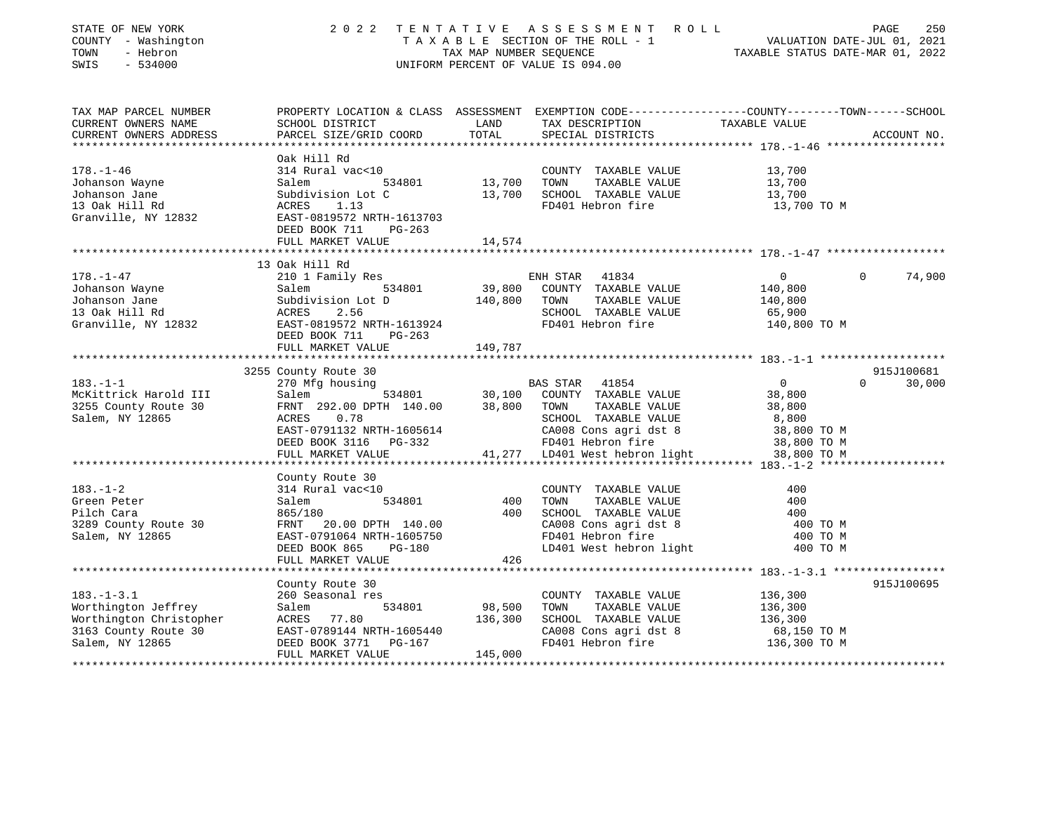STATE OF NEW YORK
COUNTY - Washington
TOWN - Hebron
SWIS - 534000

2022 TENTATIVE ASSESSMENT ROLL
TAXABLE SECTION OF THE ROLL - 1
TAX MAP NUMBER SEQUENCE
UNIFORM PERCENT OF VALUE IS 094.00

VALUATION DATE-JUL 01, 2021
TAXABLE STATUS DATE-MAR 01, 2022

| TAX MAP PARCEL NUMBER / CURRENT OWNERS NAME / CURRENT OWNERS ADDRESS | PROPERTY LOCATION & CLASS / SCHOOL DISTRICT / PARCEL SIZE/GRID COORD | ASSESSMENT LAND | TOTAL | EXEMPTION CODE / TAX DESCRIPTION / SPECIAL DISTRICTS | COUNTY TAXABLE VALUE | TOWN | SCHOOL | ACCOUNT NO. |
|---|---|---|---|---|---|---|---|---|
| **178.-1-46** | Oak Hill Rd | | | | | | | |
| 178.-1-46 | 314 Rural vac<10 | | | COUNTY TAXABLE VALUE | 13,700 | | | |
| Johanson Wayne | Salem 534801 | 13,700 | | TOWN TAXABLE VALUE | 13,700 | | | |
| Johanson Jane | Subdivision Lot C | | 13,700 | SCHOOL TAXABLE VALUE | 13,700 | | | |
| 13 Oak Hill Rd | ACRES 1.13 | | | FD401 Hebron fire | 13,700 TO M | | | |
| Granville, NY 12832 | EAST-0819572 NRTH-1613703 | | | | | | | |
| | DEED BOOK 711 PG-263 | | | | | | | |
| | FULL MARKET VALUE | | 14,574 | | | | | |
| **178.-1-47** | 13 Oak Hill Rd | | | | | | | |
| 178.-1-47 | 210 1 Family Res | | | ENH STAR 41834 | 0 | 0 | 74,900 | |
| Johanson Wayne | Salem 534801 | 39,800 | | COUNTY TAXABLE VALUE | 140,800 | | | |
| Johanson Jane | Subdivision Lot D | | 140,800 | TOWN TAXABLE VALUE | 140,800 | | | |
| 13 Oak Hill Rd | ACRES 2.56 | | | SCHOOL TAXABLE VALUE | 65,900 | | | |
| Granville, NY 12832 | EAST-0819572 NRTH-1613924 | | | FD401 Hebron fire | 140,800 TO M | | | |
| | DEED BOOK 711 PG-263 | | | | | | | |
| | FULL MARKET VALUE | | 149,787 | | | | | |
| **183.-1-1** | 3255 County Route 30 | | | | | | | 915J100681 |
| 183.-1-1 | 270 Mfg housing | | | BAS STAR 41854 | 0 | 0 | 30,000 | |
| McKittrick Harold III | Salem 534801 | 30,100 | | COUNTY TAXABLE VALUE | 38,800 | | | |
| 3255 County Route 30 | FRNT 292.00 DPTH 140.00 | | 38,800 | TOWN TAXABLE VALUE | 38,800 | | | |
| Salem, NY 12865 | ACRES 0.78 | | | SCHOOL TAXABLE VALUE | 8,800 | | | |
| | EAST-0791132 NRTH-1605614 | | | CA008 Cons agri dst 8 | 38,800 TO M | | | |
| | DEED BOOK 3116 PG-332 | | | FD401 Hebron fire | 38,800 TO M | | | |
| | FULL MARKET VALUE | | 41,277 | LD401 West hebron light | 38,800 TO M | | | |
| **183.-1-2** | County Route 30 | | | | | | | |
| 183.-1-2 | 314 Rural vac<10 | | | COUNTY TAXABLE VALUE | 400 | | | |
| Green Peter | Salem 534801 | 400 | | TOWN TAXABLE VALUE | 400 | | | |
| Pilch Cara | 865/180 | | 400 | SCHOOL TAXABLE VALUE | 400 | | | |
| 3289 County Route 30 | FRNT 20.00 DPTH 140.00 | | | CA008 Cons agri dst 8 | 400 TO M | | | |
| Salem, NY 12865 | EAST-0791064 NRTH-1605750 | | | FD401 Hebron fire | 400 TO M | | | |
| | DEED BOOK 865 PG-180 | | | LD401 West hebron light | 400 TO M | | | |
| | FULL MARKET VALUE | | 426 | | | | | |
| **183.-1-3.1** | County Route 30 | | | | | | | 915J100695 |
| 183.-1-3.1 | 260 Seasonal res | | | COUNTY TAXABLE VALUE | 136,300 | | | |
| Worthington Jeffrey | Salem 534801 | 98,500 | | TOWN TAXABLE VALUE | 136,300 | | | |
| Worthington Christopher | ACRES 77.80 | | 136,300 | SCHOOL TAXABLE VALUE | 136,300 | | | |
| 3163 County Route 30 | EAST-0789144 NRTH-1605440 | | | CA008 Cons agri dst 8 | 68,150 TO M | | | |
| Salem, NY 12865 | DEED BOOK 3771 PG-167 | | | FD401 Hebron fire | 136,300 TO M | | | |
| | FULL MARKET VALUE | | 145,000 | | | | | |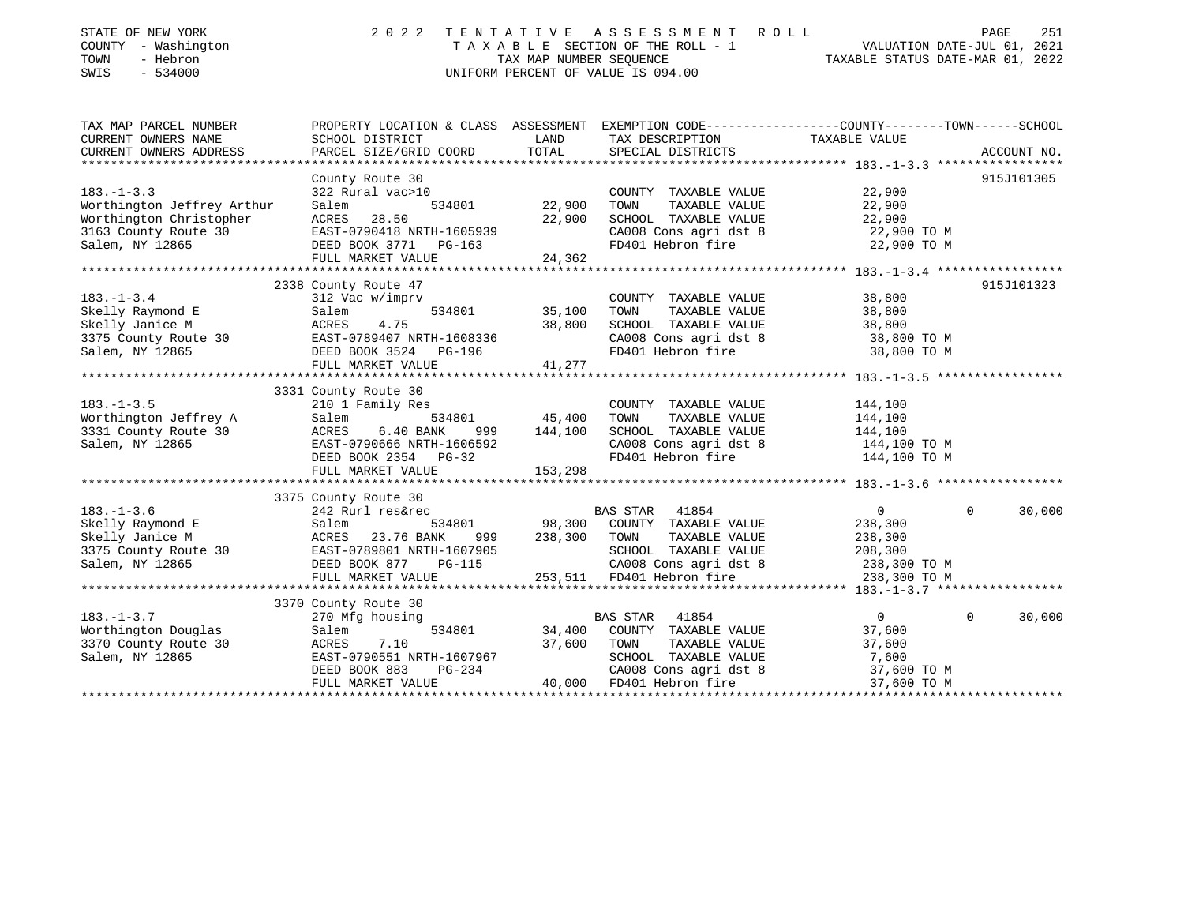STATE OF NEW YORK
COUNTY - Washington
TOWN - Hebron
SWIS - 534000

# 2022 TENTATIVE ASSESSMENT ROLL

TAXABLE SECTION OF THE ROLL - 1
TAX MAP NUMBER SEQUENCE
UNIFORM PERCENT OF VALUE IS 094.00

VALUATION DATE-JUL 01, 2021
TAXABLE STATUS DATE-MAR 01, 2022

| TAX MAP PARCEL NUMBER / CURRENT OWNERS NAME / CURRENT OWNERS ADDRESS | PROPERTY LOCATION & CLASS / SCHOOL DISTRICT / PARCEL SIZE/GRID COORD | ASSESSMENT LAND / TOTAL | EXEMPTION CODE / TAX DESCRIPTION / SPECIAL DISTRICTS | COUNTY / TOWN / SCHOOL TAXABLE VALUE | ACCOUNT NO. |
|---|---|---|---|---|---|
| **183.-1-3.3** | County Route 30 | | | | 915J101305 |
| Worthington Jeffrey Arthur | 322 Rural vac>10 | | COUNTY TAXABLE VALUE | 22,900 | |
| Worthington Christopher | Salem 534801 | 22,900 | TOWN TAXABLE VALUE | 22,900 | |
| 3163 County Route 30 | ACRES 28.50 | 22,900 | SCHOOL TAXABLE VALUE | 22,900 | |
| Salem, NY 12865 | EAST-0790418 NRTH-1605939 | | CA008 Cons agri dst 8 | 22,900 TO M | |
| | DEED BOOK 3771 PG-163 | | FD401 Hebron fire | 22,900 TO M | |
| | FULL MARKET VALUE | 24,362 | | | |
| **183.-1-3.4** | 2338 County Route 47 | | | | 915J101323 |
| Skelly Raymond E | 312 Vac w/imprv | | COUNTY TAXABLE VALUE | 38,800 | |
| Skelly Janice M | Salem 534801 | 35,100 | TOWN TAXABLE VALUE | 38,800 | |
| 3375 County Route 30 | ACRES 4.75 | 38,800 | SCHOOL TAXABLE VALUE | 38,800 | |
| Salem, NY 12865 | EAST-0789407 NRTH-1608336 | | CA008 Cons agri dst 8 | 38,800 TO M | |
| | DEED BOOK 3524 PG-196 | | FD401 Hebron fire | 38,800 TO M | |
| | FULL MARKET VALUE | 41,277 | | | |
| **183.-1-3.5** | 3331 County Route 30 | | | | |
| Worthington Jeffrey A | 210 1 Family Res | | COUNTY TAXABLE VALUE | 144,100 | |
| 3331 County Route 30 | Salem 534801 | 45,400 | TOWN TAXABLE VALUE | 144,100 | |
| Salem, NY 12865 | ACRES 6.40 BANK 999 | 144,100 | SCHOOL TAXABLE VALUE | 144,100 | |
| | EAST-0790666 NRTH-1606592 | | CA008 Cons agri dst 8 | 144,100 TO M | |
| | DEED BOOK 2354 PG-32 | | FD401 Hebron fire | 144,100 TO M | |
| | FULL MARKET VALUE | 153,298 | | | |
| **183.-1-3.6** | 3375 County Route 30 | | | | |
| Skelly Raymond E | 242 Rurl res&rec | | BAS STAR 41854 | 0 / 0 / 30,000 | |
| Skelly Janice M | Salem 534801 | 98,300 | COUNTY TAXABLE VALUE | 238,300 | |
| 3375 County Route 30 | ACRES 23.76 BANK 999 | 238,300 | TOWN TAXABLE VALUE | 238,300 | |
| Salem, NY 12865 | EAST-0789801 NRTH-1607905 | | SCHOOL TAXABLE VALUE | 208,300 | |
| | DEED BOOK 877 PG-115 | | CA008 Cons agri dst 8 | 238,300 TO M | |
| | FULL MARKET VALUE | 253,511 | FD401 Hebron fire | 238,300 TO M | |
| **183.-1-3.7** | 3370 County Route 30 | | | | |
| Worthington Douglas | 270 Mfg housing | | BAS STAR 41854 | 0 / 0 / 30,000 | |
| 3370 County Route 30 | Salem 534801 | 34,400 | COUNTY TAXABLE VALUE | 37,600 | |
| Salem, NY 12865 | ACRES 7.10 | 37,600 | TOWN TAXABLE VALUE | 37,600 | |
| | EAST-0790551 NRTH-1607967 | | SCHOOL TAXABLE VALUE | 7,600 | |
| | DEED BOOK 883 PG-234 | | CA008 Cons agri dst 8 | 37,600 TO M | |
| | FULL MARKET VALUE | 40,000 | FD401 Hebron fire | 37,600 TO M | |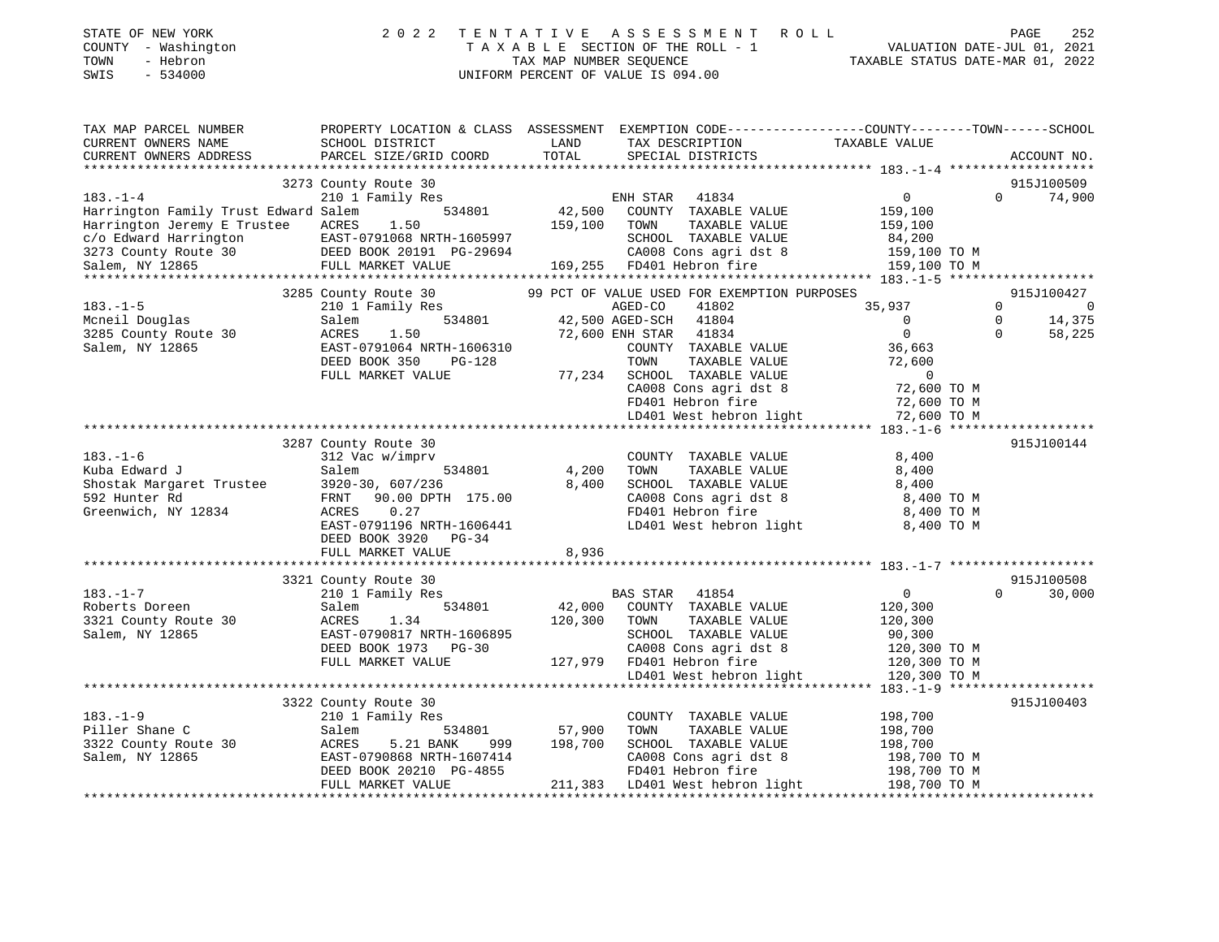STATE OF NEW YORK
COUNTY - Washington
TOWN - Hebron
SWIS - 534000

2022 TENTATIVE ASSESSMENT ROLL
TAXABLE SECTION OF THE ROLL - 1
TAX MAP NUMBER SEQUENCE
UNIFORM PERCENT OF VALUE IS 094.00

VALUATION DATE-JUL 01, 2021
TAXABLE STATUS DATE-MAR 01, 2022

| TAX MAP PARCEL NUMBER / CURRENT OWNERS NAME / CURRENT OWNERS ADDRESS | PROPERTY LOCATION & CLASS / SCHOOL DISTRICT / PARCEL SIZE/GRID COORD | ASSESSMENT LAND | TOTAL | EXEMPTION CODE / TAX DESCRIPTION / SPECIAL DISTRICTS | COUNTY TAXABLE VALUE | TOWN | SCHOOL | ACCOUNT NO. |
|---|---|---|---|---|---|---|---|---|
| **183.-1-4** | 3273 County Route 30 | | | | | | | 915J100509 |
| 183.-1-4 | 210 1 Family Res | | | ENH STAR 41834 | 0 | 0 | 74,900 | |
| Harrington Family Trust Edward | Salem 534801 | 42,500 | | COUNTY TAXABLE VALUE | 159,100 | | | |
| Harrington Jeremy E Trustee | ACRES 1.50 | | 159,100 | TOWN TAXABLE VALUE | 159,100 | | | |
| c/o Edward Harrington | EAST-0791068 NRTH-1605997 | | | SCHOOL TAXABLE VALUE | 84,200 | | | |
| 3273 County Route 30 | DEED BOOK 20191 PG-29694 | | | CA008 Cons agri dst 8 | 159,100 TO M | | | |
| Salem, NY 12865 | FULL MARKET VALUE | | 169,255 | FD401 Hebron fire | 159,100 TO M | | | |
| **183.-1-5** | 3285 County Route 30 | | | 99 PCT OF VALUE USED FOR EXEMPTION PURPOSES | | | | 915J100427 |
| 183.-1-5 | 210 1 Family Res | | | AGED-CO 41802 | 35,937 | 0 | 0 | |
| Mcneil Douglas | Salem 534801 | 42,500 | | AGED-SCH 41804 | 0 | 0 | 14,375 | |
| 3285 County Route 30 | ACRES 1.50 | | 72,600 | ENH STAR 41834 | 0 | 0 | 58,225 | |
| Salem, NY 12865 | EAST-0791064 NRTH-1606310 | | | COUNTY TAXABLE VALUE | 36,663 | | | |
| | DEED BOOK 350 PG-128 | | | TOWN TAXABLE VALUE | 72,600 | | | |
| | FULL MARKET VALUE | | 77,234 | SCHOOL TAXABLE VALUE | 0 | | | |
| | | | | CA008 Cons agri dst 8 | 72,600 TO M | | | |
| | | | | FD401 Hebron fire | 72,600 TO M | | | |
| | | | | LD401 West hebron light | 72,600 TO M | | | |
| **183.-1-6** | 3287 County Route 30 | | | | | | | 915J100144 |
| 183.-1-6 | 312 Vac w/imprv | | | COUNTY TAXABLE VALUE | 8,400 | | | |
| Kuba Edward J | Salem 534801 | 4,200 | | TOWN TAXABLE VALUE | 8,400 | | | |
| Shostak Margaret Trustee | 3920-30, 607/236 | | 8,400 | SCHOOL TAXABLE VALUE | 8,400 | | | |
| 592 Hunter Rd | FRNT 90.00 DPTH 175.00 | | | CA008 Cons agri dst 8 | 8,400 TO M | | | |
| Greenwich, NY 12834 | ACRES 0.27 | | | FD401 Hebron fire | 8,400 TO M | | | |
| | EAST-0791196 NRTH-1606441 | | | LD401 West hebron light | 8,400 TO M | | | |
| | DEED BOOK 3920 PG-34 | | | | | | | |
| | FULL MARKET VALUE | | 8,936 | | | | | |
| **183.-1-7** | 3321 County Route 30 | | | | | | | 915J100508 |
| 183.-1-7 | 210 1 Family Res | | | BAS STAR 41854 | 0 | 0 | 30,000 | |
| Roberts Doreen | Salem 534801 | 42,000 | | COUNTY TAXABLE VALUE | 120,300 | | | |
| 3321 County Route 30 | ACRES 1.34 | | 120,300 | TOWN TAXABLE VALUE | 120,300 | | | |
| Salem, NY 12865 | EAST-0790817 NRTH-1606895 | | | SCHOOL TAXABLE VALUE | 90,300 | | | |
| | DEED BOOK 1973 PG-30 | | | CA008 Cons agri dst 8 | 120,300 TO M | | | |
| | FULL MARKET VALUE | | 127,979 | FD401 Hebron fire | 120,300 TO M | | | |
| | | | | LD401 West hebron light | 120,300 TO M | | | |
| **183.-1-9** | 3322 County Route 30 | | | | | | | 915J100403 |
| 183.-1-9 | 210 1 Family Res | | | COUNTY TAXABLE VALUE | 198,700 | | | |
| Piller Shane C | Salem 534801 | 57,900 | | TOWN TAXABLE VALUE | 198,700 | | | |
| 3322 County Route 30 | ACRES 5.21 BANK 999 | | 198,700 | SCHOOL TAXABLE VALUE | 198,700 | | | |
| Salem, NY 12865 | EAST-0790868 NRTH-1607414 | | | CA008 Cons agri dst 8 | 198,700 TO M | | | |
| | DEED BOOK 20210 PG-4855 | | | FD401 Hebron fire | 198,700 TO M | | | |
| | FULL MARKET VALUE | | 211,383 | LD401 West hebron light | 198,700 TO M | | | |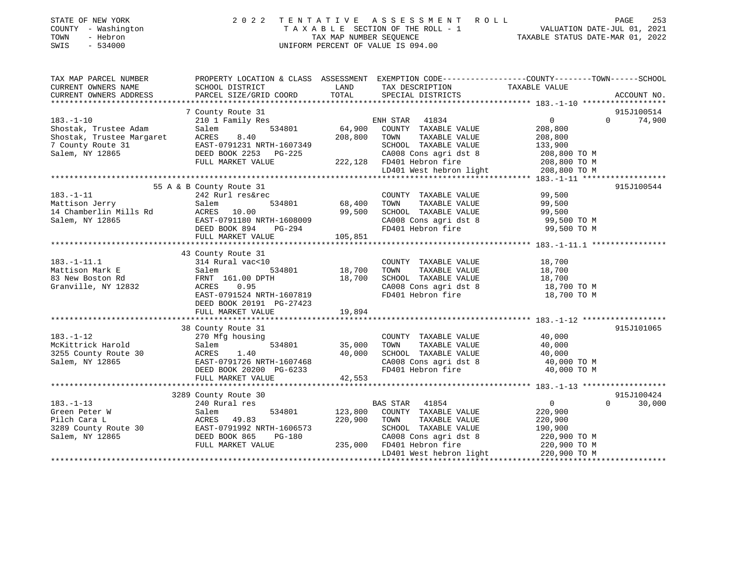STATE OF NEW YORK
COUNTY - Washington
TOWN - Hebron
SWIS - 534000

2022 TENTATIVE ASSESSMENT ROLL
TAXABLE SECTION OF THE ROLL - 1
TAX MAP NUMBER SEQUENCE
UNIFORM PERCENT OF VALUE IS 094.00

VALUATION DATE-JUL 01, 2021
TAXABLE STATUS DATE-MAR 01, 2022

| TAX MAP PARCEL NUMBER / CURRENT OWNERS NAME / CURRENT OWNERS ADDRESS | PROPERTY LOCATION & CLASS / SCHOOL DISTRICT / PARCEL SIZE/GRID COORD | ASSESSMENT LAND / TOTAL | EXEMPTION CODE / TAX DESCRIPTION / SPECIAL DISTRICTS | COUNTY | TOWN | SCHOOL TAXABLE VALUE | ACCOUNT NO. |
|---|---|---|---|---|---|---|---|
| 183.-1-10 | 7 County Route 31 | | | | | | 915J100514 |
| Shostak, Trustee Adam | 210 1 Family Res | | ENH STAR 41834 | 0 | 0 | 74,900 | |
| Shostak, Trustee Margaret | Salem 534801 | 64,900 | COUNTY TAXABLE VALUE | 208,800 | | | |
| 7 County Route 31 | ACRES 8.40 | 208,800 | TOWN TAXABLE VALUE | | 208,800 | | |
| Salem, NY 12865 | EAST-0791231 NRTH-1607349 | | SCHOOL TAXABLE VALUE | | | 133,900 | |
| | DEED BOOK 2253 PG-225 | | CA008 Cons agri dst 8 | 208,800 TO M | | | |
| | FULL MARKET VALUE | 222,128 | FD401 Hebron fire | 208,800 TO M | | | |
| | | | LD401 West hebron light | 208,800 TO M | | | |
| 183.-1-11 | 55 A & B County Route 31 | | | | | | 915J100544 |
| Mattison Jerry | 242 Rurl res&rec | | COUNTY TAXABLE VALUE | 99,500 | | | |
| 14 Chamberlin Mills Rd | Salem 534801 | 68,400 | TOWN TAXABLE VALUE | | 99,500 | | |
| Salem, NY 12865 | ACRES 10.00 | 99,500 | SCHOOL TAXABLE VALUE | | | 99,500 | |
| | EAST-0791180 NRTH-1608009 | | CA008 Cons agri dst 8 | 99,500 TO M | | | |
| | DEED BOOK 894 PG-294 | | FD401 Hebron fire | 99,500 TO M | | | |
| | FULL MARKET VALUE | 105,851 | | | | | |
| 183.-1-11.1 | 43 County Route 31 | | | | | | |
| Mattison Mark E | 314 Rural vac<10 | | COUNTY TAXABLE VALUE | 18,700 | | | |
| 83 New Boston Rd | Salem 534801 | 18,700 | TOWN TAXABLE VALUE | | 18,700 | | |
| Granville, NY 12832 | FRNT 161.00 DPTH | 18,700 | SCHOOL TAXABLE VALUE | | | 18,700 | |
| | ACRES 0.95 | | CA008 Cons agri dst 8 | 18,700 TO M | | | |
| | EAST-0791524 NRTH-1607819 | | FD401 Hebron fire | 18,700 TO M | | | |
| | DEED BOOK 20191 PG-27423 | | | | | | |
| | FULL MARKET VALUE | 19,894 | | | | | |
| 183.-1-12 | 38 County Route 31 | | | | | | 915J101065 |
| McKittrick Harold | 270 Mfg housing | | COUNTY TAXABLE VALUE | 40,000 | | | |
| 3255 County Route 30 | Salem 534801 | 35,000 | TOWN TAXABLE VALUE | | 40,000 | | |
| Salem, NY 12865 | ACRES 1.40 | 40,000 | SCHOOL TAXABLE VALUE | | | 40,000 | |
| | EAST-0791726 NRTH-1607468 | | CA008 Cons agri dst 8 | 40,000 TO M | | | |
| | DEED BOOK 20200 PG-6233 | | FD401 Hebron fire | 40,000 TO M | | | |
| | FULL MARKET VALUE | 42,553 | | | | | |
| 183.-1-13 | 3289 County Route 30 | | | | | | 915J100424 |
| Green Peter W | 240 Rural res | | BAS STAR 41854 | 0 | 0 | 30,000 | |
| Pilch Cara L | Salem 534801 | 123,800 | COUNTY TAXABLE VALUE | 220,900 | | | |
| 3289 County Route 30 | ACRES 49.83 | 220,900 | TOWN TAXABLE VALUE | | 220,900 | | |
| Salem, NY 12865 | EAST-0791992 NRTH-1606573 | | SCHOOL TAXABLE VALUE | | | 190,900 | |
| | DEED BOOK 865 PG-180 | | CA008 Cons agri dst 8 | 220,900 TO M | | | |
| | FULL MARKET VALUE | 235,000 | FD401 Hebron fire | 220,900 TO M | | | |
| | | | LD401 West hebron light | 220,900 TO M | | | |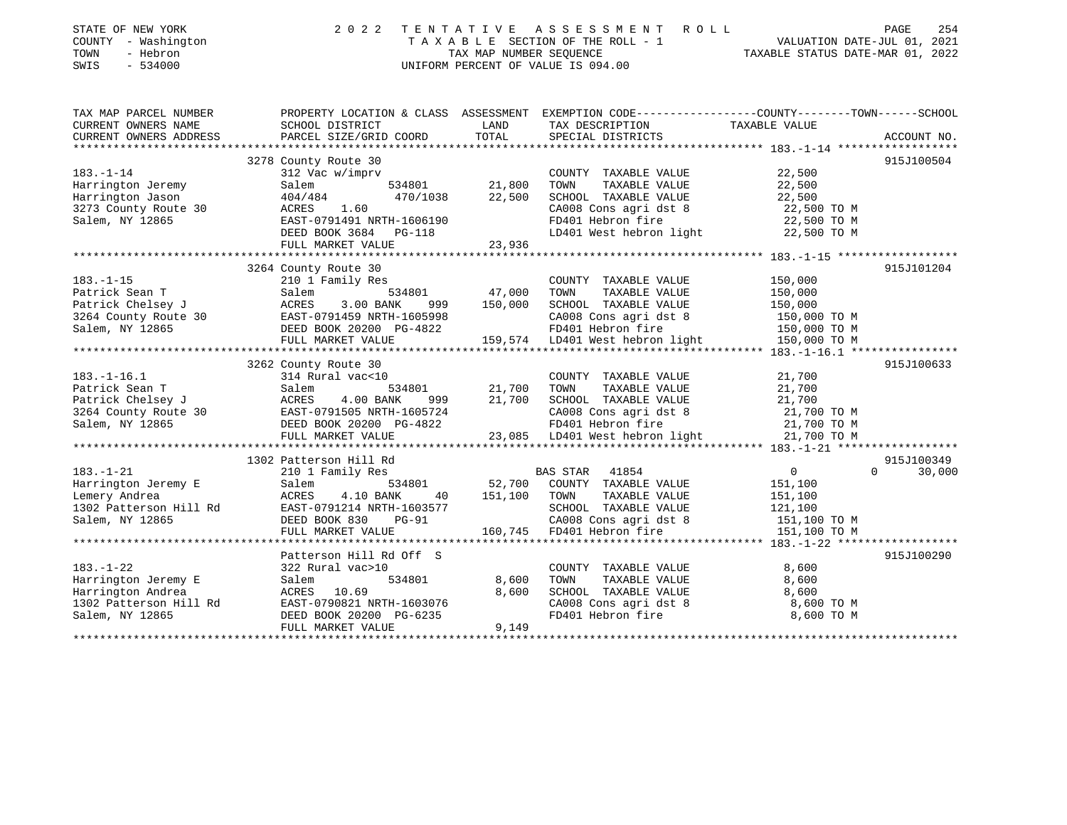STATE OF NEW YORK
COUNTY - Washington
TOWN - Hebron
SWIS - 534000

# 2022 TENTATIVE ASSESSMENT ROLL

TAXABLE SECTION OF THE ROLL - 1
TAX MAP NUMBER SEQUENCE
UNIFORM PERCENT OF VALUE IS 094.00

VALUATION DATE-JUL 01, 2021
TAXABLE STATUS DATE-MAR 01, 2022

| TAX MAP PARCEL NUMBER / CURRENT OWNERS NAME / CURRENT OWNERS ADDRESS | PROPERTY LOCATION & CLASS / SCHOOL DISTRICT / PARCEL SIZE/GRID COORD | ASSESSMENT LAND | TOTAL | EXEMPTION CODE / TAX DESCRIPTION / SPECIAL DISTRICTS | COUNTY | TOWN | SCHOOL TAXABLE VALUE | ACCOUNT NO. |
|---|---|---|---|---|---|---|---|---|
| **183.-1-14** | 3278 County Route 30 | | | | | | | 915J100504 |
| Harrington Jeremy | 312 Vac w/imprv | | | COUNTY TAXABLE VALUE | 22,500 | | | |
| Harrington Jason | Salem 534801 | 21,800 | | TOWN TAXABLE VALUE | | 22,500 | | |
| 3273 County Route 30 | 404/484 470/1038 | | 22,500 | SCHOOL TAXABLE VALUE | | | 22,500 | |
| Salem, NY 12865 | ACRES 1.60 | | | CA008 Cons agri dst 8 | 22,500 TO M | | | |
| | EAST-0791491 NRTH-1606190 | | | FD401 Hebron fire | 22,500 TO M | | | |
| | DEED BOOK 3684 PG-118 | | | LD401 West hebron light | 22,500 TO M | | | |
| | FULL MARKET VALUE | | 23,936 | | | | | |
| **183.-1-15** | 3264 County Route 30 | | | | | | | 915J101204 |
| Patrick Sean T | 210 1 Family Res | | | COUNTY TAXABLE VALUE | 150,000 | | | |
| Patrick Chelsey J | Salem 534801 | 47,000 | | TOWN TAXABLE VALUE | | 150,000 | | |
| 3264 County Route 30 | ACRES 3.00 BANK 999 | | 150,000 | SCHOOL TAXABLE VALUE | | | 150,000 | |
| Salem, NY 12865 | EAST-0791459 NRTH-1605998 | | | CA008 Cons agri dst 8 | 150,000 TO M | | | |
| | DEED BOOK 20200 PG-4822 | | | FD401 Hebron fire | 150,000 TO M | | | |
| | FULL MARKET VALUE | | 159,574 | LD401 West hebron light | 150,000 TO M | | | |
| **183.-1-16.1** | 3262 County Route 30 | | | | | | | 915J100633 |
| Patrick Sean T | 314 Rural vac<10 | | | COUNTY TAXABLE VALUE | 21,700 | | | |
| Patrick Chelsey J | Salem 534801 | 21,700 | | TOWN TAXABLE VALUE | | 21,700 | | |
| 3264 County Route 30 | ACRES 4.00 BANK 999 | | 21,700 | SCHOOL TAXABLE VALUE | | | 21,700 | |
| Salem, NY 12865 | EAST-0791505 NRTH-1605724 | | | CA008 Cons agri dst 8 | 21,700 TO M | | | |
| | DEED BOOK 20200 PG-4822 | | | FD401 Hebron fire | 21,700 TO M | | | |
| | FULL MARKET VALUE | | 23,085 | LD401 West hebron light | 21,700 TO M | | | |
| **183.-1-21** | 1302 Patterson Hill Rd | | | | | | | 915J100349 |
| Harrington Jeremy E | 210 1 Family Res | | | BAS STAR 41854 | 0 | 0 | 30,000 | |
| Lemery Andrea | Salem 534801 | 52,700 | | COUNTY TAXABLE VALUE | 151,100 | | | |
| 1302 Patterson Hill Rd | ACRES 4.10 BANK 40 | | 151,100 | TOWN TAXABLE VALUE | | 151,100 | | |
| Salem, NY 12865 | EAST-0791214 NRTH-1603577 | | | SCHOOL TAXABLE VALUE | | | 121,100 | |
| | DEED BOOK 830 PG-91 | | | CA008 Cons agri dst 8 | 151,100 TO M | | | |
| | FULL MARKET VALUE | | 160,745 | FD401 Hebron fire | 151,100 TO M | | | |
| **183.-1-22** | Patterson Hill Rd Off S | | | | | | | 915J100290 |
| Harrington Jeremy E | 322 Rural vac>10 | | | COUNTY TAXABLE VALUE | 8,600 | | | |
| Harrington Andrea | Salem 534801 | 8,600 | | TOWN TAXABLE VALUE | | 8,600 | | |
| 1302 Patterson Hill Rd | ACRES 10.69 | | 8,600 | SCHOOL TAXABLE VALUE | | | 8,600 | |
| Salem, NY 12865 | EAST-0790821 NRTH-1603076 | | | CA008 Cons agri dst 8 | 8,600 TO M | | | |
| | DEED BOOK 20200 PG-6235 | | | FD401 Hebron fire | 8,600 TO M | | | |
| | FULL MARKET VALUE | | 9,149 | | | | | |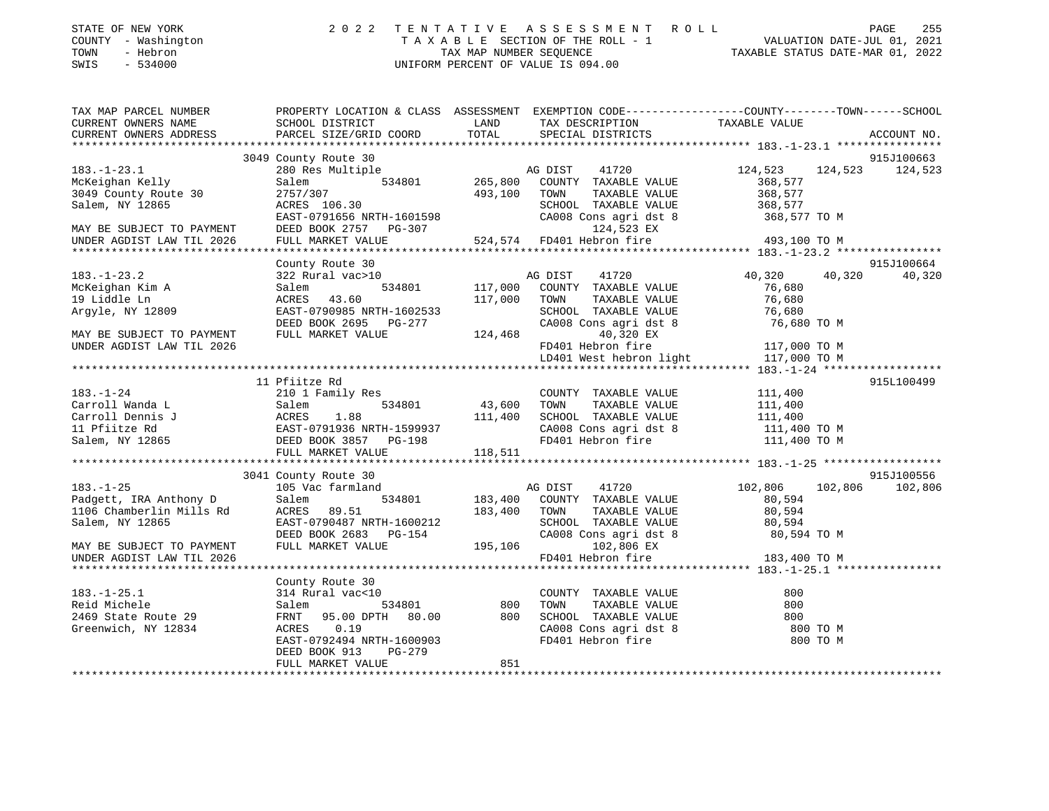STATE OF NEW YORK — 2022 TENTATIVE ASSESSMENT ROLL
COUNTY - Washington — TAXABLE SECTION OF THE ROLL - 1 — VALUATION DATE-JUL 01, 2021
TOWN - Hebron — TAX MAP NUMBER SEQUENCE — TAXABLE STATUS DATE-MAR 01, 2022
SWIS - 534000 — UNIFORM PERCENT OF VALUE IS 094.00

```
TAX MAP PARCEL NUMBER          PROPERTY LOCATION & CLASS  ASSESSMENT  EXEMPTION CODE-----------------COUNTY--------TOWN------SCHOOL
CURRENT OWNERS NAME            SCHOOL DISTRICT              LAND      TAX DESCRIPTION              TAXABLE VALUE
CURRENT OWNERS ADDRESS         PARCEL SIZE/GRID COORD       TOTAL     SPECIAL DISTRICTS                                  ACCOUNT NO.
*********************************************************************************************************** 183.-1-23.1 ****************
                           3049 County Route 30                                                                          915J100663
183.-1-23.1                 280 Res Multiple                      AG DIST    41720            124,523    124,523    124,523
McKeighan Kelly             Salem           534801      265,800   COUNTY  TAXABLE VALUE        368,577
3049 County Route 30        2757/307                    493,100   TOWN    TAXABLE VALUE        368,577
Salem, NY 12865             ACRES 106.30                          SCHOOL  TAXABLE VALUE        368,577
                            EAST-0791656 NRTH-1601598              CA008 Cons agri dst 8        368,577 TO M
MAY BE SUBJECT TO PAYMENT   DEED BOOK 2757   PG-307                      124,523 EX
UNDER AGDIST LAW TIL 2026   FULL MARKET VALUE            524,574  FD401 Hebron fire              493,100 TO M
*********************************************************************************************************** 183.-1-23.2 ****************
                            County Route 30                                                                              915J100664
183.-1-23.2                 322 Rural vac>10                      AG DIST    41720             40,320     40,320     40,320
McKeighan Kim A             Salem           534801      117,000   COUNTY  TAXABLE VALUE         76,680
19 Liddle Ln                ACRES  43.60                117,000   TOWN    TAXABLE VALUE         76,680
Argyle, NY 12809            EAST-0790985 NRTH-1602533             SCHOOL  TAXABLE VALUE         76,680
                            DEED BOOK 2695   PG-277               CA008 Cons agri dst 8         76,680 TO M
MAY BE SUBJECT TO PAYMENT   FULL MARKET VALUE            124,468         40,320 EX
UNDER AGDIST LAW TIL 2026                                         FD401 Hebron fire              117,000 TO M
                                                                  LD401 West hebron light        117,000 TO M
*********************************************************************************************************** 183.-1-24 ******************
                            11 Pfiitze Rd                                                                                915L100499
183.-1-24                   210 1 Family Res                      COUNTY  TAXABLE VALUE        111,400
Carroll Wanda L             Salem           534801       43,600   TOWN    TAXABLE VALUE        111,400
Carroll Dennis J            ACRES   1.88                111,400   SCHOOL  TAXABLE VALUE        111,400
11 Pfiitze Rd               EAST-0791936 NRTH-1599937             CA008 Cons agri dst 8        111,400 TO M
Salem, NY 12865             DEED BOOK 3857   PG-198               FD401 Hebron fire            111,400 TO M
                            FULL MARKET VALUE            118,511
*********************************************************************************************************** 183.-1-25 ******************
                           3041 County Route 30                                                                          915J100556
183.-1-25                   105 Vac farmland                      AG DIST    41720            102,806    102,806    102,806
Padgett, IRA Anthony D      Salem           534801      183,400   COUNTY  TAXABLE VALUE         80,594
1106 Chamberlin Mills Rd    ACRES  89.51                183,400   TOWN    TAXABLE VALUE         80,594
Salem, NY 12865             EAST-0790487 NRTH-1600212             SCHOOL  TAXABLE VALUE         80,594
                            DEED BOOK 2683   PG-154               CA008 Cons agri dst 8         80,594 TO M
MAY BE SUBJECT TO PAYMENT   FULL MARKET VALUE            195,106         102,806 EX
UNDER AGDIST LAW TIL 2026                                         FD401 Hebron fire              183,400 TO M
*********************************************************************************************************** 183.-1-25.1 ****************
                            County Route 30
183.-1-25.1                 314 Rural vac<10                      COUNTY  TAXABLE VALUE            800
Reid Michele                Salem           534801          800   TOWN    TAXABLE VALUE            800
2469 State Route 29         FRNT  95.00 DPTH  80.00         800   SCHOOL  TAXABLE VALUE            800
Greenwich, NY 12834         ACRES   0.19                          CA008 Cons agri dst 8            800 TO M
                            EAST-0792494 NRTH-1600903             FD401 Hebron fire                800 TO M
                            DEED BOOK 913    PG-279
                            FULL MARKET VALUE                851
****************************************************************************************************************************************
```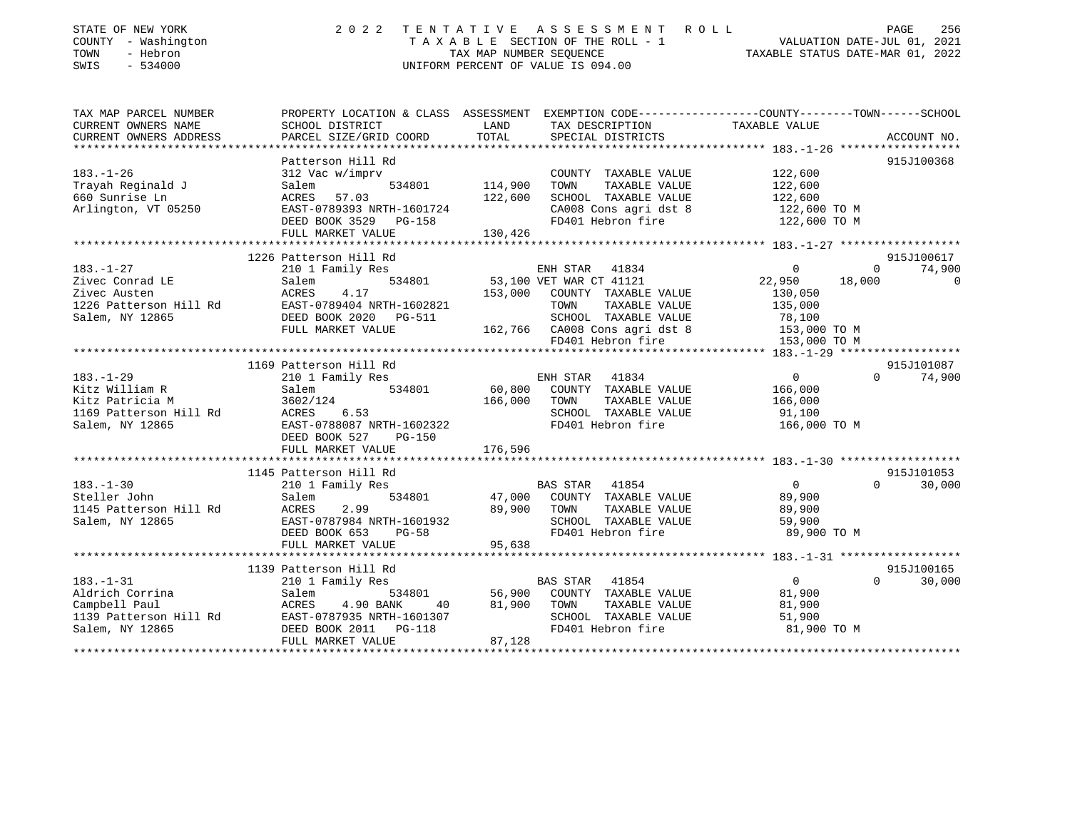STATE OF NEW YORK
COUNTY - Washington
TOWN - Hebron
SWIS - 534000

2022 TENTATIVE ASSESSMENT ROLL
TAXABLE SECTION OF THE ROLL - 1
TAX MAP NUMBER SEQUENCE
UNIFORM PERCENT OF VALUE IS 094.00

VALUATION DATE-JUL 01, 2021
TAXABLE STATUS DATE-MAR 01, 2022

| TAX MAP PARCEL NUMBER / CURRENT OWNERS NAME / CURRENT OWNERS ADDRESS | PROPERTY LOCATION & CLASS / SCHOOL DISTRICT / PARCEL SIZE/GRID COORD | ASSESSMENT LAND / TOTAL | EXEMPTION CODE / TAX DESCRIPTION / SPECIAL DISTRICTS | COUNTY TAXABLE VALUE | TOWN | SCHOOL | ACCOUNT NO. |
|---|---|---|---|---|---|---|---|
| **183.-1-26** | Patterson Hill Rd | | | | | | 915J100368 |
| Trayah Reginald J | 312 Vac w/imprv | | COUNTY TAXABLE VALUE | 122,600 | | | |
| 660 Sunrise Ln | Salem 534801 | 114,900 | TOWN TAXABLE VALUE | 122,600 | | | |
| Arlington, VT 05250 | ACRES 57.03 | 122,600 | SCHOOL TAXABLE VALUE | 122,600 | | | |
| | EAST-0789393 NRTH-1601724 | | CA008 Cons agri dst 8 | 122,600 TO M | | | |
| | DEED BOOK 3529 PG-158 | | FD401 Hebron fire | 122,600 TO M | | | |
| | FULL MARKET VALUE | 130,426 | | | | | |
| **183.-1-27** | 1226 Patterson Hill Rd | | | | | | 915J100617 |
| Zivec Conrad LE | 210 1 Family Res | | ENH STAR 41834 | 0 | 0 | 74,900 | |
| Zivec Austen | Salem 534801 | 53,100 | VET WAR CT 41121 | 22,950 | 18,000 | 0 | |
| 1226 Patterson Hill Rd | ACRES 4.17 | 153,000 | COUNTY TAXABLE VALUE | 130,050 | | | |
| Salem, NY 12865 | EAST-0789404 NRTH-1602821 | | TOWN TAXABLE VALUE | 135,000 | | | |
| | DEED BOOK 2020 PG-511 | | SCHOOL TAXABLE VALUE | 78,100 | | | |
| | FULL MARKET VALUE | 162,766 | CA008 Cons agri dst 8 | 153,000 TO M | | | |
| | | | FD401 Hebron fire | 153,000 TO M | | | |
| **183.-1-29** | 1169 Patterson Hill Rd | | | | | | 915J101087 |
| Kitz William R | 210 1 Family Res | | ENH STAR 41834 | 0 | 0 | 74,900 | |
| Kitz Patricia M | Salem 534801 | 60,800 | COUNTY TAXABLE VALUE | 166,000 | | | |
| 1169 Patterson Hill Rd | 3602/124 | 166,000 | TOWN TAXABLE VALUE | 166,000 | | | |
| Salem, NY 12865 | ACRES 6.53 | | SCHOOL TAXABLE VALUE | 91,100 | | | |
| | EAST-0788087 NRTH-1602322 | | FD401 Hebron fire | 166,000 TO M | | | |
| | DEED BOOK 527 PG-150 | | | | | | |
| | FULL MARKET VALUE | 176,596 | | | | | |
| **183.-1-30** | 1145 Patterson Hill Rd | | | | | | 915J101053 |
| Steller John | 210 1 Family Res | | BAS STAR 41854 | 0 | 0 | 30,000 | |
| 1145 Patterson Hill Rd | Salem 534801 | 47,000 | COUNTY TAXABLE VALUE | 89,900 | | | |
| Salem, NY 12865 | ACRES 2.99 | 89,900 | TOWN TAXABLE VALUE | 89,900 | | | |
| | EAST-0787984 NRTH-1601932 | | SCHOOL TAXABLE VALUE | 59,900 | | | |
| | DEED BOOK 653 PG-58 | | FD401 Hebron fire | 89,900 TO M | | | |
| | FULL MARKET VALUE | 95,638 | | | | | |
| **183.-1-31** | 1139 Patterson Hill Rd | | | | | | 915J100165 |
| Aldrich Corrina | 210 1 Family Res | | BAS STAR 41854 | 0 | 0 | 30,000 | |
| Campbell Paul | Salem 534801 | 56,900 | COUNTY TAXABLE VALUE | 81,900 | | | |
| 1139 Patterson Hill Rd | ACRES 4.90 BANK 40 | 81,900 | TOWN TAXABLE VALUE | 81,900 | | | |
| Salem, NY 12865 | EAST-0787935 NRTH-1601307 | | SCHOOL TAXABLE VALUE | 51,900 | | | |
| | DEED BOOK 2011 PG-118 | | FD401 Hebron fire | 81,900 TO M | | | |
| | FULL MARKET VALUE | 87,128 | | | | | |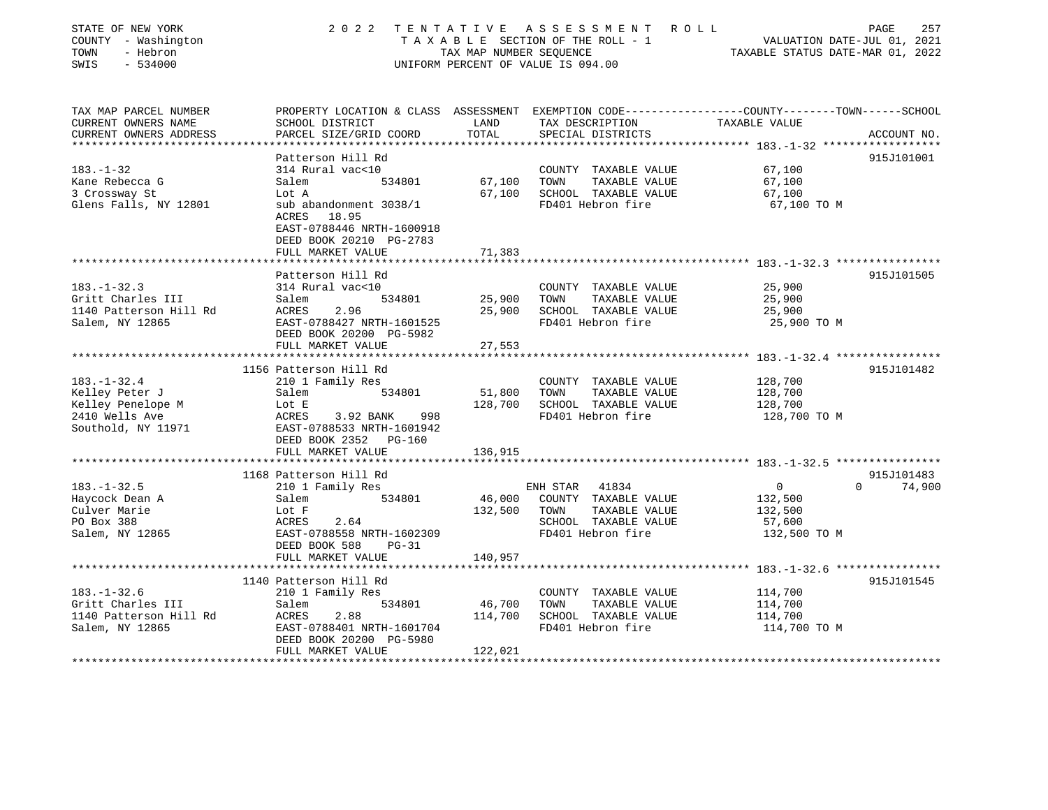STATE OF NEW YORK | COUNTY - Washington | TOWN - Hebron | SWIS - 534000

2022 TENTATIVE ASSESSMENT ROLL
TAXABLE SECTION OF THE ROLL - 1
TAX MAP NUMBER SEQUENCE
UNIFORM PERCENT OF VALUE IS 094.00

VALUATION DATE-JUL 01, 2021
TAXABLE STATUS DATE-MAR 01, 2022

| TAX MAP PARCEL NUMBER / CURRENT OWNERS NAME / CURRENT OWNERS ADDRESS | PROPERTY LOCATION & CLASS / SCHOOL DISTRICT / PARCEL SIZE/GRID COORD | ASSESSMENT LAND | TOTAL | EXEMPTION CODE / TAX DESCRIPTION / SPECIAL DISTRICTS | COUNTY TAXABLE VALUE | TOWN | SCHOOL | ACCOUNT NO. |
|---|---|---|---|---|---|---|---|---|
| **183.-1-32** | Patterson Hill Rd | | | | | | | 915J101001 |
| Kane Rebecca G | 314 Rural vac<10 | | | COUNTY TAXABLE VALUE | 67,100 | | | |
| 3 Crossway St | Salem 534801 | 67,100 | | TOWN TAXABLE VALUE | 67,100 | | | |
| Glens Falls, NY 12801 | Lot A | | 67,100 | SCHOOL TAXABLE VALUE | 67,100 | | | |
| | sub abandonment 3038/1 | | | FD401 Hebron fire | 67,100 TO M | | | |
| | ACRES 18.95 | | | | | | | |
| | EAST-0788446 NRTH-1600918 | | | | | | | |
| | DEED BOOK 20210 PG-2783 | | | | | | | |
| | FULL MARKET VALUE | | 71,383 | | | | | |
| **183.-1-32.3** | Patterson Hill Rd | | | | | | | 915J101505 |
| Gritt Charles III | 314 Rural vac<10 | | | COUNTY TAXABLE VALUE | 25,900 | | | |
| 1140 Patterson Hill Rd | Salem 534801 | 25,900 | | TOWN TAXABLE VALUE | 25,900 | | | |
| Salem, NY 12865 | ACRES 2.96 | | 25,900 | SCHOOL TAXABLE VALUE | 25,900 | | | |
| | EAST-0788427 NRTH-1601525 | | | FD401 Hebron fire | 25,900 TO M | | | |
| | DEED BOOK 20200 PG-5982 | | | | | | | |
| | FULL MARKET VALUE | | 27,553 | | | | | |
| **183.-1-32.4** | 1156 Patterson Hill Rd | | | | | | | 915J101482 |
| Kelley Peter J | 210 1 Family Res | | | COUNTY TAXABLE VALUE | 128,700 | | | |
| Kelley Penelope M | Salem 534801 | 51,800 | | TOWN TAXABLE VALUE | 128,700 | | | |
| 2410 Wells Ave | Lot E | | 128,700 | SCHOOL TAXABLE VALUE | 128,700 | | | |
| Southold, NY 11971 | ACRES 3.92 BANK 998 | | | FD401 Hebron fire | 128,700 TO M | | | |
| | EAST-0788533 NRTH-1601942 | | | | | | | |
| | DEED BOOK 2352 PG-160 | | | | | | | |
| | FULL MARKET VALUE | | 136,915 | | | | | |
| **183.-1-32.5** | 1168 Patterson Hill Rd | | | | | | | 915J101483 |
| Haycock Dean A | 210 1 Family Res | | | ENH STAR 41834 | 0 | 0 | 74,900 | |
| Culver Marie | Salem 534801 | 46,000 | | COUNTY TAXABLE VALUE | 132,500 | | | |
| PO Box 388 | Lot F | | 132,500 | TOWN TAXABLE VALUE | 132,500 | | | |
| Salem, NY 12865 | ACRES 2.64 | | | SCHOOL TAXABLE VALUE | 57,600 | | | |
| | EAST-0788558 NRTH-1602309 | | | FD401 Hebron fire | 132,500 TO M | | | |
| | DEED BOOK 588 PG-31 | | | | | | | |
| | FULL MARKET VALUE | | 140,957 | | | | | |
| **183.-1-32.6** | 1140 Patterson Hill Rd | | | | | | | 915J101545 |
| Gritt Charles III | 210 1 Family Res | | | COUNTY TAXABLE VALUE | 114,700 | | | |
| 1140 Patterson Hill Rd | Salem 534801 | 46,700 | | TOWN TAXABLE VALUE | 114,700 | | | |
| Salem, NY 12865 | ACRES 2.88 | | 114,700 | SCHOOL TAXABLE VALUE | 114,700 | | | |
| | EAST-0788401 NRTH-1601704 | | | FD401 Hebron fire | 114,700 TO M | | | |
| | DEED BOOK 20200 PG-5980 | | | | | | | |
| | FULL MARKET VALUE | | 122,021 | | | | | |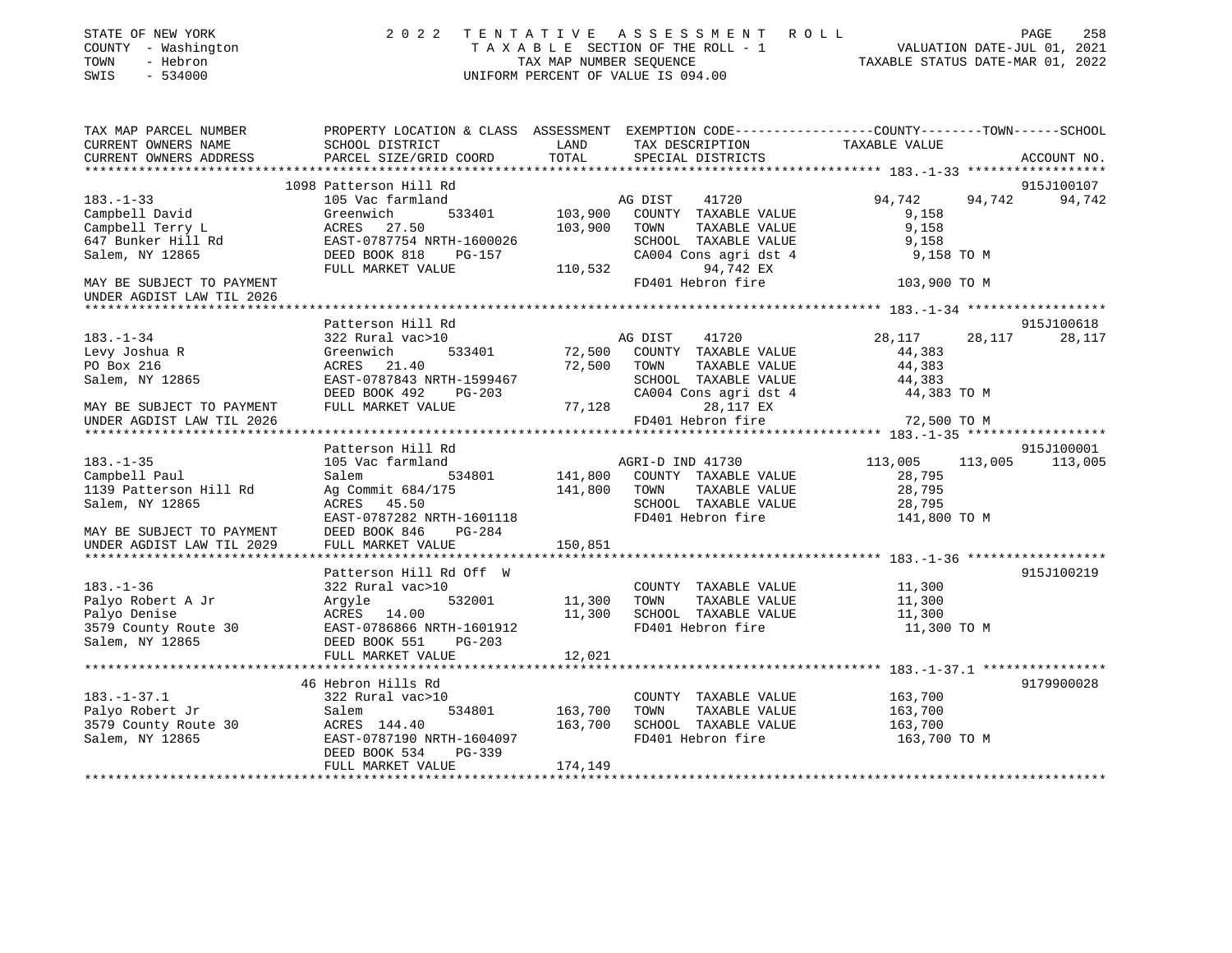STATE OF NEW YORK
COUNTY - Washington
TOWN - Hebron
SWIS - 534000

2022 TENTATIVE ASSESSMENT ROLL
TAXABLE SECTION OF THE ROLL - 1
TAX MAP NUMBER SEQUENCE
UNIFORM PERCENT OF VALUE IS 094.00

VALUATION DATE-JUL 01, 2021
TAXABLE STATUS DATE-MAR 01, 2022

| TAX MAP PARCEL NUMBER / CURRENT OWNERS NAME / CURRENT OWNERS ADDRESS | PROPERTY LOCATION & CLASS / SCHOOL DISTRICT / PARCEL SIZE/GRID COORD | ASSESSMENT LAND / TOTAL | EXEMPTION CODE / TAX DESCRIPTION / SPECIAL DISTRICTS | COUNTY | TOWN | SCHOOL | ACCOUNT NO. |
|---|---|---|---|---|---|---|---|
| 183.-1-33 | 1098 Patterson Hill Rd | | | | | | 915J100107 |
| | 105 Vac farmland | | AG DIST 41720 | 94,742 | 94,742 | 94,742 | |
| Campbell David | Greenwich 533401 | 103,900 | COUNTY TAXABLE VALUE | 9,158 | | | |
| Campbell Terry L | ACRES 27.50 | 103,900 | TOWN TAXABLE VALUE | 9,158 | | | |
| 647 Bunker Hill Rd | EAST-0787754 NRTH-1600026 | | SCHOOL TAXABLE VALUE | 9,158 | | | |
| Salem, NY 12865 | DEED BOOK 818 PG-157 | | CA004 Cons agri dst 4 | 9,158 TO M | | | |
| | FULL MARKET VALUE | 110,532 | 94,742 EX | | | | |
| MAY BE SUBJECT TO PAYMENT UNDER AGDIST LAW TIL 2026 | | | FD401 Hebron fire | 103,900 TO M | | | |
| 183.-1-34 | Patterson Hill Rd | | | | | | 915J100618 |
| | 322 Rural vac>10 | | AG DIST 41720 | 28,117 | 28,117 | 28,117 | |
| Levy Joshua R | Greenwich 533401 | 72,500 | COUNTY TAXABLE VALUE | 44,383 | | | |
| PO Box 216 | ACRES 21.40 | 72,500 | TOWN TAXABLE VALUE | 44,383 | | | |
| Salem, NY 12865 | EAST-0787843 NRTH-1599467 | | SCHOOL TAXABLE VALUE | 44,383 | | | |
| | DEED BOOK 492 PG-203 | | CA004 Cons agri dst 4 | 44,383 TO M | | | |
| MAY BE SUBJECT TO PAYMENT | FULL MARKET VALUE | 77,128 | 28,117 EX | | | | |
| UNDER AGDIST LAW TIL 2026 | | | FD401 Hebron fire | 72,500 TO M | | | |
| 183.-1-35 | Patterson Hill Rd | | | | | | 915J100001 |
| | 105 Vac farmland | | AGRI-D IND 41730 | 113,005 | 113,005 | 113,005 | |
| Campbell Paul | Salem 534801 | 141,800 | COUNTY TAXABLE VALUE | 28,795 | | | |
| 1139 Patterson Hill Rd | Ag Commit 684/175 | 141,800 | TOWN TAXABLE VALUE | 28,795 | | | |
| Salem, NY 12865 | ACRES 45.50 | | SCHOOL TAXABLE VALUE | 28,795 | | | |
| | EAST-0787282 NRTH-1601118 | | FD401 Hebron fire | 141,800 TO M | | | |
| MAY BE SUBJECT TO PAYMENT | DEED BOOK 846 PG-284 | | | | | | |
| UNDER AGDIST LAW TIL 2029 | FULL MARKET VALUE | 150,851 | | | | | |
| 183.-1-36 | Patterson Hill Rd Off W | | | | | | 915J100219 |
| | 322 Rural vac>10 | | COUNTY TAXABLE VALUE | 11,300 | | | |
| Palyo Robert A Jr | Argyle 532001 | 11,300 | TOWN TAXABLE VALUE | 11,300 | | | |
| Palyo Denise | ACRES 14.00 | 11,300 | SCHOOL TAXABLE VALUE | 11,300 | | | |
| 3579 County Route 30 | EAST-0786866 NRTH-1601912 | | FD401 Hebron fire | 11,300 TO M | | | |
| Salem, NY 12865 | DEED BOOK 551 PG-203 | | | | | | |
| | FULL MARKET VALUE | 12,021 | | | | | |
| 183.-1-37.1 | 46 Hebron Hills Rd | | | | | | 9179900028 |
| | 322 Rural vac>10 | | COUNTY TAXABLE VALUE | 163,700 | | | |
| Palyo Robert Jr | Salem 534801 | 163,700 | TOWN TAXABLE VALUE | 163,700 | | | |
| 3579 County Route 30 | ACRES 144.40 | 163,700 | SCHOOL TAXABLE VALUE | 163,700 | | | |
| Salem, NY 12865 | EAST-0787190 NRTH-1604097 | | FD401 Hebron fire | 163,700 TO M | | | |
| | DEED BOOK 534 PG-339 | | | | | | |
| | FULL MARKET VALUE | 174,149 | | | | | |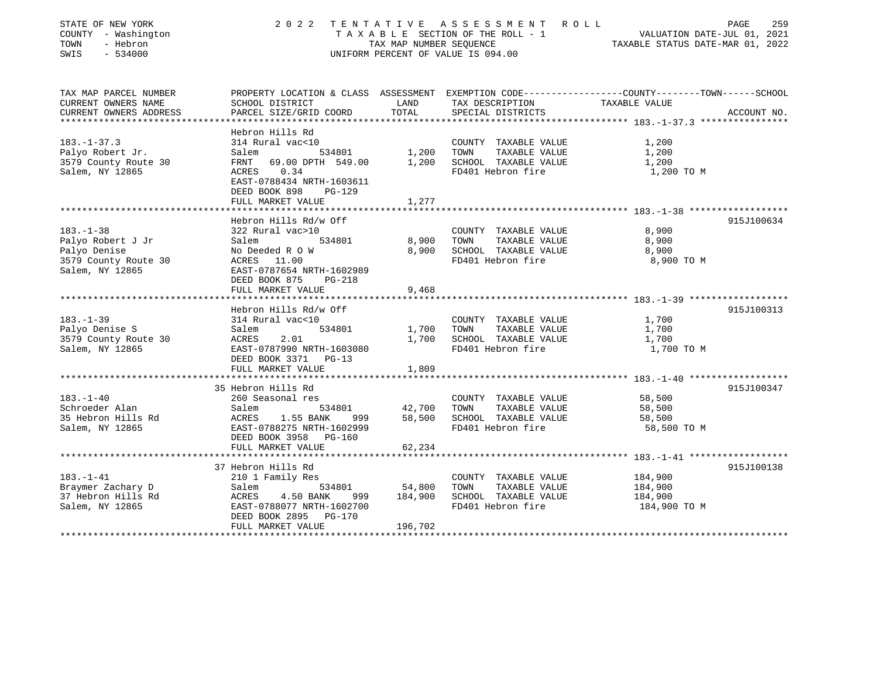STATE OF NEW YORK — 2022 TENTATIVE ASSESSMENT ROLL
COUNTY - Washington — TAXABLE SECTION OF THE ROLL - 1 — VALUATION DATE-JUL 01, 2021
TOWN - Hebron — TAX MAP NUMBER SEQUENCE — TAXABLE STATUS DATE-MAR 01, 2022
SWIS - 534000 — UNIFORM PERCENT OF VALUE IS 094.00

| TAX MAP PARCEL NUMBER / CURRENT OWNERS NAME / CURRENT OWNERS ADDRESS | PROPERTY LOCATION & CLASS / SCHOOL DISTRICT / PARCEL SIZE/GRID COORD | ASSESSMENT LAND | TOTAL | EXEMPTION CODE / TAX DESCRIPTION / SPECIAL DISTRICTS | TAXABLE VALUE (COUNTY--TOWN--SCHOOL) | ACCOUNT NO. |
|---|---|---|---|---|---|---|
| **183.-1-37.3** | Hebron Hills Rd | | | | | |
| 183.-1-37.3 | 314 Rural vac<10 | | | COUNTY TAXABLE VALUE | 1,200 | |
| Palyo Robert Jr. | Salem 534801 | 1,200 | | TOWN TAXABLE VALUE | 1,200 | |
| 3579 County Route 30 | FRNT 69.00 DPTH 549.00 | | 1,200 | SCHOOL TAXABLE VALUE | 1,200 | |
| Salem, NY 12865 | ACRES 0.34 | | | FD401 Hebron fire | 1,200 TO M | |
| | EAST-0788434 NRTH-1603611 | | | | | |
| | DEED BOOK 898 PG-129 | | | | | |
| | FULL MARKET VALUE | | 1,277 | | | |
| **183.-1-38** | Hebron Hills Rd/w Off | | | | | 915J100634 |
| 183.-1-38 | 322 Rural vac>10 | | | COUNTY TAXABLE VALUE | 8,900 | |
| Palyo Robert J Jr | Salem 534801 | 8,900 | | TOWN TAXABLE VALUE | 8,900 | |
| Palyo Denise | No Deeded R O W | | 8,900 | SCHOOL TAXABLE VALUE | 8,900 | |
| 3579 County Route 30 | ACRES 11.00 | | | FD401 Hebron fire | 8,900 TO M | |
| Salem, NY 12865 | EAST-0787654 NRTH-1602989 | | | | | |
| | DEED BOOK 875 PG-218 | | | | | |
| | FULL MARKET VALUE | | 9,468 | | | |
| **183.-1-39** | Hebron Hills Rd/w Off | | | | | 915J100313 |
| 183.-1-39 | 314 Rural vac<10 | | | COUNTY TAXABLE VALUE | 1,700 | |
| Palyo Denise S | Salem 534801 | 1,700 | | TOWN TAXABLE VALUE | 1,700 | |
| 3579 County Route 30 | ACRES 2.01 | | 1,700 | SCHOOL TAXABLE VALUE | 1,700 | |
| Salem, NY 12865 | EAST-0787990 NRTH-1603080 | | | FD401 Hebron fire | 1,700 TO M | |
| | DEED BOOK 3371 PG-13 | | | | | |
| | FULL MARKET VALUE | | 1,809 | | | |
| **183.-1-40** | 35 Hebron Hills Rd | | | | | 915J100347 |
| 183.-1-40 | 260 Seasonal res | | | COUNTY TAXABLE VALUE | 58,500 | |
| Schroeder Alan | Salem 534801 | 42,700 | | TOWN TAXABLE VALUE | 58,500 | |
| 35 Hebron Hills Rd | ACRES 1.55 BANK 999 | | 58,500 | SCHOOL TAXABLE VALUE | 58,500 | |
| Salem, NY 12865 | EAST-0788275 NRTH-1602999 | | | FD401 Hebron fire | 58,500 TO M | |
| | DEED BOOK 3958 PG-160 | | | | | |
| | FULL MARKET VALUE | | 62,234 | | | |
| **183.-1-41** | 37 Hebron Hills Rd | | | | | 915J100138 |
| 183.-1-41 | 210 1 Family Res | | | COUNTY TAXABLE VALUE | 184,900 | |
| Braymer Zachary D | Salem 534801 | 54,800 | | TOWN TAXABLE VALUE | 184,900 | |
| 37 Hebron Hills Rd | ACRES 4.50 BANK 999 | | 184,900 | SCHOOL TAXABLE VALUE | 184,900 | |
| Salem, NY 12865 | EAST-0788077 NRTH-1602700 | | | FD401 Hebron fire | 184,900 TO M | |
| | DEED BOOK 2895 PG-170 | | | | | |
| | FULL MARKET VALUE | | 196,702 | | | |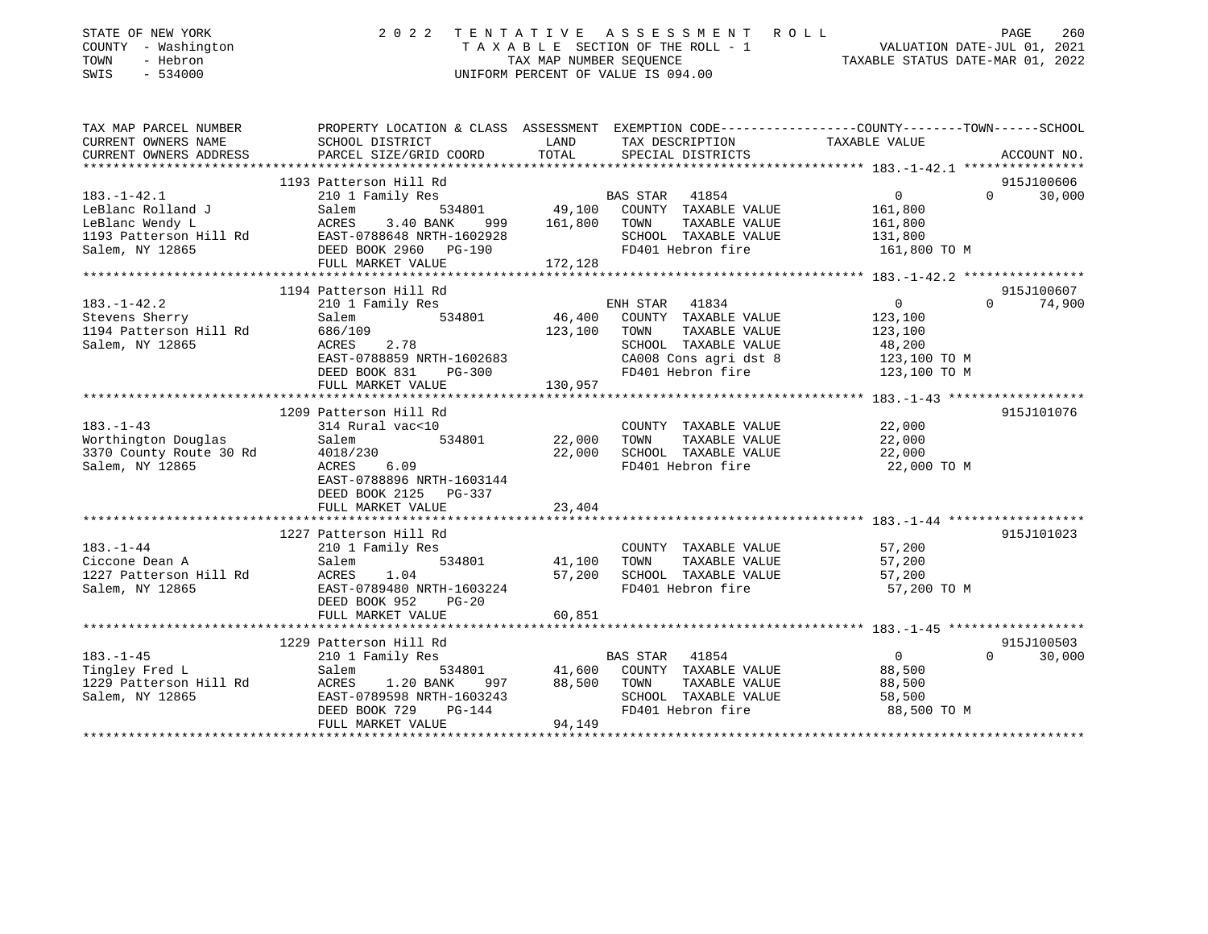STATE OF NEW YORK
COUNTY - Washington
TOWN - Hebron
SWIS - 534000

# 2022 TENTATIVE ASSESSMENT ROLL

TAXABLE SECTION OF THE ROLL - 1
TAX MAP NUMBER SEQUENCE
UNIFORM PERCENT OF VALUE IS 094.00

VALUATION DATE-JUL 01, 2021
TAXABLE STATUS DATE-MAR 01, 2022

| TAX MAP PARCEL NUMBER / CURRENT OWNERS NAME / CURRENT OWNERS ADDRESS | PROPERTY LOCATION & CLASS / SCHOOL DISTRICT / PARCEL SIZE/GRID COORD | ASSESSMENT LAND / TOTAL | EXEMPTION CODE / TAX DESCRIPTION / SPECIAL DISTRICTS | COUNTY | TOWN | SCHOOL | ACCOUNT NO. |
|---|---|---|---|---|---|---|---|
| **183.-1-42.1** | 1193 Patterson Hill Rd | | | | | | 915J100606 |
| LeBlanc Rolland J | 210 1 Family Res | | BAS STAR 41854 | 0 | 0 | 30,000 | |
| LeBlanc Wendy L | Salem 534801 | 49,100 | COUNTY TAXABLE VALUE | 161,800 | | | |
| 1193 Patterson Hill Rd | ACRES 3.40 BANK 999 | 161,800 | TOWN TAXABLE VALUE | | 161,800 | | |
| Salem, NY 12865 | EAST-0788648 NRTH-1602928 | | SCHOOL TAXABLE VALUE | | | 131,800 | |
| | DEED BOOK 2960 PG-190 | | FD401 Hebron fire | 161,800 TO M | | | |
| | FULL MARKET VALUE | 172,128 | | | | | |
| **183.-1-42.2** | 1194 Patterson Hill Rd | | | | | | 915J100607 |
| Stevens Sherry | 210 1 Family Res | | ENH STAR 41834 | 0 | 0 | 74,900 | |
| 1194 Patterson Hill Rd | Salem 534801 | 46,400 | COUNTY TAXABLE VALUE | 123,100 | | | |
| Salem, NY 12865 | 686/109 | 123,100 | TOWN TAXABLE VALUE | | 123,100 | | |
| | ACRES 2.78 | | SCHOOL TAXABLE VALUE | | | 48,200 | |
| | EAST-0788859 NRTH-1602683 | | CA008 Cons agri dst 8 | 123,100 TO M | | | |
| | DEED BOOK 831 PG-300 | | FD401 Hebron fire | 123,100 TO M | | | |
| | FULL MARKET VALUE | 130,957 | | | | | |
| **183.-1-43** | 1209 Patterson Hill Rd | | | | | | 915J101076 |
| Worthington Douglas | 314 Rural vac<10 | | COUNTY TAXABLE VALUE | 22,000 | | | |
| 3370 County Route 30 Rd | Salem 534801 | 22,000 | TOWN TAXABLE VALUE | | 22,000 | | |
| Salem, NY 12865 | 4018/230 | 22,000 | SCHOOL TAXABLE VALUE | | | 22,000 | |
| | ACRES 6.09 | | FD401 Hebron fire | 22,000 TO M | | | |
| | EAST-0788896 NRTH-1603144 | | | | | | |
| | DEED BOOK 2125 PG-337 | | | | | | |
| | FULL MARKET VALUE | 23,404 | | | | | |
| **183.-1-44** | 1227 Patterson Hill Rd | | | | | | 915J101023 |
| Ciccone Dean A | 210 1 Family Res | | COUNTY TAXABLE VALUE | 57,200 | | | |
| 1227 Patterson Hill Rd | Salem 534801 | 41,100 | TOWN TAXABLE VALUE | | 57,200 | | |
| Salem, NY 12865 | ACRES 1.04 | 57,200 | SCHOOL TAXABLE VALUE | | | 57,200 | |
| | EAST-0789480 NRTH-1603224 | | FD401 Hebron fire | 57,200 TO M | | | |
| | DEED BOOK 952 PG-20 | | | | | | |
| | FULL MARKET VALUE | 60,851 | | | | | |
| **183.-1-45** | 1229 Patterson Hill Rd | | | | | | 915J100503 |
| Tingley Fred L | 210 1 Family Res | | BAS STAR 41854 | 0 | 0 | 30,000 | |
| 1229 Patterson Hill Rd | Salem 534801 | 41,600 | COUNTY TAXABLE VALUE | 88,500 | | | |
| Salem, NY 12865 | ACRES 1.20 BANK 997 | 88,500 | TOWN TAXABLE VALUE | | 88,500 | | |
| | EAST-0789598 NRTH-1603243 | | SCHOOL TAXABLE VALUE | | | 58,500 | |
| | DEED BOOK 729 PG-144 | | FD401 Hebron fire | 88,500 TO M | | | |
| | FULL MARKET VALUE | 94,149 | | | | | |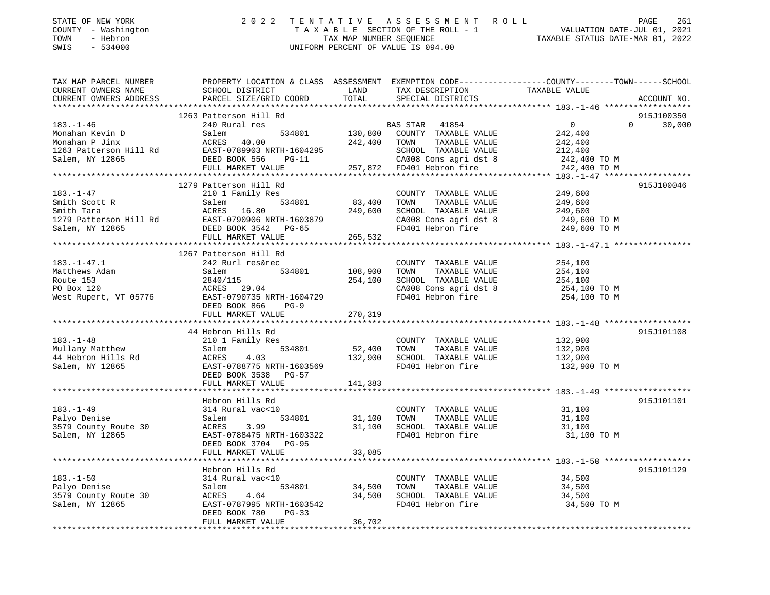STATE OF NEW YORK
COUNTY - Washington
TOWN - Hebron
SWIS - 534000

2 0 2 2 T E N T A T I V E A S S E S S M E N T R O L L
T A X A B L E SECTION OF THE ROLL - 1
TAX MAP NUMBER SEQUENCE
UNIFORM PERCENT OF VALUE IS 094.00

VALUATION DATE-JUL 01, 2021
TAXABLE STATUS DATE-MAR 01, 2022

| TAX MAP PARCEL NUMBER / CURRENT OWNERS NAME / CURRENT OWNERS ADDRESS | PROPERTY LOCATION & CLASS / SCHOOL DISTRICT / PARCEL SIZE/GRID COORD | ASSESSMENT LAND / TOTAL | EXEMPTION CODE / TAX DESCRIPTION / SPECIAL DISTRICTS | COUNTY / TOWN / SCHOOL TAXABLE VALUE | ACCOUNT NO. |
|---|---|---|---|---|---|
| **183.-1-46** | 1263 Patterson Hill Rd | | | | 915J100350 |
| Monahan Kevin D | 240 Rural res | | BAS STAR 41854 | 0 0 30,000 | |
| Monahan P Jinx | Salem 534801 | 130,800 | COUNTY TAXABLE VALUE | 242,400 | |
| 1263 Patterson Hill Rd | ACRES 40.00 | 242,400 | TOWN TAXABLE VALUE | 242,400 | |
| Salem, NY 12865 | EAST-0789903 NRTH-1604295 | | SCHOOL TAXABLE VALUE | 212,400 | |
| | DEED BOOK 556 PG-11 | | CA008 Cons agri dst 8 | 242,400 TO M | |
| | FULL MARKET VALUE | 257,872 | FD401 Hebron fire | 242,400 TO M | |
| **183.-1-47** | 1279 Patterson Hill Rd | | | | 915J100046 |
| Smith Scott R | 210 1 Family Res | | COUNTY TAXABLE VALUE | 249,600 | |
| Smith Tara | Salem 534801 | 83,400 | TOWN TAXABLE VALUE | 249,600 | |
| 1279 Patterson Hill Rd | ACRES 16.80 | 249,600 | SCHOOL TAXABLE VALUE | 249,600 | |
| Salem, NY 12865 | EAST-0790906 NRTH-1603879 | | CA008 Cons agri dst 8 | 249,600 TO M | |
| | DEED BOOK 3542 PG-65 | | FD401 Hebron fire | 249,600 TO M | |
| | FULL MARKET VALUE | 265,532 | | | |
| **183.-1-47.1** | 1267 Patterson Hill Rd | | | | |
| Matthews Adam | 242 Rurl res&rec | | COUNTY TAXABLE VALUE | 254,100 | |
| Route 153 | Salem 534801 | 108,900 | TOWN TAXABLE VALUE | 254,100 | |
| PO Box 120 | 2840/115 | 254,100 | SCHOOL TAXABLE VALUE | 254,100 | |
| West Rupert, VT 05776 | ACRES 29.04 | | CA008 Cons agri dst 8 | 254,100 TO M | |
| | EAST-0790735 NRTH-1604729 | | FD401 Hebron fire | 254,100 TO M | |
| | DEED BOOK 866 PG-9 | | | | |
| | FULL MARKET VALUE | 270,319 | | | |
| **183.-1-48** | 44 Hebron Hills Rd | | | | 915J101108 |
| Mullany Matthew | 210 1 Family Res | | COUNTY TAXABLE VALUE | 132,900 | |
| 44 Hebron Hills Rd | Salem 534801 | 52,400 | TOWN TAXABLE VALUE | 132,900 | |
| Salem, NY 12865 | ACRES 4.03 | 132,900 | SCHOOL TAXABLE VALUE | 132,900 | |
| | EAST-0788775 NRTH-1603569 | | FD401 Hebron fire | 132,900 TO M | |
| | DEED BOOK 3538 PG-57 | | | | |
| | FULL MARKET VALUE | 141,383 | | | |
| **183.-1-49** | Hebron Hills Rd | | | | 915J101101 |
| Palyo Denise | 314 Rural vac<10 | | COUNTY TAXABLE VALUE | 31,100 | |
| 3579 County Route 30 | Salem 534801 | 31,100 | TOWN TAXABLE VALUE | 31,100 | |
| Salem, NY 12865 | ACRES 3.99 | 31,100 | SCHOOL TAXABLE VALUE | 31,100 | |
| | EAST-0788475 NRTH-1603322 | | FD401 Hebron fire | 31,100 TO M | |
| | DEED BOOK 3704 PG-95 | | | | |
| | FULL MARKET VALUE | 33,085 | | | |
| **183.-1-50** | Hebron Hills Rd | | | | 915J101129 |
| Palyo Denise | 314 Rural vac<10 | | COUNTY TAXABLE VALUE | 34,500 | |
| 3579 County Route 30 | Salem 534801 | 34,500 | TOWN TAXABLE VALUE | 34,500 | |
| Salem, NY 12865 | ACRES 4.64 | 34,500 | SCHOOL TAXABLE VALUE | 34,500 | |
| | EAST-0787995 NRTH-1603542 | | FD401 Hebron fire | 34,500 TO M | |
| | DEED BOOK 780 PG-33 | | | | |
| | FULL MARKET VALUE | 36,702 | | | |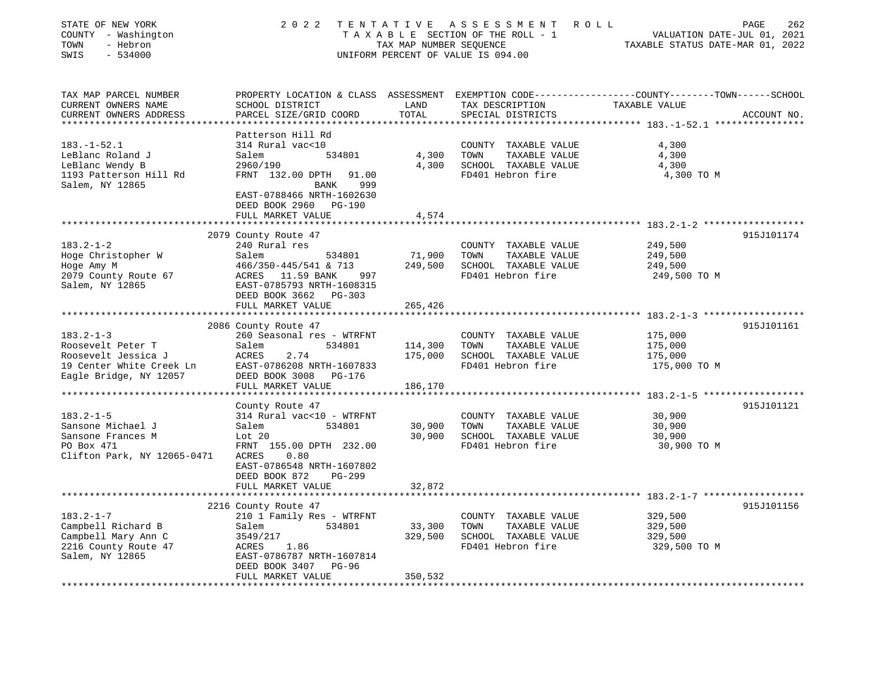STATE OF NEW YORK
COUNTY - Washington
TOWN - Hebron
SWIS - 534000

2 0 2 2 T E N T A T I V E A S S E S S M E N T R O L L
T A X A B L E SECTION OF THE ROLL - 1
TAX MAP NUMBER SEQUENCE
UNIFORM PERCENT OF VALUE IS 094.00

VALUATION DATE-JUL 01, 2021
TAXABLE STATUS DATE-MAR 01, 2022

| TAX MAP PARCEL NUMBER / CURRENT OWNERS NAME / CURRENT OWNERS ADDRESS | PROPERTY LOCATION & CLASS / SCHOOL DISTRICT / PARCEL SIZE/GRID COORD | ASSESSMENT LAND | TOTAL | EXEMPTION CODE / TAX DESCRIPTION / SPECIAL DISTRICTS | COUNTY--------TOWN------SCHOOL TAXABLE VALUE | ACCOUNT NO. |
|---|---|---|---|---|---|---|
| **183.-1-52.1** | Patterson Hill Rd | | | | | |
| 183.-1-52.1 | 314 Rural vac<10 | | | COUNTY TAXABLE VALUE | 4,300 | |
| LeBlanc Roland J | Salem 534801 | 4,300 | | TOWN TAXABLE VALUE | 4,300 | |
| LeBlanc Wendy B | 2960/190 | | 4,300 | SCHOOL TAXABLE VALUE | 4,300 | |
| 1193 Patterson Hill Rd | FRNT 132.00 DPTH 91.00 | | | FD401 Hebron fire | 4,300 TO M | |
| Salem, NY 12865 | BANK 999 | | | | | |
| | EAST-0788466 NRTH-1602630 | | | | | |
| | DEED BOOK 2960 PG-190 | | | | | |
| | FULL MARKET VALUE | | 4,574 | | | |
| **183.2-1-2** | 2079 County Route 47 | | | | | 915J101174 |
| 183.2-1-2 | 240 Rural res | | | COUNTY TAXABLE VALUE | 249,500 | |
| Hoge Christopher W | Salem 534801 | 71,900 | | TOWN TAXABLE VALUE | 249,500 | |
| Hoge Amy M | 466/350-445/541 & 713 | | 249,500 | SCHOOL TAXABLE VALUE | 249,500 | |
| 2079 County Route 67 | ACRES 11.59 BANK 997 | | | FD401 Hebron fire | 249,500 TO M | |
| Salem, NY 12865 | EAST-0785793 NRTH-1608315 | | | | | |
| | DEED BOOK 3662 PG-303 | | | | | |
| | FULL MARKET VALUE | | 265,426 | | | |
| **183.2-1-3** | 2086 County Route 47 | | | | | 915J101161 |
| 183.2-1-3 | 260 Seasonal res - WTRFNT | | | COUNTY TAXABLE VALUE | 175,000 | |
| Roosevelt Peter T | Salem 534801 | 114,300 | | TOWN TAXABLE VALUE | 175,000 | |
| Roosevelt Jessica J | ACRES 2.74 | | 175,000 | SCHOOL TAXABLE VALUE | 175,000 | |
| 19 Center White Creek Ln | EAST-0786208 NRTH-1607833 | | | FD401 Hebron fire | 175,000 TO M | |
| Eagle Bridge, NY 12057 | DEED BOOK 3008 PG-176 | | | | | |
| | FULL MARKET VALUE | | 186,170 | | | |
| **183.2-1-5** | County Route 47 | | | | | 915J101121 |
| 183.2-1-5 | 314 Rural vac<10 - WTRFNT | | | COUNTY TAXABLE VALUE | 30,900 | |
| Sansone Michael J | Salem 534801 | 30,900 | | TOWN TAXABLE VALUE | 30,900 | |
| Sansone Frances M | Lot 20 | | 30,900 | SCHOOL TAXABLE VALUE | 30,900 | |
| PO Box 471 | FRNT 155.00 DPTH 232.00 | | | FD401 Hebron fire | 30,900 TO M | |
| Clifton Park, NY 12065-0471 | ACRES 0.80 | | | | | |
| | EAST-0786548 NRTH-1607802 | | | | | |
| | DEED BOOK 872 PG-299 | | | | | |
| | FULL MARKET VALUE | | 32,872 | | | |
| **183.2-1-7** | 2216 County Route 47 | | | | | 915J101156 |
| 183.2-1-7 | 210 1 Family Res - WTRFNT | | | COUNTY TAXABLE VALUE | 329,500 | |
| Campbell Richard B | Salem 534801 | 33,300 | | TOWN TAXABLE VALUE | 329,500 | |
| Campbell Mary Ann C | 3549/217 | | 329,500 | SCHOOL TAXABLE VALUE | 329,500 | |
| 2216 County Route 47 | ACRES 1.86 | | | FD401 Hebron fire | 329,500 TO M | |
| Salem, NY 12865 | EAST-0786787 NRTH-1607814 | | | | | |
| | DEED BOOK 3407 PG-96 | | | | | |
| | FULL MARKET VALUE | | 350,532 | | | |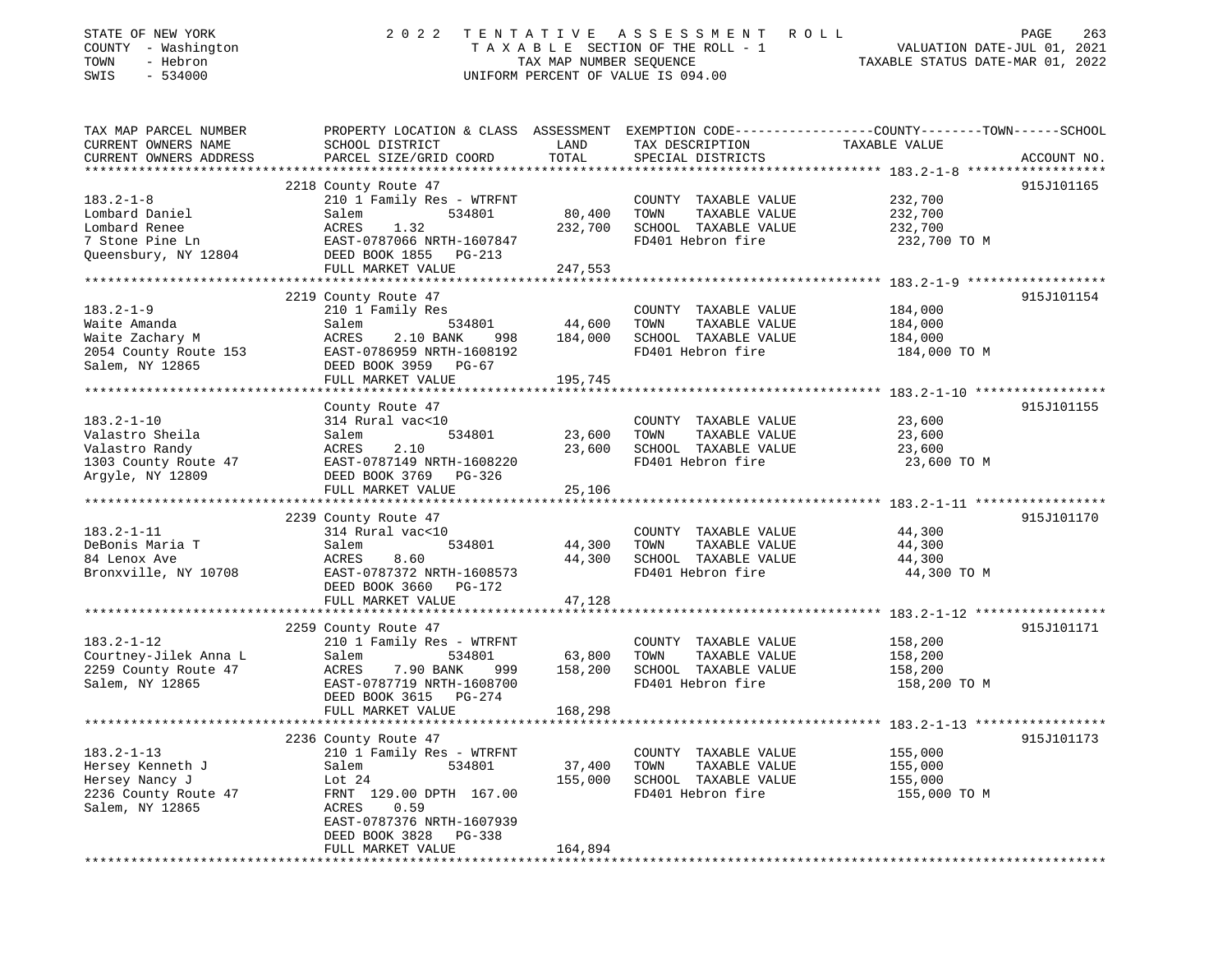STATE OF NEW YORK 2022 TENTATIVE ASSESSMENT ROLL
COUNTY - Washington T A X A B L E SECTION OF THE ROLL - 1 VALUATION DATE-JUL 01, 2021
TOWN - Hebron TAX MAP NUMBER SEQUENCE TAXABLE STATUS DATE-MAR 01, 2022
SWIS - 534000 UNIFORM PERCENT OF VALUE IS 094.00

| TAX MAP PARCEL NUMBER / CURRENT OWNERS NAME / CURRENT OWNERS ADDRESS | PROPERTY LOCATION & CLASS / SCHOOL DISTRICT / PARCEL SIZE/GRID COORD | ASSESSMENT LAND | TOTAL | EXEMPTION CODE / TAX DESCRIPTION / SPECIAL DISTRICTS | TAXABLE VALUE (COUNTY--TOWN--SCHOOL) | ACCOUNT NO. |
|---|---|---|---|---|---|---|
| | 2218 County Route 47 | | | | | 915J101165 |
| 183.2-1-8 | 210 1 Family Res - WTRFNT | | | COUNTY TAXABLE VALUE | 232,700 | |
| Lombard Daniel | Salem 534801 | 80,400 | | TOWN TAXABLE VALUE | 232,700 | |
| Lombard Renee | ACRES 1.32 | | 232,700 | SCHOOL TAXABLE VALUE | 232,700 | |
| 7 Stone Pine Ln | EAST-0787066 NRTH-1607847 | | | FD401 Hebron fire | 232,700 TO M | |
| Queensbury, NY 12804 | DEED BOOK 1855 PG-213 | | | | | |
| | FULL MARKET VALUE | | 247,553 | | | |
| | 2219 County Route 47 | | | | | 915J101154 |
| 183.2-1-9 | 210 1 Family Res | | | COUNTY TAXABLE VALUE | 184,000 | |
| Waite Amanda | Salem 534801 | 44,600 | | TOWN TAXABLE VALUE | 184,000 | |
| Waite Zachary M | ACRES 2.10 BANK 998 | | 184,000 | SCHOOL TAXABLE VALUE | 184,000 | |
| 2054 County Route 153 | EAST-0786959 NRTH-1608192 | | | FD401 Hebron fire | 184,000 TO M | |
| Salem, NY 12865 | DEED BOOK 3959 PG-67 | | | | | |
| | FULL MARKET VALUE | | 195,745 | | | |
| | County Route 47 | | | | | 915J101155 |
| 183.2-1-10 | 314 Rural vac<10 | | | COUNTY TAXABLE VALUE | 23,600 | |
| Valastro Sheila | Salem 534801 | 23,600 | | TOWN TAXABLE VALUE | 23,600 | |
| Valastro Randy | ACRES 2.10 | | 23,600 | SCHOOL TAXABLE VALUE | 23,600 | |
| 1303 County Route 47 | EAST-0787149 NRTH-1608220 | | | FD401 Hebron fire | 23,600 TO M | |
| Argyle, NY 12809 | DEED BOOK 3769 PG-326 | | | | | |
| | FULL MARKET VALUE | | 25,106 | | | |
| | 2239 County Route 47 | | | | | 915J101170 |
| 183.2-1-11 | 314 Rural vac<10 | | | COUNTY TAXABLE VALUE | 44,300 | |
| DeBonis Maria T | Salem 534801 | 44,300 | | TOWN TAXABLE VALUE | 44,300 | |
| 84 Lenox Ave | ACRES 8.60 | | 44,300 | SCHOOL TAXABLE VALUE | 44,300 | |
| Bronxville, NY 10708 | EAST-0787372 NRTH-1608573 | | | FD401 Hebron fire | 44,300 TO M | |
| | DEED BOOK 3660 PG-172 | | | | | |
| | FULL MARKET VALUE | | 47,128 | | | |
| | 2259 County Route 47 | | | | | 915J101171 |
| 183.2-1-12 | 210 1 Family Res - WTRFNT | | | COUNTY TAXABLE VALUE | 158,200 | |
| Courtney-Jilek Anna L | Salem 534801 | 63,800 | | TOWN TAXABLE VALUE | 158,200 | |
| 2259 County Route 47 | ACRES 7.90 BANK 999 | | 158,200 | SCHOOL TAXABLE VALUE | 158,200 | |
| Salem, NY 12865 | EAST-0787719 NRTH-1608700 | | | FD401 Hebron fire | 158,200 TO M | |
| | DEED BOOK 3615 PG-274 | | | | | |
| | FULL MARKET VALUE | | 168,298 | | | |
| | 2236 County Route 47 | | | | | 915J101173 |
| 183.2-1-13 | 210 1 Family Res - WTRFNT | | | COUNTY TAXABLE VALUE | 155,000 | |
| Hersey Kenneth J | Salem 534801 | 37,400 | | TOWN TAXABLE VALUE | 155,000 | |
| Hersey Nancy J | Lot 24 | | 155,000 | SCHOOL TAXABLE VALUE | 155,000 | |
| 2236 County Route 47 | FRNT 129.00 DPTH 167.00 | | | FD401 Hebron fire | 155,000 TO M | |
| Salem, NY 12865 | ACRES 0.59 | | | | | |
| | EAST-0787376 NRTH-1607939 | | | | | |
| | DEED BOOK 3828 PG-338 | | | | | |
| | FULL MARKET VALUE | | 164,894 | | | |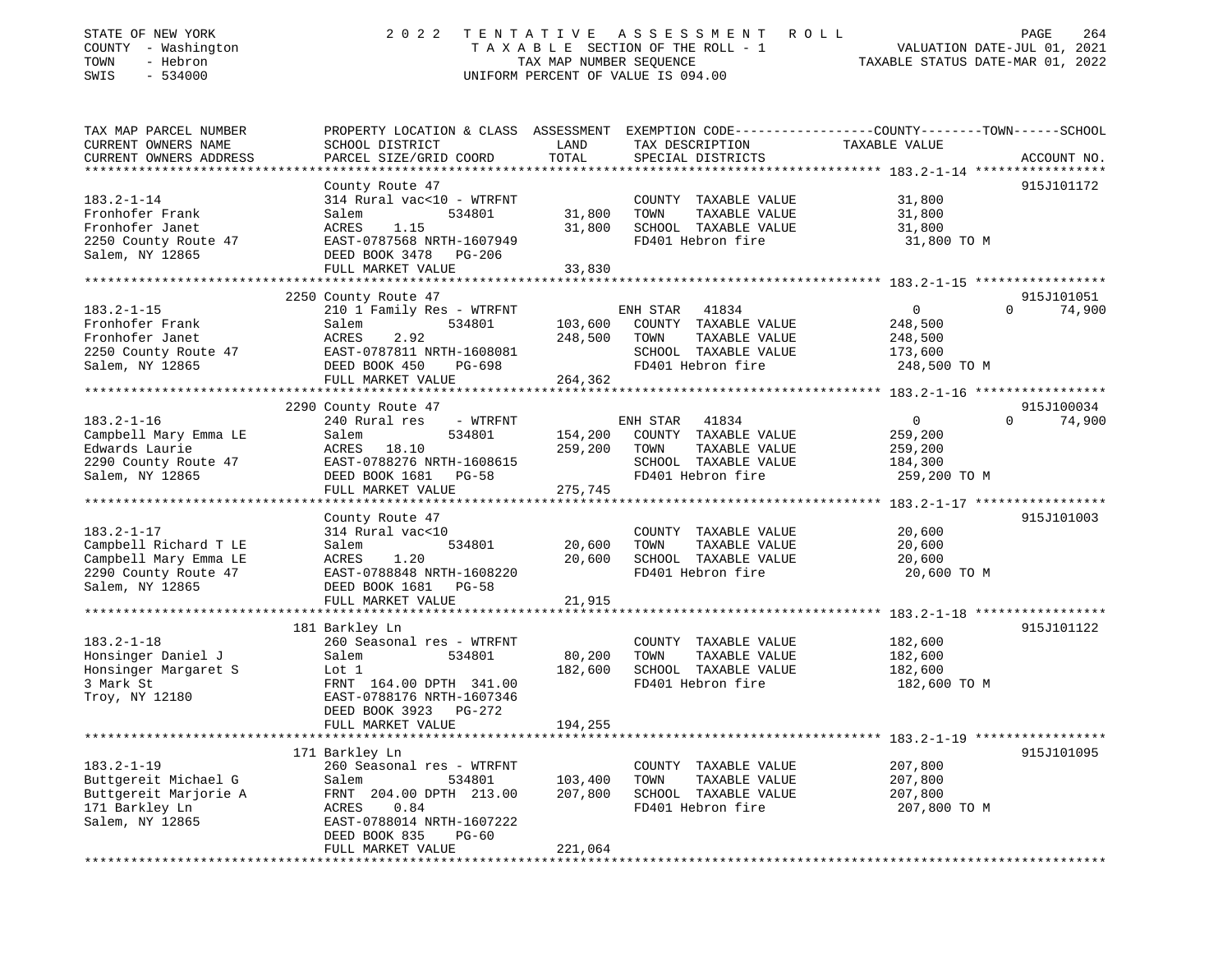STATE OF NEW YORK — 2022 TENTATIVE ASSESSMENT ROLL
COUNTY - Washington — TAXABLE SECTION OF THE ROLL - 1 — VALUATION DATE-JUL 01, 2021
TOWN - Hebron — TAX MAP NUMBER SEQUENCE — TAXABLE STATUS DATE-MAR 01, 2022
SWIS - 534000 — UNIFORM PERCENT OF VALUE IS 094.00

| TAX MAP PARCEL NUMBER / CURRENT OWNERS NAME / CURRENT OWNERS ADDRESS | PROPERTY LOCATION & CLASS / SCHOOL DISTRICT / PARCEL SIZE/GRID COORD | ASSESSMENT LAND | TOTAL | EXEMPTION CODE / TAX DESCRIPTION / SPECIAL DISTRICTS | COUNTY / TOWN / SCHOOL TAXABLE VALUE | ACCOUNT NO. |
|---|---|---|---|---|---|---|
| **183.2-1-14** | County Route 47 | | | | | 915J101172 |
| 183.2-1-14 | 314 Rural vac<10 - WTRFNT | | | COUNTY TAXABLE VALUE | 31,800 | |
| Fronhofer Frank | Salem 534801 | 31,800 | | TOWN TAXABLE VALUE | 31,800 | |
| Fronhofer Janet | ACRES 1.15 | | 31,800 | SCHOOL TAXABLE VALUE | 31,800 | |
| 2250 County Route 47 | EAST-0787568 NRTH-1607949 | | | FD401 Hebron fire | 31,800 TO M | |
| Salem, NY 12865 | DEED BOOK 3478 PG-206 | | | | | |
| | FULL MARKET VALUE | | 33,830 | | | |
| **183.2-1-15** | 2250 County Route 47 | | | | | 915J101051 |
| 183.2-1-15 | 210 1 Family Res - WTRFNT | | | ENH STAR 41834 | 0 0 74,900 | |
| Fronhofer Frank | Salem 534801 | 103,600 | | COUNTY TAXABLE VALUE | 248,500 | |
| Fronhofer Janet | ACRES 2.92 | | 248,500 | TOWN TAXABLE VALUE | 248,500 | |
| 2250 County Route 47 | EAST-0787811 NRTH-1608081 | | | SCHOOL TAXABLE VALUE | 173,600 | |
| Salem, NY 12865 | DEED BOOK 450 PG-698 | | | FD401 Hebron fire | 248,500 TO M | |
| | FULL MARKET VALUE | | 264,362 | | | |
| **183.2-1-16** | 2290 County Route 47 | | | | | 915J100034 |
| 183.2-1-16 | 240 Rural res - WTRFNT | | | ENH STAR 41834 | 0 0 74,900 | |
| Campbell Mary Emma LE | Salem 534801 | 154,200 | | COUNTY TAXABLE VALUE | 259,200 | |
| Edwards Laurie | ACRES 18.10 | | 259,200 | TOWN TAXABLE VALUE | 259,200 | |
| 2290 County Route 47 | EAST-0788276 NRTH-1608615 | | | SCHOOL TAXABLE VALUE | 184,300 | |
| Salem, NY 12865 | DEED BOOK 1681 PG-58 | | | FD401 Hebron fire | 259,200 TO M | |
| | FULL MARKET VALUE | | 275,745 | | | |
| **183.2-1-17** | County Route 47 | | | | | 915J101003 |
| 183.2-1-17 | 314 Rural vac<10 | | | COUNTY TAXABLE VALUE | 20,600 | |
| Campbell Richard T LE | Salem 534801 | 20,600 | | TOWN TAXABLE VALUE | 20,600 | |
| Campbell Mary Emma LE | ACRES 1.20 | | 20,600 | SCHOOL TAXABLE VALUE | 20,600 | |
| 2290 County Route 47 | EAST-0788848 NRTH-1608220 | | | FD401 Hebron fire | 20,600 TO M | |
| Salem, NY 12865 | DEED BOOK 1681 PG-58 | | | | | |
| | FULL MARKET VALUE | | 21,915 | | | |
| **183.2-1-18** | 181 Barkley Ln | | | | | 915J101122 |
| 183.2-1-18 | 260 Seasonal res - WTRFNT | | | COUNTY TAXABLE VALUE | 182,600 | |
| Honsinger Daniel J | Salem 534801 | 80,200 | | TOWN TAXABLE VALUE | 182,600 | |
| Honsinger Margaret S | Lot 1 | | 182,600 | SCHOOL TAXABLE VALUE | 182,600 | |
| 3 Mark St | FRNT 164.00 DPTH 341.00 | | | FD401 Hebron fire | 182,600 TO M | |
| Troy, NY 12180 | EAST-0788176 NRTH-1607346 | | | | | |
| | DEED BOOK 3923 PG-272 | | | | | |
| | FULL MARKET VALUE | | 194,255 | | | |
| **183.2-1-19** | 171 Barkley Ln | | | | | 915J101095 |
| 183.2-1-19 | 260 Seasonal res - WTRFNT | | | COUNTY TAXABLE VALUE | 207,800 | |
| Buttgereit Michael G | Salem 534801 | 103,400 | | TOWN TAXABLE VALUE | 207,800 | |
| Buttgereit Marjorie A | FRNT 204.00 DPTH 213.00 | | 207,800 | SCHOOL TAXABLE VALUE | 207,800 | |
| 171 Barkley Ln | ACRES 0.84 | | | FD401 Hebron fire | 207,800 TO M | |
| Salem, NY 12865 | EAST-0788014 NRTH-1607222 | | | | | |
| | DEED BOOK 835 PG-60 | | | | | |
| | FULL MARKET VALUE | | 221,064 | | | |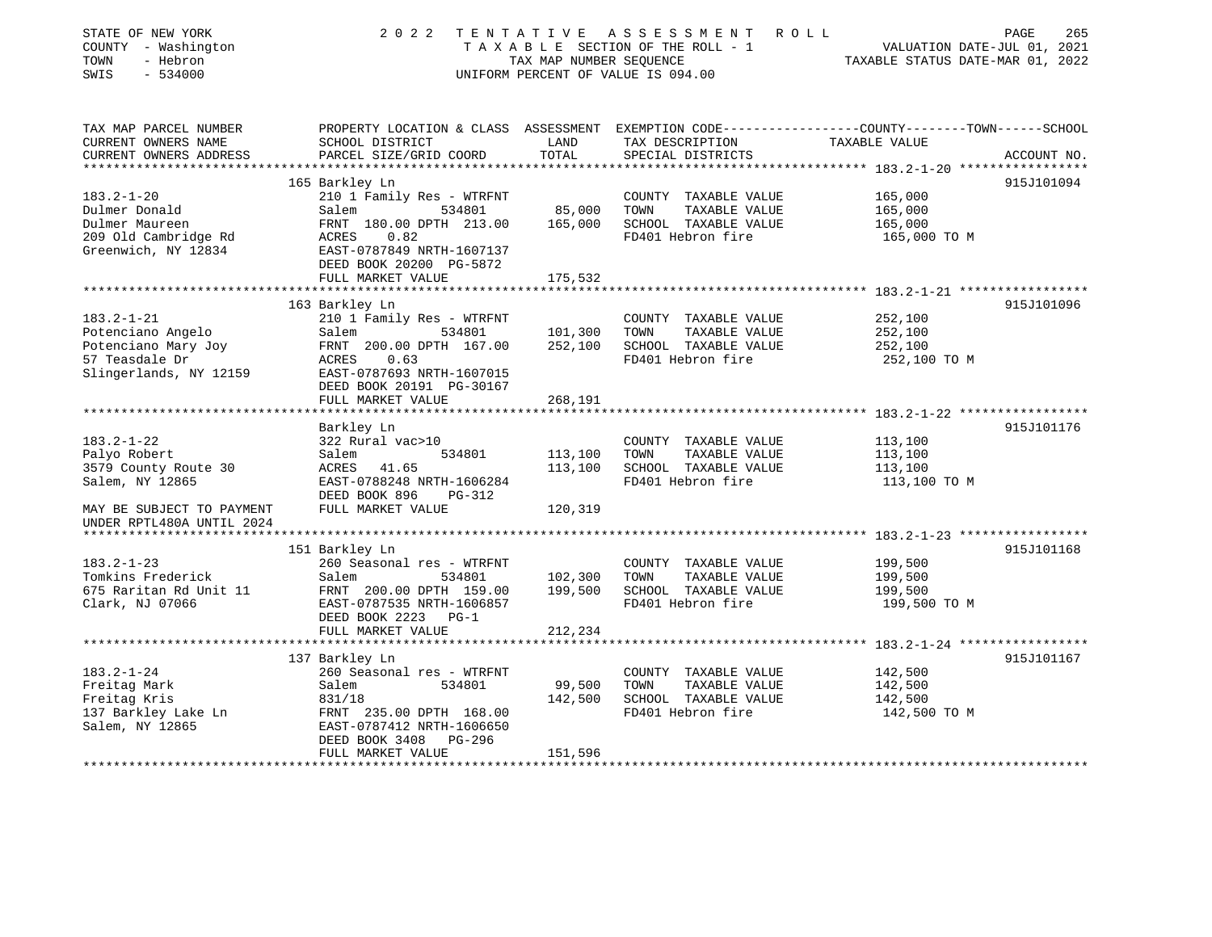STATE OF NEW YORK
COUNTY - Washington
TOWN - Hebron
SWIS - 534000

2022 TENTATIVE ASSESSMENT ROLL
TAXABLE SECTION OF THE ROLL - 1
TAX MAP NUMBER SEQUENCE
UNIFORM PERCENT OF VALUE IS 094.00

VALUATION DATE-JUL 01, 2021
TAXABLE STATUS DATE-MAR 01, 2022

| TAX MAP PARCEL NUMBER / CURRENT OWNERS NAME / CURRENT OWNERS ADDRESS | PROPERTY LOCATION & CLASS / SCHOOL DISTRICT / PARCEL SIZE/GRID COORD | ASSESSMENT LAND / TOTAL | EXEMPTION CODE / TAX DESCRIPTION / SPECIAL DISTRICTS | TAXABLE VALUE | ACCOUNT NO. |
|---|---|---|---|---|---|
| **183.2-1-20** | 165 Barkley Ln | | | | 915J101094 |
| 183.2-1-20 | 210 1 Family Res - WTRFNT | | COUNTY TAXABLE VALUE | 165,000 | |
| Dulmer Donald | Salem 534801 | 85,000 | TOWN TAXABLE VALUE | 165,000 | |
| Dulmer Maureen | FRNT 180.00 DPTH 213.00 | 165,000 | SCHOOL TAXABLE VALUE | 165,000 | |
| 209 Old Cambridge Rd | ACRES 0.82 | | FD401 Hebron fire | 165,000 TO M | |
| Greenwich, NY 12834 | EAST-0787849 NRTH-1607137 | | | | |
| | DEED BOOK 20200 PG-5872 | | | | |
| | FULL MARKET VALUE | 175,532 | | | |
| **183.2-1-21** | 163 Barkley Ln | | | | 915J101096 |
| 183.2-1-21 | 210 1 Family Res - WTRFNT | | COUNTY TAXABLE VALUE | 252,100 | |
| Potenciano Angelo | Salem 534801 | 101,300 | TOWN TAXABLE VALUE | 252,100 | |
| Potenciano Mary Joy | FRNT 200.00 DPTH 167.00 | 252,100 | SCHOOL TAXABLE VALUE | 252,100 | |
| 57 Teasdale Dr | ACRES 0.63 | | FD401 Hebron fire | 252,100 TO M | |
| Slingerlands, NY 12159 | EAST-0787693 NRTH-1607015 | | | | |
| | DEED BOOK 20191 PG-30167 | | | | |
| | FULL MARKET VALUE | 268,191 | | | |
| **183.2-1-22** | Barkley Ln | | | | 915J101176 |
| 183.2-1-22 | 322 Rural vac>10 | | COUNTY TAXABLE VALUE | 113,100 | |
| Palyo Robert | Salem 534801 | 113,100 | TOWN TAXABLE VALUE | 113,100 | |
| 3579 County Route 30 | ACRES 41.65 | 113,100 | SCHOOL TAXABLE VALUE | 113,100 | |
| Salem, NY 12865 | EAST-0788248 NRTH-1606284 | | FD401 Hebron fire | 113,100 TO M | |
| | DEED BOOK 896 PG-312 | | | | |
| MAY BE SUBJECT TO PAYMENT UNDER RPTL480A UNTIL 2024 | FULL MARKET VALUE | 120,319 | | | |
| **183.2-1-23** | 151 Barkley Ln | | | | 915J101168 |
| 183.2-1-23 | 260 Seasonal res - WTRFNT | | COUNTY TAXABLE VALUE | 199,500 | |
| Tomkins Frederick | Salem 534801 | 102,300 | TOWN TAXABLE VALUE | 199,500 | |
| 675 Raritan Rd Unit 11 | FRNT 200.00 DPTH 159.00 | 199,500 | SCHOOL TAXABLE VALUE | 199,500 | |
| Clark, NJ 07066 | EAST-0787535 NRTH-1606857 | | FD401 Hebron fire | 199,500 TO M | |
| | DEED BOOK 2223 PG-1 | | | | |
| | FULL MARKET VALUE | 212,234 | | | |
| **183.2-1-24** | 137 Barkley Ln | | | | 915J101167 |
| 183.2-1-24 | 260 Seasonal res - WTRFNT | | COUNTY TAXABLE VALUE | 142,500 | |
| Freitag Mark | Salem 534801 | 99,500 | TOWN TAXABLE VALUE | 142,500 | |
| Freitag Kris | 831/18 | 142,500 | SCHOOL TAXABLE VALUE | 142,500 | |
| 137 Barkley Lake Ln | FRNT 235.00 DPTH 168.00 | | FD401 Hebron fire | 142,500 TO M | |
| Salem, NY 12865 | EAST-0787412 NRTH-1606650 | | | | |
| | DEED BOOK 3408 PG-296 | | | | |
| | FULL MARKET VALUE | 151,596 | | | |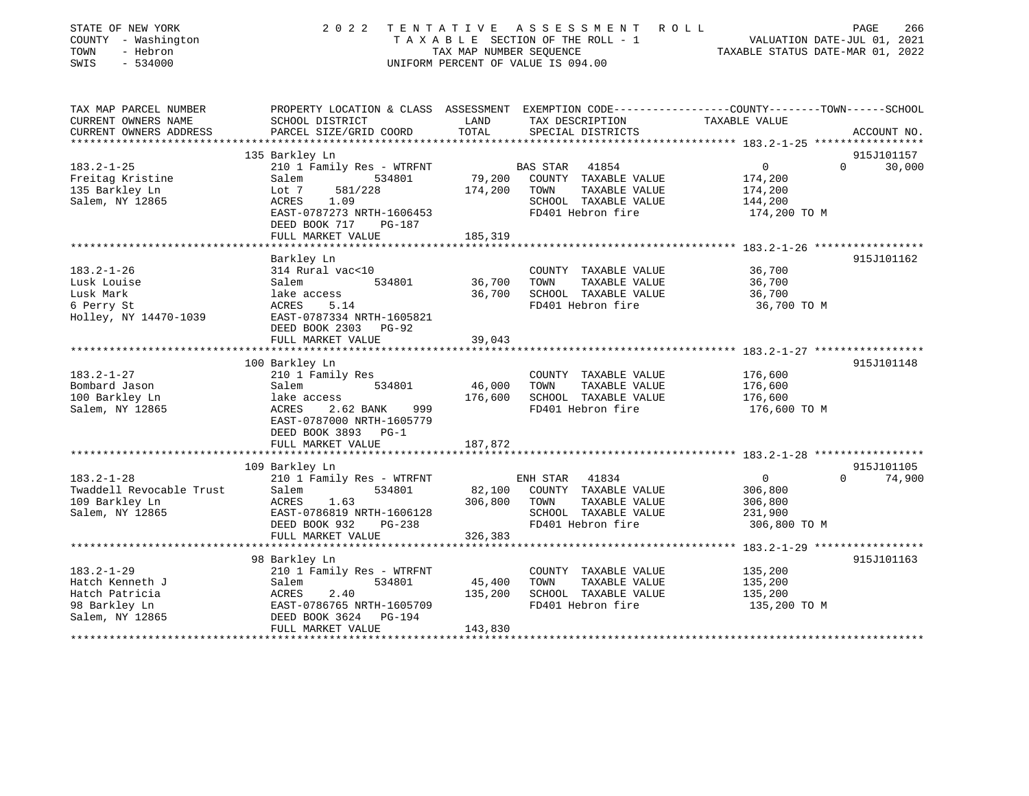STATE OF NEW YORK
COUNTY - Washington
TOWN - Hebron
SWIS - 534000

# 2022 TENTATIVE ASSESSMENT ROLL
TAXABLE SECTION OF THE ROLL - 1
TAX MAP NUMBER SEQUENCE
UNIFORM PERCENT OF VALUE IS 094.00

VALUATION DATE-JUL 01, 2021
TAXABLE STATUS DATE-MAR 01, 2022

| TAX MAP PARCEL NUMBER / CURRENT OWNERS NAME / CURRENT OWNERS ADDRESS | PROPERTY LOCATION & CLASS / SCHOOL DISTRICT / PARCEL SIZE/GRID COORD | ASSESSMENT LAND / TOTAL | EXEMPTION CODE / TAX DESCRIPTION / SPECIAL DISTRICTS | COUNTY | TOWN | SCHOOL TAXABLE VALUE | ACCOUNT NO. |
|---|---|---|---|---|---|---|---|
| **183.2-1-25** | 135 Barkley Ln | | | | | | 915J101157 |
| 183.2-1-25 | 210 1 Family Res - WTRFNT | | BAS STAR 41854 | 0 | 0 | 30,000 | |
| Freitag Kristine | Salem 534801 | 79,200 | COUNTY TAXABLE VALUE | 174,200 | | | |
| 135 Barkley Ln | Lot 7 581/228 | 174,200 | TOWN TAXABLE VALUE | | 174,200 | | |
| Salem, NY 12865 | ACRES 1.09 | | SCHOOL TAXABLE VALUE | | | 144,200 | |
| | EAST-0787273 NRTH-1606453 | | FD401 Hebron fire | 174,200 TO M | | | |
| | DEED BOOK 717 PG-187 | | | | | | |
| | FULL MARKET VALUE | 185,319 | | | | | |
| **183.2-1-26** | Barkley Ln | | | | | | 915J101162 |
| 183.2-1-26 | 314 Rural vac<10 | | COUNTY TAXABLE VALUE | 36,700 | | | |
| Lusk Louise | Salem 534801 | 36,700 | TOWN TAXABLE VALUE | | 36,700 | | |
| Lusk Mark | lake access | 36,700 | SCHOOL TAXABLE VALUE | | | 36,700 | |
| 6 Perry St | ACRES 5.14 | | FD401 Hebron fire | 36,700 TO M | | | |
| Holley, NY 14470-1039 | EAST-0787334 NRTH-1605821 | | | | | | |
| | DEED BOOK 2303 PG-92 | | | | | | |
| | FULL MARKET VALUE | 39,043 | | | | | |
| **183.2-1-27** | 100 Barkley Ln | | | | | | 915J101148 |
| 183.2-1-27 | 210 1 Family Res | | COUNTY TAXABLE VALUE | 176,600 | | | |
| Bombard Jason | Salem 534801 | 46,000 | TOWN TAXABLE VALUE | | 176,600 | | |
| 100 Barkley Ln | lake access | 176,600 | SCHOOL TAXABLE VALUE | | | 176,600 | |
| Salem, NY 12865 | ACRES 2.62 BANK 999 | | FD401 Hebron fire | 176,600 TO M | | | |
| | EAST-0787000 NRTH-1605779 | | | | | | |
| | DEED BOOK 3893 PG-1 | | | | | | |
| | FULL MARKET VALUE | 187,872 | | | | | |
| **183.2-1-28** | 109 Barkley Ln | | | | | | 915J101105 |
| 183.2-1-28 | 210 1 Family Res - WTRFNT | | ENH STAR 41834 | 0 | 0 | 74,900 | |
| Twaddell Revocable Trust | Salem 534801 | 82,100 | COUNTY TAXABLE VALUE | 306,800 | | | |
| 109 Barkley Ln | ACRES 1.63 | 306,800 | TOWN TAXABLE VALUE | | 306,800 | | |
| Salem, NY 12865 | EAST-0786819 NRTH-1606128 | | SCHOOL TAXABLE VALUE | | | 231,900 | |
| | DEED BOOK 932 PG-238 | | FD401 Hebron fire | 306,800 TO M | | | |
| | FULL MARKET VALUE | 326,383 | | | | | |
| **183.2-1-29** | 98 Barkley Ln | | | | | | 915J101163 |
| 183.2-1-29 | 210 1 Family Res - WTRFNT | | COUNTY TAXABLE VALUE | 135,200 | | | |
| Hatch Kenneth J | Salem 534801 | 45,400 | TOWN TAXABLE VALUE | | 135,200 | | |
| Hatch Patricia | ACRES 2.40 | 135,200 | SCHOOL TAXABLE VALUE | | | 135,200 | |
| 98 Barkley Ln | EAST-0786765 NRTH-1605709 | | FD401 Hebron fire | 135,200 TO M | | | |
| Salem, NY 12865 | DEED BOOK 3624 PG-194 | | | | | | |
| | FULL MARKET VALUE | 143,830 | | | | | |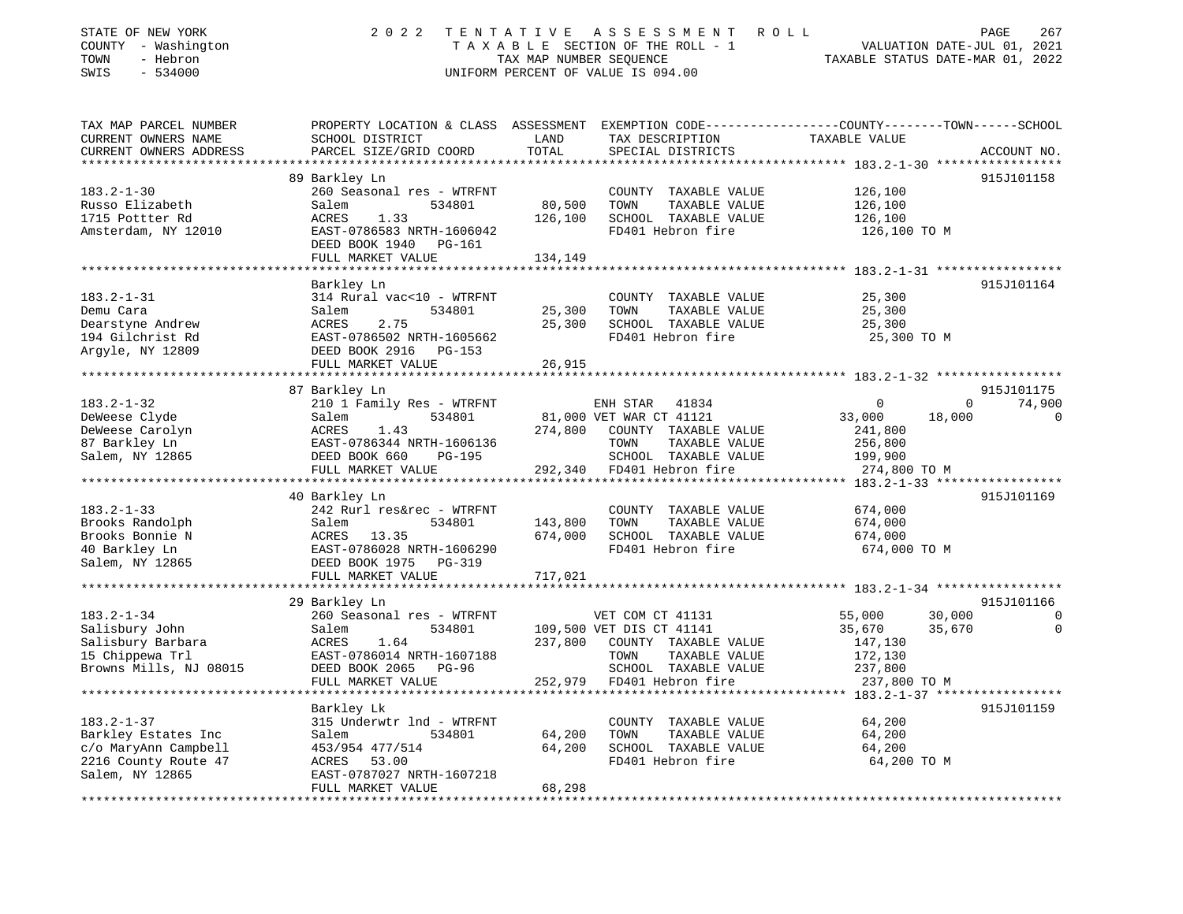STATE OF NEW YORK
COUNTY - Washington
TOWN - Hebron
SWIS - 534000

# 2022 TENTATIVE ASSESSMENT ROLL

TAXABLE SECTION OF THE ROLL - 1
TAX MAP NUMBER SEQUENCE
UNIFORM PERCENT OF VALUE IS 094.00

VALUATION DATE-JUL 01, 2021
TAXABLE STATUS DATE-MAR 01, 2022

| TAX MAP PARCEL NUMBER / CURRENT OWNERS NAME / CURRENT OWNERS ADDRESS | PROPERTY LOCATION & CLASS / SCHOOL DISTRICT / PARCEL SIZE/GRID COORD | ASSESSMENT LAND | TOTAL | EXEMPTION CODE / TAX DESCRIPTION / SPECIAL DISTRICTS | COUNTY TAXABLE VALUE | TOWN | SCHOOL | ACCOUNT NO. |
|---|---|---|---|---|---|---|---|---|
| **183.2-1-30** | 89 Barkley Ln | | | | | | | 915J101158 |
| Russo Elizabeth | 260 Seasonal res - WTRFNT | | | COUNTY TAXABLE VALUE | 126,100 | | | |
| 1715 Pottter Rd | Salem 534801 | 80,500 | | TOWN TAXABLE VALUE | 126,100 | | | |
| Amsterdam, NY 12010 | ACRES 1.33 | | 126,100 | SCHOOL TAXABLE VALUE | 126,100 | | | |
| | EAST-0786583 NRTH-1606042 | | | FD401 Hebron fire | 126,100 TO M | | | |
| | DEED BOOK 1940 PG-161 | | | | | | | |
| | FULL MARKET VALUE | | 134,149 | | | | | |
| **183.2-1-31** | Barkley Ln | | | | | | | 915J101164 |
| Demu Cara | 314 Rural vac<10 - WTRFNT | | | COUNTY TAXABLE VALUE | 25,300 | | | |
| Dearstyne Andrew | Salem 534801 | 25,300 | | TOWN TAXABLE VALUE | 25,300 | | | |
| 194 Gilchrist Rd | ACRES 2.75 | | 25,300 | SCHOOL TAXABLE VALUE | 25,300 | | | |
| Argyle, NY 12809 | EAST-0786502 NRTH-1605662 | | | FD401 Hebron fire | 25,300 TO M | | | |
| | DEED BOOK 2916 PG-153 | | | | | | | |
| | FULL MARKET VALUE | | 26,915 | | | | | |
| **183.2-1-32** | 87 Barkley Ln | | | | | | | 915J101175 |
| DeWeese Clyde | 210 1 Family Res - WTRFNT | | | ENH STAR 41834 | 0 | 0 | 74,900 | |
| DeWeese Carolyn | Salem 534801 | 81,000 | | VET WAR CT 41121 | 33,000 | 18,000 | 0 | |
| 87 Barkley Ln | ACRES 1.43 | | 274,800 | COUNTY TAXABLE VALUE | 241,800 | | | |
| Salem, NY 12865 | EAST-0786344 NRTH-1606136 | | | TOWN TAXABLE VALUE | 256,800 | | | |
| | DEED BOOK 660 PG-195 | | | SCHOOL TAXABLE VALUE | 199,900 | | | |
| | FULL MARKET VALUE | | 292,340 | FD401 Hebron fire | 274,800 TO M | | | |
| **183.2-1-33** | 40 Barkley Ln | | | | | | | 915J101169 |
| Brooks Randolph | 242 Rurl res&rec - WTRFNT | | | COUNTY TAXABLE VALUE | 674,000 | | | |
| Brooks Bonnie N | Salem 534801 | 143,800 | | TOWN TAXABLE VALUE | 674,000 | | | |
| 40 Barkley Ln | ACRES 13.35 | | 674,000 | SCHOOL TAXABLE VALUE | 674,000 | | | |
| Salem, NY 12865 | EAST-0786028 NRTH-1606290 | | | FD401 Hebron fire | 674,000 TO M | | | |
| | DEED BOOK 1975 PG-319 | | | | | | | |
| | FULL MARKET VALUE | | 717,021 | | | | | |
| **183.2-1-34** | 29 Barkley Ln | | | | | | | 915J101166 |
| Salisbury John | 260 Seasonal res - WTRFNT | | | VET COM CT 41131 | 55,000 | 30,000 | 0 | |
| Salisbury Barbara | Salem 534801 | 109,500 | | VET DIS CT 41141 | 35,670 | 35,670 | 0 | |
| 15 Chippewa Trl | ACRES 1.64 | | 237,800 | COUNTY TAXABLE VALUE | 147,130 | | | |
| Browns Mills, NJ 08015 | EAST-0786014 NRTH-1607188 | | | TOWN TAXABLE VALUE | 172,130 | | | |
| | DEED BOOK 2065 PG-96 | | | SCHOOL TAXABLE VALUE | 237,800 | | | |
| | FULL MARKET VALUE | | 252,979 | FD401 Hebron fire | 237,800 TO M | | | |
| **183.2-1-37** | Barkley Lk | | | | | | | 915J101159 |
| Barkley Estates Inc | 315 Underwtr lnd - WTRFNT | | | COUNTY TAXABLE VALUE | 64,200 | | | |
| c/o MaryAnn Campbell | Salem 534801 | 64,200 | | TOWN TAXABLE VALUE | 64,200 | | | |
| 2216 County Route 47 | 453/954 477/514 | | 64,200 | SCHOOL TAXABLE VALUE | 64,200 | | | |
| Salem, NY 12865 | ACRES 53.00 | | | FD401 Hebron fire | 64,200 TO M | | | |
| | EAST-0787027 NRTH-1607218 | | | | | | | |
| | FULL MARKET VALUE | | 68,298 | | | | | |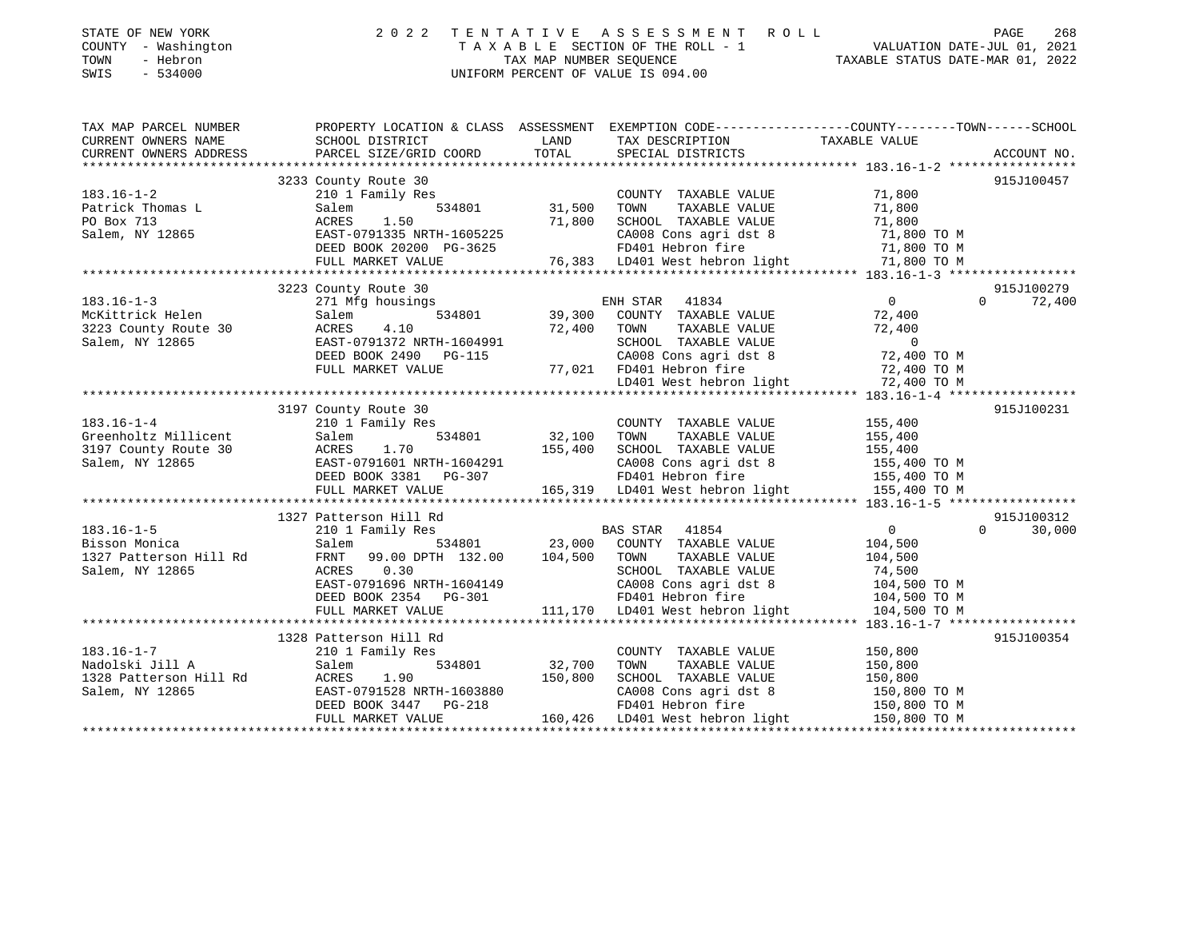STATE OF NEW YORK
COUNTY - Washington
TOWN - Hebron
SWIS - 534000

# 2022 TENTATIVE ASSESSMENT ROLL

TAXABLE SECTION OF THE ROLL - 1
TAX MAP NUMBER SEQUENCE
UNIFORM PERCENT OF VALUE IS 094.00

VALUATION DATE-JUL 01, 2021
TAXABLE STATUS DATE-MAR 01, 2022

| TAX MAP PARCEL NUMBER / CURRENT OWNERS NAME / CURRENT OWNERS ADDRESS | PROPERTY LOCATION & CLASS / SCHOOL DISTRICT / PARCEL SIZE/GRID COORD | ASSESSMENT LAND / TOTAL | EXEMPTION CODE / TAX DESCRIPTION / SPECIAL DISTRICTS | COUNTY / TOWN / SCHOOL TAXABLE VALUE | ACCOUNT NO. |
|---|---|---|---|---|---|
| 183.16-1-2 | 3233 County Route 30 | | | | 915J100457 |
| | 210 1 Family Res | | COUNTY TAXABLE VALUE | 71,800 | |
| Patrick Thomas L | Salem 534801 | 31,500 | TOWN TAXABLE VALUE | 71,800 | |
| PO Box 713 | ACRES 1.50 | 71,800 | SCHOOL TAXABLE VALUE | 71,800 | |
| Salem, NY 12865 | EAST-0791335 NRTH-1605225 | | CA008 Cons agri dst 8 | 71,800 TO M | |
| | DEED BOOK 20200 PG-3625 | | FD401 Hebron fire | 71,800 TO M | |
| | FULL MARKET VALUE | 76,383 | LD401 West hebron light | 71,800 TO M | |
| 183.16-1-3 | 3223 County Route 30 | | | | 915J100279 |
| | 271 Mfg housings | | ENH STAR 41834 | 0 0 72,400 | |
| McKittrick Helen | Salem 534801 | 39,300 | COUNTY TAXABLE VALUE | 72,400 | |
| 3223 County Route 30 | ACRES 4.10 | 72,400 | TOWN TAXABLE VALUE | 72,400 | |
| Salem, NY 12865 | EAST-0791372 NRTH-1604991 | | SCHOOL TAXABLE VALUE | 0 | |
| | DEED BOOK 2490 PG-115 | | CA008 Cons agri dst 8 | 72,400 TO M | |
| | FULL MARKET VALUE | 77,021 | FD401 Hebron fire | 72,400 TO M | |
| | | | LD401 West hebron light | 72,400 TO M | |
| 183.16-1-4 | 3197 County Route 30 | | | | 915J100231 |
| | 210 1 Family Res | | COUNTY TAXABLE VALUE | 155,400 | |
| Greenholtz Millicent | Salem 534801 | 32,100 | TOWN TAXABLE VALUE | 155,400 | |
| 3197 County Route 30 | ACRES 1.70 | 155,400 | SCHOOL TAXABLE VALUE | 155,400 | |
| Salem, NY 12865 | EAST-0791601 NRTH-1604291 | | CA008 Cons agri dst 8 | 155,400 TO M | |
| | DEED BOOK 3381 PG-307 | | FD401 Hebron fire | 155,400 TO M | |
| | FULL MARKET VALUE | 165,319 | LD401 West hebron light | 155,400 TO M | |
| 183.16-1-5 | 1327 Patterson Hill Rd | | | | 915J100312 |
| | 210 1 Family Res | | BAS STAR 41854 | 0 0 30,000 | |
| Bisson Monica | Salem 534801 | 23,000 | COUNTY TAXABLE VALUE | 104,500 | |
| 1327 Patterson Hill Rd | FRNT 99.00 DPTH 132.00 | 104,500 | TOWN TAXABLE VALUE | 104,500 | |
| Salem, NY 12865 | ACRES 0.30 | | SCHOOL TAXABLE VALUE | 74,500 | |
| | EAST-0791696 NRTH-1604149 | | CA008 Cons agri dst 8 | 104,500 TO M | |
| | DEED BOOK 2354 PG-301 | | FD401 Hebron fire | 104,500 TO M | |
| | FULL MARKET VALUE | 111,170 | LD401 West hebron light | 104,500 TO M | |
| 183.16-1-7 | 1328 Patterson Hill Rd | | | | 915J100354 |
| | 210 1 Family Res | | COUNTY TAXABLE VALUE | 150,800 | |
| Nadolski Jill A | Salem 534801 | 32,700 | TOWN TAXABLE VALUE | 150,800 | |
| 1328 Patterson Hill Rd | ACRES 1.90 | 150,800 | SCHOOL TAXABLE VALUE | 150,800 | |
| Salem, NY 12865 | EAST-0791528 NRTH-1603880 | | CA008 Cons agri dst 8 | 150,800 TO M | |
| | DEED BOOK 3447 PG-218 | | FD401 Hebron fire | 150,800 TO M | |
| | FULL MARKET VALUE | 160,426 | LD401 West hebron light | 150,800 TO M | |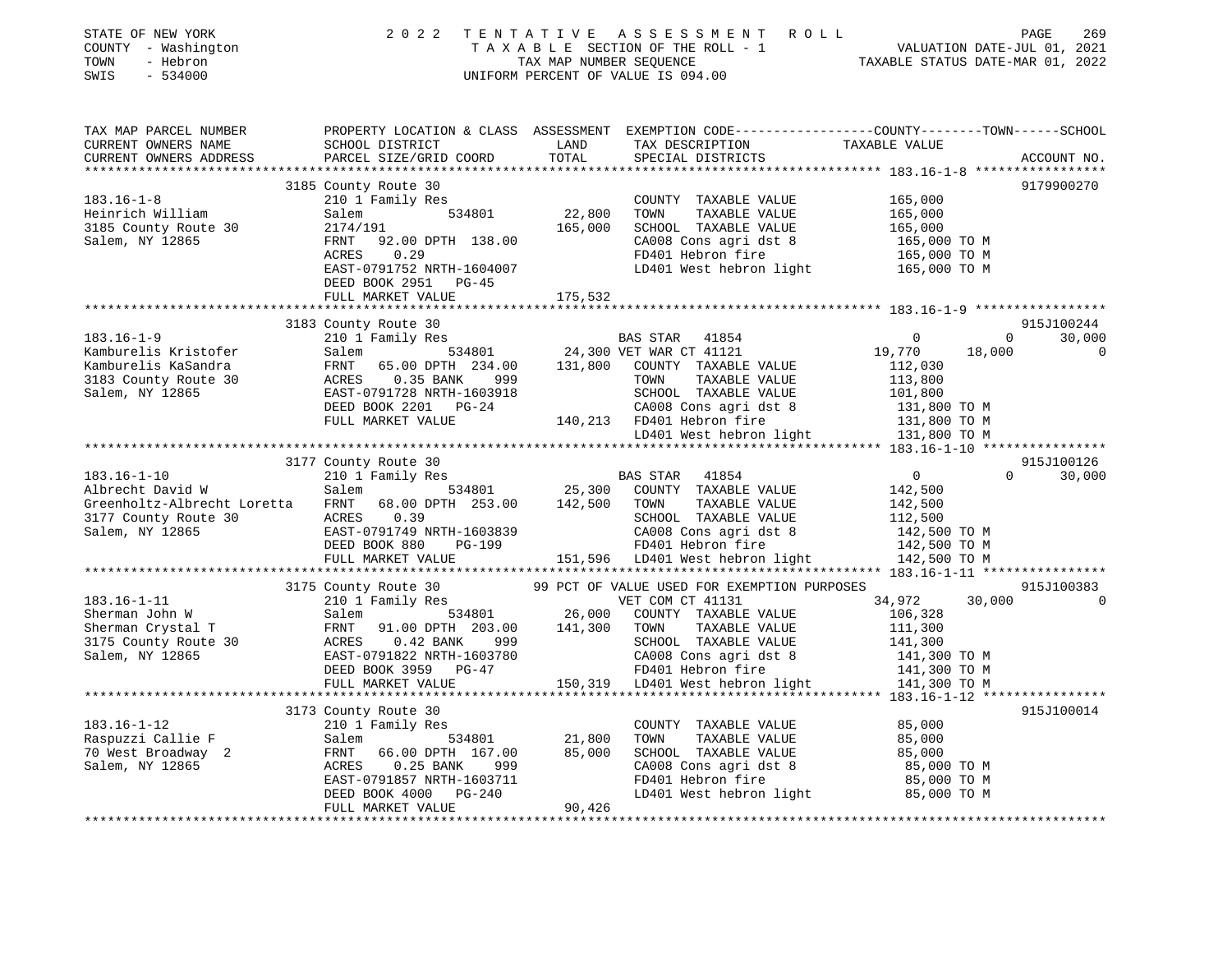STATE OF NEW YORK
COUNTY - Washington
TOWN - Hebron
SWIS - 534000

# 2022 TENTATIVE ASSESSMENT ROLL

TAXABLE SECTION OF THE ROLL - 1
TAX MAP NUMBER SEQUENCE
UNIFORM PERCENT OF VALUE IS 094.00

VALUATION DATE-JUL 01, 2021
TAXABLE STATUS DATE-MAR 01, 2022

```
TAX MAP PARCEL NUMBER          PROPERTY LOCATION & CLASS  ASSESSMENT  EXEMPTION CODE-----------------COUNTY--------TOWN------SCHOOL
CURRENT OWNERS NAME            SCHOOL DISTRICT               LAND      TAX DESCRIPTION              TAXABLE VALUE
CURRENT OWNERS ADDRESS         PARCEL SIZE/GRID COORD       TOTAL      SPECIAL DISTRICTS                                   ACCOUNT NO.
******************************************************************************************************* 183.16-1-8 *****************
                               3185 County Route 30                                                                        9179900270
183.16-1-8                     210 1 Family Res                         COUNTY  TAXABLE VALUE          165,000
Heinrich William               Salem          534801        22,800      TOWN    TAXABLE VALUE          165,000
3185 County Route 30           2174/191                     165,000     SCHOOL  TAXABLE VALUE          165,000
Salem, NY 12865                FRNT   92.00 DPTH 138.00                 CA008 Cons agri dst 8           165,000 TO M
                               ACRES    0.29                            FD401 Hebron fire               165,000 TO M
                               EAST-0791752 NRTH-1604007                LD401 West hebron light         165,000 TO M
                               DEED BOOK 2951   PG-45
                               FULL MARKET VALUE            175,532
******************************************************************************************************* 183.16-1-9 *****************
                               3183 County Route 30                                                                        915J100244
183.16-1-9                     210 1 Family Res                         BAS STAR  41854                     0          0      30,000
Kamburelis Kristofer           Salem          534801        24,300 VET WAR CT 41121                    19,770     18,000           0
Kamburelis KaSandra            FRNT   65.00 DPTH 234.00     131,800     COUNTY  TAXABLE VALUE          112,030
3183 County Route 30           ACRES    0.35 BANK    999                TOWN    TAXABLE VALUE          113,800
Salem, NY 12865                EAST-0791728 NRTH-1603918                SCHOOL  TAXABLE VALUE          101,800
                               DEED BOOK 2201   PG-24                   CA008 Cons agri dst 8           131,800 TO M
                               FULL MARKET VALUE            140,213     FD401 Hebron fire               131,800 TO M
                                                                        LD401 West hebron light         131,800 TO M
******************************************************************************************************* 183.16-1-10 ****************
                               3177 County Route 30                                                                        915J100126
183.16-1-10                    210 1 Family Res                         BAS STAR  41854                     0          0      30,000
Albrecht David W               Salem          534801        25,300      COUNTY  TAXABLE VALUE          142,500
Greenholtz-Albrecht Loretta    FRNT   68.00 DPTH 253.00     142,500     TOWN    TAXABLE VALUE          142,500
3177 County Route 30           ACRES    0.39                            SCHOOL  TAXABLE VALUE          112,500
Salem, NY 12865                EAST-0791749 NRTH-1603839                CA008 Cons agri dst 8           142,500 TO M
                               DEED BOOK 880    PG-199                  FD401 Hebron fire               142,500 TO M
                               FULL MARKET VALUE            151,596     LD401 West hebron light         142,500 TO M
******************************************************************************************************* 183.16-1-11 ****************
                               3175 County Route 30             99 PCT OF VALUE USED FOR EXEMPTION PURPOSES                915J100383
183.16-1-11                    210 1 Family Res                         VET COM CT 41131                   34,972     30,000           0
Sherman John W                 Salem          534801        26,000      COUNTY  TAXABLE VALUE          106,328
Sherman Crystal T              FRNT   91.00 DPTH 203.00     141,300     TOWN    TAXABLE VALUE          111,300
3175 County Route 30           ACRES    0.42 BANK    999                SCHOOL  TAXABLE VALUE          141,300
Salem, NY 12865                EAST-0791822 NRTH-1603780                CA008 Cons agri dst 8           141,300 TO M
                               DEED BOOK 3959   PG-47                   FD401 Hebron fire               141,300 TO M
                               FULL MARKET VALUE            150,319     LD401 West hebron light         141,300 TO M
******************************************************************************************************* 183.16-1-12 ****************
                               3173 County Route 30                                                                        915J100014
183.16-1-12                    210 1 Family Res                         COUNTY  TAXABLE VALUE           85,000
Raspuzzi Callie F              Salem          534801        21,800      TOWN    TAXABLE VALUE           85,000
70 West Broadway  2            FRNT   66.00 DPTH 167.00      85,000     SCHOOL  TAXABLE VALUE           85,000
Salem, NY 12865                ACRES    0.25 BANK    999                CA008 Cons agri dst 8            85,000 TO M
                               EAST-0791857 NRTH-1603711                FD401 Hebron fire                85,000 TO M
                               DEED BOOK 4000   PG-240                  LD401 West hebron light          85,000 TO M
                               FULL MARKET VALUE             90,426
************************************************************************************************************************************
```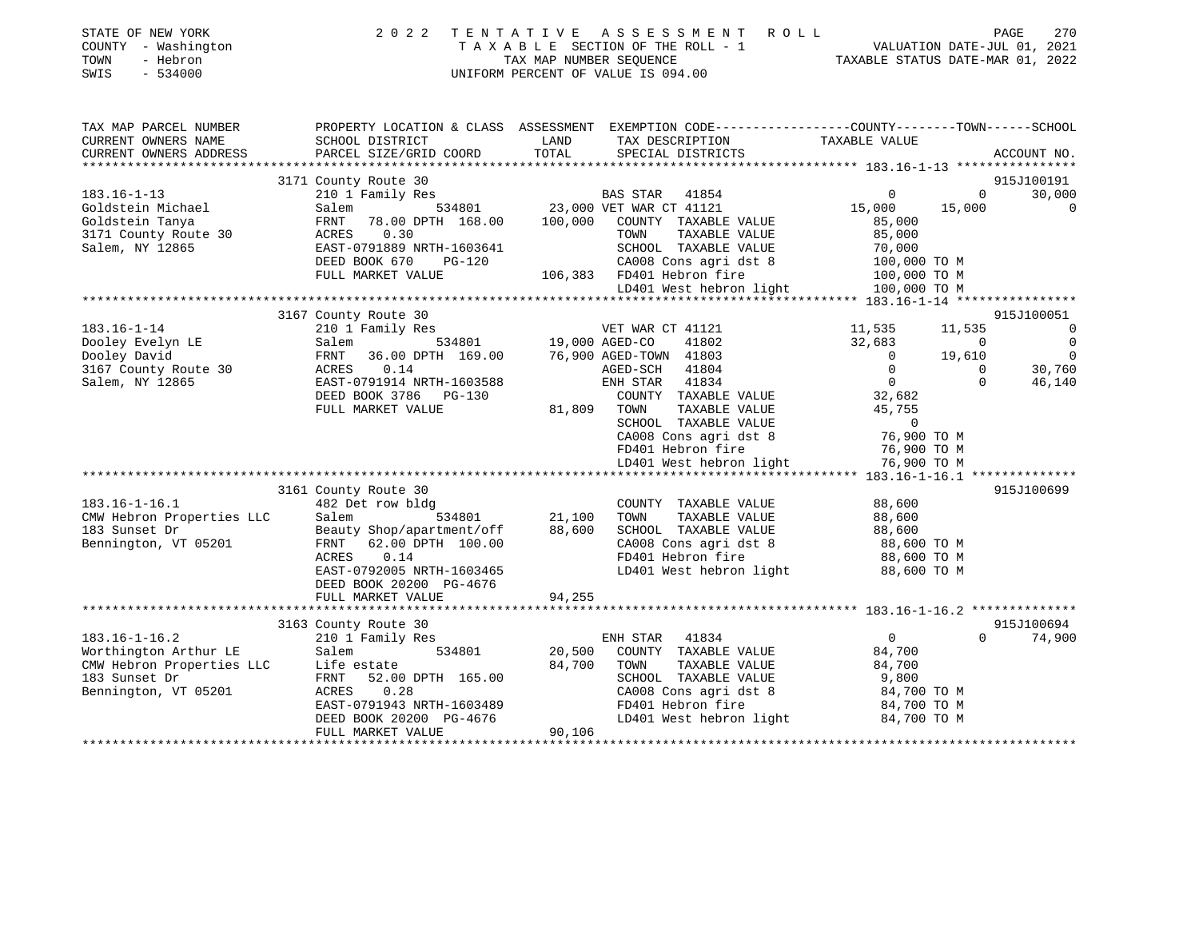STATE OF NEW YORK | COUNTY - Washington | TOWN - Hebron | SWIS - 534000

2022 TENTATIVE ASSESSMENT ROLL
TAXABLE SECTION OF THE ROLL - 1
TAX MAP NUMBER SEQUENCE
UNIFORM PERCENT OF VALUE IS 094.00

VALUATION DATE-JUL 01, 2021
TAXABLE STATUS DATE-MAR 01, 2022

```
TAX MAP PARCEL NUMBER          PROPERTY LOCATION & CLASS  ASSESSMENT  EXEMPTION CODE-----------------COUNTY--------TOWN------SCHOOL
CURRENT OWNERS NAME            SCHOOL DISTRICT               LAND      TAX DESCRIPTION             TAXABLE VALUE
CURRENT OWNERS ADDRESS         PARCEL SIZE/GRID COORD        TOTAL     SPECIAL DISTRICTS                                    ACCOUNT NO.
******************************************************************************************************* 183.16-1-13 ****************
                               3171 County Route 30                                                                          915J100191
183.16-1-13                    210 1 Family Res                        BAS STAR  41854                  0           0        30,000
Goldstein Michael              Salem             534801     23,000 VET WAR CT 41121                15,000      15,000             0
Goldstein Tanya                FRNT   78.00 DPTH 168.00    100,000    COUNTY  TAXABLE VALUE            85,000
3171 County Route 30           ACRES    0.30                          TOWN    TAXABLE VALUE            85,000
Salem, NY 12865                EAST-0791889 NRTH-1603641              SCHOOL  TAXABLE VALUE            70,000
                               DEED BOOK 670     PG-120               CA008 Cons agri dst 8           100,000 TO M
                               FULL MARKET VALUE           106,383    FD401 Hebron fire               100,000 TO M
                                                                      LD401 West hebron light         100,000 TO M
******************************************************************************************************* 183.16-1-14 ****************
                               3167 County Route 30                                                                          915J100051
183.16-1-14                    210 1 Family Res                       VET WAR CT 41121                 11,535      11,535             0
Dooley Evelyn LE               Salem             534801     19,000 AGED-CO    41802                    32,683           0             0
Dooley David                   FRNT   36.00 DPTH 169.00     76,900 AGED-TOWN  41803                         0      19,610             0
3167 County Route 30           ACRES    0.14                       AGED-SCH   41804                         0           0        30,760
Salem, NY 12865                EAST-0791914 NRTH-1603588           ENH STAR   41834                         0           0        46,140
                               DEED BOOK 3786    PG-130               COUNTY  TAXABLE VALUE            32,682
                               FULL MARKET VALUE            81,809    TOWN    TAXABLE VALUE            45,755
                                                                      SCHOOL  TAXABLE VALUE                 0
                                                                      CA008 Cons agri dst 8            76,900 TO M
                                                                      FD401 Hebron fire                76,900 TO M
                                                                      LD401 West hebron light          76,900 TO M
******************************************************************************************************* 183.16-1-16.1 **************
                               3161 County Route 30                                                                          915J100699
183.16-1-16.1                  482 Det row bldg                       COUNTY  TAXABLE VALUE            88,600
CMW Hebron Properties LLC      Salem             534801     21,100    TOWN    TAXABLE VALUE            88,600
183 Sunset Dr                  Beauty Shop/apartment/off    88,600    SCHOOL  TAXABLE VALUE            88,600
Bennington, VT 05201           FRNT   62.00 DPTH 100.00               CA008 Cons agri dst 8            88,600 TO M
                               ACRES    0.14                          FD401 Hebron fire                88,600 TO M
                               EAST-0792005 NRTH-1603465              LD401 West hebron light          88,600 TO M
                               DEED BOOK 20200 PG-4676
                               FULL MARKET VALUE            94,255
******************************************************************************************************* 183.16-1-16.2 **************
                               3163 County Route 30                                                                          915J100694
183.16-1-16.2                  210 1 Family Res                       ENH STAR   41834                      0           0        74,900
Worthington Arthur LE          Salem             534801     20,500    COUNTY  TAXABLE VALUE            84,700
CMW Hebron Properties LLC      Life estate                  84,700    TOWN    TAXABLE VALUE            84,700
183 Sunset Dr                  FRNT   52.00 DPTH 165.00               SCHOOL  TAXABLE VALUE             9,800
Bennington, VT 05201           ACRES    0.28                          CA008 Cons agri dst 8            84,700 TO M
                               EAST-0791943 NRTH-1603489              FD401 Hebron fire                84,700 TO M
                               DEED BOOK 20200 PG-4676                LD401 West hebron light          84,700 TO M
                               FULL MARKET VALUE            90,106
************************************************************************************************************************************
```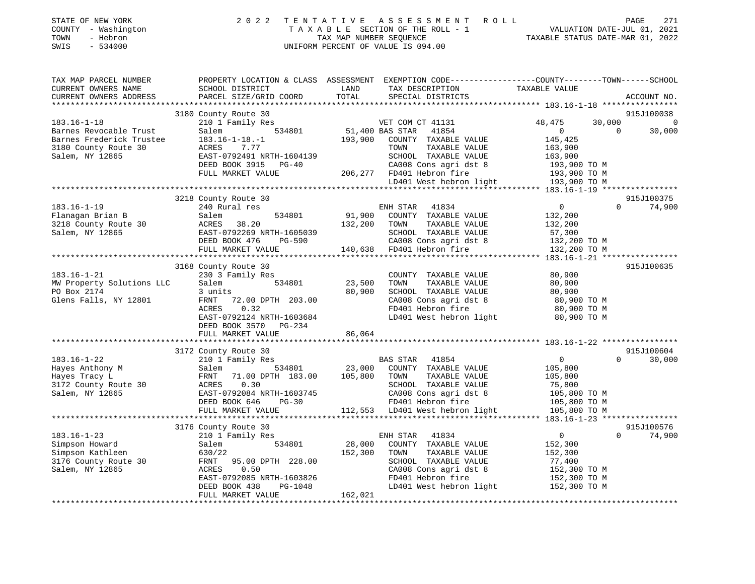STATE OF NEW YORK | COUNTY - Washington | TOWN - Hebron | SWIS - 534000

# 2022 TENTATIVE ASSESSMENT ROLL

TAXABLE SECTION OF THE ROLL - 1 | TAX MAP NUMBER SEQUENCE | UNIFORM PERCENT OF VALUE IS 094.00

VALUATION DATE-JUL 01, 2021 | TAXABLE STATUS DATE-MAR 01, 2022

| TAX MAP PARCEL NUMBER / CURRENT OWNERS NAME / CURRENT OWNERS ADDRESS | PROPERTY LOCATION & CLASS / SCHOOL DISTRICT / PARCEL SIZE/GRID COORD | ASSESSMENT LAND / TOTAL | EXEMPTION CODE / TAX DESCRIPTION / SPECIAL DISTRICTS | COUNTY TAXABLE VALUE | TOWN | SCHOOL | ACCOUNT NO. |
|---|---|---|---|---|---|---|---|
| **183.16-1-18** | 3180 County Route 30 | | | | | | 915J100038 |
| Barnes Revocable Trust | 210 1 Family Res | | VET COM CT 41131 | 48,475 | 30,000 | 0 | |
| Barnes Frederick Trustee | Salem 534801 | 51,400 | BAS STAR 41854 | 0 | 0 | 30,000 | |
| 3180 County Route 30 | 183.16-1-18.-1 | 193,900 | COUNTY TAXABLE VALUE | 145,425 | | | |
| Salem, NY 12865 | ACRES 7.77 | | TOWN TAXABLE VALUE | 163,900 | | | |
| | EAST-0792491 NRTH-1604139 | | SCHOOL TAXABLE VALUE | 163,900 | | | |
| | DEED BOOK 3915 PG-40 | | CA008 Cons agri dst 8 | 193,900 TO M | | | |
| | FULL MARKET VALUE | 206,277 | FD401 Hebron fire | 193,900 TO M | | | |
| | | | LD401 West hebron light | 193,900 TO M | | | |
| **183.16-1-19** | 3218 County Route 30 | | | | | | 915J100375 |
| Flanagan Brian B | 240 Rural res | | ENH STAR 41834 | 0 | 0 | 74,900 | |
| 3218 County Route 30 | Salem 534801 | 91,900 | COUNTY TAXABLE VALUE | 132,200 | | | |
| Salem, NY 12865 | ACRES 38.20 | 132,200 | TOWN TAXABLE VALUE | 132,200 | | | |
| | EAST-0792269 NRTH-1605039 | | SCHOOL TAXABLE VALUE | 57,300 | | | |
| | DEED BOOK 476 PG-590 | | CA008 Cons agri dst 8 | 132,200 TO M | | | |
| | FULL MARKET VALUE | 140,638 | FD401 Hebron fire | 132,200 TO M | | | |
| **183.16-1-21** | 3168 County Route 30 | | | | | | 915J100635 |
| MW Property Solutions LLC | 230 3 Family Res | | COUNTY TAXABLE VALUE | 80,900 | | | |
| PO Box 2174 | Salem 534801 | 23,500 | TOWN TAXABLE VALUE | 80,900 | | | |
| Glens Falls, NY 12801 | 3 units | 80,900 | SCHOOL TAXABLE VALUE | 80,900 | | | |
| | FRNT 72.00 DPTH 203.00 | | CA008 Cons agri dst 8 | 80,900 TO M | | | |
| | ACRES 0.32 | | FD401 Hebron fire | 80,900 TO M | | | |
| | EAST-0792124 NRTH-1603684 | | LD401 West hebron light | 80,900 TO M | | | |
| | DEED BOOK 3570 PG-234 | | | | | | |
| | FULL MARKET VALUE | 86,064 | | | | | |
| **183.16-1-22** | 3172 County Route 30 | | | | | | 915J100604 |
| Hayes Anthony M | 210 1 Family Res | | BAS STAR 41854 | 0 | 0 | 30,000 | |
| Hayes Tracy L | Salem 534801 | 23,000 | COUNTY TAXABLE VALUE | 105,800 | | | |
| 3172 County Route 30 | FRNT 71.00 DPTH 183.00 | 105,800 | TOWN TAXABLE VALUE | 105,800 | | | |
| Salem, NY 12865 | ACRES 0.30 | | SCHOOL TAXABLE VALUE | 75,800 | | | |
| | EAST-0792084 NRTH-1603745 | | CA008 Cons agri dst 8 | 105,800 TO M | | | |
| | DEED BOOK 646 PG-30 | | FD401 Hebron fire | 105,800 TO M | | | |
| | FULL MARKET VALUE | 112,553 | LD401 West hebron light | 105,800 TO M | | | |
| **183.16-1-23** | 3176 County Route 30 | | | | | | 915J100576 |
| Simpson Howard | 210 1 Family Res | | ENH STAR 41834 | 0 | 0 | 74,900 | |
| Simpson Kathleen | Salem 534801 | 28,000 | COUNTY TAXABLE VALUE | 152,300 | | | |
| 3176 County Route 30 | 630/22 | 152,300 | TOWN TAXABLE VALUE | 152,300 | | | |
| Salem, NY 12865 | FRNT 95.00 DPTH 228.00 | | SCHOOL TAXABLE VALUE | 77,400 | | | |
| | ACRES 0.50 | | CA008 Cons agri dst 8 | 152,300 TO M | | | |
| | EAST-0792085 NRTH-1603826 | | FD401 Hebron fire | 152,300 TO M | | | |
| | DEED BOOK 438 PG-1048 | | LD401 West hebron light | 152,300 TO M | | | |
| | FULL MARKET VALUE | 162,021 | | | | | |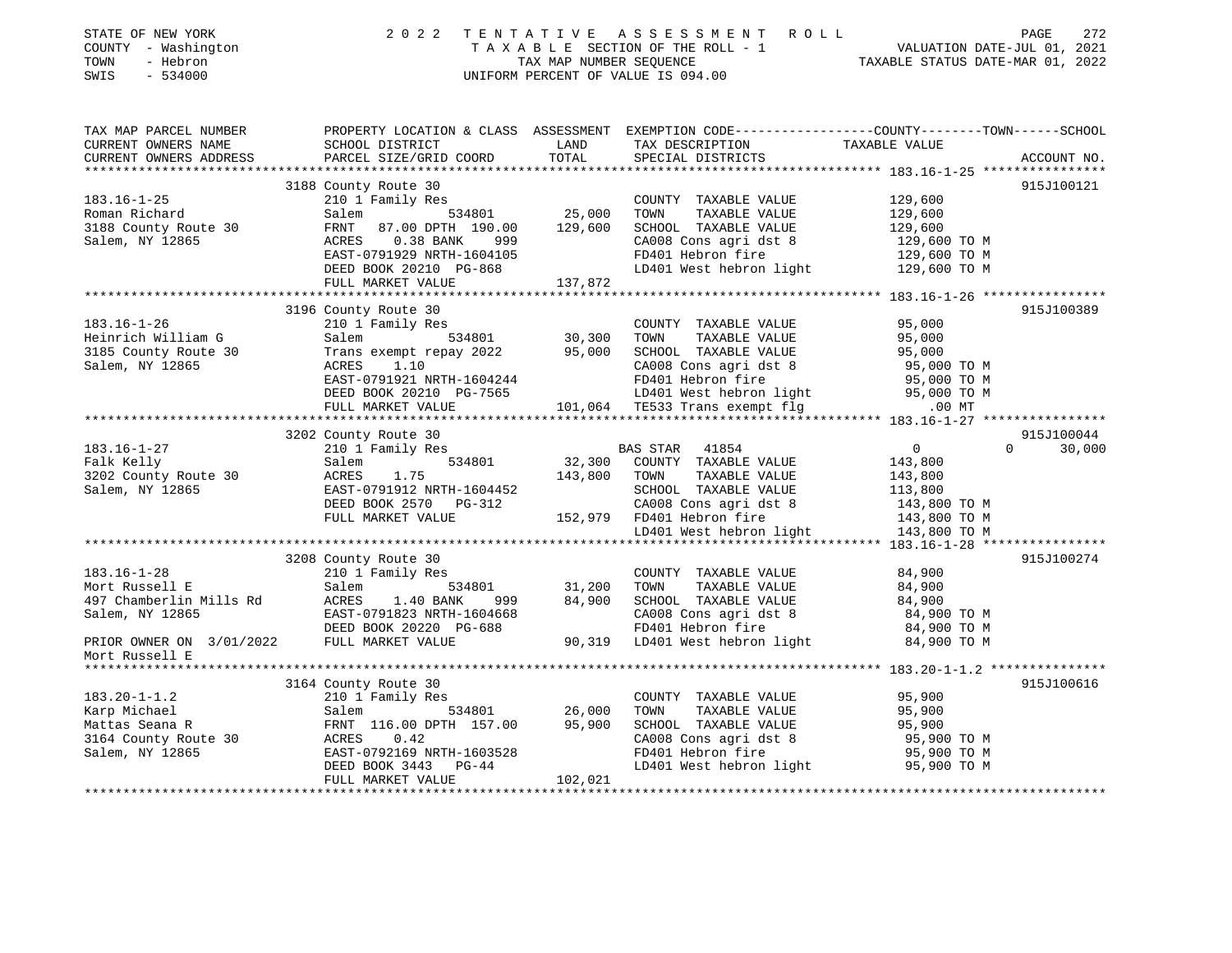STATE OF NEW YORK — COUNTY - Washington — TOWN - Hebron — SWIS - 534000

# 2022 TENTATIVE ASSESSMENT ROLL

TAXABLE SECTION OF THE ROLL - 1
TAX MAP NUMBER SEQUENCE
UNIFORM PERCENT OF VALUE IS 094.00

VALUATION DATE-JUL 01, 2021
TAXABLE STATUS DATE-MAR 01, 2022

| TAX MAP PARCEL NUMBER / CURRENT OWNERS NAME / CURRENT OWNERS ADDRESS | PROPERTY LOCATION & CLASS / SCHOOL DISTRICT / PARCEL SIZE/GRID COORD | ASSESSMENT LAND / TOTAL | EXEMPTION CODE / TAX DESCRIPTION / SPECIAL DISTRICTS | COUNTY / TOWN / SCHOOL TAXABLE VALUE | ACCOUNT NO. |
|---|---|---|---|---|---|
| **183.16-1-25** | 3188 County Route 30 | | | | 915J100121 |
| Roman Richard | 210 1 Family Res | | COUNTY TAXABLE VALUE | 129,600 | |
| 3188 County Route 30 | Salem 534801 | 25,000 | TOWN TAXABLE VALUE | 129,600 | |
| Salem, NY 12865 | FRNT 87.00 DPTH 190.00 | 129,600 | SCHOOL TAXABLE VALUE | 129,600 | |
| | ACRES 0.38 BANK 999 | | CA008 Cons agri dst 8 | 129,600 TO M | |
| | EAST-0791929 NRTH-1604105 | | FD401 Hebron fire | 129,600 TO M | |
| | DEED BOOK 20210 PG-868 | | LD401 West hebron light | 129,600 TO M | |
| | FULL MARKET VALUE | 137,872 | | | |
| **183.16-1-26** | 3196 County Route 30 | | | | 915J100389 |
| Heinrich William G | 210 1 Family Res | | COUNTY TAXABLE VALUE | 95,000 | |
| 3185 County Route 30 | Salem 534801 | 30,300 | TOWN TAXABLE VALUE | 95,000 | |
| Salem, NY 12865 | Trans exempt repay 2022 | 95,000 | SCHOOL TAXABLE VALUE | 95,000 | |
| | ACRES 1.10 | | CA008 Cons agri dst 8 | 95,000 TO M | |
| | EAST-0791921 NRTH-1604244 | | FD401 Hebron fire | 95,000 TO M | |
| | DEED BOOK 20210 PG-7565 | | LD401 West hebron light | 95,000 TO M | |
| | FULL MARKET VALUE | 101,064 | TE533 Trans exempt flg | .00 MT | |
| **183.16-1-27** | 3202 County Route 30 | | | | 915J100044 |
| Falk Kelly | 210 1 Family Res | | BAS STAR 41854 | 0 / 0 / 30,000 | |
| 3202 County Route 30 | Salem 534801 | 32,300 | COUNTY TAXABLE VALUE | 143,800 | |
| Salem, NY 12865 | ACRES 1.75 | 143,800 | TOWN TAXABLE VALUE | 143,800 | |
| | EAST-0791912 NRTH-1604452 | | SCHOOL TAXABLE VALUE | 113,800 | |
| | DEED BOOK 2570 PG-312 | | CA008 Cons agri dst 8 | 143,800 TO M | |
| | FULL MARKET VALUE | 152,979 | FD401 Hebron fire | 143,800 TO M | |
| | | | LD401 West hebron light | 143,800 TO M | |
| **183.16-1-28** | 3208 County Route 30 | | | | 915J100274 |
| Mort Russell E | 210 1 Family Res | | COUNTY TAXABLE VALUE | 84,900 | |
| 497 Chamberlin Mills Rd | Salem 534801 | 31,200 | TOWN TAXABLE VALUE | 84,900 | |
| Salem, NY 12865 | ACRES 1.40 BANK 999 | 84,900 | SCHOOL TAXABLE VALUE | 84,900 | |
| | EAST-0791823 NRTH-1604668 | | CA008 Cons agri dst 8 | 84,900 TO M | |
| | DEED BOOK 20220 PG-688 | | FD401 Hebron fire | 84,900 TO M | |
| PRIOR OWNER ON 3/01/2022 | FULL MARKET VALUE | 90,319 | LD401 West hebron light | 84,900 TO M | |
| Mort Russell E | | | | | |
| **183.20-1-1.2** | 3164 County Route 30 | | | | 915J100616 |
| Karp Michael | 210 1 Family Res | | COUNTY TAXABLE VALUE | 95,900 | |
| Mattas Seana R | Salem 534801 | 26,000 | TOWN TAXABLE VALUE | 95,900 | |
| 3164 County Route 30 | FRNT 116.00 DPTH 157.00 | 95,900 | SCHOOL TAXABLE VALUE | 95,900 | |
| Salem, NY 12865 | ACRES 0.42 | | CA008 Cons agri dst 8 | 95,900 TO M | |
| | EAST-0792169 NRTH-1603528 | | FD401 Hebron fire | 95,900 TO M | |
| | DEED BOOK 3443 PG-44 | | LD401 West hebron light | 95,900 TO M | |
| | FULL MARKET VALUE | 102,021 | | | |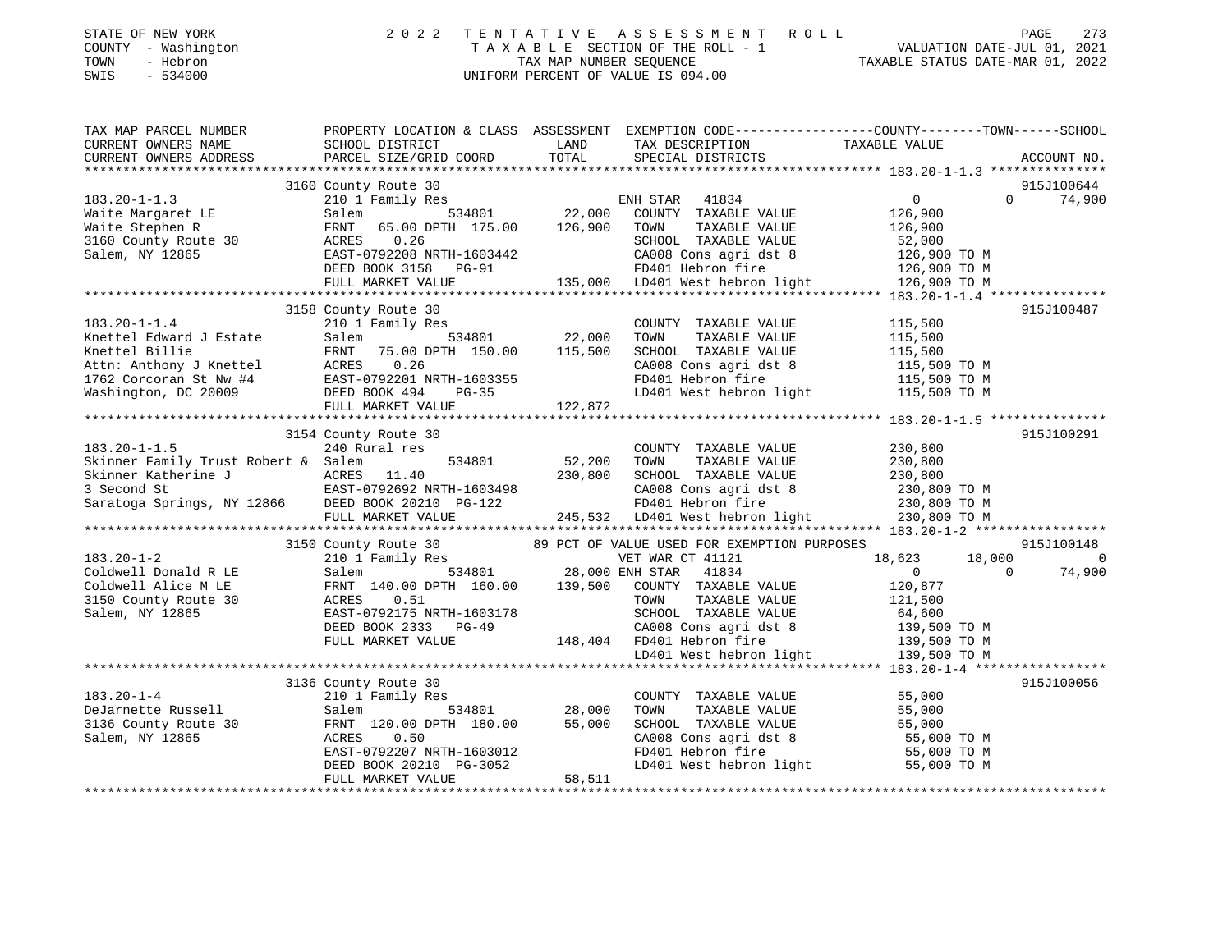STATE OF NEW YORK
COUNTY - Washington
TOWN - Hebron
SWIS - 534000

2 0 2 2 T E N T A T I V E A S S E S S M E N T R O L L
T A X A B L E SECTION OF THE ROLL - 1
TAX MAP NUMBER SEQUENCE
UNIFORM PERCENT OF VALUE IS 094.00

VALUATION DATE-JUL 01, 2021
TAXABLE STATUS DATE-MAR 01, 2022

```
TAX MAP PARCEL NUMBER          PROPERTY LOCATION & CLASS  ASSESSMENT  EXEMPTION CODE-----------------COUNTY--------TOWN------SCHOOL
CURRENT OWNERS NAME            SCHOOL DISTRICT               LAND      TAX DESCRIPTION              TAXABLE VALUE
CURRENT OWNERS ADDRESS         PARCEL SIZE/GRID COORD        TOTAL     SPECIAL DISTRICTS                                     ACCOUNT NO.
******************************************************************************************************* 183.20-1-1.3 ***************
                               3160 County Route 30                                                                          915J100644
183.20-1-1.3                   210 1 Family Res                        ENH STAR  41834                    0            0      74,900
Waite Margaret LE              Salem              534801      22,000    COUNTY  TAXABLE VALUE            126,900
Waite Stephen R                FRNT   65.00 DPTH 175.00      126,900    TOWN    TAXABLE VALUE            126,900
3160 County Route 30           ACRES    0.26                            SCHOOL  TAXABLE VALUE             52,000
Salem, NY 12865                EAST-0792208 NRTH-1603442                CA008 Cons agri dst 8            126,900 TO M
                               DEED BOOK 3158   PG-91                   FD401 Hebron fire                126,900 TO M
                               FULL MARKET VALUE             135,000    LD401 West hebron light          126,900 TO M
******************************************************************************************************* 183.20-1-1.4 ***************
                               3158 County Route 30                                                                          915J100487
183.20-1-1.4                   210 1 Family Res                         COUNTY  TAXABLE VALUE            115,500
Knettel Edward J Estate        Salem              534801      22,000    TOWN    TAXABLE VALUE            115,500
Knettel Billie                 FRNT   75.00 DPTH 150.00      115,500    SCHOOL  TAXABLE VALUE            115,500
Attn: Anthony J Knettel        ACRES    0.26                            CA008 Cons agri dst 8            115,500 TO M
1762 Corcoran St Nw #4         EAST-0792201 NRTH-1603355                FD401 Hebron fire                115,500 TO M
Washington, DC 20009           DEED BOOK 494    PG-35                   LD401 West hebron light          115,500 TO M
                               FULL MARKET VALUE             122,872
******************************************************************************************************* 183.20-1-1.5 ***************
                               3154 County Route 30                                                                          915J100291
183.20-1-1.5                   240 Rural res                            COUNTY  TAXABLE VALUE            230,800
Skinner Family Trust Robert &  Salem              534801      52,200    TOWN    TAXABLE VALUE            230,800
Skinner Katherine J            ACRES   11.40                 230,800    SCHOOL  TAXABLE VALUE            230,800
3 Second St                    EAST-0792692 NRTH-1603498                CA008 Cons agri dst 8            230,800 TO M
Saratoga Springs, NY 12866     DEED BOOK 20210 PG-122                   FD401 Hebron fire                230,800 TO M
                               FULL MARKET VALUE             245,532    LD401 West hebron light          230,800 TO M
******************************************************************************************************* 183.20-1-2 *****************
                               3150 County Route 30          89 PCT OF VALUE USED FOR EXEMPTION PURPOSES                     915J100148
183.20-1-2                     210 1 Family Res                         VET WAR CT 41121             18,623       18,000           0
Coldwell Donald R LE           Salem              534801      28,000 ENH STAR  41834                      0            0      74,900
Coldwell Alice M LE            FRNT  140.00 DPTH 160.00      139,500    COUNTY  TAXABLE VALUE            120,877
3150 County Route 30           ACRES    0.51                            TOWN    TAXABLE VALUE            121,500
Salem, NY 12865                EAST-0792175 NRTH-1603178                SCHOOL  TAXABLE VALUE             64,600
                               DEED BOOK 2333   PG-49                   CA008 Cons agri dst 8            139,500 TO M
                               FULL MARKET VALUE             148,404    FD401 Hebron fire                139,500 TO M
                                                                        LD401 West hebron light          139,500 TO M
******************************************************************************************************* 183.20-1-4 *****************
                               3136 County Route 30                                                                          915J100056
183.20-1-4                     210 1 Family Res                         COUNTY  TAXABLE VALUE             55,000
DeJarnette Russell             Salem              534801      28,000    TOWN    TAXABLE VALUE             55,000
3136 County Route 30           FRNT  120.00 DPTH 180.00       55,000    SCHOOL  TAXABLE VALUE             55,000
Salem, NY 12865                ACRES    0.50                            CA008 Cons agri dst 8             55,000 TO M
                               EAST-0792207 NRTH-1603012                FD401 Hebron fire                 55,000 TO M
                               DEED BOOK 20210 PG-3052                  LD401 West hebron light           55,000 TO M
                               FULL MARKET VALUE              58,511
************************************************************************************************************************************
```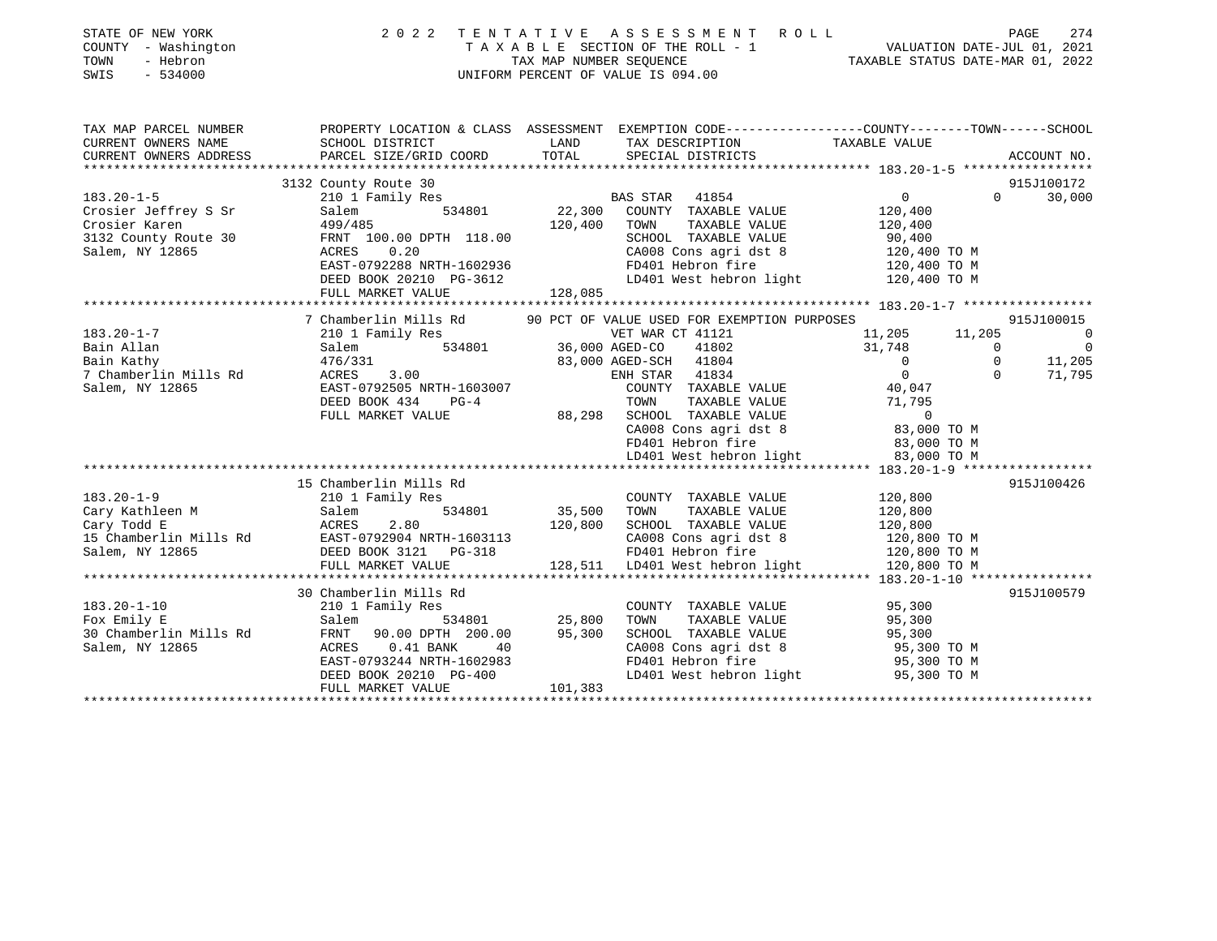STATE OF NEW YORK
COUNTY - Washington
TOWN - Hebron
SWIS - 534000

# 2022 TENTATIVE ASSESSMENT ROLL

TAXABLE SECTION OF THE ROLL - 1
TAX MAP NUMBER SEQUENCE
UNIFORM PERCENT OF VALUE IS 094.00

VALUATION DATE-JUL 01, 2021
TAXABLE STATUS DATE-MAR 01, 2022

```
TAX MAP PARCEL NUMBER     PROPERTY LOCATION & CLASS  ASSESSMENT  EXEMPTION CODE-----------------COUNTY--------TOWN------SCHOOL
CURRENT OWNERS NAME       SCHOOL DISTRICT              LAND      TAX DESCRIPTION              TAXABLE VALUE
CURRENT OWNERS ADDRESS    PARCEL SIZE/GRID COORD       TOTAL     SPECIAL DISTRICTS                                    ACCOUNT NO.
******************************************************************************************************* 183.20-1-5 *****************
                      3132 County Route 30                                                                         915J100172
183.20-1-5             210 1 Family Res                  BAS STAR  41854                  0             0       30,000
Crosier Jeffrey S Sr   Salem          534801     22,300   COUNTY  TAXABLE VALUE        120,400
Crosier Karen          499/485                  120,400   TOWN    TAXABLE VALUE        120,400
3132 County Route 30   FRNT 100.00 DPTH 118.00            SCHOOL  TAXABLE VALUE         90,400
Salem, NY 12865        ACRES    0.20                      CA008 Cons agri dst 8        120,400 TO M
                       EAST-0792288 NRTH-1602936          FD401 Hebron fire            120,400 TO M
                       DEED BOOK 20210 PG-3612            LD401 West hebron light      120,400 TO M
                       FULL MARKET VALUE        128,085
******************************************************************************************************* 183.20-1-7 *****************
                     7 Chamberlin Mills Rd     90 PCT OF VALUE USED FOR EXEMPTION PURPOSES                         915J100015
183.20-1-7             210 1 Family Res                  VET WAR CT 41121            11,205        11,205            0
Bain Allan             Salem          534801     36,000 AGED-CO    41802            31,748             0            0
Bain Kathy             476/331                   83,000 AGED-SCH   41804                 0             0       11,205
7 Chamberlin Mills Rd  ACRES    3.00                     ENH STAR  41834                 0             0       71,795
Salem, NY 12865        EAST-0792505 NRTH-1603007          COUNTY  TAXABLE VALUE         40,047
                       DEED BOOK 434    PG-4              TOWN    TAXABLE VALUE         71,795
                       FULL MARKET VALUE         88,298   SCHOOL  TAXABLE VALUE              0
                                                          CA008 Cons agri dst 8         83,000 TO M
                                                          FD401 Hebron fire             83,000 TO M
                                                          LD401 West hebron light       83,000 TO M
******************************************************************************************************* 183.20-1-9 *****************
                    15 Chamberlin Mills Rd                                                                         915J100426
183.20-1-9             210 1 Family Res                   COUNTY  TAXABLE VALUE        120,800
Cary Kathleen M        Salem          534801     35,500   TOWN    TAXABLE VALUE        120,800
Cary Todd E            ACRES    2.80            120,800   SCHOOL  TAXABLE VALUE        120,800
15 Chamberlin Mills Rd EAST-0792904 NRTH-1603113          CA008 Cons agri dst 8        120,800 TO M
Salem, NY 12865        DEED BOOK 3121   PG-318            FD401 Hebron fire            120,800 TO M
                       FULL MARKET VALUE        128,511   LD401 West hebron light      120,800 TO M
******************************************************************************************************* 183.20-1-10 ****************
                    30 Chamberlin Mills Rd                                                                         915J100579
183.20-1-10            210 1 Family Res                   COUNTY  TAXABLE VALUE         95,300
Fox Emily E            Salem          534801     25,800   TOWN    TAXABLE VALUE         95,300
30 Chamberlin Mills Rd FRNT  90.00 DPTH 200.00   95,300   SCHOOL  TAXABLE VALUE         95,300
Salem, NY 12865        ACRES    0.41 BANK    40           CA008 Cons agri dst 8         95,300 TO M
                       EAST-0793244 NRTH-1602983          FD401 Hebron fire             95,300 TO M
                       DEED BOOK 20210 PG-400             LD401 West hebron light       95,300 TO M
                       FULL MARKET VALUE        101,383
************************************************************************************************************************************
```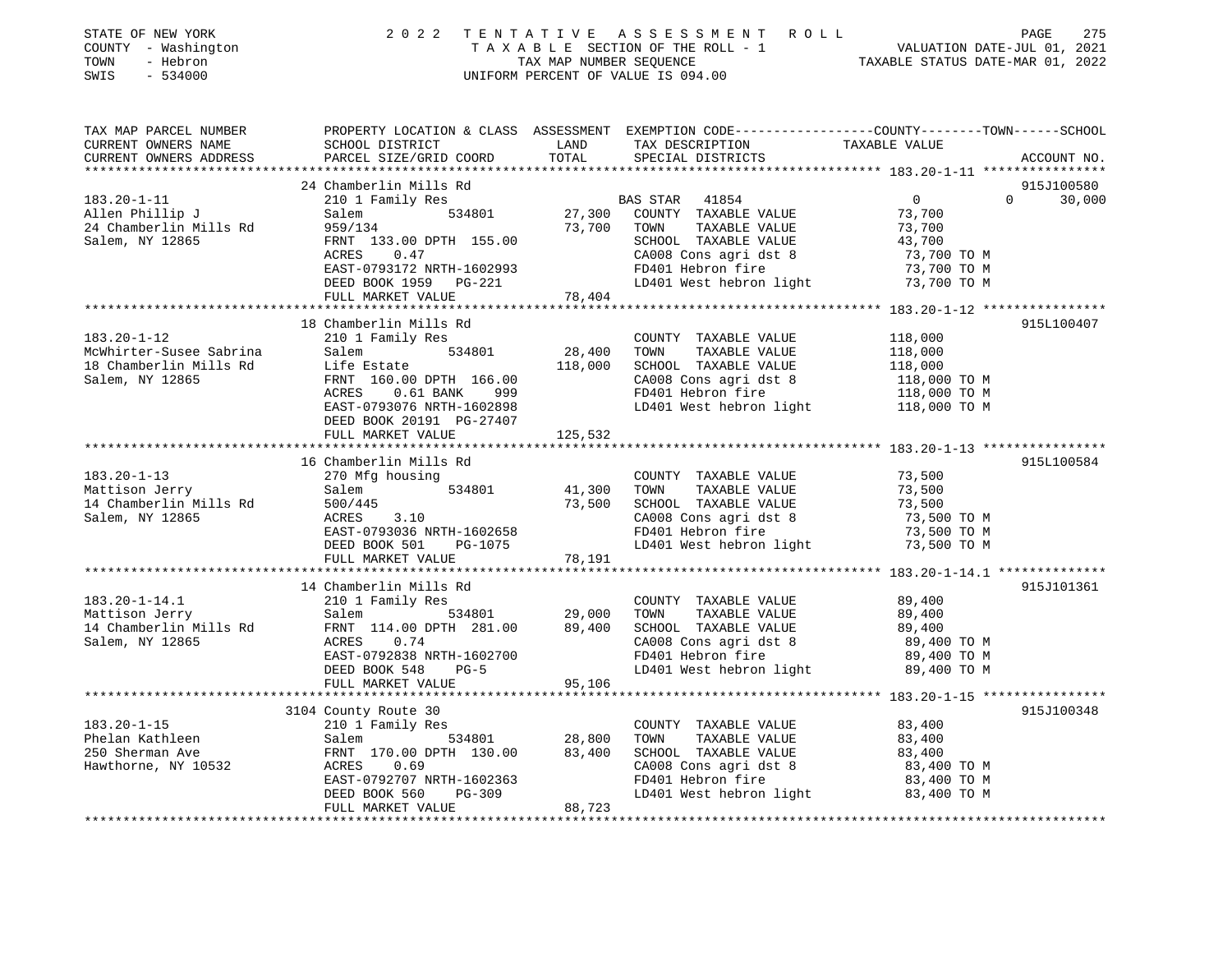STATE OF NEW YORK
COUNTY - Washington
TOWN - Hebron
SWIS - 534000

2022 TENTATIVE ASSESSMENT ROLL
TAXABLE SECTION OF THE ROLL - 1
TAX MAP NUMBER SEQUENCE
UNIFORM PERCENT OF VALUE IS 094.00

VALUATION DATE-JUL 01, 2021
TAXABLE STATUS DATE-MAR 01, 2022

| TAX MAP PARCEL NUMBER / CURRENT OWNERS NAME / CURRENT OWNERS ADDRESS | PROPERTY LOCATION & CLASS / SCHOOL DISTRICT / PARCEL SIZE/GRID COORD | ASSESSMENT LAND / TOTAL | EXEMPTION CODE / TAX DESCRIPTION / SPECIAL DISTRICTS | COUNTY | TOWN | SCHOOL | ACCOUNT NO. |
|---|---|---|---|---|---|---|---|
| **183.20-1-11** | 24 Chamberlin Mills Rd | | | | | | 915J100580 |
| Allen Phillip J | 210 1 Family Res | | BAS STAR 41854 | 0 | 0 | 30,000 | |
| 24 Chamberlin Mills Rd | Salem 534801 | 27,300 | COUNTY TAXABLE VALUE | 73,700 | | | |
| Salem, NY 12865 | 959/134 | 73,700 | TOWN TAXABLE VALUE | | 73,700 | | |
| | FRNT 133.00 DPTH 155.00 | | SCHOOL TAXABLE VALUE | | | 43,700 | |
| | ACRES 0.47 | | CA008 Cons agri dst 8 | 73,700 TO M | | | |
| | EAST-0793172 NRTH-1602993 | | FD401 Hebron fire | 73,700 TO M | | | |
| | DEED BOOK 1959 PG-221 | | LD401 West hebron light | 73,700 TO M | | | |
| | FULL MARKET VALUE | 78,404 | | | | | |
| **183.20-1-12** | 18 Chamberlin Mills Rd | | | | | | 915L100407 |
| McWhirter-Susee Sabrina | 210 1 Family Res | | COUNTY TAXABLE VALUE | 118,000 | | | |
| 18 Chamberlin Mills Rd | Salem 534801 | 28,400 | TOWN TAXABLE VALUE | | 118,000 | | |
| Salem, NY 12865 | Life Estate | 118,000 | SCHOOL TAXABLE VALUE | | | 118,000 | |
| | FRNT 160.00 DPTH 166.00 | | CA008 Cons agri dst 8 | 118,000 TO M | | | |
| | ACRES 0.61 BANK 999 | | FD401 Hebron fire | 118,000 TO M | | | |
| | EAST-0793076 NRTH-1602898 | | LD401 West hebron light | 118,000 TO M | | | |
| | DEED BOOK 20191 PG-27407 | | | | | | |
| | FULL MARKET VALUE | 125,532 | | | | | |
| **183.20-1-13** | 16 Chamberlin Mills Rd | | | | | | 915L100584 |
| Mattison Jerry | 270 Mfg housing | | COUNTY TAXABLE VALUE | 73,500 | | | |
| 14 Chamberlin Mills Rd | Salem 534801 | 41,300 | TOWN TAXABLE VALUE | | 73,500 | | |
| Salem, NY 12865 | 500/445 | 73,500 | SCHOOL TAXABLE VALUE | | | 73,500 | |
| | ACRES 3.10 | | CA008 Cons agri dst 8 | 73,500 TO M | | | |
| | EAST-0793036 NRTH-1602658 | | FD401 Hebron fire | 73,500 TO M | | | |
| | DEED BOOK 501 PG-1075 | | LD401 West hebron light | 73,500 TO M | | | |
| | FULL MARKET VALUE | 78,191 | | | | | |
| **183.20-1-14.1** | 14 Chamberlin Mills Rd | | | | | | 915J101361 |
| Mattison Jerry | 210 1 Family Res | | COUNTY TAXABLE VALUE | 89,400 | | | |
| 14 Chamberlin Mills Rd | Salem 534801 | 29,000 | TOWN TAXABLE VALUE | | 89,400 | | |
| Salem, NY 12865 | FRNT 114.00 DPTH 281.00 | 89,400 | SCHOOL TAXABLE VALUE | | | 89,400 | |
| | ACRES 0.74 | | CA008 Cons agri dst 8 | 89,400 TO M | | | |
| | EAST-0792838 NRTH-1602700 | | FD401 Hebron fire | 89,400 TO M | | | |
| | DEED BOOK 548 PG-5 | | LD401 West hebron light | 89,400 TO M | | | |
| | FULL MARKET VALUE | 95,106 | | | | | |
| **183.20-1-15** | 3104 County Route 30 | | | | | | 915J100348 |
| Phelan Kathleen | 210 1 Family Res | | COUNTY TAXABLE VALUE | 83,400 | | | |
| 250 Sherman Ave | Salem 534801 | 28,800 | TOWN TAXABLE VALUE | | 83,400 | | |
| Hawthorne, NY 10532 | FRNT 170.00 DPTH 130.00 | 83,400 | SCHOOL TAXABLE VALUE | | | 83,400 | |
| | ACRES 0.69 | | CA008 Cons agri dst 8 | 83,400 TO M | | | |
| | EAST-0792707 NRTH-1602363 | | FD401 Hebron fire | 83,400 TO M | | | |
| | DEED BOOK 560 PG-309 | | LD401 West hebron light | 83,400 TO M | | | |
| | FULL MARKET VALUE | 88,723 | | | | | |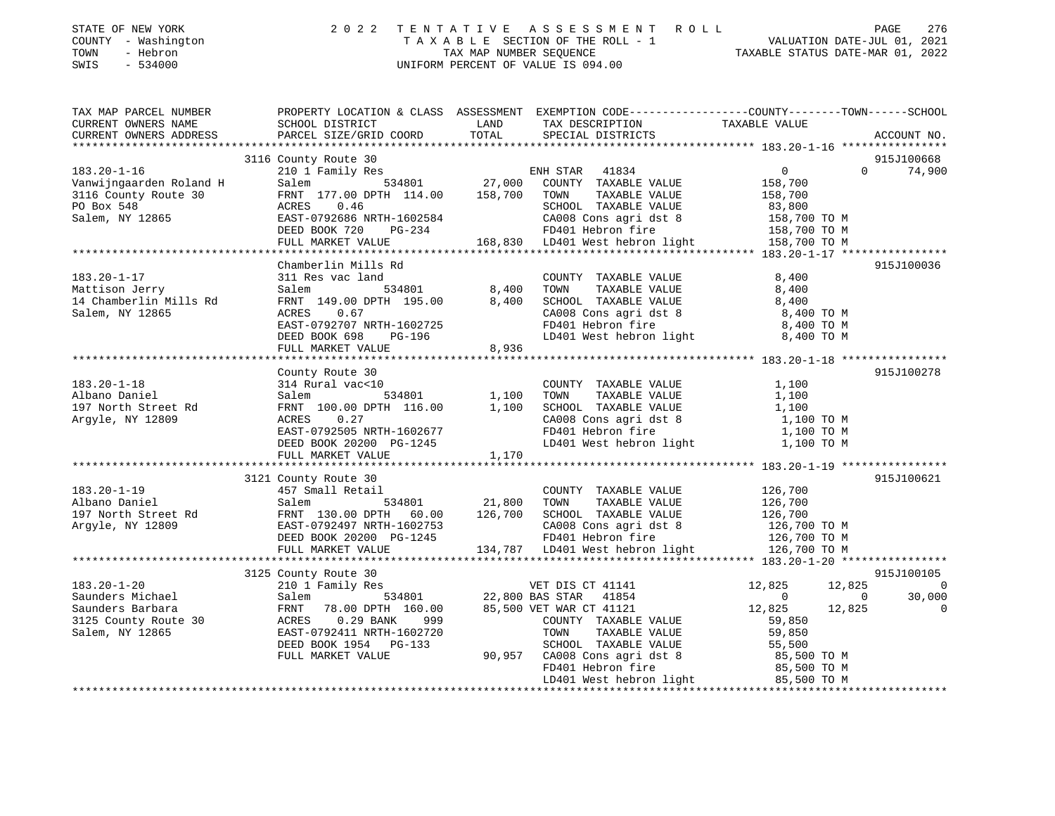STATE OF NEW YORK | COUNTY - Washington | TOWN - Hebron | SWIS - 534000

# 2022 TENTATIVE ASSESSMENT ROLL

TAXABLE SECTION OF THE ROLL - 1
TAX MAP NUMBER SEQUENCE
UNIFORM PERCENT OF VALUE IS 094.00

VALUATION DATE-JUL 01, 2021
TAXABLE STATUS DATE-MAR 01, 2022

```
TAX MAP PARCEL NUMBER          PROPERTY LOCATION & CLASS  ASSESSMENT  EXEMPTION CODE-----------------COUNTY--------TOWN------SCHOOL
CURRENT OWNERS NAME            SCHOOL DISTRICT              LAND      TAX DESCRIPTION              TAXABLE VALUE
CURRENT OWNERS ADDRESS         PARCEL SIZE/GRID COORD       TOTAL     SPECIAL DISTRICTS                                     ACCOUNT NO.
*********************************************************************************************** 183.20-1-16 ****************
                               3116 County Route 30                                                                        915J100668
183.20-1-16                    210 1 Family Res                       ENH STAR  41834              0             0       74,900
Vanwijngaarden Roland H        Salem          534801       27,000    COUNTY  TAXABLE VALUE        158,700
3116 County Route 30           FRNT 177.00 DPTH 114.00    158,700    TOWN    TAXABLE VALUE        158,700
PO Box 548                     ACRES    0.46                          SCHOOL  TAXABLE VALUE         83,800
Salem, NY 12865                EAST-0792686 NRTH-1602584              CA008 Cons agri dst 8         158,700 TO M
                               DEED BOOK 720    PG-234                FD401 Hebron fire             158,700 TO M
                               FULL MARKET VALUE          168,830    LD401 West hebron light       158,700 TO M
*********************************************************************************************** 183.20-1-17 ****************
                               Chamberlin Mills Rd                                                                         915J100036
183.20-1-17                    311 Res vac land                       COUNTY  TAXABLE VALUE          8,400
Mattison Jerry                 Salem          534801        8,400    TOWN    TAXABLE VALUE          8,400
14 Chamberlin Mills Rd         FRNT 149.00 DPTH 195.00      8,400    SCHOOL  TAXABLE VALUE          8,400
Salem, NY 12865                ACRES    0.67                          CA008 Cons agri dst 8           8,400 TO M
                               EAST-0792707 NRTH-1602725              FD401 Hebron fire               8,400 TO M
                               DEED BOOK 698    PG-196                LD401 West hebron light         8,400 TO M
                               FULL MARKET VALUE            8,936
*********************************************************************************************** 183.20-1-18 ****************
                               County Route 30                                                                             915J100278
183.20-1-18                    314 Rural vac<10                       COUNTY  TAXABLE VALUE          1,100
Albano Daniel                  Salem          534801        1,100    TOWN    TAXABLE VALUE          1,100
197 North Street Rd            FRNT 100.00 DPTH 116.00      1,100    SCHOOL  TAXABLE VALUE          1,100
Argyle, NY 12809               ACRES    0.27                          CA008 Cons agri dst 8           1,100 TO M
                               EAST-0792505 NRTH-1602677              FD401 Hebron fire               1,100 TO M
                               DEED BOOK 20200 PG-1245                LD401 West hebron light         1,100 TO M
                               FULL MARKET VALUE            1,170
*********************************************************************************************** 183.20-1-19 ****************
                               3121 County Route 30                                                                        915J100621
183.20-1-19                    457 Small Retail                       COUNTY  TAXABLE VALUE        126,700
Albano Daniel                  Salem          534801       21,800    TOWN    TAXABLE VALUE        126,700
197 North Street Rd            FRNT 130.00 DPTH  60.00    126,700    SCHOOL  TAXABLE VALUE        126,700
Argyle, NY 12809               EAST-0792497 NRTH-1602753              CA008 Cons agri dst 8         126,700 TO M
                               DEED BOOK 20200 PG-1245                FD401 Hebron fire             126,700 TO M
                               FULL MARKET VALUE          134,787    LD401 West hebron light       126,700 TO M
*********************************************************************************************** 183.20-1-20 ****************
                               3125 County Route 30                                                                        915J100105
183.20-1-20                    210 1 Family Res                       VET DIS CT 41141          12,825        12,825            0
Saunders Michael               Salem          534801       22,800 BAS STAR  41854                  0             0       30,000
Saunders Barbara               FRNT  78.00 DPTH 160.00     85,500 VET WAR CT 41121          12,825        12,825            0
3125 County Route 30           ACRES    0.29 BANK    999              COUNTY  TAXABLE VALUE         59,850
Salem, NY 12865                EAST-0792411 NRTH-1602720              TOWN    TAXABLE VALUE         59,850
                               DEED BOOK 1954   PG-133                SCHOOL  TAXABLE VALUE         55,500
                               FULL MARKET VALUE           90,957    CA008 Cons agri dst 8          85,500 TO M
                                                                      FD401 Hebron fire              85,500 TO M
                                                                      LD401 West hebron light        85,500 TO M
******************************************************************************************************************************
```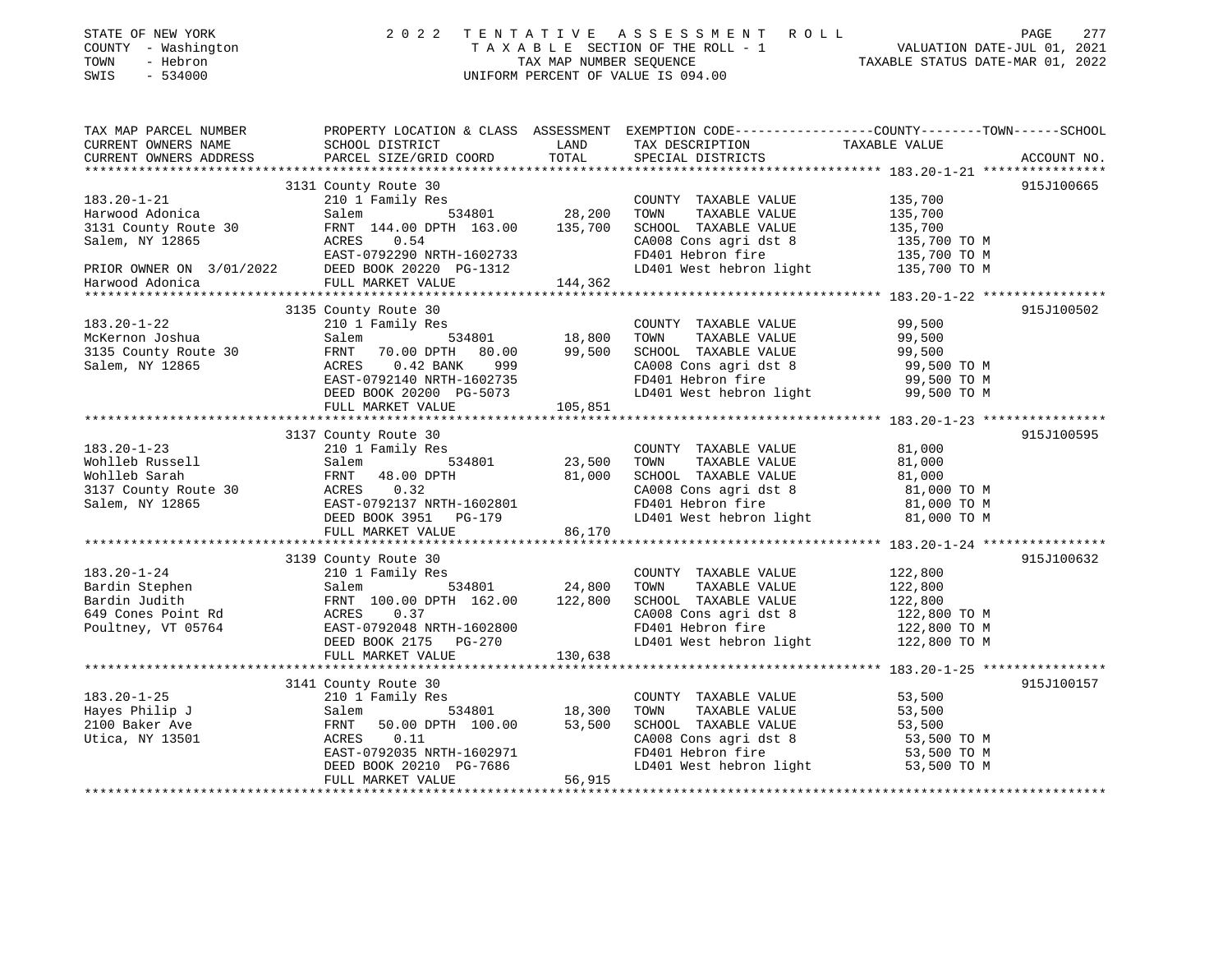STATE OF NEW YORK
COUNTY - Washington
TOWN - Hebron
SWIS - 534000

2 0 2 2 T E N T A T I V E A S S E S S M E N T R O L L
T A X A B L E SECTION OF THE ROLL - 1
TAX MAP NUMBER SEQUENCE
UNIFORM PERCENT OF VALUE IS 094.00

VALUATION DATE-JUL 01, 2021
TAXABLE STATUS DATE-MAR 01, 2022

| TAX MAP PARCEL NUMBER / CURRENT OWNERS NAME / CURRENT OWNERS ADDRESS | PROPERTY LOCATION & CLASS / SCHOOL DISTRICT / PARCEL SIZE/GRID COORD | ASSESSMENT LAND | TOTAL | EXEMPTION CODE / TAX DESCRIPTION / SPECIAL DISTRICTS | TAXABLE VALUE (COUNTY--------TOWN------SCHOOL) | ACCOUNT NO. |
|---|---|---|---|---|---|---|
| 183.20-1-21 | 3131 County Route 30 | | | | | 915J100665 |
| | 210 1 Family Res | | | COUNTY TAXABLE VALUE | 135,700 | |
| Harwood Adonica | Salem 534801 | 28,200 | | TOWN TAXABLE VALUE | 135,700 | |
| 3131 County Route 30 | FRNT 144.00 DPTH 163.00 | | 135,700 | SCHOOL TAXABLE VALUE | 135,700 | |
| Salem, NY 12865 | ACRES 0.54 | | | CA008 Cons agri dst 8 | 135,700 TO M | |
| | EAST-0792290 NRTH-1602733 | | | FD401 Hebron fire | 135,700 TO M | |
| PRIOR OWNER ON 3/01/2022 | DEED BOOK 20220 PG-1312 | | | LD401 West hebron light | 135,700 TO M | |
| Harwood Adonica | FULL MARKET VALUE | | 144,362 | | | |
| 183.20-1-22 | 3135 County Route 30 | | | | | 915J100502 |
| | 210 1 Family Res | | | COUNTY TAXABLE VALUE | 99,500 | |
| McKernon Joshua | Salem 534801 | 18,800 | | TOWN TAXABLE VALUE | 99,500 | |
| 3135 County Route 30 | FRNT 70.00 DPTH 80.00 | | 99,500 | SCHOOL TAXABLE VALUE | 99,500 | |
| Salem, NY 12865 | ACRES 0.42 BANK 999 | | | CA008 Cons agri dst 8 | 99,500 TO M | |
| | EAST-0792140 NRTH-1602735 | | | FD401 Hebron fire | 99,500 TO M | |
| | DEED BOOK 20200 PG-5073 | | | LD401 West hebron light | 99,500 TO M | |
| | FULL MARKET VALUE | | 105,851 | | | |
| 183.20-1-23 | 3137 County Route 30 | | | | | 915J100595 |
| | 210 1 Family Res | | | COUNTY TAXABLE VALUE | 81,000 | |
| Wohlleb Russell | Salem 534801 | 23,500 | | TOWN TAXABLE VALUE | 81,000 | |
| Wohlleb Sarah | FRNT 48.00 DPTH | | 81,000 | SCHOOL TAXABLE VALUE | 81,000 | |
| 3137 County Route 30 | ACRES 0.32 | | | CA008 Cons agri dst 8 | 81,000 TO M | |
| Salem, NY 12865 | EAST-0792137 NRTH-1602801 | | | FD401 Hebron fire | 81,000 TO M | |
| | DEED BOOK 3951 PG-179 | | | LD401 West hebron light | 81,000 TO M | |
| | FULL MARKET VALUE | | 86,170 | | | |
| 183.20-1-24 | 3139 County Route 30 | | | | | 915J100632 |
| | 210 1 Family Res | | | COUNTY TAXABLE VALUE | 122,800 | |
| Bardin Stephen | Salem 534801 | 24,800 | | TOWN TAXABLE VALUE | 122,800 | |
| Bardin Judith | FRNT 100.00 DPTH 162.00 | | 122,800 | SCHOOL TAXABLE VALUE | 122,800 | |
| 649 Cones Point Rd | ACRES 0.37 | | | CA008 Cons agri dst 8 | 122,800 TO M | |
| Poultney, VT 05764 | EAST-0792048 NRTH-1602800 | | | FD401 Hebron fire | 122,800 TO M | |
| | DEED BOOK 2175 PG-270 | | | LD401 West hebron light | 122,800 TO M | |
| | FULL MARKET VALUE | | 130,638 | | | |
| 183.20-1-25 | 3141 County Route 30 | | | | | 915J100157 |
| | 210 1 Family Res | | | COUNTY TAXABLE VALUE | 53,500 | |
| Hayes Philip J | Salem 534801 | 18,300 | | TOWN TAXABLE VALUE | 53,500 | |
| 2100 Baker Ave | FRNT 50.00 DPTH 100.00 | | 53,500 | SCHOOL TAXABLE VALUE | 53,500 | |
| Utica, NY 13501 | ACRES 0.11 | | | CA008 Cons agri dst 8 | 53,500 TO M | |
| | EAST-0792035 NRTH-1602971 | | | FD401 Hebron fire | 53,500 TO M | |
| | DEED BOOK 20210 PG-7686 | | | LD401 West hebron light | 53,500 TO M | |
| | FULL MARKET VALUE | | 56,915 | | | |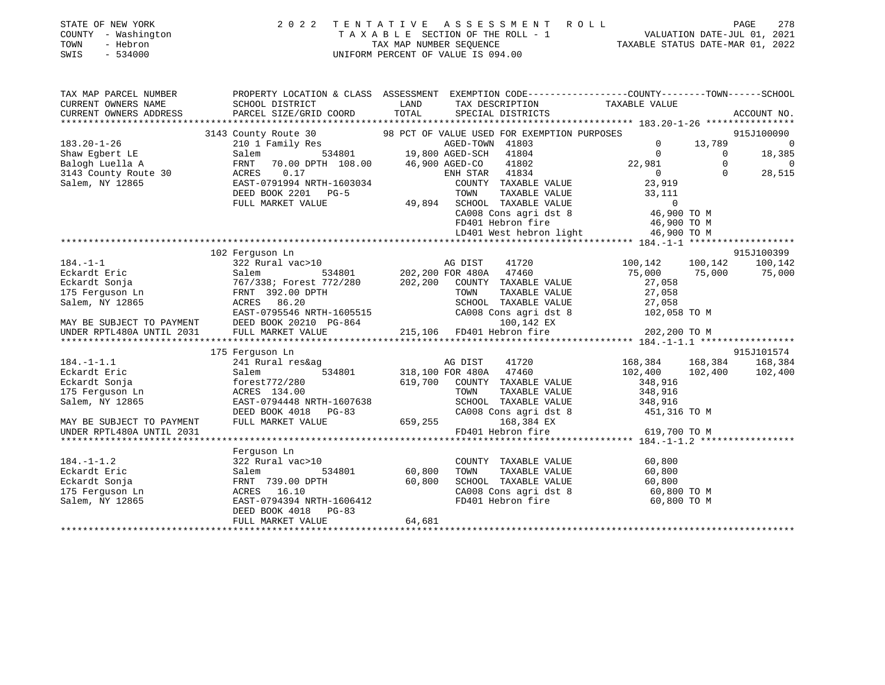STATE OF NEW YORK
COUNTY - Washington
TOWN - Hebron
SWIS - 534000

# 2022 TENTATIVE ASSESSMENT ROLL

TAXABLE SECTION OF THE ROLL - 1
TAX MAP NUMBER SEQUENCE
UNIFORM PERCENT OF VALUE IS 094.00

VALUATION DATE-JUL 01, 2021
TAXABLE STATUS DATE-MAR 01, 2022

```
TAX MAP PARCEL NUMBER      PROPERTY LOCATION & CLASS  ASSESSMENT  EXEMPTION CODE-----------------COUNTY--------TOWN------SCHOOL
CURRENT OWNERS NAME        SCHOOL DISTRICT               LAND      TAX DESCRIPTION              TAXABLE VALUE
CURRENT OWNERS ADDRESS     PARCEL SIZE/GRID COORD        TOTAL     SPECIAL DISTRICTS                                    ACCOUNT NO.
*********************************************************************************************** 183.20-1-26 ****************
                  3143 County Route 30           98 PCT OF VALUE USED FOR EXEMPTION PURPOSES                            915J100090
183.20-1-26             210 1 Family Res                    AGED-TOWN  41803                0       13,789           0
Shaw Egbert LE          Salem          534801       19,800 AGED-SCH   41804                0            0      18,385
Balogh Luella A         FRNT   70.00 DPTH 108.00   46,900 AGED-CO    41802           22,981            0           0
3143 County Route 30    ACRES    0.17                      ENH STAR   41834                0            0      28,515
Salem, NY 12865         EAST-0791994 NRTH-1603034          COUNTY  TAXABLE VALUE          23,919
                        DEED BOOK 2201   PG-5              TOWN    TAXABLE VALUE          33,111
                        FULL MARKET VALUE           49,894 SCHOOL  TAXABLE VALUE               0
                                                           CA008 Cons agri dst 8          46,900 TO M
                                                           FD401 Hebron fire              46,900 TO M
                                                           LD401 West hebron light        46,900 TO M
*********************************************************************************************** 184.-1-1 *******************
                  102 Ferguson Ln                                                                                       915J100399
184.-1-1                322 Rural vac>10                    AG DIST    41720          100,142      100,142     100,142
Eckardt Eric            Salem          534801      202,200 FOR 480A   47460           75,000       75,000      75,000
Eckardt Sonja           767/338; Forest 772/280    202,200 COUNTY  TAXABLE VALUE          27,058
175 Ferguson Ln         FRNT  392.00 DPTH                  TOWN    TAXABLE VALUE          27,058
Salem, NY 12865         ACRES   86.20                      SCHOOL  TAXABLE VALUE          27,058
                        EAST-0795546 NRTH-1605515          CA008 Cons agri dst 8         102,058 TO M
MAY BE SUBJECT TO PAYMENT DEED BOOK 20210 PG-864                  100,142 EX
UNDER RPTL480A UNTIL 2031 FULL MARKET VALUE        215,106 FD401 Hebron fire             202,200 TO M
*********************************************************************************************** 184.-1-1.1 *****************
                  175 Ferguson Ln                                                                                       915J101574
184.-1-1.1              241 Rural res&ag                    AG DIST    41720          168,384      168,384     168,384
Eckardt Eric            Salem          534801      318,100 FOR 480A   47460          102,400      102,400     102,400
Eckardt Sonja           forest772/280              619,700 COUNTY  TAXABLE VALUE         348,916
175 Ferguson Ln         ACRES  134.00                      TOWN    TAXABLE VALUE         348,916
Salem, NY 12865         EAST-0794448 NRTH-1607638          SCHOOL  TAXABLE VALUE         348,916
                        DEED BOOK 4018   PG-83             CA008 Cons agri dst 8         451,316 TO M
MAY BE SUBJECT TO PAYMENT FULL MARKET VALUE        659,255        168,384 EX
UNDER RPTL480A UNTIL 2031                                  FD401 Hebron fire             619,700 TO M
*********************************************************************************************** 184.-1-1.2 *****************
                        Ferguson Ln
184.-1-1.2              322 Rural vac>10                    COUNTY  TAXABLE VALUE          60,800
Eckardt Eric            Salem          534801       60,800 TOWN    TAXABLE VALUE          60,800
Eckardt Sonja           FRNT  739.00 DPTH           60,800 SCHOOL  TAXABLE VALUE          60,800
175 Ferguson Ln         ACRES   16.10                      CA008 Cons agri dst 8          60,800 TO M
Salem, NY 12865         EAST-0794394 NRTH-1606412          FD401 Hebron fire              60,800 TO M
                        DEED BOOK 4018   PG-83
                        FULL MARKET VALUE           64,681
****************************************************************************************************************************
```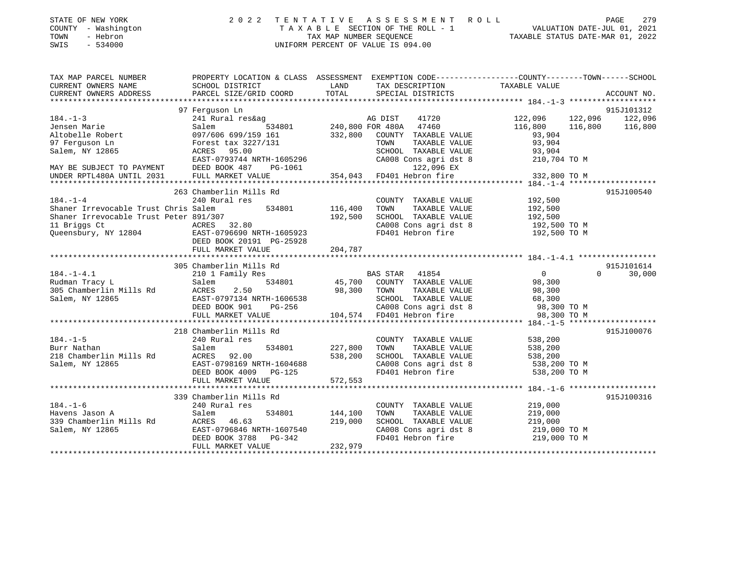STATE OF NEW YORK
COUNTY - Washington
TOWN - Hebron
SWIS - 534000

2022 TENTATIVE ASSESSMENT ROLL
TAXABLE SECTION OF THE ROLL - 1
TAX MAP NUMBER SEQUENCE
UNIFORM PERCENT OF VALUE IS 094.00

VALUATION DATE-JUL 01, 2021
TAXABLE STATUS DATE-MAR 01, 2022

| TAX MAP PARCEL NUMBER / CURRENT OWNERS NAME / CURRENT OWNERS ADDRESS | PROPERTY LOCATION & CLASS / SCHOOL DISTRICT / PARCEL SIZE/GRID COORD | ASSESSMENT LAND / TOTAL | EXEMPTION CODE / TAX DESCRIPTION / SPECIAL DISTRICTS | COUNTY TAXABLE VALUE | TOWN | SCHOOL / ACCOUNT NO. |
|---|---|---|---|---|---|---|
| | 97 Ferguson Ln | | | | | 915J101312 |
| 184.-1-3 | 241 Rural res&ag | | AG DIST 41720 | 122,096 | 122,096 | 122,096 |
| Jensen Marie | Salem 534801 | 240,800 | FOR 480A 47460 | 116,800 | 116,800 | 116,800 |
| Altobelle Robert | 097/606 699/159 161 | 332,800 | COUNTY TAXABLE VALUE | 93,904 | | |
| 97 Ferguson Ln | Forest tax 3227/131 | | TOWN TAXABLE VALUE | 93,904 | | |
| Salem, NY 12865 | ACRES 95.00 | | SCHOOL TAXABLE VALUE | 93,904 | | |
| | EAST-0793744 NRTH-1605296 | | CA008 Cons agri dst 8 | 210,704 TO M | | |
| MAY BE SUBJECT TO PAYMENT | DEED BOOK 487 PG-1061 | | 122,096 EX | | | |
| UNDER RPTL480A UNTIL 2031 | FULL MARKET VALUE | 354,043 | FD401 Hebron fire | 332,800 TO M | | |
| | 263 Chamberlin Mills Rd | | | | | 915J100540 |
| 184.-1-4 | 240 Rural res | | COUNTY TAXABLE VALUE | 192,500 | | |
| Shaner Irrevocable Trust Chris | Salem 534801 | 116,400 | TOWN TAXABLE VALUE | 192,500 | | |
| Shaner Irrevocable Trust Peter | 891/307 | 192,500 | SCHOOL TAXABLE VALUE | 192,500 | | |
| 11 Briggs Ct | ACRES 32.80 | | CA008 Cons agri dst 8 | 192,500 TO M | | |
| Queensbury, NY 12804 | EAST-0796690 NRTH-1605923 | | FD401 Hebron fire | 192,500 TO M | | |
| | DEED BOOK 20191 PG-25928 | | | | | |
| | FULL MARKET VALUE | 204,787 | | | | |
| | 305 Chamberlin Mills Rd | | | | | 915J101614 |
| 184.-1-4.1 | 210 1 Family Res | | BAS STAR 41854 | 0 | 0 | 30,000 |
| Rudman Tracy L | Salem 534801 | 45,700 | COUNTY TAXABLE VALUE | 98,300 | | |
| 305 Chamberlin Mills Rd | ACRES 2.50 | 98,300 | TOWN TAXABLE VALUE | 98,300 | | |
| Salem, NY 12865 | EAST-0797134 NRTH-1606538 | | SCHOOL TAXABLE VALUE | 68,300 | | |
| | DEED BOOK 901 PG-256 | | CA008 Cons agri dst 8 | 98,300 TO M | | |
| | FULL MARKET VALUE | 104,574 | FD401 Hebron fire | 98,300 TO M | | |
| | 218 Chamberlin Mills Rd | | | | | 915J100076 |
| 184.-1-5 | 240 Rural res | | COUNTY TAXABLE VALUE | 538,200 | | |
| Burr Nathan | Salem 534801 | 227,800 | TOWN TAXABLE VALUE | 538,200 | | |
| 218 Chamberlin Mills Rd | ACRES 92.00 | 538,200 | SCHOOL TAXABLE VALUE | 538,200 | | |
| Salem, NY 12865 | EAST-0798169 NRTH-1604688 | | CA008 Cons agri dst 8 | 538,200 TO M | | |
| | DEED BOOK 4009 PG-125 | | FD401 Hebron fire | 538,200 TO M | | |
| | FULL MARKET VALUE | 572,553 | | | | |
| | 339 Chamberlin Mills Rd | | | | | 915J100316 |
| 184.-1-6 | 240 Rural res | | COUNTY TAXABLE VALUE | 219,000 | | |
| Havens Jason A | Salem 534801 | 144,100 | TOWN TAXABLE VALUE | 219,000 | | |
| 339 Chamberlin Mills Rd | ACRES 46.63 | 219,000 | SCHOOL TAXABLE VALUE | 219,000 | | |
| Salem, NY 12865 | EAST-0796846 NRTH-1607540 | | CA008 Cons agri dst 8 | 219,000 TO M | | |
| | DEED BOOK 3788 PG-342 | | FD401 Hebron fire | 219,000 TO M | | |
| | FULL MARKET VALUE | 232,979 | | | | |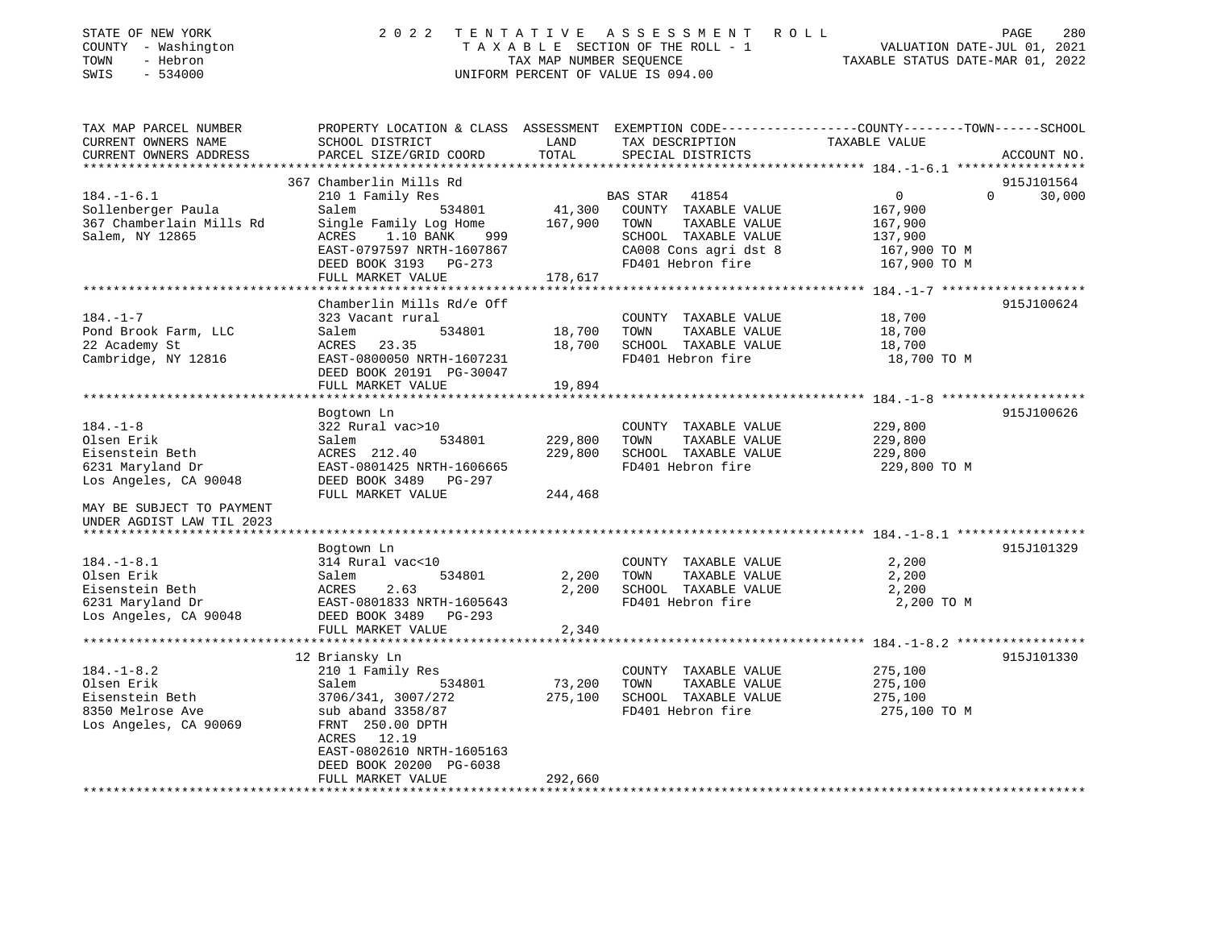STATE OF NEW YORK — COUNTY - Washington — TOWN - Hebron — SWIS - 534000

2022 TENTATIVE ASSESSMENT ROLL
TAXABLE SECTION OF THE ROLL - 1
TAX MAP NUMBER SEQUENCE
UNIFORM PERCENT OF VALUE IS 094.00

VALUATION DATE-JUL 01, 2021
TAXABLE STATUS DATE-MAR 01, 2022

| TAX MAP PARCEL NUMBER / CURRENT OWNERS NAME / CURRENT OWNERS ADDRESS | PROPERTY LOCATION & CLASS / SCHOOL DISTRICT / PARCEL SIZE/GRID COORD | ASSESSMENT LAND | TOTAL | EXEMPTION CODE / TAX DESCRIPTION / SPECIAL DISTRICTS | COUNTY / TOWN / SCHOOL TAXABLE VALUE | ACCOUNT NO. |
|---|---|---|---|---|---|---|
| **184.-1-6.1** | 367 Chamberlin Mills Rd | | | | | 915J101564 |
| Sollenberger Paula | 210 1 Family Res | | | BAS STAR 41854 | 0 0 30,000 | |
| 367 Chamberlain Mills Rd | Salem 534801 | 41,300 | | COUNTY TAXABLE VALUE | 167,900 | |
| Salem, NY 12865 | Single Family Log Home | | 167,900 | TOWN TAXABLE VALUE | 167,900 | |
| | ACRES 1.10 BANK 999 | | | SCHOOL TAXABLE VALUE | 137,900 | |
| | EAST-0797597 NRTH-1607867 | | | CA008 Cons agri dst 8 | 167,900 TO M | |
| | DEED BOOK 3193 PG-273 | | | FD401 Hebron fire | 167,900 TO M | |
| | FULL MARKET VALUE | | 178,617 | | | |
| **184.-1-7** | Chamberlin Mills Rd/e Off | | | | | 915J100624 |
| Pond Brook Farm, LLC | 323 Vacant rural | | | COUNTY TAXABLE VALUE | 18,700 | |
| 22 Academy St | Salem 534801 | 18,700 | | TOWN TAXABLE VALUE | 18,700 | |
| Cambridge, NY 12816 | ACRES 23.35 | | 18,700 | SCHOOL TAXABLE VALUE | 18,700 | |
| | EAST-0800050 NRTH-1607231 | | | FD401 Hebron fire | 18,700 TO M | |
| | DEED BOOK 20191 PG-30047 | | | | | |
| | FULL MARKET VALUE | | 19,894 | | | |
| **184.-1-8** | Bogtown Ln | | | | | 915J100626 |
| Olsen Erik | 322 Rural vac>10 | | | COUNTY TAXABLE VALUE | 229,800 | |
| Eisenstein Beth | Salem 534801 | 229,800 | | TOWN TAXABLE VALUE | 229,800 | |
| 6231 Maryland Dr | ACRES 212.40 | | 229,800 | SCHOOL TAXABLE VALUE | 229,800 | |
| Los Angeles, CA 90048 | EAST-0801425 NRTH-1606665 | | | FD401 Hebron fire | 229,800 TO M | |
| | DEED BOOK 3489 PG-297 | | | | | |
| MAY BE SUBJECT TO PAYMENT UNDER AGDIST LAW TIL 2023 | FULL MARKET VALUE | | 244,468 | | | |
| **184.-1-8.1** | Bogtown Ln | | | | | 915J101329 |
| Olsen Erik | 314 Rural vac<10 | | | COUNTY TAXABLE VALUE | 2,200 | |
| Eisenstein Beth | Salem 534801 | 2,200 | | TOWN TAXABLE VALUE | 2,200 | |
| 6231 Maryland Dr | ACRES 2.63 | | 2,200 | SCHOOL TAXABLE VALUE | 2,200 | |
| Los Angeles, CA 90048 | EAST-0801833 NRTH-1605643 | | | FD401 Hebron fire | 2,200 TO M | |
| | DEED BOOK 3489 PG-293 | | | | | |
| | FULL MARKET VALUE | | 2,340 | | | |
| **184.-1-8.2** | 12 Briansky Ln | | | | | 915J101330 |
| Olsen Erik | 210 1 Family Res | | | COUNTY TAXABLE VALUE | 275,100 | |
| Eisenstein Beth | Salem 534801 | 73,200 | | TOWN TAXABLE VALUE | 275,100 | |
| 8350 Melrose Ave | 3706/341, 3007/272 | | 275,100 | SCHOOL TAXABLE VALUE | 275,100 | |
| Los Angeles, CA 90069 | sub aband 3358/87 | | | FD401 Hebron fire | 275,100 TO M | |
| | FRNT 250.00 DPTH | | | | | |
| | ACRES 12.19 | | | | | |
| | EAST-0802610 NRTH-1605163 | | | | | |
| | DEED BOOK 20200 PG-6038 | | | | | |
| | FULL MARKET VALUE | | 292,660 | | | |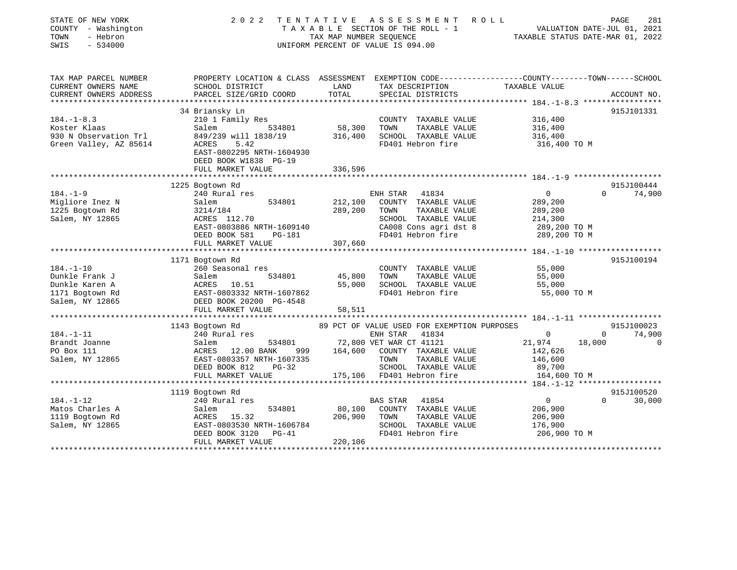STATE OF NEW YORK
COUNTY - Washington
TOWN - Hebron
SWIS - 534000

2022 TENTATIVE ASSESSMENT ROLL
TAXABLE SECTION OF THE ROLL - 1
TAX MAP NUMBER SEQUENCE
UNIFORM PERCENT OF VALUE IS 094.00

VALUATION DATE-JUL 01, 2021
TAXABLE STATUS DATE-MAR 01, 2022

| TAX MAP PARCEL NUMBER / CURRENT OWNERS NAME / CURRENT OWNERS ADDRESS | PROPERTY LOCATION & CLASS / SCHOOL DISTRICT / PARCEL SIZE/GRID COORD | ASSESSMENT LAND / TOTAL | EXEMPTION CODE / TAX DESCRIPTION / SPECIAL DISTRICTS | COUNTY | TOWN | SCHOOL | ACCOUNT NO. |
|---|---|---|---|---|---|---|---|
| **184.-1-8.3** | 34 Briansky Ln | | | | | | 915J101331 |
| Koster Klaas | 210 1 Family Res | | COUNTY TAXABLE VALUE | 316,400 | | | |
| 930 N Observation Trl | Salem 534801 | 58,300 | TOWN TAXABLE VALUE | | 316,400 | | |
| Green Valley, AZ 85614 | 849/239 will 1838/19 | 316,400 | SCHOOL TAXABLE VALUE | | | 316,400 | |
| | ACRES 5.42 | | FD401 Hebron fire | 316,400 TO M | | | |
| | EAST-0802295 NRTH-1604930 | | | | | | |
| | DEED BOOK W1838 PG-19 | | | | | | |
| | FULL MARKET VALUE | 336,596 | | | | | |
| **184.-1-9** | 1225 Bogtown Rd | | | | | | 915J100444 |
| Migliore Inez N | 240 Rural res | | ENH STAR 41834 | 0 | 0 | 74,900 | |
| 1225 Bogtown Rd | Salem 534801 | 212,100 | COUNTY TAXABLE VALUE | 289,200 | | | |
| Salem, NY 12865 | 3214/184 | 289,200 | TOWN TAXABLE VALUE | | 289,200 | | |
| | ACRES 112.70 | | SCHOOL TAXABLE VALUE | | | 214,300 | |
| | EAST-0803886 NRTH-1609140 | | CA008 Cons agri dst 8 | 289,200 TO M | | | |
| | DEED BOOK 581 PG-181 | | FD401 Hebron fire | 289,200 TO M | | | |
| | FULL MARKET VALUE | 307,660 | | | | | |
| **184.-1-10** | 1171 Bogtown Rd | | | | | | 915J100194 |
| Dunkle Frank J | 260 Seasonal res | | COUNTY TAXABLE VALUE | 55,000 | | | |
| Dunkle Karen A | Salem 534801 | 45,800 | TOWN TAXABLE VALUE | | 55,000 | | |
| 1171 Bogtown Rd | ACRES 10.51 | 55,000 | SCHOOL TAXABLE VALUE | | | 55,000 | |
| Salem, NY 12865 | EAST-0803332 NRTH-1607862 | | FD401 Hebron fire | 55,000 TO M | | | |
| | DEED BOOK 20200 PG-4548 | | | | | | |
| | FULL MARKET VALUE | 58,511 | | | | | |
| **184.-1-11** | 1143 Bogtown Rd | | 89 PCT OF VALUE USED FOR EXEMPTION PURPOSES | | | | 915J100023 |
| Brandt Joanne | 240 Rural res | | ENH STAR 41834 | 0 | 0 | 74,900 | |
| PO Box 111 | Salem 534801 | 72,800 | VET WAR CT 41121 | 21,974 | 18,000 | 0 | |
| Salem, NY 12865 | ACRES 12.00 BANK 999 | 164,600 | COUNTY TAXABLE VALUE | 142,626 | | | |
| | EAST-0803357 NRTH-1607335 | | TOWN TAXABLE VALUE | | 146,600 | | |
| | DEED BOOK 812 PG-32 | | SCHOOL TAXABLE VALUE | | | 89,700 | |
| | FULL MARKET VALUE | 175,106 | FD401 Hebron fire | 164,600 TO M | | | |
| **184.-1-12** | 1119 Bogtown Rd | | | | | | 915J100520 |
| Matos Charles A | 240 Rural res | | BAS STAR 41854 | 0 | 0 | 30,000 | |
| 1119 Bogtown Rd | Salem 534801 | 80,100 | COUNTY TAXABLE VALUE | 206,900 | | | |
| Salem, NY 12865 | ACRES 15.32 | 206,900 | TOWN TAXABLE VALUE | | 206,900 | | |
| | EAST-0803530 NRTH-1606784 | | SCHOOL TAXABLE VALUE | | | 176,900 | |
| | DEED BOOK 3120 PG-41 | | FD401 Hebron fire | 206,900 TO M | | | |
| | FULL MARKET VALUE | 220,106 | | | | | |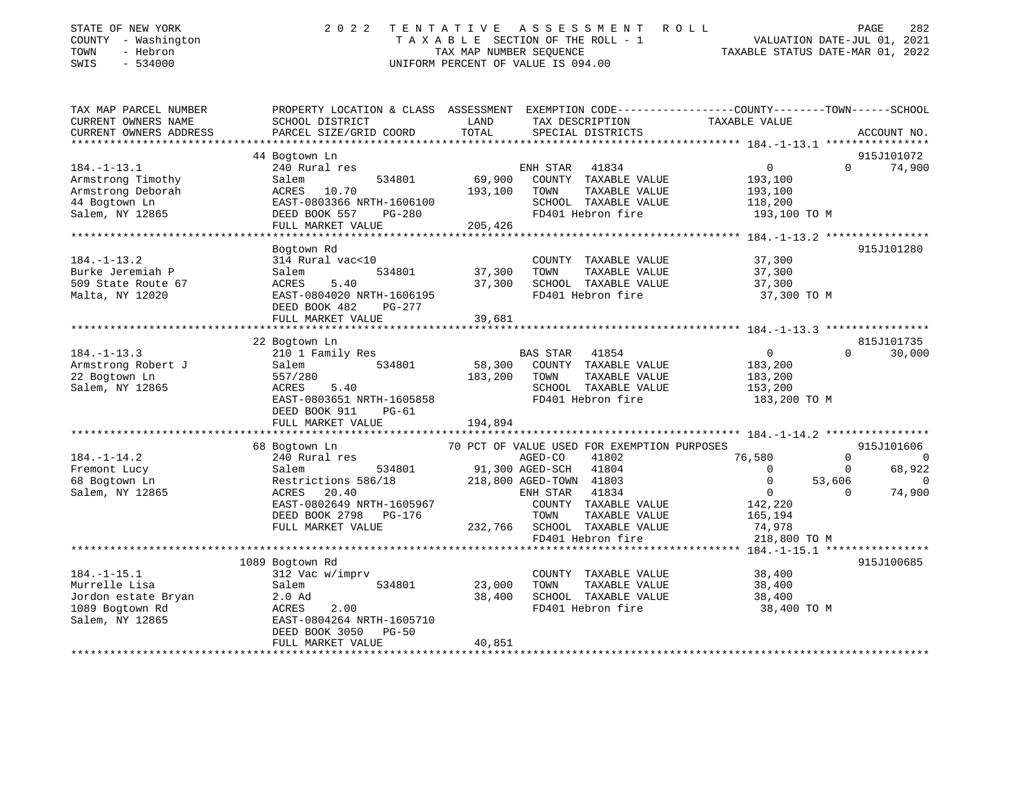STATE OF NEW YORK · COUNTY - Washington · TOWN - Hebron · SWIS - 534000

# 2022 TENTATIVE ASSESSMENT ROLL

TAXABLE SECTION OF THE ROLL - 1
TAX MAP NUMBER SEQUENCE
UNIFORM PERCENT OF VALUE IS 094.00

VALUATION DATE-JUL 01, 2021
TAXABLE STATUS DATE-MAR 01, 2022

| TAX MAP PARCEL NUMBER / CURRENT OWNERS NAME / CURRENT OWNERS ADDRESS | PROPERTY LOCATION & CLASS / SCHOOL DISTRICT / PARCEL SIZE/GRID COORD | LAND / TOTAL | EXEMPTION CODE / TAX DESCRIPTION / SPECIAL DISTRICTS | COUNTY | TOWN | SCHOOL | ACCOUNT NO. |
|---|---|---|---|---|---|---|---|
| **184.-1-13.1** | 44 Bogtown Ln | | | | | | 915J101072 |
| Armstrong Timothy | 240 Rural res | | ENH STAR 41834 | 0 | 0 | 74,900 | |
| Armstrong Deborah | Salem 534801 | 69,900 | COUNTY TAXABLE VALUE | 193,100 | | | |
| 44 Bogtown Ln | ACRES 10.70 | 193,100 | TOWN TAXABLE VALUE | | 193,100 | | |
| Salem, NY 12865 | EAST-0803366 NRTH-1606100 | | SCHOOL TAXABLE VALUE | | | 118,200 | |
| | DEED BOOK 557 PG-280 | | FD401 Hebron fire | 193,100 TO M | | | |
| | FULL MARKET VALUE | 205,426 | | | | | |
| **184.-1-13.2** | Bogtown Rd | | | | | | 915J101280 |
| Burke Jeremiah P | 314 Rural vac<10 | | COUNTY TAXABLE VALUE | 37,300 | | | |
| 509 State Route 67 | Salem 534801 | 37,300 | TOWN TAXABLE VALUE | | 37,300 | | |
| Malta, NY 12020 | ACRES 5.40 | 37,300 | SCHOOL TAXABLE VALUE | | | 37,300 | |
| | EAST-0804020 NRTH-1606195 | | FD401 Hebron fire | 37,300 TO M | | | |
| | DEED BOOK 482 PG-277 | | | | | | |
| | FULL MARKET VALUE | 39,681 | | | | | |
| **184.-1-13.3** | 22 Bogtown Ln | | | | | | 815J101735 |
| Armstrong Robert J | 210 1 Family Res | | BAS STAR 41854 | 0 | 0 | 30,000 | |
| 22 Bogtown Ln | Salem 534801 | 58,300 | COUNTY TAXABLE VALUE | 183,200 | | | |
| Salem, NY 12865 | 557/280 | 183,200 | TOWN TAXABLE VALUE | | 183,200 | | |
| | ACRES 5.40 | | SCHOOL TAXABLE VALUE | | | 153,200 | |
| | EAST-0803651 NRTH-1605858 | | FD401 Hebron fire | 183,200 TO M | | | |
| | DEED BOOK 911 PG-61 | | | | | | |
| | FULL MARKET VALUE | 194,894 | | | | | |
| **184.-1-14.2** | 68 Bogtown Ln | | 70 PCT OF VALUE USED FOR EXEMPTION PURPOSES | | | | 915J101606 |
| Fremont Lucy | 240 Rural res | | AGED-CO 41802 | 76,580 | 0 | 0 | |
| 68 Bogtown Ln | Salem 534801 | 91,300 | AGED-SCH 41804 | 0 | 0 | 68,922 | |
| Salem, NY 12865 | Restrictions 586/18 | 218,800 | AGED-TOWN 41803 | 0 | 53,606 | 0 | |
| | ACRES 20.40 | | ENH STAR 41834 | 0 | 0 | 74,900 | |
| | EAST-0802649 NRTH-1605967 | | COUNTY TAXABLE VALUE | 142,220 | | | |
| | DEED BOOK 2798 PG-176 | | TOWN TAXABLE VALUE | | 165,194 | | |
| | FULL MARKET VALUE | 232,766 | SCHOOL TAXABLE VALUE | | | 74,978 | |
| | | | FD401 Hebron fire | 218,800 TO M | | | |
| **184.-1-15.1** | 1089 Bogtown Rd | | | | | | 915J100685 |
| Murrelle Lisa | 312 Vac w/imprv | | COUNTY TAXABLE VALUE | 38,400 | | | |
| Jordon estate Bryan | Salem 534801 | 23,000 | TOWN TAXABLE VALUE | | 38,400 | | |
| 1089 Bogtown Rd | 2.0 Ad | 38,400 | SCHOOL TAXABLE VALUE | | | 38,400 | |
| Salem, NY 12865 | ACRES 2.00 | | FD401 Hebron fire | 38,400 TO M | | | |
| | EAST-0804264 NRTH-1605710 | | | | | | |
| | DEED BOOK 3050 PG-50 | | | | | | |
| | FULL MARKET VALUE | 40,851 | | | | | |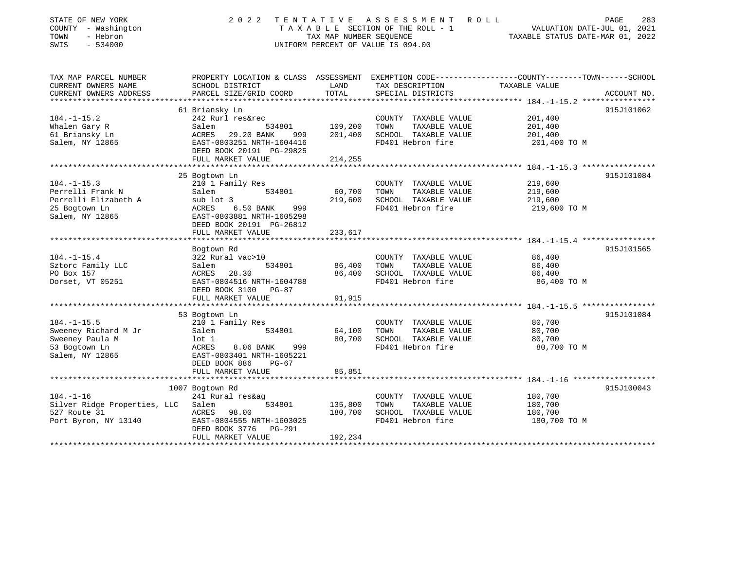STATE OF NEW YORK — 2022 TENTATIVE ASSESSMENT ROLL
COUNTY - Washington — TAXABLE SECTION OF THE ROLL - 1 — VALUATION DATE-JUL 01, 2021
TOWN - Hebron — TAX MAP NUMBER SEQUENCE — TAXABLE STATUS DATE-MAR 01, 2022
SWIS - 534000 — UNIFORM PERCENT OF VALUE IS 094.00

| TAX MAP PARCEL NUMBER / CURRENT OWNERS NAME / CURRENT OWNERS ADDRESS | PROPERTY LOCATION & CLASS / SCHOOL DISTRICT / PARCEL SIZE/GRID COORD | ASSESSMENT LAND | TOTAL | EXEMPTION CODE / TAX DESCRIPTION / SPECIAL DISTRICTS | COUNTY--------TOWN------SCHOOL TAXABLE VALUE | ACCOUNT NO. |
|---|---|---|---|---|---|---|
| 184.-1-15.2 | 61 Briansky Ln | | | | | 915J101062 |
| 184.-1-15.2 | 242 Rurl res&rec | | | COUNTY TAXABLE VALUE | 201,400 | |
| Whalen Gary R | Salem 534801 | 109,200 | | TOWN TAXABLE VALUE | 201,400 | |
| 61 Briansky Ln | ACRES 29.20 BANK 999 | | 201,400 | SCHOOL TAXABLE VALUE | 201,400 | |
| Salem, NY 12865 | EAST-0803251 NRTH-1604416 | | | FD401 Hebron fire | 201,400 TO M | |
| | DEED BOOK 20191 PG-29825 | | | | | |
| | FULL MARKET VALUE | | 214,255 | | | |
| 184.-1-15.3 | 25 Bogtown Ln | | | | | 915J101084 |
| 184.-1-15.3 | 210 1 Family Res | | | COUNTY TAXABLE VALUE | 219,600 | |
| Perrelli Frank N | Salem 534801 | 60,700 | | TOWN TAXABLE VALUE | 219,600 | |
| Perrelli Elizabeth A | sub lot 3 | | 219,600 | SCHOOL TAXABLE VALUE | 219,600 | |
| 25 Bogtown Ln | ACRES 6.50 BANK 999 | | | FD401 Hebron fire | 219,600 TO M | |
| Salem, NY 12865 | EAST-0803881 NRTH-1605298 | | | | | |
| | DEED BOOK 20191 PG-26812 | | | | | |
| | FULL MARKET VALUE | | 233,617 | | | |
| 184.-1-15.4 | Bogtown Rd | | | | | 915J101565 |
| 184.-1-15.4 | 322 Rural vac>10 | | | COUNTY TAXABLE VALUE | 86,400 | |
| Sztorc Family LLC | Salem 534801 | 86,400 | | TOWN TAXABLE VALUE | 86,400 | |
| PO Box 157 | ACRES 28.30 | | 86,400 | SCHOOL TAXABLE VALUE | 86,400 | |
| Dorset, VT 05251 | EAST-0804516 NRTH-1604788 | | | FD401 Hebron fire | 86,400 TO M | |
| | DEED BOOK 3100 PG-87 | | | | | |
| | FULL MARKET VALUE | | 91,915 | | | |
| 184.-1-15.5 | 53 Bogtown Ln | | | | | 915J101084 |
| 184.-1-15.5 | 210 1 Family Res | | | COUNTY TAXABLE VALUE | 80,700 | |
| Sweeney Richard M Jr | Salem 534801 | 64,100 | | TOWN TAXABLE VALUE | 80,700 | |
| Sweeney Paula M | lot 1 | | 80,700 | SCHOOL TAXABLE VALUE | 80,700 | |
| 53 Bogtown Ln | ACRES 8.06 BANK 999 | | | FD401 Hebron fire | 80,700 TO M | |
| Salem, NY 12865 | EAST-0803401 NRTH-1605221 | | | | | |
| | DEED BOOK 886 PG-67 | | | | | |
| | FULL MARKET VALUE | | 85,851 | | | |
| 184.-1-16 | 1007 Bogtown Rd | | | | | 915J100043 |
| 184.-1-16 | 241 Rural res&ag | | | COUNTY TAXABLE VALUE | 180,700 | |
| Silver Ridge Properties, LLC | Salem 534801 | 135,800 | | TOWN TAXABLE VALUE | 180,700 | |
| 527 Route 31 | ACRES 98.00 | | 180,700 | SCHOOL TAXABLE VALUE | 180,700 | |
| Port Byron, NY 13140 | EAST-0804555 NRTH-1603025 | | | FD401 Hebron fire | 180,700 TO M | |
| | DEED BOOK 3776 PG-291 | | | | | |
| | FULL MARKET VALUE | | 192,234 | | | |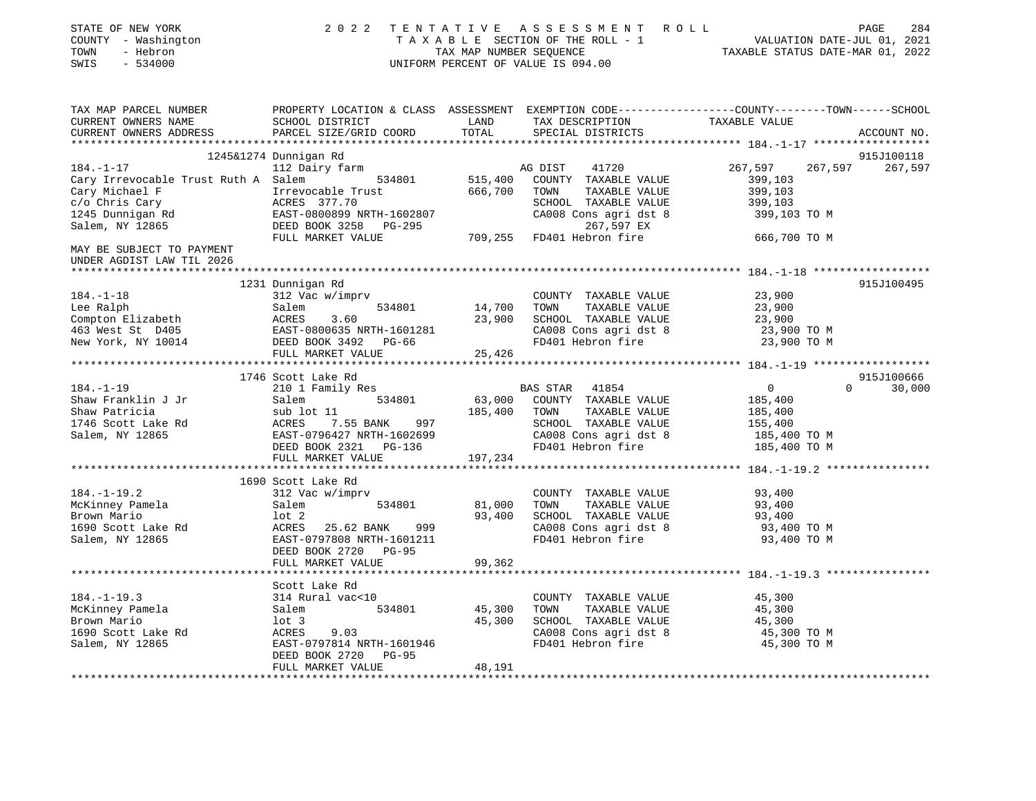STATE OF NEW YORK
COUNTY - Washington
TOWN - Hebron
SWIS - 534000

2022 TENTATIVE ASSESSMENT ROLL
TAXABLE SECTION OF THE ROLL - 1
TAX MAP NUMBER SEQUENCE
UNIFORM PERCENT OF VALUE IS 094.00

VALUATION DATE-JUL 01, 2021
TAXABLE STATUS DATE-MAR 01, 2022

| TAX MAP PARCEL NUMBER / CURRENT OWNERS NAME / CURRENT OWNERS ADDRESS | PROPERTY LOCATION & CLASS / SCHOOL DISTRICT / PARCEL SIZE/GRID COORD | ASSESSMENT LAND / TOTAL | EXEMPTION CODE / TAX DESCRIPTION / SPECIAL DISTRICTS | COUNTY | TOWN | SCHOOL / ACCOUNT NO. |
|---|---|---|---|---|---|---|
| **184.-1-17** | 1245&1274 Dunnigan Rd | | | | | 915J100118 |
| 184.-1-17 | 112 Dairy farm | | AG DIST 41720 | 267,597 | 267,597 | 267,597 |
| Cary Irrevocable Trust Ruth A | Salem 534801 | 515,400 | COUNTY TAXABLE VALUE | 399,103 | | |
| Cary Michael F | Irrevocable Trust | 666,700 | TOWN TAXABLE VALUE | 399,103 | | |
| c/o Chris Cary | ACRES 377.70 | | SCHOOL TAXABLE VALUE | 399,103 | | |
| 1245 Dunnigan Rd | EAST-0800899 NRTH-1602807 | | CA008 Cons agri dst 8 | 399,103 TO M | | |
| Salem, NY 12865 | DEED BOOK 3258 PG-295 | | 267,597 EX | | | |
| | FULL MARKET VALUE | 709,255 | FD401 Hebron fire | 666,700 TO M | | |
| MAY BE SUBJECT TO PAYMENT UNDER AGDIST LAW TIL 2026 | | | | | | |
| **184.-1-18** | 1231 Dunnigan Rd | | | | | 915J100495 |
| 184.-1-18 | 312 Vac w/imprv | | COUNTY TAXABLE VALUE | 23,900 | | |
| Lee Ralph | Salem 534801 | 14,700 | TOWN TAXABLE VALUE | 23,900 | | |
| Compton Elizabeth | ACRES 3.60 | 23,900 | SCHOOL TAXABLE VALUE | 23,900 | | |
| 463 West St D405 | EAST-0800635 NRTH-1601281 | | CA008 Cons agri dst 8 | 23,900 TO M | | |
| New York, NY 10014 | DEED BOOK 3492 PG-66 | | FD401 Hebron fire | 23,900 TO M | | |
| | FULL MARKET VALUE | 25,426 | | | | |
| **184.-1-19** | 1746 Scott Lake Rd | | | | | 915J100666 |
| 184.-1-19 | 210 1 Family Res | | BAS STAR 41854 | 0 | 0 | 30,000 |
| Shaw Franklin J Jr | Salem 534801 | 63,000 | COUNTY TAXABLE VALUE | 185,400 | | |
| Shaw Patricia | sub lot 11 | 185,400 | TOWN TAXABLE VALUE | 185,400 | | |
| 1746 Scott Lake Rd | ACRES 7.55 BANK 997 | | SCHOOL TAXABLE VALUE | 155,400 | | |
| Salem, NY 12865 | EAST-0796427 NRTH-1602699 | | CA008 Cons agri dst 8 | 185,400 TO M | | |
| | DEED BOOK 2321 PG-136 | | FD401 Hebron fire | 185,400 TO M | | |
| | FULL MARKET VALUE | 197,234 | | | | |
| **184.-1-19.2** | 1690 Scott Lake Rd | | | | | |
| 184.-1-19.2 | 312 Vac w/imprv | | COUNTY TAXABLE VALUE | 93,400 | | |
| McKinney Pamela | Salem 534801 | 81,000 | TOWN TAXABLE VALUE | 93,400 | | |
| Brown Mario | lot 2 | 93,400 | SCHOOL TAXABLE VALUE | 93,400 | | |
| 1690 Scott Lake Rd | ACRES 25.62 BANK 999 | | CA008 Cons agri dst 8 | 93,400 TO M | | |
| Salem, NY 12865 | EAST-0797808 NRTH-1601211 | | FD401 Hebron fire | 93,400 TO M | | |
| | DEED BOOK 2720 PG-95 | | | | | |
| | FULL MARKET VALUE | 99,362 | | | | |
| **184.-1-19.3** | Scott Lake Rd | | | | | |
| 184.-1-19.3 | 314 Rural vac<10 | | COUNTY TAXABLE VALUE | 45,300 | | |
| McKinney Pamela | Salem 534801 | 45,300 | TOWN TAXABLE VALUE | 45,300 | | |
| Brown Mario | lot 3 | 45,300 | SCHOOL TAXABLE VALUE | 45,300 | | |
| 1690 Scott Lake Rd | ACRES 9.03 | | CA008 Cons agri dst 8 | 45,300 TO M | | |
| Salem, NY 12865 | EAST-0797814 NRTH-1601946 | | FD401 Hebron fire | 45,300 TO M | | |
| | DEED BOOK 2720 PG-95 | | | | | |
| | FULL MARKET VALUE | 48,191 | | | | |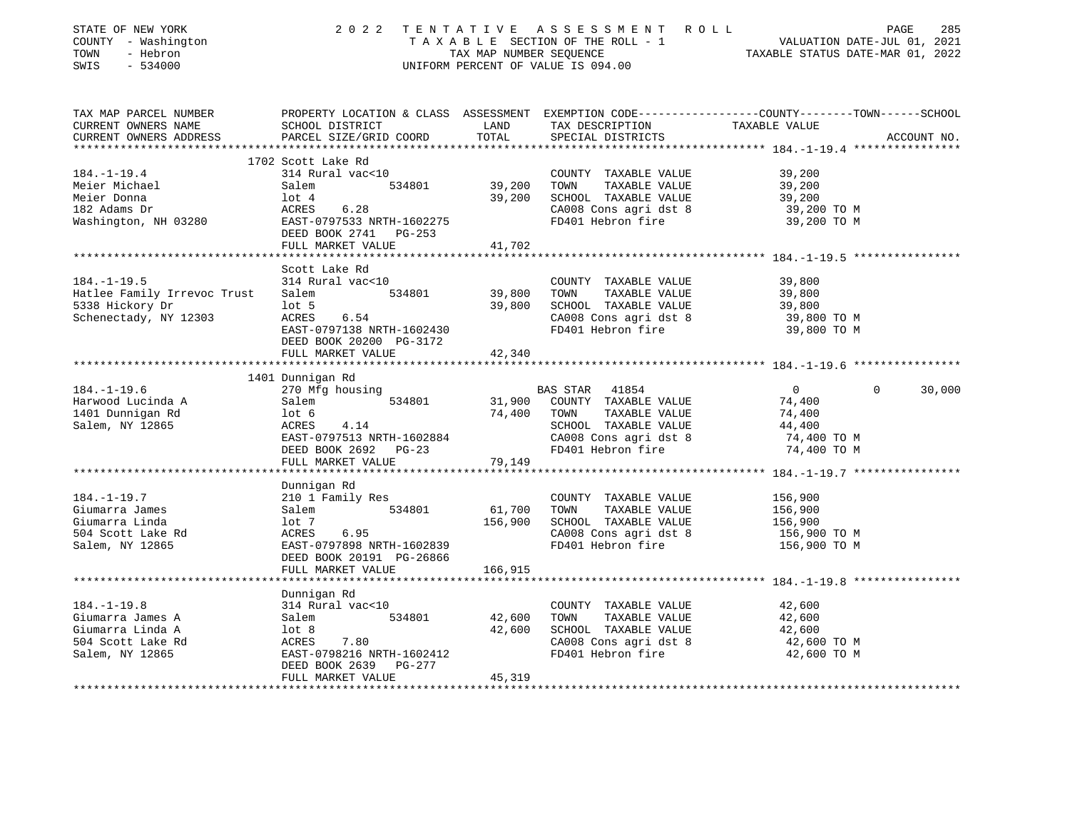STATE OF NEW YORK — 2022 TENTATIVE ASSESSMENT ROLL
COUNTY - Washington — TAXABLE SECTION OF THE ROLL - 1 — VALUATION DATE-JUL 01, 2021
TOWN - Hebron — TAX MAP NUMBER SEQUENCE — TAXABLE STATUS DATE-MAR 01, 2022
SWIS - 534000 — UNIFORM PERCENT OF VALUE IS 094.00

| TAX MAP PARCEL NUMBER / CURRENT OWNERS NAME / CURRENT OWNERS ADDRESS | PROPERTY LOCATION & CLASS / SCHOOL DISTRICT / PARCEL SIZE/GRID COORD | ASSESSMENT LAND | TOTAL | EXEMPTION CODE / TAX DESCRIPTION / SPECIAL DISTRICTS | COUNTY TAXABLE VALUE | TOWN | SCHOOL | ACCOUNT NO. |
|---|---|---|---|---|---|---|---|---|
| **184.-1-19.4** | 1702 Scott Lake Rd | | | | | | | |
| 184.-1-19.4 | 314 Rural vac<10 | | | COUNTY TAXABLE VALUE | 39,200 | | | |
| Meier Michael | Salem 534801 | 39,200 | | TOWN TAXABLE VALUE | 39,200 | | | |
| Meier Donna | lot 4 | | 39,200 | SCHOOL TAXABLE VALUE | 39,200 | | | |
| 182 Adams Dr | ACRES 6.28 | | | CA008 Cons agri dst 8 | 39,200 TO M | | | |
| Washington, NH 03280 | EAST-0797533 NRTH-1602275 | | | FD401 Hebron fire | 39,200 TO M | | | |
| | DEED BOOK 2741 PG-253 | | | | | | | |
| | FULL MARKET VALUE | | 41,702 | | | | | |
| **184.-1-19.5** | Scott Lake Rd | | | | | | | |
| 184.-1-19.5 | 314 Rural vac<10 | | | COUNTY TAXABLE VALUE | 39,800 | | | |
| Hatlee Family Irrevoc Trust | Salem 534801 | 39,800 | | TOWN TAXABLE VALUE | 39,800 | | | |
| 5338 Hickory Dr | lot 5 | | 39,800 | SCHOOL TAXABLE VALUE | 39,800 | | | |
| Schenectady, NY 12303 | ACRES 6.54 | | | CA008 Cons agri dst 8 | 39,800 TO M | | | |
| | EAST-0797138 NRTH-1602430 | | | FD401 Hebron fire | 39,800 TO M | | | |
| | DEED BOOK 20200 PG-3172 | | | | | | | |
| | FULL MARKET VALUE | | 42,340 | | | | | |
| **184.-1-19.6** | 1401 Dunnigan Rd | | | | | | | |
| 184.-1-19.6 | 270 Mfg housing | | | BAS STAR 41854 | 0 | 0 | 30,000 | |
| Harwood Lucinda A | Salem 534801 | 31,900 | | COUNTY TAXABLE VALUE | 74,400 | | | |
| 1401 Dunnigan Rd | lot 6 | | 74,400 | TOWN TAXABLE VALUE | 74,400 | | | |
| Salem, NY 12865 | ACRES 4.14 | | | SCHOOL TAXABLE VALUE | 44,400 | | | |
| | EAST-0797513 NRTH-1602884 | | | CA008 Cons agri dst 8 | 74,400 TO M | | | |
| | DEED BOOK 2692 PG-23 | | | FD401 Hebron fire | 74,400 TO M | | | |
| | FULL MARKET VALUE | | 79,149 | | | | | |
| **184.-1-19.7** | Dunnigan Rd | | | | | | | |
| 184.-1-19.7 | 210 1 Family Res | | | COUNTY TAXABLE VALUE | 156,900 | | | |
| Giumarra James | Salem 534801 | 61,700 | | TOWN TAXABLE VALUE | 156,900 | | | |
| Giumarra Linda | lot 7 | | 156,900 | SCHOOL TAXABLE VALUE | 156,900 | | | |
| 504 Scott Lake Rd | ACRES 6.95 | | | CA008 Cons agri dst 8 | 156,900 TO M | | | |
| Salem, NY 12865 | EAST-0797898 NRTH-1602839 | | | FD401 Hebron fire | 156,900 TO M | | | |
| | DEED BOOK 20191 PG-26866 | | | | | | | |
| | FULL MARKET VALUE | | 166,915 | | | | | |
| **184.-1-19.8** | Dunnigan Rd | | | | | | | |
| 184.-1-19.8 | 314 Rural vac<10 | | | COUNTY TAXABLE VALUE | 42,600 | | | |
| Giumarra James A | Salem 534801 | 42,600 | | TOWN TAXABLE VALUE | 42,600 | | | |
| Giumarra Linda A | lot 8 | | 42,600 | SCHOOL TAXABLE VALUE | 42,600 | | | |
| 504 Scott Lake Rd | ACRES 7.80 | | | CA008 Cons agri dst 8 | 42,600 TO M | | | |
| Salem, NY 12865 | EAST-0798216 NRTH-1602412 | | | FD401 Hebron fire | 42,600 TO M | | | |
| | DEED BOOK 2639 PG-277 | | | | | | | |
| | FULL MARKET VALUE | | 45,319 | | | | | |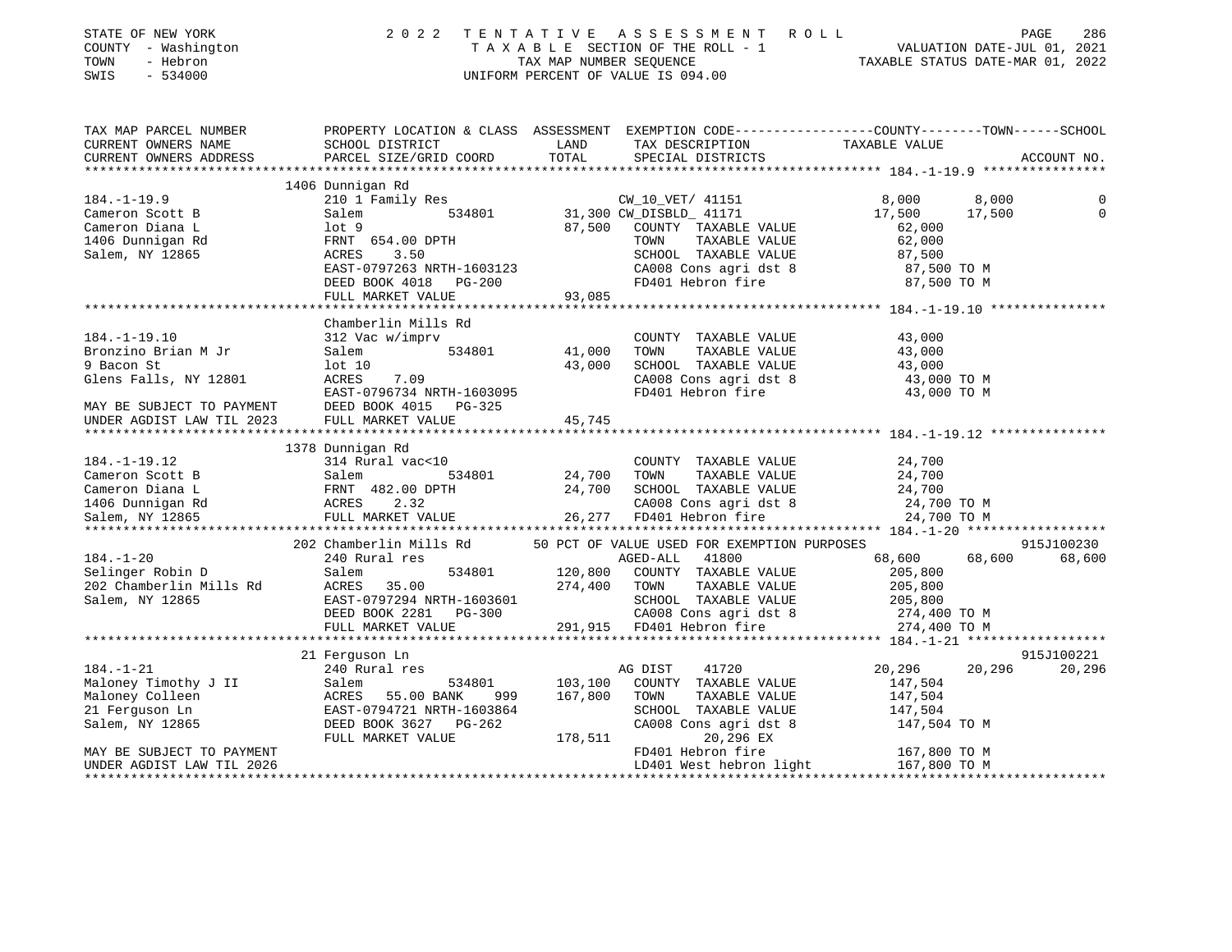STATE OF NEW YORK — COUNTY - Washington — TOWN - Hebron — SWIS - 534000

2022 TENTATIVE ASSESSMENT ROLL
TAXABLE SECTION OF THE ROLL - 1
TAX MAP NUMBER SEQUENCE
UNIFORM PERCENT OF VALUE IS 094.00

VALUATION DATE-JUL 01, 2021
TAXABLE STATUS DATE-MAR 01, 2022

```
TAX MAP PARCEL NUMBER          PROPERTY LOCATION & CLASS  ASSESSMENT  EXEMPTION CODE------------------COUNTY--------TOWN------SCHOOL
CURRENT OWNERS NAME            SCHOOL DISTRICT              LAND      TAX DESCRIPTION             TAXABLE VALUE
CURRENT OWNERS ADDRESS         PARCEL SIZE/GRID COORD       TOTAL     SPECIAL DISTRICTS                                    ACCOUNT NO.
******************************************************************************************************* 184.-1-19.9 ****************
                              1406 Dunnigan Rd
184.-1-19.9                    210 1 Family Res                       CW_10_VET/ 41151              8,000      8,000            0
Cameron Scott B                Salem           534801       31,300 CW_DISBLD_ 41171                17,500     17,500            0
Cameron Diana L                lot 9                        87,500   COUNTY  TAXABLE VALUE          62,000
1406 Dunnigan Rd               FRNT 654.00 DPTH                      TOWN    TAXABLE VALUE          62,000
Salem, NY 12865                ACRES    3.50                         SCHOOL  TAXABLE VALUE          87,500
                               EAST-0797263 NRTH-1603123             CA008 Cons agri dst 8          87,500 TO M
                               DEED BOOK 4018   PG-200               FD401 Hebron fire              87,500 TO M
                               FULL MARKET VALUE            93,085
******************************************************************************************************* 184.-1-19.10 ***************
                               Chamberlin Mills Rd
184.-1-19.10                   312 Vac w/imprv                        COUNTY  TAXABLE VALUE          43,000
Bronzino Brian M Jr            Salem           534801       41,000   TOWN    TAXABLE VALUE          43,000
9 Bacon St                     lot 10                       43,000   SCHOOL  TAXABLE VALUE          43,000
Glens Falls, NY 12801          ACRES    7.09                         CA008 Cons agri dst 8          43,000 TO M
                               EAST-0796734 NRTH-1603095             FD401 Hebron fire              43,000 TO M
MAY BE SUBJECT TO PAYMENT      DEED BOOK 4015   PG-325
UNDER AGDIST LAW TIL 2023      FULL MARKET VALUE            45,745
******************************************************************************************************* 184.-1-19.12 ***************
                              1378 Dunnigan Rd
184.-1-19.12                   314 Rural vac<10                       COUNTY  TAXABLE VALUE          24,700
Cameron Scott B                Salem           534801       24,700   TOWN    TAXABLE VALUE          24,700
Cameron Diana L                FRNT 482.00 DPTH             24,700   SCHOOL  TAXABLE VALUE          24,700
1406 Dunnigan Rd               ACRES    2.32                         CA008 Cons agri dst 8          24,700 TO M
Salem, NY 12865                FULL MARKET VALUE            26,277   FD401 Hebron fire              24,700 TO M
******************************************************************************************************* 184.-1-20 ******************
                              202 Chamberlin Mills Rd      50 PCT OF VALUE USED FOR EXEMPTION PURPOSES                    915J100230
184.-1-20                      240 Rural res                          AGED-ALL    41800             68,600     68,600       68,600
Selinger Robin D               Salem           534801      120,800   COUNTY  TAXABLE VALUE         205,800
202 Chamberlin Mills Rd        ACRES   35.00               274,400   TOWN    TAXABLE VALUE         205,800
Salem, NY 12865                EAST-0797294 NRTH-1603601             SCHOOL  TAXABLE VALUE         205,800
                               DEED BOOK 2281   PG-300               CA008 Cons agri dst 8         274,400 TO M
                               FULL MARKET VALUE           291,915   FD401 Hebron fire             274,400 TO M
******************************************************************************************************* 184.-1-21 ******************
                               21 Ferguson Ln                                                                         915J100221
184.-1-21                      240 Rural res                          AG DIST     41720             20,296     20,296       20,296
Maloney Timothy J II           Salem           534801      103,100   COUNTY  TAXABLE VALUE         147,504
Maloney Colleen                ACRES   55.00 BANK    999   167,800   TOWN    TAXABLE VALUE         147,504
21 Ferguson Ln                 EAST-0794721 NRTH-1603864             SCHOOL  TAXABLE VALUE         147,504
Salem, NY 12865                DEED BOOK 3627   PG-262               CA008 Cons agri dst 8         147,504 TO M
                               FULL MARKET VALUE           178,511          20,296 EX
MAY BE SUBJECT TO PAYMENT                                            FD401 Hebron fire             167,800 TO M
UNDER AGDIST LAW TIL 2026                                            LD401 West hebron light       167,800 TO M
************************************************************************************************************************************
```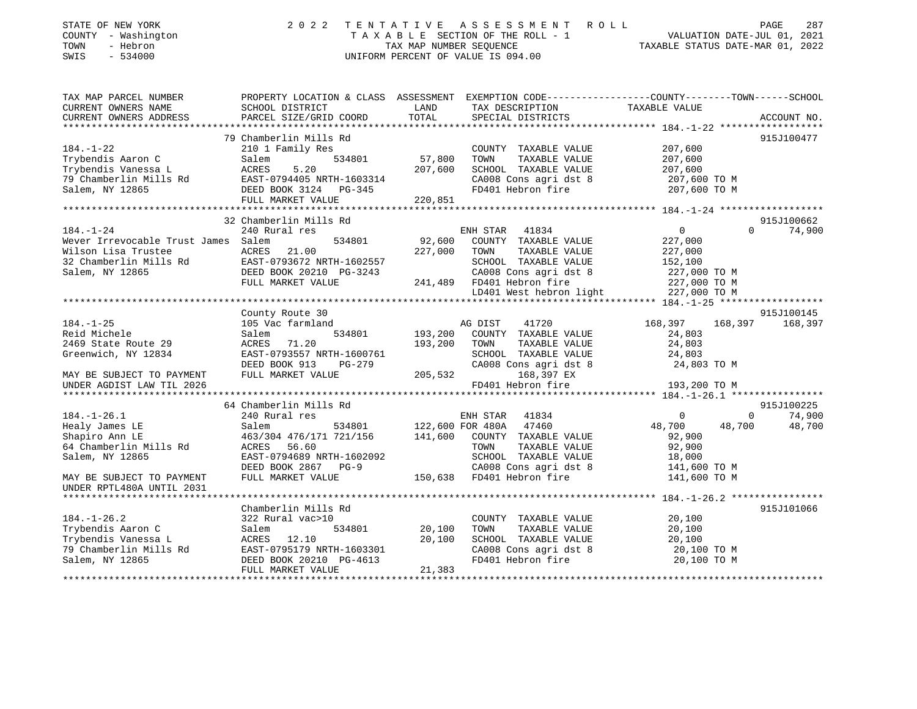STATE OF NEW YORK | 2022 TENTATIVE ASSESSMENT ROLL
COUNTY - Washington | TAXABLE SECTION OF THE ROLL - 1 | VALUATION DATE-JUL 01, 2021
TOWN - Hebron | TAX MAP NUMBER SEQUENCE | TAXABLE STATUS DATE-MAR 01, 2022
SWIS - 534000 | UNIFORM PERCENT OF VALUE IS 094.00

```
TAX MAP PARCEL NUMBER          PROPERTY LOCATION & CLASS  ASSESSMENT  EXEMPTION CODE------------------COUNTY--------TOWN------SCHOOL
CURRENT OWNERS NAME            SCHOOL DISTRICT               LAND      TAX DESCRIPTION            TAXABLE VALUE
CURRENT OWNERS ADDRESS         PARCEL SIZE/GRID COORD        TOTAL     SPECIAL DISTRICTS                                    ACCOUNT NO.
******************************************************************************************************* 184.-1-22 ******************
                               79 Chamberlin Mills Rd                                                                        915J100477
184.-1-22                      210 1 Family Res                        COUNTY  TAXABLE VALUE         207,600
Trybendis Aaron C              Salem          534801       57,800      TOWN    TAXABLE VALUE         207,600
Trybendis Vanessa L            ACRES    5.20               207,600     SCHOOL  TAXABLE VALUE         207,600
79 Chamberlin Mills Rd         EAST-0794405 NRTH-1603314               CA008 Cons agri dst 8          207,600 TO M
Salem, NY 12865                DEED BOOK 3124   PG-345                 FD401 Hebron fire              207,600 TO M
                               FULL MARKET VALUE           220,851
******************************************************************************************************* 184.-1-24 ******************
                               32 Chamberlin Mills Rd                                                                        915J100662
184.-1-24                      240 Rural res                           ENH STAR  41834                 0             0       74,900
Wever Irrevocable Trust James  Salem          534801       92,600      COUNTY  TAXABLE VALUE         227,000
Wilson Lisa Trustee            ACRES   21.00               227,000     TOWN    TAXABLE VALUE         227,000
32 Chamberlin Mills Rd         EAST-0793672 NRTH-1602557               SCHOOL  TAXABLE VALUE         152,100
Salem, NY 12865                DEED BOOK 20210  PG-3243                CA008 Cons agri dst 8          227,000 TO M
                               FULL MARKET VALUE           241,489     FD401 Hebron fire              227,000 TO M
                                                                       LD401 West hebron light        227,000 TO M
******************************************************************************************************* 184.-1-25 ******************
                               County Route 30                                                                               915J100145
184.-1-25                      105 Vac farmland                        AG DIST    41720           168,397       168,397     168,397
Reid Michele                   Salem          534801       193,200     COUNTY  TAXABLE VALUE          24,803
2469 State Route 29            ACRES   71.20               193,200     TOWN    TAXABLE VALUE          24,803
Greenwich, NY 12834            EAST-0793557 NRTH-1600761               SCHOOL  TAXABLE VALUE          24,803
                               DEED BOOK 913    PG-279                 CA008 Cons agri dst 8           24,803 TO M
MAY BE SUBJECT TO PAYMENT      FULL MARKET VALUE           205,532          168,397 EX
UNDER AGDIST LAW TIL 2026                                              FD401 Hebron fire              193,200 TO M
******************************************************************************************************* 184.-1-26.1 ****************
                               64 Chamberlin Mills Rd                                                                        915J100225
184.-1-26.1                    240 Rural res                           ENH STAR  41834                 0             0       74,900
Healy James LE                 Salem          534801       122,600 FOR 480A  47460               48,700        48,700      48,700
Shapiro Ann LE                 463/304 476/171 721/156     141,600     COUNTY  TAXABLE VALUE          92,900
64 Chamberlin Mills Rd         ACRES   56.60                           TOWN    TAXABLE VALUE          92,900
Salem, NY 12865                EAST-0794689 NRTH-1602092               SCHOOL  TAXABLE VALUE          18,000
                               DEED BOOK 2867   PG-9                   CA008 Cons agri dst 8          141,600 TO M
MAY BE SUBJECT TO PAYMENT      FULL MARKET VALUE           150,638     FD401 Hebron fire              141,600 TO M
UNDER RPTL480A UNTIL 2031
******************************************************************************************************* 184.-1-26.2 ****************
                               Chamberlin Mills Rd                                                                           915J101066
184.-1-26.2                    322 Rural vac>10                        COUNTY  TAXABLE VALUE          20,100
Trybendis Aaron C              Salem          534801       20,100      TOWN    TAXABLE VALUE          20,100
Trybendis Vanessa L            ACRES   12.10               20,100      SCHOOL  TAXABLE VALUE          20,100
79 Chamberlin Mills Rd         EAST-0795179 NRTH-1603301               CA008 Cons agri dst 8           20,100 TO M
Salem, NY 12865                DEED BOOK 20210  PG-4613                FD401 Hebron fire               20,100 TO M
                               FULL MARKET VALUE           21,383
************************************************************************************************************************************
```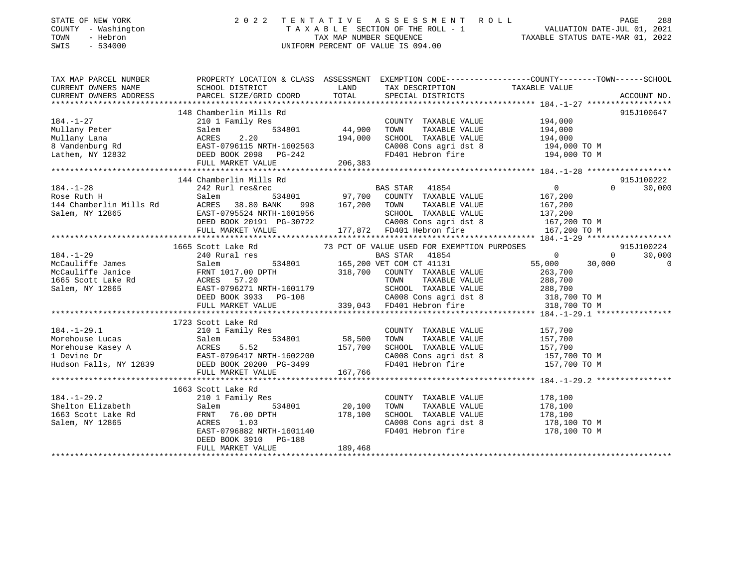STATE OF NEW YORK | 2022 TENTATIVE ASSESSMENT ROLL
COUNTY - Washington | TAXABLE SECTION OF THE ROLL - 1 | VALUATION DATE-JUL 01, 2021
TOWN - Hebron | TAX MAP NUMBER SEQUENCE | TAXABLE STATUS DATE-MAR 01, 2022
SWIS - 534000 | UNIFORM PERCENT OF VALUE IS 094.00

| TAX MAP PARCEL NUMBER / CURRENT OWNERS NAME / CURRENT OWNERS ADDRESS | PROPERTY LOCATION & CLASS / SCHOOL DISTRICT / PARCEL SIZE/GRID COORD | ASSESSMENT LAND | TOTAL | EXEMPTION CODE / TAX DESCRIPTION / SPECIAL DISTRICTS | COUNTY | TOWN | SCHOOL | ACCOUNT NO. |
|---|---|---|---|---|---|---|---|---|
| **184.-1-27** | 148 Chamberlin Mills Rd | | | | | | | 915J100647 |
| Mullany Peter | 210 1 Family Res | | | COUNTY TAXABLE VALUE | 194,000 | | | |
| Mullany Lana | Salem 534801 | 44,900 | | TOWN TAXABLE VALUE | | 194,000 | | |
| 8 Vandenburg Rd | ACRES 2.20 | | 194,000 | SCHOOL TAXABLE VALUE | | | 194,000 | |
| Lathem, NY 12832 | EAST-0796115 NRTH-1602563 | | | CA008 Cons agri dst 8 | 194,000 TO M | | | |
| | DEED BOOK 2098 PG-242 | | | FD401 Hebron fire | 194,000 TO M | | | |
| | FULL MARKET VALUE | | 206,383 | | | | | |
| **184.-1-28** | 144 Chamberlin Mills Rd | | | | | | | 915J100222 |
| Rose Ruth H | 242 Rurl res&rec | | | BAS STAR 41854 | 0 | 0 | 30,000 | |
| 144 Chamberlin Mills Rd | Salem 534801 | 97,700 | | COUNTY TAXABLE VALUE | 167,200 | | | |
| Salem, NY 12865 | ACRES 38.80 BANK 998 | | 167,200 | TOWN TAXABLE VALUE | | 167,200 | | |
| | EAST-0795524 NRTH-1601956 | | | SCHOOL TAXABLE VALUE | | | 137,200 | |
| | DEED BOOK 20191 PG-30722 | | | CA008 Cons agri dst 8 | 167,200 TO M | | | |
| | FULL MARKET VALUE | | 177,872 | FD401 Hebron fire | 167,200 TO M | | | |
| **184.-1-29** | 1665 Scott Lake Rd | | | 73 PCT OF VALUE USED FOR EXEMPTION PURPOSES | | | | 915J100224 |
| McCauliffe James | 240 Rural res | | | BAS STAR 41854 | 0 | 0 | 30,000 | |
| McCauliffe Janice | Salem 534801 | 165,200 | | VET COM CT 41131 | 55,000 | 30,000 | 0 | |
| 1665 Scott Lake Rd | FRNT 1017.00 DPTH | | 318,700 | COUNTY TAXABLE VALUE | 263,700 | | | |
| Salem, NY 12865 | ACRES 57.20 | | | TOWN TAXABLE VALUE | | 288,700 | | |
| | EAST-0796271 NRTH-1601179 | | | SCHOOL TAXABLE VALUE | | | 288,700 | |
| | DEED BOOK 3933 PG-108 | | | CA008 Cons agri dst 8 | 318,700 TO M | | | |
| | FULL MARKET VALUE | | 339,043 | FD401 Hebron fire | 318,700 TO M | | | |
| **184.-1-29.1** | 1723 Scott Lake Rd | | | | | | | |
| Morehouse Lucas | 210 1 Family Res | | | COUNTY TAXABLE VALUE | 157,700 | | | |
| Morehouse Kasey A | Salem 534801 | 58,500 | | TOWN TAXABLE VALUE | | 157,700 | | |
| 1 Devine Dr | ACRES 5.52 | | 157,700 | SCHOOL TAXABLE VALUE | | | 157,700 | |
| Hudson Falls, NY 12839 | EAST-0796417 NRTH-1602200 | | | CA008 Cons agri dst 8 | 157,700 TO M | | | |
| | DEED BOOK 20200 PG-3499 | | | FD401 Hebron fire | 157,700 TO M | | | |
| | FULL MARKET VALUE | | 167,766 | | | | | |
| **184.-1-29.2** | 1663 Scott Lake Rd | | | | | | | |
| Shelton Elizabeth | 210 1 Family Res | | | COUNTY TAXABLE VALUE | 178,100 | | | |
| 1663 Scott Lake Rd | Salem 534801 | 20,100 | | TOWN TAXABLE VALUE | | 178,100 | | |
| Salem, NY 12865 | FRNT 76.00 DPTH | | 178,100 | SCHOOL TAXABLE VALUE | | | 178,100 | |
| | ACRES 1.03 | | | CA008 Cons agri dst 8 | 178,100 TO M | | | |
| | EAST-0796882 NRTH-1601140 | | | FD401 Hebron fire | 178,100 TO M | | | |
| | DEED BOOK 3910 PG-188 | | | | | | | |
| | FULL MARKET VALUE | | 189,468 | | | | | |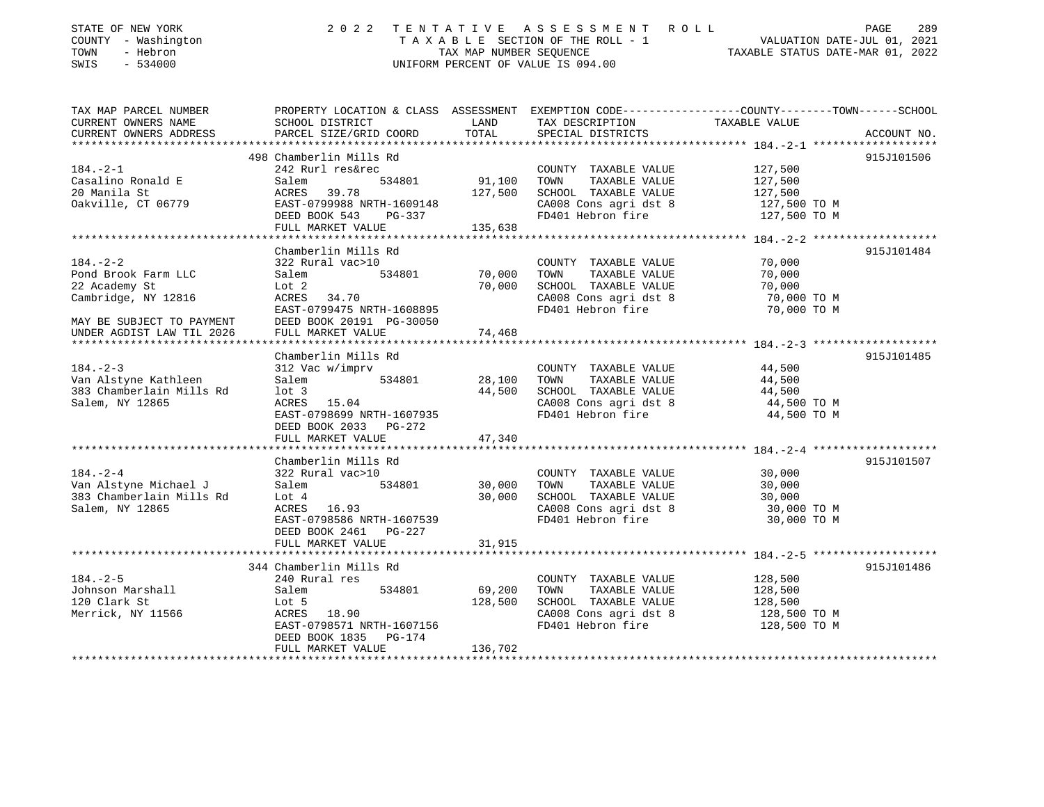STATE OF NEW YORK · COUNTY - Washington · TOWN - Hebron · SWIS - 534000

# 2022 TENTATIVE ASSESSMENT ROLL

TAXABLE SECTION OF THE ROLL - 1 · TAX MAP NUMBER SEQUENCE · UNIFORM PERCENT OF VALUE IS 094.00

VALUATION DATE-JUL 01, 2021 · TAXABLE STATUS DATE-MAR 01, 2022

| TAX MAP PARCEL NUMBER / CURRENT OWNERS NAME / CURRENT OWNERS ADDRESS | PROPERTY LOCATION & CLASS / SCHOOL DISTRICT / PARCEL SIZE/GRID COORD | ASSESSMENT LAND | TOTAL | EXEMPTION CODE / TAX DESCRIPTION / SPECIAL DISTRICTS | COUNTY--------TOWN------SCHOOL TAXABLE VALUE | ACCOUNT NO. |
|---|---|---|---|---|---|---|
| 184.-2-1 | 498 Chamberlin Mills Rd | | | | | 915J101506 |
| Casalino Ronald E | 242 Rurl res&rec | | | COUNTY TAXABLE VALUE | 127,500 | |
| 20 Manila St | Salem 534801 | 91,100 | | TOWN TAXABLE VALUE | 127,500 | |
| Oakville, CT 06779 | ACRES 39.78 | | 127,500 | SCHOOL TAXABLE VALUE | 127,500 | |
| | EAST-0799988 NRTH-1609148 | | | CA008 Cons agri dst 8 | 127,500 TO M | |
| | DEED BOOK 543 PG-337 | | | FD401 Hebron fire | 127,500 TO M | |
| | FULL MARKET VALUE | | 135,638 | | | |
| 184.-2-2 | Chamberlin Mills Rd | | | | | 915J101484 |
| Pond Brook Farm LLC | 322 Rural vac>10 | | | COUNTY TAXABLE VALUE | 70,000 | |
| 22 Academy St | Salem 534801 | 70,000 | | TOWN TAXABLE VALUE | 70,000 | |
| Cambridge, NY 12816 | Lot 2 | | 70,000 | SCHOOL TAXABLE VALUE | 70,000 | |
| | ACRES 34.70 | | | CA008 Cons agri dst 8 | 70,000 TO M | |
| | EAST-0799475 NRTH-1608895 | | | FD401 Hebron fire | 70,000 TO M | |
| MAY BE SUBJECT TO PAYMENT | DEED BOOK 20191 PG-30050 | | | | | |
| UNDER AGDIST LAW TIL 2026 | FULL MARKET VALUE | | 74,468 | | | |
| 184.-2-3 | Chamberlin Mills Rd | | | | | 915J101485 |
| Van Alstyne Kathleen | 312 Vac w/imprv | | | COUNTY TAXABLE VALUE | 44,500 | |
| 383 Chamberlain Mills Rd | Salem 534801 | 28,100 | | TOWN TAXABLE VALUE | 44,500 | |
| Salem, NY 12865 | lot 3 | | 44,500 | SCHOOL TAXABLE VALUE | 44,500 | |
| | ACRES 15.04 | | | CA008 Cons agri dst 8 | 44,500 TO M | |
| | EAST-0798699 NRTH-1607935 | | | FD401 Hebron fire | 44,500 TO M | |
| | DEED BOOK 2033 PG-272 | | | | | |
| | FULL MARKET VALUE | | 47,340 | | | |
| 184.-2-4 | Chamberlin Mills Rd | | | | | 915J101507 |
| Van Alstyne Michael J | 322 Rural vac>10 | | | COUNTY TAXABLE VALUE | 30,000 | |
| 383 Chamberlain Mills Rd | Salem 534801 | 30,000 | | TOWN TAXABLE VALUE | 30,000 | |
| Salem, NY 12865 | Lot 4 | | 30,000 | SCHOOL TAXABLE VALUE | 30,000 | |
| | ACRES 16.93 | | | CA008 Cons agri dst 8 | 30,000 TO M | |
| | EAST-0798586 NRTH-1607539 | | | FD401 Hebron fire | 30,000 TO M | |
| | DEED BOOK 2461 PG-227 | | | | | |
| | FULL MARKET VALUE | | 31,915 | | | |
| 184.-2-5 | 344 Chamberlin Mills Rd | | | | | 915J101486 |
| Johnson Marshall | 240 Rural res | | | COUNTY TAXABLE VALUE | 128,500 | |
| 120 Clark St | Salem 534801 | 69,200 | | TOWN TAXABLE VALUE | 128,500 | |
| Merrick, NY 11566 | Lot 5 | | 128,500 | SCHOOL TAXABLE VALUE | 128,500 | |
| | ACRES 18.90 | | | CA008 Cons agri dst 8 | 128,500 TO M | |
| | EAST-0798571 NRTH-1607156 | | | FD401 Hebron fire | 128,500 TO M | |
| | DEED BOOK 1835 PG-174 | | | | | |
| | FULL MARKET VALUE | | 136,702 | | | |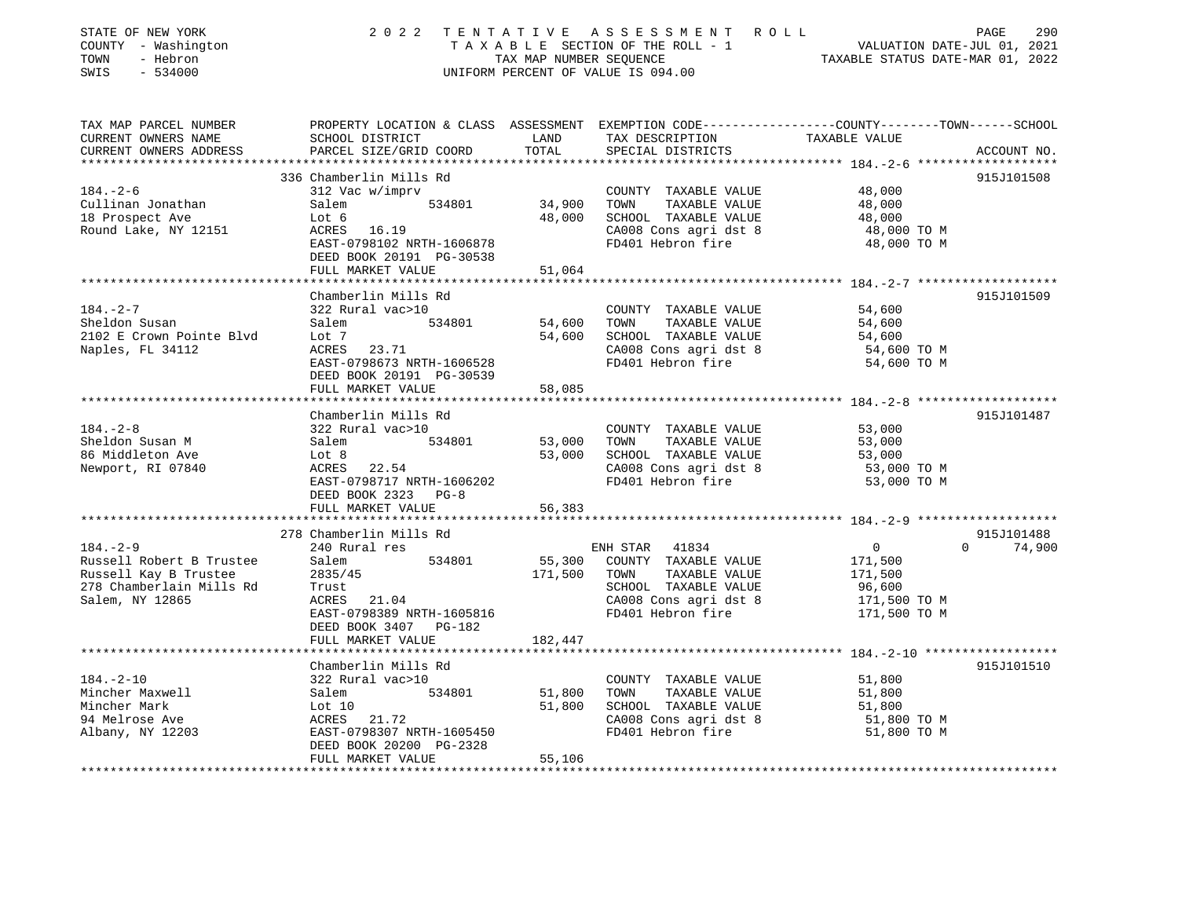STATE OF NEW YORK — 2022 TENTATIVE ASSESSMENT ROLL
COUNTY - Washington — TAXABLE SECTION OF THE ROLL - 1 — VALUATION DATE-JUL 01, 2021
TOWN - Hebron — TAX MAP NUMBER SEQUENCE — TAXABLE STATUS DATE-MAR 01, 2022
SWIS - 534000 — UNIFORM PERCENT OF VALUE IS 094.00

| TAX MAP PARCEL NUMBER / CURRENT OWNERS NAME / CURRENT OWNERS ADDRESS | PROPERTY LOCATION & CLASS / SCHOOL DISTRICT / PARCEL SIZE/GRID COORD | ASSESSMENT LAND | TOTAL | EXEMPTION CODE / TAX DESCRIPTION / SPECIAL DISTRICTS | COUNTY / TOWN TAXABLE VALUE | SCHOOL | ACCOUNT NO. |
|---|---|---|---|---|---|---|---|
| **184.-2-6** | 336 Chamberlin Mills Rd | | | | | | 915J101508 |
| 184.-2-6 | 312 Vac w/imprv | | | COUNTY TAXABLE VALUE | 48,000 | | |
| Cullinan Jonathan | Salem 534801 | 34,900 | | TOWN TAXABLE VALUE | 48,000 | | |
| 18 Prospect Ave | Lot 6 | | 48,000 | SCHOOL TAXABLE VALUE | 48,000 | | |
| Round Lake, NY 12151 | ACRES 16.19 | | | CA008 Cons agri dst 8 | 48,000 TO M | | |
| | EAST-0798102 NRTH-1606878 | | | FD401 Hebron fire | 48,000 TO M | | |
| | DEED BOOK 20191 PG-30538 | | | | | | |
| | FULL MARKET VALUE | | 51,064 | | | | |
| **184.-2-7** | Chamberlin Mills Rd | | | | | | 915J101509 |
| 184.-2-7 | 322 Rural vac>10 | | | COUNTY TAXABLE VALUE | 54,600 | | |
| Sheldon Susan | Salem 534801 | 54,600 | | TOWN TAXABLE VALUE | 54,600 | | |
| 2102 E Crown Pointe Blvd | Lot 7 | | 54,600 | SCHOOL TAXABLE VALUE | 54,600 | | |
| Naples, FL 34112 | ACRES 23.71 | | | CA008 Cons agri dst 8 | 54,600 TO M | | |
| | EAST-0798673 NRTH-1606528 | | | FD401 Hebron fire | 54,600 TO M | | |
| | DEED BOOK 20191 PG-30539 | | | | | | |
| | FULL MARKET VALUE | | 58,085 | | | | |
| **184.-2-8** | Chamberlin Mills Rd | | | | | | 915J101487 |
| 184.-2-8 | 322 Rural vac>10 | | | COUNTY TAXABLE VALUE | 53,000 | | |
| Sheldon Susan M | Salem 534801 | 53,000 | | TOWN TAXABLE VALUE | 53,000 | | |
| 86 Middleton Ave | Lot 8 | | 53,000 | SCHOOL TAXABLE VALUE | 53,000 | | |
| Newport, RI 07840 | ACRES 22.54 | | | CA008 Cons agri dst 8 | 53,000 TO M | | |
| | EAST-0798717 NRTH-1606202 | | | FD401 Hebron fire | 53,000 TO M | | |
| | DEED BOOK 2323 PG-8 | | | | | | |
| | FULL MARKET VALUE | | 56,383 | | | | |
| **184.-2-9** | 278 Chamberlin Mills Rd | | | | | | 915J101488 |
| 184.-2-9 | 240 Rural res | | | ENH STAR 41834 | 0 | 0 | 74,900 |
| Russell Robert B Trustee | Salem 534801 | 55,300 | | COUNTY TAXABLE VALUE | 171,500 | | |
| Russell Kay B Trustee | 2835/45 | | 171,500 | TOWN TAXABLE VALUE | 171,500 | | |
| 278 Chamberlain Mills Rd | Trust | | | SCHOOL TAXABLE VALUE | 96,600 | | |
| Salem, NY 12865 | ACRES 21.04 | | | CA008 Cons agri dst 8 | 171,500 TO M | | |
| | EAST-0798389 NRTH-1605816 | | | FD401 Hebron fire | 171,500 TO M | | |
| | DEED BOOK 3407 PG-182 | | | | | | |
| | FULL MARKET VALUE | | 182,447 | | | | |
| **184.-2-10** | Chamberlin Mills Rd | | | | | | 915J101510 |
| 184.-2-10 | 322 Rural vac>10 | | | COUNTY TAXABLE VALUE | 51,800 | | |
| Mincher Maxwell | Salem 534801 | 51,800 | | TOWN TAXABLE VALUE | 51,800 | | |
| Mincher Mark | Lot 10 | | 51,800 | SCHOOL TAXABLE VALUE | 51,800 | | |
| 94 Melrose Ave | ACRES 21.72 | | | CA008 Cons agri dst 8 | 51,800 TO M | | |
| Albany, NY 12203 | EAST-0798307 NRTH-1605450 | | | FD401 Hebron fire | 51,800 TO M | | |
| | DEED BOOK 20200 PG-2328 | | | | | | |
| | FULL MARKET VALUE | | 55,106 | | | | |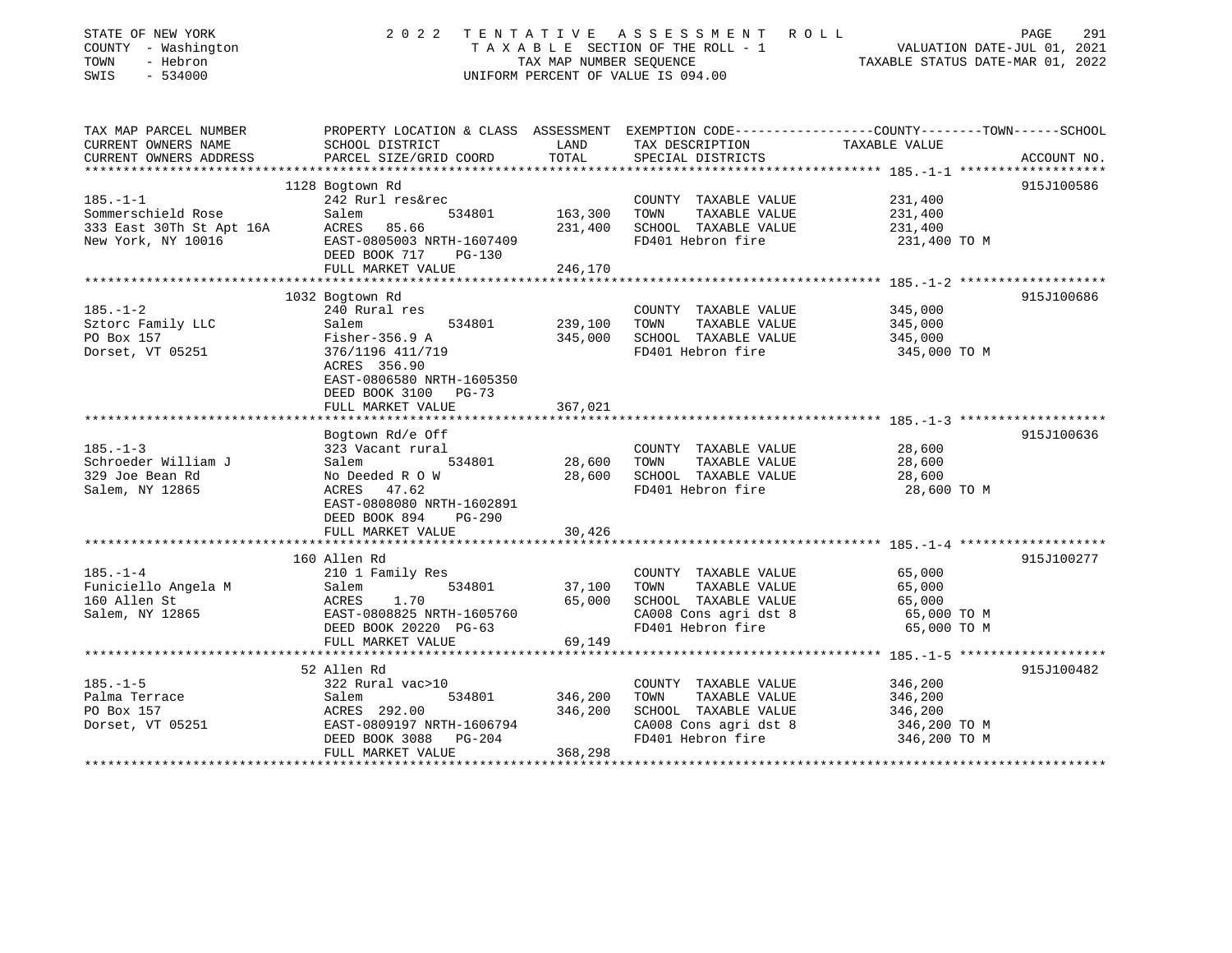STATE OF NEW YORK — 2022 TENTATIVE ASSESSMENT ROLL
COUNTY - Washington — TAXABLE SECTION OF THE ROLL - 1 — VALUATION DATE-JUL 01, 2021
TOWN - Hebron — TAX MAP NUMBER SEQUENCE — TAXABLE STATUS DATE-MAR 01, 2022
SWIS - 534000 — UNIFORM PERCENT OF VALUE IS 094.00

| TAX MAP PARCEL NUMBER / CURRENT OWNERS NAME / CURRENT OWNERS ADDRESS | PROPERTY LOCATION & CLASS / SCHOOL DISTRICT / PARCEL SIZE/GRID COORD | ASSESSMENT LAND / TOTAL | EXEMPTION CODE / TAX DESCRIPTION / SPECIAL DISTRICTS | TAXABLE VALUE (COUNTY / TOWN / SCHOOL) | ACCOUNT NO. |
|---|---|---|---|---|---|
| **185.-1-1** | 1128 Bogtown Rd | | | | 915J100586 |
| 185.-1-1 | 242 Rurl res&rec | | COUNTY TAXABLE VALUE | 231,400 | |
| Sommerschield Rose | Salem 534801 | 163,300 | TOWN TAXABLE VALUE | 231,400 | |
| 333 East 30Th St Apt 16A | ACRES 85.66 | 231,400 | SCHOOL TAXABLE VALUE | 231,400 | |
| New York, NY 10016 | EAST-0805003 NRTH-1607409 | | FD401 Hebron fire | 231,400 TO M | |
| | DEED BOOK 717 PG-130 | | | | |
| | FULL MARKET VALUE | 246,170 | | | |
| **185.-1-2** | 1032 Bogtown Rd | | | | 915J100686 |
| 185.-1-2 | 240 Rural res | | COUNTY TAXABLE VALUE | 345,000 | |
| Sztorc Family LLC | Salem 534801 | 239,100 | TOWN TAXABLE VALUE | 345,000 | |
| PO Box 157 | Fisher-356.9 A | 345,000 | SCHOOL TAXABLE VALUE | 345,000 | |
| Dorset, VT 05251 | 376/1196 411/719 | | FD401 Hebron fire | 345,000 TO M | |
| | ACRES 356.90 | | | | |
| | EAST-0806580 NRTH-1605350 | | | | |
| | DEED BOOK 3100 PG-73 | | | | |
| | FULL MARKET VALUE | 367,021 | | | |
| **185.-1-3** | Bogtown Rd/e Off | | | | 915J100636 |
| 185.-1-3 | 323 Vacant rural | | COUNTY TAXABLE VALUE | 28,600 | |
| Schroeder William J | Salem 534801 | 28,600 | TOWN TAXABLE VALUE | 28,600 | |
| 329 Joe Bean Rd | No Deeded R O W | 28,600 | SCHOOL TAXABLE VALUE | 28,600 | |
| Salem, NY 12865 | ACRES 47.62 | | FD401 Hebron fire | 28,600 TO M | |
| | EAST-0808080 NRTH-1602891 | | | | |
| | DEED BOOK 894 PG-290 | | | | |
| | FULL MARKET VALUE | 30,426 | | | |
| **185.-1-4** | 160 Allen Rd | | | | 915J100277 |
| 185.-1-4 | 210 1 Family Res | | COUNTY TAXABLE VALUE | 65,000 | |
| Funiciello Angela M | Salem 534801 | 37,100 | TOWN TAXABLE VALUE | 65,000 | |
| 160 Allen St | ACRES 1.70 | 65,000 | SCHOOL TAXABLE VALUE | 65,000 | |
| Salem, NY 12865 | EAST-0808825 NRTH-1605760 | | CA008 Cons agri dst 8 | 65,000 TO M | |
| | DEED BOOK 20220 PG-63 | | FD401 Hebron fire | 65,000 TO M | |
| | FULL MARKET VALUE | 69,149 | | | |
| **185.-1-5** | 52 Allen Rd | | | | 915J100482 |
| 185.-1-5 | 322 Rural vac>10 | | COUNTY TAXABLE VALUE | 346,200 | |
| Palma Terrace | Salem 534801 | 346,200 | TOWN TAXABLE VALUE | 346,200 | |
| PO Box 157 | ACRES 292.00 | 346,200 | SCHOOL TAXABLE VALUE | 346,200 | |
| Dorset, VT 05251 | EAST-0809197 NRTH-1606794 | | CA008 Cons agri dst 8 | 346,200 TO M | |
| | DEED BOOK 3088 PG-204 | | FD401 Hebron fire | 346,200 TO M | |
| | FULL MARKET VALUE | 368,298 | | | |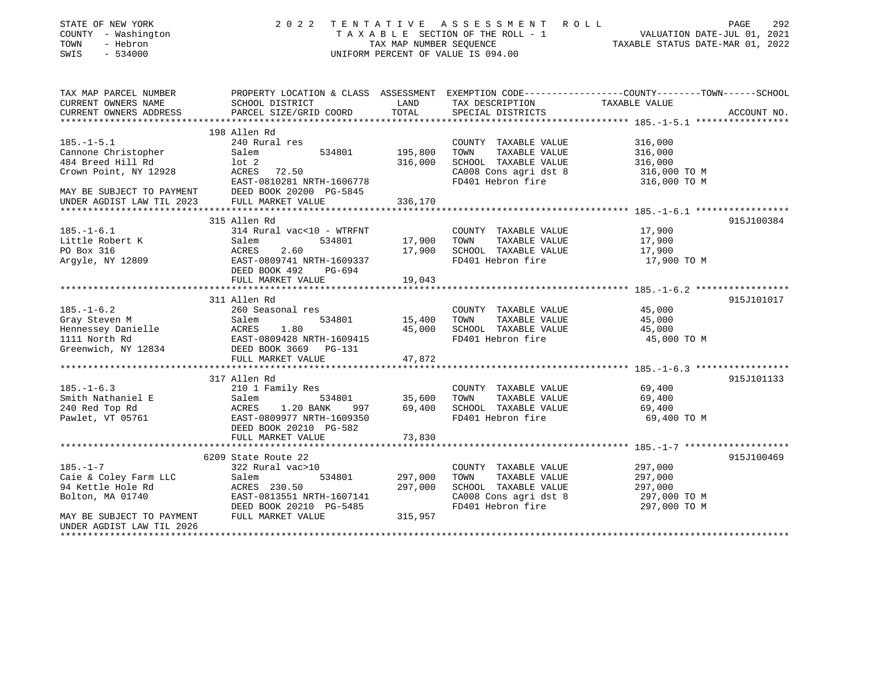STATE OF NEW YORK
COUNTY - Washington
TOWN - Hebron
SWIS - 534000

# 2022 TENTATIVE ASSESSMENT ROLL

TAXABLE SECTION OF THE ROLL - 1
TAX MAP NUMBER SEQUENCE
UNIFORM PERCENT OF VALUE IS 094.00

VALUATION DATE-JUL 01, 2021
TAXABLE STATUS DATE-MAR 01, 2022

| TAX MAP PARCEL NUMBER / CURRENT OWNERS NAME / CURRENT OWNERS ADDRESS | PROPERTY LOCATION & CLASS / SCHOOL DISTRICT / PARCEL SIZE/GRID COORD | LAND | TOTAL | EXEMPTION CODE / TAX DESCRIPTION / SPECIAL DISTRICTS | TAXABLE VALUE (COUNTY--TOWN--SCHOOL) | ACCOUNT NO. |
|---|---|---|---|---|---|---|
| **185.-1-5.1** | 198 Allen Rd | | | | | |
| 185.-1-5.1 | 240 Rural res | | | COUNTY TAXABLE VALUE | 316,000 | |
| Cannone Christopher | Salem 534801 | 195,800 | | TOWN TAXABLE VALUE | 316,000 | |
| 484 Breed Hill Rd | lot 2 | | 316,000 | SCHOOL TAXABLE VALUE | 316,000 | |
| Crown Point, NY 12928 | ACRES 72.50 | | | CA008 Cons agri dst 8 | 316,000 TO M | |
| | EAST-0810281 NRTH-1606778 | | | FD401 Hebron fire | 316,000 TO M | |
| MAY BE SUBJECT TO PAYMENT | DEED BOOK 20200 PG-5845 | | | | | |
| UNDER AGDIST LAW TIL 2023 | FULL MARKET VALUE | | 336,170 | | | |
| **185.-1-6.1** | 315 Allen Rd | | | | | 915J100384 |
| 185.-1-6.1 | 314 Rural vac<10 - WTRFNT | | | COUNTY TAXABLE VALUE | 17,900 | |
| Little Robert K | Salem 534801 | 17,900 | | TOWN TAXABLE VALUE | 17,900 | |
| PO Box 316 | ACRES 2.60 | | 17,900 | SCHOOL TAXABLE VALUE | 17,900 | |
| Argyle, NY 12809 | EAST-0809741 NRTH-1609337 | | | FD401 Hebron fire | 17,900 TO M | |
| | DEED BOOK 492 PG-694 | | | | | |
| | FULL MARKET VALUE | | 19,043 | | | |
| **185.-1-6.2** | 311 Allen Rd | | | | | 915J101017 |
| 185.-1-6.2 | 260 Seasonal res | | | COUNTY TAXABLE VALUE | 45,000 | |
| Gray Steven M | Salem 534801 | 15,400 | | TOWN TAXABLE VALUE | 45,000 | |
| Hennessey Danielle | ACRES 1.80 | | 45,000 | SCHOOL TAXABLE VALUE | 45,000 | |
| 1111 North Rd | EAST-0809428 NRTH-1609415 | | | FD401 Hebron fire | 45,000 TO M | |
| Greenwich, NY 12834 | DEED BOOK 3669 PG-131 | | | | | |
| | FULL MARKET VALUE | | 47,872 | | | |
| **185.-1-6.3** | 317 Allen Rd | | | | | 915J101133 |
| 185.-1-6.3 | 210 1 Family Res | | | COUNTY TAXABLE VALUE | 69,400 | |
| Smith Nathaniel E | Salem 534801 | 35,600 | | TOWN TAXABLE VALUE | 69,400 | |
| 240 Red Top Rd | ACRES 1.20 BANK 997 | | 69,400 | SCHOOL TAXABLE VALUE | 69,400 | |
| Pawlet, VT 05761 | EAST-0809977 NRTH-1609350 | | | FD401 Hebron fire | 69,400 TO M | |
| | DEED BOOK 20210 PG-582 | | | | | |
| | FULL MARKET VALUE | | 73,830 | | | |
| **185.-1-7** | 6209 State Route 22 | | | | | 915J100469 |
| 185.-1-7 | 322 Rural vac>10 | | | COUNTY TAXABLE VALUE | 297,000 | |
| Caie & Coley Farm LLC | Salem 534801 | 297,000 | | TOWN TAXABLE VALUE | 297,000 | |
| 94 Kettle Hole Rd | ACRES 230.50 | | 297,000 | SCHOOL TAXABLE VALUE | 297,000 | |
| Bolton, MA 01740 | EAST-0813551 NRTH-1607141 | | | CA008 Cons agri dst 8 | 297,000 TO M | |
| | DEED BOOK 20210 PG-5485 | | | FD401 Hebron fire | 297,000 TO M | |
| MAY BE SUBJECT TO PAYMENT | FULL MARKET VALUE | | 315,957 | | | |
| UNDER AGDIST LAW TIL 2026 | | | | | | |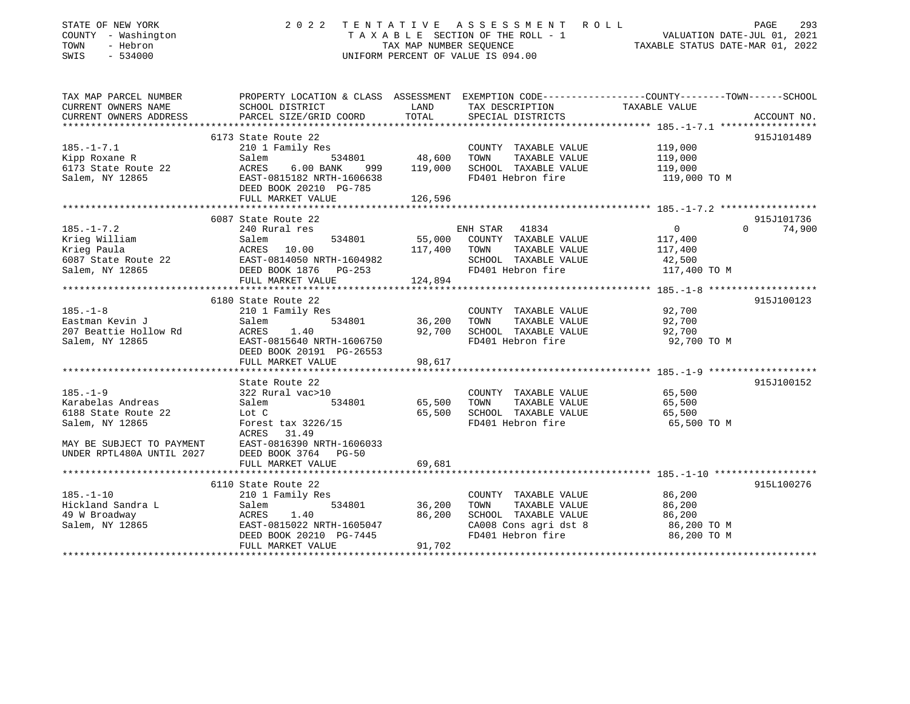STATE OF NEW YORK | COUNTY - Washington | TOWN - Hebron | SWIS - 534000

# 2022 TENTATIVE ASSESSMENT ROLL

TAXABLE SECTION OF THE ROLL - 1
TAX MAP NUMBER SEQUENCE
UNIFORM PERCENT OF VALUE IS 094.00

VALUATION DATE-JUL 01, 2021
TAXABLE STATUS DATE-MAR 01, 2022

| TAX MAP PARCEL NUMBER / CURRENT OWNERS NAME / CURRENT OWNERS ADDRESS | PROPERTY LOCATION & CLASS / SCHOOL DISTRICT / PARCEL SIZE/GRID COORD | LAND | ASSESSMENT TOTAL | EXEMPTION CODE / TAX DESCRIPTION / SPECIAL DISTRICTS | COUNTY TAXABLE VALUE | TOWN | SCHOOL | ACCOUNT NO. |
|---|---|---|---|---|---|---|---|---|
| **185.-1-7.1** | 6173 State Route 22 | | | | | | | 915J101489 |
| Kipp Roxane R | 210 1 Family Res | | | COUNTY TAXABLE VALUE | 119,000 | | | |
| 6173 State Route 22 | Salem 534801 | 48,600 | | TOWN TAXABLE VALUE | 119,000 | | | |
| Salem, NY 12865 | ACRES 6.00 BANK 999 | | 119,000 | SCHOOL TAXABLE VALUE | 119,000 | | | |
| | EAST-0815182 NRTH-1606638 | | | FD401 Hebron fire | 119,000 TO M | | | |
| | DEED BOOK 20210 PG-785 | | | | | | | |
| | FULL MARKET VALUE | | 126,596 | | | | | |
| **185.-1-7.2** | 6087 State Route 22 | | | | | | | 915J101736 |
| Krieg William | 240 Rural res | | | ENH STAR 41834 | 0 | 0 | 74,900 | |
| Krieg Paula | Salem 534801 | 55,000 | | COUNTY TAXABLE VALUE | 117,400 | | | |
| 6087 State Route 22 | ACRES 10.00 | | 117,400 | TOWN TAXABLE VALUE | 117,400 | | | |
| Salem, NY 12865 | EAST-0814050 NRTH-1604982 | | | SCHOOL TAXABLE VALUE | 42,500 | | | |
| | DEED BOOK 1876 PG-253 | | | FD401 Hebron fire | 117,400 TO M | | | |
| | FULL MARKET VALUE | | 124,894 | | | | | |
| **185.-1-8** | 6180 State Route 22 | | | | | | | 915J100123 |
| Eastman Kevin J | 210 1 Family Res | | | COUNTY TAXABLE VALUE | 92,700 | | | |
| 207 Beattie Hollow Rd | Salem 534801 | 36,200 | | TOWN TAXABLE VALUE | 92,700 | | | |
| Salem, NY 12865 | ACRES 1.40 | | 92,700 | SCHOOL TAXABLE VALUE | 92,700 | | | |
| | EAST-0815640 NRTH-1606750 | | | FD401 Hebron fire | 92,700 TO M | | | |
| | DEED BOOK 20191 PG-26553 | | | | | | | |
| | FULL MARKET VALUE | | 98,617 | | | | | |
| **185.-1-9** | State Route 22 | | | | | | | 915J100152 |
| Karabelas Andreas | 322 Rural vac>10 | | | COUNTY TAXABLE VALUE | 65,500 | | | |
| 6188 State Route 22 | Salem 534801 | 65,500 | | TOWN TAXABLE VALUE | 65,500 | | | |
| Salem, NY 12865 | Lot C | | 65,500 | SCHOOL TAXABLE VALUE | 65,500 | | | |
| | Forest tax 3226/15 | | | FD401 Hebron fire | 65,500 TO M | | | |
| | ACRES 31.49 | | | | | | | |
| MAY BE SUBJECT TO PAYMENT | EAST-0816390 NRTH-1606033 | | | | | | | |
| UNDER RPTL480A UNTIL 2027 | DEED BOOK 3764 PG-50 | | | | | | | |
| | FULL MARKET VALUE | | 69,681 | | | | | |
| **185.-1-10** | 6110 State Route 22 | | | | | | | 915L100276 |
| Hickland Sandra L | 210 1 Family Res | | | COUNTY TAXABLE VALUE | 86,200 | | | |
| 49 W Broadway | Salem 534801 | 36,200 | | TOWN TAXABLE VALUE | 86,200 | | | |
| Salem, NY 12865 | ACRES 1.40 | | 86,200 | SCHOOL TAXABLE VALUE | 86,200 | | | |
| | EAST-0815022 NRTH-1605047 | | | CA008 Cons agri dst 8 | 86,200 TO M | | | |
| | DEED BOOK 20210 PG-7445 | | | FD401 Hebron fire | 86,200 TO M | | | |
| | FULL MARKET VALUE | | 91,702 | | | | | |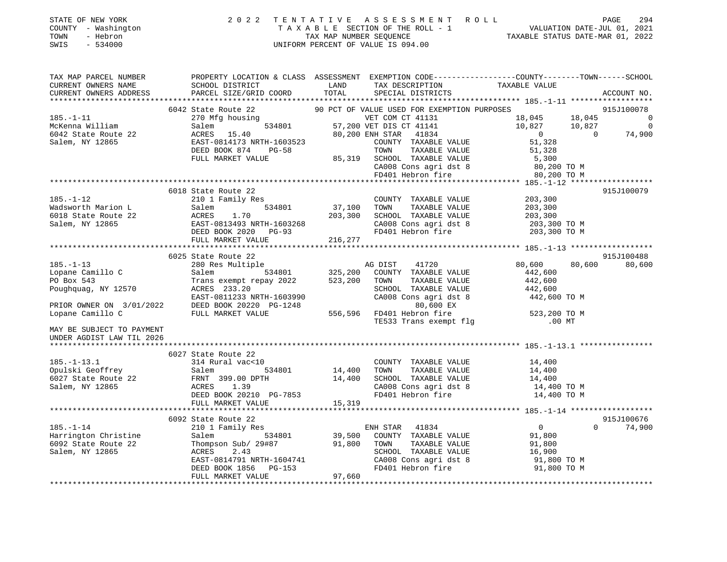STATE OF NEW YORK — 2022 TENTATIVE ASSESSMENT ROLL
COUNTY - Washington — TAXABLE SECTION OF THE ROLL - 1 — VALUATION DATE-JUL 01, 2021
TOWN - Hebron — TAX MAP NUMBER SEQUENCE — TAXABLE STATUS DATE-MAR 01, 2022
SWIS - 534000 — UNIFORM PERCENT OF VALUE IS 094.00

```
TAX MAP PARCEL NUMBER          PROPERTY LOCATION & CLASS  ASSESSMENT  EXEMPTION CODE------------------COUNTY--------TOWN------SCHOOL
CURRENT OWNERS NAME            SCHOOL DISTRICT              LAND       TAX DESCRIPTION             TAXABLE VALUE
CURRENT OWNERS ADDRESS         PARCEL SIZE/GRID COORD       TOTAL      SPECIAL DISTRICTS                                     ACCOUNT NO.
*********************************************************************************************** 185.-1-11 ******************
                               6042 State Route 22           90 PCT OF VALUE USED FOR EXEMPTION PURPOSES                    915J100078
185.-1-11                      270 Mfg housing                  VET COM CT 41131             18,045      18,045              0
McKenna William                Salem          534801      57,200 VET DIS CT 41141            10,827      10,827              0
6042 State Route 22            ACRES   15.40              80,200 ENH STAR  41834                  0           0         74,900
Salem, NY 12865                EAST-0814173 NRTH-1603523         COUNTY  TAXABLE VALUE         51,328
                               DEED BOOK 874    PG-58            TOWN    TAXABLE VALUE         51,328
                               FULL MARKET VALUE          85,319 SCHOOL  TAXABLE VALUE          5,300
                                                                 CA008 Cons agri dst 8         80,200 TO M
                                                                 FD401 Hebron fire             80,200 TO M
*********************************************************************************************** 185.-1-12 ******************
                               6018 State Route 22                                                                  915J100079
185.-1-12                      210 1 Family Res                  COUNTY  TAXABLE VALUE        203,300
Wadsworth Marion L             Salem          534801      37,100 TOWN    TAXABLE VALUE        203,300
6018 State Route 22            ACRES    1.70             203,300 SCHOOL  TAXABLE VALUE        203,300
Salem, NY 12865                EAST-0813493 NRTH-1603268         CA008 Cons agri dst 8        203,300 TO M
                               DEED BOOK 2020   PG-93            FD401 Hebron fire            203,300 TO M
                               FULL MARKET VALUE         216,277
*********************************************************************************************** 185.-1-13 ******************
                               6025 State Route 22                                                                  915J100488
185.-1-13                      280 Res Multiple                  AG DIST    41720              80,600      80,600       80,600
Lopane Camillo C               Salem          534801     325,200 COUNTY  TAXABLE VALUE        442,600
PO Box 543                     Trans exempt repay 2022   523,200 TOWN    TAXABLE VALUE        442,600
Poughquag, NY 12570            ACRES  233.20                     SCHOOL  TAXABLE VALUE        442,600
                               EAST-0811233 NRTH-1603990         CA008 Cons agri dst 8        442,600 TO M
PRIOR OWNER ON 3/01/2022       DEED BOOK 20220 PG-1248                80,600 EX
Lopane Camillo C               FULL MARKET VALUE         556,596 FD401 Hebron fire            523,200 TO M
                                                                 TE533 Trans exempt flg            .00 MT
MAY BE SUBJECT TO PAYMENT
UNDER AGDIST LAW TIL 2026
*********************************************************************************************** 185.-1-13.1 ****************
                               6027 State Route 22
185.-1-13.1                    314 Rural vac<10                  COUNTY  TAXABLE VALUE         14,400
Opulski Geoffrey               Salem          534801      14,400 TOWN    TAXABLE VALUE         14,400
6027 State Route 22            FRNT  399.00 DPTH          14,400 SCHOOL  TAXABLE VALUE         14,400
Salem, NY 12865                ACRES    1.39                     CA008 Cons agri dst 8         14,400 TO M
                               DEED BOOK 20210 PG-7853           FD401 Hebron fire             14,400 TO M
                               FULL MARKET VALUE          15,319
*********************************************************************************************** 185.-1-14 ******************
                               6092 State Route 22                                                                  915J100676
185.-1-14                      210 1 Family Res                  ENH STAR   41834                   0           0        74,900
Harrington Christine           Salem          534801      39,500 COUNTY  TAXABLE VALUE         91,800
6092 State Route 22            Thompson Sub/ 29#87        91,800 TOWN    TAXABLE VALUE         91,800
Salem, NY 12865                ACRES    2.43                     SCHOOL  TAXABLE VALUE         16,900
                               EAST-0814791 NRTH-1604741         CA008 Cons agri dst 8         91,800 TO M
                               DEED BOOK 1856   PG-153           FD401 Hebron fire             91,800 TO M
                               FULL MARKET VALUE          97,660
******************************************************************************************************************************
```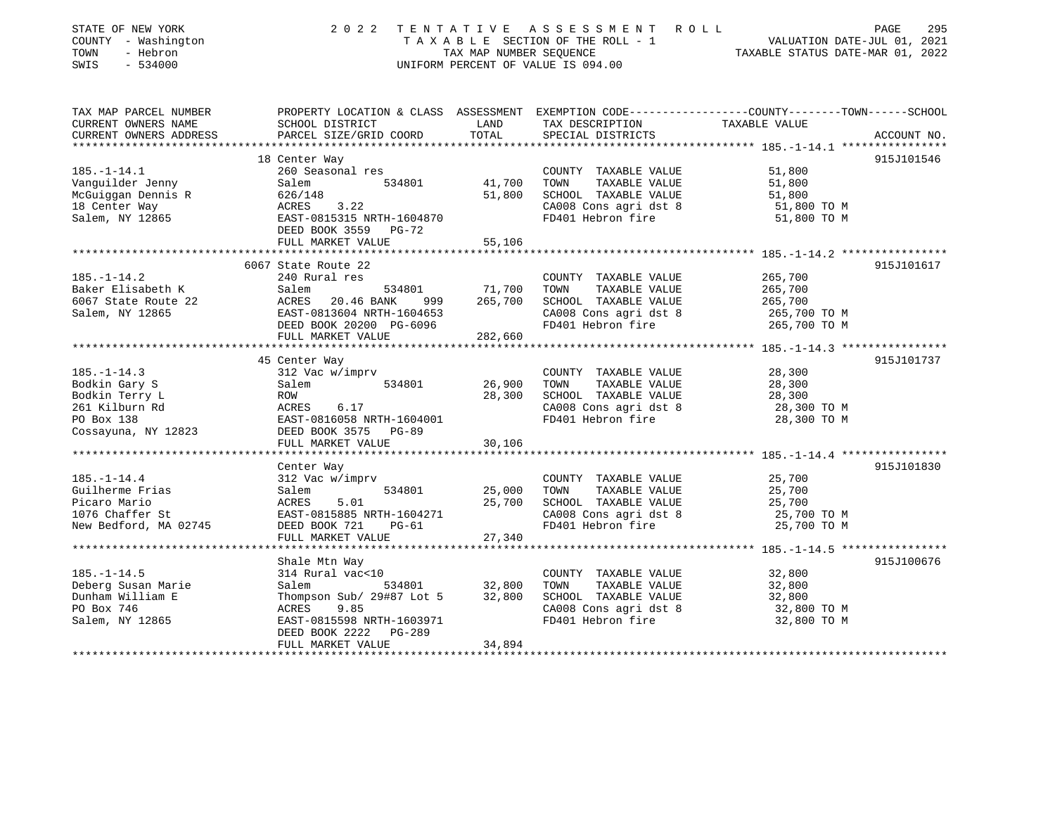STATE OF NEW YORK
COUNTY - Washington
TOWN - Hebron
SWIS - 534000

# 2022 TENTATIVE ASSESSMENT ROLL

TAXABLE SECTION OF THE ROLL - 1
TAX MAP NUMBER SEQUENCE
UNIFORM PERCENT OF VALUE IS 094.00

VALUATION DATE-JUL 01, 2021
TAXABLE STATUS DATE-MAR 01, 2022

| TAX MAP PARCEL NUMBER / CURRENT OWNERS NAME / CURRENT OWNERS ADDRESS | PROPERTY LOCATION & CLASS / SCHOOL DISTRICT / PARCEL SIZE/GRID COORD | ASSESSMENT LAND | TOTAL | EXEMPTION CODE / TAX DESCRIPTION / SPECIAL DISTRICTS | TAXABLE VALUE (COUNTY--TOWN--SCHOOL) | ACCOUNT NO. |
|---|---|---|---|---|---|---|
| **185.-1-14.1** | 18 Center Way | | | | | 915J101546 |
| 185.-1-14.1 | 260 Seasonal res | | | COUNTY TAXABLE VALUE | 51,800 | |
| Vanguilder Jenny | Salem 534801 | 41,700 | | TOWN TAXABLE VALUE | 51,800 | |
| McGuiggan Dennis R | 626/148 | | 51,800 | SCHOOL TAXABLE VALUE | 51,800 | |
| 18 Center Way | ACRES 3.22 | | | CA008 Cons agri dst 8 | 51,800 TO M | |
| Salem, NY 12865 | EAST-0815315 NRTH-1604870 | | | FD401 Hebron fire | 51,800 TO M | |
| | DEED BOOK 3559 PG-72 | | | | | |
| | FULL MARKET VALUE | | 55,106 | | | |
| **185.-1-14.2** | 6067 State Route 22 | | | | | 915J101617 |
| 185.-1-14.2 | 240 Rural res | | | COUNTY TAXABLE VALUE | 265,700 | |
| Baker Elisabeth K | Salem 534801 | 71,700 | | TOWN TAXABLE VALUE | 265,700 | |
| 6067 State Route 22 | ACRES 20.46 BANK 999 | | 265,700 | SCHOOL TAXABLE VALUE | 265,700 | |
| Salem, NY 12865 | EAST-0813604 NRTH-1604653 | | | CA008 Cons agri dst 8 | 265,700 TO M | |
| | DEED BOOK 20200 PG-6096 | | | FD401 Hebron fire | 265,700 TO M | |
| | FULL MARKET VALUE | | 282,660 | | | |
| **185.-1-14.3** | 45 Center Way | | | | | 915J101737 |
| 185.-1-14.3 | 312 Vac w/imprv | | | COUNTY TAXABLE VALUE | 28,300 | |
| Bodkin Gary S | Salem 534801 | 26,900 | | TOWN TAXABLE VALUE | 28,300 | |
| Bodkin Terry L | ROW | | 28,300 | SCHOOL TAXABLE VALUE | 28,300 | |
| 261 Kilburn Rd | ACRES 6.17 | | | CA008 Cons agri dst 8 | 28,300 TO M | |
| PO Box 138 | EAST-0816058 NRTH-1604001 | | | FD401 Hebron fire | 28,300 TO M | |
| Cossayuna, NY 12823 | DEED BOOK 3575 PG-89 | | | | | |
| | FULL MARKET VALUE | | 30,106 | | | |
| **185.-1-14.4** | Center Way | | | | | 915J101830 |
| 185.-1-14.4 | 312 Vac w/imprv | | | COUNTY TAXABLE VALUE | 25,700 | |
| Guilherme Frias | Salem 534801 | 25,000 | | TOWN TAXABLE VALUE | 25,700 | |
| Picaro Mario | ACRES 5.01 | | 25,700 | SCHOOL TAXABLE VALUE | 25,700 | |
| 1076 Chaffer St | EAST-0815885 NRTH-1604271 | | | CA008 Cons agri dst 8 | 25,700 TO M | |
| New Bedford, MA 02745 | DEED BOOK 721 PG-61 | | | FD401 Hebron fire | 25,700 TO M | |
| | FULL MARKET VALUE | | 27,340 | | | |
| **185.-1-14.5** | Shale Mtn Way | | | | | 915J100676 |
| 185.-1-14.5 | 314 Rural vac<10 | | | COUNTY TAXABLE VALUE | 32,800 | |
| Deberg Susan Marie | Salem 534801 | 32,800 | | TOWN TAXABLE VALUE | 32,800 | |
| Dunham William E | Thompson Sub/ 29#87 Lot 5 | | 32,800 | SCHOOL TAXABLE VALUE | 32,800 | |
| PO Box 746 | ACRES 9.85 | | | CA008 Cons agri dst 8 | 32,800 TO M | |
| Salem, NY 12865 | EAST-0815598 NRTH-1603971 | | | FD401 Hebron fire | 32,800 TO M | |
| | DEED BOOK 2222 PG-289 | | | | | |
| | FULL MARKET VALUE | | 34,894 | | | |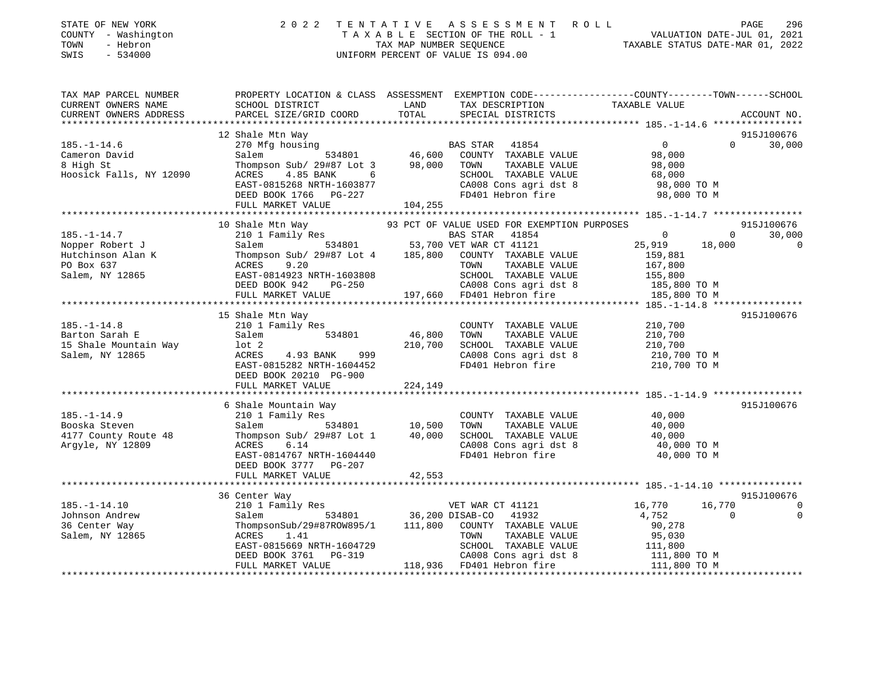STATE OF NEW YORK — 2022 TENTATIVE ASSESSMENT ROLL
COUNTY - Washington — TAXABLE SECTION OF THE ROLL - 1 — VALUATION DATE-JUL 01, 2021
TOWN - Hebron — TAX MAP NUMBER SEQUENCE — TAXABLE STATUS DATE-MAR 01, 2022
SWIS - 534000 — UNIFORM PERCENT OF VALUE IS 094.00

| TAX MAP PARCEL NUMBER / CURRENT OWNERS NAME / CURRENT OWNERS ADDRESS | PROPERTY LOCATION & CLASS / SCHOOL DISTRICT / PARCEL SIZE/GRID COORD | ASSESSMENT LAND / TOTAL | EXEMPTION CODE / TAX DESCRIPTION / SPECIAL DISTRICTS | COUNTY TAXABLE VALUE | TOWN | SCHOOL | ACCOUNT NO. |
|---|---|---|---|---|---|---|---|
| **185.-1-14.6** | 12 Shale Mtn Way | | | | | | 915J100676 |
| | 270 Mfg housing | | BAS STAR 41854 | 0 | 0 | 30,000 | |
| Cameron David | Salem 534801 | 46,600 | COUNTY TAXABLE VALUE | 98,000 | | | |
| 8 High St | Thompson Sub/ 29#87 Lot 3 | 98,000 | TOWN TAXABLE VALUE | 98,000 | | | |
| Hoosick Falls, NY 12090 | ACRES 4.85 BANK 6 | | SCHOOL TAXABLE VALUE | 68,000 | | | |
| | EAST-0815268 NRTH-1603877 | | CA008 Cons agri dst 8 | 98,000 TO M | | | |
| | DEED BOOK 1766 PG-227 | | FD401 Hebron fire | 98,000 TO M | | | |
| | FULL MARKET VALUE | 104,255 | | | | | |
| **185.-1-14.7** | 10 Shale Mtn Way | | 93 PCT OF VALUE USED FOR EXEMPTION PURPOSES | | | | 915J100676 |
| | 210 1 Family Res | | BAS STAR 41854 | 0 | 0 | 30,000 | |
| Nopper Robert J | Salem 534801 | 53,700 | VET WAR CT 41121 | 25,919 | 18,000 | 0 | |
| Hutchinson Alan K | Thompson Sub/ 29#87 Lot 4 | 185,800 | COUNTY TAXABLE VALUE | 159,881 | | | |
| PO Box 637 | ACRES 9.20 | | TOWN TAXABLE VALUE | 167,800 | | | |
| Salem, NY 12865 | EAST-0814923 NRTH-1603808 | | SCHOOL TAXABLE VALUE | 155,800 | | | |
| | DEED BOOK 942 PG-250 | | CA008 Cons agri dst 8 | 185,800 TO M | | | |
| | FULL MARKET VALUE | 197,660 | FD401 Hebron fire | 185,800 TO M | | | |
| **185.-1-14.8** | 15 Shale Mtn Way | | | | | | 915J100676 |
| | 210 1 Family Res | | COUNTY TAXABLE VALUE | 210,700 | | | |
| Barton Sarah E | Salem 534801 | 46,800 | TOWN TAXABLE VALUE | 210,700 | | | |
| 15 Shale Mountain Way | lot 2 | 210,700 | SCHOOL TAXABLE VALUE | 210,700 | | | |
| Salem, NY 12865 | ACRES 4.93 BANK 999 | | CA008 Cons agri dst 8 | 210,700 TO M | | | |
| | EAST-0815282 NRTH-1604452 | | FD401 Hebron fire | 210,700 TO M | | | |
| | DEED BOOK 20210 PG-900 | | | | | | |
| | FULL MARKET VALUE | 224,149 | | | | | |
| **185.-1-14.9** | 6 Shale Mountain Way | | | | | | 915J100676 |
| | 210 1 Family Res | | COUNTY TAXABLE VALUE | 40,000 | | | |
| Booska Steven | Salem 534801 | 10,500 | TOWN TAXABLE VALUE | 40,000 | | | |
| 4177 County Route 48 | Thompson Sub/ 29#87 Lot 1 | 40,000 | SCHOOL TAXABLE VALUE | 40,000 | | | |
| Argyle, NY 12809 | ACRES 6.14 | | CA008 Cons agri dst 8 | 40,000 TO M | | | |
| | EAST-0814767 NRTH-1604440 | | FD401 Hebron fire | 40,000 TO M | | | |
| | DEED BOOK 3777 PG-207 | | | | | | |
| | FULL MARKET VALUE | 42,553 | | | | | |
| **185.-1-14.10** | 36 Center Way | | | | | | 915J100676 |
| | 210 1 Family Res | | VET WAR CT 41121 | 16,770 | 16,770 | 0 | |
| Johnson Andrew | Salem 534801 | 36,200 | DISAB-CO 41932 | 4,752 | 0 | 0 | |
| 36 Center Way | ThompsonSub/29#87ROW895/1 | 111,800 | COUNTY TAXABLE VALUE | 90,278 | | | |
| Salem, NY 12865 | ACRES 1.41 | | TOWN TAXABLE VALUE | 95,030 | | | |
| | EAST-0815669 NRTH-1604729 | | SCHOOL TAXABLE VALUE | 111,800 | | | |
| | DEED BOOK 3761 PG-319 | | CA008 Cons agri dst 8 | 111,800 TO M | | | |
| | FULL MARKET VALUE | 118,936 | FD401 Hebron fire | 111,800 TO M | | | |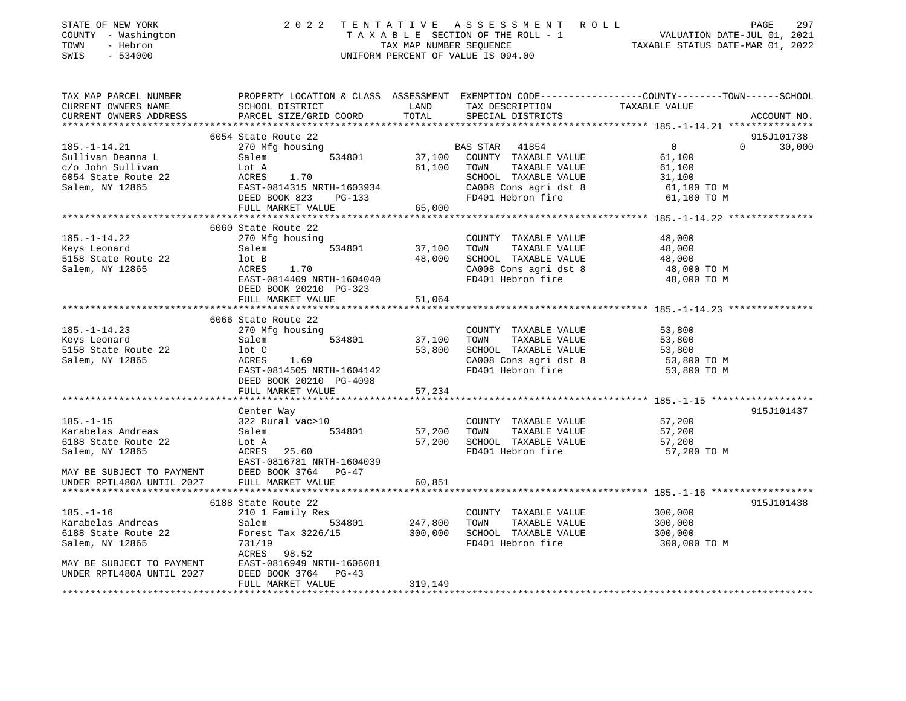STATE OF NEW YORK — 2022 TENTATIVE ASSESSMENT ROLL
COUNTY - Washington — TAXABLE SECTION OF THE ROLL - 1 — VALUATION DATE-JUL 01, 2021
TOWN - Hebron — TAX MAP NUMBER SEQUENCE — TAXABLE STATUS DATE-MAR 01, 2022
SWIS - 534000 — UNIFORM PERCENT OF VALUE IS 094.00

| TAX MAP PARCEL NUMBER / CURRENT OWNERS NAME / CURRENT OWNERS ADDRESS | PROPERTY LOCATION & CLASS / SCHOOL DISTRICT / PARCEL SIZE/GRID COORD | ASSESSMENT LAND | TOTAL | EXEMPTION CODE / TAX DESCRIPTION / SPECIAL DISTRICTS | COUNTY | TOWN | SCHOOL | ACCOUNT NO. |
|---|---|---|---|---|---|---|---|---|
| **185.-1-14.21** | 6054 State Route 22 | | | | | | | 915J101738 |
| Sullivan Deanna L | 270 Mfg housing | | | BAS STAR 41854 | 0 | 0 | 30,000 | |
| c/o John Sullivan | Salem 534801 | 37,100 | | COUNTY TAXABLE VALUE | 61,100 | | | |
| 6054 State Route 22 | Lot A | | 61,100 | TOWN TAXABLE VALUE | | 61,100 | | |
| Salem, NY 12865 | ACRES 1.70 | | | SCHOOL TAXABLE VALUE | | | 31,100 | |
| | EAST-0814315 NRTH-1603934 | | | CA008 Cons agri dst 8 | 61,100 TO M | | | |
| | DEED BOOK 823 PG-133 | | | FD401 Hebron fire | 61,100 TO M | | | |
| | FULL MARKET VALUE | | 65,000 | | | | | |
| **185.-1-14.22** | 6060 State Route 22 | | | | | | | |
| Keys Leonard | 270 Mfg housing | | | COUNTY TAXABLE VALUE | 48,000 | | | |
| 5158 State Route 22 | Salem 534801 | 37,100 | | TOWN TAXABLE VALUE | | 48,000 | | |
| Salem, NY 12865 | lot B | | 48,000 | SCHOOL TAXABLE VALUE | | | 48,000 | |
| | ACRES 1.70 | | | CA008 Cons agri dst 8 | 48,000 TO M | | | |
| | EAST-0814409 NRTH-1604040 | | | FD401 Hebron fire | 48,000 TO M | | | |
| | DEED BOOK 20210 PG-323 | | | | | | | |
| | FULL MARKET VALUE | | 51,064 | | | | | |
| **185.-1-14.23** | 6066 State Route 22 | | | | | | | |
| Keys Leonard | 270 Mfg housing | | | COUNTY TAXABLE VALUE | 53,800 | | | |
| 5158 State Route 22 | Salem 534801 | 37,100 | | TOWN TAXABLE VALUE | | 53,800 | | |
| Salem, NY 12865 | lot C | | 53,800 | SCHOOL TAXABLE VALUE | | | 53,800 | |
| | ACRES 1.69 | | | CA008 Cons agri dst 8 | 53,800 TO M | | | |
| | EAST-0814505 NRTH-1604142 | | | FD401 Hebron fire | 53,800 TO M | | | |
| | DEED BOOK 20210 PG-4098 | | | | | | | |
| | FULL MARKET VALUE | | 57,234 | | | | | |
| **185.-1-15** | Center Way | | | | | | | 915J101437 |
| Karabelas Andreas | 322 Rural vac>10 | | | COUNTY TAXABLE VALUE | 57,200 | | | |
| 6188 State Route 22 | Salem 534801 | 57,200 | | TOWN TAXABLE VALUE | | 57,200 | | |
| Salem, NY 12865 | Lot A | | 57,200 | SCHOOL TAXABLE VALUE | | | 57,200 | |
| | ACRES 25.60 | | | FD401 Hebron fire | 57,200 TO M | | | |
| | EAST-0816781 NRTH-1604039 | | | | | | | |
| MAY BE SUBJECT TO PAYMENT | DEED BOOK 3764 PG-47 | | | | | | | |
| UNDER RPTL480A UNTIL 2027 | FULL MARKET VALUE | | 60,851 | | | | | |
| **185.-1-16** | 6188 State Route 22 | | | | | | | 915J101438 |
| Karabelas Andreas | 210 1 Family Res | | | COUNTY TAXABLE VALUE | 300,000 | | | |
| 6188 State Route 22 | Salem 534801 | 247,800 | | TOWN TAXABLE VALUE | | 300,000 | | |
| Salem, NY 12865 | Forest Tax 3226/15 | | 300,000 | SCHOOL TAXABLE VALUE | | | 300,000 | |
| | 731/19 | | | FD401 Hebron fire | 300,000 TO M | | | |
| | ACRES 98.52 | | | | | | | |
| MAY BE SUBJECT TO PAYMENT | EAST-0816949 NRTH-1606081 | | | | | | | |
| UNDER RPTL480A UNTIL 2027 | DEED BOOK 3764 PG-43 | | | | | | | |
| | FULL MARKET VALUE | | 319,149 | | | | | |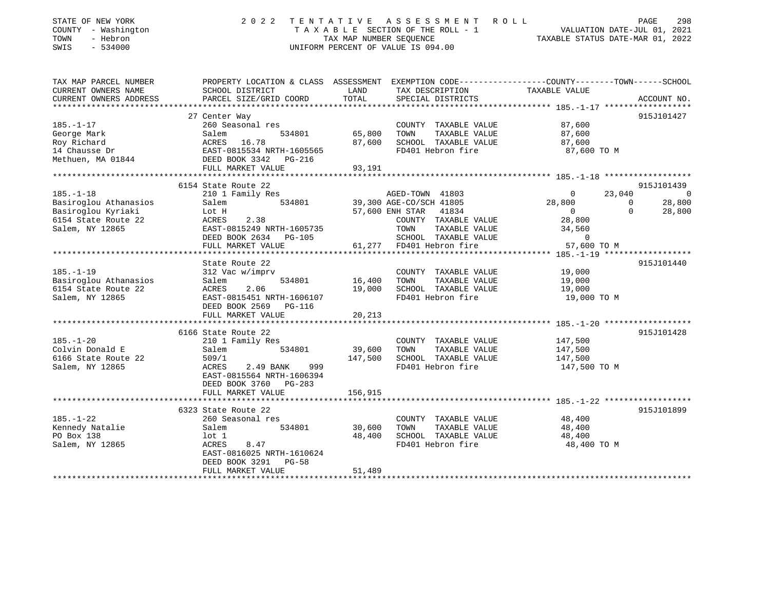STATE OF NEW YORK | 2 0 2 2 T E N T A T I V E A S S E S S M E N T R O L L
COUNTY - Washington | T A X A B L E SECTION OF THE ROLL - 1 | VALUATION DATE-JUL 01, 2021
TOWN - Hebron | TAX MAP NUMBER SEQUENCE | TAXABLE STATUS DATE-MAR 01, 2022
SWIS - 534000 | UNIFORM PERCENT OF VALUE IS 094.00

| TAX MAP PARCEL NUMBER / CURRENT OWNERS NAME / CURRENT OWNERS ADDRESS | PROPERTY LOCATION & CLASS / SCHOOL DISTRICT / PARCEL SIZE/GRID COORD | ASSESSMENT LAND / TOTAL | EXEMPTION CODE / TAX DESCRIPTION / SPECIAL DISTRICTS | COUNTY TAXABLE VALUE | TOWN | SCHOOL | ACCOUNT NO. |
|---|---|---|---|---|---|---|---|
| **185.-1-17** | 27 Center Way | | | | | | 915J101427 |
| George Mark | 260 Seasonal res | | COUNTY TAXABLE VALUE | 87,600 | | | |
| Roy Richard | Salem 534801 | 65,800 | TOWN TAXABLE VALUE | | 87,600 | | |
| 14 Chausse Dr | ACRES 16.78 | 87,600 | SCHOOL TAXABLE VALUE | | | 87,600 | |
| Methuen, MA 01844 | EAST-0815534 NRTH-1605565 | | FD401 Hebron fire | 87,600 TO M | | | |
| | DEED BOOK 3342 PG-216 | | | | | | |
| | FULL MARKET VALUE | 93,191 | | | | | |
| **185.-1-18** | 6154 State Route 22 | | | | | | 915J101439 |
| Basiroglou Athanasios | 210 1 Family Res | | AGED-TOWN 41803 | 0 | 23,040 | 0 | |
| Basiroglou Kyriaki | Salem 534801 | 39,300 | AGE-CO/SCH 41805 | 28,800 | 0 | 28,800 | |
| 6154 State Route 22 | Lot H | 57,600 | ENH STAR 41834 | 0 | 0 | 28,800 | |
| Salem, NY 12865 | ACRES 2.38 | | COUNTY TAXABLE VALUE | 28,800 | | | |
| | EAST-0815249 NRTH-1605735 | | TOWN TAXABLE VALUE | | 34,560 | | |
| | DEED BOOK 2634 PG-105 | | SCHOOL TAXABLE VALUE | | | 0 | |
| | FULL MARKET VALUE | 61,277 | FD401 Hebron fire | 57,600 TO M | | | |
| **185.-1-19** | State Route 22 | | | | | | 915J101440 |
| Basiroglou Athanasios | 312 Vac w/imprv | | COUNTY TAXABLE VALUE | 19,000 | | | |
| 6154 State Route 22 | Salem 534801 | 16,400 | TOWN TAXABLE VALUE | | 19,000 | | |
| Salem, NY 12865 | ACRES 2.06 | 19,000 | SCHOOL TAXABLE VALUE | | | 19,000 | |
| | EAST-0815451 NRTH-1606107 | | FD401 Hebron fire | 19,000 TO M | | | |
| | DEED BOOK 2569 PG-116 | | | | | | |
| | FULL MARKET VALUE | 20,213 | | | | | |
| **185.-1-20** | 6166 State Route 22 | | | | | | 915J101428 |
| Colvin Donald E | 210 1 Family Res | | COUNTY TAXABLE VALUE | 147,500 | | | |
| 6166 State Route 22 | Salem 534801 | 39,600 | TOWN TAXABLE VALUE | | 147,500 | | |
| Salem, NY 12865 | 509/1 | 147,500 | SCHOOL TAXABLE VALUE | | | 147,500 | |
| | ACRES 2.49 BANK 999 | | FD401 Hebron fire | 147,500 TO M | | | |
| | EAST-0815564 NRTH-1606394 | | | | | | |
| | DEED BOOK 3760 PG-283 | | | | | | |
| | FULL MARKET VALUE | 156,915 | | | | | |
| **185.-1-22** | 6323 State Route 22 | | | | | | 915J101899 |
| Kennedy Natalie | 260 Seasonal res | | COUNTY TAXABLE VALUE | 48,400 | | | |
| PO Box 138 | Salem 534801 | 30,600 | TOWN TAXABLE VALUE | | 48,400 | | |
| Salem, NY 12865 | lot 1 | 48,400 | SCHOOL TAXABLE VALUE | | | 48,400 | |
| | ACRES 8.47 | | FD401 Hebron fire | 48,400 TO M | | | |
| | EAST-0816025 NRTH-1610624 | | | | | | |
| | DEED BOOK 3291 PG-58 | | | | | | |
| | FULL MARKET VALUE | 51,489 | | | | | |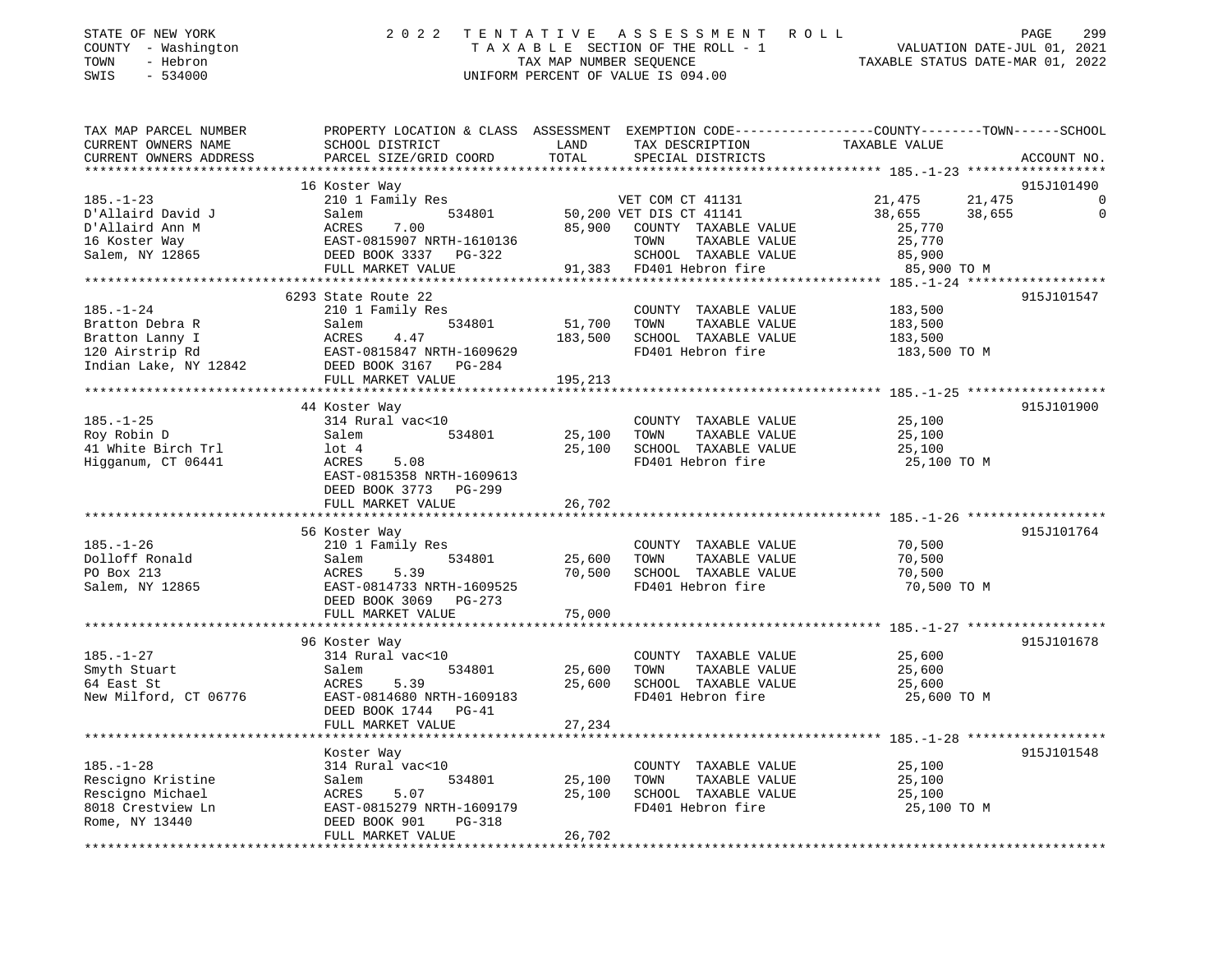STATE OF NEW YORK  
COUNTY - Washington  
TOWN - Hebron  
SWIS - 534000

2022 TENTATIVE ASSESSMENT ROLL  
TAXABLE SECTION OF THE ROLL - 1  
TAX MAP NUMBER SEQUENCE  
UNIFORM PERCENT OF VALUE IS 094.00

VALUATION DATE-JUL 01, 2021  
TAXABLE STATUS DATE-MAR 01, 2022

| TAX MAP PARCEL NUMBER / CURRENT OWNERS NAME / CURRENT OWNERS ADDRESS | PROPERTY LOCATION & CLASS / SCHOOL DISTRICT / PARCEL SIZE/GRID COORD | ASSESSMENT LAND / TOTAL | EXEMPTION CODE / TAX DESCRIPTION / SPECIAL DISTRICTS | COUNTY TAXABLE VALUE | TOWN | SCHOOL | ACCOUNT NO. |
|---|---|---|---|---|---|---|---|
| 185.-1-23 | 16 Koster Way | | | | | | 915J101490 |
| 185.-1-23 | 210 1 Family Res | | VET COM CT 41131 | 21,475 | 21,475 | 0 | |
| D'Allaird David J | Salem 534801 | 50,200 | VET DIS CT 41141 | 38,655 | 38,655 | 0 | |
| D'Allaird Ann M | ACRES 7.00 | 85,900 | COUNTY TAXABLE VALUE | 25,770 | | | |
| 16 Koster Way | EAST-0815907 NRTH-1610136 | | TOWN TAXABLE VALUE | 25,770 | | | |
| Salem, NY 12865 | DEED BOOK 3337 PG-322 | | SCHOOL TAXABLE VALUE | 85,900 | | | |
| | FULL MARKET VALUE | 91,383 | FD401 Hebron fire | 85,900 TO M | | | |
| 185.-1-24 | 6293 State Route 22 | | | | | | 915J101547 |
| 185.-1-24 | 210 1 Family Res | | COUNTY TAXABLE VALUE | 183,500 | | | |
| Bratton Debra R | Salem 534801 | 51,700 | TOWN TAXABLE VALUE | 183,500 | | | |
| Bratton Lanny I | ACRES 4.47 | 183,500 | SCHOOL TAXABLE VALUE | 183,500 | | | |
| 120 Airstrip Rd | EAST-0815847 NRTH-1609629 | | FD401 Hebron fire | 183,500 TO M | | | |
| Indian Lake, NY 12842 | DEED BOOK 3167 PG-284 | | | | | | |
| | FULL MARKET VALUE | 195,213 | | | | | |
| 185.-1-25 | 44 Koster Way | | | | | | 915J101900 |
| 185.-1-25 | 314 Rural vac<10 | | COUNTY TAXABLE VALUE | 25,100 | | | |
| Roy Robin D | Salem 534801 | 25,100 | TOWN TAXABLE VALUE | 25,100 | | | |
| 41 White Birch Trl | lot 4 | 25,100 | SCHOOL TAXABLE VALUE | 25,100 | | | |
| Higganum, CT 06441 | ACRES 5.08 | | FD401 Hebron fire | 25,100 TO M | | | |
| | EAST-0815358 NRTH-1609613 | | | | | | |
| | DEED BOOK 3773 PG-299 | | | | | | |
| | FULL MARKET VALUE | 26,702 | | | | | |
| 185.-1-26 | 56 Koster Way | | | | | | 915J101764 |
| 185.-1-26 | 210 1 Family Res | | COUNTY TAXABLE VALUE | 70,500 | | | |
| Dolloff Ronald | Salem 534801 | 25,600 | TOWN TAXABLE VALUE | 70,500 | | | |
| PO Box 213 | ACRES 5.39 | 70,500 | SCHOOL TAXABLE VALUE | 70,500 | | | |
| Salem, NY 12865 | EAST-0814733 NRTH-1609525 | | FD401 Hebron fire | 70,500 TO M | | | |
| | DEED BOOK 3069 PG-273 | | | | | | |
| | FULL MARKET VALUE | 75,000 | | | | | |
| 185.-1-27 | 96 Koster Way | | | | | | 915J101678 |
| 185.-1-27 | 314 Rural vac<10 | | COUNTY TAXABLE VALUE | 25,600 | | | |
| Smyth Stuart | Salem 534801 | 25,600 | TOWN TAXABLE VALUE | 25,600 | | | |
| 64 East St | ACRES 5.39 | 25,600 | SCHOOL TAXABLE VALUE | 25,600 | | | |
| New Milford, CT 06776 | EAST-0814680 NRTH-1609183 | | FD401 Hebron fire | 25,600 TO M | | | |
| | DEED BOOK 1744 PG-41 | | | | | | |
| | FULL MARKET VALUE | 27,234 | | | | | |
| 185.-1-28 | Koster Way | | | | | | 915J101548 |
| 185.-1-28 | 314 Rural vac<10 | | COUNTY TAXABLE VALUE | 25,100 | | | |
| Rescigno Kristine | Salem 534801 | 25,100 | TOWN TAXABLE VALUE | 25,100 | | | |
| Rescigno Michael | ACRES 5.07 | 25,100 | SCHOOL TAXABLE VALUE | 25,100 | | | |
| 8018 Crestview Ln | EAST-0815279 NRTH-1609179 | | FD401 Hebron fire | 25,100 TO M | | | |
| Rome, NY 13440 | DEED BOOK 901 PG-318 | | | | | | |
| | FULL MARKET VALUE | 26,702 | | | | | |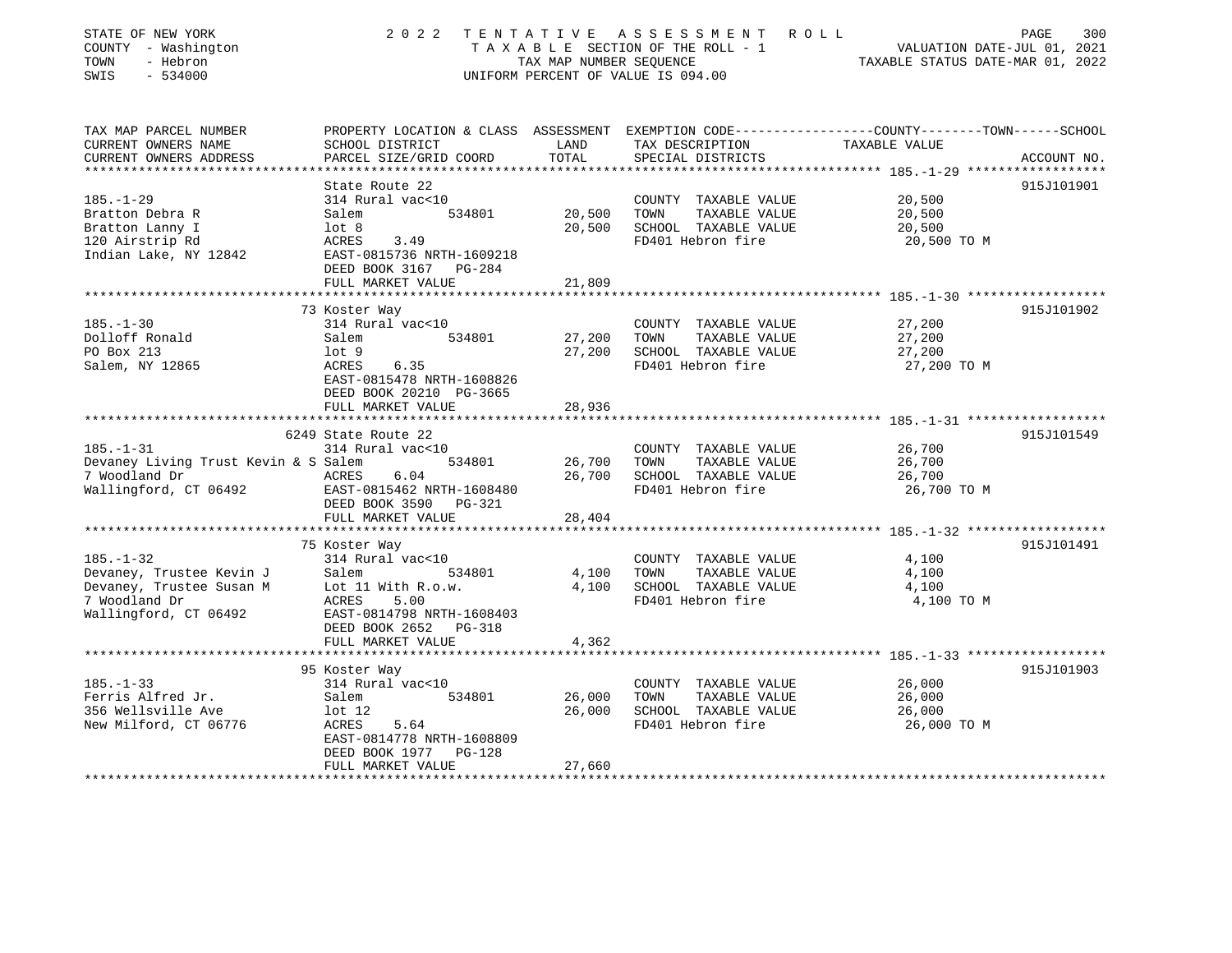STATE OF NEW YORK
COUNTY - Washington
TOWN - Hebron
SWIS - 534000

2022 TENTATIVE ASSESSMENT ROLL
TAXABLE SECTION OF THE ROLL - 1
TAX MAP NUMBER SEQUENCE
UNIFORM PERCENT OF VALUE IS 094.00

VALUATION DATE-JUL 01, 2021
TAXABLE STATUS DATE-MAR 01, 2022

| TAX MAP PARCEL NUMBER / CURRENT OWNERS NAME / CURRENT OWNERS ADDRESS | PROPERTY LOCATION & CLASS / SCHOOL DISTRICT / PARCEL SIZE/GRID COORD | ASSESSMENT LAND | TOTAL | EXEMPTION CODE / TAX DESCRIPTION / SPECIAL DISTRICTS | COUNTY--------TOWN------SCHOOL TAXABLE VALUE | ACCOUNT NO. |
|---|---|---|---|---|---|---|
| 185.-1-29 | State Route 22 | | | | | 915J101901 |
| 185.-1-29 | 314 Rural vac<10 | | | COUNTY TAXABLE VALUE | 20,500 | |
| Bratton Debra R | Salem 534801 | 20,500 | | TOWN TAXABLE VALUE | 20,500 | |
| Bratton Lanny I | lot 8 | | 20,500 | SCHOOL TAXABLE VALUE | 20,500 | |
| 120 Airstrip Rd | ACRES 3.49 | | | FD401 Hebron fire | 20,500 TO M | |
| Indian Lake, NY 12842 | EAST-0815736 NRTH-1609218 | | | | | |
| | DEED BOOK 3167 PG-284 | | | | | |
| | FULL MARKET VALUE | | 21,809 | | | |
| 185.-1-30 | 73 Koster Way | | | | | 915J101902 |
| 185.-1-30 | 314 Rural vac<10 | | | COUNTY TAXABLE VALUE | 27,200 | |
| Dolloff Ronald | Salem 534801 | 27,200 | | TOWN TAXABLE VALUE | 27,200 | |
| PO Box 213 | lot 9 | | 27,200 | SCHOOL TAXABLE VALUE | 27,200 | |
| Salem, NY 12865 | ACRES 6.35 | | | FD401 Hebron fire | 27,200 TO M | |
| | EAST-0815478 NRTH-1608826 | | | | | |
| | DEED BOOK 20210 PG-3665 | | | | | |
| | FULL MARKET VALUE | | 28,936 | | | |
| 185.-1-31 | 6249 State Route 22 | | | | | 915J101549 |
| 185.-1-31 | 314 Rural vac<10 | | | COUNTY TAXABLE VALUE | 26,700 | |
| Devaney Living Trust Kevin & S | Salem 534801 | 26,700 | | TOWN TAXABLE VALUE | 26,700 | |
| 7 Woodland Dr | ACRES 6.04 | | 26,700 | SCHOOL TAXABLE VALUE | 26,700 | |
| Wallingford, CT 06492 | EAST-0815462 NRTH-1608480 | | | FD401 Hebron fire | 26,700 TO M | |
| | DEED BOOK 3590 PG-321 | | | | | |
| | FULL MARKET VALUE | | 28,404 | | | |
| 185.-1-32 | 75 Koster Way | | | | | 915J101491 |
| 185.-1-32 | 314 Rural vac<10 | | | COUNTY TAXABLE VALUE | 4,100 | |
| Devaney, Trustee Kevin J | Salem 534801 | 4,100 | | TOWN TAXABLE VALUE | 4,100 | |
| Devaney, Trustee Susan M | Lot 11 With R.o.w. | | 4,100 | SCHOOL TAXABLE VALUE | 4,100 | |
| 7 Woodland Dr | ACRES 5.00 | | | FD401 Hebron fire | 4,100 TO M | |
| Wallingford, CT 06492 | EAST-0814798 NRTH-1608403 | | | | | |
| | DEED BOOK 2652 PG-318 | | | | | |
| | FULL MARKET VALUE | | 4,362 | | | |
| 185.-1-33 | 95 Koster Way | | | | | 915J101903 |
| 185.-1-33 | 314 Rural vac<10 | | | COUNTY TAXABLE VALUE | 26,000 | |
| Ferris Alfred Jr. | Salem 534801 | 26,000 | | TOWN TAXABLE VALUE | 26,000 | |
| 356 Wellsville Ave | lot 12 | | 26,000 | SCHOOL TAXABLE VALUE | 26,000 | |
| New Milford, CT 06776 | ACRES 5.64 | | | FD401 Hebron fire | 26,000 TO M | |
| | EAST-0814778 NRTH-1608809 | | | | | |
| | DEED BOOK 1977 PG-128 | | | | | |
| | FULL MARKET VALUE | | 27,660 | | | |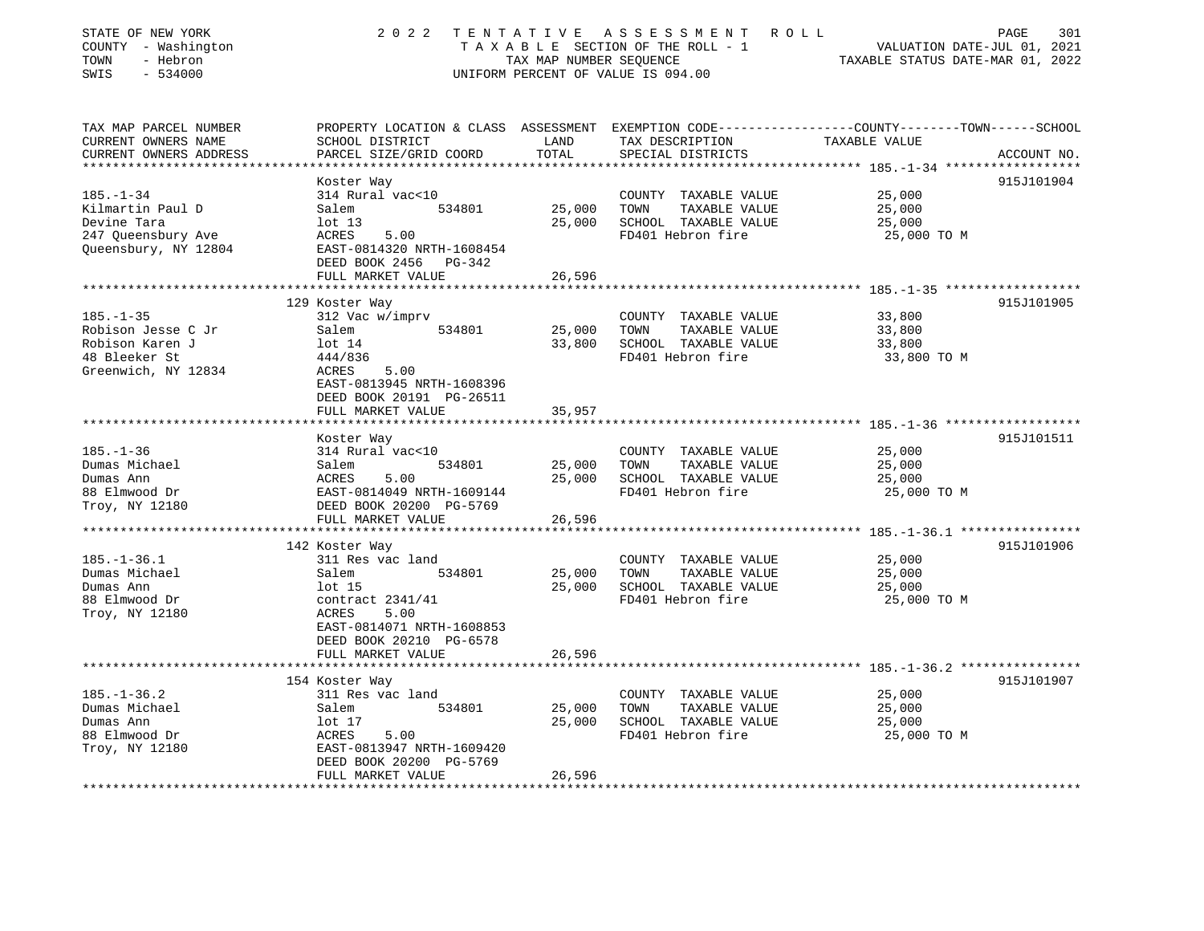STATE OF NEW YORK
COUNTY - Washington
TOWN - Hebron
SWIS - 534000

2 0 2 2 TENTATIVE ASSESSMENT ROLL
TAXABLE SECTION OF THE ROLL - 1
TAX MAP NUMBER SEQUENCE
UNIFORM PERCENT OF VALUE IS 094.00

VALUATION DATE-JUL 01, 2021
TAXABLE STATUS DATE-MAR 01, 2022

| TAX MAP PARCEL NUMBER / CURRENT OWNERS NAME / CURRENT OWNERS ADDRESS | PROPERTY LOCATION & CLASS / SCHOOL DISTRICT / PARCEL SIZE/GRID COORD | ASSESSMENT LAND | TOTAL | EXEMPTION CODE / TAX DESCRIPTION / SPECIAL DISTRICTS | COUNTY--------TOWN------SCHOOL TAXABLE VALUE | ACCOUNT NO. |
|---|---|---|---|---|---|---|
| **185.-1-34** | Koster Way | | | | | 915J101904 |
| 185.-1-34 | 314 Rural vac<10 | | | COUNTY TAXABLE VALUE | 25,000 | |
| Kilmartin Paul D | Salem 534801 | 25,000 | | TOWN TAXABLE VALUE | 25,000 | |
| Devine Tara | lot 13 | | 25,000 | SCHOOL TAXABLE VALUE | 25,000 | |
| 247 Queensbury Ave | ACRES 5.00 | | | FD401 Hebron fire | 25,000 TO M | |
| Queensbury, NY 12804 | EAST-0814320 NRTH-1608454 | | | | | |
| | DEED BOOK 2456 PG-342 | | | | | |
| | FULL MARKET VALUE | | 26,596 | | | |
| **185.-1-35** | 129 Koster Way | | | | | 915J101905 |
| 185.-1-35 | 312 Vac w/imprv | | | COUNTY TAXABLE VALUE | 33,800 | |
| Robison Jesse C Jr | Salem 534801 | 25,000 | | TOWN TAXABLE VALUE | 33,800 | |
| Robison Karen J | lot 14 | | 33,800 | SCHOOL TAXABLE VALUE | 33,800 | |
| 48 Bleeker St | 444/836 | | | FD401 Hebron fire | 33,800 TO M | |
| Greenwich, NY 12834 | ACRES 5.00 | | | | | |
| | EAST-0813945 NRTH-1608396 | | | | | |
| | DEED BOOK 20191 PG-26511 | | | | | |
| | FULL MARKET VALUE | | 35,957 | | | |
| **185.-1-36** | Koster Way | | | | | 915J101511 |
| 185.-1-36 | 314 Rural vac<10 | | | COUNTY TAXABLE VALUE | 25,000 | |
| Dumas Michael | Salem 534801 | 25,000 | | TOWN TAXABLE VALUE | 25,000 | |
| Dumas Ann | ACRES 5.00 | | 25,000 | SCHOOL TAXABLE VALUE | 25,000 | |
| 88 Elmwood Dr | EAST-0814049 NRTH-1609144 | | | FD401 Hebron fire | 25,000 TO M | |
| Troy, NY 12180 | DEED BOOK 20200 PG-5769 | | | | | |
| | FULL MARKET VALUE | | 26,596 | | | |
| **185.-1-36.1** | 142 Koster Way | | | | | 915J101906 |
| 185.-1-36.1 | 311 Res vac land | | | COUNTY TAXABLE VALUE | 25,000 | |
| Dumas Michael | Salem 534801 | 25,000 | | TOWN TAXABLE VALUE | 25,000 | |
| Dumas Ann | lot 15 | | 25,000 | SCHOOL TAXABLE VALUE | 25,000 | |
| 88 Elmwood Dr | contract 2341/41 | | | FD401 Hebron fire | 25,000 TO M | |
| Troy, NY 12180 | ACRES 5.00 | | | | | |
| | EAST-0814071 NRTH-1608853 | | | | | |
| | DEED BOOK 20210 PG-6578 | | | | | |
| | FULL MARKET VALUE | | 26,596 | | | |
| **185.-1-36.2** | 154 Koster Way | | | | | 915J101907 |
| 185.-1-36.2 | 311 Res vac land | | | COUNTY TAXABLE VALUE | 25,000 | |
| Dumas Michael | Salem 534801 | 25,000 | | TOWN TAXABLE VALUE | 25,000 | |
| Dumas Ann | lot 17 | | 25,000 | SCHOOL TAXABLE VALUE | 25,000 | |
| 88 Elmwood Dr | ACRES 5.00 | | | FD401 Hebron fire | 25,000 TO M | |
| Troy, NY 12180 | EAST-0813947 NRTH-1609420 | | | | | |
| | DEED BOOK 20200 PG-5769 | | | | | |
| | FULL MARKET VALUE | | 26,596 | | | |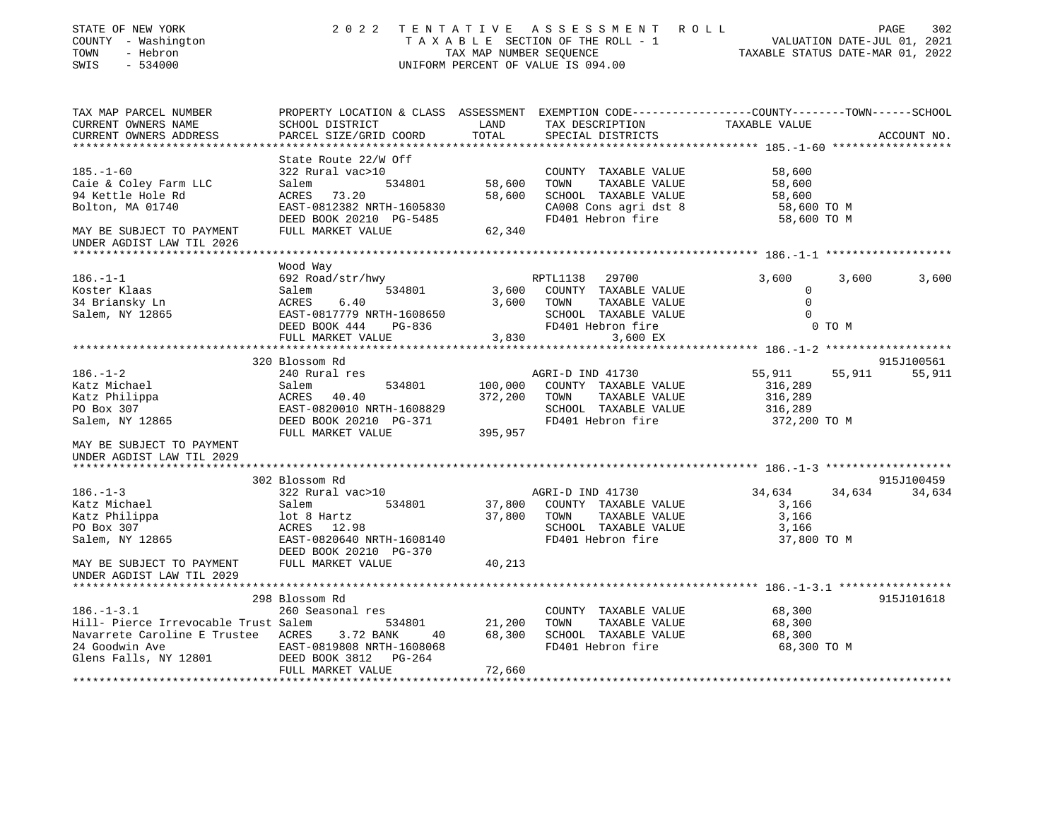STATE OF NEW YORK — 2022 TENTATIVE ASSESSMENT ROLL
COUNTY - Washington — TAXABLE SECTION OF THE ROLL - 1 — VALUATION DATE-JUL 01, 2021
TOWN - Hebron — TAX MAP NUMBER SEQUENCE — TAXABLE STATUS DATE-MAR 01, 2022
SWIS - 534000 — UNIFORM PERCENT OF VALUE IS 094.00

| TAX MAP PARCEL NUMBER / CURRENT OWNERS NAME / CURRENT OWNERS ADDRESS | PROPERTY LOCATION & CLASS / SCHOOL DISTRICT / PARCEL SIZE/GRID COORD | ASSESSMENT LAND / TOTAL | EXEMPTION CODE / TAX DESCRIPTION / SPECIAL DISTRICTS | COUNTY | TOWN | SCHOOL / ACCOUNT NO. |
|---|---|---|---|---|---|---|
| **185.-1-60** | State Route 22/W Off | | | | | |
| 185.-1-60 | 322 Rural vac>10 | | COUNTY TAXABLE VALUE | 58,600 | | |
| Caie & Coley Farm LLC | Salem 534801 | 58,600 | TOWN TAXABLE VALUE | 58,600 | | |
| 94 Kettle Hole Rd | ACRES 73.20 | 58,600 | SCHOOL TAXABLE VALUE | 58,600 | | |
| Bolton, MA 01740 | EAST-0812382 NRTH-1605830 | | CA008 Cons agri dst 8 | 58,600 TO M | | |
| | DEED BOOK 20210 PG-5485 | | FD401 Hebron fire | 58,600 TO M | | |
| MAY BE SUBJECT TO PAYMENT UNDER AGDIST LAW TIL 2026 | FULL MARKET VALUE | 62,340 | | | | |
| **186.-1-1** | Wood Way | | | | | |
| 186.-1-1 | 692 Road/str/hwy | | RPTL1138 29700 | 3,600 | 3,600 | 3,600 |
| Koster Klaas | Salem 534801 | 3,600 | COUNTY TAXABLE VALUE | 0 | | |
| 34 Briansky Ln | ACRES 6.40 | 3,600 | TOWN TAXABLE VALUE | 0 | | |
| Salem, NY 12865 | EAST-0817779 NRTH-1608650 | | SCHOOL TAXABLE VALUE | 0 | | |
| | DEED BOOK 444 PG-836 | | FD401 Hebron fire | 0 TO M | | |
| | FULL MARKET VALUE | 3,830 | 3,600 EX | | | |
| **186.-1-2** | 320 Blossom Rd | | | | | 915J100561 |
| 186.-1-2 | 240 Rural res | | AGRI-D IND 41730 | 55,911 | 55,911 | 55,911 |
| Katz Michael | Salem 534801 | 100,000 | COUNTY TAXABLE VALUE | 316,289 | | |
| Katz Philippa | ACRES 40.40 | 372,200 | TOWN TAXABLE VALUE | 316,289 | | |
| PO Box 307 | EAST-0820010 NRTH-1608829 | | SCHOOL TAXABLE VALUE | 316,289 | | |
| Salem, NY 12865 | DEED BOOK 20210 PG-371 | | FD401 Hebron fire | 372,200 TO M | | |
| MAY BE SUBJECT TO PAYMENT UNDER AGDIST LAW TIL 2029 | FULL MARKET VALUE | 395,957 | | | | |
| **186.-1-3** | 302 Blossom Rd | | | | | 915J100459 |
| 186.-1-3 | 322 Rural vac>10 | | AGRI-D IND 41730 | 34,634 | 34,634 | 34,634 |
| Katz Michael | Salem 534801 | 37,800 | COUNTY TAXABLE VALUE | 3,166 | | |
| Katz Philippa | lot 8 Hartz | 37,800 | TOWN TAXABLE VALUE | 3,166 | | |
| PO Box 307 | ACRES 12.98 | | SCHOOL TAXABLE VALUE | 3,166 | | |
| Salem, NY 12865 | EAST-0820640 NRTH-1608140 | | FD401 Hebron fire | 37,800 TO M | | |
| | DEED BOOK 20210 PG-370 | | | | | |
| MAY BE SUBJECT TO PAYMENT UNDER AGDIST LAW TIL 2029 | FULL MARKET VALUE | 40,213 | | | | |
| **186.-1-3.1** | 298 Blossom Rd | | | | | 915J101618 |
| 186.-1-3.1 | 260 Seasonal res | | COUNTY TAXABLE VALUE | 68,300 | | |
| Hill- Pierce Irrevocable Trust | Salem 534801 | 21,200 | TOWN TAXABLE VALUE | 68,300 | | |
| Navarrete Caroline E Trustee | ACRES 3.72 BANK 40 | 68,300 | SCHOOL TAXABLE VALUE | 68,300 | | |
| 24 Goodwin Ave | EAST-0819808 NRTH-1608068 | | FD401 Hebron fire | 68,300 TO M | | |
| Glens Falls, NY 12801 | DEED BOOK 3812 PG-264 | | | | | |
| | FULL MARKET VALUE | 72,660 | | | | |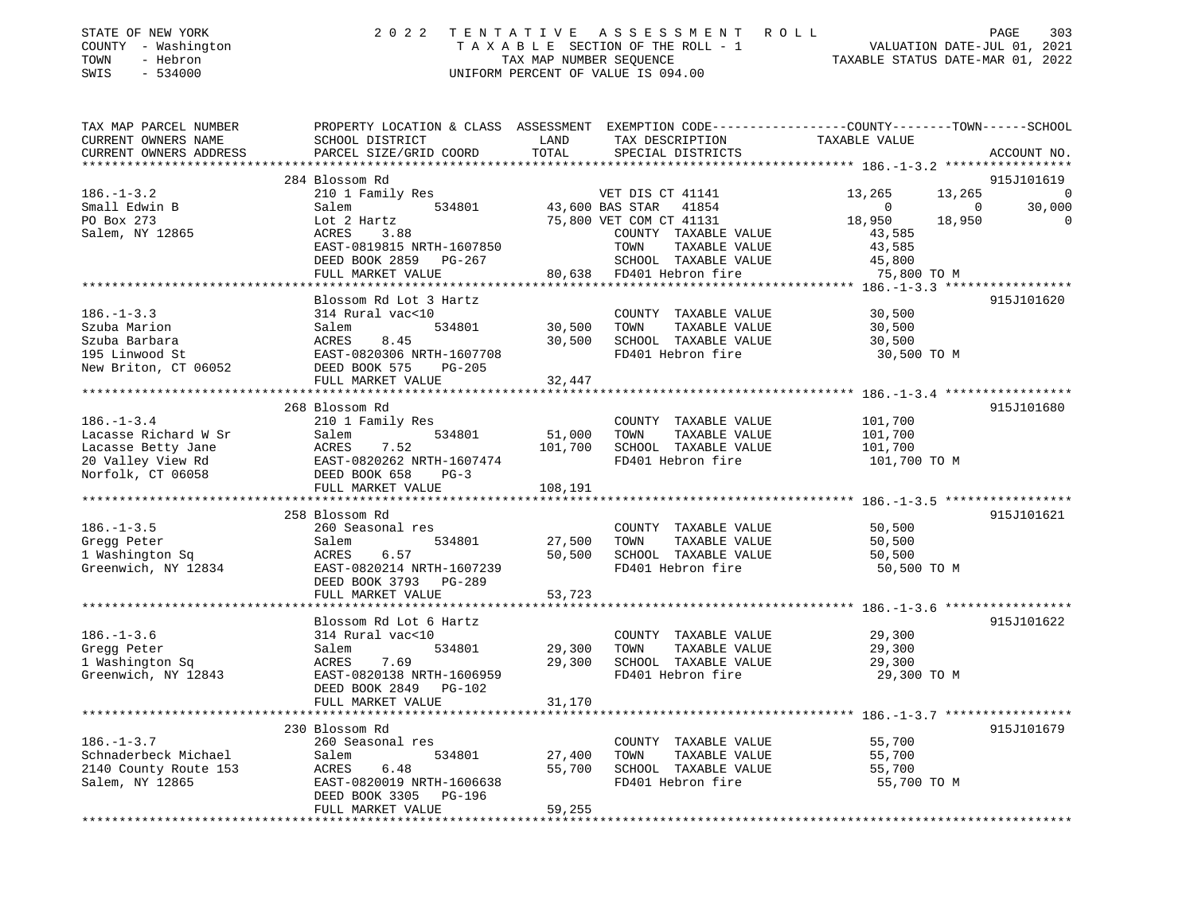STATE OF NEW YORK
COUNTY - Washington
TOWN - Hebron
SWIS - 534000

# 2022 TENTATIVE ASSESSMENT ROLL
TAXABLE SECTION OF THE ROLL - 1
TAX MAP NUMBER SEQUENCE
UNIFORM PERCENT OF VALUE IS 094.00

VALUATION DATE-JUL 01, 2021
TAXABLE STATUS DATE-MAR 01, 2022

| TAX MAP PARCEL NUMBER / CURRENT OWNERS NAME / CURRENT OWNERS ADDRESS | PROPERTY LOCATION & CLASS / SCHOOL DISTRICT / PARCEL SIZE/GRID COORD | ASSESSMENT LAND | TOTAL | EXEMPTION CODE / TAX DESCRIPTION / SPECIAL DISTRICTS | COUNTY TAXABLE VALUE | TOWN | SCHOOL | ACCOUNT NO. |
|---|---|---|---|---|---|---|---|---|
| **186.-1-3.2** | 284 Blossom Rd | | | | | | | 915J101619 |
| Small Edwin B | 210 1 Family Res | | | VET DIS CT 41141 | 13,265 | 13,265 | 0 | |
| PO Box 273 | Salem 534801 | 43,600 | | BAS STAR 41854 | 0 | 0 | 30,000 | |
| Salem, NY 12865 | Lot 2 Hartz | | 75,800 | VET COM CT 41131 | 18,950 | 18,950 | 0 | |
| | ACRES 3.88 | | | COUNTY TAXABLE VALUE | 43,585 | | | |
| | EAST-0819815 NRTH-1607850 | | | TOWN TAXABLE VALUE | 43,585 | | | |
| | DEED BOOK 2859 PG-267 | | | SCHOOL TAXABLE VALUE | 45,800 | | | |
| | FULL MARKET VALUE | | 80,638 | FD401 Hebron fire | 75,800 TO M | | | |
| **186.-1-3.3** | Blossom Rd Lot 3 Hartz | | | | | | | 915J101620 |
| Szuba Marion | 314 Rural vac<10 | | | COUNTY TAXABLE VALUE | 30,500 | | | |
| Szuba Barbara | Salem 534801 | 30,500 | | TOWN TAXABLE VALUE | 30,500 | | | |
| 195 Linwood St | ACRES 8.45 | | 30,500 | SCHOOL TAXABLE VALUE | 30,500 | | | |
| New Briton, CT 06052 | EAST-0820306 NRTH-1607708 | | | FD401 Hebron fire | 30,500 TO M | | | |
| | DEED BOOK 575 PG-205 | | | | | | | |
| | FULL MARKET VALUE | | 32,447 | | | | | |
| **186.-1-3.4** | 268 Blossom Rd | | | | | | | 915J101680 |
| Lacasse Richard W Sr | 210 1 Family Res | | | COUNTY TAXABLE VALUE | 101,700 | | | |
| Lacasse Betty Jane | Salem 534801 | 51,000 | | TOWN TAXABLE VALUE | 101,700 | | | |
| 20 Valley View Rd | ACRES 7.52 | | 101,700 | SCHOOL TAXABLE VALUE | 101,700 | | | |
| Norfolk, CT 06058 | EAST-0820262 NRTH-1607474 | | | FD401 Hebron fire | 101,700 TO M | | | |
| | DEED BOOK 658 PG-3 | | | | | | | |
| | FULL MARKET VALUE | | 108,191 | | | | | |
| **186.-1-3.5** | 258 Blossom Rd | | | | | | | 915J101621 |
| Gregg Peter | 260 Seasonal res | | | COUNTY TAXABLE VALUE | 50,500 | | | |
| 1 Washington Sq | Salem 534801 | 27,500 | | TOWN TAXABLE VALUE | 50,500 | | | |
| Greenwich, NY 12834 | ACRES 6.57 | | 50,500 | SCHOOL TAXABLE VALUE | 50,500 | | | |
| | EAST-0820214 NRTH-1607239 | | | FD401 Hebron fire | 50,500 TO M | | | |
| | DEED BOOK 3793 PG-289 | | | | | | | |
| | FULL MARKET VALUE | | 53,723 | | | | | |
| **186.-1-3.6** | Blossom Rd Lot 6 Hartz | | | | | | | 915J101622 |
| Gregg Peter | 314 Rural vac<10 | | | COUNTY TAXABLE VALUE | 29,300 | | | |
| 1 Washington Sq | Salem 534801 | 29,300 | | TOWN TAXABLE VALUE | 29,300 | | | |
| Greenwich, NY 12843 | ACRES 7.69 | | 29,300 | SCHOOL TAXABLE VALUE | 29,300 | | | |
| | EAST-0820138 NRTH-1606959 | | | FD401 Hebron fire | 29,300 TO M | | | |
| | DEED BOOK 2849 PG-102 | | | | | | | |
| | FULL MARKET VALUE | | 31,170 | | | | | |
| **186.-1-3.7** | 230 Blossom Rd | | | | | | | 915J101679 |
| Schnaderbeck Michael | 260 Seasonal res | | | COUNTY TAXABLE VALUE | 55,700 | | | |
| 2140 County Route 153 | Salem 534801 | 27,400 | | TOWN TAXABLE VALUE | 55,700 | | | |
| Salem, NY 12865 | ACRES 6.48 | | 55,700 | SCHOOL TAXABLE VALUE | 55,700 | | | |
| | EAST-0820019 NRTH-1606638 | | | FD401 Hebron fire | 55,700 TO M | | | |
| | DEED BOOK 3305 PG-196 | | | | | | | |
| | FULL MARKET VALUE | | 59,255 | | | | | |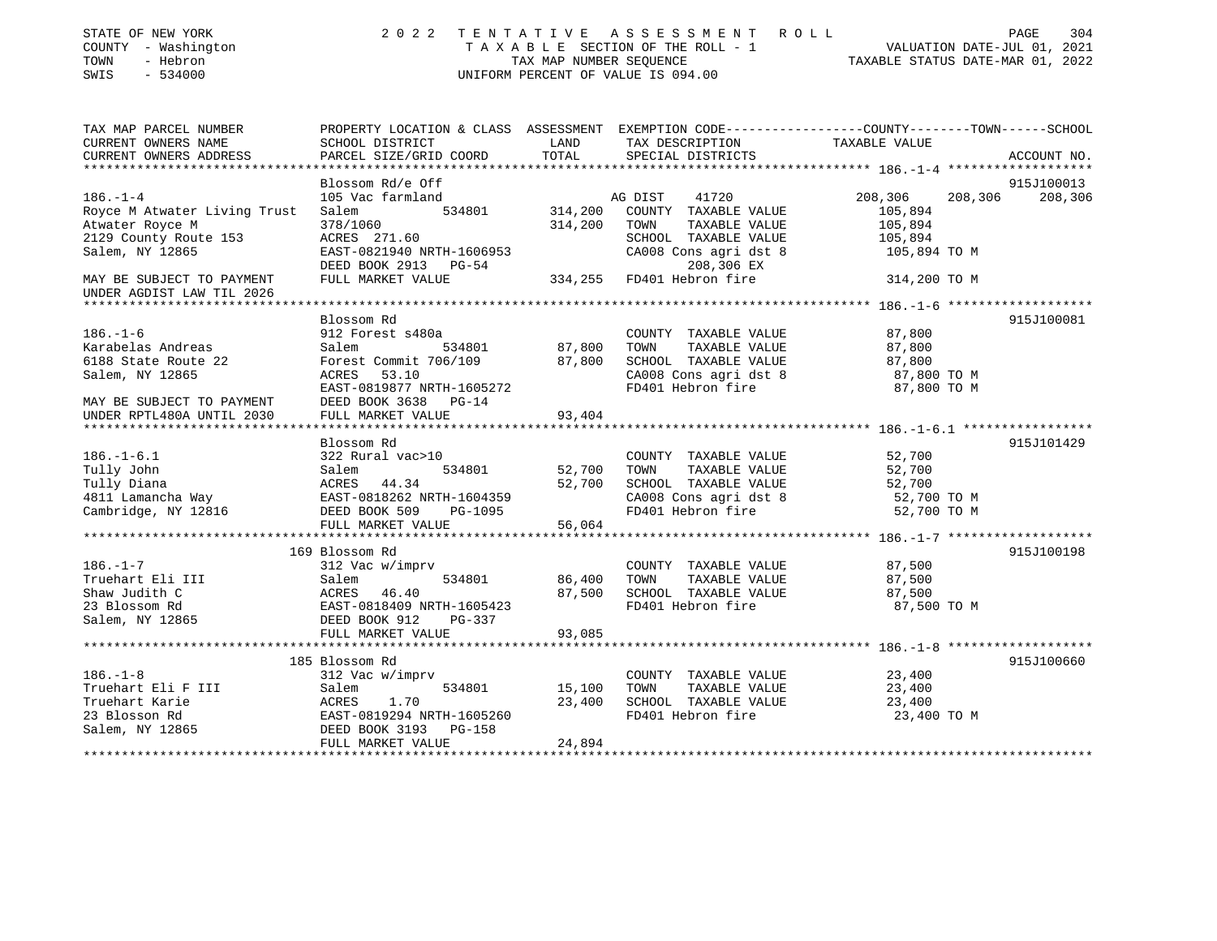STATE OF NEW YORK
COUNTY - Washington
TOWN - Hebron
SWIS - 534000

# 2022 TENTATIVE ASSESSMENT ROLL

TAXABLE SECTION OF THE ROLL - 1
TAX MAP NUMBER SEQUENCE
UNIFORM PERCENT OF VALUE IS 094.00

VALUATION DATE-JUL 01, 2021
TAXABLE STATUS DATE-MAR 01, 2022

| TAX MAP PARCEL NUMBER / CURRENT OWNERS NAME / CURRENT OWNERS ADDRESS | PROPERTY LOCATION & CLASS / SCHOOL DISTRICT / PARCEL SIZE/GRID COORD | ASSESSMENT LAND / TOTAL | EXEMPTION CODE / TAX DESCRIPTION / SPECIAL DISTRICTS | COUNTY / TOWN / SCHOOL TAXABLE VALUE | ACCOUNT NO. |
|---|---|---|---|---|---|
| **186.-1-4** | Blossom Rd/e Off | | | | 915J100013 |
| 186.-1-4 | 105 Vac farmland | | AG DIST 41720 | 208,306 208,306 208,306 | |
| Royce M Atwater Living Trust | Salem 534801 | 314,200 | COUNTY TAXABLE VALUE | 105,894 | |
| Atwater Royce M | 378/1060 | 314,200 | TOWN TAXABLE VALUE | 105,894 | |
| 2129 County Route 153 | ACRES 271.60 | | SCHOOL TAXABLE VALUE | 105,894 | |
| Salem, NY 12865 | EAST-0821940 NRTH-1606953 | | CA008 Cons agri dst 8 | 105,894 TO M | |
| | DEED BOOK 2913 PG-54 | | 208,306 EX | | |
| MAY BE SUBJECT TO PAYMENT | FULL MARKET VALUE | 334,255 | FD401 Hebron fire | 314,200 TO M | |
| UNDER AGDIST LAW TIL 2026 | | | | | |
| **186.-1-6** | Blossom Rd | | | | 915J100081 |
| 186.-1-6 | 912 Forest s480a | | COUNTY TAXABLE VALUE | 87,800 | |
| Karabelas Andreas | Salem 534801 | 87,800 | TOWN TAXABLE VALUE | 87,800 | |
| 6188 State Route 22 | Forest Commit 706/109 | 87,800 | SCHOOL TAXABLE VALUE | 87,800 | |
| Salem, NY 12865 | ACRES 53.10 | | CA008 Cons agri dst 8 | 87,800 TO M | |
| | EAST-0819877 NRTH-1605272 | | FD401 Hebron fire | 87,800 TO M | |
| MAY BE SUBJECT TO PAYMENT | DEED BOOK 3638 PG-14 | | | | |
| UNDER RPTL480A UNTIL 2030 | FULL MARKET VALUE | 93,404 | | | |
| **186.-1-6.1** | Blossom Rd | | | | 915J101429 |
| 186.-1-6.1 | 322 Rural vac>10 | | COUNTY TAXABLE VALUE | 52,700 | |
| Tully John | Salem 534801 | 52,700 | TOWN TAXABLE VALUE | 52,700 | |
| Tully Diana | ACRES 44.34 | 52,700 | SCHOOL TAXABLE VALUE | 52,700 | |
| 4811 Lamancha Way | EAST-0818262 NRTH-1604359 | | CA008 Cons agri dst 8 | 52,700 TO M | |
| Cambridge, NY 12816 | DEED BOOK 509 PG-1095 | | FD401 Hebron fire | 52,700 TO M | |
| | FULL MARKET VALUE | 56,064 | | | |
| **186.-1-7** | 169 Blossom Rd | | | | 915J100198 |
| 186.-1-7 | 312 Vac w/imprv | | COUNTY TAXABLE VALUE | 87,500 | |
| Truehart Eli III | Salem 534801 | 86,400 | TOWN TAXABLE VALUE | 87,500 | |
| Shaw Judith C | ACRES 46.40 | 87,500 | SCHOOL TAXABLE VALUE | 87,500 | |
| 23 Blossom Rd | EAST-0818409 NRTH-1605423 | | FD401 Hebron fire | 87,500 TO M | |
| Salem, NY 12865 | DEED BOOK 912 PG-337 | | | | |
| | FULL MARKET VALUE | 93,085 | | | |
| **186.-1-8** | 185 Blossom Rd | | | | 915J100660 |
| 186.-1-8 | 312 Vac w/imprv | | COUNTY TAXABLE VALUE | 23,400 | |
| Truehart Eli F III | Salem 534801 | 15,100 | TOWN TAXABLE VALUE | 23,400 | |
| Truehart Karie | ACRES 1.70 | 23,400 | SCHOOL TAXABLE VALUE | 23,400 | |
| 23 Blosson Rd | EAST-0819294 NRTH-1605260 | | FD401 Hebron fire | 23,400 TO M | |
| Salem, NY 12865 | DEED BOOK 3193 PG-158 | | | | |
| | FULL MARKET VALUE | 24,894 | | | |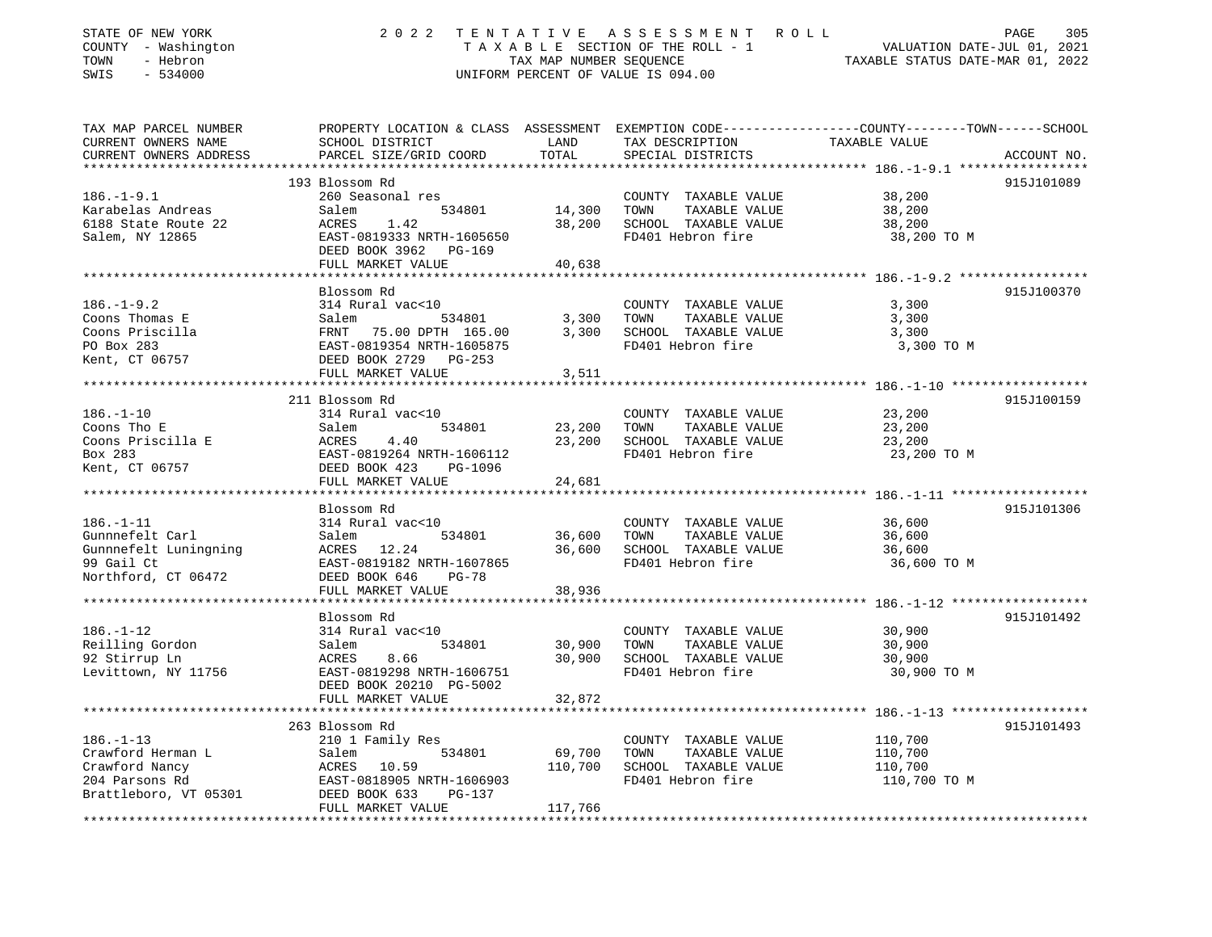STATE OF NEW YORK　　　　2022 TENTATIVE ASSESSMENT ROLL
COUNTY - Washington　　　　TAXABLE SECTION OF THE ROLL - 1　　　　VALUATION DATE-JUL 01, 2021
TOWN - Hebron　　　　TAX MAP NUMBER SEQUENCE　　　　TAXABLE STATUS DATE-MAR 01, 2022
SWIS - 534000　　　　UNIFORM PERCENT OF VALUE IS 094.00

| TAX MAP PARCEL NUMBER / CURRENT OWNERS NAME / CURRENT OWNERS ADDRESS | PROPERTY LOCATION & CLASS / SCHOOL DISTRICT / PARCEL SIZE/GRID COORD | ASSESSMENT LAND / TOTAL | EXEMPTION CODE / TAX DESCRIPTION / SPECIAL DISTRICTS | TAXABLE VALUE (COUNTY / TOWN / SCHOOL) | ACCOUNT NO. |
|---|---|---|---|---|---|
| 186.-1-9.1 | 193 Blossom Rd | | | | 915J101089 |
| | 260 Seasonal res | | COUNTY TAXABLE VALUE | 38,200 | |
| Karabelas Andreas | Salem 534801 | 14,300 | TOWN TAXABLE VALUE | 38,200 | |
| 6188 State Route 22 | ACRES 1.42 | 38,200 | SCHOOL TAXABLE VALUE | 38,200 | |
| Salem, NY 12865 | EAST-0819333 NRTH-1605650 | | FD401 Hebron fire | 38,200 TO M | |
| | DEED BOOK 3962 PG-169 | | | | |
| | FULL MARKET VALUE | 40,638 | | | |
| 186.-1-9.2 | Blossom Rd | | | | 915J100370 |
| | 314 Rural vac<10 | | COUNTY TAXABLE VALUE | 3,300 | |
| Coons Thomas E | Salem 534801 | 3,300 | TOWN TAXABLE VALUE | 3,300 | |
| Coons Priscilla | FRNT 75.00 DPTH 165.00 | 3,300 | SCHOOL TAXABLE VALUE | 3,300 | |
| PO Box 283 | EAST-0819354 NRTH-1605875 | | FD401 Hebron fire | 3,300 TO M | |
| Kent, CT 06757 | DEED BOOK 2729 PG-253 | | | | |
| | FULL MARKET VALUE | 3,511 | | | |
| 186.-1-10 | 211 Blossom Rd | | | | 915J100159 |
| | 314 Rural vac<10 | | COUNTY TAXABLE VALUE | 23,200 | |
| Coons Tho E | Salem 534801 | 23,200 | TOWN TAXABLE VALUE | 23,200 | |
| Coons Priscilla E | ACRES 4.40 | 23,200 | SCHOOL TAXABLE VALUE | 23,200 | |
| Box 283 | EAST-0819264 NRTH-1606112 | | FD401 Hebron fire | 23,200 TO M | |
| Kent, CT 06757 | DEED BOOK 423 PG-1096 | | | | |
| | FULL MARKET VALUE | 24,681 | | | |
| 186.-1-11 | Blossom Rd | | | | 915J101306 |
| | 314 Rural vac<10 | | COUNTY TAXABLE VALUE | 36,600 | |
| Gunnnefelt Carl | Salem 534801 | 36,600 | TOWN TAXABLE VALUE | 36,600 | |
| Gunnnefelt Luningning | ACRES 12.24 | 36,600 | SCHOOL TAXABLE VALUE | 36,600 | |
| 99 Gail Ct | EAST-0819182 NRTH-1607865 | | FD401 Hebron fire | 36,600 TO M | |
| Northford, CT 06472 | DEED BOOK 646 PG-78 | | | | |
| | FULL MARKET VALUE | 38,936 | | | |
| 186.-1-12 | Blossom Rd | | | | 915J101492 |
| | 314 Rural vac<10 | | COUNTY TAXABLE VALUE | 30,900 | |
| Reilling Gordon | Salem 534801 | 30,900 | TOWN TAXABLE VALUE | 30,900 | |
| 92 Stirrup Ln | ACRES 8.66 | 30,900 | SCHOOL TAXABLE VALUE | 30,900 | |
| Levittown, NY 11756 | EAST-0819298 NRTH-1606751 | | FD401 Hebron fire | 30,900 TO M | |
| | DEED BOOK 20210 PG-5002 | | | | |
| | FULL MARKET VALUE | 32,872 | | | |
| 186.-1-13 | 263 Blossom Rd | | | | 915J101493 |
| | 210 1 Family Res | | COUNTY TAXABLE VALUE | 110,700 | |
| Crawford Herman L | Salem 534801 | 69,700 | TOWN TAXABLE VALUE | 110,700 | |
| Crawford Nancy | ACRES 10.59 | 110,700 | SCHOOL TAXABLE VALUE | 110,700 | |
| 204 Parsons Rd | EAST-0818905 NRTH-1606903 | | FD401 Hebron fire | 110,700 TO M | |
| Brattleboro, VT 05301 | DEED BOOK 633 PG-137 | | | | |
| | FULL MARKET VALUE | 117,766 | | | |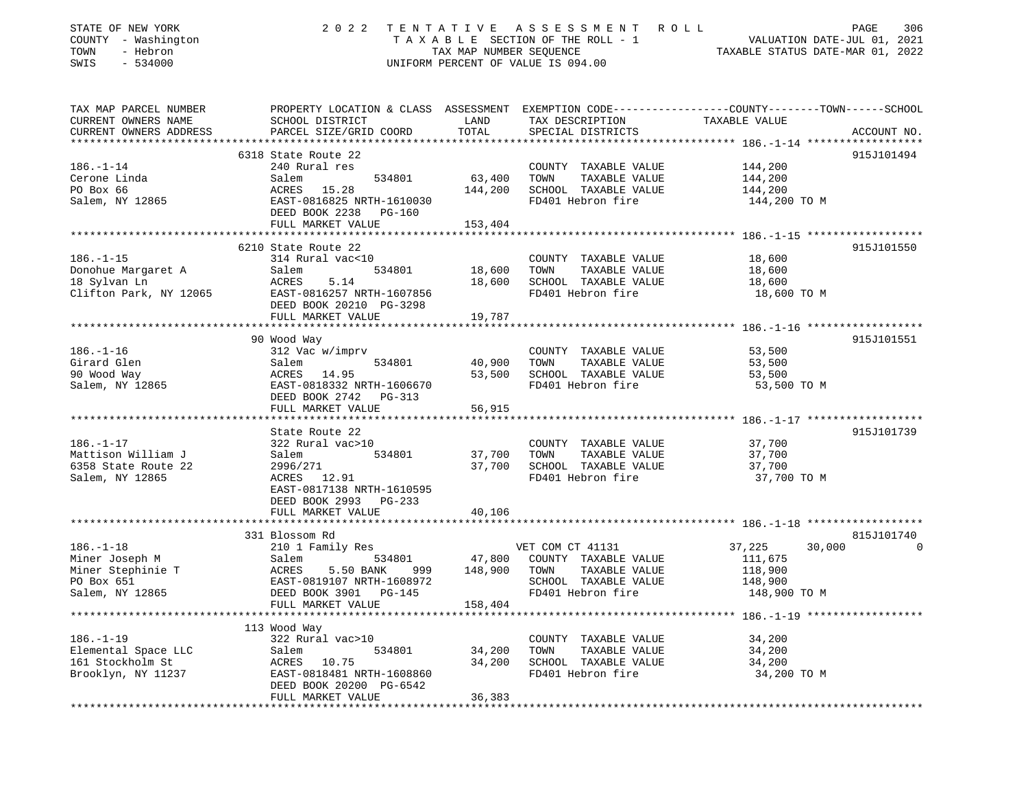STATE OF NEW YORK | 2022 TENTATIVE ASSESSMENT ROLL
COUNTY - Washington | TAXABLE SECTION OF THE ROLL - 1 | VALUATION DATE-JUL 01, 2021
TOWN - Hebron | TAX MAP NUMBER SEQUENCE | TAXABLE STATUS DATE-MAR 01, 2022
SWIS - 534000 | UNIFORM PERCENT OF VALUE IS 094.00

| TAX MAP PARCEL NUMBER / CURRENT OWNERS NAME / CURRENT OWNERS ADDRESS | PROPERTY LOCATION & CLASS / SCHOOL DISTRICT / PARCEL SIZE/GRID COORD | ASSESSMENT LAND / TOTAL | EXEMPTION CODE / TAX DESCRIPTION / SPECIAL DISTRICTS | COUNTY | TOWN | SCHOOL TAXABLE VALUE | ACCOUNT NO. |
|---|---|---|---|---|---|---|---|
| **186.-1-14** | 6318 State Route 22 | | | | | | 915J101494 |
| Cerone Linda | 240 Rural res | | COUNTY TAXABLE VALUE | 144,200 | | | |
| PO Box 66 | Salem 534801 | 63,400 | TOWN TAXABLE VALUE | | 144,200 | | |
| Salem, NY 12865 | ACRES 15.28 | 144,200 | SCHOOL TAXABLE VALUE | | | 144,200 | |
| | EAST-0816825 NRTH-1610030 | | FD401 Hebron fire | 144,200 TO M | | | |
| | DEED BOOK 2238 PG-160 | | | | | | |
| | FULL MARKET VALUE | 153,404 | | | | | |
| **186.-1-15** | 6210 State Route 22 | | | | | | 915J101550 |
| Donohue Margaret A | 314 Rural vac<10 | | COUNTY TAXABLE VALUE | 18,600 | | | |
| 18 Sylvan Ln | Salem 534801 | 18,600 | TOWN TAXABLE VALUE | | 18,600 | | |
| Clifton Park, NY 12065 | ACRES 5.14 | 18,600 | SCHOOL TAXABLE VALUE | | | 18,600 | |
| | EAST-0816257 NRTH-1607856 | | FD401 Hebron fire | 18,600 TO M | | | |
| | DEED BOOK 20210 PG-3298 | | | | | | |
| | FULL MARKET VALUE | 19,787 | | | | | |
| **186.-1-16** | 90 Wood Way | | | | | | 915J101551 |
| Girard Glen | 312 Vac w/imprv | | COUNTY TAXABLE VALUE | 53,500 | | | |
| 90 Wood Way | Salem 534801 | 40,900 | TOWN TAXABLE VALUE | | 53,500 | | |
| Salem, NY 12865 | ACRES 14.95 | 53,500 | SCHOOL TAXABLE VALUE | | | 53,500 | |
| | EAST-0818332 NRTH-1606670 | | FD401 Hebron fire | 53,500 TO M | | | |
| | DEED BOOK 2742 PG-313 | | | | | | |
| | FULL MARKET VALUE | 56,915 | | | | | |
| **186.-1-17** | State Route 22 | | | | | | 915J101739 |
| Mattison William J | 322 Rural vac>10 | | COUNTY TAXABLE VALUE | 37,700 | | | |
| 6358 State Route 22 | Salem 534801 | 37,700 | TOWN TAXABLE VALUE | | 37,700 | | |
| Salem, NY 12865 | 2996/271 | 37,700 | SCHOOL TAXABLE VALUE | | | 37,700 | |
| | ACRES 12.91 | | FD401 Hebron fire | 37,700 TO M | | | |
| | EAST-0817138 NRTH-1610595 | | | | | | |
| | DEED BOOK 2993 PG-233 | | | | | | |
| | FULL MARKET VALUE | 40,106 | | | | | |
| **186.-1-18** | 331 Blossom Rd | | | | | | 815J101740 |
| Miner Joseph M | 210 1 Family Res | | VET COM CT 41131 | 37,225 | 30,000 | 0 | |
| Miner Stephinie T | Salem 534801 | 47,800 | COUNTY TAXABLE VALUE | 111,675 | | | |
| PO Box 651 | ACRES 5.50 BANK 999 | 148,900 | TOWN TAXABLE VALUE | | 118,900 | | |
| Salem, NY 12865 | EAST-0819107 NRTH-1608972 | | SCHOOL TAXABLE VALUE | | | 148,900 | |
| | DEED BOOK 3901 PG-145 | | FD401 Hebron fire | 148,900 TO M | | | |
| | FULL MARKET VALUE | 158,404 | | | | | |
| **186.-1-19** | 113 Wood Way | | | | | | |
| Elemental Space LLC | 322 Rural vac>10 | | COUNTY TAXABLE VALUE | 34,200 | | | |
| 161 Stockholm St | Salem 534801 | 34,200 | TOWN TAXABLE VALUE | | 34,200 | | |
| Brooklyn, NY 11237 | ACRES 10.75 | 34,200 | SCHOOL TAXABLE VALUE | | | 34,200 | |
| | EAST-0818481 NRTH-1608860 | | FD401 Hebron fire | 34,200 TO M | | | |
| | DEED BOOK 20200 PG-6542 | | | | | | |
| | FULL MARKET VALUE | 36,383 | | | | | |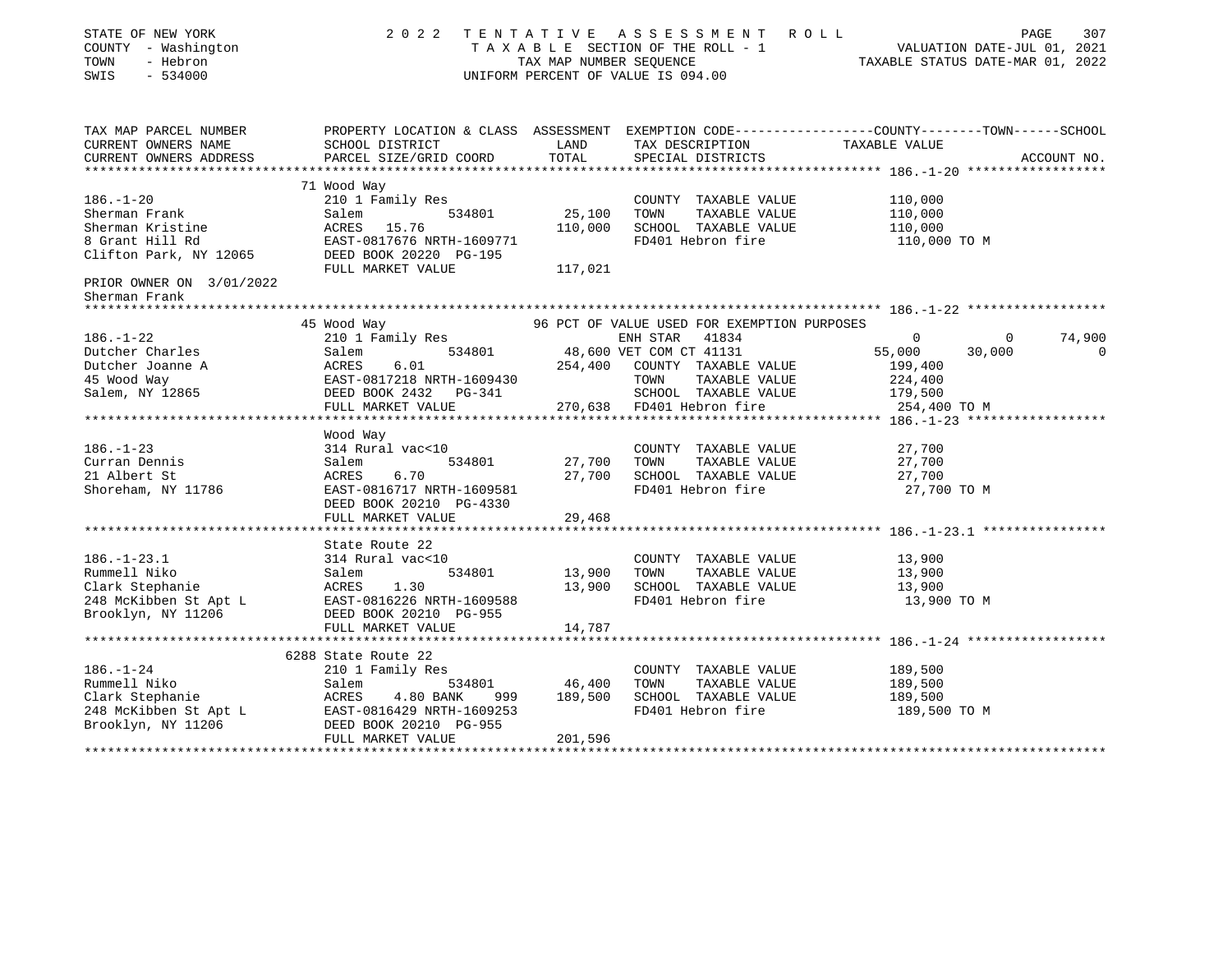STATE OF NEW YORK
COUNTY - Washington
TOWN - Hebron
SWIS - 534000

# 2022 TENTATIVE ASSESSMENT ROLL

TAXABLE SECTION OF THE ROLL - 1
TAX MAP NUMBER SEQUENCE
UNIFORM PERCENT OF VALUE IS 094.00

VALUATION DATE-JUL 01, 2021
TAXABLE STATUS DATE-MAR 01, 2022

| TAX MAP PARCEL NUMBER / CURRENT OWNERS NAME / CURRENT OWNERS ADDRESS | PROPERTY LOCATION & CLASS / SCHOOL DISTRICT / PARCEL SIZE/GRID COORD | ASSESSMENT LAND | TOTAL | EXEMPTION CODE / TAX DESCRIPTION / SPECIAL DISTRICTS | COUNTY TAXABLE VALUE | TOWN | SCHOOL | ACCOUNT NO. |
|---|---|---|---|---|---|---|---|---|
| **186.-1-20** | 71 Wood Way | | | | | | | |
| 186.-1-20 | 210 1 Family Res | | | COUNTY TAXABLE VALUE | 110,000 | | | |
| Sherman Frank | Salem 534801 | 25,100 | | TOWN TAXABLE VALUE | 110,000 | | | |
| Sherman Kristine | ACRES 15.76 | | 110,000 | SCHOOL TAXABLE VALUE | 110,000 | | | |
| 8 Grant Hill Rd | EAST-0817676 NRTH-1609771 | | | FD401 Hebron fire | 110,000 TO M | | | |
| Clifton Park, NY 12065 | DEED BOOK 20220 PG-195 | | | | | | | |
| | FULL MARKET VALUE | | 117,021 | | | | | |
| PRIOR OWNER ON 3/01/2022 | | | | | | | | |
| Sherman Frank | | | | | | | | |
| **186.-1-22** | 45 Wood Way | | | 96 PCT OF VALUE USED FOR EXEMPTION PURPOSES | | | | |
| 186.-1-22 | 210 1 Family Res | | | ENH STAR 41834 | 0 | 0 | 74,900 | |
| Dutcher Charles | Salem 534801 | 48,600 | | VET COM CT 41131 | 55,000 | 30,000 | 0 | |
| Dutcher Joanne A | ACRES 6.01 | | 254,400 | COUNTY TAXABLE VALUE | 199,400 | | | |
| 45 Wood Way | EAST-0817218 NRTH-1609430 | | | TOWN TAXABLE VALUE | 224,400 | | | |
| Salem, NY 12865 | DEED BOOK 2432 PG-341 | | | SCHOOL TAXABLE VALUE | 179,500 | | | |
| | FULL MARKET VALUE | | 270,638 | FD401 Hebron fire | 254,400 TO M | | | |
| **186.-1-23** | Wood Way | | | | | | | |
| 186.-1-23 | 314 Rural vac<10 | | | COUNTY TAXABLE VALUE | 27,700 | | | |
| Curran Dennis | Salem 534801 | 27,700 | | TOWN TAXABLE VALUE | 27,700 | | | |
| 21 Albert St | ACRES 6.70 | | 27,700 | SCHOOL TAXABLE VALUE | 27,700 | | | |
| Shoreham, NY 11786 | EAST-0816717 NRTH-1609581 | | | FD401 Hebron fire | 27,700 TO M | | | |
| | DEED BOOK 20210 PG-4330 | | | | | | | |
| | FULL MARKET VALUE | | 29,468 | | | | | |
| **186.-1-23.1** | State Route 22 | | | | | | | |
| 186.-1-23.1 | 314 Rural vac<10 | | | COUNTY TAXABLE VALUE | 13,900 | | | |
| Rummell Niko | Salem 534801 | 13,900 | | TOWN TAXABLE VALUE | 13,900 | | | |
| Clark Stephanie | ACRES 1.30 | | 13,900 | SCHOOL TAXABLE VALUE | 13,900 | | | |
| 248 McKibben St Apt L | EAST-0816226 NRTH-1609588 | | | FD401 Hebron fire | 13,900 TO M | | | |
| Brooklyn, NY 11206 | DEED BOOK 20210 PG-955 | | | | | | | |
| | FULL MARKET VALUE | | 14,787 | | | | | |
| **186.-1-24** | 6288 State Route 22 | | | | | | | |
| 186.-1-24 | 210 1 Family Res | | | COUNTY TAXABLE VALUE | 189,500 | | | |
| Rummell Niko | Salem 534801 | 46,400 | | TOWN TAXABLE VALUE | 189,500 | | | |
| Clark Stephanie | ACRES 4.80 BANK 999 | | 189,500 | SCHOOL TAXABLE VALUE | 189,500 | | | |
| 248 McKibben St Apt L | EAST-0816429 NRTH-1609253 | | | FD401 Hebron fire | 189,500 TO M | | | |
| Brooklyn, NY 11206 | DEED BOOK 20210 PG-955 | | | | | | | |
| | FULL MARKET VALUE | | 201,596 | | | | | |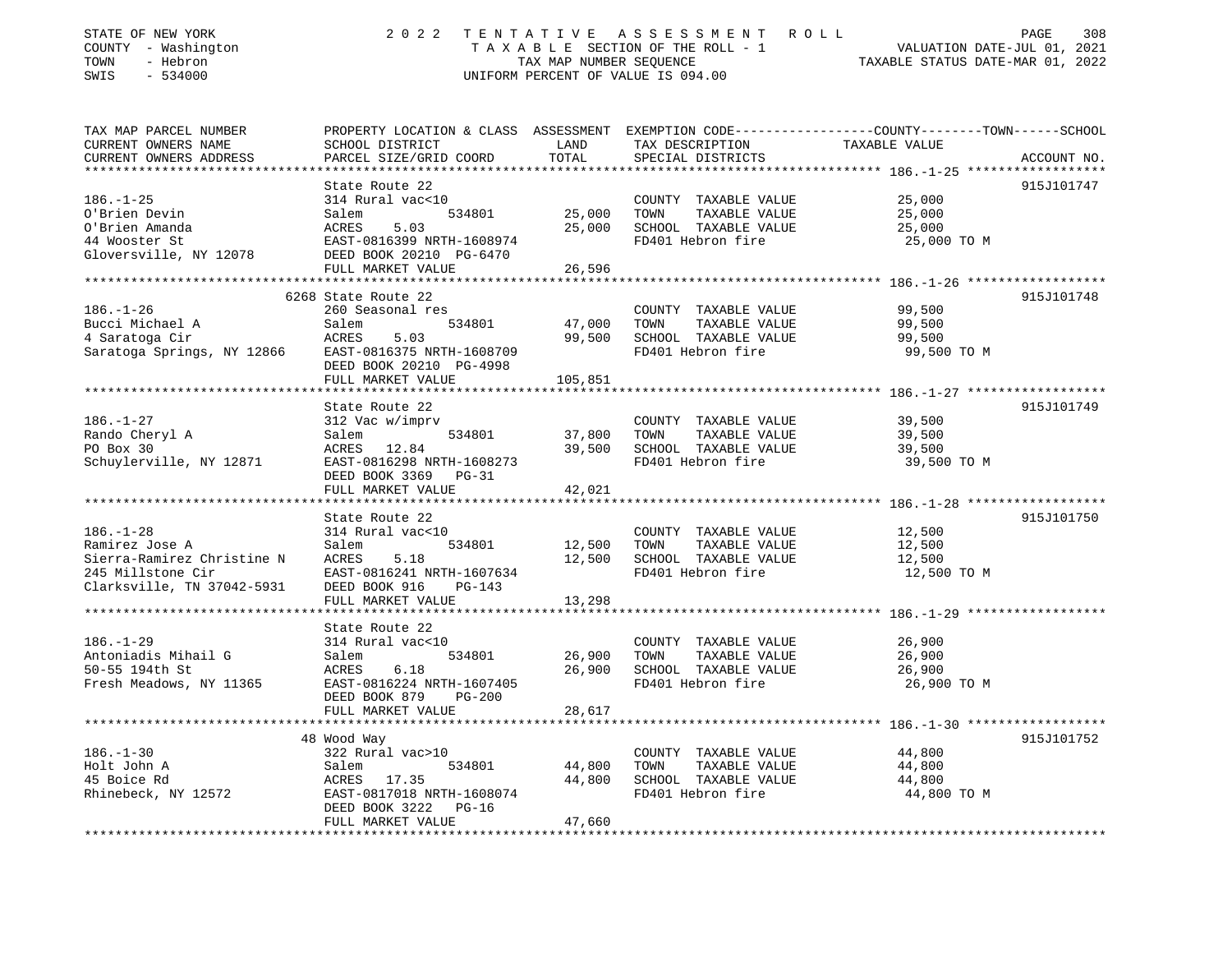STATE OF NEW YORK
COUNTY - Washington
TOWN - Hebron
SWIS - 534000

2022 TENTATIVE ASSESSMENT ROLL
TAXABLE SECTION OF THE ROLL - 1
TAX MAP NUMBER SEQUENCE
UNIFORM PERCENT OF VALUE IS 094.00

VALUATION DATE-JUL 01, 2021
TAXABLE STATUS DATE-MAR 01, 2022

| TAX MAP PARCEL NUMBER / CURRENT OWNERS NAME / CURRENT OWNERS ADDRESS | PROPERTY LOCATION & CLASS / SCHOOL DISTRICT / PARCEL SIZE/GRID COORD | ASSESSMENT LAND / TOTAL | EXEMPTION CODE / TAX DESCRIPTION / SPECIAL DISTRICTS | TAXABLE VALUE (COUNTY / TOWN / SCHOOL) | ACCOUNT NO. |
|---|---|---|---|---|---|
| **186.-1-25** | State Route 22 | | | | 915J101747 |
| 186.-1-25 | 314 Rural vac<10 | | COUNTY TAXABLE VALUE | 25,000 | |
| O'Brien Devin | Salem 534801 | 25,000 | TOWN TAXABLE VALUE | 25,000 | |
| O'Brien Amanda | ACRES 5.03 | 25,000 | SCHOOL TAXABLE VALUE | 25,000 | |
| 44 Wooster St | EAST-0816399 NRTH-1608974 | | FD401 Hebron fire | 25,000 TO M | |
| Gloversville, NY 12078 | DEED BOOK 20210 PG-6470 | | | | |
| | FULL MARKET VALUE | 26,596 | | | |
| **186.-1-26** | 6268 State Route 22 | | | | 915J101748 |
| 186.-1-26 | 260 Seasonal res | | COUNTY TAXABLE VALUE | 99,500 | |
| Bucci Michael A | Salem 534801 | 47,000 | TOWN TAXABLE VALUE | 99,500 | |
| 4 Saratoga Cir | ACRES 5.03 | 99,500 | SCHOOL TAXABLE VALUE | 99,500 | |
| Saratoga Springs, NY 12866 | EAST-0816375 NRTH-1608709 | | FD401 Hebron fire | 99,500 TO M | |
| | DEED BOOK 20210 PG-4998 | | | | |
| | FULL MARKET VALUE | 105,851 | | | |
| **186.-1-27** | State Route 22 | | | | 915J101749 |
| 186.-1-27 | 312 Vac w/imprv | | COUNTY TAXABLE VALUE | 39,500 | |
| Rando Cheryl A | Salem 534801 | 37,800 | TOWN TAXABLE VALUE | 39,500 | |
| PO Box 30 | ACRES 12.84 | 39,500 | SCHOOL TAXABLE VALUE | 39,500 | |
| Schuylerville, NY 12871 | EAST-0816298 NRTH-1608273 | | FD401 Hebron fire | 39,500 TO M | |
| | DEED BOOK 3369 PG-31 | | | | |
| | FULL MARKET VALUE | 42,021 | | | |
| **186.-1-28** | State Route 22 | | | | 915J101750 |
| 186.-1-28 | 314 Rural vac<10 | | COUNTY TAXABLE VALUE | 12,500 | |
| Ramirez Jose A | Salem 534801 | 12,500 | TOWN TAXABLE VALUE | 12,500 | |
| Sierra-Ramirez Christine N | ACRES 5.18 | 12,500 | SCHOOL TAXABLE VALUE | 12,500 | |
| 245 Millstone Cir | EAST-0816241 NRTH-1607634 | | FD401 Hebron fire | 12,500 TO M | |
| Clarksville, TN 37042-5931 | DEED BOOK 916 PG-143 | | | | |
| | FULL MARKET VALUE | 13,298 | | | |
| **186.-1-29** | State Route 22 | | | | |
| 186.-1-29 | 314 Rural vac<10 | | COUNTY TAXABLE VALUE | 26,900 | |
| Antoniadis Mihail G | Salem 534801 | 26,900 | TOWN TAXABLE VALUE | 26,900 | |
| 50-55 194th St | ACRES 6.18 | 26,900 | SCHOOL TAXABLE VALUE | 26,900 | |
| Fresh Meadows, NY 11365 | EAST-0816224 NRTH-1607405 | | FD401 Hebron fire | 26,900 TO M | |
| | DEED BOOK 879 PG-200 | | | | |
| | FULL MARKET VALUE | 28,617 | | | |
| **186.-1-30** | 48 Wood Way | | | | 915J101752 |
| 186.-1-30 | 322 Rural vac>10 | | COUNTY TAXABLE VALUE | 44,800 | |
| Holt John A | Salem 534801 | 44,800 | TOWN TAXABLE VALUE | 44,800 | |
| 45 Boice Rd | ACRES 17.35 | 44,800 | SCHOOL TAXABLE VALUE | 44,800 | |
| Rhinebeck, NY 12572 | EAST-0817018 NRTH-1608074 | | FD401 Hebron fire | 44,800 TO M | |
| | DEED BOOK 3222 PG-16 | | | | |
| | FULL MARKET VALUE | 47,660 | | | |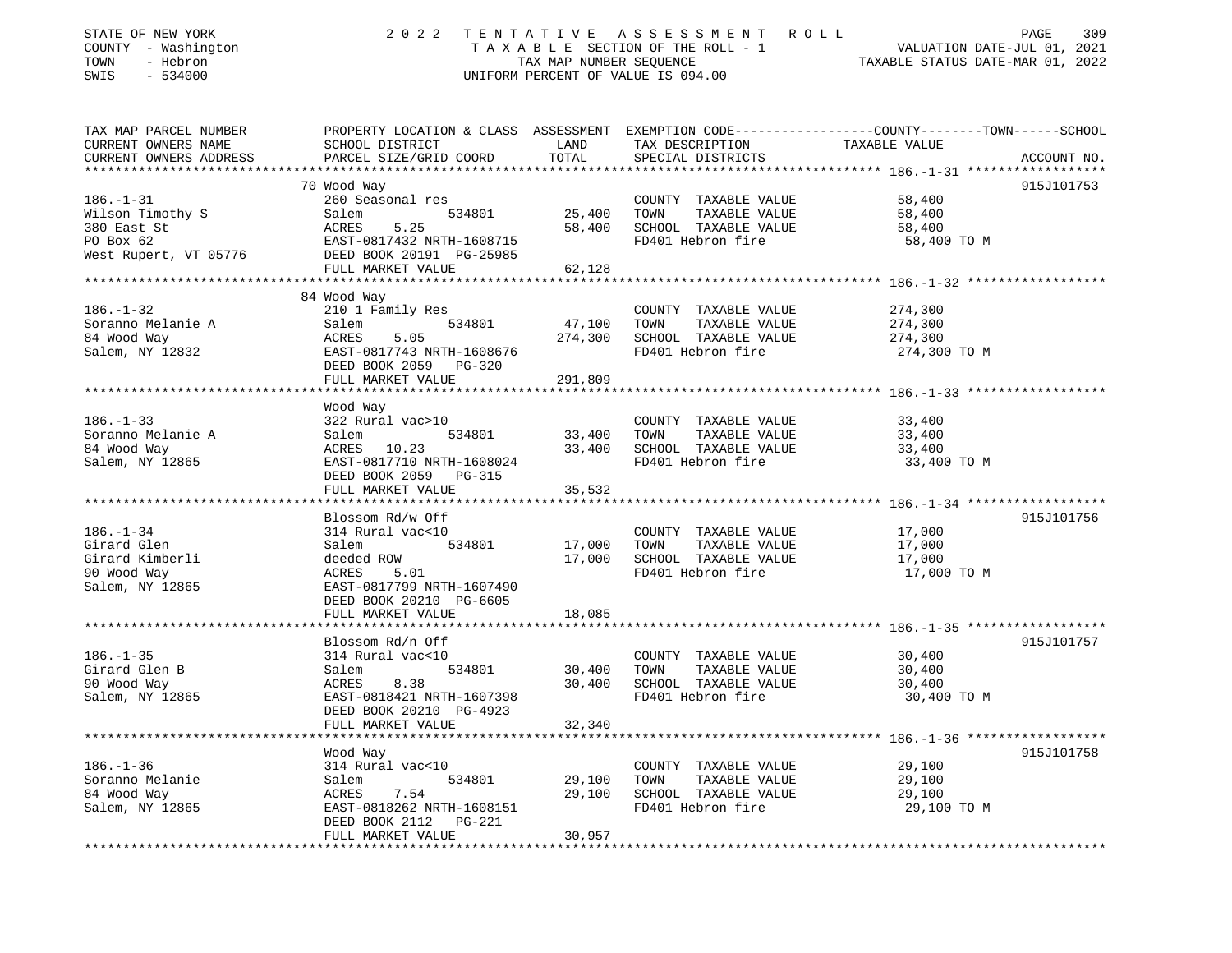STATE OF NEW YORK · COUNTY - Washington · TOWN - Hebron · SWIS - 534000

2 0 2 2 T E N T A T I V E A S S E S S M E N T R O L L
T A X A B L E SECTION OF THE ROLL - 1
TAX MAP NUMBER SEQUENCE
UNIFORM PERCENT OF VALUE IS 094.00

VALUATION DATE-JUL 01, 2021
TAXABLE STATUS DATE-MAR 01, 2022

| TAX MAP PARCEL NUMBER / CURRENT OWNERS NAME / CURRENT OWNERS ADDRESS | PROPERTY LOCATION & CLASS / SCHOOL DISTRICT / PARCEL SIZE/GRID COORD | ASSESSMENT LAND | TOTAL | EXEMPTION CODE / TAX DESCRIPTION / SPECIAL DISTRICTS | TAXABLE VALUE (COUNTY / TOWN / SCHOOL) | ACCOUNT NO. |
|---|---|---|---|---|---|---|
| 186.-1-31 | 70 Wood Way | | | | | 915J101753 |
| Wilson Timothy S | 260 Seasonal res | | | COUNTY TAXABLE VALUE | 58,400 | |
| 380 East St | Salem 534801 | 25,400 | | TOWN TAXABLE VALUE | 58,400 | |
| PO Box 62 | ACRES 5.25 | | 58,400 | SCHOOL TAXABLE VALUE | 58,400 | |
| West Rupert, VT 05776 | EAST-0817432 NRTH-1608715 | | | FD401 Hebron fire | 58,400 TO M | |
| | DEED BOOK 20191 PG-25985 | | | | | |
| | FULL MARKET VALUE | | 62,128 | | | |
| 186.-1-32 | 84 Wood Way | | | | | |
| Soranno Melanie A | 210 1 Family Res | | | COUNTY TAXABLE VALUE | 274,300 | |
| 84 Wood Way | Salem 534801 | 47,100 | | TOWN TAXABLE VALUE | 274,300 | |
| Salem, NY 12832 | ACRES 5.05 | | 274,300 | SCHOOL TAXABLE VALUE | 274,300 | |
| | EAST-0817743 NRTH-1608676 | | | FD401 Hebron fire | 274,300 TO M | |
| | DEED BOOK 2059 PG-320 | | | | | |
| | FULL MARKET VALUE | | 291,809 | | | |
| 186.-1-33 | Wood Way | | | | | |
| Soranno Melanie A | 322 Rural vac>10 | | | COUNTY TAXABLE VALUE | 33,400 | |
| 84 Wood Way | Salem 534801 | 33,400 | | TOWN TAXABLE VALUE | 33,400 | |
| Salem, NY 12865 | ACRES 10.23 | | 33,400 | SCHOOL TAXABLE VALUE | 33,400 | |
| | EAST-0817710 NRTH-1608024 | | | FD401 Hebron fire | 33,400 TO M | |
| | DEED BOOK 2059 PG-315 | | | | | |
| | FULL MARKET VALUE | | 35,532 | | | |
| 186.-1-34 | Blossom Rd/w Off | | | | | 915J101756 |
| Girard Glen | 314 Rural vac<10 | | | COUNTY TAXABLE VALUE | 17,000 | |
| Girard Kimberli | Salem 534801 | 17,000 | | TOWN TAXABLE VALUE | 17,000 | |
| 90 Wood Way | deeded ROW | | 17,000 | SCHOOL TAXABLE VALUE | 17,000 | |
| Salem, NY 12865 | ACRES 5.01 | | | FD401 Hebron fire | 17,000 TO M | |
| | EAST-0817799 NRTH-1607490 | | | | | |
| | DEED BOOK 20210 PG-6605 | | | | | |
| | FULL MARKET VALUE | | 18,085 | | | |
| 186.-1-35 | Blossom Rd/n Off | | | | | 915J101757 |
| Girard Glen B | 314 Rural vac<10 | | | COUNTY TAXABLE VALUE | 30,400 | |
| 90 Wood Way | Salem 534801 | 30,400 | | TOWN TAXABLE VALUE | 30,400 | |
| Salem, NY 12865 | ACRES 8.38 | | 30,400 | SCHOOL TAXABLE VALUE | 30,400 | |
| | EAST-0818421 NRTH-1607398 | | | FD401 Hebron fire | 30,400 TO M | |
| | DEED BOOK 20210 PG-4923 | | | | | |
| | FULL MARKET VALUE | | 32,340 | | | |
| 186.-1-36 | Wood Way | | | | | 915J101758 |
| Soranno Melanie | 314 Rural vac<10 | | | COUNTY TAXABLE VALUE | 29,100 | |
| 84 Wood Way | Salem 534801 | 29,100 | | TOWN TAXABLE VALUE | 29,100 | |
| Salem, NY 12865 | ACRES 7.54 | | 29,100 | SCHOOL TAXABLE VALUE | 29,100 | |
| | EAST-0818262 NRTH-1608151 | | | FD401 Hebron fire | 29,100 TO M | |
| | DEED BOOK 2112 PG-221 | | | | | |
| | FULL MARKET VALUE | | 30,957 | | | |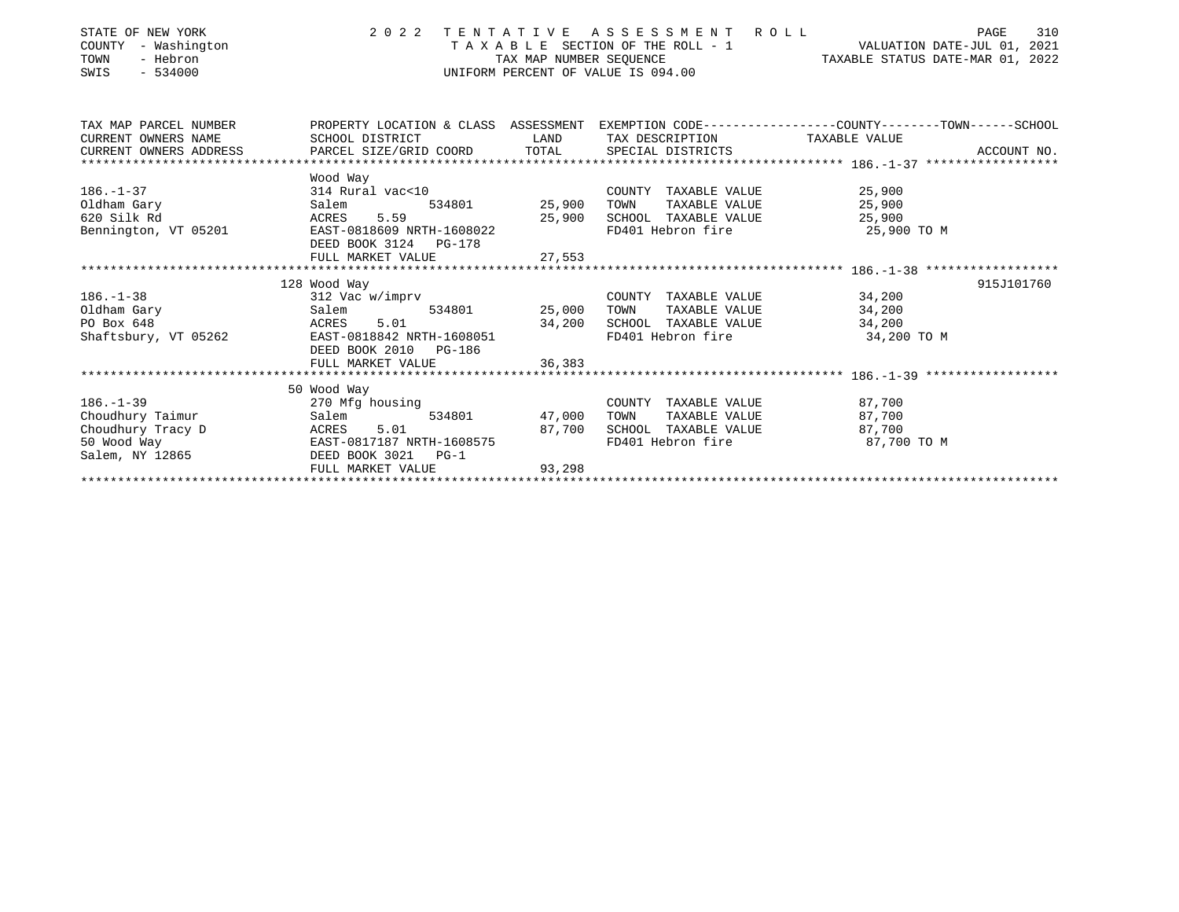STATE OF NEW YORK
COUNTY - Washington
TOWN - Hebron
SWIS - 534000

2 0 2 2 T E N T A T I V E A S S E S S M E N T R O L L
T A X A B L E SECTION OF THE ROLL - 1
TAX MAP NUMBER SEQUENCE
UNIFORM PERCENT OF VALUE IS 094.00

VALUATION DATE-JUL 01, 2021
TAXABLE STATUS DATE-MAR 01, 2022

| TAX MAP PARCEL NUMBER / CURRENT OWNERS NAME / CURRENT OWNERS ADDRESS | PROPERTY LOCATION & CLASS / SCHOOL DISTRICT / PARCEL SIZE/GRID COORD | ASSESSMENT LAND / TOTAL | EXEMPTION CODE / TAX DESCRIPTION / SPECIAL DISTRICTS | COUNTY / TOWN / SCHOOL TAXABLE VALUE | ACCOUNT NO. |
|---|---|---|---|---|---|
| 186.-1-37 | Wood Way | | | | |
| | 314 Rural vac<10 | | COUNTY TAXABLE VALUE | 25,900 | |
| Oldham Gary | Salem 534801 | 25,900 | TOWN TAXABLE VALUE | 25,900 | |
| 620 Silk Rd | ACRES 5.59 | 25,900 | SCHOOL TAXABLE VALUE | 25,900 | |
| Bennington, VT 05201 | EAST-0818609 NRTH-1608022 | | FD401 Hebron fire | 25,900 TO M | |
| | DEED BOOK 3124 PG-178 | | | | |
| | FULL MARKET VALUE | 27,553 | | | |
| 186.-1-38 | 128 Wood Way | | | | 915J101760 |
| | 312 Vac w/imprv | | COUNTY TAXABLE VALUE | 34,200 | |
| Oldham Gary | Salem 534801 | 25,000 | TOWN TAXABLE VALUE | 34,200 | |
| PO Box 648 | ACRES 5.01 | 34,200 | SCHOOL TAXABLE VALUE | 34,200 | |
| Shaftsbury, VT 05262 | EAST-0818842 NRTH-1608051 | | FD401 Hebron fire | 34,200 TO M | |
| | DEED BOOK 2010 PG-186 | | | | |
| | FULL MARKET VALUE | 36,383 | | | |
| 186.-1-39 | 50 Wood Way | | | | |
| | 270 Mfg housing | | COUNTY TAXABLE VALUE | 87,700 | |
| Choudhury Taimur | Salem 534801 | 47,000 | TOWN TAXABLE VALUE | 87,700 | |
| Choudhury Tracy D | ACRES 5.01 | 87,700 | SCHOOL TAXABLE VALUE | 87,700 | |
| 50 Wood Way | EAST-0817187 NRTH-1608575 | | FD401 Hebron fire | 87,700 TO M | |
| Salem, NY 12865 | DEED BOOK 3021 PG-1 | | | | |
| | FULL MARKET VALUE | 93,298 | | | |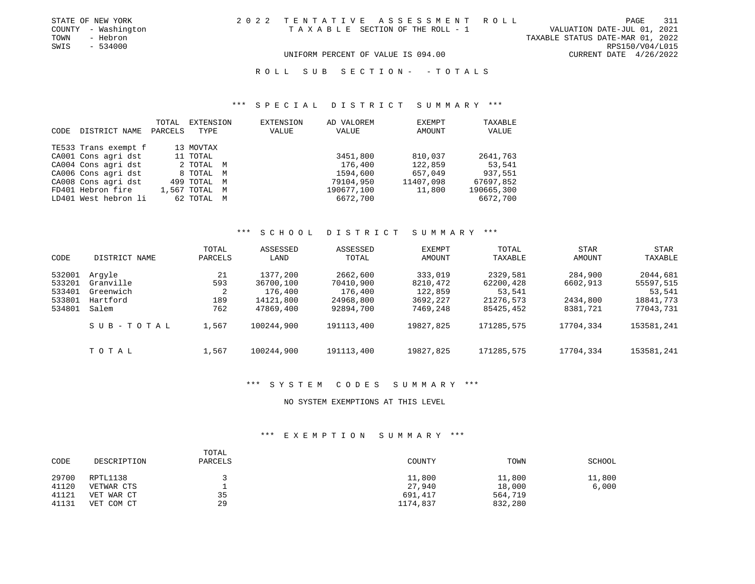STATE OF NEW YORK
COUNTY - Washington
TOWN - Hebron
SWIS - 534000

2 0 2 2 TENTATIVE ASSESSMENT ROLL
TAXABLE SECTION OF THE ROLL - 1
UNIFORM PERCENT OF VALUE IS 094.00

VALUATION DATE-JUL 01, 2021
TAXABLE STATUS DATE-MAR 01, 2022
RPS150/V04/L015
CURRENT DATE 4/26/2022

ROLL SUB SECTION- - TOTALS

## *** SPECIAL DISTRICT SUMMARY ***

| CODE | DISTRICT NAME | TOTAL PARCELS | EXTENSION TYPE | EXTENSION VALUE | AD VALOREM VALUE | EXEMPT AMOUNT | TAXABLE VALUE |
|---|---|---|---|---|---|---|---|
| TE533 | Trans exempt f | 13 | MOVTAX | | | | |
| CA001 | Cons agri dst | 11 | TOTAL | | 3451,800 | 810,037 | 2641,763 |
| CA004 | Cons agri dst | 2 | TOTAL M | | 176,400 | 122,859 | 53,541 |
| CA006 | Cons agri dst | 8 | TOTAL M | | 1594,600 | 657,049 | 937,551 |
| CA008 | Cons agri dst | 499 | TOTAL M | | 79104,950 | 11407,098 | 67697,852 |
| FD401 | Hebron fire | 1,567 | TOTAL M | | 190677,100 | 11,800 | 190665,300 |
| LD401 | West hebron li | 62 | TOTAL M | | 6672,700 | | 6672,700 |

## *** SCHOOL DISTRICT SUMMARY ***

| CODE | DISTRICT NAME | TOTAL PARCELS | ASSESSED LAND | ASSESSED TOTAL | EXEMPT AMOUNT | TOTAL TAXABLE | STAR AMOUNT | STAR TAXABLE |
|---|---|---|---|---|---|---|---|---|
| 532001 | Argyle | 21 | 1377,200 | 2662,600 | 333,019 | 2329,581 | 284,900 | 2044,681 |
| 533201 | Granville | 593 | 36700,100 | 70410,900 | 8210,472 | 62200,428 | 6602,913 | 55597,515 |
| 533401 | Greenwich | 2 | 176,400 | 176,400 | 122,859 | 53,541 | | 53,541 |
| 533801 | Hartford | 189 | 14121,800 | 24968,800 | 3692,227 | 21276,573 | 2434,800 | 18841,773 |
| 534801 | Salem | 762 | 47869,400 | 92894,700 | 7469,248 | 85425,452 | 8381,721 | 77043,731 |
| | SUB-TOTAL | 1,567 | 100244,900 | 191113,400 | 19827,825 | 171285,575 | 17704,334 | 153581,241 |
| | TOTAL | 1,567 | 100244,900 | 191113,400 | 19827,825 | 171285,575 | 17704,334 | 153581,241 |

## *** SYSTEM CODES SUMMARY ***

NO SYSTEM EXEMPTIONS AT THIS LEVEL

## *** EXEMPTION SUMMARY ***

| CODE | DESCRIPTION | TOTAL PARCELS | COUNTY | TOWN | SCHOOL |
|---|---|---|---|---|---|
| 29700 | RPTL1138 | 3 | 11,800 | 11,800 | 11,800 |
| 41120 | VETWAR CTS | 1 | 27,940 | 18,000 | 6,000 |
| 41121 | VET WAR CT | 35 | 691,417 | 564,719 | |
| 41131 | VET COM CT | 29 | 1174,837 | 832,280 | |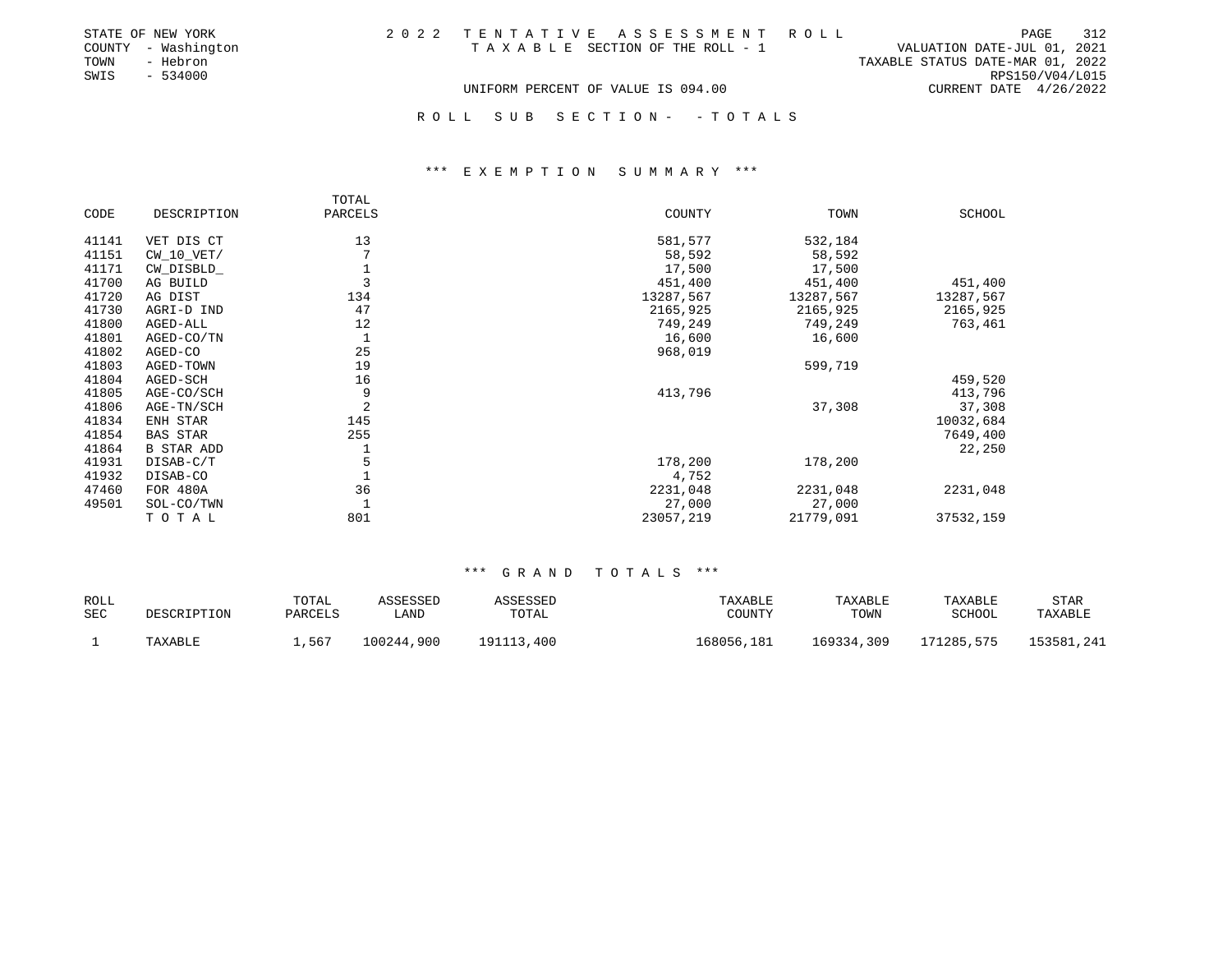STATE OF NEW YORK
COUNTY - Washington
TOWN - Hebron
SWIS - 534000

2 0 2 2 T E N T A T I V E A S S E S S M E N T R O L L
T A X A B L E SECTION OF THE ROLL - 1
UNIFORM PERCENT OF VALUE IS 094.00

PAGE 312
VALUATION DATE-JUL 01, 2021
TAXABLE STATUS DATE-MAR 01, 2022
RPS150/V04/L015
CURRENT DATE 4/26/2022

R O L L S U B S E C T I O N - - T O T A L S

*** E X E M P T I O N S U M M A R Y ***

| CODE | DESCRIPTION | TOTAL PARCELS | COUNTY | TOWN | SCHOOL |
|---|---|---|---|---|---|
| 41141 | VET DIS CT | 13 | 581,577 | 532,184 | |
| 41151 | CW_10_VET/ | 7 | 58,592 | 58,592 | |
| 41171 | CW_DISBLD_ | 1 | 17,500 | 17,500 | |
| 41700 | AG BUILD | 3 | 451,400 | 451,400 | 451,400 |
| 41720 | AG DIST | 134 | 13287,567 | 13287,567 | 13287,567 |
| 41730 | AGRI-D IND | 47 | 2165,925 | 2165,925 | 2165,925 |
| 41800 | AGED-ALL | 12 | 749,249 | 749,249 | 763,461 |
| 41801 | AGED-CO/TN | 1 | 16,600 | 16,600 | |
| 41802 | AGED-CO | 25 | 968,019 | | |
| 41803 | AGED-TOWN | 19 | | 599,719 | |
| 41804 | AGED-SCH | 16 | | | 459,520 |
| 41805 | AGE-CO/SCH | 9 | 413,796 | | 413,796 |
| 41806 | AGE-TN/SCH | 2 | | 37,308 | 37,308 |
| 41834 | ENH STAR | 145 | | | 10032,684 |
| 41854 | BAS STAR | 255 | | | 7649,400 |
| 41864 | B STAR ADD | 1 | | | 22,250 |
| 41931 | DISAB-C/T | 5 | 178,200 | 178,200 | |
| 41932 | DISAB-CO | 1 | 4,752 | | |
| 47460 | FOR 480A | 36 | 2231,048 | 2231,048 | 2231,048 |
| 49501 | SOL-CO/TWN | 1 | 27,000 | 27,000 | |
| | T O T A L | 801 | 23057,219 | 21779,091 | 37532,159 |

*** G R A N D T O T A L S ***

| ROLL SEC | DESCRIPTION | TOTAL PARCELS | ASSESSED LAND | ASSESSED TOTAL | TAXABLE COUNTY | TAXABLE TOWN | TAXABLE SCHOOL | STAR TAXABLE |
|---|---|---|---|---|---|---|---|---|
| 1 | TAXABLE | 1,567 | 100244,900 | 191113,400 | 168056,181 | 169334,309 | 171285,575 | 153581,241 |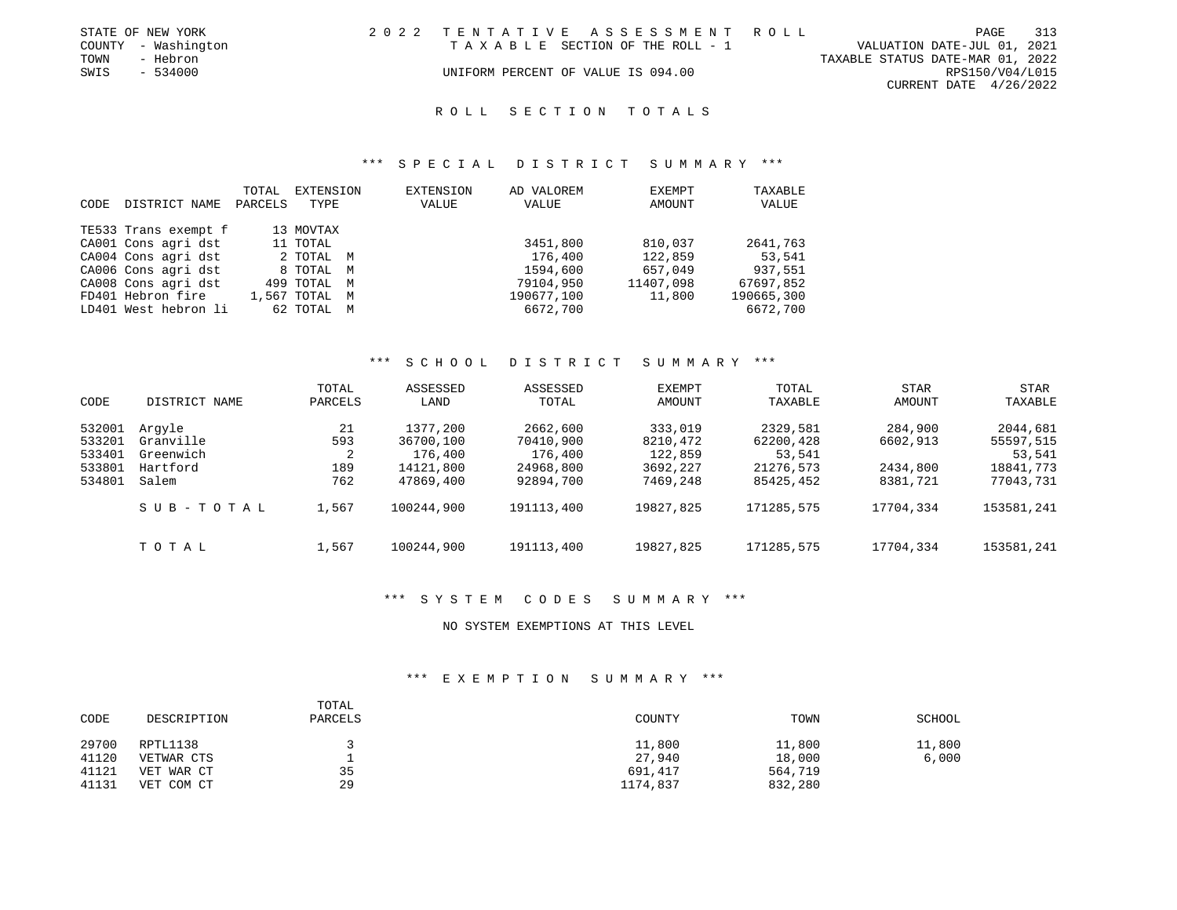STATE OF NEW YORK
COUNTY - Washington
TOWN - Hebron
SWIS - 534000

2 0 2 2 TENTATIVE ASSESSMENT ROLL
TAXABLE SECTION OF THE ROLL - 1
UNIFORM PERCENT OF VALUE IS 094.00

VALUATION DATE-JUL 01, 2021
TAXABLE STATUS DATE-MAR 01, 2022
RPS150/V04/L015
CURRENT DATE 4/26/2022

# ROLL SECTION TOTALS

## *** SPECIAL DISTRICT SUMMARY ***

| CODE | DISTRICT NAME | TOTAL PARCELS | EXTENSION TYPE | EXTENSION VALUE | AD VALOREM VALUE | EXEMPT AMOUNT | TAXABLE VALUE |
|---|---|---|---|---|---|---|---|
| TE533 | Trans exempt f | 13 | MOVTAX | | | | |
| CA001 | Cons agri dst | 11 | TOTAL | | 3451,800 | 810,037 | 2641,763 |
| CA004 | Cons agri dst | 2 | TOTAL M | | 176,400 | 122,859 | 53,541 |
| CA006 | Cons agri dst | 8 | TOTAL M | | 1594,600 | 657,049 | 937,551 |
| CA008 | Cons agri dst | 499 | TOTAL M | | 79104,950 | 11407,098 | 67697,852 |
| FD401 | Hebron fire | 1,567 | TOTAL M | | 190677,100 | 11,800 | 190665,300 |
| LD401 | West hebron li | 62 | TOTAL M | | 6672,700 | | 6672,700 |

## *** SCHOOL DISTRICT SUMMARY ***

| CODE | DISTRICT NAME | TOTAL PARCELS | ASSESSED LAND | ASSESSED TOTAL | EXEMPT AMOUNT | TOTAL TAXABLE | STAR AMOUNT | STAR TAXABLE |
|---|---|---|---|---|---|---|---|---|
| 532001 | Argyle | 21 | 1377,200 | 2662,600 | 333,019 | 2329,581 | 284,900 | 2044,681 |
| 533201 | Granville | 593 | 36700,100 | 70410,900 | 8210,472 | 62200,428 | 6602,913 | 55597,515 |
| 533401 | Greenwich | 2 | 176,400 | 176,400 | 122,859 | 53,541 | | 53,541 |
| 533801 | Hartford | 189 | 14121,800 | 24968,800 | 3692,227 | 21276,573 | 2434,800 | 18841,773 |
| 534801 | Salem | 762 | 47869,400 | 92894,700 | 7469,248 | 85425,452 | 8381,721 | 77043,731 |
| | SUB-TOTAL | 1,567 | 100244,900 | 191113,400 | 19827,825 | 171285,575 | 17704,334 | 153581,241 |
| | TOTAL | 1,567 | 100244,900 | 191113,400 | 19827,825 | 171285,575 | 17704,334 | 153581,241 |

## *** SYSTEM CODES SUMMARY ***

NO SYSTEM EXEMPTIONS AT THIS LEVEL

## *** EXEMPTION SUMMARY ***

| CODE | DESCRIPTION | TOTAL PARCELS | COUNTY | TOWN | SCHOOL |
|---|---|---|---|---|---|
| 29700 | RPTL1138 | 3 | 11,800 | 11,800 | 11,800 |
| 41120 | VETWAR CTS | 1 | 27,940 | 18,000 | 6,000 |
| 41121 | VET WAR CT | 35 | 691,417 | 564,719 | |
| 41131 | VET COM CT | 29 | 1174,837 | 832,280 | |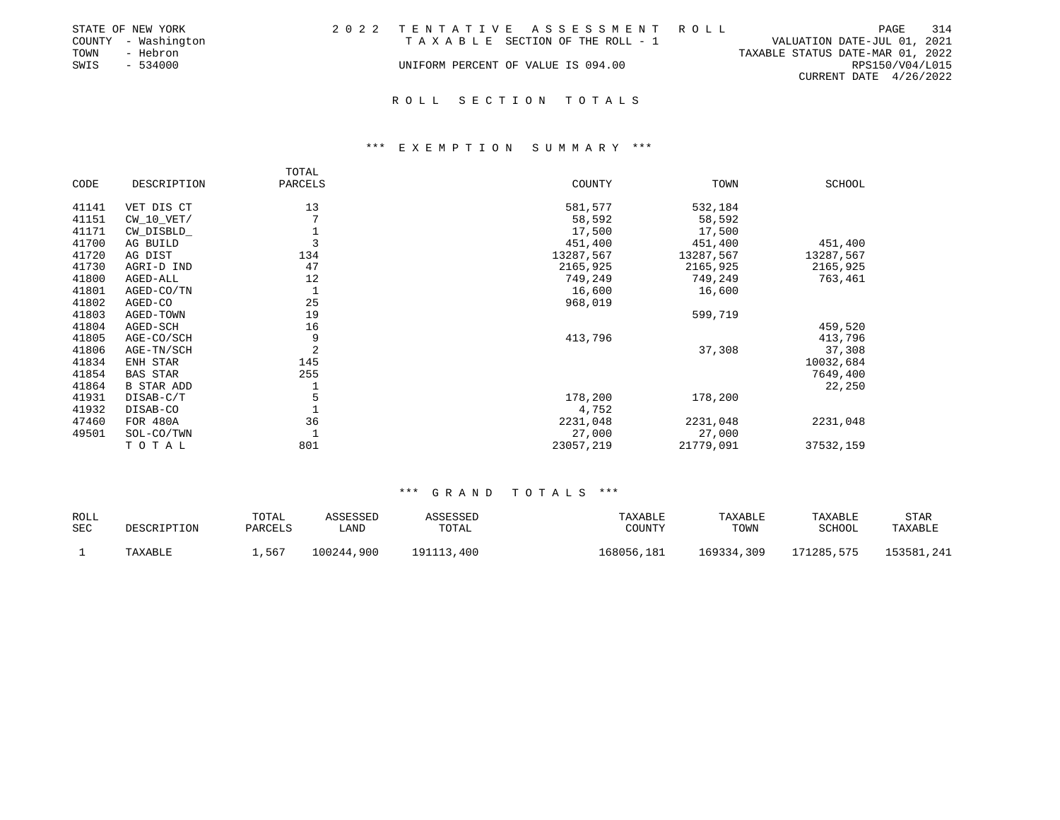STATE OF NEW YORK
COUNTY - Washington
TOWN - Hebron
SWIS - 534000

2022 TENTATIVE ASSESSMENT ROLL
TAXABLE SECTION OF THE ROLL - 1
UNIFORM PERCENT OF VALUE IS 094.00

VALUATION DATE-JUL 01, 2021
TAXABLE STATUS DATE-MAR 01, 2022
RPS150/V04/L015
CURRENT DATE 4/26/2022

## ROLL SECTION TOTALS

### *** EXEMPTION SUMMARY ***

| CODE | DESCRIPTION | TOTAL PARCELS | COUNTY | TOWN | SCHOOL |
|---|---|---|---|---|---|
| 41141 | VET DIS CT | 13 | 581,577 | 532,184 | |
| 41151 | CW_10_VET/ | 7 | 58,592 | 58,592 | |
| 41171 | CW_DISBLD_ | 1 | 17,500 | 17,500 | |
| 41700 | AG BUILD | 3 | 451,400 | 451,400 | 451,400 |
| 41720 | AG DIST | 134 | 13287,567 | 13287,567 | 13287,567 |
| 41730 | AGRI-D IND | 47 | 2165,925 | 2165,925 | 2165,925 |
| 41800 | AGED-ALL | 12 | 749,249 | 749,249 | 763,461 |
| 41801 | AGED-CO/TN | 1 | 16,600 | 16,600 | |
| 41802 | AGED-CO | 25 | 968,019 | | |
| 41803 | AGED-TOWN | 19 | | 599,719 | |
| 41804 | AGED-SCH | 16 | | | 459,520 |
| 41805 | AGE-CO/SCH | 9 | 413,796 | | 413,796 |
| 41806 | AGE-TN/SCH | 2 | | 37,308 | 37,308 |
| 41834 | ENH STAR | 145 | | | 10032,684 |
| 41854 | BAS STAR | 255 | | | 7649,400 |
| 41864 | B STAR ADD | 1 | | | 22,250 |
| 41931 | DISAB-C/T | 5 | 178,200 | 178,200 | |
| 41932 | DISAB-CO | 1 | 4,752 | | |
| 47460 | FOR 480A | 36 | 2231,048 | 2231,048 | 2231,048 |
| 49501 | SOL-CO/TWN | 1 | 27,000 | 27,000 | |
| | TOTAL | 801 | 23057,219 | 21779,091 | 37532,159 |

### *** GRAND TOTALS ***

| ROLL SEC | DESCRIPTION | TOTAL PARCELS | ASSESSED LAND | ASSESSED TOTAL | TAXABLE COUNTY | TAXABLE TOWN | TAXABLE SCHOOL | STAR TAXABLE |
|---|---|---|---|---|---|---|---|---|
| 1 | TAXABLE | 1,567 | 100244,900 | 191113,400 | 168056,181 | 169334,309 | 171285,575 | 153581,241 |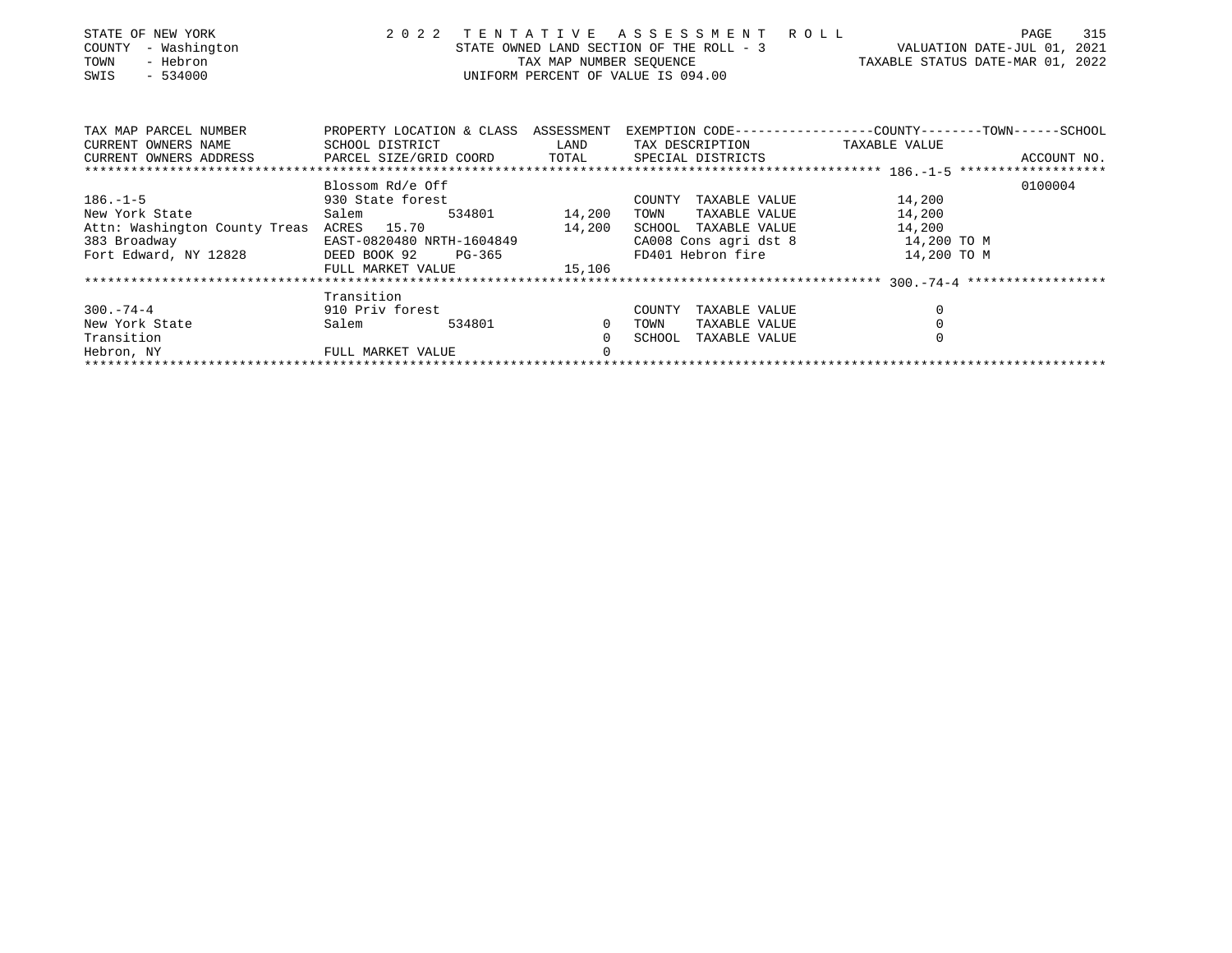STATE OF NEW YORK — 2022 TENTATIVE ASSESSMENT ROLL
COUNTY - Washington — STATE OWNED LAND SECTION OF THE ROLL - 3 — VALUATION DATE-JUL 01, 2021
TOWN - Hebron — TAX MAP NUMBER SEQUENCE — TAXABLE STATUS DATE-MAR 01, 2022
SWIS - 534000 — UNIFORM PERCENT OF VALUE IS 094.00

| TAX MAP PARCEL NUMBER / CURRENT OWNERS NAME / CURRENT OWNERS ADDRESS | PROPERTY LOCATION & CLASS / SCHOOL DISTRICT / PARCEL SIZE/GRID COORD | ASSESSMENT LAND / TOTAL | EXEMPTION CODE / TAX DESCRIPTION / SPECIAL DISTRICTS | COUNTY--------TOWN------SCHOOL TAXABLE VALUE | ACCOUNT NO. |
|---|---|---|---|---|---|
| **186.-1-5** | Blossom Rd/e Off | | | | 0100004 |
| 186.-1-5 | 930 State forest | | COUNTY TAXABLE VALUE | 14,200 | |
| New York State | Salem 534801 | 14,200 | TOWN TAXABLE VALUE | 14,200 | |
| Attn: Washington County Treas | ACRES 15.70 | 14,200 | SCHOOL TAXABLE VALUE | 14,200 | |
| 383 Broadway | EAST-0820480 NRTH-1604849 | | CA008 Cons agri dst 8 | 14,200 TO M | |
| Fort Edward, NY 12828 | DEED BOOK 92 PG-365 | | FD401 Hebron fire | 14,200 TO M | |
| | FULL MARKET VALUE | 15,106 | | | |
| **300.-74-4** | Transition | | | | |
| 300.-74-4 | 910 Priv forest | | COUNTY TAXABLE VALUE | 0 | |
| New York State | Salem 534801 | 0 | TOWN TAXABLE VALUE | 0 | |
| Transition | | 0 | SCHOOL TAXABLE VALUE | 0 | |
| Hebron, NY | FULL MARKET VALUE | 0 | | | |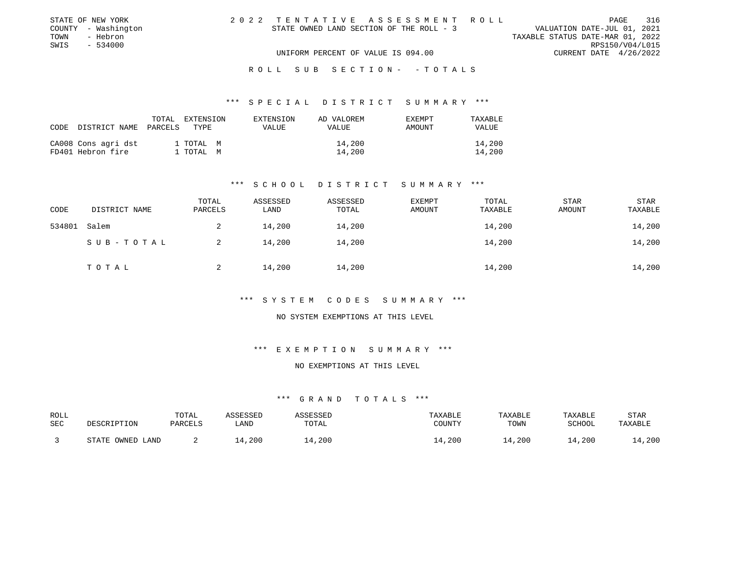STATE OF NEW YORK
COUNTY - Washington
TOWN - Hebron
SWIS - 534000

2 0 2 2 T E N T A T I V E A S S E S S M E N T R O L L
STATE OWNED LAND SECTION OF THE ROLL - 3

VALUATION DATE-JUL 01, 2021
TAXABLE STATUS DATE-MAR 01, 2022
RPS150/V04/L015
CURRENT DATE 4/26/2022

UNIFORM PERCENT OF VALUE IS 094.00

R O L L S U B S E C T I O N - - T O T A L S

### *** S P E C I A L D I S T R I C T S U M M A R Y ***

| CODE | DISTRICT NAME | TOTAL PARCELS | EXTENSION TYPE | EXTENSION VALUE | AD VALOREM VALUE | EXEMPT AMOUNT | TAXABLE VALUE |
|---|---|---|---|---|---|---|---|
| CA008 | Cons agri dst | 1 | TOTAL M | | 14,200 | | 14,200 |
| FD401 | Hebron fire | 1 | TOTAL M | | 14,200 | | 14,200 |

### *** S C H O O L D I S T R I C T S U M M A R Y ***

| CODE | DISTRICT NAME | TOTAL PARCELS | ASSESSED LAND | ASSESSED TOTAL | EXEMPT AMOUNT | TOTAL TAXABLE | STAR AMOUNT | STAR TAXABLE |
|---|---|---|---|---|---|---|---|---|
| 534801 | Salem | 2 | 14,200 | 14,200 | | 14,200 | | 14,200 |
| | S U B - T O T A L | 2 | 14,200 | 14,200 | | 14,200 | | 14,200 |
| | T O T A L | 2 | 14,200 | 14,200 | | 14,200 | | 14,200 |

### *** S Y S T E M C O D E S S U M M A R Y ***

NO SYSTEM EXEMPTIONS AT THIS LEVEL

### *** E X E M P T I O N S U M M A R Y ***

NO EXEMPTIONS AT THIS LEVEL

### *** G R A N D T O T A L S ***

| ROLL SEC | DESCRIPTION | TOTAL PARCELS | ASSESSED LAND | ASSESSED TOTAL | TAXABLE COUNTY | TAXABLE TOWN | TAXABLE SCHOOL | STAR TAXABLE |
|---|---|---|---|---|---|---|---|---|
| 3 | STATE OWNED LAND | 2 | 14,200 | 14,200 | 14,200 | 14,200 | 14,200 | 14,200 |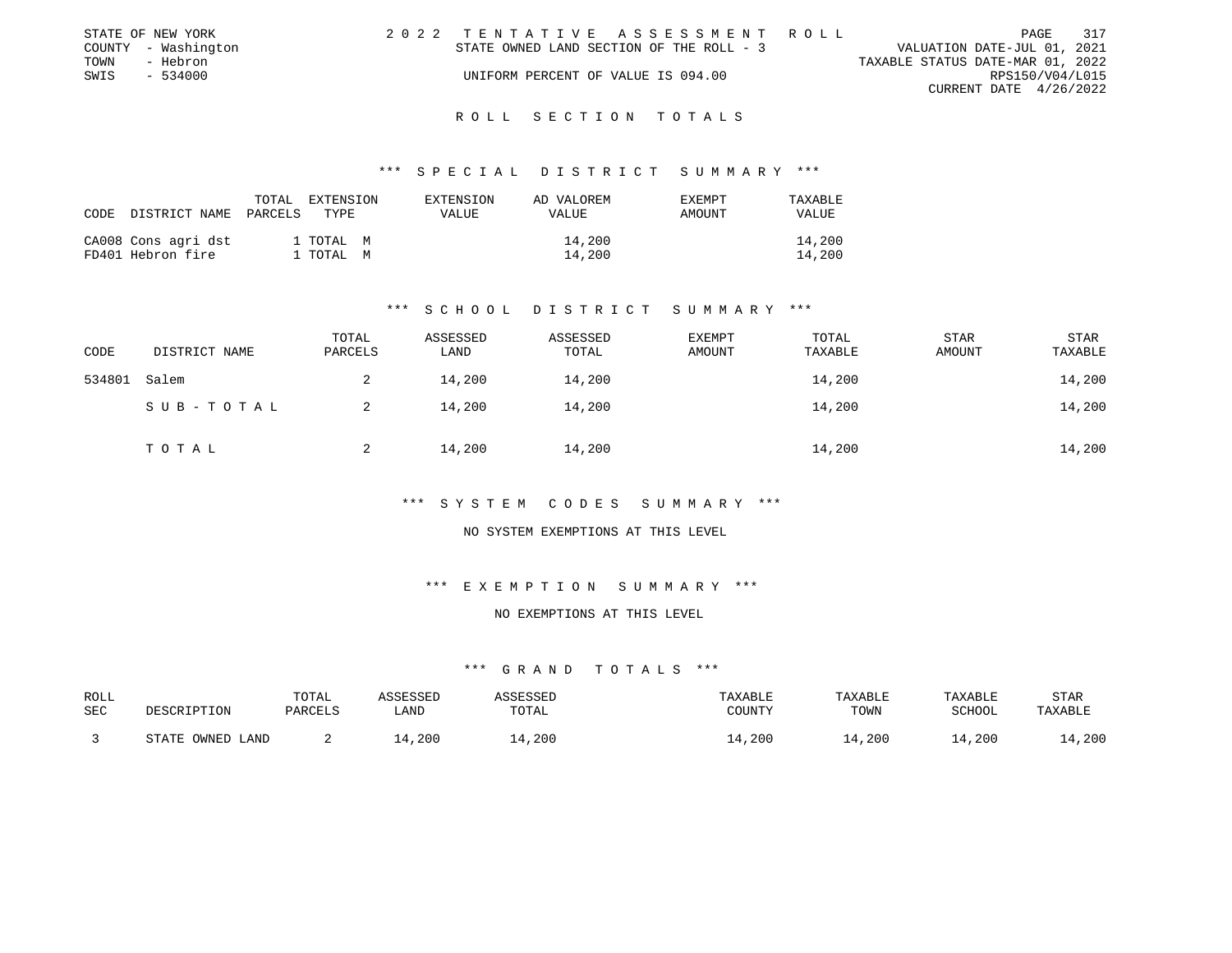STATE OF NEW YORK
COUNTY - Washington
TOWN - Hebron
SWIS - 534000

2022 TENTATIVE ASSESSMENT ROLL
STATE OWNED LAND SECTION OF THE ROLL - 3
UNIFORM PERCENT OF VALUE IS 094.00

VALUATION DATE-JUL 01, 2021
TAXABLE STATUS DATE-MAR 01, 2022
RPS150/V04/L015
CURRENT DATE 4/26/2022

## ROLL SECTION TOTALS

### *** SPECIAL DISTRICT SUMMARY ***

| CODE | DISTRICT NAME | TOTAL PARCELS | EXTENSION TYPE | EXTENSION VALUE | AD VALOREM VALUE | EXEMPT AMOUNT | TAXABLE VALUE |
|---|---|---|---|---|---|---|---|
| CA008 | Cons agri dst | 1 | TOTAL M | | 14,200 | | 14,200 |
| FD401 | Hebron fire | 1 | TOTAL M | | 14,200 | | 14,200 |

### *** SCHOOL DISTRICT SUMMARY ***

| CODE | DISTRICT NAME | TOTAL PARCELS | ASSESSED LAND | ASSESSED TOTAL | EXEMPT AMOUNT | TOTAL TAXABLE | STAR AMOUNT | STAR TAXABLE |
|---|---|---|---|---|---|---|---|---|
| 534801 | Salem | 2 | 14,200 | 14,200 | | 14,200 | | 14,200 |
| | SUB-TOTAL | 2 | 14,200 | 14,200 | | 14,200 | | 14,200 |
| | TOTAL | 2 | 14,200 | 14,200 | | 14,200 | | 14,200 |

### *** SYSTEM CODES SUMMARY ***

NO SYSTEM EXEMPTIONS AT THIS LEVEL

### *** EXEMPTION SUMMARY ***

NO EXEMPTIONS AT THIS LEVEL

### *** GRAND TOTALS ***

| ROLL SEC | DESCRIPTION | TOTAL PARCELS | ASSESSED LAND | ASSESSED TOTAL | TAXABLE COUNTY | TAXABLE TOWN | TAXABLE SCHOOL | STAR TAXABLE |
|---|---|---|---|---|---|---|---|---|
| 3 | STATE OWNED LAND | 2 | 14,200 | 14,200 | 14,200 | 14,200 | 14,200 | 14,200 |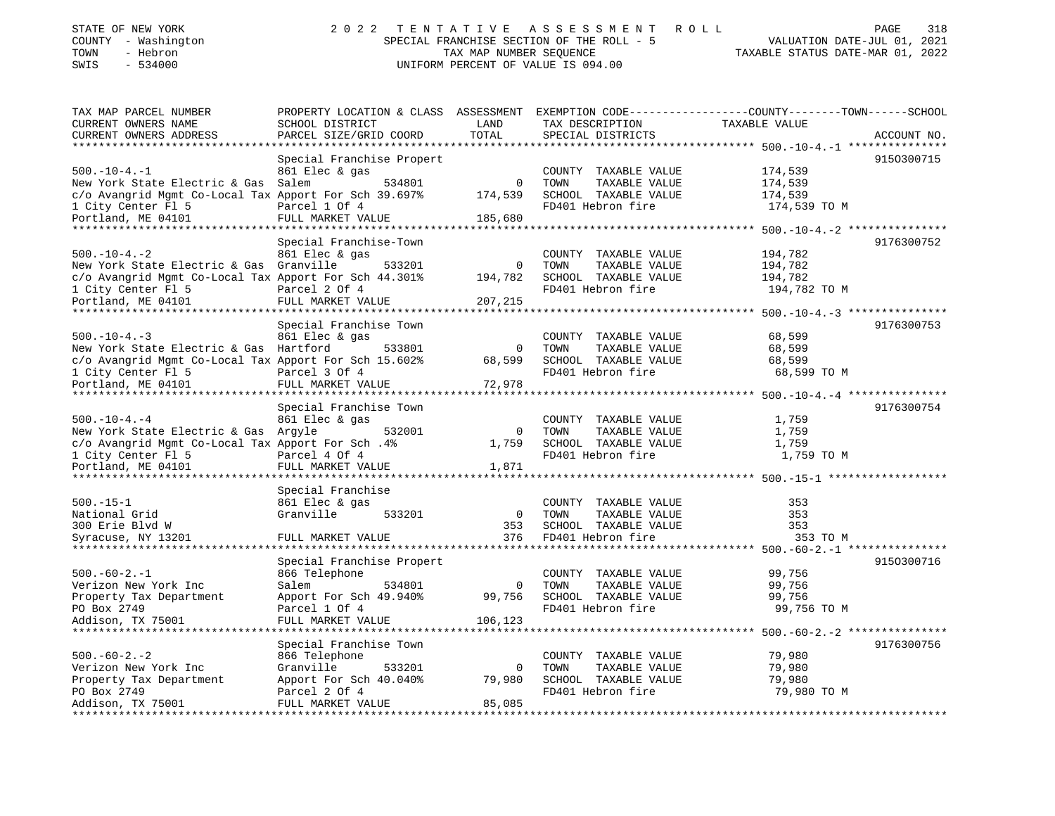STATE OF NEW YORK
COUNTY - Washington
TOWN - Hebron
SWIS - 534000

2 0 2 2 T E N T A T I V E A S S E S S M E N T R O L L
SPECIAL FRANCHISE SECTION OF THE ROLL - 5
TAX MAP NUMBER SEQUENCE
UNIFORM PERCENT OF VALUE IS 094.00

VALUATION DATE-JUL 01, 2021
TAXABLE STATUS DATE-MAR 01, 2022

| TAX MAP PARCEL NUMBER / CURRENT OWNERS NAME / CURRENT OWNERS ADDRESS | PROPERTY LOCATION & CLASS / SCHOOL DISTRICT / PARCEL SIZE/GRID COORD | ASSESSMENT LAND / TOTAL | EXEMPTION CODE / TAX DESCRIPTION / SPECIAL DISTRICTS | COUNTY--TOWN--SCHOOL TAXABLE VALUE | ACCOUNT NO. |
|---|---|---|---|---|---|
| 500.-10-4.-1 | Special Franchise Propert | | | | 9150300715 |
| | 861 Elec & gas | | COUNTY TAXABLE VALUE | 174,539 | |
| New York State Electric & Gas | Salem 534801 | 0 | TOWN TAXABLE VALUE | 174,539 | |
| c/o Avangrid Mgmt Co-Local Tax | Apport For Sch 39.697% | 174,539 | SCHOOL TAXABLE VALUE | 174,539 | |
| 1 City Center Fl 5 | Parcel 1 Of 4 | | FD401 Hebron fire | 174,539 TO M | |
| Portland, ME 04101 | FULL MARKET VALUE | 185,680 | | | |
| 500.-10-4.-2 | Special Franchise-Town | | | | 9176300752 |
| | 861 Elec & gas | | COUNTY TAXABLE VALUE | 194,782 | |
| New York State Electric & Gas | Granville 533201 | 0 | TOWN TAXABLE VALUE | 194,782 | |
| c/o Avangrid Mgmt Co-Local Tax | Apport For Sch 44.301% | 194,782 | SCHOOL TAXABLE VALUE | 194,782 | |
| 1 City Center Fl 5 | Parcel 2 Of 4 | | FD401 Hebron fire | 194,782 TO M | |
| Portland, ME 04101 | FULL MARKET VALUE | 207,215 | | | |
| 500.-10-4.-3 | Special Franchise Town | | | | 9176300753 |
| | 861 Elec & gas | | COUNTY TAXABLE VALUE | 68,599 | |
| New York State Electric & Gas | Hartford 533801 | 0 | TOWN TAXABLE VALUE | 68,599 | |
| c/o Avangrid Mgmt Co-Local Tax | Apport For Sch 15.602% | 68,599 | SCHOOL TAXABLE VALUE | 68,599 | |
| 1 City Center Fl 5 | Parcel 3 Of 4 | | FD401 Hebron fire | 68,599 TO M | |
| Portland, ME 04101 | FULL MARKET VALUE | 72,978 | | | |
| 500.-10-4.-4 | Special Franchise Town | | | | 9176300754 |
| | 861 Elec & gas | | COUNTY TAXABLE VALUE | 1,759 | |
| New York State Electric & Gas | Argyle 532001 | 0 | TOWN TAXABLE VALUE | 1,759 | |
| c/o Avangrid Mgmt Co-Local Tax | Apport For Sch .4% | 1,759 | SCHOOL TAXABLE VALUE | 1,759 | |
| 1 City Center Fl 5 | Parcel 4 Of 4 | | FD401 Hebron fire | 1,759 TO M | |
| Portland, ME 04101 | FULL MARKET VALUE | 1,871 | | | |
| 500.-15-1 | Special Franchise | | | | |
| | 861 Elec & gas | | COUNTY TAXABLE VALUE | 353 | |
| National Grid | Granville 533201 | 0 | TOWN TAXABLE VALUE | 353 | |
| 300 Erie Blvd W | | 353 | SCHOOL TAXABLE VALUE | 353 | |
| Syracuse, NY 13201 | FULL MARKET VALUE | 376 | FD401 Hebron fire | 353 TO M | |
| 500.-60-2.-1 | Special Franchise Propert | | | | 9150300716 |
| | 866 Telephone | | COUNTY TAXABLE VALUE | 99,756 | |
| Verizon New York Inc | Salem 534801 | 0 | TOWN TAXABLE VALUE | 99,756 | |
| Property Tax Department | Apport For Sch 49.940% | 99,756 | SCHOOL TAXABLE VALUE | 99,756 | |
| PO Box 2749 | Parcel 1 Of 4 | | FD401 Hebron fire | 99,756 TO M | |
| Addison, TX 75001 | FULL MARKET VALUE | 106,123 | | | |
| 500.-60-2.-2 | Special Franchise Town | | | | 9176300756 |
| | 866 Telephone | | COUNTY TAXABLE VALUE | 79,980 | |
| Verizon New York Inc | Granville 533201 | 0 | TOWN TAXABLE VALUE | 79,980 | |
| Property Tax Department | Apport For Sch 40.040% | 79,980 | SCHOOL TAXABLE VALUE | 79,980 | |
| PO Box 2749 | Parcel 2 Of 4 | | FD401 Hebron fire | 79,980 TO M | |
| Addison, TX 75001 | FULL MARKET VALUE | 85,085 | | | |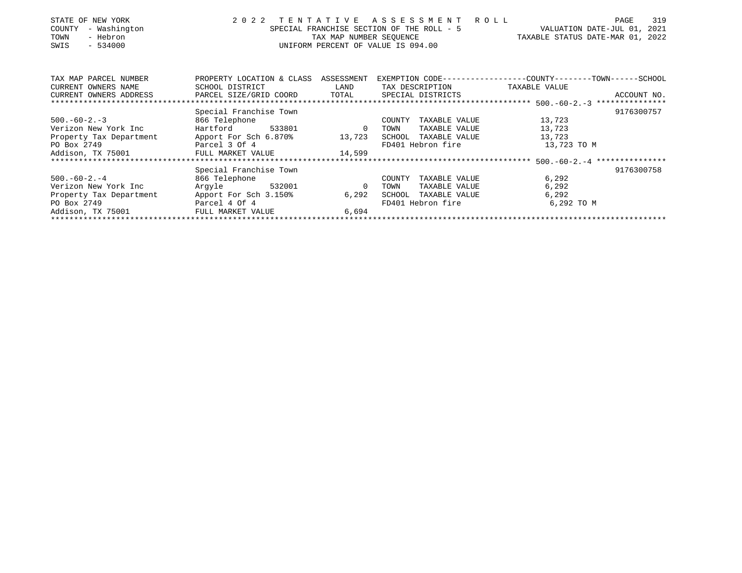STATE OF NEW YORK
COUNTY - Washington
TOWN - Hebron
SWIS - 534000

2 0 2 2 TENTATIVE ASSESSMENT ROLL
SPECIAL FRANCHISE SECTION OF THE ROLL - 5
TAX MAP NUMBER SEQUENCE
UNIFORM PERCENT OF VALUE IS 094.00

VALUATION DATE-JUL 01, 2021
TAXABLE STATUS DATE-MAR 01, 2022

| TAX MAP PARCEL NUMBER / CURRENT OWNERS NAME / CURRENT OWNERS ADDRESS | PROPERTY LOCATION & CLASS / SCHOOL DISTRICT / PARCEL SIZE/GRID COORD | ASSESSMENT LAND / TOTAL | EXEMPTION CODE / TAX DESCRIPTION / SPECIAL DISTRICTS | COUNTY--------TOWN------SCHOOL TAXABLE VALUE | ACCOUNT NO. |
|---|---|---|---|---|---|
| ***** 500.-60-2.-3 ***** | Special Franchise Town | | | | 9176300757 |
| 500.-60-2.-3 | 866 Telephone | | COUNTY TAXABLE VALUE | 13,723 | |
| Verizon New York Inc | Hartford 533801 | 0 | TOWN TAXABLE VALUE | 13,723 | |
| Property Tax Department | Apport For Sch 6.870% | 13,723 | SCHOOL TAXABLE VALUE | 13,723 | |
| PO Box 2749 | Parcel 3 Of 4 | | FD401 Hebron fire | 13,723 TO M | |
| Addison, TX 75001 | FULL MARKET VALUE | 14,599 | | | |
| ***** 500.-60-2.-4 ***** | Special Franchise Town | | | | 9176300758 |
| 500.-60-2.-4 | 866 Telephone | | COUNTY TAXABLE VALUE | 6,292 | |
| Verizon New York Inc | Argyle 532001 | 0 | TOWN TAXABLE VALUE | 6,292 | |
| Property Tax Department | Apport For Sch 3.150% | 6,292 | SCHOOL TAXABLE VALUE | 6,292 | |
| PO Box 2749 | Parcel 4 Of 4 | | FD401 Hebron fire | 6,292 TO M | |
| Addison, TX 75001 | FULL MARKET VALUE | 6,694 | | | |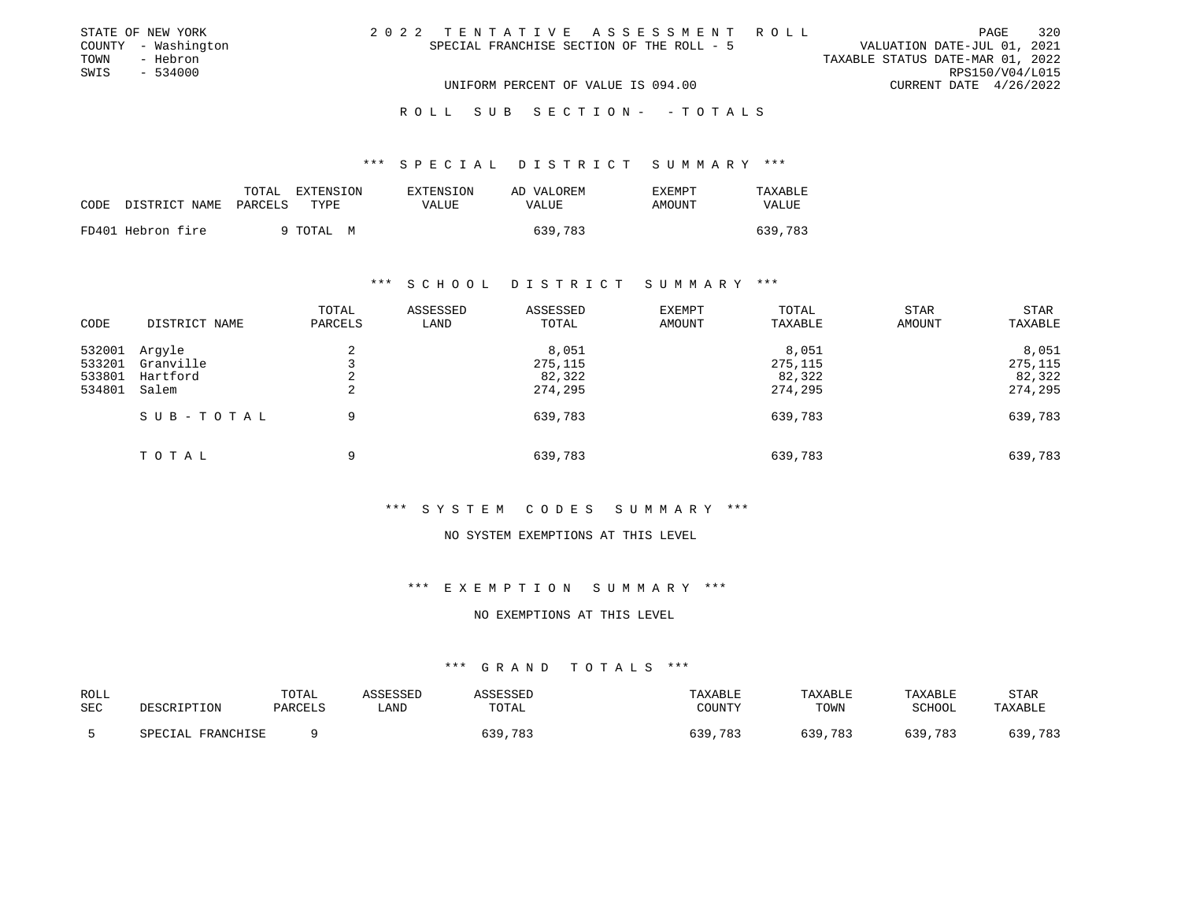STATE OF NEW YORK
COUNTY - Washington
TOWN - Hebron
SWIS - 534000

2022 TENTATIVE ASSESSMENT ROLL
SPECIAL FRANCHISE SECTION OF THE ROLL - 5

VALUATION DATE-JUL 01, 2021
TAXABLE STATUS DATE-MAR 01, 2022
RPS150/V04/L015
CURRENT DATE 4/26/2022

UNIFORM PERCENT OF VALUE IS 094.00

ROLL SUB SECTION- - TOTALS

*** SPECIAL DISTRICT SUMMARY ***

| CODE | DISTRICT NAME | TOTAL PARCELS | EXTENSION TYPE | EXTENSION VALUE | AD VALOREM VALUE | EXEMPT AMOUNT | TAXABLE VALUE |
|---|---|---|---|---|---|---|---|
| FD401 | Hebron fire | 9 | TOTAL M | | 639,783 | | 639,783 |

*** SCHOOL DISTRICT SUMMARY ***

| CODE | DISTRICT NAME | TOTAL PARCELS | ASSESSED LAND | ASSESSED TOTAL | EXEMPT AMOUNT | TOTAL TAXABLE | STAR AMOUNT | STAR TAXABLE |
|---|---|---|---|---|---|---|---|---|
| 532001 | Argyle | 2 | | 8,051 | | 8,051 | | 8,051 |
| 533201 | Granville | 3 | | 275,115 | | 275,115 | | 275,115 |
| 533801 | Hartford | 2 | | 82,322 | | 82,322 | | 82,322 |
| 534801 | Salem | 2 | | 274,295 | | 274,295 | | 274,295 |
| | SUB-TOTAL | 9 | | 639,783 | | 639,783 | | 639,783 |
| | TOTAL | 9 | | 639,783 | | 639,783 | | 639,783 |

*** SYSTEM CODES SUMMARY ***

NO SYSTEM EXEMPTIONS AT THIS LEVEL

*** EXEMPTION SUMMARY ***

NO EXEMPTIONS AT THIS LEVEL

*** GRAND TOTALS ***

| ROLL SEC | DESCRIPTION | TOTAL PARCELS | ASSESSED LAND | ASSESSED TOTAL | TAXABLE COUNTY | TAXABLE TOWN | TAXABLE SCHOOL | STAR TAXABLE |
|---|---|---|---|---|---|---|---|---|
| 5 | SPECIAL FRANCHISE | 9 | | 639,783 | 639,783 | 639,783 | 639,783 | 639,783 |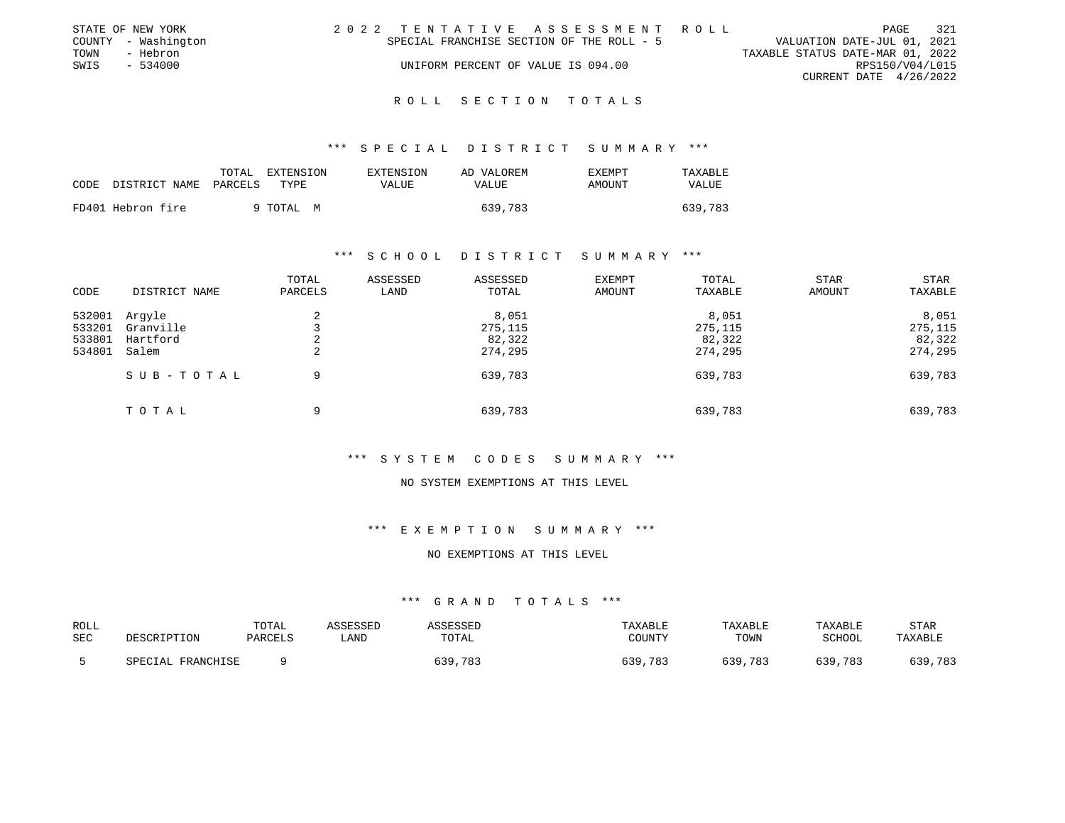STATE OF NEW YORK
COUNTY - Washington
TOWN - Hebron
SWIS - 534000

2022 TENTATIVE ASSESSMENT ROLL
SPECIAL FRANCHISE SECTION OF THE ROLL - 5
UNIFORM PERCENT OF VALUE IS 094.00

VALUATION DATE-JUL 01, 2021
TAXABLE STATUS DATE-MAR 01, 2022
RPS150/V04/L015
CURRENT DATE 4/26/2022

## ROLL SECTION TOTALS

### *** SPECIAL DISTRICT SUMMARY ***

| CODE DISTRICT NAME | TOTAL PARCELS | EXTENSION TYPE | EXTENSION VALUE | AD VALOREM VALUE | EXEMPT AMOUNT | TAXABLE VALUE |
|---|---|---|---|---|---|---|
| FD401 Hebron fire | 9 | TOTAL M | | 639,783 | | 639,783 |

### *** SCHOOL DISTRICT SUMMARY ***

| CODE | DISTRICT NAME | TOTAL PARCELS | ASSESSED LAND | ASSESSED TOTAL | EXEMPT AMOUNT | TOTAL TAXABLE | STAR AMOUNT | STAR TAXABLE |
|---|---|---|---|---|---|---|---|---|
| 532001 | Argyle | 2 | | 8,051 | | 8,051 | | 8,051 |
| 533201 | Granville | 3 | | 275,115 | | 275,115 | | 275,115 |
| 533801 | Hartford | 2 | | 82,322 | | 82,322 | | 82,322 |
| 534801 | Salem | 2 | | 274,295 | | 274,295 | | 274,295 |
| | SUB-TOTAL | 9 | | 639,783 | | 639,783 | | 639,783 |
| | TOTAL | 9 | | 639,783 | | 639,783 | | 639,783 |

### *** SYSTEM CODES SUMMARY ***

NO SYSTEM EXEMPTIONS AT THIS LEVEL

### *** EXEMPTION SUMMARY ***

NO EXEMPTIONS AT THIS LEVEL

### *** GRAND TOTALS ***

| ROLL SEC | DESCRIPTION | TOTAL PARCELS | ASSESSED LAND | ASSESSED TOTAL | TAXABLE COUNTY | TAXABLE TOWN | TAXABLE SCHOOL | STAR TAXABLE |
|---|---|---|---|---|---|---|---|---|
| 5 | SPECIAL FRANCHISE | 9 | | 639,783 | 639,783 | 639,783 | 639,783 | 639,783 |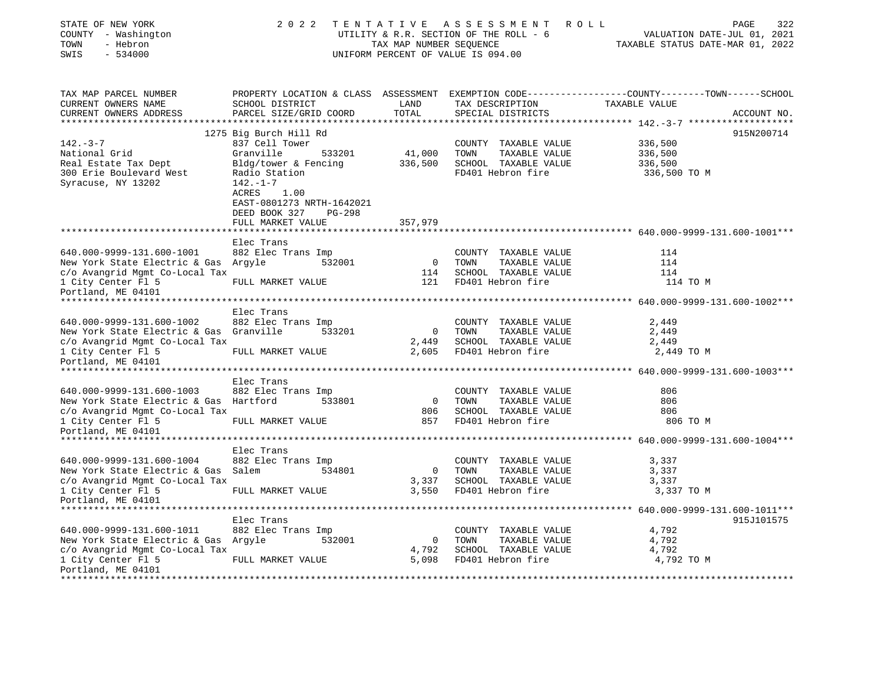STATE OF NEW YORK
COUNTY - Washington
TOWN - Hebron
SWIS - 534000

2022 TENTATIVE ASSESSMENT ROLL
UTILITY & R.R. SECTION OF THE ROLL - 6
TAX MAP NUMBER SEQUENCE
UNIFORM PERCENT OF VALUE IS 094.00

VALUATION DATE-JUL 01, 2021
TAXABLE STATUS DATE-MAR 01, 2022

| TAX MAP PARCEL NUMBER / CURRENT OWNERS NAME / CURRENT OWNERS ADDRESS | PROPERTY LOCATION & CLASS / SCHOOL DISTRICT / PARCEL SIZE/GRID COORD | ASSESSMENT LAND | TOTAL | EXEMPTION CODE / TAX DESCRIPTION / SPECIAL DISTRICTS | TAXABLE VALUE (COUNTY / TOWN / SCHOOL) | ACCOUNT NO. |
|---|---|---|---|---|---|---|
| **142.-3-7** | 1275 Big Burch Hill Rd | | | | | 915N200714 |
| 142.-3-7 | 837 Cell Tower | | | COUNTY TAXABLE VALUE | 336,500 | |
| National Grid | Granville 533201 | 41,000 | | TOWN TAXABLE VALUE | 336,500 | |
| Real Estate Tax Dept | Bldg/tower & Fencing | | 336,500 | SCHOOL TAXABLE VALUE | 336,500 | |
| 300 Erie Boulevard West | Radio Station | | | FD401 Hebron fire | 336,500 TO M | |
| Syracuse, NY 13202 | 142.-1-7 | | | | | |
| | ACRES 1.00 | | | | | |
| | EAST-0801273 NRTH-1642021 | | | | | |
| | DEED BOOK 327 PG-298 | | | | | |
| | FULL MARKET VALUE | | 357,979 | | | |
| **640.000-9999-131.600-1001** | Elec Trans | | | | | |
| 640.000-9999-131.600-1001 | 882 Elec Trans Imp | | | COUNTY TAXABLE VALUE | 114 | |
| New York State Electric & Gas | Argyle 532001 | 0 | | TOWN TAXABLE VALUE | 114 | |
| c/o Avangrid Mgmt Co-Local Tax | | | 114 | SCHOOL TAXABLE VALUE | 114 | |
| 1 City Center Fl 5 | FULL MARKET VALUE | | 121 | FD401 Hebron fire | 114 TO M | |
| Portland, ME 04101 | | | | | | |
| **640.000-9999-131.600-1002** | Elec Trans | | | | | |
| 640.000-9999-131.600-1002 | 882 Elec Trans Imp | | | COUNTY TAXABLE VALUE | 2,449 | |
| New York State Electric & Gas | Granville 533201 | 0 | | TOWN TAXABLE VALUE | 2,449 | |
| c/o Avangrid Mgmt Co-Local Tax | | | 2,449 | SCHOOL TAXABLE VALUE | 2,449 | |
| 1 City Center Fl 5 | FULL MARKET VALUE | | 2,605 | FD401 Hebron fire | 2,449 TO M | |
| Portland, ME 04101 | | | | | | |
| **640.000-9999-131.600-1003** | Elec Trans | | | | | |
| 640.000-9999-131.600-1003 | 882 Elec Trans Imp | | | COUNTY TAXABLE VALUE | 806 | |
| New York State Electric & Gas | Hartford 533801 | 0 | | TOWN TAXABLE VALUE | 806 | |
| c/o Avangrid Mgmt Co-Local Tax | | | 806 | SCHOOL TAXABLE VALUE | 806 | |
| 1 City Center Fl 5 | FULL MARKET VALUE | | 857 | FD401 Hebron fire | 806 TO M | |
| Portland, ME 04101 | | | | | | |
| **640.000-9999-131.600-1004** | Elec Trans | | | | | |
| 640.000-9999-131.600-1004 | 882 Elec Trans Imp | | | COUNTY TAXABLE VALUE | 3,337 | |
| New York State Electric & Gas | Salem 534801 | 0 | | TOWN TAXABLE VALUE | 3,337 | |
| c/o Avangrid Mgmt Co-Local Tax | | | 3,337 | SCHOOL TAXABLE VALUE | 3,337 | |
| 1 City Center Fl 5 | FULL MARKET VALUE | | 3,550 | FD401 Hebron fire | 3,337 TO M | |
| Portland, ME 04101 | | | | | | |
| **640.000-9999-131.600-1011** | Elec Trans | | | | | 915J101575 |
| 640.000-9999-131.600-1011 | 882 Elec Trans Imp | | | COUNTY TAXABLE VALUE | 4,792 | |
| New York State Electric & Gas | Argyle 532001 | 0 | | TOWN TAXABLE VALUE | 4,792 | |
| c/o Avangrid Mgmt Co-Local Tax | | | 4,792 | SCHOOL TAXABLE VALUE | 4,792 | |
| 1 City Center Fl 5 | FULL MARKET VALUE | | 5,098 | FD401 Hebron fire | 4,792 TO M | |
| Portland, ME 04101 | | | | | | |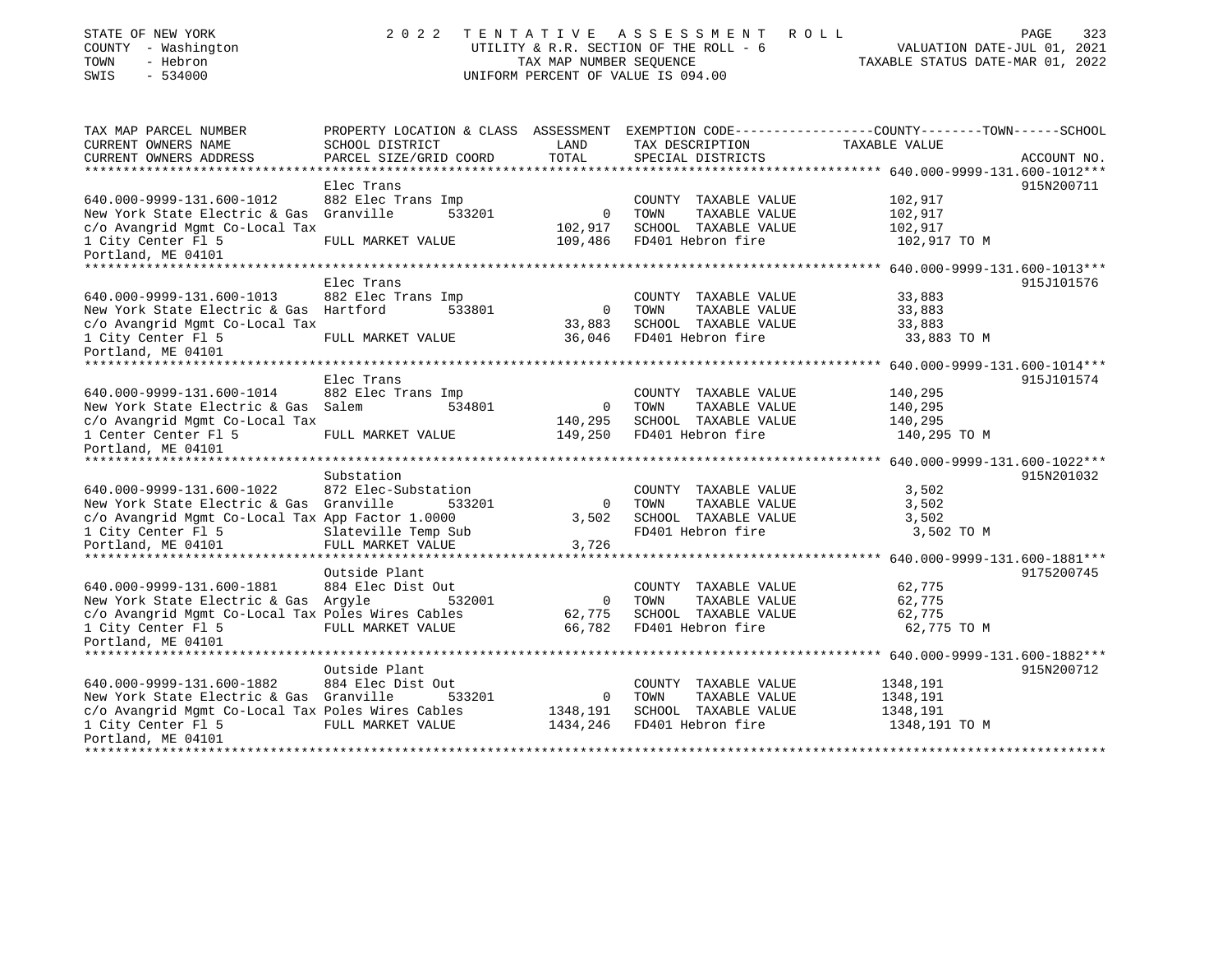STATE OF NEW YORK
COUNTY - Washington
TOWN - Hebron
SWIS - 534000

# 2022 TENTATIVE ASSESSMENT ROLL

UTILITY & R.R. SECTION OF THE ROLL - 6
TAX MAP NUMBER SEQUENCE
UNIFORM PERCENT OF VALUE IS 094.00

VALUATION DATE-JUL 01, 2021
TAXABLE STATUS DATE-MAR 01, 2022

```
TAX MAP PARCEL NUMBER          PROPERTY LOCATION & CLASS  ASSESSMENT  EXEMPTION CODE-----------------COUNTY--------TOWN------SCHOOL
CURRENT OWNERS NAME            SCHOOL DISTRICT              LAND      TAX DESCRIPTION              TAXABLE VALUE
CURRENT OWNERS ADDRESS         PARCEL SIZE/GRID COORD       TOTAL     SPECIAL DISTRICTS                                  ACCOUNT NO.
******************************************************************************************** 640.000-9999-131.600-1012***
                               Elec Trans                                                                            915N200711
640.000-9999-131.600-1012      882 Elec Trans Imp                      COUNTY  TAXABLE VALUE          102,917
New York State Electric & Gas  Granville       533201          0       TOWN    TAXABLE VALUE          102,917
c/o Avangrid Mgmt Co-Local Tax                           102,917       SCHOOL  TAXABLE VALUE          102,917
1 City Center Fl 5             FULL MARKET VALUE         109,486       FD401 Hebron fire               102,917 TO M
Portland, ME 04101
******************************************************************************************** 640.000-9999-131.600-1013***
                               Elec Trans                                                                            915J101576
640.000-9999-131.600-1013      882 Elec Trans Imp                      COUNTY  TAXABLE VALUE           33,883
New York State Electric & Gas  Hartford        533801          0       TOWN    TAXABLE VALUE           33,883
c/o Avangrid Mgmt Co-Local Tax                            33,883       SCHOOL  TAXABLE VALUE           33,883
1 City Center Fl 5             FULL MARKET VALUE          36,046       FD401 Hebron fire                33,883 TO M
Portland, ME 04101
******************************************************************************************** 640.000-9999-131.600-1014***
                               Elec Trans                                                                            915J101574
640.000-9999-131.600-1014      882 Elec Trans Imp                      COUNTY  TAXABLE VALUE          140,295
New York State Electric & Gas  Salem           534801          0       TOWN    TAXABLE VALUE          140,295
c/o Avangrid Mgmt Co-Local Tax                           140,295       SCHOOL  TAXABLE VALUE          140,295
1 Center Center Fl 5           FULL MARKET VALUE         149,250       FD401 Hebron fire               140,295 TO M
Portland, ME 04101
******************************************************************************************** 640.000-9999-131.600-1022***
                               Substation                                                                            915N201032
640.000-9999-131.600-1022      872 Elec-Substation                     COUNTY  TAXABLE VALUE            3,502
New York State Electric & Gas  Granville       533201          0       TOWN    TAXABLE VALUE            3,502
c/o Avangrid Mgmt Co-Local Tax App Factor 1.0000           3,502       SCHOOL  TAXABLE VALUE            3,502
1 City Center Fl 5             Slateville Temp Sub                     FD401 Hebron fire                 3,502 TO M
Portland, ME 04101             FULL MARKET VALUE           3,726
******************************************************************************************** 640.000-9999-131.600-1881***
                               Outside Plant                                                                         9175200745
640.000-9999-131.600-1881      884 Elec Dist Out                       COUNTY  TAXABLE VALUE           62,775
New York State Electric & Gas  Argyle          532001          0       TOWN    TAXABLE VALUE           62,775
c/o Avangrid Mgmt Co-Local Tax Poles Wires Cables         62,775       SCHOOL  TAXABLE VALUE           62,775
1 City Center Fl 5             FULL MARKET VALUE          66,782       FD401 Hebron fire                62,775 TO M
Portland, ME 04101
******************************************************************************************** 640.000-9999-131.600-1882***
                               Outside Plant                                                                         915N200712
640.000-9999-131.600-1882      884 Elec Dist Out                       COUNTY  TAXABLE VALUE         1348,191
New York State Electric & Gas  Granville       533201          0       TOWN    TAXABLE VALUE         1348,191
c/o Avangrid Mgmt Co-Local Tax Poles Wires Cables       1348,191       SCHOOL  TAXABLE VALUE         1348,191
1 City Center Fl 5             FULL MARKET VALUE        1434,246       FD401 Hebron fire              1348,191 TO M
Portland, ME 04101
******************************************************************************************************************************
```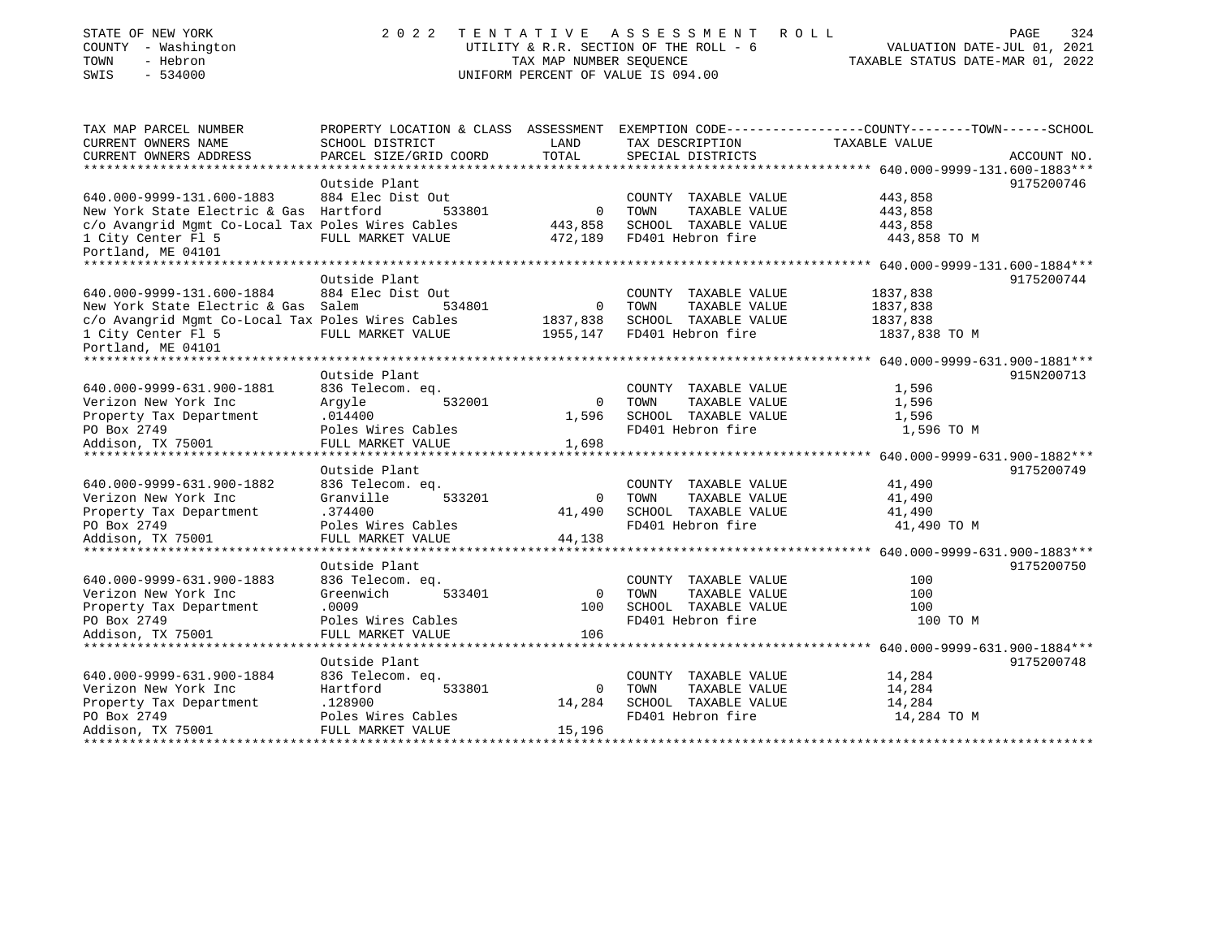STATE OF NEW YORK
COUNTY - Washington
TOWN - Hebron
SWIS - 534000

2 0 2 2 TENTATIVE ASSESSMENT ROLL
UTILITY & R.R. SECTION OF THE ROLL - 6
TAX MAP NUMBER SEQUENCE
UNIFORM PERCENT OF VALUE IS 094.00

VALUATION DATE-JUL 01, 2021
TAXABLE STATUS DATE-MAR 01, 2022

| TAX MAP PARCEL NUMBER / CURRENT OWNERS NAME / CURRENT OWNERS ADDRESS | PROPERTY LOCATION & CLASS / SCHOOL DISTRICT / PARCEL SIZE/GRID COORD | ASSESSMENT LAND / TOTAL | EXEMPTION CODE / TAX DESCRIPTION / SPECIAL DISTRICTS | COUNTY--------TOWN------SCHOOL TAXABLE VALUE | ACCOUNT NO. |
|---|---|---|---|---|---|
| **640.000-9999-131.600-1883** | Outside Plant | | | | 9175200746 |
| 640.000-9999-131.600-1883 | 884 Elec Dist Out | | COUNTY TAXABLE VALUE | 443,858 | |
| New York State Electric & Gas | Hartford 533801 | 0 | TOWN TAXABLE VALUE | 443,858 | |
| c/o Avangrid Mgmt Co-Local Tax | Poles Wires Cables | 443,858 | SCHOOL TAXABLE VALUE | 443,858 | |
| 1 City Center Fl 5 | FULL MARKET VALUE | 472,189 | FD401 Hebron fire | 443,858 TO M | |
| Portland, ME 04101 | | | | | |
| **640.000-9999-131.600-1884** | Outside Plant | | | | 9175200744 |
| 640.000-9999-131.600-1884 | 884 Elec Dist Out | | COUNTY TAXABLE VALUE | 1837,838 | |
| New York State Electric & Gas | Salem 534801 | 0 | TOWN TAXABLE VALUE | 1837,838 | |
| c/o Avangrid Mgmt Co-Local Tax | Poles Wires Cables | 1837,838 | SCHOOL TAXABLE VALUE | 1837,838 | |
| 1 City Center Fl 5 | FULL MARKET VALUE | 1955,147 | FD401 Hebron fire | 1837,838 TO M | |
| Portland, ME 04101 | | | | | |
| **640.000-9999-631.900-1881** | Outside Plant | | | | 915N200713 |
| 640.000-9999-631.900-1881 | 836 Telecom. eq. | | COUNTY TAXABLE VALUE | 1,596 | |
| Verizon New York Inc | Argyle 532001 | 0 | TOWN TAXABLE VALUE | 1,596 | |
| Property Tax Department | .014400 | 1,596 | SCHOOL TAXABLE VALUE | 1,596 | |
| PO Box 2749 | Poles Wires Cables | | FD401 Hebron fire | 1,596 TO M | |
| Addison, TX 75001 | FULL MARKET VALUE | 1,698 | | | |
| **640.000-9999-631.900-1882** | Outside Plant | | | | 9175200749 |
| 640.000-9999-631.900-1882 | 836 Telecom. eq. | | COUNTY TAXABLE VALUE | 41,490 | |
| Verizon New York Inc | Granville 533201 | 0 | TOWN TAXABLE VALUE | 41,490 | |
| Property Tax Department | .374400 | 41,490 | SCHOOL TAXABLE VALUE | 41,490 | |
| PO Box 2749 | Poles Wires Cables | | FD401 Hebron fire | 41,490 TO M | |
| Addison, TX 75001 | FULL MARKET VALUE | 44,138 | | | |
| **640.000-9999-631.900-1883** | Outside Plant | | | | 9175200750 |
| 640.000-9999-631.900-1883 | 836 Telecom. eq. | | COUNTY TAXABLE VALUE | 100 | |
| Verizon New York Inc | Greenwich 533401 | 0 | TOWN TAXABLE VALUE | 100 | |
| Property Tax Department | .0009 | 100 | SCHOOL TAXABLE VALUE | 100 | |
| PO Box 2749 | Poles Wires Cables | | FD401 Hebron fire | 100 TO M | |
| Addison, TX 75001 | FULL MARKET VALUE | 106 | | | |
| **640.000-9999-631.900-1884** | Outside Plant | | | | 9175200748 |
| 640.000-9999-631.900-1884 | 836 Telecom. eq. | | COUNTY TAXABLE VALUE | 14,284 | |
| Verizon New York Inc | Hartford 533801 | 0 | TOWN TAXABLE VALUE | 14,284 | |
| Property Tax Department | .128900 | 14,284 | SCHOOL TAXABLE VALUE | 14,284 | |
| PO Box 2749 | Poles Wires Cables | | FD401 Hebron fire | 14,284 TO M | |
| Addison, TX 75001 | FULL MARKET VALUE | 15,196 | | | |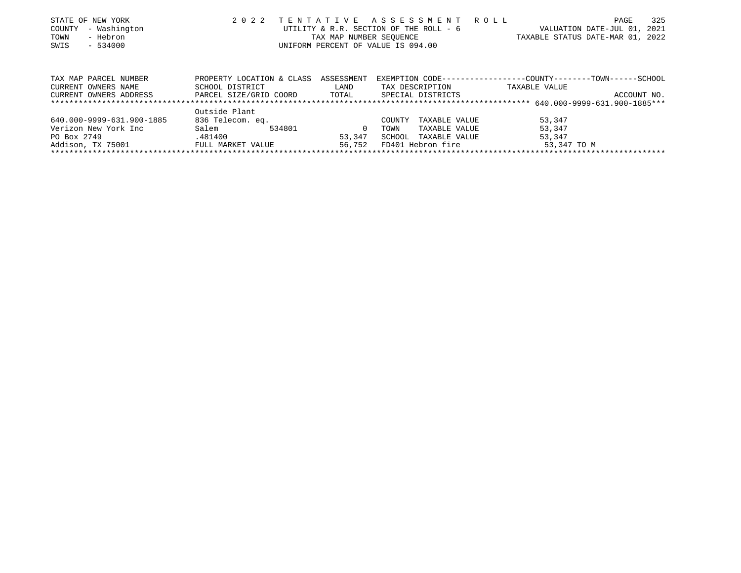STATE OF NEW YORK
COUNTY - Washington
TOWN - Hebron
SWIS - 534000

2022 TENTATIVE ASSESSMENT ROLL
UTILITY & R.R. SECTION OF THE ROLL - 6
TAX MAP NUMBER SEQUENCE
UNIFORM PERCENT OF VALUE IS 094.00

VALUATION DATE-JUL 01, 2021
TAXABLE STATUS DATE-MAR 01, 2022

| TAX MAP PARCEL NUMBER / CURRENT OWNERS NAME / CURRENT OWNERS ADDRESS | PROPERTY LOCATION & CLASS / SCHOOL DISTRICT / PARCEL SIZE/GRID COORD | ASSESSMENT LAND / TOTAL | EXEMPTION CODE / TAX DESCRIPTION / SPECIAL DISTRICTS | TAXABLE VALUE (COUNTY / TOWN / SCHOOL) | ACCOUNT NO. |
|---|---|---|---|---|---|
| 640.000-9999-631.900-1885 | Outside Plant | | | | |
| 640.000-9999-631.900-1885 | 836 Telecom. eq. | | COUNTY TAXABLE VALUE | 53,347 | |
| Verizon New York Inc | Salem 534801 | 0 | TOWN TAXABLE VALUE | 53,347 | |
| PO Box 2749 | .481400 | 53,347 | SCHOOL TAXABLE VALUE | 53,347 | |
| Addison, TX 75001 | FULL MARKET VALUE | 56,752 | FD401 Hebron fire | 53,347 TO M | |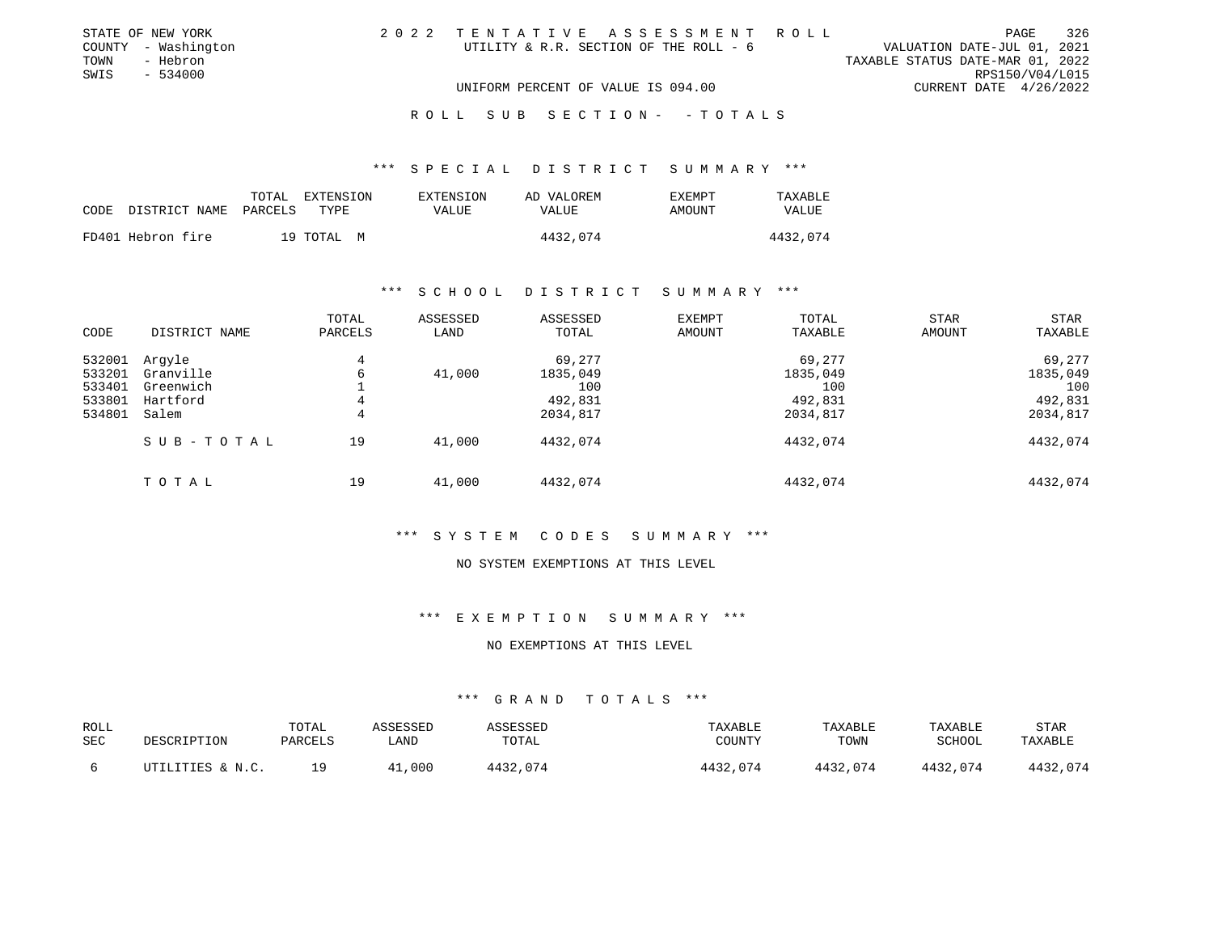STATE OF NEW YORK
COUNTY - Washington
TOWN - Hebron
SWIS - 534000

# 2022 TENTATIVE ASSESSMENT ROLL

UTILITY & R.R. SECTION OF THE ROLL - 6

UNIFORM PERCENT OF VALUE IS 094.00

VALUATION DATE-JUL 01, 2021
TAXABLE STATUS DATE-MAR 01, 2022
RPS150/V04/L015
CURRENT DATE 4/26/2022

## ROLL SUB SECTION - - TOTALS

### *** SPECIAL DISTRICT SUMMARY ***

| CODE | DISTRICT NAME | TOTAL PARCELS | EXTENSION TYPE | EXTENSION VALUE | AD VALOREM VALUE | EXEMPT AMOUNT | TAXABLE VALUE |
|---|---|---|---|---|---|---|---|
| FD401 | Hebron fire | 19 | TOTAL M | | 4432,074 | | 4432,074 |

### *** SCHOOL DISTRICT SUMMARY ***

| CODE | DISTRICT NAME | TOTAL PARCELS | ASSESSED LAND | ASSESSED TOTAL | EXEMPT AMOUNT | TOTAL TAXABLE | STAR AMOUNT | STAR TAXABLE |
|---|---|---|---|---|---|---|---|---|
| 532001 | Argyle | 4 | | 69,277 | | 69,277 | | 69,277 |
| 533201 | Granville | 6 | 41,000 | 1835,049 | | 1835,049 | | 1835,049 |
| 533401 | Greenwich | 1 | | 100 | | 100 | | 100 |
| 533801 | Hartford | 4 | | 492,831 | | 492,831 | | 492,831 |
| 534801 | Salem | 4 | | 2034,817 | | 2034,817 | | 2034,817 |
| | SUB-TOTAL | 19 | 41,000 | 4432,074 | | 4432,074 | | 4432,074 |
| | TOTAL | 19 | 41,000 | 4432,074 | | 4432,074 | | 4432,074 |

### *** SYSTEM CODES SUMMARY ***

NO SYSTEM EXEMPTIONS AT THIS LEVEL

### *** EXEMPTION SUMMARY ***

NO EXEMPTIONS AT THIS LEVEL

### *** GRAND TOTALS ***

| ROLL SEC | DESCRIPTION | TOTAL PARCELS | ASSESSED LAND | ASSESSED TOTAL | TAXABLE COUNTY | TAXABLE TOWN | TAXABLE SCHOOL | STAR TAXABLE |
|---|---|---|---|---|---|---|---|---|
| 6 | UTILITIES & N.C. | 19 | 41,000 | 4432,074 | 4432,074 | 4432,074 | 4432,074 | 4432,074 |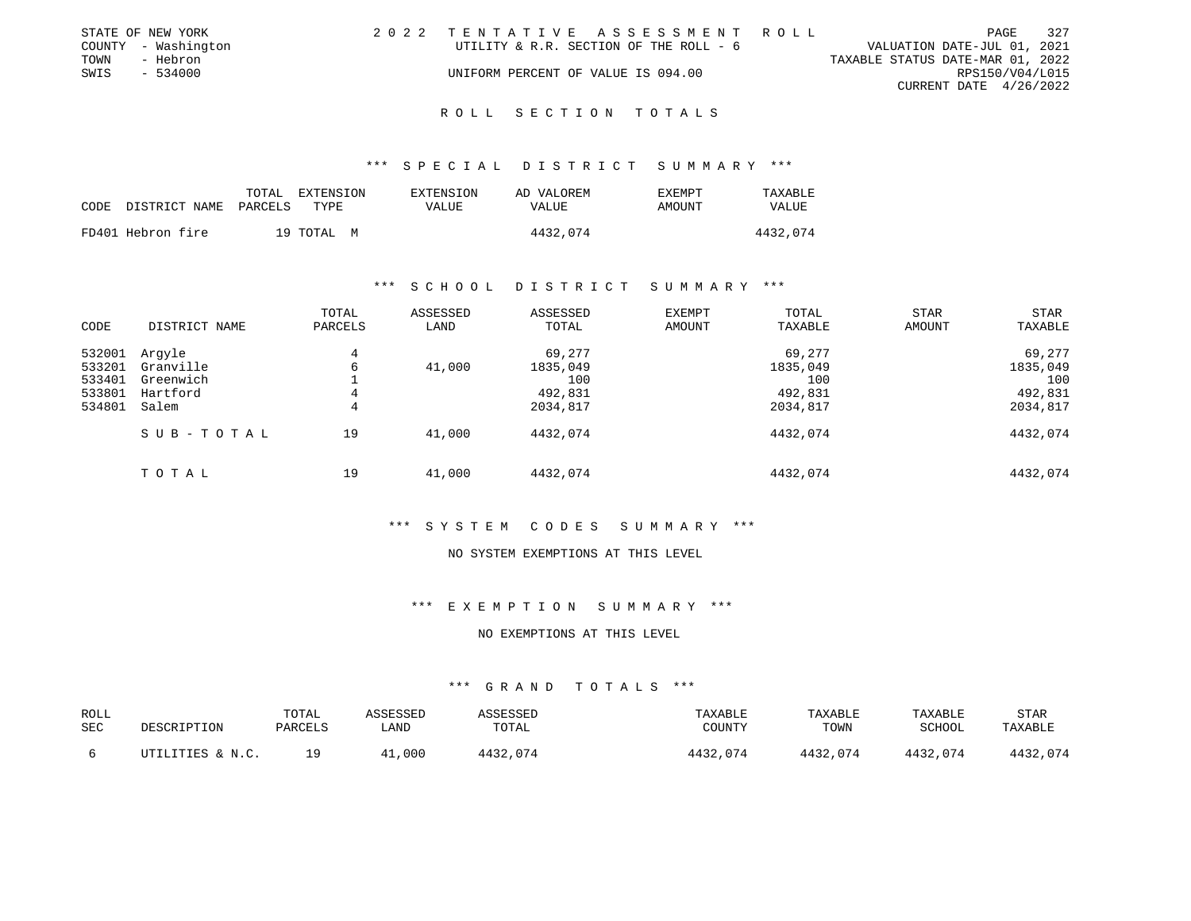STATE OF NEW YORK
COUNTY - Washington
TOWN - Hebron
SWIS - 534000

2022 TENTATIVE ASSESSMENT ROLL
UTILITY & R.R. SECTION OF THE ROLL - 6
UNIFORM PERCENT OF VALUE IS 094.00

VALUATION DATE-JUL 01, 2021
TAXABLE STATUS DATE-MAR 01, 2022
RPS150/V04/L015
CURRENT DATE 4/26/2022

## ROLL SECTION TOTALS

### *** SPECIAL DISTRICT SUMMARY ***

| CODE | DISTRICT NAME | TOTAL PARCELS | EXTENSION TYPE | EXTENSION VALUE | AD VALOREM VALUE | EXEMPT AMOUNT | TAXABLE VALUE |
|---|---|---|---|---|---|---|---|
| FD401 | Hebron fire | 19 | TOTAL M | | 4432,074 | | 4432,074 |

### *** SCHOOL DISTRICT SUMMARY ***

| CODE | DISTRICT NAME | TOTAL PARCELS | ASSESSED LAND | ASSESSED TOTAL | EXEMPT AMOUNT | TOTAL TAXABLE | STAR AMOUNT | STAR TAXABLE |
|---|---|---|---|---|---|---|---|---|
| 532001 | Argyle | 4 | | 69,277 | | 69,277 | | 69,277 |
| 533201 | Granville | 6 | 41,000 | 1835,049 | | 1835,049 | | 1835,049 |
| 533401 | Greenwich | 1 | | 100 | | 100 | | 100 |
| 533801 | Hartford | 4 | | 492,831 | | 492,831 | | 492,831 |
| 534801 | Salem | 4 | | 2034,817 | | 2034,817 | | 2034,817 |
| | SUB-TOTAL | 19 | 41,000 | 4432,074 | | 4432,074 | | 4432,074 |
| | TOTAL | 19 | 41,000 | 4432,074 | | 4432,074 | | 4432,074 |

### *** SYSTEM CODES SUMMARY ***

NO SYSTEM EXEMPTIONS AT THIS LEVEL

### *** EXEMPTION SUMMARY ***

NO EXEMPTIONS AT THIS LEVEL

### *** GRAND TOTALS ***

| ROLL SEC | DESCRIPTION | TOTAL PARCELS | ASSESSED LAND | ASSESSED TOTAL | TAXABLE COUNTY | TAXABLE TOWN | TAXABLE SCHOOL | STAR TAXABLE |
|---|---|---|---|---|---|---|---|---|
| 6 | UTILITIES & N.C. | 19 | 41,000 | 4432,074 | 4432,074 | 4432,074 | 4432,074 | 4432,074 |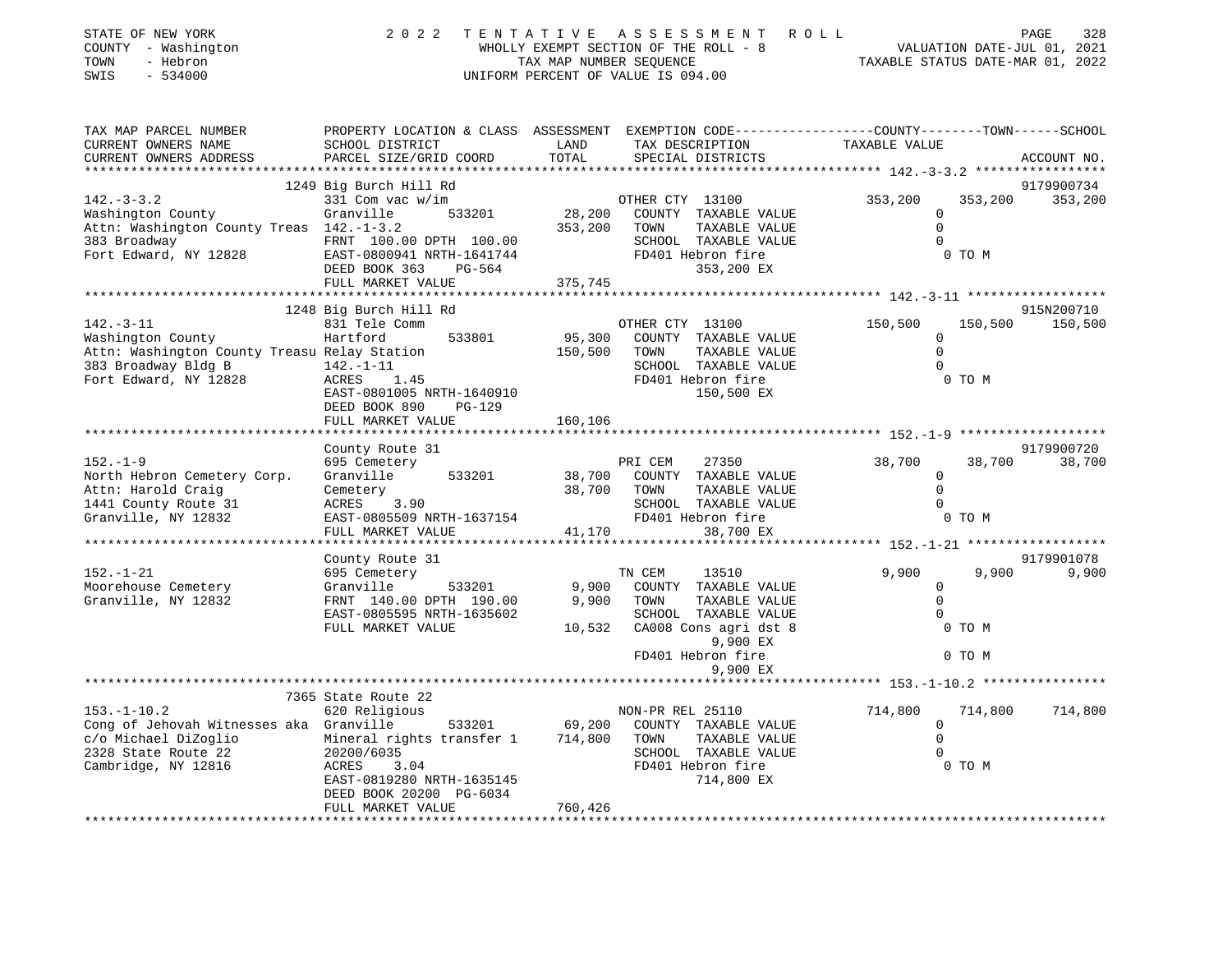STATE OF NEW YORK | COUNTY - Washington | TOWN - Hebron | SWIS - 534000

# 2022 TENTATIVE ASSESSMENT ROLL

WHOLLY EXEMPT SECTION OF THE ROLL - 8
TAX MAP NUMBER SEQUENCE
UNIFORM PERCENT OF VALUE IS 094.00

VALUATION DATE-JUL 01, 2021
TAXABLE STATUS DATE-MAR 01, 2022

| TAX MAP PARCEL NUMBER / CURRENT OWNERS NAME / CURRENT OWNERS ADDRESS | PROPERTY LOCATION & CLASS / SCHOOL DISTRICT / PARCEL SIZE/GRID COORD | ASSESSMENT LAND / TOTAL | EXEMPTION CODE / TAX DESCRIPTION / SPECIAL DISTRICTS | COUNTY | TOWN | SCHOOL | ACCOUNT NO. |
|---|---|---|---|---|---|---|---|
| **142.-3-3.2** | 1249 Big Burch Hill Rd | | | | | | 9179900734 |
| 142.-3-3.2 | 331 Com vac w/im | | OTHER CTY 13100 | 353,200 | 353,200 | 353,200 | |
| Washington County | Granville 533201 | 28,200 | COUNTY TAXABLE VALUE | 0 | | | |
| Attn: Washington County Treas | 142.-1-3.2 | 353,200 | TOWN TAXABLE VALUE | | 0 | | |
| 383 Broadway | FRNT 100.00 DPTH 100.00 | | SCHOOL TAXABLE VALUE | | | 0 | |
| Fort Edward, NY 12828 | EAST-0800941 NRTH-1641744 | | FD401 Hebron fire | 0 TO M | | | |
| | DEED BOOK 363 PG-564 | | 353,200 EX | | | | |
| | FULL MARKET VALUE | 375,745 | | | | | |
| **142.-3-11** | 1248 Big Burch Hill Rd | | | | | | 915N200710 |
| 142.-3-11 | 831 Tele Comm | | OTHER CTY 13100 | 150,500 | 150,500 | 150,500 | |
| Washington County | Hartford 533801 | 95,300 | COUNTY TAXABLE VALUE | 0 | | | |
| Attn: Washington County Treasu | Relay Station | 150,500 | TOWN TAXABLE VALUE | | 0 | | |
| 383 Broadway Bldg B | 142.-1-11 | | SCHOOL TAXABLE VALUE | | | 0 | |
| Fort Edward, NY 12828 | ACRES 1.45 | | FD401 Hebron fire | 0 TO M | | | |
| | EAST-0801005 NRTH-1640910 | | 150,500 EX | | | | |
| | DEED BOOK 890 PG-129 | | | | | | |
| | FULL MARKET VALUE | 160,106 | | | | | |
| **152.-1-9** | County Route 31 | | | | | | 9179900720 |
| 152.-1-9 | 695 Cemetery | | PRI CEM 27350 | 38,700 | 38,700 | 38,700 | |
| North Hebron Cemetery Corp. | Granville 533201 | 38,700 | COUNTY TAXABLE VALUE | 0 | | | |
| Attn: Harold Craig | Cemetery | 38,700 | TOWN TAXABLE VALUE | | 0 | | |
| 1441 County Route 31 | ACRES 3.90 | | SCHOOL TAXABLE VALUE | | | 0 | |
| Granville, NY 12832 | EAST-0805509 NRTH-1637154 | | FD401 Hebron fire | 0 TO M | | | |
| | FULL MARKET VALUE | 41,170 | 38,700 EX | | | | |
| **152.-1-21** | County Route 31 | | | | | | 9179901078 |
| 152.-1-21 | 695 Cemetery | | TN CEM 13510 | 9,900 | 9,900 | 9,900 | |
| Moorehouse Cemetery | Granville 533201 | 9,900 | COUNTY TAXABLE VALUE | 0 | | | |
| Granville, NY 12832 | FRNT 140.00 DPTH 190.00 | 9,900 | TOWN TAXABLE VALUE | | 0 | | |
| | EAST-0805595 NRTH-1635602 | | SCHOOL TAXABLE VALUE | | | 0 | |
| | FULL MARKET VALUE | 10,532 | CA008 Cons agri dst 8 | 0 TO M | | | |
| | | | 9,900 EX | | | | |
| | | | FD401 Hebron fire | 0 TO M | | | |
| | | | 9,900 EX | | | | |
| **153.-1-10.2** | 7365 State Route 22 | | | | | | |
| 153.-1-10.2 | 620 Religious | | NON-PR REL 25110 | 714,800 | 714,800 | 714,800 | |
| Cong of Jehovah Witnesses aka | Granville 533201 | 69,200 | COUNTY TAXABLE VALUE | 0 | | | |
| c/o Michael DiZoglio | Mineral rights transfer 1 | 714,800 | TOWN TAXABLE VALUE | | 0 | | |
| 2328 State Route 22 | 20200/6035 | | SCHOOL TAXABLE VALUE | | | 0 | |
| Cambridge, NY 12816 | ACRES 3.04 | | FD401 Hebron fire | 0 TO M | | | |
| | EAST-0819280 NRTH-1635145 | | 714,800 EX | | | | |
| | DEED BOOK 20200 PG-6034 | | | | | | |
| | FULL MARKET VALUE | 760,426 | | | | | |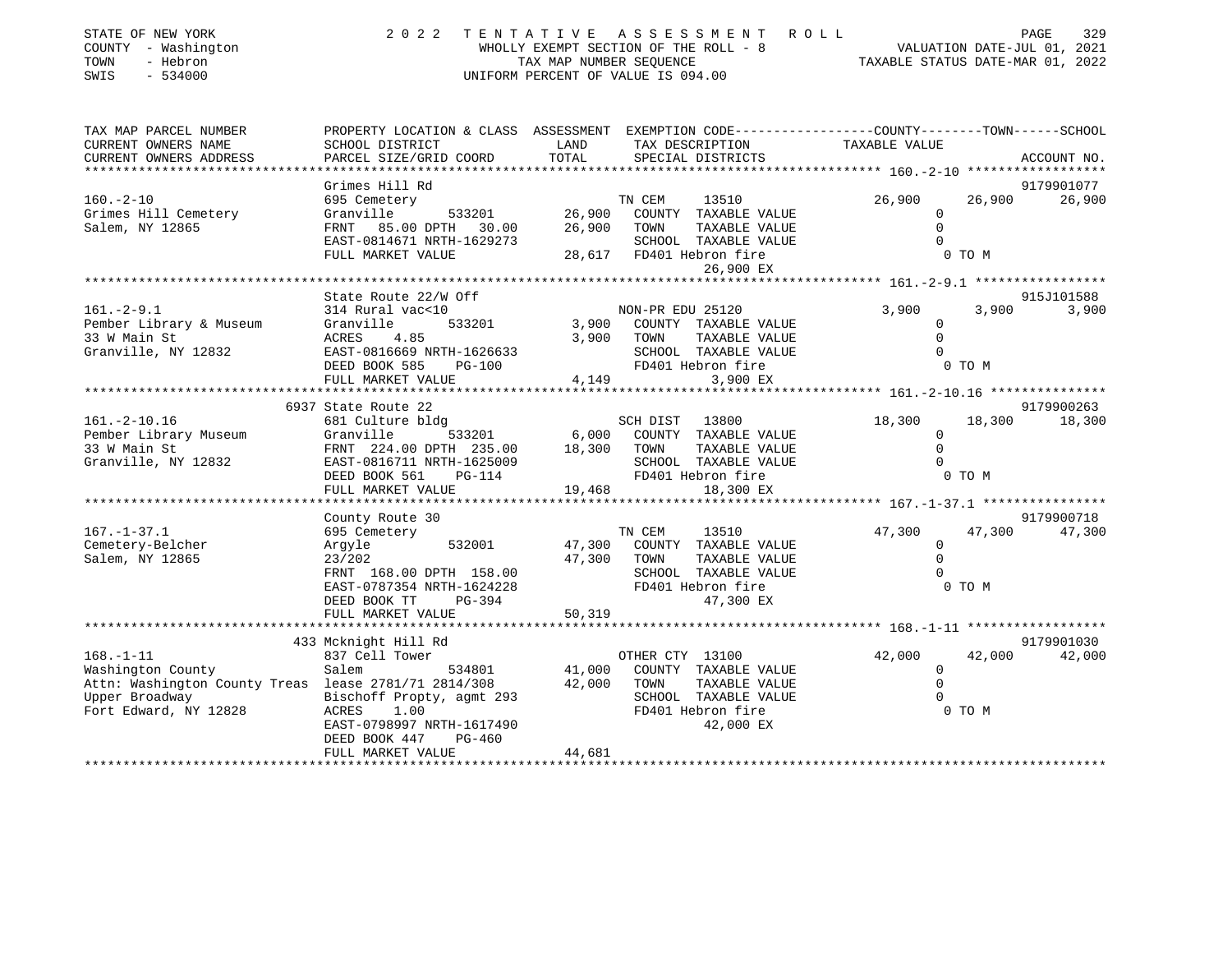STATE OF NEW YORK | 2022 TENTATIVE ASSESSMENT ROLL | VALUATION DATE-JUL 01, 2021
COUNTY - Washington | WHOLLY EXEMPT SECTION OF THE ROLL - 8 | TAXABLE STATUS DATE-MAR 01, 2022
TOWN - Hebron | TAX MAP NUMBER SEQUENCE
SWIS - 534000 | UNIFORM PERCENT OF VALUE IS 094.00

| TAX MAP PARCEL NUMBER / CURRENT OWNERS NAME / CURRENT OWNERS ADDRESS | PROPERTY LOCATION & CLASS / SCHOOL DISTRICT / PARCEL SIZE/GRID COORD | ASSESSMENT LAND / TOTAL | EXEMPTION CODE / TAX DESCRIPTION / SPECIAL DISTRICTS | COUNTY TAXABLE VALUE | TOWN | SCHOOL / ACCOUNT NO. |
|---|---|---|---|---|---|---|
| **160.-2-10** | Grimes Hill Rd | | | | | 9179901077 |
| | 695 Cemetery | | TN CEM 13510 | 26,900 | 26,900 | 26,900 |
| Grimes Hill Cemetery | Granville 533201 | 26,900 | COUNTY TAXABLE VALUE | 0 | | |
| Salem, NY 12865 | FRNT 85.00 DPTH 30.00 | 26,900 | TOWN TAXABLE VALUE | 0 | | |
| | EAST-0814671 NRTH-1629273 | | SCHOOL TAXABLE VALUE | 0 | | |
| | FULL MARKET VALUE | 28,617 | FD401 Hebron fire 26,900 EX | 0 TO M | | |
| **161.-2-9.1** | State Route 22/W Off | | | | | 915J101588 |
| | 314 Rural vac<10 | | NON-PR EDU 25120 | 3,900 | 3,900 | 3,900 |
| Pember Library & Museum | Granville 533201 | 3,900 | COUNTY TAXABLE VALUE | 0 | | |
| 33 W Main St | ACRES 4.85 | 3,900 | TOWN TAXABLE VALUE | 0 | | |
| Granville, NY 12832 | EAST-0816669 NRTH-1626633 | | SCHOOL TAXABLE VALUE | 0 | | |
| | DEED BOOK 585 PG-100 | | FD401 Hebron fire | 0 TO M | | |
| | FULL MARKET VALUE | 4,149 | 3,900 EX | | | |
| **161.-2-10.16** | 6937 State Route 22 | | | | | 9179900263 |
| | 681 Culture bldg | | SCH DIST 13800 | 18,300 | 18,300 | 18,300 |
| Pember Library Museum | Granville 533201 | 6,000 | COUNTY TAXABLE VALUE | 0 | | |
| 33 W Main St | FRNT 224.00 DPTH 235.00 | 18,300 | TOWN TAXABLE VALUE | 0 | | |
| Granville, NY 12832 | EAST-0816711 NRTH-1625009 | | SCHOOL TAXABLE VALUE | 0 | | |
| | DEED BOOK 561 PG-114 | | FD401 Hebron fire | 0 TO M | | |
| | FULL MARKET VALUE | 19,468 | 18,300 EX | | | |
| **167.-1-37.1** | County Route 30 | | | | | 9179900718 |
| | 695 Cemetery | | TN CEM 13510 | 47,300 | 47,300 | 47,300 |
| Cemetery-Belcher | Argyle 532001 | 47,300 | COUNTY TAXABLE VALUE | 0 | | |
| Salem, NY 12865 | 23/202 | 47,300 | TOWN TAXABLE VALUE | 0 | | |
| | FRNT 168.00 DPTH 158.00 | | SCHOOL TAXABLE VALUE | 0 | | |
| | EAST-0787354 NRTH-1624228 | | FD401 Hebron fire | 0 TO M | | |
| | DEED BOOK TT PG-394 | | 47,300 EX | | | |
| | FULL MARKET VALUE | 50,319 | | | | |
| **168.-1-11** | 433 Mcknight Hill Rd | | | | | 9179901030 |
| | 837 Cell Tower | | OTHER CTY 13100 | 42,000 | 42,000 | 42,000 |
| Washington County | Salem 534801 | 41,000 | COUNTY TAXABLE VALUE | 0 | | |
| Attn: Washington County Treas | lease 2781/71 2814/308 | 42,000 | TOWN TAXABLE VALUE | 0 | | |
| Upper Broadway | Bischoff Propty, agmt 293 | | SCHOOL TAXABLE VALUE | 0 | | |
| Fort Edward, NY 12828 | ACRES 1.00 | | FD401 Hebron fire | 0 TO M | | |
| | EAST-0798997 NRTH-1617490 | | 42,000 EX | | | |
| | DEED BOOK 447 PG-460 | | | | | |
| | FULL MARKET VALUE | 44,681 | | | | |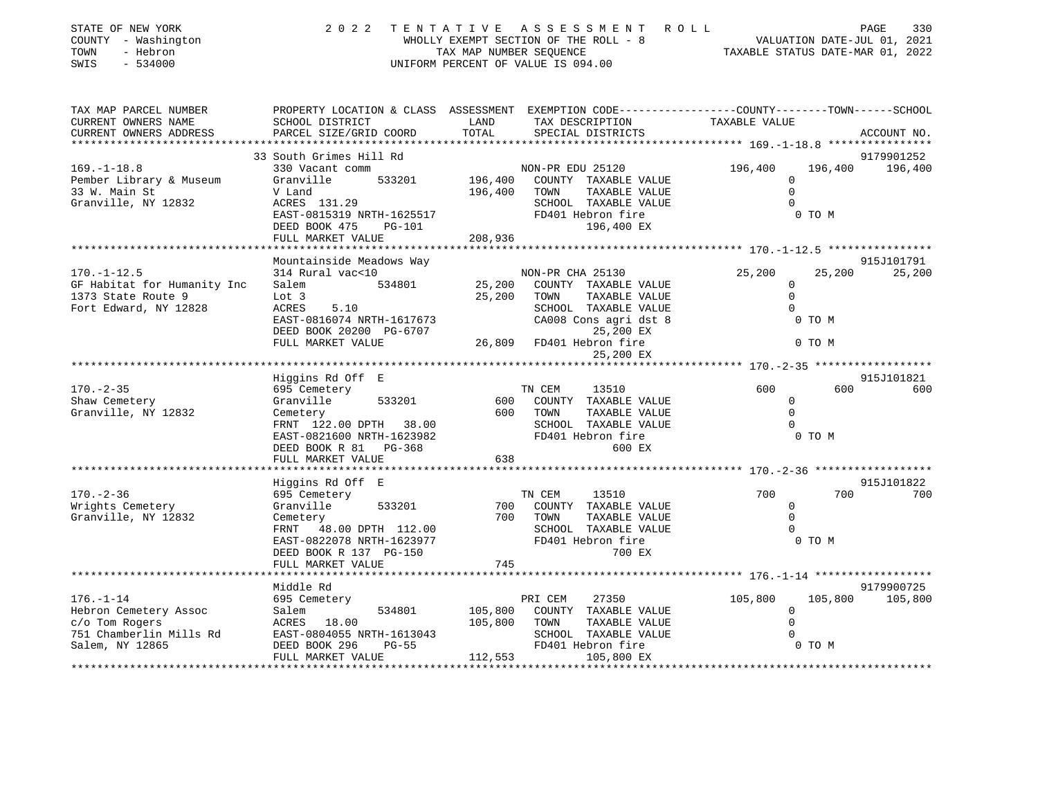STATE OF NEW YORK — 2022 TENTATIVE ASSESSMENT ROLL
COUNTY - Washington — WHOLLY EXEMPT SECTION OF THE ROLL - 8 — VALUATION DATE-JUL 01, 2021
TOWN - Hebron — TAX MAP NUMBER SEQUENCE — TAXABLE STATUS DATE-MAR 01, 2022
SWIS - 534000 — UNIFORM PERCENT OF VALUE IS 094.00

| TAX MAP PARCEL NUMBER / CURRENT OWNERS NAME / CURRENT OWNERS ADDRESS | PROPERTY LOCATION & CLASS / SCHOOL DISTRICT / PARCEL SIZE/GRID COORD | ASSESSMENT LAND / TOTAL | EXEMPTION CODE / TAX DESCRIPTION / SPECIAL DISTRICTS | COUNTY TAXABLE VALUE | TOWN | SCHOOL / ACCOUNT NO. |
|---|---|---|---|---|---|---|
| | 33 South Grimes Hill Rd | | | | | 9179901252 |
| 169.-1-18.8 | 330 Vacant comm | | NON-PR EDU 25120 | 196,400 | 196,400 | 196,400 |
| Pember Library & Museum | Granville 533201 | 196,400 | COUNTY TAXABLE VALUE | 0 | | |
| 33 W. Main St | V Land | 196,400 | TOWN TAXABLE VALUE | 0 | | |
| Granville, NY 12832 | ACRES 131.29 | | SCHOOL TAXABLE VALUE | 0 | | |
| | EAST-0815319 NRTH-1625517 | | FD401 Hebron fire | 0 TO M | | |
| | DEED BOOK 475 PG-101 | | 196,400 EX | | | |
| | FULL MARKET VALUE | 208,936 | | | | |
| | Mountainside Meadows Way | | | | | 915J101791 |
| 170.-1-12.5 | 314 Rural vac<10 | | NON-PR CHA 25130 | 25,200 | 25,200 | 25,200 |
| GF Habitat for Humanity Inc | Salem 534801 | 25,200 | COUNTY TAXABLE VALUE | 0 | | |
| 1373 State Route 9 | Lot 3 | 25,200 | TOWN TAXABLE VALUE | 0 | | |
| Fort Edward, NY 12828 | ACRES 5.10 | | SCHOOL TAXABLE VALUE | 0 | | |
| | EAST-0816074 NRTH-1617673 | | CA008 Cons agri dst 8 | 0 TO M | | |
| | DEED BOOK 20200 PG-6707 | | 25,200 EX | | | |
| | FULL MARKET VALUE | 26,809 | FD401 Hebron fire | 0 TO M | | |
| | | | 25,200 EX | | | |
| | Higgins Rd Off E | | | | | 915J101821 |
| 170.-2-35 | 695 Cemetery | | TN CEM 13510 | 600 | 600 | 600 |
| Shaw Cemetery | Granville 533201 | 600 | COUNTY TAXABLE VALUE | 0 | | |
| Granville, NY 12832 | Cemetery | 600 | TOWN TAXABLE VALUE | 0 | | |
| | FRNT 122.00 DPTH 38.00 | | SCHOOL TAXABLE VALUE | 0 | | |
| | EAST-0821600 NRTH-1623982 | | FD401 Hebron fire | 0 TO M | | |
| | DEED BOOK R 81 PG-368 | | 600 EX | | | |
| | FULL MARKET VALUE | 638 | | | | |
| | Higgins Rd Off E | | | | | 915J101822 |
| 170.-2-36 | 695 Cemetery | | TN CEM 13510 | 700 | 700 | 700 |
| Wrights Cemetery | Granville 533201 | 700 | COUNTY TAXABLE VALUE | 0 | | |
| Granville, NY 12832 | Cemetery | 700 | TOWN TAXABLE VALUE | 0 | | |
| | FRNT 48.00 DPTH 112.00 | | SCHOOL TAXABLE VALUE | 0 | | |
| | EAST-0822078 NRTH-1623977 | | FD401 Hebron fire | 0 TO M | | |
| | DEED BOOK R 137 PG-150 | | 700 EX | | | |
| | FULL MARKET VALUE | 745 | | | | |
| | Middle Rd | | | | | 9179900725 |
| 176.-1-14 | 695 Cemetery | | PRI CEM 27350 | 105,800 | 105,800 | 105,800 |
| Hebron Cemetery Assoc | Salem 534801 | 105,800 | COUNTY TAXABLE VALUE | 0 | | |
| c/o Tom Rogers | ACRES 18.00 | 105,800 | TOWN TAXABLE VALUE | 0 | | |
| 751 Chamberlin Mills Rd | EAST-0804055 NRTH-1613043 | | SCHOOL TAXABLE VALUE | 0 | | |
| Salem, NY 12865 | DEED BOOK 296 PG-55 | | FD401 Hebron fire | 0 TO M | | |
| | FULL MARKET VALUE | 112,553 | 105,800 EX | | | |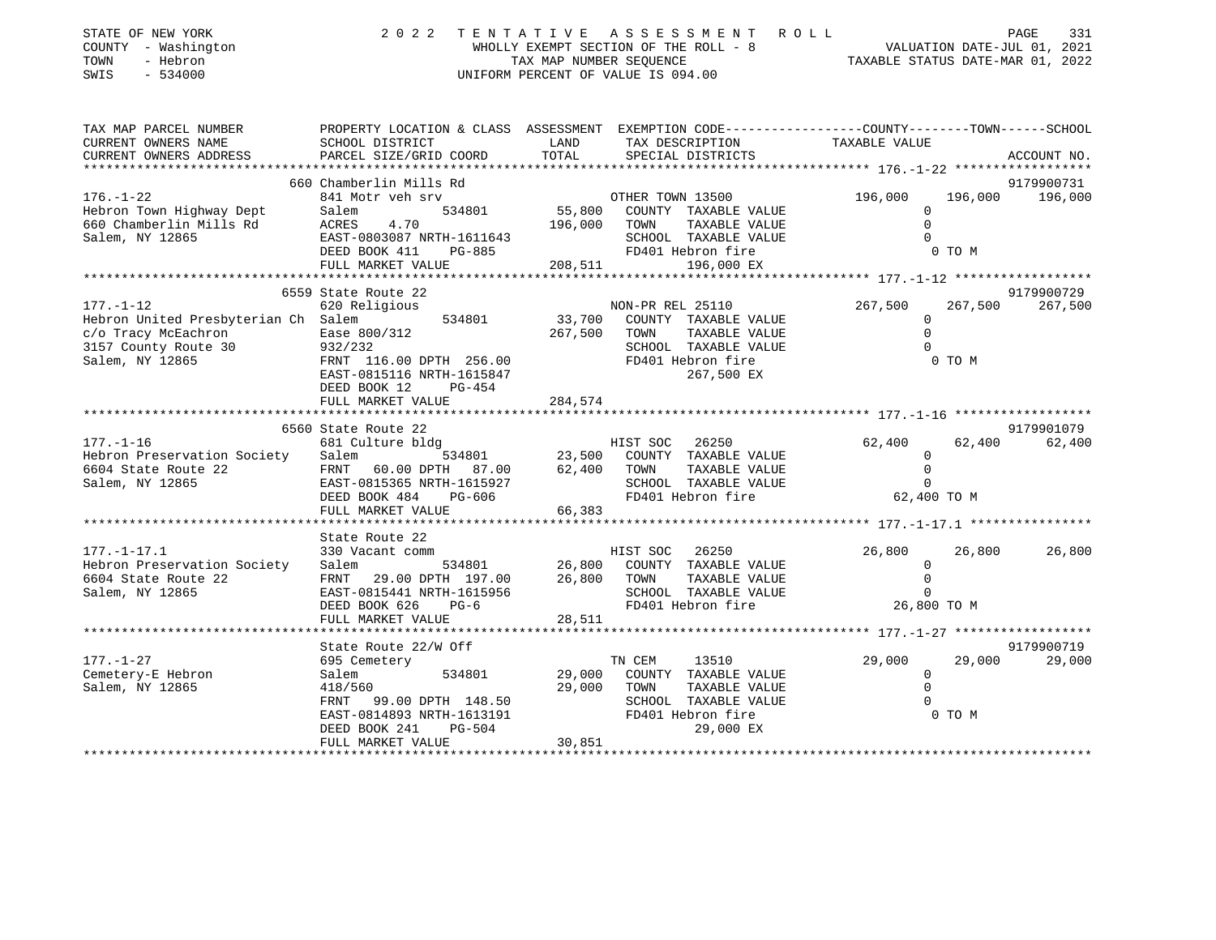STATE OF NEW YORK — COUNTY - Washington — TOWN - Hebron — SWIS - 534000

**2022 TENTATIVE ASSESSMENT ROLL**
WHOLLY EXEMPT SECTION OF THE ROLL - 8
TAX MAP NUMBER SEQUENCE
UNIFORM PERCENT OF VALUE IS 094.00

VALUATION DATE-JUL 01, 2021
TAXABLE STATUS DATE-MAR 01, 2022

| TAX MAP PARCEL NUMBER / CURRENT OWNERS NAME / CURRENT OWNERS ADDRESS | PROPERTY LOCATION & CLASS / SCHOOL DISTRICT / PARCEL SIZE/GRID COORD | ASSESSMENT LAND / TOTAL | EXEMPTION CODE / TAX DESCRIPTION / SPECIAL DISTRICTS | COUNTY | TOWN | SCHOOL | ACCOUNT NO. |
|---|---|---|---|---|---|---|---|
| 176.-1-22 | 660 Chamberlin Mills Rd | | | | | | 9179900731 |
| Hebron Town Highway Dept | 841 Motr veh srv | | OTHER TOWN 13500 | 196,000 | 196,000 | 196,000 | |
| 660 Chamberlin Mills Rd | Salem 534801 | 55,800 | COUNTY TAXABLE VALUE | 0 | | | |
| Salem, NY 12865 | ACRES 4.70 | 196,000 | TOWN TAXABLE VALUE | | 0 | | |
| | EAST-0803087 NRTH-1611643 | | SCHOOL TAXABLE VALUE | | | 0 | |
| | DEED BOOK 411 PG-885 | | FD401 Hebron fire | 0 TO M | | | |
| | FULL MARKET VALUE | 208,511 | 196,000 EX | | | | |
| 177.-1-12 | 6559 State Route 22 | | | | | | 9179900729 |
| Hebron United Presbyterian Ch | 620 Religious | | NON-PR REL 25110 | 267,500 | 267,500 | 267,500 | |
| c/o Tracy McEachron | Salem 534801 | 33,700 | COUNTY TAXABLE VALUE | 0 | | | |
| 3157 County Route 30 | Ease 800/312 | 267,500 | TOWN TAXABLE VALUE | | 0 | | |
| Salem, NY 12865 | 932/232 | | SCHOOL TAXABLE VALUE | | | 0 | |
| | FRNT 116.00 DPTH 256.00 | | FD401 Hebron fire | 0 TO M | | | |
| | EAST-0815116 NRTH-1615847 | | 267,500 EX | | | | |
| | DEED BOOK 12 PG-454 | | | | | | |
| | FULL MARKET VALUE | 284,574 | | | | | |
| 177.-1-16 | 6560 State Route 22 | | | | | | 9179901079 |
| Hebron Preservation Society | 681 Culture bldg | | HIST SOC 26250 | 62,400 | 62,400 | 62,400 | |
| 6604 State Route 22 | Salem 534801 | 23,500 | COUNTY TAXABLE VALUE | 0 | | | |
| Salem, NY 12865 | FRNT 60.00 DPTH 87.00 | 62,400 | TOWN TAXABLE VALUE | | 0 | | |
| | EAST-0815365 NRTH-1615927 | | SCHOOL TAXABLE VALUE | | | 0 | |
| | DEED BOOK 484 PG-606 | | FD401 Hebron fire | 62,400 TO M | | | |
| | FULL MARKET VALUE | 66,383 | | | | | |
| 177.-1-17.1 | State Route 22 | | | | | | |
| Hebron Preservation Society | 330 Vacant comm | | HIST SOC 26250 | 26,800 | 26,800 | 26,800 | |
| 6604 State Route 22 | Salem 534801 | 26,800 | COUNTY TAXABLE VALUE | 0 | | | |
| Salem, NY 12865 | FRNT 29.00 DPTH 197.00 | 26,800 | TOWN TAXABLE VALUE | | 0 | | |
| | EAST-0815441 NRTH-1615956 | | SCHOOL TAXABLE VALUE | | | 0 | |
| | DEED BOOK 626 PG-6 | | FD401 Hebron fire | 26,800 TO M | | | |
| | FULL MARKET VALUE | 28,511 | | | | | |
| 177.-1-27 | State Route 22/W Off | | | | | | 9179900719 |
| Cemetery-E Hebron | 695 Cemetery | | TN CEM 13510 | 29,000 | 29,000 | 29,000 | |
| Salem, NY 12865 | Salem 534801 | 29,000 | COUNTY TAXABLE VALUE | 0 | | | |
| | 418/560 | 29,000 | TOWN TAXABLE VALUE | | 0 | | |
| | FRNT 99.00 DPTH 148.50 | | SCHOOL TAXABLE VALUE | | | 0 | |
| | EAST-0814893 NRTH-1613191 | | FD401 Hebron fire | 0 TO M | | | |
| | DEED BOOK 241 PG-504 | | 29,000 EX | | | | |
| | FULL MARKET VALUE | 30,851 | | | | | |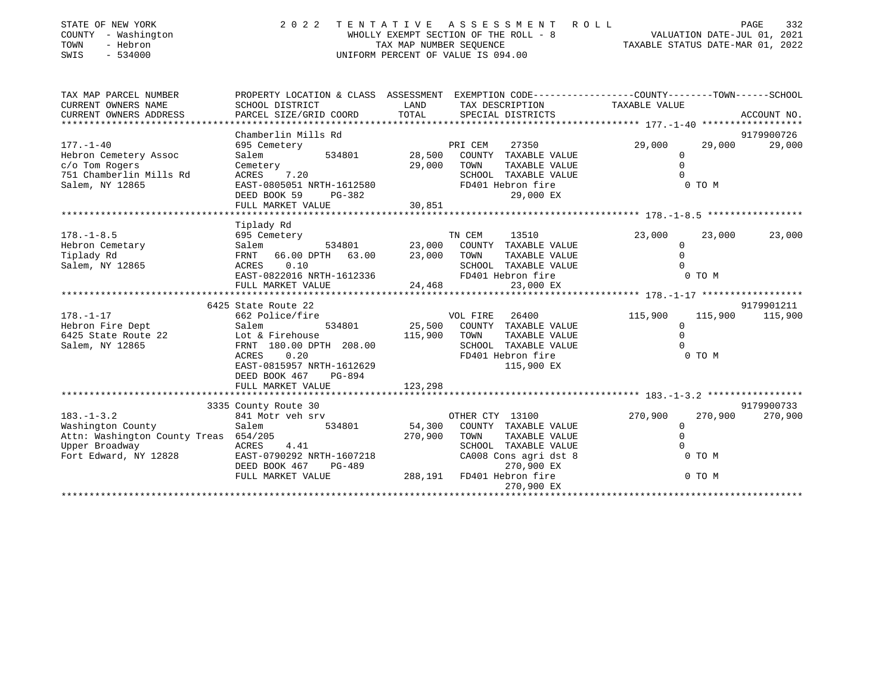STATE OF NEW YORK
COUNTY - Washington
TOWN - Hebron
SWIS - 534000

# 2022 TENTATIVE ASSESSMENT ROLL

WHOLLY EXEMPT SECTION OF THE ROLL - 8
TAX MAP NUMBER SEQUENCE
UNIFORM PERCENT OF VALUE IS 094.00

VALUATION DATE-JUL 01, 2021
TAXABLE STATUS DATE-MAR 01, 2022

| TAX MAP PARCEL NUMBER / CURRENT OWNERS NAME / CURRENT OWNERS ADDRESS | PROPERTY LOCATION & CLASS / SCHOOL DISTRICT / PARCEL SIZE/GRID COORD | ASSESSMENT LAND / TOTAL | EXEMPTION CODE / TAX DESCRIPTION / SPECIAL DISTRICTS | COUNTY TAXABLE VALUE | TOWN | SCHOOL / ACCOUNT NO. |
|---|---|---|---|---|---|---|
| 177.-1-40 | Chamberlin Mills Rd | | | | | 9179900726 |
| Hebron Cemetery Assoc | 695 Cemetery | | PRI CEM 27350 | 29,000 | 29,000 | 29,000 |
| c/o Tom Rogers | Salem 534801 | 28,500 | COUNTY TAXABLE VALUE | 0 | | |
| 751 Chamberlin Mills Rd | Cemetery | 29,000 | TOWN TAXABLE VALUE | 0 | | |
| Salem, NY 12865 | ACRES 7.20 | | SCHOOL TAXABLE VALUE | 0 | | |
| | EAST-0805051 NRTH-1612580 | | FD401 Hebron fire | 0 TO M | | |
| | DEED BOOK 59 PG-382 | | 29,000 EX | | | |
| | FULL MARKET VALUE | 30,851 | | | | |
| 178.-1-8.5 | Tiplady Rd | | | | | |
| Hebron Cemetary | 695 Cemetery | | TN CEM 13510 | 23,000 | 23,000 | 23,000 |
| Tiplady Rd | Salem 534801 | 23,000 | COUNTY TAXABLE VALUE | 0 | | |
| Salem, NY 12865 | FRNT 66.00 DPTH 63.00 | 23,000 | TOWN TAXABLE VALUE | 0 | | |
| | ACRES 0.10 | | SCHOOL TAXABLE VALUE | 0 | | |
| | EAST-0822016 NRTH-1612336 | | FD401 Hebron fire | 0 TO M | | |
| | FULL MARKET VALUE | 24,468 | 23,000 EX | | | |
| 178.-1-17 | 6425 State Route 22 | | | | | 9179901211 |
| Hebron Fire Dept | 662 Police/fire | | VOL FIRE 26400 | 115,900 | 115,900 | 115,900 |
| 6425 State Route 22 | Salem 534801 | 25,500 | COUNTY TAXABLE VALUE | 0 | | |
| Salem, NY 12865 | Lot & Firehouse | 115,900 | TOWN TAXABLE VALUE | 0 | | |
| | FRNT 180.00 DPTH 208.00 | | SCHOOL TAXABLE VALUE | 0 | | |
| | ACRES 0.20 | | FD401 Hebron fire | 0 TO M | | |
| | EAST-0815957 NRTH-1612629 | | 115,900 EX | | | |
| | DEED BOOK 467 PG-894 | | | | | |
| | FULL MARKET VALUE | 123,298 | | | | |
| 183.-1-3.2 | 3335 County Route 30 | | | | | 9179900733 |
| Washington County | 841 Motr veh srv | | OTHER CTY 13100 | 270,900 | 270,900 | 270,900 |
| Attn: Washington County Treas | Salem 534801 | 54,300 | COUNTY TAXABLE VALUE | 0 | | |
| Upper Broadway | 654/205 | 270,900 | TOWN TAXABLE VALUE | 0 | | |
| Fort Edward, NY 12828 | ACRES 4.41 | | SCHOOL TAXABLE VALUE | 0 | | |
| | EAST-0790292 NRTH-1607218 | | CA008 Cons agri dst 8 | 0 TO M | | |
| | DEED BOOK 467 PG-489 | | 270,900 EX | | | |
| | FULL MARKET VALUE | 288,191 | FD401 Hebron fire | 0 TO M | | |
| | | | 270,900 EX | | | |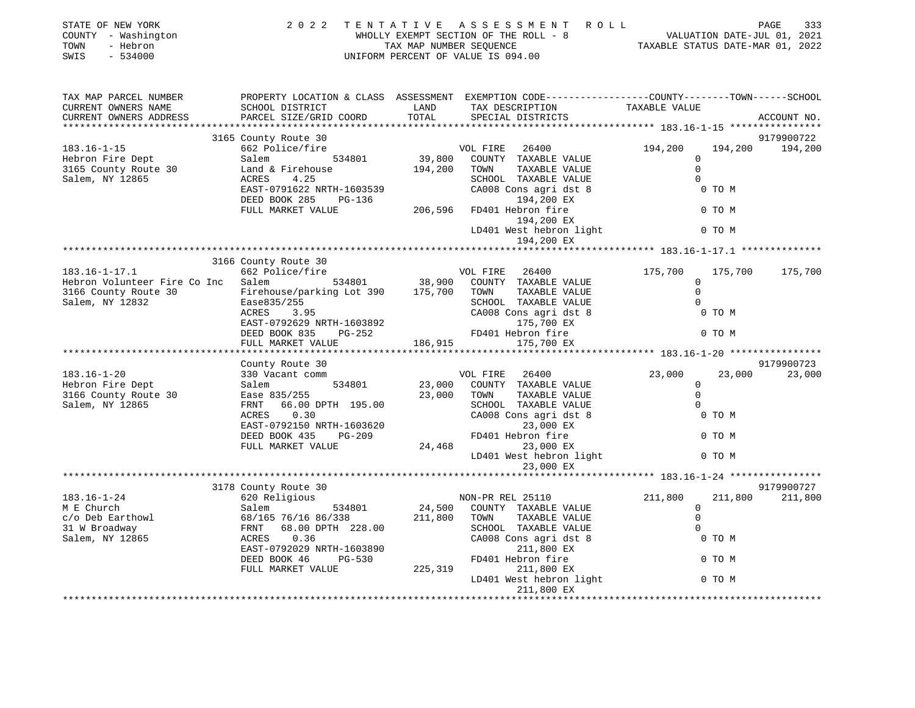STATE OF NEW YORK — 2022 TENTATIVE ASSESSMENT ROLL
COUNTY - Washington — WHOLLY EXEMPT SECTION OF THE ROLL - 8 — VALUATION DATE-JUL 01, 2021
TOWN - Hebron — TAX MAP NUMBER SEQUENCE — TAXABLE STATUS DATE-MAR 01, 2022
SWIS - 534000 — UNIFORM PERCENT OF VALUE IS 094.00

| TAX MAP PARCEL NUMBER / CURRENT OWNERS NAME / CURRENT OWNERS ADDRESS | PROPERTY LOCATION & CLASS / SCHOOL DISTRICT / PARCEL SIZE/GRID COORD | ASSESSMENT LAND | TOTAL | EXEMPTION CODE / TAX DESCRIPTION / SPECIAL DISTRICTS | COUNTY TAXABLE VALUE | TOWN | SCHOOL / ACCOUNT NO. |
|---|---|---|---|---|---|---|---|
| **183.16-1-15** | 3165 County Route 30 | | | | | | 9179900722 |
| 183.16-1-15 | 662 Police/fire | | | VOL FIRE 26400 | 194,200 | 194,200 | 194,200 |
| Hebron Fire Dept | Salem 534801 | 39,800 | | COUNTY TAXABLE VALUE | 0 | | |
| 3165 County Route 30 | Land & Firehouse | | 194,200 | TOWN TAXABLE VALUE | 0 | | |
| Salem, NY 12865 | ACRES 4.25 | | | SCHOOL TAXABLE VALUE | 0 | | |
| | EAST-0791622 NRTH-1603539 | | | CA008 Cons agri dst 8 194,200 EX | 0 TO M | | |
| | DEED BOOK 285 PG-136 | | | | | | |
| | FULL MARKET VALUE | | 206,596 | FD401 Hebron fire 194,200 EX | 0 TO M | | |
| | | | | LD401 West hebron light 194,200 EX | 0 TO M | | |
| **183.16-1-17.1** | 3166 County Route 30 | | | | | | |
| 183.16-1-17.1 | 662 Police/fire | | | VOL FIRE 26400 | 175,700 | 175,700 | 175,700 |
| Hebron Volunteer Fire Co Inc | Salem 534801 | 38,900 | | COUNTY TAXABLE VALUE | 0 | | |
| 3166 County Route 30 | Firehouse/parking Lot 390 | | 175,700 | TOWN TAXABLE VALUE | 0 | | |
| Salem, NY 12832 | Ease835/255 | | | SCHOOL TAXABLE VALUE | 0 | | |
| | ACRES 3.95 | | | CA008 Cons agri dst 8 175,700 EX | 0 TO M | | |
| | EAST-0792629 NRTH-1603892 | | | | | | |
| | DEED BOOK 835 PG-252 | | | FD401 Hebron fire 175,700 EX | 0 TO M | | |
| | FULL MARKET VALUE | | 186,915 | | | | |
| **183.16-1-20** | County Route 30 | | | | | | 9179900723 |
| 183.16-1-20 | 330 Vacant comm | | | VOL FIRE 26400 | 23,000 | 23,000 | 23,000 |
| Hebron Fire Dept | Salem 534801 | 23,000 | | COUNTY TAXABLE VALUE | 0 | | |
| 3166 County Route 30 | Ease 835/255 | | 23,000 | TOWN TAXABLE VALUE | 0 | | |
| Salem, NY 12865 | FRNT 66.00 DPTH 195.00 | | | SCHOOL TAXABLE VALUE | 0 | | |
| | ACRES 0.30 | | | CA008 Cons agri dst 8 23,000 EX | 0 TO M | | |
| | EAST-0792150 NRTH-1603620 | | | | | | |
| | DEED BOOK 435 PG-209 | | | FD401 Hebron fire 23,000 EX | 0 TO M | | |
| | FULL MARKET VALUE | | 24,468 | | | | |
| | | | | LD401 West hebron light 23,000 EX | 0 TO M | | |
| **183.16-1-24** | 3178 County Route 30 | | | | | | 9179900727 |
| 183.16-1-24 | 620 Religious | | | NON-PR REL 25110 | 211,800 | 211,800 | 211,800 |
| M E Church | Salem 534801 | 24,500 | | COUNTY TAXABLE VALUE | 0 | | |
| c/o Deb Earthowl | 68/165 76/16 86/338 | | 211,800 | TOWN TAXABLE VALUE | 0 | | |
| 31 W Broadway | FRNT 68.00 DPTH 228.00 | | | SCHOOL TAXABLE VALUE | 0 | | |
| Salem, NY 12865 | ACRES 0.36 | | | CA008 Cons agri dst 8 211,800 EX | 0 TO M | | |
| | EAST-0792029 NRTH-1603890 | | | | | | |
| | DEED BOOK 46 PG-530 | | | FD401 Hebron fire 211,800 EX | 0 TO M | | |
| | FULL MARKET VALUE | | 225,319 | | | | |
| | | | | LD401 West hebron light 211,800 EX | 0 TO M | | |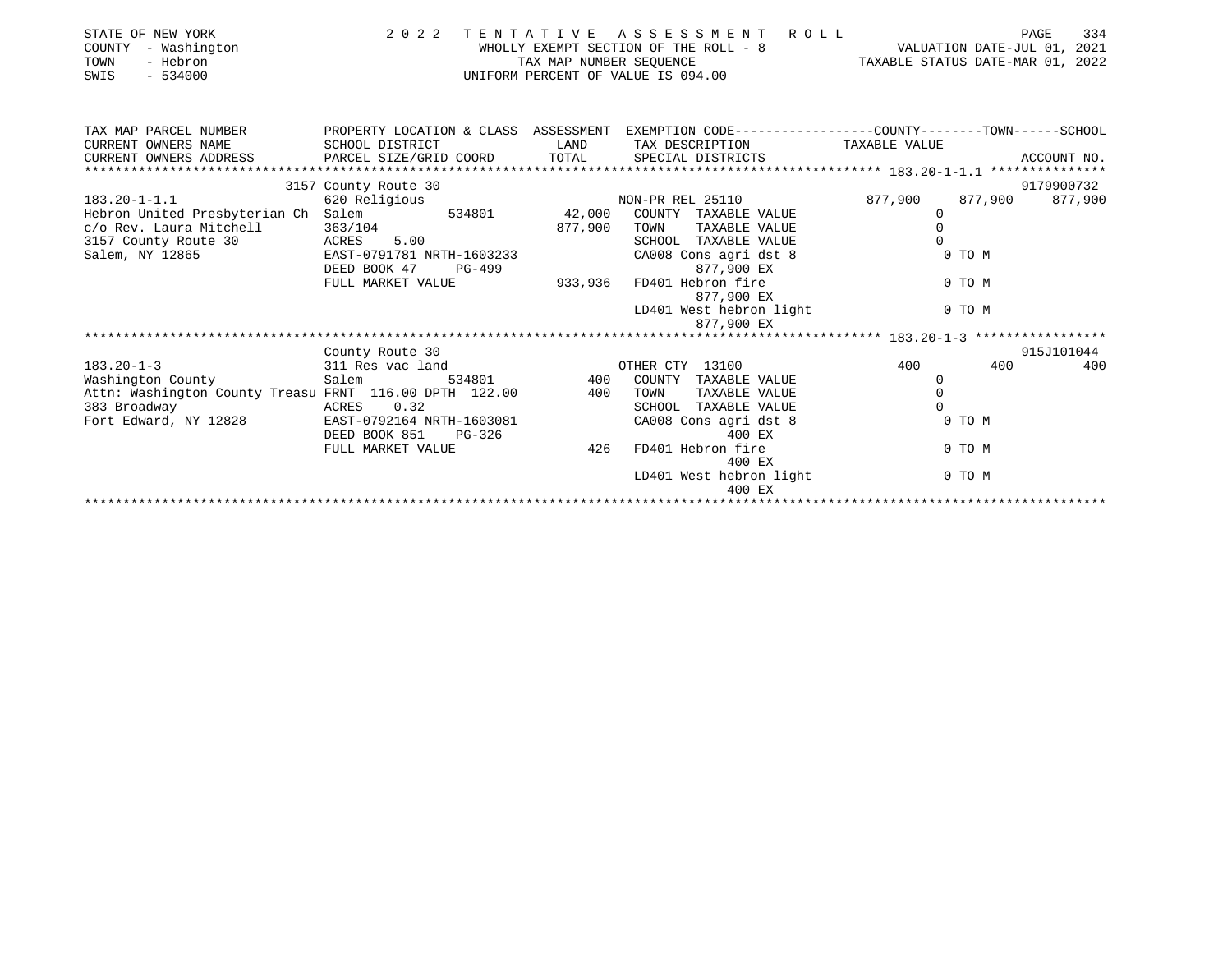STATE OF NEW YORK — 2022 TENTATIVE ASSESSMENT ROLL
COUNTY - Washington — WHOLLY EXEMPT SECTION OF THE ROLL - 8 — VALUATION DATE-JUL 01, 2021
TOWN - Hebron — TAX MAP NUMBER SEQUENCE — TAXABLE STATUS DATE-MAR 01, 2022
SWIS - 534000 — UNIFORM PERCENT OF VALUE IS 094.00

| TAX MAP PARCEL NUMBER / CURRENT OWNERS NAME / CURRENT OWNERS ADDRESS | PROPERTY LOCATION & CLASS / SCHOOL DISTRICT / PARCEL SIZE/GRID COORD | ASSESSMENT LAND | TOTAL | EXEMPTION CODE / TAX DESCRIPTION / SPECIAL DISTRICTS | COUNTY | TOWN | SCHOOL / ACCOUNT NO. |
|---|---|---|---|---|---|---|---|
| **183.20-1-1.1** | 3157 County Route 30 | | | | | | 9179900732 |
| 183.20-1-1.1 | 620 Religious | | | NON-PR REL 25110 | 877,900 | 877,900 | 877,900 |
| Hebron United Presbyterian Ch | Salem 534801 | 42,000 | | COUNTY TAXABLE VALUE | 0 | | |
| c/o Rev. Laura Mitchell | 363/104 | | 877,900 | TOWN TAXABLE VALUE | | 0 | |
| 3157 County Route 30 | ACRES 5.00 | | | SCHOOL TAXABLE VALUE | | | 0 |
| Salem, NY 12865 | EAST-0791781 NRTH-1603233 | | | CA008 Cons agri dst 8 — 877,900 EX | | 0 TO M | |
| | DEED BOOK 47 PG-499 | | | | | | |
| | FULL MARKET VALUE | | 933,936 | FD401 Hebron fire — 877,900 EX | | 0 TO M | |
| | | | | LD401 West hebron light — 877,900 EX | | 0 TO M | |
| **183.20-1-3** | County Route 30 | | | | | | 915J101044 |
| 183.20-1-3 | 311 Res vac land | | | OTHER CTY 13100 | 400 | 400 | 400 |
| Washington County | Salem 534801 | 400 | | COUNTY TAXABLE VALUE | 0 | | |
| Attn: Washington County Treasu | FRNT 116.00 DPTH 122.00 | | 400 | TOWN TAXABLE VALUE | | 0 | |
| 383 Broadway | ACRES 0.32 | | | SCHOOL TAXABLE VALUE | | | 0 |
| Fort Edward, NY 12828 | EAST-0792164 NRTH-1603081 | | | CA008 Cons agri dst 8 — 400 EX | | 0 TO M | |
| | DEED BOOK 851 PG-326 | | | | | | |
| | FULL MARKET VALUE | | 426 | FD401 Hebron fire — 400 EX | | 0 TO M | |
| | | | | LD401 West hebron light — 400 EX | | 0 TO M | |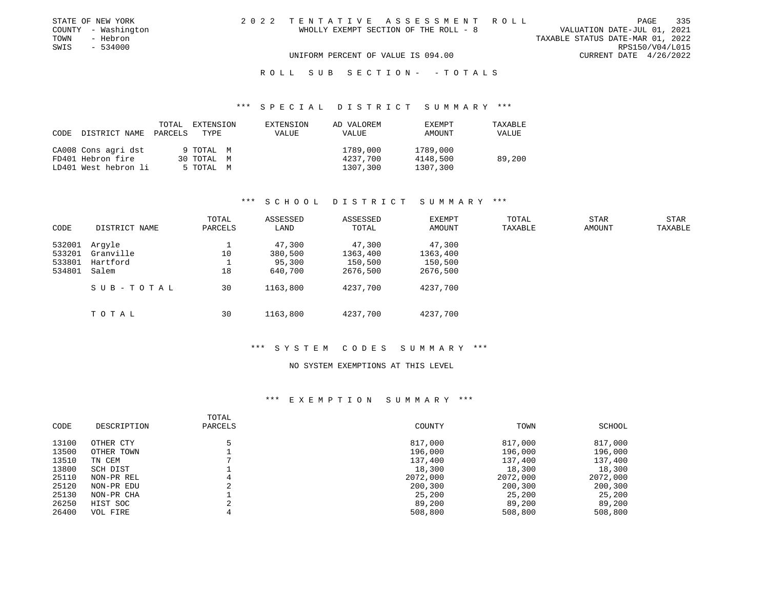STATE OF NEW YORK
COUNTY - Washington
TOWN - Hebron
SWIS - 534000

2022 TENTATIVE ASSESSMENT ROLL
WHOLLY EXEMPT SECTION OF THE ROLL - 8

VALUATION DATE-JUL 01, 2021
TAXABLE STATUS DATE-MAR 01, 2022
RPS150/V04/L015
CURRENT DATE 4/26/2022

UNIFORM PERCENT OF VALUE IS 094.00

ROLL SUB SECTION- - TOTALS

### *** SPECIAL DISTRICT SUMMARY ***

| CODE | DISTRICT NAME | TOTAL PARCELS | EXTENSION TYPE | EXTENSION VALUE | AD VALOREM VALUE | EXEMPT AMOUNT | TAXABLE VALUE |
|---|---|---|---|---|---|---|---|
| CA008 | Cons agri dst | 9 | TOTAL M | | 1789,000 | 1789,000 | |
| FD401 | Hebron fire | 30 | TOTAL M | | 4237,700 | 4148,500 | 89,200 |
| LD401 | West hebron li | 5 | TOTAL M | | 1307,300 | 1307,300 | |

### *** SCHOOL DISTRICT SUMMARY ***

| CODE | DISTRICT NAME | TOTAL PARCELS | ASSESSED LAND | ASSESSED TOTAL | EXEMPT AMOUNT | TOTAL TAXABLE | STAR AMOUNT | STAR TAXABLE |
|---|---|---|---|---|---|---|---|---|
| 532001 | Argyle | 1 | 47,300 | 47,300 | 47,300 | | | |
| 533201 | Granville | 10 | 380,500 | 1363,400 | 1363,400 | | | |
| 533801 | Hartford | 1 | 95,300 | 150,500 | 150,500 | | | |
| 534801 | Salem | 18 | 640,700 | 2676,500 | 2676,500 | | | |
| | SUB-TOTAL | 30 | 1163,800 | 4237,700 | 4237,700 | | | |
| | TOTAL | 30 | 1163,800 | 4237,700 | 4237,700 | | | |

### *** SYSTEM CODES SUMMARY ***

NO SYSTEM EXEMPTIONS AT THIS LEVEL

### *** EXEMPTION SUMMARY ***

| CODE | DESCRIPTION | TOTAL PARCELS | COUNTY | TOWN | SCHOOL |
|---|---|---|---|---|---|
| 13100 | OTHER CTY | 5 | 817,000 | 817,000 | 817,000 |
| 13500 | OTHER TOWN | 1 | 196,000 | 196,000 | 196,000 |
| 13510 | TN CEM | 7 | 137,400 | 137,400 | 137,400 |
| 13800 | SCH DIST | 1 | 18,300 | 18,300 | 18,300 |
| 25110 | NON-PR REL | 4 | 2072,000 | 2072,000 | 2072,000 |
| 25120 | NON-PR EDU | 2 | 200,300 | 200,300 | 200,300 |
| 25130 | NON-PR CHA | 1 | 25,200 | 25,200 | 25,200 |
| 26250 | HIST SOC | 2 | 89,200 | 89,200 | 89,200 |
| 26400 | VOL FIRE | 4 | 508,800 | 508,800 | 508,800 |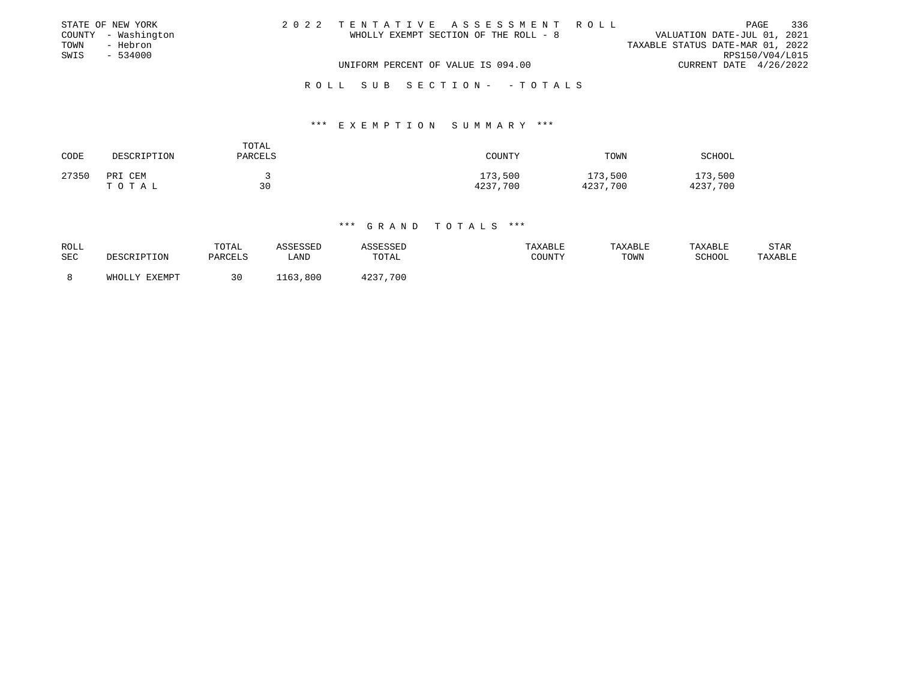STATE OF NEW YORK
COUNTY - Washington
TOWN - Hebron
SWIS - 534000

2 0 2 2 T E N T A T I V E A S S E S S M E N T R O L L
WHOLLY EXEMPT SECTION OF THE ROLL - 8
UNIFORM PERCENT OF VALUE IS 094.00

VALUATION DATE-JUL 01, 2021
TAXABLE STATUS DATE-MAR 01, 2022
RPS150/V04/L015
CURRENT DATE 4/26/2022

R O L L S U B S E C T I O N - - T O T A L S

### *** E X E M P T I O N S U M M A R Y ***

| CODE | DESCRIPTION | TOTAL PARCELS | COUNTY | TOWN | SCHOOL |
|---|---|---|---|---|---|
| 27350 | PRI CEM | 3 | 173,500 | 173,500 | 173,500 |
| | T O T A L | 30 | 4237,700 | 4237,700 | 4237,700 |

### *** G R A N D T O T A L S ***

| ROLL SEC | DESCRIPTION | TOTAL PARCELS | ASSESSED LAND | ASSESSED TOTAL | TAXABLE COUNTY | TAXABLE TOWN | TAXABLE SCHOOL | STAR TAXABLE |
|---|---|---|---|---|---|---|---|---|
| 8 | WHOLLY EXEMPT | 30 | 1163,800 | 4237,700 | | | | |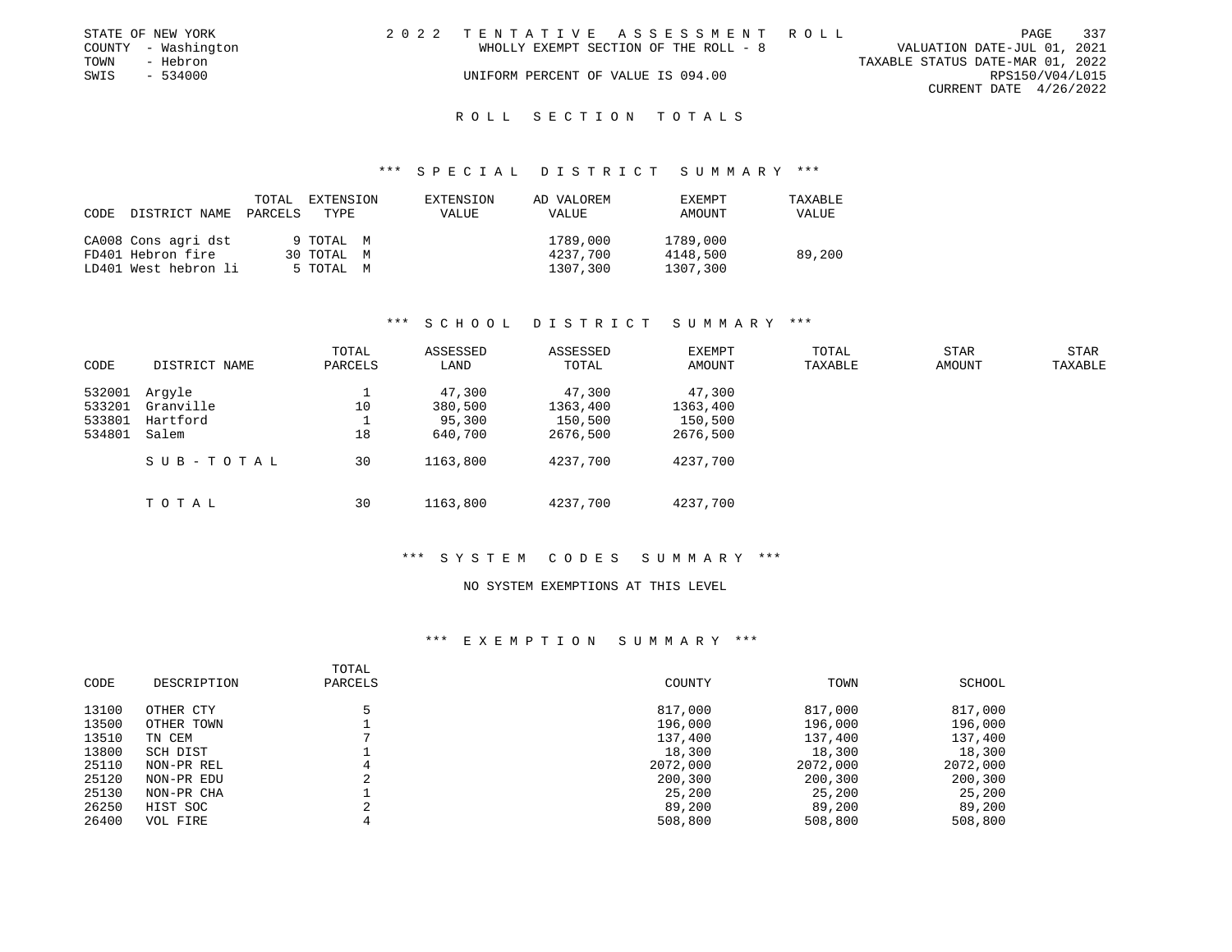STATE OF NEW YORK
COUNTY - Washington
TOWN - Hebron
SWIS - 534000

2022 TENTATIVE ASSESSMENT ROLL
WHOLLY EXEMPT SECTION OF THE ROLL - 8
UNIFORM PERCENT OF VALUE IS 094.00

VALUATION DATE-JUL 01, 2021
TAXABLE STATUS DATE-MAR 01, 2022
RPS150/V04/L015
CURRENT DATE 4/26/2022

## ROLL SECTION TOTALS

### *** SPECIAL DISTRICT SUMMARY ***

| CODE | DISTRICT NAME | TOTAL PARCELS | EXTENSION TYPE | EXTENSION VALUE | AD VALOREM VALUE | EXEMPT AMOUNT | TAXABLE VALUE |
|---|---|---|---|---|---|---|---|
| CA008 | Cons agri dst | 9 | TOTAL M | | 1789,000 | 1789,000 | |
| FD401 | Hebron fire | 30 | TOTAL M | | 4237,700 | 4148,500 | 89,200 |
| LD401 | West hebron li | 5 | TOTAL M | | 1307,300 | 1307,300 | |

### *** SCHOOL DISTRICT SUMMARY ***

| CODE | DISTRICT NAME | TOTAL PARCELS | ASSESSED LAND | ASSESSED TOTAL | EXEMPT AMOUNT | TOTAL TAXABLE | STAR AMOUNT | STAR TAXABLE |
|---|---|---|---|---|---|---|---|---|
| 532001 | Argyle | 1 | 47,300 | 47,300 | 47,300 | | | |
| 533201 | Granville | 10 | 380,500 | 1363,400 | 1363,400 | | | |
| 533801 | Hartford | 1 | 95,300 | 150,500 | 150,500 | | | |
| 534801 | Salem | 18 | 640,700 | 2676,500 | 2676,500 | | | |
| | SUB-TOTAL | 30 | 1163,800 | 4237,700 | 4237,700 | | | |
| | TOTAL | 30 | 1163,800 | 4237,700 | 4237,700 | | | |

### *** SYSTEM CODES SUMMARY ***

NO SYSTEM EXEMPTIONS AT THIS LEVEL

### *** EXEMPTION SUMMARY ***

| CODE | DESCRIPTION | TOTAL PARCELS | COUNTY | TOWN | SCHOOL |
|---|---|---|---|---|---|
| 13100 | OTHER CTY | 5 | 817,000 | 817,000 | 817,000 |
| 13500 | OTHER TOWN | 1 | 196,000 | 196,000 | 196,000 |
| 13510 | TN CEM | 7 | 137,400 | 137,400 | 137,400 |
| 13800 | SCH DIST | 1 | 18,300 | 18,300 | 18,300 |
| 25110 | NON-PR REL | 4 | 2072,000 | 2072,000 | 2072,000 |
| 25120 | NON-PR EDU | 2 | 200,300 | 200,300 | 200,300 |
| 25130 | NON-PR CHA | 1 | 25,200 | 25,200 | 25,200 |
| 26250 | HIST SOC | 2 | 89,200 | 89,200 | 89,200 |
| 26400 | VOL FIRE | 4 | 508,800 | 508,800 | 508,800 |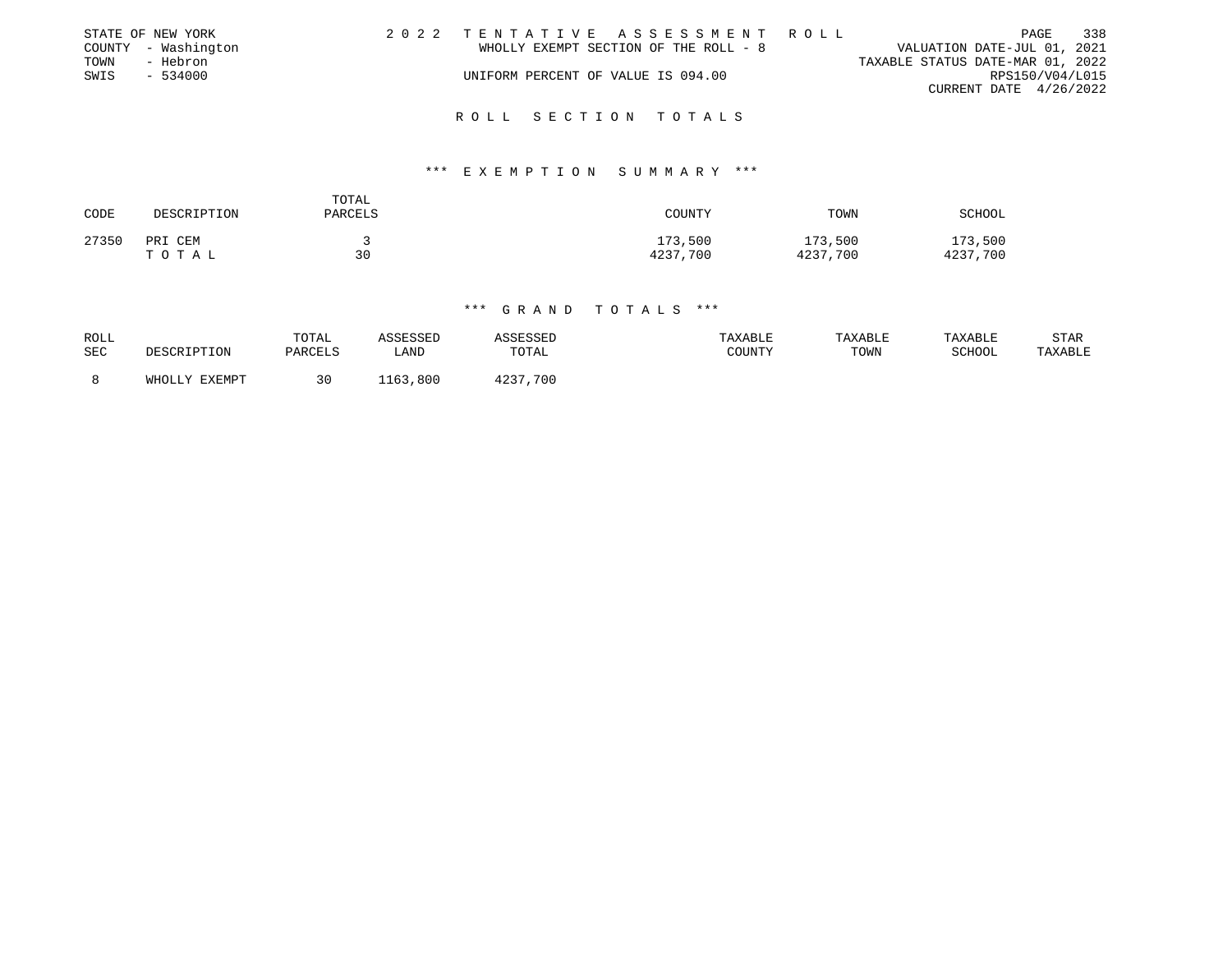STATE OF NEW YORK
COUNTY - Washington
TOWN - Hebron
SWIS - 534000

2 0 2 2 T E N T A T I V E A S S E S S M E N T R O L L
WHOLLY EXEMPT SECTION OF THE ROLL - 8
UNIFORM PERCENT OF VALUE IS 094.00

VALUATION DATE-JUL 01, 2021
TAXABLE STATUS DATE-MAR 01, 2022
RPS150/V04/L015
CURRENT DATE 4/26/2022

## R O L L S E C T I O N T O T A L S

### *** E X E M P T I O N S U M M A R Y ***

| CODE | DESCRIPTION | TOTAL PARCELS | COUNTY | TOWN | SCHOOL |
|---|---|---|---|---|---|
| 27350 | PRI CEM | 3 | 173,500 | 173,500 | 173,500 |
| | T O T A L | 30 | 4237,700 | 4237,700 | 4237,700 |

### *** G R A N D T O T A L S ***

| ROLL SEC | DESCRIPTION | TOTAL PARCELS | ASSESSED LAND | ASSESSED TOTAL | TAXABLE COUNTY | TAXABLE TOWN | TAXABLE SCHOOL | STAR TAXABLE |
|---|---|---|---|---|---|---|---|---|
| 8 | WHOLLY EXEMPT | 30 | 1163,800 | 4237,700 | | | | |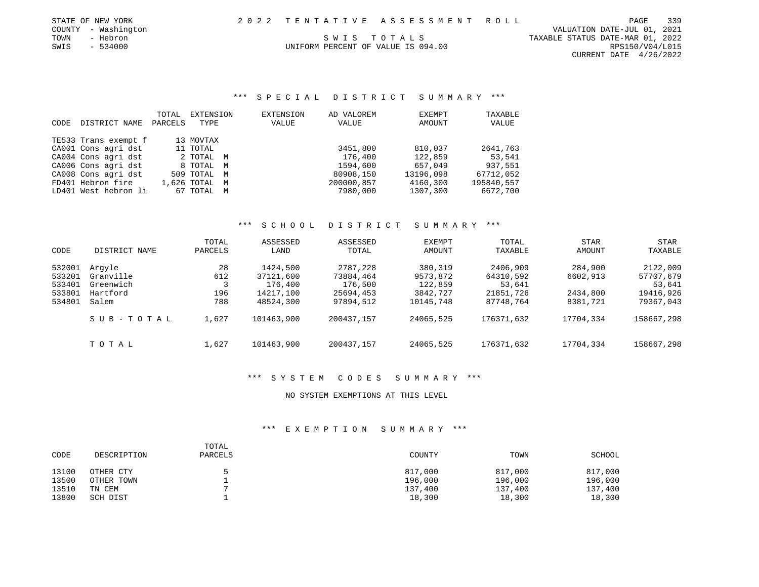STATE OF NEW YORK
COUNTY - Washington
TOWN - Hebron
SWIS - 534000

2 0 2 2 T E N T A T I V E A S S E S S M E N T R O L L

S W I S T O T A L S

UNIFORM PERCENT OF VALUE IS 094.00

VALUATION DATE-JUL 01, 2021
TAXABLE STATUS DATE-MAR 01, 2022
RPS150/V04/L015
CURRENT DATE 4/26/2022

### *** S P E C I A L D I S T R I C T S U M M A R Y ***

| CODE | DISTRICT NAME | TOTAL PARCELS | EXTENSION TYPE | EXTENSION VALUE | AD VALOREM VALUE | EXEMPT AMOUNT | TAXABLE VALUE |
|---|---|---|---|---|---|---|---|
| TE533 | Trans exempt f | 13 | MOVTAX | | | | |
| CA001 | Cons agri dst | 11 | TOTAL | | 3451,800 | 810,037 | 2641,763 |
| CA004 | Cons agri dst | 2 | TOTAL M | | 176,400 | 122,859 | 53,541 |
| CA006 | Cons agri dst | 8 | TOTAL M | | 1594,600 | 657,049 | 937,551 |
| CA008 | Cons agri dst | 509 | TOTAL M | | 80908,150 | 13196,098 | 67712,052 |
| FD401 | Hebron fire | 1,626 | TOTAL M | | 200000,857 | 4160,300 | 195840,557 |
| LD401 | West hebron li | 67 | TOTAL M | | 7980,000 | 1307,300 | 6672,700 |

### *** S C H O O L D I S T R I C T S U M M A R Y ***

| CODE | DISTRICT NAME | TOTAL PARCELS | ASSESSED LAND | ASSESSED TOTAL | EXEMPT AMOUNT | TOTAL TAXABLE | STAR AMOUNT | STAR TAXABLE |
|---|---|---|---|---|---|---|---|---|
| 532001 | Argyle | 28 | 1424,500 | 2787,228 | 380,319 | 2406,909 | 284,900 | 2122,009 |
| 533201 | Granville | 612 | 37121,600 | 73884,464 | 9573,872 | 64310,592 | 6602,913 | 57707,679 |
| 533401 | Greenwich | 3 | 176,400 | 176,500 | 122,859 | 53,641 | | 53,641 |
| 533801 | Hartford | 196 | 14217,100 | 25694,453 | 3842,727 | 21851,726 | 2434,800 | 19416,926 |
| 534801 | Salem | 788 | 48524,300 | 97894,512 | 10145,748 | 87748,764 | 8381,721 | 79367,043 |
| | S U B - T O T A L | 1,627 | 101463,900 | 200437,157 | 24065,525 | 176371,632 | 17704,334 | 158667,298 |
| | T O T A L | 1,627 | 101463,900 | 200437,157 | 24065,525 | 176371,632 | 17704,334 | 158667,298 |

### *** S Y S T E M C O D E S S U M M A R Y ***

NO SYSTEM EXEMPTIONS AT THIS LEVEL

### *** E X E M P T I O N S U M M A R Y ***

| CODE | DESCRIPTION | TOTAL PARCELS | COUNTY | TOWN | SCHOOL |
|---|---|---|---|---|---|
| 13100 | OTHER CTY | 5 | 817,000 | 817,000 | 817,000 |
| 13500 | OTHER TOWN | 1 | 196,000 | 196,000 | 196,000 |
| 13510 | TN CEM | 7 | 137,400 | 137,400 | 137,400 |
| 13800 | SCH DIST | 1 | 18,300 | 18,300 | 18,300 |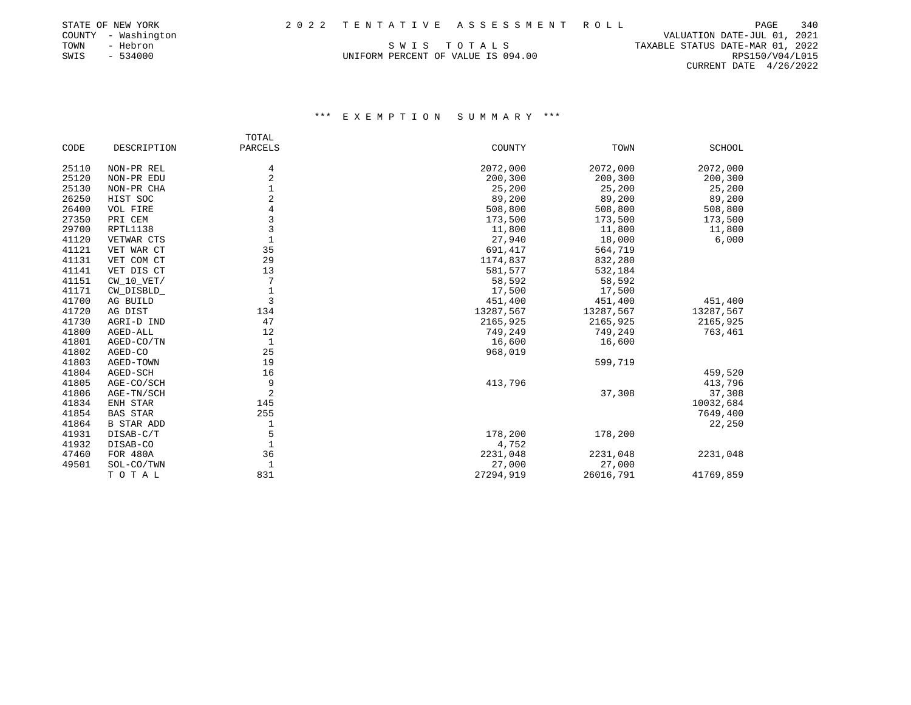STATE OF NEW YORK | COUNTY - Washington | TOWN - Hebron | SWIS - 534000

2022 TENTATIVE ASSESSMENT ROLL

SWIS TOTALS

UNIFORM PERCENT OF VALUE IS 094.00

VALUATION DATE-JUL 01, 2021
TAXABLE STATUS DATE-MAR 01, 2022
RPS150/V04/L015
CURRENT DATE 4/26/2022

### *** EXEMPTION SUMMARY ***

| CODE | DESCRIPTION | TOTAL PARCELS | COUNTY | TOWN | SCHOOL |
|---|---|---|---|---|---|
| 25110 | NON-PR REL | 4 | 2072,000 | 2072,000 | 2072,000 |
| 25120 | NON-PR EDU | 2 | 200,300 | 200,300 | 200,300 |
| 25130 | NON-PR CHA | 1 | 25,200 | 25,200 | 25,200 |
| 26250 | HIST SOC | 2 | 89,200 | 89,200 | 89,200 |
| 26400 | VOL FIRE | 4 | 508,800 | 508,800 | 508,800 |
| 27350 | PRI CEM | 3 | 173,500 | 173,500 | 173,500 |
| 29700 | RPTL1138 | 3 | 11,800 | 11,800 | 11,800 |
| 41120 | VETWAR CTS | 1 | 27,940 | 18,000 | 6,000 |
| 41121 | VET WAR CT | 35 | 691,417 | 564,719 | |
| 41131 | VET COM CT | 29 | 1174,837 | 832,280 | |
| 41141 | VET DIS CT | 13 | 581,577 | 532,184 | |
| 41151 | CW_10_VET/ | 7 | 58,592 | 58,592 | |
| 41171 | CW_DISBLD_ | 1 | 17,500 | 17,500 | |
| 41700 | AG BUILD | 3 | 451,400 | 451,400 | 451,400 |
| 41720 | AG DIST | 134 | 13287,567 | 13287,567 | 13287,567 |
| 41730 | AGRI-D IND | 47 | 2165,925 | 2165,925 | 2165,925 |
| 41800 | AGED-ALL | 12 | 749,249 | 749,249 | 763,461 |
| 41801 | AGED-CO/TN | 1 | 16,600 | 16,600 | |
| 41802 | AGED-CO | 25 | 968,019 | | |
| 41803 | AGED-TOWN | 19 | | 599,719 | |
| 41804 | AGED-SCH | 16 | | | 459,520 |
| 41805 | AGE-CO/SCH | 9 | 413,796 | | 413,796 |
| 41806 | AGE-TN/SCH | 2 | | 37,308 | 37,308 |
| 41834 | ENH STAR | 145 | | | 10032,684 |
| 41854 | BAS STAR | 255 | | | 7649,400 |
| 41864 | B STAR ADD | 1 | | | 22,250 |
| 41931 | DISAB-C/T | 5 | 178,200 | 178,200 | |
| 41932 | DISAB-CO | 1 | 4,752 | | |
| 47460 | FOR 480A | 36 | 2231,048 | 2231,048 | 2231,048 |
| 49501 | SOL-CO/TWN | 1 | 27,000 | 27,000 | |
| | T O T A L | 831 | 27294,919 | 26016,791 | 41769,859 |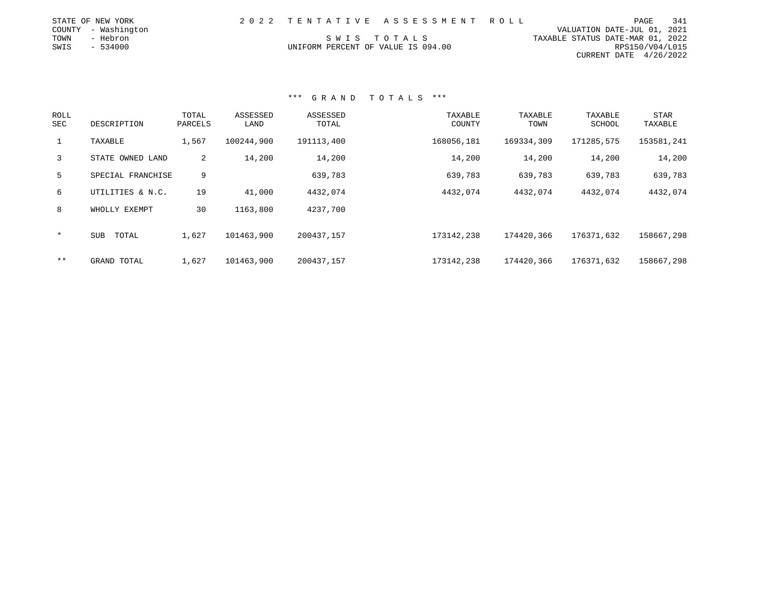STATE OF NEW YORK
COUNTY - Washington
TOWN - Hebron
SWIS - 534000

2022 TENTATIVE ASSESSMENT ROLL

SWIS TOTALS

UNIFORM PERCENT OF VALUE IS 094.00

VALUATION DATE-JUL 01, 2021
TAXABLE STATUS DATE-MAR 01, 2022
RPS150/V04/L015
CURRENT DATE 4/26/2022

### *** GRAND TOTALS ***

| ROLL SEC | DESCRIPTION | TOTAL PARCELS | ASSESSED LAND | ASSESSED TOTAL | TAXABLE COUNTY | TAXABLE TOWN | TAXABLE SCHOOL | STAR TAXABLE |
|---|---|---|---|---|---|---|---|---|
| 1 | TAXABLE | 1,567 | 100244,900 | 191113,400 | 168056,181 | 169334,309 | 171285,575 | 153581,241 |
| 3 | STATE OWNED LAND | 2 | 14,200 | 14,200 | 14,200 | 14,200 | 14,200 | 14,200 |
| 5 | SPECIAL FRANCHISE | 9 | | 639,783 | 639,783 | 639,783 | 639,783 | 639,783 |
| 6 | UTILITIES & N.C. | 19 | 41,000 | 4432,074 | 4432,074 | 4432,074 | 4432,074 | 4432,074 |
| 8 | WHOLLY EXEMPT | 30 | 1163,800 | 4237,700 | | | | |
| * | SUB TOTAL | 1,627 | 101463,900 | 200437,157 | 173142,238 | 174420,366 | 176371,632 | 158667,298 |
| ** | GRAND TOTAL | 1,627 | 101463,900 | 200437,157 | 173142,238 | 174420,366 | 176371,632 | 158667,298 |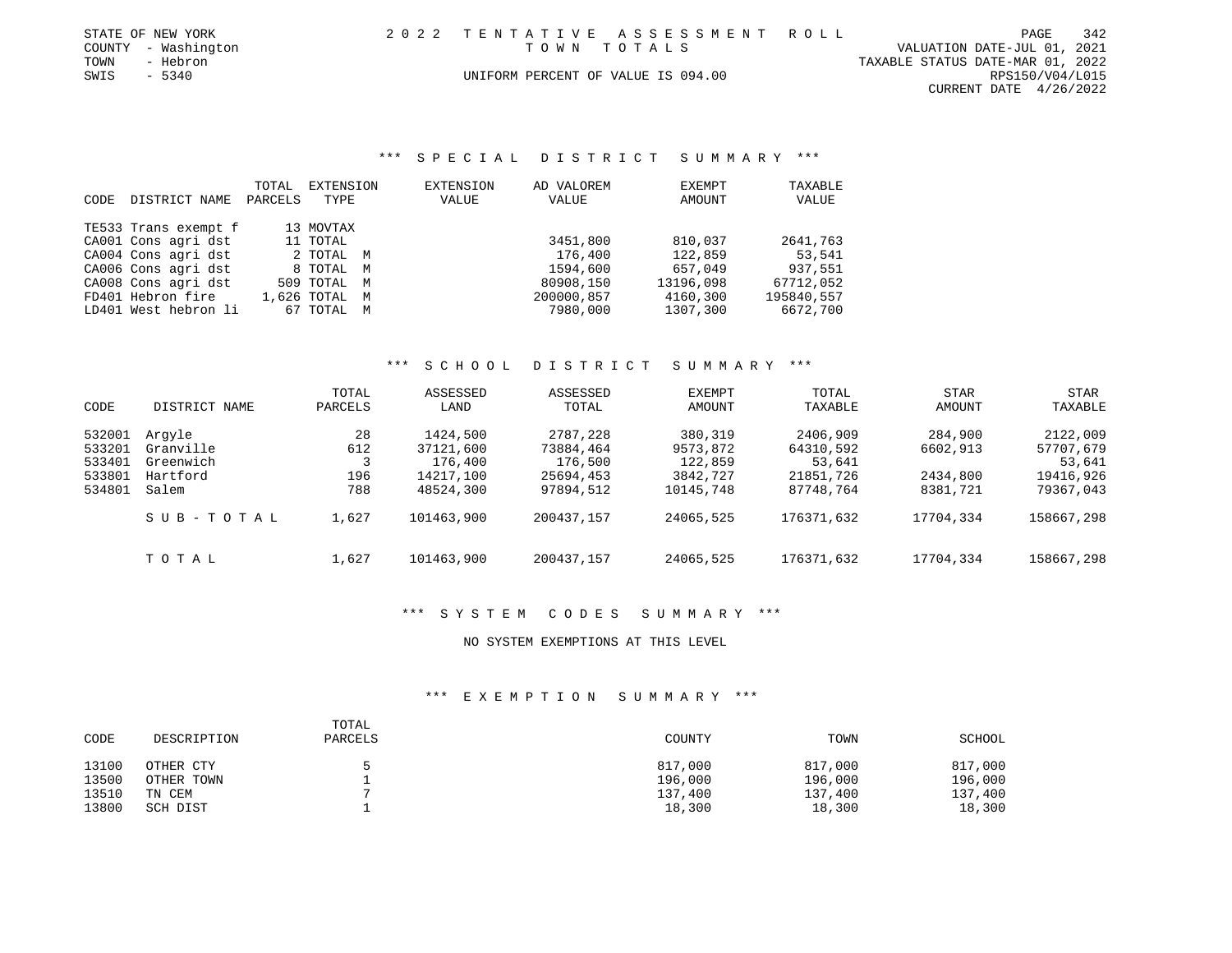STATE OF NEW YORK
COUNTY - Washington
TOWN - Hebron
SWIS - 5340

2 0 2 2 TENTATIVE ASSESSMENT ROLL
TOWN TOTALS
UNIFORM PERCENT OF VALUE IS 094.00

VALUATION DATE-JUL 01, 2021
TAXABLE STATUS DATE-MAR 01, 2022
RPS150/V04/L015
CURRENT DATE 4/26/2022

## *** SPECIAL DISTRICT SUMMARY ***

| CODE | DISTRICT NAME | TOTAL PARCELS | EXTENSION TYPE | EXTENSION VALUE | AD VALOREM VALUE | EXEMPT AMOUNT | TAXABLE VALUE |
|---|---|---|---|---|---|---|---|
| TE533 | Trans exempt f | 13 | MOVTAX | | | | |
| CA001 | Cons agri dst | 11 | TOTAL | | 3451,800 | 810,037 | 2641,763 |
| CA004 | Cons agri dst | 2 | TOTAL M | | 176,400 | 122,859 | 53,541 |
| CA006 | Cons agri dst | 8 | TOTAL M | | 1594,600 | 657,049 | 937,551 |
| CA008 | Cons agri dst | 509 | TOTAL M | | 80908,150 | 13196,098 | 67712,052 |
| FD401 | Hebron fire | 1,626 | TOTAL M | | 200000,857 | 4160,300 | 195840,557 |
| LD401 | West hebron li | 67 | TOTAL M | | 7980,000 | 1307,300 | 6672,700 |

## *** SCHOOL DISTRICT SUMMARY ***

| CODE | DISTRICT NAME | TOTAL PARCELS | ASSESSED LAND | ASSESSED TOTAL | EXEMPT AMOUNT | TOTAL TAXABLE | STAR AMOUNT | STAR TAXABLE |
|---|---|---|---|---|---|---|---|---|
| 532001 | Argyle | 28 | 1424,500 | 2787,228 | 380,319 | 2406,909 | 284,900 | 2122,009 |
| 533201 | Granville | 612 | 37121,600 | 73884,464 | 9573,872 | 64310,592 | 6602,913 | 57707,679 |
| 533401 | Greenwich | 3 | 176,400 | 176,500 | 122,859 | 53,641 | | 53,641 |
| 533801 | Hartford | 196 | 14217,100 | 25694,453 | 3842,727 | 21851,726 | 2434,800 | 19416,926 |
| 534801 | Salem | 788 | 48524,300 | 97894,512 | 10145,748 | 87748,764 | 8381,721 | 79367,043 |
| | SUB-TOTAL | 1,627 | 101463,900 | 200437,157 | 24065,525 | 176371,632 | 17704,334 | 158667,298 |
| | TOTAL | 1,627 | 101463,900 | 200437,157 | 24065,525 | 176371,632 | 17704,334 | 158667,298 |

## *** SYSTEM CODES SUMMARY ***

NO SYSTEM EXEMPTIONS AT THIS LEVEL

## *** EXEMPTION SUMMARY ***

| CODE | DESCRIPTION | TOTAL PARCELS | COUNTY | TOWN | SCHOOL |
|---|---|---|---|---|---|
| 13100 | OTHER CTY | 5 | 817,000 | 817,000 | 817,000 |
| 13500 | OTHER TOWN | 1 | 196,000 | 196,000 | 196,000 |
| 13510 | TN CEM | 7 | 137,400 | 137,400 | 137,400 |
| 13800 | SCH DIST | 1 | 18,300 | 18,300 | 18,300 |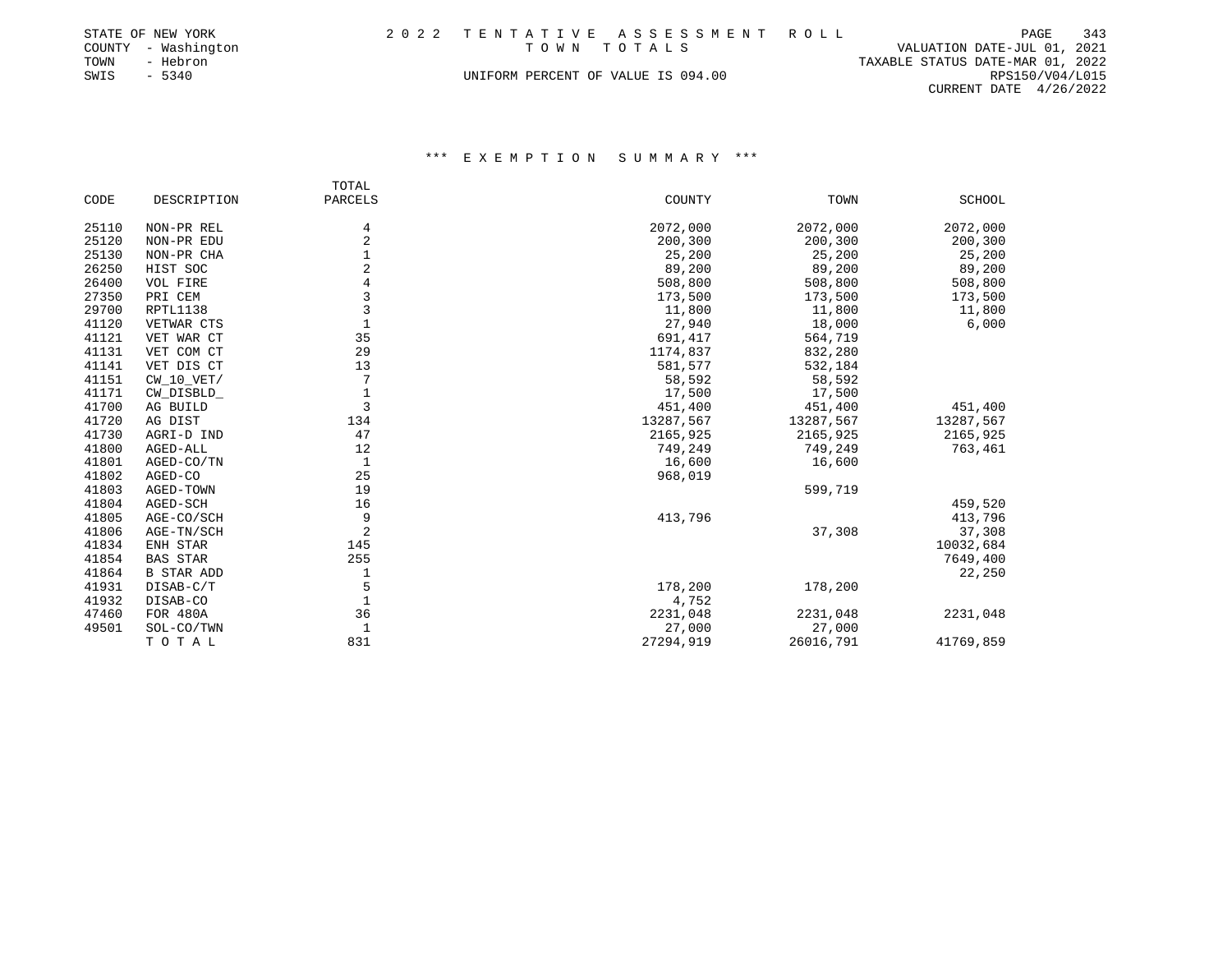STATE OF NEW YORK
COUNTY - Washington
TOWN - Hebron
SWIS - 5340

# 2 0 2 2 TENTATIVE ASSESSMENT ROLL

TOWN TOTALS

UNIFORM PERCENT OF VALUE IS 094.00

VALUATION DATE-JUL 01, 2021
TAXABLE STATUS DATE-MAR 01, 2022
RPS150/V04/L015
CURRENT DATE 4/26/2022

## *** E X E M P T I O N   S U M M A R Y ***

| CODE | DESCRIPTION | TOTAL PARCELS | COUNTY | TOWN | SCHOOL |
|---|---|---|---|---|---|
| 25110 | NON-PR REL | 4 | 2072,000 | 2072,000 | 2072,000 |
| 25120 | NON-PR EDU | 2 | 200,300 | 200,300 | 200,300 |
| 25130 | NON-PR CHA | 1 | 25,200 | 25,200 | 25,200 |
| 26250 | HIST SOC | 2 | 89,200 | 89,200 | 89,200 |
| 26400 | VOL FIRE | 4 | 508,800 | 508,800 | 508,800 |
| 27350 | PRI CEM | 3 | 173,500 | 173,500 | 173,500 |
| 29700 | RPTL1138 | 3 | 11,800 | 11,800 | 11,800 |
| 41120 | VETWAR CTS | 1 | 27,940 | 18,000 | 6,000 |
| 41121 | VET WAR CT | 35 | 691,417 | 564,719 | |
| 41131 | VET COM CT | 29 | 1174,837 | 832,280 | |
| 41141 | VET DIS CT | 13 | 581,577 | 532,184 | |
| 41151 | CW_10_VET/ | 7 | 58,592 | 58,592 | |
| 41171 | CW_DISBLD_ | 1 | 17,500 | 17,500 | |
| 41700 | AG BUILD | 3 | 451,400 | 451,400 | 451,400 |
| 41720 | AG DIST | 134 | 13287,567 | 13287,567 | 13287,567 |
| 41730 | AGRI-D IND | 47 | 2165,925 | 2165,925 | 2165,925 |
| 41800 | AGED-ALL | 12 | 749,249 | 749,249 | 763,461 |
| 41801 | AGED-CO/TN | 1 | 16,600 | 16,600 | |
| 41802 | AGED-CO | 25 | 968,019 | | |
| 41803 | AGED-TOWN | 19 | | 599,719 | |
| 41804 | AGED-SCH | 16 | | | 459,520 |
| 41805 | AGE-CO/SCH | 9 | 413,796 | | 413,796 |
| 41806 | AGE-TN/SCH | 2 | | 37,308 | 37,308 |
| 41834 | ENH STAR | 145 | | | 10032,684 |
| 41854 | BAS STAR | 255 | | | 7649,400 |
| 41864 | B STAR ADD | 1 | | | 22,250 |
| 41931 | DISAB-C/T | 5 | 178,200 | 178,200 | |
| 41932 | DISAB-CO | 1 | 4,752 | | |
| 47460 | FOR 480A | 36 | 2231,048 | 2231,048 | 2231,048 |
| 49501 | SOL-CO/TWN | 1 | 27,000 | 27,000 | |
| | T O T A L | 831 | 27294,919 | 26016,791 | 41769,859 |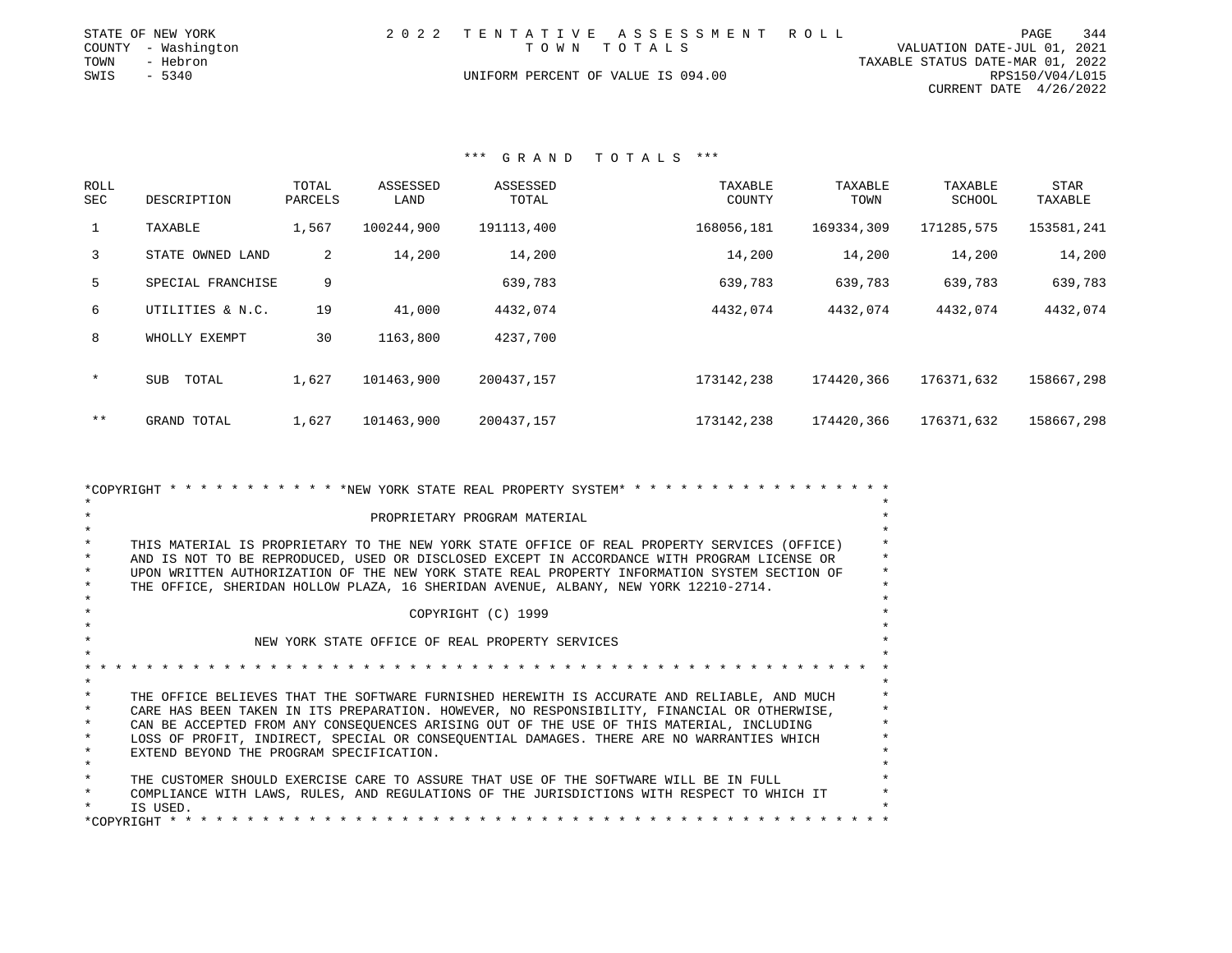STATE OF NEW YORK
COUNTY - Washington
TOWN - Hebron
SWIS - 5340

2022 TENTATIVE ASSESSMENT ROLL
TOWN TOTALS
UNIFORM PERCENT OF VALUE IS 094.00

VALUATION DATE-JUL 01, 2021
TAXABLE STATUS DATE-MAR 01, 2022
RPS150/V04/L015
CURRENT DATE 4/26/2022

### *** GRAND TOTALS ***

| ROLL SEC | DESCRIPTION | TOTAL PARCELS | ASSESSED LAND | ASSESSED TOTAL | TAXABLE COUNTY | TAXABLE TOWN | TAXABLE SCHOOL | STAR TAXABLE |
|---|---|---|---|---|---|---|---|---|
| 1 | TAXABLE | 1,567 | 100244,900 | 191113,400 | 168056,181 | 169334,309 | 171285,575 | 153581,241 |
| 3 | STATE OWNED LAND | 2 | 14,200 | 14,200 | 14,200 | 14,200 | 14,200 | 14,200 |
| 5 | SPECIAL FRANCHISE | 9 | | 639,783 | 639,783 | 639,783 | 639,783 | 639,783 |
| 6 | UTILITIES & N.C. | 19 | 41,000 | 4432,074 | 4432,074 | 4432,074 | 4432,074 | 4432,074 |
| 8 | WHOLLY EXEMPT | 30 | 1163,800 | 4237,700 | | | | |
| * | SUB TOTAL | 1,627 | 101463,900 | 200437,157 | 173142,238 | 174420,366 | 176371,632 | 158667,298 |
| ** | GRAND TOTAL | 1,627 | 101463,900 | 200437,157 | 173142,238 | 174420,366 | 176371,632 | 158667,298 |

*COPYRIGHT * * * * * * * * * * * *NEW YORK STATE REAL PROPERTY SYSTEM* * * * * * * * * * * * * * * * * *

PROPRIETARY PROGRAM MATERIAL

THIS MATERIAL IS PROPRIETARY TO THE NEW YORK STATE OFFICE OF REAL PROPERTY SERVICES (OFFICE) AND IS NOT TO BE REPRODUCED, USED OR DISCLOSED EXCEPT IN ACCORDANCE WITH PROGRAM LICENSE OR UPON WRITTEN AUTHORIZATION OF THE NEW YORK STATE REAL PROPERTY INFORMATION SYSTEM SECTION OF THE OFFICE, SHERIDAN HOLLOW PLAZA, 16 SHERIDAN AVENUE, ALBANY, NEW YORK 12210-2714.

COPYRIGHT (C) 1999

NEW YORK STATE OFFICE OF REAL PROPERTY SERVICES

THE OFFICE BELIEVES THAT THE SOFTWARE FURNISHED HEREWITH IS ACCURATE AND RELIABLE, AND MUCH CARE HAS BEEN TAKEN IN ITS PREPARATION. HOWEVER, NO RESPONSIBILITY, FINANCIAL OR OTHERWISE, CAN BE ACCEPTED FROM ANY CONSEQUENCES ARISING OUT OF THE USE OF THIS MATERIAL, INCLUDING LOSS OF PROFIT, INDIRECT, SPECIAL OR CONSEQUENTIAL DAMAGES. THERE ARE NO WARRANTIES WHICH EXTEND BEYOND THE PROGRAM SPECIFICATION.

THE CUSTOMER SHOULD EXERCISE CARE TO ASSURE THAT USE OF THE SOFTWARE WILL BE IN FULL COMPLIANCE WITH LAWS, RULES, AND REGULATIONS OF THE JURISDICTIONS WITH RESPECT TO WHICH IT IS USED.

*COPYRIGHT * * * * * * * * * * * * * * * * * * * * * * * * * * * * * * * * * * * * * * * * * * * * *